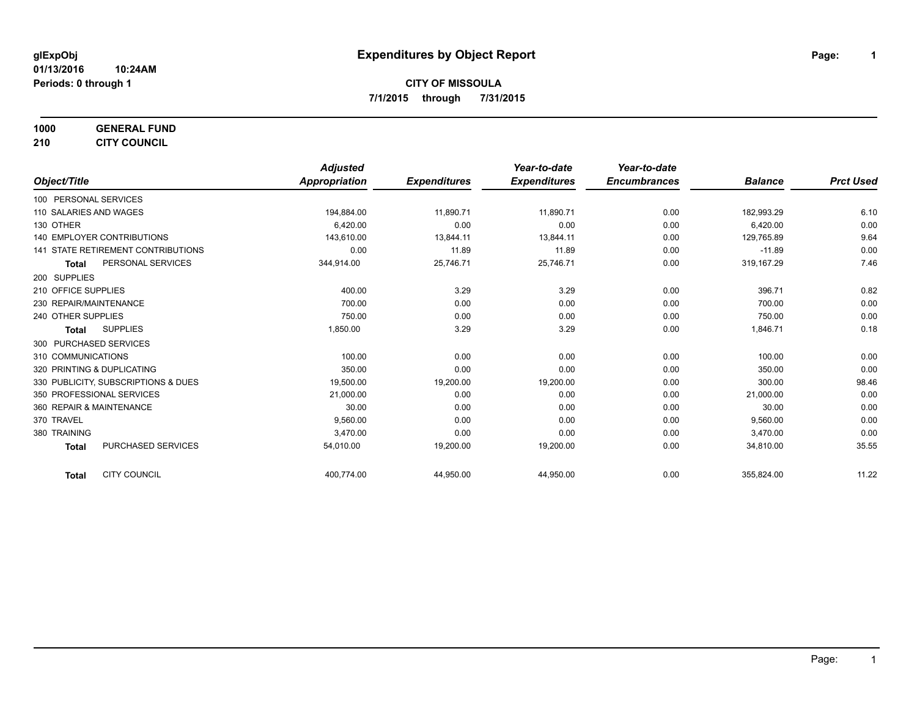glExpObj
01/13/2016 10:24AM
Periods: 0 through 1

# Expenditures by Object Report

**CITY OF MISSOULA**
**7/1/2015 through 7/31/2015**

**1000 GENERAL FUND**
**210 CITY COUNCIL**

| Object/Title | Adjusted Appropriation | Expenditures | Year-to-date Expenditures | Year-to-date Encumbrances | Balance | Prct Used |
|---|---|---|---|---|---|---|
| 100 PERSONAL SERVICES | | | | | | |
| 110 SALARIES AND WAGES | 194,884.00 | 11,890.71 | 11,890.71 | 0.00 | 182,993.29 | 6.10 |
| 130 OTHER | 6,420.00 | 0.00 | 0.00 | 0.00 | 6,420.00 | 0.00 |
| 140 EMPLOYER CONTRIBUTIONS | 143,610.00 | 13,844.11 | 13,844.11 | 0.00 | 129,765.89 | 9.64 |
| 141 STATE RETIREMENT CONTRIBUTIONS | 0.00 | 11.89 | 11.89 | 0.00 | -11.89 | 0.00 |
| **Total** PERSONAL SERVICES | 344,914.00 | 25,746.71 | 25,746.71 | 0.00 | 319,167.29 | 7.46 |
| 200 SUPPLIES | | | | | | |
| 210 OFFICE SUPPLIES | 400.00 | 3.29 | 3.29 | 0.00 | 396.71 | 0.82 |
| 230 REPAIR/MAINTENANCE | 700.00 | 0.00 | 0.00 | 0.00 | 700.00 | 0.00 |
| 240 OTHER SUPPLIES | 750.00 | 0.00 | 0.00 | 0.00 | 750.00 | 0.00 |
| **Total** SUPPLIES | 1,850.00 | 3.29 | 3.29 | 0.00 | 1,846.71 | 0.18 |
| 300 PURCHASED SERVICES | | | | | | |
| 310 COMMUNICATIONS | 100.00 | 0.00 | 0.00 | 0.00 | 100.00 | 0.00 |
| 320 PRINTING & DUPLICATING | 350.00 | 0.00 | 0.00 | 0.00 | 350.00 | 0.00 |
| 330 PUBLICITY, SUBSCRIPTIONS & DUES | 19,500.00 | 19,200.00 | 19,200.00 | 0.00 | 300.00 | 98.46 |
| 350 PROFESSIONAL SERVICES | 21,000.00 | 0.00 | 0.00 | 0.00 | 21,000.00 | 0.00 |
| 360 REPAIR & MAINTENANCE | 30.00 | 0.00 | 0.00 | 0.00 | 30.00 | 0.00 |
| 370 TRAVEL | 9,560.00 | 0.00 | 0.00 | 0.00 | 9,560.00 | 0.00 |
| 380 TRAINING | 3,470.00 | 0.00 | 0.00 | 0.00 | 3,470.00 | 0.00 |
| **Total** PURCHASED SERVICES | 54,010.00 | 19,200.00 | 19,200.00 | 0.00 | 34,810.00 | 35.55 |
| **Total** CITY COUNCIL | 400,774.00 | 44,950.00 | 44,950.00 | 0.00 | 355,824.00 | 11.22 |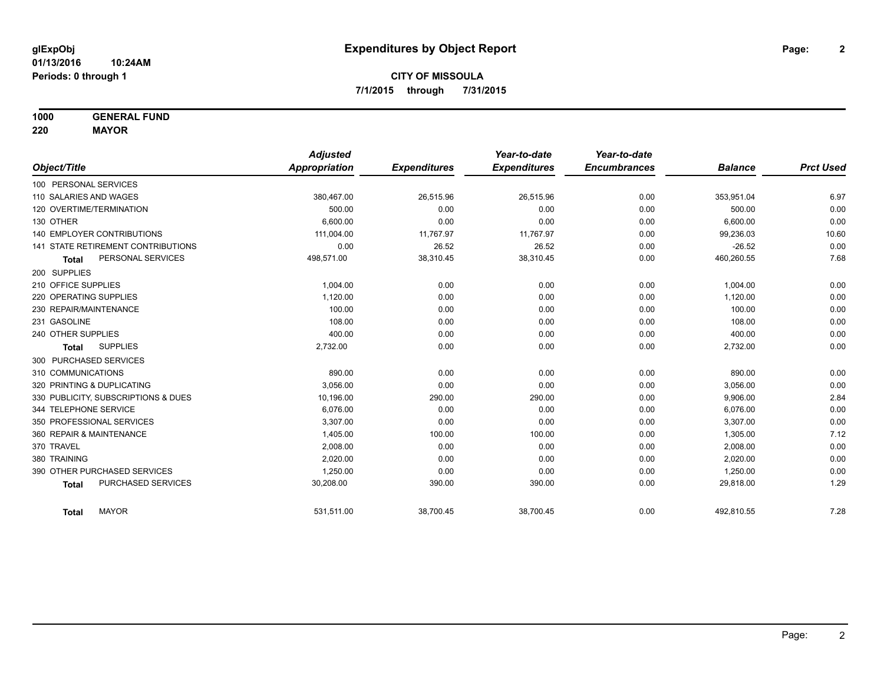**glExpObj**
**01/13/2016 10:24AM**
**Periods: 0 through 1**

# Expenditures by Object Report

**CITY OF MISSOULA**
**7/1/2015 through 7/31/2015**

**1000 GENERAL FUND**
**220 MAYOR**

| Object/Title | Adjusted Appropriation | Expenditures | Year-to-date Expenditures | Year-to-date Encumbrances | Balance | Prct Used |
|---|---|---|---|---|---|---|
| 100 PERSONAL SERVICES | | | | | | |
| 110 SALARIES AND WAGES | 380,467.00 | 26,515.96 | 26,515.96 | 0.00 | 353,951.04 | 6.97 |
| 120 OVERTIME/TERMINATION | 500.00 | 0.00 | 0.00 | 0.00 | 500.00 | 0.00 |
| 130 OTHER | 6,600.00 | 0.00 | 0.00 | 0.00 | 6,600.00 | 0.00 |
| 140 EMPLOYER CONTRIBUTIONS | 111,004.00 | 11,767.97 | 11,767.97 | 0.00 | 99,236.03 | 10.60 |
| 141 STATE RETIREMENT CONTRIBUTIONS | 0.00 | 26.52 | 26.52 | 0.00 | -26.52 | 0.00 |
| **Total** PERSONAL SERVICES | 498,571.00 | 38,310.45 | 38,310.45 | 0.00 | 460,260.55 | 7.68 |
| 200 SUPPLIES | | | | | | |
| 210 OFFICE SUPPLIES | 1,004.00 | 0.00 | 0.00 | 0.00 | 1,004.00 | 0.00 |
| 220 OPERATING SUPPLIES | 1,120.00 | 0.00 | 0.00 | 0.00 | 1,120.00 | 0.00 |
| 230 REPAIR/MAINTENANCE | 100.00 | 0.00 | 0.00 | 0.00 | 100.00 | 0.00 |
| 231 GASOLINE | 108.00 | 0.00 | 0.00 | 0.00 | 108.00 | 0.00 |
| 240 OTHER SUPPLIES | 400.00 | 0.00 | 0.00 | 0.00 | 400.00 | 0.00 |
| **Total** SUPPLIES | 2,732.00 | 0.00 | 0.00 | 0.00 | 2,732.00 | 0.00 |
| 300 PURCHASED SERVICES | | | | | | |
| 310 COMMUNICATIONS | 890.00 | 0.00 | 0.00 | 0.00 | 890.00 | 0.00 |
| 320 PRINTING & DUPLICATING | 3,056.00 | 0.00 | 0.00 | 0.00 | 3,056.00 | 0.00 |
| 330 PUBLICITY, SUBSCRIPTIONS & DUES | 10,196.00 | 290.00 | 290.00 | 0.00 | 9,906.00 | 2.84 |
| 344 TELEPHONE SERVICE | 6,076.00 | 0.00 | 0.00 | 0.00 | 6,076.00 | 0.00 |
| 350 PROFESSIONAL SERVICES | 3,307.00 | 0.00 | 0.00 | 0.00 | 3,307.00 | 0.00 |
| 360 REPAIR & MAINTENANCE | 1,405.00 | 100.00 | 100.00 | 0.00 | 1,305.00 | 7.12 |
| 370 TRAVEL | 2,008.00 | 0.00 | 0.00 | 0.00 | 2,008.00 | 0.00 |
| 380 TRAINING | 2,020.00 | 0.00 | 0.00 | 0.00 | 2,020.00 | 0.00 |
| 390 OTHER PURCHASED SERVICES | 1,250.00 | 0.00 | 0.00 | 0.00 | 1,250.00 | 0.00 |
| **Total** PURCHASED SERVICES | 30,208.00 | 390.00 | 390.00 | 0.00 | 29,818.00 | 1.29 |
| **Total** MAYOR | 531,511.00 | 38,700.45 | 38,700.45 | 0.00 | 492,810.55 | 7.28 |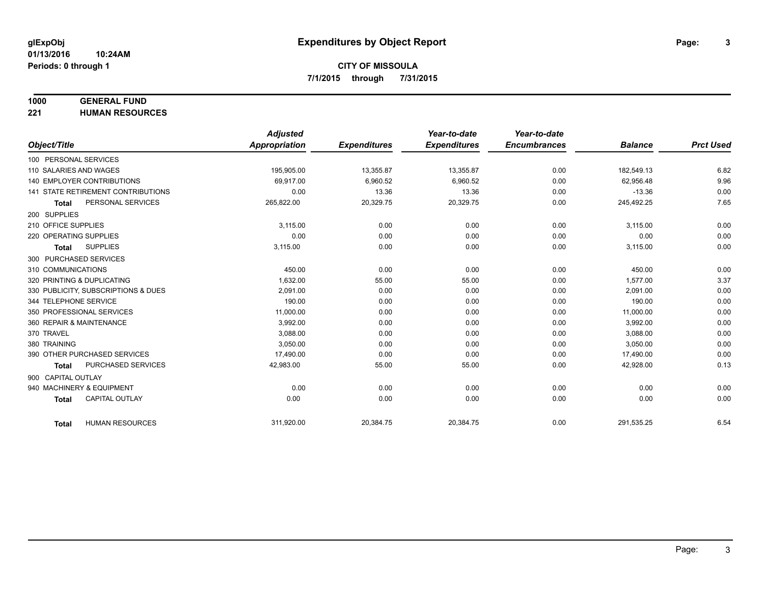**glExpObj**
**01/13/2016 10:24AM**
**Periods: 0 through 1**

# Expenditures by Object Report

**CITY OF MISSOULA**
**7/1/2015 through 7/31/2015**

## 1000 GENERAL FUND
## 221 HUMAN RESOURCES

| Object/Title | Adjusted Appropriation | Expenditures | Year-to-date Expenditures | Year-to-date Encumbrances | Balance | Prct Used |
|---|---|---|---|---|---|---|
| 100 PERSONAL SERVICES | | | | | | |
| 110 SALARIES AND WAGES | 195,905.00 | 13,355.87 | 13,355.87 | 0.00 | 182,549.13 | 6.82 |
| 140 EMPLOYER CONTRIBUTIONS | 69,917.00 | 6,960.52 | 6,960.52 | 0.00 | 62,956.48 | 9.96 |
| 141 STATE RETIREMENT CONTRIBUTIONS | 0.00 | 13.36 | 13.36 | 0.00 | -13.36 | 0.00 |
| **Total** PERSONAL SERVICES | 265,822.00 | 20,329.75 | 20,329.75 | 0.00 | 245,492.25 | 7.65 |
| 200 SUPPLIES | | | | | | |
| 210 OFFICE SUPPLIES | 3,115.00 | 0.00 | 0.00 | 0.00 | 3,115.00 | 0.00 |
| 220 OPERATING SUPPLIES | 0.00 | 0.00 | 0.00 | 0.00 | 0.00 | 0.00 |
| **Total** SUPPLIES | 3,115.00 | 0.00 | 0.00 | 0.00 | 3,115.00 | 0.00 |
| 300 PURCHASED SERVICES | | | | | | |
| 310 COMMUNICATIONS | 450.00 | 0.00 | 0.00 | 0.00 | 450.00 | 0.00 |
| 320 PRINTING & DUPLICATING | 1,632.00 | 55.00 | 55.00 | 0.00 | 1,577.00 | 3.37 |
| 330 PUBLICITY, SUBSCRIPTIONS & DUES | 2,091.00 | 0.00 | 0.00 | 0.00 | 2,091.00 | 0.00 |
| 344 TELEPHONE SERVICE | 190.00 | 0.00 | 0.00 | 0.00 | 190.00 | 0.00 |
| 350 PROFESSIONAL SERVICES | 11,000.00 | 0.00 | 0.00 | 0.00 | 11,000.00 | 0.00 |
| 360 REPAIR & MAINTENANCE | 3,992.00 | 0.00 | 0.00 | 0.00 | 3,992.00 | 0.00 |
| 370 TRAVEL | 3,088.00 | 0.00 | 0.00 | 0.00 | 3,088.00 | 0.00 |
| 380 TRAINING | 3,050.00 | 0.00 | 0.00 | 0.00 | 3,050.00 | 0.00 |
| 390 OTHER PURCHASED SERVICES | 17,490.00 | 0.00 | 0.00 | 0.00 | 17,490.00 | 0.00 |
| **Total** PURCHASED SERVICES | 42,983.00 | 55.00 | 55.00 | 0.00 | 42,928.00 | 0.13 |
| 900 CAPITAL OUTLAY | | | | | | |
| 940 MACHINERY & EQUIPMENT | 0.00 | 0.00 | 0.00 | 0.00 | 0.00 | 0.00 |
| **Total** CAPITAL OUTLAY | 0.00 | 0.00 | 0.00 | 0.00 | 0.00 | 0.00 |
| **Total** HUMAN RESOURCES | 311,920.00 | 20,384.75 | 20,384.75 | 0.00 | 291,535.25 | 6.54 |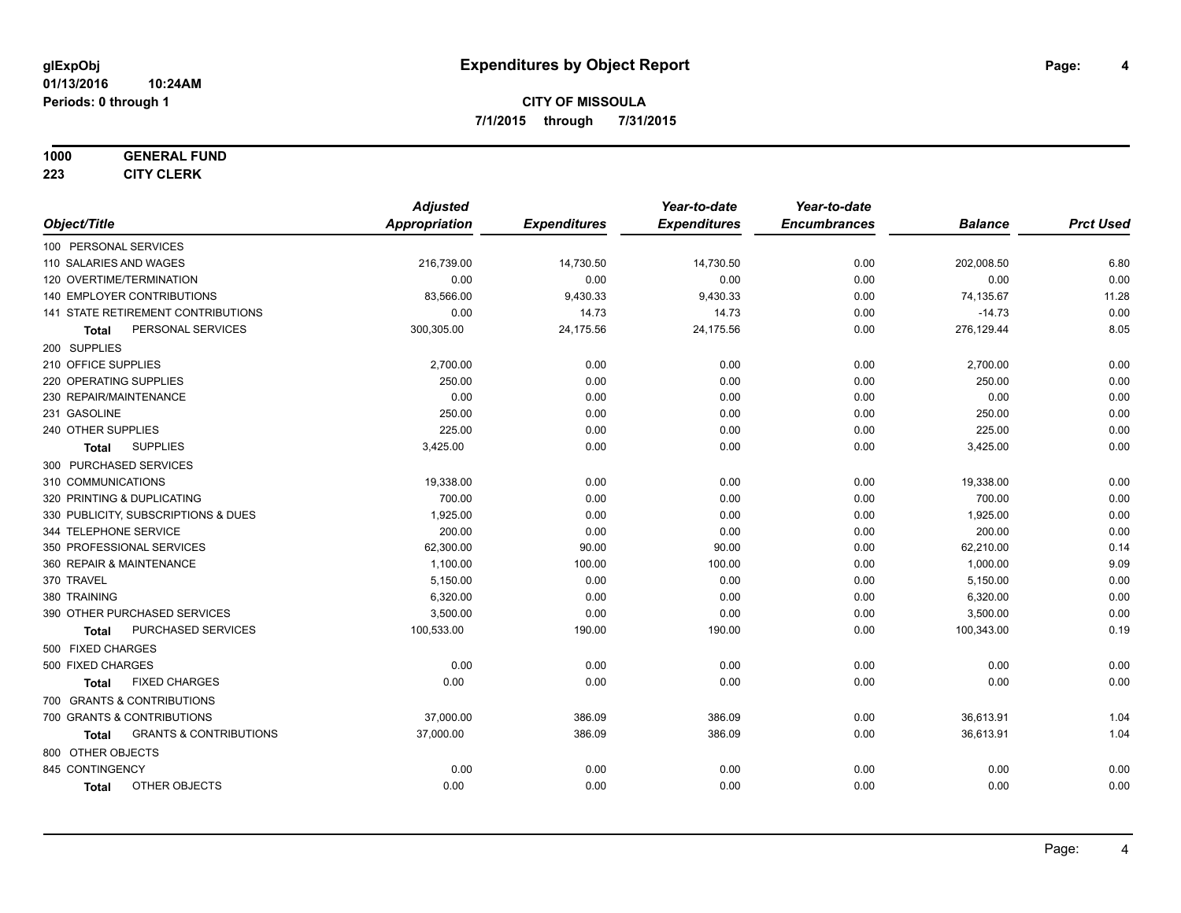# Expenditures by Object Report

glExpObj
01/13/2016 10:24AM
Periods: 0 through 1

**CITY OF MISSOULA**
**7/1/2015 through 7/31/2015**

**1000 GENERAL FUND**
**223 CITY CLERK**

| Object/Title | Adjusted Appropriation | Expenditures | Year-to-date Expenditures | Year-to-date Encumbrances | Balance | Prct Used |
|---|---|---|---|---|---|---|
| 100 PERSONAL SERVICES | | | | | | |
| 110 SALARIES AND WAGES | 216,739.00 | 14,730.50 | 14,730.50 | 0.00 | 202,008.50 | 6.80 |
| 120 OVERTIME/TERMINATION | 0.00 | 0.00 | 0.00 | 0.00 | 0.00 | 0.00 |
| 140 EMPLOYER CONTRIBUTIONS | 83,566.00 | 9,430.33 | 9,430.33 | 0.00 | 74,135.67 | 11.28 |
| 141 STATE RETIREMENT CONTRIBUTIONS | 0.00 | 14.73 | 14.73 | 0.00 | -14.73 | 0.00 |
| **Total** PERSONAL SERVICES | 300,305.00 | 24,175.56 | 24,175.56 | 0.00 | 276,129.44 | 8.05 |
| 200 SUPPLIES | | | | | | |
| 210 OFFICE SUPPLIES | 2,700.00 | 0.00 | 0.00 | 0.00 | 2,700.00 | 0.00 |
| 220 OPERATING SUPPLIES | 250.00 | 0.00 | 0.00 | 0.00 | 250.00 | 0.00 |
| 230 REPAIR/MAINTENANCE | 0.00 | 0.00 | 0.00 | 0.00 | 0.00 | 0.00 |
| 231 GASOLINE | 250.00 | 0.00 | 0.00 | 0.00 | 250.00 | 0.00 |
| 240 OTHER SUPPLIES | 225.00 | 0.00 | 0.00 | 0.00 | 225.00 | 0.00 |
| **Total** SUPPLIES | 3,425.00 | 0.00 | 0.00 | 0.00 | 3,425.00 | 0.00 |
| 300 PURCHASED SERVICES | | | | | | |
| 310 COMMUNICATIONS | 19,338.00 | 0.00 | 0.00 | 0.00 | 19,338.00 | 0.00 |
| 320 PRINTING & DUPLICATING | 700.00 | 0.00 | 0.00 | 0.00 | 700.00 | 0.00 |
| 330 PUBLICITY, SUBSCRIPTIONS & DUES | 1,925.00 | 0.00 | 0.00 | 0.00 | 1,925.00 | 0.00 |
| 344 TELEPHONE SERVICE | 200.00 | 0.00 | 0.00 | 0.00 | 200.00 | 0.00 |
| 350 PROFESSIONAL SERVICES | 62,300.00 | 90.00 | 90.00 | 0.00 | 62,210.00 | 0.14 |
| 360 REPAIR & MAINTENANCE | 1,100.00 | 100.00 | 100.00 | 0.00 | 1,000.00 | 9.09 |
| 370 TRAVEL | 5,150.00 | 0.00 | 0.00 | 0.00 | 5,150.00 | 0.00 |
| 380 TRAINING | 6,320.00 | 0.00 | 0.00 | 0.00 | 6,320.00 | 0.00 |
| 390 OTHER PURCHASED SERVICES | 3,500.00 | 0.00 | 0.00 | 0.00 | 3,500.00 | 0.00 |
| **Total** PURCHASED SERVICES | 100,533.00 | 190.00 | 190.00 | 0.00 | 100,343.00 | 0.19 |
| 500 FIXED CHARGES | | | | | | |
| 500 FIXED CHARGES | 0.00 | 0.00 | 0.00 | 0.00 | 0.00 | 0.00 |
| **Total** FIXED CHARGES | 0.00 | 0.00 | 0.00 | 0.00 | 0.00 | 0.00 |
| 700 GRANTS & CONTRIBUTIONS | | | | | | |
| 700 GRANTS & CONTRIBUTIONS | 37,000.00 | 386.09 | 386.09 | 0.00 | 36,613.91 | 1.04 |
| **Total** GRANTS & CONTRIBUTIONS | 37,000.00 | 386.09 | 386.09 | 0.00 | 36,613.91 | 1.04 |
| 800 OTHER OBJECTS | | | | | | |
| 845 CONTINGENCY | 0.00 | 0.00 | 0.00 | 0.00 | 0.00 | 0.00 |
| **Total** OTHER OBJECTS | 0.00 | 0.00 | 0.00 | 0.00 | 0.00 | 0.00 |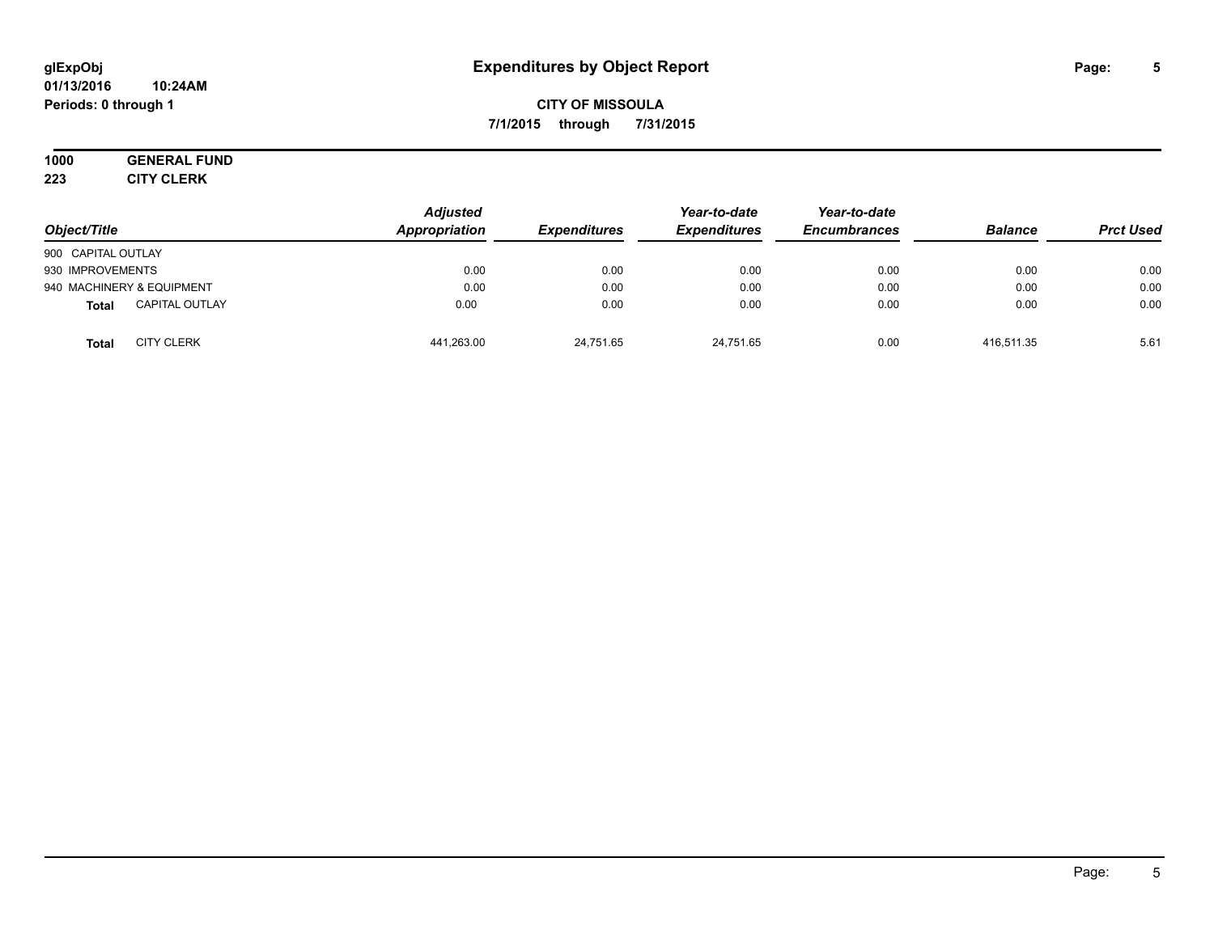# Expenditures by Object Report

glExpObj
01/13/2016 10:24AM
Periods: 0 through 1

**CITY OF MISSOULA**
**7/1/2015 through 7/31/2015**

**1000 GENERAL FUND**
**223 CITY CLERK**

| Object/Title | Adjusted Appropriation | Expenditures | Year-to-date Expenditures | Year-to-date Encumbrances | Balance | Prct Used |
|---|---|---|---|---|---|---|
| 900 CAPITAL OUTLAY | | | | | | |
| 930 IMPROVEMENTS | 0.00 | 0.00 | 0.00 | 0.00 | 0.00 | 0.00 |
| 940 MACHINERY & EQUIPMENT | 0.00 | 0.00 | 0.00 | 0.00 | 0.00 | 0.00 |
| **Total** CAPITAL OUTLAY | 0.00 | 0.00 | 0.00 | 0.00 | 0.00 | 0.00 |
| **Total** CITY CLERK | 441,263.00 | 24,751.65 | 24,751.65 | 0.00 | 416,511.35 | 5.61 |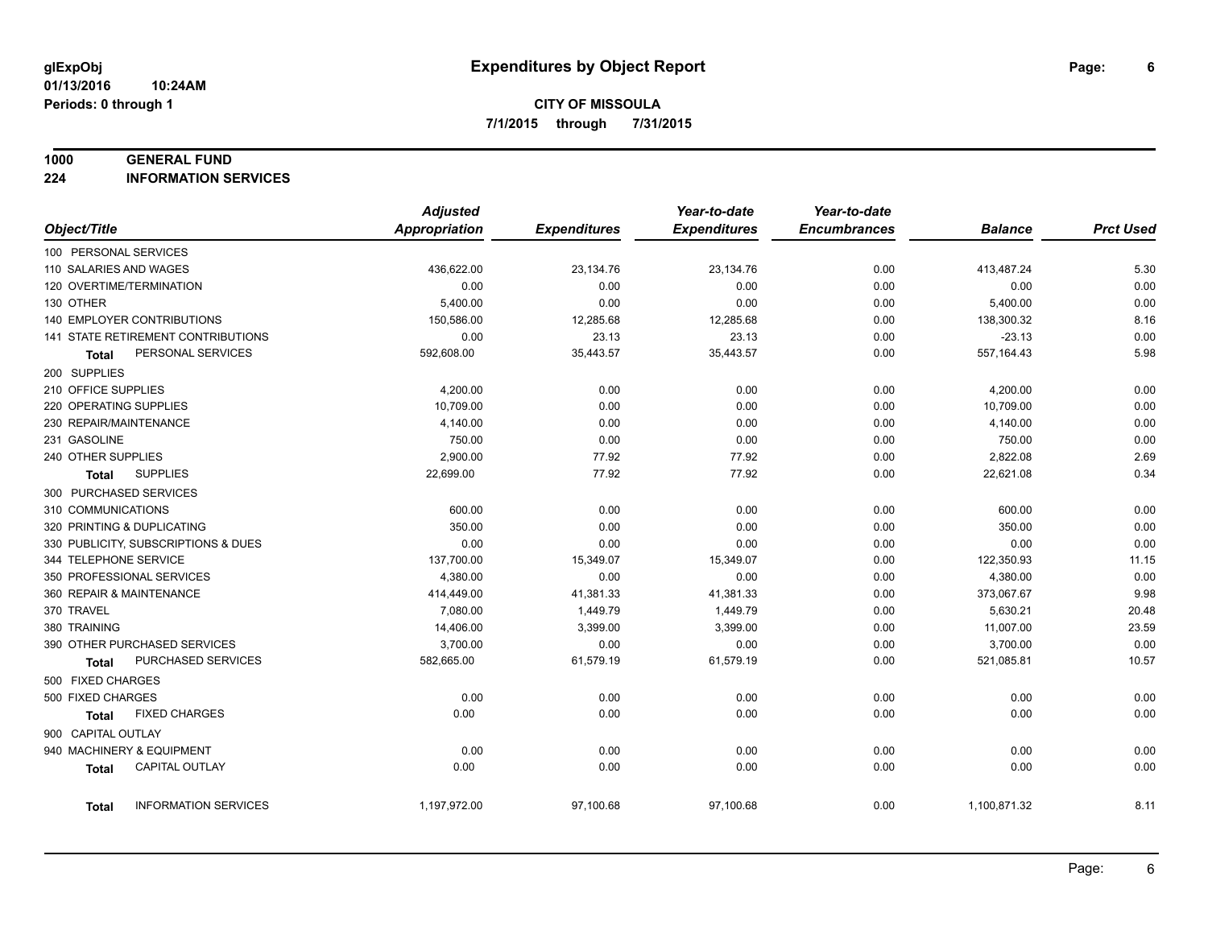# Expenditures by Object Report

glExpObj
01/13/2016 10:24AM
Periods: 0 through 1

**CITY OF MISSOULA**
**7/1/2015 through 7/31/2015**

## 1000 GENERAL FUND
## 224 INFORMATION SERVICES

| Object/Title | Adjusted Appropriation | Expenditures | Year-to-date Expenditures | Year-to-date Encumbrances | Balance | Prct Used |
|---|---|---|---|---|---|---|
| 100 PERSONAL SERVICES | | | | | | |
| 110 SALARIES AND WAGES | 436,622.00 | 23,134.76 | 23,134.76 | 0.00 | 413,487.24 | 5.30 |
| 120 OVERTIME/TERMINATION | 0.00 | 0.00 | 0.00 | 0.00 | 0.00 | 0.00 |
| 130 OTHER | 5,400.00 | 0.00 | 0.00 | 0.00 | 5,400.00 | 0.00 |
| 140 EMPLOYER CONTRIBUTIONS | 150,586.00 | 12,285.68 | 12,285.68 | 0.00 | 138,300.32 | 8.16 |
| 141 STATE RETIREMENT CONTRIBUTIONS | 0.00 | 23.13 | 23.13 | 0.00 | -23.13 | 0.00 |
| **Total** PERSONAL SERVICES | 592,608.00 | 35,443.57 | 35,443.57 | 0.00 | 557,164.43 | 5.98 |
| 200 SUPPLIES | | | | | | |
| 210 OFFICE SUPPLIES | 4,200.00 | 0.00 | 0.00 | 0.00 | 4,200.00 | 0.00 |
| 220 OPERATING SUPPLIES | 10,709.00 | 0.00 | 0.00 | 0.00 | 10,709.00 | 0.00 |
| 230 REPAIR/MAINTENANCE | 4,140.00 | 0.00 | 0.00 | 0.00 | 4,140.00 | 0.00 |
| 231 GASOLINE | 750.00 | 0.00 | 0.00 | 0.00 | 750.00 | 0.00 |
| 240 OTHER SUPPLIES | 2,900.00 | 77.92 | 77.92 | 0.00 | 2,822.08 | 2.69 |
| **Total** SUPPLIES | 22,699.00 | 77.92 | 77.92 | 0.00 | 22,621.08 | 0.34 |
| 300 PURCHASED SERVICES | | | | | | |
| 310 COMMUNICATIONS | 600.00 | 0.00 | 0.00 | 0.00 | 600.00 | 0.00 |
| 320 PRINTING & DUPLICATING | 350.00 | 0.00 | 0.00 | 0.00 | 350.00 | 0.00 |
| 330 PUBLICITY, SUBSCRIPTIONS & DUES | 0.00 | 0.00 | 0.00 | 0.00 | 0.00 | 0.00 |
| 344 TELEPHONE SERVICE | 137,700.00 | 15,349.07 | 15,349.07 | 0.00 | 122,350.93 | 11.15 |
| 350 PROFESSIONAL SERVICES | 4,380.00 | 0.00 | 0.00 | 0.00 | 4,380.00 | 0.00 |
| 360 REPAIR & MAINTENANCE | 414,449.00 | 41,381.33 | 41,381.33 | 0.00 | 373,067.67 | 9.98 |
| 370 TRAVEL | 7,080.00 | 1,449.79 | 1,449.79 | 0.00 | 5,630.21 | 20.48 |
| 380 TRAINING | 14,406.00 | 3,399.00 | 3,399.00 | 0.00 | 11,007.00 | 23.59 |
| 390 OTHER PURCHASED SERVICES | 3,700.00 | 0.00 | 0.00 | 0.00 | 3,700.00 | 0.00 |
| **Total** PURCHASED SERVICES | 582,665.00 | 61,579.19 | 61,579.19 | 0.00 | 521,085.81 | 10.57 |
| 500 FIXED CHARGES | | | | | | |
| 500 FIXED CHARGES | 0.00 | 0.00 | 0.00 | 0.00 | 0.00 | 0.00 |
| **Total** FIXED CHARGES | 0.00 | 0.00 | 0.00 | 0.00 | 0.00 | 0.00 |
| 900 CAPITAL OUTLAY | | | | | | |
| 940 MACHINERY & EQUIPMENT | 0.00 | 0.00 | 0.00 | 0.00 | 0.00 | 0.00 |
| **Total** CAPITAL OUTLAY | 0.00 | 0.00 | 0.00 | 0.00 | 0.00 | 0.00 |
| **Total** INFORMATION SERVICES | 1,197,972.00 | 97,100.68 | 97,100.68 | 0.00 | 1,100,871.32 | 8.11 |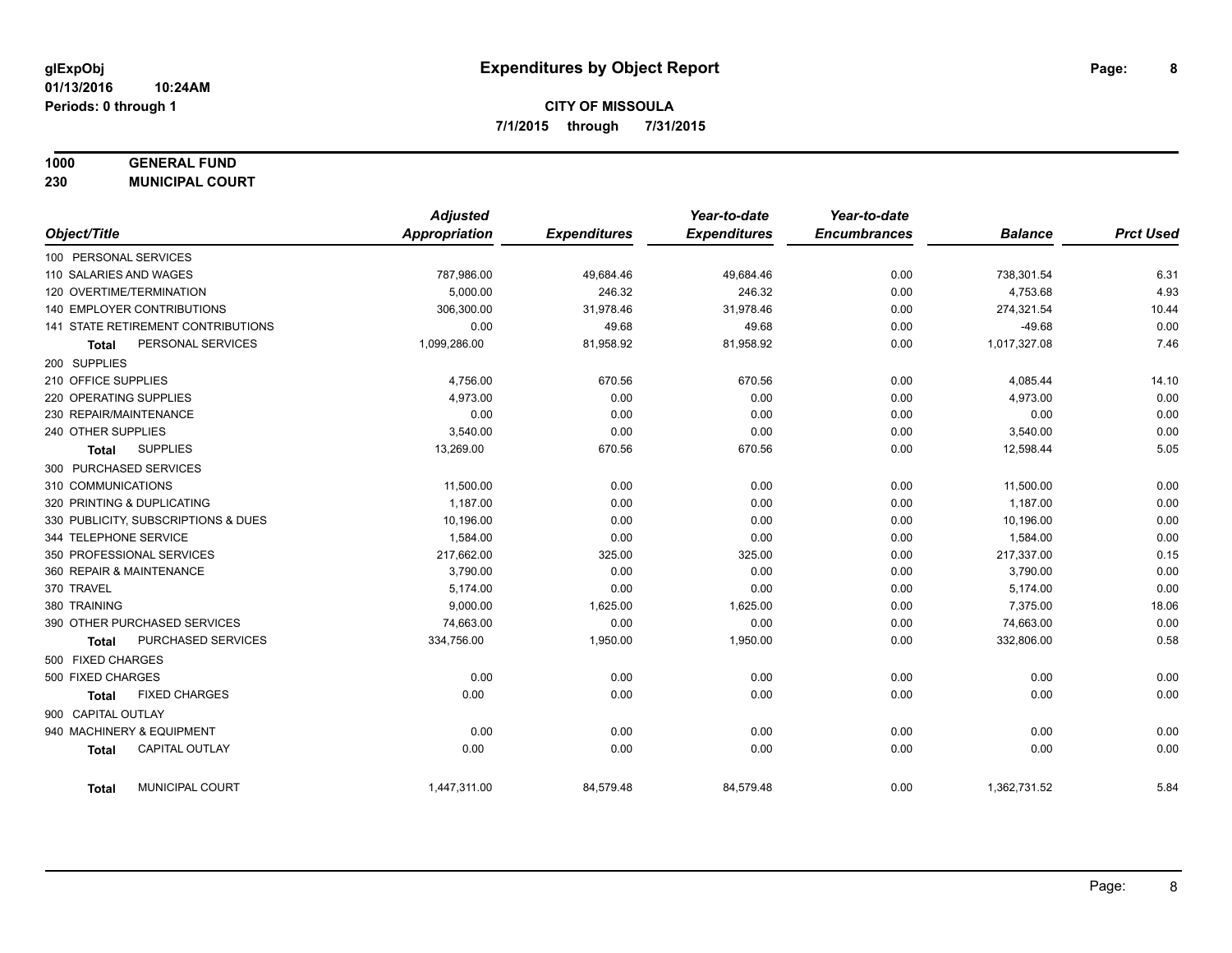# Expenditures by Object Report

glExpObj
01/13/2016 10:24AM
Periods: 0 through 1

**CITY OF MISSOULA**
**7/1/2015 through 7/31/2015**

**1000 GENERAL FUND**
**230 MUNICIPAL COURT**

| Object/Title | Adjusted Appropriation | Expenditures | Year-to-date Expenditures | Year-to-date Encumbrances | Balance | Prct Used |
|---|---|---|---|---|---|---|
| 100 PERSONAL SERVICES | | | | | | |
| 110 SALARIES AND WAGES | 787,986.00 | 49,684.46 | 49,684.46 | 0.00 | 738,301.54 | 6.31 |
| 120 OVERTIME/TERMINATION | 5,000.00 | 246.32 | 246.32 | 0.00 | 4,753.68 | 4.93 |
| 140 EMPLOYER CONTRIBUTIONS | 306,300.00 | 31,978.46 | 31,978.46 | 0.00 | 274,321.54 | 10.44 |
| 141 STATE RETIREMENT CONTRIBUTIONS | 0.00 | 49.68 | 49.68 | 0.00 | -49.68 | 0.00 |
| **Total** PERSONAL SERVICES | 1,099,286.00 | 81,958.92 | 81,958.92 | 0.00 | 1,017,327.08 | 7.46 |
| 200 SUPPLIES | | | | | | |
| 210 OFFICE SUPPLIES | 4,756.00 | 670.56 | 670.56 | 0.00 | 4,085.44 | 14.10 |
| 220 OPERATING SUPPLIES | 4,973.00 | 0.00 | 0.00 | 0.00 | 4,973.00 | 0.00 |
| 230 REPAIR/MAINTENANCE | 0.00 | 0.00 | 0.00 | 0.00 | 0.00 | 0.00 |
| 240 OTHER SUPPLIES | 3,540.00 | 0.00 | 0.00 | 0.00 | 3,540.00 | 0.00 |
| **Total** SUPPLIES | 13,269.00 | 670.56 | 670.56 | 0.00 | 12,598.44 | 5.05 |
| 300 PURCHASED SERVICES | | | | | | |
| 310 COMMUNICATIONS | 11,500.00 | 0.00 | 0.00 | 0.00 | 11,500.00 | 0.00 |
| 320 PRINTING & DUPLICATING | 1,187.00 | 0.00 | 0.00 | 0.00 | 1,187.00 | 0.00 |
| 330 PUBLICITY, SUBSCRIPTIONS & DUES | 10,196.00 | 0.00 | 0.00 | 0.00 | 10,196.00 | 0.00 |
| 344 TELEPHONE SERVICE | 1,584.00 | 0.00 | 0.00 | 0.00 | 1,584.00 | 0.00 |
| 350 PROFESSIONAL SERVICES | 217,662.00 | 325.00 | 325.00 | 0.00 | 217,337.00 | 0.15 |
| 360 REPAIR & MAINTENANCE | 3,790.00 | 0.00 | 0.00 | 0.00 | 3,790.00 | 0.00 |
| 370 TRAVEL | 5,174.00 | 0.00 | 0.00 | 0.00 | 5,174.00 | 0.00 |
| 380 TRAINING | 9,000.00 | 1,625.00 | 1,625.00 | 0.00 | 7,375.00 | 18.06 |
| 390 OTHER PURCHASED SERVICES | 74,663.00 | 0.00 | 0.00 | 0.00 | 74,663.00 | 0.00 |
| **Total** PURCHASED SERVICES | 334,756.00 | 1,950.00 | 1,950.00 | 0.00 | 332,806.00 | 0.58 |
| 500 FIXED CHARGES | | | | | | |
| 500 FIXED CHARGES | 0.00 | 0.00 | 0.00 | 0.00 | 0.00 | 0.00 |
| **Total** FIXED CHARGES | 0.00 | 0.00 | 0.00 | 0.00 | 0.00 | 0.00 |
| 900 CAPITAL OUTLAY | | | | | | |
| 940 MACHINERY & EQUIPMENT | 0.00 | 0.00 | 0.00 | 0.00 | 0.00 | 0.00 |
| **Total** CAPITAL OUTLAY | 0.00 | 0.00 | 0.00 | 0.00 | 0.00 | 0.00 |
| **Total** MUNICIPAL COURT | 1,447,311.00 | 84,579.48 | 84,579.48 | 0.00 | 1,362,731.52 | 5.84 |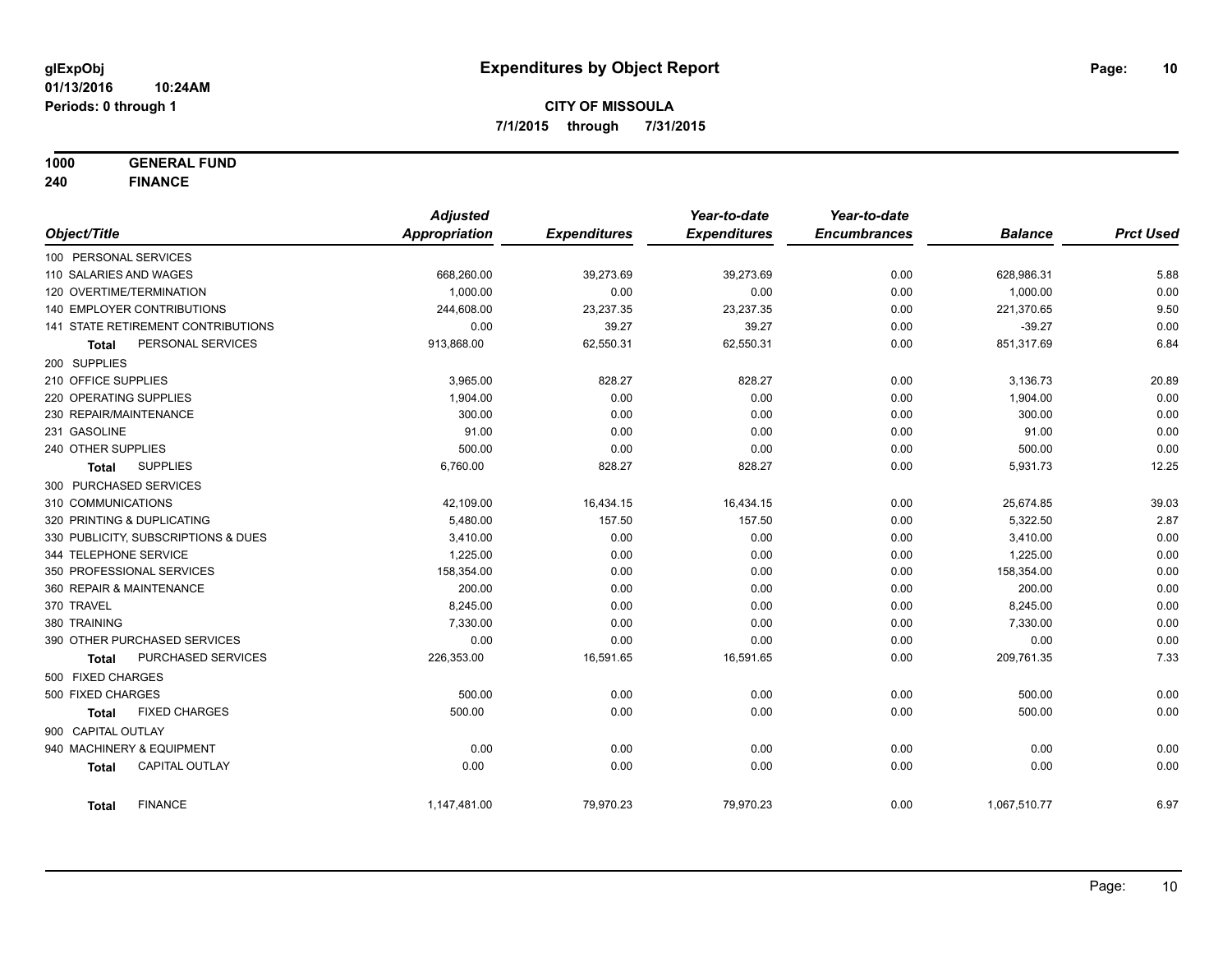**glExpObj**
**01/13/2016 10:24AM**
**Periods: 0 through 1**

# Expenditures by Object Report

**CITY OF MISSOULA**
**7/1/2015 through 7/31/2015**

**1000 GENERAL FUND**
**240 FINANCE**

| Object/Title | Adjusted Appropriation | Expenditures | Year-to-date Expenditures | Year-to-date Encumbrances | Balance | Prct Used |
|---|---|---|---|---|---|---|
| 100 PERSONAL SERVICES | | | | | | |
| 110 SALARIES AND WAGES | 668,260.00 | 39,273.69 | 39,273.69 | 0.00 | 628,986.31 | 5.88 |
| 120 OVERTIME/TERMINATION | 1,000.00 | 0.00 | 0.00 | 0.00 | 1,000.00 | 0.00 |
| 140 EMPLOYER CONTRIBUTIONS | 244,608.00 | 23,237.35 | 23,237.35 | 0.00 | 221,370.65 | 9.50 |
| 141 STATE RETIREMENT CONTRIBUTIONS | 0.00 | 39.27 | 39.27 | 0.00 | -39.27 | 0.00 |
| **Total** PERSONAL SERVICES | 913,868.00 | 62,550.31 | 62,550.31 | 0.00 | 851,317.69 | 6.84 |
| 200 SUPPLIES | | | | | | |
| 210 OFFICE SUPPLIES | 3,965.00 | 828.27 | 828.27 | 0.00 | 3,136.73 | 20.89 |
| 220 OPERATING SUPPLIES | 1,904.00 | 0.00 | 0.00 | 0.00 | 1,904.00 | 0.00 |
| 230 REPAIR/MAINTENANCE | 300.00 | 0.00 | 0.00 | 0.00 | 300.00 | 0.00 |
| 231 GASOLINE | 91.00 | 0.00 | 0.00 | 0.00 | 91.00 | 0.00 |
| 240 OTHER SUPPLIES | 500.00 | 0.00 | 0.00 | 0.00 | 500.00 | 0.00 |
| **Total** SUPPLIES | 6,760.00 | 828.27 | 828.27 | 0.00 | 5,931.73 | 12.25 |
| 300 PURCHASED SERVICES | | | | | | |
| 310 COMMUNICATIONS | 42,109.00 | 16,434.15 | 16,434.15 | 0.00 | 25,674.85 | 39.03 |
| 320 PRINTING & DUPLICATING | 5,480.00 | 157.50 | 157.50 | 0.00 | 5,322.50 | 2.87 |
| 330 PUBLICITY, SUBSCRIPTIONS & DUES | 3,410.00 | 0.00 | 0.00 | 0.00 | 3,410.00 | 0.00 |
| 344 TELEPHONE SERVICE | 1,225.00 | 0.00 | 0.00 | 0.00 | 1,225.00 | 0.00 |
| 350 PROFESSIONAL SERVICES | 158,354.00 | 0.00 | 0.00 | 0.00 | 158,354.00 | 0.00 |
| 360 REPAIR & MAINTENANCE | 200.00 | 0.00 | 0.00 | 0.00 | 200.00 | 0.00 |
| 370 TRAVEL | 8,245.00 | 0.00 | 0.00 | 0.00 | 8,245.00 | 0.00 |
| 380 TRAINING | 7,330.00 | 0.00 | 0.00 | 0.00 | 7,330.00 | 0.00 |
| 390 OTHER PURCHASED SERVICES | 0.00 | 0.00 | 0.00 | 0.00 | 0.00 | 0.00 |
| **Total** PURCHASED SERVICES | 226,353.00 | 16,591.65 | 16,591.65 | 0.00 | 209,761.35 | 7.33 |
| 500 FIXED CHARGES | | | | | | |
| 500 FIXED CHARGES | 500.00 | 0.00 | 0.00 | 0.00 | 500.00 | 0.00 |
| **Total** FIXED CHARGES | 500.00 | 0.00 | 0.00 | 0.00 | 500.00 | 0.00 |
| 900 CAPITAL OUTLAY | | | | | | |
| 940 MACHINERY & EQUIPMENT | 0.00 | 0.00 | 0.00 | 0.00 | 0.00 | 0.00 |
| **Total** CAPITAL OUTLAY | 0.00 | 0.00 | 0.00 | 0.00 | 0.00 | 0.00 |
| **Total** FINANCE | 1,147,481.00 | 79,970.23 | 79,970.23 | 0.00 | 1,067,510.77 | 6.97 |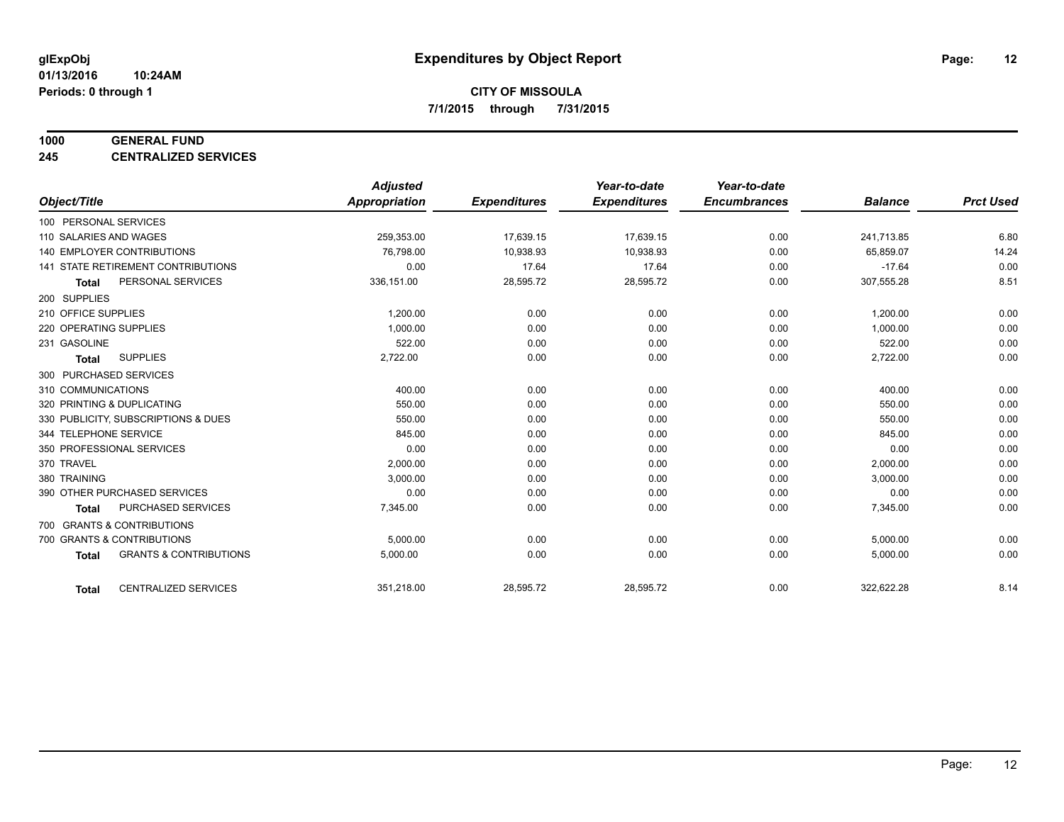**glExpObj** | **Expenditures by Object Report**

**01/13/2016 10:24AM**

**Periods: 0 through 1**

**CITY OF MISSOULA**

**7/1/2015 through 7/31/2015**

**1000 GENERAL FUND**

**245 CENTRALIZED SERVICES**

| Object/Title | Adjusted Appropriation | Expenditures | Year-to-date Expenditures | Year-to-date Encumbrances | Balance | Prct Used |
|---|---|---|---|---|---|---|
| 100 PERSONAL SERVICES | | | | | | |
| 110 SALARIES AND WAGES | 259,353.00 | 17,639.15 | 17,639.15 | 0.00 | 241,713.85 | 6.80 |
| 140 EMPLOYER CONTRIBUTIONS | 76,798.00 | 10,938.93 | 10,938.93 | 0.00 | 65,859.07 | 14.24 |
| 141 STATE RETIREMENT CONTRIBUTIONS | 0.00 | 17.64 | 17.64 | 0.00 | -17.64 | 0.00 |
| **Total** PERSONAL SERVICES | 336,151.00 | 28,595.72 | 28,595.72 | 0.00 | 307,555.28 | 8.51 |
| 200 SUPPLIES | | | | | | |
| 210 OFFICE SUPPLIES | 1,200.00 | 0.00 | 0.00 | 0.00 | 1,200.00 | 0.00 |
| 220 OPERATING SUPPLIES | 1,000.00 | 0.00 | 0.00 | 0.00 | 1,000.00 | 0.00 |
| 231 GASOLINE | 522.00 | 0.00 | 0.00 | 0.00 | 522.00 | 0.00 |
| **Total** SUPPLIES | 2,722.00 | 0.00 | 0.00 | 0.00 | 2,722.00 | 0.00 |
| 300 PURCHASED SERVICES | | | | | | |
| 310 COMMUNICATIONS | 400.00 | 0.00 | 0.00 | 0.00 | 400.00 | 0.00 |
| 320 PRINTING & DUPLICATING | 550.00 | 0.00 | 0.00 | 0.00 | 550.00 | 0.00 |
| 330 PUBLICITY, SUBSCRIPTIONS & DUES | 550.00 | 0.00 | 0.00 | 0.00 | 550.00 | 0.00 |
| 344 TELEPHONE SERVICE | 845.00 | 0.00 | 0.00 | 0.00 | 845.00 | 0.00 |
| 350 PROFESSIONAL SERVICES | 0.00 | 0.00 | 0.00 | 0.00 | 0.00 | 0.00 |
| 370 TRAVEL | 2,000.00 | 0.00 | 0.00 | 0.00 | 2,000.00 | 0.00 |
| 380 TRAINING | 3,000.00 | 0.00 | 0.00 | 0.00 | 3,000.00 | 0.00 |
| 390 OTHER PURCHASED SERVICES | 0.00 | 0.00 | 0.00 | 0.00 | 0.00 | 0.00 |
| **Total** PURCHASED SERVICES | 7,345.00 | 0.00 | 0.00 | 0.00 | 7,345.00 | 0.00 |
| 700 GRANTS & CONTRIBUTIONS | | | | | | |
| 700 GRANTS & CONTRIBUTIONS | 5,000.00 | 0.00 | 0.00 | 0.00 | 5,000.00 | 0.00 |
| **Total** GRANTS & CONTRIBUTIONS | 5,000.00 | 0.00 | 0.00 | 0.00 | 5,000.00 | 0.00 |
| **Total** CENTRALIZED SERVICES | 351,218.00 | 28,595.72 | 28,595.72 | 0.00 | 322,622.28 | 8.14 |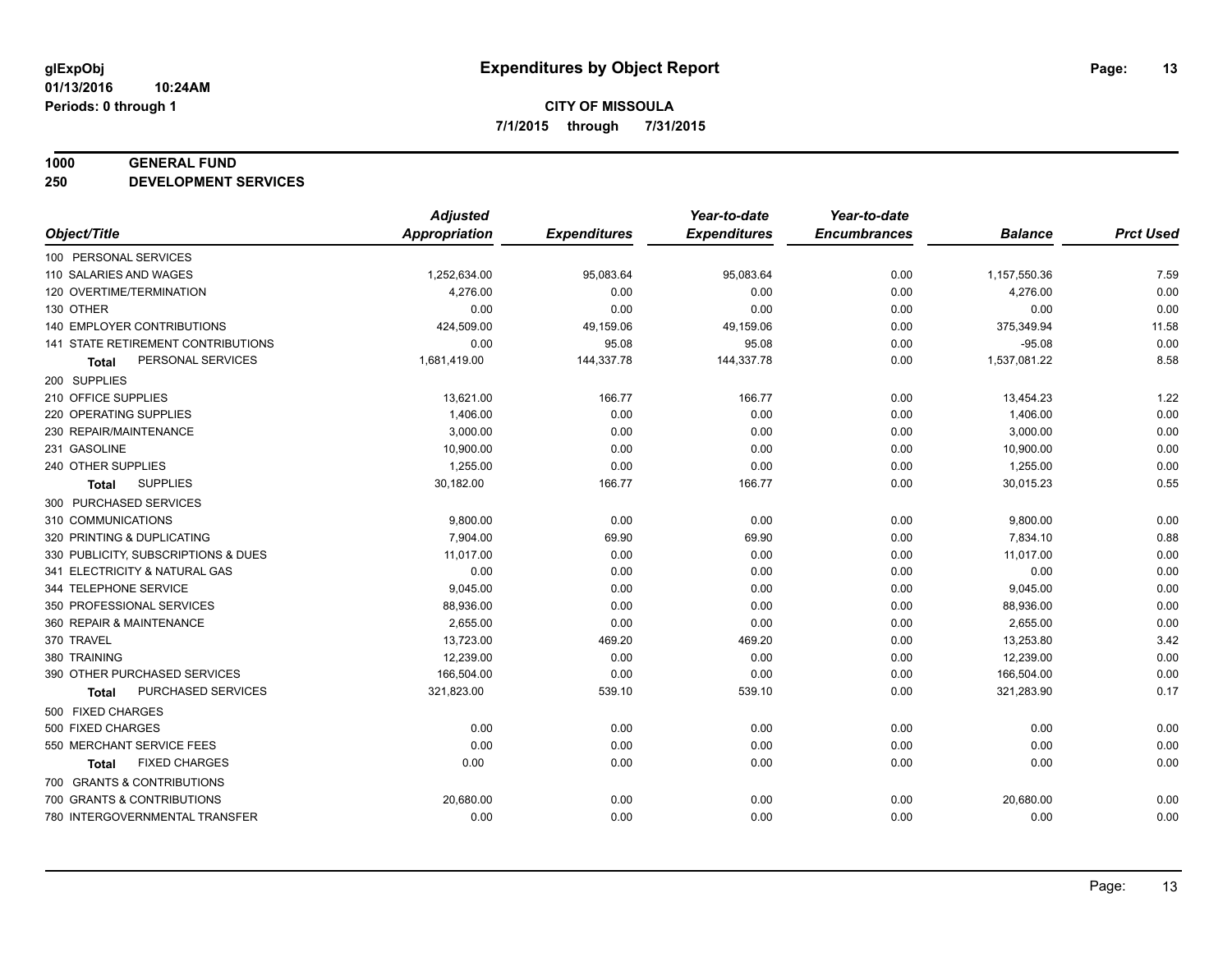**glExpObj**
**01/13/2016 10:24AM**
**Periods: 0 through 1**

# Expenditures by Object Report

**CITY OF MISSOULA**
**7/1/2015 through 7/31/2015**

**1000 GENERAL FUND**
**250 DEVELOPMENT SERVICES**

| Object/Title | Adjusted Appropriation | Expenditures | Year-to-date Expenditures | Year-to-date Encumbrances | Balance | Prct Used |
|---|---|---|---|---|---|---|
| 100 PERSONAL SERVICES | | | | | | |
| 110 SALARIES AND WAGES | 1,252,634.00 | 95,083.64 | 95,083.64 | 0.00 | 1,157,550.36 | 7.59 |
| 120 OVERTIME/TERMINATION | 4,276.00 | 0.00 | 0.00 | 0.00 | 4,276.00 | 0.00 |
| 130 OTHER | 0.00 | 0.00 | 0.00 | 0.00 | 0.00 | 0.00 |
| 140 EMPLOYER CONTRIBUTIONS | 424,509.00 | 49,159.06 | 49,159.06 | 0.00 | 375,349.94 | 11.58 |
| 141 STATE RETIREMENT CONTRIBUTIONS | 0.00 | 95.08 | 95.08 | 0.00 | -95.08 | 0.00 |
| **Total** PERSONAL SERVICES | 1,681,419.00 | 144,337.78 | 144,337.78 | 0.00 | 1,537,081.22 | 8.58 |
| 200 SUPPLIES | | | | | | |
| 210 OFFICE SUPPLIES | 13,621.00 | 166.77 | 166.77 | 0.00 | 13,454.23 | 1.22 |
| 220 OPERATING SUPPLIES | 1,406.00 | 0.00 | 0.00 | 0.00 | 1,406.00 | 0.00 |
| 230 REPAIR/MAINTENANCE | 3,000.00 | 0.00 | 0.00 | 0.00 | 3,000.00 | 0.00 |
| 231 GASOLINE | 10,900.00 | 0.00 | 0.00 | 0.00 | 10,900.00 | 0.00 |
| 240 OTHER SUPPLIES | 1,255.00 | 0.00 | 0.00 | 0.00 | 1,255.00 | 0.00 |
| **Total** SUPPLIES | 30,182.00 | 166.77 | 166.77 | 0.00 | 30,015.23 | 0.55 |
| 300 PURCHASED SERVICES | | | | | | |
| 310 COMMUNICATIONS | 9,800.00 | 0.00 | 0.00 | 0.00 | 9,800.00 | 0.00 |
| 320 PRINTING & DUPLICATING | 7,904.00 | 69.90 | 69.90 | 0.00 | 7,834.10 | 0.88 |
| 330 PUBLICITY, SUBSCRIPTIONS & DUES | 11,017.00 | 0.00 | 0.00 | 0.00 | 11,017.00 | 0.00 |
| 341 ELECTRICITY & NATURAL GAS | 0.00 | 0.00 | 0.00 | 0.00 | 0.00 | 0.00 |
| 344 TELEPHONE SERVICE | 9,045.00 | 0.00 | 0.00 | 0.00 | 9,045.00 | 0.00 |
| 350 PROFESSIONAL SERVICES | 88,936.00 | 0.00 | 0.00 | 0.00 | 88,936.00 | 0.00 |
| 360 REPAIR & MAINTENANCE | 2,655.00 | 0.00 | 0.00 | 0.00 | 2,655.00 | 0.00 |
| 370 TRAVEL | 13,723.00 | 469.20 | 469.20 | 0.00 | 13,253.80 | 3.42 |
| 380 TRAINING | 12,239.00 | 0.00 | 0.00 | 0.00 | 12,239.00 | 0.00 |
| 390 OTHER PURCHASED SERVICES | 166,504.00 | 0.00 | 0.00 | 0.00 | 166,504.00 | 0.00 |
| **Total** PURCHASED SERVICES | 321,823.00 | 539.10 | 539.10 | 0.00 | 321,283.90 | 0.17 |
| 500 FIXED CHARGES | | | | | | |
| 500 FIXED CHARGES | 0.00 | 0.00 | 0.00 | 0.00 | 0.00 | 0.00 |
| 550 MERCHANT SERVICE FEES | 0.00 | 0.00 | 0.00 | 0.00 | 0.00 | 0.00 |
| **Total** FIXED CHARGES | 0.00 | 0.00 | 0.00 | 0.00 | 0.00 | 0.00 |
| 700 GRANTS & CONTRIBUTIONS | | | | | | |
| 700 GRANTS & CONTRIBUTIONS | 20,680.00 | 0.00 | 0.00 | 0.00 | 20,680.00 | 0.00 |
| 780 INTERGOVERNMENTAL TRANSFER | 0.00 | 0.00 | 0.00 | 0.00 | 0.00 | 0.00 |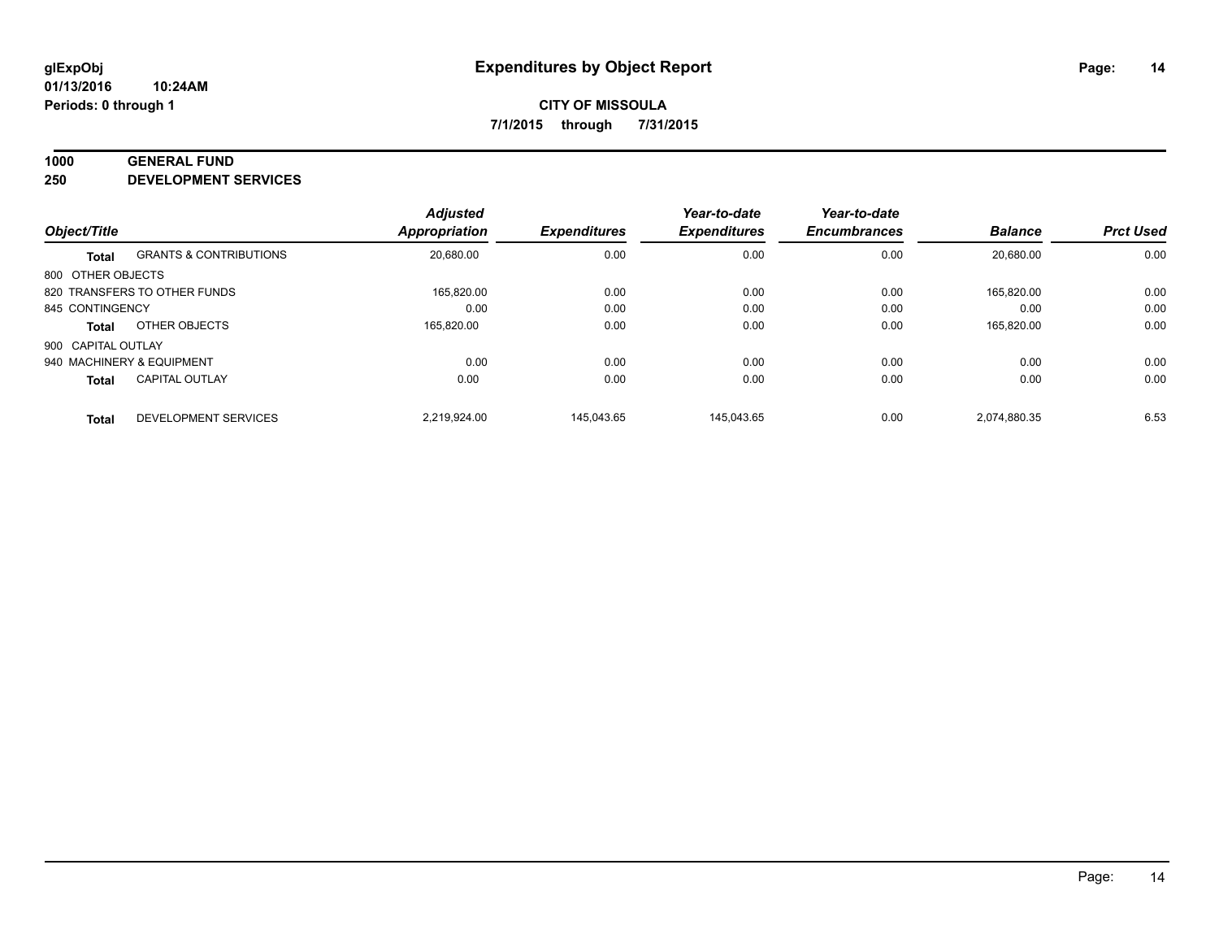# Expenditures by Object Report

glExpObj
01/13/2016 10:24AM
Periods: 0 through 1

**CITY OF MISSOULA**
**7/1/2015 through 7/31/2015**

**1000 GENERAL FUND**
**250 DEVELOPMENT SERVICES**

| Object/Title | | Adjusted Appropriation | Expenditures | Year-to-date Expenditures | Year-to-date Encumbrances | Balance | Prct Used |
|---|---|---|---|---|---|---|---|
| **Total** | GRANTS & CONTRIBUTIONS | 20,680.00 | 0.00 | 0.00 | 0.00 | 20,680.00 | 0.00 |
| 800 OTHER OBJECTS | | | | | | | |
| 820 TRANSFERS TO OTHER FUNDS | | 165,820.00 | 0.00 | 0.00 | 0.00 | 165,820.00 | 0.00 |
| 845 CONTINGENCY | | 0.00 | 0.00 | 0.00 | 0.00 | 0.00 | 0.00 |
| **Total** | OTHER OBJECTS | 165,820.00 | 0.00 | 0.00 | 0.00 | 165,820.00 | 0.00 |
| 900 CAPITAL OUTLAY | | | | | | | |
| 940 MACHINERY & EQUIPMENT | | 0.00 | 0.00 | 0.00 | 0.00 | 0.00 | 0.00 |
| **Total** | CAPITAL OUTLAY | 0.00 | 0.00 | 0.00 | 0.00 | 0.00 | 0.00 |
| **Total** | DEVELOPMENT SERVICES | 2,219,924.00 | 145,043.65 | 145,043.65 | 0.00 | 2,074,880.35 | 6.53 |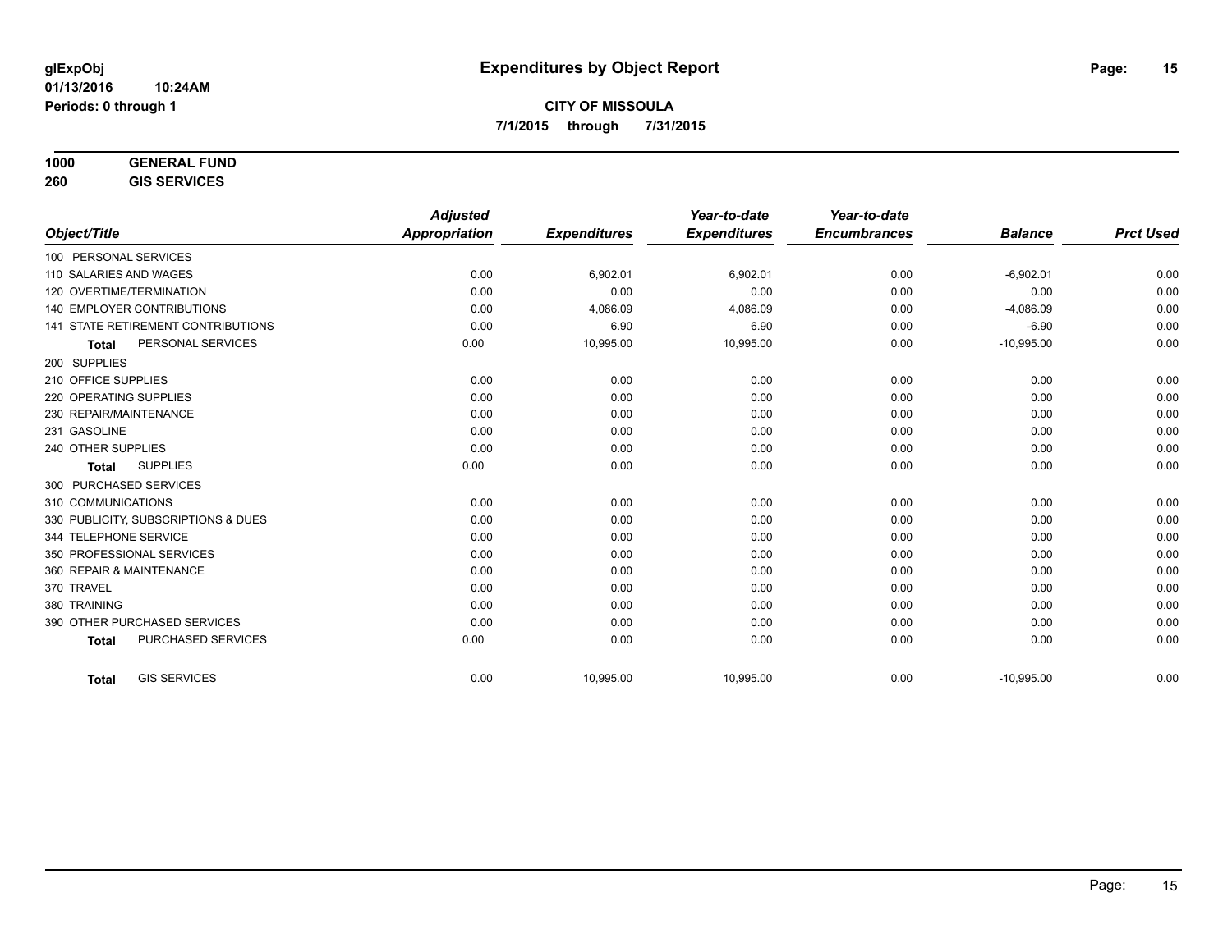# Expenditures by Object Report

glExpObj
01/13/2016 10:24AM
Periods: 0 through 1

**CITY OF MISSOULA**
**7/1/2015 through 7/31/2015**

**1000 GENERAL FUND**
**260 GIS SERVICES**

| Object/Title | Adjusted Appropriation | Expenditures | Year-to-date Expenditures | Year-to-date Encumbrances | Balance | Prct Used |
|---|---|---|---|---|---|---|
| 100 PERSONAL SERVICES | | | | | | |
| 110 SALARIES AND WAGES | 0.00 | 6,902.01 | 6,902.01 | 0.00 | -6,902.01 | 0.00 |
| 120 OVERTIME/TERMINATION | 0.00 | 0.00 | 0.00 | 0.00 | 0.00 | 0.00 |
| 140 EMPLOYER CONTRIBUTIONS | 0.00 | 4,086.09 | 4,086.09 | 0.00 | -4,086.09 | 0.00 |
| 141 STATE RETIREMENT CONTRIBUTIONS | 0.00 | 6.90 | 6.90 | 0.00 | -6.90 | 0.00 |
| **Total** PERSONAL SERVICES | 0.00 | 10,995.00 | 10,995.00 | 0.00 | -10,995.00 | 0.00 |
| 200 SUPPLIES | | | | | | |
| 210 OFFICE SUPPLIES | 0.00 | 0.00 | 0.00 | 0.00 | 0.00 | 0.00 |
| 220 OPERATING SUPPLIES | 0.00 | 0.00 | 0.00 | 0.00 | 0.00 | 0.00 |
| 230 REPAIR/MAINTENANCE | 0.00 | 0.00 | 0.00 | 0.00 | 0.00 | 0.00 |
| 231 GASOLINE | 0.00 | 0.00 | 0.00 | 0.00 | 0.00 | 0.00 |
| 240 OTHER SUPPLIES | 0.00 | 0.00 | 0.00 | 0.00 | 0.00 | 0.00 |
| **Total** SUPPLIES | 0.00 | 0.00 | 0.00 | 0.00 | 0.00 | 0.00 |
| 300 PURCHASED SERVICES | | | | | | |
| 310 COMMUNICATIONS | 0.00 | 0.00 | 0.00 | 0.00 | 0.00 | 0.00 |
| 330 PUBLICITY, SUBSCRIPTIONS & DUES | 0.00 | 0.00 | 0.00 | 0.00 | 0.00 | 0.00 |
| 344 TELEPHONE SERVICE | 0.00 | 0.00 | 0.00 | 0.00 | 0.00 | 0.00 |
| 350 PROFESSIONAL SERVICES | 0.00 | 0.00 | 0.00 | 0.00 | 0.00 | 0.00 |
| 360 REPAIR & MAINTENANCE | 0.00 | 0.00 | 0.00 | 0.00 | 0.00 | 0.00 |
| 370 TRAVEL | 0.00 | 0.00 | 0.00 | 0.00 | 0.00 | 0.00 |
| 380 TRAINING | 0.00 | 0.00 | 0.00 | 0.00 | 0.00 | 0.00 |
| 390 OTHER PURCHASED SERVICES | 0.00 | 0.00 | 0.00 | 0.00 | 0.00 | 0.00 |
| **Total** PURCHASED SERVICES | 0.00 | 0.00 | 0.00 | 0.00 | 0.00 | 0.00 |
| **Total** GIS SERVICES | 0.00 | 10,995.00 | 10,995.00 | 0.00 | -10,995.00 | 0.00 |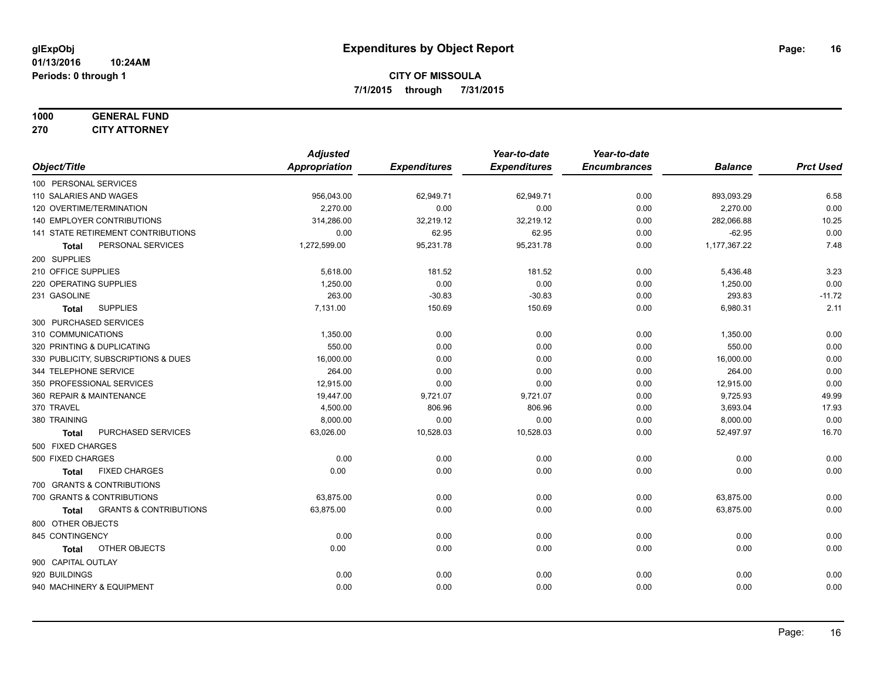# Expenditures by Object Report

**CITY OF MISSOULA**
**7/1/2015 through 7/31/2015**

glExpObj
01/13/2016 10:24AM
Periods: 0 through 1

**1000 GENERAL FUND**
**270 CITY ATTORNEY**

| Object/Title | Adjusted Appropriation | Expenditures | Year-to-date Expenditures | Year-to-date Encumbrances | Balance | Prct Used |
|---|---|---|---|---|---|---|
| 100 PERSONAL SERVICES | | | | | | |
| 110 SALARIES AND WAGES | 956,043.00 | 62,949.71 | 62,949.71 | 0.00 | 893,093.29 | 6.58 |
| 120 OVERTIME/TERMINATION | 2,270.00 | 0.00 | 0.00 | 0.00 | 2,270.00 | 0.00 |
| 140 EMPLOYER CONTRIBUTIONS | 314,286.00 | 32,219.12 | 32,219.12 | 0.00 | 282,066.88 | 10.25 |
| 141 STATE RETIREMENT CONTRIBUTIONS | 0.00 | 62.95 | 62.95 | 0.00 | -62.95 | 0.00 |
| **Total** PERSONAL SERVICES | 1,272,599.00 | 95,231.78 | 95,231.78 | 0.00 | 1,177,367.22 | 7.48 |
| 200 SUPPLIES | | | | | | |
| 210 OFFICE SUPPLIES | 5,618.00 | 181.52 | 181.52 | 0.00 | 5,436.48 | 3.23 |
| 220 OPERATING SUPPLIES | 1,250.00 | 0.00 | 0.00 | 0.00 | 1,250.00 | 0.00 |
| 231 GASOLINE | 263.00 | -30.83 | -30.83 | 0.00 | 293.83 | -11.72 |
| **Total** SUPPLIES | 7,131.00 | 150.69 | 150.69 | 0.00 | 6,980.31 | 2.11 |
| 300 PURCHASED SERVICES | | | | | | |
| 310 COMMUNICATIONS | 1,350.00 | 0.00 | 0.00 | 0.00 | 1,350.00 | 0.00 |
| 320 PRINTING & DUPLICATING | 550.00 | 0.00 | 0.00 | 0.00 | 550.00 | 0.00 |
| 330 PUBLICITY, SUBSCRIPTIONS & DUES | 16,000.00 | 0.00 | 0.00 | 0.00 | 16,000.00 | 0.00 |
| 344 TELEPHONE SERVICE | 264.00 | 0.00 | 0.00 | 0.00 | 264.00 | 0.00 |
| 350 PROFESSIONAL SERVICES | 12,915.00 | 0.00 | 0.00 | 0.00 | 12,915.00 | 0.00 |
| 360 REPAIR & MAINTENANCE | 19,447.00 | 9,721.07 | 9,721.07 | 0.00 | 9,725.93 | 49.99 |
| 370 TRAVEL | 4,500.00 | 806.96 | 806.96 | 0.00 | 3,693.04 | 17.93 |
| 380 TRAINING | 8,000.00 | 0.00 | 0.00 | 0.00 | 8,000.00 | 0.00 |
| **Total** PURCHASED SERVICES | 63,026.00 | 10,528.03 | 10,528.03 | 0.00 | 52,497.97 | 16.70 |
| 500 FIXED CHARGES | | | | | | |
| 500 FIXED CHARGES | 0.00 | 0.00 | 0.00 | 0.00 | 0.00 | 0.00 |
| **Total** FIXED CHARGES | 0.00 | 0.00 | 0.00 | 0.00 | 0.00 | 0.00 |
| 700 GRANTS & CONTRIBUTIONS | | | | | | |
| 700 GRANTS & CONTRIBUTIONS | 63,875.00 | 0.00 | 0.00 | 0.00 | 63,875.00 | 0.00 |
| **Total** GRANTS & CONTRIBUTIONS | 63,875.00 | 0.00 | 0.00 | 0.00 | 63,875.00 | 0.00 |
| 800 OTHER OBJECTS | | | | | | |
| 845 CONTINGENCY | 0.00 | 0.00 | 0.00 | 0.00 | 0.00 | 0.00 |
| **Total** OTHER OBJECTS | 0.00 | 0.00 | 0.00 | 0.00 | 0.00 | 0.00 |
| 900 CAPITAL OUTLAY | | | | | | |
| 920 BUILDINGS | 0.00 | 0.00 | 0.00 | 0.00 | 0.00 | 0.00 |
| 940 MACHINERY & EQUIPMENT | 0.00 | 0.00 | 0.00 | 0.00 | 0.00 | 0.00 |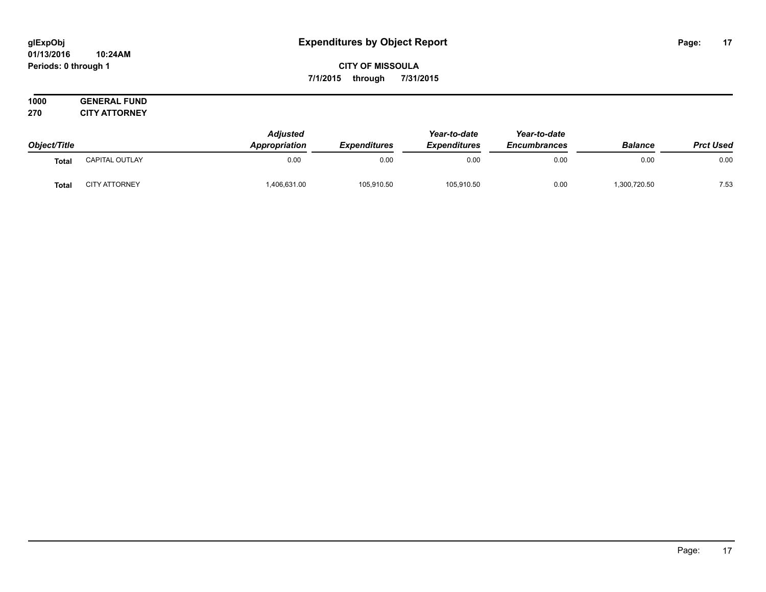**glExpObj**
**01/13/2016 10:24AM**
**Periods: 0 through 1**

# Expenditures by Object Report

**CITY OF MISSOULA**
**7/1/2015 through 7/31/2015**

**1000 GENERAL FUND**
**270 CITY ATTORNEY**

| Object/Title | | Adjusted Appropriation | Expenditures | Year-to-date Expenditures | Year-to-date Encumbrances | Balance | Prct Used |
|---|---|---|---|---|---|---|---|
| **Total** | CAPITAL OUTLAY | 0.00 | 0.00 | 0.00 | 0.00 | 0.00 | 0.00 |
| **Total** | CITY ATTORNEY | 1,406,631.00 | 105,910.50 | 105,910.50 | 0.00 | 1,300,720.50 | 7.53 |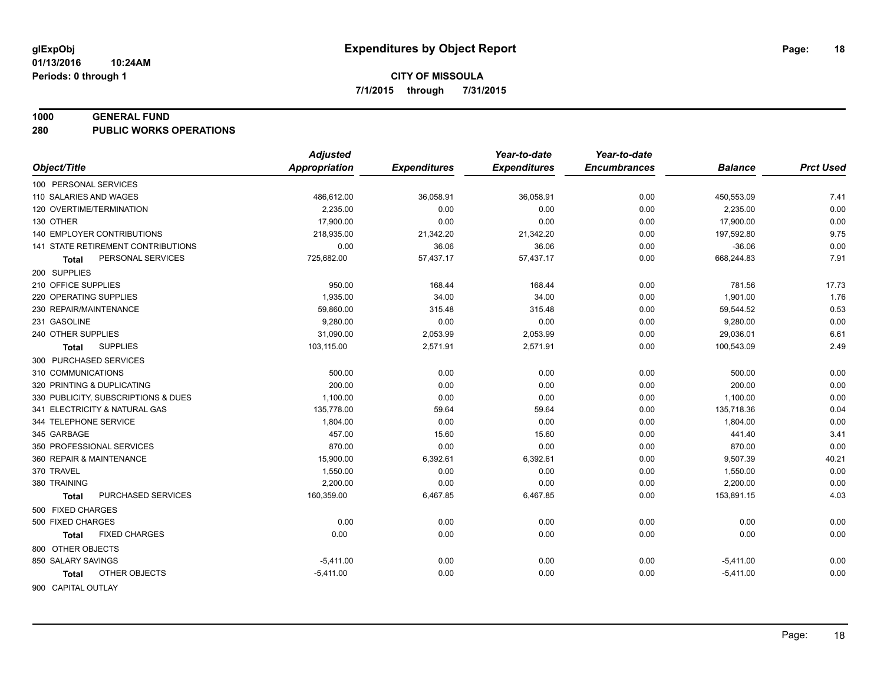# Expenditures by Object Report

glExpObj
01/13/2016 10:24AM
Periods: 0 through 1

**CITY OF MISSOULA**
**7/1/2015 through 7/31/2015**

**1000 GENERAL FUND**
**280 PUBLIC WORKS OPERATIONS**

| Object/Title | Adjusted Appropriation | Expenditures | Year-to-date Expenditures | Year-to-date Encumbrances | Balance | Prct Used |
|---|---|---|---|---|---|---|
| 100 PERSONAL SERVICES | | | | | | |
| 110 SALARIES AND WAGES | 486,612.00 | 36,058.91 | 36,058.91 | 0.00 | 450,553.09 | 7.41 |
| 120 OVERTIME/TERMINATION | 2,235.00 | 0.00 | 0.00 | 0.00 | 2,235.00 | 0.00 |
| 130 OTHER | 17,900.00 | 0.00 | 0.00 | 0.00 | 17,900.00 | 0.00 |
| 140 EMPLOYER CONTRIBUTIONS | 218,935.00 | 21,342.20 | 21,342.20 | 0.00 | 197,592.80 | 9.75 |
| 141 STATE RETIREMENT CONTRIBUTIONS | 0.00 | 36.06 | 36.06 | 0.00 | -36.06 | 0.00 |
| **Total** PERSONAL SERVICES | 725,682.00 | 57,437.17 | 57,437.17 | 0.00 | 668,244.83 | 7.91 |
| 200 SUPPLIES | | | | | | |
| 210 OFFICE SUPPLIES | 950.00 | 168.44 | 168.44 | 0.00 | 781.56 | 17.73 |
| 220 OPERATING SUPPLIES | 1,935.00 | 34.00 | 34.00 | 0.00 | 1,901.00 | 1.76 |
| 230 REPAIR/MAINTENANCE | 59,860.00 | 315.48 | 315.48 | 0.00 | 59,544.52 | 0.53 |
| 231 GASOLINE | 9,280.00 | 0.00 | 0.00 | 0.00 | 9,280.00 | 0.00 |
| 240 OTHER SUPPLIES | 31,090.00 | 2,053.99 | 2,053.99 | 0.00 | 29,036.01 | 6.61 |
| **Total** SUPPLIES | 103,115.00 | 2,571.91 | 2,571.91 | 0.00 | 100,543.09 | 2.49 |
| 300 PURCHASED SERVICES | | | | | | |
| 310 COMMUNICATIONS | 500.00 | 0.00 | 0.00 | 0.00 | 500.00 | 0.00 |
| 320 PRINTING & DUPLICATING | 200.00 | 0.00 | 0.00 | 0.00 | 200.00 | 0.00 |
| 330 PUBLICITY, SUBSCRIPTIONS & DUES | 1,100.00 | 0.00 | 0.00 | 0.00 | 1,100.00 | 0.00 |
| 341 ELECTRICITY & NATURAL GAS | 135,778.00 | 59.64 | 59.64 | 0.00 | 135,718.36 | 0.04 |
| 344 TELEPHONE SERVICE | 1,804.00 | 0.00 | 0.00 | 0.00 | 1,804.00 | 0.00 |
| 345 GARBAGE | 457.00 | 15.60 | 15.60 | 0.00 | 441.40 | 3.41 |
| 350 PROFESSIONAL SERVICES | 870.00 | 0.00 | 0.00 | 0.00 | 870.00 | 0.00 |
| 360 REPAIR & MAINTENANCE | 15,900.00 | 6,392.61 | 6,392.61 | 0.00 | 9,507.39 | 40.21 |
| 370 TRAVEL | 1,550.00 | 0.00 | 0.00 | 0.00 | 1,550.00 | 0.00 |
| 380 TRAINING | 2,200.00 | 0.00 | 0.00 | 0.00 | 2,200.00 | 0.00 |
| **Total** PURCHASED SERVICES | 160,359.00 | 6,467.85 | 6,467.85 | 0.00 | 153,891.15 | 4.03 |
| 500 FIXED CHARGES | | | | | | |
| 500 FIXED CHARGES | 0.00 | 0.00 | 0.00 | 0.00 | 0.00 | 0.00 |
| **Total** FIXED CHARGES | 0.00 | 0.00 | 0.00 | 0.00 | 0.00 | 0.00 |
| 800 OTHER OBJECTS | | | | | | |
| 850 SALARY SAVINGS | -5,411.00 | 0.00 | 0.00 | 0.00 | -5,411.00 | 0.00 |
| **Total** OTHER OBJECTS | -5,411.00 | 0.00 | 0.00 | 0.00 | -5,411.00 | 0.00 |
| 900 CAPITAL OUTLAY | | | | | | |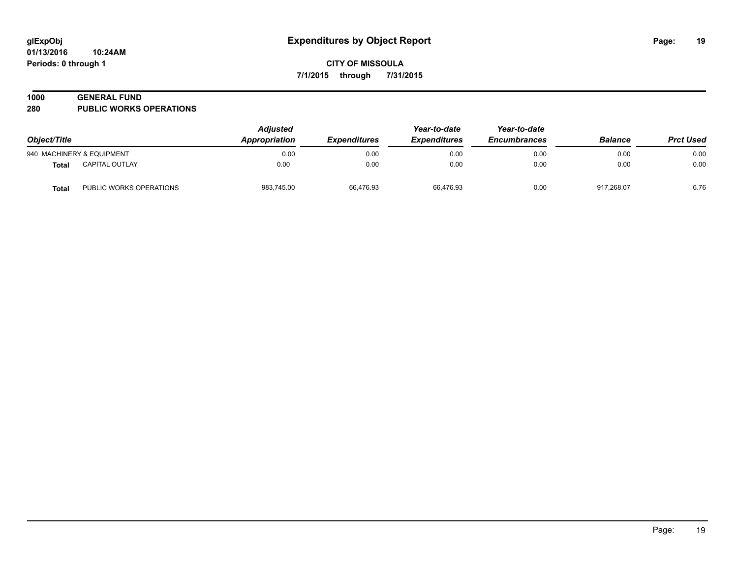**glExpObj**
**01/13/2016 10:24AM**
**Periods: 0 through 1**

# Expenditures by Object Report

**CITY OF MISSOULA**
**7/1/2015 through 7/31/2015**

**1000 GENERAL FUND**
**280 PUBLIC WORKS OPERATIONS**

| Object/Title | | Adjusted Appropriation | Expenditures | Year-to-date Expenditures | Year-to-date Encumbrances | Balance | Prct Used |
|---|---|---|---|---|---|---|---|
| 940 MACHINERY & EQUIPMENT | | 0.00 | 0.00 | 0.00 | 0.00 | 0.00 | 0.00 |
| **Total** | CAPITAL OUTLAY | 0.00 | 0.00 | 0.00 | 0.00 | 0.00 | 0.00 |
| **Total** | PUBLIC WORKS OPERATIONS | 983,745.00 | 66,476.93 | 66,476.93 | 0.00 | 917,268.07 | 6.76 |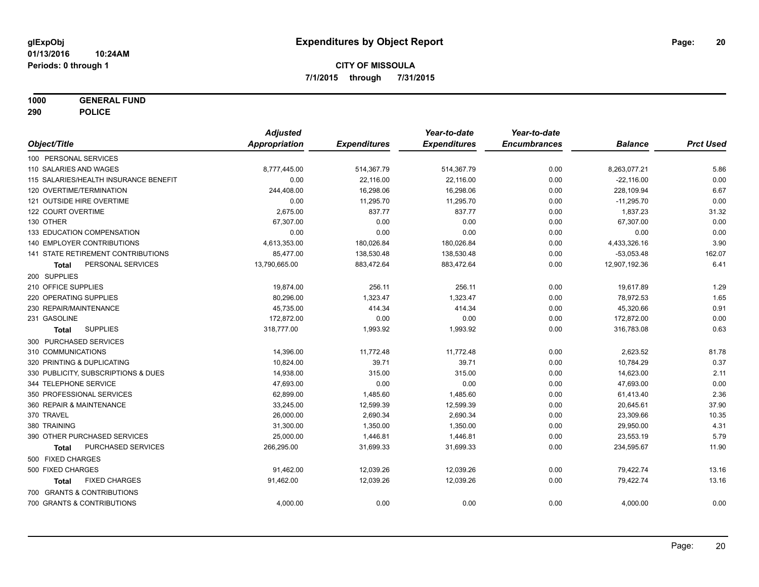# Expenditures by Object Report

glExpObj
01/13/2016 10:24AM
Periods: 0 through 1

**CITY OF MISSOULA**
**7/1/2015 through 7/31/2015**

**1000 GENERAL FUND**
**290 POLICE**

| Object/Title | Adjusted Appropriation | Expenditures | Year-to-date Expenditures | Year-to-date Encumbrances | Balance | Prct Used |
|---|---|---|---|---|---|---|
| 100 PERSONAL SERVICES | | | | | | |
| 110 SALARIES AND WAGES | 8,777,445.00 | 514,367.79 | 514,367.79 | 0.00 | 8,263,077.21 | 5.86 |
| 115 SALARIES/HEALTH INSURANCE BENEFIT | 0.00 | 22,116.00 | 22,116.00 | 0.00 | -22,116.00 | 0.00 |
| 120 OVERTIME/TERMINATION | 244,408.00 | 16,298.06 | 16,298.06 | 0.00 | 228,109.94 | 6.67 |
| 121 OUTSIDE HIRE OVERTIME | 0.00 | 11,295.70 | 11,295.70 | 0.00 | -11,295.70 | 0.00 |
| 122 COURT OVERTIME | 2,675.00 | 837.77 | 837.77 | 0.00 | 1,837.23 | 31.32 |
| 130 OTHER | 67,307.00 | 0.00 | 0.00 | 0.00 | 67,307.00 | 0.00 |
| 133 EDUCATION COMPENSATION | 0.00 | 0.00 | 0.00 | 0.00 | 0.00 | 0.00 |
| 140 EMPLOYER CONTRIBUTIONS | 4,613,353.00 | 180,026.84 | 180,026.84 | 0.00 | 4,433,326.16 | 3.90 |
| 141 STATE RETIREMENT CONTRIBUTIONS | 85,477.00 | 138,530.48 | 138,530.48 | 0.00 | -53,053.48 | 162.07 |
| **Total** PERSONAL SERVICES | 13,790,665.00 | 883,472.64 | 883,472.64 | 0.00 | 12,907,192.36 | 6.41 |
| 200 SUPPLIES | | | | | | |
| 210 OFFICE SUPPLIES | 19,874.00 | 256.11 | 256.11 | 0.00 | 19,617.89 | 1.29 |
| 220 OPERATING SUPPLIES | 80,296.00 | 1,323.47 | 1,323.47 | 0.00 | 78,972.53 | 1.65 |
| 230 REPAIR/MAINTENANCE | 45,735.00 | 414.34 | 414.34 | 0.00 | 45,320.66 | 0.91 |
| 231 GASOLINE | 172,872.00 | 0.00 | 0.00 | 0.00 | 172,872.00 | 0.00 |
| **Total** SUPPLIES | 318,777.00 | 1,993.92 | 1,993.92 | 0.00 | 316,783.08 | 0.63 |
| 300 PURCHASED SERVICES | | | | | | |
| 310 COMMUNICATIONS | 14,396.00 | 11,772.48 | 11,772.48 | 0.00 | 2,623.52 | 81.78 |
| 320 PRINTING & DUPLICATING | 10,824.00 | 39.71 | 39.71 | 0.00 | 10,784.29 | 0.37 |
| 330 PUBLICITY, SUBSCRIPTIONS & DUES | 14,938.00 | 315.00 | 315.00 | 0.00 | 14,623.00 | 2.11 |
| 344 TELEPHONE SERVICE | 47,693.00 | 0.00 | 0.00 | 0.00 | 47,693.00 | 0.00 |
| 350 PROFESSIONAL SERVICES | 62,899.00 | 1,485.60 | 1,485.60 | 0.00 | 61,413.40 | 2.36 |
| 360 REPAIR & MAINTENANCE | 33,245.00 | 12,599.39 | 12,599.39 | 0.00 | 20,645.61 | 37.90 |
| 370 TRAVEL | 26,000.00 | 2,690.34 | 2,690.34 | 0.00 | 23,309.66 | 10.35 |
| 380 TRAINING | 31,300.00 | 1,350.00 | 1,350.00 | 0.00 | 29,950.00 | 4.31 |
| 390 OTHER PURCHASED SERVICES | 25,000.00 | 1,446.81 | 1,446.81 | 0.00 | 23,553.19 | 5.79 |
| **Total** PURCHASED SERVICES | 266,295.00 | 31,699.33 | 31,699.33 | 0.00 | 234,595.67 | 11.90 |
| 500 FIXED CHARGES | | | | | | |
| 500 FIXED CHARGES | 91,462.00 | 12,039.26 | 12,039.26 | 0.00 | 79,422.74 | 13.16 |
| **Total** FIXED CHARGES | 91,462.00 | 12,039.26 | 12,039.26 | 0.00 | 79,422.74 | 13.16 |
| 700 GRANTS & CONTRIBUTIONS | | | | | | |
| 700 GRANTS & CONTRIBUTIONS | 4,000.00 | 0.00 | 0.00 | 0.00 | 4,000.00 | 0.00 |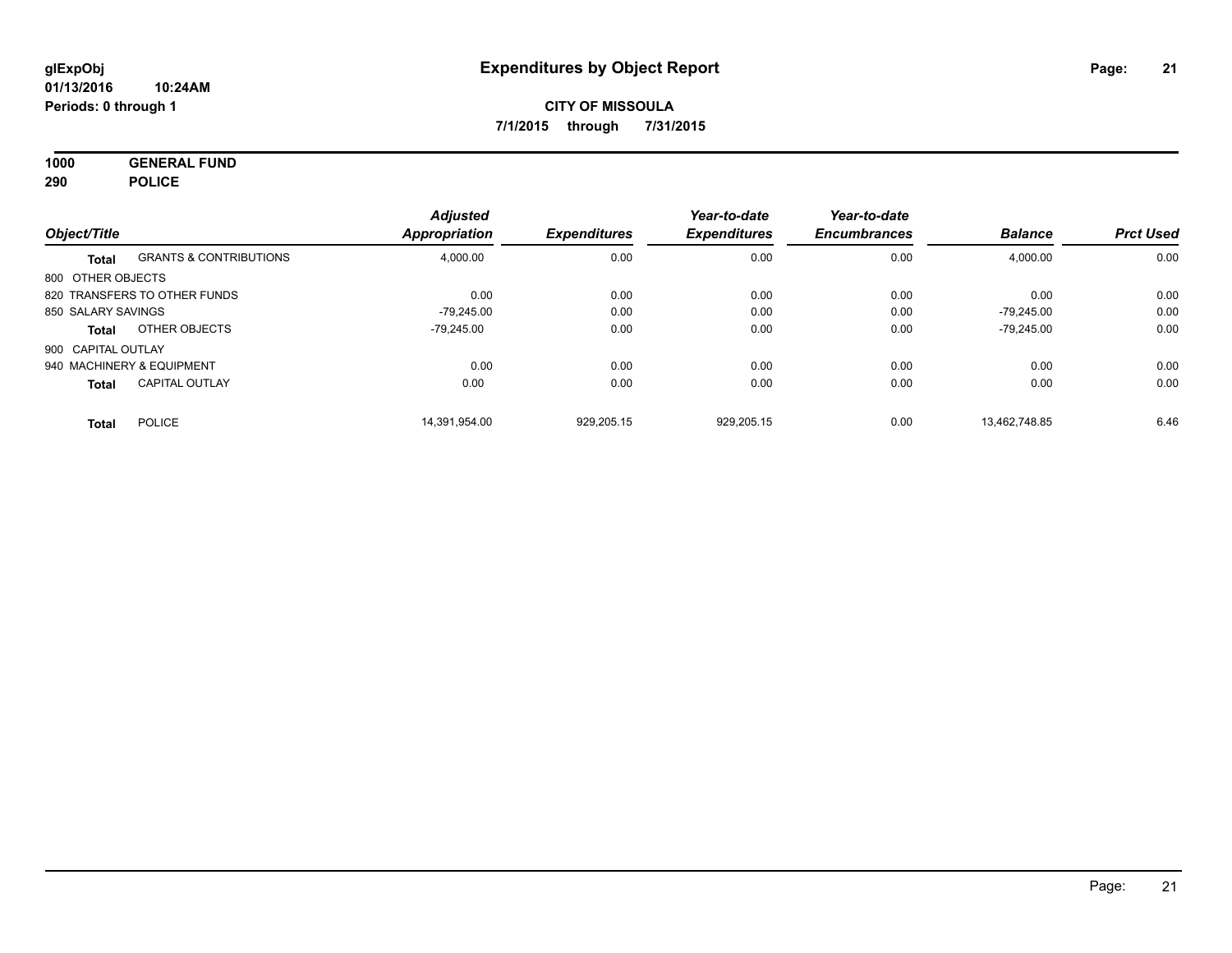# Expenditures by Object Report

glExpObj
01/13/2016 10:24AM
Periods: 0 through 1

**CITY OF MISSOULA**
**7/1/2015 through 7/31/2015**

**1000 GENERAL FUND**
**290 POLICE**

| Object/Title | | Adjusted Appropriation | Expenditures | Year-to-date Expenditures | Year-to-date Encumbrances | Balance | Prct Used |
|---|---|---|---|---|---|---|---|
| **Total** | GRANTS & CONTRIBUTIONS | 4,000.00 | 0.00 | 0.00 | 0.00 | 4,000.00 | 0.00 |
| 800 OTHER OBJECTS | | | | | | | |
| 820 TRANSFERS TO OTHER FUNDS | | 0.00 | 0.00 | 0.00 | 0.00 | 0.00 | 0.00 |
| 850 SALARY SAVINGS | | -79,245.00 | 0.00 | 0.00 | 0.00 | -79,245.00 | 0.00 |
| **Total** | OTHER OBJECTS | -79,245.00 | 0.00 | 0.00 | 0.00 | -79,245.00 | 0.00 |
| 900 CAPITAL OUTLAY | | | | | | | |
| 940 MACHINERY & EQUIPMENT | | 0.00 | 0.00 | 0.00 | 0.00 | 0.00 | 0.00 |
| **Total** | CAPITAL OUTLAY | 0.00 | 0.00 | 0.00 | 0.00 | 0.00 | 0.00 |
| **Total** | POLICE | 14,391,954.00 | 929,205.15 | 929,205.15 | 0.00 | 13,462,748.85 | 6.46 |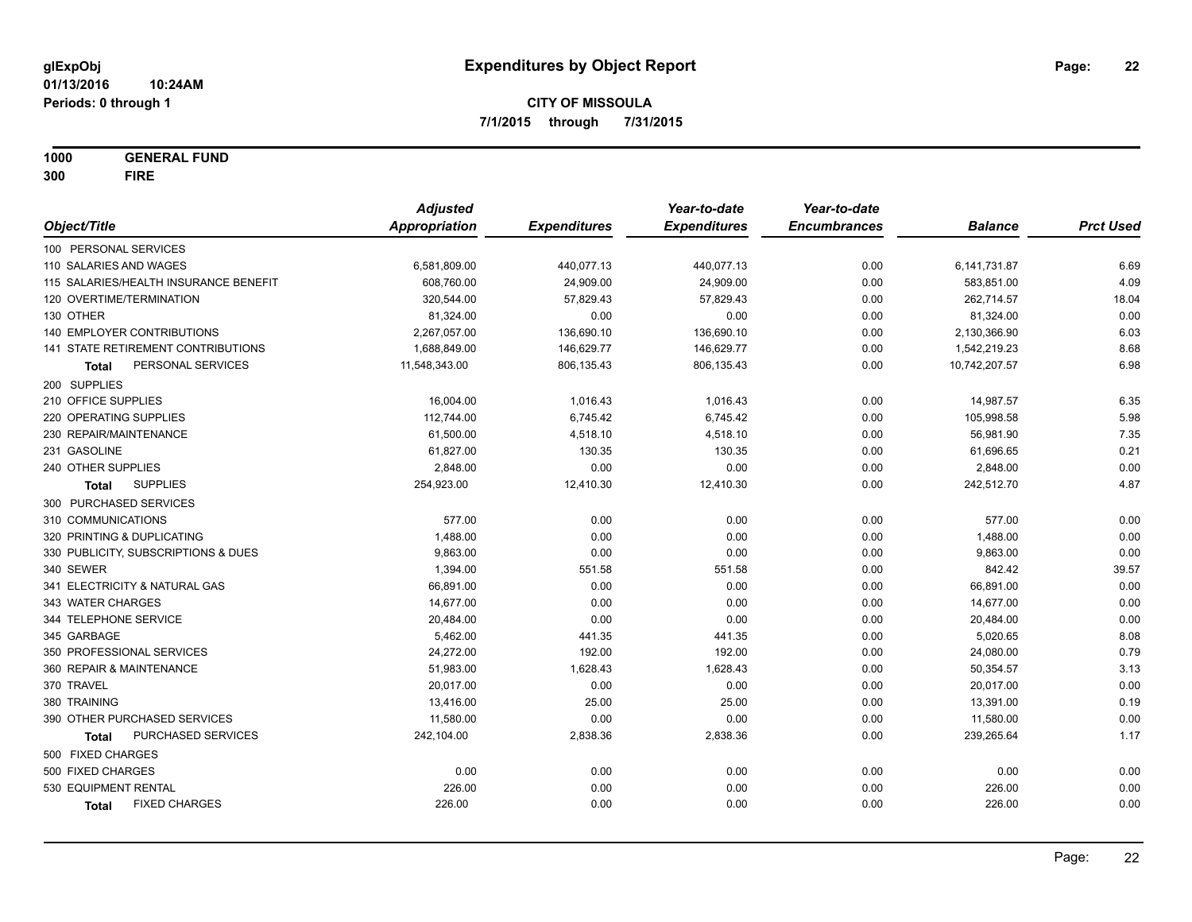**glExpObj**
**01/13/2016 10:24AM**
**Periods: 0 through 1**

# Expenditures by Object Report

**CITY OF MISSOULA**
**7/1/2015 through 7/31/2015**

**1000 GENERAL FUND**
**300 FIRE**

| Object/Title | Adjusted Appropriation | Expenditures | Year-to-date Expenditures | Year-to-date Encumbrances | Balance | Prct Used |
|---|---|---|---|---|---|---|
| 100 PERSONAL SERVICES | | | | | | |
| 110 SALARIES AND WAGES | 6,581,809.00 | 440,077.13 | 440,077.13 | 0.00 | 6,141,731.87 | 6.69 |
| 115 SALARIES/HEALTH INSURANCE BENEFIT | 608,760.00 | 24,909.00 | 24,909.00 | 0.00 | 583,851.00 | 4.09 |
| 120 OVERTIME/TERMINATION | 320,544.00 | 57,829.43 | 57,829.43 | 0.00 | 262,714.57 | 18.04 |
| 130 OTHER | 81,324.00 | 0.00 | 0.00 | 0.00 | 81,324.00 | 0.00 |
| 140 EMPLOYER CONTRIBUTIONS | 2,267,057.00 | 136,690.10 | 136,690.10 | 0.00 | 2,130,366.90 | 6.03 |
| 141 STATE RETIREMENT CONTRIBUTIONS | 1,688,849.00 | 146,629.77 | 146,629.77 | 0.00 | 1,542,219.23 | 8.68 |
| **Total** PERSONAL SERVICES | 11,548,343.00 | 806,135.43 | 806,135.43 | 0.00 | 10,742,207.57 | 6.98 |
| 200 SUPPLIES | | | | | | |
| 210 OFFICE SUPPLIES | 16,004.00 | 1,016.43 | 1,016.43 | 0.00 | 14,987.57 | 6.35 |
| 220 OPERATING SUPPLIES | 112,744.00 | 6,745.42 | 6,745.42 | 0.00 | 105,998.58 | 5.98 |
| 230 REPAIR/MAINTENANCE | 61,500.00 | 4,518.10 | 4,518.10 | 0.00 | 56,981.90 | 7.35 |
| 231 GASOLINE | 61,827.00 | 130.35 | 130.35 | 0.00 | 61,696.65 | 0.21 |
| 240 OTHER SUPPLIES | 2,848.00 | 0.00 | 0.00 | 0.00 | 2,848.00 | 0.00 |
| **Total** SUPPLIES | 254,923.00 | 12,410.30 | 12,410.30 | 0.00 | 242,512.70 | 4.87 |
| 300 PURCHASED SERVICES | | | | | | |
| 310 COMMUNICATIONS | 577.00 | 0.00 | 0.00 | 0.00 | 577.00 | 0.00 |
| 320 PRINTING & DUPLICATING | 1,488.00 | 0.00 | 0.00 | 0.00 | 1,488.00 | 0.00 |
| 330 PUBLICITY, SUBSCRIPTIONS & DUES | 9,863.00 | 0.00 | 0.00 | 0.00 | 9,863.00 | 0.00 |
| 340 SEWER | 1,394.00 | 551.58 | 551.58 | 0.00 | 842.42 | 39.57 |
| 341 ELECTRICITY & NATURAL GAS | 66,891.00 | 0.00 | 0.00 | 0.00 | 66,891.00 | 0.00 |
| 343 WATER CHARGES | 14,677.00 | 0.00 | 0.00 | 0.00 | 14,677.00 | 0.00 |
| 344 TELEPHONE SERVICE | 20,484.00 | 0.00 | 0.00 | 0.00 | 20,484.00 | 0.00 |
| 345 GARBAGE | 5,462.00 | 441.35 | 441.35 | 0.00 | 5,020.65 | 8.08 |
| 350 PROFESSIONAL SERVICES | 24,272.00 | 192.00 | 192.00 | 0.00 | 24,080.00 | 0.79 |
| 360 REPAIR & MAINTENANCE | 51,983.00 | 1,628.43 | 1,628.43 | 0.00 | 50,354.57 | 3.13 |
| 370 TRAVEL | 20,017.00 | 0.00 | 0.00 | 0.00 | 20,017.00 | 0.00 |
| 380 TRAINING | 13,416.00 | 25.00 | 25.00 | 0.00 | 13,391.00 | 0.19 |
| 390 OTHER PURCHASED SERVICES | 11,580.00 | 0.00 | 0.00 | 0.00 | 11,580.00 | 0.00 |
| **Total** PURCHASED SERVICES | 242,104.00 | 2,838.36 | 2,838.36 | 0.00 | 239,265.64 | 1.17 |
| 500 FIXED CHARGES | | | | | | |
| 500 FIXED CHARGES | 0.00 | 0.00 | 0.00 | 0.00 | 0.00 | 0.00 |
| 530 EQUIPMENT RENTAL | 226.00 | 0.00 | 0.00 | 0.00 | 226.00 | 0.00 |
| **Total** FIXED CHARGES | 226.00 | 0.00 | 0.00 | 0.00 | 226.00 | 0.00 |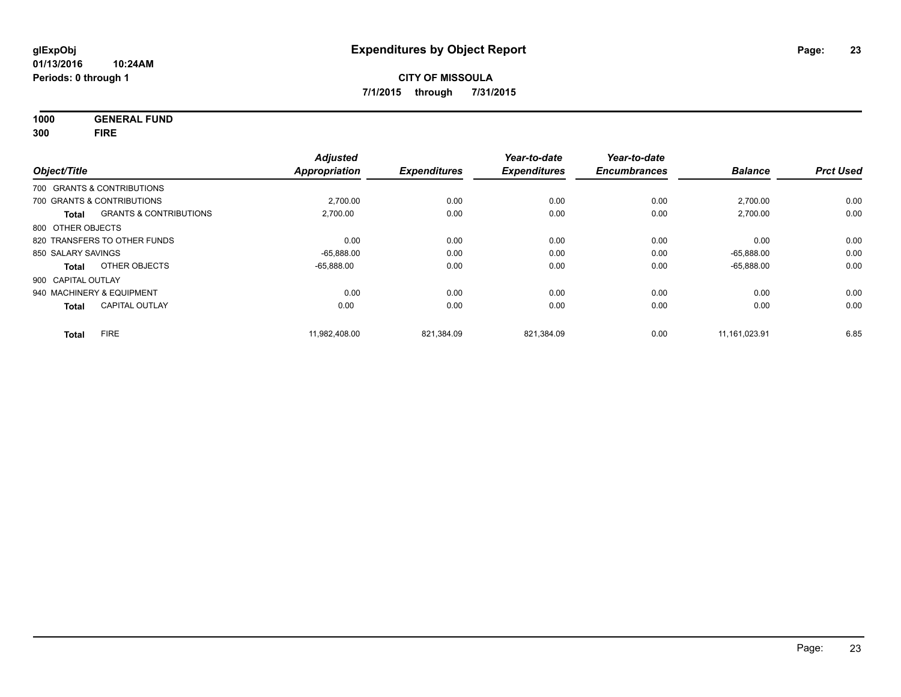# Expenditures by Object Report

glExpObj
01/13/2016 10:24AM
Periods: 0 through 1

**CITY OF MISSOULA**
**7/1/2015 through 7/31/2015**

**1000 GENERAL FUND**
**300 FIRE**

| Object/Title | | Adjusted Appropriation | Expenditures | Year-to-date Expenditures | Year-to-date Encumbrances | Balance | Prct Used |
|---|---|---|---|---|---|---|---|
| 700 GRANTS & CONTRIBUTIONS | | | | | | | |
| 700 GRANTS & CONTRIBUTIONS | | 2,700.00 | 0.00 | 0.00 | 0.00 | 2,700.00 | 0.00 |
| **Total** | GRANTS & CONTRIBUTIONS | 2,700.00 | 0.00 | 0.00 | 0.00 | 2,700.00 | 0.00 |
| 800 OTHER OBJECTS | | | | | | | |
| 820 TRANSFERS TO OTHER FUNDS | | 0.00 | 0.00 | 0.00 | 0.00 | 0.00 | 0.00 |
| 850 SALARY SAVINGS | | -65,888.00 | 0.00 | 0.00 | 0.00 | -65,888.00 | 0.00 |
| **Total** | OTHER OBJECTS | -65,888.00 | 0.00 | 0.00 | 0.00 | -65,888.00 | 0.00 |
| 900 CAPITAL OUTLAY | | | | | | | |
| 940 MACHINERY & EQUIPMENT | | 0.00 | 0.00 | 0.00 | 0.00 | 0.00 | 0.00 |
| **Total** | CAPITAL OUTLAY | 0.00 | 0.00 | 0.00 | 0.00 | 0.00 | 0.00 |
| **Total** | FIRE | 11,982,408.00 | 821,384.09 | 821,384.09 | 0.00 | 11,161,023.91 | 6.85 |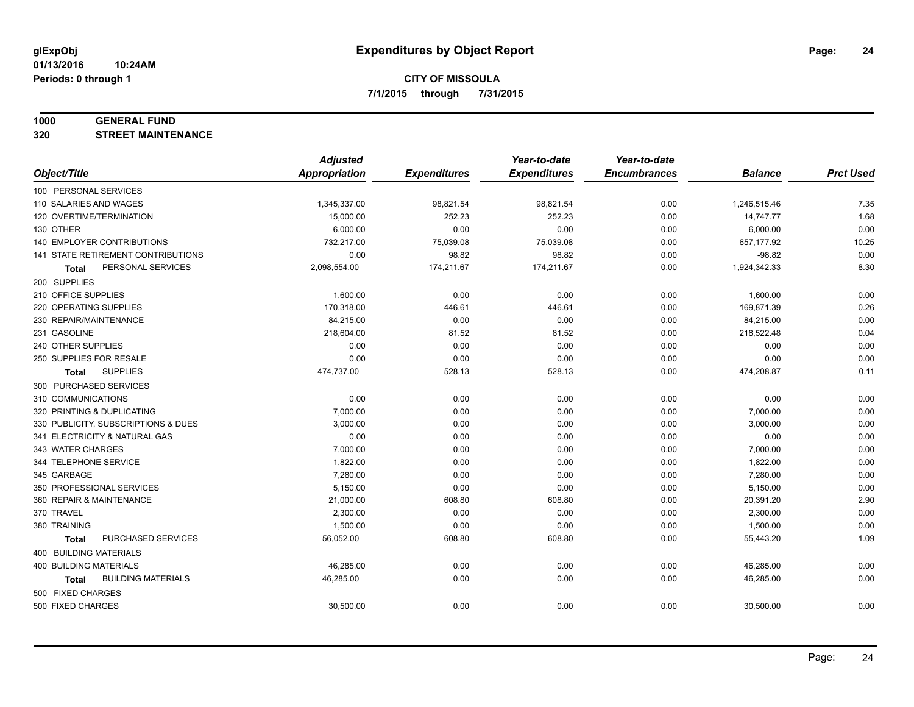**glExpObj** **Expenditures by Object Report**

**01/13/2016 10:24AM**

**Periods: 0 through 1**

**CITY OF MISSOULA**

**7/1/2015 through 7/31/2015**

**1000 GENERAL FUND**

**320 STREET MAINTENANCE**

| Object/Title | Adjusted Appropriation | Expenditures | Year-to-date Expenditures | Year-to-date Encumbrances | Balance | Prct Used |
|---|---|---|---|---|---|---|
| 100 PERSONAL SERVICES | | | | | | |
| 110 SALARIES AND WAGES | 1,345,337.00 | 98,821.54 | 98,821.54 | 0.00 | 1,246,515.46 | 7.35 |
| 120 OVERTIME/TERMINATION | 15,000.00 | 252.23 | 252.23 | 0.00 | 14,747.77 | 1.68 |
| 130 OTHER | 6,000.00 | 0.00 | 0.00 | 0.00 | 6,000.00 | 0.00 |
| 140 EMPLOYER CONTRIBUTIONS | 732,217.00 | 75,039.08 | 75,039.08 | 0.00 | 657,177.92 | 10.25 |
| 141 STATE RETIREMENT CONTRIBUTIONS | 0.00 | 98.82 | 98.82 | 0.00 | -98.82 | 0.00 |
| **Total** PERSONAL SERVICES | 2,098,554.00 | 174,211.67 | 174,211.67 | 0.00 | 1,924,342.33 | 8.30 |
| 200 SUPPLIES | | | | | | |
| 210 OFFICE SUPPLIES | 1,600.00 | 0.00 | 0.00 | 0.00 | 1,600.00 | 0.00 |
| 220 OPERATING SUPPLIES | 170,318.00 | 446.61 | 446.61 | 0.00 | 169,871.39 | 0.26 |
| 230 REPAIR/MAINTENANCE | 84,215.00 | 0.00 | 0.00 | 0.00 | 84,215.00 | 0.00 |
| 231 GASOLINE | 218,604.00 | 81.52 | 81.52 | 0.00 | 218,522.48 | 0.04 |
| 240 OTHER SUPPLIES | 0.00 | 0.00 | 0.00 | 0.00 | 0.00 | 0.00 |
| 250 SUPPLIES FOR RESALE | 0.00 | 0.00 | 0.00 | 0.00 | 0.00 | 0.00 |
| **Total** SUPPLIES | 474,737.00 | 528.13 | 528.13 | 0.00 | 474,208.87 | 0.11 |
| 300 PURCHASED SERVICES | | | | | | |
| 310 COMMUNICATIONS | 0.00 | 0.00 | 0.00 | 0.00 | 0.00 | 0.00 |
| 320 PRINTING & DUPLICATING | 7,000.00 | 0.00 | 0.00 | 0.00 | 7,000.00 | 0.00 |
| 330 PUBLICITY, SUBSCRIPTIONS & DUES | 3,000.00 | 0.00 | 0.00 | 0.00 | 3,000.00 | 0.00 |
| 341 ELECTRICITY & NATURAL GAS | 0.00 | 0.00 | 0.00 | 0.00 | 0.00 | 0.00 |
| 343 WATER CHARGES | 7,000.00 | 0.00 | 0.00 | 0.00 | 7,000.00 | 0.00 |
| 344 TELEPHONE SERVICE | 1,822.00 | 0.00 | 0.00 | 0.00 | 1,822.00 | 0.00 |
| 345 GARBAGE | 7,280.00 | 0.00 | 0.00 | 0.00 | 7,280.00 | 0.00 |
| 350 PROFESSIONAL SERVICES | 5,150.00 | 0.00 | 0.00 | 0.00 | 5,150.00 | 0.00 |
| 360 REPAIR & MAINTENANCE | 21,000.00 | 608.80 | 608.80 | 0.00 | 20,391.20 | 2.90 |
| 370 TRAVEL | 2,300.00 | 0.00 | 0.00 | 0.00 | 2,300.00 | 0.00 |
| 380 TRAINING | 1,500.00 | 0.00 | 0.00 | 0.00 | 1,500.00 | 0.00 |
| **Total** PURCHASED SERVICES | 56,052.00 | 608.80 | 608.80 | 0.00 | 55,443.20 | 1.09 |
| 400 BUILDING MATERIALS | | | | | | |
| 400 BUILDING MATERIALS | 46,285.00 | 0.00 | 0.00 | 0.00 | 46,285.00 | 0.00 |
| **Total** BUILDING MATERIALS | 46,285.00 | 0.00 | 0.00 | 0.00 | 46,285.00 | 0.00 |
| 500 FIXED CHARGES | | | | | | |
| 500 FIXED CHARGES | 30,500.00 | 0.00 | 0.00 | 0.00 | 30,500.00 | 0.00 |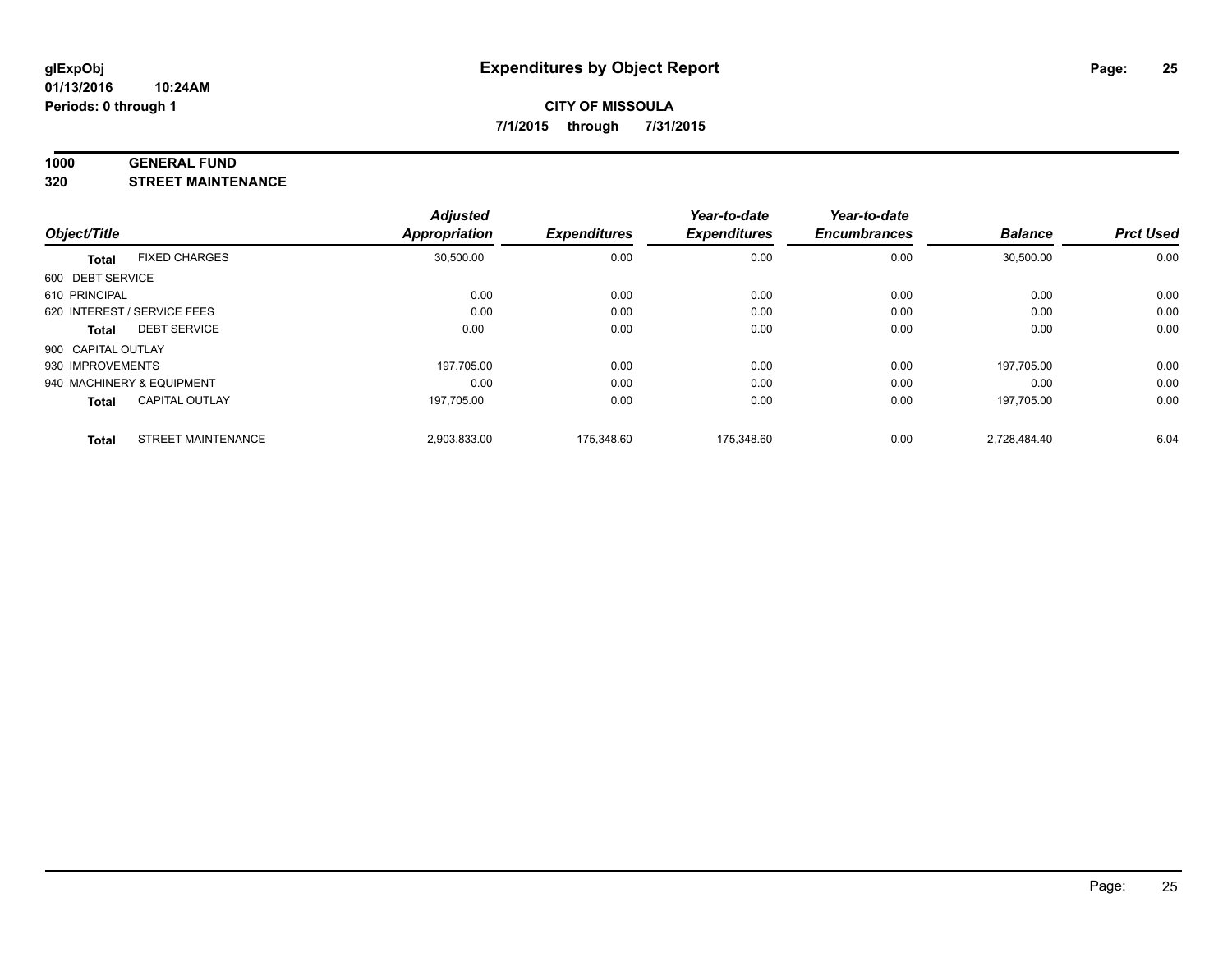**glExpObj**
**01/13/2016 10:24AM**
**Periods: 0 through 1**

# Expenditures by Object Report

**CITY OF MISSOULA**
**7/1/2015 through 7/31/2015**

**1000 GENERAL FUND**
**320 STREET MAINTENANCE**

| Object/Title | | Adjusted Appropriation | Expenditures | Year-to-date Expenditures | Year-to-date Encumbrances | Balance | Prct Used |
|---|---|---|---|---|---|---|---|
| **Total** | FIXED CHARGES | 30,500.00 | 0.00 | 0.00 | 0.00 | 30,500.00 | 0.00 |
| 600 DEBT SERVICE | | | | | | | |
| 610 PRINCIPAL | | 0.00 | 0.00 | 0.00 | 0.00 | 0.00 | 0.00 |
| 620 INTEREST / SERVICE FEES | | 0.00 | 0.00 | 0.00 | 0.00 | 0.00 | 0.00 |
| **Total** | DEBT SERVICE | 0.00 | 0.00 | 0.00 | 0.00 | 0.00 | 0.00 |
| 900 CAPITAL OUTLAY | | | | | | | |
| 930 IMPROVEMENTS | | 197,705.00 | 0.00 | 0.00 | 0.00 | 197,705.00 | 0.00 |
| 940 MACHINERY & EQUIPMENT | | 0.00 | 0.00 | 0.00 | 0.00 | 0.00 | 0.00 |
| **Total** | CAPITAL OUTLAY | 197,705.00 | 0.00 | 0.00 | 0.00 | 197,705.00 | 0.00 |
| **Total** | STREET MAINTENANCE | 2,903,833.00 | 175,348.60 | 175,348.60 | 0.00 | 2,728,484.40 | 6.04 |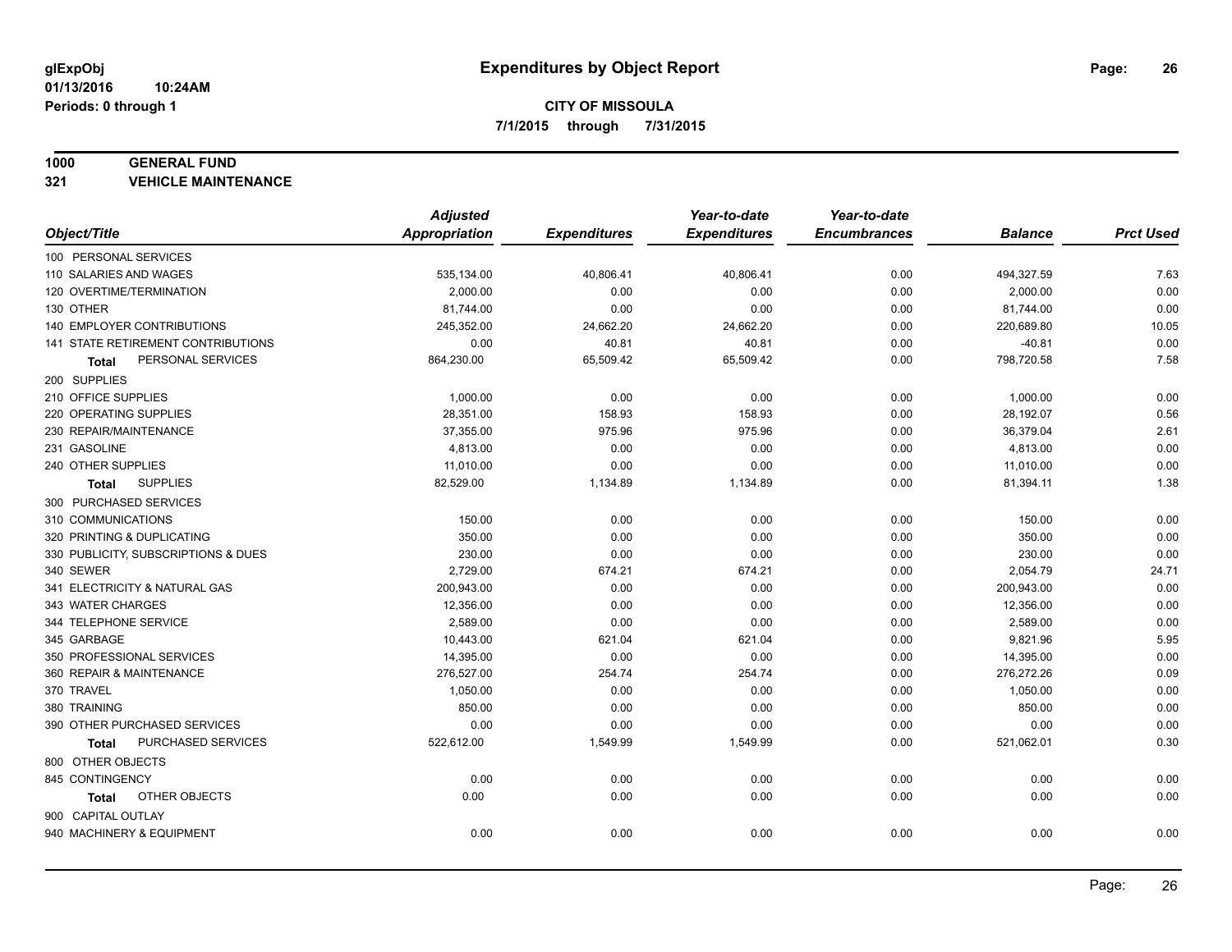**glExpObj**
**01/13/2016 10:24AM**
**Periods: 0 through 1**

# Expenditures by Object Report

## CITY OF MISSOULA

**7/1/2015 through 7/31/2015**

**1000 GENERAL FUND**
**321 VEHICLE MAINTENANCE**

| Object/Title | Adjusted Appropriation | Expenditures | Year-to-date Expenditures | Year-to-date Encumbrances | Balance | Prct Used |
|---|---|---|---|---|---|---|
| 100 PERSONAL SERVICES | | | | | | |
| 110 SALARIES AND WAGES | 535,134.00 | 40,806.41 | 40,806.41 | 0.00 | 494,327.59 | 7.63 |
| 120 OVERTIME/TERMINATION | 2,000.00 | 0.00 | 0.00 | 0.00 | 2,000.00 | 0.00 |
| 130 OTHER | 81,744.00 | 0.00 | 0.00 | 0.00 | 81,744.00 | 0.00 |
| 140 EMPLOYER CONTRIBUTIONS | 245,352.00 | 24,662.20 | 24,662.20 | 0.00 | 220,689.80 | 10.05 |
| 141 STATE RETIREMENT CONTRIBUTIONS | 0.00 | 40.81 | 40.81 | 0.00 | -40.81 | 0.00 |
| **Total** PERSONAL SERVICES | 864,230.00 | 65,509.42 | 65,509.42 | 0.00 | 798,720.58 | 7.58 |
| 200 SUPPLIES | | | | | | |
| 210 OFFICE SUPPLIES | 1,000.00 | 0.00 | 0.00 | 0.00 | 1,000.00 | 0.00 |
| 220 OPERATING SUPPLIES | 28,351.00 | 158.93 | 158.93 | 0.00 | 28,192.07 | 0.56 |
| 230 REPAIR/MAINTENANCE | 37,355.00 | 975.96 | 975.96 | 0.00 | 36,379.04 | 2.61 |
| 231 GASOLINE | 4,813.00 | 0.00 | 0.00 | 0.00 | 4,813.00 | 0.00 |
| 240 OTHER SUPPLIES | 11,010.00 | 0.00 | 0.00 | 0.00 | 11,010.00 | 0.00 |
| **Total** SUPPLIES | 82,529.00 | 1,134.89 | 1,134.89 | 0.00 | 81,394.11 | 1.38 |
| 300 PURCHASED SERVICES | | | | | | |
| 310 COMMUNICATIONS | 150.00 | 0.00 | 0.00 | 0.00 | 150.00 | 0.00 |
| 320 PRINTING & DUPLICATING | 350.00 | 0.00 | 0.00 | 0.00 | 350.00 | 0.00 |
| 330 PUBLICITY, SUBSCRIPTIONS & DUES | 230.00 | 0.00 | 0.00 | 0.00 | 230.00 | 0.00 |
| 340 SEWER | 2,729.00 | 674.21 | 674.21 | 0.00 | 2,054.79 | 24.71 |
| 341 ELECTRICITY & NATURAL GAS | 200,943.00 | 0.00 | 0.00 | 0.00 | 200,943.00 | 0.00 |
| 343 WATER CHARGES | 12,356.00 | 0.00 | 0.00 | 0.00 | 12,356.00 | 0.00 |
| 344 TELEPHONE SERVICE | 2,589.00 | 0.00 | 0.00 | 0.00 | 2,589.00 | 0.00 |
| 345 GARBAGE | 10,443.00 | 621.04 | 621.04 | 0.00 | 9,821.96 | 5.95 |
| 350 PROFESSIONAL SERVICES | 14,395.00 | 0.00 | 0.00 | 0.00 | 14,395.00 | 0.00 |
| 360 REPAIR & MAINTENANCE | 276,527.00 | 254.74 | 254.74 | 0.00 | 276,272.26 | 0.09 |
| 370 TRAVEL | 1,050.00 | 0.00 | 0.00 | 0.00 | 1,050.00 | 0.00 |
| 380 TRAINING | 850.00 | 0.00 | 0.00 | 0.00 | 850.00 | 0.00 |
| 390 OTHER PURCHASED SERVICES | 0.00 | 0.00 | 0.00 | 0.00 | 0.00 | 0.00 |
| **Total** PURCHASED SERVICES | 522,612.00 | 1,549.99 | 1,549.99 | 0.00 | 521,062.01 | 0.30 |
| 800 OTHER OBJECTS | | | | | | |
| 845 CONTINGENCY | 0.00 | 0.00 | 0.00 | 0.00 | 0.00 | 0.00 |
| **Total** OTHER OBJECTS | 0.00 | 0.00 | 0.00 | 0.00 | 0.00 | 0.00 |
| 900 CAPITAL OUTLAY | | | | | | |
| 940 MACHINERY & EQUIPMENT | 0.00 | 0.00 | 0.00 | 0.00 | 0.00 | 0.00 |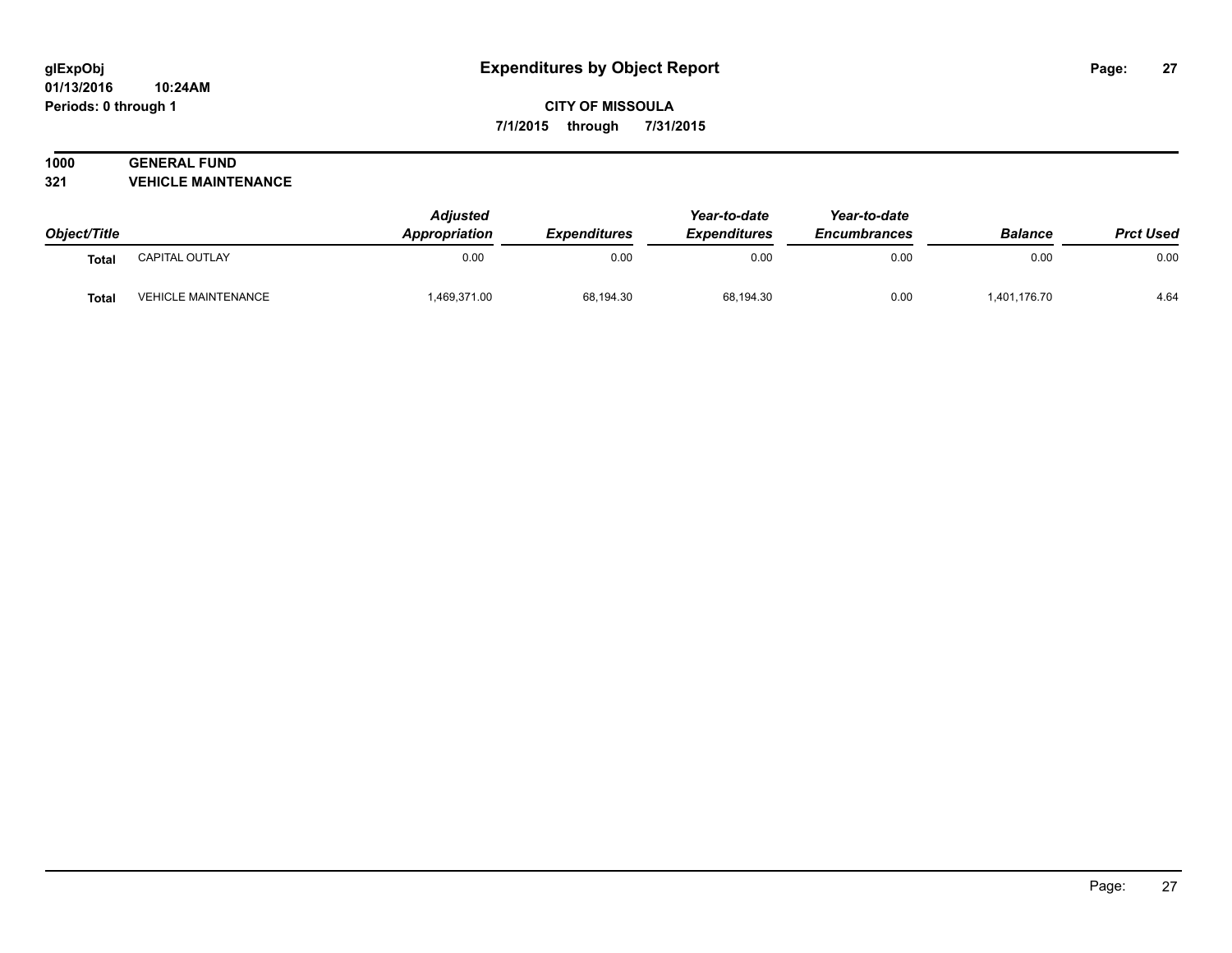# Expenditures by Object Report

glExpObj
01/13/2016 10:24AM
Periods: 0 through 1

**CITY OF MISSOULA**
**7/1/2015 through 7/31/2015**

## 1000 GENERAL FUND
## 321 VEHICLE MAINTENANCE

| Object/Title | | Adjusted Appropriation | Expenditures | Year-to-date Expenditures | Year-to-date Encumbrances | Balance | Prct Used |
|---|---|---|---|---|---|---|---|
| **Total** | CAPITAL OUTLAY | 0.00 | 0.00 | 0.00 | 0.00 | 0.00 | 0.00 |
| **Total** | VEHICLE MAINTENANCE | 1,469,371.00 | 68,194.30 | 68,194.30 | 0.00 | 1,401,176.70 | 4.64 |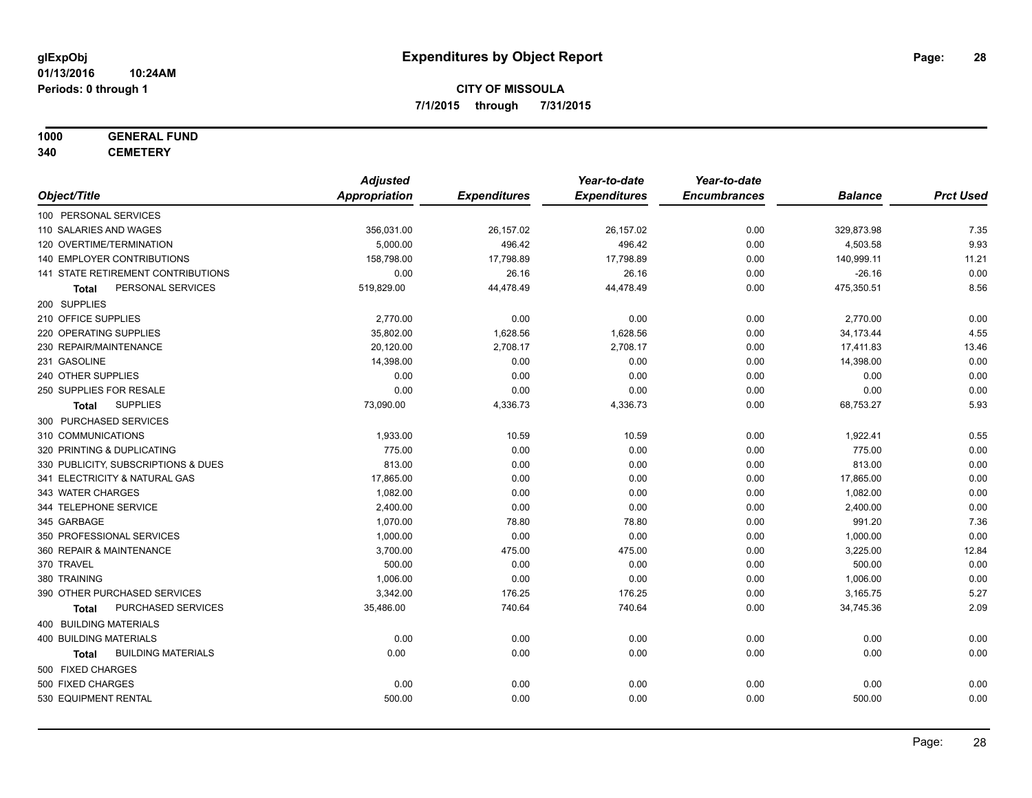**glExpObj**
**01/13/2016 10:24AM**
**Periods: 0 through 1**

# Expenditures by Object Report

**CITY OF MISSOULA**
**7/1/2015 through 7/31/2015**

**1000 GENERAL FUND**
**340 CEMETERY**

| Object/Title | Adjusted Appropriation | Expenditures | Year-to-date Expenditures | Year-to-date Encumbrances | Balance | Prct Used |
|---|---|---|---|---|---|---|
| 100 PERSONAL SERVICES | | | | | | |
| 110 SALARIES AND WAGES | 356,031.00 | 26,157.02 | 26,157.02 | 0.00 | 329,873.98 | 7.35 |
| 120 OVERTIME/TERMINATION | 5,000.00 | 496.42 | 496.42 | 0.00 | 4,503.58 | 9.93 |
| 140 EMPLOYER CONTRIBUTIONS | 158,798.00 | 17,798.89 | 17,798.89 | 0.00 | 140,999.11 | 11.21 |
| 141 STATE RETIREMENT CONTRIBUTIONS | 0.00 | 26.16 | 26.16 | 0.00 | -26.16 | 0.00 |
| **Total** PERSONAL SERVICES | 519,829.00 | 44,478.49 | 44,478.49 | 0.00 | 475,350.51 | 8.56 |
| 200 SUPPLIES | | | | | | |
| 210 OFFICE SUPPLIES | 2,770.00 | 0.00 | 0.00 | 0.00 | 2,770.00 | 0.00 |
| 220 OPERATING SUPPLIES | 35,802.00 | 1,628.56 | 1,628.56 | 0.00 | 34,173.44 | 4.55 |
| 230 REPAIR/MAINTENANCE | 20,120.00 | 2,708.17 | 2,708.17 | 0.00 | 17,411.83 | 13.46 |
| 231 GASOLINE | 14,398.00 | 0.00 | 0.00 | 0.00 | 14,398.00 | 0.00 |
| 240 OTHER SUPPLIES | 0.00 | 0.00 | 0.00 | 0.00 | 0.00 | 0.00 |
| 250 SUPPLIES FOR RESALE | 0.00 | 0.00 | 0.00 | 0.00 | 0.00 | 0.00 |
| **Total** SUPPLIES | 73,090.00 | 4,336.73 | 4,336.73 | 0.00 | 68,753.27 | 5.93 |
| 300 PURCHASED SERVICES | | | | | | |
| 310 COMMUNICATIONS | 1,933.00 | 10.59 | 10.59 | 0.00 | 1,922.41 | 0.55 |
| 320 PRINTING & DUPLICATING | 775.00 | 0.00 | 0.00 | 0.00 | 775.00 | 0.00 |
| 330 PUBLICITY, SUBSCRIPTIONS & DUES | 813.00 | 0.00 | 0.00 | 0.00 | 813.00 | 0.00 |
| 341 ELECTRICITY & NATURAL GAS | 17,865.00 | 0.00 | 0.00 | 0.00 | 17,865.00 | 0.00 |
| 343 WATER CHARGES | 1,082.00 | 0.00 | 0.00 | 0.00 | 1,082.00 | 0.00 |
| 344 TELEPHONE SERVICE | 2,400.00 | 0.00 | 0.00 | 0.00 | 2,400.00 | 0.00 |
| 345 GARBAGE | 1,070.00 | 78.80 | 78.80 | 0.00 | 991.20 | 7.36 |
| 350 PROFESSIONAL SERVICES | 1,000.00 | 0.00 | 0.00 | 0.00 | 1,000.00 | 0.00 |
| 360 REPAIR & MAINTENANCE | 3,700.00 | 475.00 | 475.00 | 0.00 | 3,225.00 | 12.84 |
| 370 TRAVEL | 500.00 | 0.00 | 0.00 | 0.00 | 500.00 | 0.00 |
| 380 TRAINING | 1,006.00 | 0.00 | 0.00 | 0.00 | 1,006.00 | 0.00 |
| 390 OTHER PURCHASED SERVICES | 3,342.00 | 176.25 | 176.25 | 0.00 | 3,165.75 | 5.27 |
| **Total** PURCHASED SERVICES | 35,486.00 | 740.64 | 740.64 | 0.00 | 34,745.36 | 2.09 |
| 400 BUILDING MATERIALS | | | | | | |
| 400 BUILDING MATERIALS | 0.00 | 0.00 | 0.00 | 0.00 | 0.00 | 0.00 |
| **Total** BUILDING MATERIALS | 0.00 | 0.00 | 0.00 | 0.00 | 0.00 | 0.00 |
| 500 FIXED CHARGES | | | | | | |
| 500 FIXED CHARGES | 0.00 | 0.00 | 0.00 | 0.00 | 0.00 | 0.00 |
| 530 EQUIPMENT RENTAL | 500.00 | 0.00 | 0.00 | 0.00 | 500.00 | 0.00 |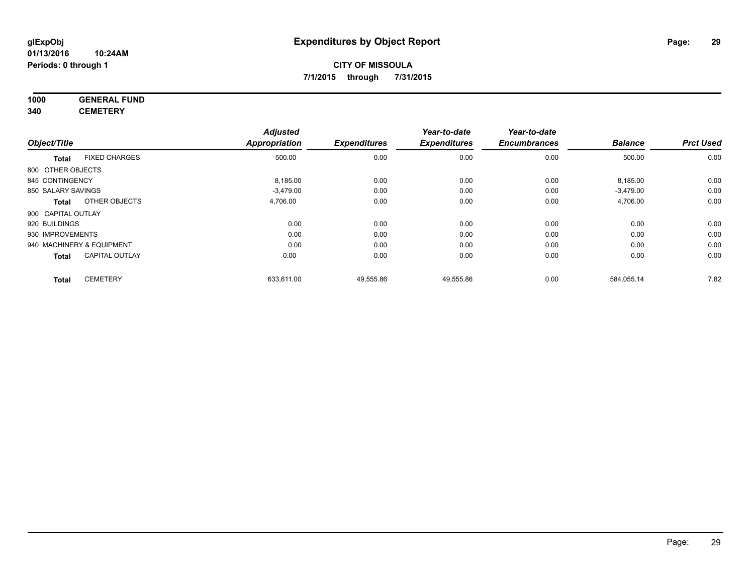# Expenditures by Object Report

glExpObj
01/13/2016 10:24AM
Periods: 0 through 1

**CITY OF MISSOULA**
**7/1/2015 through 7/31/2015**

**1000 GENERAL FUND**
**340 CEMETERY**

| Object/Title | | Adjusted Appropriation | Expenditures | Year-to-date Expenditures | Year-to-date Encumbrances | Balance | Prct Used |
|---|---|---|---|---|---|---|---|
| **Total** | FIXED CHARGES | 500.00 | 0.00 | 0.00 | 0.00 | 500.00 | 0.00 |
| 800 OTHER OBJECTS | | | | | | | |
| 845 CONTINGENCY | | 8,185.00 | 0.00 | 0.00 | 0.00 | 8,185.00 | 0.00 |
| 850 SALARY SAVINGS | | -3,479.00 | 0.00 | 0.00 | 0.00 | -3,479.00 | 0.00 |
| **Total** | OTHER OBJECTS | 4,706.00 | 0.00 | 0.00 | 0.00 | 4,706.00 | 0.00 |
| 900 CAPITAL OUTLAY | | | | | | | |
| 920 BUILDINGS | | 0.00 | 0.00 | 0.00 | 0.00 | 0.00 | 0.00 |
| 930 IMPROVEMENTS | | 0.00 | 0.00 | 0.00 | 0.00 | 0.00 | 0.00 |
| 940 MACHINERY & EQUIPMENT | | 0.00 | 0.00 | 0.00 | 0.00 | 0.00 | 0.00 |
| **Total** | CAPITAL OUTLAY | 0.00 | 0.00 | 0.00 | 0.00 | 0.00 | 0.00 |
| **Total** | CEMETERY | 633,611.00 | 49,555.86 | 49,555.86 | 0.00 | 584,055.14 | 7.82 |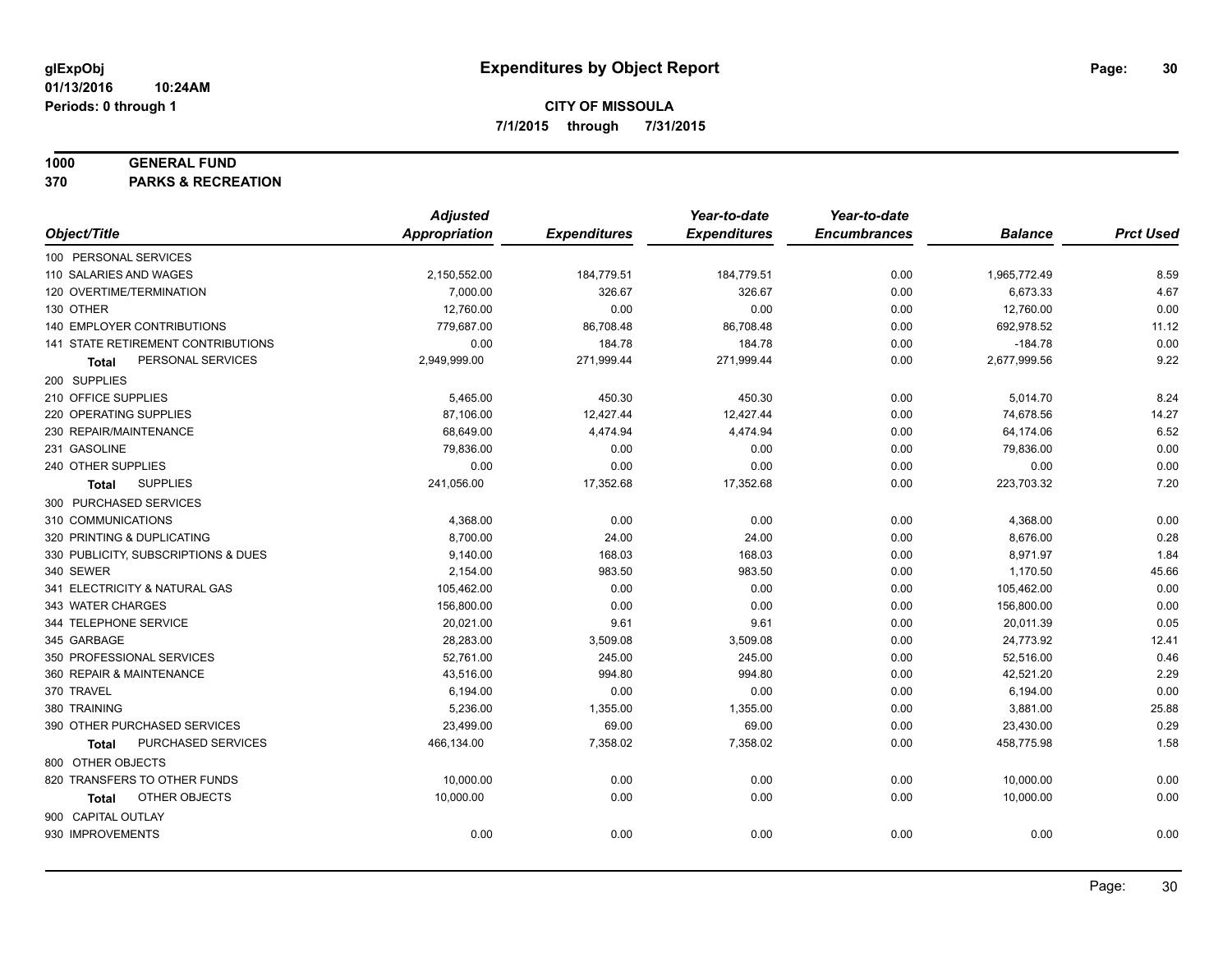# Expenditures by Object Report

glExpObj
01/13/2016 10:24AM
Periods: 0 through 1

**CITY OF MISSOULA**
**7/1/2015 through 7/31/2015**

**1000 GENERAL FUND**
**370 PARKS & RECREATION**

| Object/Title | Adjusted Appropriation | Expenditures | Year-to-date Expenditures | Year-to-date Encumbrances | Balance | Prct Used |
|---|---|---|---|---|---|---|
| 100 PERSONAL SERVICES | | | | | | |
| 110 SALARIES AND WAGES | 2,150,552.00 | 184,779.51 | 184,779.51 | 0.00 | 1,965,772.49 | 8.59 |
| 120 OVERTIME/TERMINATION | 7,000.00 | 326.67 | 326.67 | 0.00 | 6,673.33 | 4.67 |
| 130 OTHER | 12,760.00 | 0.00 | 0.00 | 0.00 | 12,760.00 | 0.00 |
| 140 EMPLOYER CONTRIBUTIONS | 779,687.00 | 86,708.48 | 86,708.48 | 0.00 | 692,978.52 | 11.12 |
| 141 STATE RETIREMENT CONTRIBUTIONS | 0.00 | 184.78 | 184.78 | 0.00 | -184.78 | 0.00 |
| **Total** PERSONAL SERVICES | 2,949,999.00 | 271,999.44 | 271,999.44 | 0.00 | 2,677,999.56 | 9.22 |
| 200 SUPPLIES | | | | | | |
| 210 OFFICE SUPPLIES | 5,465.00 | 450.30 | 450.30 | 0.00 | 5,014.70 | 8.24 |
| 220 OPERATING SUPPLIES | 87,106.00 | 12,427.44 | 12,427.44 | 0.00 | 74,678.56 | 14.27 |
| 230 REPAIR/MAINTENANCE | 68,649.00 | 4,474.94 | 4,474.94 | 0.00 | 64,174.06 | 6.52 |
| 231 GASOLINE | 79,836.00 | 0.00 | 0.00 | 0.00 | 79,836.00 | 0.00 |
| 240 OTHER SUPPLIES | 0.00 | 0.00 | 0.00 | 0.00 | 0.00 | 0.00 |
| **Total** SUPPLIES | 241,056.00 | 17,352.68 | 17,352.68 | 0.00 | 223,703.32 | 7.20 |
| 300 PURCHASED SERVICES | | | | | | |
| 310 COMMUNICATIONS | 4,368.00 | 0.00 | 0.00 | 0.00 | 4,368.00 | 0.00 |
| 320 PRINTING & DUPLICATING | 8,700.00 | 24.00 | 24.00 | 0.00 | 8,676.00 | 0.28 |
| 330 PUBLICITY, SUBSCRIPTIONS & DUES | 9,140.00 | 168.03 | 168.03 | 0.00 | 8,971.97 | 1.84 |
| 340 SEWER | 2,154.00 | 983.50 | 983.50 | 0.00 | 1,170.50 | 45.66 |
| 341 ELECTRICITY & NATURAL GAS | 105,462.00 | 0.00 | 0.00 | 0.00 | 105,462.00 | 0.00 |
| 343 WATER CHARGES | 156,800.00 | 0.00 | 0.00 | 0.00 | 156,800.00 | 0.00 |
| 344 TELEPHONE SERVICE | 20,021.00 | 9.61 | 9.61 | 0.00 | 20,011.39 | 0.05 |
| 345 GARBAGE | 28,283.00 | 3,509.08 | 3,509.08 | 0.00 | 24,773.92 | 12.41 |
| 350 PROFESSIONAL SERVICES | 52,761.00 | 245.00 | 245.00 | 0.00 | 52,516.00 | 0.46 |
| 360 REPAIR & MAINTENANCE | 43,516.00 | 994.80 | 994.80 | 0.00 | 42,521.20 | 2.29 |
| 370 TRAVEL | 6,194.00 | 0.00 | 0.00 | 0.00 | 6,194.00 | 0.00 |
| 380 TRAINING | 5,236.00 | 1,355.00 | 1,355.00 | 0.00 | 3,881.00 | 25.88 |
| 390 OTHER PURCHASED SERVICES | 23,499.00 | 69.00 | 69.00 | 0.00 | 23,430.00 | 0.29 |
| **Total** PURCHASED SERVICES | 466,134.00 | 7,358.02 | 7,358.02 | 0.00 | 458,775.98 | 1.58 |
| 800 OTHER OBJECTS | | | | | | |
| 820 TRANSFERS TO OTHER FUNDS | 10,000.00 | 0.00 | 0.00 | 0.00 | 10,000.00 | 0.00 |
| **Total** OTHER OBJECTS | 10,000.00 | 0.00 | 0.00 | 0.00 | 10,000.00 | 0.00 |
| 900 CAPITAL OUTLAY | | | | | | |
| 930 IMPROVEMENTS | 0.00 | 0.00 | 0.00 | 0.00 | 0.00 | 0.00 |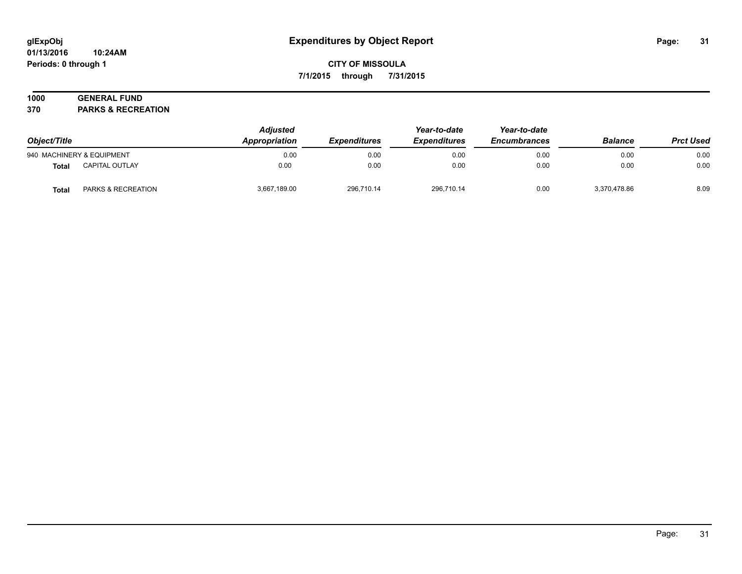**glExpObj** **Expenditures by Object Report**
**01/13/2016 10:24AM**
**Periods: 0 through 1**

**CITY OF MISSOULA**
**7/1/2015 through 7/31/2015**

**1000 GENERAL FUND**
**370 PARKS & RECREATION**

| Object/Title | | Adjusted Appropriation | Expenditures | Year-to-date Expenditures | Year-to-date Encumbrances | Balance | Prct Used |
|---|---|---|---|---|---|---|---|
| 940 MACHINERY & EQUIPMENT | | 0.00 | 0.00 | 0.00 | 0.00 | 0.00 | 0.00 |
| **Total** | CAPITAL OUTLAY | 0.00 | 0.00 | 0.00 | 0.00 | 0.00 | 0.00 |
| **Total** | PARKS & RECREATION | 3,667,189.00 | 296,710.14 | 296,710.14 | 0.00 | 3,370,478.86 | 8.09 |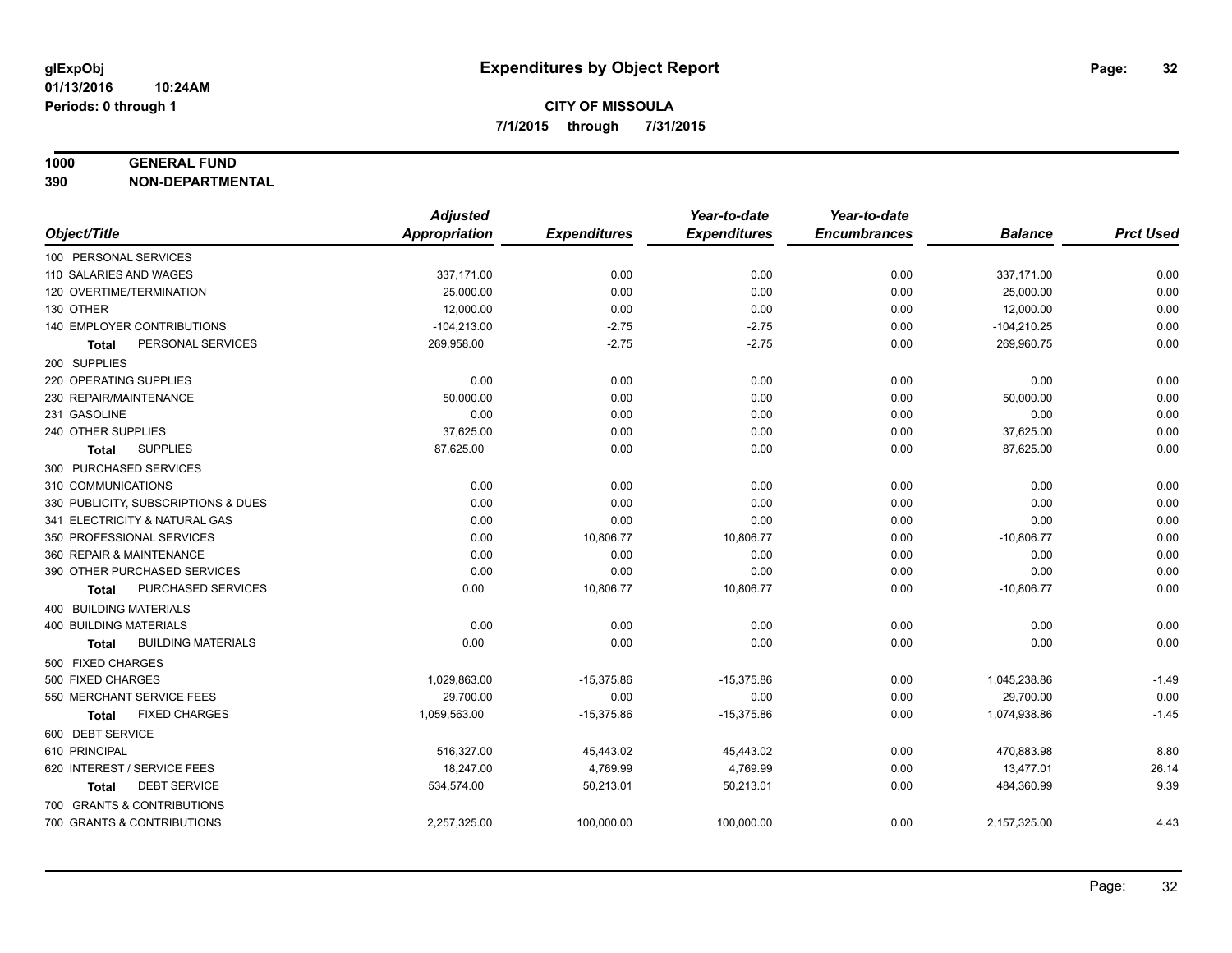# Expenditures by Object Report

glExpObj
01/13/2016 10:24AM
Periods: 0 through 1

**CITY OF MISSOULA**
**7/1/2015 through 7/31/2015**

**1000 GENERAL FUND**
**390 NON-DEPARTMENTAL**

| Object/Title | Adjusted Appropriation | Expenditures | Year-to-date Expenditures | Year-to-date Encumbrances | Balance | Prct Used |
|---|---|---|---|---|---|---|
| 100 PERSONAL SERVICES | | | | | | |
| 110 SALARIES AND WAGES | 337,171.00 | 0.00 | 0.00 | 0.00 | 337,171.00 | 0.00 |
| 120 OVERTIME/TERMINATION | 25,000.00 | 0.00 | 0.00 | 0.00 | 25,000.00 | 0.00 |
| 130 OTHER | 12,000.00 | 0.00 | 0.00 | 0.00 | 12,000.00 | 0.00 |
| 140 EMPLOYER CONTRIBUTIONS | -104,213.00 | -2.75 | -2.75 | 0.00 | -104,210.25 | 0.00 |
| **Total** PERSONAL SERVICES | 269,958.00 | -2.75 | -2.75 | 0.00 | 269,960.75 | 0.00 |
| 200 SUPPLIES | | | | | | |
| 220 OPERATING SUPPLIES | 0.00 | 0.00 | 0.00 | 0.00 | 0.00 | 0.00 |
| 230 REPAIR/MAINTENANCE | 50,000.00 | 0.00 | 0.00 | 0.00 | 50,000.00 | 0.00 |
| 231 GASOLINE | 0.00 | 0.00 | 0.00 | 0.00 | 0.00 | 0.00 |
| 240 OTHER SUPPLIES | 37,625.00 | 0.00 | 0.00 | 0.00 | 37,625.00 | 0.00 |
| **Total** SUPPLIES | 87,625.00 | 0.00 | 0.00 | 0.00 | 87,625.00 | 0.00 |
| 300 PURCHASED SERVICES | | | | | | |
| 310 COMMUNICATIONS | 0.00 | 0.00 | 0.00 | 0.00 | 0.00 | 0.00 |
| 330 PUBLICITY, SUBSCRIPTIONS & DUES | 0.00 | 0.00 | 0.00 | 0.00 | 0.00 | 0.00 |
| 341 ELECTRICITY & NATURAL GAS | 0.00 | 0.00 | 0.00 | 0.00 | 0.00 | 0.00 |
| 350 PROFESSIONAL SERVICES | 0.00 | 10,806.77 | 10,806.77 | 0.00 | -10,806.77 | 0.00 |
| 360 REPAIR & MAINTENANCE | 0.00 | 0.00 | 0.00 | 0.00 | 0.00 | 0.00 |
| 390 OTHER PURCHASED SERVICES | 0.00 | 0.00 | 0.00 | 0.00 | 0.00 | 0.00 |
| **Total** PURCHASED SERVICES | 0.00 | 10,806.77 | 10,806.77 | 0.00 | -10,806.77 | 0.00 |
| 400 BUILDING MATERIALS | | | | | | |
| 400 BUILDING MATERIALS | 0.00 | 0.00 | 0.00 | 0.00 | 0.00 | 0.00 |
| **Total** BUILDING MATERIALS | 0.00 | 0.00 | 0.00 | 0.00 | 0.00 | 0.00 |
| 500 FIXED CHARGES | | | | | | |
| 500 FIXED CHARGES | 1,029,863.00 | -15,375.86 | -15,375.86 | 0.00 | 1,045,238.86 | -1.49 |
| 550 MERCHANT SERVICE FEES | 29,700.00 | 0.00 | 0.00 | 0.00 | 29,700.00 | 0.00 |
| **Total** FIXED CHARGES | 1,059,563.00 | -15,375.86 | -15,375.86 | 0.00 | 1,074,938.86 | -1.45 |
| 600 DEBT SERVICE | | | | | | |
| 610 PRINCIPAL | 516,327.00 | 45,443.02 | 45,443.02 | 0.00 | 470,883.98 | 8.80 |
| 620 INTEREST / SERVICE FEES | 18,247.00 | 4,769.99 | 4,769.99 | 0.00 | 13,477.01 | 26.14 |
| **Total** DEBT SERVICE | 534,574.00 | 50,213.01 | 50,213.01 | 0.00 | 484,360.99 | 9.39 |
| 700 GRANTS & CONTRIBUTIONS | | | | | | |
| 700 GRANTS & CONTRIBUTIONS | 2,257,325.00 | 100,000.00 | 100,000.00 | 0.00 | 2,157,325.00 | 4.43 |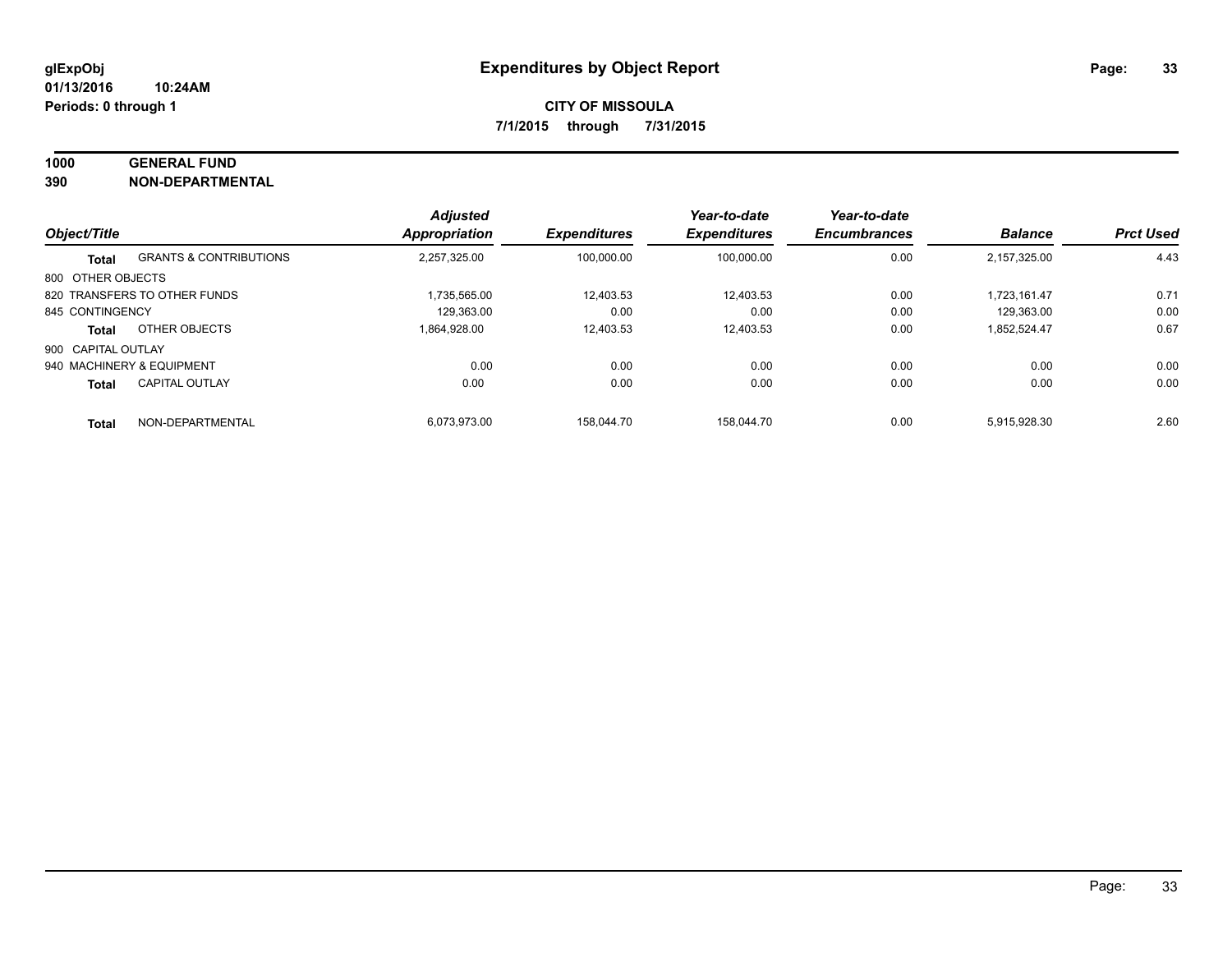**glExpObj**
**01/13/2016 10:24AM**
**Periods: 0 through 1**

# Expenditures by Object Report

**CITY OF MISSOULA**
**7/1/2015 through 7/31/2015**

**1000 GENERAL FUND**
**390 NON-DEPARTMENTAL**

| Object/Title | | Adjusted Appropriation | Expenditures | Year-to-date Expenditures | Year-to-date Encumbrances | Balance | Prct Used |
|---|---|---|---|---|---|---|---|
| **Total** | GRANTS & CONTRIBUTIONS | 2,257,325.00 | 100,000.00 | 100,000.00 | 0.00 | 2,157,325.00 | 4.43 |
| 800 OTHER OBJECTS | | | | | | | |
| 820 TRANSFERS TO OTHER FUNDS | | 1,735,565.00 | 12,403.53 | 12,403.53 | 0.00 | 1,723,161.47 | 0.71 |
| 845 CONTINGENCY | | 129,363.00 | 0.00 | 0.00 | 0.00 | 129,363.00 | 0.00 |
| **Total** | OTHER OBJECTS | 1,864,928.00 | 12,403.53 | 12,403.53 | 0.00 | 1,852,524.47 | 0.67 |
| 900 CAPITAL OUTLAY | | | | | | | |
| 940 MACHINERY & EQUIPMENT | | 0.00 | 0.00 | 0.00 | 0.00 | 0.00 | 0.00 |
| **Total** | CAPITAL OUTLAY | 0.00 | 0.00 | 0.00 | 0.00 | 0.00 | 0.00 |
| **Total** | NON-DEPARTMENTAL | 6,073,973.00 | 158,044.70 | 158,044.70 | 0.00 | 5,915,928.30 | 2.60 |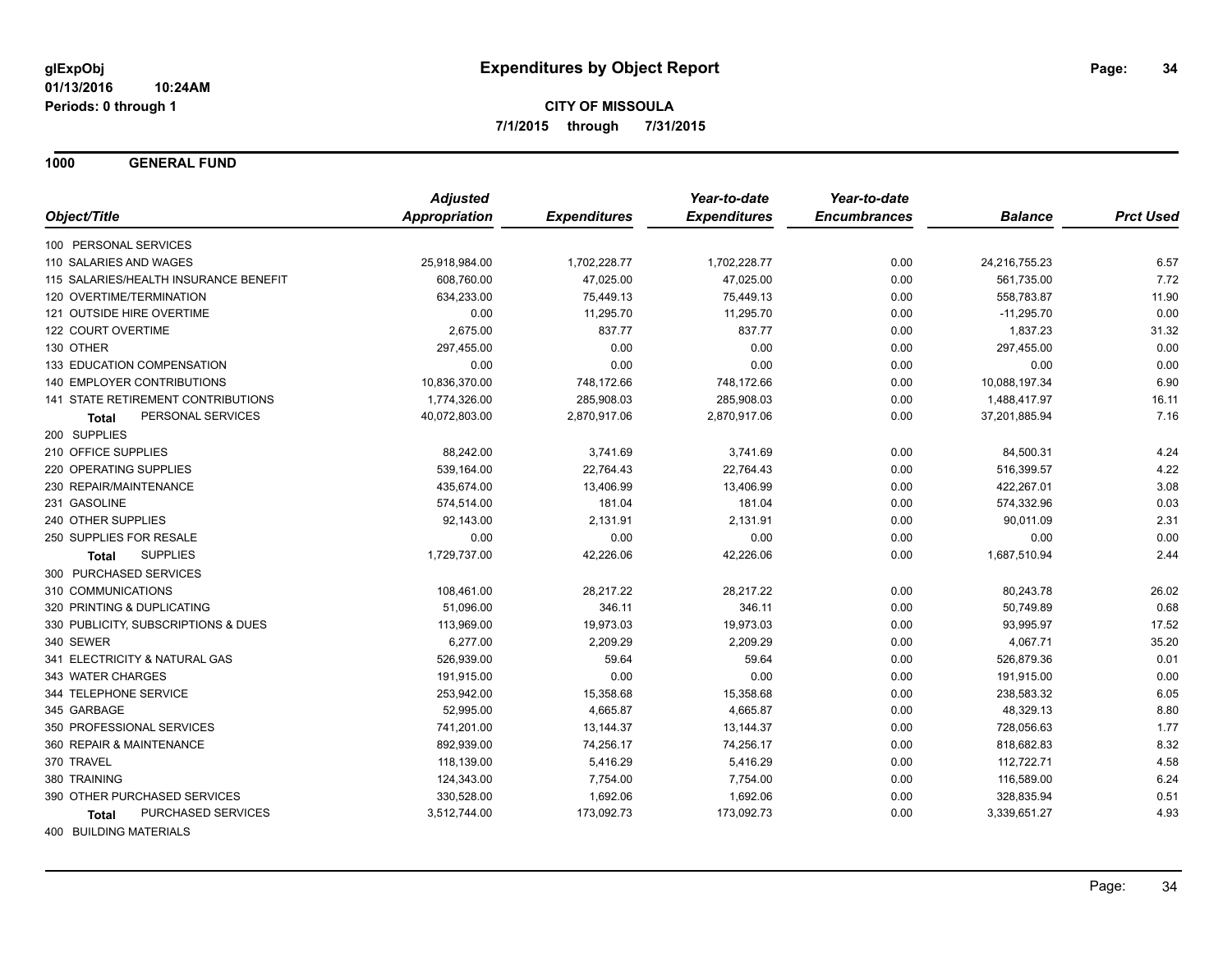**glExpObj**
**01/13/2016 10:24AM**
**Periods: 0 through 1**

# Expenditures by Object Report

**CITY OF MISSOULA**
**7/1/2015 through 7/31/2015**

## 1000 GENERAL FUND

| Object/Title | Adjusted Appropriation | Expenditures | Year-to-date Expenditures | Year-to-date Encumbrances | Balance | Prct Used |
|---|---|---|---|---|---|---|
| 100 PERSONAL SERVICES | | | | | | |
| 110 SALARIES AND WAGES | 25,918,984.00 | 1,702,228.77 | 1,702,228.77 | 0.00 | 24,216,755.23 | 6.57 |
| 115 SALARIES/HEALTH INSURANCE BENEFIT | 608,760.00 | 47,025.00 | 47,025.00 | 0.00 | 561,735.00 | 7.72 |
| 120 OVERTIME/TERMINATION | 634,233.00 | 75,449.13 | 75,449.13 | 0.00 | 558,783.87 | 11.90 |
| 121 OUTSIDE HIRE OVERTIME | 0.00 | 11,295.70 | 11,295.70 | 0.00 | -11,295.70 | 0.00 |
| 122 COURT OVERTIME | 2,675.00 | 837.77 | 837.77 | 0.00 | 1,837.23 | 31.32 |
| 130 OTHER | 297,455.00 | 0.00 | 0.00 | 0.00 | 297,455.00 | 0.00 |
| 133 EDUCATION COMPENSATION | 0.00 | 0.00 | 0.00 | 0.00 | 0.00 | 0.00 |
| 140 EMPLOYER CONTRIBUTIONS | 10,836,370.00 | 748,172.66 | 748,172.66 | 0.00 | 10,088,197.34 | 6.90 |
| 141 STATE RETIREMENT CONTRIBUTIONS | 1,774,326.00 | 285,908.03 | 285,908.03 | 0.00 | 1,488,417.97 | 16.11 |
| **Total** PERSONAL SERVICES | 40,072,803.00 | 2,870,917.06 | 2,870,917.06 | 0.00 | 37,201,885.94 | 7.16 |
| 200 SUPPLIES | | | | | | |
| 210 OFFICE SUPPLIES | 88,242.00 | 3,741.69 | 3,741.69 | 0.00 | 84,500.31 | 4.24 |
| 220 OPERATING SUPPLIES | 539,164.00 | 22,764.43 | 22,764.43 | 0.00 | 516,399.57 | 4.22 |
| 230 REPAIR/MAINTENANCE | 435,674.00 | 13,406.99 | 13,406.99 | 0.00 | 422,267.01 | 3.08 |
| 231 GASOLINE | 574,514.00 | 181.04 | 181.04 | 0.00 | 574,332.96 | 0.03 |
| 240 OTHER SUPPLIES | 92,143.00 | 2,131.91 | 2,131.91 | 0.00 | 90,011.09 | 2.31 |
| 250 SUPPLIES FOR RESALE | 0.00 | 0.00 | 0.00 | 0.00 | 0.00 | 0.00 |
| **Total** SUPPLIES | 1,729,737.00 | 42,226.06 | 42,226.06 | 0.00 | 1,687,510.94 | 2.44 |
| 300 PURCHASED SERVICES | | | | | | |
| 310 COMMUNICATIONS | 108,461.00 | 28,217.22 | 28,217.22 | 0.00 | 80,243.78 | 26.02 |
| 320 PRINTING & DUPLICATING | 51,096.00 | 346.11 | 346.11 | 0.00 | 50,749.89 | 0.68 |
| 330 PUBLICITY, SUBSCRIPTIONS & DUES | 113,969.00 | 19,973.03 | 19,973.03 | 0.00 | 93,995.97 | 17.52 |
| 340 SEWER | 6,277.00 | 2,209.29 | 2,209.29 | 0.00 | 4,067.71 | 35.20 |
| 341 ELECTRICITY & NATURAL GAS | 526,939.00 | 59.64 | 59.64 | 0.00 | 526,879.36 | 0.01 |
| 343 WATER CHARGES | 191,915.00 | 0.00 | 0.00 | 0.00 | 191,915.00 | 0.00 |
| 344 TELEPHONE SERVICE | 253,942.00 | 15,358.68 | 15,358.68 | 0.00 | 238,583.32 | 6.05 |
| 345 GARBAGE | 52,995.00 | 4,665.87 | 4,665.87 | 0.00 | 48,329.13 | 8.80 |
| 350 PROFESSIONAL SERVICES | 741,201.00 | 13,144.37 | 13,144.37 | 0.00 | 728,056.63 | 1.77 |
| 360 REPAIR & MAINTENANCE | 892,939.00 | 74,256.17 | 74,256.17 | 0.00 | 818,682.83 | 8.32 |
| 370 TRAVEL | 118,139.00 | 5,416.29 | 5,416.29 | 0.00 | 112,722.71 | 4.58 |
| 380 TRAINING | 124,343.00 | 7,754.00 | 7,754.00 | 0.00 | 116,589.00 | 6.24 |
| 390 OTHER PURCHASED SERVICES | 330,528.00 | 1,692.06 | 1,692.06 | 0.00 | 328,835.94 | 0.51 |
| **Total** PURCHASED SERVICES | 3,512,744.00 | 173,092.73 | 173,092.73 | 0.00 | 3,339,651.27 | 4.93 |
| 400 BUILDING MATERIALS | | | | | | |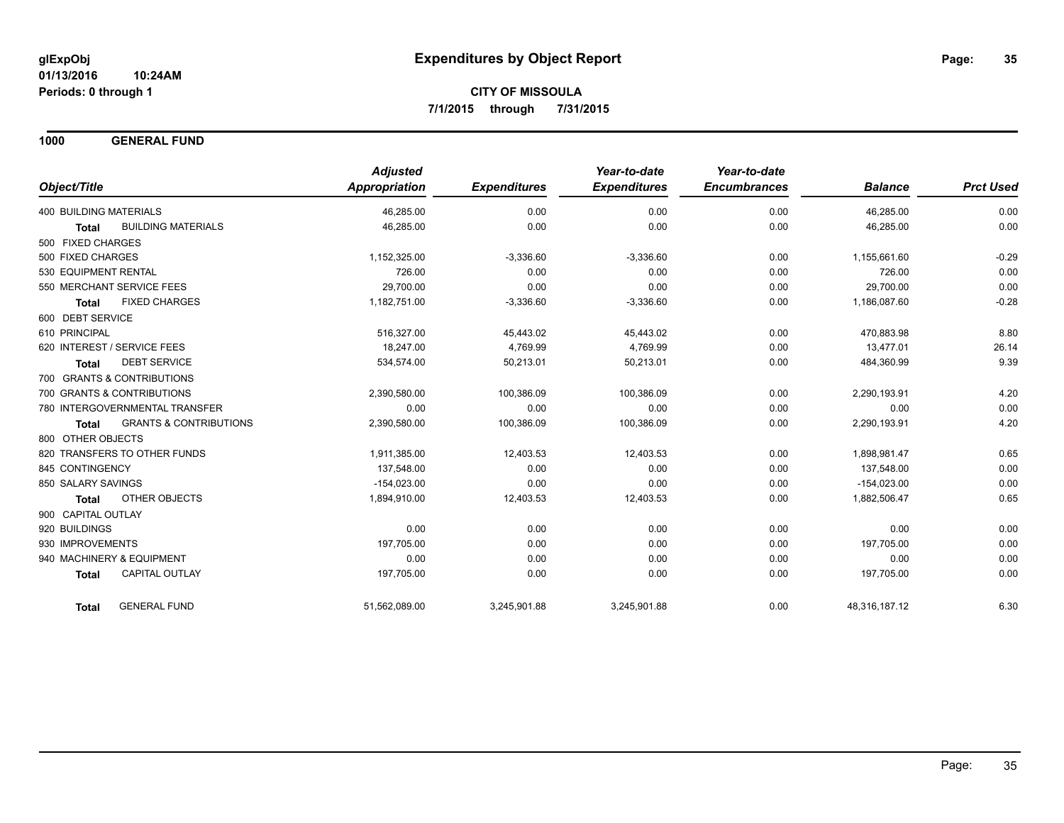# Expenditures by Object Report

glExpObj
01/13/2016 10:24AM
Periods: 0 through 1

**CITY OF MISSOULA**
**7/1/2015 through 7/31/2015**

## 1000 GENERAL FUND

| Object/Title | | Adjusted Appropriation | Expenditures | Year-to-date Expenditures | Year-to-date Encumbrances | Balance | Prct Used |
|---|---|---|---|---|---|---|---|
| 400 BUILDING MATERIALS | | 46,285.00 | 0.00 | 0.00 | 0.00 | 46,285.00 | 0.00 |
| **Total** | BUILDING MATERIALS | 46,285.00 | 0.00 | 0.00 | 0.00 | 46,285.00 | 0.00 |
| 500 FIXED CHARGES | | | | | | | |
| 500 FIXED CHARGES | | 1,152,325.00 | -3,336.60 | -3,336.60 | 0.00 | 1,155,661.60 | -0.29 |
| 530 EQUIPMENT RENTAL | | 726.00 | 0.00 | 0.00 | 0.00 | 726.00 | 0.00 |
| 550 MERCHANT SERVICE FEES | | 29,700.00 | 0.00 | 0.00 | 0.00 | 29,700.00 | 0.00 |
| **Total** | FIXED CHARGES | 1,182,751.00 | -3,336.60 | -3,336.60 | 0.00 | 1,186,087.60 | -0.28 |
| 600 DEBT SERVICE | | | | | | | |
| 610 PRINCIPAL | | 516,327.00 | 45,443.02 | 45,443.02 | 0.00 | 470,883.98 | 8.80 |
| 620 INTEREST / SERVICE FEES | | 18,247.00 | 4,769.99 | 4,769.99 | 0.00 | 13,477.01 | 26.14 |
| **Total** | DEBT SERVICE | 534,574.00 | 50,213.01 | 50,213.01 | 0.00 | 484,360.99 | 9.39 |
| 700 GRANTS & CONTRIBUTIONS | | | | | | | |
| 700 GRANTS & CONTRIBUTIONS | | 2,390,580.00 | 100,386.09 | 100,386.09 | 0.00 | 2,290,193.91 | 4.20 |
| 780 INTERGOVERNMENTAL TRANSFER | | 0.00 | 0.00 | 0.00 | 0.00 | 0.00 | 0.00 |
| **Total** | GRANTS & CONTRIBUTIONS | 2,390,580.00 | 100,386.09 | 100,386.09 | 0.00 | 2,290,193.91 | 4.20 |
| 800 OTHER OBJECTS | | | | | | | |
| 820 TRANSFERS TO OTHER FUNDS | | 1,911,385.00 | 12,403.53 | 12,403.53 | 0.00 | 1,898,981.47 | 0.65 |
| 845 CONTINGENCY | | 137,548.00 | 0.00 | 0.00 | 0.00 | 137,548.00 | 0.00 |
| 850 SALARY SAVINGS | | -154,023.00 | 0.00 | 0.00 | 0.00 | -154,023.00 | 0.00 |
| **Total** | OTHER OBJECTS | 1,894,910.00 | 12,403.53 | 12,403.53 | 0.00 | 1,882,506.47 | 0.65 |
| 900 CAPITAL OUTLAY | | | | | | | |
| 920 BUILDINGS | | 0.00 | 0.00 | 0.00 | 0.00 | 0.00 | 0.00 |
| 930 IMPROVEMENTS | | 197,705.00 | 0.00 | 0.00 | 0.00 | 197,705.00 | 0.00 |
| 940 MACHINERY & EQUIPMENT | | 0.00 | 0.00 | 0.00 | 0.00 | 0.00 | 0.00 |
| **Total** | CAPITAL OUTLAY | 197,705.00 | 0.00 | 0.00 | 0.00 | 197,705.00 | 0.00 |
| **Total** | GENERAL FUND | 51,562,089.00 | 3,245,901.88 | 3,245,901.88 | 0.00 | 48,316,187.12 | 6.30 |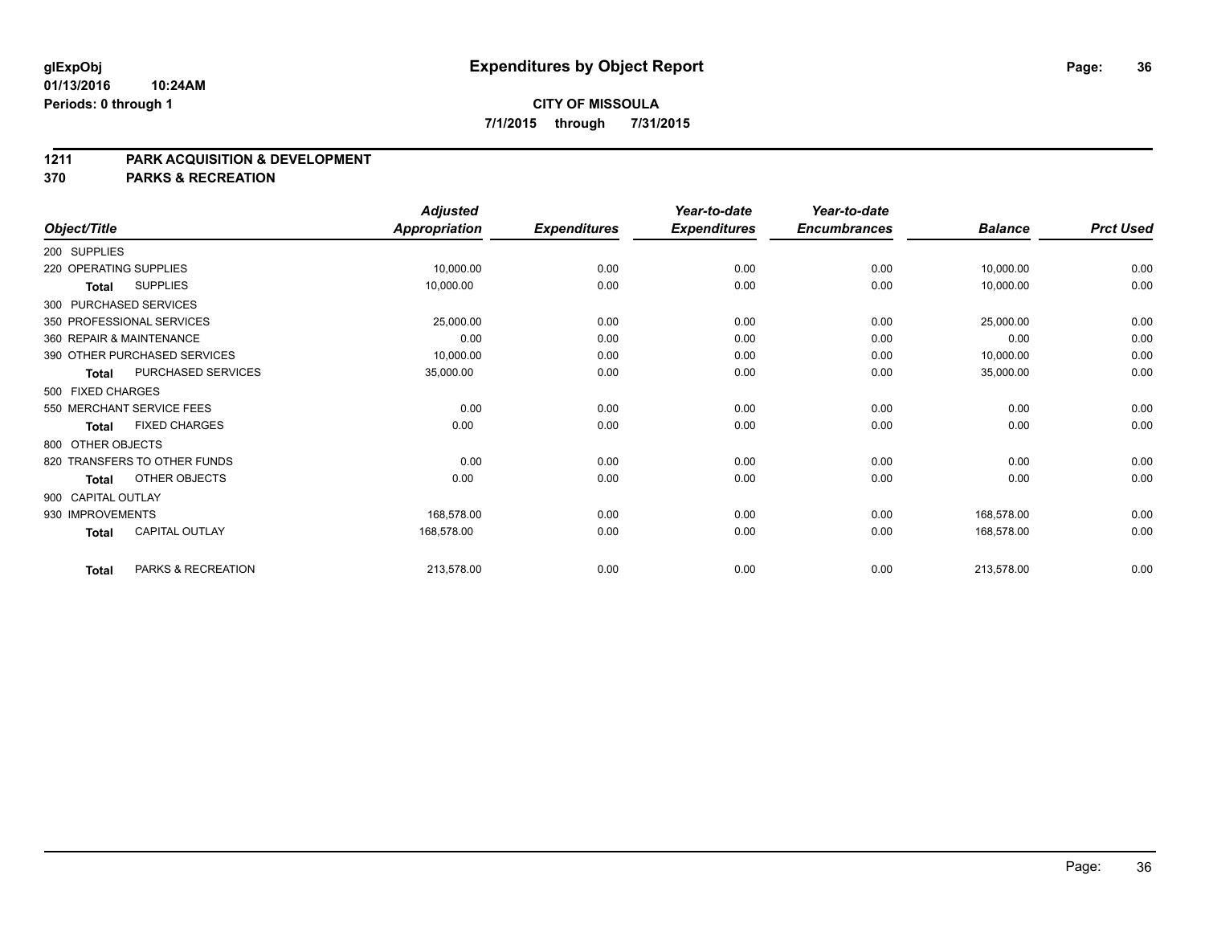**CITY OF MISSOULA**

**7/1/2015 through 7/31/2015**

## 1211 PARK ACQUISITION & DEVELOPMENT

## 370 PARKS & RECREATION

| Object/Title | Adjusted Appropriation | Expenditures | Year-to-date Expenditures | Year-to-date Encumbrances | Balance | Prct Used |
|---|---|---|---|---|---|---|
| 200 SUPPLIES | | | | | | |
| 220 OPERATING SUPPLIES | 10,000.00 | 0.00 | 0.00 | 0.00 | 10,000.00 | 0.00 |
| **Total** SUPPLIES | 10,000.00 | 0.00 | 0.00 | 0.00 | 10,000.00 | 0.00 |
| 300 PURCHASED SERVICES | | | | | | |
| 350 PROFESSIONAL SERVICES | 25,000.00 | 0.00 | 0.00 | 0.00 | 25,000.00 | 0.00 |
| 360 REPAIR & MAINTENANCE | 0.00 | 0.00 | 0.00 | 0.00 | 0.00 | 0.00 |
| 390 OTHER PURCHASED SERVICES | 10,000.00 | 0.00 | 0.00 | 0.00 | 10,000.00 | 0.00 |
| **Total** PURCHASED SERVICES | 35,000.00 | 0.00 | 0.00 | 0.00 | 35,000.00 | 0.00 |
| 500 FIXED CHARGES | | | | | | |
| 550 MERCHANT SERVICE FEES | 0.00 | 0.00 | 0.00 | 0.00 | 0.00 | 0.00 |
| **Total** FIXED CHARGES | 0.00 | 0.00 | 0.00 | 0.00 | 0.00 | 0.00 |
| 800 OTHER OBJECTS | | | | | | |
| 820 TRANSFERS TO OTHER FUNDS | 0.00 | 0.00 | 0.00 | 0.00 | 0.00 | 0.00 |
| **Total** OTHER OBJECTS | 0.00 | 0.00 | 0.00 | 0.00 | 0.00 | 0.00 |
| 900 CAPITAL OUTLAY | | | | | | |
| 930 IMPROVEMENTS | 168,578.00 | 0.00 | 0.00 | 0.00 | 168,578.00 | 0.00 |
| **Total** CAPITAL OUTLAY | 168,578.00 | 0.00 | 0.00 | 0.00 | 168,578.00 | 0.00 |
| **Total** PARKS & RECREATION | 213,578.00 | 0.00 | 0.00 | 0.00 | 213,578.00 | 0.00 |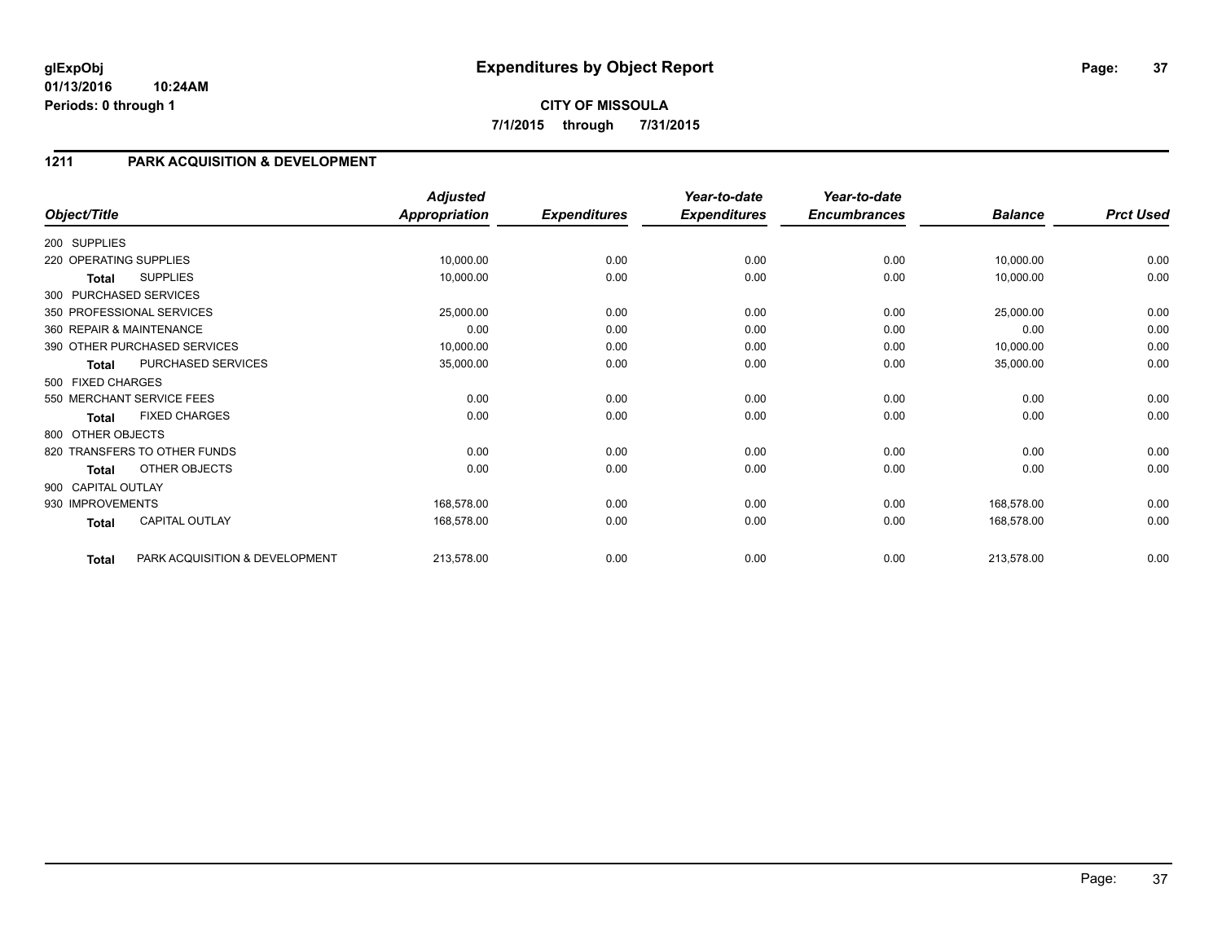**glExpObj**
**01/13/2016 10:24AM**
**Periods: 0 through 1**

# Expenditures by Object Report

**CITY OF MISSOULA**
**7/1/2015 through 7/31/2015**

## 1211 PARK ACQUISITION & DEVELOPMENT

| Object/Title | | Adjusted Appropriation | Expenditures | Year-to-date Expenditures | Year-to-date Encumbrances | Balance | Prct Used |
|---|---|---|---|---|---|---|---|
| 200 SUPPLIES | | | | | | | |
| 220 OPERATING SUPPLIES | | 10,000.00 | 0.00 | 0.00 | 0.00 | 10,000.00 | 0.00 |
| **Total** | SUPPLIES | 10,000.00 | 0.00 | 0.00 | 0.00 | 10,000.00 | 0.00 |
| 300 PURCHASED SERVICES | | | | | | | |
| 350 PROFESSIONAL SERVICES | | 25,000.00 | 0.00 | 0.00 | 0.00 | 25,000.00 | 0.00 |
| 360 REPAIR & MAINTENANCE | | 0.00 | 0.00 | 0.00 | 0.00 | 0.00 | 0.00 |
| 390 OTHER PURCHASED SERVICES | | 10,000.00 | 0.00 | 0.00 | 0.00 | 10,000.00 | 0.00 |
| **Total** | PURCHASED SERVICES | 35,000.00 | 0.00 | 0.00 | 0.00 | 35,000.00 | 0.00 |
| 500 FIXED CHARGES | | | | | | | |
| 550 MERCHANT SERVICE FEES | | 0.00 | 0.00 | 0.00 | 0.00 | 0.00 | 0.00 |
| **Total** | FIXED CHARGES | 0.00 | 0.00 | 0.00 | 0.00 | 0.00 | 0.00 |
| 800 OTHER OBJECTS | | | | | | | |
| 820 TRANSFERS TO OTHER FUNDS | | 0.00 | 0.00 | 0.00 | 0.00 | 0.00 | 0.00 |
| **Total** | OTHER OBJECTS | 0.00 | 0.00 | 0.00 | 0.00 | 0.00 | 0.00 |
| 900 CAPITAL OUTLAY | | | | | | | |
| 930 IMPROVEMENTS | | 168,578.00 | 0.00 | 0.00 | 0.00 | 168,578.00 | 0.00 |
| **Total** | CAPITAL OUTLAY | 168,578.00 | 0.00 | 0.00 | 0.00 | 168,578.00 | 0.00 |
| **Total** | PARK ACQUISITION & DEVELOPMENT | 213,578.00 | 0.00 | 0.00 | 0.00 | 213,578.00 | 0.00 |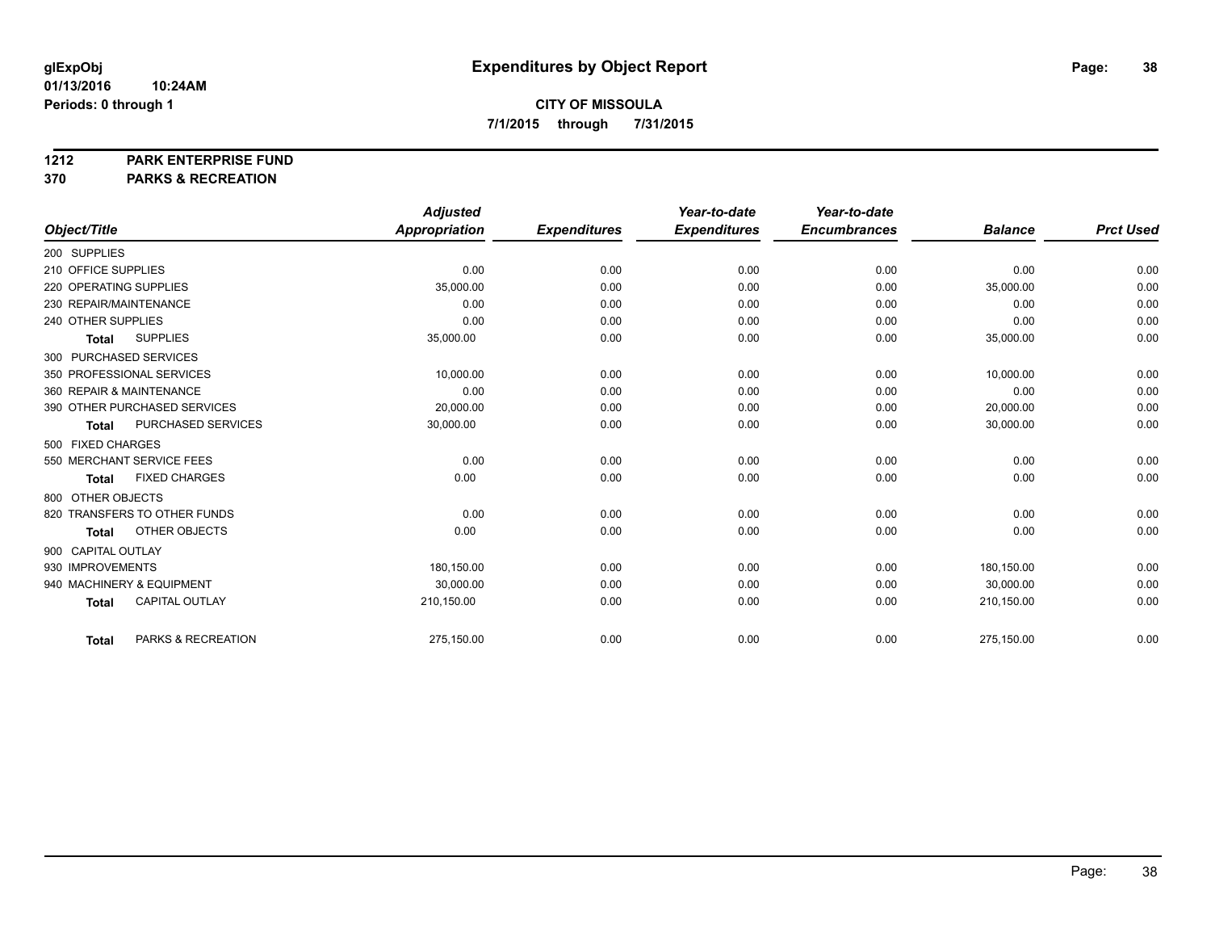# Expenditures by Object Report

glExpObj
01/13/2016 10:24AM
Periods: 0 through 1

**CITY OF MISSOULA**
**7/1/2015 through 7/31/2015**

**1212 PARK ENTERPRISE FUND**
**370 PARKS & RECREATION**

| Object/Title | Adjusted Appropriation | Expenditures | Year-to-date Expenditures | Year-to-date Encumbrances | Balance | Prct Used |
|---|---|---|---|---|---|---|
| 200 SUPPLIES | | | | | | |
| 210 OFFICE SUPPLIES | 0.00 | 0.00 | 0.00 | 0.00 | 0.00 | 0.00 |
| 220 OPERATING SUPPLIES | 35,000.00 | 0.00 | 0.00 | 0.00 | 35,000.00 | 0.00 |
| 230 REPAIR/MAINTENANCE | 0.00 | 0.00 | 0.00 | 0.00 | 0.00 | 0.00 |
| 240 OTHER SUPPLIES | 0.00 | 0.00 | 0.00 | 0.00 | 0.00 | 0.00 |
| **Total** SUPPLIES | 35,000.00 | 0.00 | 0.00 | 0.00 | 35,000.00 | 0.00 |
| 300 PURCHASED SERVICES | | | | | | |
| 350 PROFESSIONAL SERVICES | 10,000.00 | 0.00 | 0.00 | 0.00 | 10,000.00 | 0.00 |
| 360 REPAIR & MAINTENANCE | 0.00 | 0.00 | 0.00 | 0.00 | 0.00 | 0.00 |
| 390 OTHER PURCHASED SERVICES | 20,000.00 | 0.00 | 0.00 | 0.00 | 20,000.00 | 0.00 |
| **Total** PURCHASED SERVICES | 30,000.00 | 0.00 | 0.00 | 0.00 | 30,000.00 | 0.00 |
| 500 FIXED CHARGES | | | | | | |
| 550 MERCHANT SERVICE FEES | 0.00 | 0.00 | 0.00 | 0.00 | 0.00 | 0.00 |
| **Total** FIXED CHARGES | 0.00 | 0.00 | 0.00 | 0.00 | 0.00 | 0.00 |
| 800 OTHER OBJECTS | | | | | | |
| 820 TRANSFERS TO OTHER FUNDS | 0.00 | 0.00 | 0.00 | 0.00 | 0.00 | 0.00 |
| **Total** OTHER OBJECTS | 0.00 | 0.00 | 0.00 | 0.00 | 0.00 | 0.00 |
| 900 CAPITAL OUTLAY | | | | | | |
| 930 IMPROVEMENTS | 180,150.00 | 0.00 | 0.00 | 0.00 | 180,150.00 | 0.00 |
| 940 MACHINERY & EQUIPMENT | 30,000.00 | 0.00 | 0.00 | 0.00 | 30,000.00 | 0.00 |
| **Total** CAPITAL OUTLAY | 210,150.00 | 0.00 | 0.00 | 0.00 | 210,150.00 | 0.00 |
| **Total** PARKS & RECREATION | 275,150.00 | 0.00 | 0.00 | 0.00 | 275,150.00 | 0.00 |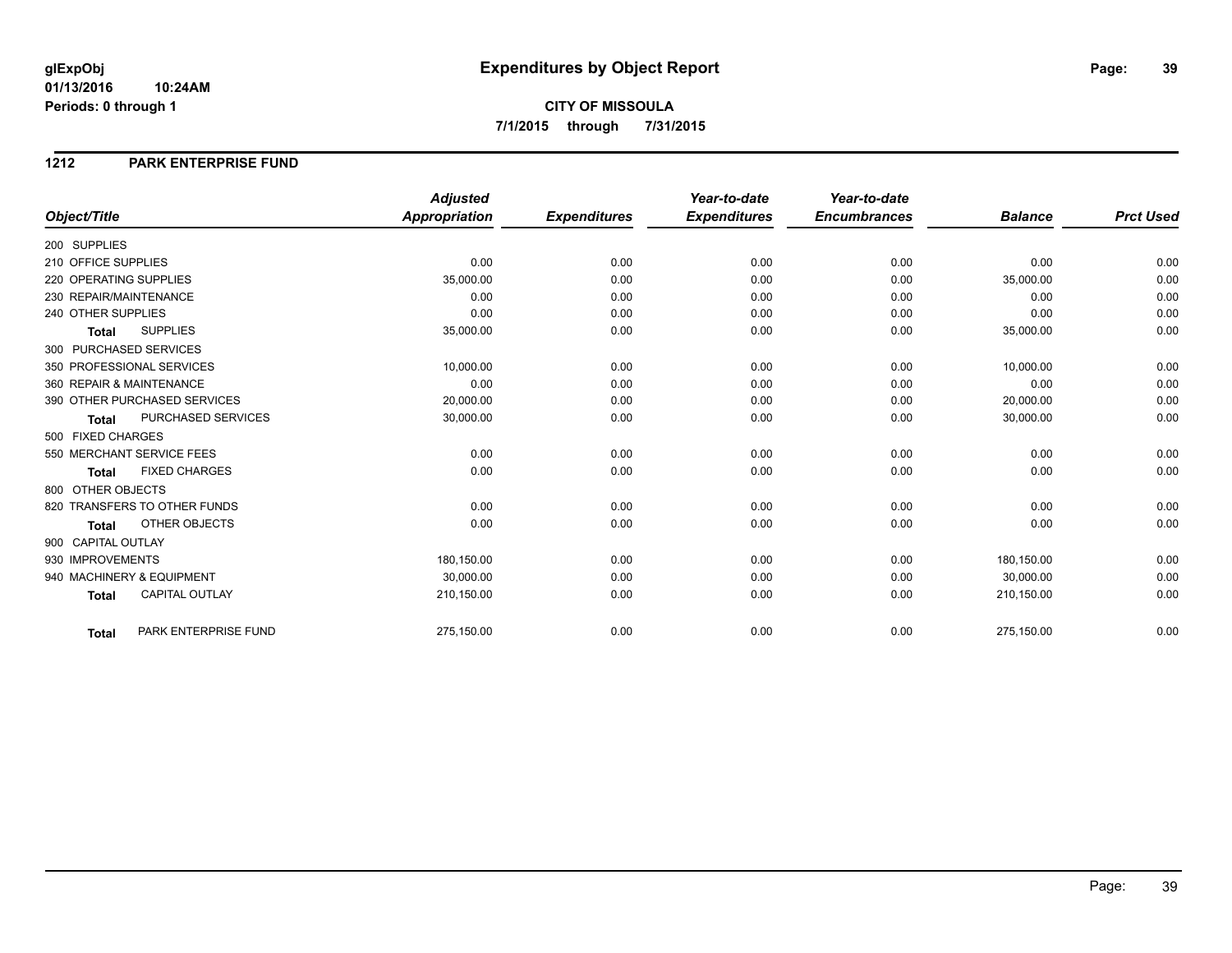# Expenditures by Object Report

glExpObj
01/13/2016 10:24AM
Periods: 0 through 1

**CITY OF MISSOULA**
**7/1/2015 through 7/31/2015**

## 1212 PARK ENTERPRISE FUND

| Object/Title | Adjusted Appropriation | Expenditures | Year-to-date Expenditures | Year-to-date Encumbrances | Balance | Prct Used |
|---|---|---|---|---|---|---|
| 200 SUPPLIES | | | | | | |
| 210 OFFICE SUPPLIES | 0.00 | 0.00 | 0.00 | 0.00 | 0.00 | 0.00 |
| 220 OPERATING SUPPLIES | 35,000.00 | 0.00 | 0.00 | 0.00 | 35,000.00 | 0.00 |
| 230 REPAIR/MAINTENANCE | 0.00 | 0.00 | 0.00 | 0.00 | 0.00 | 0.00 |
| 240 OTHER SUPPLIES | 0.00 | 0.00 | 0.00 | 0.00 | 0.00 | 0.00 |
| **Total** SUPPLIES | 35,000.00 | 0.00 | 0.00 | 0.00 | 35,000.00 | 0.00 |
| 300 PURCHASED SERVICES | | | | | | |
| 350 PROFESSIONAL SERVICES | 10,000.00 | 0.00 | 0.00 | 0.00 | 10,000.00 | 0.00 |
| 360 REPAIR & MAINTENANCE | 0.00 | 0.00 | 0.00 | 0.00 | 0.00 | 0.00 |
| 390 OTHER PURCHASED SERVICES | 20,000.00 | 0.00 | 0.00 | 0.00 | 20,000.00 | 0.00 |
| **Total** PURCHASED SERVICES | 30,000.00 | 0.00 | 0.00 | 0.00 | 30,000.00 | 0.00 |
| 500 FIXED CHARGES | | | | | | |
| 550 MERCHANT SERVICE FEES | 0.00 | 0.00 | 0.00 | 0.00 | 0.00 | 0.00 |
| **Total** FIXED CHARGES | 0.00 | 0.00 | 0.00 | 0.00 | 0.00 | 0.00 |
| 800 OTHER OBJECTS | | | | | | |
| 820 TRANSFERS TO OTHER FUNDS | 0.00 | 0.00 | 0.00 | 0.00 | 0.00 | 0.00 |
| **Total** OTHER OBJECTS | 0.00 | 0.00 | 0.00 | 0.00 | 0.00 | 0.00 |
| 900 CAPITAL OUTLAY | | | | | | |
| 930 IMPROVEMENTS | 180,150.00 | 0.00 | 0.00 | 0.00 | 180,150.00 | 0.00 |
| 940 MACHINERY & EQUIPMENT | 30,000.00 | 0.00 | 0.00 | 0.00 | 30,000.00 | 0.00 |
| **Total** CAPITAL OUTLAY | 210,150.00 | 0.00 | 0.00 | 0.00 | 210,150.00 | 0.00 |
| **Total** PARK ENTERPRISE FUND | 275,150.00 | 0.00 | 0.00 | 0.00 | 275,150.00 | 0.00 |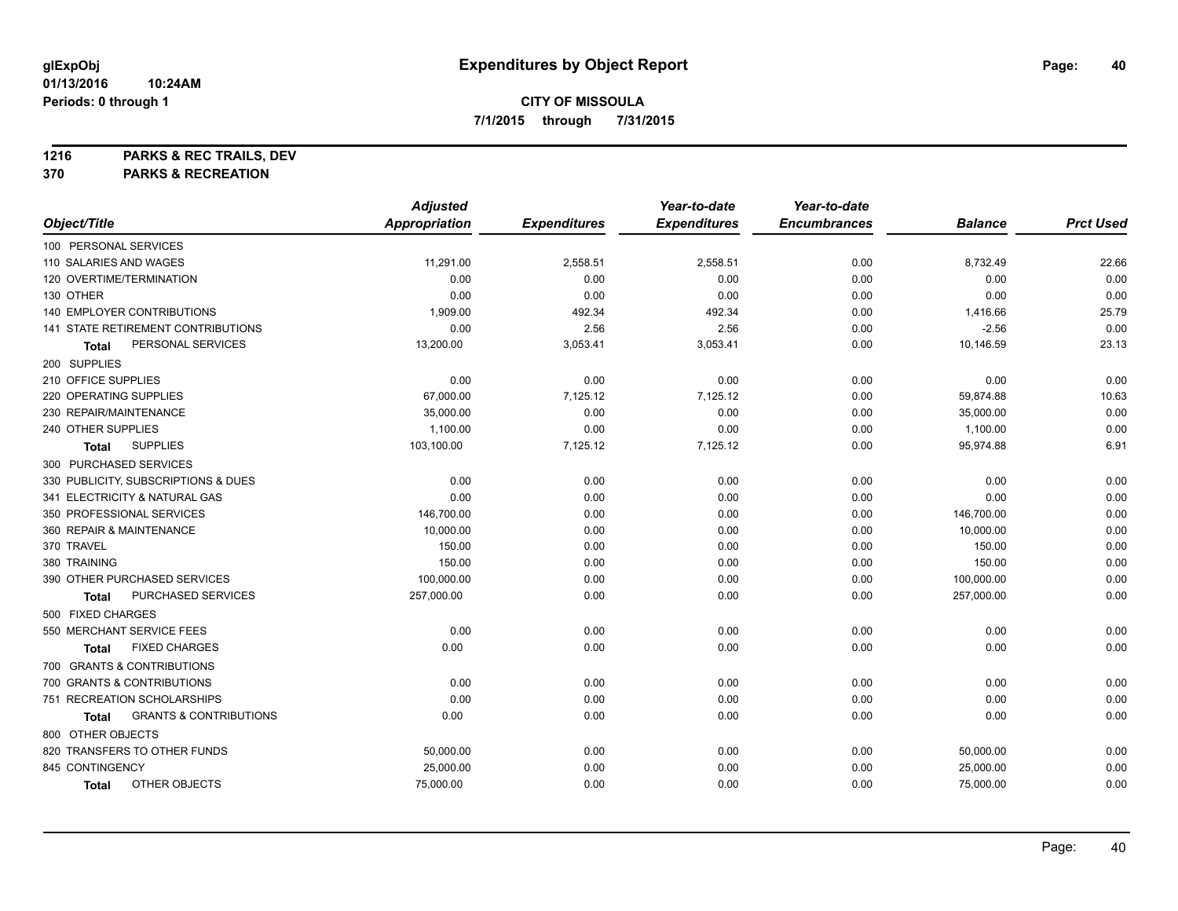**glExpObj**
**01/13/2016 10:24AM**
**Periods: 0 through 1**

# Expenditures by Object Report

**CITY OF MISSOULA**
**7/1/2015 through 7/31/2015**

**1216 PARKS & REC TRAILS, DEV**
**370 PARKS & RECREATION**

| Object/Title | Adjusted Appropriation | Expenditures | Year-to-date Expenditures | Year-to-date Encumbrances | Balance | Prct Used |
|---|---|---|---|---|---|---|
| 100 PERSONAL SERVICES | | | | | | |
| 110 SALARIES AND WAGES | 11,291.00 | 2,558.51 | 2,558.51 | 0.00 | 8,732.49 | 22.66 |
| 120 OVERTIME/TERMINATION | 0.00 | 0.00 | 0.00 | 0.00 | 0.00 | 0.00 |
| 130 OTHER | 0.00 | 0.00 | 0.00 | 0.00 | 0.00 | 0.00 |
| 140 EMPLOYER CONTRIBUTIONS | 1,909.00 | 492.34 | 492.34 | 0.00 | 1,416.66 | 25.79 |
| 141 STATE RETIREMENT CONTRIBUTIONS | 0.00 | 2.56 | 2.56 | 0.00 | -2.56 | 0.00 |
| **Total** PERSONAL SERVICES | 13,200.00 | 3,053.41 | 3,053.41 | 0.00 | 10,146.59 | 23.13 |
| 200 SUPPLIES | | | | | | |
| 210 OFFICE SUPPLIES | 0.00 | 0.00 | 0.00 | 0.00 | 0.00 | 0.00 |
| 220 OPERATING SUPPLIES | 67,000.00 | 7,125.12 | 7,125.12 | 0.00 | 59,874.88 | 10.63 |
| 230 REPAIR/MAINTENANCE | 35,000.00 | 0.00 | 0.00 | 0.00 | 35,000.00 | 0.00 |
| 240 OTHER SUPPLIES | 1,100.00 | 0.00 | 0.00 | 0.00 | 1,100.00 | 0.00 |
| **Total** SUPPLIES | 103,100.00 | 7,125.12 | 7,125.12 | 0.00 | 95,974.88 | 6.91 |
| 300 PURCHASED SERVICES | | | | | | |
| 330 PUBLICITY, SUBSCRIPTIONS & DUES | 0.00 | 0.00 | 0.00 | 0.00 | 0.00 | 0.00 |
| 341 ELECTRICITY & NATURAL GAS | 0.00 | 0.00 | 0.00 | 0.00 | 0.00 | 0.00 |
| 350 PROFESSIONAL SERVICES | 146,700.00 | 0.00 | 0.00 | 0.00 | 146,700.00 | 0.00 |
| 360 REPAIR & MAINTENANCE | 10,000.00 | 0.00 | 0.00 | 0.00 | 10,000.00 | 0.00 |
| 370 TRAVEL | 150.00 | 0.00 | 0.00 | 0.00 | 150.00 | 0.00 |
| 380 TRAINING | 150.00 | 0.00 | 0.00 | 0.00 | 150.00 | 0.00 |
| 390 OTHER PURCHASED SERVICES | 100,000.00 | 0.00 | 0.00 | 0.00 | 100,000.00 | 0.00 |
| **Total** PURCHASED SERVICES | 257,000.00 | 0.00 | 0.00 | 0.00 | 257,000.00 | 0.00 |
| 500 FIXED CHARGES | | | | | | |
| 550 MERCHANT SERVICE FEES | 0.00 | 0.00 | 0.00 | 0.00 | 0.00 | 0.00 |
| **Total** FIXED CHARGES | 0.00 | 0.00 | 0.00 | 0.00 | 0.00 | 0.00 |
| 700 GRANTS & CONTRIBUTIONS | | | | | | |
| 700 GRANTS & CONTRIBUTIONS | 0.00 | 0.00 | 0.00 | 0.00 | 0.00 | 0.00 |
| 751 RECREATION SCHOLARSHIPS | 0.00 | 0.00 | 0.00 | 0.00 | 0.00 | 0.00 |
| **Total** GRANTS & CONTRIBUTIONS | 0.00 | 0.00 | 0.00 | 0.00 | 0.00 | 0.00 |
| 800 OTHER OBJECTS | | | | | | |
| 820 TRANSFERS TO OTHER FUNDS | 50,000.00 | 0.00 | 0.00 | 0.00 | 50,000.00 | 0.00 |
| 845 CONTINGENCY | 25,000.00 | 0.00 | 0.00 | 0.00 | 25,000.00 | 0.00 |
| **Total** OTHER OBJECTS | 75,000.00 | 0.00 | 0.00 | 0.00 | 75,000.00 | 0.00 |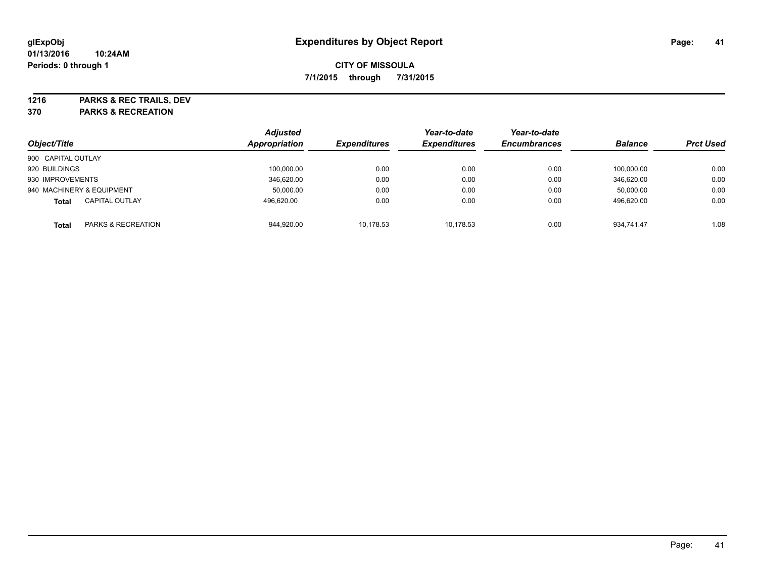**glExpObj** **Expenditures by Object Report**

**01/13/2016 10:24AM**

**Periods: 0 through 1**

**CITY OF MISSOULA**

**7/1/2015 through 7/31/2015**

**1216 PARKS & REC TRAILS, DEV**

**370 PARKS & RECREATION**

| Object/Title | | Adjusted Appropriation | Expenditures | Year-to-date Expenditures | Year-to-date Encumbrances | Balance | Prct Used |
|---|---|---|---|---|---|---|---|
| 900 CAPITAL OUTLAY | | | | | | | |
| 920 BUILDINGS | | 100,000.00 | 0.00 | 0.00 | 0.00 | 100,000.00 | 0.00 |
| 930 IMPROVEMENTS | | 346,620.00 | 0.00 | 0.00 | 0.00 | 346,620.00 | 0.00 |
| 940 MACHINERY & EQUIPMENT | | 50,000.00 | 0.00 | 0.00 | 0.00 | 50,000.00 | 0.00 |
| **Total** | CAPITAL OUTLAY | 496,620.00 | 0.00 | 0.00 | 0.00 | 496,620.00 | 0.00 |
| **Total** | PARKS & RECREATION | 944,920.00 | 10,178.53 | 10,178.53 | 0.00 | 934,741.47 | 1.08 |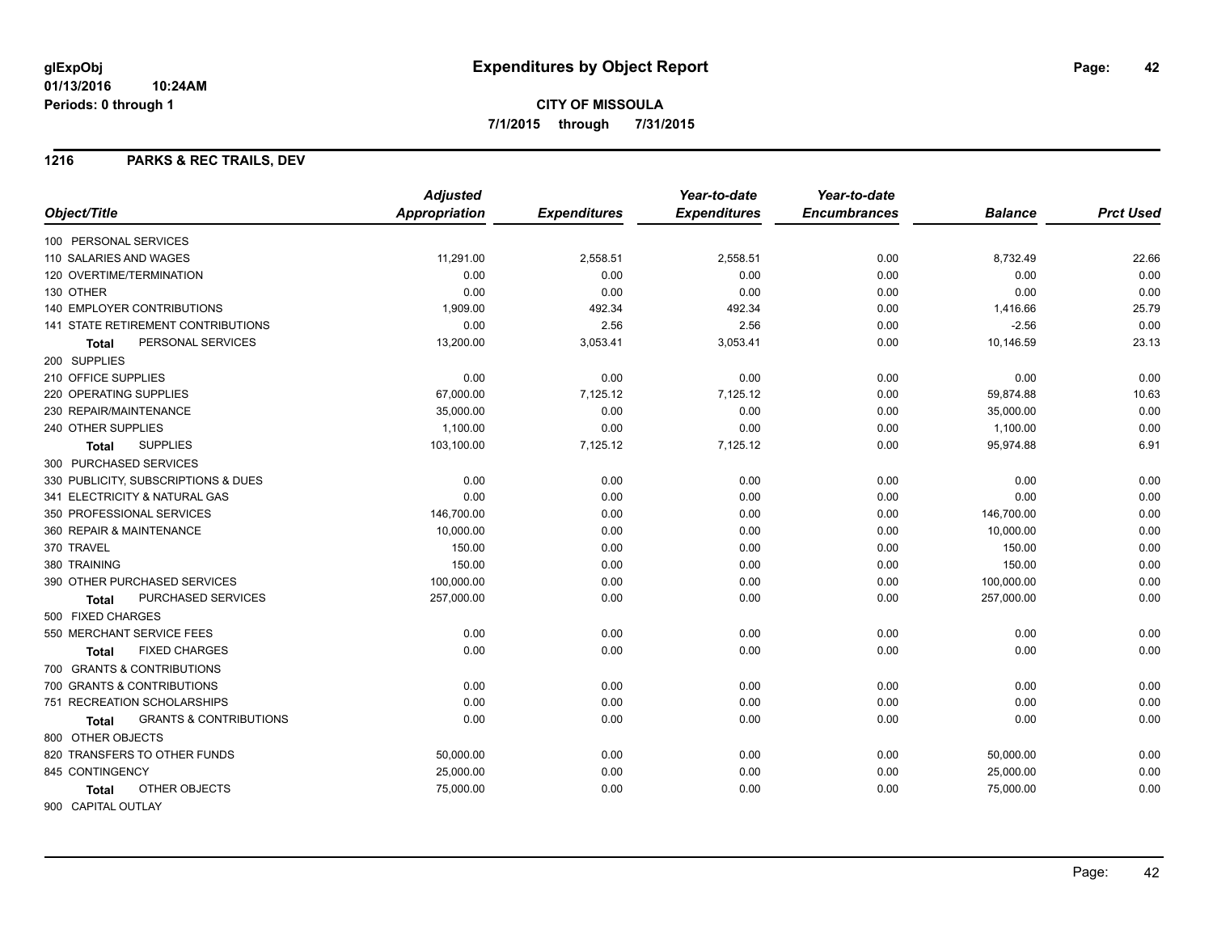# Expenditures by Object Report

glExpObj
01/13/2016 10:24AM
Periods: 0 through 1

**CITY OF MISSOULA**
**7/1/2015 through 7/31/2015**

## 1216 PARKS & REC TRAILS, DEV

| Object/Title | Adjusted Appropriation | Expenditures | Year-to-date Expenditures | Year-to-date Encumbrances | Balance | Prct Used |
|---|---|---|---|---|---|---|
| 100 PERSONAL SERVICES | | | | | | |
| 110 SALARIES AND WAGES | 11,291.00 | 2,558.51 | 2,558.51 | 0.00 | 8,732.49 | 22.66 |
| 120 OVERTIME/TERMINATION | 0.00 | 0.00 | 0.00 | 0.00 | 0.00 | 0.00 |
| 130 OTHER | 0.00 | 0.00 | 0.00 | 0.00 | 0.00 | 0.00 |
| 140 EMPLOYER CONTRIBUTIONS | 1,909.00 | 492.34 | 492.34 | 0.00 | 1,416.66 | 25.79 |
| 141 STATE RETIREMENT CONTRIBUTIONS | 0.00 | 2.56 | 2.56 | 0.00 | -2.56 | 0.00 |
| **Total** PERSONAL SERVICES | 13,200.00 | 3,053.41 | 3,053.41 | 0.00 | 10,146.59 | 23.13 |
| 200 SUPPLIES | | | | | | |
| 210 OFFICE SUPPLIES | 0.00 | 0.00 | 0.00 | 0.00 | 0.00 | 0.00 |
| 220 OPERATING SUPPLIES | 67,000.00 | 7,125.12 | 7,125.12 | 0.00 | 59,874.88 | 10.63 |
| 230 REPAIR/MAINTENANCE | 35,000.00 | 0.00 | 0.00 | 0.00 | 35,000.00 | 0.00 |
| 240 OTHER SUPPLIES | 1,100.00 | 0.00 | 0.00 | 0.00 | 1,100.00 | 0.00 |
| **Total** SUPPLIES | 103,100.00 | 7,125.12 | 7,125.12 | 0.00 | 95,974.88 | 6.91 |
| 300 PURCHASED SERVICES | | | | | | |
| 330 PUBLICITY, SUBSCRIPTIONS & DUES | 0.00 | 0.00 | 0.00 | 0.00 | 0.00 | 0.00 |
| 341 ELECTRICITY & NATURAL GAS | 0.00 | 0.00 | 0.00 | 0.00 | 0.00 | 0.00 |
| 350 PROFESSIONAL SERVICES | 146,700.00 | 0.00 | 0.00 | 0.00 | 146,700.00 | 0.00 |
| 360 REPAIR & MAINTENANCE | 10,000.00 | 0.00 | 0.00 | 0.00 | 10,000.00 | 0.00 |
| 370 TRAVEL | 150.00 | 0.00 | 0.00 | 0.00 | 150.00 | 0.00 |
| 380 TRAINING | 150.00 | 0.00 | 0.00 | 0.00 | 150.00 | 0.00 |
| 390 OTHER PURCHASED SERVICES | 100,000.00 | 0.00 | 0.00 | 0.00 | 100,000.00 | 0.00 |
| **Total** PURCHASED SERVICES | 257,000.00 | 0.00 | 0.00 | 0.00 | 257,000.00 | 0.00 |
| 500 FIXED CHARGES | | | | | | |
| 550 MERCHANT SERVICE FEES | 0.00 | 0.00 | 0.00 | 0.00 | 0.00 | 0.00 |
| **Total** FIXED CHARGES | 0.00 | 0.00 | 0.00 | 0.00 | 0.00 | 0.00 |
| 700 GRANTS & CONTRIBUTIONS | | | | | | |
| 700 GRANTS & CONTRIBUTIONS | 0.00 | 0.00 | 0.00 | 0.00 | 0.00 | 0.00 |
| 751 RECREATION SCHOLARSHIPS | 0.00 | 0.00 | 0.00 | 0.00 | 0.00 | 0.00 |
| **Total** GRANTS & CONTRIBUTIONS | 0.00 | 0.00 | 0.00 | 0.00 | 0.00 | 0.00 |
| 800 OTHER OBJECTS | | | | | | |
| 820 TRANSFERS TO OTHER FUNDS | 50,000.00 | 0.00 | 0.00 | 0.00 | 50,000.00 | 0.00 |
| 845 CONTINGENCY | 25,000.00 | 0.00 | 0.00 | 0.00 | 25,000.00 | 0.00 |
| **Total** OTHER OBJECTS | 75,000.00 | 0.00 | 0.00 | 0.00 | 75,000.00 | 0.00 |
| 900 CAPITAL OUTLAY | | | | | | |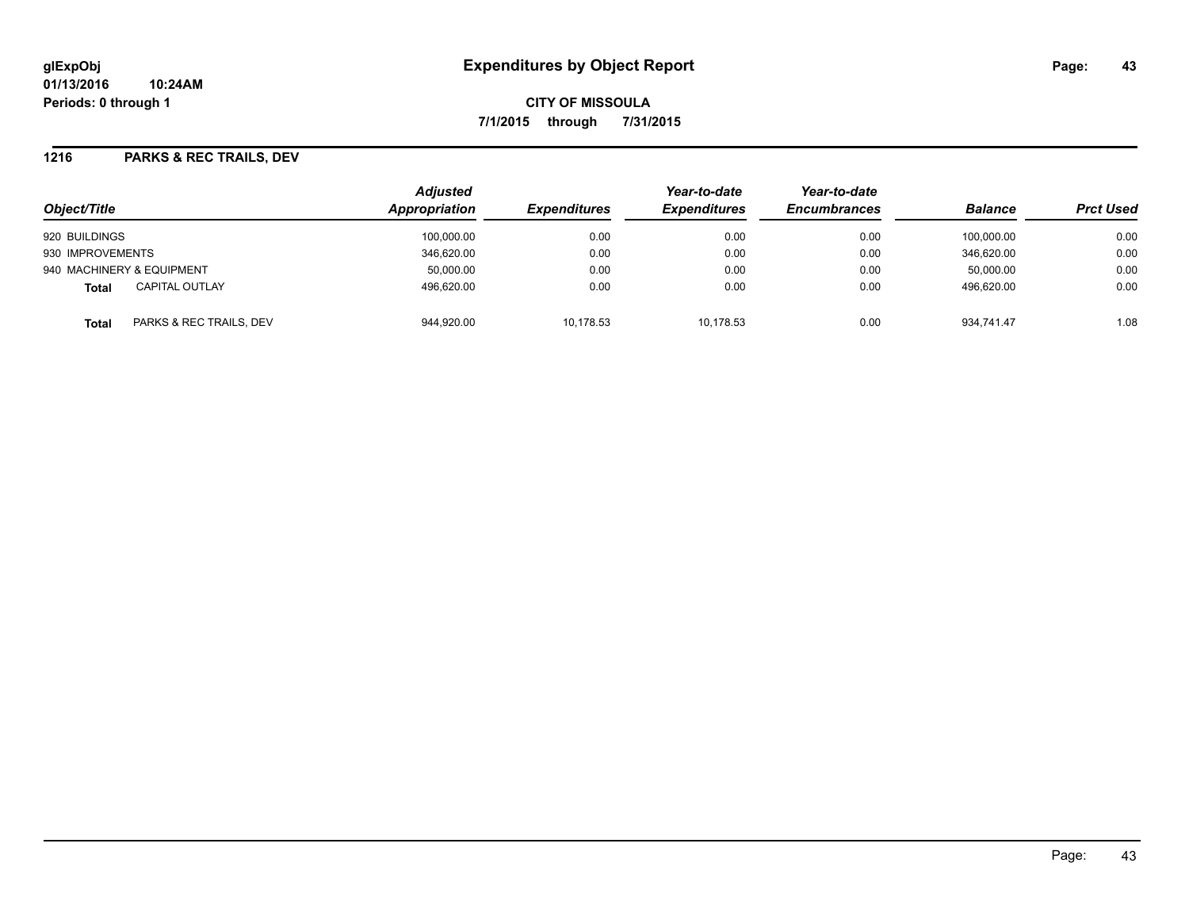**glExpObj** **Expenditures by Object Report**

**01/13/2016 10:24AM**

**Periods: 0 through 1**

**CITY OF MISSOULA**

**7/1/2015 through 7/31/2015**

## 1216 PARKS & REC TRAILS, DEV

| Object/Title | Adjusted Appropriation | Expenditures | Year-to-date Expenditures | Year-to-date Encumbrances | Balance | Prct Used |
|---|---|---|---|---|---|---|
| 920 BUILDINGS | 100,000.00 | 0.00 | 0.00 | 0.00 | 100,000.00 | 0.00 |
| 930 IMPROVEMENTS | 346,620.00 | 0.00 | 0.00 | 0.00 | 346,620.00 | 0.00 |
| 940 MACHINERY & EQUIPMENT | 50,000.00 | 0.00 | 0.00 | 0.00 | 50,000.00 | 0.00 |
| **Total** CAPITAL OUTLAY | 496,620.00 | 0.00 | 0.00 | 0.00 | 496,620.00 | 0.00 |
| **Total** PARKS & REC TRAILS, DEV | 944,920.00 | 10,178.53 | 10,178.53 | 0.00 | 934,741.47 | 1.08 |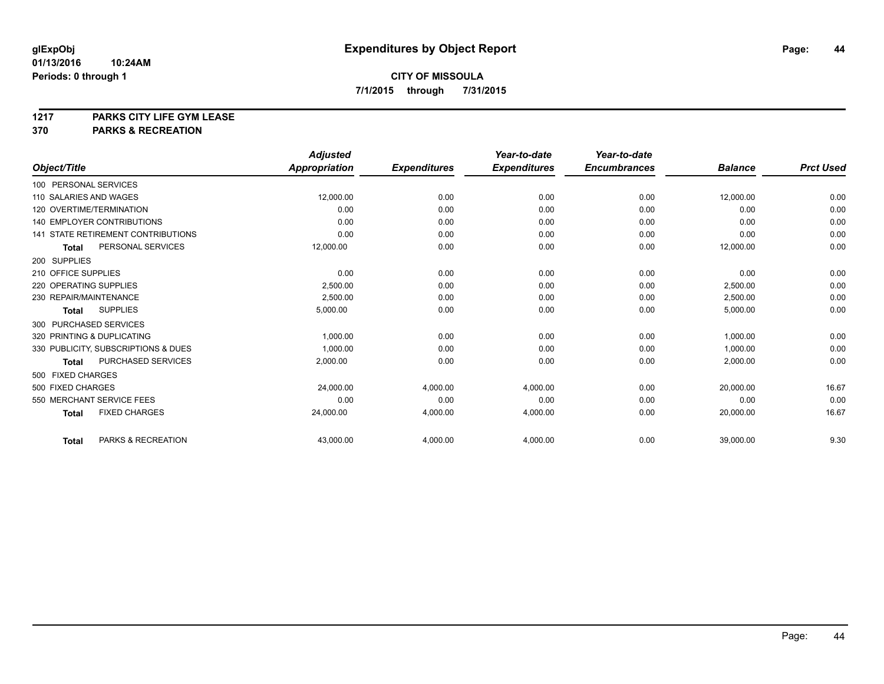**glExpObj**
**01/13/2016 10:24AM**
**Periods: 0 through 1**

# Expenditures by Object Report

**CITY OF MISSOULA**
**7/1/2015 through 7/31/2015**

**1217 PARKS CITY LIFE GYM LEASE**
**370 PARKS & RECREATION**

| Object/Title | Adjusted Appropriation | Expenditures | Year-to-date Expenditures | Year-to-date Encumbrances | Balance | Prct Used |
|---|---|---|---|---|---|---|
| 100 PERSONAL SERVICES | | | | | | |
| 110 SALARIES AND WAGES | 12,000.00 | 0.00 | 0.00 | 0.00 | 12,000.00 | 0.00 |
| 120 OVERTIME/TERMINATION | 0.00 | 0.00 | 0.00 | 0.00 | 0.00 | 0.00 |
| 140 EMPLOYER CONTRIBUTIONS | 0.00 | 0.00 | 0.00 | 0.00 | 0.00 | 0.00 |
| 141 STATE RETIREMENT CONTRIBUTIONS | 0.00 | 0.00 | 0.00 | 0.00 | 0.00 | 0.00 |
| **Total** PERSONAL SERVICES | 12,000.00 | 0.00 | 0.00 | 0.00 | 12,000.00 | 0.00 |
| 200 SUPPLIES | | | | | | |
| 210 OFFICE SUPPLIES | 0.00 | 0.00 | 0.00 | 0.00 | 0.00 | 0.00 |
| 220 OPERATING SUPPLIES | 2,500.00 | 0.00 | 0.00 | 0.00 | 2,500.00 | 0.00 |
| 230 REPAIR/MAINTENANCE | 2,500.00 | 0.00 | 0.00 | 0.00 | 2,500.00 | 0.00 |
| **Total** SUPPLIES | 5,000.00 | 0.00 | 0.00 | 0.00 | 5,000.00 | 0.00 |
| 300 PURCHASED SERVICES | | | | | | |
| 320 PRINTING & DUPLICATING | 1,000.00 | 0.00 | 0.00 | 0.00 | 1,000.00 | 0.00 |
| 330 PUBLICITY, SUBSCRIPTIONS & DUES | 1,000.00 | 0.00 | 0.00 | 0.00 | 1,000.00 | 0.00 |
| **Total** PURCHASED SERVICES | 2,000.00 | 0.00 | 0.00 | 0.00 | 2,000.00 | 0.00 |
| 500 FIXED CHARGES | | | | | | |
| 500 FIXED CHARGES | 24,000.00 | 4,000.00 | 4,000.00 | 0.00 | 20,000.00 | 16.67 |
| 550 MERCHANT SERVICE FEES | 0.00 | 0.00 | 0.00 | 0.00 | 0.00 | 0.00 |
| **Total** FIXED CHARGES | 24,000.00 | 4,000.00 | 4,000.00 | 0.00 | 20,000.00 | 16.67 |
| **Total** PARKS & RECREATION | 43,000.00 | 4,000.00 | 4,000.00 | 0.00 | 39,000.00 | 9.30 |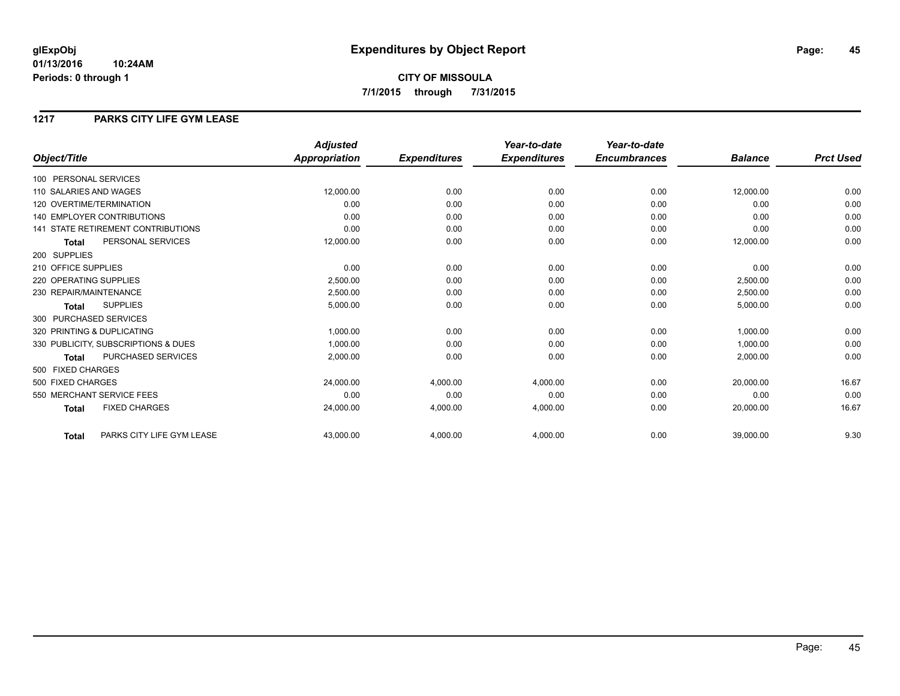**glExpObj**
**01/13/2016 10:24AM**
**Periods: 0 through 1**

# Expenditures by Object Report

**CITY OF MISSOULA**
**7/1/2015 through 7/31/2015**

## 1217 PARKS CITY LIFE GYM LEASE

| Object/Title | Adjusted Appropriation | Expenditures | Year-to-date Expenditures | Year-to-date Encumbrances | Balance | Prct Used |
|---|---|---|---|---|---|---|
| 100 PERSONAL SERVICES | | | | | | |
| 110 SALARIES AND WAGES | 12,000.00 | 0.00 | 0.00 | 0.00 | 12,000.00 | 0.00 |
| 120 OVERTIME/TERMINATION | 0.00 | 0.00 | 0.00 | 0.00 | 0.00 | 0.00 |
| 140 EMPLOYER CONTRIBUTIONS | 0.00 | 0.00 | 0.00 | 0.00 | 0.00 | 0.00 |
| 141 STATE RETIREMENT CONTRIBUTIONS | 0.00 | 0.00 | 0.00 | 0.00 | 0.00 | 0.00 |
| **Total** PERSONAL SERVICES | 12,000.00 | 0.00 | 0.00 | 0.00 | 12,000.00 | 0.00 |
| 200 SUPPLIES | | | | | | |
| 210 OFFICE SUPPLIES | 0.00 | 0.00 | 0.00 | 0.00 | 0.00 | 0.00 |
| 220 OPERATING SUPPLIES | 2,500.00 | 0.00 | 0.00 | 0.00 | 2,500.00 | 0.00 |
| 230 REPAIR/MAINTENANCE | 2,500.00 | 0.00 | 0.00 | 0.00 | 2,500.00 | 0.00 |
| **Total** SUPPLIES | 5,000.00 | 0.00 | 0.00 | 0.00 | 5,000.00 | 0.00 |
| 300 PURCHASED SERVICES | | | | | | |
| 320 PRINTING & DUPLICATING | 1,000.00 | 0.00 | 0.00 | 0.00 | 1,000.00 | 0.00 |
| 330 PUBLICITY, SUBSCRIPTIONS & DUES | 1,000.00 | 0.00 | 0.00 | 0.00 | 1,000.00 | 0.00 |
| **Total** PURCHASED SERVICES | 2,000.00 | 0.00 | 0.00 | 0.00 | 2,000.00 | 0.00 |
| 500 FIXED CHARGES | | | | | | |
| 500 FIXED CHARGES | 24,000.00 | 4,000.00 | 4,000.00 | 0.00 | 20,000.00 | 16.67 |
| 550 MERCHANT SERVICE FEES | 0.00 | 0.00 | 0.00 | 0.00 | 0.00 | 0.00 |
| **Total** FIXED CHARGES | 24,000.00 | 4,000.00 | 4,000.00 | 0.00 | 20,000.00 | 16.67 |
| **Total** PARKS CITY LIFE GYM LEASE | 43,000.00 | 4,000.00 | 4,000.00 | 0.00 | 39,000.00 | 9.30 |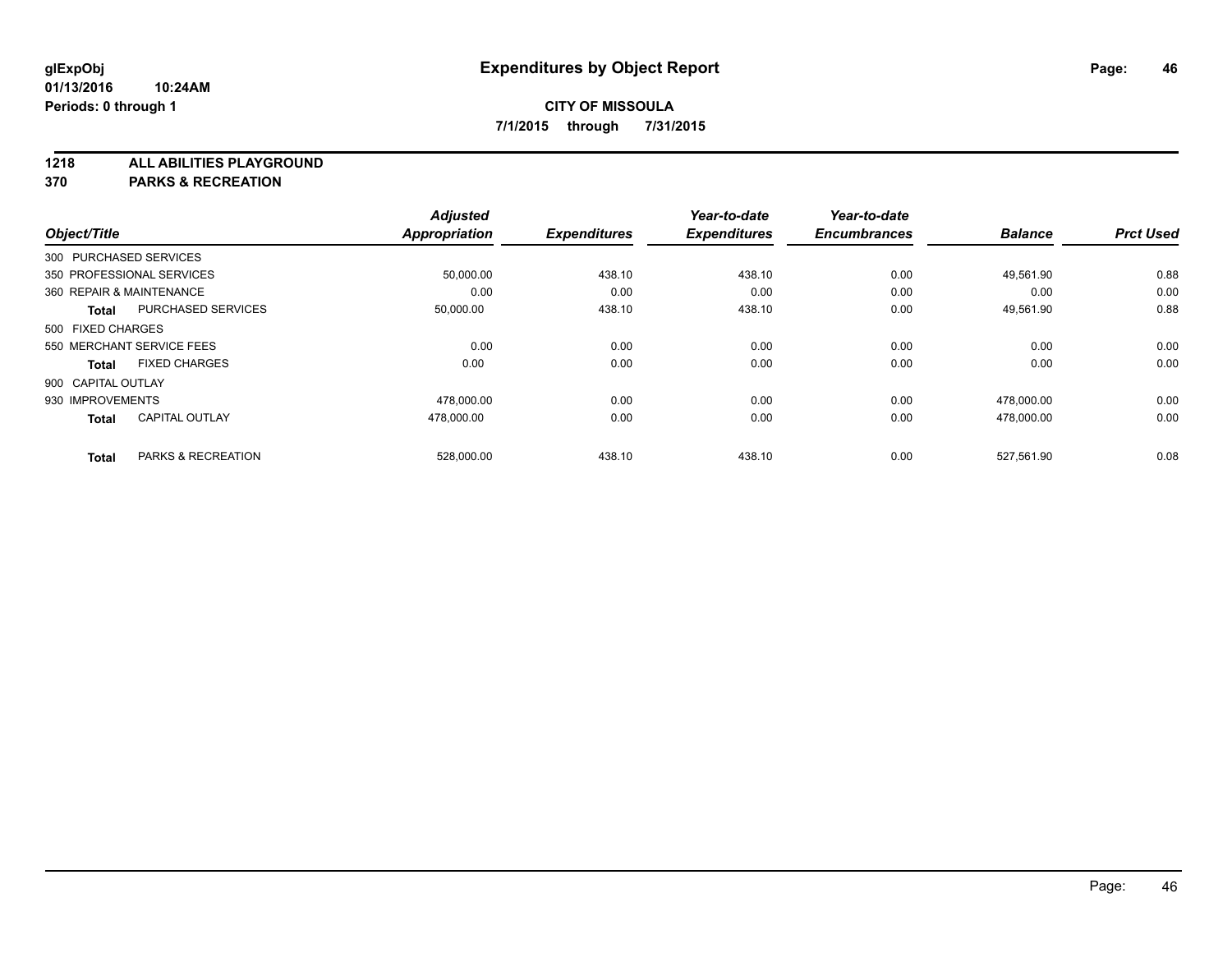**glExpObj**
**01/13/2016 10:24AM**
**Periods: 0 through 1**

# Expenditures by Object Report

**CITY OF MISSOULA**
**7/1/2015 through 7/31/2015**

**1218 ALL ABILITIES PLAYGROUND**
**370 PARKS & RECREATION**

| Object/Title | | Adjusted Appropriation | Expenditures | Year-to-date Expenditures | Year-to-date Encumbrances | Balance | Prct Used |
|---|---|---|---|---|---|---|---|
| 300 PURCHASED SERVICES | | | | | | | |
| 350 PROFESSIONAL SERVICES | | 50,000.00 | 438.10 | 438.10 | 0.00 | 49,561.90 | 0.88 |
| 360 REPAIR & MAINTENANCE | | 0.00 | 0.00 | 0.00 | 0.00 | 0.00 | 0.00 |
| **Total** | PURCHASED SERVICES | 50,000.00 | 438.10 | 438.10 | 0.00 | 49,561.90 | 0.88 |
| 500 FIXED CHARGES | | | | | | | |
| 550 MERCHANT SERVICE FEES | | 0.00 | 0.00 | 0.00 | 0.00 | 0.00 | 0.00 |
| **Total** | FIXED CHARGES | 0.00 | 0.00 | 0.00 | 0.00 | 0.00 | 0.00 |
| 900 CAPITAL OUTLAY | | | | | | | |
| 930 IMPROVEMENTS | | 478,000.00 | 0.00 | 0.00 | 0.00 | 478,000.00 | 0.00 |
| **Total** | CAPITAL OUTLAY | 478,000.00 | 0.00 | 0.00 | 0.00 | 478,000.00 | 0.00 |
| **Total** | PARKS & RECREATION | 528,000.00 | 438.10 | 438.10 | 0.00 | 527,561.90 | 0.08 |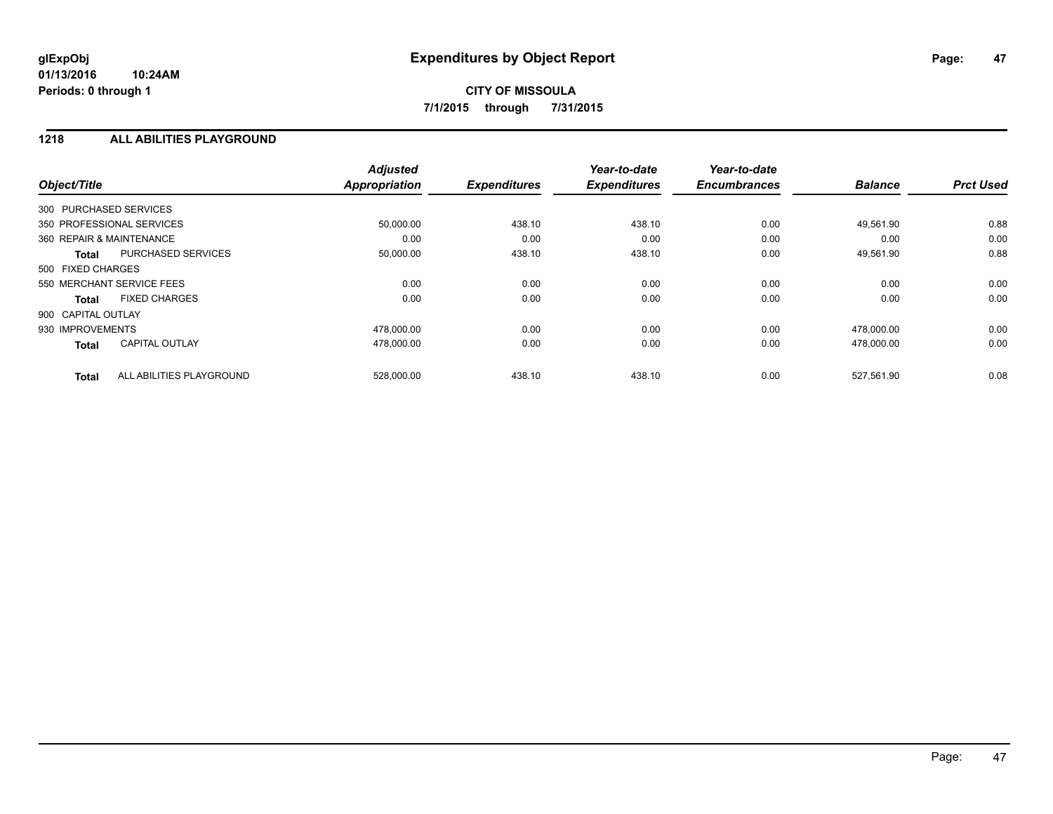**glExpObj** **Expenditures by Object Report**
**01/13/2016 10:24AM**
**Periods: 0 through 1**

**CITY OF MISSOULA**
**7/1/2015 through 7/31/2015**

## 1218 ALL ABILITIES PLAYGROUND

| Object/Title | | Adjusted Appropriation | Expenditures | Year-to-date Expenditures | Year-to-date Encumbrances | Balance | Prct Used |
|---|---|---|---|---|---|---|---|
| 300 PURCHASED SERVICES | | | | | | | |
| 350 PROFESSIONAL SERVICES | | 50,000.00 | 438.10 | 438.10 | 0.00 | 49,561.90 | 0.88 |
| 360 REPAIR & MAINTENANCE | | 0.00 | 0.00 | 0.00 | 0.00 | 0.00 | 0.00 |
| **Total** | PURCHASED SERVICES | 50,000.00 | 438.10 | 438.10 | 0.00 | 49,561.90 | 0.88 |
| 500 FIXED CHARGES | | | | | | | |
| 550 MERCHANT SERVICE FEES | | 0.00 | 0.00 | 0.00 | 0.00 | 0.00 | 0.00 |
| **Total** | FIXED CHARGES | 0.00 | 0.00 | 0.00 | 0.00 | 0.00 | 0.00 |
| 900 CAPITAL OUTLAY | | | | | | | |
| 930 IMPROVEMENTS | | 478,000.00 | 0.00 | 0.00 | 0.00 | 478,000.00 | 0.00 |
| **Total** | CAPITAL OUTLAY | 478,000.00 | 0.00 | 0.00 | 0.00 | 478,000.00 | 0.00 |
| **Total** | ALL ABILITIES PLAYGROUND | 528,000.00 | 438.10 | 438.10 | 0.00 | 527,561.90 | 0.08 |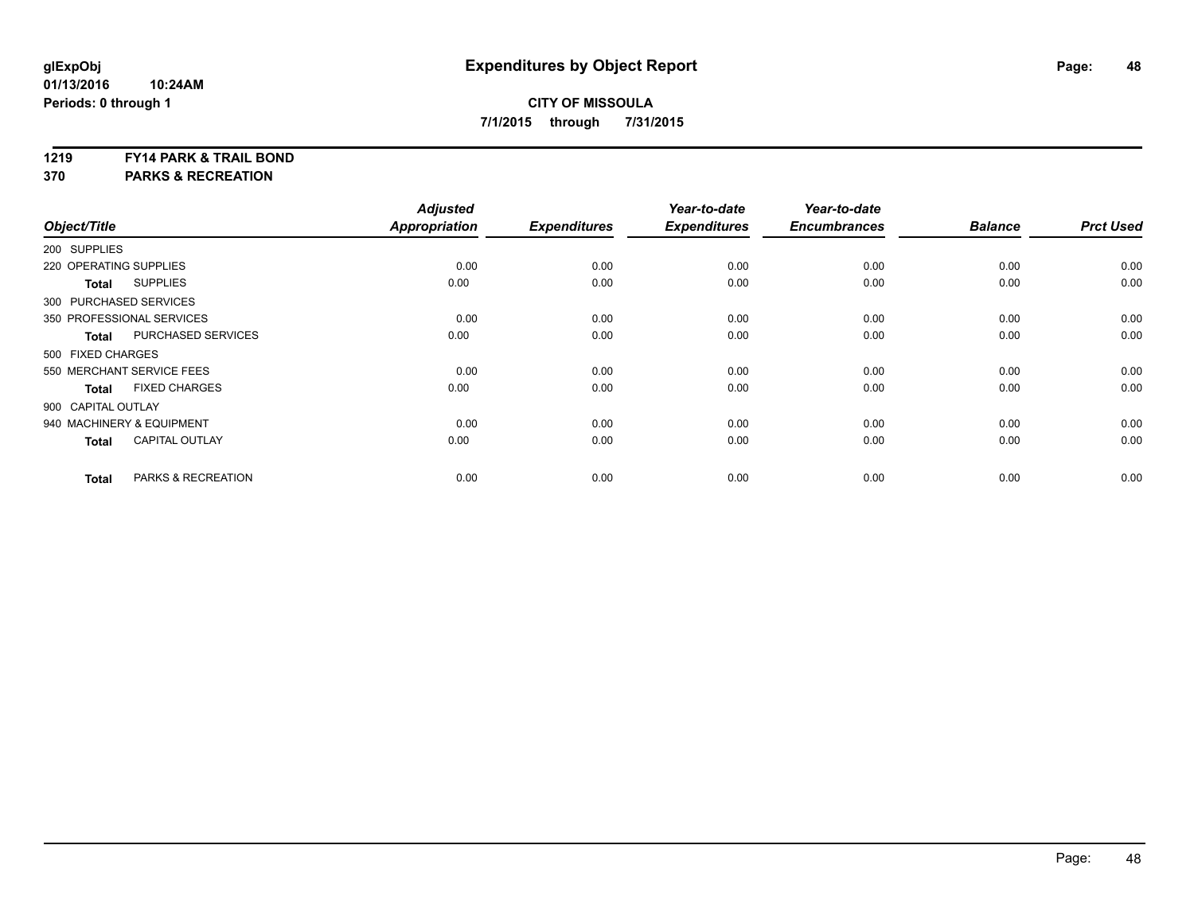# Expenditures by Object Report

glExpObj
01/13/2016 10:24AM
Periods: 0 through 1

**CITY OF MISSOULA**
**7/1/2015 through 7/31/2015**

**1219 FY14 PARK & TRAIL BOND**
**370 PARKS & RECREATION**

| Object/Title | Adjusted Appropriation | Expenditures | Year-to-date Expenditures | Year-to-date Encumbrances | Balance | Prct Used |
|---|---|---|---|---|---|---|
| 200 SUPPLIES | | | | | | |
| 220 OPERATING SUPPLIES | 0.00 | 0.00 | 0.00 | 0.00 | 0.00 | 0.00 |
| **Total** SUPPLIES | 0.00 | 0.00 | 0.00 | 0.00 | 0.00 | 0.00 |
| 300 PURCHASED SERVICES | | | | | | |
| 350 PROFESSIONAL SERVICES | 0.00 | 0.00 | 0.00 | 0.00 | 0.00 | 0.00 |
| **Total** PURCHASED SERVICES | 0.00 | 0.00 | 0.00 | 0.00 | 0.00 | 0.00 |
| 500 FIXED CHARGES | | | | | | |
| 550 MERCHANT SERVICE FEES | 0.00 | 0.00 | 0.00 | 0.00 | 0.00 | 0.00 |
| **Total** FIXED CHARGES | 0.00 | 0.00 | 0.00 | 0.00 | 0.00 | 0.00 |
| 900 CAPITAL OUTLAY | | | | | | |
| 940 MACHINERY & EQUIPMENT | 0.00 | 0.00 | 0.00 | 0.00 | 0.00 | 0.00 |
| **Total** CAPITAL OUTLAY | 0.00 | 0.00 | 0.00 | 0.00 | 0.00 | 0.00 |
| **Total** PARKS & RECREATION | 0.00 | 0.00 | 0.00 | 0.00 | 0.00 | 0.00 |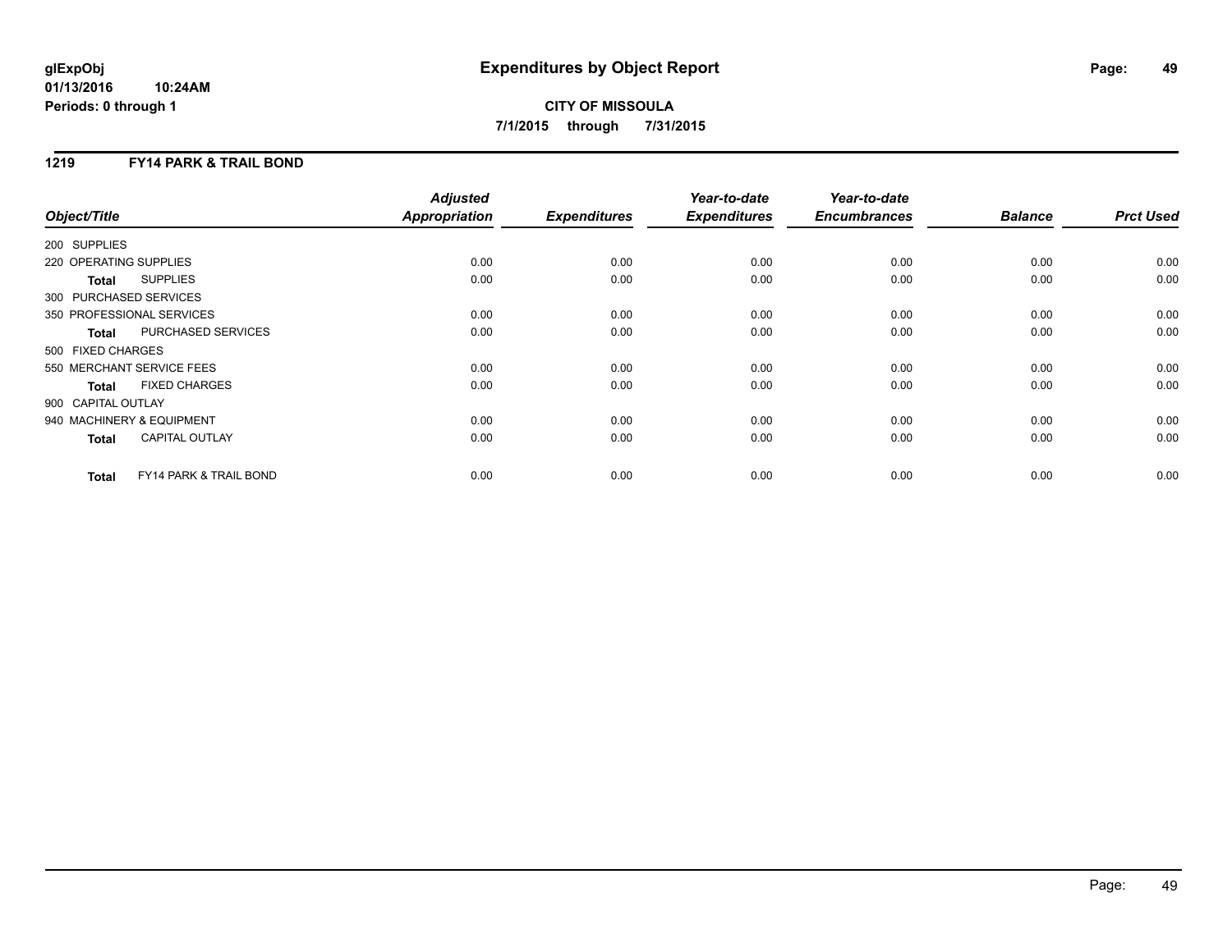# Expenditures by Object Report

**CITY OF MISSOULA**

**7/1/2015 through 7/31/2015**

glExpObj
01/13/2016 10:24AM
Periods: 0 through 1

## 1219 FY14 PARK & TRAIL BOND

| Object/Title | | Adjusted Appropriation | Expenditures | Year-to-date Expenditures | Year-to-date Encumbrances | Balance | Prct Used |
|---|---|---|---|---|---|---|---|
| 200 SUPPLIES | | | | | | | |
| 220 OPERATING SUPPLIES | | 0.00 | 0.00 | 0.00 | 0.00 | 0.00 | 0.00 |
| **Total** | SUPPLIES | 0.00 | 0.00 | 0.00 | 0.00 | 0.00 | 0.00 |
| 300 PURCHASED SERVICES | | | | | | | |
| 350 PROFESSIONAL SERVICES | | 0.00 | 0.00 | 0.00 | 0.00 | 0.00 | 0.00 |
| **Total** | PURCHASED SERVICES | 0.00 | 0.00 | 0.00 | 0.00 | 0.00 | 0.00 |
| 500 FIXED CHARGES | | | | | | | |
| 550 MERCHANT SERVICE FEES | | 0.00 | 0.00 | 0.00 | 0.00 | 0.00 | 0.00 |
| **Total** | FIXED CHARGES | 0.00 | 0.00 | 0.00 | 0.00 | 0.00 | 0.00 |
| 900 CAPITAL OUTLAY | | | | | | | |
| 940 MACHINERY & EQUIPMENT | | 0.00 | 0.00 | 0.00 | 0.00 | 0.00 | 0.00 |
| **Total** | CAPITAL OUTLAY | 0.00 | 0.00 | 0.00 | 0.00 | 0.00 | 0.00 |
| **Total** | FY14 PARK & TRAIL BOND | 0.00 | 0.00 | 0.00 | 0.00 | 0.00 | 0.00 |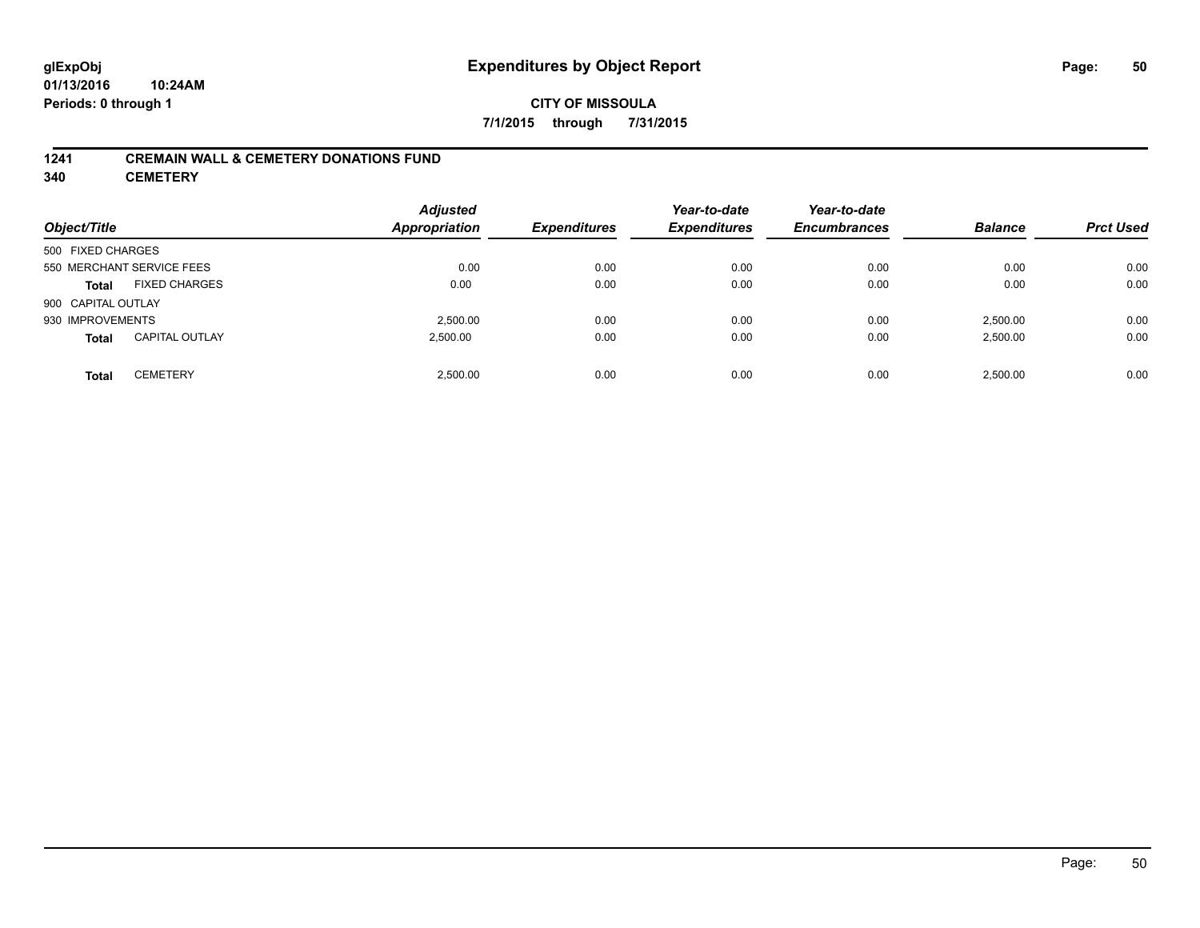**glExpObj**
**01/13/2016 10:24AM**
**Periods: 0 through 1**

# Expenditures by Object Report

**CITY OF MISSOULA**
**7/1/2015 through 7/31/2015**

## 1241 CREMAIN WALL & CEMETERY DONATIONS FUND
## 340 CEMETERY

| Object/Title | | Adjusted Appropriation | Expenditures | Year-to-date Expenditures | Year-to-date Encumbrances | Balance | Prct Used |
|---|---|---|---|---|---|---|---|
| 500 FIXED CHARGES | | | | | | | |
| 550 MERCHANT SERVICE FEES | | 0.00 | 0.00 | 0.00 | 0.00 | 0.00 | 0.00 |
| **Total** | FIXED CHARGES | 0.00 | 0.00 | 0.00 | 0.00 | 0.00 | 0.00 |
| 900 CAPITAL OUTLAY | | | | | | | |
| 930 IMPROVEMENTS | | 2,500.00 | 0.00 | 0.00 | 0.00 | 2,500.00 | 0.00 |
| **Total** | CAPITAL OUTLAY | 2,500.00 | 0.00 | 0.00 | 0.00 | 2,500.00 | 0.00 |
| **Total** | CEMETERY | 2,500.00 | 0.00 | 0.00 | 0.00 | 2,500.00 | 0.00 |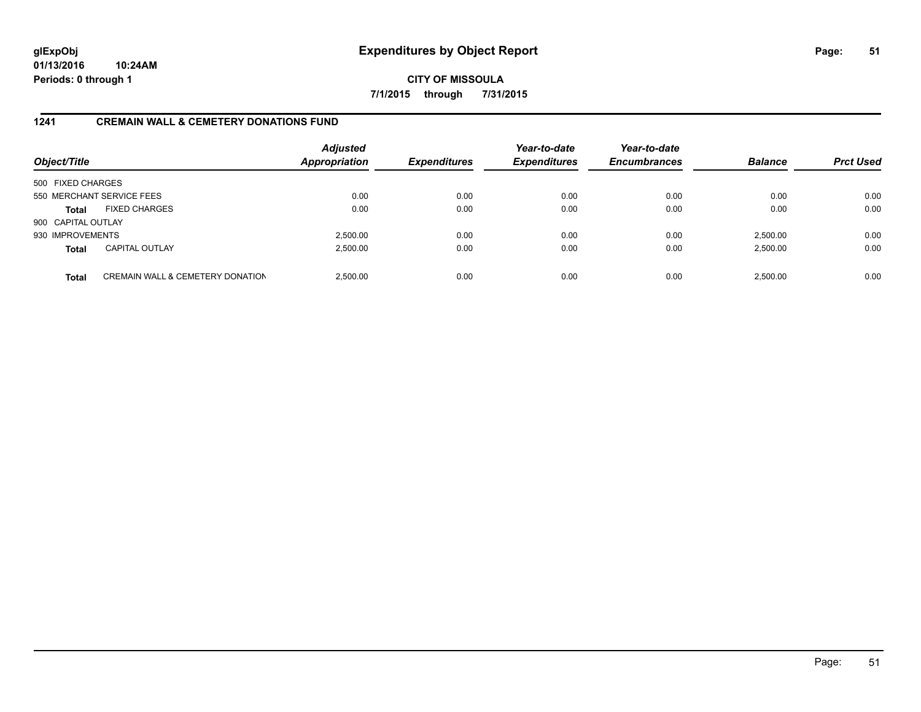**glExpObj** **Expenditures by Object Report**
**01/13/2016 10:24AM**
**Periods: 0 through 1**

**CITY OF MISSOULA**
**7/1/2015 through 7/31/2015**

## 1241 CREMAIN WALL & CEMETERY DONATIONS FUND

| Object/Title | | Adjusted Appropriation | Expenditures | Year-to-date Expenditures | Year-to-date Encumbrances | Balance | Prct Used |
|---|---|---|---|---|---|---|---|
| 500 FIXED CHARGES | | | | | | | |
| 550 MERCHANT SERVICE FEES | | 0.00 | 0.00 | 0.00 | 0.00 | 0.00 | 0.00 |
| **Total** | FIXED CHARGES | 0.00 | 0.00 | 0.00 | 0.00 | 0.00 | 0.00 |
| 900 CAPITAL OUTLAY | | | | | | | |
| 930 IMPROVEMENTS | | 2,500.00 | 0.00 | 0.00 | 0.00 | 2,500.00 | 0.00 |
| **Total** | CAPITAL OUTLAY | 2,500.00 | 0.00 | 0.00 | 0.00 | 2,500.00 | 0.00 |
| **Total** | CREMAIN WALL & CEMETERY DONATION | 2,500.00 | 0.00 | 0.00 | 0.00 | 2,500.00 | 0.00 |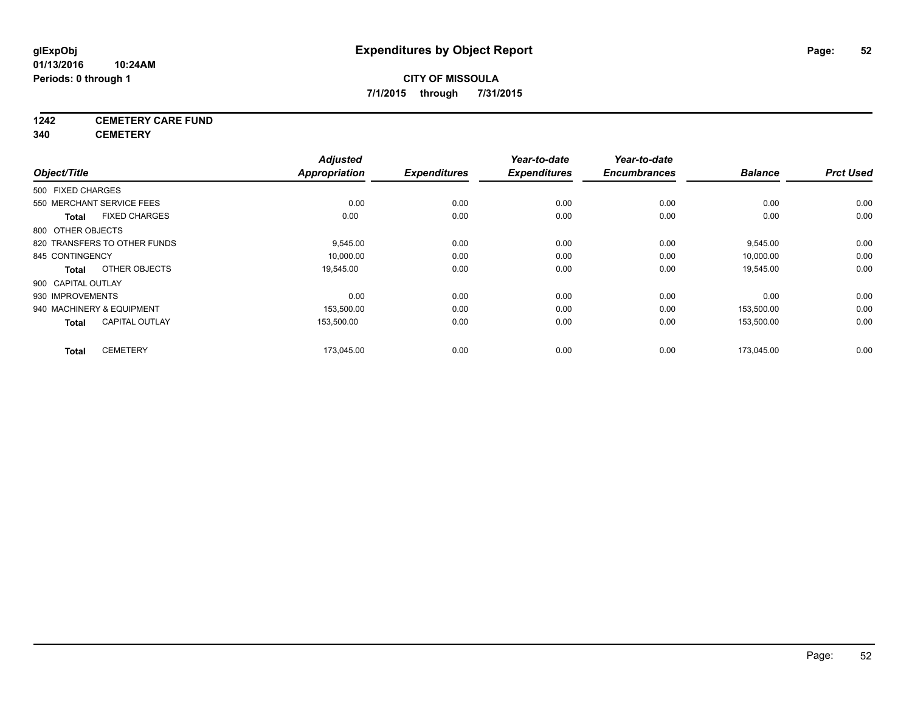**glExpObj**
**01/13/2016 10:24AM**
**Periods: 0 through 1**

# Expenditures by Object Report

**CITY OF MISSOULA**
**7/1/2015 through 7/31/2015**

**1242 CEMETERY CARE FUND**
**340 CEMETERY**

| Object/Title | Adjusted Appropriation | Expenditures | Year-to-date Expenditures | Year-to-date Encumbrances | Balance | Prct Used |
|---|---|---|---|---|---|---|
| 500 FIXED CHARGES | | | | | | |
| 550 MERCHANT SERVICE FEES | 0.00 | 0.00 | 0.00 | 0.00 | 0.00 | 0.00 |
| **Total** FIXED CHARGES | 0.00 | 0.00 | 0.00 | 0.00 | 0.00 | 0.00 |
| 800 OTHER OBJECTS | | | | | | |
| 820 TRANSFERS TO OTHER FUNDS | 9,545.00 | 0.00 | 0.00 | 0.00 | 9,545.00 | 0.00 |
| 845 CONTINGENCY | 10,000.00 | 0.00 | 0.00 | 0.00 | 10,000.00 | 0.00 |
| **Total** OTHER OBJECTS | 19,545.00 | 0.00 | 0.00 | 0.00 | 19,545.00 | 0.00 |
| 900 CAPITAL OUTLAY | | | | | | |
| 930 IMPROVEMENTS | 0.00 | 0.00 | 0.00 | 0.00 | 0.00 | 0.00 |
| 940 MACHINERY & EQUIPMENT | 153,500.00 | 0.00 | 0.00 | 0.00 | 153,500.00 | 0.00 |
| **Total** CAPITAL OUTLAY | 153,500.00 | 0.00 | 0.00 | 0.00 | 153,500.00 | 0.00 |
| **Total** CEMETERY | 173,045.00 | 0.00 | 0.00 | 0.00 | 173,045.00 | 0.00 |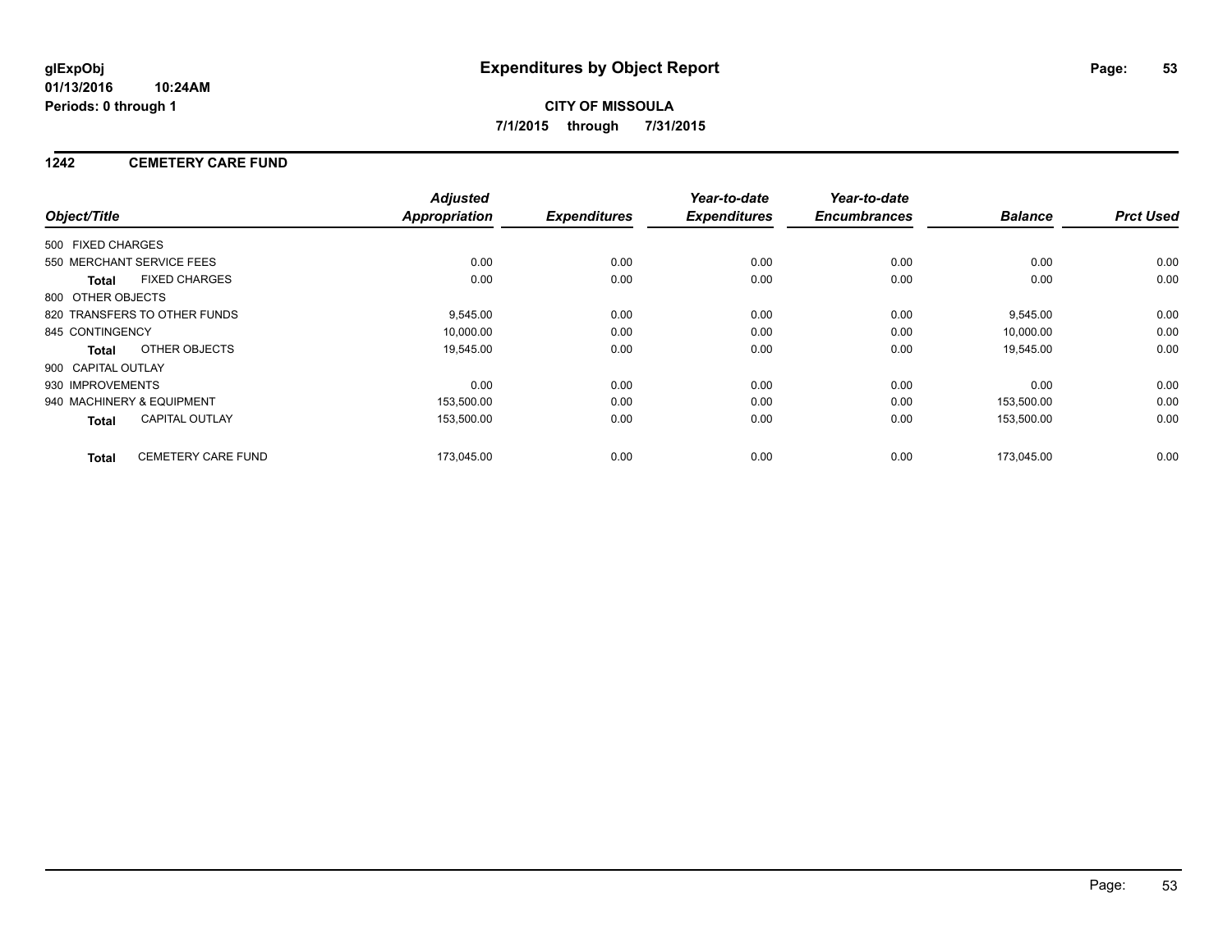**glExpObj**
**01/13/2016 10:24AM**
**Periods: 0 through 1**

# Expenditures by Object Report

**CITY OF MISSOULA**
**7/1/2015 through 7/31/2015**

## 1242 CEMETERY CARE FUND

| Object/Title | | *Adjusted Appropriation* | *Expenditures* | *Year-to-date Expenditures* | *Year-to-date Encumbrances* | *Balance* | *Prct Used* |
|---|---|---|---|---|---|---|---|
| 500 FIXED CHARGES | | | | | | | |
| 550 MERCHANT SERVICE FEES | | 0.00 | 0.00 | 0.00 | 0.00 | 0.00 | 0.00 |
| **Total** | FIXED CHARGES | 0.00 | 0.00 | 0.00 | 0.00 | 0.00 | 0.00 |
| 800 OTHER OBJECTS | | | | | | | |
| 820 TRANSFERS TO OTHER FUNDS | | 9,545.00 | 0.00 | 0.00 | 0.00 | 9,545.00 | 0.00 |
| 845 CONTINGENCY | | 10,000.00 | 0.00 | 0.00 | 0.00 | 10,000.00 | 0.00 |
| **Total** | OTHER OBJECTS | 19,545.00 | 0.00 | 0.00 | 0.00 | 19,545.00 | 0.00 |
| 900 CAPITAL OUTLAY | | | | | | | |
| 930 IMPROVEMENTS | | 0.00 | 0.00 | 0.00 | 0.00 | 0.00 | 0.00 |
| 940 MACHINERY & EQUIPMENT | | 153,500.00 | 0.00 | 0.00 | 0.00 | 153,500.00 | 0.00 |
| **Total** | CAPITAL OUTLAY | 153,500.00 | 0.00 | 0.00 | 0.00 | 153,500.00 | 0.00 |
| **Total** | CEMETERY CARE FUND | 173,045.00 | 0.00 | 0.00 | 0.00 | 173,045.00 | 0.00 |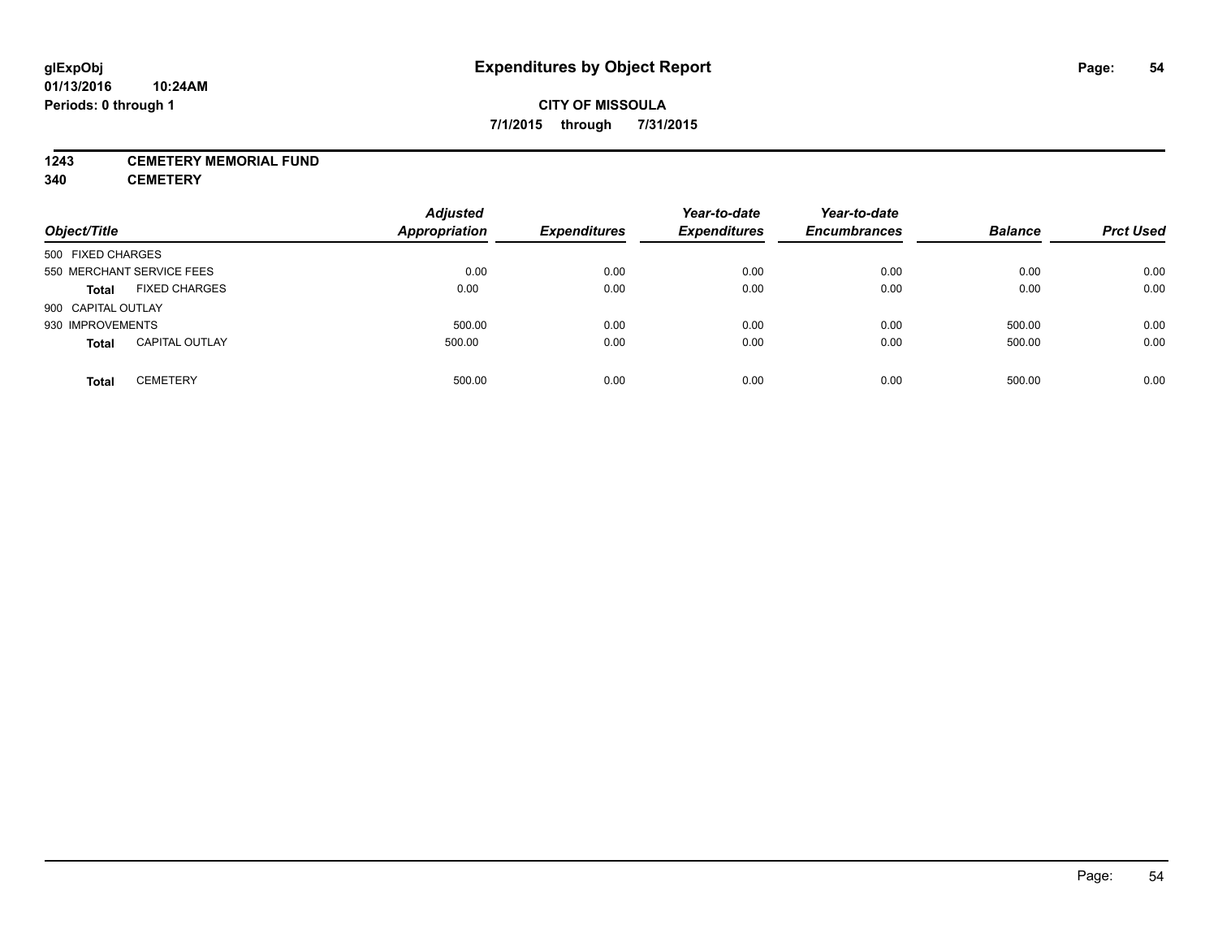**glExpObj** **Expenditures by Object Report**

**01/13/2016 10:24AM**

**Periods: 0 through 1**

**CITY OF MISSOULA**

**7/1/2015 through 7/31/2015**

**1243 CEMETERY MEMORIAL FUND**

**340 CEMETERY**

| Object/Title | | Adjusted Appropriation | Expenditures | Year-to-date Expenditures | Year-to-date Encumbrances | Balance | Prct Used |
|---|---|---|---|---|---|---|---|
| 500 FIXED CHARGES | | | | | | | |
| 550 MERCHANT SERVICE FEES | | 0.00 | 0.00 | 0.00 | 0.00 | 0.00 | 0.00 |
| **Total** | FIXED CHARGES | 0.00 | 0.00 | 0.00 | 0.00 | 0.00 | 0.00 |
| 900 CAPITAL OUTLAY | | | | | | | |
| 930 IMPROVEMENTS | | 500.00 | 0.00 | 0.00 | 0.00 | 500.00 | 0.00 |
| **Total** | CAPITAL OUTLAY | 500.00 | 0.00 | 0.00 | 0.00 | 500.00 | 0.00 |
| **Total** | CEMETERY | 500.00 | 0.00 | 0.00 | 0.00 | 500.00 | 0.00 |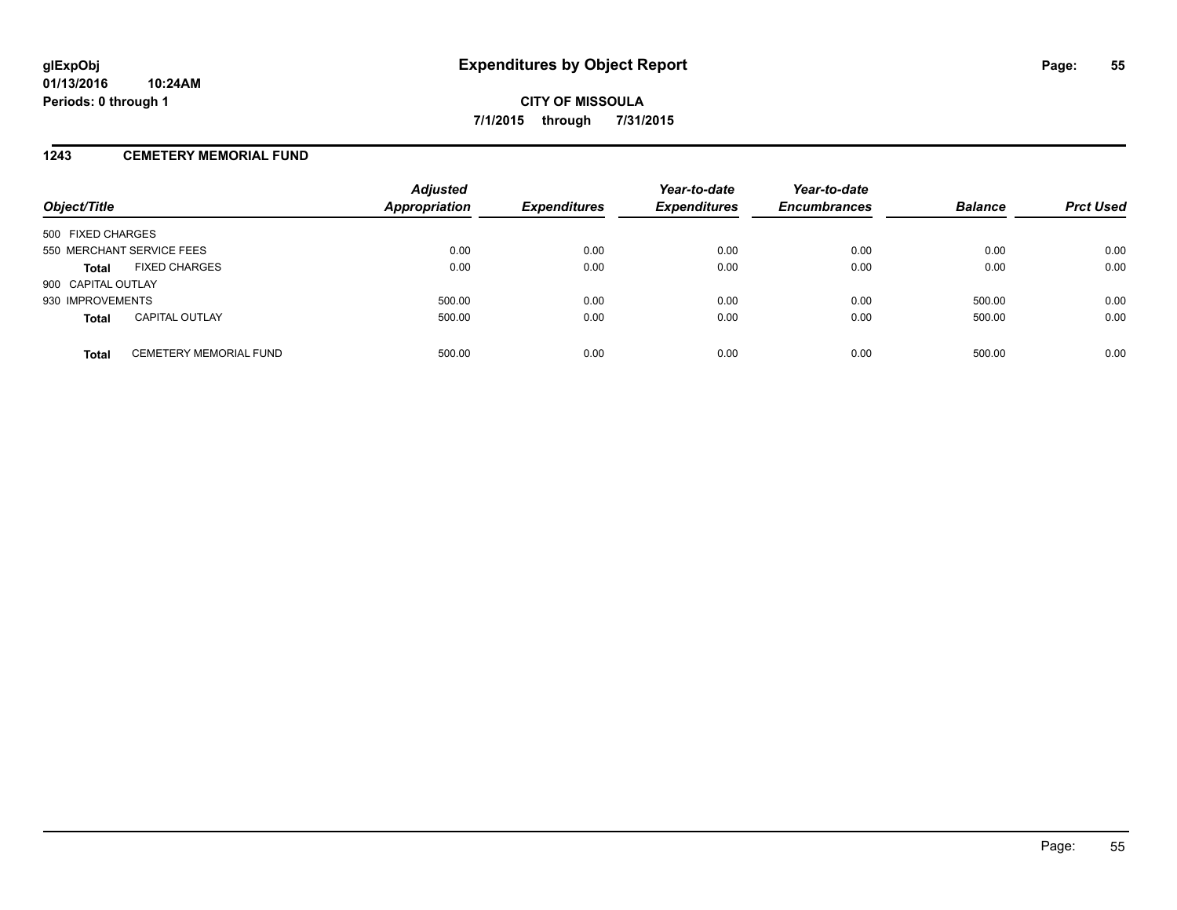**glExpObj**
**01/13/2016 10:24AM**
**Periods: 0 through 1**

# Expenditures by Object Report

**CITY OF MISSOULA**
**7/1/2015 through 7/31/2015**

## 1243 CEMETERY MEMORIAL FUND

| Object/Title | | Adjusted Appropriation | Expenditures | Year-to-date Expenditures | Year-to-date Encumbrances | Balance | Prct Used |
|---|---|---|---|---|---|---|---|
| 500 FIXED CHARGES | | | | | | | |
| 550 MERCHANT SERVICE FEES | | 0.00 | 0.00 | 0.00 | 0.00 | 0.00 | 0.00 |
| **Total** | FIXED CHARGES | 0.00 | 0.00 | 0.00 | 0.00 | 0.00 | 0.00 |
| 900 CAPITAL OUTLAY | | | | | | | |
| 930 IMPROVEMENTS | | 500.00 | 0.00 | 0.00 | 0.00 | 500.00 | 0.00 |
| **Total** | CAPITAL OUTLAY | 500.00 | 0.00 | 0.00 | 0.00 | 500.00 | 0.00 |
| **Total** | CEMETERY MEMORIAL FUND | 500.00 | 0.00 | 0.00 | 0.00 | 500.00 | 0.00 |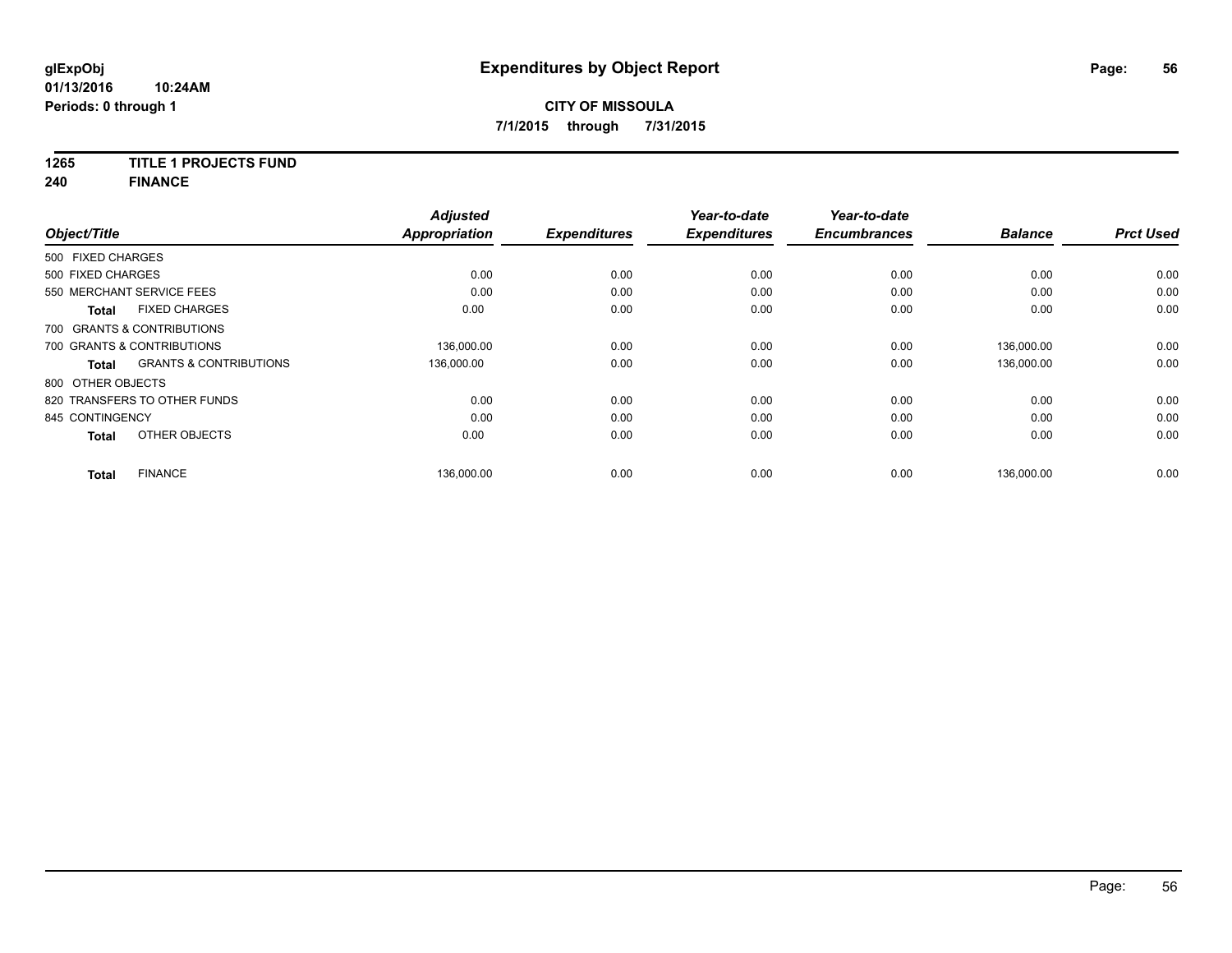# Expenditures by Object Report

glExpObj
01/13/2016 10:24AM
Periods: 0 through 1

**CITY OF MISSOULA**
**7/1/2015 through 7/31/2015**

**1265 TITLE 1 PROJECTS FUND**
**240 FINANCE**

| Object/Title | | Adjusted Appropriation | Expenditures | Year-to-date Expenditures | Year-to-date Encumbrances | Balance | Prct Used |
|---|---|---|---|---|---|---|---|
| 500 FIXED CHARGES | | | | | | | |
| 500 FIXED CHARGES | | 0.00 | 0.00 | 0.00 | 0.00 | 0.00 | 0.00 |
| 550 MERCHANT SERVICE FEES | | 0.00 | 0.00 | 0.00 | 0.00 | 0.00 | 0.00 |
| **Total** | FIXED CHARGES | 0.00 | 0.00 | 0.00 | 0.00 | 0.00 | 0.00 |
| 700 GRANTS & CONTRIBUTIONS | | | | | | | |
| 700 GRANTS & CONTRIBUTIONS | | 136,000.00 | 0.00 | 0.00 | 0.00 | 136,000.00 | 0.00 |
| **Total** | GRANTS & CONTRIBUTIONS | 136,000.00 | 0.00 | 0.00 | 0.00 | 136,000.00 | 0.00 |
| 800 OTHER OBJECTS | | | | | | | |
| 820 TRANSFERS TO OTHER FUNDS | | 0.00 | 0.00 | 0.00 | 0.00 | 0.00 | 0.00 |
| 845 CONTINGENCY | | 0.00 | 0.00 | 0.00 | 0.00 | 0.00 | 0.00 |
| **Total** | OTHER OBJECTS | 0.00 | 0.00 | 0.00 | 0.00 | 0.00 | 0.00 |
| **Total** | FINANCE | 136,000.00 | 0.00 | 0.00 | 0.00 | 136,000.00 | 0.00 |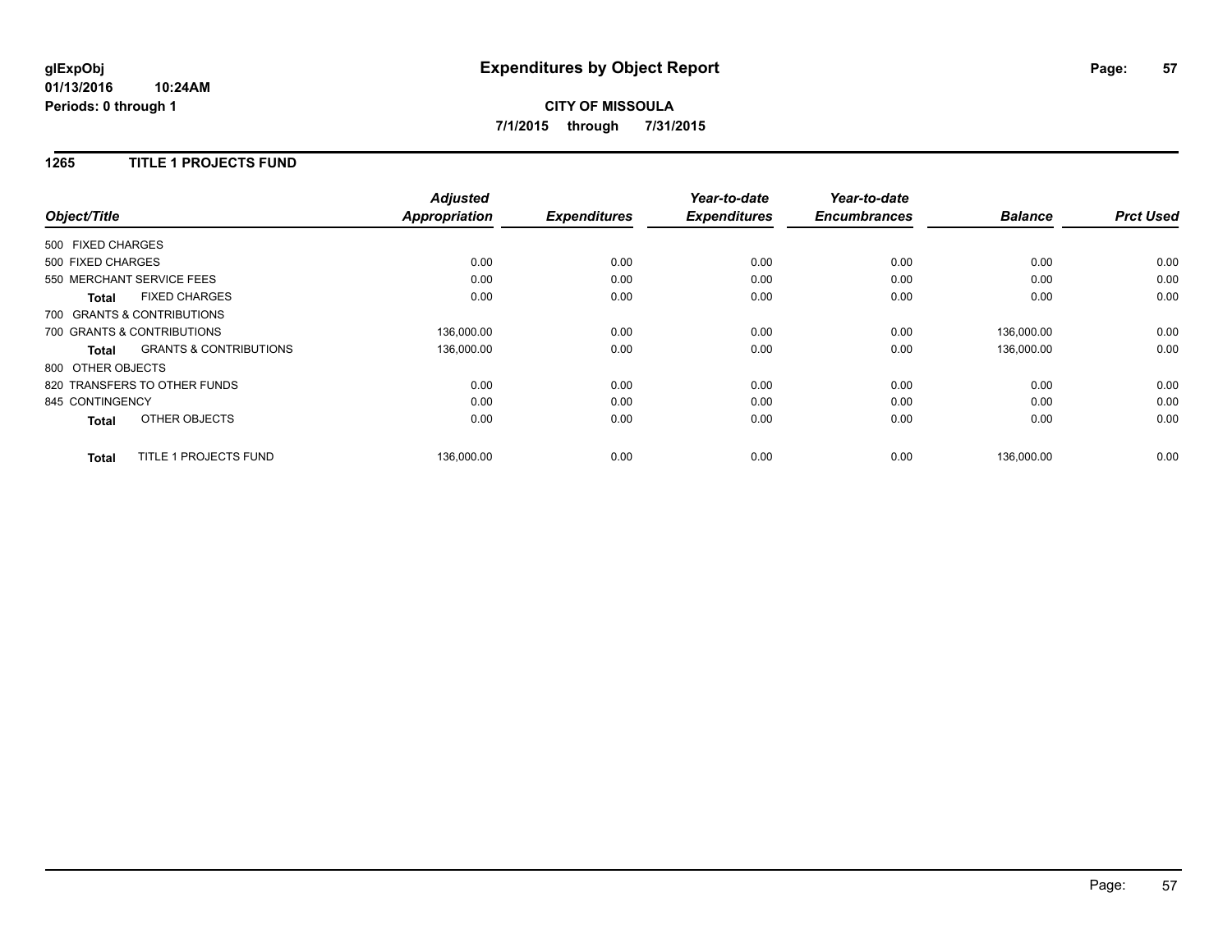**glExpObj**
**01/13/2016 10:24AM**
**Periods: 0 through 1**

# Expenditures by Object Report

**CITY OF MISSOULA**
**7/1/2015 through 7/31/2015**

## 1265 TITLE 1 PROJECTS FUND

| Object/Title | | *Adjusted Appropriation* | *Expenditures* | *Year-to-date Expenditures* | *Year-to-date Encumbrances* | *Balance* | *Prct Used* |
|---|---|---|---|---|---|---|---|
| 500 FIXED CHARGES | | | | | | | |
| 500 FIXED CHARGES | | 0.00 | 0.00 | 0.00 | 0.00 | 0.00 | 0.00 |
| 550 MERCHANT SERVICE FEES | | 0.00 | 0.00 | 0.00 | 0.00 | 0.00 | 0.00 |
| **Total** | FIXED CHARGES | 0.00 | 0.00 | 0.00 | 0.00 | 0.00 | 0.00 |
| 700 GRANTS & CONTRIBUTIONS | | | | | | | |
| 700 GRANTS & CONTRIBUTIONS | | 136,000.00 | 0.00 | 0.00 | 0.00 | 136,000.00 | 0.00 |
| **Total** | GRANTS & CONTRIBUTIONS | 136,000.00 | 0.00 | 0.00 | 0.00 | 136,000.00 | 0.00 |
| 800 OTHER OBJECTS | | | | | | | |
| 820 TRANSFERS TO OTHER FUNDS | | 0.00 | 0.00 | 0.00 | 0.00 | 0.00 | 0.00 |
| 845 CONTINGENCY | | 0.00 | 0.00 | 0.00 | 0.00 | 0.00 | 0.00 |
| **Total** | OTHER OBJECTS | 0.00 | 0.00 | 0.00 | 0.00 | 0.00 | 0.00 |
| **Total** | TITLE 1 PROJECTS FUND | 136,000.00 | 0.00 | 0.00 | 0.00 | 136,000.00 | 0.00 |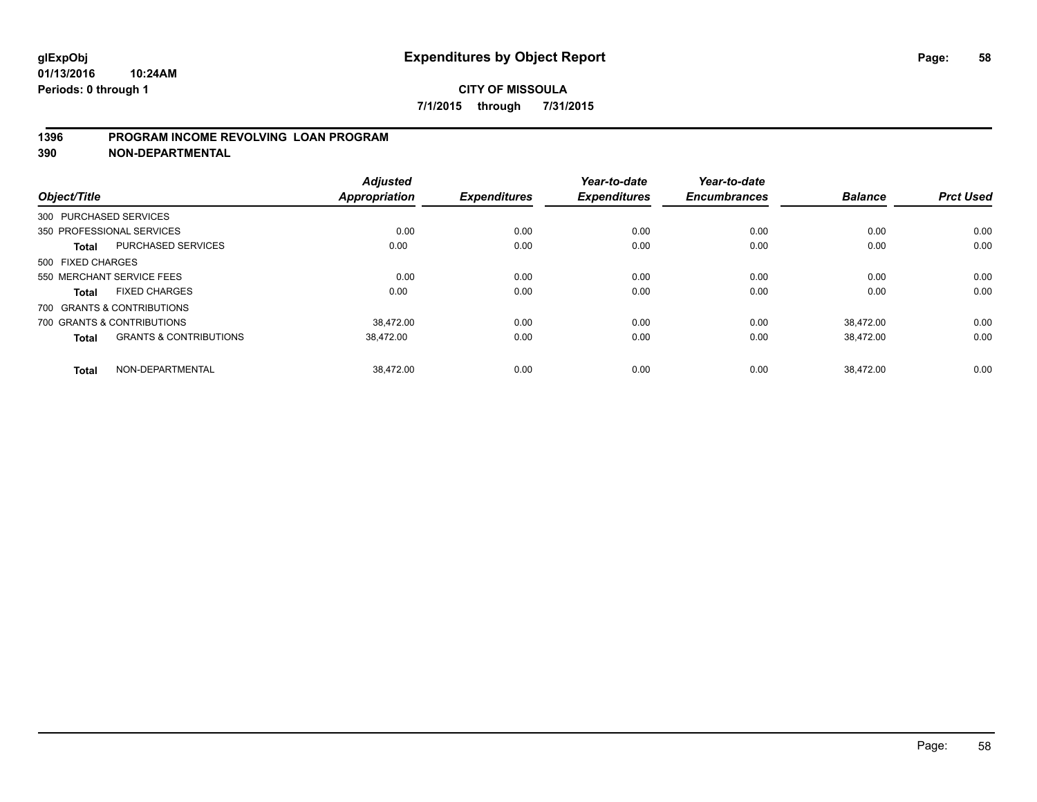# Expenditures by Object Report

**glExpObj**
**01/13/2016 10:24AM**
**Periods: 0 through 1**

**CITY OF MISSOULA**
**7/1/2015 through 7/31/2015**

**1396 PROGRAM INCOME REVOLVING LOAN PROGRAM**
**390 NON-DEPARTMENTAL**

| Object/Title | | *Adjusted Appropriation* | *Expenditures* | *Year-to-date Expenditures* | *Year-to-date Encumbrances* | *Balance* | *Prct Used* |
|---|---|---|---|---|---|---|---|
| 300 PURCHASED SERVICES | | | | | | | |
| 350 PROFESSIONAL SERVICES | | 0.00 | 0.00 | 0.00 | 0.00 | 0.00 | 0.00 |
| **Total** | PURCHASED SERVICES | 0.00 | 0.00 | 0.00 | 0.00 | 0.00 | 0.00 |
| 500 FIXED CHARGES | | | | | | | |
| 550 MERCHANT SERVICE FEES | | 0.00 | 0.00 | 0.00 | 0.00 | 0.00 | 0.00 |
| **Total** | FIXED CHARGES | 0.00 | 0.00 | 0.00 | 0.00 | 0.00 | 0.00 |
| 700 GRANTS & CONTRIBUTIONS | | | | | | | |
| 700 GRANTS & CONTRIBUTIONS | | 38,472.00 | 0.00 | 0.00 | 0.00 | 38,472.00 | 0.00 |
| **Total** | GRANTS & CONTRIBUTIONS | 38,472.00 | 0.00 | 0.00 | 0.00 | 38,472.00 | 0.00 |
| **Total** | NON-DEPARTMENTAL | 38,472.00 | 0.00 | 0.00 | 0.00 | 38,472.00 | 0.00 |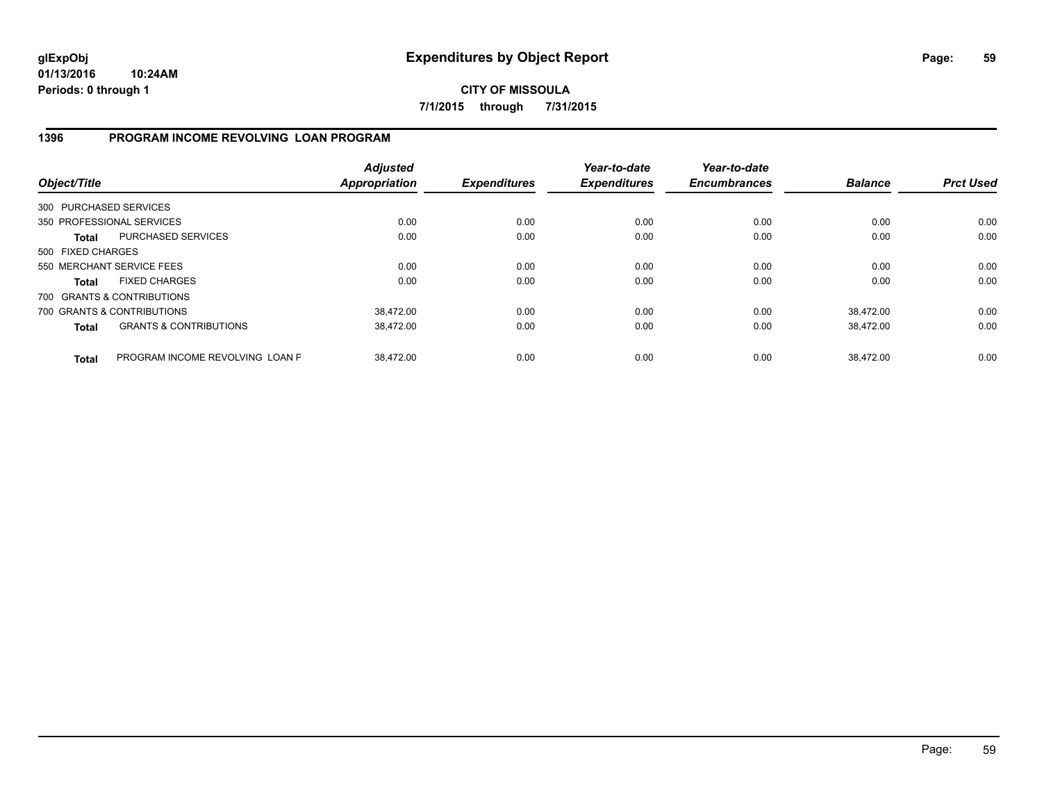**glExpObj** **Expenditures by Object Report**

**01/13/2016 10:24AM**

**Periods: 0 through 1**

**CITY OF MISSOULA**

**7/1/2015 through 7/31/2015**

## 1396 PROGRAM INCOME REVOLVING LOAN PROGRAM

| Object/Title | | *Adjusted Appropriation* | *Expenditures* | *Year-to-date Expenditures* | *Year-to-date Encumbrances* | *Balance* | *Prct Used* |
|---|---|---|---|---|---|---|---|
| 300 PURCHASED SERVICES | | | | | | | |
| 350 PROFESSIONAL SERVICES | | 0.00 | 0.00 | 0.00 | 0.00 | 0.00 | 0.00 |
| **Total** | PURCHASED SERVICES | 0.00 | 0.00 | 0.00 | 0.00 | 0.00 | 0.00 |
| 500 FIXED CHARGES | | | | | | | |
| 550 MERCHANT SERVICE FEES | | 0.00 | 0.00 | 0.00 | 0.00 | 0.00 | 0.00 |
| **Total** | FIXED CHARGES | 0.00 | 0.00 | 0.00 | 0.00 | 0.00 | 0.00 |
| 700 GRANTS & CONTRIBUTIONS | | | | | | | |
| 700 GRANTS & CONTRIBUTIONS | | 38,472.00 | 0.00 | 0.00 | 0.00 | 38,472.00 | 0.00 |
| **Total** | GRANTS & CONTRIBUTIONS | 38,472.00 | 0.00 | 0.00 | 0.00 | 38,472.00 | 0.00 |
| **Total** | PROGRAM INCOME REVOLVING LOAN F | 38,472.00 | 0.00 | 0.00 | 0.00 | 38,472.00 | 0.00 |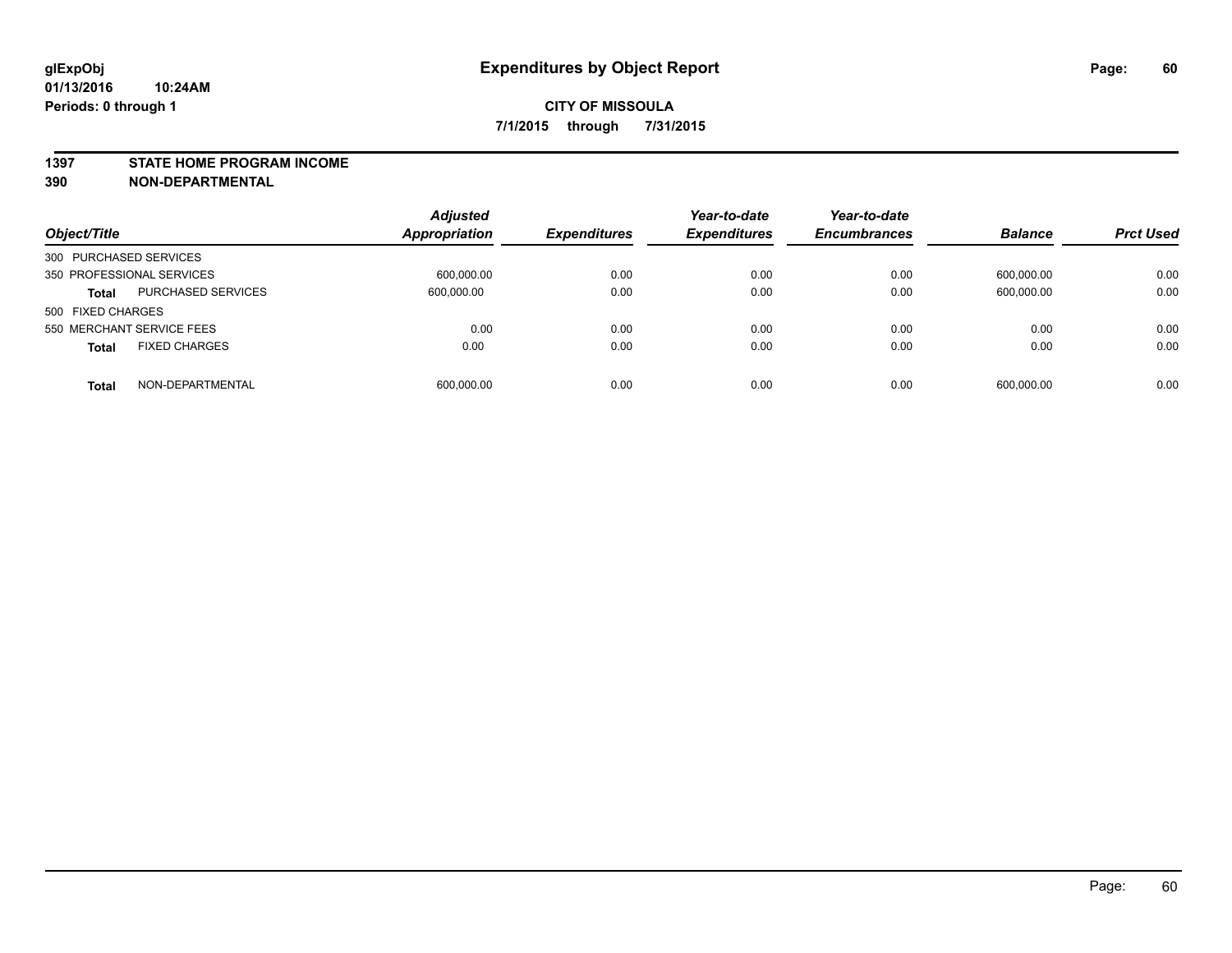# Expenditures by Object Report

glExpObj
01/13/2016 10:24AM
Periods: 0 through 1

**CITY OF MISSOULA**
**7/1/2015 through 7/31/2015**

## 1397 STATE HOME PROGRAM INCOME
## 390 NON-DEPARTMENTAL

| Object/Title | | Adjusted Appropriation | Expenditures | Year-to-date Expenditures | Year-to-date Encumbrances | Balance | Prct Used |
|---|---|---|---|---|---|---|---|
| 300 PURCHASED SERVICES | | | | | | | |
| 350 PROFESSIONAL SERVICES | | 600,000.00 | 0.00 | 0.00 | 0.00 | 600,000.00 | 0.00 |
| **Total** | PURCHASED SERVICES | 600,000.00 | 0.00 | 0.00 | 0.00 | 600,000.00 | 0.00 |
| 500 FIXED CHARGES | | | | | | | |
| 550 MERCHANT SERVICE FEES | | 0.00 | 0.00 | 0.00 | 0.00 | 0.00 | 0.00 |
| **Total** | FIXED CHARGES | 0.00 | 0.00 | 0.00 | 0.00 | 0.00 | 0.00 |
| **Total** | NON-DEPARTMENTAL | 600,000.00 | 0.00 | 0.00 | 0.00 | 600,000.00 | 0.00 |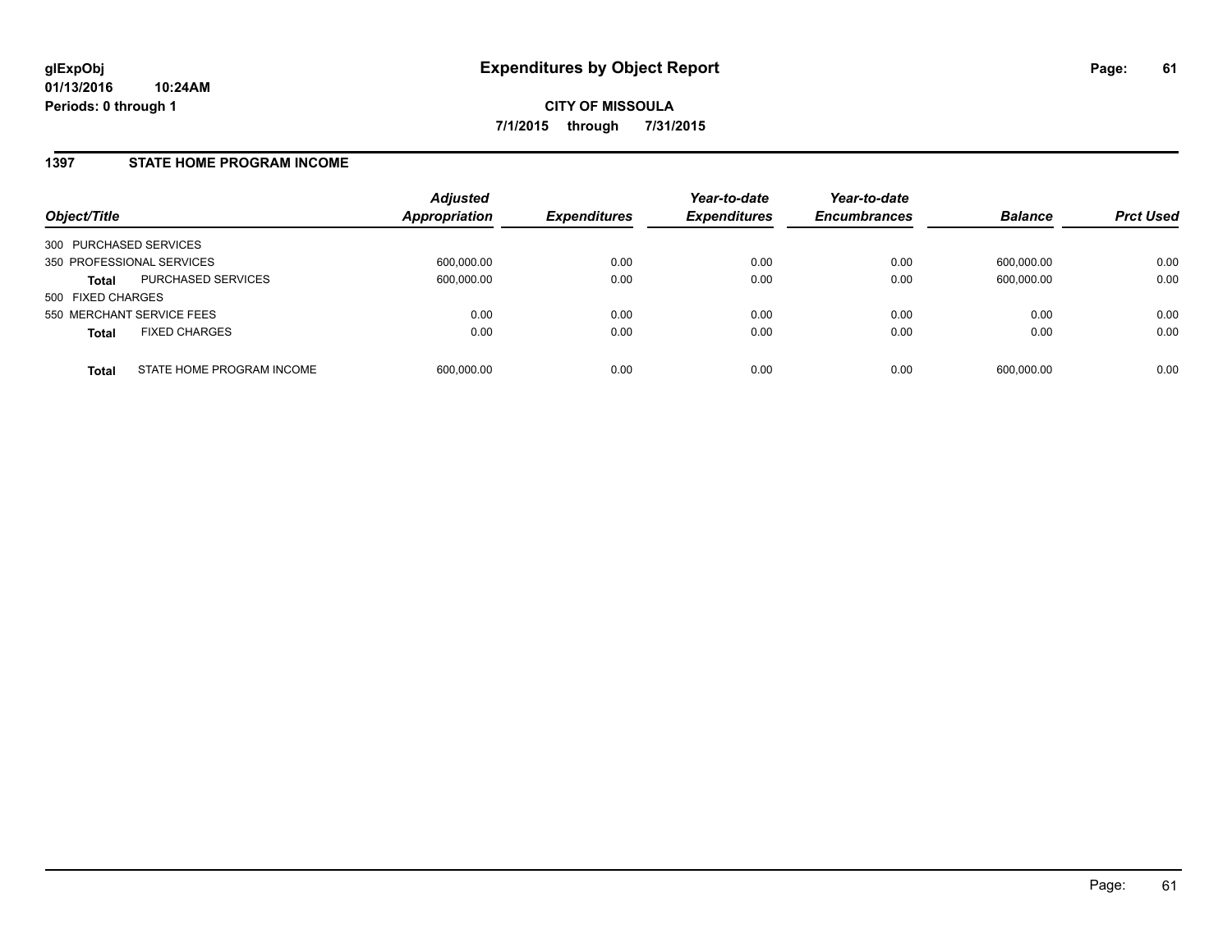**glExpObj** **Expenditures by Object Report**

**01/13/2016 10:24AM**

**Periods: 0 through 1**

**CITY OF MISSOULA**

**7/1/2015 through 7/31/2015**

## 1397 STATE HOME PROGRAM INCOME

| Object/Title | | Adjusted Appropriation | Expenditures | Year-to-date Expenditures | Year-to-date Encumbrances | Balance | Prct Used |
|---|---|---|---|---|---|---|---|
| 300 PURCHASED SERVICES | | | | | | | |
| 350 PROFESSIONAL SERVICES | | 600,000.00 | 0.00 | 0.00 | 0.00 | 600,000.00 | 0.00 |
| **Total** | PURCHASED SERVICES | 600,000.00 | 0.00 | 0.00 | 0.00 | 600,000.00 | 0.00 |
| 500 FIXED CHARGES | | | | | | | |
| 550 MERCHANT SERVICE FEES | | 0.00 | 0.00 | 0.00 | 0.00 | 0.00 | 0.00 |
| **Total** | FIXED CHARGES | 0.00 | 0.00 | 0.00 | 0.00 | 0.00 | 0.00 |
| **Total** | STATE HOME PROGRAM INCOME | 600,000.00 | 0.00 | 0.00 | 0.00 | 600,000.00 | 0.00 |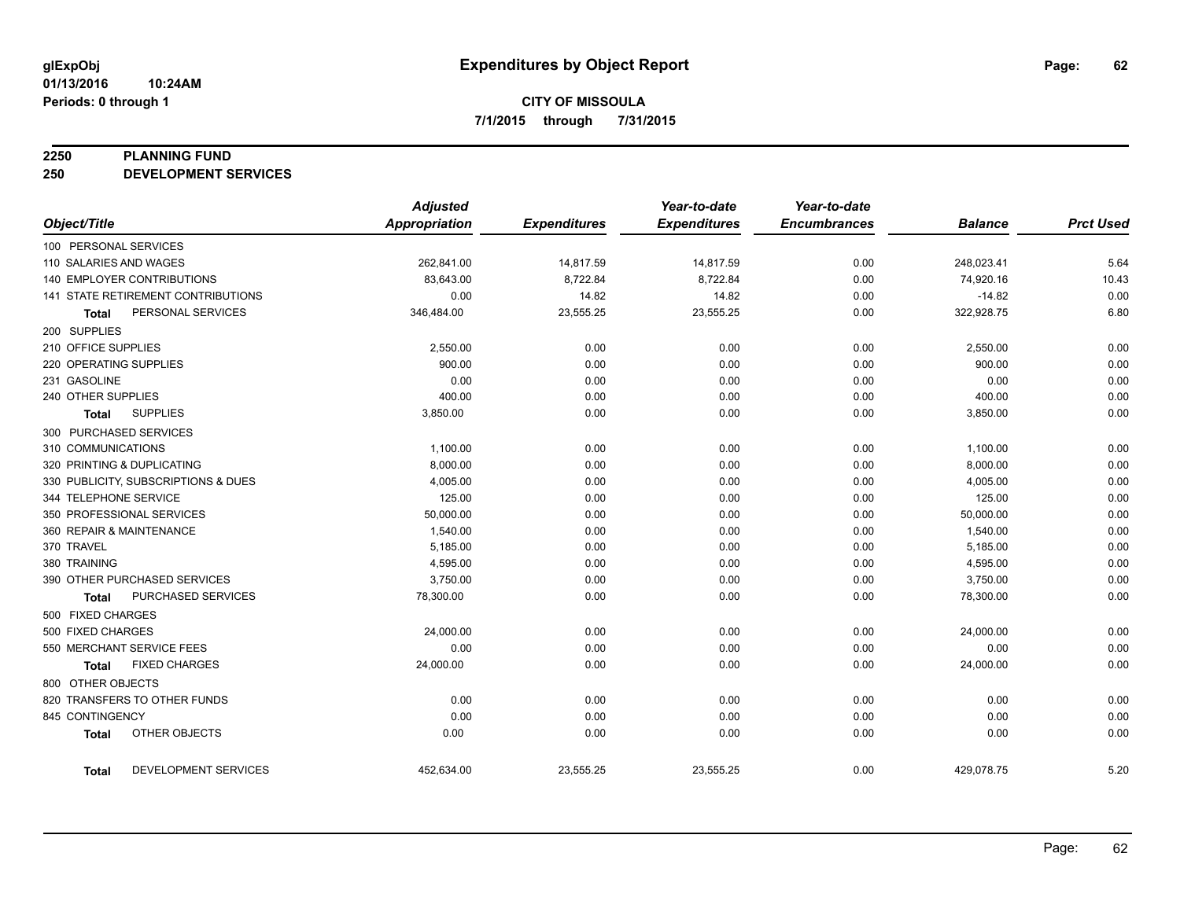**glExpObj**
**01/13/2016 10:24AM**
**Periods: 0 through 1**

# Expenditures by Object Report

**CITY OF MISSOULA**
**7/1/2015 through 7/31/2015**

**2250 PLANNING FUND**
**250 DEVELOPMENT SERVICES**

| Object/Title | Adjusted Appropriation | Expenditures | Year-to-date Expenditures | Year-to-date Encumbrances | Balance | Prct Used |
|---|---|---|---|---|---|---|
| 100 PERSONAL SERVICES | | | | | | |
| 110 SALARIES AND WAGES | 262,841.00 | 14,817.59 | 14,817.59 | 0.00 | 248,023.41 | 5.64 |
| 140 EMPLOYER CONTRIBUTIONS | 83,643.00 | 8,722.84 | 8,722.84 | 0.00 | 74,920.16 | 10.43 |
| 141 STATE RETIREMENT CONTRIBUTIONS | 0.00 | 14.82 | 14.82 | 0.00 | -14.82 | 0.00 |
| **Total** PERSONAL SERVICES | 346,484.00 | 23,555.25 | 23,555.25 | 0.00 | 322,928.75 | 6.80 |
| 200 SUPPLIES | | | | | | |
| 210 OFFICE SUPPLIES | 2,550.00 | 0.00 | 0.00 | 0.00 | 2,550.00 | 0.00 |
| 220 OPERATING SUPPLIES | 900.00 | 0.00 | 0.00 | 0.00 | 900.00 | 0.00 |
| 231 GASOLINE | 0.00 | 0.00 | 0.00 | 0.00 | 0.00 | 0.00 |
| 240 OTHER SUPPLIES | 400.00 | 0.00 | 0.00 | 0.00 | 400.00 | 0.00 |
| **Total** SUPPLIES | 3,850.00 | 0.00 | 0.00 | 0.00 | 3,850.00 | 0.00 |
| 300 PURCHASED SERVICES | | | | | | |
| 310 COMMUNICATIONS | 1,100.00 | 0.00 | 0.00 | 0.00 | 1,100.00 | 0.00 |
| 320 PRINTING & DUPLICATING | 8,000.00 | 0.00 | 0.00 | 0.00 | 8,000.00 | 0.00 |
| 330 PUBLICITY, SUBSCRIPTIONS & DUES | 4,005.00 | 0.00 | 0.00 | 0.00 | 4,005.00 | 0.00 |
| 344 TELEPHONE SERVICE | 125.00 | 0.00 | 0.00 | 0.00 | 125.00 | 0.00 |
| 350 PROFESSIONAL SERVICES | 50,000.00 | 0.00 | 0.00 | 0.00 | 50,000.00 | 0.00 |
| 360 REPAIR & MAINTENANCE | 1,540.00 | 0.00 | 0.00 | 0.00 | 1,540.00 | 0.00 |
| 370 TRAVEL | 5,185.00 | 0.00 | 0.00 | 0.00 | 5,185.00 | 0.00 |
| 380 TRAINING | 4,595.00 | 0.00 | 0.00 | 0.00 | 4,595.00 | 0.00 |
| 390 OTHER PURCHASED SERVICES | 3,750.00 | 0.00 | 0.00 | 0.00 | 3,750.00 | 0.00 |
| **Total** PURCHASED SERVICES | 78,300.00 | 0.00 | 0.00 | 0.00 | 78,300.00 | 0.00 |
| 500 FIXED CHARGES | | | | | | |
| 500 FIXED CHARGES | 24,000.00 | 0.00 | 0.00 | 0.00 | 24,000.00 | 0.00 |
| 550 MERCHANT SERVICE FEES | 0.00 | 0.00 | 0.00 | 0.00 | 0.00 | 0.00 |
| **Total** FIXED CHARGES | 24,000.00 | 0.00 | 0.00 | 0.00 | 24,000.00 | 0.00 |
| 800 OTHER OBJECTS | | | | | | |
| 820 TRANSFERS TO OTHER FUNDS | 0.00 | 0.00 | 0.00 | 0.00 | 0.00 | 0.00 |
| 845 CONTINGENCY | 0.00 | 0.00 | 0.00 | 0.00 | 0.00 | 0.00 |
| **Total** OTHER OBJECTS | 0.00 | 0.00 | 0.00 | 0.00 | 0.00 | 0.00 |
| **Total** DEVELOPMENT SERVICES | 452,634.00 | 23,555.25 | 23,555.25 | 0.00 | 429,078.75 | 5.20 |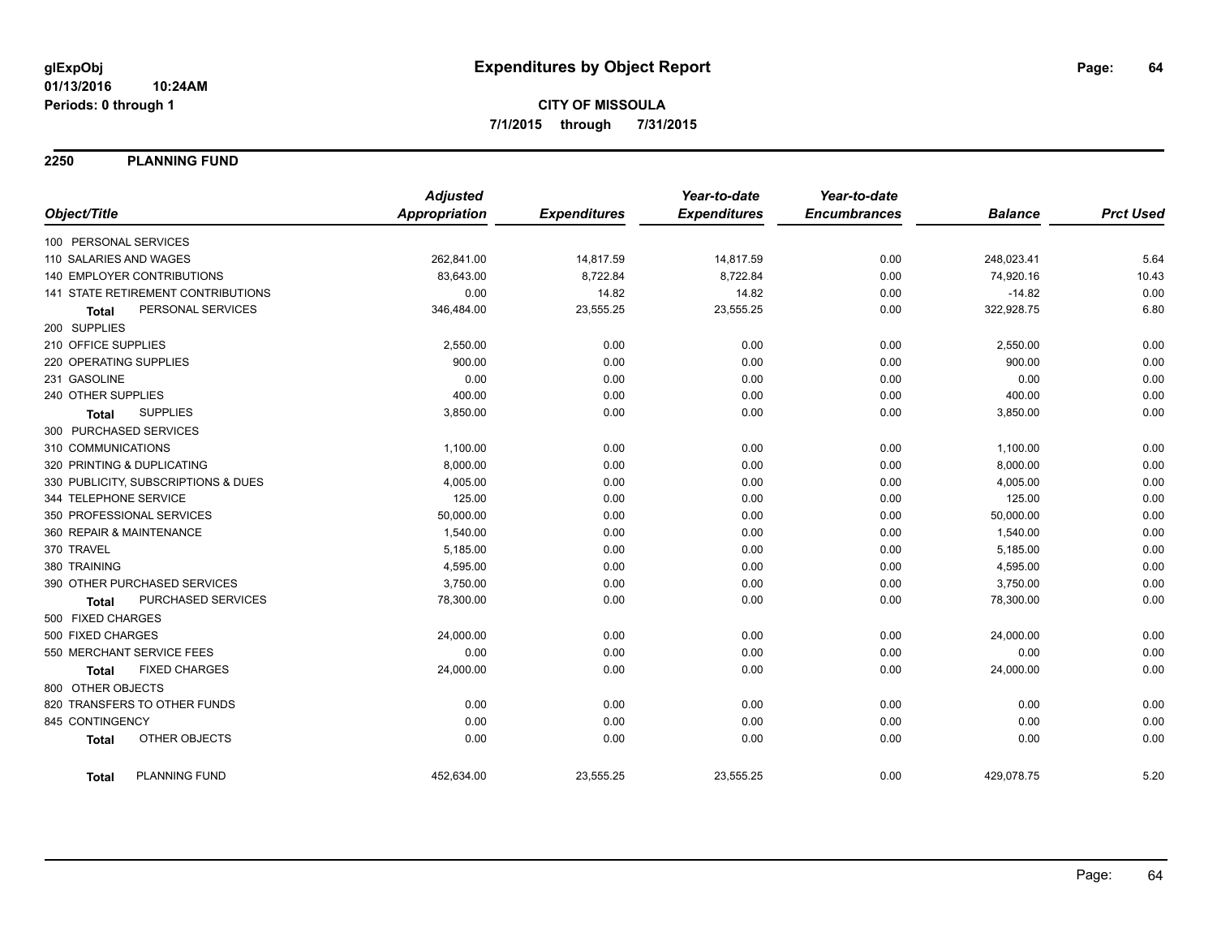glExpObj
01/13/2016 10:24AM
Periods: 0 through 1

# Expenditures by Object Report

**CITY OF MISSOULA**
**7/1/2015 through 7/31/2015**

## 2250 PLANNING FUND

| Object/Title | Adjusted Appropriation | Expenditures | Year-to-date Expenditures | Year-to-date Encumbrances | Balance | Prct Used |
|---|---|---|---|---|---|---|
| 100 PERSONAL SERVICES | | | | | | |
| 110 SALARIES AND WAGES | 262,841.00 | 14,817.59 | 14,817.59 | 0.00 | 248,023.41 | 5.64 |
| 140 EMPLOYER CONTRIBUTIONS | 83,643.00 | 8,722.84 | 8,722.84 | 0.00 | 74,920.16 | 10.43 |
| 141 STATE RETIREMENT CONTRIBUTIONS | 0.00 | 14.82 | 14.82 | 0.00 | -14.82 | 0.00 |
| **Total** PERSONAL SERVICES | 346,484.00 | 23,555.25 | 23,555.25 | 0.00 | 322,928.75 | 6.80 |
| 200 SUPPLIES | | | | | | |
| 210 OFFICE SUPPLIES | 2,550.00 | 0.00 | 0.00 | 0.00 | 2,550.00 | 0.00 |
| 220 OPERATING SUPPLIES | 900.00 | 0.00 | 0.00 | 0.00 | 900.00 | 0.00 |
| 231 GASOLINE | 0.00 | 0.00 | 0.00 | 0.00 | 0.00 | 0.00 |
| 240 OTHER SUPPLIES | 400.00 | 0.00 | 0.00 | 0.00 | 400.00 | 0.00 |
| **Total** SUPPLIES | 3,850.00 | 0.00 | 0.00 | 0.00 | 3,850.00 | 0.00 |
| 300 PURCHASED SERVICES | | | | | | |
| 310 COMMUNICATIONS | 1,100.00 | 0.00 | 0.00 | 0.00 | 1,100.00 | 0.00 |
| 320 PRINTING & DUPLICATING | 8,000.00 | 0.00 | 0.00 | 0.00 | 8,000.00 | 0.00 |
| 330 PUBLICITY, SUBSCRIPTIONS & DUES | 4,005.00 | 0.00 | 0.00 | 0.00 | 4,005.00 | 0.00 |
| 344 TELEPHONE SERVICE | 125.00 | 0.00 | 0.00 | 0.00 | 125.00 | 0.00 |
| 350 PROFESSIONAL SERVICES | 50,000.00 | 0.00 | 0.00 | 0.00 | 50,000.00 | 0.00 |
| 360 REPAIR & MAINTENANCE | 1,540.00 | 0.00 | 0.00 | 0.00 | 1,540.00 | 0.00 |
| 370 TRAVEL | 5,185.00 | 0.00 | 0.00 | 0.00 | 5,185.00 | 0.00 |
| 380 TRAINING | 4,595.00 | 0.00 | 0.00 | 0.00 | 4,595.00 | 0.00 |
| 390 OTHER PURCHASED SERVICES | 3,750.00 | 0.00 | 0.00 | 0.00 | 3,750.00 | 0.00 |
| **Total** PURCHASED SERVICES | 78,300.00 | 0.00 | 0.00 | 0.00 | 78,300.00 | 0.00 |
| 500 FIXED CHARGES | | | | | | |
| 500 FIXED CHARGES | 24,000.00 | 0.00 | 0.00 | 0.00 | 24,000.00 | 0.00 |
| 550 MERCHANT SERVICE FEES | 0.00 | 0.00 | 0.00 | 0.00 | 0.00 | 0.00 |
| **Total** FIXED CHARGES | 24,000.00 | 0.00 | 0.00 | 0.00 | 24,000.00 | 0.00 |
| 800 OTHER OBJECTS | | | | | | |
| 820 TRANSFERS TO OTHER FUNDS | 0.00 | 0.00 | 0.00 | 0.00 | 0.00 | 0.00 |
| 845 CONTINGENCY | 0.00 | 0.00 | 0.00 | 0.00 | 0.00 | 0.00 |
| **Total** OTHER OBJECTS | 0.00 | 0.00 | 0.00 | 0.00 | 0.00 | 0.00 |
| **Total** PLANNING FUND | 452,634.00 | 23,555.25 | 23,555.25 | 0.00 | 429,078.75 | 5.20 |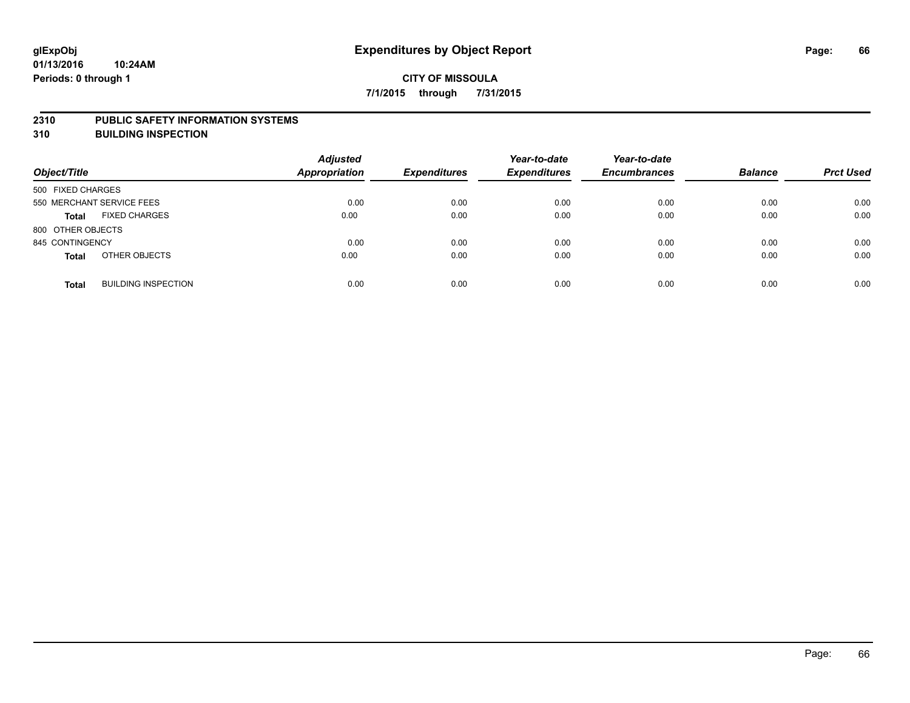**glExpObj**
**01/13/2016 10:24AM**
**Periods: 0 through 1**

# Expenditures by Object Report

**CITY OF MISSOULA**
**7/1/2015 through 7/31/2015**

## 2310 PUBLIC SAFETY INFORMATION SYSTEMS
## 310 BUILDING INSPECTION

| Object/Title | | Adjusted Appropriation | Expenditures | Year-to-date Expenditures | Year-to-date Encumbrances | Balance | Prct Used |
|---|---|---|---|---|---|---|---|
| 500 FIXED CHARGES | | | | | | | |
| 550 MERCHANT SERVICE FEES | | 0.00 | 0.00 | 0.00 | 0.00 | 0.00 | 0.00 |
| **Total** | FIXED CHARGES | 0.00 | 0.00 | 0.00 | 0.00 | 0.00 | 0.00 |
| 800 OTHER OBJECTS | | | | | | | |
| 845 CONTINGENCY | | 0.00 | 0.00 | 0.00 | 0.00 | 0.00 | 0.00 |
| **Total** | OTHER OBJECTS | 0.00 | 0.00 | 0.00 | 0.00 | 0.00 | 0.00 |
| **Total** | BUILDING INSPECTION | 0.00 | 0.00 | 0.00 | 0.00 | 0.00 | 0.00 |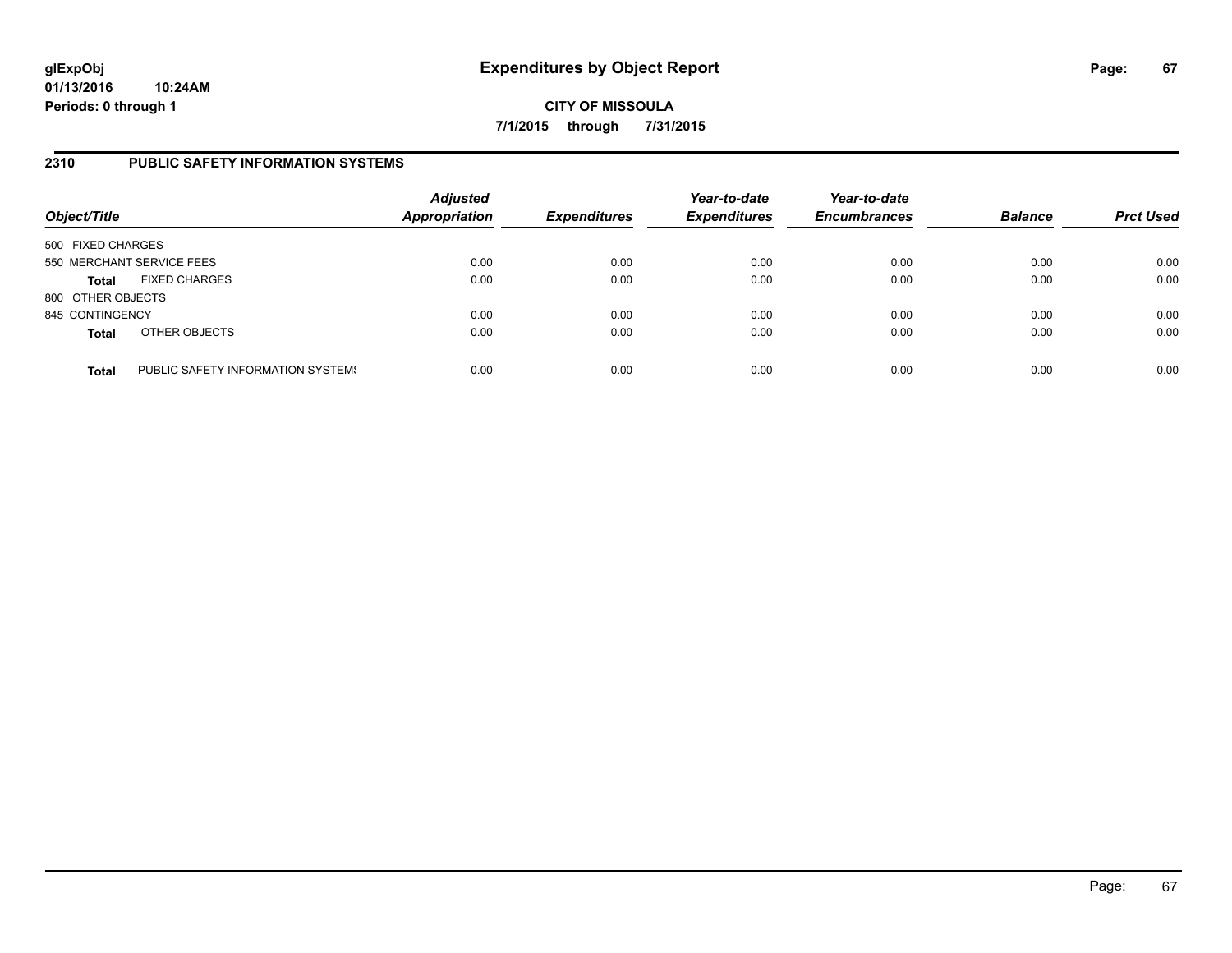**glExpObj**
**01/13/2016 10:24AM**
**Periods: 0 through 1**

# Expenditures by Object Report

**CITY OF MISSOULA**
**7/1/2015 through 7/31/2015**

## 2310 PUBLIC SAFETY INFORMATION SYSTEMS

| Object/Title | | *Adjusted Appropriation* | *Expenditures* | *Year-to-date Expenditures* | *Year-to-date Encumbrances* | *Balance* | *Prct Used* |
|---|---|---|---|---|---|---|---|
| 500 FIXED CHARGES | | | | | | | |
| 550 MERCHANT SERVICE FEES | | 0.00 | 0.00 | 0.00 | 0.00 | 0.00 | 0.00 |
| **Total** | FIXED CHARGES | 0.00 | 0.00 | 0.00 | 0.00 | 0.00 | 0.00 |
| 800 OTHER OBJECTS | | | | | | | |
| 845 CONTINGENCY | | 0.00 | 0.00 | 0.00 | 0.00 | 0.00 | 0.00 |
| **Total** | OTHER OBJECTS | 0.00 | 0.00 | 0.00 | 0.00 | 0.00 | 0.00 |
| **Total** | PUBLIC SAFETY INFORMATION SYSTEMS | 0.00 | 0.00 | 0.00 | 0.00 | 0.00 | 0.00 |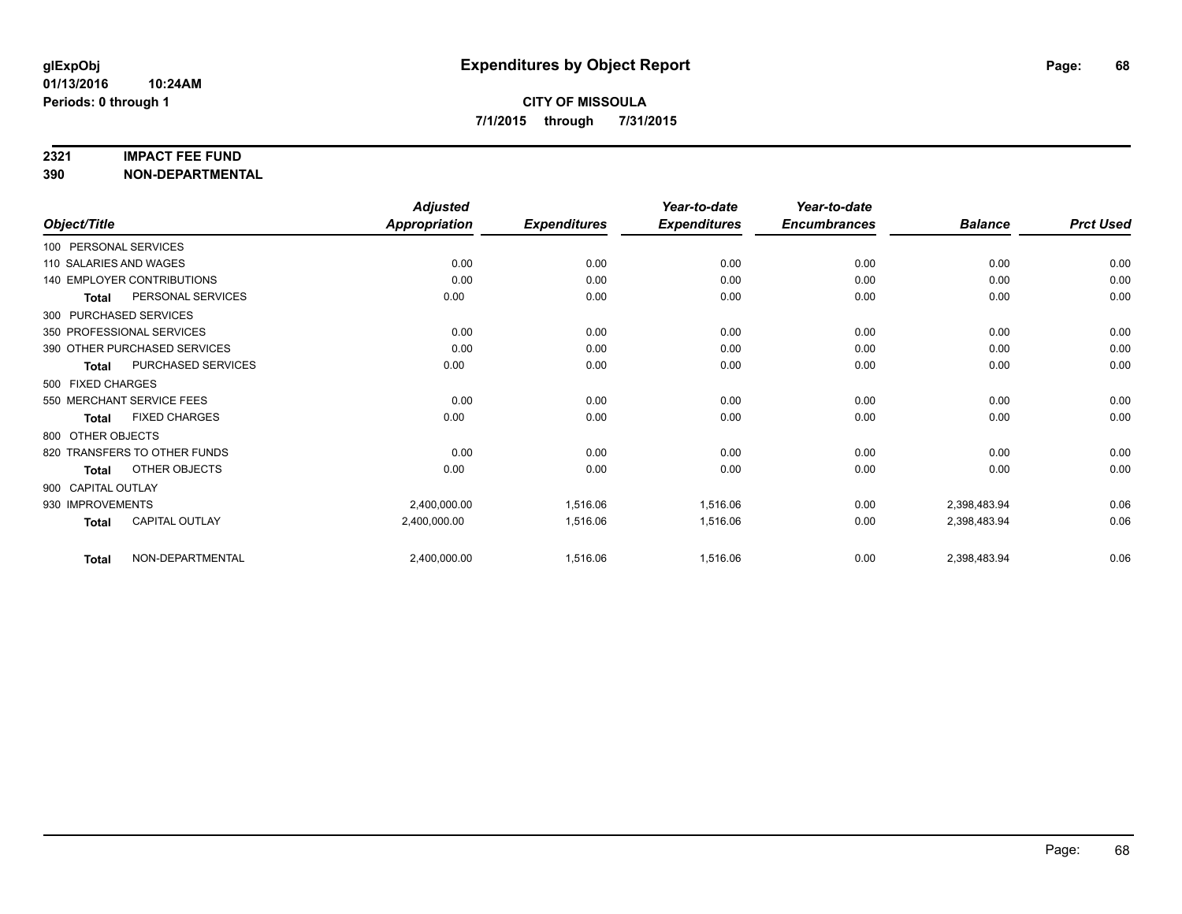# Expenditures by Object Report

glExpObj
01/13/2016 10:24AM
Periods: 0 through 1

**CITY OF MISSOULA**
**7/1/2015 through 7/31/2015**

**2321 IMPACT FEE FUND**
**390 NON-DEPARTMENTAL**

| Object/Title | | Adjusted Appropriation | Expenditures | Year-to-date Expenditures | Year-to-date Encumbrances | Balance | Prct Used |
|---|---|---|---|---|---|---|---|
| 100 PERSONAL SERVICES | | | | | | | |
| 110 SALARIES AND WAGES | | 0.00 | 0.00 | 0.00 | 0.00 | 0.00 | 0.00 |
| 140 EMPLOYER CONTRIBUTIONS | | 0.00 | 0.00 | 0.00 | 0.00 | 0.00 | 0.00 |
| Total | PERSONAL SERVICES | 0.00 | 0.00 | 0.00 | 0.00 | 0.00 | 0.00 |
| 300 PURCHASED SERVICES | | | | | | | |
| 350 PROFESSIONAL SERVICES | | 0.00 | 0.00 | 0.00 | 0.00 | 0.00 | 0.00 |
| 390 OTHER PURCHASED SERVICES | | 0.00 | 0.00 | 0.00 | 0.00 | 0.00 | 0.00 |
| Total | PURCHASED SERVICES | 0.00 | 0.00 | 0.00 | 0.00 | 0.00 | 0.00 |
| 500 FIXED CHARGES | | | | | | | |
| 550 MERCHANT SERVICE FEES | | 0.00 | 0.00 | 0.00 | 0.00 | 0.00 | 0.00 |
| Total | FIXED CHARGES | 0.00 | 0.00 | 0.00 | 0.00 | 0.00 | 0.00 |
| 800 OTHER OBJECTS | | | | | | | |
| 820 TRANSFERS TO OTHER FUNDS | | 0.00 | 0.00 | 0.00 | 0.00 | 0.00 | 0.00 |
| Total | OTHER OBJECTS | 0.00 | 0.00 | 0.00 | 0.00 | 0.00 | 0.00 |
| 900 CAPITAL OUTLAY | | | | | | | |
| 930 IMPROVEMENTS | | 2,400,000.00 | 1,516.06 | 1,516.06 | 0.00 | 2,398,483.94 | 0.06 |
| Total | CAPITAL OUTLAY | 2,400,000.00 | 1,516.06 | 1,516.06 | 0.00 | 2,398,483.94 | 0.06 |
| Total | NON-DEPARTMENTAL | 2,400,000.00 | 1,516.06 | 1,516.06 | 0.00 | 2,398,483.94 | 0.06 |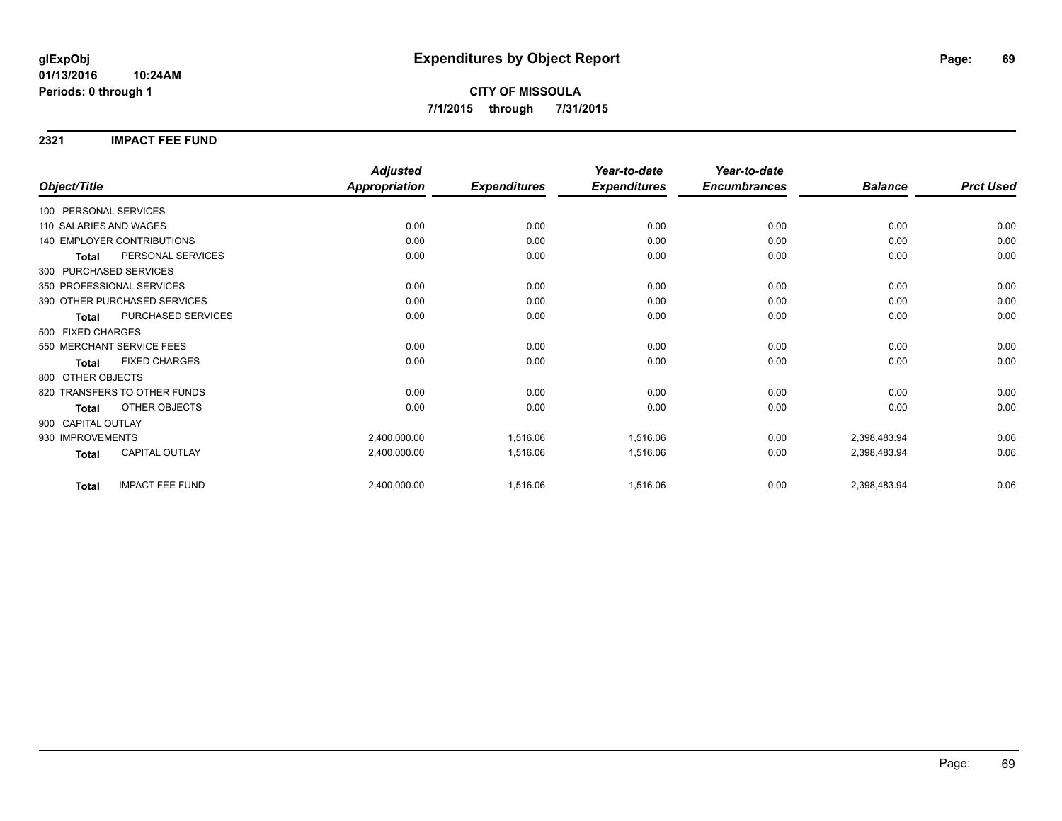**glExpObj** **Expenditures by Object Report**

**01/13/2016 10:24AM**

**Periods: 0 through 1**

**CITY OF MISSOULA**

**7/1/2015 through 7/31/2015**

## 2321 IMPACT FEE FUND

| Object/Title | Adjusted Appropriation | Expenditures | Year-to-date Expenditures | Year-to-date Encumbrances | Balance | Prct Used |
|---|---|---|---|---|---|---|
| 100 PERSONAL SERVICES | | | | | | |
| 110 SALARIES AND WAGES | 0.00 | 0.00 | 0.00 | 0.00 | 0.00 | 0.00 |
| 140 EMPLOYER CONTRIBUTIONS | 0.00 | 0.00 | 0.00 | 0.00 | 0.00 | 0.00 |
| **Total** PERSONAL SERVICES | 0.00 | 0.00 | 0.00 | 0.00 | 0.00 | 0.00 |
| 300 PURCHASED SERVICES | | | | | | |
| 350 PROFESSIONAL SERVICES | 0.00 | 0.00 | 0.00 | 0.00 | 0.00 | 0.00 |
| 390 OTHER PURCHASED SERVICES | 0.00 | 0.00 | 0.00 | 0.00 | 0.00 | 0.00 |
| **Total** PURCHASED SERVICES | 0.00 | 0.00 | 0.00 | 0.00 | 0.00 | 0.00 |
| 500 FIXED CHARGES | | | | | | |
| 550 MERCHANT SERVICE FEES | 0.00 | 0.00 | 0.00 | 0.00 | 0.00 | 0.00 |
| **Total** FIXED CHARGES | 0.00 | 0.00 | 0.00 | 0.00 | 0.00 | 0.00 |
| 800 OTHER OBJECTS | | | | | | |
| 820 TRANSFERS TO OTHER FUNDS | 0.00 | 0.00 | 0.00 | 0.00 | 0.00 | 0.00 |
| **Total** OTHER OBJECTS | 0.00 | 0.00 | 0.00 | 0.00 | 0.00 | 0.00 |
| 900 CAPITAL OUTLAY | | | | | | |
| 930 IMPROVEMENTS | 2,400,000.00 | 1,516.06 | 1,516.06 | 0.00 | 2,398,483.94 | 0.06 |
| **Total** CAPITAL OUTLAY | 2,400,000.00 | 1,516.06 | 1,516.06 | 0.00 | 2,398,483.94 | 0.06 |
| **Total** IMPACT FEE FUND | 2,400,000.00 | 1,516.06 | 1,516.06 | 0.00 | 2,398,483.94 | 0.06 |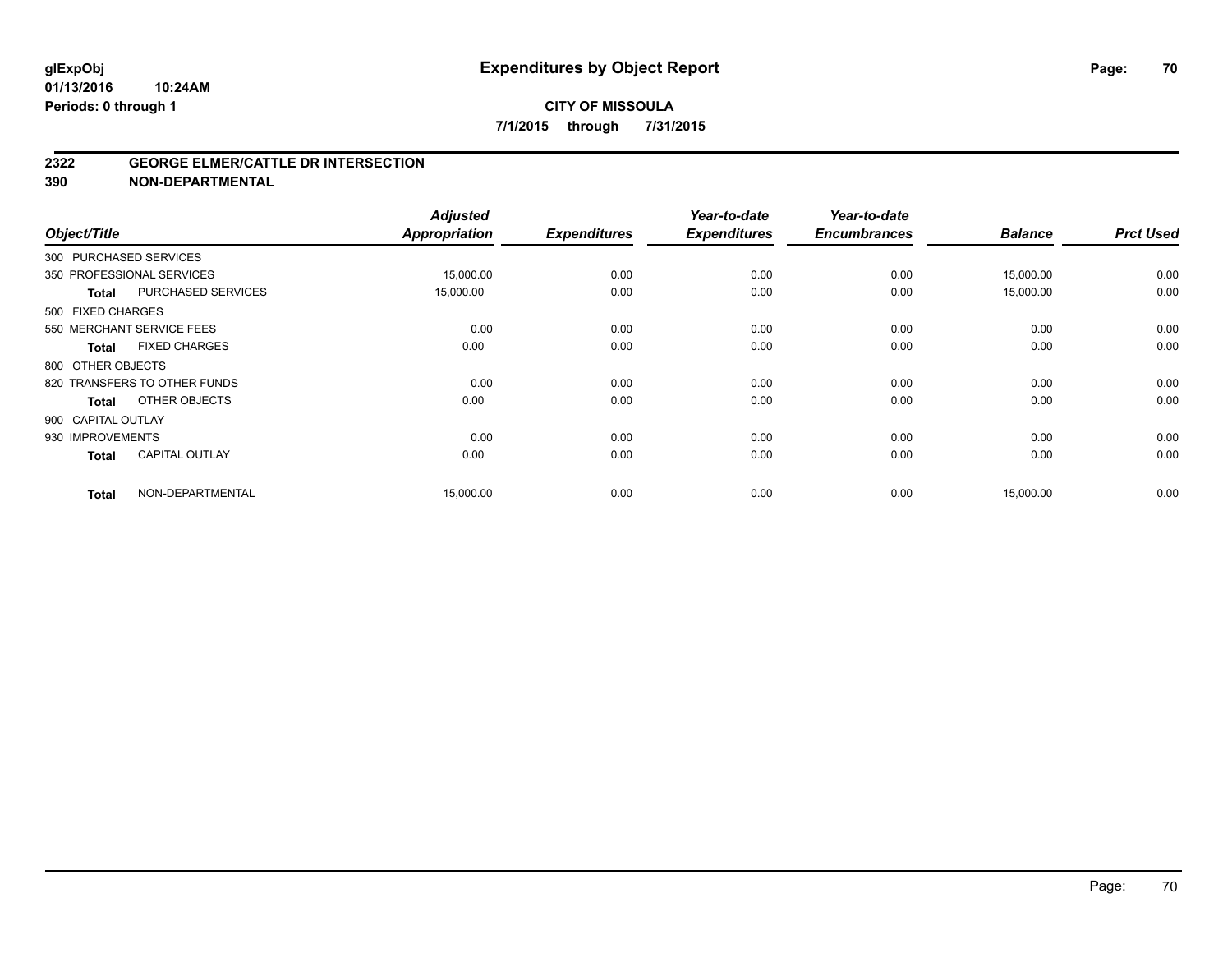# Expenditures by Object Report

glExpObj
01/13/2016 10:24AM
Periods: 0 through 1

**CITY OF MISSOULA**
**7/1/2015 through 7/31/2015**

## 2322 GEORGE ELMER/CATTLE DR INTERSECTION
## 390 NON-DEPARTMENTAL

| Object/Title | | Adjusted Appropriation | Expenditures | Year-to-date Expenditures | Year-to-date Encumbrances | Balance | Prct Used |
|---|---|---|---|---|---|---|---|
| 300 PURCHASED SERVICES | | | | | | | |
| 350 PROFESSIONAL SERVICES | | 15,000.00 | 0.00 | 0.00 | 0.00 | 15,000.00 | 0.00 |
| Total | PURCHASED SERVICES | 15,000.00 | 0.00 | 0.00 | 0.00 | 15,000.00 | 0.00 |
| 500 FIXED CHARGES | | | | | | | |
| 550 MERCHANT SERVICE FEES | | 0.00 | 0.00 | 0.00 | 0.00 | 0.00 | 0.00 |
| Total | FIXED CHARGES | 0.00 | 0.00 | 0.00 | 0.00 | 0.00 | 0.00 |
| 800 OTHER OBJECTS | | | | | | | |
| 820 TRANSFERS TO OTHER FUNDS | | 0.00 | 0.00 | 0.00 | 0.00 | 0.00 | 0.00 |
| Total | OTHER OBJECTS | 0.00 | 0.00 | 0.00 | 0.00 | 0.00 | 0.00 |
| 900 CAPITAL OUTLAY | | | | | | | |
| 930 IMPROVEMENTS | | 0.00 | 0.00 | 0.00 | 0.00 | 0.00 | 0.00 |
| Total | CAPITAL OUTLAY | 0.00 | 0.00 | 0.00 | 0.00 | 0.00 | 0.00 |
| Total | NON-DEPARTMENTAL | 15,000.00 | 0.00 | 0.00 | 0.00 | 15,000.00 | 0.00 |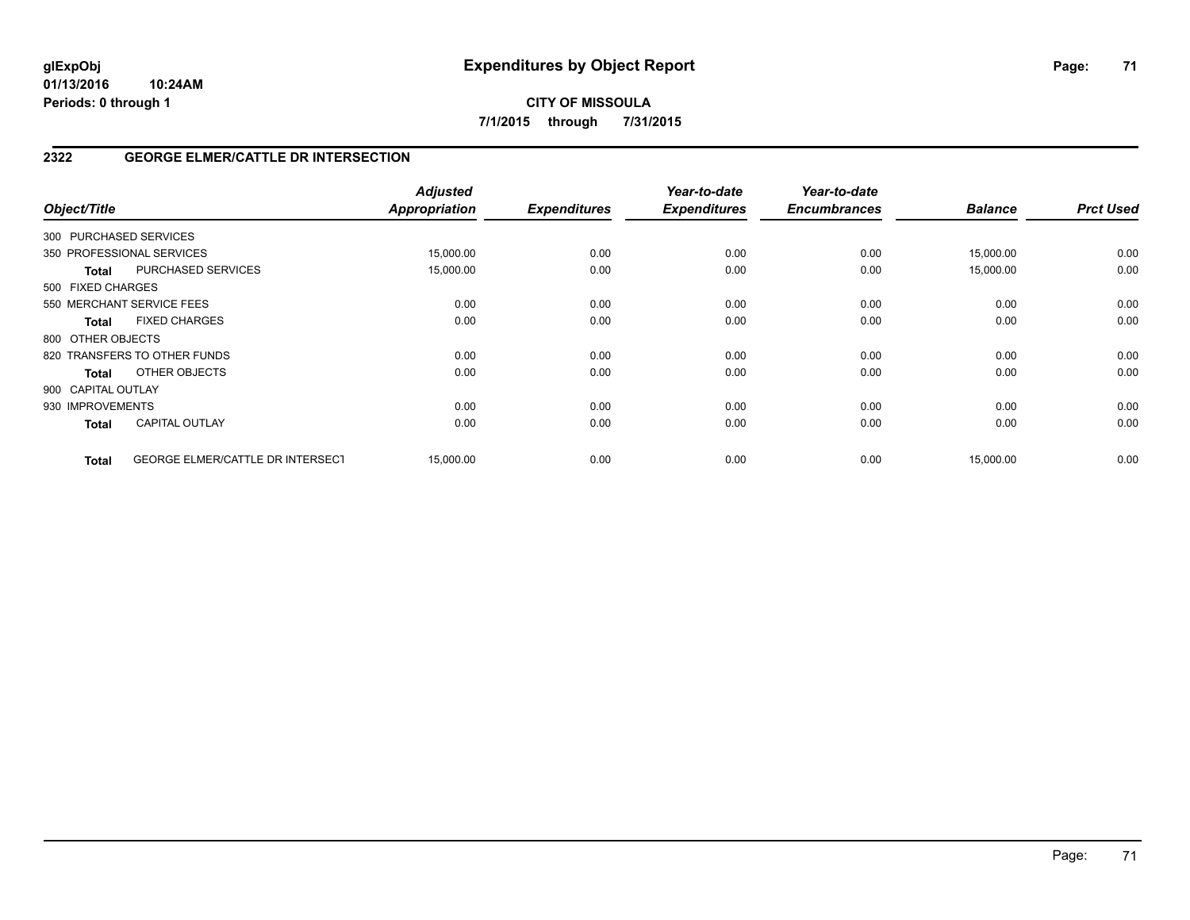**glExpObj**
**01/13/2016 10:24AM**
**Periods: 0 through 1**

# Expenditures by Object Report

**CITY OF MISSOULA**
**7/1/2015 through 7/31/2015**

## 2322 GEORGE ELMER/CATTLE DR INTERSECTION

| Object/Title | | Adjusted Appropriation | Expenditures | Year-to-date Expenditures | Year-to-date Encumbrances | Balance | Prct Used |
|---|---|---|---|---|---|---|---|
| 300 PURCHASED SERVICES | | | | | | | |
| 350 PROFESSIONAL SERVICES | | 15,000.00 | 0.00 | 0.00 | 0.00 | 15,000.00 | 0.00 |
| **Total** | PURCHASED SERVICES | 15,000.00 | 0.00 | 0.00 | 0.00 | 15,000.00 | 0.00 |
| 500 FIXED CHARGES | | | | | | | |
| 550 MERCHANT SERVICE FEES | | 0.00 | 0.00 | 0.00 | 0.00 | 0.00 | 0.00 |
| **Total** | FIXED CHARGES | 0.00 | 0.00 | 0.00 | 0.00 | 0.00 | 0.00 |
| 800 OTHER OBJECTS | | | | | | | |
| 820 TRANSFERS TO OTHER FUNDS | | 0.00 | 0.00 | 0.00 | 0.00 | 0.00 | 0.00 |
| **Total** | OTHER OBJECTS | 0.00 | 0.00 | 0.00 | 0.00 | 0.00 | 0.00 |
| 900 CAPITAL OUTLAY | | | | | | | |
| 930 IMPROVEMENTS | | 0.00 | 0.00 | 0.00 | 0.00 | 0.00 | 0.00 |
| **Total** | CAPITAL OUTLAY | 0.00 | 0.00 | 0.00 | 0.00 | 0.00 | 0.00 |
| **Total** | GEORGE ELMER/CATTLE DR INTERSECT | 15,000.00 | 0.00 | 0.00 | 0.00 | 15,000.00 | 0.00 |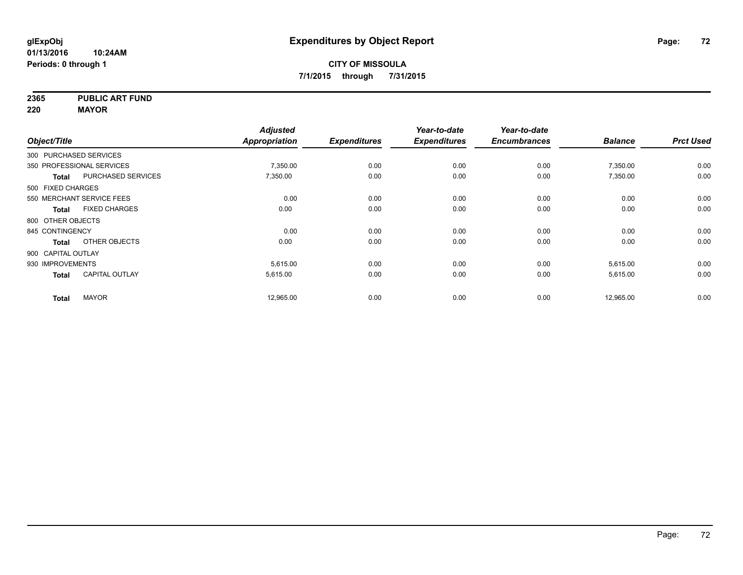# Expenditures by Object Report

glExpObj
01/13/2016 10:24AM
Periods: 0 through 1

**CITY OF MISSOULA**
**7/1/2015 through 7/31/2015**

**2365 PUBLIC ART FUND**
**220 MAYOR**

| Object/Title | | Adjusted Appropriation | Expenditures | Year-to-date Expenditures | Year-to-date Encumbrances | Balance | Prct Used |
|---|---|---|---|---|---|---|---|
| 300 PURCHASED SERVICES | | | | | | | |
| 350 PROFESSIONAL SERVICES | | 7,350.00 | 0.00 | 0.00 | 0.00 | 7,350.00 | 0.00 |
| **Total** | PURCHASED SERVICES | 7,350.00 | 0.00 | 0.00 | 0.00 | 7,350.00 | 0.00 |
| 500 FIXED CHARGES | | | | | | | |
| 550 MERCHANT SERVICE FEES | | 0.00 | 0.00 | 0.00 | 0.00 | 0.00 | 0.00 |
| **Total** | FIXED CHARGES | 0.00 | 0.00 | 0.00 | 0.00 | 0.00 | 0.00 |
| 800 OTHER OBJECTS | | | | | | | |
| 845 CONTINGENCY | | 0.00 | 0.00 | 0.00 | 0.00 | 0.00 | 0.00 |
| **Total** | OTHER OBJECTS | 0.00 | 0.00 | 0.00 | 0.00 | 0.00 | 0.00 |
| 900 CAPITAL OUTLAY | | | | | | | |
| 930 IMPROVEMENTS | | 5,615.00 | 0.00 | 0.00 | 0.00 | 5,615.00 | 0.00 |
| **Total** | CAPITAL OUTLAY | 5,615.00 | 0.00 | 0.00 | 0.00 | 5,615.00 | 0.00 |
| **Total** | MAYOR | 12,965.00 | 0.00 | 0.00 | 0.00 | 12,965.00 | 0.00 |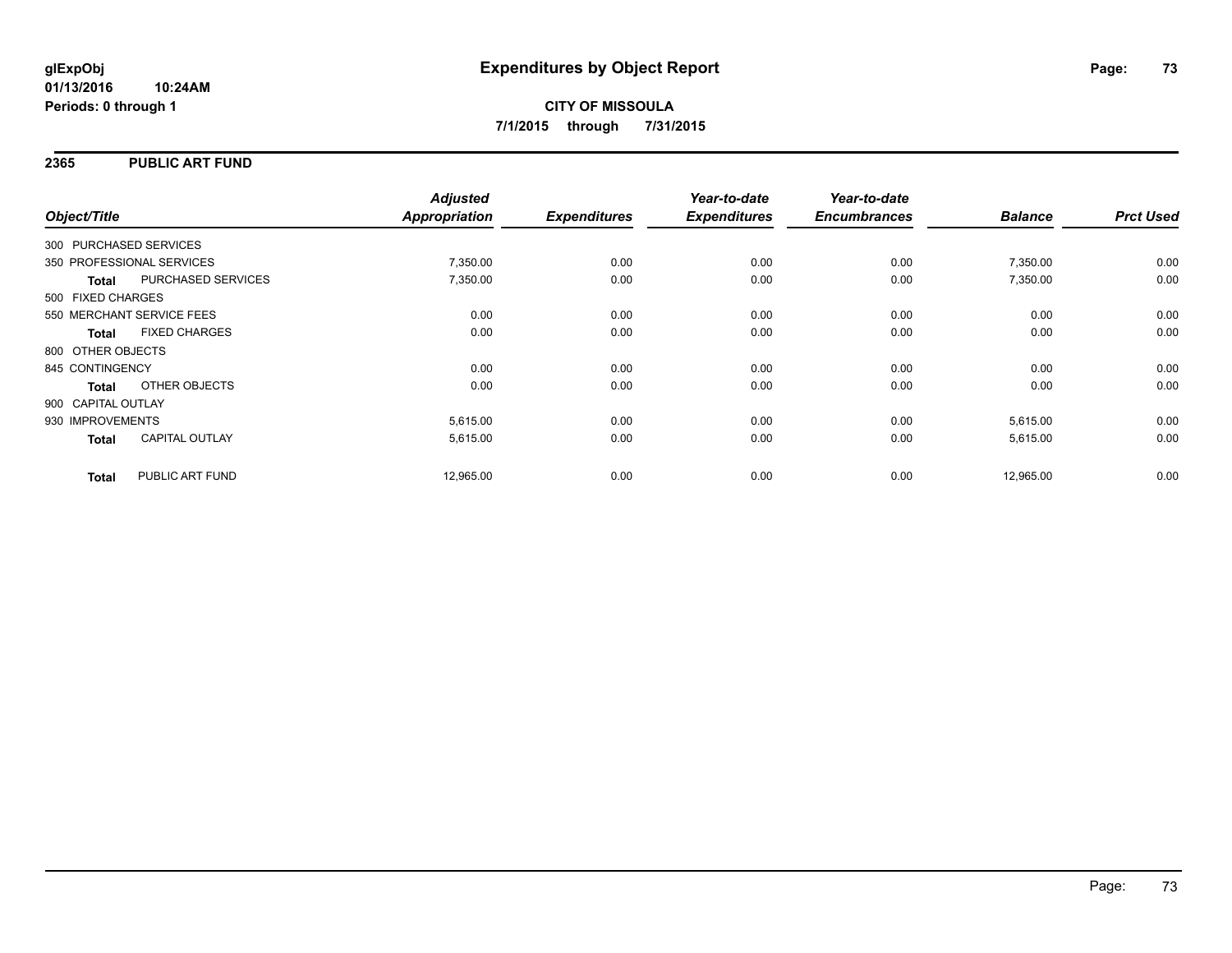**glExpObj**
**01/13/2016 10:24AM**
**Periods: 0 through 1**

# Expenditures by Object Report

**CITY OF MISSOULA**
**7/1/2015 through 7/31/2015**

## 2365 PUBLIC ART FUND

| Object/Title | Adjusted Appropriation | Expenditures | Year-to-date Expenditures | Year-to-date Encumbrances | Balance | Prct Used |
|---|---|---|---|---|---|---|
| 300 PURCHASED SERVICES | | | | | | |
| 350 PROFESSIONAL SERVICES | 7,350.00 | 0.00 | 0.00 | 0.00 | 7,350.00 | 0.00 |
| **Total** PURCHASED SERVICES | 7,350.00 | 0.00 | 0.00 | 0.00 | 7,350.00 | 0.00 |
| 500 FIXED CHARGES | | | | | | |
| 550 MERCHANT SERVICE FEES | 0.00 | 0.00 | 0.00 | 0.00 | 0.00 | 0.00 |
| **Total** FIXED CHARGES | 0.00 | 0.00 | 0.00 | 0.00 | 0.00 | 0.00 |
| 800 OTHER OBJECTS | | | | | | |
| 845 CONTINGENCY | 0.00 | 0.00 | 0.00 | 0.00 | 0.00 | 0.00 |
| **Total** OTHER OBJECTS | 0.00 | 0.00 | 0.00 | 0.00 | 0.00 | 0.00 |
| 900 CAPITAL OUTLAY | | | | | | |
| 930 IMPROVEMENTS | 5,615.00 | 0.00 | 0.00 | 0.00 | 5,615.00 | 0.00 |
| **Total** CAPITAL OUTLAY | 5,615.00 | 0.00 | 0.00 | 0.00 | 5,615.00 | 0.00 |
| **Total** PUBLIC ART FUND | 12,965.00 | 0.00 | 0.00 | 0.00 | 12,965.00 | 0.00 |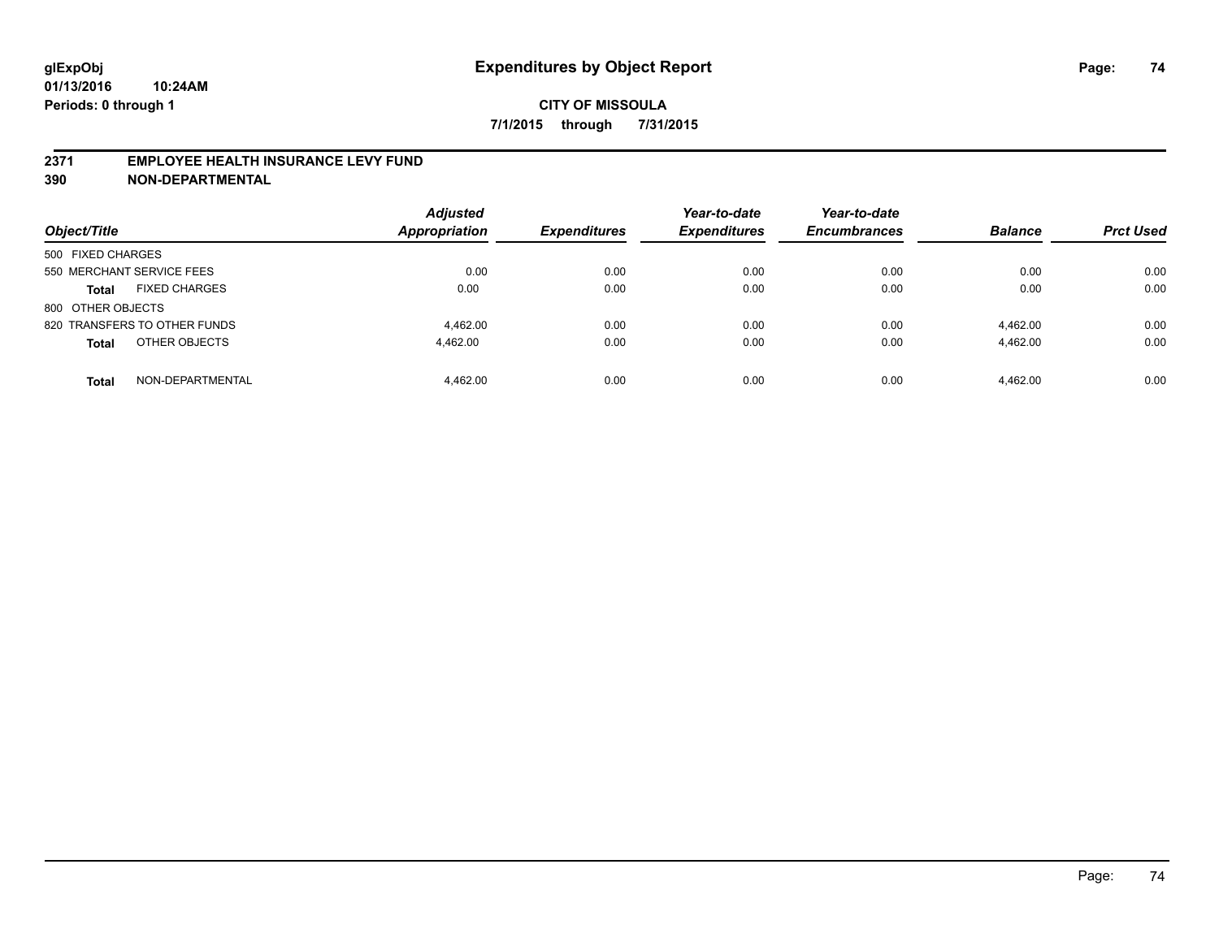# Expenditures by Object Report

glExpObj
01/13/2016 10:24AM
Periods: 0 through 1

**CITY OF MISSOULA**

**7/1/2015 through 7/31/2015**

## 2371 EMPLOYEE HEALTH INSURANCE LEVY FUND
## 390 NON-DEPARTMENTAL

| Object/Title | Adjusted Appropriation | Expenditures | Year-to-date Expenditures | Year-to-date Encumbrances | Balance | Prct Used |
|---|---|---|---|---|---|---|
| 500 FIXED CHARGES | | | | | | |
| 550 MERCHANT SERVICE FEES | 0.00 | 0.00 | 0.00 | 0.00 | 0.00 | 0.00 |
| **Total** FIXED CHARGES | 0.00 | 0.00 | 0.00 | 0.00 | 0.00 | 0.00 |
| 800 OTHER OBJECTS | | | | | | |
| 820 TRANSFERS TO OTHER FUNDS | 4,462.00 | 0.00 | 0.00 | 0.00 | 4,462.00 | 0.00 |
| **Total** OTHER OBJECTS | 4,462.00 | 0.00 | 0.00 | 0.00 | 4,462.00 | 0.00 |
| **Total** NON-DEPARTMENTAL | 4,462.00 | 0.00 | 0.00 | 0.00 | 4,462.00 | 0.00 |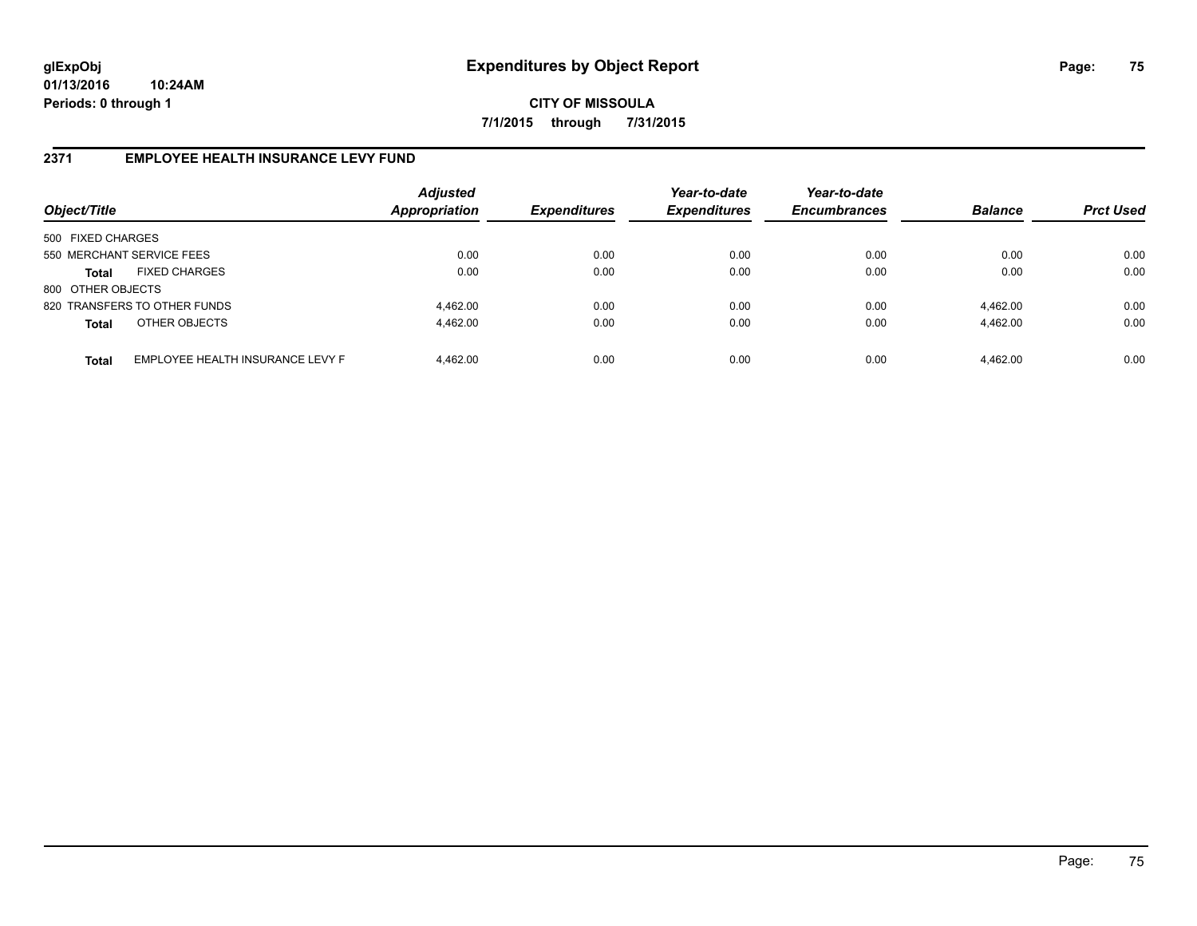# Expenditures by Object Report

glExpObj
01/13/2016 10:24AM
Periods: 0 through 1

**CITY OF MISSOULA**

**7/1/2015 through 7/31/2015**

## 2371 EMPLOYEE HEALTH INSURANCE LEVY FUND

| Object/Title | | Adjusted Appropriation | Expenditures | Year-to-date Expenditures | Year-to-date Encumbrances | Balance | Prct Used |
|---|---|---|---|---|---|---|---|
| 500 FIXED CHARGES | | | | | | | |
| 550 MERCHANT SERVICE FEES | | 0.00 | 0.00 | 0.00 | 0.00 | 0.00 | 0.00 |
| **Total** | FIXED CHARGES | 0.00 | 0.00 | 0.00 | 0.00 | 0.00 | 0.00 |
| 800 OTHER OBJECTS | | | | | | | |
| 820 TRANSFERS TO OTHER FUNDS | | 4,462.00 | 0.00 | 0.00 | 0.00 | 4,462.00 | 0.00 |
| **Total** | OTHER OBJECTS | 4,462.00 | 0.00 | 0.00 | 0.00 | 4,462.00 | 0.00 |
| **Total** | EMPLOYEE HEALTH INSURANCE LEVY F | 4,462.00 | 0.00 | 0.00 | 0.00 | 4,462.00 | 0.00 |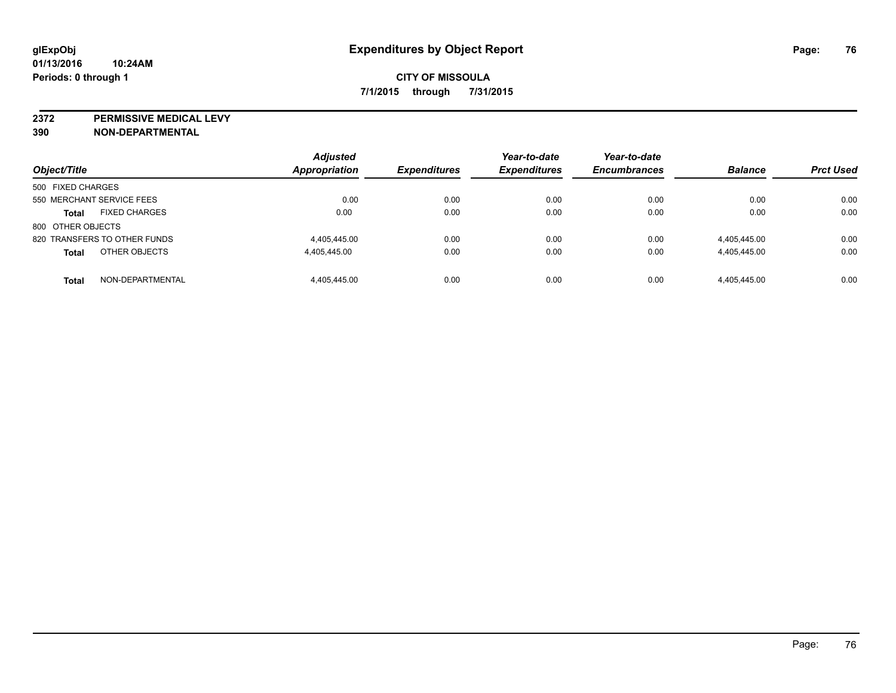glExpObj
01/13/2016 10:24AM
Periods: 0 through 1

# Expenditures by Object Report

**CITY OF MISSOULA**
**7/1/2015 through 7/31/2015**

**2372 PERMISSIVE MEDICAL LEVY**
**390 NON-DEPARTMENTAL**

| Object/Title | Adjusted Appropriation | Expenditures | Year-to-date Expenditures | Year-to-date Encumbrances | Balance | Prct Used |
|---|---|---|---|---|---|---|
| 500 FIXED CHARGES | | | | | | |
| 550 MERCHANT SERVICE FEES | 0.00 | 0.00 | 0.00 | 0.00 | 0.00 | 0.00 |
| **Total** FIXED CHARGES | 0.00 | 0.00 | 0.00 | 0.00 | 0.00 | 0.00 |
| 800 OTHER OBJECTS | | | | | | |
| 820 TRANSFERS TO OTHER FUNDS | 4,405,445.00 | 0.00 | 0.00 | 0.00 | 4,405,445.00 | 0.00 |
| **Total** OTHER OBJECTS | 4,405,445.00 | 0.00 | 0.00 | 0.00 | 4,405,445.00 | 0.00 |
| **Total** NON-DEPARTMENTAL | 4,405,445.00 | 0.00 | 0.00 | 0.00 | 4,405,445.00 | 0.00 |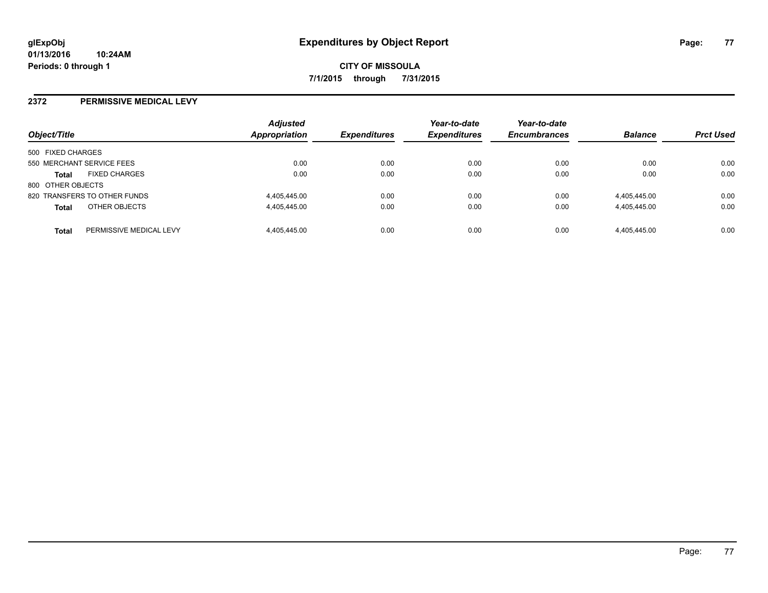# Expenditures by Object Report

glExpObj
01/13/2016 10:24AM
Periods: 0 through 1

**CITY OF MISSOULA**

**7/1/2015 through 7/31/2015**

## 2372 PERMISSIVE MEDICAL LEVY

| Object/Title | | *Adjusted Appropriation* | *Expenditures* | *Year-to-date Expenditures* | *Year-to-date Encumbrances* | *Balance* | *Prct Used* |
|---|---|---|---|---|---|---|---|
| 500 FIXED CHARGES | | | | | | | |
| 550 MERCHANT SERVICE FEES | | 0.00 | 0.00 | 0.00 | 0.00 | 0.00 | 0.00 |
| **Total** | FIXED CHARGES | 0.00 | 0.00 | 0.00 | 0.00 | 0.00 | 0.00 |
| 800 OTHER OBJECTS | | | | | | | |
| 820 TRANSFERS TO OTHER FUNDS | | 4,405,445.00 | 0.00 | 0.00 | 0.00 | 4,405,445.00 | 0.00 |
| **Total** | OTHER OBJECTS | 4,405,445.00 | 0.00 | 0.00 | 0.00 | 4,405,445.00 | 0.00 |
| **Total** | PERMISSIVE MEDICAL LEVY | 4,405,445.00 | 0.00 | 0.00 | 0.00 | 4,405,445.00 | 0.00 |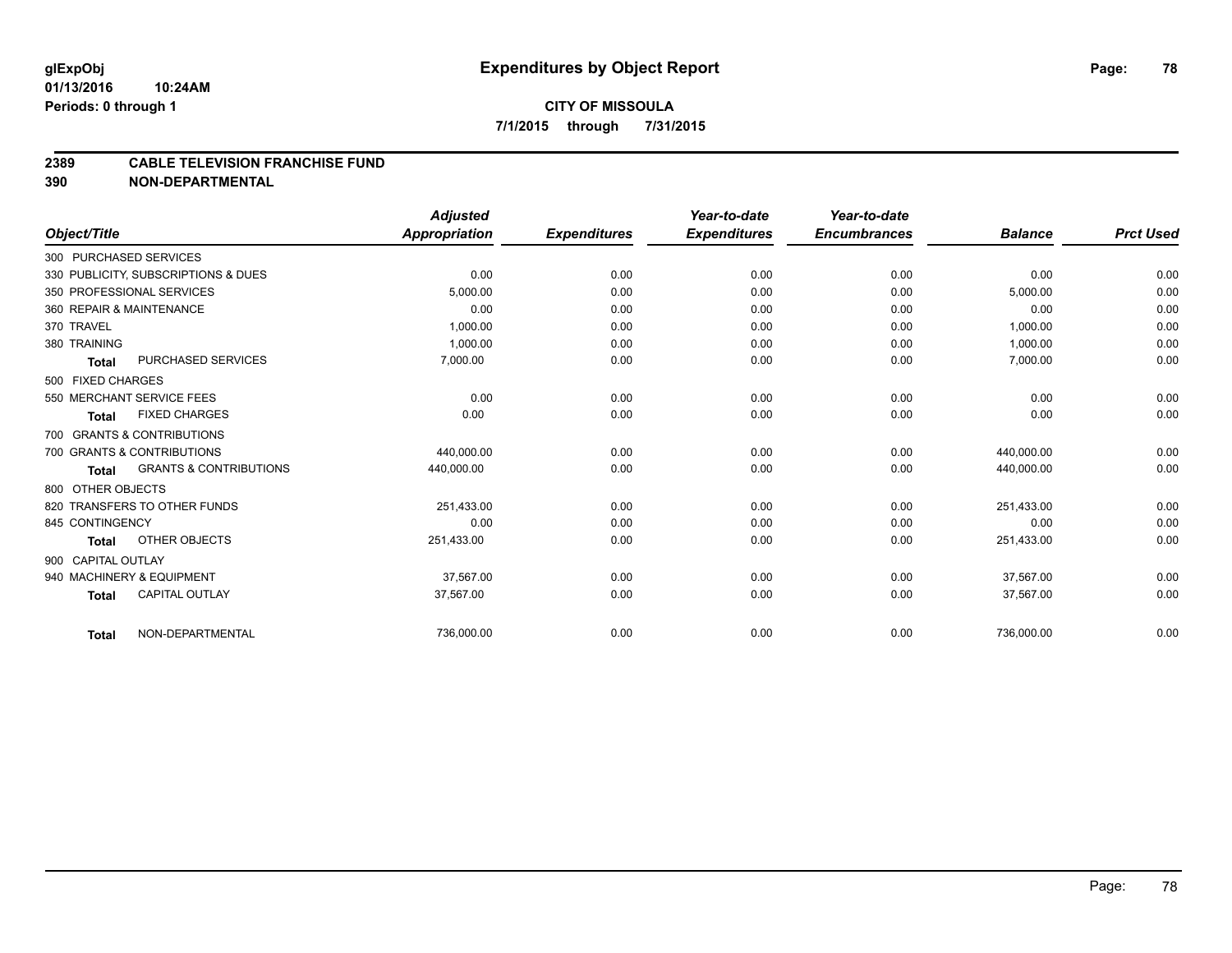**glExpObj** **Expenditures by Object Report**

**01/13/2016 10:24AM**

**Periods: 0 through 1**

**CITY OF MISSOULA**

**7/1/2015 through 7/31/2015**

## 2389 CABLE TELEVISION FRANCHISE FUND

## 390 NON-DEPARTMENTAL

| Object/Title | Adjusted Appropriation | Expenditures | Year-to-date Expenditures | Year-to-date Encumbrances | Balance | Prct Used |
|---|---|---|---|---|---|---|
| 300 PURCHASED SERVICES | | | | | | |
| 330 PUBLICITY, SUBSCRIPTIONS & DUES | 0.00 | 0.00 | 0.00 | 0.00 | 0.00 | 0.00 |
| 350 PROFESSIONAL SERVICES | 5,000.00 | 0.00 | 0.00 | 0.00 | 5,000.00 | 0.00 |
| 360 REPAIR & MAINTENANCE | 0.00 | 0.00 | 0.00 | 0.00 | 0.00 | 0.00 |
| 370 TRAVEL | 1,000.00 | 0.00 | 0.00 | 0.00 | 1,000.00 | 0.00 |
| 380 TRAINING | 1,000.00 | 0.00 | 0.00 | 0.00 | 1,000.00 | 0.00 |
| **Total** PURCHASED SERVICES | 7,000.00 | 0.00 | 0.00 | 0.00 | 7,000.00 | 0.00 |
| 500 FIXED CHARGES | | | | | | |
| 550 MERCHANT SERVICE FEES | 0.00 | 0.00 | 0.00 | 0.00 | 0.00 | 0.00 |
| **Total** FIXED CHARGES | 0.00 | 0.00 | 0.00 | 0.00 | 0.00 | 0.00 |
| 700 GRANTS & CONTRIBUTIONS | | | | | | |
| 700 GRANTS & CONTRIBUTIONS | 440,000.00 | 0.00 | 0.00 | 0.00 | 440,000.00 | 0.00 |
| **Total** GRANTS & CONTRIBUTIONS | 440,000.00 | 0.00 | 0.00 | 0.00 | 440,000.00 | 0.00 |
| 800 OTHER OBJECTS | | | | | | |
| 820 TRANSFERS TO OTHER FUNDS | 251,433.00 | 0.00 | 0.00 | 0.00 | 251,433.00 | 0.00 |
| 845 CONTINGENCY | 0.00 | 0.00 | 0.00 | 0.00 | 0.00 | 0.00 |
| **Total** OTHER OBJECTS | 251,433.00 | 0.00 | 0.00 | 0.00 | 251,433.00 | 0.00 |
| 900 CAPITAL OUTLAY | | | | | | |
| 940 MACHINERY & EQUIPMENT | 37,567.00 | 0.00 | 0.00 | 0.00 | 37,567.00 | 0.00 |
| **Total** CAPITAL OUTLAY | 37,567.00 | 0.00 | 0.00 | 0.00 | 37,567.00 | 0.00 |
| **Total** NON-DEPARTMENTAL | 736,000.00 | 0.00 | 0.00 | 0.00 | 736,000.00 | 0.00 |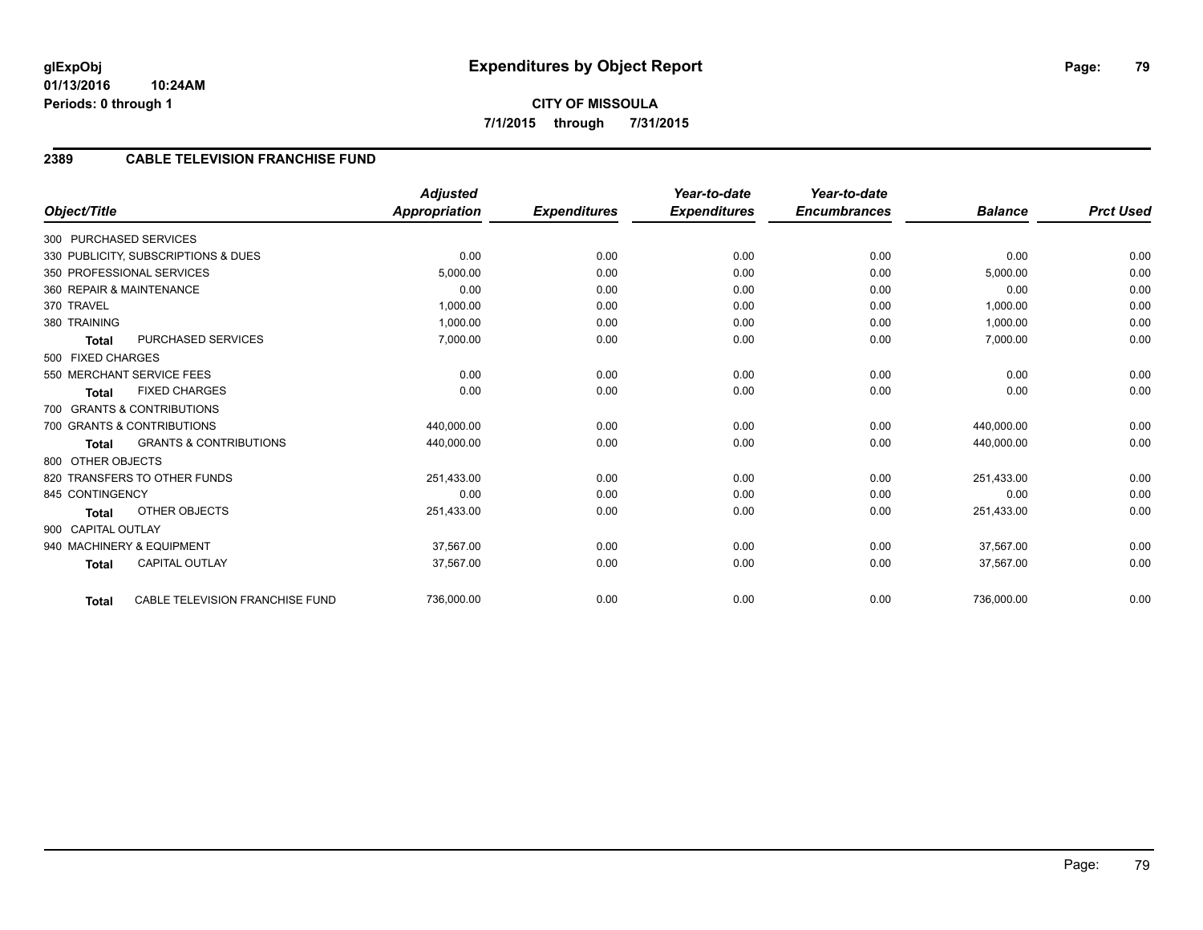**glExpObj**
**01/13/2016 10:24AM**
**Periods: 0 through 1**

# Expenditures by Object Report

**CITY OF MISSOULA**
**7/1/2015 through 7/31/2015**

## 2389 CABLE TELEVISION FRANCHISE FUND

| Object/Title | Adjusted Appropriation | Expenditures | Year-to-date Expenditures | Year-to-date Encumbrances | Balance | Prct Used |
|---|---|---|---|---|---|---|
| 300 PURCHASED SERVICES | | | | | | |
| 330 PUBLICITY, SUBSCRIPTIONS & DUES | 0.00 | 0.00 | 0.00 | 0.00 | 0.00 | 0.00 |
| 350 PROFESSIONAL SERVICES | 5,000.00 | 0.00 | 0.00 | 0.00 | 5,000.00 | 0.00 |
| 360 REPAIR & MAINTENANCE | 0.00 | 0.00 | 0.00 | 0.00 | 0.00 | 0.00 |
| 370 TRAVEL | 1,000.00 | 0.00 | 0.00 | 0.00 | 1,000.00 | 0.00 |
| 380 TRAINING | 1,000.00 | 0.00 | 0.00 | 0.00 | 1,000.00 | 0.00 |
| **Total** PURCHASED SERVICES | 7,000.00 | 0.00 | 0.00 | 0.00 | 7,000.00 | 0.00 |
| 500 FIXED CHARGES | | | | | | |
| 550 MERCHANT SERVICE FEES | 0.00 | 0.00 | 0.00 | 0.00 | 0.00 | 0.00 |
| **Total** FIXED CHARGES | 0.00 | 0.00 | 0.00 | 0.00 | 0.00 | 0.00 |
| 700 GRANTS & CONTRIBUTIONS | | | | | | |
| 700 GRANTS & CONTRIBUTIONS | 440,000.00 | 0.00 | 0.00 | 0.00 | 440,000.00 | 0.00 |
| **Total** GRANTS & CONTRIBUTIONS | 440,000.00 | 0.00 | 0.00 | 0.00 | 440,000.00 | 0.00 |
| 800 OTHER OBJECTS | | | | | | |
| 820 TRANSFERS TO OTHER FUNDS | 251,433.00 | 0.00 | 0.00 | 0.00 | 251,433.00 | 0.00 |
| 845 CONTINGENCY | 0.00 | 0.00 | 0.00 | 0.00 | 0.00 | 0.00 |
| **Total** OTHER OBJECTS | 251,433.00 | 0.00 | 0.00 | 0.00 | 251,433.00 | 0.00 |
| 900 CAPITAL OUTLAY | | | | | | |
| 940 MACHINERY & EQUIPMENT | 37,567.00 | 0.00 | 0.00 | 0.00 | 37,567.00 | 0.00 |
| **Total** CAPITAL OUTLAY | 37,567.00 | 0.00 | 0.00 | 0.00 | 37,567.00 | 0.00 |
| **Total** CABLE TELEVISION FRANCHISE FUND | 736,000.00 | 0.00 | 0.00 | 0.00 | 736,000.00 | 0.00 |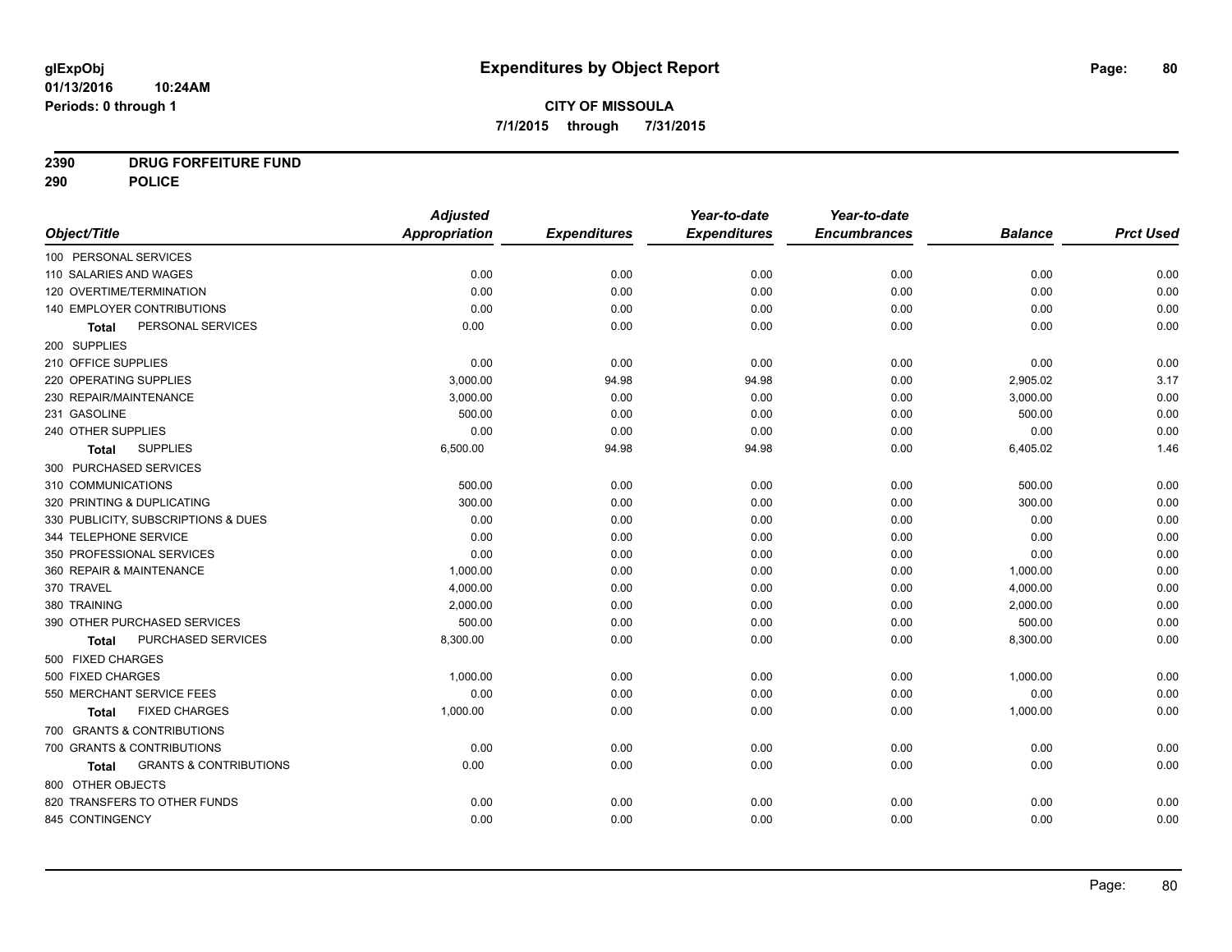# Expenditures by Object Report

**CITY OF MISSOULA**

**7/1/2015 through 7/31/2015**

glExpObj
01/13/2016 10:24AM
Periods: 0 through 1

**2390 DRUG FORFEITURE FUND**
**290 POLICE**

| Object/Title | Adjusted Appropriation | Expenditures | Year-to-date Expenditures | Year-to-date Encumbrances | Balance | Prct Used |
|---|---|---|---|---|---|---|
| 100 PERSONAL SERVICES | | | | | | |
| 110 SALARIES AND WAGES | 0.00 | 0.00 | 0.00 | 0.00 | 0.00 | 0.00 |
| 120 OVERTIME/TERMINATION | 0.00 | 0.00 | 0.00 | 0.00 | 0.00 | 0.00 |
| 140 EMPLOYER CONTRIBUTIONS | 0.00 | 0.00 | 0.00 | 0.00 | 0.00 | 0.00 |
| **Total** PERSONAL SERVICES | 0.00 | 0.00 | 0.00 | 0.00 | 0.00 | 0.00 |
| 200 SUPPLIES | | | | | | |
| 210 OFFICE SUPPLIES | 0.00 | 0.00 | 0.00 | 0.00 | 0.00 | 0.00 |
| 220 OPERATING SUPPLIES | 3,000.00 | 94.98 | 94.98 | 0.00 | 2,905.02 | 3.17 |
| 230 REPAIR/MAINTENANCE | 3,000.00 | 0.00 | 0.00 | 0.00 | 3,000.00 | 0.00 |
| 231 GASOLINE | 500.00 | 0.00 | 0.00 | 0.00 | 500.00 | 0.00 |
| 240 OTHER SUPPLIES | 0.00 | 0.00 | 0.00 | 0.00 | 0.00 | 0.00 |
| **Total** SUPPLIES | 6,500.00 | 94.98 | 94.98 | 0.00 | 6,405.02 | 1.46 |
| 300 PURCHASED SERVICES | | | | | | |
| 310 COMMUNICATIONS | 500.00 | 0.00 | 0.00 | 0.00 | 500.00 | 0.00 |
| 320 PRINTING & DUPLICATING | 300.00 | 0.00 | 0.00 | 0.00 | 300.00 | 0.00 |
| 330 PUBLICITY, SUBSCRIPTIONS & DUES | 0.00 | 0.00 | 0.00 | 0.00 | 0.00 | 0.00 |
| 344 TELEPHONE SERVICE | 0.00 | 0.00 | 0.00 | 0.00 | 0.00 | 0.00 |
| 350 PROFESSIONAL SERVICES | 0.00 | 0.00 | 0.00 | 0.00 | 0.00 | 0.00 |
| 360 REPAIR & MAINTENANCE | 1,000.00 | 0.00 | 0.00 | 0.00 | 1,000.00 | 0.00 |
| 370 TRAVEL | 4,000.00 | 0.00 | 0.00 | 0.00 | 4,000.00 | 0.00 |
| 380 TRAINING | 2,000.00 | 0.00 | 0.00 | 0.00 | 2,000.00 | 0.00 |
| 390 OTHER PURCHASED SERVICES | 500.00 | 0.00 | 0.00 | 0.00 | 500.00 | 0.00 |
| **Total** PURCHASED SERVICES | 8,300.00 | 0.00 | 0.00 | 0.00 | 8,300.00 | 0.00 |
| 500 FIXED CHARGES | | | | | | |
| 500 FIXED CHARGES | 1,000.00 | 0.00 | 0.00 | 0.00 | 1,000.00 | 0.00 |
| 550 MERCHANT SERVICE FEES | 0.00 | 0.00 | 0.00 | 0.00 | 0.00 | 0.00 |
| **Total** FIXED CHARGES | 1,000.00 | 0.00 | 0.00 | 0.00 | 1,000.00 | 0.00 |
| 700 GRANTS & CONTRIBUTIONS | | | | | | |
| 700 GRANTS & CONTRIBUTIONS | 0.00 | 0.00 | 0.00 | 0.00 | 0.00 | 0.00 |
| **Total** GRANTS & CONTRIBUTIONS | 0.00 | 0.00 | 0.00 | 0.00 | 0.00 | 0.00 |
| 800 OTHER OBJECTS | | | | | | |
| 820 TRANSFERS TO OTHER FUNDS | 0.00 | 0.00 | 0.00 | 0.00 | 0.00 | 0.00 |
| 845 CONTINGENCY | 0.00 | 0.00 | 0.00 | 0.00 | 0.00 | 0.00 |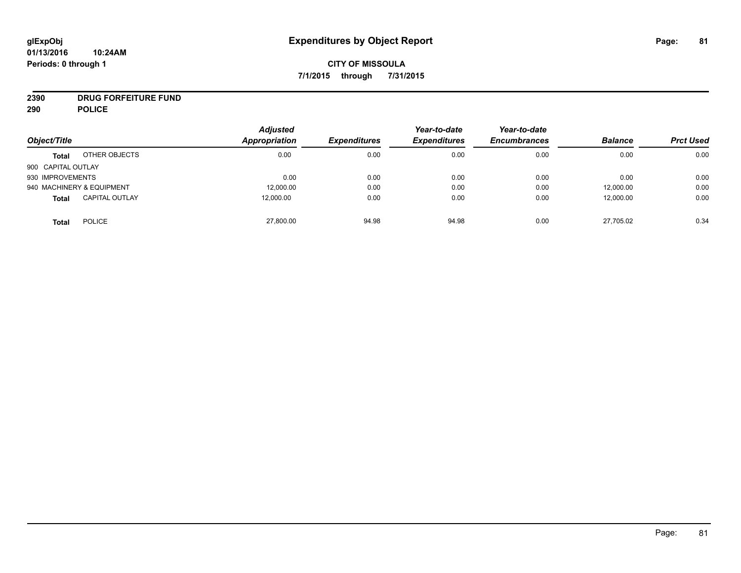# Expenditures by Object Report

glExpObj
01/13/2016 10:24AM
Periods: 0 through 1

**CITY OF MISSOULA**
**7/1/2015 through 7/31/2015**

**2390 DRUG FORFEITURE FUND**
**290 POLICE**

| Object/Title | | Adjusted Appropriation | Expenditures | Year-to-date Expenditures | Year-to-date Encumbrances | Balance | Prct Used |
|---|---|---|---|---|---|---|---|
| **Total** | OTHER OBJECTS | 0.00 | 0.00 | 0.00 | 0.00 | 0.00 | 0.00 |
| 900 CAPITAL OUTLAY | | | | | | | |
| 930 IMPROVEMENTS | | 0.00 | 0.00 | 0.00 | 0.00 | 0.00 | 0.00 |
| 940 MACHINERY & EQUIPMENT | | 12,000.00 | 0.00 | 0.00 | 0.00 | 12,000.00 | 0.00 |
| **Total** | CAPITAL OUTLAY | 12,000.00 | 0.00 | 0.00 | 0.00 | 12,000.00 | 0.00 |
| **Total** | POLICE | 27,800.00 | 94.98 | 94.98 | 0.00 | 27,705.02 | 0.34 |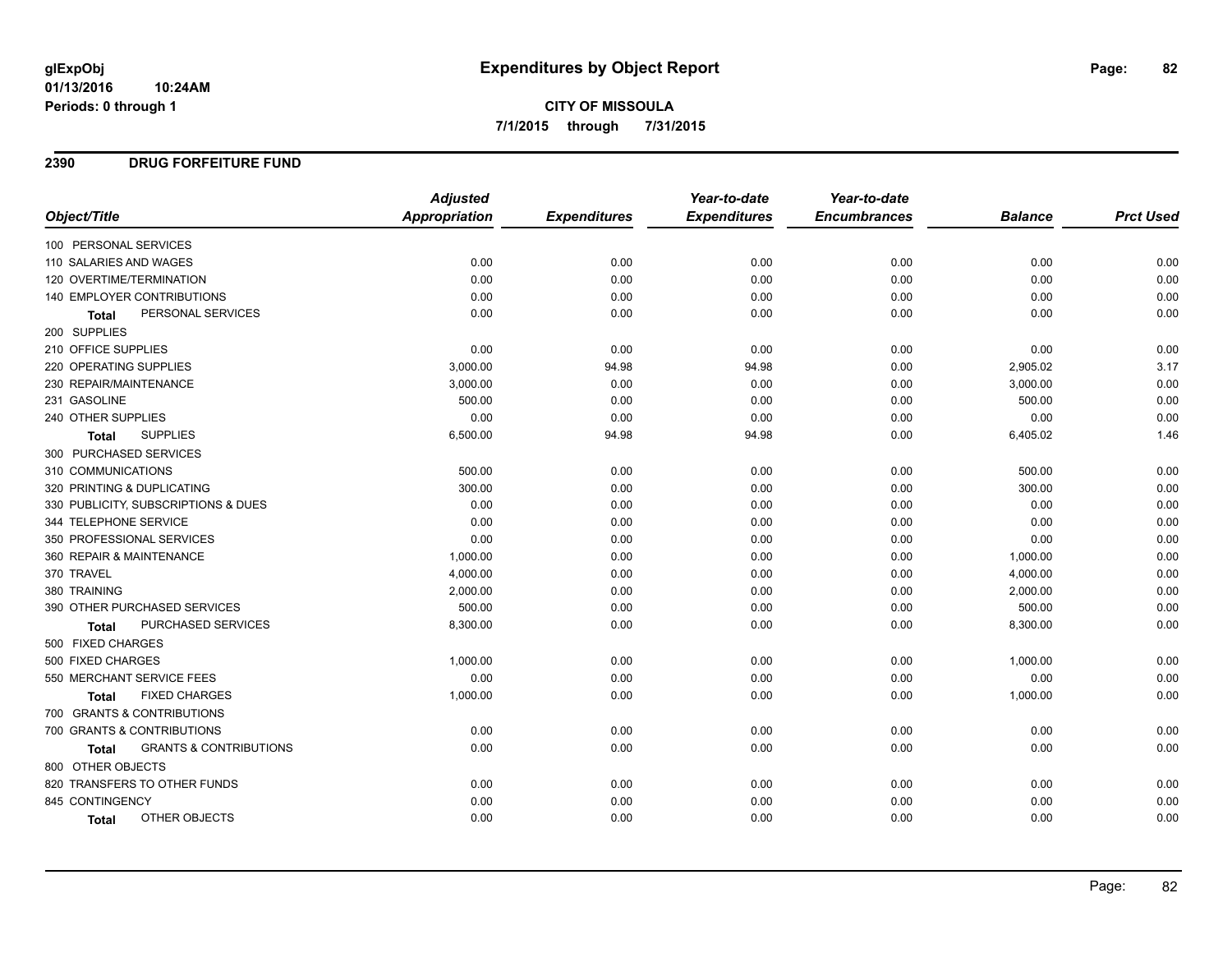# Expenditures by Object Report

glExpObj
01/13/2016 10:24AM
Periods: 0 through 1

**CITY OF MISSOULA**
**7/1/2015 through 7/31/2015**

## 2390 DRUG FORFEITURE FUND

| Object/Title | Adjusted Appropriation | Expenditures | Year-to-date Expenditures | Year-to-date Encumbrances | Balance | Prct Used |
|---|---|---|---|---|---|---|
| 100 PERSONAL SERVICES | | | | | | |
| 110 SALARIES AND WAGES | 0.00 | 0.00 | 0.00 | 0.00 | 0.00 | 0.00 |
| 120 OVERTIME/TERMINATION | 0.00 | 0.00 | 0.00 | 0.00 | 0.00 | 0.00 |
| 140 EMPLOYER CONTRIBUTIONS | 0.00 | 0.00 | 0.00 | 0.00 | 0.00 | 0.00 |
| **Total** PERSONAL SERVICES | 0.00 | 0.00 | 0.00 | 0.00 | 0.00 | 0.00 |
| 200 SUPPLIES | | | | | | |
| 210 OFFICE SUPPLIES | 0.00 | 0.00 | 0.00 | 0.00 | 0.00 | 0.00 |
| 220 OPERATING SUPPLIES | 3,000.00 | 94.98 | 94.98 | 0.00 | 2,905.02 | 3.17 |
| 230 REPAIR/MAINTENANCE | 3,000.00 | 0.00 | 0.00 | 0.00 | 3,000.00 | 0.00 |
| 231 GASOLINE | 500.00 | 0.00 | 0.00 | 0.00 | 500.00 | 0.00 |
| 240 OTHER SUPPLIES | 0.00 | 0.00 | 0.00 | 0.00 | 0.00 | 0.00 |
| **Total** SUPPLIES | 6,500.00 | 94.98 | 94.98 | 0.00 | 6,405.02 | 1.46 |
| 300 PURCHASED SERVICES | | | | | | |
| 310 COMMUNICATIONS | 500.00 | 0.00 | 0.00 | 0.00 | 500.00 | 0.00 |
| 320 PRINTING & DUPLICATING | 300.00 | 0.00 | 0.00 | 0.00 | 300.00 | 0.00 |
| 330 PUBLICITY, SUBSCRIPTIONS & DUES | 0.00 | 0.00 | 0.00 | 0.00 | 0.00 | 0.00 |
| 344 TELEPHONE SERVICE | 0.00 | 0.00 | 0.00 | 0.00 | 0.00 | 0.00 |
| 350 PROFESSIONAL SERVICES | 0.00 | 0.00 | 0.00 | 0.00 | 0.00 | 0.00 |
| 360 REPAIR & MAINTENANCE | 1,000.00 | 0.00 | 0.00 | 0.00 | 1,000.00 | 0.00 |
| 370 TRAVEL | 4,000.00 | 0.00 | 0.00 | 0.00 | 4,000.00 | 0.00 |
| 380 TRAINING | 2,000.00 | 0.00 | 0.00 | 0.00 | 2,000.00 | 0.00 |
| 390 OTHER PURCHASED SERVICES | 500.00 | 0.00 | 0.00 | 0.00 | 500.00 | 0.00 |
| **Total** PURCHASED SERVICES | 8,300.00 | 0.00 | 0.00 | 0.00 | 8,300.00 | 0.00 |
| 500 FIXED CHARGES | | | | | | |
| 500 FIXED CHARGES | 1,000.00 | 0.00 | 0.00 | 0.00 | 1,000.00 | 0.00 |
| 550 MERCHANT SERVICE FEES | 0.00 | 0.00 | 0.00 | 0.00 | 0.00 | 0.00 |
| **Total** FIXED CHARGES | 1,000.00 | 0.00 | 0.00 | 0.00 | 1,000.00 | 0.00 |
| 700 GRANTS & CONTRIBUTIONS | | | | | | |
| 700 GRANTS & CONTRIBUTIONS | 0.00 | 0.00 | 0.00 | 0.00 | 0.00 | 0.00 |
| **Total** GRANTS & CONTRIBUTIONS | 0.00 | 0.00 | 0.00 | 0.00 | 0.00 | 0.00 |
| 800 OTHER OBJECTS | | | | | | |
| 820 TRANSFERS TO OTHER FUNDS | 0.00 | 0.00 | 0.00 | 0.00 | 0.00 | 0.00 |
| 845 CONTINGENCY | 0.00 | 0.00 | 0.00 | 0.00 | 0.00 | 0.00 |
| **Total** OTHER OBJECTS | 0.00 | 0.00 | 0.00 | 0.00 | 0.00 | 0.00 |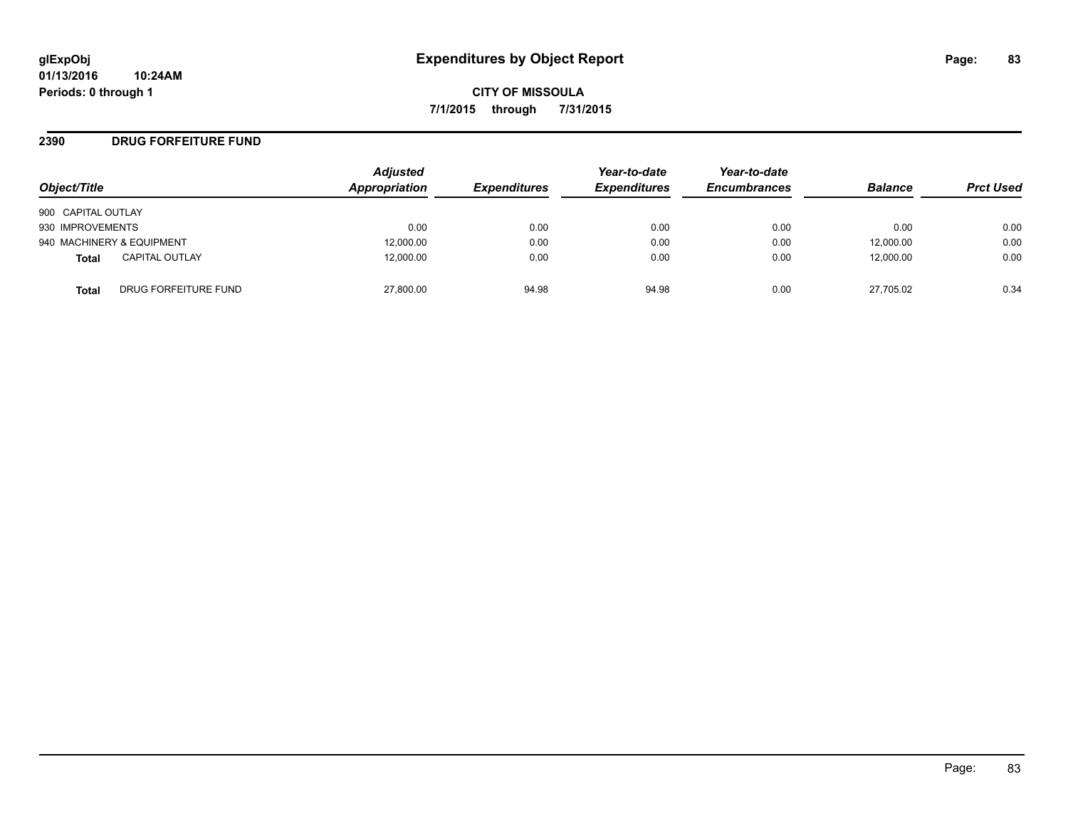## Expenditures by Object Report

**CITY OF MISSOULA**

**7/1/2015 through 7/31/2015**

glExpObj
01/13/2016 10:24AM
Periods: 0 through 1

### 2390 DRUG FORFEITURE FUND

| Object/Title | Adjusted Appropriation | Expenditures | Year-to-date Expenditures | Year-to-date Encumbrances | Balance | Prct Used |
|---|---|---|---|---|---|---|
| 900 CAPITAL OUTLAY | | | | | | |
| 930 IMPROVEMENTS | 0.00 | 0.00 | 0.00 | 0.00 | 0.00 | 0.00 |
| 940 MACHINERY & EQUIPMENT | 12,000.00 | 0.00 | 0.00 | 0.00 | 12,000.00 | 0.00 |
| **Total** CAPITAL OUTLAY | 12,000.00 | 0.00 | 0.00 | 0.00 | 12,000.00 | 0.00 |
| **Total** DRUG FORFEITURE FUND | 27,800.00 | 94.98 | 94.98 | 0.00 | 27,705.02 | 0.34 |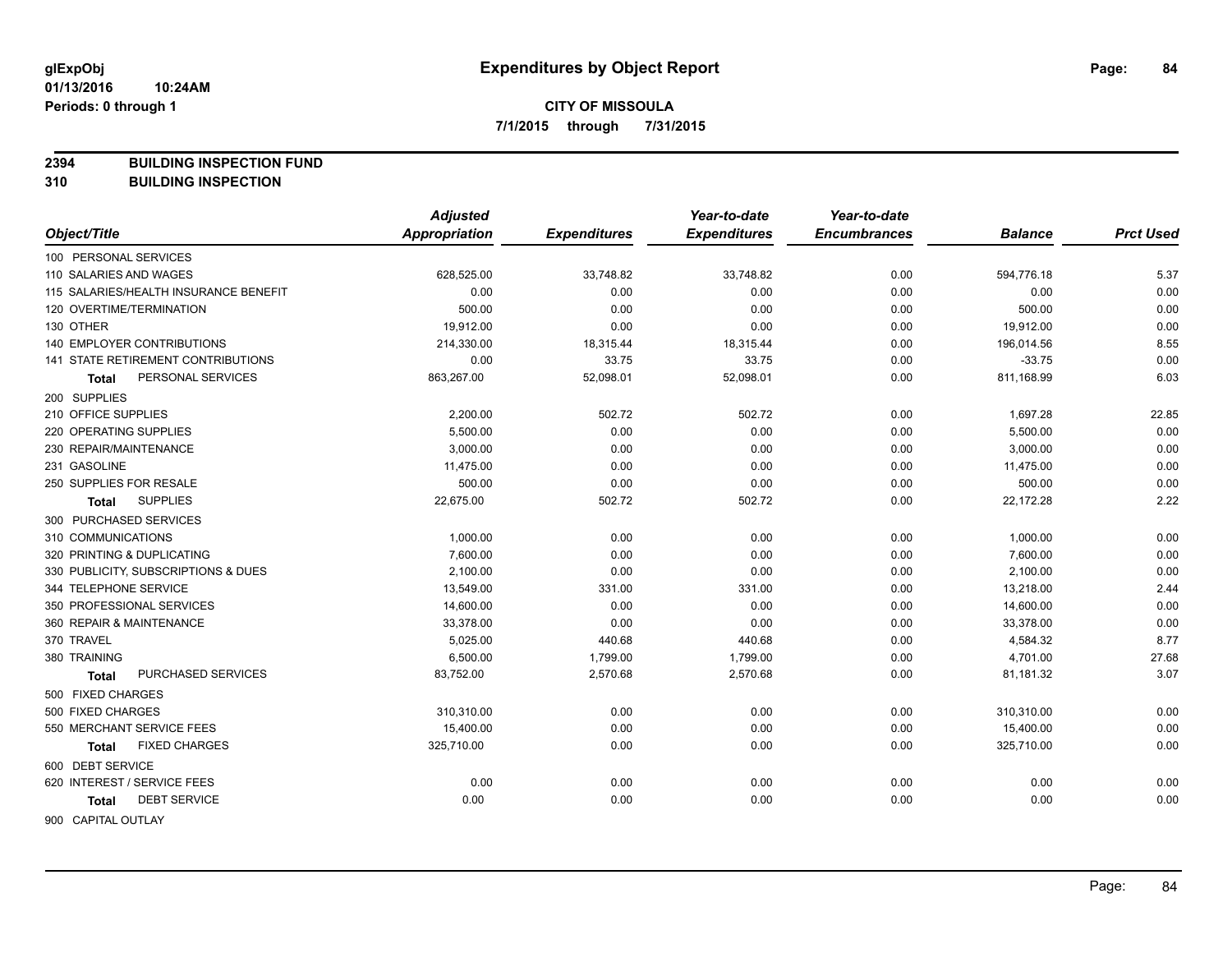**glExpObj** **Expenditures by Object Report**

**01/13/2016 10:24AM**

**Periods: 0 through 1**

**CITY OF MISSOULA**

**7/1/2015 through 7/31/2015**

**2394 BUILDING INSPECTION FUND**

**310 BUILDING INSPECTION**

| Object/Title | Adjusted Appropriation | Expenditures | Year-to-date Expenditures | Year-to-date Encumbrances | Balance | Prct Used |
|---|---|---|---|---|---|---|
| 100 PERSONAL SERVICES | | | | | | |
| 110 SALARIES AND WAGES | 628,525.00 | 33,748.82 | 33,748.82 | 0.00 | 594,776.18 | 5.37 |
| 115 SALARIES/HEALTH INSURANCE BENEFIT | 0.00 | 0.00 | 0.00 | 0.00 | 0.00 | 0.00 |
| 120 OVERTIME/TERMINATION | 500.00 | 0.00 | 0.00 | 0.00 | 500.00 | 0.00 |
| 130 OTHER | 19,912.00 | 0.00 | 0.00 | 0.00 | 19,912.00 | 0.00 |
| 140 EMPLOYER CONTRIBUTIONS | 214,330.00 | 18,315.44 | 18,315.44 | 0.00 | 196,014.56 | 8.55 |
| 141 STATE RETIREMENT CONTRIBUTIONS | 0.00 | 33.75 | 33.75 | 0.00 | -33.75 | 0.00 |
| **Total** PERSONAL SERVICES | 863,267.00 | 52,098.01 | 52,098.01 | 0.00 | 811,168.99 | 6.03 |
| 200 SUPPLIES | | | | | | |
| 210 OFFICE SUPPLIES | 2,200.00 | 502.72 | 502.72 | 0.00 | 1,697.28 | 22.85 |
| 220 OPERATING SUPPLIES | 5,500.00 | 0.00 | 0.00 | 0.00 | 5,500.00 | 0.00 |
| 230 REPAIR/MAINTENANCE | 3,000.00 | 0.00 | 0.00 | 0.00 | 3,000.00 | 0.00 |
| 231 GASOLINE | 11,475.00 | 0.00 | 0.00 | 0.00 | 11,475.00 | 0.00 |
| 250 SUPPLIES FOR RESALE | 500.00 | 0.00 | 0.00 | 0.00 | 500.00 | 0.00 |
| **Total** SUPPLIES | 22,675.00 | 502.72 | 502.72 | 0.00 | 22,172.28 | 2.22 |
| 300 PURCHASED SERVICES | | | | | | |
| 310 COMMUNICATIONS | 1,000.00 | 0.00 | 0.00 | 0.00 | 1,000.00 | 0.00 |
| 320 PRINTING & DUPLICATING | 7,600.00 | 0.00 | 0.00 | 0.00 | 7,600.00 | 0.00 |
| 330 PUBLICITY, SUBSCRIPTIONS & DUES | 2,100.00 | 0.00 | 0.00 | 0.00 | 2,100.00 | 0.00 |
| 344 TELEPHONE SERVICE | 13,549.00 | 331.00 | 331.00 | 0.00 | 13,218.00 | 2.44 |
| 350 PROFESSIONAL SERVICES | 14,600.00 | 0.00 | 0.00 | 0.00 | 14,600.00 | 0.00 |
| 360 REPAIR & MAINTENANCE | 33,378.00 | 0.00 | 0.00 | 0.00 | 33,378.00 | 0.00 |
| 370 TRAVEL | 5,025.00 | 440.68 | 440.68 | 0.00 | 4,584.32 | 8.77 |
| 380 TRAINING | 6,500.00 | 1,799.00 | 1,799.00 | 0.00 | 4,701.00 | 27.68 |
| **Total** PURCHASED SERVICES | 83,752.00 | 2,570.68 | 2,570.68 | 0.00 | 81,181.32 | 3.07 |
| 500 FIXED CHARGES | | | | | | |
| 500 FIXED CHARGES | 310,310.00 | 0.00 | 0.00 | 0.00 | 310,310.00 | 0.00 |
| 550 MERCHANT SERVICE FEES | 15,400.00 | 0.00 | 0.00 | 0.00 | 15,400.00 | 0.00 |
| **Total** FIXED CHARGES | 325,710.00 | 0.00 | 0.00 | 0.00 | 325,710.00 | 0.00 |
| 600 DEBT SERVICE | | | | | | |
| 620 INTEREST / SERVICE FEES | 0.00 | 0.00 | 0.00 | 0.00 | 0.00 | 0.00 |
| **Total** DEBT SERVICE | 0.00 | 0.00 | 0.00 | 0.00 | 0.00 | 0.00 |
| 900 CAPITAL OUTLAY | | | | | | |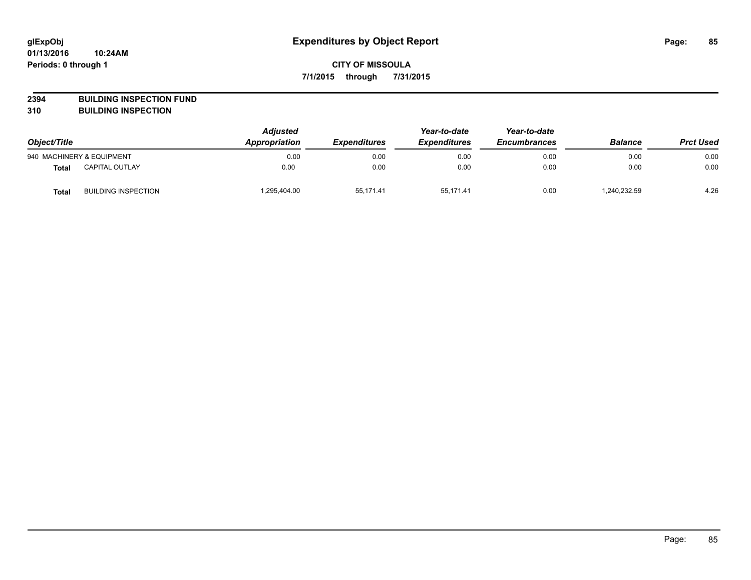**glExpObj** 
**01/13/2016 10:24AM** 
**Periods: 0 through 1**

# Expenditures by Object Report

**CITY OF MISSOULA** 
**7/1/2015 through 7/31/2015**

**2394 BUILDING INSPECTION FUND** 
**310 BUILDING INSPECTION**

| Object/Title | | Adjusted Appropriation | Expenditures | Year-to-date Expenditures | Year-to-date Encumbrances | Balance | Prct Used |
|---|---|---|---|---|---|---|---|
| 940 MACHINERY & EQUIPMENT | | 0.00 | 0.00 | 0.00 | 0.00 | 0.00 | 0.00 |
| **Total** | CAPITAL OUTLAY | 0.00 | 0.00 | 0.00 | 0.00 | 0.00 | 0.00 |
| **Total** | BUILDING INSPECTION | 1,295,404.00 | 55,171.41 | 55,171.41 | 0.00 | 1,240,232.59 | 4.26 |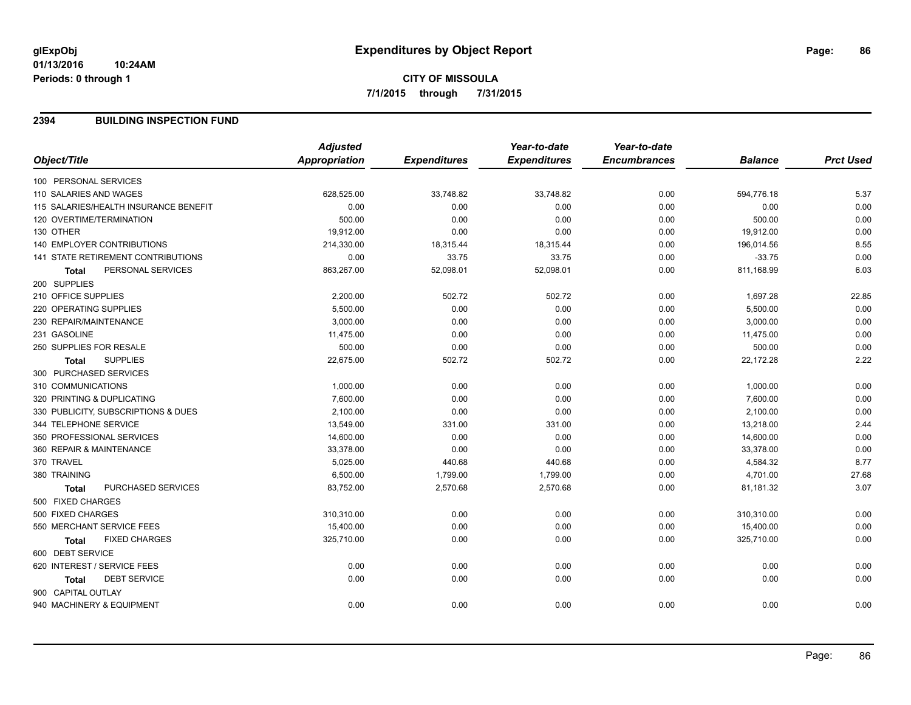# Expenditures by Object Report

glExpObj
01/13/2016 10:24AM
Periods: 0 through 1

**CITY OF MISSOULA**

**7/1/2015 through 7/31/2015**

## 2394 BUILDING INSPECTION FUND

| Object/Title | Adjusted Appropriation | Expenditures | Year-to-date Expenditures | Year-to-date Encumbrances | Balance | Prct Used |
|---|---|---|---|---|---|---|
| 100 PERSONAL SERVICES | | | | | | |
| 110 SALARIES AND WAGES | 628,525.00 | 33,748.82 | 33,748.82 | 0.00 | 594,776.18 | 5.37 |
| 115 SALARIES/HEALTH INSURANCE BENEFIT | 0.00 | 0.00 | 0.00 | 0.00 | 0.00 | 0.00 |
| 120 OVERTIME/TERMINATION | 500.00 | 0.00 | 0.00 | 0.00 | 500.00 | 0.00 |
| 130 OTHER | 19,912.00 | 0.00 | 0.00 | 0.00 | 19,912.00 | 0.00 |
| 140 EMPLOYER CONTRIBUTIONS | 214,330.00 | 18,315.44 | 18,315.44 | 0.00 | 196,014.56 | 8.55 |
| 141 STATE RETIREMENT CONTRIBUTIONS | 0.00 | 33.75 | 33.75 | 0.00 | -33.75 | 0.00 |
| **Total** PERSONAL SERVICES | 863,267.00 | 52,098.01 | 52,098.01 | 0.00 | 811,168.99 | 6.03 |
| 200 SUPPLIES | | | | | | |
| 210 OFFICE SUPPLIES | 2,200.00 | 502.72 | 502.72 | 0.00 | 1,697.28 | 22.85 |
| 220 OPERATING SUPPLIES | 5,500.00 | 0.00 | 0.00 | 0.00 | 5,500.00 | 0.00 |
| 230 REPAIR/MAINTENANCE | 3,000.00 | 0.00 | 0.00 | 0.00 | 3,000.00 | 0.00 |
| 231 GASOLINE | 11,475.00 | 0.00 | 0.00 | 0.00 | 11,475.00 | 0.00 |
| 250 SUPPLIES FOR RESALE | 500.00 | 0.00 | 0.00 | 0.00 | 500.00 | 0.00 |
| **Total** SUPPLIES | 22,675.00 | 502.72 | 502.72 | 0.00 | 22,172.28 | 2.22 |
| 300 PURCHASED SERVICES | | | | | | |
| 310 COMMUNICATIONS | 1,000.00 | 0.00 | 0.00 | 0.00 | 1,000.00 | 0.00 |
| 320 PRINTING & DUPLICATING | 7,600.00 | 0.00 | 0.00 | 0.00 | 7,600.00 | 0.00 |
| 330 PUBLICITY, SUBSCRIPTIONS & DUES | 2,100.00 | 0.00 | 0.00 | 0.00 | 2,100.00 | 0.00 |
| 344 TELEPHONE SERVICE | 13,549.00 | 331.00 | 331.00 | 0.00 | 13,218.00 | 2.44 |
| 350 PROFESSIONAL SERVICES | 14,600.00 | 0.00 | 0.00 | 0.00 | 14,600.00 | 0.00 |
| 360 REPAIR & MAINTENANCE | 33,378.00 | 0.00 | 0.00 | 0.00 | 33,378.00 | 0.00 |
| 370 TRAVEL | 5,025.00 | 440.68 | 440.68 | 0.00 | 4,584.32 | 8.77 |
| 380 TRAINING | 6,500.00 | 1,799.00 | 1,799.00 | 0.00 | 4,701.00 | 27.68 |
| **Total** PURCHASED SERVICES | 83,752.00 | 2,570.68 | 2,570.68 | 0.00 | 81,181.32 | 3.07 |
| 500 FIXED CHARGES | | | | | | |
| 500 FIXED CHARGES | 310,310.00 | 0.00 | 0.00 | 0.00 | 310,310.00 | 0.00 |
| 550 MERCHANT SERVICE FEES | 15,400.00 | 0.00 | 0.00 | 0.00 | 15,400.00 | 0.00 |
| **Total** FIXED CHARGES | 325,710.00 | 0.00 | 0.00 | 0.00 | 325,710.00 | 0.00 |
| 600 DEBT SERVICE | | | | | | |
| 620 INTEREST / SERVICE FEES | 0.00 | 0.00 | 0.00 | 0.00 | 0.00 | 0.00 |
| **Total** DEBT SERVICE | 0.00 | 0.00 | 0.00 | 0.00 | 0.00 | 0.00 |
| 900 CAPITAL OUTLAY | | | | | | |
| 940 MACHINERY & EQUIPMENT | 0.00 | 0.00 | 0.00 | 0.00 | 0.00 | 0.00 |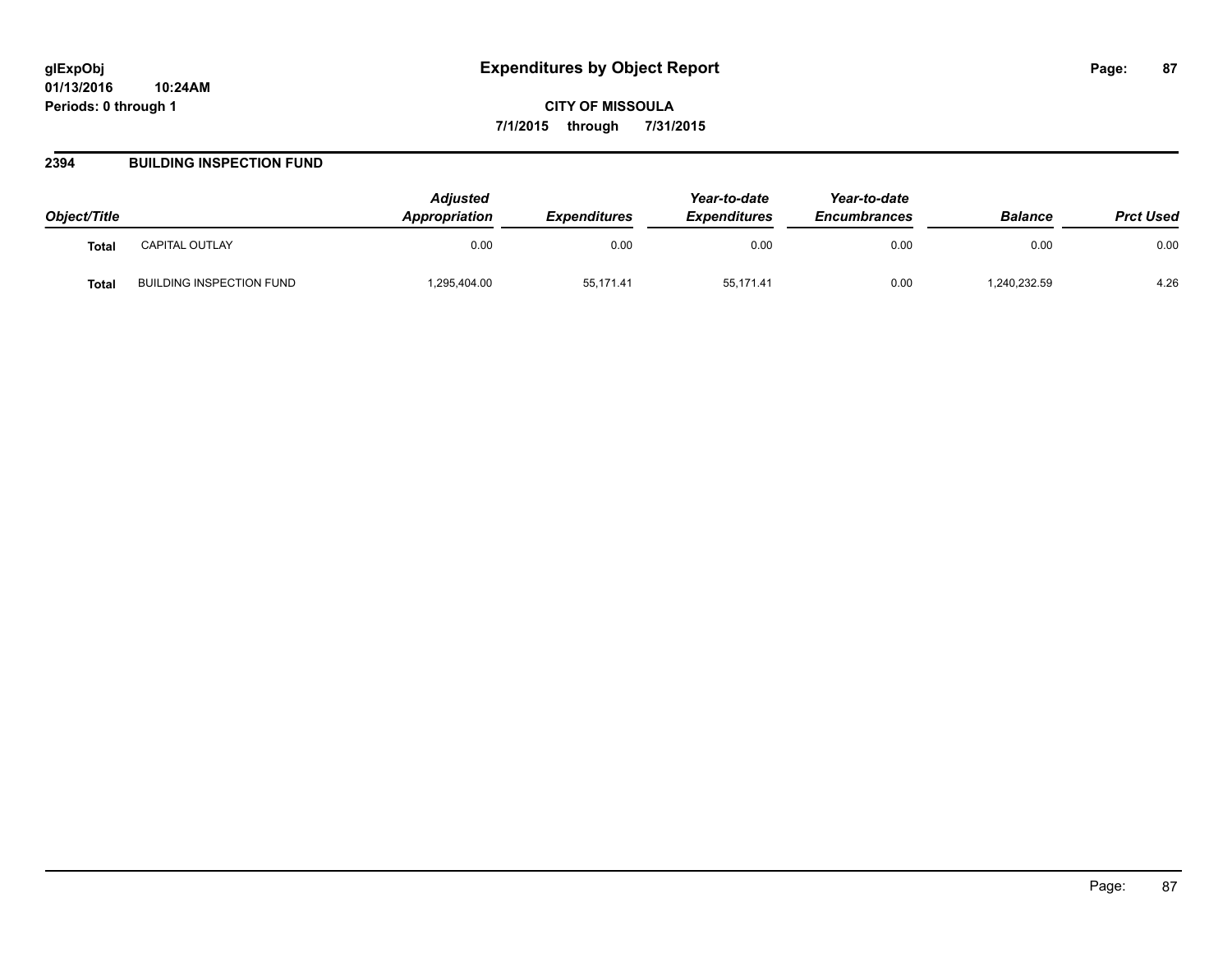**Expenditures by Object Report**

**CITY OF MISSOULA**

**7/1/2015 through 7/31/2015**

## 2394 BUILDING INSPECTION FUND

| Object/Title | | Adjusted Appropriation | Expenditures | Year-to-date Expenditures | Year-to-date Encumbrances | Balance | Prct Used |
|---|---|---|---|---|---|---|---|
| **Total** | CAPITAL OUTLAY | 0.00 | 0.00 | 0.00 | 0.00 | 0.00 | 0.00 |
| **Total** | BUILDING INSPECTION FUND | 1,295,404.00 | 55,171.41 | 55,171.41 | 0.00 | 1,240,232.59 | 4.26 |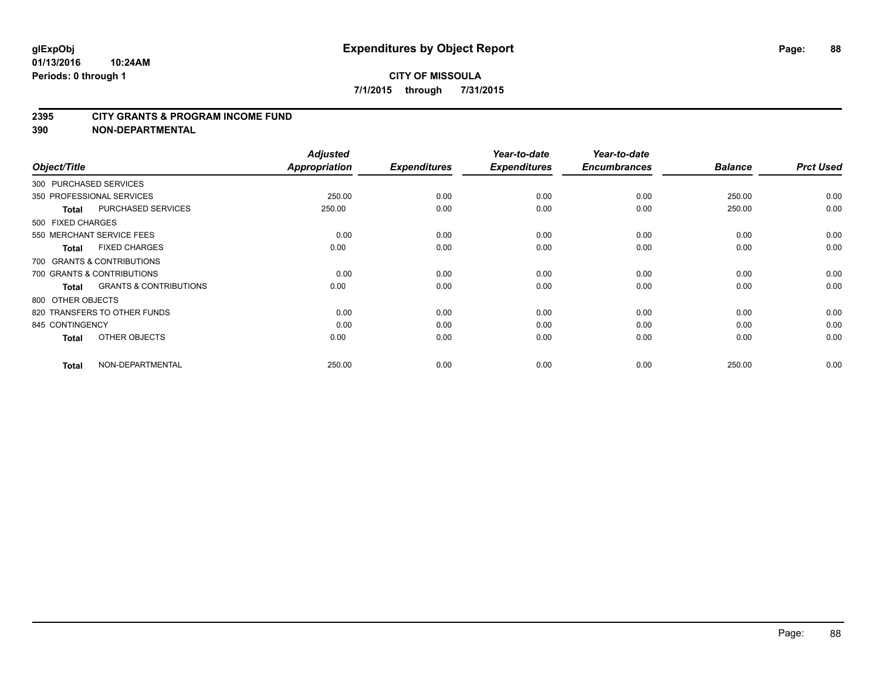**glExpObj**
**01/13/2016 10:24AM**
**Periods: 0 through 1**

# Expenditures by Object Report

**CITY OF MISSOULA**
**7/1/2015 through 7/31/2015**

## 2395 CITY GRANTS & PROGRAM INCOME FUND
## 390 NON-DEPARTMENTAL

| Object/Title | | Adjusted Appropriation | Expenditures | Year-to-date Expenditures | Year-to-date Encumbrances | Balance | Prct Used |
|---|---|---|---|---|---|---|---|
| 300 PURCHASED SERVICES | | | | | | | |
| 350 PROFESSIONAL SERVICES | | 250.00 | 0.00 | 0.00 | 0.00 | 250.00 | 0.00 |
| **Total** | PURCHASED SERVICES | 250.00 | 0.00 | 0.00 | 0.00 | 250.00 | 0.00 |
| 500 FIXED CHARGES | | | | | | | |
| 550 MERCHANT SERVICE FEES | | 0.00 | 0.00 | 0.00 | 0.00 | 0.00 | 0.00 |
| **Total** | FIXED CHARGES | 0.00 | 0.00 | 0.00 | 0.00 | 0.00 | 0.00 |
| 700 GRANTS & CONTRIBUTIONS | | | | | | | |
| 700 GRANTS & CONTRIBUTIONS | | 0.00 | 0.00 | 0.00 | 0.00 | 0.00 | 0.00 |
| **Total** | GRANTS & CONTRIBUTIONS | 0.00 | 0.00 | 0.00 | 0.00 | 0.00 | 0.00 |
| 800 OTHER OBJECTS | | | | | | | |
| 820 TRANSFERS TO OTHER FUNDS | | 0.00 | 0.00 | 0.00 | 0.00 | 0.00 | 0.00 |
| 845 CONTINGENCY | | 0.00 | 0.00 | 0.00 | 0.00 | 0.00 | 0.00 |
| **Total** | OTHER OBJECTS | 0.00 | 0.00 | 0.00 | 0.00 | 0.00 | 0.00 |
| **Total** | NON-DEPARTMENTAL | 250.00 | 0.00 | 0.00 | 0.00 | 250.00 | 0.00 |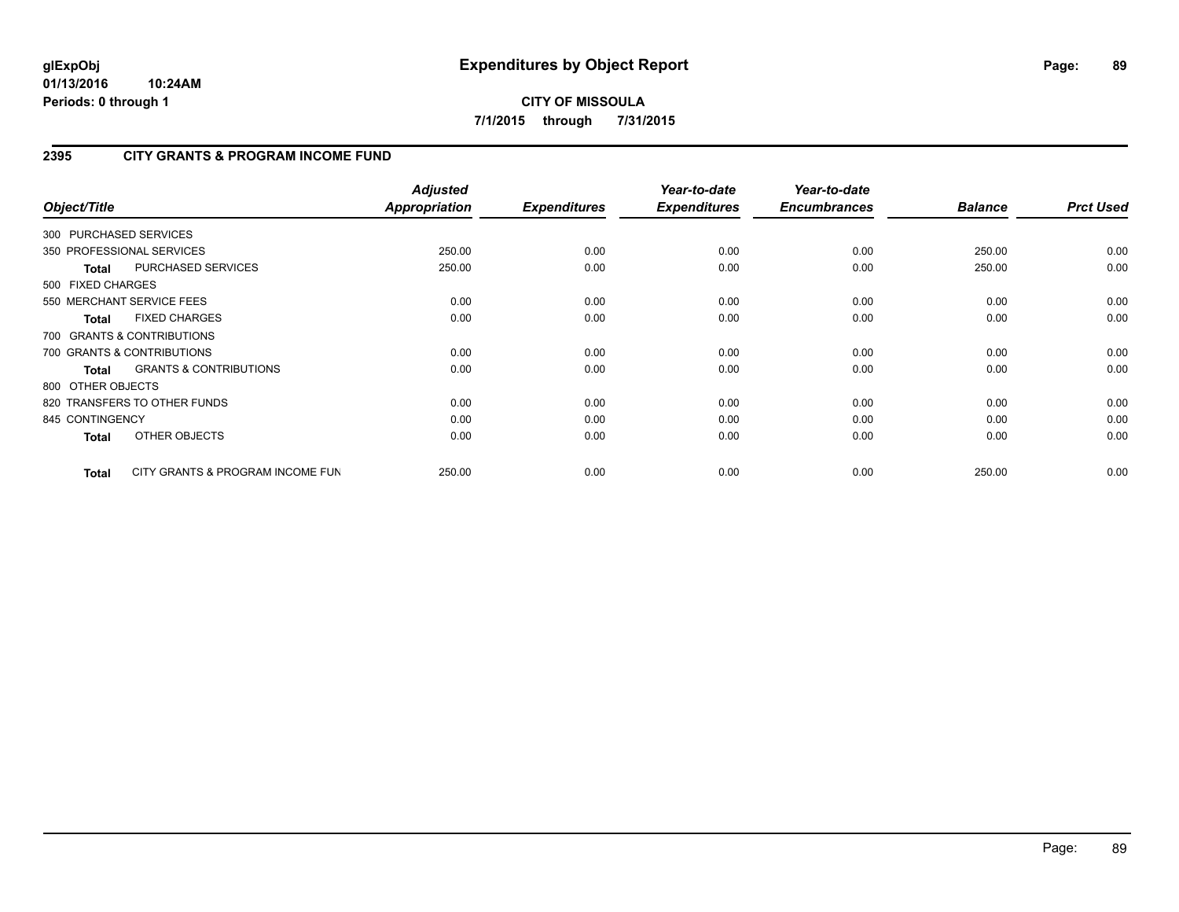# Expenditures by Object Report

**CITY OF MISSOULA**

**7/1/2015 through 7/31/2015**

glExpObj
01/13/2016 10:24AM
Periods: 0 through 1

## 2395 CITY GRANTS & PROGRAM INCOME FUND

| Object/Title | Adjusted Appropriation | Expenditures | Year-to-date Expenditures | Year-to-date Encumbrances | Balance | Prct Used |
|---|---|---|---|---|---|---|
| 300 PURCHASED SERVICES | | | | | | |
| 350 PROFESSIONAL SERVICES | 250.00 | 0.00 | 0.00 | 0.00 | 250.00 | 0.00 |
| **Total** PURCHASED SERVICES | 250.00 | 0.00 | 0.00 | 0.00 | 250.00 | 0.00 |
| 500 FIXED CHARGES | | | | | | |
| 550 MERCHANT SERVICE FEES | 0.00 | 0.00 | 0.00 | 0.00 | 0.00 | 0.00 |
| **Total** FIXED CHARGES | 0.00 | 0.00 | 0.00 | 0.00 | 0.00 | 0.00 |
| 700 GRANTS & CONTRIBUTIONS | | | | | | |
| 700 GRANTS & CONTRIBUTIONS | 0.00 | 0.00 | 0.00 | 0.00 | 0.00 | 0.00 |
| **Total** GRANTS & CONTRIBUTIONS | 0.00 | 0.00 | 0.00 | 0.00 | 0.00 | 0.00 |
| 800 OTHER OBJECTS | | | | | | |
| 820 TRANSFERS TO OTHER FUNDS | 0.00 | 0.00 | 0.00 | 0.00 | 0.00 | 0.00 |
| 845 CONTINGENCY | 0.00 | 0.00 | 0.00 | 0.00 | 0.00 | 0.00 |
| **Total** OTHER OBJECTS | 0.00 | 0.00 | 0.00 | 0.00 | 0.00 | 0.00 |
| **Total** CITY GRANTS & PROGRAM INCOME FUN | 250.00 | 0.00 | 0.00 | 0.00 | 250.00 | 0.00 |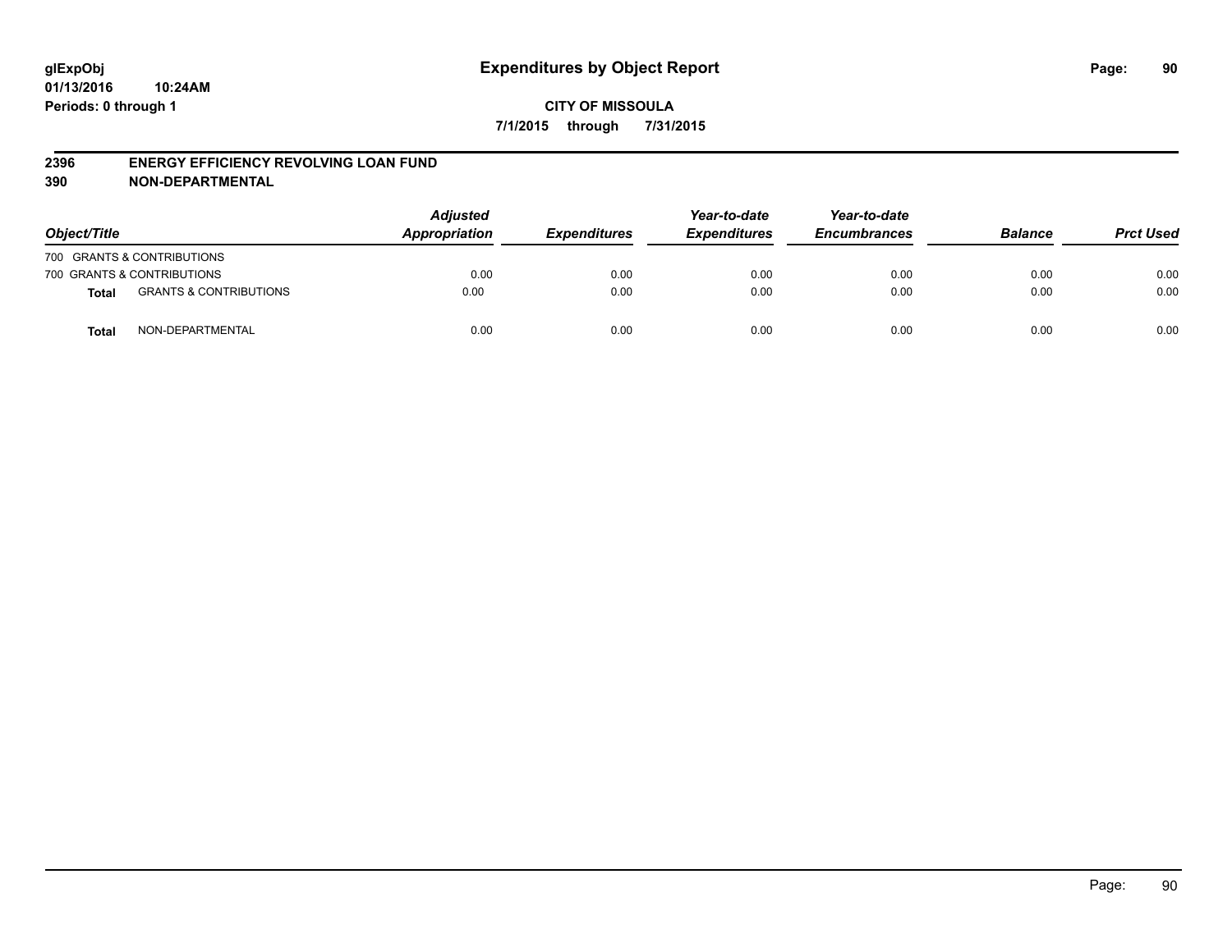# Expenditures by Object Report

glExpObj
01/13/2016 10:24AM
Periods: 0 through 1

**CITY OF MISSOULA**
**7/1/2015 through 7/31/2015**

## 2396 ENERGY EFFICIENCY REVOLVING LOAN FUND
## 390 NON-DEPARTMENTAL

| Object/Title | | Adjusted Appropriation | Expenditures | Year-to-date Expenditures | Year-to-date Encumbrances | Balance | Prct Used |
|---|---|---|---|---|---|---|---|
| 700 GRANTS & CONTRIBUTIONS | | | | | | | |
| 700 GRANTS & CONTRIBUTIONS | | 0.00 | 0.00 | 0.00 | 0.00 | 0.00 | 0.00 |
| **Total** | GRANTS & CONTRIBUTIONS | 0.00 | 0.00 | 0.00 | 0.00 | 0.00 | 0.00 |
| **Total** | NON-DEPARTMENTAL | 0.00 | 0.00 | 0.00 | 0.00 | 0.00 | 0.00 |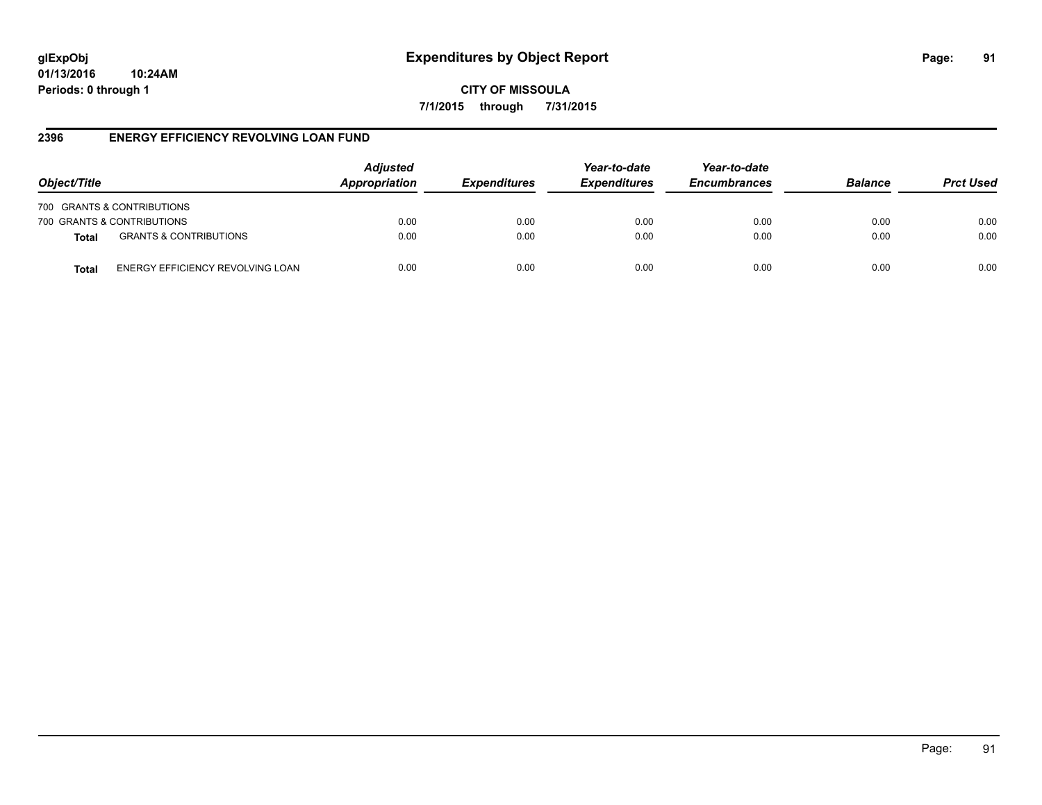# Expenditures by Object Report

glExpObj
01/13/2016 10:24AM
Periods: 0 through 1

**CITY OF MISSOULA**

**7/1/2015 through 7/31/2015**

## 2396 ENERGY EFFICIENCY REVOLVING LOAN FUND

| Object/Title | | Adjusted Appropriation | Expenditures | Year-to-date Expenditures | Year-to-date Encumbrances | Balance | Prct Used |
|---|---|---|---|---|---|---|---|
| 700 GRANTS & CONTRIBUTIONS | | | | | | | |
| 700 GRANTS & CONTRIBUTIONS | | 0.00 | 0.00 | 0.00 | 0.00 | 0.00 | 0.00 |
| **Total** | GRANTS & CONTRIBUTIONS | 0.00 | 0.00 | 0.00 | 0.00 | 0.00 | 0.00 |
| **Total** | ENERGY EFFICIENCY REVOLVING LOAN | 0.00 | 0.00 | 0.00 | 0.00 | 0.00 | 0.00 |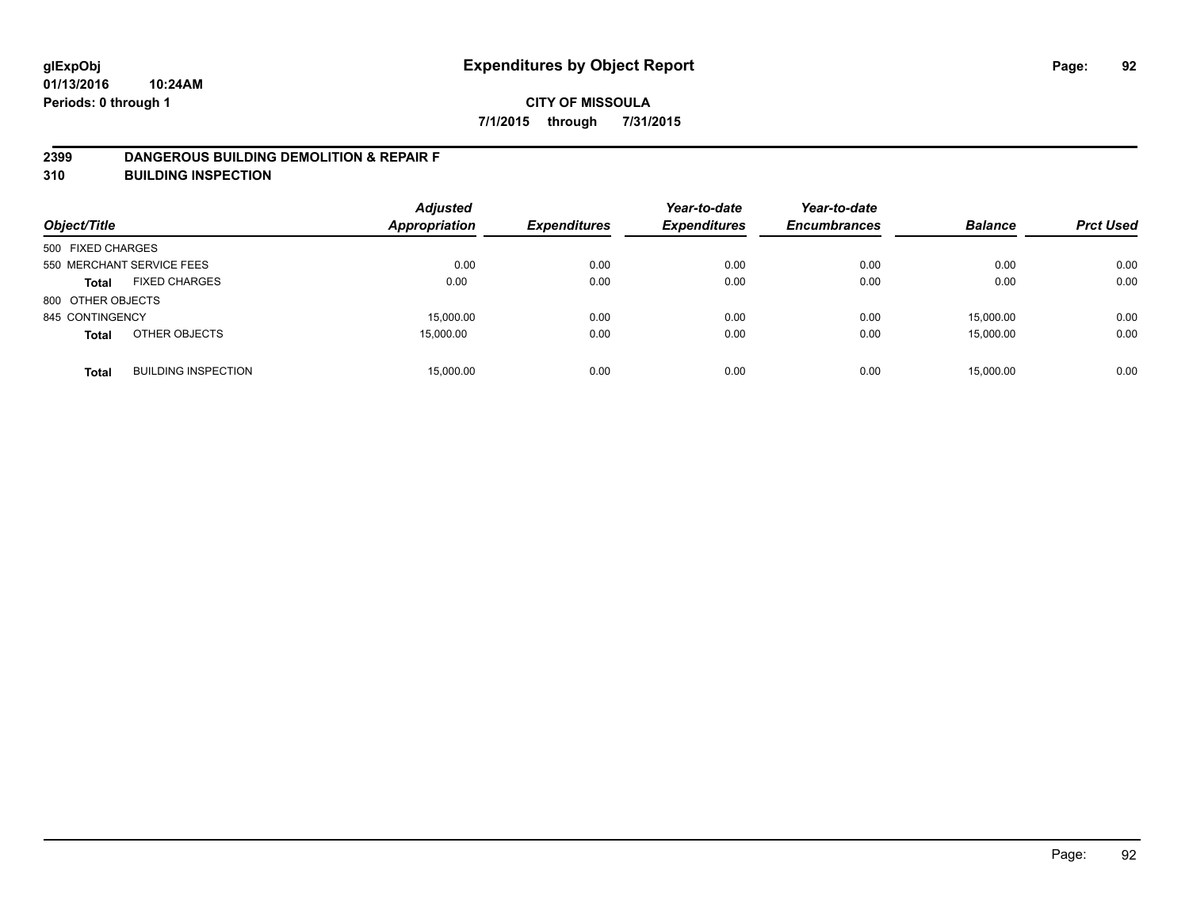glExpObj
01/13/2016 10:24AM
Periods: 0 through 1

# Expenditures by Object Report

**CITY OF MISSOULA**

**7/1/2015 through 7/31/2015**

## 2399 DANGEROUS BUILDING DEMOLITION & REPAIR F
## 310 BUILDING INSPECTION

| Object/Title | | Adjusted Appropriation | Expenditures | Year-to-date Expenditures | Year-to-date Encumbrances | Balance | Prct Used |
|---|---|---|---|---|---|---|---|
| 500 FIXED CHARGES | | | | | | | |
| 550 MERCHANT SERVICE FEES | | 0.00 | 0.00 | 0.00 | 0.00 | 0.00 | 0.00 |
| **Total** | FIXED CHARGES | 0.00 | 0.00 | 0.00 | 0.00 | 0.00 | 0.00 |
| 800 OTHER OBJECTS | | | | | | | |
| 845 CONTINGENCY | | 15,000.00 | 0.00 | 0.00 | 0.00 | 15,000.00 | 0.00 |
| **Total** | OTHER OBJECTS | 15,000.00 | 0.00 | 0.00 | 0.00 | 15,000.00 | 0.00 |
| **Total** | BUILDING INSPECTION | 15,000.00 | 0.00 | 0.00 | 0.00 | 15,000.00 | 0.00 |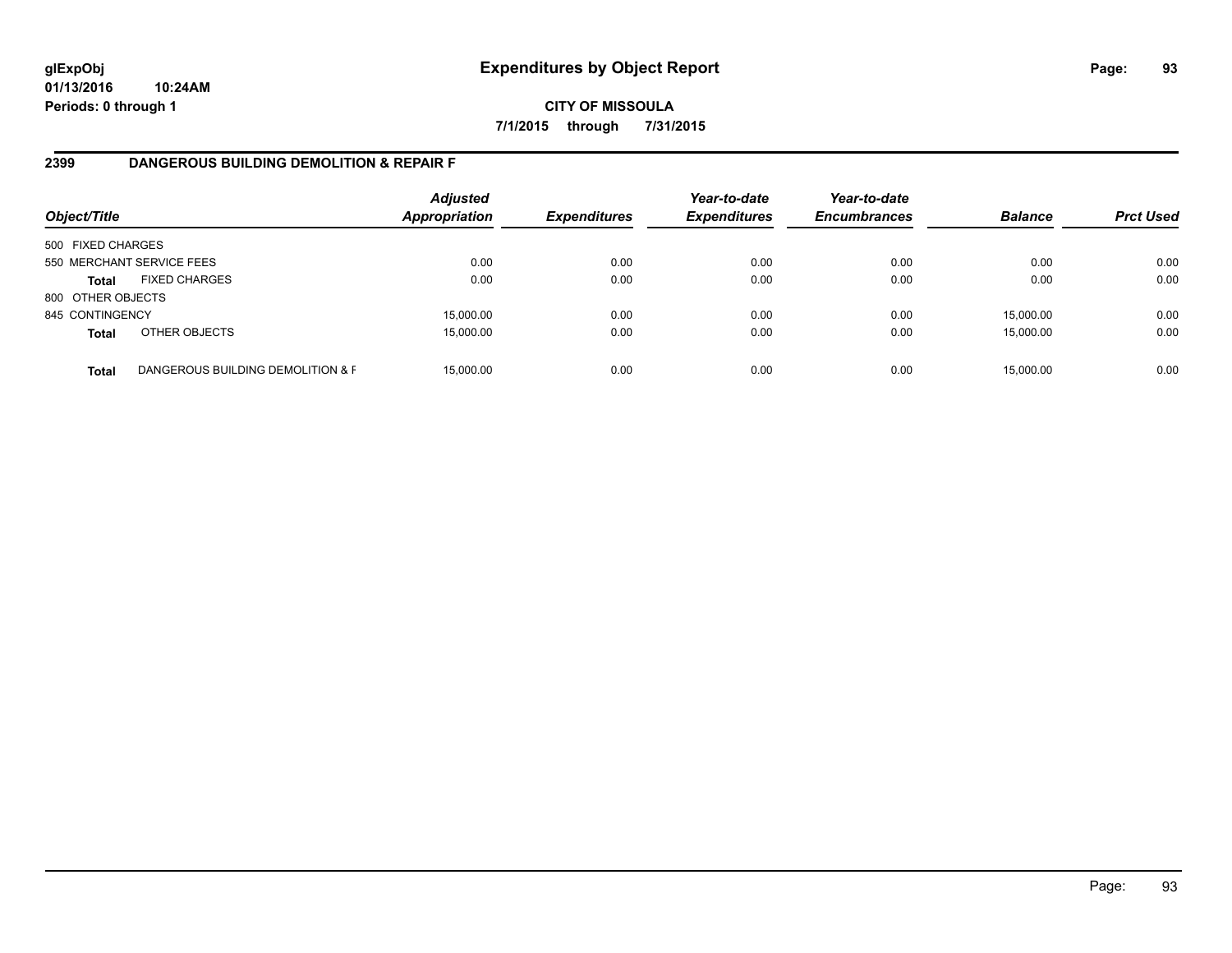**glExpObj**
**01/13/2016 10:24AM**
**Periods: 0 through 1**

# Expenditures by Object Report

**CITY OF MISSOULA**
**7/1/2015 through 7/31/2015**

## 2399 DANGEROUS BUILDING DEMOLITION & REPAIR F

| Object/Title | | *Adjusted Appropriation* | *Expenditures* | *Year-to-date Expenditures* | *Year-to-date Encumbrances* | *Balance* | *Prct Used* |
|---|---|---|---|---|---|---|---|
| 500 FIXED CHARGES | | | | | | | |
| 550 MERCHANT SERVICE FEES | | 0.00 | 0.00 | 0.00 | 0.00 | 0.00 | 0.00 |
| **Total** | FIXED CHARGES | 0.00 | 0.00 | 0.00 | 0.00 | 0.00 | 0.00 |
| 800 OTHER OBJECTS | | | | | | | |
| 845 CONTINGENCY | | 15,000.00 | 0.00 | 0.00 | 0.00 | 15,000.00 | 0.00 |
| **Total** | OTHER OBJECTS | 15,000.00 | 0.00 | 0.00 | 0.00 | 15,000.00 | 0.00 |
| **Total** | DANGEROUS BUILDING DEMOLITION & F | 15,000.00 | 0.00 | 0.00 | 0.00 | 15,000.00 | 0.00 |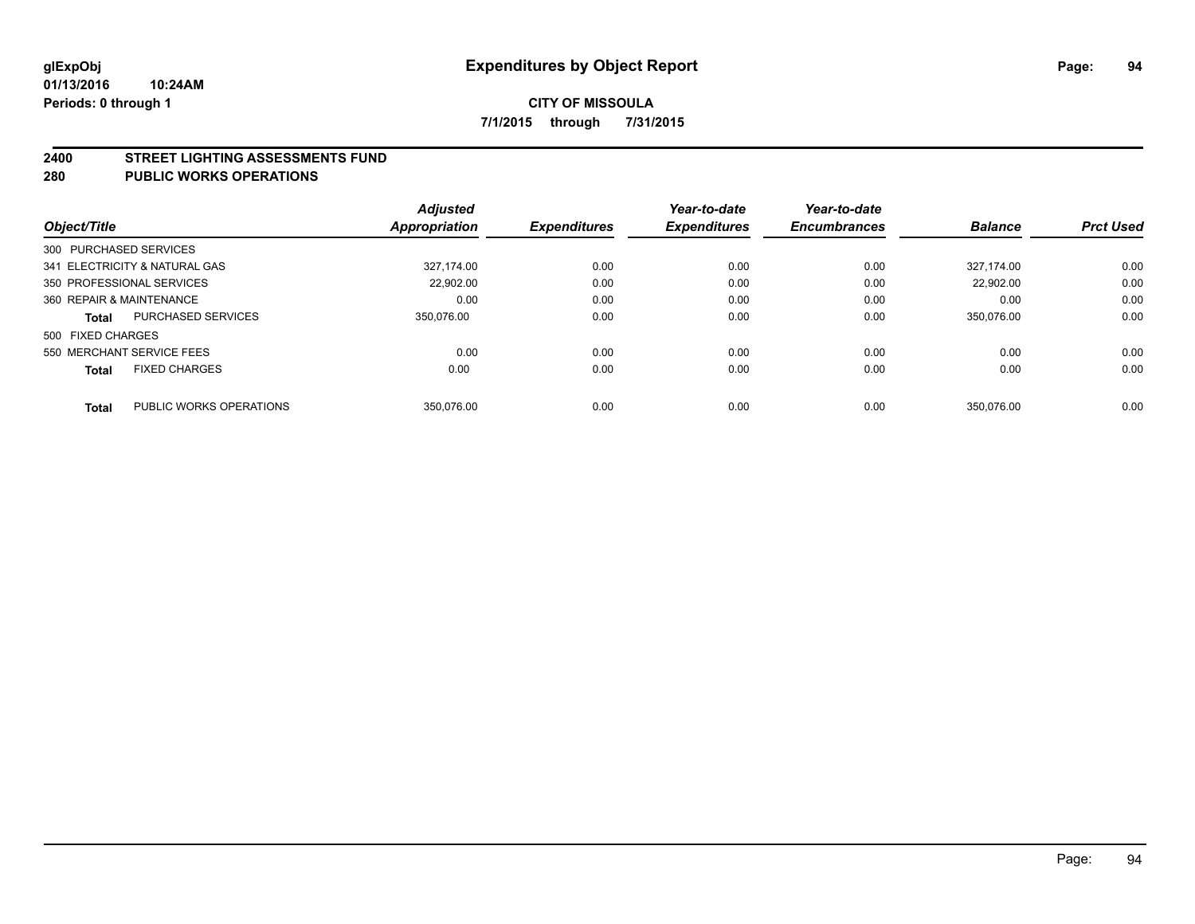# Expenditures by Object Report

glExpObj
01/13/2016 10:24AM
Periods: 0 through 1

**CITY OF MISSOULA**
**7/1/2015 through 7/31/2015**

## 2400 STREET LIGHTING ASSESSMENTS FUND
## 280 PUBLIC WORKS OPERATIONS

| Object/Title | | Adjusted Appropriation | Expenditures | Year-to-date Expenditures | Year-to-date Encumbrances | Balance | Prct Used |
|---|---|---|---|---|---|---|---|
| 300 PURCHASED SERVICES | | | | | | | |
| 341 ELECTRICITY & NATURAL GAS | | 327,174.00 | 0.00 | 0.00 | 0.00 | 327,174.00 | 0.00 |
| 350 PROFESSIONAL SERVICES | | 22,902.00 | 0.00 | 0.00 | 0.00 | 22,902.00 | 0.00 |
| 360 REPAIR & MAINTENANCE | | 0.00 | 0.00 | 0.00 | 0.00 | 0.00 | 0.00 |
| **Total** | PURCHASED SERVICES | 350,076.00 | 0.00 | 0.00 | 0.00 | 350,076.00 | 0.00 |
| 500 FIXED CHARGES | | | | | | | |
| 550 MERCHANT SERVICE FEES | | 0.00 | 0.00 | 0.00 | 0.00 | 0.00 | 0.00 |
| **Total** | FIXED CHARGES | 0.00 | 0.00 | 0.00 | 0.00 | 0.00 | 0.00 |
| **Total** | PUBLIC WORKS OPERATIONS | 350,076.00 | 0.00 | 0.00 | 0.00 | 350,076.00 | 0.00 |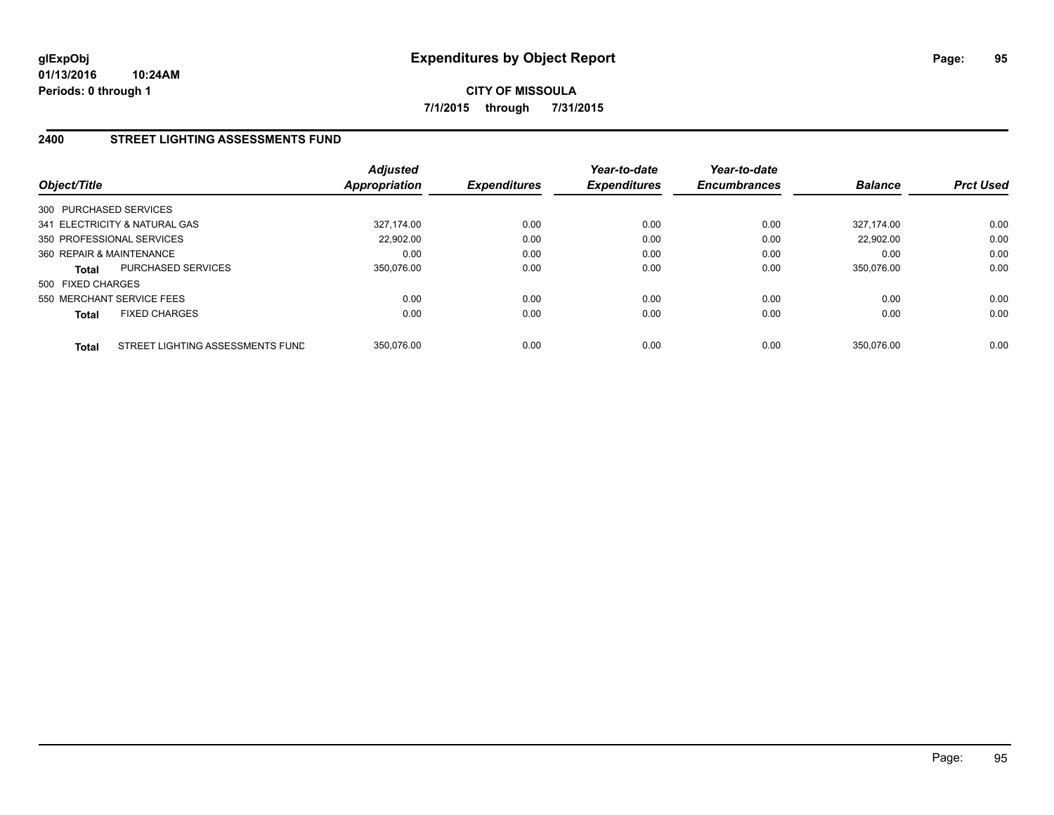**glExpObj**
**01/13/2016 10:24AM**
**Periods: 0 through 1**

# Expenditures by Object Report

**CITY OF MISSOULA**
**7/1/2015 through 7/31/2015**

## 2400 STREET LIGHTING ASSESSMENTS FUND

| Object/Title | | Adjusted Appropriation | Expenditures | Year-to-date Expenditures | Year-to-date Encumbrances | Balance | Prct Used |
|---|---|---|---|---|---|---|---|
| 300 PURCHASED SERVICES | | | | | | | |
| 341 ELECTRICITY & NATURAL GAS | | 327,174.00 | 0.00 | 0.00 | 0.00 | 327,174.00 | 0.00 |
| 350 PROFESSIONAL SERVICES | | 22,902.00 | 0.00 | 0.00 | 0.00 | 22,902.00 | 0.00 |
| 360 REPAIR & MAINTENANCE | | 0.00 | 0.00 | 0.00 | 0.00 | 0.00 | 0.00 |
| **Total** | PURCHASED SERVICES | 350,076.00 | 0.00 | 0.00 | 0.00 | 350,076.00 | 0.00 |
| 500 FIXED CHARGES | | | | | | | |
| 550 MERCHANT SERVICE FEES | | 0.00 | 0.00 | 0.00 | 0.00 | 0.00 | 0.00 |
| **Total** | FIXED CHARGES | 0.00 | 0.00 | 0.00 | 0.00 | 0.00 | 0.00 |
| **Total** | STREET LIGHTING ASSESSMENTS FUND | 350,076.00 | 0.00 | 0.00 | 0.00 | 350,076.00 | 0.00 |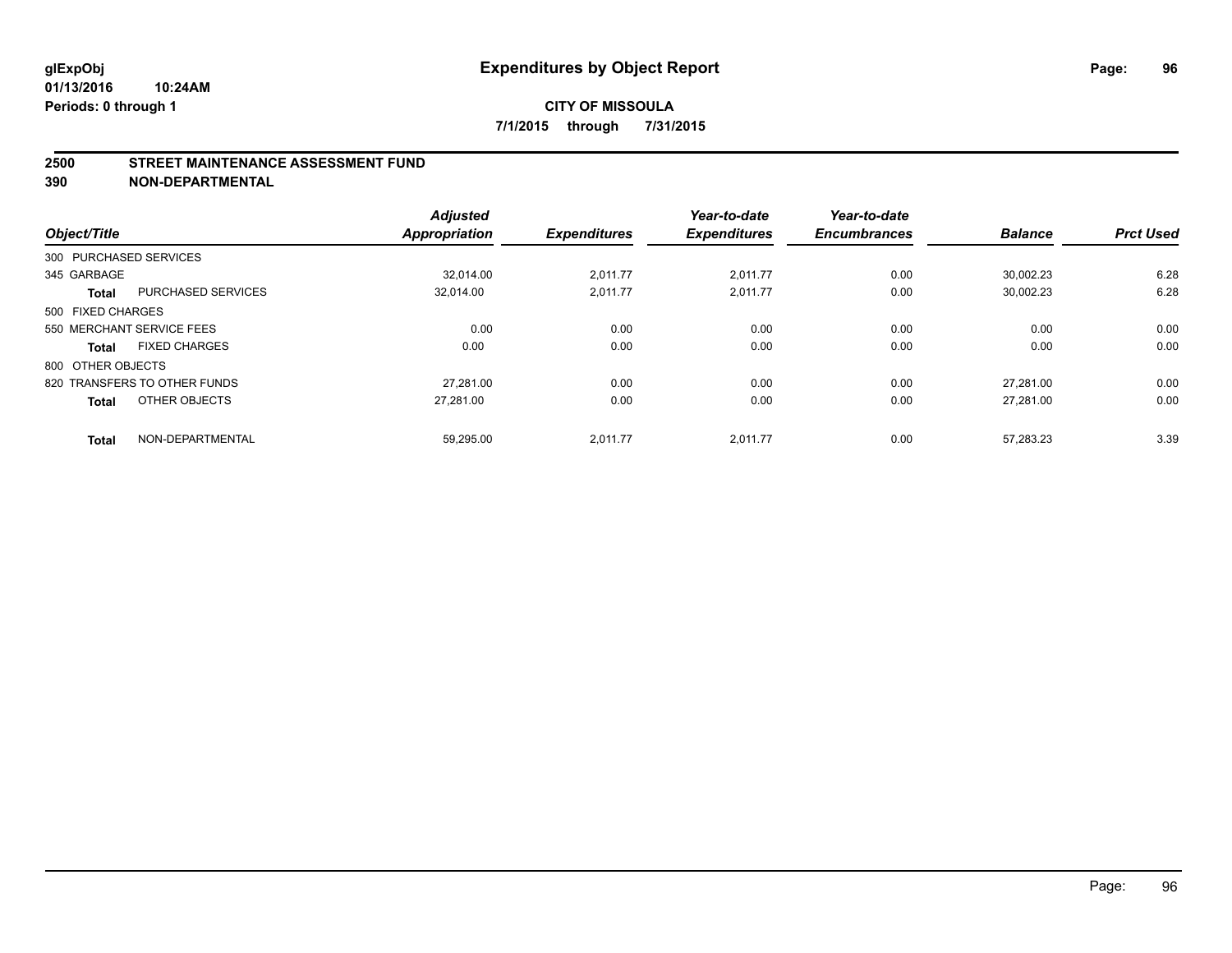**glExpObj** **Expenditures by Object Report**

**01/13/2016 10:24AM**

**Periods: 0 through 1**

**CITY OF MISSOULA**

**7/1/2015 through 7/31/2015**

## 2500 STREET MAINTENANCE ASSESSMENT FUND

## 390 NON-DEPARTMENTAL

| Object/Title | | Adjusted Appropriation | Expenditures | Year-to-date Expenditures | Year-to-date Encumbrances | Balance | Prct Used |
|---|---|---|---|---|---|---|---|
| 300 PURCHASED SERVICES | | | | | | | |
| 345 GARBAGE | | 32,014.00 | 2,011.77 | 2,011.77 | 0.00 | 30,002.23 | 6.28 |
| **Total** | PURCHASED SERVICES | 32,014.00 | 2,011.77 | 2,011.77 | 0.00 | 30,002.23 | 6.28 |
| 500 FIXED CHARGES | | | | | | | |
| 550 MERCHANT SERVICE FEES | | 0.00 | 0.00 | 0.00 | 0.00 | 0.00 | 0.00 |
| **Total** | FIXED CHARGES | 0.00 | 0.00 | 0.00 | 0.00 | 0.00 | 0.00 |
| 800 OTHER OBJECTS | | | | | | | |
| 820 TRANSFERS TO OTHER FUNDS | | 27,281.00 | 0.00 | 0.00 | 0.00 | 27,281.00 | 0.00 |
| **Total** | OTHER OBJECTS | 27,281.00 | 0.00 | 0.00 | 0.00 | 27,281.00 | 0.00 |
| **Total** | NON-DEPARTMENTAL | 59,295.00 | 2,011.77 | 2,011.77 | 0.00 | 57,283.23 | 3.39 |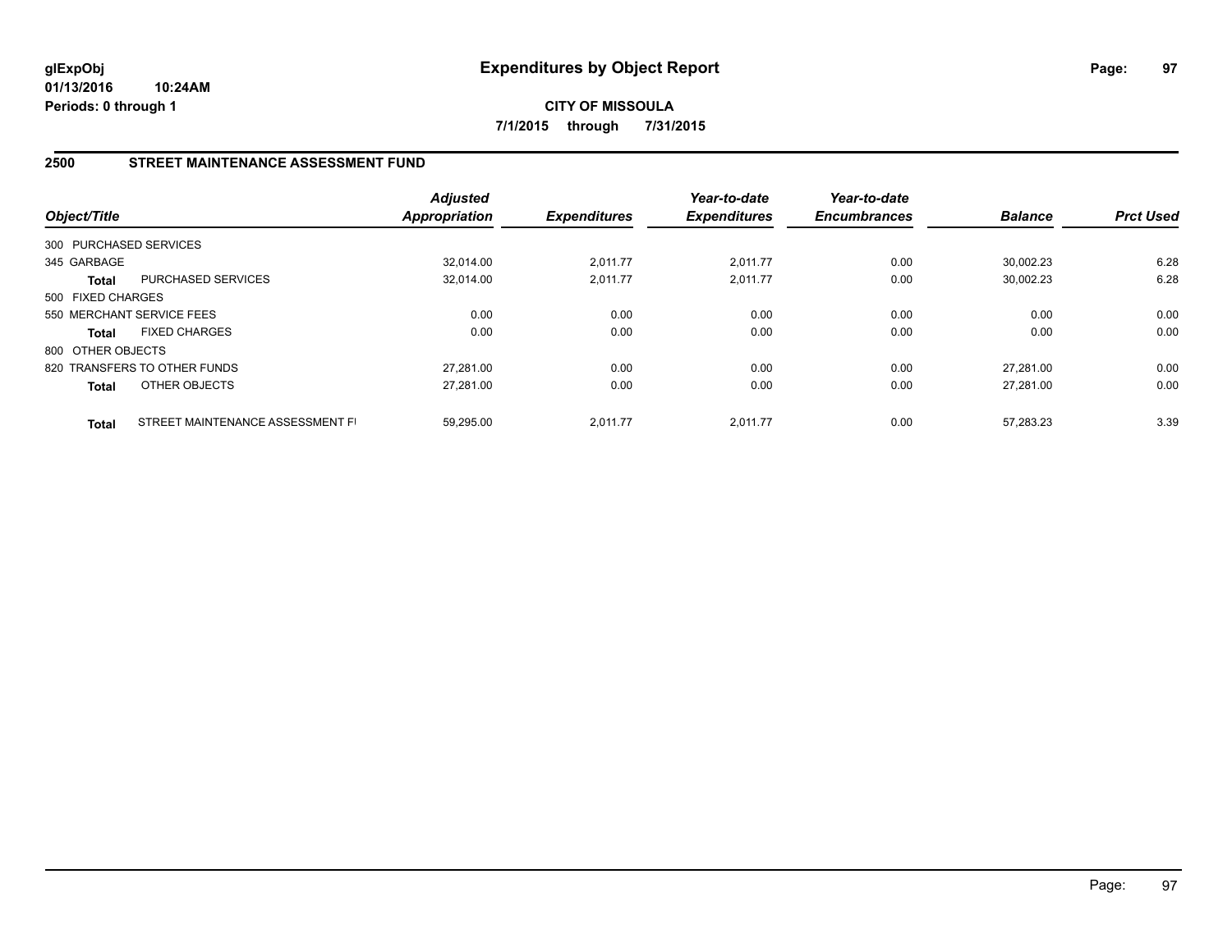**glExpObj**
**01/13/2016 10:24AM**
**Periods: 0 through 1**

# Expenditures by Object Report

**CITY OF MISSOULA**
**7/1/2015 through 7/31/2015**

## 2500 STREET MAINTENANCE ASSESSMENT FUND

| Object/Title | | Adjusted Appropriation | Expenditures | Year-to-date Expenditures | Year-to-date Encumbrances | Balance | Prct Used |
|---|---|---|---|---|---|---|---|
| 300 PURCHASED SERVICES | | | | | | | |
| 345 GARBAGE | | 32,014.00 | 2,011.77 | 2,011.77 | 0.00 | 30,002.23 | 6.28 |
| **Total** | PURCHASED SERVICES | 32,014.00 | 2,011.77 | 2,011.77 | 0.00 | 30,002.23 | 6.28 |
| 500 FIXED CHARGES | | | | | | | |
| 550 MERCHANT SERVICE FEES | | 0.00 | 0.00 | 0.00 | 0.00 | 0.00 | 0.00 |
| **Total** | FIXED CHARGES | 0.00 | 0.00 | 0.00 | 0.00 | 0.00 | 0.00 |
| 800 OTHER OBJECTS | | | | | | | |
| 820 TRANSFERS TO OTHER FUNDS | | 27,281.00 | 0.00 | 0.00 | 0.00 | 27,281.00 | 0.00 |
| **Total** | OTHER OBJECTS | 27,281.00 | 0.00 | 0.00 | 0.00 | 27,281.00 | 0.00 |
| **Total** | STREET MAINTENANCE ASSESSMENT FI | 59,295.00 | 2,011.77 | 2,011.77 | 0.00 | 57,283.23 | 3.39 |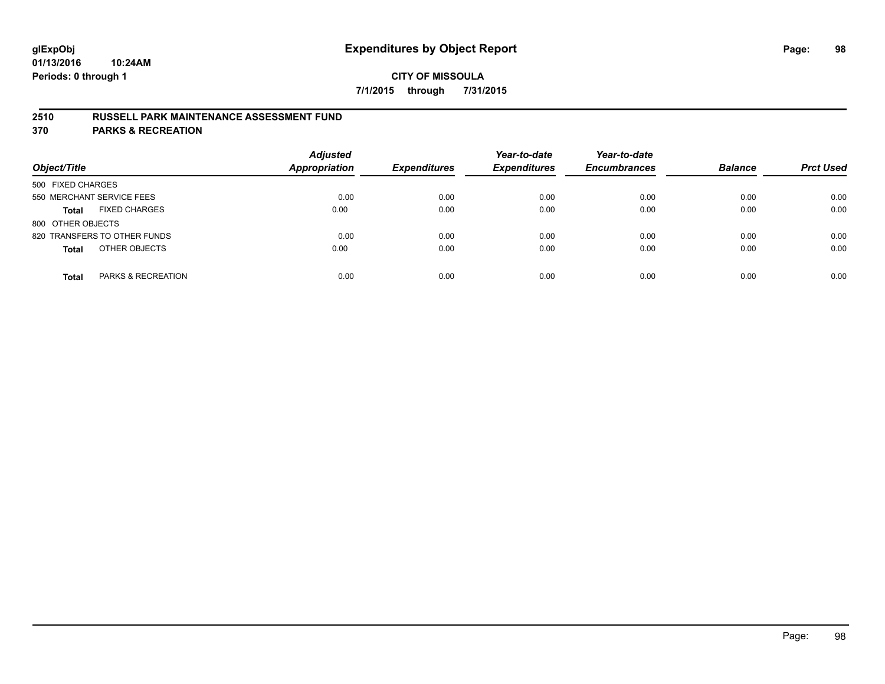**glExpObj**
**01/13/2016 10:24AM**
**Periods: 0 through 1**

# Expenditures by Object Report

**CITY OF MISSOULA**
**7/1/2015 through 7/31/2015**

## 2510 RUSSELL PARK MAINTENANCE ASSESSMENT FUND
## 370 PARKS & RECREATION

| Object/Title | Adjusted Appropriation | Expenditures | Year-to-date Expenditures | Year-to-date Encumbrances | Balance | Prct Used |
|---|---|---|---|---|---|---|
| 500 FIXED CHARGES | | | | | | |
| 550 MERCHANT SERVICE FEES | 0.00 | 0.00 | 0.00 | 0.00 | 0.00 | 0.00 |
| **Total** FIXED CHARGES | 0.00 | 0.00 | 0.00 | 0.00 | 0.00 | 0.00 |
| 800 OTHER OBJECTS | | | | | | |
| 820 TRANSFERS TO OTHER FUNDS | 0.00 | 0.00 | 0.00 | 0.00 | 0.00 | 0.00 |
| **Total** OTHER OBJECTS | 0.00 | 0.00 | 0.00 | 0.00 | 0.00 | 0.00 |
| **Total** PARKS & RECREATION | 0.00 | 0.00 | 0.00 | 0.00 | 0.00 | 0.00 |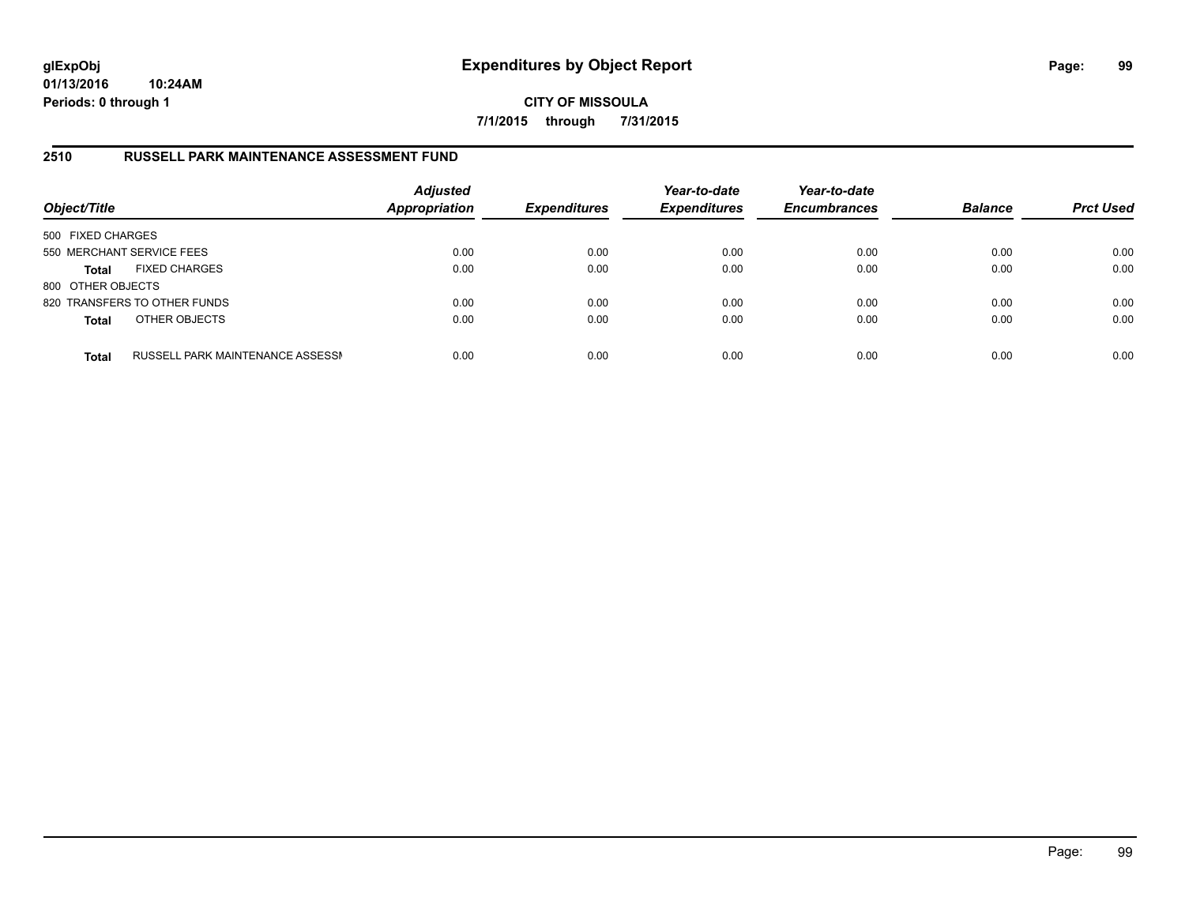# Expenditures by Object Report

glExpObj
01/13/2016 10:24AM
Periods: 0 through 1

**CITY OF MISSOULA**
**7/1/2015 through 7/31/2015**

## 2510 RUSSELL PARK MAINTENANCE ASSESSMENT FUND

| Object/Title | | Adjusted Appropriation | Expenditures | Year-to-date Expenditures | Year-to-date Encumbrances | Balance | Prct Used |
|---|---|---|---|---|---|---|---|
| 500 FIXED CHARGES | | | | | | | |
| 550 MERCHANT SERVICE FEES | | 0.00 | 0.00 | 0.00 | 0.00 | 0.00 | 0.00 |
| **Total** | FIXED CHARGES | 0.00 | 0.00 | 0.00 | 0.00 | 0.00 | 0.00 |
| 800 OTHER OBJECTS | | | | | | | |
| 820 TRANSFERS TO OTHER FUNDS | | 0.00 | 0.00 | 0.00 | 0.00 | 0.00 | 0.00 |
| **Total** | OTHER OBJECTS | 0.00 | 0.00 | 0.00 | 0.00 | 0.00 | 0.00 |
| **Total** | RUSSELL PARK MAINTENANCE ASSESSI | 0.00 | 0.00 | 0.00 | 0.00 | 0.00 | 0.00 |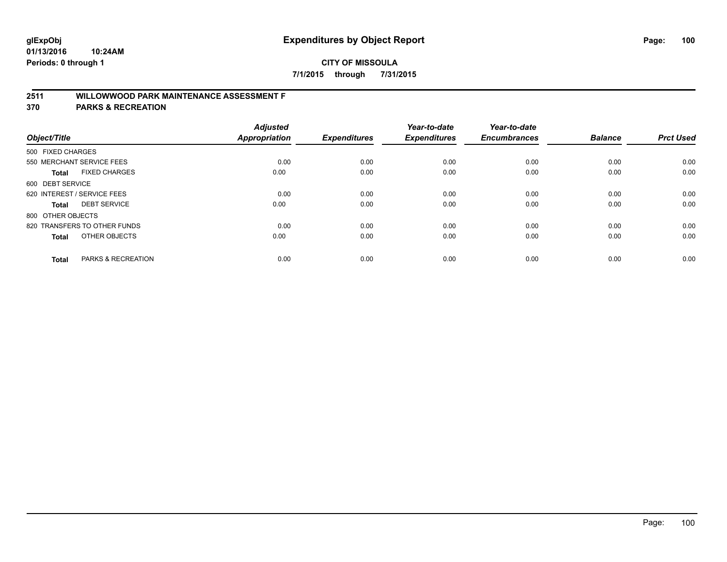# Expenditures by Object Report

glExpObj
01/13/2016 10:24AM
Periods: 0 through 1

**CITY OF MISSOULA**
**7/1/2015 through 7/31/2015**

## 2511 WILLOWWOOD PARK MAINTENANCE ASSESSMENT F
## 370 PARKS & RECREATION

| Object/Title | Adjusted Appropriation | Expenditures | Year-to-date Expenditures | Year-to-date Encumbrances | Balance | Prct Used |
|---|---|---|---|---|---|---|
| 500 FIXED CHARGES | | | | | | |
| 550 MERCHANT SERVICE FEES | 0.00 | 0.00 | 0.00 | 0.00 | 0.00 | 0.00 |
| **Total** FIXED CHARGES | 0.00 | 0.00 | 0.00 | 0.00 | 0.00 | 0.00 |
| 600 DEBT SERVICE | | | | | | |
| 620 INTEREST / SERVICE FEES | 0.00 | 0.00 | 0.00 | 0.00 | 0.00 | 0.00 |
| **Total** DEBT SERVICE | 0.00 | 0.00 | 0.00 | 0.00 | 0.00 | 0.00 |
| 800 OTHER OBJECTS | | | | | | |
| 820 TRANSFERS TO OTHER FUNDS | 0.00 | 0.00 | 0.00 | 0.00 | 0.00 | 0.00 |
| **Total** OTHER OBJECTS | 0.00 | 0.00 | 0.00 | 0.00 | 0.00 | 0.00 |
| **Total** PARKS & RECREATION | 0.00 | 0.00 | 0.00 | 0.00 | 0.00 | 0.00 |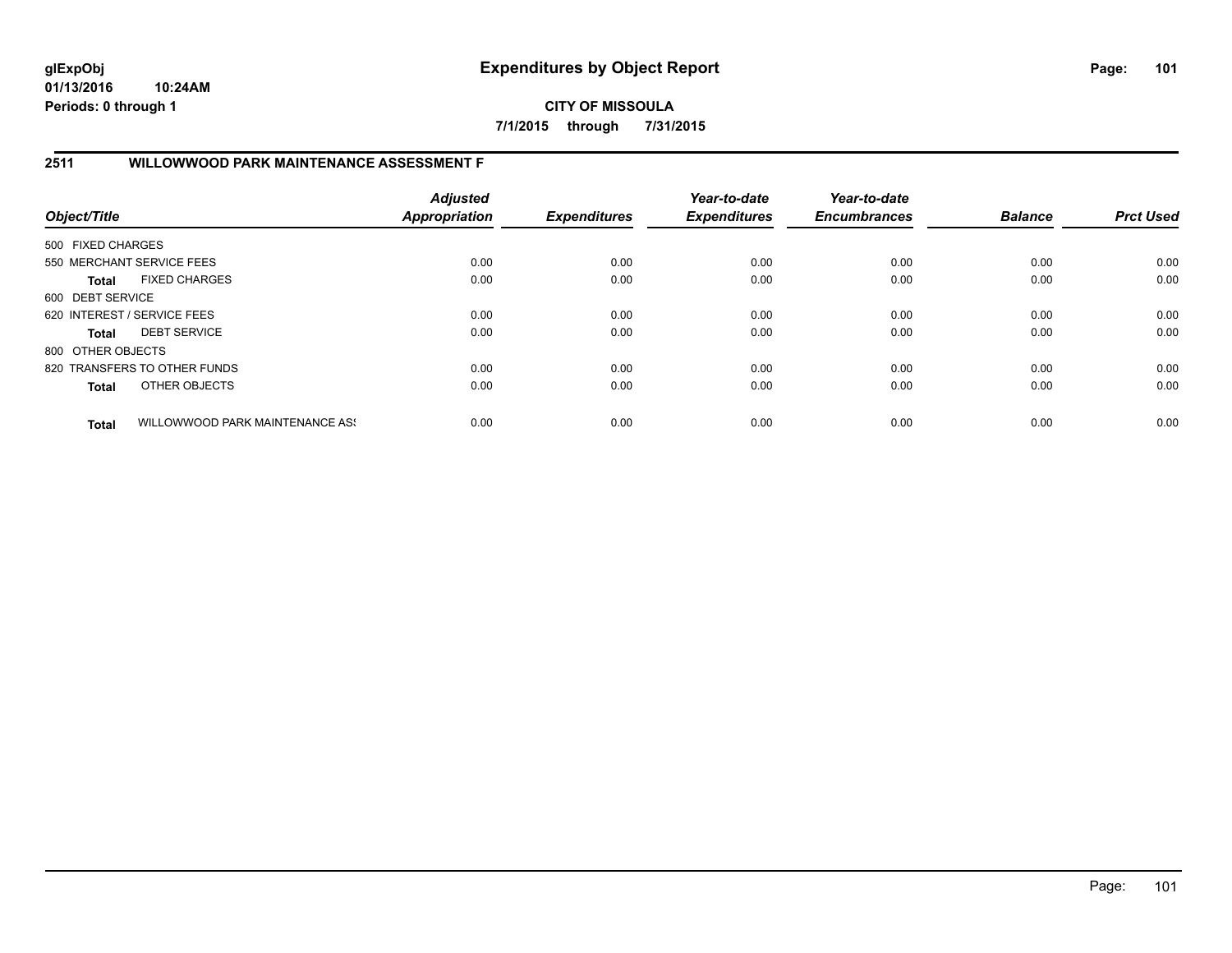**glExpObj**
**01/13/2016 10:24AM**
**Periods: 0 through 1**

# Expenditures by Object Report

**CITY OF MISSOULA**
**7/1/2015 through 7/31/2015**

## 2511 WILLOWWOOD PARK MAINTENANCE ASSESSMENT F

| Object/Title | | Adjusted Appropriation | Expenditures | Year-to-date Expenditures | Year-to-date Encumbrances | Balance | Prct Used |
|---|---|---|---|---|---|---|---|
| 500 FIXED CHARGES | | | | | | | |
| 550 MERCHANT SERVICE FEES | | 0.00 | 0.00 | 0.00 | 0.00 | 0.00 | 0.00 |
| **Total** | FIXED CHARGES | 0.00 | 0.00 | 0.00 | 0.00 | 0.00 | 0.00 |
| 600 DEBT SERVICE | | | | | | | |
| 620 INTEREST / SERVICE FEES | | 0.00 | 0.00 | 0.00 | 0.00 | 0.00 | 0.00 |
| **Total** | DEBT SERVICE | 0.00 | 0.00 | 0.00 | 0.00 | 0.00 | 0.00 |
| 800 OTHER OBJECTS | | | | | | | |
| 820 TRANSFERS TO OTHER FUNDS | | 0.00 | 0.00 | 0.00 | 0.00 | 0.00 | 0.00 |
| **Total** | OTHER OBJECTS | 0.00 | 0.00 | 0.00 | 0.00 | 0.00 | 0.00 |
| **Total** | WILLOWWOOD PARK MAINTENANCE AS! | 0.00 | 0.00 | 0.00 | 0.00 | 0.00 | 0.00 |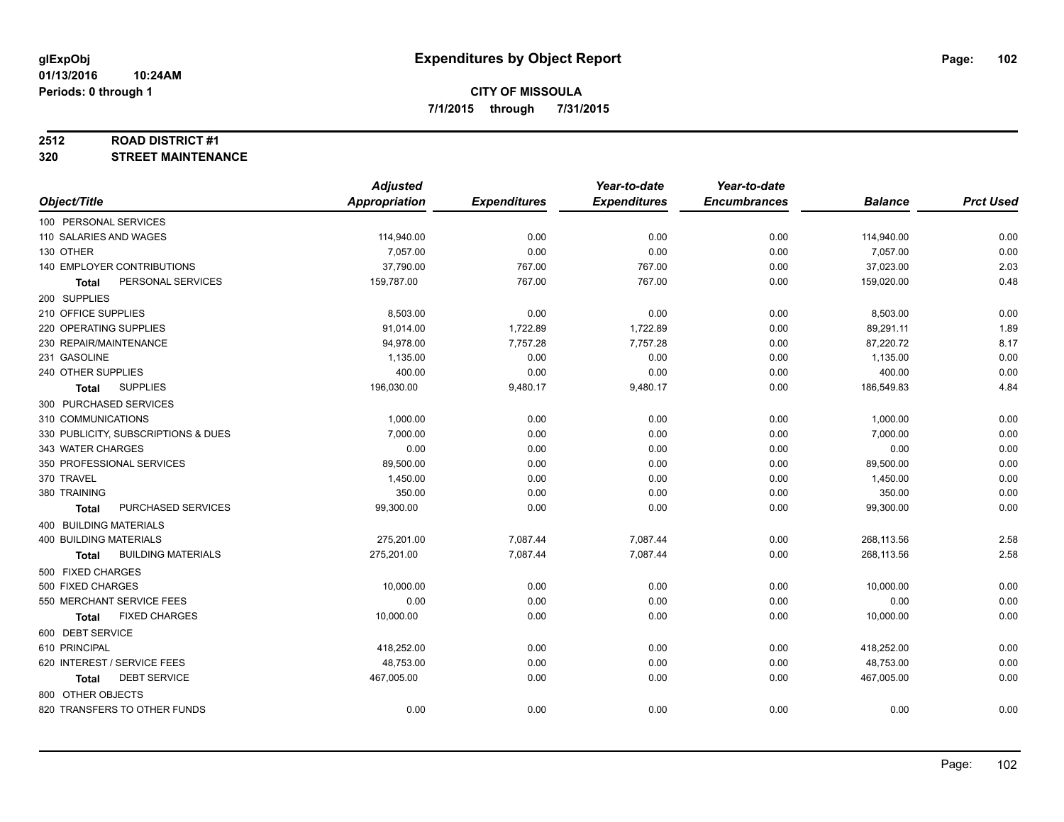# Expenditures by Object Report

glExpObj
01/13/2016 10:24AM
Periods: 0 through 1

**CITY OF MISSOULA**
**7/1/2015 through 7/31/2015**

**2512 ROAD DISTRICT #1**
**320 STREET MAINTENANCE**

| Object/Title | Adjusted Appropriation | Expenditures | Year-to-date Expenditures | Year-to-date Encumbrances | Balance | Prct Used |
|---|---|---|---|---|---|---|
| 100 PERSONAL SERVICES | | | | | | |
| 110 SALARIES AND WAGES | 114,940.00 | 0.00 | 0.00 | 0.00 | 114,940.00 | 0.00 |
| 130 OTHER | 7,057.00 | 0.00 | 0.00 | 0.00 | 7,057.00 | 0.00 |
| 140 EMPLOYER CONTRIBUTIONS | 37,790.00 | 767.00 | 767.00 | 0.00 | 37,023.00 | 2.03 |
| **Total** PERSONAL SERVICES | 159,787.00 | 767.00 | 767.00 | 0.00 | 159,020.00 | 0.48 |
| 200 SUPPLIES | | | | | | |
| 210 OFFICE SUPPLIES | 8,503.00 | 0.00 | 0.00 | 0.00 | 8,503.00 | 0.00 |
| 220 OPERATING SUPPLIES | 91,014.00 | 1,722.89 | 1,722.89 | 0.00 | 89,291.11 | 1.89 |
| 230 REPAIR/MAINTENANCE | 94,978.00 | 7,757.28 | 7,757.28 | 0.00 | 87,220.72 | 8.17 |
| 231 GASOLINE | 1,135.00 | 0.00 | 0.00 | 0.00 | 1,135.00 | 0.00 |
| 240 OTHER SUPPLIES | 400.00 | 0.00 | 0.00 | 0.00 | 400.00 | 0.00 |
| **Total** SUPPLIES | 196,030.00 | 9,480.17 | 9,480.17 | 0.00 | 186,549.83 | 4.84 |
| 300 PURCHASED SERVICES | | | | | | |
| 310 COMMUNICATIONS | 1,000.00 | 0.00 | 0.00 | 0.00 | 1,000.00 | 0.00 |
| 330 PUBLICITY, SUBSCRIPTIONS & DUES | 7,000.00 | 0.00 | 0.00 | 0.00 | 7,000.00 | 0.00 |
| 343 WATER CHARGES | 0.00 | 0.00 | 0.00 | 0.00 | 0.00 | 0.00 |
| 350 PROFESSIONAL SERVICES | 89,500.00 | 0.00 | 0.00 | 0.00 | 89,500.00 | 0.00 |
| 370 TRAVEL | 1,450.00 | 0.00 | 0.00 | 0.00 | 1,450.00 | 0.00 |
| 380 TRAINING | 350.00 | 0.00 | 0.00 | 0.00 | 350.00 | 0.00 |
| **Total** PURCHASED SERVICES | 99,300.00 | 0.00 | 0.00 | 0.00 | 99,300.00 | 0.00 |
| 400 BUILDING MATERIALS | | | | | | |
| 400 BUILDING MATERIALS | 275,201.00 | 7,087.44 | 7,087.44 | 0.00 | 268,113.56 | 2.58 |
| **Total** BUILDING MATERIALS | 275,201.00 | 7,087.44 | 7,087.44 | 0.00 | 268,113.56 | 2.58 |
| 500 FIXED CHARGES | | | | | | |
| 500 FIXED CHARGES | 10,000.00 | 0.00 | 0.00 | 0.00 | 10,000.00 | 0.00 |
| 550 MERCHANT SERVICE FEES | 0.00 | 0.00 | 0.00 | 0.00 | 0.00 | 0.00 |
| **Total** FIXED CHARGES | 10,000.00 | 0.00 | 0.00 | 0.00 | 10,000.00 | 0.00 |
| 600 DEBT SERVICE | | | | | | |
| 610 PRINCIPAL | 418,252.00 | 0.00 | 0.00 | 0.00 | 418,252.00 | 0.00 |
| 620 INTEREST / SERVICE FEES | 48,753.00 | 0.00 | 0.00 | 0.00 | 48,753.00 | 0.00 |
| **Total** DEBT SERVICE | 467,005.00 | 0.00 | 0.00 | 0.00 | 467,005.00 | 0.00 |
| 800 OTHER OBJECTS | | | | | | |
| 820 TRANSFERS TO OTHER FUNDS | 0.00 | 0.00 | 0.00 | 0.00 | 0.00 | 0.00 |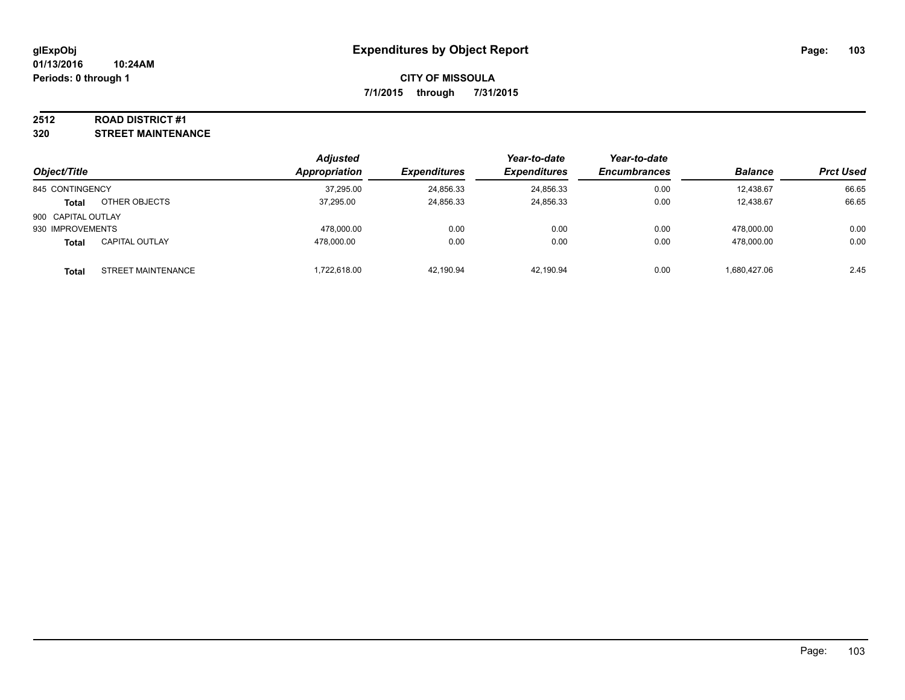# Expenditures by Object Report

glExpObj
01/13/2016 10:24AM
Periods: 0 through 1

**CITY OF MISSOULA**
**7/1/2015 through 7/31/2015**

## 2512 ROAD DISTRICT #1
## 320 STREET MAINTENANCE

| Object/Title | | Adjusted Appropriation | Expenditures | Year-to-date Expenditures | Year-to-date Encumbrances | Balance | Prct Used |
|---|---|---|---|---|---|---|---|
| 845 CONTINGENCY | | 37,295.00 | 24,856.33 | 24,856.33 | 0.00 | 12,438.67 | 66.65 |
| **Total** | OTHER OBJECTS | 37,295.00 | 24,856.33 | 24,856.33 | 0.00 | 12,438.67 | 66.65 |
| 900 CAPITAL OUTLAY | | | | | | | |
| 930 IMPROVEMENTS | | 478,000.00 | 0.00 | 0.00 | 0.00 | 478,000.00 | 0.00 |
| **Total** | CAPITAL OUTLAY | 478,000.00 | 0.00 | 0.00 | 0.00 | 478,000.00 | 0.00 |
| **Total** | STREET MAINTENANCE | 1,722,618.00 | 42,190.94 | 42,190.94 | 0.00 | 1,680,427.06 | 2.45 |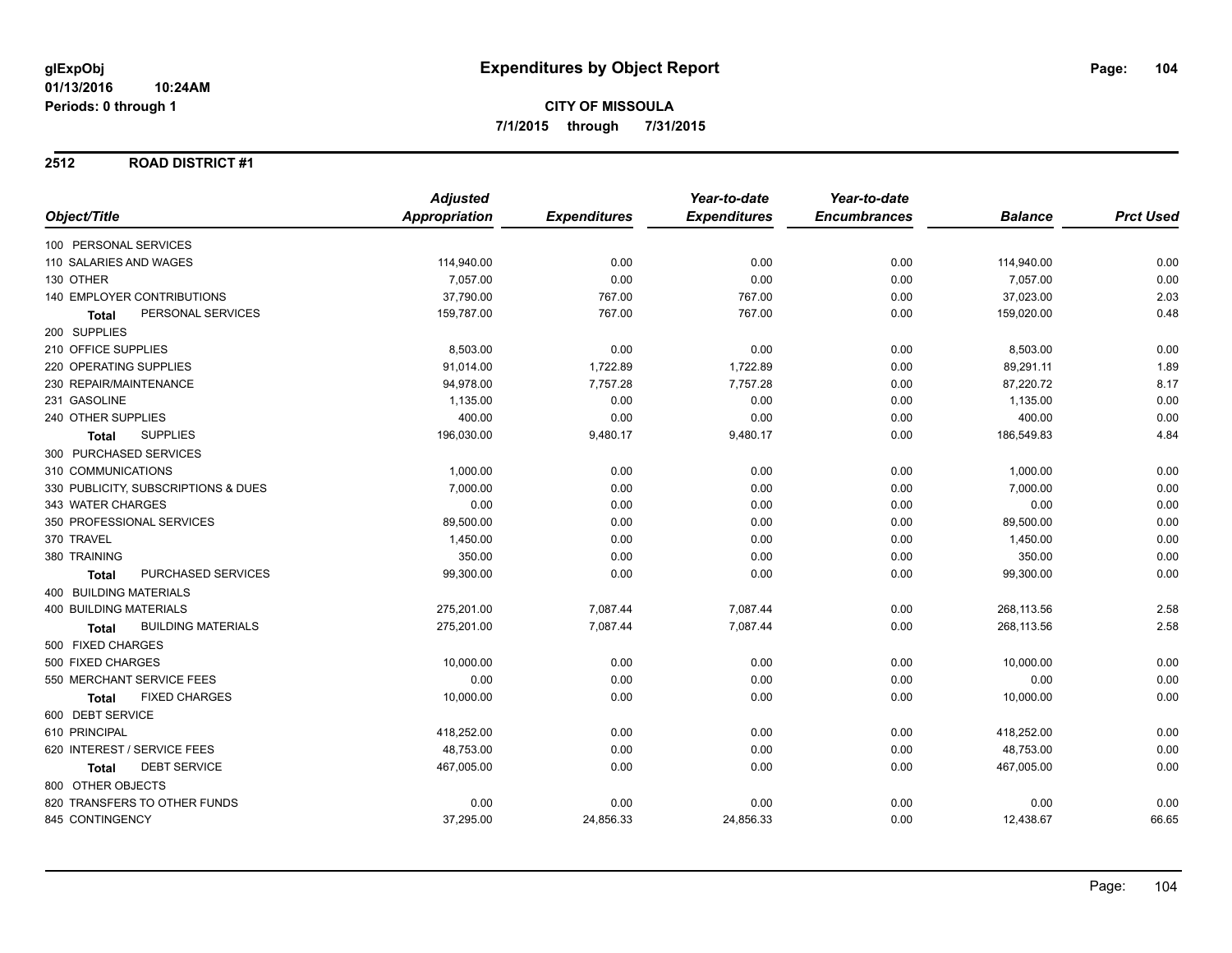# Expenditures by Object Report

glExpObj
01/13/2016 10:24AM
Periods: 0 through 1

**CITY OF MISSOULA**
**7/1/2015 through 7/31/2015**

## 2512 ROAD DISTRICT #1

| Object/Title | Adjusted Appropriation | Expenditures | Year-to-date Expenditures | Year-to-date Encumbrances | Balance | Prct Used |
|---|---|---|---|---|---|---|
| 100 PERSONAL SERVICES | | | | | | |
| 110 SALARIES AND WAGES | 114,940.00 | 0.00 | 0.00 | 0.00 | 114,940.00 | 0.00 |
| 130 OTHER | 7,057.00 | 0.00 | 0.00 | 0.00 | 7,057.00 | 0.00 |
| 140 EMPLOYER CONTRIBUTIONS | 37,790.00 | 767.00 | 767.00 | 0.00 | 37,023.00 | 2.03 |
| **Total** PERSONAL SERVICES | 159,787.00 | 767.00 | 767.00 | 0.00 | 159,020.00 | 0.48 |
| 200 SUPPLIES | | | | | | |
| 210 OFFICE SUPPLIES | 8,503.00 | 0.00 | 0.00 | 0.00 | 8,503.00 | 0.00 |
| 220 OPERATING SUPPLIES | 91,014.00 | 1,722.89 | 1,722.89 | 0.00 | 89,291.11 | 1.89 |
| 230 REPAIR/MAINTENANCE | 94,978.00 | 7,757.28 | 7,757.28 | 0.00 | 87,220.72 | 8.17 |
| 231 GASOLINE | 1,135.00 | 0.00 | 0.00 | 0.00 | 1,135.00 | 0.00 |
| 240 OTHER SUPPLIES | 400.00 | 0.00 | 0.00 | 0.00 | 400.00 | 0.00 |
| **Total** SUPPLIES | 196,030.00 | 9,480.17 | 9,480.17 | 0.00 | 186,549.83 | 4.84 |
| 300 PURCHASED SERVICES | | | | | | |
| 310 COMMUNICATIONS | 1,000.00 | 0.00 | 0.00 | 0.00 | 1,000.00 | 0.00 |
| 330 PUBLICITY, SUBSCRIPTIONS & DUES | 7,000.00 | 0.00 | 0.00 | 0.00 | 7,000.00 | 0.00 |
| 343 WATER CHARGES | 0.00 | 0.00 | 0.00 | 0.00 | 0.00 | 0.00 |
| 350 PROFESSIONAL SERVICES | 89,500.00 | 0.00 | 0.00 | 0.00 | 89,500.00 | 0.00 |
| 370 TRAVEL | 1,450.00 | 0.00 | 0.00 | 0.00 | 1,450.00 | 0.00 |
| 380 TRAINING | 350.00 | 0.00 | 0.00 | 0.00 | 350.00 | 0.00 |
| **Total** PURCHASED SERVICES | 99,300.00 | 0.00 | 0.00 | 0.00 | 99,300.00 | 0.00 |
| 400 BUILDING MATERIALS | | | | | | |
| 400 BUILDING MATERIALS | 275,201.00 | 7,087.44 | 7,087.44 | 0.00 | 268,113.56 | 2.58 |
| **Total** BUILDING MATERIALS | 275,201.00 | 7,087.44 | 7,087.44 | 0.00 | 268,113.56 | 2.58 |
| 500 FIXED CHARGES | | | | | | |
| 500 FIXED CHARGES | 10,000.00 | 0.00 | 0.00 | 0.00 | 10,000.00 | 0.00 |
| 550 MERCHANT SERVICE FEES | 0.00 | 0.00 | 0.00 | 0.00 | 0.00 | 0.00 |
| **Total** FIXED CHARGES | 10,000.00 | 0.00 | 0.00 | 0.00 | 10,000.00 | 0.00 |
| 600 DEBT SERVICE | | | | | | |
| 610 PRINCIPAL | 418,252.00 | 0.00 | 0.00 | 0.00 | 418,252.00 | 0.00 |
| 620 INTEREST / SERVICE FEES | 48,753.00 | 0.00 | 0.00 | 0.00 | 48,753.00 | 0.00 |
| **Total** DEBT SERVICE | 467,005.00 | 0.00 | 0.00 | 0.00 | 467,005.00 | 0.00 |
| 800 OTHER OBJECTS | | | | | | |
| 820 TRANSFERS TO OTHER FUNDS | 0.00 | 0.00 | 0.00 | 0.00 | 0.00 | 0.00 |
| 845 CONTINGENCY | 37,295.00 | 24,856.33 | 24,856.33 | 0.00 | 12,438.67 | 66.65 |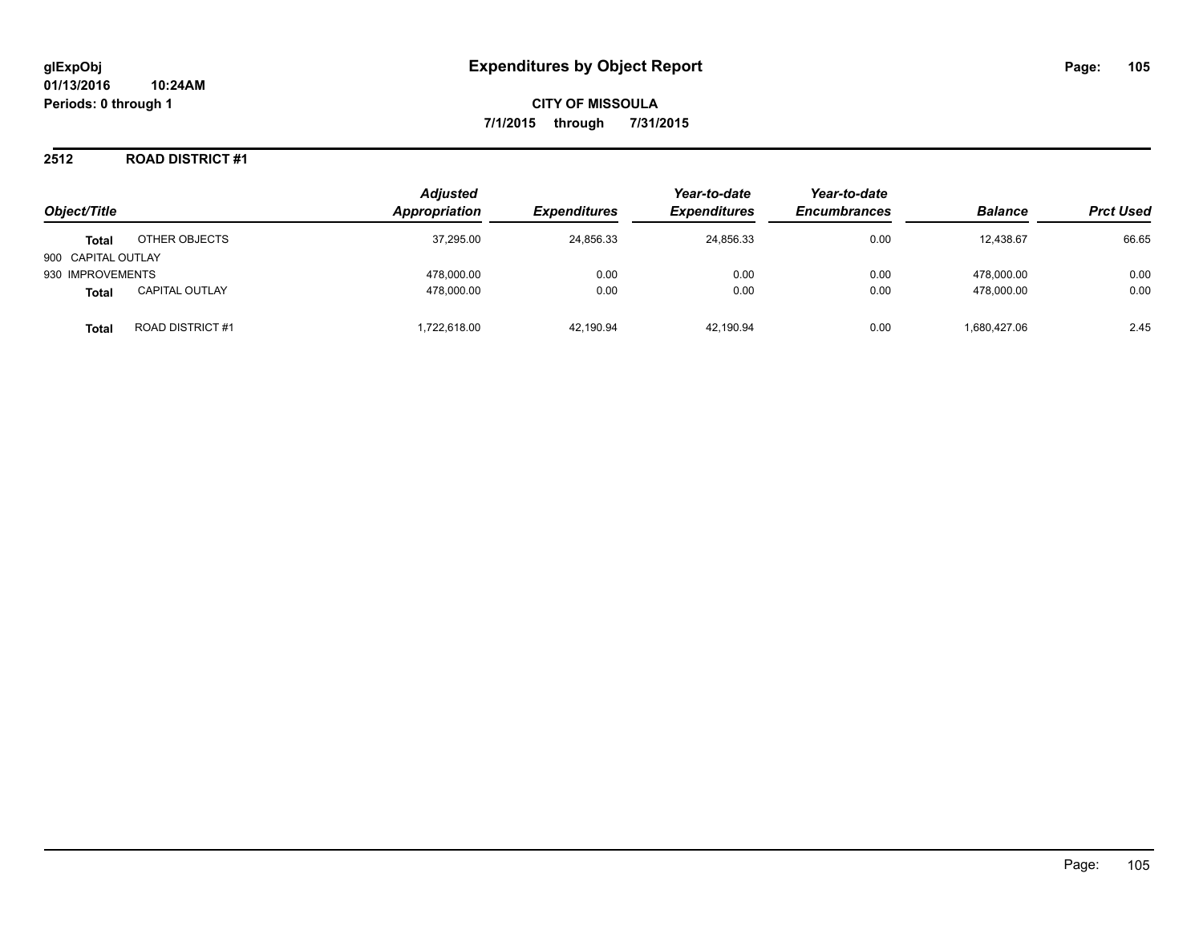**glExpObj**
**01/13/2016 10:24AM**
**Periods: 0 through 1**

# Expenditures by Object Report

**CITY OF MISSOULA**
**7/1/2015 through 7/31/2015**

## 2512 ROAD DISTRICT #1

| Object/Title | | Adjusted Appropriation | Expenditures | Year-to-date Expenditures | Year-to-date Encumbrances | Balance | Prct Used |
|---|---|---|---|---|---|---|---|
| **Total** | OTHER OBJECTS | 37,295.00 | 24,856.33 | 24,856.33 | 0.00 | 12,438.67 | 66.65 |
| 900 CAPITAL OUTLAY | | | | | | | |
| 930 IMPROVEMENTS | | 478,000.00 | 0.00 | 0.00 | 0.00 | 478,000.00 | 0.00 |
| **Total** | CAPITAL OUTLAY | 478,000.00 | 0.00 | 0.00 | 0.00 | 478,000.00 | 0.00 |
| **Total** | ROAD DISTRICT #1 | 1,722,618.00 | 42,190.94 | 42,190.94 | 0.00 | 1,680,427.06 | 2.45 |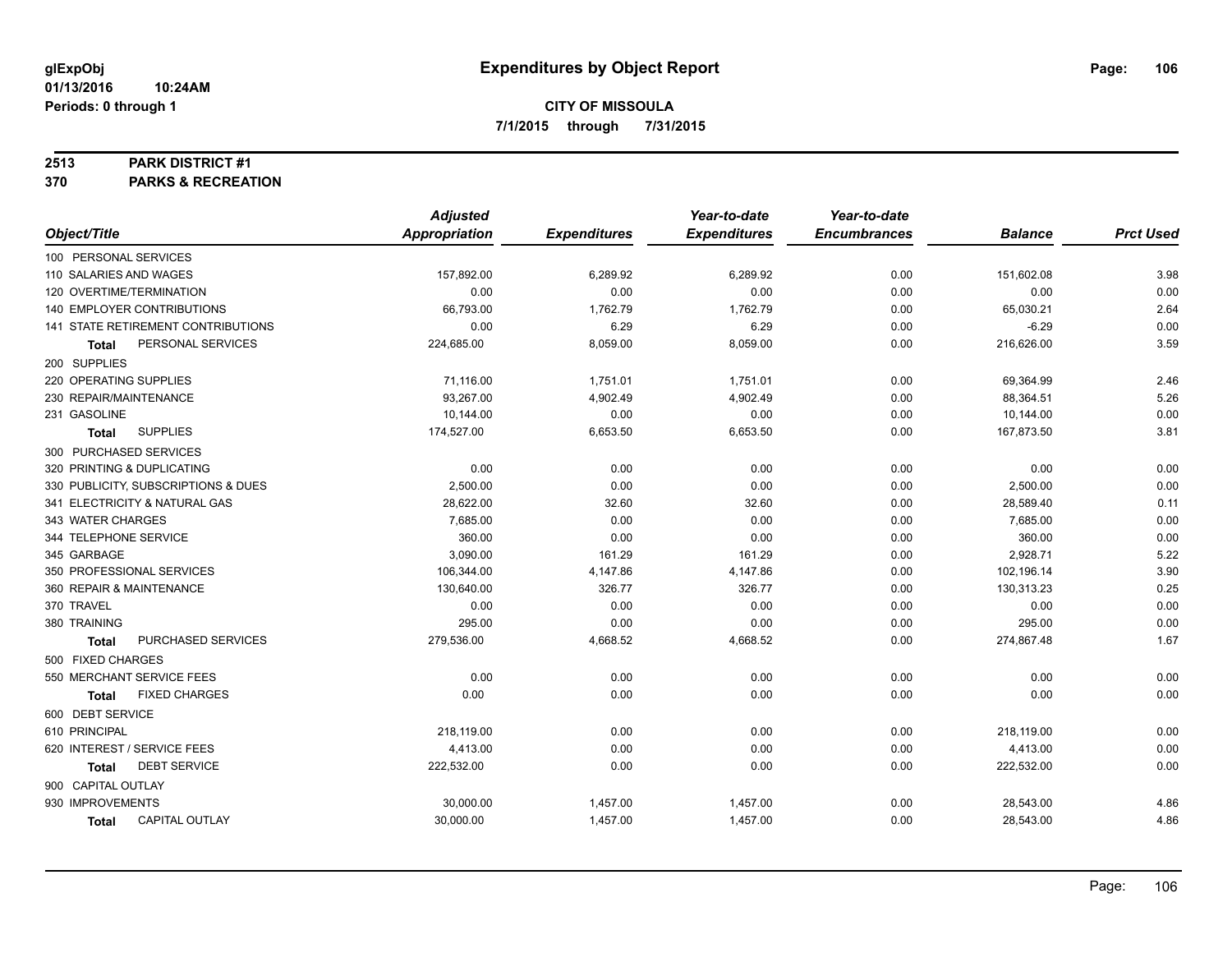# Expenditures by Object Report

glExpObj
01/13/2016 10:24AM
Periods: 0 through 1

**CITY OF MISSOULA**
**7/1/2015 through 7/31/2015**

## 2513 PARK DISTRICT #1
## 370 PARKS & RECREATION

| Object/Title | Adjusted Appropriation | Expenditures | Year-to-date Expenditures | Year-to-date Encumbrances | Balance | Prct Used |
|---|---|---|---|---|---|---|
| 100 PERSONAL SERVICES | | | | | | |
| 110 SALARIES AND WAGES | 157,892.00 | 6,289.92 | 6,289.92 | 0.00 | 151,602.08 | 3.98 |
| 120 OVERTIME/TERMINATION | 0.00 | 0.00 | 0.00 | 0.00 | 0.00 | 0.00 |
| 140 EMPLOYER CONTRIBUTIONS | 66,793.00 | 1,762.79 | 1,762.79 | 0.00 | 65,030.21 | 2.64 |
| 141 STATE RETIREMENT CONTRIBUTIONS | 0.00 | 6.29 | 6.29 | 0.00 | -6.29 | 0.00 |
| **Total** PERSONAL SERVICES | 224,685.00 | 8,059.00 | 8,059.00 | 0.00 | 216,626.00 | 3.59 |
| 200 SUPPLIES | | | | | | |
| 220 OPERATING SUPPLIES | 71,116.00 | 1,751.01 | 1,751.01 | 0.00 | 69,364.99 | 2.46 |
| 230 REPAIR/MAINTENANCE | 93,267.00 | 4,902.49 | 4,902.49 | 0.00 | 88,364.51 | 5.26 |
| 231 GASOLINE | 10,144.00 | 0.00 | 0.00 | 0.00 | 10,144.00 | 0.00 |
| **Total** SUPPLIES | 174,527.00 | 6,653.50 | 6,653.50 | 0.00 | 167,873.50 | 3.81 |
| 300 PURCHASED SERVICES | | | | | | |
| 320 PRINTING & DUPLICATING | 0.00 | 0.00 | 0.00 | 0.00 | 0.00 | 0.00 |
| 330 PUBLICITY, SUBSCRIPTIONS & DUES | 2,500.00 | 0.00 | 0.00 | 0.00 | 2,500.00 | 0.00 |
| 341 ELECTRICITY & NATURAL GAS | 28,622.00 | 32.60 | 32.60 | 0.00 | 28,589.40 | 0.11 |
| 343 WATER CHARGES | 7,685.00 | 0.00 | 0.00 | 0.00 | 7,685.00 | 0.00 |
| 344 TELEPHONE SERVICE | 360.00 | 0.00 | 0.00 | 0.00 | 360.00 | 0.00 |
| 345 GARBAGE | 3,090.00 | 161.29 | 161.29 | 0.00 | 2,928.71 | 5.22 |
| 350 PROFESSIONAL SERVICES | 106,344.00 | 4,147.86 | 4,147.86 | 0.00 | 102,196.14 | 3.90 |
| 360 REPAIR & MAINTENANCE | 130,640.00 | 326.77 | 326.77 | 0.00 | 130,313.23 | 0.25 |
| 370 TRAVEL | 0.00 | 0.00 | 0.00 | 0.00 | 0.00 | 0.00 |
| 380 TRAINING | 295.00 | 0.00 | 0.00 | 0.00 | 295.00 | 0.00 |
| **Total** PURCHASED SERVICES | 279,536.00 | 4,668.52 | 4,668.52 | 0.00 | 274,867.48 | 1.67 |
| 500 FIXED CHARGES | | | | | | |
| 550 MERCHANT SERVICE FEES | 0.00 | 0.00 | 0.00 | 0.00 | 0.00 | 0.00 |
| **Total** FIXED CHARGES | 0.00 | 0.00 | 0.00 | 0.00 | 0.00 | 0.00 |
| 600 DEBT SERVICE | | | | | | |
| 610 PRINCIPAL | 218,119.00 | 0.00 | 0.00 | 0.00 | 218,119.00 | 0.00 |
| 620 INTEREST / SERVICE FEES | 4,413.00 | 0.00 | 0.00 | 0.00 | 4,413.00 | 0.00 |
| **Total** DEBT SERVICE | 222,532.00 | 0.00 | 0.00 | 0.00 | 222,532.00 | 0.00 |
| 900 CAPITAL OUTLAY | | | | | | |
| 930 IMPROVEMENTS | 30,000.00 | 1,457.00 | 1,457.00 | 0.00 | 28,543.00 | 4.86 |
| **Total** CAPITAL OUTLAY | 30,000.00 | 1,457.00 | 1,457.00 | 0.00 | 28,543.00 | 4.86 |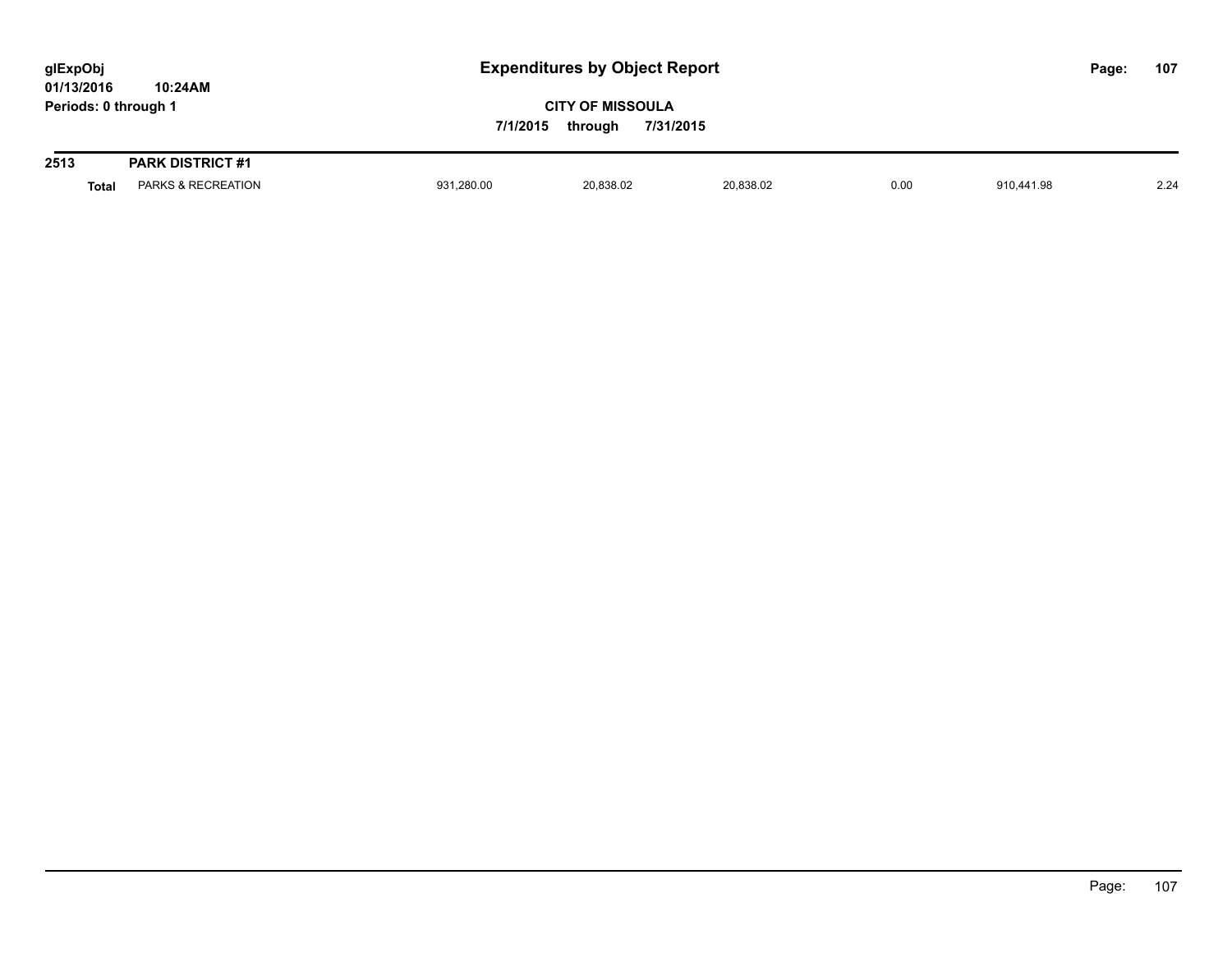# Expenditures by Object Report

**glExpObj**
**01/13/2016 10:24AM**
**Periods: 0 through 1**

**CITY OF MISSOULA**
**7/1/2015 through 7/31/2015**

| | | | | | | | |
|---|---|---|---|---|---|---|---|
| **2513** | **PARK DISTRICT #1** | | | | | | |
| **Total** | PARKS & RECREATION | 931,280.00 | 20,838.02 | 20,838.02 | 0.00 | 910,441.98 | 2.24 |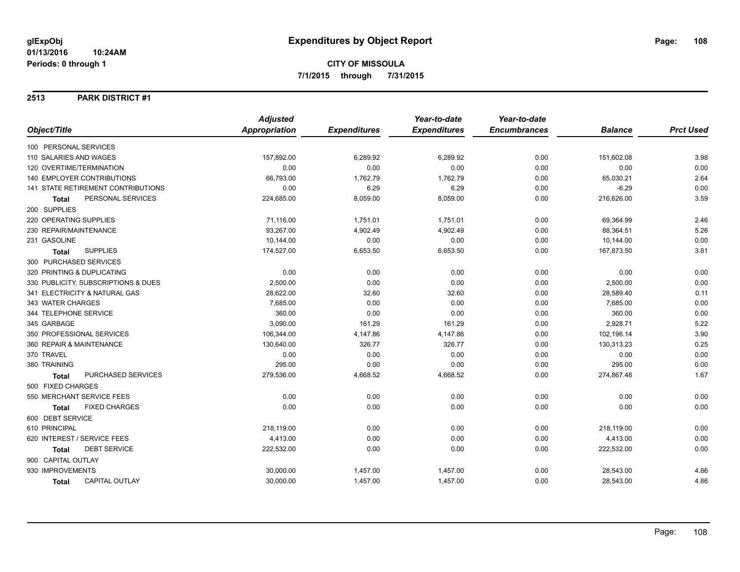# Expenditures by Object Report

glExpObj
01/13/2016 10:24AM
Periods: 0 through 1

**CITY OF MISSOULA**
**7/1/2015 through 7/31/2015**

## 2513 PARK DISTRICT #1

| Object/Title | Adjusted Appropriation | Expenditures | Year-to-date Expenditures | Year-to-date Encumbrances | Balance | Prct Used |
|---|---|---|---|---|---|---|
| 100 PERSONAL SERVICES | | | | | | |
| 110 SALARIES AND WAGES | 157,892.00 | 6,289.92 | 6,289.92 | 0.00 | 151,602.08 | 3.98 |
| 120 OVERTIME/TERMINATION | 0.00 | 0.00 | 0.00 | 0.00 | 0.00 | 0.00 |
| 140 EMPLOYER CONTRIBUTIONS | 66,793.00 | 1,762.79 | 1,762.79 | 0.00 | 65,030.21 | 2.64 |
| 141 STATE RETIREMENT CONTRIBUTIONS | 0.00 | 6.29 | 6.29 | 0.00 | -6.29 | 0.00 |
| **Total** PERSONAL SERVICES | 224,685.00 | 8,059.00 | 8,059.00 | 0.00 | 216,626.00 | 3.59 |
| 200 SUPPLIES | | | | | | |
| 220 OPERATING SUPPLIES | 71,116.00 | 1,751.01 | 1,751.01 | 0.00 | 69,364.99 | 2.46 |
| 230 REPAIR/MAINTENANCE | 93,267.00 | 4,902.49 | 4,902.49 | 0.00 | 88,364.51 | 5.26 |
| 231 GASOLINE | 10,144.00 | 0.00 | 0.00 | 0.00 | 10,144.00 | 0.00 |
| **Total** SUPPLIES | 174,527.00 | 6,653.50 | 6,653.50 | 0.00 | 167,873.50 | 3.81 |
| 300 PURCHASED SERVICES | | | | | | |
| 320 PRINTING & DUPLICATING | 0.00 | 0.00 | 0.00 | 0.00 | 0.00 | 0.00 |
| 330 PUBLICITY, SUBSCRIPTIONS & DUES | 2,500.00 | 0.00 | 0.00 | 0.00 | 2,500.00 | 0.00 |
| 341 ELECTRICITY & NATURAL GAS | 28,622.00 | 32.60 | 32.60 | 0.00 | 28,589.40 | 0.11 |
| 343 WATER CHARGES | 7,685.00 | 0.00 | 0.00 | 0.00 | 7,685.00 | 0.00 |
| 344 TELEPHONE SERVICE | 360.00 | 0.00 | 0.00 | 0.00 | 360.00 | 0.00 |
| 345 GARBAGE | 3,090.00 | 161.29 | 161.29 | 0.00 | 2,928.71 | 5.22 |
| 350 PROFESSIONAL SERVICES | 106,344.00 | 4,147.86 | 4,147.86 | 0.00 | 102,196.14 | 3.90 |
| 360 REPAIR & MAINTENANCE | 130,640.00 | 326.77 | 326.77 | 0.00 | 130,313.23 | 0.25 |
| 370 TRAVEL | 0.00 | 0.00 | 0.00 | 0.00 | 0.00 | 0.00 |
| 380 TRAINING | 295.00 | 0.00 | 0.00 | 0.00 | 295.00 | 0.00 |
| **Total** PURCHASED SERVICES | 279,536.00 | 4,668.52 | 4,668.52 | 0.00 | 274,867.48 | 1.67 |
| 500 FIXED CHARGES | | | | | | |
| 550 MERCHANT SERVICE FEES | 0.00 | 0.00 | 0.00 | 0.00 | 0.00 | 0.00 |
| **Total** FIXED CHARGES | 0.00 | 0.00 | 0.00 | 0.00 | 0.00 | 0.00 |
| 600 DEBT SERVICE | | | | | | |
| 610 PRINCIPAL | 218,119.00 | 0.00 | 0.00 | 0.00 | 218,119.00 | 0.00 |
| 620 INTEREST / SERVICE FEES | 4,413.00 | 0.00 | 0.00 | 0.00 | 4,413.00 | 0.00 |
| **Total** DEBT SERVICE | 222,532.00 | 0.00 | 0.00 | 0.00 | 222,532.00 | 0.00 |
| 900 CAPITAL OUTLAY | | | | | | |
| 930 IMPROVEMENTS | 30,000.00 | 1,457.00 | 1,457.00 | 0.00 | 28,543.00 | 4.86 |
| **Total** CAPITAL OUTLAY | 30,000.00 | 1,457.00 | 1,457.00 | 0.00 | 28,543.00 | 4.86 |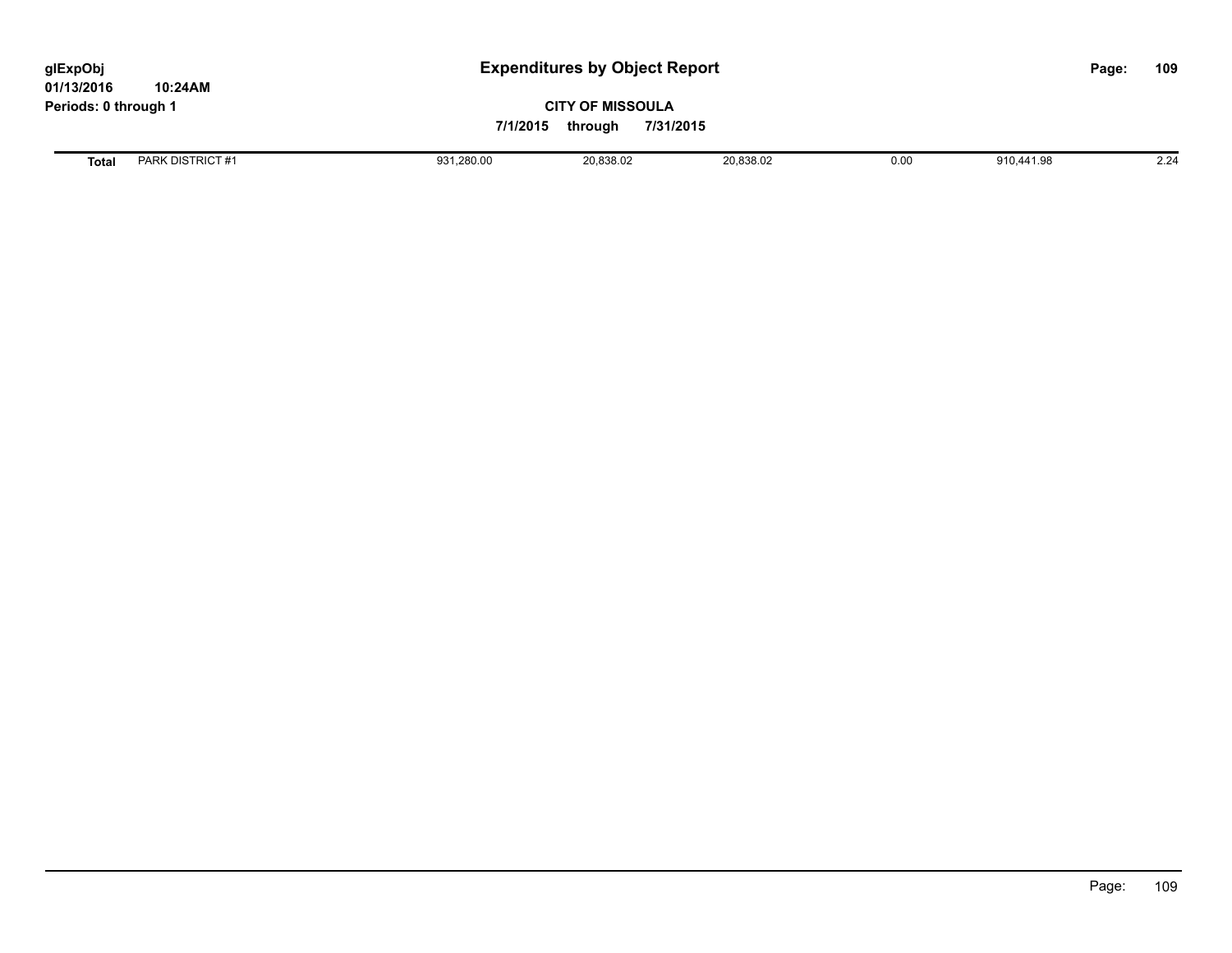# Expenditures by Object Report

**CITY OF MISSOULA**

**7/1/2015 through 7/31/2015**

glExpObj
01/13/2016 10:24AM
Periods: 0 through 1

| | | | | | | | |
|---|---|---|---|---|---|---|---|
| **Total** | PARK DISTRICT #1 | 931,280.00 | 20,838.02 | 20,838.02 | 0.00 | 910,441.98 | 2.24 |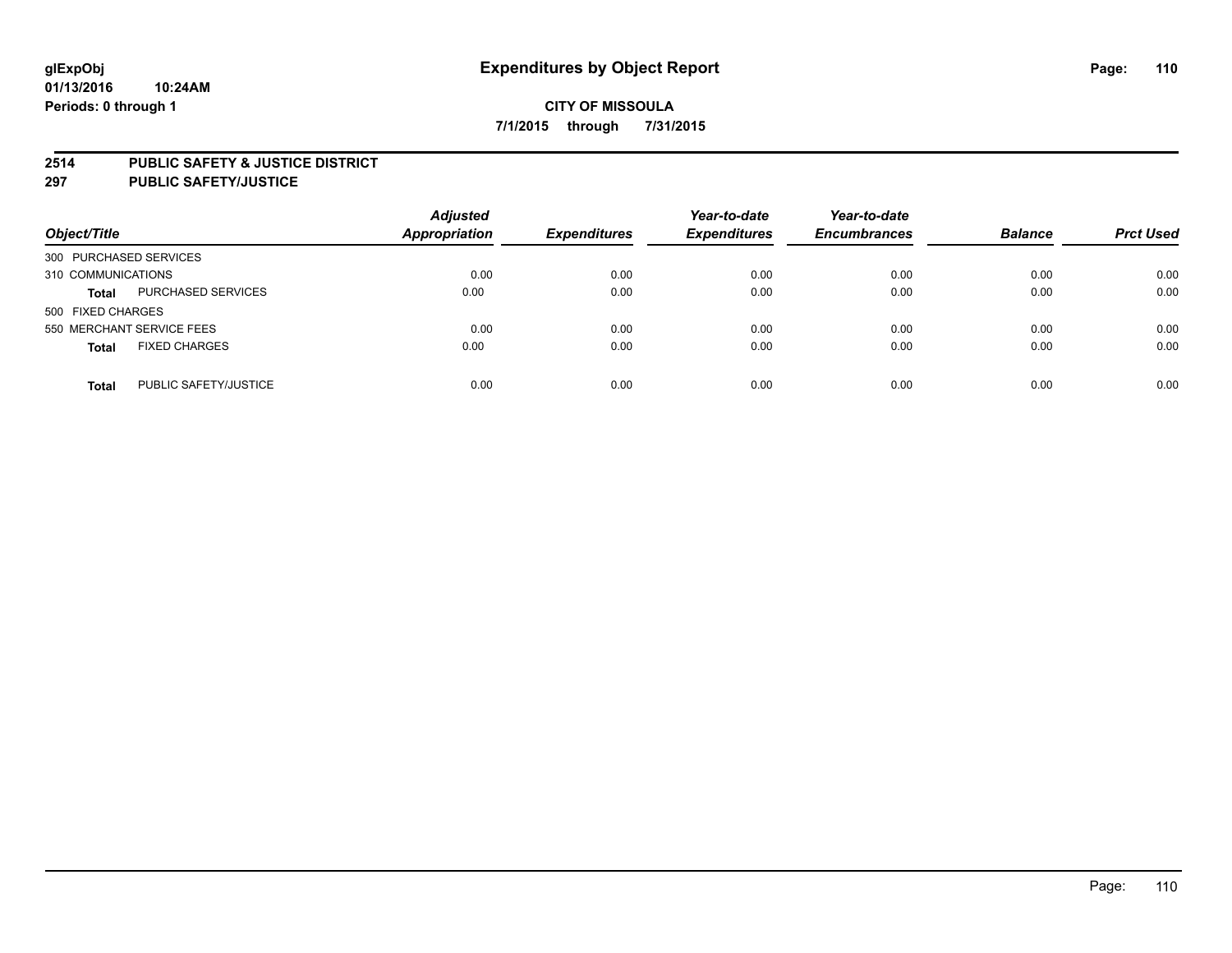glExpObj
01/13/2016 10:24AM
Periods: 0 through 1

# Expenditures by Object Report

**CITY OF MISSOULA**
**7/1/2015 through 7/31/2015**

**2514 PUBLIC SAFETY & JUSTICE DISTRICT**
**297 PUBLIC SAFETY/JUSTICE**

| Object/Title | | Adjusted Appropriation | Expenditures | Year-to-date Expenditures | Year-to-date Encumbrances | Balance | Prct Used |
|---|---|---|---|---|---|---|---|
| 300 PURCHASED SERVICES | | | | | | | |
| 310 COMMUNICATIONS | | 0.00 | 0.00 | 0.00 | 0.00 | 0.00 | 0.00 |
| **Total** | PURCHASED SERVICES | 0.00 | 0.00 | 0.00 | 0.00 | 0.00 | 0.00 |
| 500 FIXED CHARGES | | | | | | | |
| 550 MERCHANT SERVICE FEES | | 0.00 | 0.00 | 0.00 | 0.00 | 0.00 | 0.00 |
| **Total** | FIXED CHARGES | 0.00 | 0.00 | 0.00 | 0.00 | 0.00 | 0.00 |
| **Total** | PUBLIC SAFETY/JUSTICE | 0.00 | 0.00 | 0.00 | 0.00 | 0.00 | 0.00 |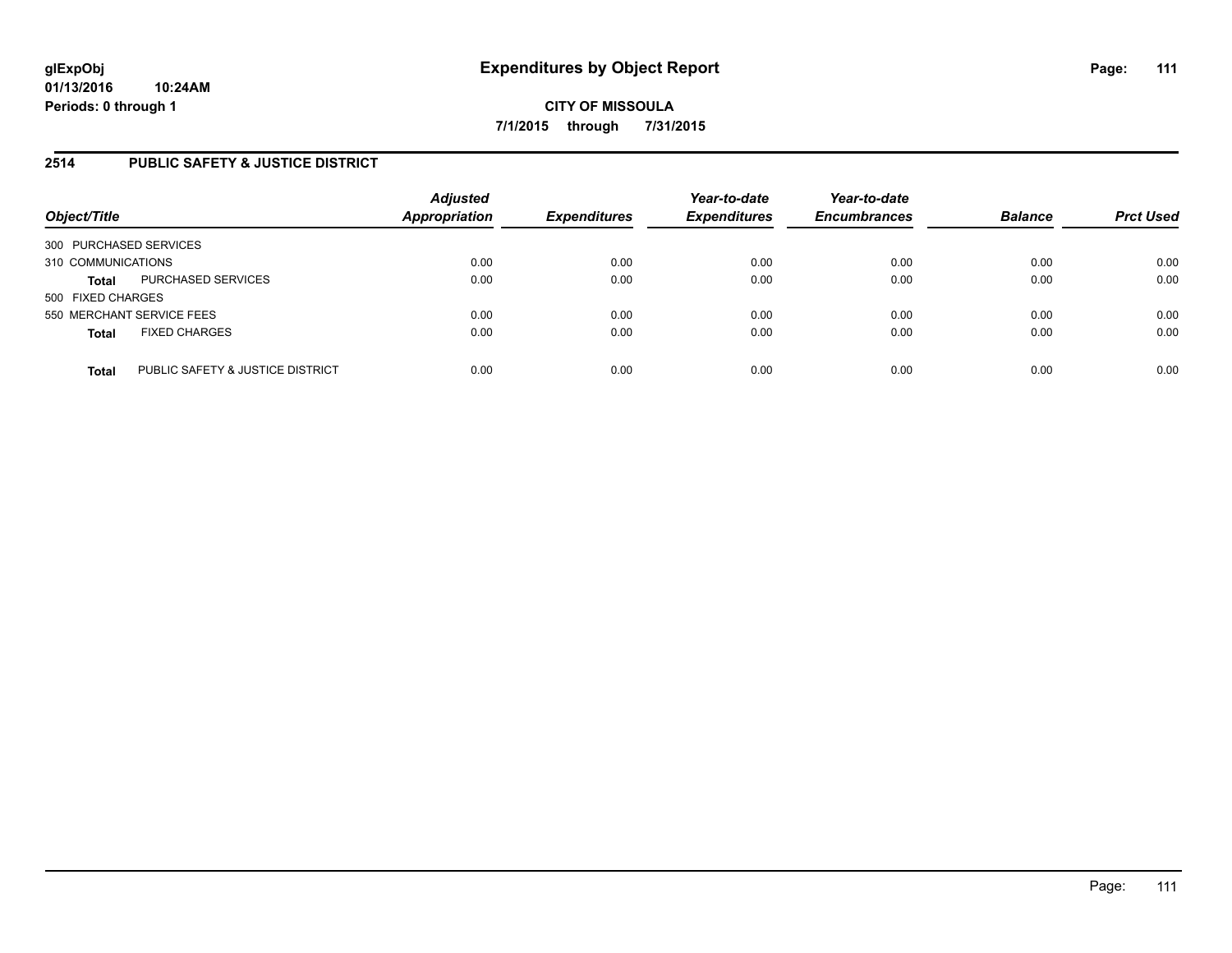**glExpObj** **Expenditures by Object Report**

**01/13/2016 10:24AM**

**Periods: 0 through 1**

**CITY OF MISSOULA**

**7/1/2015 through 7/31/2015**

## 2514 PUBLIC SAFETY & JUSTICE DISTRICT

| Object/Title | | *Adjusted Appropriation* | *Expenditures* | *Year-to-date Expenditures* | *Year-to-date Encumbrances* | *Balance* | *Prct Used* |
|---|---|---|---|---|---|---|---|
| 300 PURCHASED SERVICES | | | | | | | |
| 310 COMMUNICATIONS | | 0.00 | 0.00 | 0.00 | 0.00 | 0.00 | 0.00 |
| **Total** | PURCHASED SERVICES | 0.00 | 0.00 | 0.00 | 0.00 | 0.00 | 0.00 |
| 500 FIXED CHARGES | | | | | | | |
| 550 MERCHANT SERVICE FEES | | 0.00 | 0.00 | 0.00 | 0.00 | 0.00 | 0.00 |
| **Total** | FIXED CHARGES | 0.00 | 0.00 | 0.00 | 0.00 | 0.00 | 0.00 |
| **Total** | PUBLIC SAFETY & JUSTICE DISTRICT | 0.00 | 0.00 | 0.00 | 0.00 | 0.00 | 0.00 |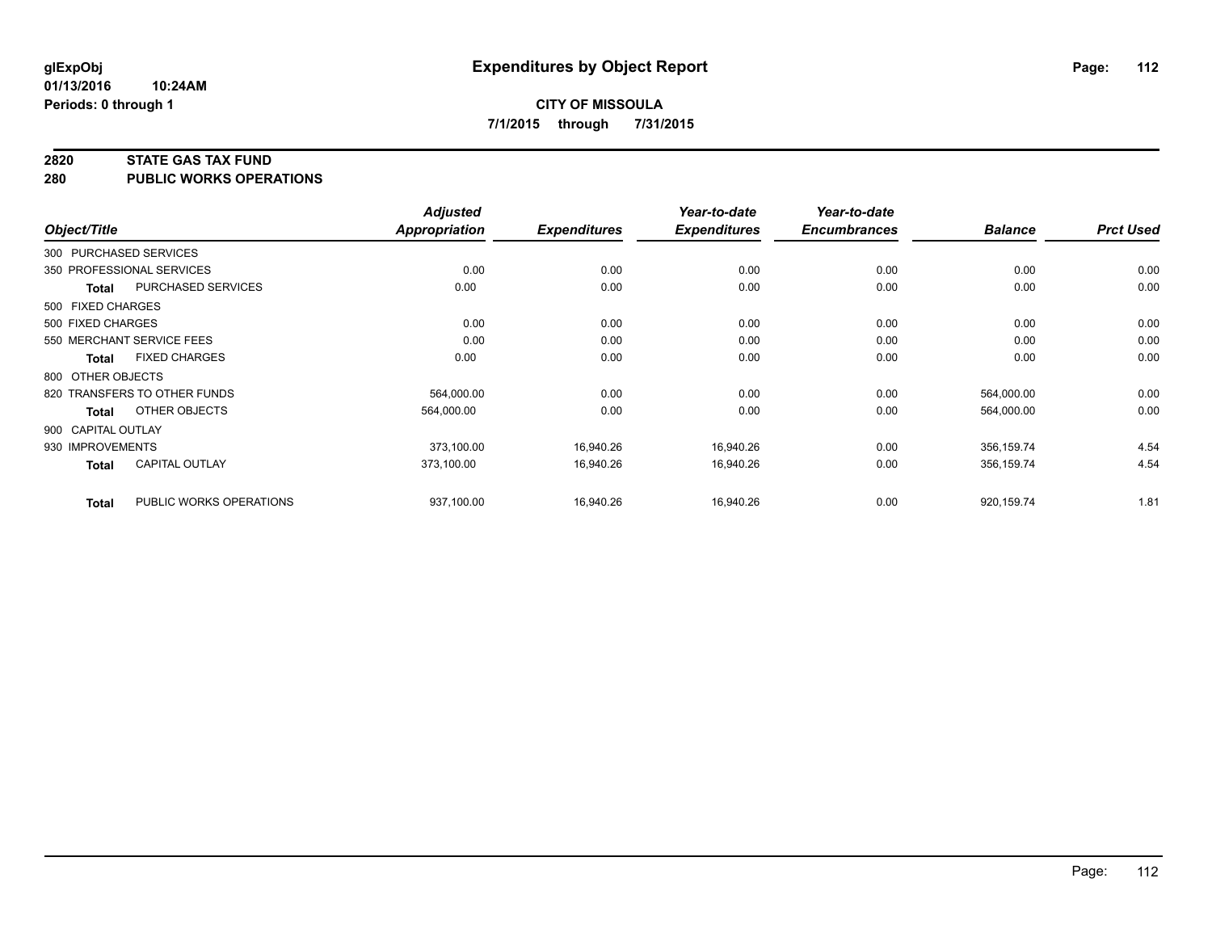# Expenditures by Object Report

glExpObj
01/13/2016 10:24AM
Periods: 0 through 1

**CITY OF MISSOULA**
**7/1/2015 through 7/31/2015**

## 2820 STATE GAS TAX FUND
## 280 PUBLIC WORKS OPERATIONS

| Object/Title | Adjusted Appropriation | Expenditures | Year-to-date Expenditures | Year-to-date Encumbrances | Balance | Prct Used |
|---|---|---|---|---|---|---|
| 300 PURCHASED SERVICES | | | | | | |
| 350 PROFESSIONAL SERVICES | 0.00 | 0.00 | 0.00 | 0.00 | 0.00 | 0.00 |
| **Total** PURCHASED SERVICES | 0.00 | 0.00 | 0.00 | 0.00 | 0.00 | 0.00 |
| 500 FIXED CHARGES | | | | | | |
| 500 FIXED CHARGES | 0.00 | 0.00 | 0.00 | 0.00 | 0.00 | 0.00 |
| 550 MERCHANT SERVICE FEES | 0.00 | 0.00 | 0.00 | 0.00 | 0.00 | 0.00 |
| **Total** FIXED CHARGES | 0.00 | 0.00 | 0.00 | 0.00 | 0.00 | 0.00 |
| 800 OTHER OBJECTS | | | | | | |
| 820 TRANSFERS TO OTHER FUNDS | 564,000.00 | 0.00 | 0.00 | 0.00 | 564,000.00 | 0.00 |
| **Total** OTHER OBJECTS | 564,000.00 | 0.00 | 0.00 | 0.00 | 564,000.00 | 0.00 |
| 900 CAPITAL OUTLAY | | | | | | |
| 930 IMPROVEMENTS | 373,100.00 | 16,940.26 | 16,940.26 | 0.00 | 356,159.74 | 4.54 |
| **Total** CAPITAL OUTLAY | 373,100.00 | 16,940.26 | 16,940.26 | 0.00 | 356,159.74 | 4.54 |
| **Total** PUBLIC WORKS OPERATIONS | 937,100.00 | 16,940.26 | 16,940.26 | 0.00 | 920,159.74 | 1.81 |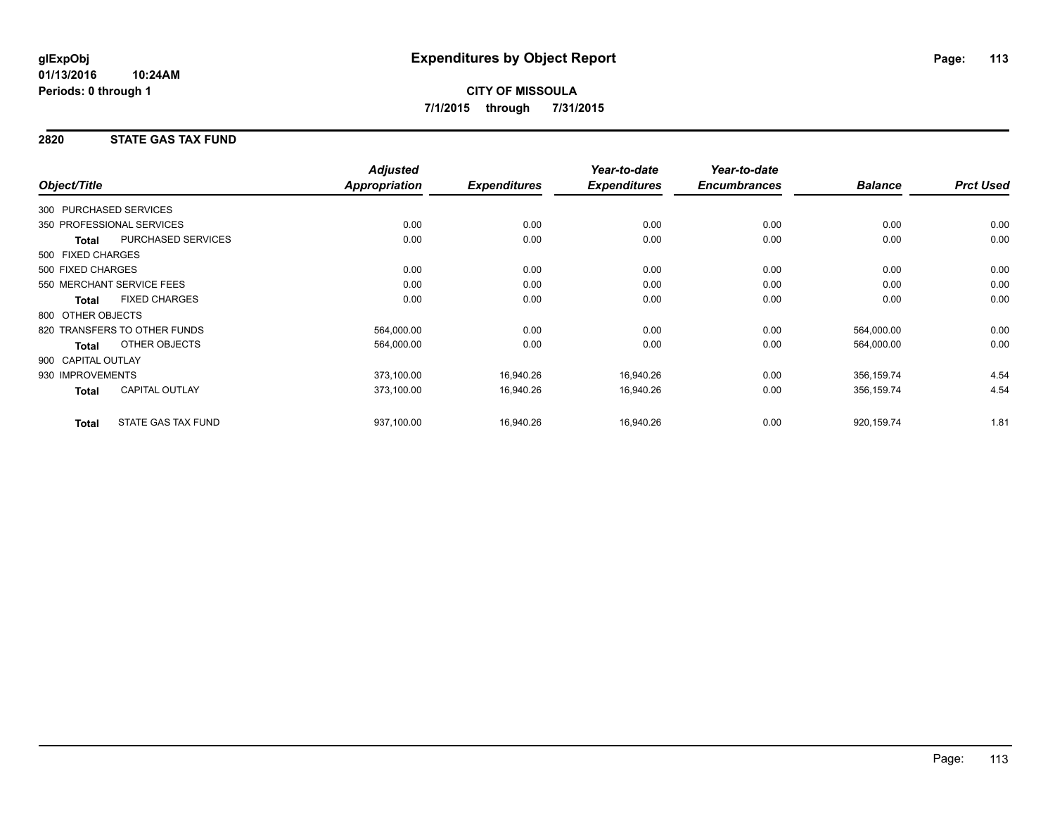**glExpObj**
**01/13/2016 10:24AM**
**Periods: 0 through 1**

# Expenditures by Object Report

**CITY OF MISSOULA**
**7/1/2015 through 7/31/2015**

## 2820 STATE GAS TAX FUND

| Object/Title | Adjusted Appropriation | Expenditures | Year-to-date Expenditures | Year-to-date Encumbrances | Balance | Prct Used |
|---|---|---|---|---|---|---|
| 300 PURCHASED SERVICES | | | | | | |
| 350 PROFESSIONAL SERVICES | 0.00 | 0.00 | 0.00 | 0.00 | 0.00 | 0.00 |
| **Total** PURCHASED SERVICES | 0.00 | 0.00 | 0.00 | 0.00 | 0.00 | 0.00 |
| 500 FIXED CHARGES | | | | | | |
| 500 FIXED CHARGES | 0.00 | 0.00 | 0.00 | 0.00 | 0.00 | 0.00 |
| 550 MERCHANT SERVICE FEES | 0.00 | 0.00 | 0.00 | 0.00 | 0.00 | 0.00 |
| **Total** FIXED CHARGES | 0.00 | 0.00 | 0.00 | 0.00 | 0.00 | 0.00 |
| 800 OTHER OBJECTS | | | | | | |
| 820 TRANSFERS TO OTHER FUNDS | 564,000.00 | 0.00 | 0.00 | 0.00 | 564,000.00 | 0.00 |
| **Total** OTHER OBJECTS | 564,000.00 | 0.00 | 0.00 | 0.00 | 564,000.00 | 0.00 |
| 900 CAPITAL OUTLAY | | | | | | |
| 930 IMPROVEMENTS | 373,100.00 | 16,940.26 | 16,940.26 | 0.00 | 356,159.74 | 4.54 |
| **Total** CAPITAL OUTLAY | 373,100.00 | 16,940.26 | 16,940.26 | 0.00 | 356,159.74 | 4.54 |
| **Total** STATE GAS TAX FUND | 937,100.00 | 16,940.26 | 16,940.26 | 0.00 | 920,159.74 | 1.81 |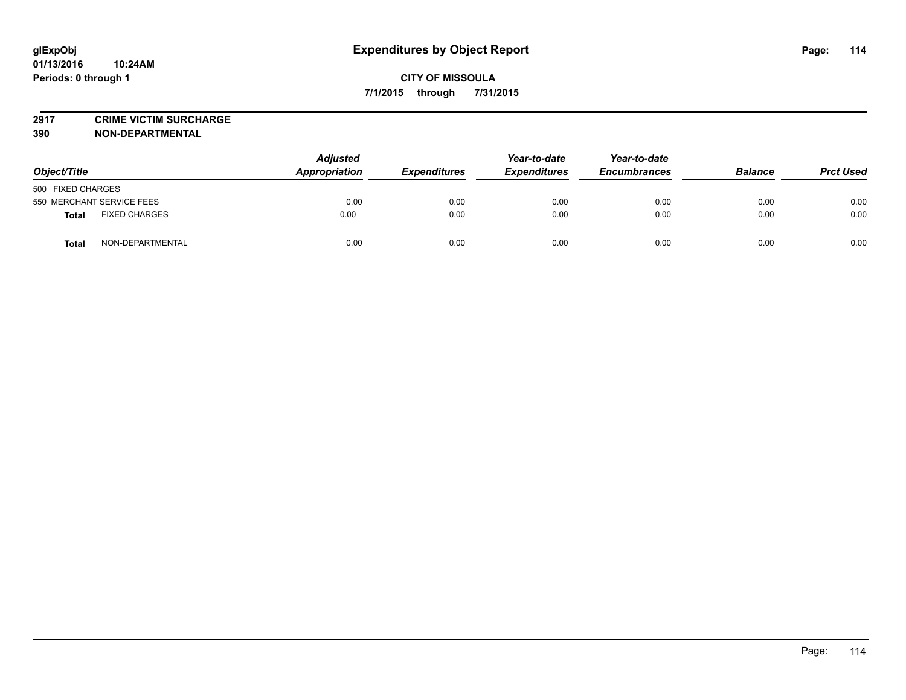**glExpObj**
**01/13/2016 10:24AM**
**Periods: 0 through 1**

# Expenditures by Object Report

**CITY OF MISSOULA**
**7/1/2015 through 7/31/2015**

**2917 CRIME VICTIM SURCHARGE**
**390 NON-DEPARTMENTAL**

| Object/Title | | Adjusted Appropriation | Expenditures | Year-to-date Expenditures | Year-to-date Encumbrances | Balance | Prct Used |
|---|---|---|---|---|---|---|---|
| 500 FIXED CHARGES | | | | | | | |
| 550 MERCHANT SERVICE FEES | | 0.00 | 0.00 | 0.00 | 0.00 | 0.00 | 0.00 |
| **Total** | FIXED CHARGES | 0.00 | 0.00 | 0.00 | 0.00 | 0.00 | 0.00 |
| **Total** | NON-DEPARTMENTAL | 0.00 | 0.00 | 0.00 | 0.00 | 0.00 | 0.00 |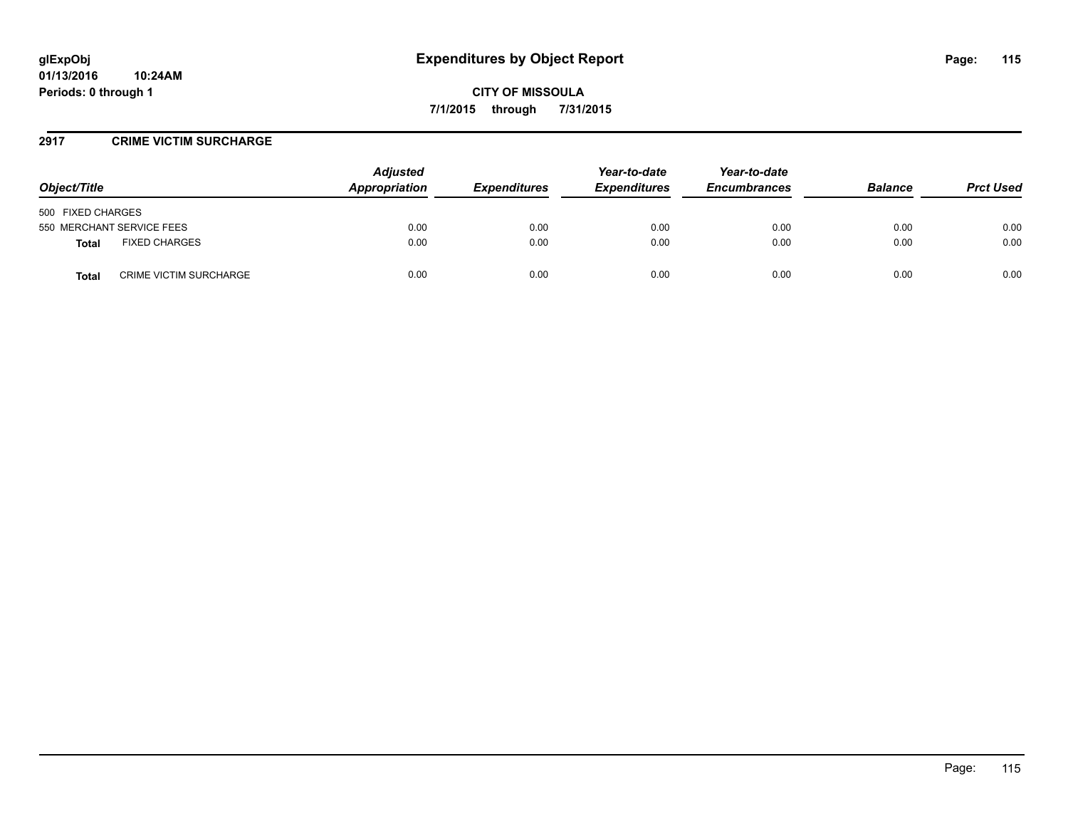# Expenditures by Object Report

**CITY OF MISSOULA**

**7/1/2015 through 7/31/2015**

glExpObj
01/13/2016 10:24AM
Periods: 0 through 1

## 2917 CRIME VICTIM SURCHARGE

| Object/Title | | Adjusted Appropriation | Expenditures | Year-to-date Expenditures | Year-to-date Encumbrances | Balance | Prct Used |
|---|---|---|---|---|---|---|---|
| 500 FIXED CHARGES | | | | | | | |
| 550 MERCHANT SERVICE FEES | | 0.00 | 0.00 | 0.00 | 0.00 | 0.00 | 0.00 |
| **Total** | FIXED CHARGES | 0.00 | 0.00 | 0.00 | 0.00 | 0.00 | 0.00 |
| **Total** | CRIME VICTIM SURCHARGE | 0.00 | 0.00 | 0.00 | 0.00 | 0.00 | 0.00 |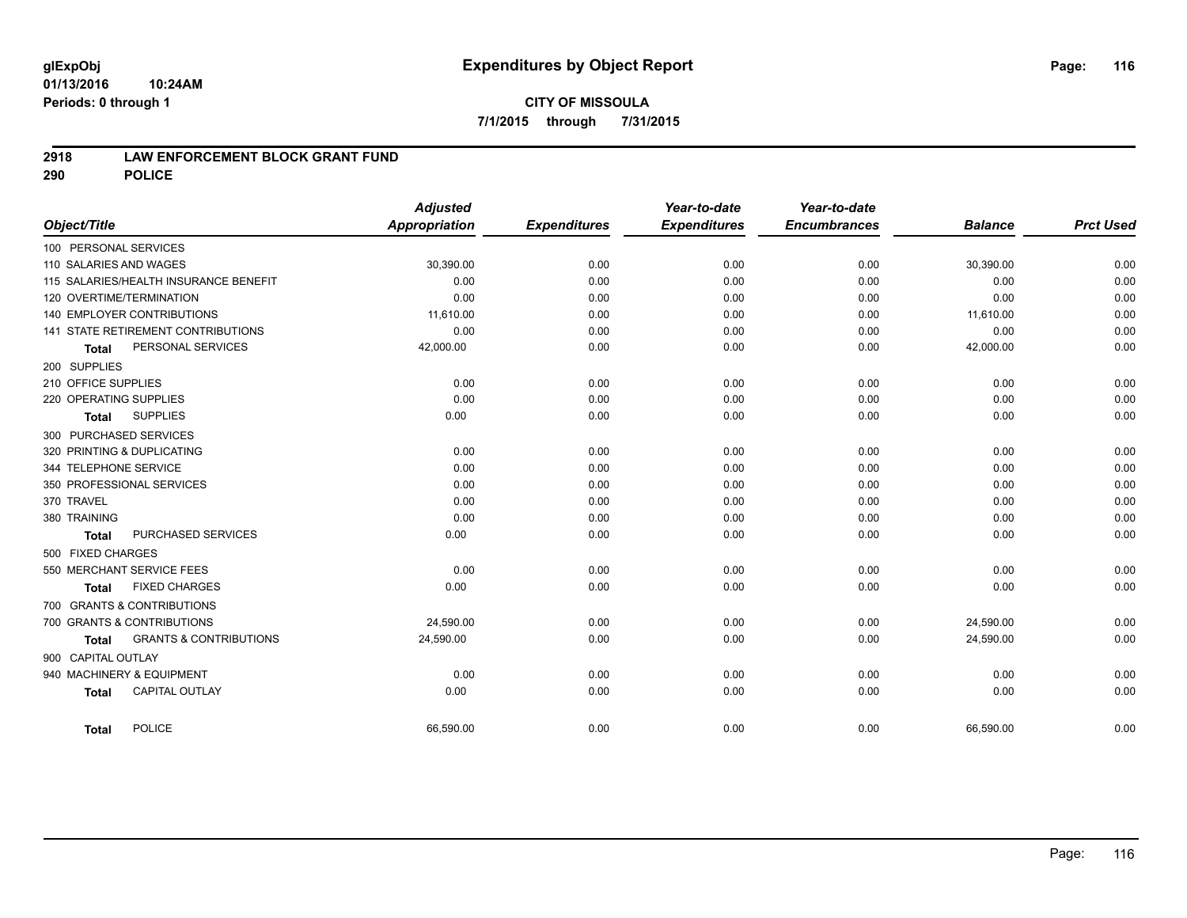**glExpObj**
**01/13/2016 10:24AM**
**Periods: 0 through 1**

# Expenditures by Object Report

**CITY OF MISSOULA**
**7/1/2015 through 7/31/2015**

## 2918 LAW ENFORCEMENT BLOCK GRANT FUND
## 290 POLICE

| Object/Title | Adjusted Appropriation | Expenditures | Year-to-date Expenditures | Year-to-date Encumbrances | Balance | Prct Used |
|---|---|---|---|---|---|---|
| 100 PERSONAL SERVICES | | | | | | |
| 110 SALARIES AND WAGES | 30,390.00 | 0.00 | 0.00 | 0.00 | 30,390.00 | 0.00 |
| 115 SALARIES/HEALTH INSURANCE BENEFIT | 0.00 | 0.00 | 0.00 | 0.00 | 0.00 | 0.00 |
| 120 OVERTIME/TERMINATION | 0.00 | 0.00 | 0.00 | 0.00 | 0.00 | 0.00 |
| 140 EMPLOYER CONTRIBUTIONS | 11,610.00 | 0.00 | 0.00 | 0.00 | 11,610.00 | 0.00 |
| 141 STATE RETIREMENT CONTRIBUTIONS | 0.00 | 0.00 | 0.00 | 0.00 | 0.00 | 0.00 |
| **Total** PERSONAL SERVICES | 42,000.00 | 0.00 | 0.00 | 0.00 | 42,000.00 | 0.00 |
| 200 SUPPLIES | | | | | | |
| 210 OFFICE SUPPLIES | 0.00 | 0.00 | 0.00 | 0.00 | 0.00 | 0.00 |
| 220 OPERATING SUPPLIES | 0.00 | 0.00 | 0.00 | 0.00 | 0.00 | 0.00 |
| **Total** SUPPLIES | 0.00 | 0.00 | 0.00 | 0.00 | 0.00 | 0.00 |
| 300 PURCHASED SERVICES | | | | | | |
| 320 PRINTING & DUPLICATING | 0.00 | 0.00 | 0.00 | 0.00 | 0.00 | 0.00 |
| 344 TELEPHONE SERVICE | 0.00 | 0.00 | 0.00 | 0.00 | 0.00 | 0.00 |
| 350 PROFESSIONAL SERVICES | 0.00 | 0.00 | 0.00 | 0.00 | 0.00 | 0.00 |
| 370 TRAVEL | 0.00 | 0.00 | 0.00 | 0.00 | 0.00 | 0.00 |
| 380 TRAINING | 0.00 | 0.00 | 0.00 | 0.00 | 0.00 | 0.00 |
| **Total** PURCHASED SERVICES | 0.00 | 0.00 | 0.00 | 0.00 | 0.00 | 0.00 |
| 500 FIXED CHARGES | | | | | | |
| 550 MERCHANT SERVICE FEES | 0.00 | 0.00 | 0.00 | 0.00 | 0.00 | 0.00 |
| **Total** FIXED CHARGES | 0.00 | 0.00 | 0.00 | 0.00 | 0.00 | 0.00 |
| 700 GRANTS & CONTRIBUTIONS | | | | | | |
| 700 GRANTS & CONTRIBUTIONS | 24,590.00 | 0.00 | 0.00 | 0.00 | 24,590.00 | 0.00 |
| **Total** GRANTS & CONTRIBUTIONS | 24,590.00 | 0.00 | 0.00 | 0.00 | 24,590.00 | 0.00 |
| 900 CAPITAL OUTLAY | | | | | | |
| 940 MACHINERY & EQUIPMENT | 0.00 | 0.00 | 0.00 | 0.00 | 0.00 | 0.00 |
| **Total** CAPITAL OUTLAY | 0.00 | 0.00 | 0.00 | 0.00 | 0.00 | 0.00 |
| **Total** POLICE | 66,590.00 | 0.00 | 0.00 | 0.00 | 66,590.00 | 0.00 |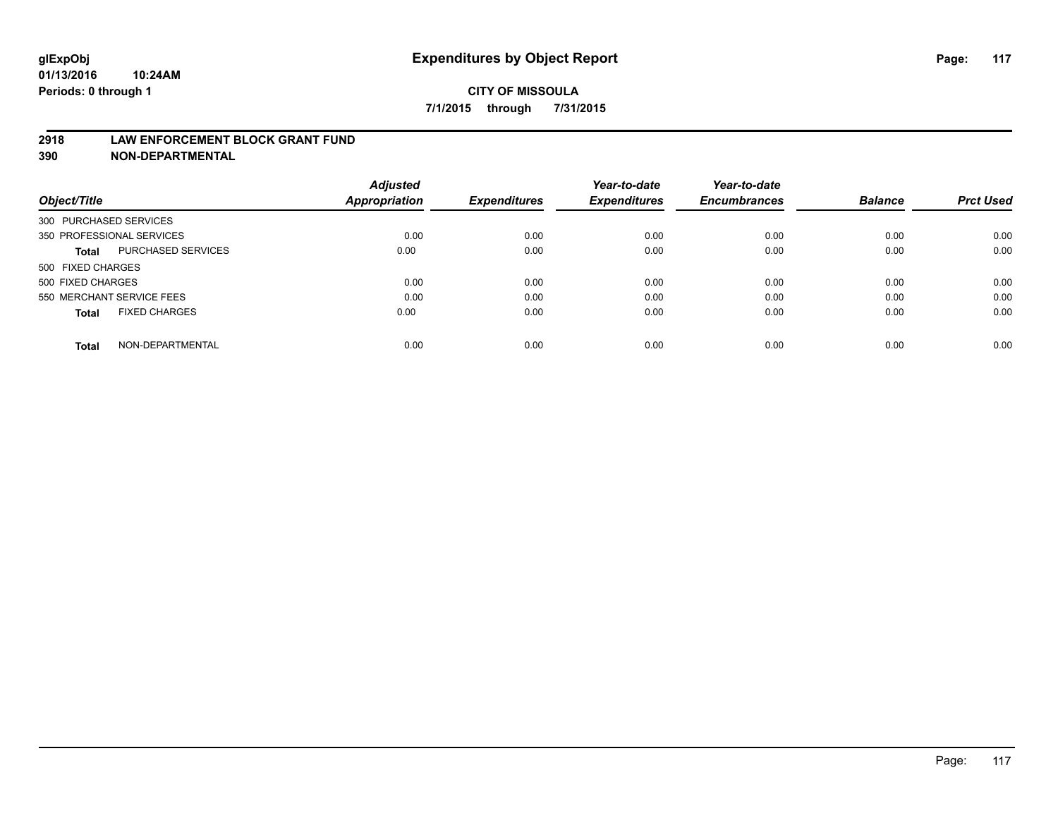**glExpObj**
**01/13/2016 10:24AM**
**Periods: 0 through 1**

# Expenditures by Object Report

**CITY OF MISSOULA**
**7/1/2015 through 7/31/2015**

## 2918 LAW ENFORCEMENT BLOCK GRANT FUND
## 390 NON-DEPARTMENTAL

| Object/Title | Adjusted Appropriation | Expenditures | Year-to-date Expenditures | Year-to-date Encumbrances | Balance | Prct Used |
|---|---|---|---|---|---|---|
| 300 PURCHASED SERVICES | | | | | | |
| 350 PROFESSIONAL SERVICES | 0.00 | 0.00 | 0.00 | 0.00 | 0.00 | 0.00 |
| **Total** PURCHASED SERVICES | 0.00 | 0.00 | 0.00 | 0.00 | 0.00 | 0.00 |
| 500 FIXED CHARGES | | | | | | |
| 500 FIXED CHARGES | 0.00 | 0.00 | 0.00 | 0.00 | 0.00 | 0.00 |
| 550 MERCHANT SERVICE FEES | 0.00 | 0.00 | 0.00 | 0.00 | 0.00 | 0.00 |
| **Total** FIXED CHARGES | 0.00 | 0.00 | 0.00 | 0.00 | 0.00 | 0.00 |
| **Total** NON-DEPARTMENTAL | 0.00 | 0.00 | 0.00 | 0.00 | 0.00 | 0.00 |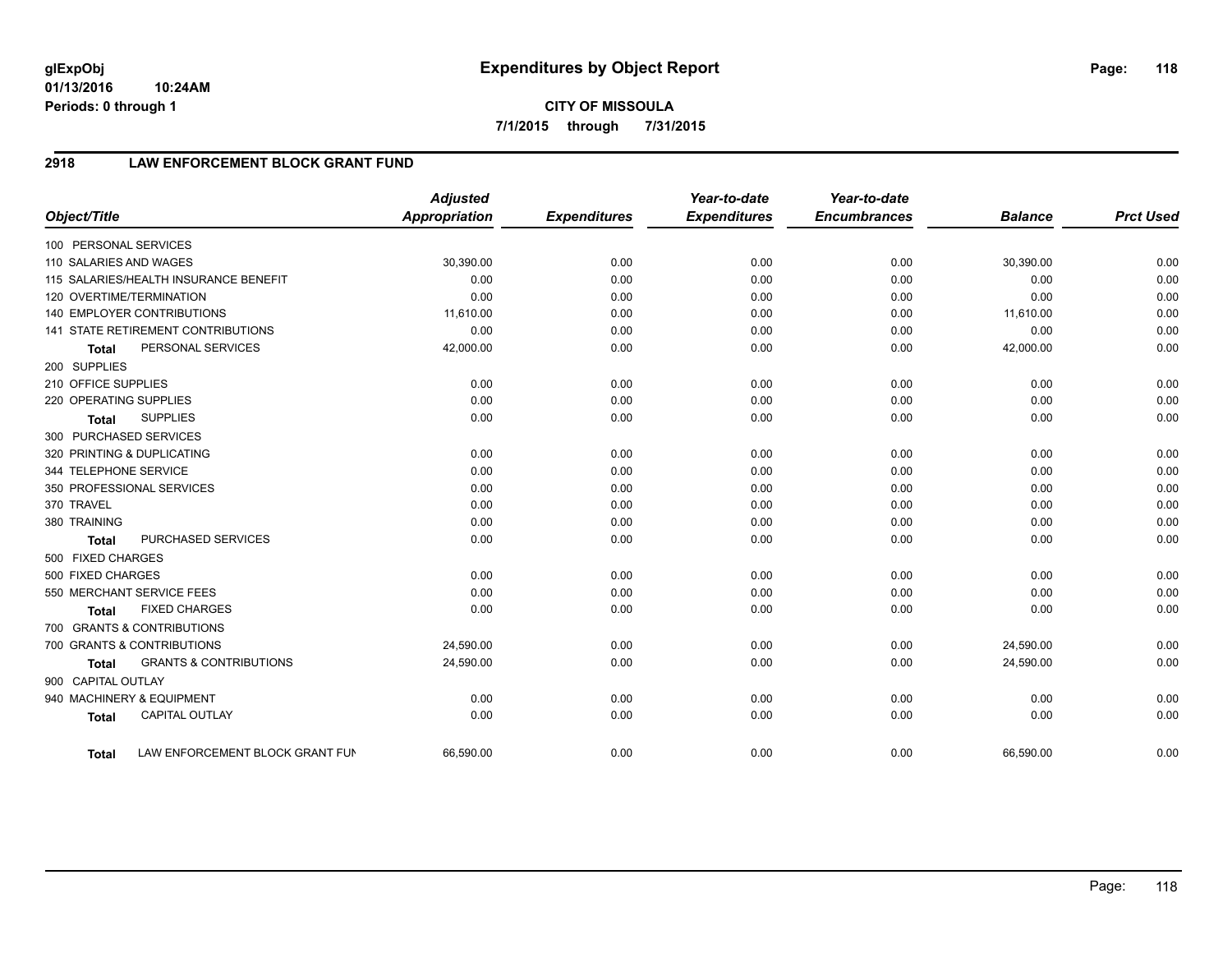**CITY OF MISSOULA**

**7/1/2015 through 7/31/2015**

## 2918 LAW ENFORCEMENT BLOCK GRANT FUND

| Object/Title | Adjusted Appropriation | Expenditures | Year-to-date Expenditures | Year-to-date Encumbrances | Balance | Prct Used |
|---|---|---|---|---|---|---|
| 100 PERSONAL SERVICES | | | | | | |
| 110 SALARIES AND WAGES | 30,390.00 | 0.00 | 0.00 | 0.00 | 30,390.00 | 0.00 |
| 115 SALARIES/HEALTH INSURANCE BENEFIT | 0.00 | 0.00 | 0.00 | 0.00 | 0.00 | 0.00 |
| 120 OVERTIME/TERMINATION | 0.00 | 0.00 | 0.00 | 0.00 | 0.00 | 0.00 |
| 140 EMPLOYER CONTRIBUTIONS | 11,610.00 | 0.00 | 0.00 | 0.00 | 11,610.00 | 0.00 |
| 141 STATE RETIREMENT CONTRIBUTIONS | 0.00 | 0.00 | 0.00 | 0.00 | 0.00 | 0.00 |
| **Total** PERSONAL SERVICES | 42,000.00 | 0.00 | 0.00 | 0.00 | 42,000.00 | 0.00 |
| 200 SUPPLIES | | | | | | |
| 210 OFFICE SUPPLIES | 0.00 | 0.00 | 0.00 | 0.00 | 0.00 | 0.00 |
| 220 OPERATING SUPPLIES | 0.00 | 0.00 | 0.00 | 0.00 | 0.00 | 0.00 |
| **Total** SUPPLIES | 0.00 | 0.00 | 0.00 | 0.00 | 0.00 | 0.00 |
| 300 PURCHASED SERVICES | | | | | | |
| 320 PRINTING & DUPLICATING | 0.00 | 0.00 | 0.00 | 0.00 | 0.00 | 0.00 |
| 344 TELEPHONE SERVICE | 0.00 | 0.00 | 0.00 | 0.00 | 0.00 | 0.00 |
| 350 PROFESSIONAL SERVICES | 0.00 | 0.00 | 0.00 | 0.00 | 0.00 | 0.00 |
| 370 TRAVEL | 0.00 | 0.00 | 0.00 | 0.00 | 0.00 | 0.00 |
| 380 TRAINING | 0.00 | 0.00 | 0.00 | 0.00 | 0.00 | 0.00 |
| **Total** PURCHASED SERVICES | 0.00 | 0.00 | 0.00 | 0.00 | 0.00 | 0.00 |
| 500 FIXED CHARGES | | | | | | |
| 500 FIXED CHARGES | 0.00 | 0.00 | 0.00 | 0.00 | 0.00 | 0.00 |
| 550 MERCHANT SERVICE FEES | 0.00 | 0.00 | 0.00 | 0.00 | 0.00 | 0.00 |
| **Total** FIXED CHARGES | 0.00 | 0.00 | 0.00 | 0.00 | 0.00 | 0.00 |
| 700 GRANTS & CONTRIBUTIONS | | | | | | |
| 700 GRANTS & CONTRIBUTIONS | 24,590.00 | 0.00 | 0.00 | 0.00 | 24,590.00 | 0.00 |
| **Total** GRANTS & CONTRIBUTIONS | 24,590.00 | 0.00 | 0.00 | 0.00 | 24,590.00 | 0.00 |
| 900 CAPITAL OUTLAY | | | | | | |
| 940 MACHINERY & EQUIPMENT | 0.00 | 0.00 | 0.00 | 0.00 | 0.00 | 0.00 |
| **Total** CAPITAL OUTLAY | 0.00 | 0.00 | 0.00 | 0.00 | 0.00 | 0.00 |
| **Total** LAW ENFORCEMENT BLOCK GRANT FUN | 66,590.00 | 0.00 | 0.00 | 0.00 | 66,590.00 | 0.00 |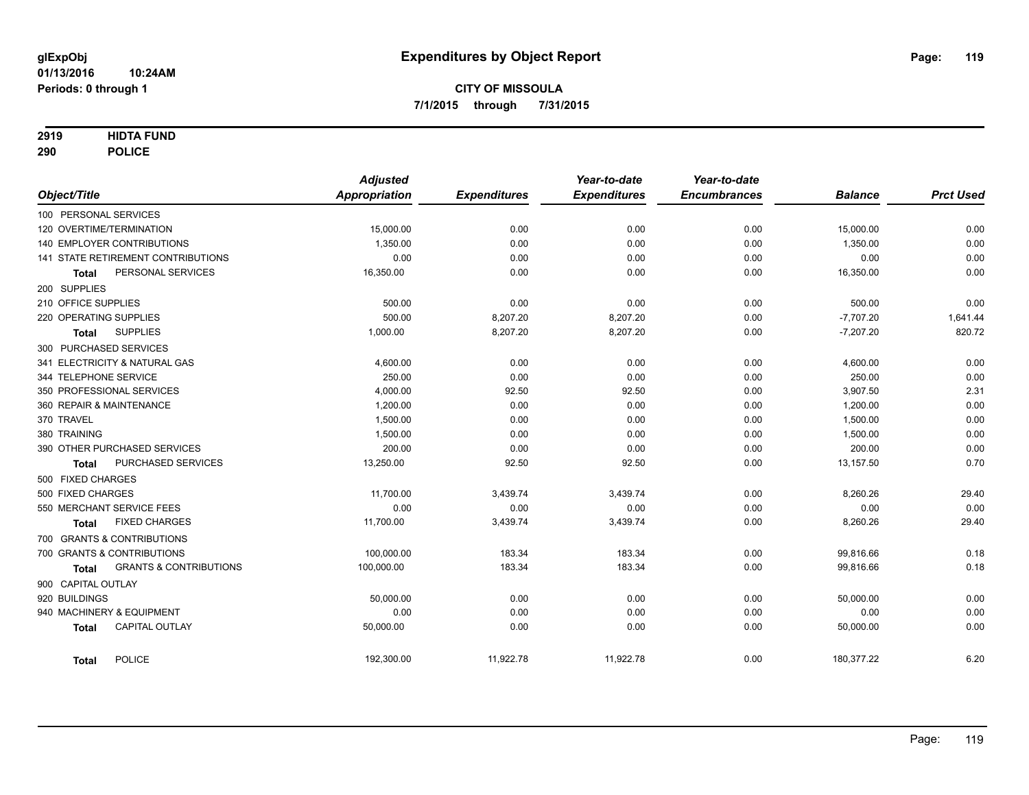# Expenditures by Object Report

glExpObj
01/13/2016 10:24AM
Periods: 0 through 1

**CITY OF MISSOULA**
**7/1/2015 through 7/31/2015**

**2919 HIDTA FUND**
**290 POLICE**

| Object/Title | Adjusted Appropriation | Expenditures | Year-to-date Expenditures | Year-to-date Encumbrances | Balance | Prct Used |
|---|---|---|---|---|---|---|
| 100 PERSONAL SERVICES | | | | | | |
| 120 OVERTIME/TERMINATION | 15,000.00 | 0.00 | 0.00 | 0.00 | 15,000.00 | 0.00 |
| 140 EMPLOYER CONTRIBUTIONS | 1,350.00 | 0.00 | 0.00 | 0.00 | 1,350.00 | 0.00 |
| 141 STATE RETIREMENT CONTRIBUTIONS | 0.00 | 0.00 | 0.00 | 0.00 | 0.00 | 0.00 |
| **Total** PERSONAL SERVICES | 16,350.00 | 0.00 | 0.00 | 0.00 | 16,350.00 | 0.00 |
| 200 SUPPLIES | | | | | | |
| 210 OFFICE SUPPLIES | 500.00 | 0.00 | 0.00 | 0.00 | 500.00 | 0.00 |
| 220 OPERATING SUPPLIES | 500.00 | 8,207.20 | 8,207.20 | 0.00 | -7,707.20 | 1,641.44 |
| **Total** SUPPLIES | 1,000.00 | 8,207.20 | 8,207.20 | 0.00 | -7,207.20 | 820.72 |
| 300 PURCHASED SERVICES | | | | | | |
| 341 ELECTRICITY & NATURAL GAS | 4,600.00 | 0.00 | 0.00 | 0.00 | 4,600.00 | 0.00 |
| 344 TELEPHONE SERVICE | 250.00 | 0.00 | 0.00 | 0.00 | 250.00 | 0.00 |
| 350 PROFESSIONAL SERVICES | 4,000.00 | 92.50 | 92.50 | 0.00 | 3,907.50 | 2.31 |
| 360 REPAIR & MAINTENANCE | 1,200.00 | 0.00 | 0.00 | 0.00 | 1,200.00 | 0.00 |
| 370 TRAVEL | 1,500.00 | 0.00 | 0.00 | 0.00 | 1,500.00 | 0.00 |
| 380 TRAINING | 1,500.00 | 0.00 | 0.00 | 0.00 | 1,500.00 | 0.00 |
| 390 OTHER PURCHASED SERVICES | 200.00 | 0.00 | 0.00 | 0.00 | 200.00 | 0.00 |
| **Total** PURCHASED SERVICES | 13,250.00 | 92.50 | 92.50 | 0.00 | 13,157.50 | 0.70 |
| 500 FIXED CHARGES | | | | | | |
| 500 FIXED CHARGES | 11,700.00 | 3,439.74 | 3,439.74 | 0.00 | 8,260.26 | 29.40 |
| 550 MERCHANT SERVICE FEES | 0.00 | 0.00 | 0.00 | 0.00 | 0.00 | 0.00 |
| **Total** FIXED CHARGES | 11,700.00 | 3,439.74 | 3,439.74 | 0.00 | 8,260.26 | 29.40 |
| 700 GRANTS & CONTRIBUTIONS | | | | | | |
| 700 GRANTS & CONTRIBUTIONS | 100,000.00 | 183.34 | 183.34 | 0.00 | 99,816.66 | 0.18 |
| **Total** GRANTS & CONTRIBUTIONS | 100,000.00 | 183.34 | 183.34 | 0.00 | 99,816.66 | 0.18 |
| 900 CAPITAL OUTLAY | | | | | | |
| 920 BUILDINGS | 50,000.00 | 0.00 | 0.00 | 0.00 | 50,000.00 | 0.00 |
| 940 MACHINERY & EQUIPMENT | 0.00 | 0.00 | 0.00 | 0.00 | 0.00 | 0.00 |
| **Total** CAPITAL OUTLAY | 50,000.00 | 0.00 | 0.00 | 0.00 | 50,000.00 | 0.00 |
| **Total** POLICE | 192,300.00 | 11,922.78 | 11,922.78 | 0.00 | 180,377.22 | 6.20 |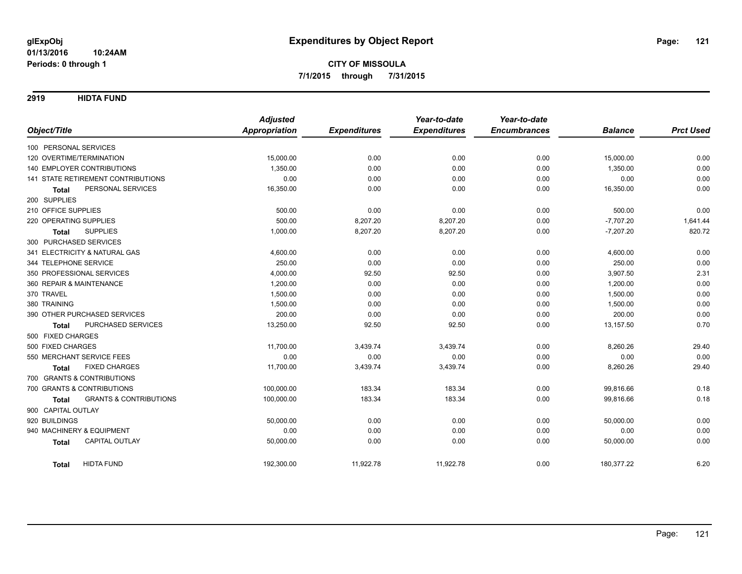# Expenditures by Object Report

glExpObj
01/13/2016 10:24AM
Periods: 0 through 1

**CITY OF MISSOULA**
**7/1/2015 through 7/31/2015**

## 2919 HIDTA FUND

| Object/Title | Adjusted Appropriation | Expenditures | Year-to-date Expenditures | Year-to-date Encumbrances | Balance | Prct Used |
|---|---|---|---|---|---|---|
| 100 PERSONAL SERVICES | | | | | | |
| 120 OVERTIME/TERMINATION | 15,000.00 | 0.00 | 0.00 | 0.00 | 15,000.00 | 0.00 |
| 140 EMPLOYER CONTRIBUTIONS | 1,350.00 | 0.00 | 0.00 | 0.00 | 1,350.00 | 0.00 |
| 141 STATE RETIREMENT CONTRIBUTIONS | 0.00 | 0.00 | 0.00 | 0.00 | 0.00 | 0.00 |
| **Total** PERSONAL SERVICES | 16,350.00 | 0.00 | 0.00 | 0.00 | 16,350.00 | 0.00 |
| 200 SUPPLIES | | | | | | |
| 210 OFFICE SUPPLIES | 500.00 | 0.00 | 0.00 | 0.00 | 500.00 | 0.00 |
| 220 OPERATING SUPPLIES | 500.00 | 8,207.20 | 8,207.20 | 0.00 | -7,707.20 | 1,641.44 |
| **Total** SUPPLIES | 1,000.00 | 8,207.20 | 8,207.20 | 0.00 | -7,207.20 | 820.72 |
| 300 PURCHASED SERVICES | | | | | | |
| 341 ELECTRICITY & NATURAL GAS | 4,600.00 | 0.00 | 0.00 | 0.00 | 4,600.00 | 0.00 |
| 344 TELEPHONE SERVICE | 250.00 | 0.00 | 0.00 | 0.00 | 250.00 | 0.00 |
| 350 PROFESSIONAL SERVICES | 4,000.00 | 92.50 | 92.50 | 0.00 | 3,907.50 | 2.31 |
| 360 REPAIR & MAINTENANCE | 1,200.00 | 0.00 | 0.00 | 0.00 | 1,200.00 | 0.00 |
| 370 TRAVEL | 1,500.00 | 0.00 | 0.00 | 0.00 | 1,500.00 | 0.00 |
| 380 TRAINING | 1,500.00 | 0.00 | 0.00 | 0.00 | 1,500.00 | 0.00 |
| 390 OTHER PURCHASED SERVICES | 200.00 | 0.00 | 0.00 | 0.00 | 200.00 | 0.00 |
| **Total** PURCHASED SERVICES | 13,250.00 | 92.50 | 92.50 | 0.00 | 13,157.50 | 0.70 |
| 500 FIXED CHARGES | | | | | | |
| 500 FIXED CHARGES | 11,700.00 | 3,439.74 | 3,439.74 | 0.00 | 8,260.26 | 29.40 |
| 550 MERCHANT SERVICE FEES | 0.00 | 0.00 | 0.00 | 0.00 | 0.00 | 0.00 |
| **Total** FIXED CHARGES | 11,700.00 | 3,439.74 | 3,439.74 | 0.00 | 8,260.26 | 29.40 |
| 700 GRANTS & CONTRIBUTIONS | | | | | | |
| 700 GRANTS & CONTRIBUTIONS | 100,000.00 | 183.34 | 183.34 | 0.00 | 99,816.66 | 0.18 |
| **Total** GRANTS & CONTRIBUTIONS | 100,000.00 | 183.34 | 183.34 | 0.00 | 99,816.66 | 0.18 |
| 900 CAPITAL OUTLAY | | | | | | |
| 920 BUILDINGS | 50,000.00 | 0.00 | 0.00 | 0.00 | 50,000.00 | 0.00 |
| 940 MACHINERY & EQUIPMENT | 0.00 | 0.00 | 0.00 | 0.00 | 0.00 | 0.00 |
| **Total** CAPITAL OUTLAY | 50,000.00 | 0.00 | 0.00 | 0.00 | 50,000.00 | 0.00 |
| **Total** HIDTA FUND | 192,300.00 | 11,922.78 | 11,922.78 | 0.00 | 180,377.22 | 6.20 |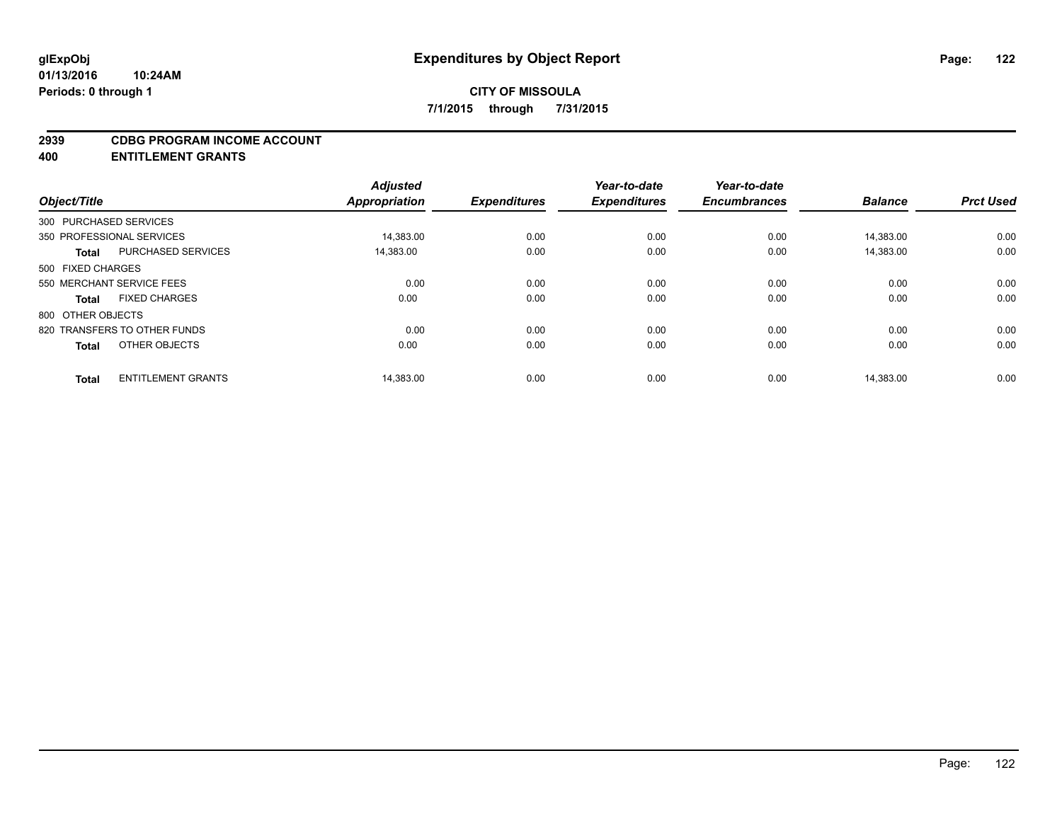**glExpObj**
**01/13/2016 10:24AM**
**Periods: 0 through 1**

# Expenditures by Object Report

**CITY OF MISSOULA**
**7/1/2015 through 7/31/2015**

## 2939 CDBG PROGRAM INCOME ACCOUNT
## 400 ENTITLEMENT GRANTS

| Object/Title | | Adjusted Appropriation | Expenditures | Year-to-date Expenditures | Year-to-date Encumbrances | Balance | Prct Used |
|---|---|---|---|---|---|---|---|
| 300 PURCHASED SERVICES | | | | | | | |
| 350 PROFESSIONAL SERVICES | | 14,383.00 | 0.00 | 0.00 | 0.00 | 14,383.00 | 0.00 |
| **Total** | PURCHASED SERVICES | 14,383.00 | 0.00 | 0.00 | 0.00 | 14,383.00 | 0.00 |
| 500 FIXED CHARGES | | | | | | | |
| 550 MERCHANT SERVICE FEES | | 0.00 | 0.00 | 0.00 | 0.00 | 0.00 | 0.00 |
| **Total** | FIXED CHARGES | 0.00 | 0.00 | 0.00 | 0.00 | 0.00 | 0.00 |
| 800 OTHER OBJECTS | | | | | | | |
| 820 TRANSFERS TO OTHER FUNDS | | 0.00 | 0.00 | 0.00 | 0.00 | 0.00 | 0.00 |
| **Total** | OTHER OBJECTS | 0.00 | 0.00 | 0.00 | 0.00 | 0.00 | 0.00 |
| **Total** | ENTITLEMENT GRANTS | 14,383.00 | 0.00 | 0.00 | 0.00 | 14,383.00 | 0.00 |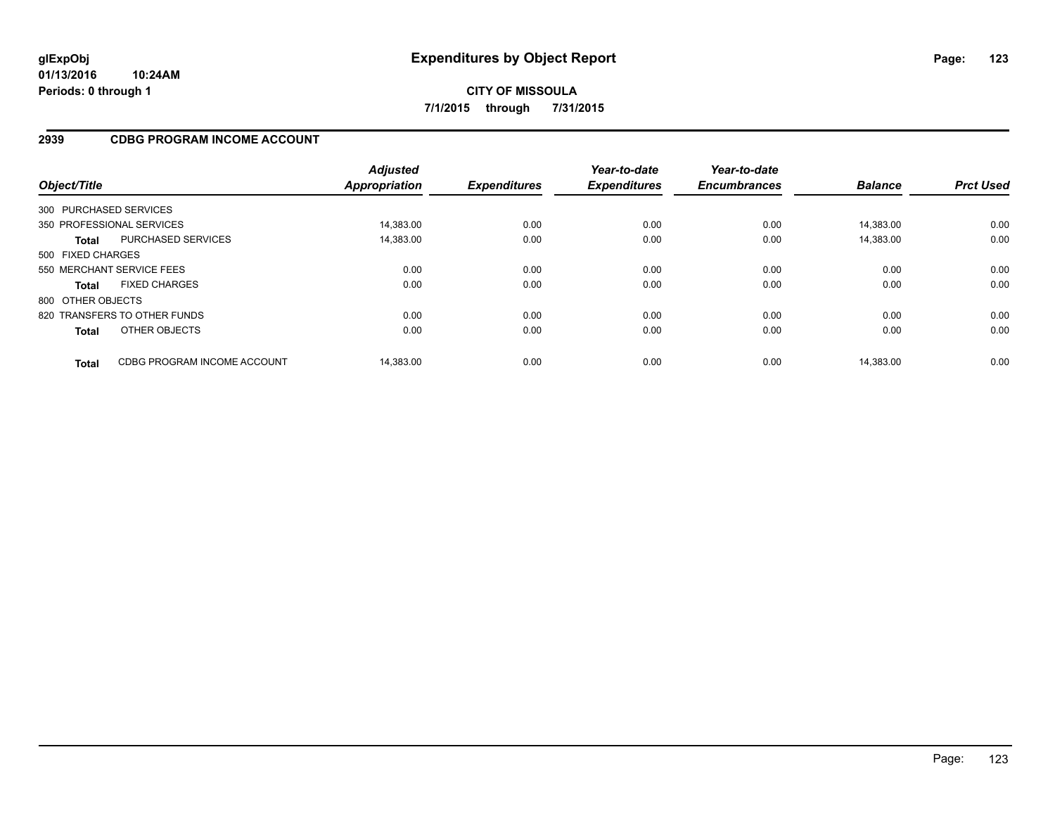**CITY OF MISSOULA**

**7/1/2015 through 7/31/2015**

**Expenditures by Object Report**

glExpObj
01/13/2016 10:24AM
Periods: 0 through 1

## 2939 CDBG PROGRAM INCOME ACCOUNT

| Object/Title | | Adjusted Appropriation | Expenditures | Year-to-date Expenditures | Year-to-date Encumbrances | Balance | Prct Used |
|---|---|---|---|---|---|---|---|
| 300 PURCHASED SERVICES | | | | | | | |
| 350 PROFESSIONAL SERVICES | | 14,383.00 | 0.00 | 0.00 | 0.00 | 14,383.00 | 0.00 |
| **Total** | PURCHASED SERVICES | 14,383.00 | 0.00 | 0.00 | 0.00 | 14,383.00 | 0.00 |
| 500 FIXED CHARGES | | | | | | | |
| 550 MERCHANT SERVICE FEES | | 0.00 | 0.00 | 0.00 | 0.00 | 0.00 | 0.00 |
| **Total** | FIXED CHARGES | 0.00 | 0.00 | 0.00 | 0.00 | 0.00 | 0.00 |
| 800 OTHER OBJECTS | | | | | | | |
| 820 TRANSFERS TO OTHER FUNDS | | 0.00 | 0.00 | 0.00 | 0.00 | 0.00 | 0.00 |
| **Total** | OTHER OBJECTS | 0.00 | 0.00 | 0.00 | 0.00 | 0.00 | 0.00 |
| **Total** | CDBG PROGRAM INCOME ACCOUNT | 14,383.00 | 0.00 | 0.00 | 0.00 | 14,383.00 | 0.00 |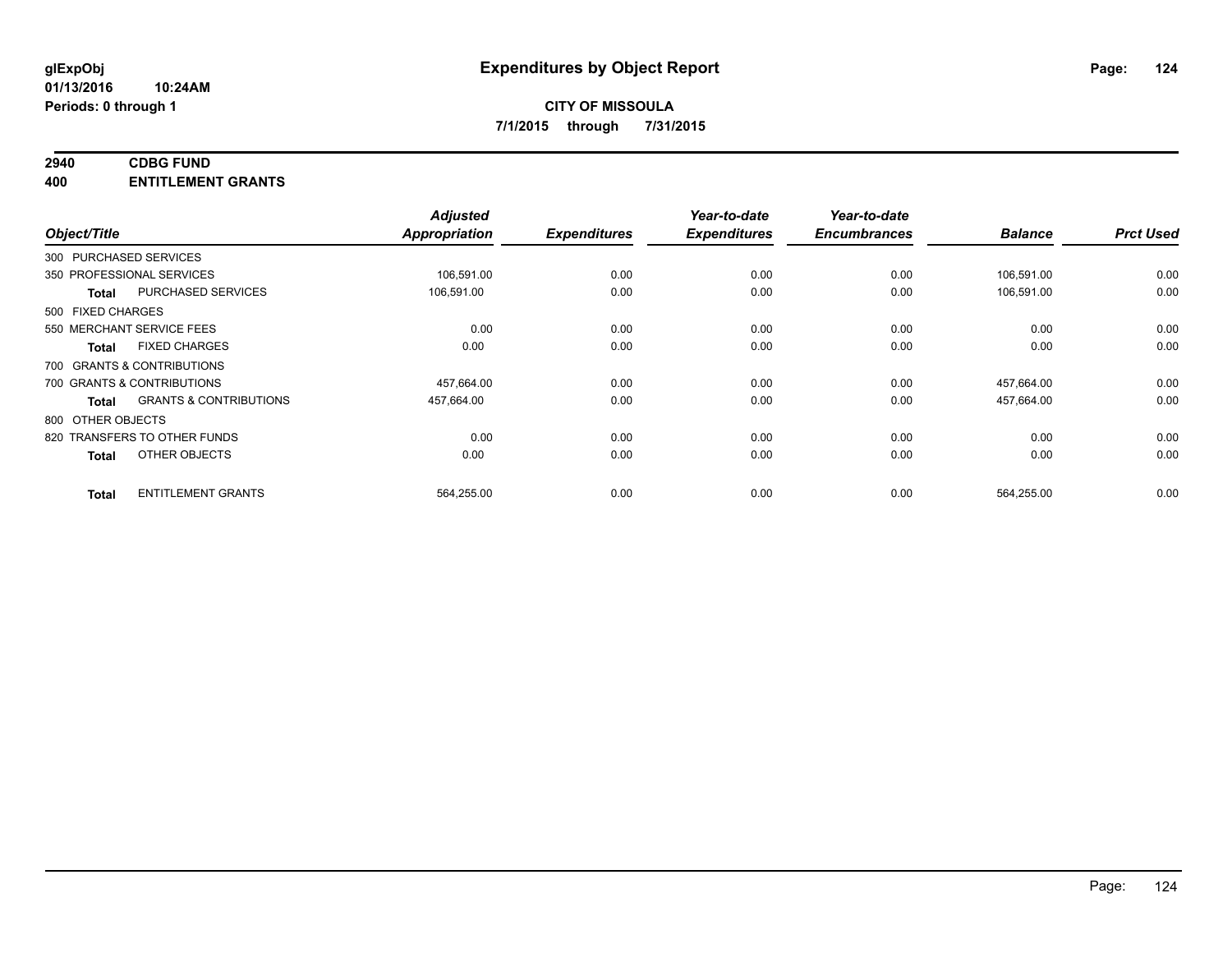# Expenditures by Object Report

glExpObj
01/13/2016 10:24AM
Periods: 0 through 1

**CITY OF MISSOULA**
**7/1/2015 through 7/31/2015**

**2940 CDBG FUND**
**400 ENTITLEMENT GRANTS**

| Object/Title | | *Adjusted Appropriation* | *Expenditures* | *Year-to-date Expenditures* | *Year-to-date Encumbrances* | *Balance* | *Prct Used* |
|---|---|---|---|---|---|---|---|
| 300 PURCHASED SERVICES | | | | | | | |
| 350 PROFESSIONAL SERVICES | | 106,591.00 | 0.00 | 0.00 | 0.00 | 106,591.00 | 0.00 |
| **Total** | PURCHASED SERVICES | 106,591.00 | 0.00 | 0.00 | 0.00 | 106,591.00 | 0.00 |
| 500 FIXED CHARGES | | | | | | | |
| 550 MERCHANT SERVICE FEES | | 0.00 | 0.00 | 0.00 | 0.00 | 0.00 | 0.00 |
| **Total** | FIXED CHARGES | 0.00 | 0.00 | 0.00 | 0.00 | 0.00 | 0.00 |
| 700 GRANTS & CONTRIBUTIONS | | | | | | | |
| 700 GRANTS & CONTRIBUTIONS | | 457,664.00 | 0.00 | 0.00 | 0.00 | 457,664.00 | 0.00 |
| **Total** | GRANTS & CONTRIBUTIONS | 457,664.00 | 0.00 | 0.00 | 0.00 | 457,664.00 | 0.00 |
| 800 OTHER OBJECTS | | | | | | | |
| 820 TRANSFERS TO OTHER FUNDS | | 0.00 | 0.00 | 0.00 | 0.00 | 0.00 | 0.00 |
| **Total** | OTHER OBJECTS | 0.00 | 0.00 | 0.00 | 0.00 | 0.00 | 0.00 |
| **Total** | ENTITLEMENT GRANTS | 564,255.00 | 0.00 | 0.00 | 0.00 | 564,255.00 | 0.00 |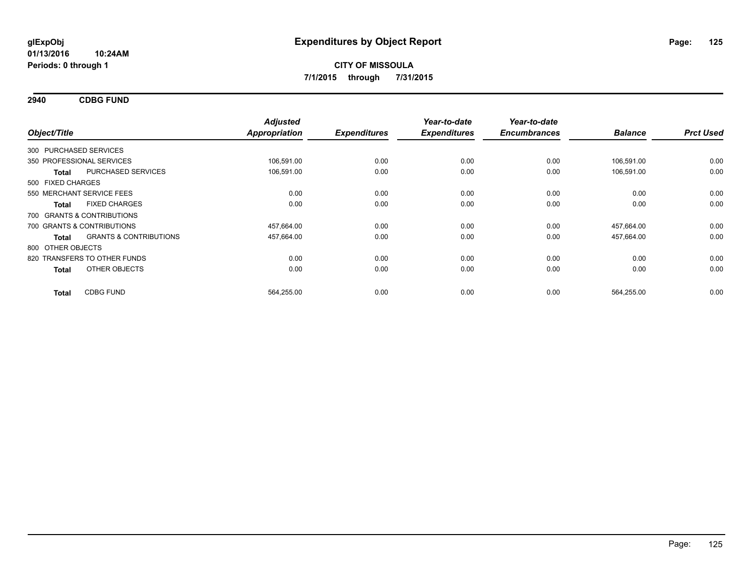**glExpObj**
**01/13/2016 10:24AM**
**Periods: 0 through 1**

# Expenditures by Object Report

**CITY OF MISSOULA**
**7/1/2015 through 7/31/2015**

## 2940 CDBG FUND

| Object/Title | | Adjusted Appropriation | Expenditures | Year-to-date Expenditures | Year-to-date Encumbrances | Balance | Prct Used |
|---|---|---|---|---|---|---|---|
| 300 PURCHASED SERVICES | | | | | | | |
| 350 PROFESSIONAL SERVICES | | 106,591.00 | 0.00 | 0.00 | 0.00 | 106,591.00 | 0.00 |
| **Total** | PURCHASED SERVICES | 106,591.00 | 0.00 | 0.00 | 0.00 | 106,591.00 | 0.00 |
| 500 FIXED CHARGES | | | | | | | |
| 550 MERCHANT SERVICE FEES | | 0.00 | 0.00 | 0.00 | 0.00 | 0.00 | 0.00 |
| **Total** | FIXED CHARGES | 0.00 | 0.00 | 0.00 | 0.00 | 0.00 | 0.00 |
| 700 GRANTS & CONTRIBUTIONS | | | | | | | |
| 700 GRANTS & CONTRIBUTIONS | | 457,664.00 | 0.00 | 0.00 | 0.00 | 457,664.00 | 0.00 |
| **Total** | GRANTS & CONTRIBUTIONS | 457,664.00 | 0.00 | 0.00 | 0.00 | 457,664.00 | 0.00 |
| 800 OTHER OBJECTS | | | | | | | |
| 820 TRANSFERS TO OTHER FUNDS | | 0.00 | 0.00 | 0.00 | 0.00 | 0.00 | 0.00 |
| **Total** | OTHER OBJECTS | 0.00 | 0.00 | 0.00 | 0.00 | 0.00 | 0.00 |
| **Total** | CDBG FUND | 564,255.00 | 0.00 | 0.00 | 0.00 | 564,255.00 | 0.00 |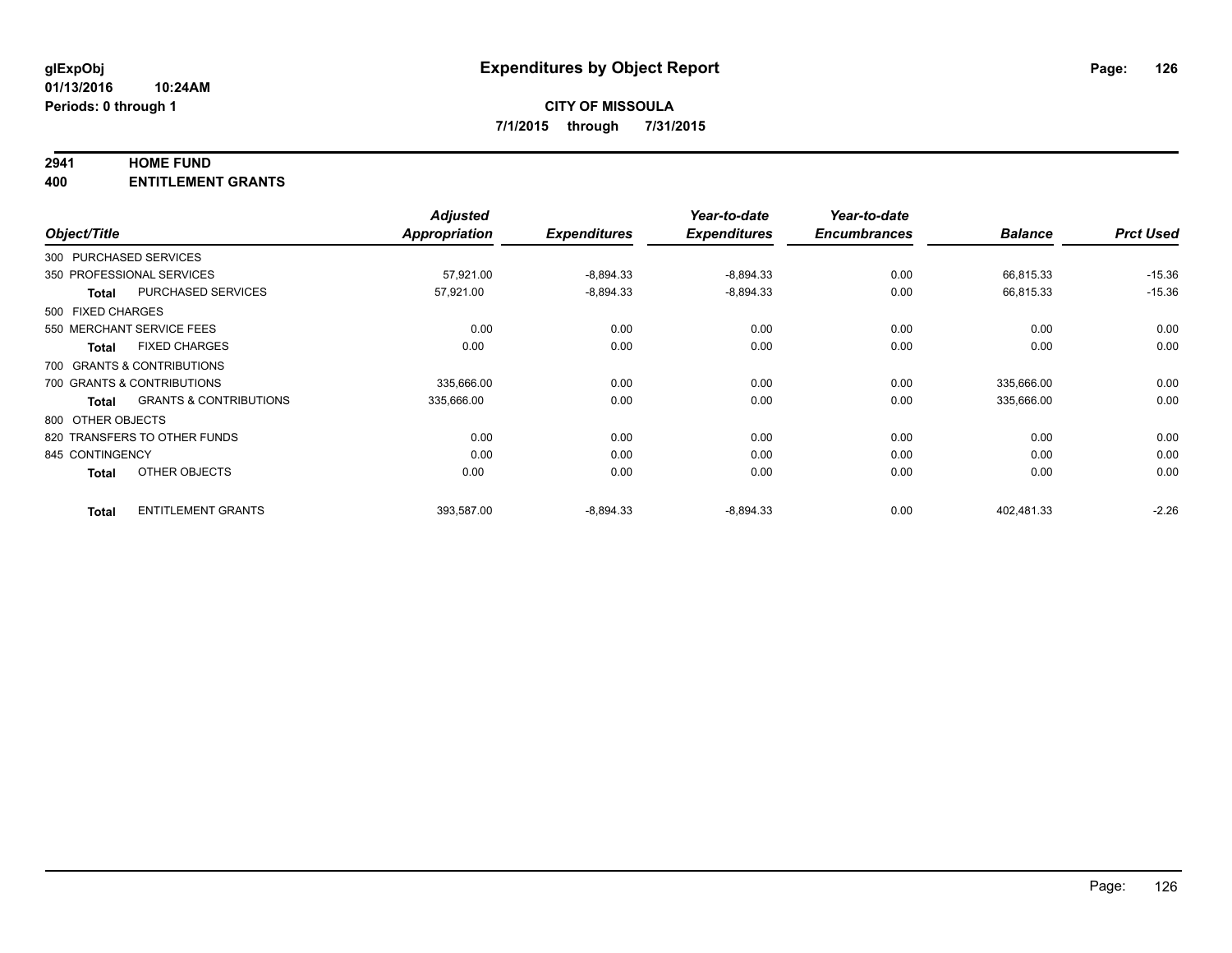**glExpObj**
**01/13/2016 10:24AM**
**Periods: 0 through 1**

# Expenditures by Object Report

**CITY OF MISSOULA**
**7/1/2015 through 7/31/2015**

## 2941 HOME FUND
## 400 ENTITLEMENT GRANTS

| Object/Title | Adjusted Appropriation | Expenditures | Year-to-date Expenditures | Year-to-date Encumbrances | Balance | Prct Used |
|---|---|---|---|---|---|---|
| 300 PURCHASED SERVICES | | | | | | |
| 350 PROFESSIONAL SERVICES | 57,921.00 | -8,894.33 | -8,894.33 | 0.00 | 66,815.33 | -15.36 |
| **Total** PURCHASED SERVICES | 57,921.00 | -8,894.33 | -8,894.33 | 0.00 | 66,815.33 | -15.36 |
| 500 FIXED CHARGES | | | | | | |
| 550 MERCHANT SERVICE FEES | 0.00 | 0.00 | 0.00 | 0.00 | 0.00 | 0.00 |
| **Total** FIXED CHARGES | 0.00 | 0.00 | 0.00 | 0.00 | 0.00 | 0.00 |
| 700 GRANTS & CONTRIBUTIONS | | | | | | |
| 700 GRANTS & CONTRIBUTIONS | 335,666.00 | 0.00 | 0.00 | 0.00 | 335,666.00 | 0.00 |
| **Total** GRANTS & CONTRIBUTIONS | 335,666.00 | 0.00 | 0.00 | 0.00 | 335,666.00 | 0.00 |
| 800 OTHER OBJECTS | | | | | | |
| 820 TRANSFERS TO OTHER FUNDS | 0.00 | 0.00 | 0.00 | 0.00 | 0.00 | 0.00 |
| 845 CONTINGENCY | 0.00 | 0.00 | 0.00 | 0.00 | 0.00 | 0.00 |
| **Total** OTHER OBJECTS | 0.00 | 0.00 | 0.00 | 0.00 | 0.00 | 0.00 |
| **Total** ENTITLEMENT GRANTS | 393,587.00 | -8,894.33 | -8,894.33 | 0.00 | 402,481.33 | -2.26 |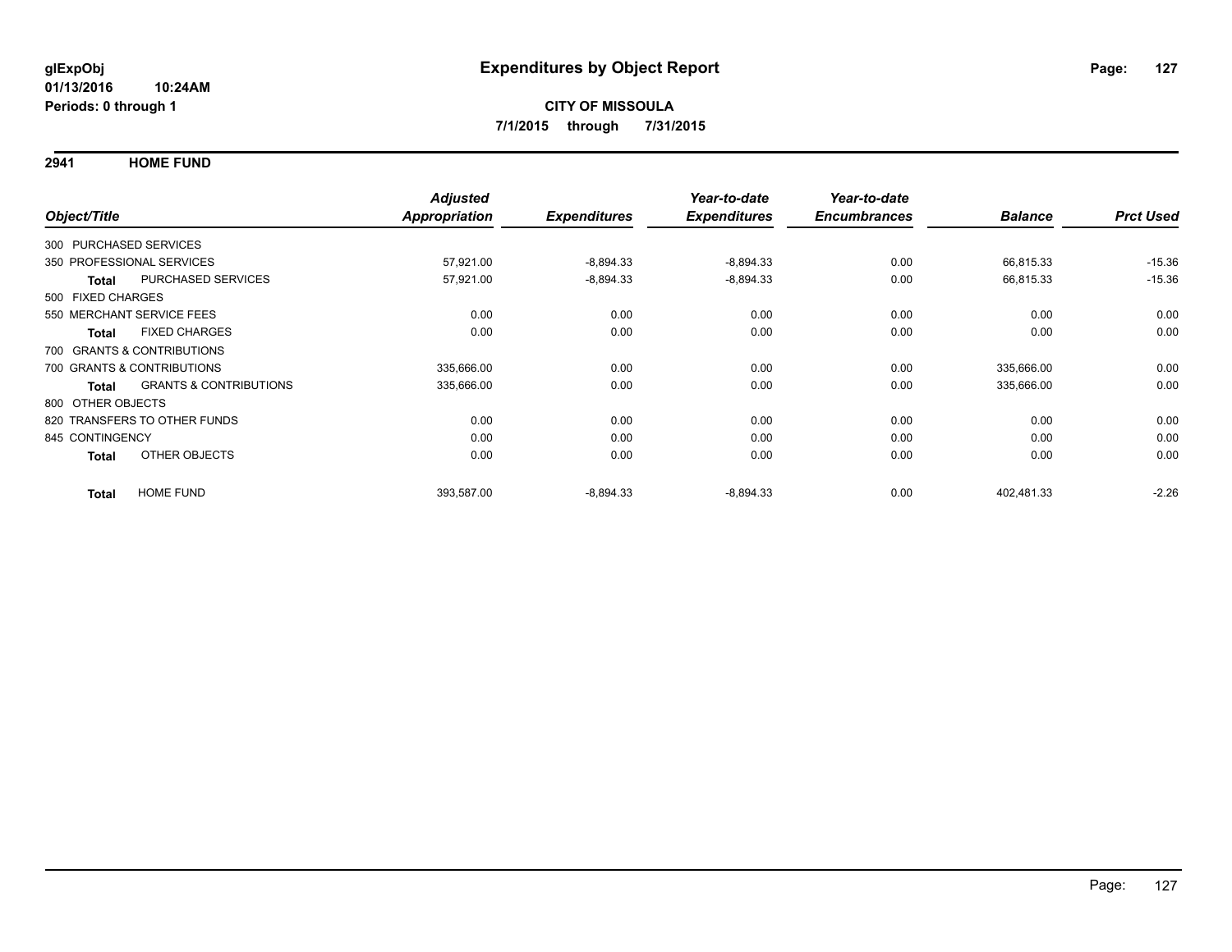**glExpObj**
**01/13/2016 10:24AM**
**Periods: 0 through 1**

# Expenditures by Object Report

**CITY OF MISSOULA**
**7/1/2015 through 7/31/2015**

## 2941 HOME FUND

| Object/Title | | Adjusted Appropriation | Expenditures | Year-to-date Expenditures | Year-to-date Encumbrances | Balance | Prct Used |
|---|---|---|---|---|---|---|---|
| 300 PURCHASED SERVICES | | | | | | | |
| 350 PROFESSIONAL SERVICES | | 57,921.00 | -8,894.33 | -8,894.33 | 0.00 | 66,815.33 | -15.36 |
| **Total** | PURCHASED SERVICES | 57,921.00 | -8,894.33 | -8,894.33 | 0.00 | 66,815.33 | -15.36 |
| 500 FIXED CHARGES | | | | | | | |
| 550 MERCHANT SERVICE FEES | | 0.00 | 0.00 | 0.00 | 0.00 | 0.00 | 0.00 |
| **Total** | FIXED CHARGES | 0.00 | 0.00 | 0.00 | 0.00 | 0.00 | 0.00 |
| 700 GRANTS & CONTRIBUTIONS | | | | | | | |
| 700 GRANTS & CONTRIBUTIONS | | 335,666.00 | 0.00 | 0.00 | 0.00 | 335,666.00 | 0.00 |
| **Total** | GRANTS & CONTRIBUTIONS | 335,666.00 | 0.00 | 0.00 | 0.00 | 335,666.00 | 0.00 |
| 800 OTHER OBJECTS | | | | | | | |
| 820 TRANSFERS TO OTHER FUNDS | | 0.00 | 0.00 | 0.00 | 0.00 | 0.00 | 0.00 |
| 845 CONTINGENCY | | 0.00 | 0.00 | 0.00 | 0.00 | 0.00 | 0.00 |
| **Total** | OTHER OBJECTS | 0.00 | 0.00 | 0.00 | 0.00 | 0.00 | 0.00 |
| **Total** | HOME FUND | 393,587.00 | -8,894.33 | -8,894.33 | 0.00 | 402,481.33 | -2.26 |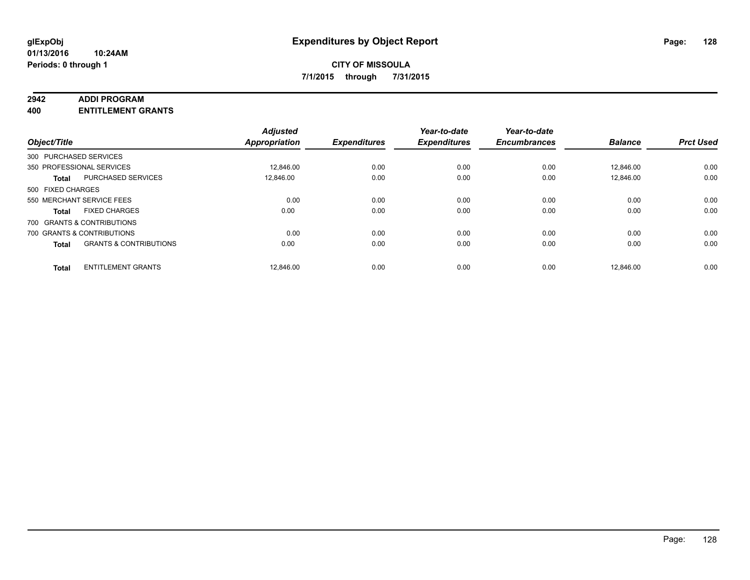**glExpObj**
**01/13/2016 10:24AM**
**Periods: 0 through 1**

# Expenditures by Object Report

**CITY OF MISSOULA**
**7/1/2015 through 7/31/2015**

**2942 ADDI PROGRAM**
**400 ENTITLEMENT GRANTS**

| Object/Title | | Adjusted Appropriation | Expenditures | Year-to-date Expenditures | Year-to-date Encumbrances | Balance | Prct Used |
|---|---|---|---|---|---|---|---|
| 300 PURCHASED SERVICES | | | | | | | |
| 350 PROFESSIONAL SERVICES | | 12,846.00 | 0.00 | 0.00 | 0.00 | 12,846.00 | 0.00 |
| **Total** | PURCHASED SERVICES | 12,846.00 | 0.00 | 0.00 | 0.00 | 12,846.00 | 0.00 |
| 500 FIXED CHARGES | | | | | | | |
| 550 MERCHANT SERVICE FEES | | 0.00 | 0.00 | 0.00 | 0.00 | 0.00 | 0.00 |
| **Total** | FIXED CHARGES | 0.00 | 0.00 | 0.00 | 0.00 | 0.00 | 0.00 |
| 700 GRANTS & CONTRIBUTIONS | | | | | | | |
| 700 GRANTS & CONTRIBUTIONS | | 0.00 | 0.00 | 0.00 | 0.00 | 0.00 | 0.00 |
| **Total** | GRANTS & CONTRIBUTIONS | 0.00 | 0.00 | 0.00 | 0.00 | 0.00 | 0.00 |
| **Total** | ENTITLEMENT GRANTS | 12,846.00 | 0.00 | 0.00 | 0.00 | 12,846.00 | 0.00 |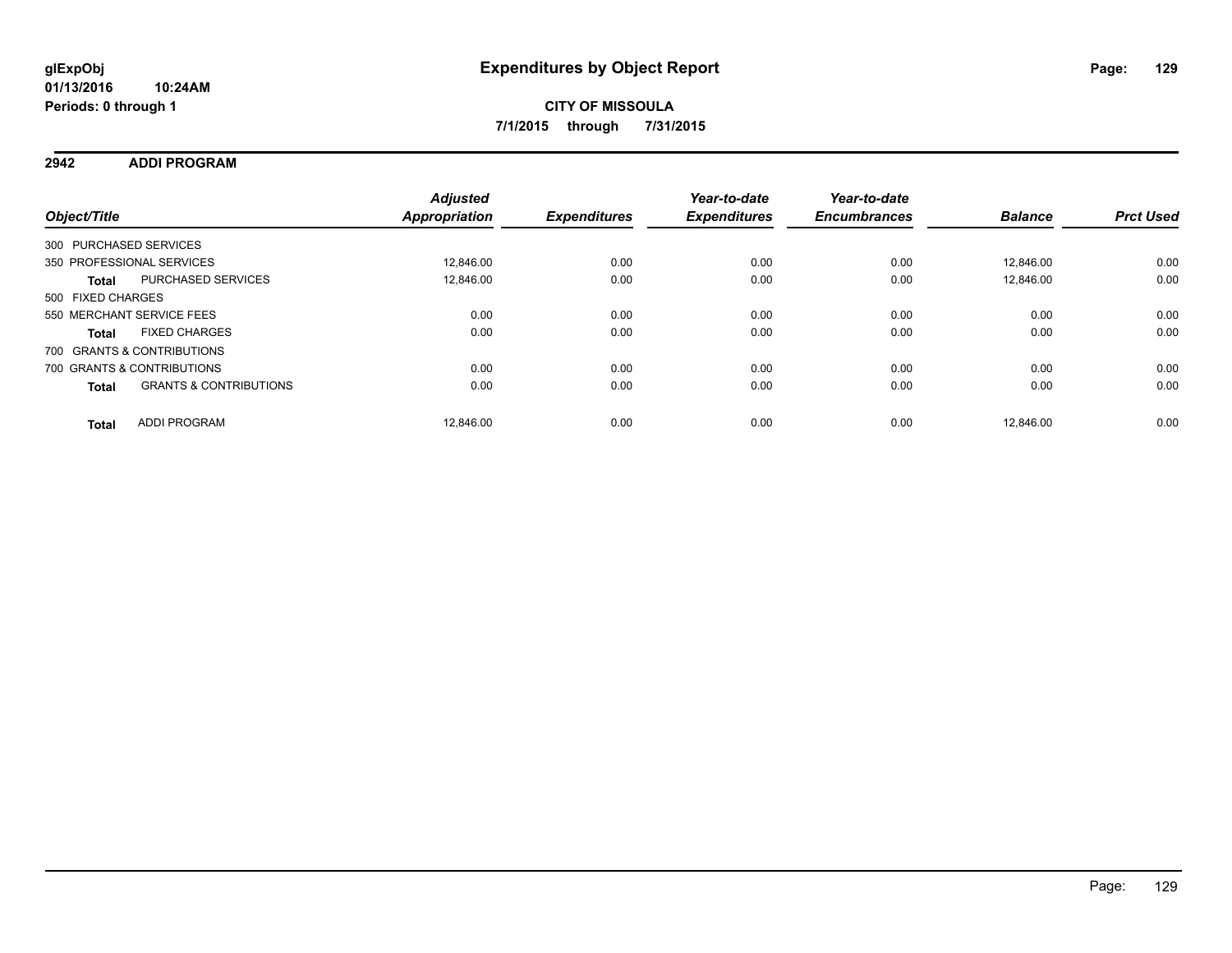**glExpObj** **Expenditures by Object Report**

**01/13/2016 10:24AM**

**Periods: 0 through 1**

**CITY OF MISSOULA**

**7/1/2015 through 7/31/2015**

## 2942 ADDI PROGRAM

| Object/Title | | Adjusted Appropriation | Expenditures | Year-to-date Expenditures | Year-to-date Encumbrances | Balance | Prct Used |
|---|---|---|---|---|---|---|---|
| 300 PURCHASED SERVICES | | | | | | | |
| 350 PROFESSIONAL SERVICES | | 12,846.00 | 0.00 | 0.00 | 0.00 | 12,846.00 | 0.00 |
| **Total** | PURCHASED SERVICES | 12,846.00 | 0.00 | 0.00 | 0.00 | 12,846.00 | 0.00 |
| 500 FIXED CHARGES | | | | | | | |
| 550 MERCHANT SERVICE FEES | | 0.00 | 0.00 | 0.00 | 0.00 | 0.00 | 0.00 |
| **Total** | FIXED CHARGES | 0.00 | 0.00 | 0.00 | 0.00 | 0.00 | 0.00 |
| 700 GRANTS & CONTRIBUTIONS | | | | | | | |
| 700 GRANTS & CONTRIBUTIONS | | 0.00 | 0.00 | 0.00 | 0.00 | 0.00 | 0.00 |
| **Total** | GRANTS & CONTRIBUTIONS | 0.00 | 0.00 | 0.00 | 0.00 | 0.00 | 0.00 |
| **Total** | ADDI PROGRAM | 12,846.00 | 0.00 | 0.00 | 0.00 | 12,846.00 | 0.00 |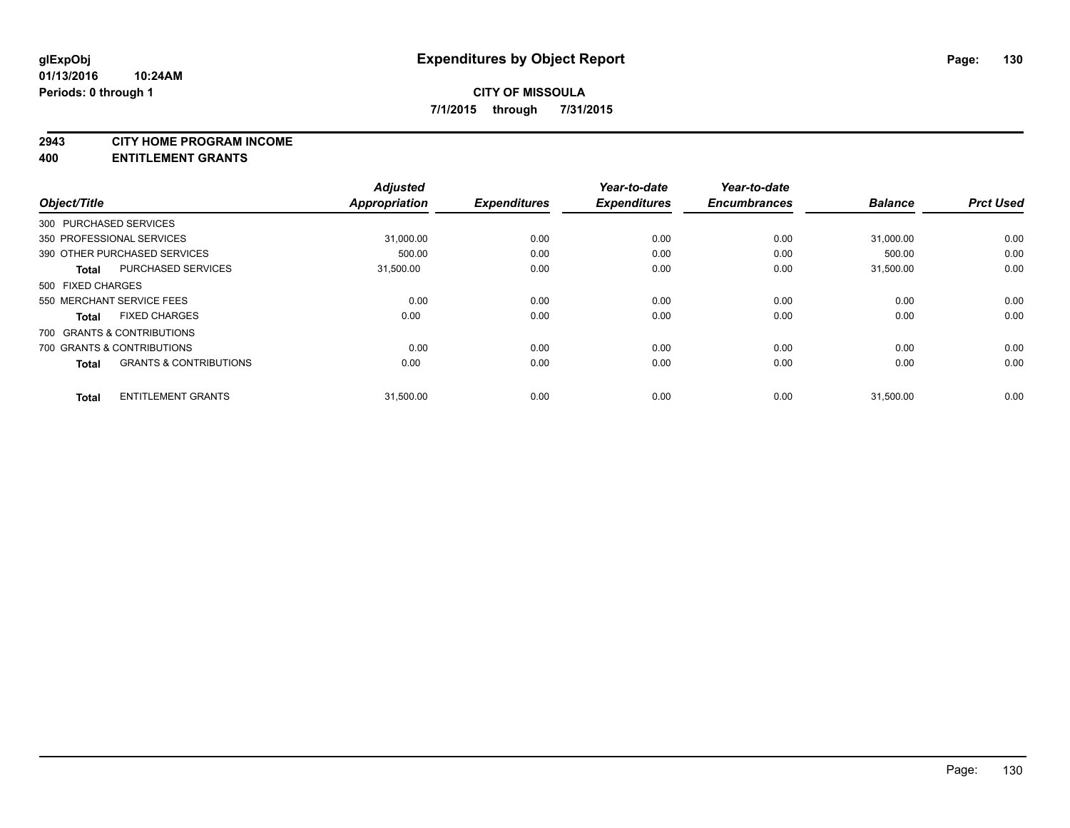# Expenditures by Object Report

glExpObj
01/13/2016 10:24AM
Periods: 0 through 1

**CITY OF MISSOULA**
**7/1/2015 through 7/31/2015**

**2943 CITY HOME PROGRAM INCOME**
**400 ENTITLEMENT GRANTS**

| Object/Title | Adjusted Appropriation | Expenditures | Year-to-date Expenditures | Year-to-date Encumbrances | Balance | Prct Used |
|---|---|---|---|---|---|---|
| 300 PURCHASED SERVICES | | | | | | |
| 350 PROFESSIONAL SERVICES | 31,000.00 | 0.00 | 0.00 | 0.00 | 31,000.00 | 0.00 |
| 390 OTHER PURCHASED SERVICES | 500.00 | 0.00 | 0.00 | 0.00 | 500.00 | 0.00 |
| **Total** PURCHASED SERVICES | 31,500.00 | 0.00 | 0.00 | 0.00 | 31,500.00 | 0.00 |
| 500 FIXED CHARGES | | | | | | |
| 550 MERCHANT SERVICE FEES | 0.00 | 0.00 | 0.00 | 0.00 | 0.00 | 0.00 |
| **Total** FIXED CHARGES | 0.00 | 0.00 | 0.00 | 0.00 | 0.00 | 0.00 |
| 700 GRANTS & CONTRIBUTIONS | | | | | | |
| 700 GRANTS & CONTRIBUTIONS | 0.00 | 0.00 | 0.00 | 0.00 | 0.00 | 0.00 |
| **Total** GRANTS & CONTRIBUTIONS | 0.00 | 0.00 | 0.00 | 0.00 | 0.00 | 0.00 |
| **Total** ENTITLEMENT GRANTS | 31,500.00 | 0.00 | 0.00 | 0.00 | 31,500.00 | 0.00 |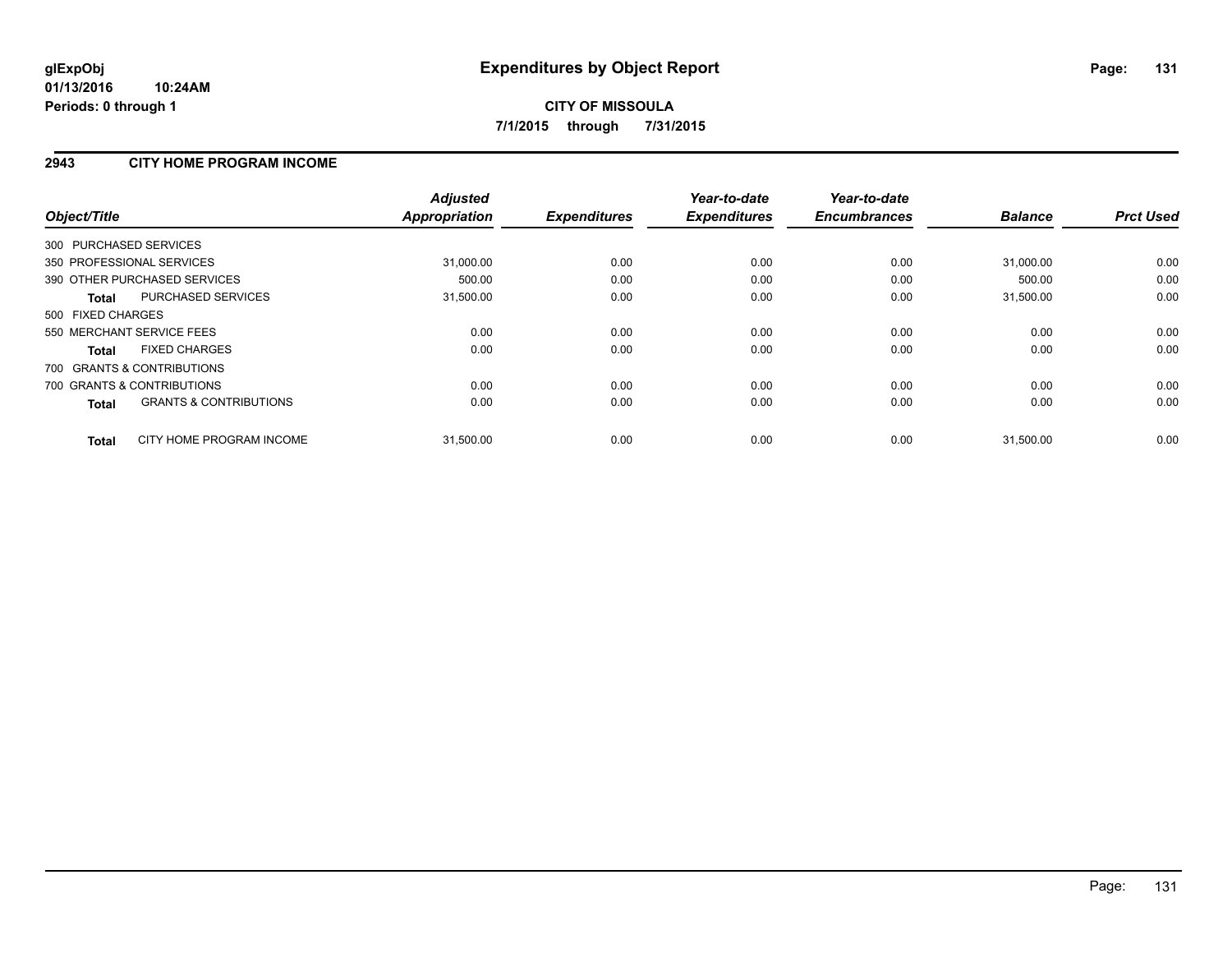**glExpObj**
**01/13/2016 10:24AM**
**Periods: 0 through 1**

# Expenditures by Object Report

**CITY OF MISSOULA**
**7/1/2015 through 7/31/2015**

## 2943 CITY HOME PROGRAM INCOME

| Object/Title | | Adjusted Appropriation | Expenditures | Year-to-date Expenditures | Year-to-date Encumbrances | Balance | Prct Used |
|---|---|---|---|---|---|---|---|
| 300 PURCHASED SERVICES | | | | | | | |
| 350 PROFESSIONAL SERVICES | | 31,000.00 | 0.00 | 0.00 | 0.00 | 31,000.00 | 0.00 |
| 390 OTHER PURCHASED SERVICES | | 500.00 | 0.00 | 0.00 | 0.00 | 500.00 | 0.00 |
| **Total** | PURCHASED SERVICES | 31,500.00 | 0.00 | 0.00 | 0.00 | 31,500.00 | 0.00 |
| 500 FIXED CHARGES | | | | | | | |
| 550 MERCHANT SERVICE FEES | | 0.00 | 0.00 | 0.00 | 0.00 | 0.00 | 0.00 |
| **Total** | FIXED CHARGES | 0.00 | 0.00 | 0.00 | 0.00 | 0.00 | 0.00 |
| 700 GRANTS & CONTRIBUTIONS | | | | | | | |
| 700 GRANTS & CONTRIBUTIONS | | 0.00 | 0.00 | 0.00 | 0.00 | 0.00 | 0.00 |
| **Total** | GRANTS & CONTRIBUTIONS | 0.00 | 0.00 | 0.00 | 0.00 | 0.00 | 0.00 |
| **Total** | CITY HOME PROGRAM INCOME | 31,500.00 | 0.00 | 0.00 | 0.00 | 31,500.00 | 0.00 |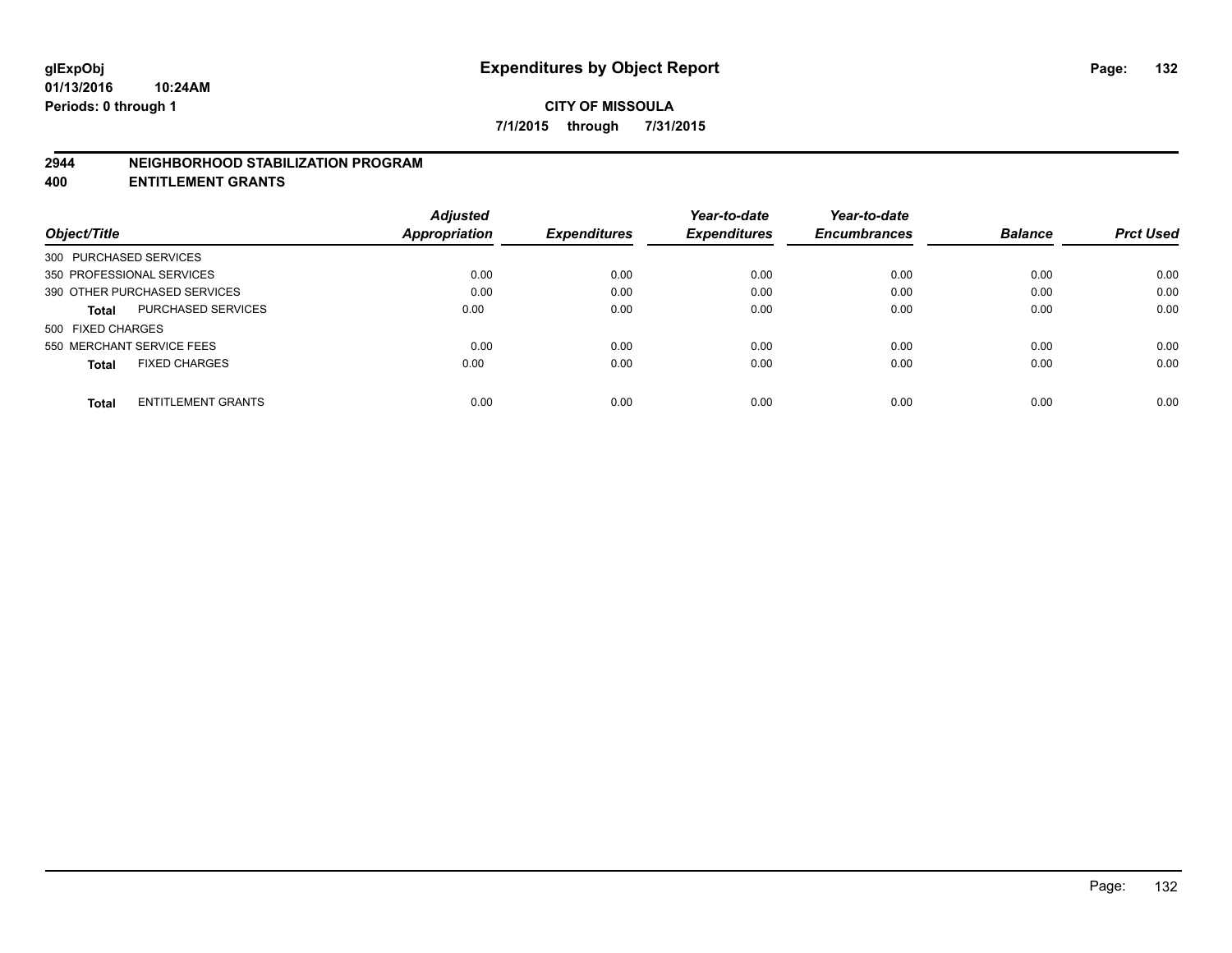**glExpObj**
**01/13/2016 10:24AM**
**Periods: 0 through 1**

# Expenditures by Object Report

**CITY OF MISSOULA**
**7/1/2015 through 7/31/2015**

## 2944 NEIGHBORHOOD STABILIZATION PROGRAM
## 400 ENTITLEMENT GRANTS

| Object/Title | Adjusted Appropriation | Expenditures | Year-to-date Expenditures | Year-to-date Encumbrances | Balance | Prct Used |
|---|---|---|---|---|---|---|
| 300 PURCHASED SERVICES | | | | | | |
| 350 PROFESSIONAL SERVICES | 0.00 | 0.00 | 0.00 | 0.00 | 0.00 | 0.00 |
| 390 OTHER PURCHASED SERVICES | 0.00 | 0.00 | 0.00 | 0.00 | 0.00 | 0.00 |
| **Total** PURCHASED SERVICES | 0.00 | 0.00 | 0.00 | 0.00 | 0.00 | 0.00 |
| 500 FIXED CHARGES | | | | | | |
| 550 MERCHANT SERVICE FEES | 0.00 | 0.00 | 0.00 | 0.00 | 0.00 | 0.00 |
| **Total** FIXED CHARGES | 0.00 | 0.00 | 0.00 | 0.00 | 0.00 | 0.00 |
| **Total** ENTITLEMENT GRANTS | 0.00 | 0.00 | 0.00 | 0.00 | 0.00 | 0.00 |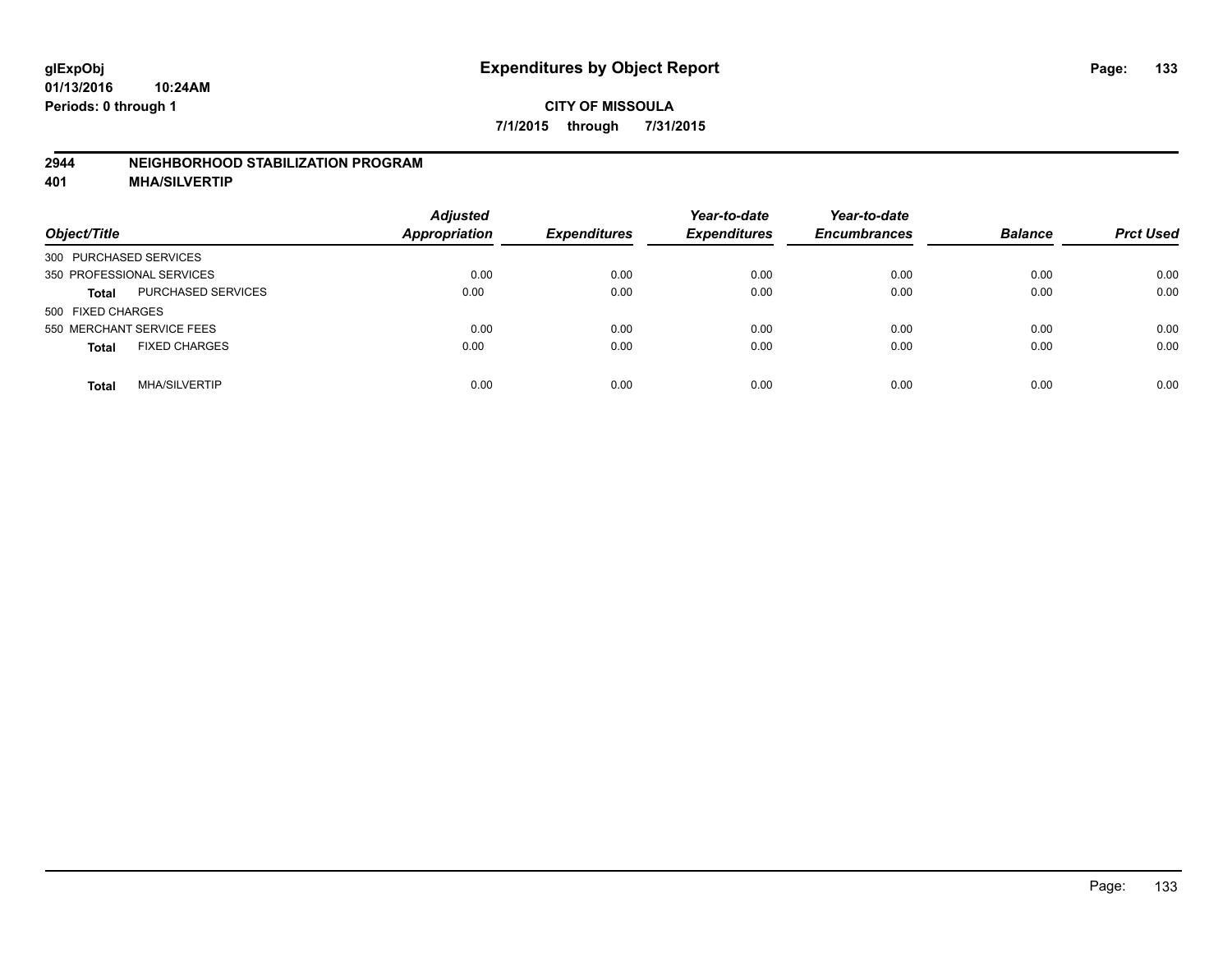**glExpObj**
**01/13/2016 10:24AM**
**Periods: 0 through 1**

# Expenditures by Object Report

**CITY OF MISSOULA**
**7/1/2015 through 7/31/2015**

## 2944 NEIGHBORHOOD STABILIZATION PROGRAM
## 401 MHA/SILVERTIP

| Object/Title | | Adjusted Appropriation | Expenditures | Year-to-date Expenditures | Year-to-date Encumbrances | Balance | Prct Used |
|---|---|---|---|---|---|---|---|
| 300 PURCHASED SERVICES | | | | | | | |
| 350 PROFESSIONAL SERVICES | | 0.00 | 0.00 | 0.00 | 0.00 | 0.00 | 0.00 |
| **Total** | PURCHASED SERVICES | 0.00 | 0.00 | 0.00 | 0.00 | 0.00 | 0.00 |
| 500 FIXED CHARGES | | | | | | | |
| 550 MERCHANT SERVICE FEES | | 0.00 | 0.00 | 0.00 | 0.00 | 0.00 | 0.00 |
| **Total** | FIXED CHARGES | 0.00 | 0.00 | 0.00 | 0.00 | 0.00 | 0.00 |
| **Total** | MHA/SILVERTIP | 0.00 | 0.00 | 0.00 | 0.00 | 0.00 | 0.00 |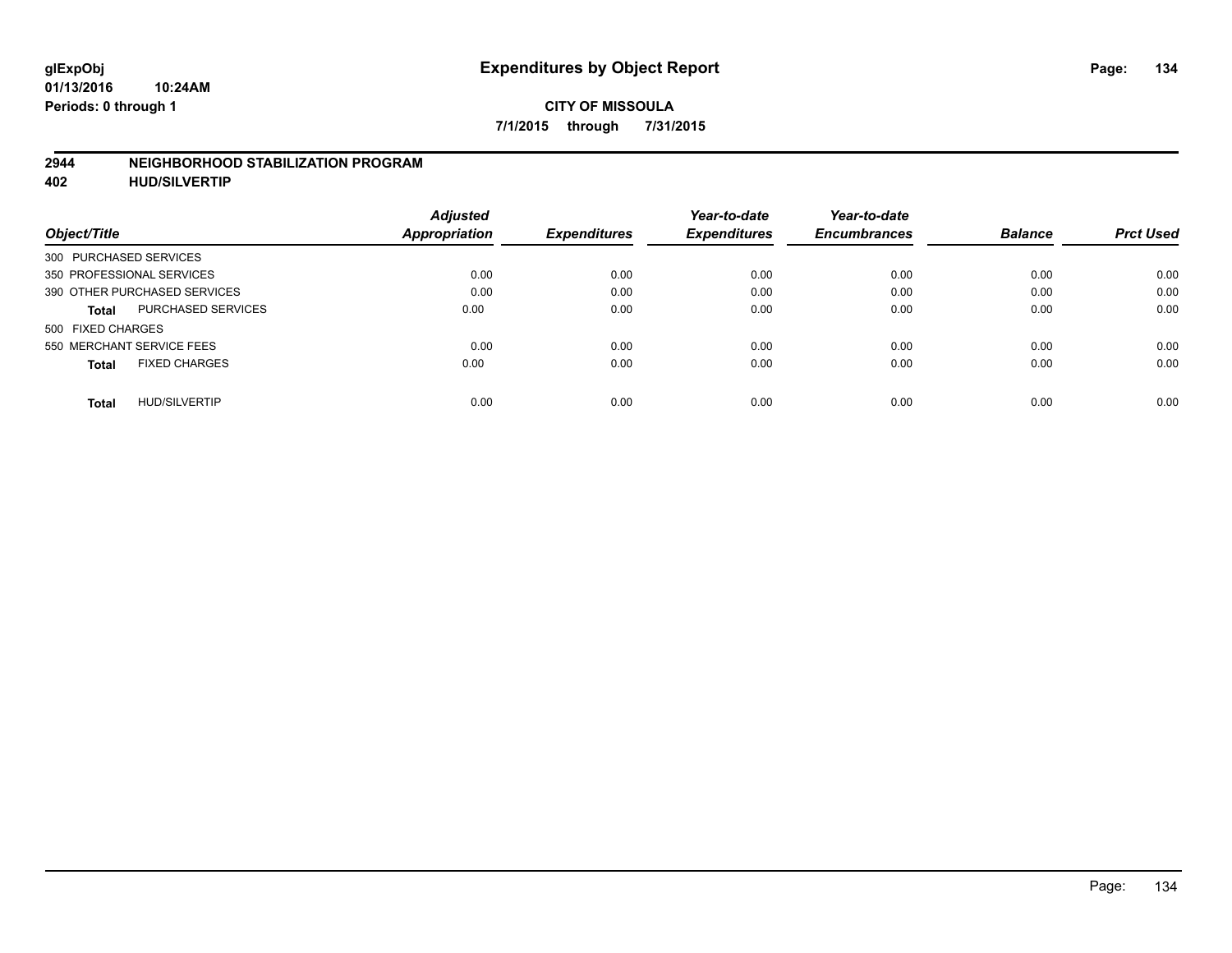**glExpObj**
**01/13/2016 10:24AM**
**Periods: 0 through 1**

# Expenditures by Object Report

**CITY OF MISSOULA**
**7/1/2015 through 7/31/2015**

## 2944 NEIGHBORHOOD STABILIZATION PROGRAM
## 402 HUD/SILVERTIP

| Object/Title | | Adjusted Appropriation | Expenditures | Year-to-date Expenditures | Year-to-date Encumbrances | Balance | Prct Used |
|---|---|---|---|---|---|---|---|
| 300 PURCHASED SERVICES | | | | | | | |
| 350 PROFESSIONAL SERVICES | | 0.00 | 0.00 | 0.00 | 0.00 | 0.00 | 0.00 |
| 390 OTHER PURCHASED SERVICES | | 0.00 | 0.00 | 0.00 | 0.00 | 0.00 | 0.00 |
| **Total** | PURCHASED SERVICES | 0.00 | 0.00 | 0.00 | 0.00 | 0.00 | 0.00 |
| 500 FIXED CHARGES | | | | | | | |
| 550 MERCHANT SERVICE FEES | | 0.00 | 0.00 | 0.00 | 0.00 | 0.00 | 0.00 |
| **Total** | FIXED CHARGES | 0.00 | 0.00 | 0.00 | 0.00 | 0.00 | 0.00 |
| **Total** | HUD/SILVERTIP | 0.00 | 0.00 | 0.00 | 0.00 | 0.00 | 0.00 |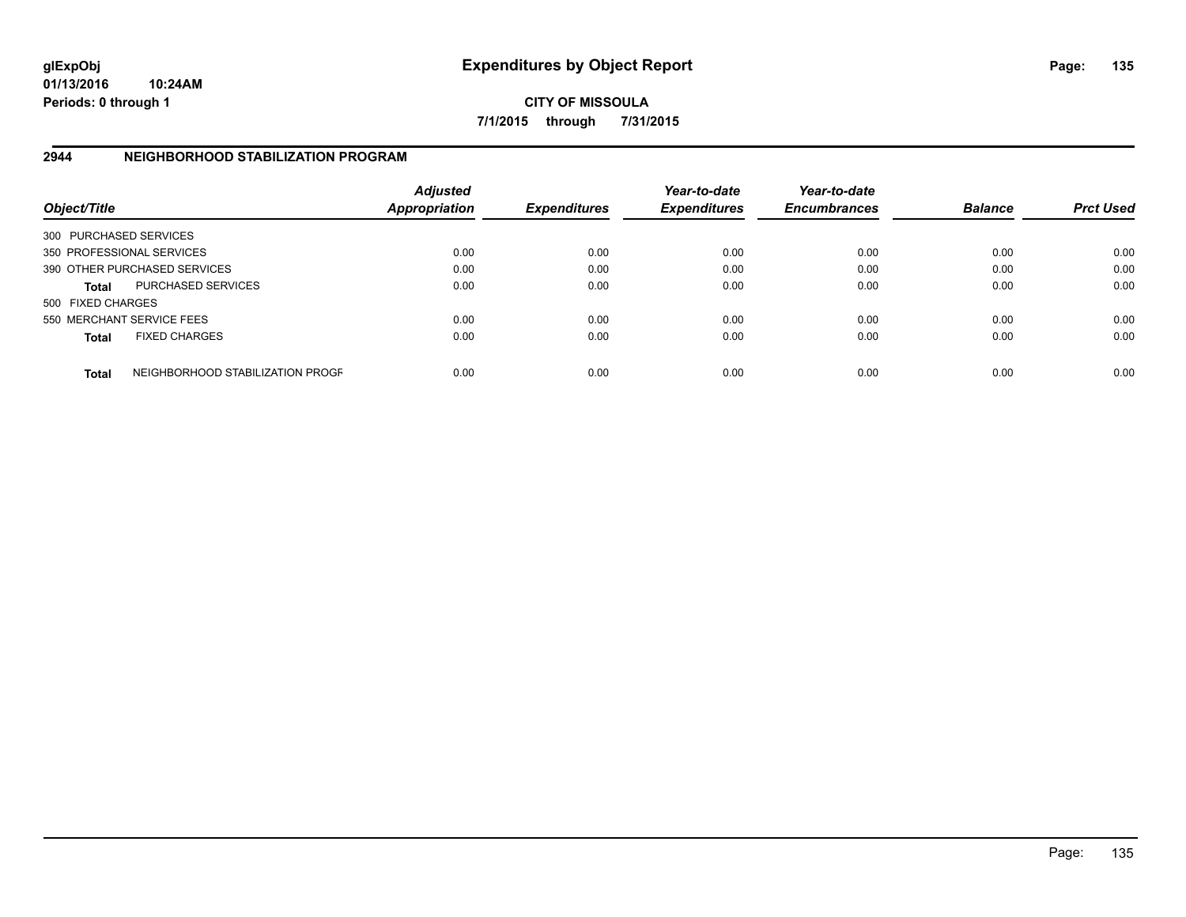**glExpObj**
**01/13/2016 10:24AM**
**Periods: 0 through 1**

# Expenditures by Object Report

**CITY OF MISSOULA**
**7/1/2015 through 7/31/2015**

## 2944 NEIGHBORHOOD STABILIZATION PROGRAM

| Object/Title | | Adjusted Appropriation | Expenditures | Year-to-date Expenditures | Year-to-date Encumbrances | Balance | Prct Used |
|---|---|---|---|---|---|---|---|
| 300 PURCHASED SERVICES | | | | | | | |
| 350 PROFESSIONAL SERVICES | | 0.00 | 0.00 | 0.00 | 0.00 | 0.00 | 0.00 |
| 390 OTHER PURCHASED SERVICES | | 0.00 | 0.00 | 0.00 | 0.00 | 0.00 | 0.00 |
| **Total** | PURCHASED SERVICES | 0.00 | 0.00 | 0.00 | 0.00 | 0.00 | 0.00 |
| 500 FIXED CHARGES | | | | | | | |
| 550 MERCHANT SERVICE FEES | | 0.00 | 0.00 | 0.00 | 0.00 | 0.00 | 0.00 |
| **Total** | FIXED CHARGES | 0.00 | 0.00 | 0.00 | 0.00 | 0.00 | 0.00 |
| **Total** | NEIGHBORHOOD STABILIZATION PROGF | 0.00 | 0.00 | 0.00 | 0.00 | 0.00 | 0.00 |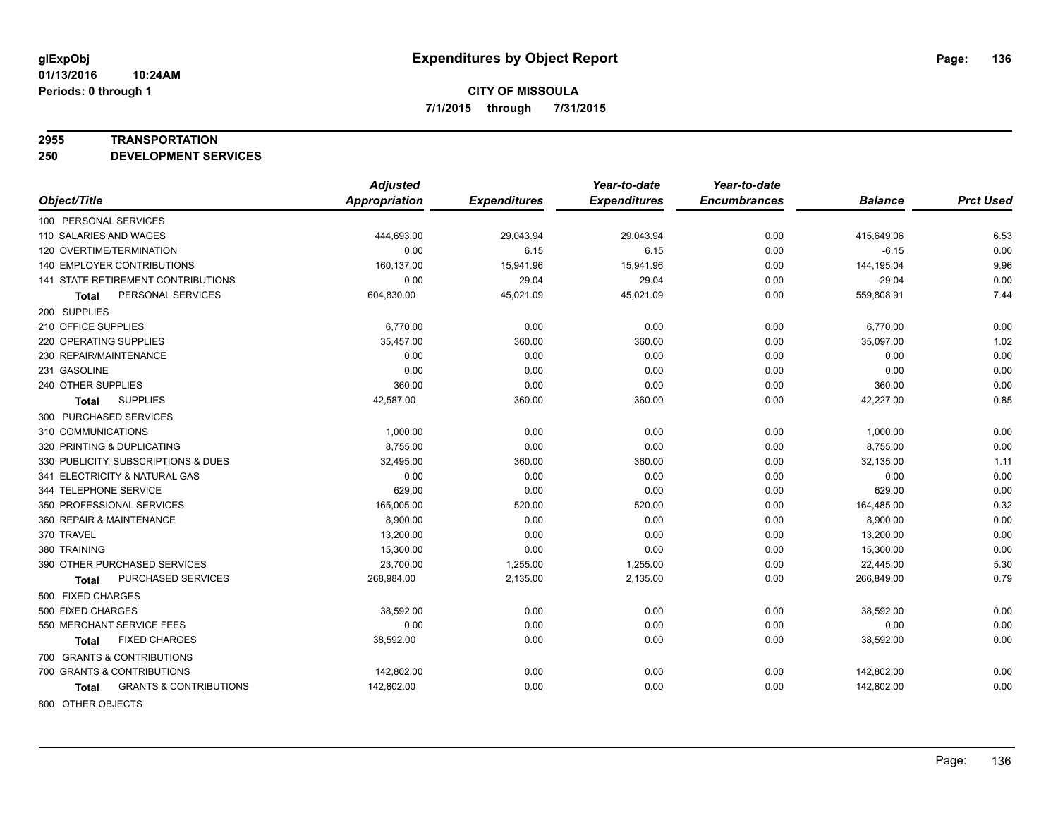# Expenditures by Object Report

glExpObj
01/13/2016 10:24AM
Periods: 0 through 1

**CITY OF MISSOULA**
**7/1/2015 through 7/31/2015**

**2955 TRANSPORTATION**
**250 DEVELOPMENT SERVICES**

| Object/Title | Adjusted Appropriation | Expenditures | Year-to-date Expenditures | Year-to-date Encumbrances | Balance | Prct Used |
|---|---|---|---|---|---|---|
| 100 PERSONAL SERVICES | | | | | | |
| 110 SALARIES AND WAGES | 444,693.00 | 29,043.94 | 29,043.94 | 0.00 | 415,649.06 | 6.53 |
| 120 OVERTIME/TERMINATION | 0.00 | 6.15 | 6.15 | 0.00 | -6.15 | 0.00 |
| 140 EMPLOYER CONTRIBUTIONS | 160,137.00 | 15,941.96 | 15,941.96 | 0.00 | 144,195.04 | 9.96 |
| 141 STATE RETIREMENT CONTRIBUTIONS | 0.00 | 29.04 | 29.04 | 0.00 | -29.04 | 0.00 |
| **Total** PERSONAL SERVICES | 604,830.00 | 45,021.09 | 45,021.09 | 0.00 | 559,808.91 | 7.44 |
| 200 SUPPLIES | | | | | | |
| 210 OFFICE SUPPLIES | 6,770.00 | 0.00 | 0.00 | 0.00 | 6,770.00 | 0.00 |
| 220 OPERATING SUPPLIES | 35,457.00 | 360.00 | 360.00 | 0.00 | 35,097.00 | 1.02 |
| 230 REPAIR/MAINTENANCE | 0.00 | 0.00 | 0.00 | 0.00 | 0.00 | 0.00 |
| 231 GASOLINE | 0.00 | 0.00 | 0.00 | 0.00 | 0.00 | 0.00 |
| 240 OTHER SUPPLIES | 360.00 | 0.00 | 0.00 | 0.00 | 360.00 | 0.00 |
| **Total** SUPPLIES | 42,587.00 | 360.00 | 360.00 | 0.00 | 42,227.00 | 0.85 |
| 300 PURCHASED SERVICES | | | | | | |
| 310 COMMUNICATIONS | 1,000.00 | 0.00 | 0.00 | 0.00 | 1,000.00 | 0.00 |
| 320 PRINTING & DUPLICATING | 8,755.00 | 0.00 | 0.00 | 0.00 | 8,755.00 | 0.00 |
| 330 PUBLICITY, SUBSCRIPTIONS & DUES | 32,495.00 | 360.00 | 360.00 | 0.00 | 32,135.00 | 1.11 |
| 341 ELECTRICITY & NATURAL GAS | 0.00 | 0.00 | 0.00 | 0.00 | 0.00 | 0.00 |
| 344 TELEPHONE SERVICE | 629.00 | 0.00 | 0.00 | 0.00 | 629.00 | 0.00 |
| 350 PROFESSIONAL SERVICES | 165,005.00 | 520.00 | 520.00 | 0.00 | 164,485.00 | 0.32 |
| 360 REPAIR & MAINTENANCE | 8,900.00 | 0.00 | 0.00 | 0.00 | 8,900.00 | 0.00 |
| 370 TRAVEL | 13,200.00 | 0.00 | 0.00 | 0.00 | 13,200.00 | 0.00 |
| 380 TRAINING | 15,300.00 | 0.00 | 0.00 | 0.00 | 15,300.00 | 0.00 |
| 390 OTHER PURCHASED SERVICES | 23,700.00 | 1,255.00 | 1,255.00 | 0.00 | 22,445.00 | 5.30 |
| **Total** PURCHASED SERVICES | 268,984.00 | 2,135.00 | 2,135.00 | 0.00 | 266,849.00 | 0.79 |
| 500 FIXED CHARGES | | | | | | |
| 500 FIXED CHARGES | 38,592.00 | 0.00 | 0.00 | 0.00 | 38,592.00 | 0.00 |
| 550 MERCHANT SERVICE FEES | 0.00 | 0.00 | 0.00 | 0.00 | 0.00 | 0.00 |
| **Total** FIXED CHARGES | 38,592.00 | 0.00 | 0.00 | 0.00 | 38,592.00 | 0.00 |
| 700 GRANTS & CONTRIBUTIONS | | | | | | |
| 700 GRANTS & CONTRIBUTIONS | 142,802.00 | 0.00 | 0.00 | 0.00 | 142,802.00 | 0.00 |
| **Total** GRANTS & CONTRIBUTIONS | 142,802.00 | 0.00 | 0.00 | 0.00 | 142,802.00 | 0.00 |
| 800 OTHER OBJECTS | | | | | | |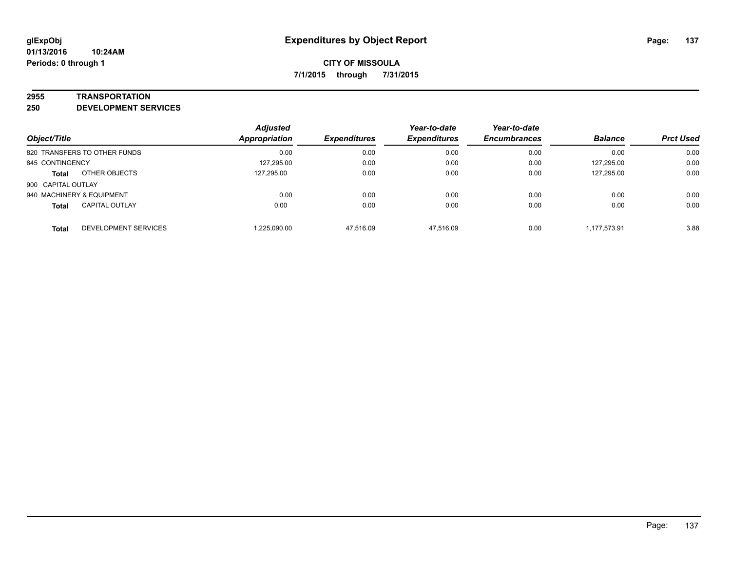# Expenditures by Object Report

glExpObj
01/13/2016 10:24AM
Periods: 0 through 1

**CITY OF MISSOULA**

**7/1/2015 through 7/31/2015**

## 2955 TRANSPORTATION
## 250 DEVELOPMENT SERVICES

| Object/Title | | Adjusted Appropriation | Expenditures | Year-to-date Expenditures | Year-to-date Encumbrances | Balance | Prct Used |
|---|---|---|---|---|---|---|---|
| 820 TRANSFERS TO OTHER FUNDS | | 0.00 | 0.00 | 0.00 | 0.00 | 0.00 | 0.00 |
| 845 CONTINGENCY | | 127,295.00 | 0.00 | 0.00 | 0.00 | 127,295.00 | 0.00 |
| **Total** | OTHER OBJECTS | 127,295.00 | 0.00 | 0.00 | 0.00 | 127,295.00 | 0.00 |
| 900 CAPITAL OUTLAY | | | | | | | |
| 940 MACHINERY & EQUIPMENT | | 0.00 | 0.00 | 0.00 | 0.00 | 0.00 | 0.00 |
| **Total** | CAPITAL OUTLAY | 0.00 | 0.00 | 0.00 | 0.00 | 0.00 | 0.00 |
| **Total** | DEVELOPMENT SERVICES | 1,225,090.00 | 47,516.09 | 47,516.09 | 0.00 | 1,177,573.91 | 3.88 |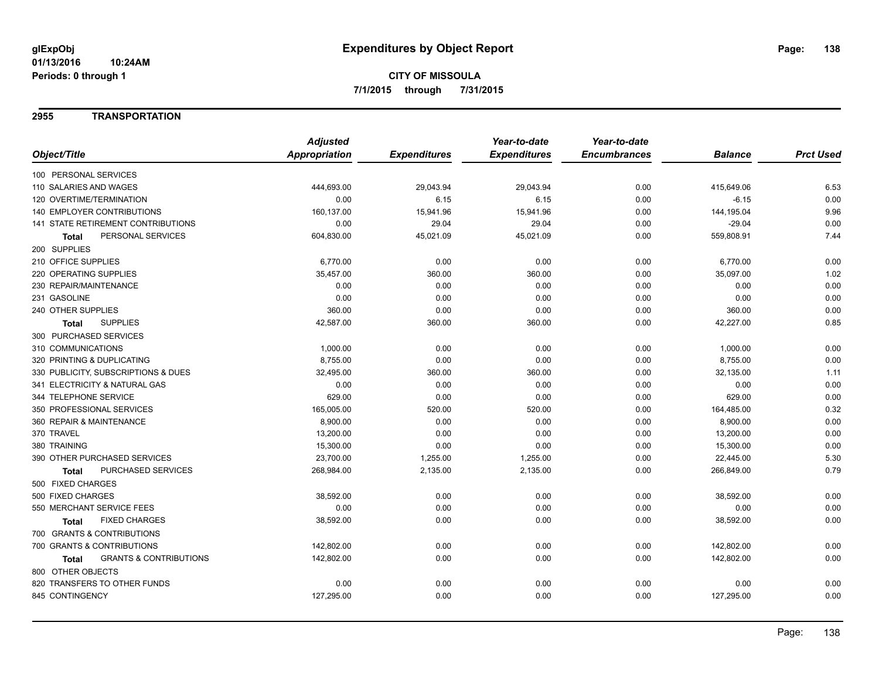glExpObj
01/13/2016 10:24AM
Periods: 0 through 1

# Expenditures by Object Report

**CITY OF MISSOULA**
**7/1/2015 through 7/31/2015**

## 2955 TRANSPORTATION

| Object/Title | Adjusted Appropriation | Expenditures | Year-to-date Expenditures | Year-to-date Encumbrances | Balance | Prct Used |
|---|---|---|---|---|---|---|
| 100 PERSONAL SERVICES | | | | | | |
| 110 SALARIES AND WAGES | 444,693.00 | 29,043.94 | 29,043.94 | 0.00 | 415,649.06 | 6.53 |
| 120 OVERTIME/TERMINATION | 0.00 | 6.15 | 6.15 | 0.00 | -6.15 | 0.00 |
| 140 EMPLOYER CONTRIBUTIONS | 160,137.00 | 15,941.96 | 15,941.96 | 0.00 | 144,195.04 | 9.96 |
| 141 STATE RETIREMENT CONTRIBUTIONS | 0.00 | 29.04 | 29.04 | 0.00 | -29.04 | 0.00 |
| **Total** PERSONAL SERVICES | 604,830.00 | 45,021.09 | 45,021.09 | 0.00 | 559,808.91 | 7.44 |
| 200 SUPPLIES | | | | | | |
| 210 OFFICE SUPPLIES | 6,770.00 | 0.00 | 0.00 | 0.00 | 6,770.00 | 0.00 |
| 220 OPERATING SUPPLIES | 35,457.00 | 360.00 | 360.00 | 0.00 | 35,097.00 | 1.02 |
| 230 REPAIR/MAINTENANCE | 0.00 | 0.00 | 0.00 | 0.00 | 0.00 | 0.00 |
| 231 GASOLINE | 0.00 | 0.00 | 0.00 | 0.00 | 0.00 | 0.00 |
| 240 OTHER SUPPLIES | 360.00 | 0.00 | 0.00 | 0.00 | 360.00 | 0.00 |
| **Total** SUPPLIES | 42,587.00 | 360.00 | 360.00 | 0.00 | 42,227.00 | 0.85 |
| 300 PURCHASED SERVICES | | | | | | |
| 310 COMMUNICATIONS | 1,000.00 | 0.00 | 0.00 | 0.00 | 1,000.00 | 0.00 |
| 320 PRINTING & DUPLICATING | 8,755.00 | 0.00 | 0.00 | 0.00 | 8,755.00 | 0.00 |
| 330 PUBLICITY, SUBSCRIPTIONS & DUES | 32,495.00 | 360.00 | 360.00 | 0.00 | 32,135.00 | 1.11 |
| 341 ELECTRICITY & NATURAL GAS | 0.00 | 0.00 | 0.00 | 0.00 | 0.00 | 0.00 |
| 344 TELEPHONE SERVICE | 629.00 | 0.00 | 0.00 | 0.00 | 629.00 | 0.00 |
| 350 PROFESSIONAL SERVICES | 165,005.00 | 520.00 | 520.00 | 0.00 | 164,485.00 | 0.32 |
| 360 REPAIR & MAINTENANCE | 8,900.00 | 0.00 | 0.00 | 0.00 | 8,900.00 | 0.00 |
| 370 TRAVEL | 13,200.00 | 0.00 | 0.00 | 0.00 | 13,200.00 | 0.00 |
| 380 TRAINING | 15,300.00 | 0.00 | 0.00 | 0.00 | 15,300.00 | 0.00 |
| 390 OTHER PURCHASED SERVICES | 23,700.00 | 1,255.00 | 1,255.00 | 0.00 | 22,445.00 | 5.30 |
| **Total** PURCHASED SERVICES | 268,984.00 | 2,135.00 | 2,135.00 | 0.00 | 266,849.00 | 0.79 |
| 500 FIXED CHARGES | | | | | | |
| 500 FIXED CHARGES | 38,592.00 | 0.00 | 0.00 | 0.00 | 38,592.00 | 0.00 |
| 550 MERCHANT SERVICE FEES | 0.00 | 0.00 | 0.00 | 0.00 | 0.00 | 0.00 |
| **Total** FIXED CHARGES | 38,592.00 | 0.00 | 0.00 | 0.00 | 38,592.00 | 0.00 |
| 700 GRANTS & CONTRIBUTIONS | | | | | | |
| 700 GRANTS & CONTRIBUTIONS | 142,802.00 | 0.00 | 0.00 | 0.00 | 142,802.00 | 0.00 |
| **Total** GRANTS & CONTRIBUTIONS | 142,802.00 | 0.00 | 0.00 | 0.00 | 142,802.00 | 0.00 |
| 800 OTHER OBJECTS | | | | | | |
| 820 TRANSFERS TO OTHER FUNDS | 0.00 | 0.00 | 0.00 | 0.00 | 0.00 | 0.00 |
| 845 CONTINGENCY | 127,295.00 | 0.00 | 0.00 | 0.00 | 127,295.00 | 0.00 |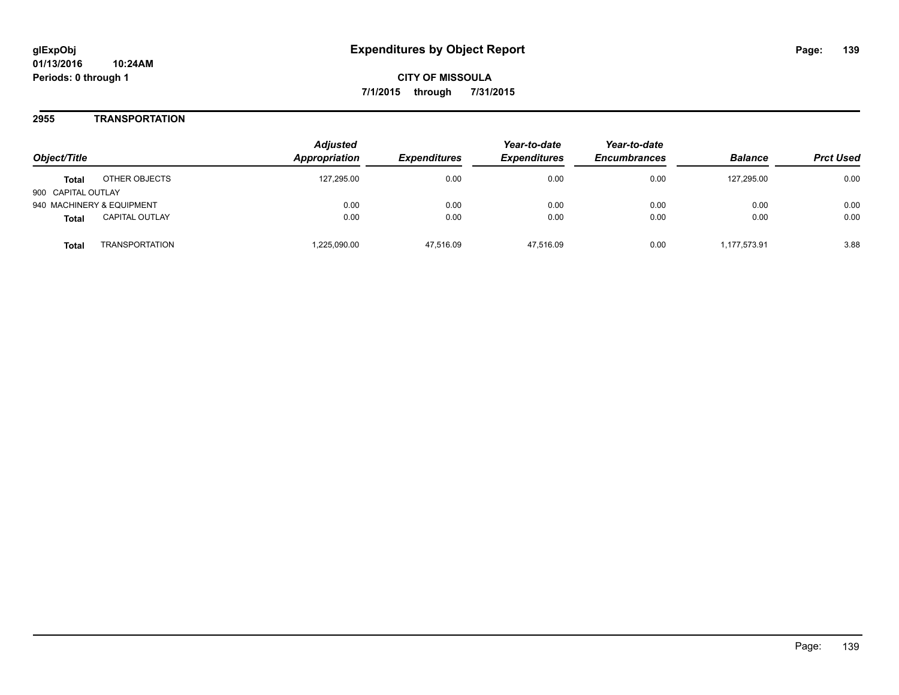glExpObj
01/13/2016 10:24AM
Periods: 0 through 1

**Expenditures by Object Report**

**CITY OF MISSOULA**

**7/1/2015 through 7/31/2015**

## 2955 TRANSPORTATION

| Object/Title | | Adjusted Appropriation | Expenditures | Year-to-date Expenditures | Year-to-date Encumbrances | Balance | Prct Used |
|---|---|---|---|---|---|---|---|
| **Total** | OTHER OBJECTS | 127,295.00 | 0.00 | 0.00 | 0.00 | 127,295.00 | 0.00 |
| 900 CAPITAL OUTLAY | | | | | | | |
| 940 MACHINERY & EQUIPMENT | | 0.00 | 0.00 | 0.00 | 0.00 | 0.00 | 0.00 |
| **Total** | CAPITAL OUTLAY | 0.00 | 0.00 | 0.00 | 0.00 | 0.00 | 0.00 |
| **Total** | TRANSPORTATION | 1,225,090.00 | 47,516.09 | 47,516.09 | 0.00 | 1,177,573.91 | 3.88 |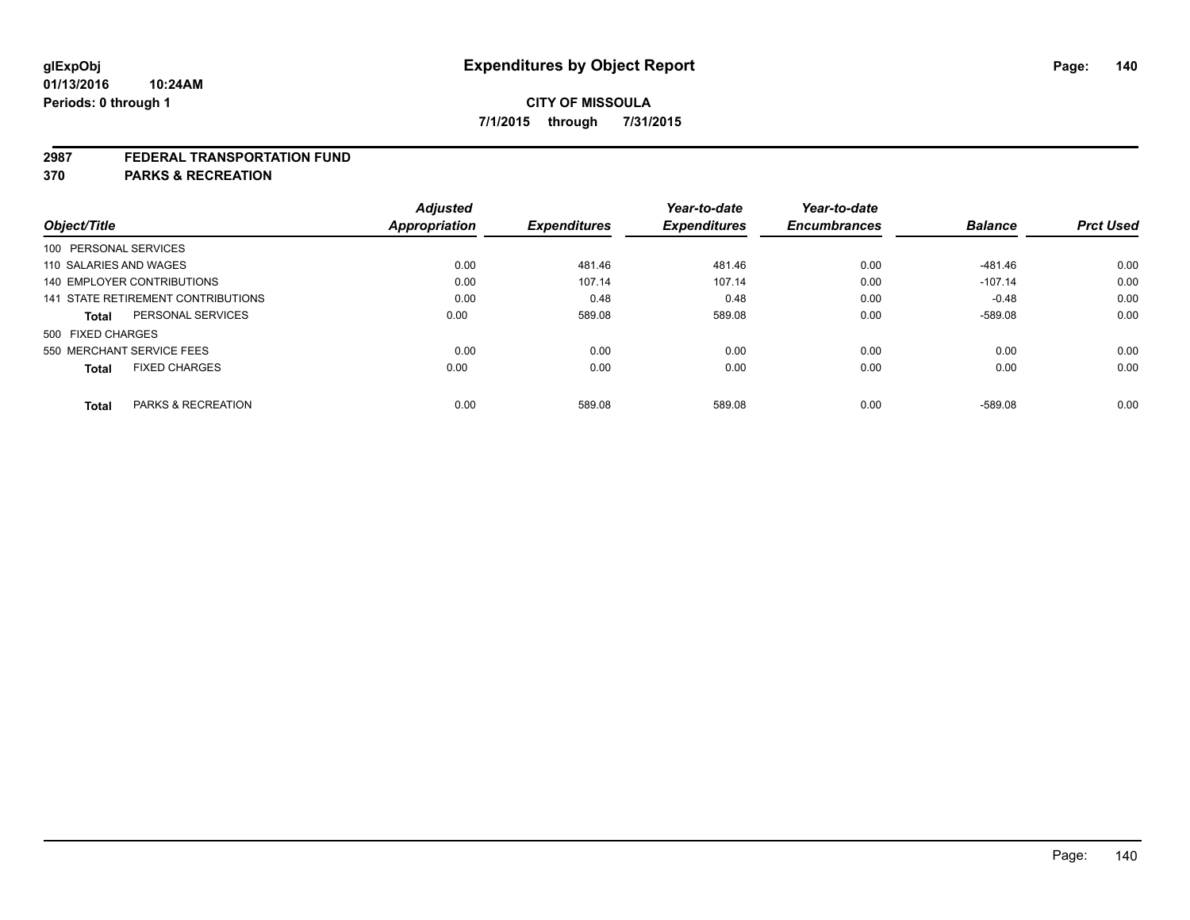glExpObj
01/13/2016 10:24AM
Periods: 0 through 1

# Expenditures by Object Report

**CITY OF MISSOULA**
**7/1/2015 through 7/31/2015**

## 2987 FEDERAL TRANSPORTATION FUND
## 370 PARKS & RECREATION

| Object/Title | Adjusted Appropriation | Expenditures | Year-to-date Expenditures | Year-to-date Encumbrances | Balance | Prct Used |
|---|---|---|---|---|---|---|
| 100 PERSONAL SERVICES | | | | | | |
| 110 SALARIES AND WAGES | 0.00 | 481.46 | 481.46 | 0.00 | -481.46 | 0.00 |
| 140 EMPLOYER CONTRIBUTIONS | 0.00 | 107.14 | 107.14 | 0.00 | -107.14 | 0.00 |
| 141 STATE RETIREMENT CONTRIBUTIONS | 0.00 | 0.48 | 0.48 | 0.00 | -0.48 | 0.00 |
| **Total** PERSONAL SERVICES | 0.00 | 589.08 | 589.08 | 0.00 | -589.08 | 0.00 |
| 500 FIXED CHARGES | | | | | | |
| 550 MERCHANT SERVICE FEES | 0.00 | 0.00 | 0.00 | 0.00 | 0.00 | 0.00 |
| **Total** FIXED CHARGES | 0.00 | 0.00 | 0.00 | 0.00 | 0.00 | 0.00 |
| **Total** PARKS & RECREATION | 0.00 | 589.08 | 589.08 | 0.00 | -589.08 | 0.00 |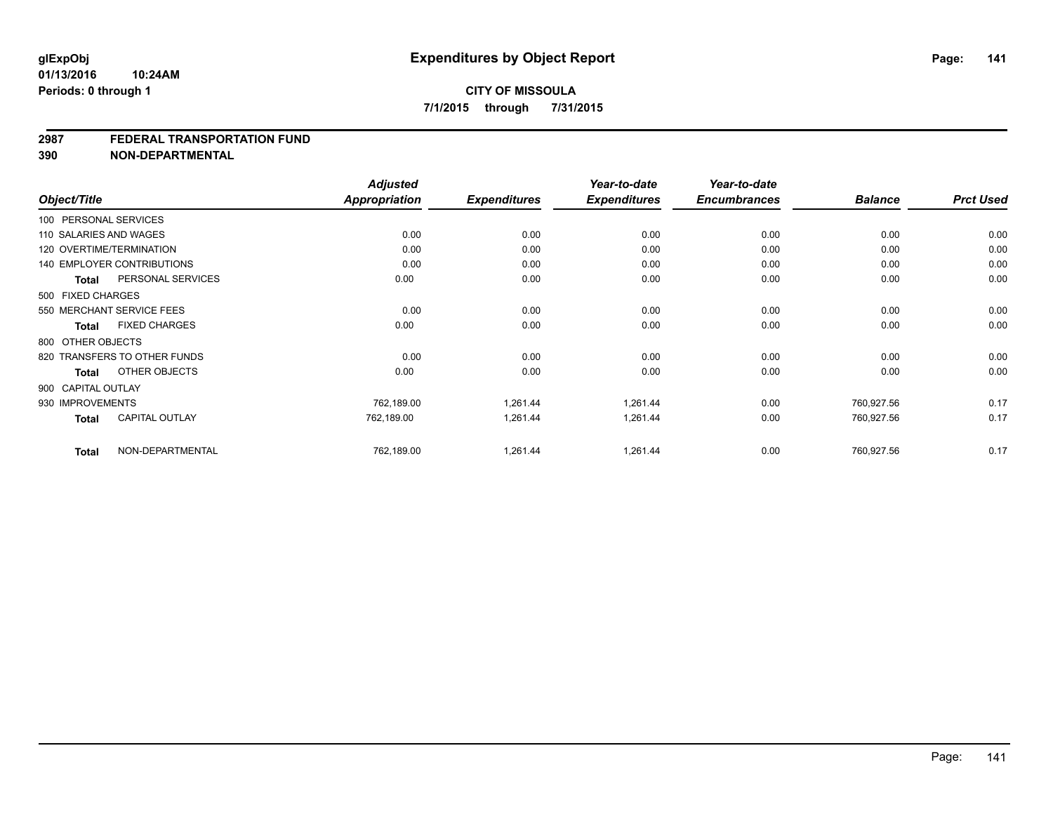# Expenditures by Object Report

glExpObj
01/13/2016 10:24AM
Periods: 0 through 1

**CITY OF MISSOULA**
**7/1/2015 through 7/31/2015**

## 2987 FEDERAL TRANSPORTATION FUND
## 390 NON-DEPARTMENTAL

| Object/Title | Adjusted Appropriation | Expenditures | Year-to-date Expenditures | Year-to-date Encumbrances | Balance | Prct Used |
|---|---|---|---|---|---|---|
| 100 PERSONAL SERVICES | | | | | | |
| 110 SALARIES AND WAGES | 0.00 | 0.00 | 0.00 | 0.00 | 0.00 | 0.00 |
| 120 OVERTIME/TERMINATION | 0.00 | 0.00 | 0.00 | 0.00 | 0.00 | 0.00 |
| 140 EMPLOYER CONTRIBUTIONS | 0.00 | 0.00 | 0.00 | 0.00 | 0.00 | 0.00 |
| **Total** PERSONAL SERVICES | 0.00 | 0.00 | 0.00 | 0.00 | 0.00 | 0.00 |
| 500 FIXED CHARGES | | | | | | |
| 550 MERCHANT SERVICE FEES | 0.00 | 0.00 | 0.00 | 0.00 | 0.00 | 0.00 |
| **Total** FIXED CHARGES | 0.00 | 0.00 | 0.00 | 0.00 | 0.00 | 0.00 |
| 800 OTHER OBJECTS | | | | | | |
| 820 TRANSFERS TO OTHER FUNDS | 0.00 | 0.00 | 0.00 | 0.00 | 0.00 | 0.00 |
| **Total** OTHER OBJECTS | 0.00 | 0.00 | 0.00 | 0.00 | 0.00 | 0.00 |
| 900 CAPITAL OUTLAY | | | | | | |
| 930 IMPROVEMENTS | 762,189.00 | 1,261.44 | 1,261.44 | 0.00 | 760,927.56 | 0.17 |
| **Total** CAPITAL OUTLAY | 762,189.00 | 1,261.44 | 1,261.44 | 0.00 | 760,927.56 | 0.17 |
| **Total** NON-DEPARTMENTAL | 762,189.00 | 1,261.44 | 1,261.44 | 0.00 | 760,927.56 | 0.17 |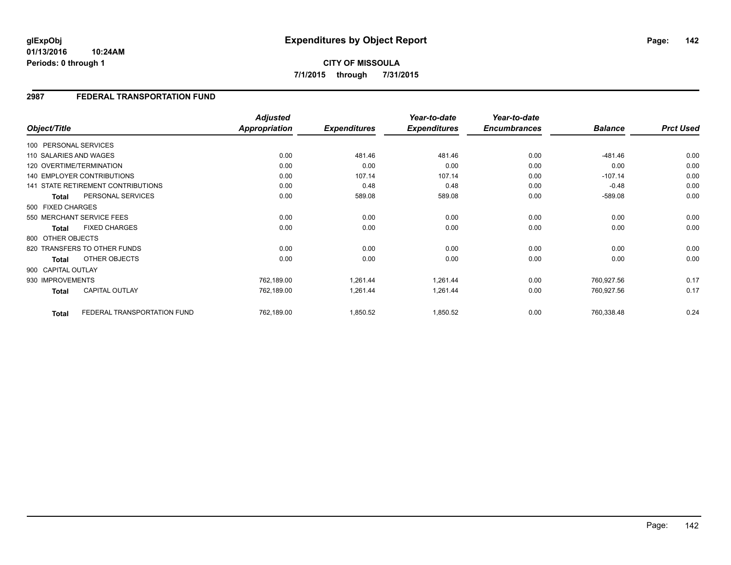**glExpObj**
**01/13/2016 10:24AM**
**Periods: 0 through 1**

# Expenditures by Object Report

**CITY OF MISSOULA**
**7/1/2015 through 7/31/2015**

## 2987 FEDERAL TRANSPORTATION FUND

| Object/Title | | *Adjusted Appropriation* | *Expenditures* | *Year-to-date Expenditures* | *Year-to-date Encumbrances* | *Balance* | *Prct Used* |
|---|---|---|---|---|---|---|---|
| 100 PERSONAL SERVICES | | | | | | | |
| 110 SALARIES AND WAGES | | 0.00 | 481.46 | 481.46 | 0.00 | -481.46 | 0.00 |
| 120 OVERTIME/TERMINATION | | 0.00 | 0.00 | 0.00 | 0.00 | 0.00 | 0.00 |
| 140 EMPLOYER CONTRIBUTIONS | | 0.00 | 107.14 | 107.14 | 0.00 | -107.14 | 0.00 |
| 141 STATE RETIREMENT CONTRIBUTIONS | | 0.00 | 0.48 | 0.48 | 0.00 | -0.48 | 0.00 |
| **Total** | PERSONAL SERVICES | 0.00 | 589.08 | 589.08 | 0.00 | -589.08 | 0.00 |
| 500 FIXED CHARGES | | | | | | | |
| 550 MERCHANT SERVICE FEES | | 0.00 | 0.00 | 0.00 | 0.00 | 0.00 | 0.00 |
| **Total** | FIXED CHARGES | 0.00 | 0.00 | 0.00 | 0.00 | 0.00 | 0.00 |
| 800 OTHER OBJECTS | | | | | | | |
| 820 TRANSFERS TO OTHER FUNDS | | 0.00 | 0.00 | 0.00 | 0.00 | 0.00 | 0.00 |
| **Total** | OTHER OBJECTS | 0.00 | 0.00 | 0.00 | 0.00 | 0.00 | 0.00 |
| 900 CAPITAL OUTLAY | | | | | | | |
| 930 IMPROVEMENTS | | 762,189.00 | 1,261.44 | 1,261.44 | 0.00 | 760,927.56 | 0.17 |
| **Total** | CAPITAL OUTLAY | 762,189.00 | 1,261.44 | 1,261.44 | 0.00 | 760,927.56 | 0.17 |
| **Total** | FEDERAL TRANSPORTATION FUND | 762,189.00 | 1,850.52 | 1,850.52 | 0.00 | 760,338.48 | 0.24 |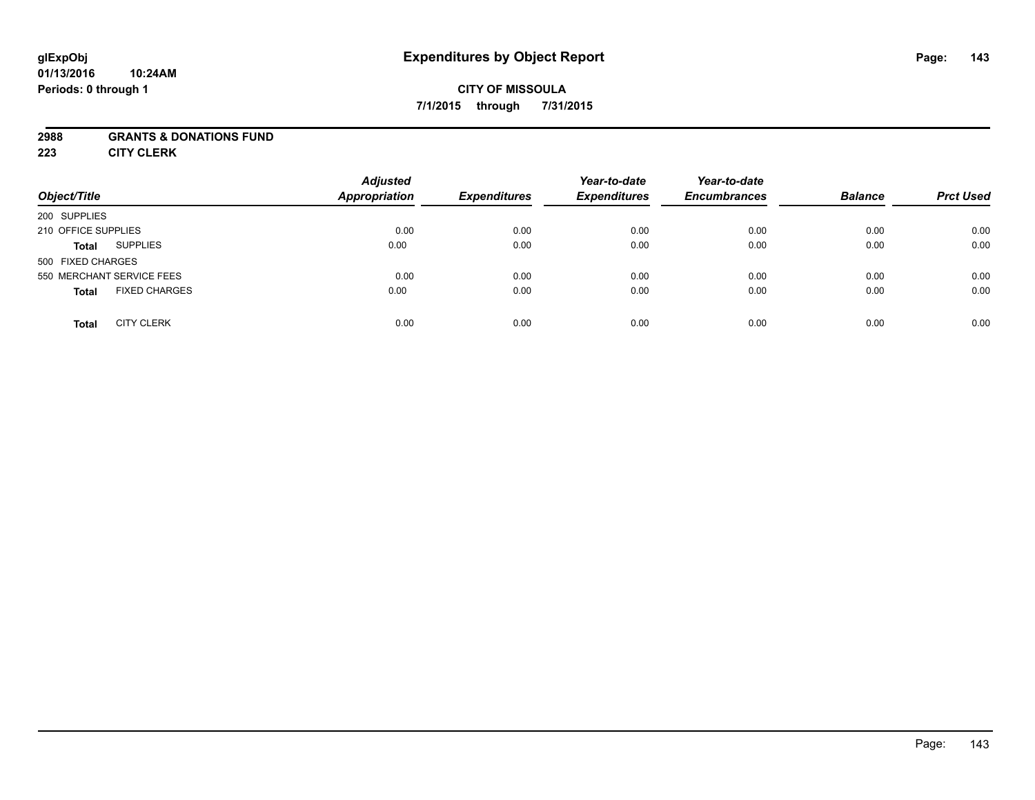# Expenditures by Object Report

glExpObj
01/13/2016 10:24AM
Periods: 0 through 1

**CITY OF MISSOULA**
**7/1/2015 through 7/31/2015**

**2988 GRANTS & DONATIONS FUND**
**223 CITY CLERK**

| Object/Title | | Adjusted Appropriation | Expenditures | Year-to-date Expenditures | Year-to-date Encumbrances | Balance | Prct Used |
|---|---|---|---|---|---|---|---|
| 200 SUPPLIES | | | | | | | |
| 210 OFFICE SUPPLIES | | 0.00 | 0.00 | 0.00 | 0.00 | 0.00 | 0.00 |
| **Total** | SUPPLIES | 0.00 | 0.00 | 0.00 | 0.00 | 0.00 | 0.00 |
| 500 FIXED CHARGES | | | | | | | |
| 550 MERCHANT SERVICE FEES | | 0.00 | 0.00 | 0.00 | 0.00 | 0.00 | 0.00 |
| **Total** | FIXED CHARGES | 0.00 | 0.00 | 0.00 | 0.00 | 0.00 | 0.00 |
| **Total** | CITY CLERK | 0.00 | 0.00 | 0.00 | 0.00 | 0.00 | 0.00 |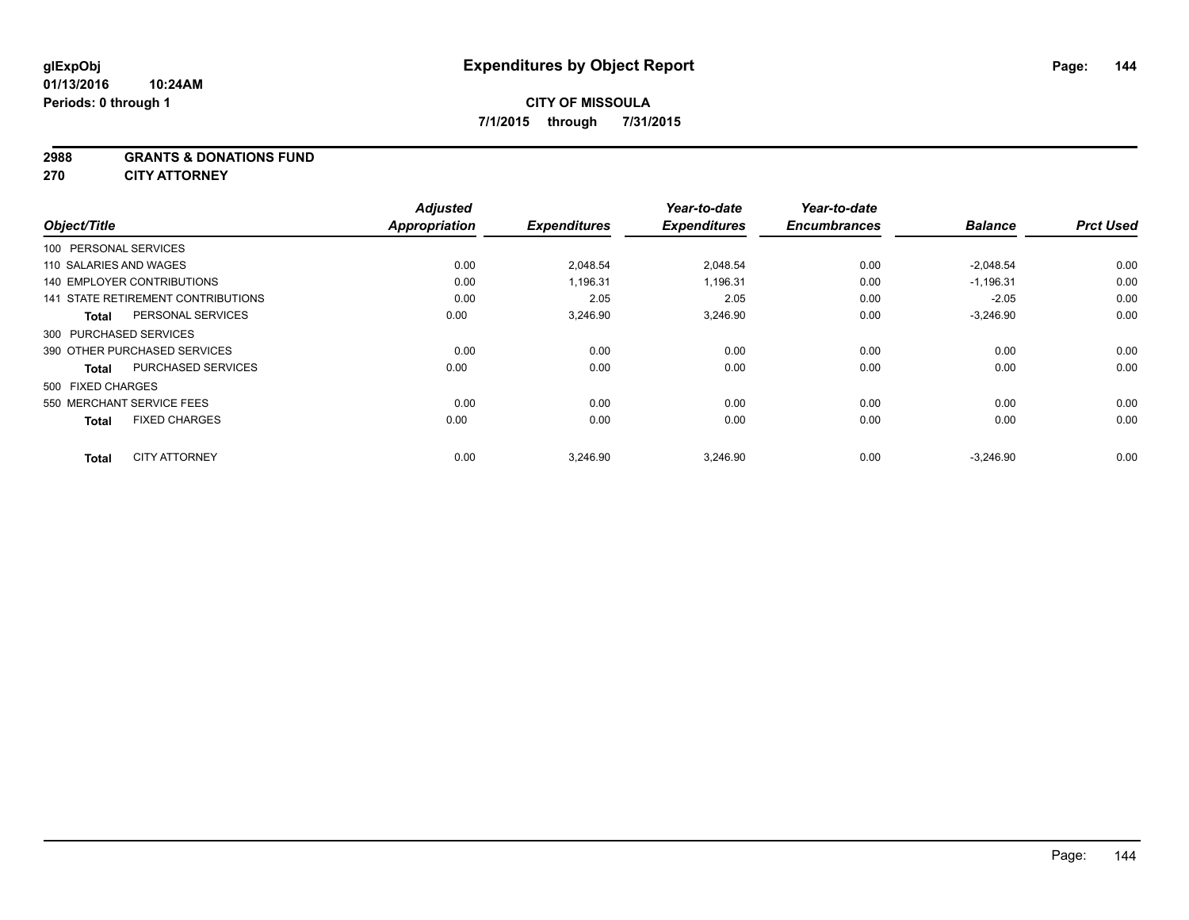**glExpObj**
**01/13/2016 10:24AM**
**Periods: 0 through 1**

# Expenditures by Object Report

**CITY OF MISSOULA**
**7/1/2015 through 7/31/2015**

**2988 GRANTS & DONATIONS FUND**
**270 CITY ATTORNEY**

| Object/Title | Adjusted Appropriation | Expenditures | Year-to-date Expenditures | Year-to-date Encumbrances | Balance | Prct Used |
|---|---|---|---|---|---|---|
| 100 PERSONAL SERVICES | | | | | | |
| 110 SALARIES AND WAGES | 0.00 | 2,048.54 | 2,048.54 | 0.00 | -2,048.54 | 0.00 |
| 140 EMPLOYER CONTRIBUTIONS | 0.00 | 1,196.31 | 1,196.31 | 0.00 | -1,196.31 | 0.00 |
| 141 STATE RETIREMENT CONTRIBUTIONS | 0.00 | 2.05 | 2.05 | 0.00 | -2.05 | 0.00 |
| **Total** PERSONAL SERVICES | 0.00 | 3,246.90 | 3,246.90 | 0.00 | -3,246.90 | 0.00 |
| 300 PURCHASED SERVICES | | | | | | |
| 390 OTHER PURCHASED SERVICES | 0.00 | 0.00 | 0.00 | 0.00 | 0.00 | 0.00 |
| **Total** PURCHASED SERVICES | 0.00 | 0.00 | 0.00 | 0.00 | 0.00 | 0.00 |
| 500 FIXED CHARGES | | | | | | |
| 550 MERCHANT SERVICE FEES | 0.00 | 0.00 | 0.00 | 0.00 | 0.00 | 0.00 |
| **Total** FIXED CHARGES | 0.00 | 0.00 | 0.00 | 0.00 | 0.00 | 0.00 |
| **Total** CITY ATTORNEY | 0.00 | 3,246.90 | 3,246.90 | 0.00 | -3,246.90 | 0.00 |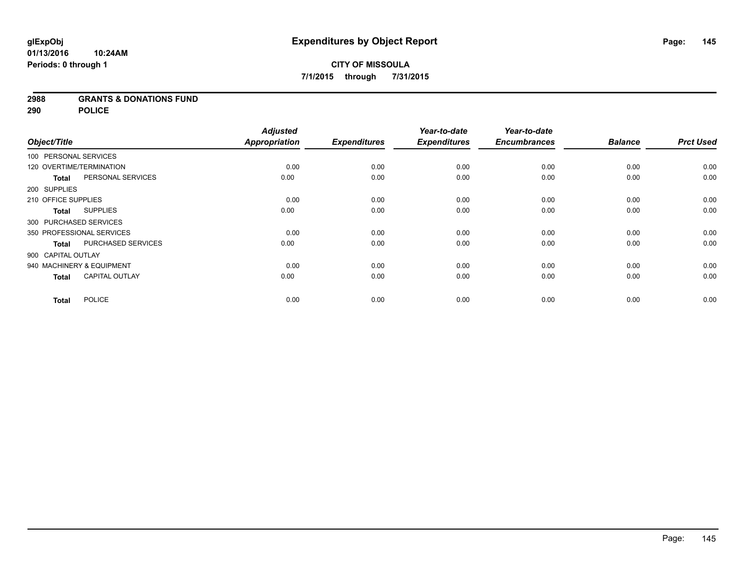# Expenditures by Object Report

glExpObj
01/13/2016 10:24AM
Periods: 0 through 1

**CITY OF MISSOULA**
**7/1/2015 through 7/31/2015**

**2988 GRANTS & DONATIONS FUND**
**290 POLICE**

| Object/Title | | Adjusted Appropriation | Expenditures | Year-to-date Expenditures | Year-to-date Encumbrances | Balance | Prct Used |
|---|---|---|---|---|---|---|---|
| 100 PERSONAL SERVICES | | | | | | | |
| 120 OVERTIME/TERMINATION | | 0.00 | 0.00 | 0.00 | 0.00 | 0.00 | 0.00 |
| **Total** | PERSONAL SERVICES | 0.00 | 0.00 | 0.00 | 0.00 | 0.00 | 0.00 |
| 200 SUPPLIES | | | | | | | |
| 210 OFFICE SUPPLIES | | 0.00 | 0.00 | 0.00 | 0.00 | 0.00 | 0.00 |
| **Total** | SUPPLIES | 0.00 | 0.00 | 0.00 | 0.00 | 0.00 | 0.00 |
| 300 PURCHASED SERVICES | | | | | | | |
| 350 PROFESSIONAL SERVICES | | 0.00 | 0.00 | 0.00 | 0.00 | 0.00 | 0.00 |
| **Total** | PURCHASED SERVICES | 0.00 | 0.00 | 0.00 | 0.00 | 0.00 | 0.00 |
| 900 CAPITAL OUTLAY | | | | | | | |
| 940 MACHINERY & EQUIPMENT | | 0.00 | 0.00 | 0.00 | 0.00 | 0.00 | 0.00 |
| **Total** | CAPITAL OUTLAY | 0.00 | 0.00 | 0.00 | 0.00 | 0.00 | 0.00 |
| **Total** | POLICE | 0.00 | 0.00 | 0.00 | 0.00 | 0.00 | 0.00 |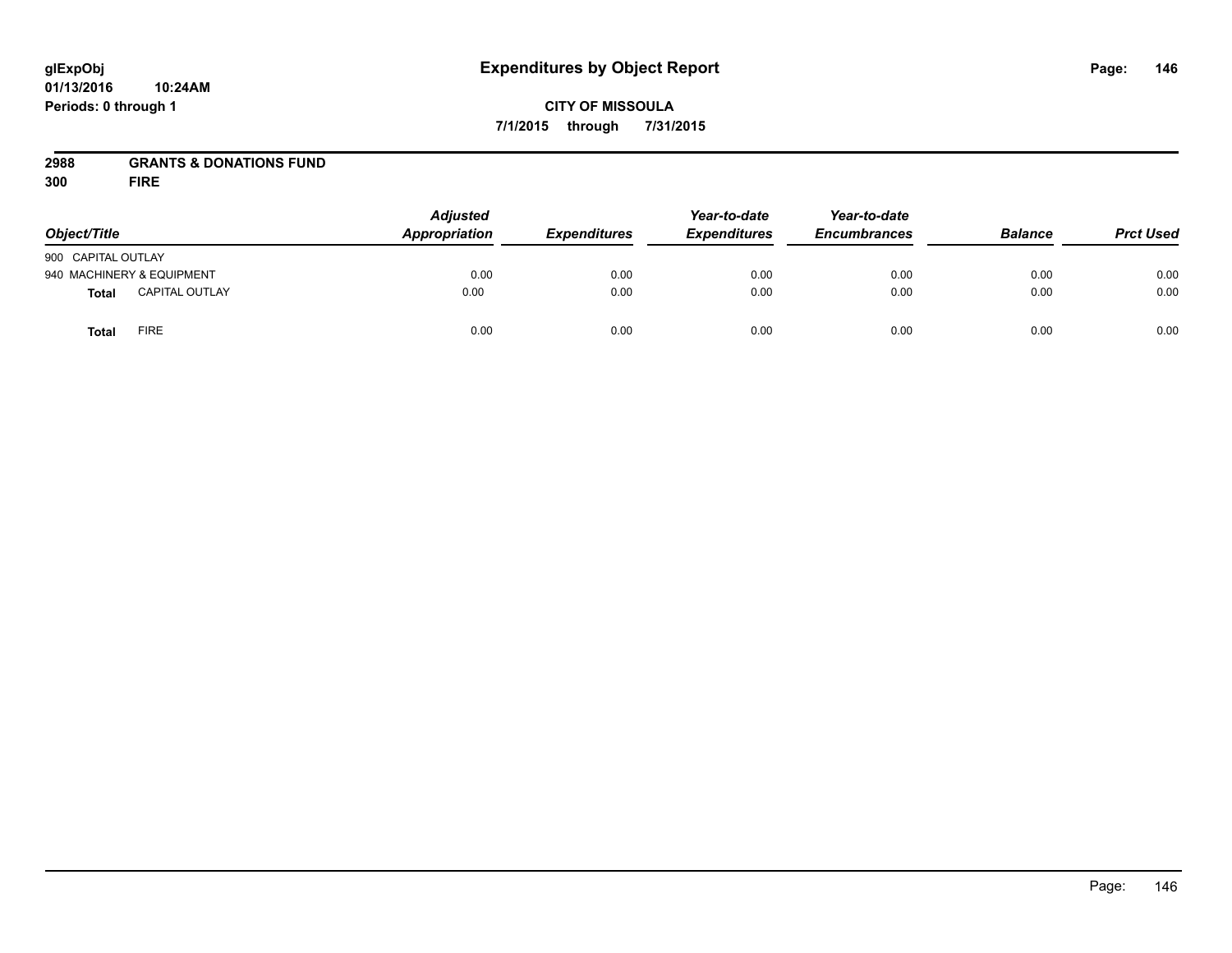# Expenditures by Object Report

glExpObj
01/13/2016 10:24AM
Periods: 0 through 1

**CITY OF MISSOULA**
**7/1/2015 through 7/31/2015**

**2988 GRANTS & DONATIONS FUND**
**300 FIRE**

| Object/Title | | Adjusted Appropriation | Expenditures | Year-to-date Expenditures | Year-to-date Encumbrances | Balance | Prct Used |
|---|---|---|---|---|---|---|---|
| 900 CAPITAL OUTLAY | | | | | | | |
| 940 MACHINERY & EQUIPMENT | | 0.00 | 0.00 | 0.00 | 0.00 | 0.00 | 0.00 |
| **Total** | CAPITAL OUTLAY | 0.00 | 0.00 | 0.00 | 0.00 | 0.00 | 0.00 |
| **Total** | FIRE | 0.00 | 0.00 | 0.00 | 0.00 | 0.00 | 0.00 |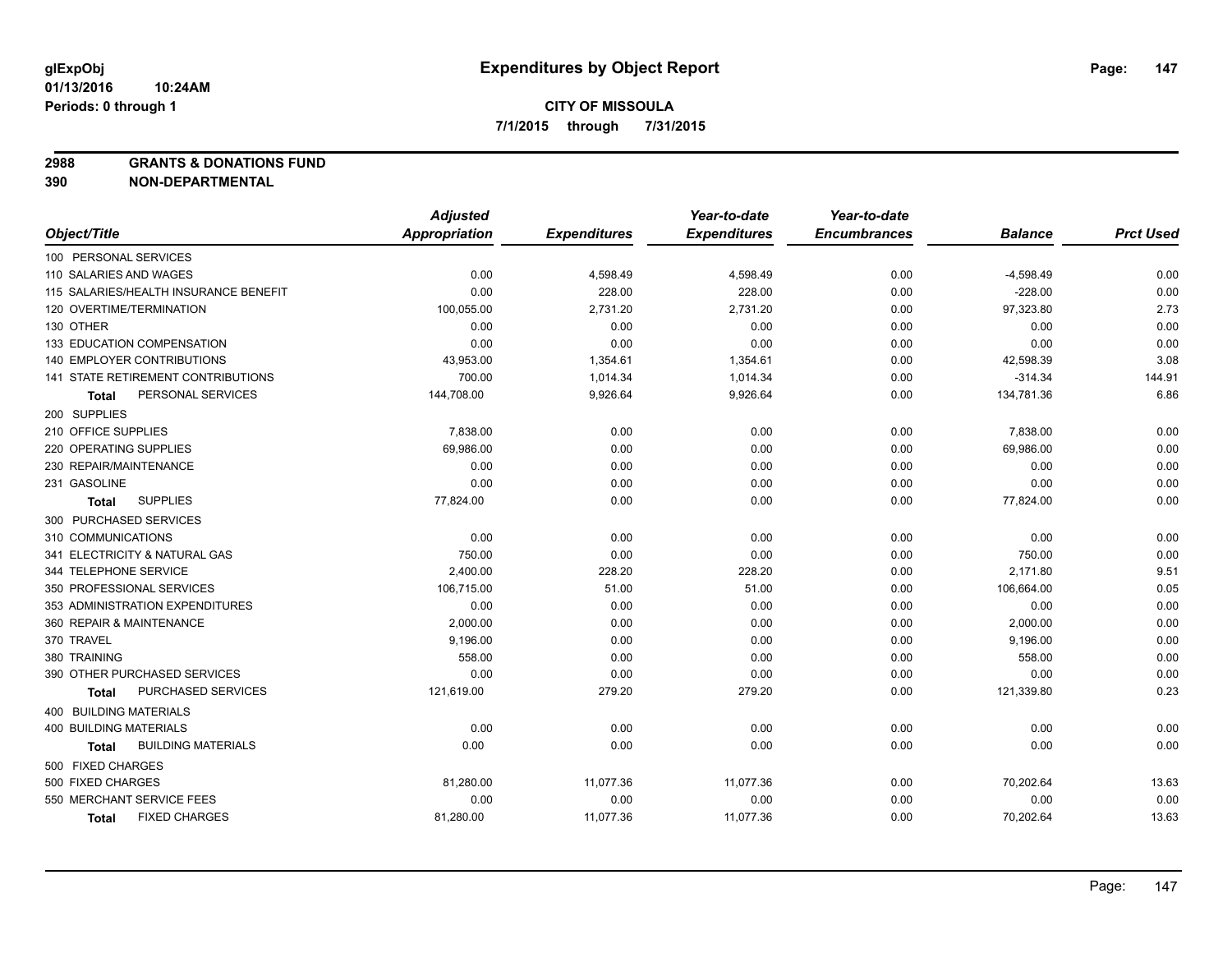# Expenditures by Object Report

glExpObj
01/13/2016 10:24AM
Periods: 0 through 1

**CITY OF MISSOULA**
**7/1/2015 through 7/31/2015**

**2988 GRANTS & DONATIONS FUND**
**390 NON-DEPARTMENTAL**

| Object/Title | Adjusted Appropriation | Expenditures | Year-to-date Expenditures | Year-to-date Encumbrances | Balance | Prct Used |
|---|---|---|---|---|---|---|
| 100 PERSONAL SERVICES | | | | | | |
| 110 SALARIES AND WAGES | 0.00 | 4,598.49 | 4,598.49 | 0.00 | -4,598.49 | 0.00 |
| 115 SALARIES/HEALTH INSURANCE BENEFIT | 0.00 | 228.00 | 228.00 | 0.00 | -228.00 | 0.00 |
| 120 OVERTIME/TERMINATION | 100,055.00 | 2,731.20 | 2,731.20 | 0.00 | 97,323.80 | 2.73 |
| 130 OTHER | 0.00 | 0.00 | 0.00 | 0.00 | 0.00 | 0.00 |
| 133 EDUCATION COMPENSATION | 0.00 | 0.00 | 0.00 | 0.00 | 0.00 | 0.00 |
| 140 EMPLOYER CONTRIBUTIONS | 43,953.00 | 1,354.61 | 1,354.61 | 0.00 | 42,598.39 | 3.08 |
| 141 STATE RETIREMENT CONTRIBUTIONS | 700.00 | 1,014.34 | 1,014.34 | 0.00 | -314.34 | 144.91 |
| **Total** PERSONAL SERVICES | 144,708.00 | 9,926.64 | 9,926.64 | 0.00 | 134,781.36 | 6.86 |
| 200 SUPPLIES | | | | | | |
| 210 OFFICE SUPPLIES | 7,838.00 | 0.00 | 0.00 | 0.00 | 7,838.00 | 0.00 |
| 220 OPERATING SUPPLIES | 69,986.00 | 0.00 | 0.00 | 0.00 | 69,986.00 | 0.00 |
| 230 REPAIR/MAINTENANCE | 0.00 | 0.00 | 0.00 | 0.00 | 0.00 | 0.00 |
| 231 GASOLINE | 0.00 | 0.00 | 0.00 | 0.00 | 0.00 | 0.00 |
| **Total** SUPPLIES | 77,824.00 | 0.00 | 0.00 | 0.00 | 77,824.00 | 0.00 |
| 300 PURCHASED SERVICES | | | | | | |
| 310 COMMUNICATIONS | 0.00 | 0.00 | 0.00 | 0.00 | 0.00 | 0.00 |
| 341 ELECTRICITY & NATURAL GAS | 750.00 | 0.00 | 0.00 | 0.00 | 750.00 | 0.00 |
| 344 TELEPHONE SERVICE | 2,400.00 | 228.20 | 228.20 | 0.00 | 2,171.80 | 9.51 |
| 350 PROFESSIONAL SERVICES | 106,715.00 | 51.00 | 51.00 | 0.00 | 106,664.00 | 0.05 |
| 353 ADMINISTRATION EXPENDITURES | 0.00 | 0.00 | 0.00 | 0.00 | 0.00 | 0.00 |
| 360 REPAIR & MAINTENANCE | 2,000.00 | 0.00 | 0.00 | 0.00 | 2,000.00 | 0.00 |
| 370 TRAVEL | 9,196.00 | 0.00 | 0.00 | 0.00 | 9,196.00 | 0.00 |
| 380 TRAINING | 558.00 | 0.00 | 0.00 | 0.00 | 558.00 | 0.00 |
| 390 OTHER PURCHASED SERVICES | 0.00 | 0.00 | 0.00 | 0.00 | 0.00 | 0.00 |
| **Total** PURCHASED SERVICES | 121,619.00 | 279.20 | 279.20 | 0.00 | 121,339.80 | 0.23 |
| 400 BUILDING MATERIALS | | | | | | |
| 400 BUILDING MATERIALS | 0.00 | 0.00 | 0.00 | 0.00 | 0.00 | 0.00 |
| **Total** BUILDING MATERIALS | 0.00 | 0.00 | 0.00 | 0.00 | 0.00 | 0.00 |
| 500 FIXED CHARGES | | | | | | |
| 500 FIXED CHARGES | 81,280.00 | 11,077.36 | 11,077.36 | 0.00 | 70,202.64 | 13.63 |
| 550 MERCHANT SERVICE FEES | 0.00 | 0.00 | 0.00 | 0.00 | 0.00 | 0.00 |
| **Total** FIXED CHARGES | 81,280.00 | 11,077.36 | 11,077.36 | 0.00 | 70,202.64 | 13.63 |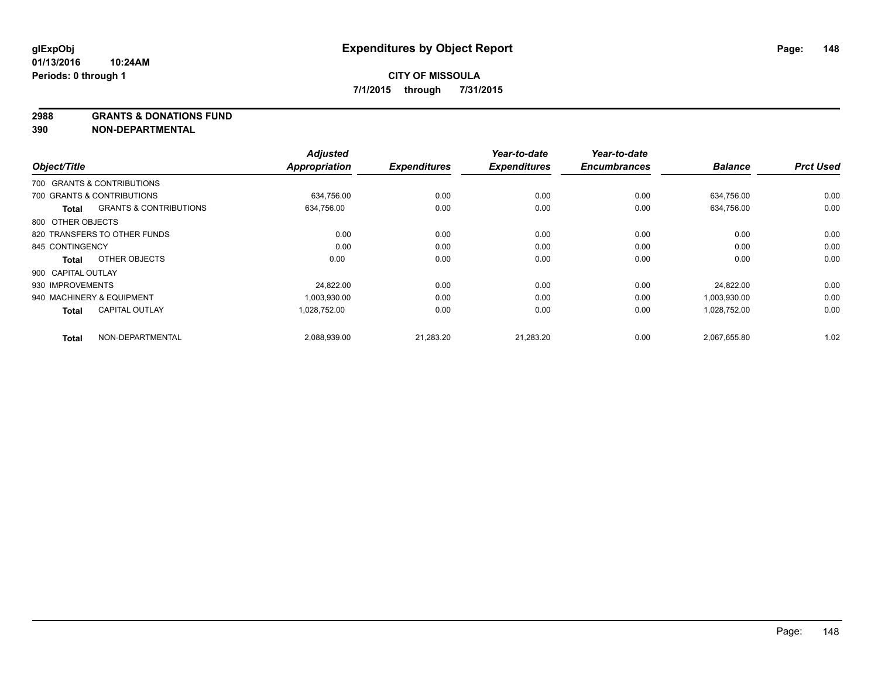# Expenditures by Object Report

glExpObj
01/13/2016 10:24AM
Periods: 0 through 1

**CITY OF MISSOULA**
**7/1/2015 through 7/31/2015**

## 2988 GRANTS & DONATIONS FUND
## 390 NON-DEPARTMENTAL

| Object/Title | Adjusted Appropriation | Expenditures | Year-to-date Expenditures | Year-to-date Encumbrances | Balance | Prct Used |
|---|---|---|---|---|---|---|
| 700 GRANTS & CONTRIBUTIONS | | | | | | |
| 700 GRANTS & CONTRIBUTIONS | 634,756.00 | 0.00 | 0.00 | 0.00 | 634,756.00 | 0.00 |
| **Total** GRANTS & CONTRIBUTIONS | 634,756.00 | 0.00 | 0.00 | 0.00 | 634,756.00 | 0.00 |
| 800 OTHER OBJECTS | | | | | | |
| 820 TRANSFERS TO OTHER FUNDS | 0.00 | 0.00 | 0.00 | 0.00 | 0.00 | 0.00 |
| 845 CONTINGENCY | 0.00 | 0.00 | 0.00 | 0.00 | 0.00 | 0.00 |
| **Total** OTHER OBJECTS | 0.00 | 0.00 | 0.00 | 0.00 | 0.00 | 0.00 |
| 900 CAPITAL OUTLAY | | | | | | |
| 930 IMPROVEMENTS | 24,822.00 | 0.00 | 0.00 | 0.00 | 24,822.00 | 0.00 |
| 940 MACHINERY & EQUIPMENT | 1,003,930.00 | 0.00 | 0.00 | 0.00 | 1,003,930.00 | 0.00 |
| **Total** CAPITAL OUTLAY | 1,028,752.00 | 0.00 | 0.00 | 0.00 | 1,028,752.00 | 0.00 |
| **Total** NON-DEPARTMENTAL | 2,088,939.00 | 21,283.20 | 21,283.20 | 0.00 | 2,067,655.80 | 1.02 |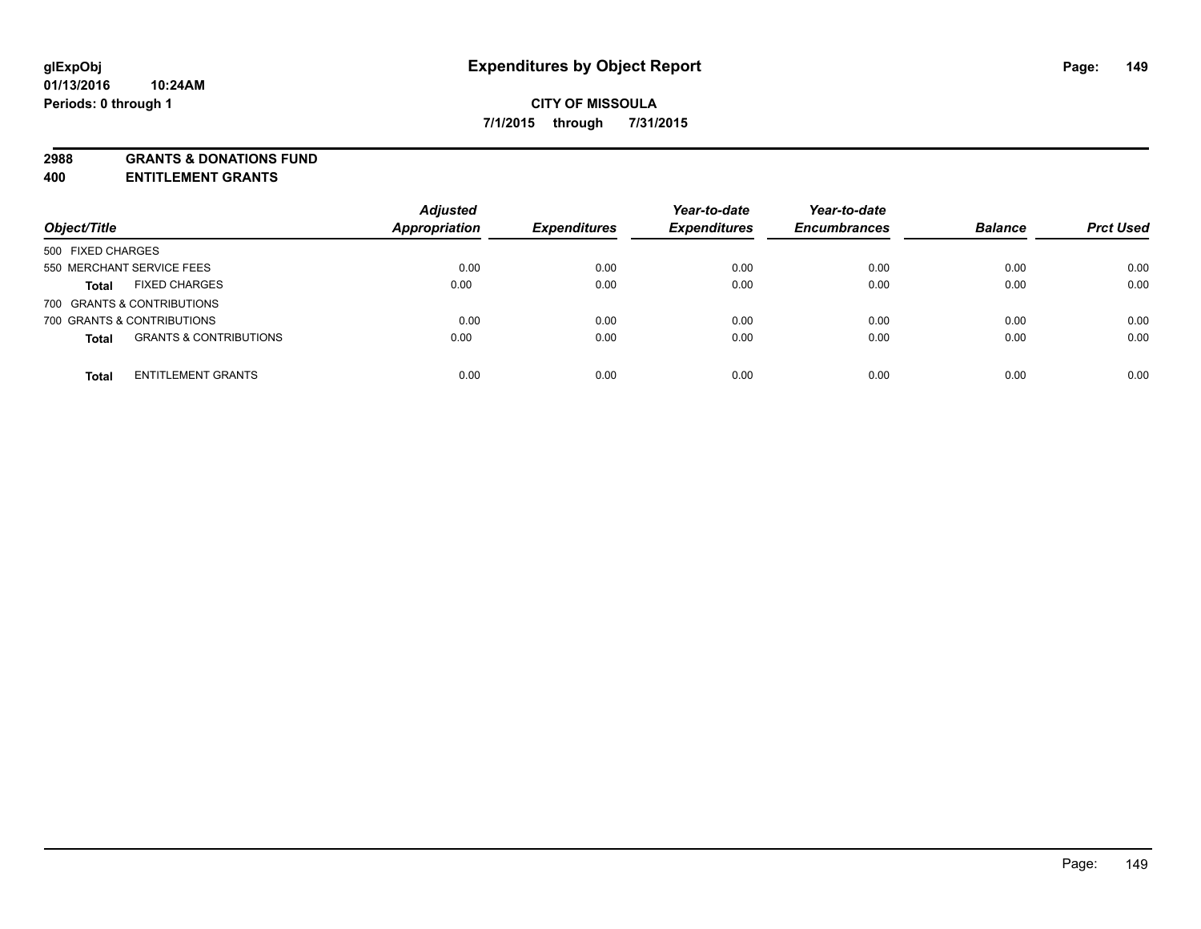**CITY OF MISSOULA**

**7/1/2015 through 7/31/2015**

**2988 GRANTS & DONATIONS FUND**

**400 ENTITLEMENT GRANTS**

| Object/Title | | Adjusted Appropriation | Expenditures | Year-to-date Expenditures | Year-to-date Encumbrances | Balance | Prct Used |
|---|---|---|---|---|---|---|---|
| 500 FIXED CHARGES | | | | | | | |
| 550 MERCHANT SERVICE FEES | | 0.00 | 0.00 | 0.00 | 0.00 | 0.00 | 0.00 |
| **Total** | FIXED CHARGES | 0.00 | 0.00 | 0.00 | 0.00 | 0.00 | 0.00 |
| 700 GRANTS & CONTRIBUTIONS | | | | | | | |
| 700 GRANTS & CONTRIBUTIONS | | 0.00 | 0.00 | 0.00 | 0.00 | 0.00 | 0.00 |
| **Total** | GRANTS & CONTRIBUTIONS | 0.00 | 0.00 | 0.00 | 0.00 | 0.00 | 0.00 |
| **Total** | ENTITLEMENT GRANTS | 0.00 | 0.00 | 0.00 | 0.00 | 0.00 | 0.00 |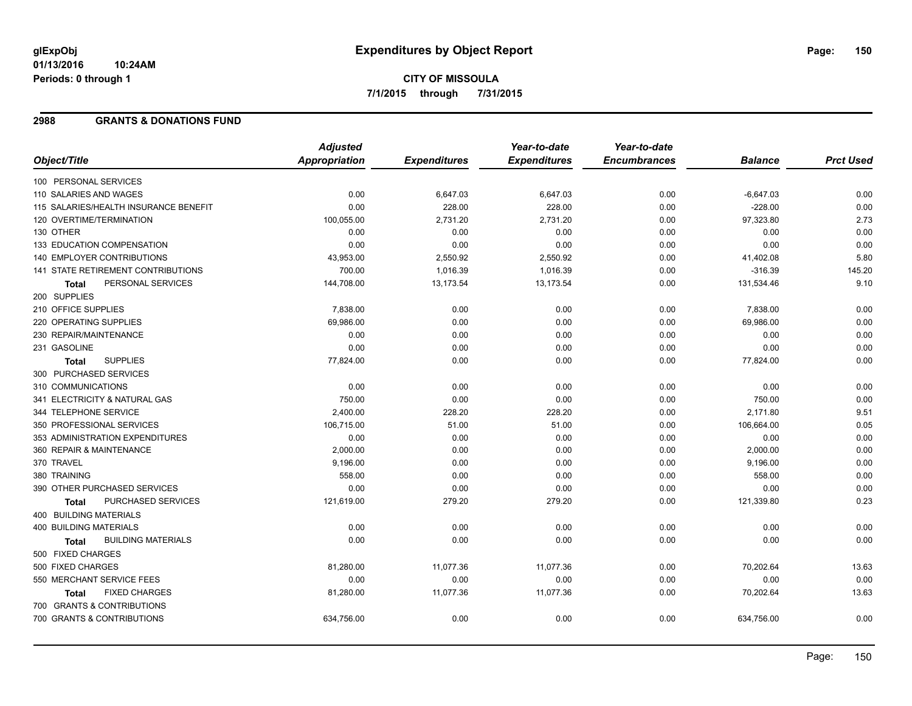# Expenditures by Object Report

glExpObj
01/13/2016 10:24AM
Periods: 0 through 1

**CITY OF MISSOULA**
**7/1/2015 through 7/31/2015**

## 2988 GRANTS & DONATIONS FUND

| Object/Title | Adjusted Appropriation | Expenditures | Year-to-date Expenditures | Year-to-date Encumbrances | Balance | Prct Used |
|---|---|---|---|---|---|---|
| 100 PERSONAL SERVICES | | | | | | |
| 110 SALARIES AND WAGES | 0.00 | 6,647.03 | 6,647.03 | 0.00 | -6,647.03 | 0.00 |
| 115 SALARIES/HEALTH INSURANCE BENEFIT | 0.00 | 228.00 | 228.00 | 0.00 | -228.00 | 0.00 |
| 120 OVERTIME/TERMINATION | 100,055.00 | 2,731.20 | 2,731.20 | 0.00 | 97,323.80 | 2.73 |
| 130 OTHER | 0.00 | 0.00 | 0.00 | 0.00 | 0.00 | 0.00 |
| 133 EDUCATION COMPENSATION | 0.00 | 0.00 | 0.00 | 0.00 | 0.00 | 0.00 |
| 140 EMPLOYER CONTRIBUTIONS | 43,953.00 | 2,550.92 | 2,550.92 | 0.00 | 41,402.08 | 5.80 |
| 141 STATE RETIREMENT CONTRIBUTIONS | 700.00 | 1,016.39 | 1,016.39 | 0.00 | -316.39 | 145.20 |
| **Total** PERSONAL SERVICES | 144,708.00 | 13,173.54 | 13,173.54 | 0.00 | 131,534.46 | 9.10 |
| 200 SUPPLIES | | | | | | |
| 210 OFFICE SUPPLIES | 7,838.00 | 0.00 | 0.00 | 0.00 | 7,838.00 | 0.00 |
| 220 OPERATING SUPPLIES | 69,986.00 | 0.00 | 0.00 | 0.00 | 69,986.00 | 0.00 |
| 230 REPAIR/MAINTENANCE | 0.00 | 0.00 | 0.00 | 0.00 | 0.00 | 0.00 |
| 231 GASOLINE | 0.00 | 0.00 | 0.00 | 0.00 | 0.00 | 0.00 |
| **Total** SUPPLIES | 77,824.00 | 0.00 | 0.00 | 0.00 | 77,824.00 | 0.00 |
| 300 PURCHASED SERVICES | | | | | | |
| 310 COMMUNICATIONS | 0.00 | 0.00 | 0.00 | 0.00 | 0.00 | 0.00 |
| 341 ELECTRICITY & NATURAL GAS | 750.00 | 0.00 | 0.00 | 0.00 | 750.00 | 0.00 |
| 344 TELEPHONE SERVICE | 2,400.00 | 228.20 | 228.20 | 0.00 | 2,171.80 | 9.51 |
| 350 PROFESSIONAL SERVICES | 106,715.00 | 51.00 | 51.00 | 0.00 | 106,664.00 | 0.05 |
| 353 ADMINISTRATION EXPENDITURES | 0.00 | 0.00 | 0.00 | 0.00 | 0.00 | 0.00 |
| 360 REPAIR & MAINTENANCE | 2,000.00 | 0.00 | 0.00 | 0.00 | 2,000.00 | 0.00 |
| 370 TRAVEL | 9,196.00 | 0.00 | 0.00 | 0.00 | 9,196.00 | 0.00 |
| 380 TRAINING | 558.00 | 0.00 | 0.00 | 0.00 | 558.00 | 0.00 |
| 390 OTHER PURCHASED SERVICES | 0.00 | 0.00 | 0.00 | 0.00 | 0.00 | 0.00 |
| **Total** PURCHASED SERVICES | 121,619.00 | 279.20 | 279.20 | 0.00 | 121,339.80 | 0.23 |
| 400 BUILDING MATERIALS | | | | | | |
| 400 BUILDING MATERIALS | 0.00 | 0.00 | 0.00 | 0.00 | 0.00 | 0.00 |
| **Total** BUILDING MATERIALS | 0.00 | 0.00 | 0.00 | 0.00 | 0.00 | 0.00 |
| 500 FIXED CHARGES | | | | | | |
| 500 FIXED CHARGES | 81,280.00 | 11,077.36 | 11,077.36 | 0.00 | 70,202.64 | 13.63 |
| 550 MERCHANT SERVICE FEES | 0.00 | 0.00 | 0.00 | 0.00 | 0.00 | 0.00 |
| **Total** FIXED CHARGES | 81,280.00 | 11,077.36 | 11,077.36 | 0.00 | 70,202.64 | 13.63 |
| 700 GRANTS & CONTRIBUTIONS | | | | | | |
| 700 GRANTS & CONTRIBUTIONS | 634,756.00 | 0.00 | 0.00 | 0.00 | 634,756.00 | 0.00 |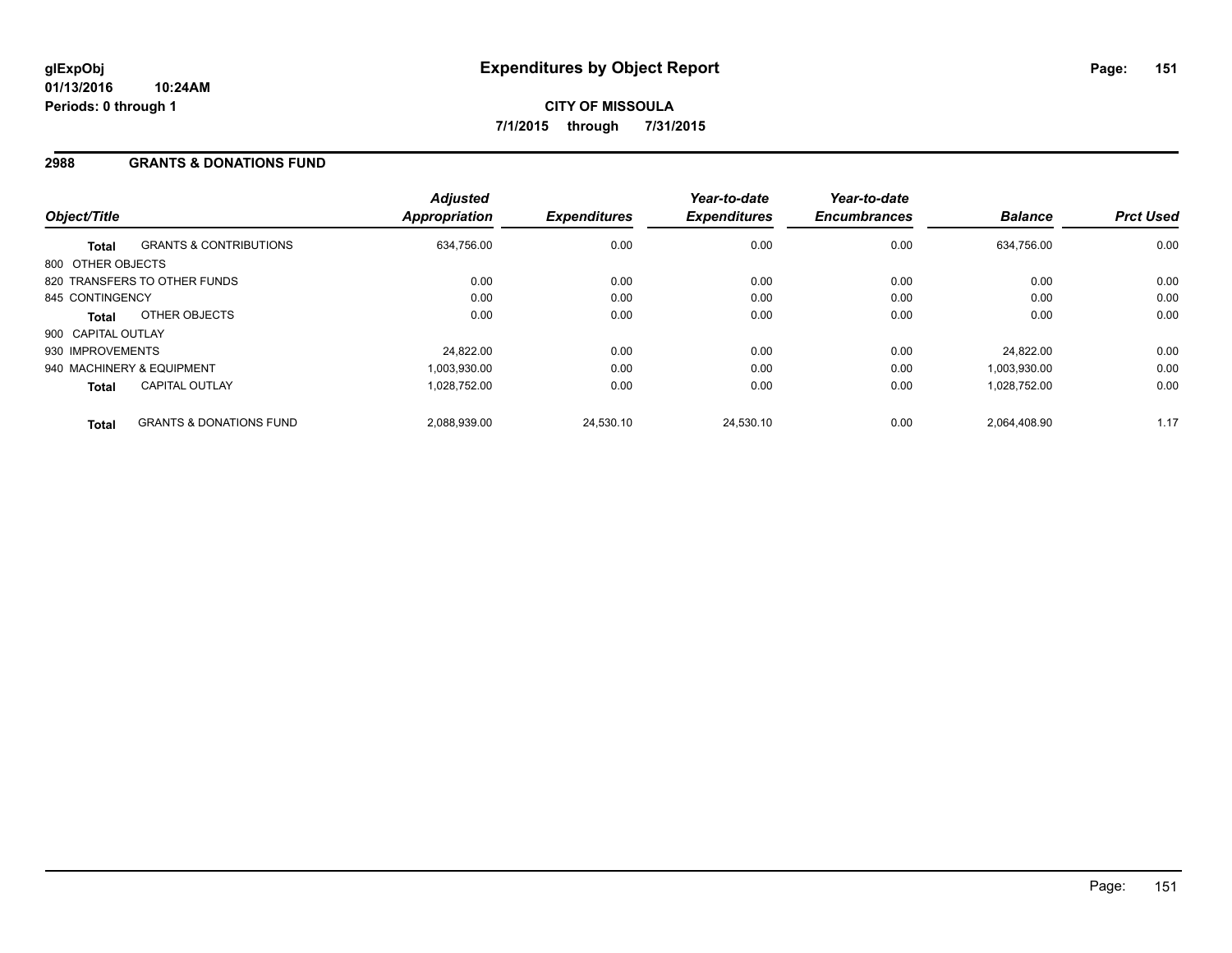# Expenditures by Object Report

glExpObj
01/13/2016 10:24AM
Periods: 0 through 1

**CITY OF MISSOULA**
**7/1/2015 through 7/31/2015**

## 2988 GRANTS & DONATIONS FUND

| Object/Title | | Adjusted Appropriation | Expenditures | Year-to-date Expenditures | Year-to-date Encumbrances | Balance | Prct Used |
|---|---|---|---|---|---|---|---|
| **Total** | GRANTS & CONTRIBUTIONS | 634,756.00 | 0.00 | 0.00 | 0.00 | 634,756.00 | 0.00 |
| 800 OTHER OBJECTS | | | | | | | |
| 820 TRANSFERS TO OTHER FUNDS | | 0.00 | 0.00 | 0.00 | 0.00 | 0.00 | 0.00 |
| 845 CONTINGENCY | | 0.00 | 0.00 | 0.00 | 0.00 | 0.00 | 0.00 |
| **Total** | OTHER OBJECTS | 0.00 | 0.00 | 0.00 | 0.00 | 0.00 | 0.00 |
| 900 CAPITAL OUTLAY | | | | | | | |
| 930 IMPROVEMENTS | | 24,822.00 | 0.00 | 0.00 | 0.00 | 24,822.00 | 0.00 |
| 940 MACHINERY & EQUIPMENT | | 1,003,930.00 | 0.00 | 0.00 | 0.00 | 1,003,930.00 | 0.00 |
| **Total** | CAPITAL OUTLAY | 1,028,752.00 | 0.00 | 0.00 | 0.00 | 1,028,752.00 | 0.00 |
| **Total** | GRANTS & DONATIONS FUND | 2,088,939.00 | 24,530.10 | 24,530.10 | 0.00 | 2,064,408.90 | 1.17 |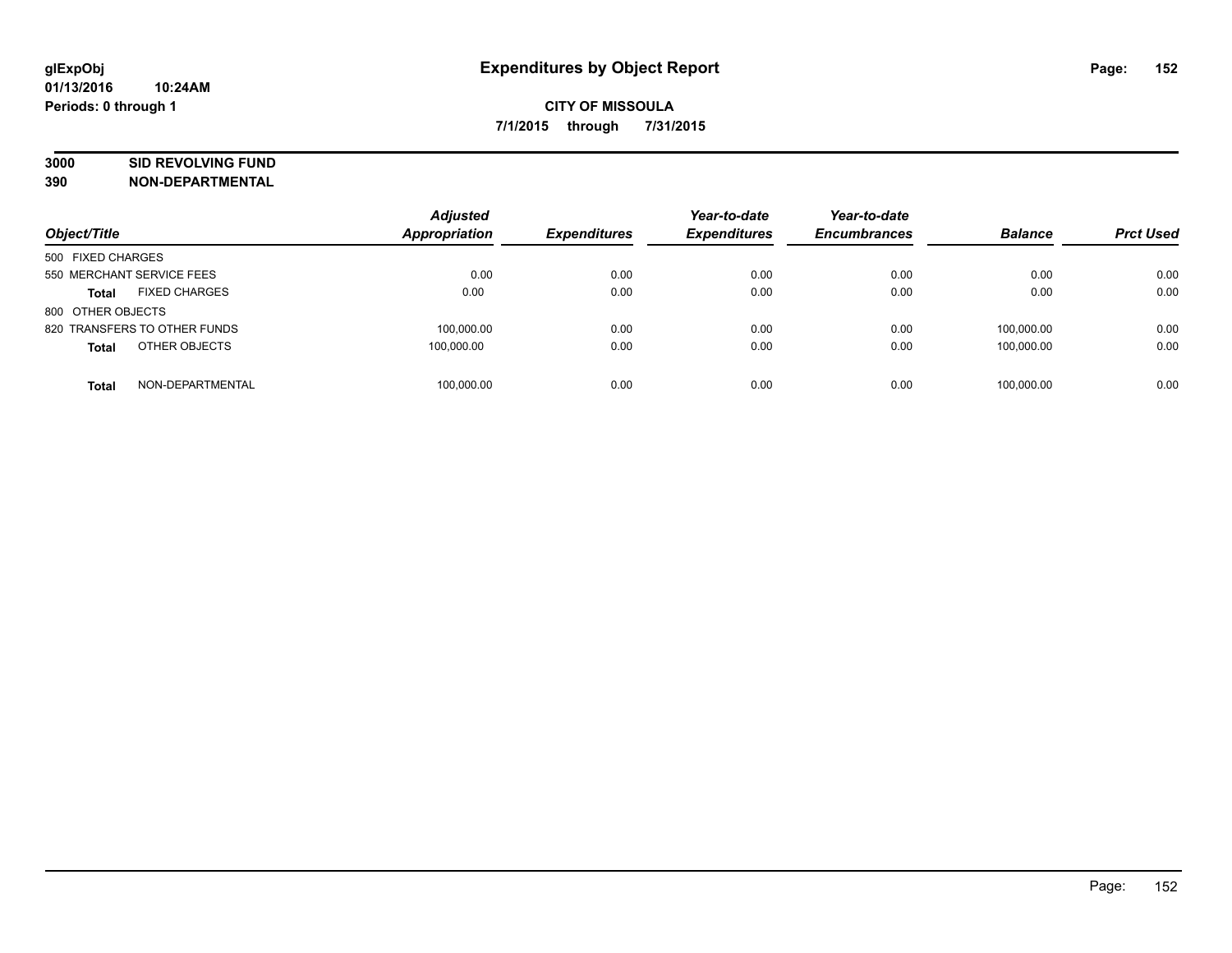**glExpObj**
**01/13/2016 10:24AM**
**Periods: 0 through 1**

# Expenditures by Object Report

**CITY OF MISSOULA**
**7/1/2015 through 7/31/2015**

**3000 SID REVOLVING FUND**
**390 NON-DEPARTMENTAL**

| Object/Title | Adjusted Appropriation | Expenditures | Year-to-date Expenditures | Year-to-date Encumbrances | Balance | Prct Used |
|---|---|---|---|---|---|---|
| 500 FIXED CHARGES | | | | | | |
| 550 MERCHANT SERVICE FEES | 0.00 | 0.00 | 0.00 | 0.00 | 0.00 | 0.00 |
| **Total** FIXED CHARGES | 0.00 | 0.00 | 0.00 | 0.00 | 0.00 | 0.00 |
| 800 OTHER OBJECTS | | | | | | |
| 820 TRANSFERS TO OTHER FUNDS | 100,000.00 | 0.00 | 0.00 | 0.00 | 100,000.00 | 0.00 |
| **Total** OTHER OBJECTS | 100,000.00 | 0.00 | 0.00 | 0.00 | 100,000.00 | 0.00 |
| **Total** NON-DEPARTMENTAL | 100,000.00 | 0.00 | 0.00 | 0.00 | 100,000.00 | 0.00 |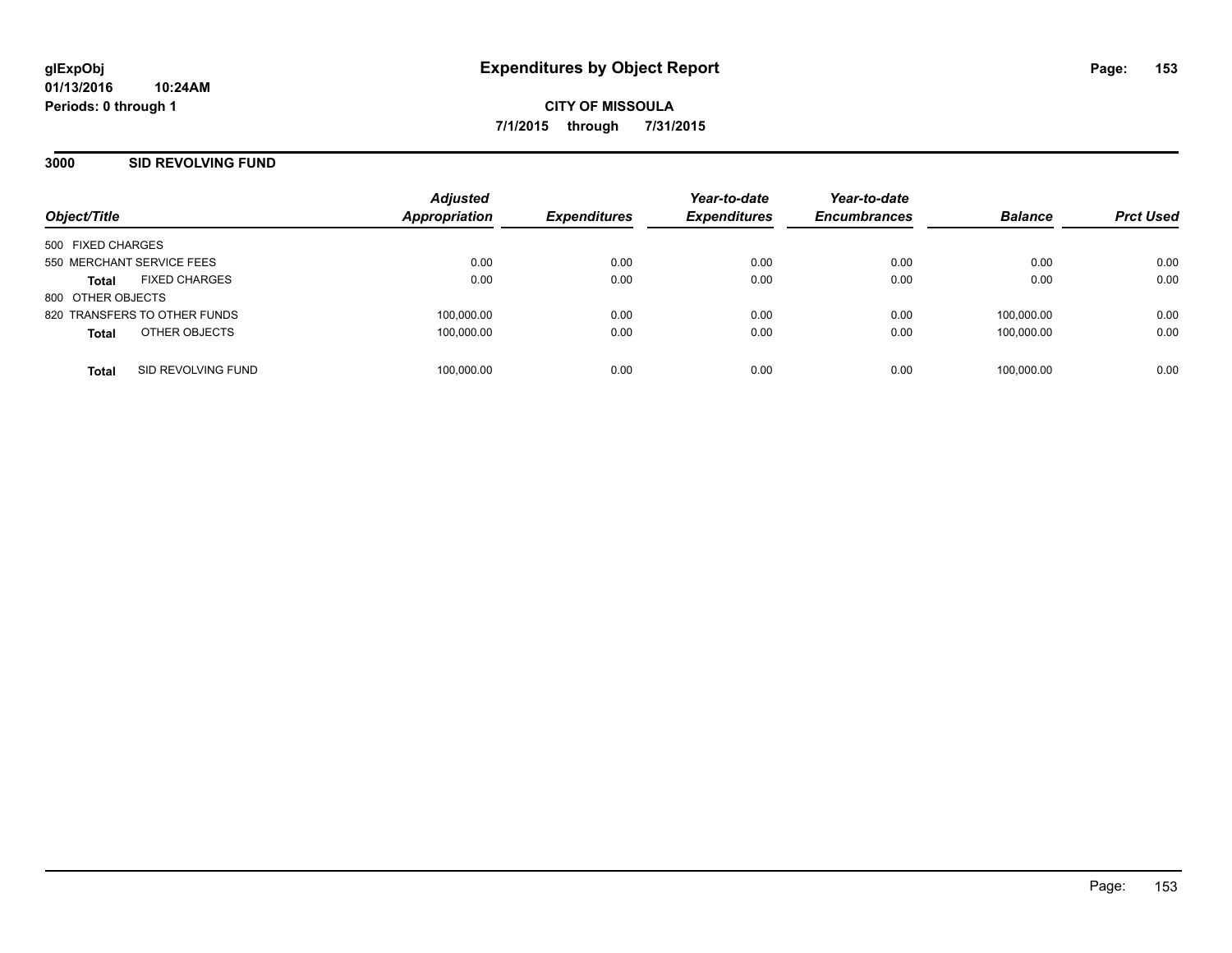**glExpObj**
**01/13/2016 10:24AM**
**Periods: 0 through 1**

# Expenditures by Object Report

**CITY OF MISSOULA**
**7/1/2015 through 7/31/2015**

## 3000 SID REVOLVING FUND

| Object/Title | Adjusted Appropriation | Expenditures | Year-to-date Expenditures | Year-to-date Encumbrances | Balance | Prct Used |
|---|---|---|---|---|---|---|
| 500 FIXED CHARGES | | | | | | |
| 550 MERCHANT SERVICE FEES | 0.00 | 0.00 | 0.00 | 0.00 | 0.00 | 0.00 |
| **Total** FIXED CHARGES | 0.00 | 0.00 | 0.00 | 0.00 | 0.00 | 0.00 |
| 800 OTHER OBJECTS | | | | | | |
| 820 TRANSFERS TO OTHER FUNDS | 100,000.00 | 0.00 | 0.00 | 0.00 | 100,000.00 | 0.00 |
| **Total** OTHER OBJECTS | 100,000.00 | 0.00 | 0.00 | 0.00 | 100,000.00 | 0.00 |
| **Total** SID REVOLVING FUND | 100,000.00 | 0.00 | 0.00 | 0.00 | 100,000.00 | 0.00 |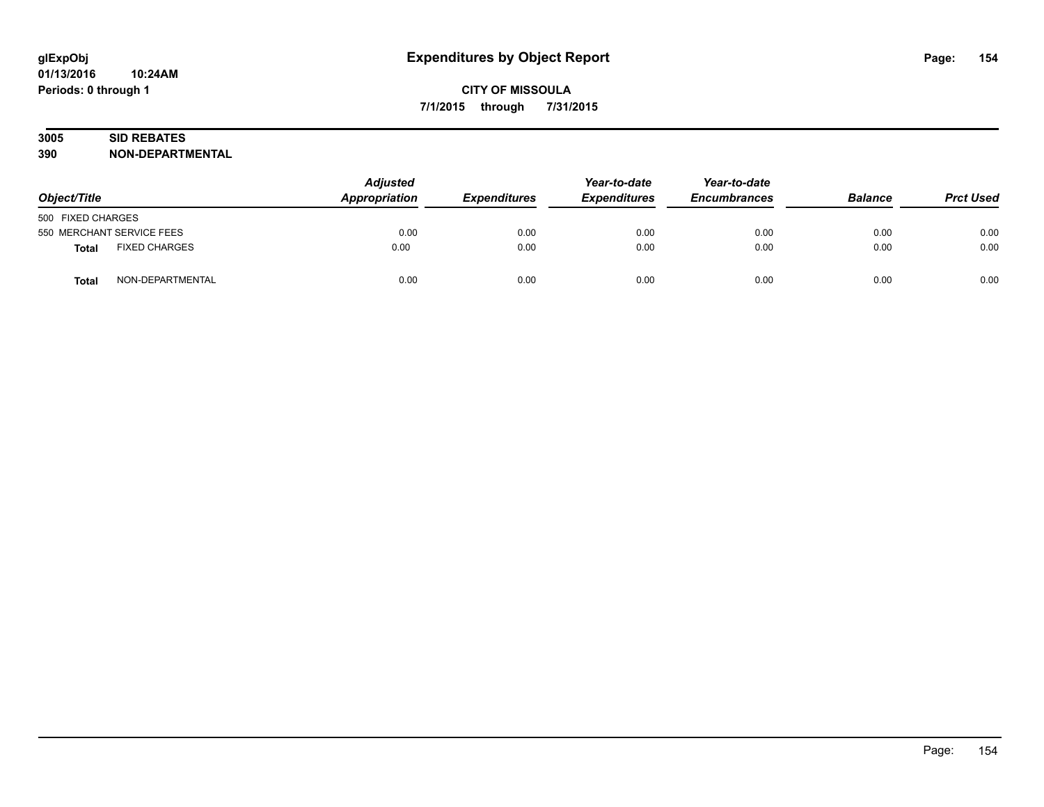**glExpObj**
**01/13/2016 10:24AM**
**Periods: 0 through 1**

# Expenditures by Object Report

**CITY OF MISSOULA**
**7/1/2015 through 7/31/2015**

**3005 SID REBATES**
**390 NON-DEPARTMENTAL**

| Object/Title | | Adjusted Appropriation | Expenditures | Year-to-date Expenditures | Year-to-date Encumbrances | Balance | Prct Used |
|---|---|---|---|---|---|---|---|
| 500 FIXED CHARGES | | | | | | | |
| 550 MERCHANT SERVICE FEES | | 0.00 | 0.00 | 0.00 | 0.00 | 0.00 | 0.00 |
| **Total** | FIXED CHARGES | 0.00 | 0.00 | 0.00 | 0.00 | 0.00 | 0.00 |
| **Total** | NON-DEPARTMENTAL | 0.00 | 0.00 | 0.00 | 0.00 | 0.00 | 0.00 |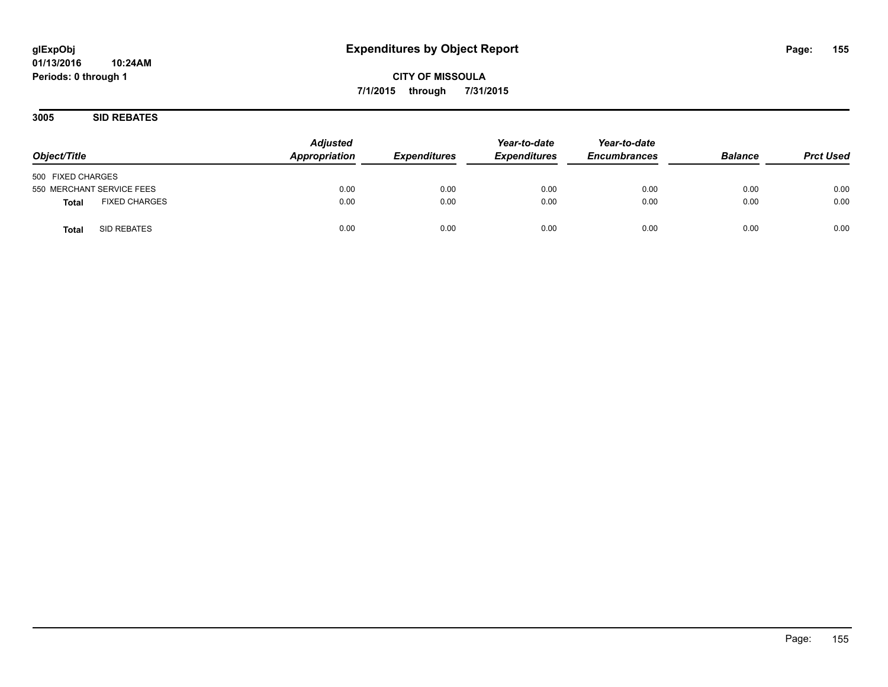glExpObj
01/13/2016 10:24AM
Periods: 0 through 1

# Expenditures by Object Report

**CITY OF MISSOULA**

**7/1/2015 through 7/31/2015**

## 3005 SID REBATES

| Object/Title | Adjusted Appropriation | Expenditures | Year-to-date Expenditures | Year-to-date Encumbrances | Balance | Prct Used |
|---|---|---|---|---|---|---|
| 500 FIXED CHARGES | | | | | | |
| 550 MERCHANT SERVICE FEES | 0.00 | 0.00 | 0.00 | 0.00 | 0.00 | 0.00 |
| **Total** FIXED CHARGES | 0.00 | 0.00 | 0.00 | 0.00 | 0.00 | 0.00 |
| **Total** SID REBATES | 0.00 | 0.00 | 0.00 | 0.00 | 0.00 | 0.00 |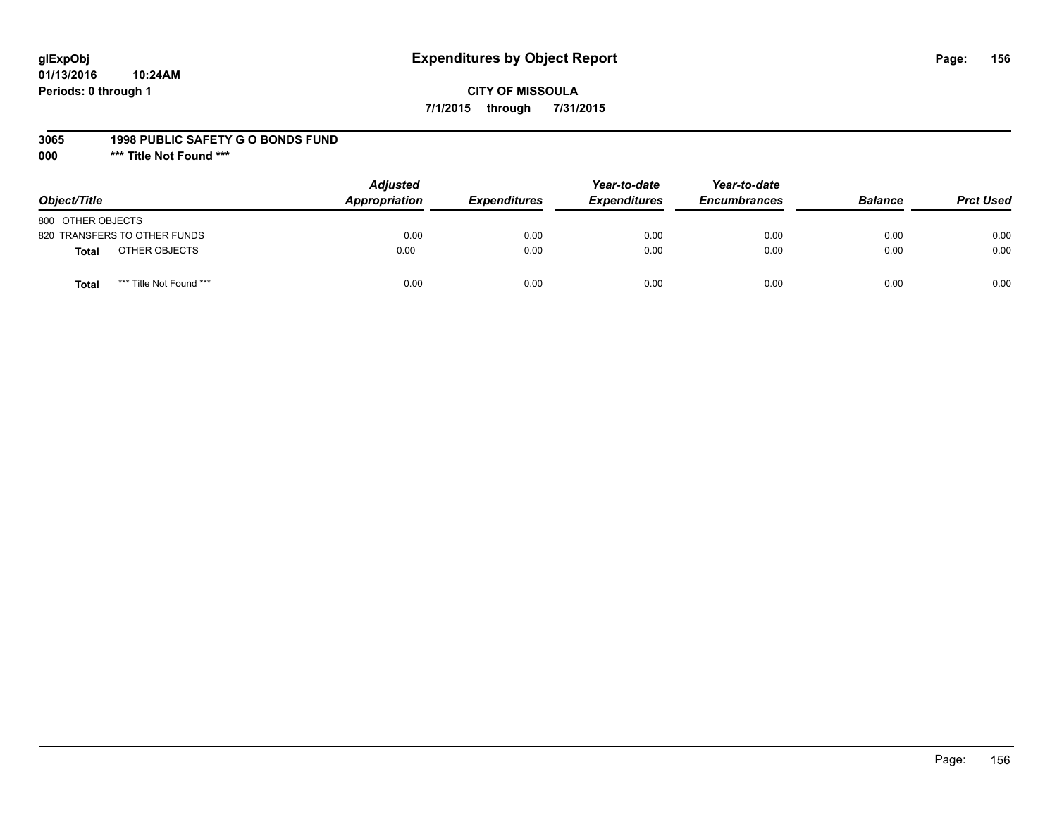# Expenditures by Object Report

**CITY OF MISSOULA**

**7/1/2015 through 7/31/2015**

glExpObj
01/13/2016 10:24AM
Periods: 0 through 1

**3065 1998 PUBLIC SAFETY G O BONDS FUND**

**000 *** Title Not Found *****

| Object/Title | Adjusted Appropriation | Expenditures | Year-to-date Expenditures | Year-to-date Encumbrances | Balance | Prct Used |
|---|---|---|---|---|---|---|
| 800 OTHER OBJECTS | | | | | | |
| 820 TRANSFERS TO OTHER FUNDS | 0.00 | 0.00 | 0.00 | 0.00 | 0.00 | 0.00 |
| **Total** OTHER OBJECTS | 0.00 | 0.00 | 0.00 | 0.00 | 0.00 | 0.00 |
| **Total** *** Title Not Found *** | 0.00 | 0.00 | 0.00 | 0.00 | 0.00 | 0.00 |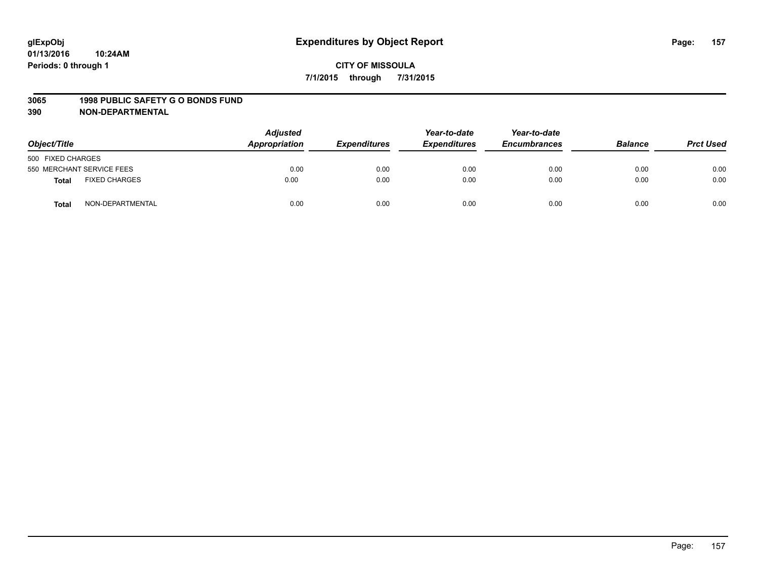glExpObj
01/13/2016 10:24AM
Periods: 0 through 1

# Expenditures by Object Report

**CITY OF MISSOULA**
**7/1/2015 through 7/31/2015**

**3065 1998 PUBLIC SAFETY G O BONDS FUND**
**390 NON-DEPARTMENTAL**

| Object/Title | | Adjusted Appropriation | Expenditures | Year-to-date Expenditures | Year-to-date Encumbrances | Balance | Prct Used |
|---|---|---|---|---|---|---|---|
| 500 FIXED CHARGES | | | | | | | |
| 550 MERCHANT SERVICE FEES | | 0.00 | 0.00 | 0.00 | 0.00 | 0.00 | 0.00 |
| **Total** | FIXED CHARGES | 0.00 | 0.00 | 0.00 | 0.00 | 0.00 | 0.00 |
| **Total** | NON-DEPARTMENTAL | 0.00 | 0.00 | 0.00 | 0.00 | 0.00 | 0.00 |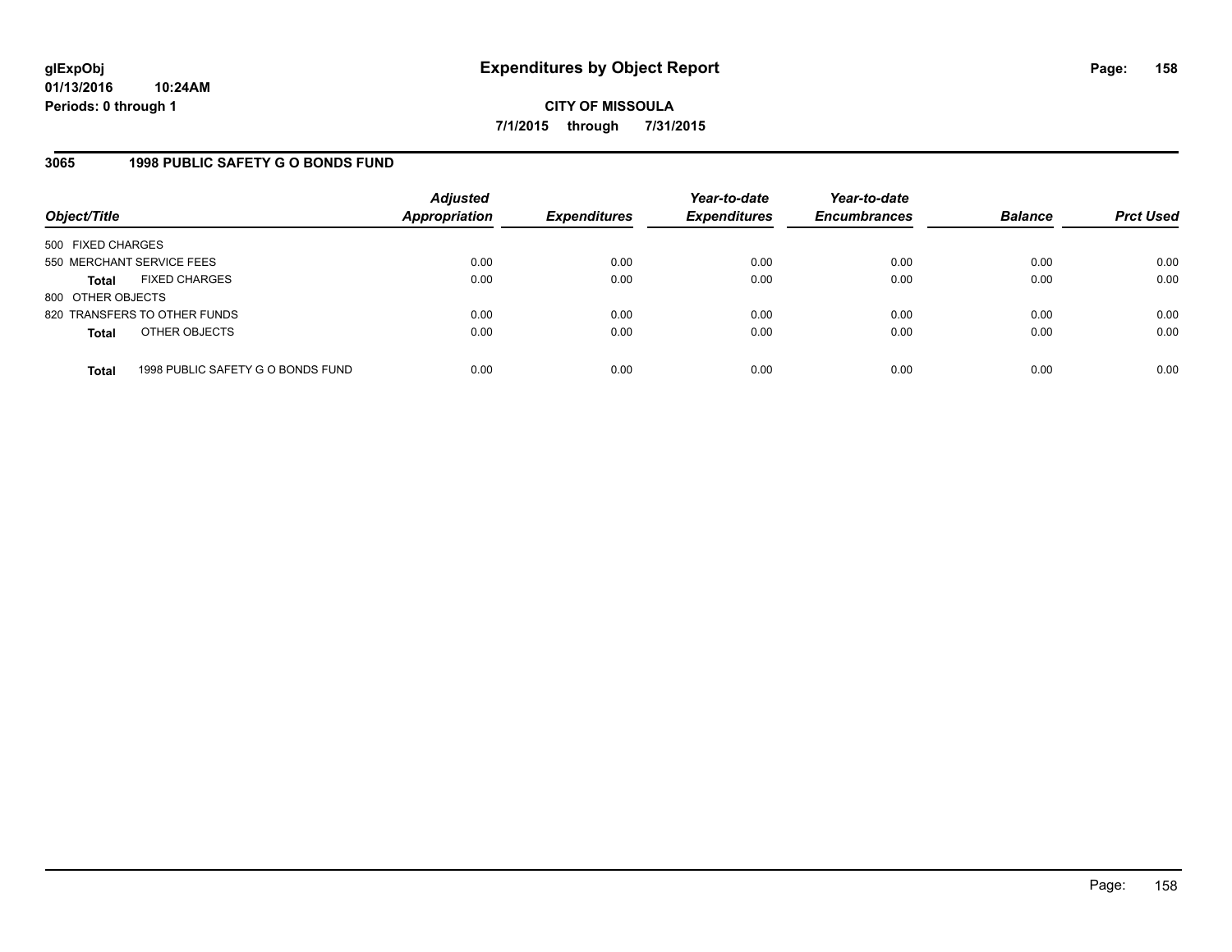**glExpObj**
**01/13/2016 10:24AM**
**Periods: 0 through 1**

# Expenditures by Object Report

**CITY OF MISSOULA**
**7/1/2015 through 7/31/2015**

## 3065 1998 PUBLIC SAFETY G O BONDS FUND

| Object/Title | Adjusted Appropriation | Expenditures | Year-to-date Expenditures | Year-to-date Encumbrances | Balance | Prct Used |
|---|---|---|---|---|---|---|
| 500 FIXED CHARGES | | | | | | |
| 550 MERCHANT SERVICE FEES | 0.00 | 0.00 | 0.00 | 0.00 | 0.00 | 0.00 |
| **Total** FIXED CHARGES | 0.00 | 0.00 | 0.00 | 0.00 | 0.00 | 0.00 |
| 800 OTHER OBJECTS | | | | | | |
| 820 TRANSFERS TO OTHER FUNDS | 0.00 | 0.00 | 0.00 | 0.00 | 0.00 | 0.00 |
| **Total** OTHER OBJECTS | 0.00 | 0.00 | 0.00 | 0.00 | 0.00 | 0.00 |
| **Total** 1998 PUBLIC SAFETY G O BONDS FUND | 0.00 | 0.00 | 0.00 | 0.00 | 0.00 | 0.00 |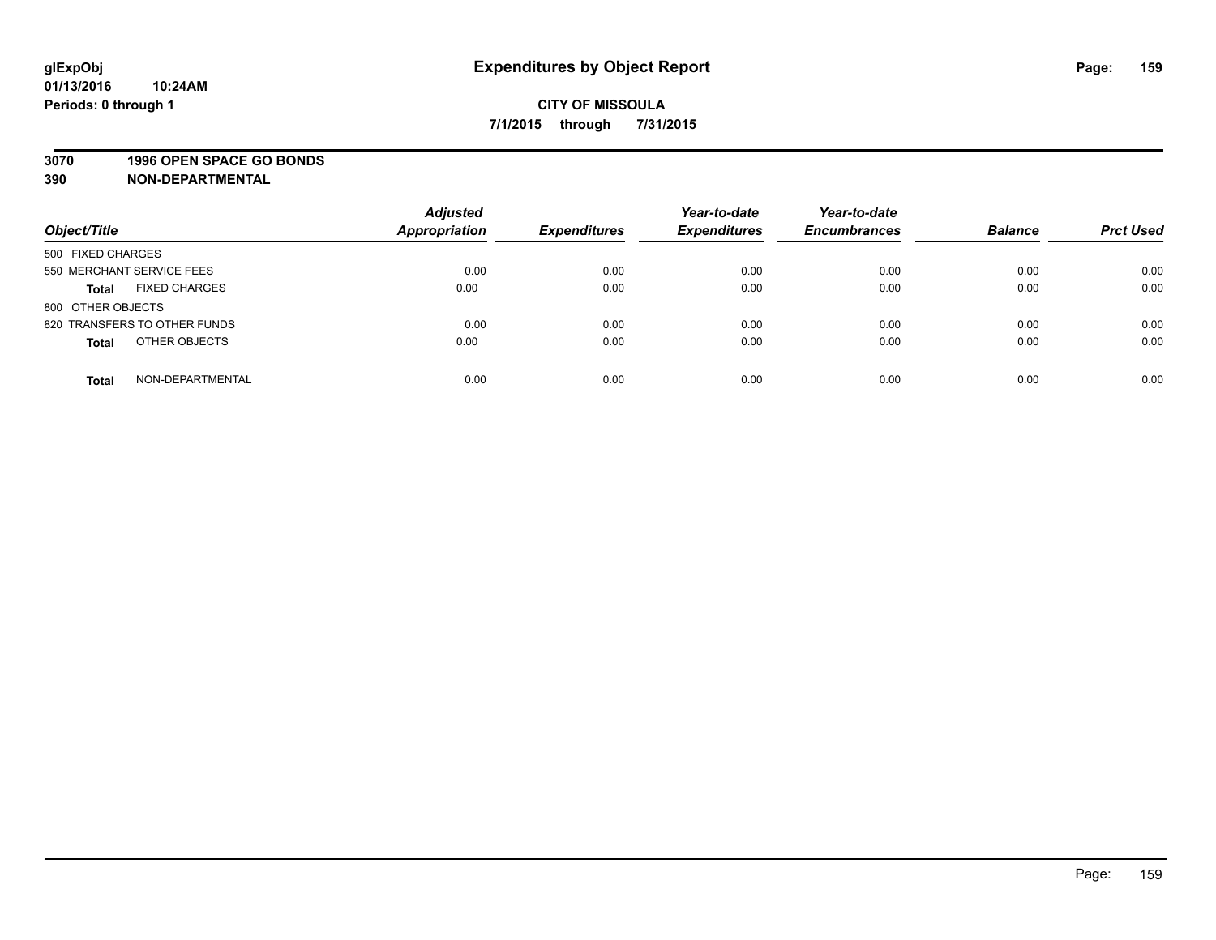# Expenditures by Object Report

glExpObj
01/13/2016 10:24AM
Periods: 0 through 1

**CITY OF MISSOULA**
**7/1/2015 through 7/31/2015**

**3070 1996 OPEN SPACE GO BONDS**
**390 NON-DEPARTMENTAL**

| Object/Title | Adjusted Appropriation | Expenditures | Year-to-date Expenditures | Year-to-date Encumbrances | Balance | Prct Used |
|---|---|---|---|---|---|---|
| 500 FIXED CHARGES | | | | | | |
| 550 MERCHANT SERVICE FEES | 0.00 | 0.00 | 0.00 | 0.00 | 0.00 | 0.00 |
| **Total** FIXED CHARGES | 0.00 | 0.00 | 0.00 | 0.00 | 0.00 | 0.00 |
| 800 OTHER OBJECTS | | | | | | |
| 820 TRANSFERS TO OTHER FUNDS | 0.00 | 0.00 | 0.00 | 0.00 | 0.00 | 0.00 |
| **Total** OTHER OBJECTS | 0.00 | 0.00 | 0.00 | 0.00 | 0.00 | 0.00 |
| **Total** NON-DEPARTMENTAL | 0.00 | 0.00 | 0.00 | 0.00 | 0.00 | 0.00 |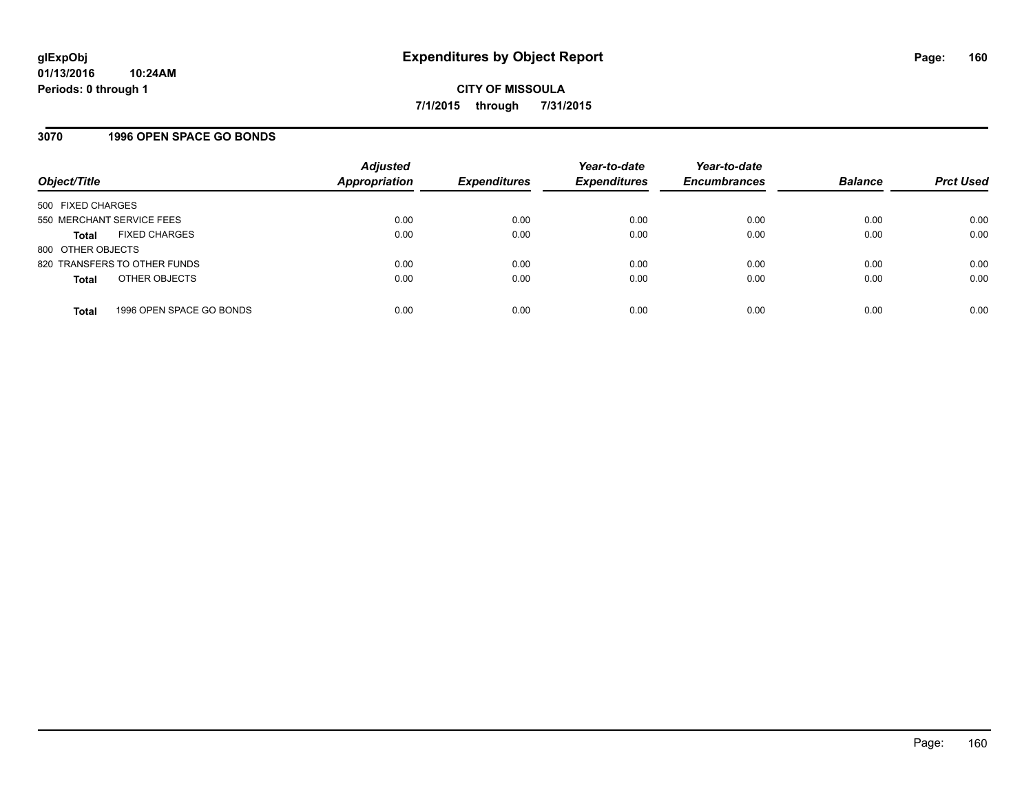# Expenditures by Object Report

glExpObj
01/13/2016 10:24AM
Periods: 0 through 1

**CITY OF MISSOULA**
**7/1/2015 through 7/31/2015**

## 3070 1996 OPEN SPACE GO BONDS

| Object/Title | Adjusted Appropriation | Expenditures | Year-to-date Expenditures | Year-to-date Encumbrances | Balance | Prct Used |
|---|---|---|---|---|---|---|
| 500 FIXED CHARGES | | | | | | |
| 550 MERCHANT SERVICE FEES | 0.00 | 0.00 | 0.00 | 0.00 | 0.00 | 0.00 |
| **Total** FIXED CHARGES | 0.00 | 0.00 | 0.00 | 0.00 | 0.00 | 0.00 |
| 800 OTHER OBJECTS | | | | | | |
| 820 TRANSFERS TO OTHER FUNDS | 0.00 | 0.00 | 0.00 | 0.00 | 0.00 | 0.00 |
| **Total** OTHER OBJECTS | 0.00 | 0.00 | 0.00 | 0.00 | 0.00 | 0.00 |
| **Total** 1996 OPEN SPACE GO BONDS | 0.00 | 0.00 | 0.00 | 0.00 | 0.00 | 0.00 |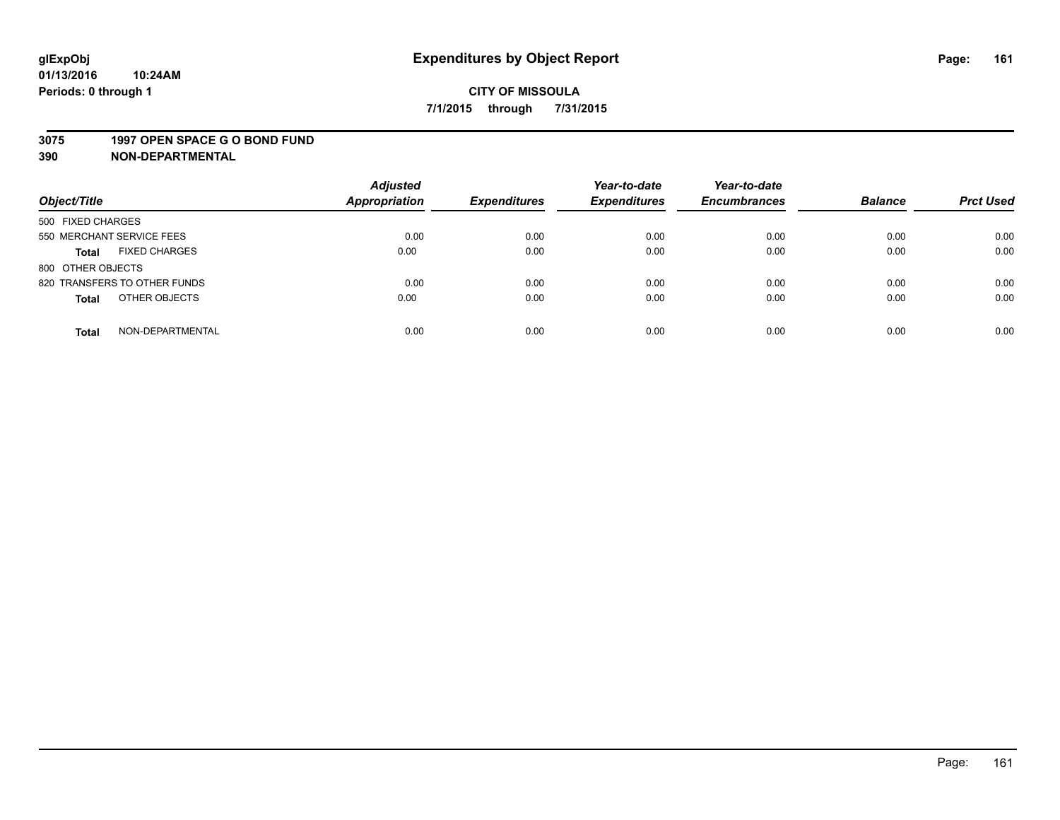# Expenditures by Object Report

glExpObj
01/13/2016 10:24AM
Periods: 0 through 1

**CITY OF MISSOULA**
**7/1/2015 through 7/31/2015**

**3075 1997 OPEN SPACE G O BOND FUND**
**390 NON-DEPARTMENTAL**

| Object/Title | Adjusted Appropriation | Expenditures | Year-to-date Expenditures | Year-to-date Encumbrances | Balance | Prct Used |
|---|---|---|---|---|---|---|
| 500 FIXED CHARGES | | | | | | |
| 550 MERCHANT SERVICE FEES | 0.00 | 0.00 | 0.00 | 0.00 | 0.00 | 0.00 |
| **Total** FIXED CHARGES | 0.00 | 0.00 | 0.00 | 0.00 | 0.00 | 0.00 |
| 800 OTHER OBJECTS | | | | | | |
| 820 TRANSFERS TO OTHER FUNDS | 0.00 | 0.00 | 0.00 | 0.00 | 0.00 | 0.00 |
| **Total** OTHER OBJECTS | 0.00 | 0.00 | 0.00 | 0.00 | 0.00 | 0.00 |
| **Total** NON-DEPARTMENTAL | 0.00 | 0.00 | 0.00 | 0.00 | 0.00 | 0.00 |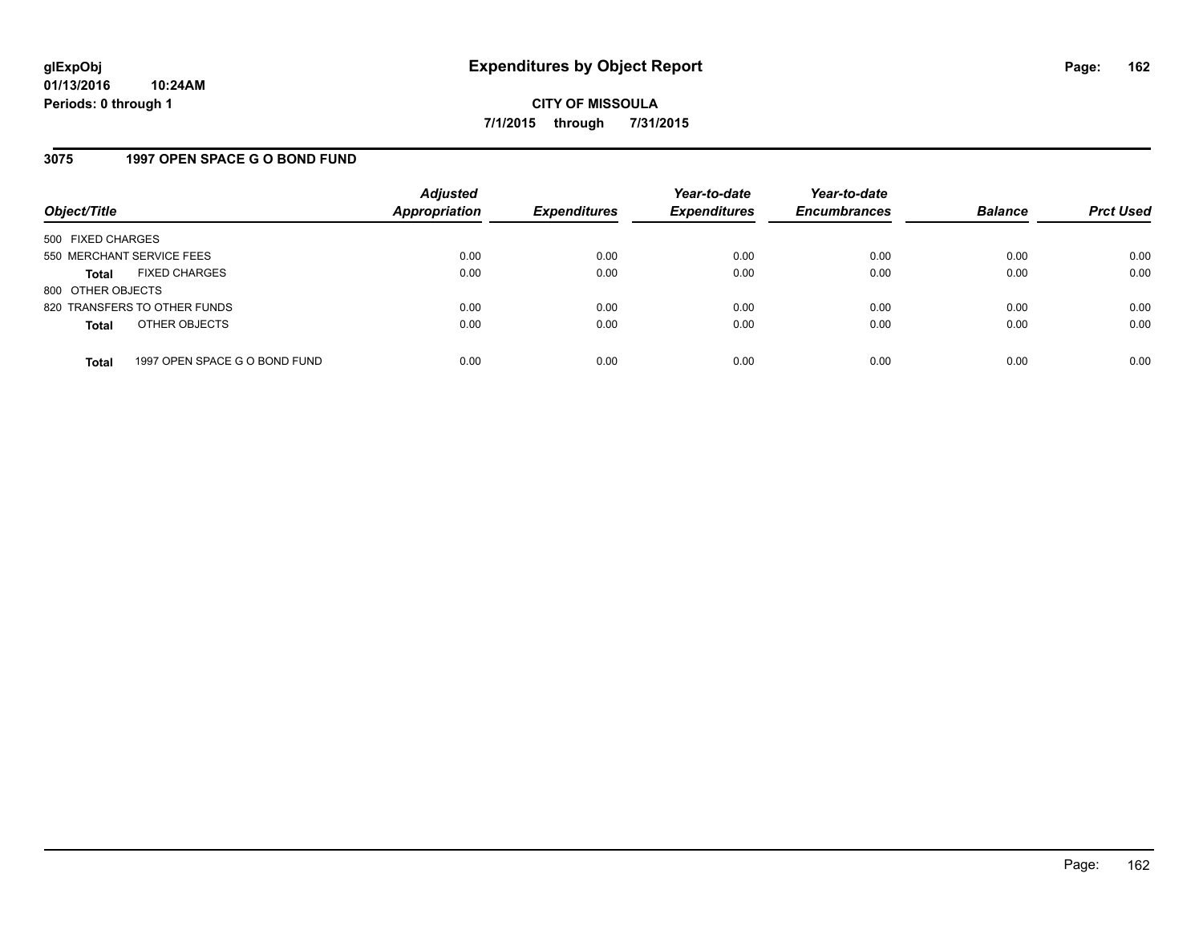# Expenditures by Object Report

glExpObj
01/13/2016 10:24AM
Periods: 0 through 1

**CITY OF MISSOULA**
**7/1/2015 through 7/31/2015**

## 3075 1997 OPEN SPACE G O BOND FUND

| Object/Title | | Adjusted Appropriation | Expenditures | Year-to-date Expenditures | Year-to-date Encumbrances | Balance | Prct Used |
|---|---|---|---|---|---|---|---|
| 500 FIXED CHARGES | | | | | | | |
| 550 MERCHANT SERVICE FEES | | 0.00 | 0.00 | 0.00 | 0.00 | 0.00 | 0.00 |
| **Total** | FIXED CHARGES | 0.00 | 0.00 | 0.00 | 0.00 | 0.00 | 0.00 |
| 800 OTHER OBJECTS | | | | | | | |
| 820 TRANSFERS TO OTHER FUNDS | | 0.00 | 0.00 | 0.00 | 0.00 | 0.00 | 0.00 |
| **Total** | OTHER OBJECTS | 0.00 | 0.00 | 0.00 | 0.00 | 0.00 | 0.00 |
| **Total** | 1997 OPEN SPACE G O BOND FUND | 0.00 | 0.00 | 0.00 | 0.00 | 0.00 | 0.00 |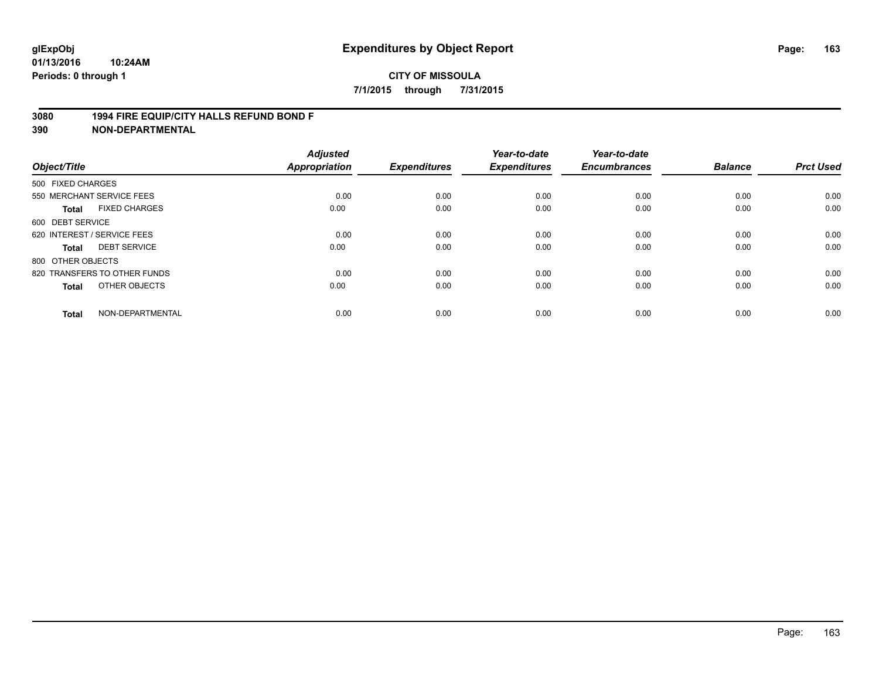**glExpObj**
**01/13/2016 10:24AM**
**Periods: 0 through 1**

# Expenditures by Object Report

**CITY OF MISSOULA**
**7/1/2015 through 7/31/2015**

**3080 1994 FIRE EQUIP/CITY HALLS REFUND BOND F**
**390 NON-DEPARTMENTAL**

| Object/Title | Adjusted Appropriation | Expenditures | Year-to-date Expenditures | Year-to-date Encumbrances | Balance | Prct Used |
|---|---|---|---|---|---|---|
| 500 FIXED CHARGES | | | | | | |
| 550 MERCHANT SERVICE FEES | 0.00 | 0.00 | 0.00 | 0.00 | 0.00 | 0.00 |
| **Total** FIXED CHARGES | 0.00 | 0.00 | 0.00 | 0.00 | 0.00 | 0.00 |
| 600 DEBT SERVICE | | | | | | |
| 620 INTEREST / SERVICE FEES | 0.00 | 0.00 | 0.00 | 0.00 | 0.00 | 0.00 |
| **Total** DEBT SERVICE | 0.00 | 0.00 | 0.00 | 0.00 | 0.00 | 0.00 |
| 800 OTHER OBJECTS | | | | | | |
| 820 TRANSFERS TO OTHER FUNDS | 0.00 | 0.00 | 0.00 | 0.00 | 0.00 | 0.00 |
| **Total** OTHER OBJECTS | 0.00 | 0.00 | 0.00 | 0.00 | 0.00 | 0.00 |
| **Total** NON-DEPARTMENTAL | 0.00 | 0.00 | 0.00 | 0.00 | 0.00 | 0.00 |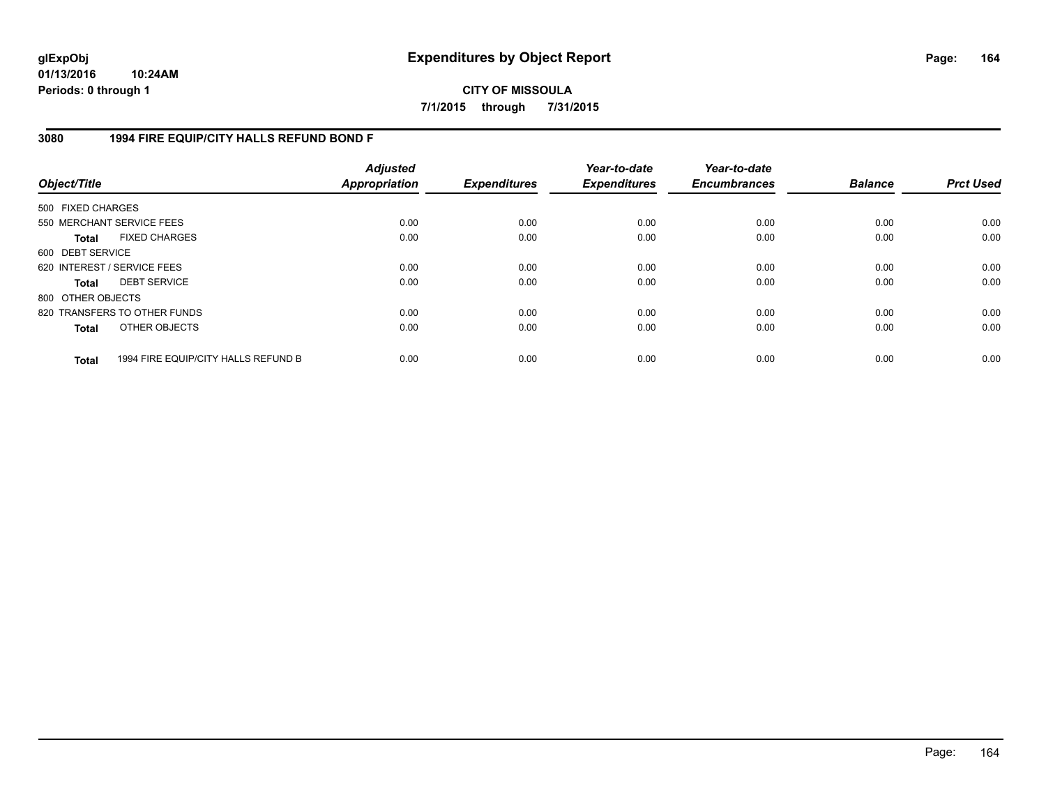# Expenditures by Object Report

**CITY OF MISSOULA**

**7/1/2015 through 7/31/2015**

glExpObj
01/13/2016 10:24AM
Periods: 0 through 1

## 3080 1994 FIRE EQUIP/CITY HALLS REFUND BOND F

| Object/Title | Adjusted Appropriation | Expenditures | Year-to-date Expenditures | Year-to-date Encumbrances | Balance | Prct Used |
|---|---|---|---|---|---|---|
| 500 FIXED CHARGES | | | | | | |
| 550 MERCHANT SERVICE FEES | 0.00 | 0.00 | 0.00 | 0.00 | 0.00 | 0.00 |
| **Total** FIXED CHARGES | 0.00 | 0.00 | 0.00 | 0.00 | 0.00 | 0.00 |
| 600 DEBT SERVICE | | | | | | |
| 620 INTEREST / SERVICE FEES | 0.00 | 0.00 | 0.00 | 0.00 | 0.00 | 0.00 |
| **Total** DEBT SERVICE | 0.00 | 0.00 | 0.00 | 0.00 | 0.00 | 0.00 |
| 800 OTHER OBJECTS | | | | | | |
| 820 TRANSFERS TO OTHER FUNDS | 0.00 | 0.00 | 0.00 | 0.00 | 0.00 | 0.00 |
| **Total** OTHER OBJECTS | 0.00 | 0.00 | 0.00 | 0.00 | 0.00 | 0.00 |
| **Total** 1994 FIRE EQUIP/CITY HALLS REFUND B | 0.00 | 0.00 | 0.00 | 0.00 | 0.00 | 0.00 |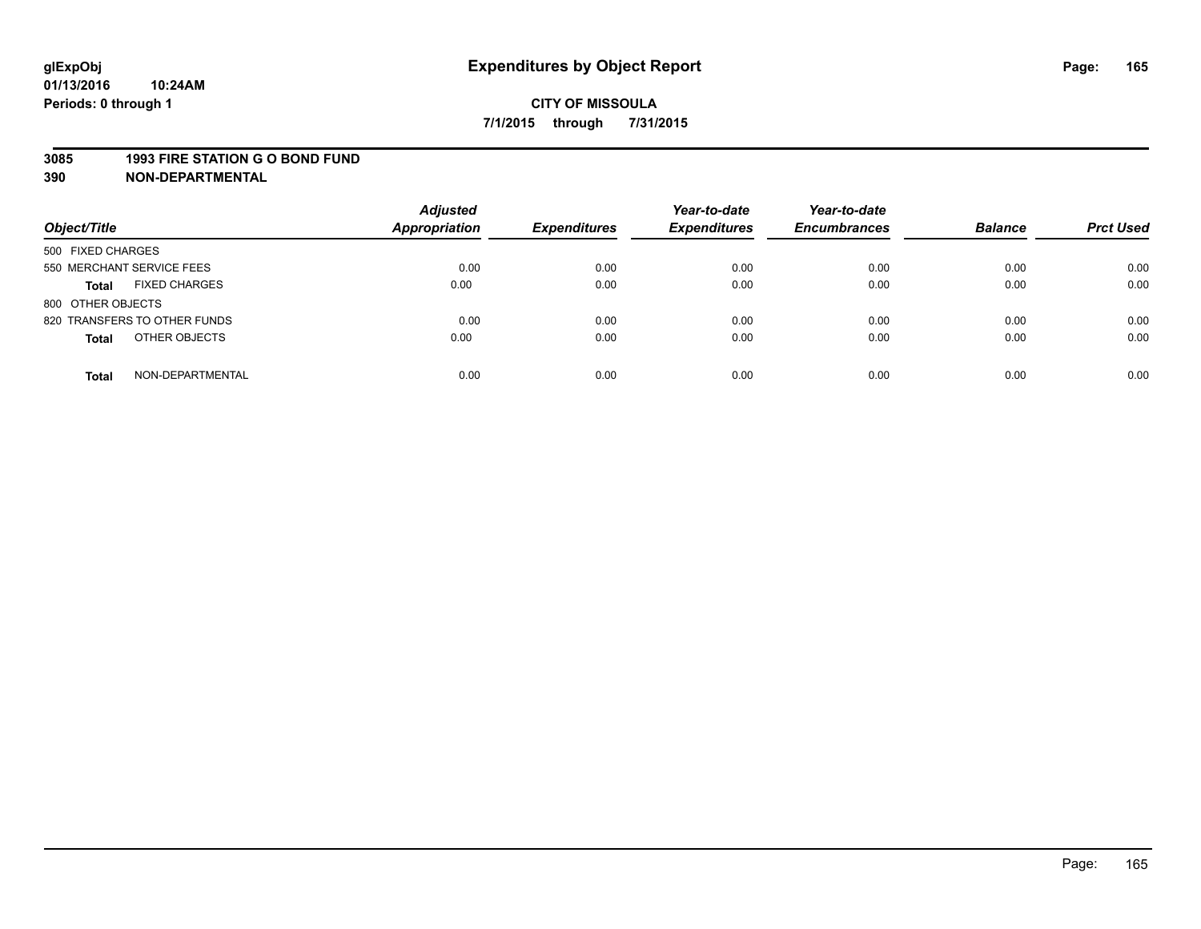# Expenditures by Object Report

glExpObj
01/13/2016 10:24AM
Periods: 0 through 1

**CITY OF MISSOULA**
**7/1/2015 through 7/31/2015**

**3085 1993 FIRE STATION G O BOND FUND**
**390 NON-DEPARTMENTAL**

| Object/Title | Adjusted Appropriation | Expenditures | Year-to-date Expenditures | Year-to-date Encumbrances | Balance | Prct Used |
|---|---|---|---|---|---|---|
| 500 FIXED CHARGES | | | | | | |
| 550 MERCHANT SERVICE FEES | 0.00 | 0.00 | 0.00 | 0.00 | 0.00 | 0.00 |
| **Total** FIXED CHARGES | 0.00 | 0.00 | 0.00 | 0.00 | 0.00 | 0.00 |
| 800 OTHER OBJECTS | | | | | | |
| 820 TRANSFERS TO OTHER FUNDS | 0.00 | 0.00 | 0.00 | 0.00 | 0.00 | 0.00 |
| **Total** OTHER OBJECTS | 0.00 | 0.00 | 0.00 | 0.00 | 0.00 | 0.00 |
| **Total** NON-DEPARTMENTAL | 0.00 | 0.00 | 0.00 | 0.00 | 0.00 | 0.00 |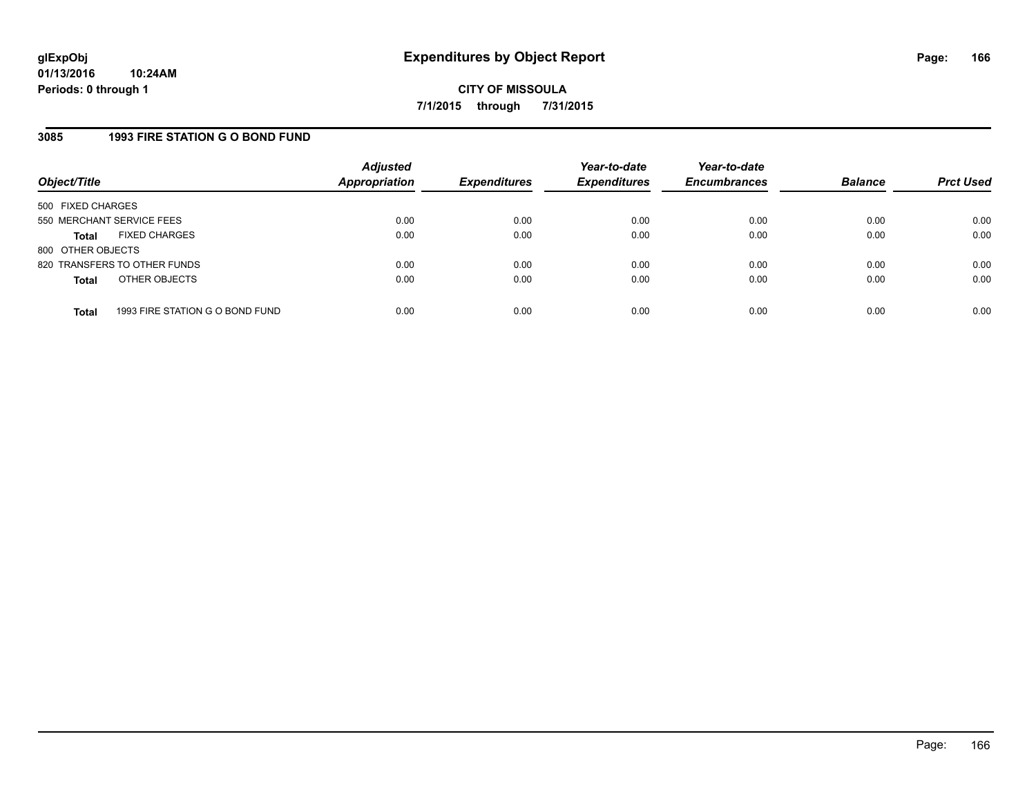# Expenditures by Object Report

glExpObj
01/13/2016 10:24AM
Periods: 0 through 1

**CITY OF MISSOULA**
**7/1/2015 through 7/31/2015**

## 3085 1993 FIRE STATION G O BOND FUND

| Object/Title | Adjusted Appropriation | Expenditures | Year-to-date Expenditures | Year-to-date Encumbrances | Balance | Prct Used |
|---|---|---|---|---|---|---|
| 500 FIXED CHARGES | | | | | | |
| 550 MERCHANT SERVICE FEES | 0.00 | 0.00 | 0.00 | 0.00 | 0.00 | 0.00 |
| **Total** FIXED CHARGES | 0.00 | 0.00 | 0.00 | 0.00 | 0.00 | 0.00 |
| 800 OTHER OBJECTS | | | | | | |
| 820 TRANSFERS TO OTHER FUNDS | 0.00 | 0.00 | 0.00 | 0.00 | 0.00 | 0.00 |
| **Total** OTHER OBJECTS | 0.00 | 0.00 | 0.00 | 0.00 | 0.00 | 0.00 |
| **Total** 1993 FIRE STATION G O BOND FUND | 0.00 | 0.00 | 0.00 | 0.00 | 0.00 | 0.00 |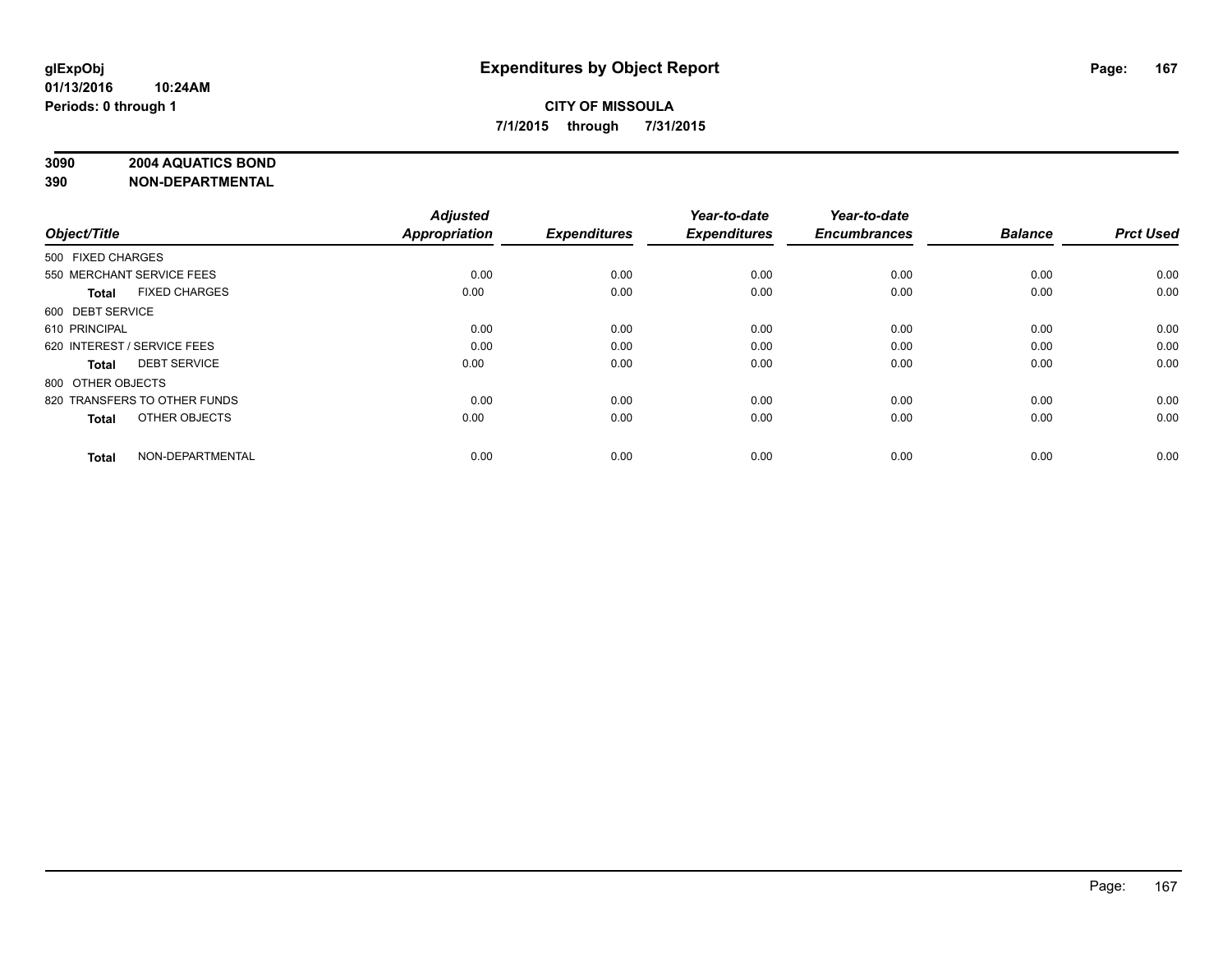**glExpObj**
**01/13/2016 10:24AM**
**Periods: 0 through 1**

# Expenditures by Object Report

**CITY OF MISSOULA**
**7/1/2015 through 7/31/2015**

**3090 2004 AQUATICS BOND**
**390 NON-DEPARTMENTAL**

| Object/Title | Adjusted Appropriation | Expenditures | Year-to-date Expenditures | Year-to-date Encumbrances | Balance | Prct Used |
|---|---|---|---|---|---|---|
| 500 FIXED CHARGES | | | | | | |
| 550 MERCHANT SERVICE FEES | 0.00 | 0.00 | 0.00 | 0.00 | 0.00 | 0.00 |
| **Total** FIXED CHARGES | 0.00 | 0.00 | 0.00 | 0.00 | 0.00 | 0.00 |
| 600 DEBT SERVICE | | | | | | |
| 610 PRINCIPAL | 0.00 | 0.00 | 0.00 | 0.00 | 0.00 | 0.00 |
| 620 INTEREST / SERVICE FEES | 0.00 | 0.00 | 0.00 | 0.00 | 0.00 | 0.00 |
| **Total** DEBT SERVICE | 0.00 | 0.00 | 0.00 | 0.00 | 0.00 | 0.00 |
| 800 OTHER OBJECTS | | | | | | |
| 820 TRANSFERS TO OTHER FUNDS | 0.00 | 0.00 | 0.00 | 0.00 | 0.00 | 0.00 |
| **Total** OTHER OBJECTS | 0.00 | 0.00 | 0.00 | 0.00 | 0.00 | 0.00 |
| **Total** NON-DEPARTMENTAL | 0.00 | 0.00 | 0.00 | 0.00 | 0.00 | 0.00 |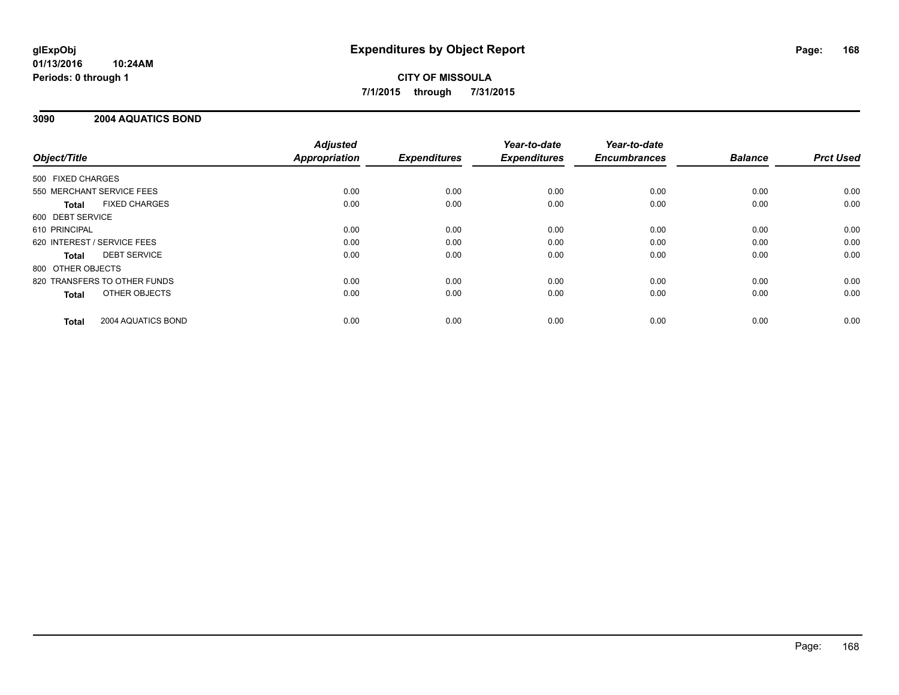**glExpObj**
**01/13/2016 10:24AM**
**Periods: 0 through 1**

# Expenditures by Object Report

**CITY OF MISSOULA**
**7/1/2015 through 7/31/2015**

## 3090 2004 AQUATICS BOND

| Object/Title | | *Adjusted Appropriation* | *Expenditures* | *Year-to-date Expenditures* | *Year-to-date Encumbrances* | *Balance* | *Prct Used* |
|---|---|---|---|---|---|---|---|
| 500 FIXED CHARGES | | | | | | | |
| 550 MERCHANT SERVICE FEES | | 0.00 | 0.00 | 0.00 | 0.00 | 0.00 | 0.00 |
| **Total** | FIXED CHARGES | 0.00 | 0.00 | 0.00 | 0.00 | 0.00 | 0.00 |
| 600 DEBT SERVICE | | | | | | | |
| 610 PRINCIPAL | | 0.00 | 0.00 | 0.00 | 0.00 | 0.00 | 0.00 |
| 620 INTEREST / SERVICE FEES | | 0.00 | 0.00 | 0.00 | 0.00 | 0.00 | 0.00 |
| **Total** | DEBT SERVICE | 0.00 | 0.00 | 0.00 | 0.00 | 0.00 | 0.00 |
| 800 OTHER OBJECTS | | | | | | | |
| 820 TRANSFERS TO OTHER FUNDS | | 0.00 | 0.00 | 0.00 | 0.00 | 0.00 | 0.00 |
| **Total** | OTHER OBJECTS | 0.00 | 0.00 | 0.00 | 0.00 | 0.00 | 0.00 |
| **Total** | 2004 AQUATICS BOND | 0.00 | 0.00 | 0.00 | 0.00 | 0.00 | 0.00 |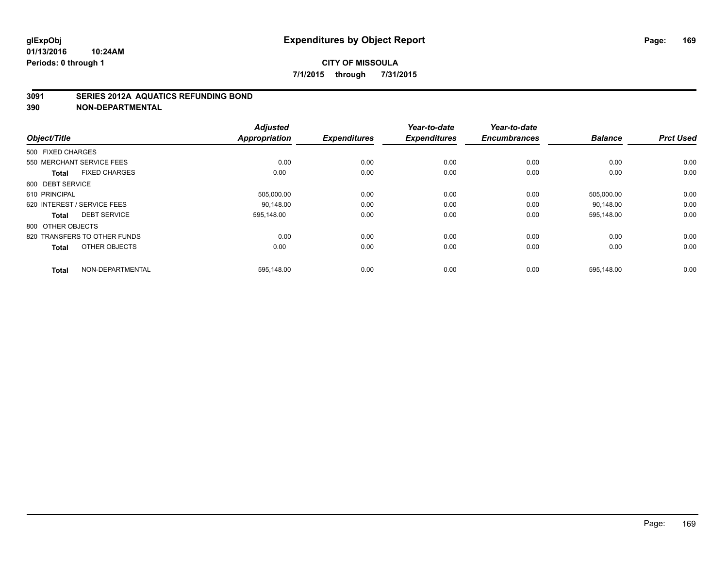glExpObj
01/13/2016 10:24AM
Periods: 0 through 1

# Expenditures by Object Report

**CITY OF MISSOULA**
**7/1/2015 through 7/31/2015**

## 3091 SERIES 2012A AQUATICS REFUNDING BOND
## 390 NON-DEPARTMENTAL

| Object/Title | Adjusted Appropriation | Expenditures | Year-to-date Expenditures | Year-to-date Encumbrances | Balance | Prct Used |
|---|---|---|---|---|---|---|
| 500 FIXED CHARGES | | | | | | |
| 550 MERCHANT SERVICE FEES | 0.00 | 0.00 | 0.00 | 0.00 | 0.00 | 0.00 |
| **Total** FIXED CHARGES | 0.00 | 0.00 | 0.00 | 0.00 | 0.00 | 0.00 |
| 600 DEBT SERVICE | | | | | | |
| 610 PRINCIPAL | 505,000.00 | 0.00 | 0.00 | 0.00 | 505,000.00 | 0.00 |
| 620 INTEREST / SERVICE FEES | 90,148.00 | 0.00 | 0.00 | 0.00 | 90,148.00 | 0.00 |
| **Total** DEBT SERVICE | 595,148.00 | 0.00 | 0.00 | 0.00 | 595,148.00 | 0.00 |
| 800 OTHER OBJECTS | | | | | | |
| 820 TRANSFERS TO OTHER FUNDS | 0.00 | 0.00 | 0.00 | 0.00 | 0.00 | 0.00 |
| **Total** OTHER OBJECTS | 0.00 | 0.00 | 0.00 | 0.00 | 0.00 | 0.00 |
| **Total** NON-DEPARTMENTAL | 595,148.00 | 0.00 | 0.00 | 0.00 | 595,148.00 | 0.00 |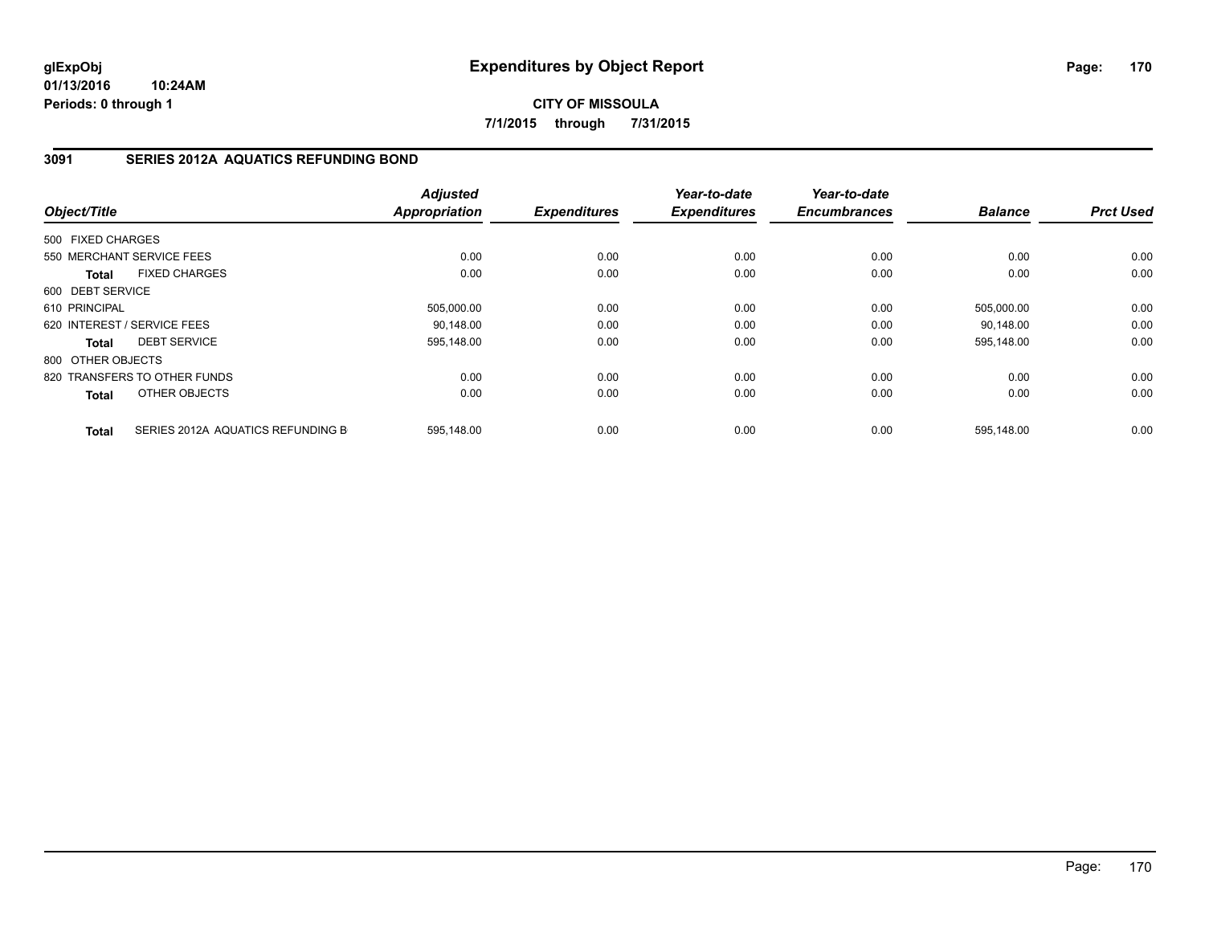# Expenditures by Object Report

glExpObj
01/13/2016 10:24AM
Periods: 0 through 1

**CITY OF MISSOULA**

**7/1/2015 through 7/31/2015**

## 3091 SERIES 2012A AQUATICS REFUNDING BOND

| Object/Title | Adjusted Appropriation | Expenditures | Year-to-date Expenditures | Year-to-date Encumbrances | Balance | Prct Used |
|---|---|---|---|---|---|---|
| 500 FIXED CHARGES | | | | | | |
| 550 MERCHANT SERVICE FEES | 0.00 | 0.00 | 0.00 | 0.00 | 0.00 | 0.00 |
| **Total** FIXED CHARGES | 0.00 | 0.00 | 0.00 | 0.00 | 0.00 | 0.00 |
| 600 DEBT SERVICE | | | | | | |
| 610 PRINCIPAL | 505,000.00 | 0.00 | 0.00 | 0.00 | 505,000.00 | 0.00 |
| 620 INTEREST / SERVICE FEES | 90,148.00 | 0.00 | 0.00 | 0.00 | 90,148.00 | 0.00 |
| **Total** DEBT SERVICE | 595,148.00 | 0.00 | 0.00 | 0.00 | 595,148.00 | 0.00 |
| 800 OTHER OBJECTS | | | | | | |
| 820 TRANSFERS TO OTHER FUNDS | 0.00 | 0.00 | 0.00 | 0.00 | 0.00 | 0.00 |
| **Total** OTHER OBJECTS | 0.00 | 0.00 | 0.00 | 0.00 | 0.00 | 0.00 |
| **Total** SERIES 2012A AQUATICS REFUNDING B | 595,148.00 | 0.00 | 0.00 | 0.00 | 595,148.00 | 0.00 |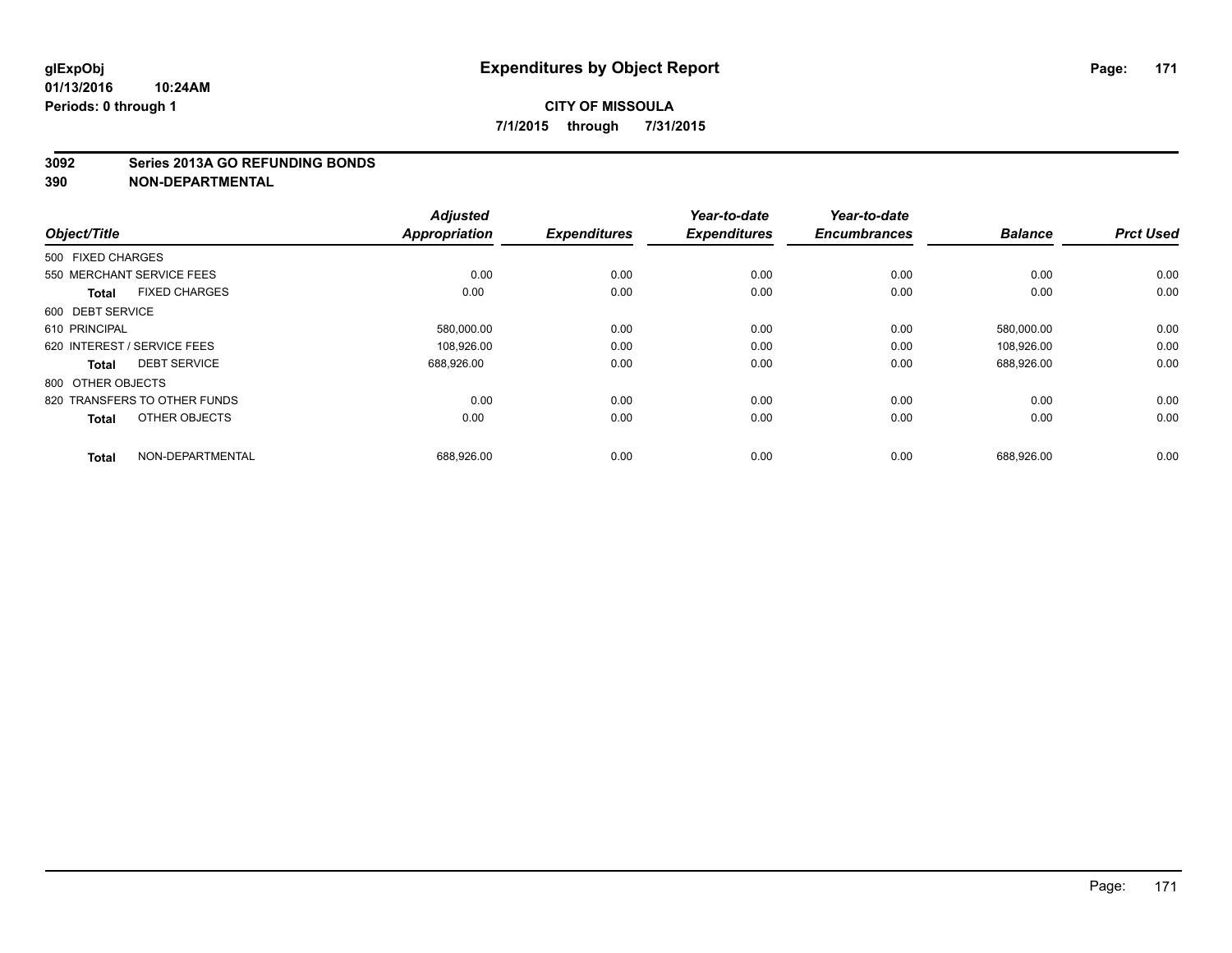**glExpObj**
**01/13/2016 10:24AM**
**Periods: 0 through 1**

# Expenditures by Object Report

**CITY OF MISSOULA**
**7/1/2015 through 7/31/2015**

**3092 Series 2013A GO REFUNDING BONDS**
**390 NON-DEPARTMENTAL**

| Object/Title | | *Adjusted Appropriation* | *Expenditures* | *Year-to-date Expenditures* | *Year-to-date Encumbrances* | *Balance* | *Prct Used* |
|---|---|---|---|---|---|---|---|
| 500 FIXED CHARGES | | | | | | | |
| 550 MERCHANT SERVICE FEES | | 0.00 | 0.00 | 0.00 | 0.00 | 0.00 | 0.00 |
| **Total** | FIXED CHARGES | 0.00 | 0.00 | 0.00 | 0.00 | 0.00 | 0.00 |
| 600 DEBT SERVICE | | | | | | | |
| 610 PRINCIPAL | | 580,000.00 | 0.00 | 0.00 | 0.00 | 580,000.00 | 0.00 |
| 620 INTEREST / SERVICE FEES | | 108,926.00 | 0.00 | 0.00 | 0.00 | 108,926.00 | 0.00 |
| **Total** | DEBT SERVICE | 688,926.00 | 0.00 | 0.00 | 0.00 | 688,926.00 | 0.00 |
| 800 OTHER OBJECTS | | | | | | | |
| 820 TRANSFERS TO OTHER FUNDS | | 0.00 | 0.00 | 0.00 | 0.00 | 0.00 | 0.00 |
| **Total** | OTHER OBJECTS | 0.00 | 0.00 | 0.00 | 0.00 | 0.00 | 0.00 |
| **Total** | NON-DEPARTMENTAL | 688,926.00 | 0.00 | 0.00 | 0.00 | 688,926.00 | 0.00 |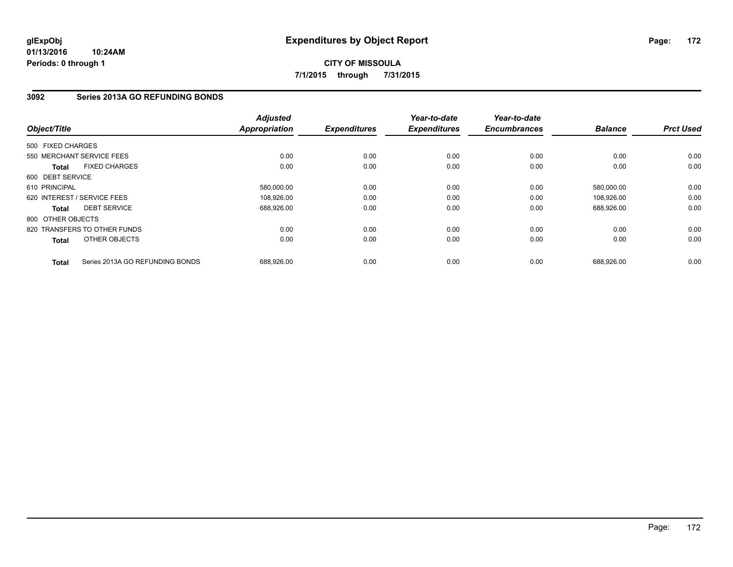**glExpObj**
**01/13/2016 10:24AM**
**Periods: 0 through 1**

# Expenditures by Object Report

**CITY OF MISSOULA**
**7/1/2015 through 7/31/2015**

## 3092 Series 2013A GO REFUNDING BONDS

| Object/Title | Adjusted Appropriation | Expenditures | Year-to-date Expenditures | Year-to-date Encumbrances | Balance | Prct Used |
|---|---|---|---|---|---|---|
| 500 FIXED CHARGES | | | | | | |
| 550 MERCHANT SERVICE FEES | 0.00 | 0.00 | 0.00 | 0.00 | 0.00 | 0.00 |
| **Total** FIXED CHARGES | 0.00 | 0.00 | 0.00 | 0.00 | 0.00 | 0.00 |
| 600 DEBT SERVICE | | | | | | |
| 610 PRINCIPAL | 580,000.00 | 0.00 | 0.00 | 0.00 | 580,000.00 | 0.00 |
| 620 INTEREST / SERVICE FEES | 108,926.00 | 0.00 | 0.00 | 0.00 | 108,926.00 | 0.00 |
| **Total** DEBT SERVICE | 688,926.00 | 0.00 | 0.00 | 0.00 | 688,926.00 | 0.00 |
| 800 OTHER OBJECTS | | | | | | |
| 820 TRANSFERS TO OTHER FUNDS | 0.00 | 0.00 | 0.00 | 0.00 | 0.00 | 0.00 |
| **Total** OTHER OBJECTS | 0.00 | 0.00 | 0.00 | 0.00 | 0.00 | 0.00 |
| **Total** Series 2013A GO REFUNDING BONDS | 688,926.00 | 0.00 | 0.00 | 0.00 | 688,926.00 | 0.00 |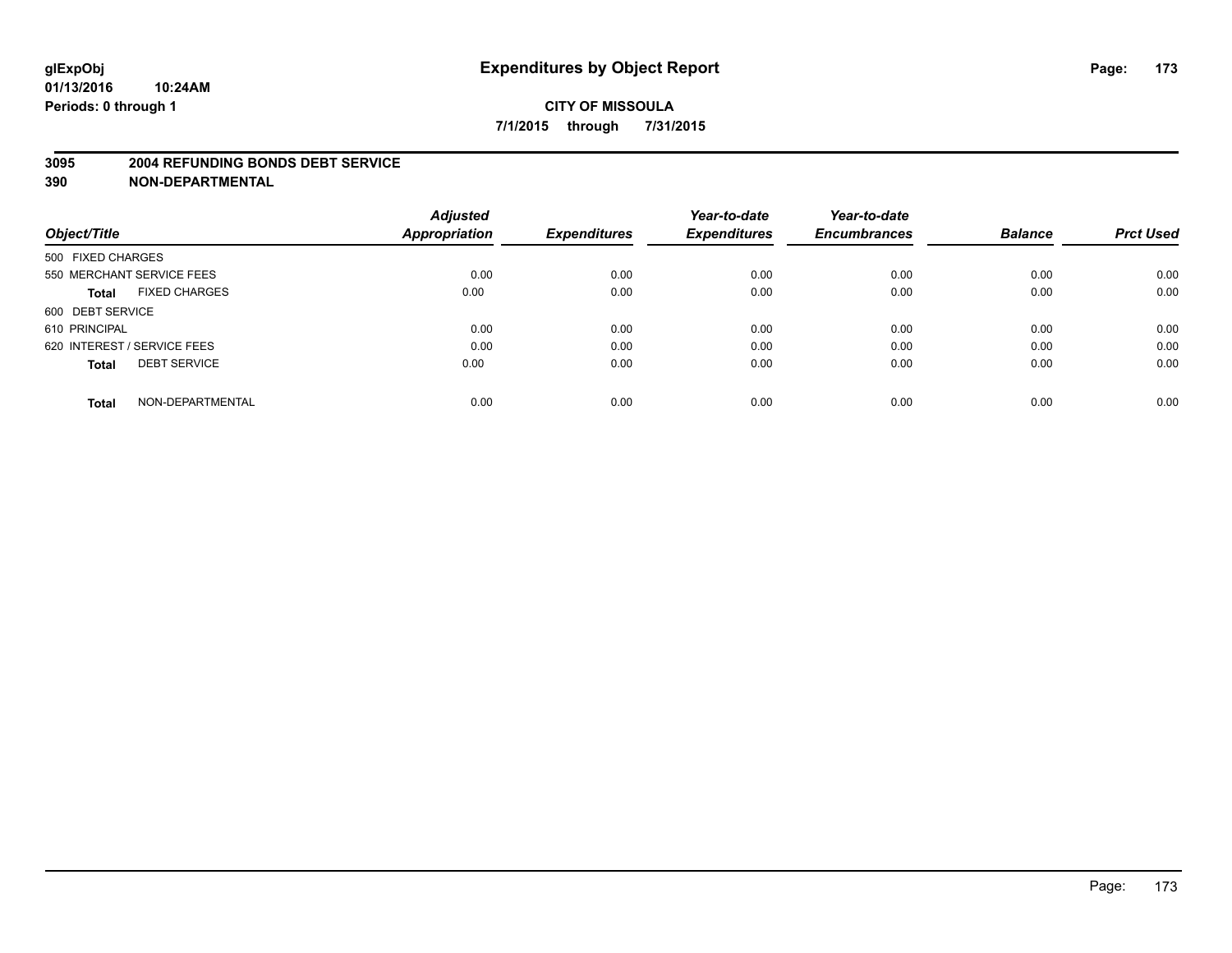glExpObj
01/13/2016 10:24AM
Periods: 0 through 1

# Expenditures by Object Report

**CITY OF MISSOULA**

**7/1/2015 through 7/31/2015**

**3095 2004 REFUNDING BONDS DEBT SERVICE**

**390 NON-DEPARTMENTAL**

| Object/Title | Adjusted Appropriation | Expenditures | Year-to-date Expenditures | Year-to-date Encumbrances | Balance | Prct Used |
|---|---|---|---|---|---|---|
| 500 FIXED CHARGES | | | | | | |
| 550 MERCHANT SERVICE FEES | 0.00 | 0.00 | 0.00 | 0.00 | 0.00 | 0.00 |
| **Total** FIXED CHARGES | 0.00 | 0.00 | 0.00 | 0.00 | 0.00 | 0.00 |
| 600 DEBT SERVICE | | | | | | |
| 610 PRINCIPAL | 0.00 | 0.00 | 0.00 | 0.00 | 0.00 | 0.00 |
| 620 INTEREST / SERVICE FEES | 0.00 | 0.00 | 0.00 | 0.00 | 0.00 | 0.00 |
| **Total** DEBT SERVICE | 0.00 | 0.00 | 0.00 | 0.00 | 0.00 | 0.00 |
| **Total** NON-DEPARTMENTAL | 0.00 | 0.00 | 0.00 | 0.00 | 0.00 | 0.00 |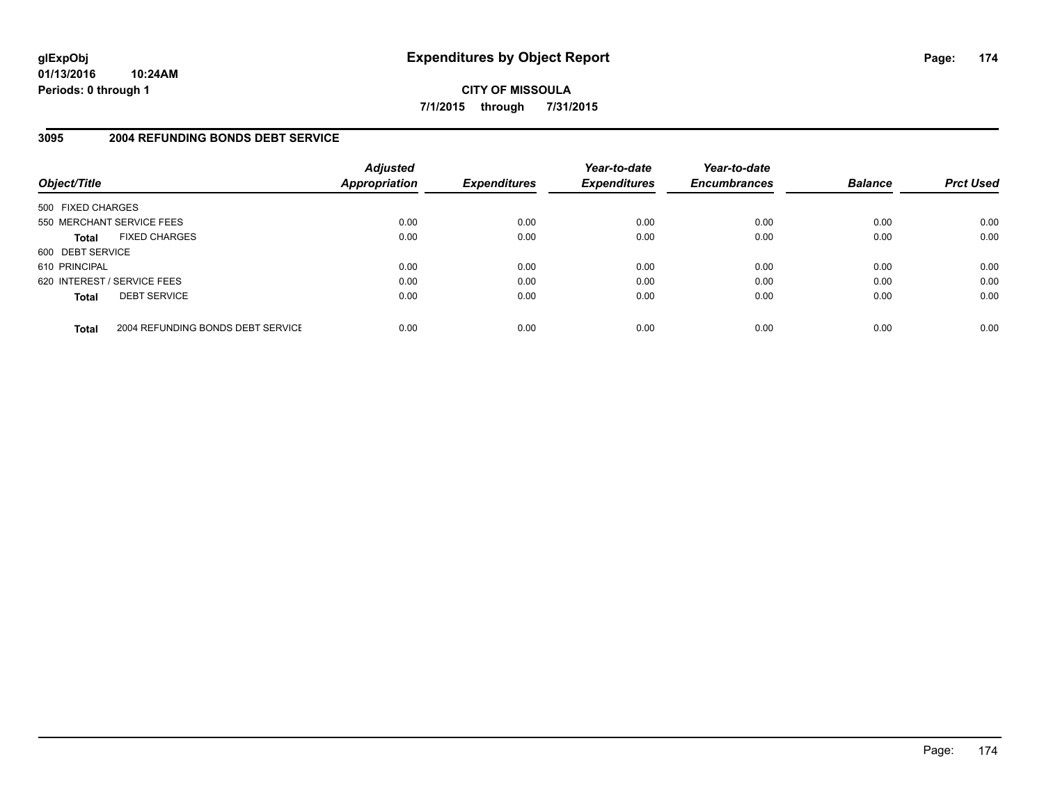**glExpObj**
**01/13/2016 10:24AM**
**Periods: 0 through 1**

# Expenditures by Object Report

**CITY OF MISSOULA**
**7/1/2015 through 7/31/2015**

## 3095 2004 REFUNDING BONDS DEBT SERVICE

| Object/Title | Adjusted Appropriation | Expenditures | Year-to-date Expenditures | Year-to-date Encumbrances | Balance | Prct Used |
|---|---|---|---|---|---|---|
| 500 FIXED CHARGES | | | | | | |
| 550 MERCHANT SERVICE FEES | 0.00 | 0.00 | 0.00 | 0.00 | 0.00 | 0.00 |
| **Total** FIXED CHARGES | 0.00 | 0.00 | 0.00 | 0.00 | 0.00 | 0.00 |
| 600 DEBT SERVICE | | | | | | |
| 610 PRINCIPAL | 0.00 | 0.00 | 0.00 | 0.00 | 0.00 | 0.00 |
| 620 INTEREST / SERVICE FEES | 0.00 | 0.00 | 0.00 | 0.00 | 0.00 | 0.00 |
| **Total** DEBT SERVICE | 0.00 | 0.00 | 0.00 | 0.00 | 0.00 | 0.00 |
| **Total** 2004 REFUNDING BONDS DEBT SERVICE | 0.00 | 0.00 | 0.00 | 0.00 | 0.00 | 0.00 |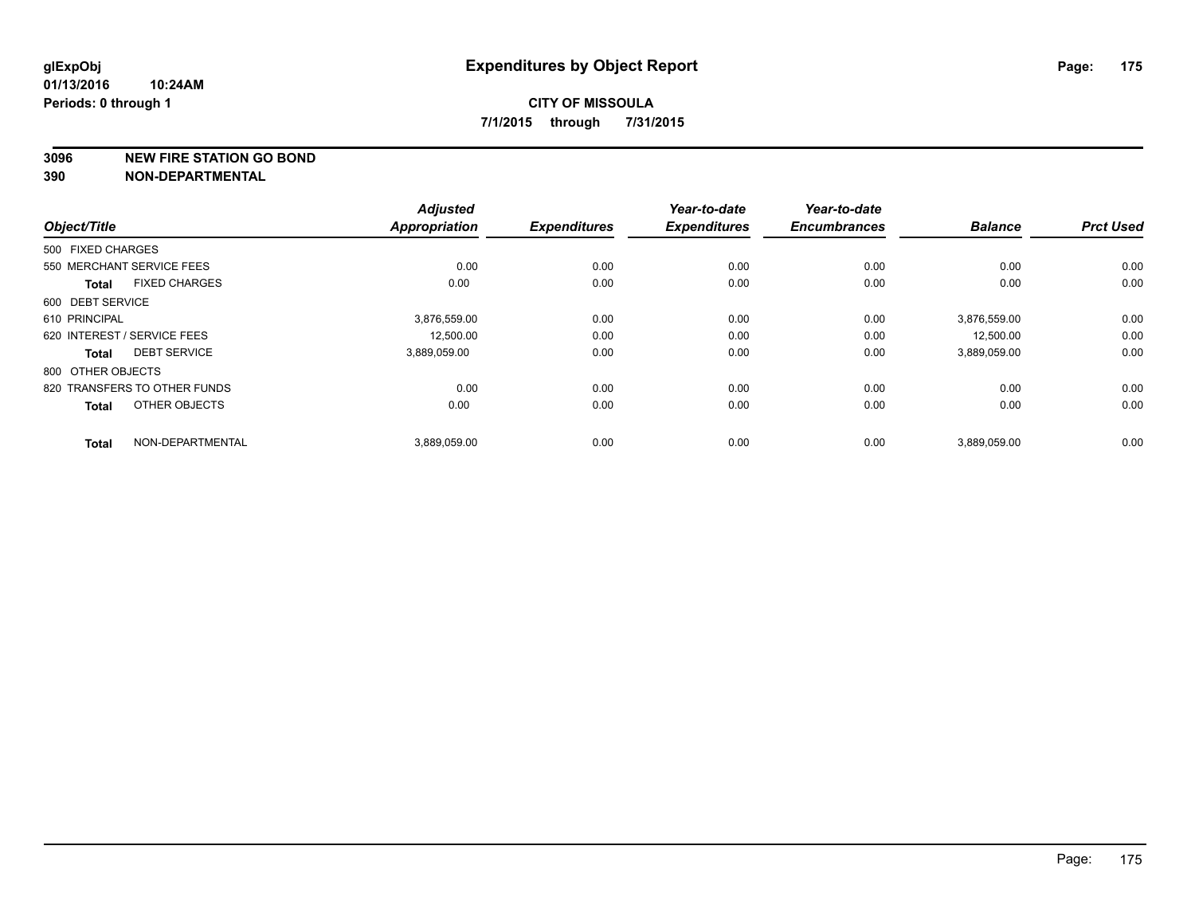glExpObj
01/13/2016 10:24AM
Periods: 0 through 1

# Expenditures by Object Report

**CITY OF MISSOULA**
**7/1/2015 through 7/31/2015**

**3096 NEW FIRE STATION GO BOND**
**390 NON-DEPARTMENTAL**

| Object/Title | | Adjusted Appropriation | Expenditures | Year-to-date Expenditures | Year-to-date Encumbrances | Balance | Prct Used |
|---|---|---|---|---|---|---|---|
| 500 FIXED CHARGES | | | | | | | |
| 550 MERCHANT SERVICE FEES | | 0.00 | 0.00 | 0.00 | 0.00 | 0.00 | 0.00 |
| **Total** | FIXED CHARGES | 0.00 | 0.00 | 0.00 | 0.00 | 0.00 | 0.00 |
| 600 DEBT SERVICE | | | | | | | |
| 610 PRINCIPAL | | 3,876,559.00 | 0.00 | 0.00 | 0.00 | 3,876,559.00 | 0.00 |
| 620 INTEREST / SERVICE FEES | | 12,500.00 | 0.00 | 0.00 | 0.00 | 12,500.00 | 0.00 |
| **Total** | DEBT SERVICE | 3,889,059.00 | 0.00 | 0.00 | 0.00 | 3,889,059.00 | 0.00 |
| 800 OTHER OBJECTS | | | | | | | |
| 820 TRANSFERS TO OTHER FUNDS | | 0.00 | 0.00 | 0.00 | 0.00 | 0.00 | 0.00 |
| **Total** | OTHER OBJECTS | 0.00 | 0.00 | 0.00 | 0.00 | 0.00 | 0.00 |
| **Total** | NON-DEPARTMENTAL | 3,889,059.00 | 0.00 | 0.00 | 0.00 | 3,889,059.00 | 0.00 |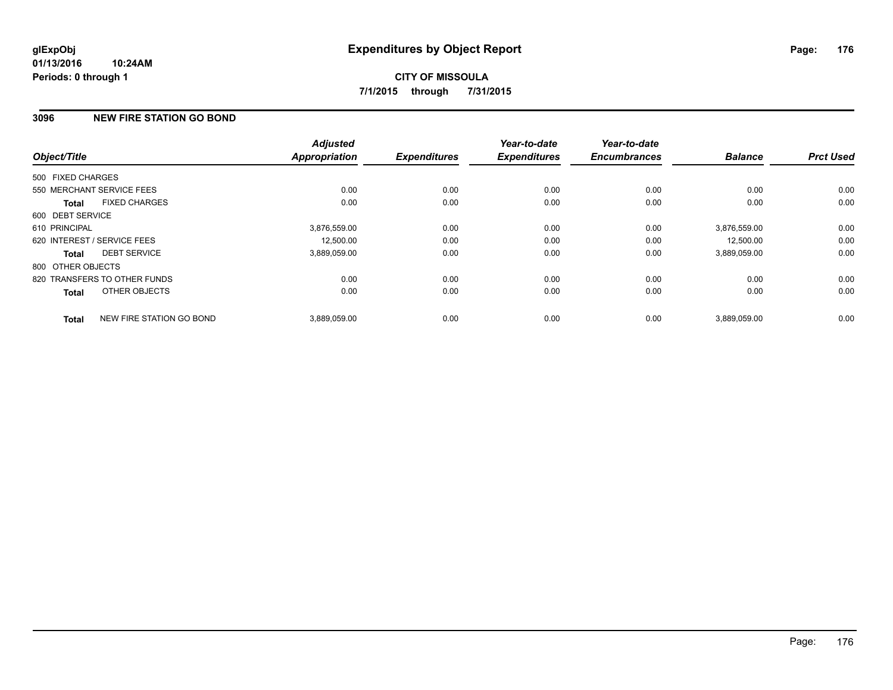# Expenditures by Object Report

glExpObj
01/13/2016 10:24AM
Periods: 0 through 1

**CITY OF MISSOULA**
**7/1/2015 through 7/31/2015**

## 3096 NEW FIRE STATION GO BOND

| Object/Title | Adjusted Appropriation | Expenditures | Year-to-date Expenditures | Year-to-date Encumbrances | Balance | Prct Used |
|---|---|---|---|---|---|---|
| 500 FIXED CHARGES | | | | | | |
| 550 MERCHANT SERVICE FEES | 0.00 | 0.00 | 0.00 | 0.00 | 0.00 | 0.00 |
| **Total** FIXED CHARGES | 0.00 | 0.00 | 0.00 | 0.00 | 0.00 | 0.00 |
| 600 DEBT SERVICE | | | | | | |
| 610 PRINCIPAL | 3,876,559.00 | 0.00 | 0.00 | 0.00 | 3,876,559.00 | 0.00 |
| 620 INTEREST / SERVICE FEES | 12,500.00 | 0.00 | 0.00 | 0.00 | 12,500.00 | 0.00 |
| **Total** DEBT SERVICE | 3,889,059.00 | 0.00 | 0.00 | 0.00 | 3,889,059.00 | 0.00 |
| 800 OTHER OBJECTS | | | | | | |
| 820 TRANSFERS TO OTHER FUNDS | 0.00 | 0.00 | 0.00 | 0.00 | 0.00 | 0.00 |
| **Total** OTHER OBJECTS | 0.00 | 0.00 | 0.00 | 0.00 | 0.00 | 0.00 |
| **Total** NEW FIRE STATION GO BOND | 3,889,059.00 | 0.00 | 0.00 | 0.00 | 3,889,059.00 | 0.00 |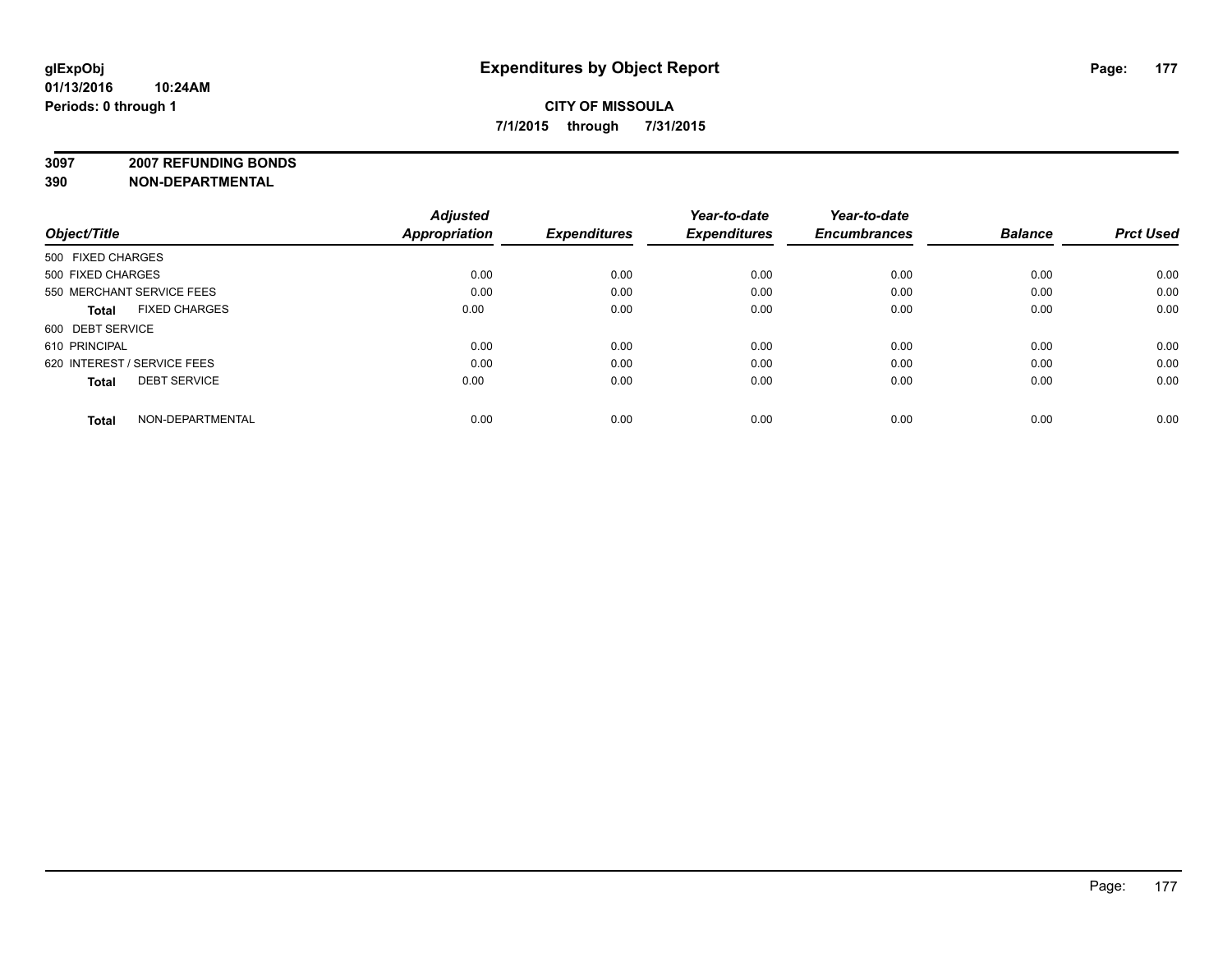# Expenditures by Object Report

**glExpObj**
**01/13/2016 10:24AM**
**Periods: 0 through 1**

**CITY OF MISSOULA**
**7/1/2015 through 7/31/2015**

**3097 2007 REFUNDING BONDS**
**390 NON-DEPARTMENTAL**

| Object/Title | Adjusted Appropriation | Expenditures | Year-to-date Expenditures | Year-to-date Encumbrances | Balance | Prct Used |
|---|---|---|---|---|---|---|
| 500 FIXED CHARGES | | | | | | |
| 500 FIXED CHARGES | 0.00 | 0.00 | 0.00 | 0.00 | 0.00 | 0.00 |
| 550 MERCHANT SERVICE FEES | 0.00 | 0.00 | 0.00 | 0.00 | 0.00 | 0.00 |
| **Total** FIXED CHARGES | 0.00 | 0.00 | 0.00 | 0.00 | 0.00 | 0.00 |
| 600 DEBT SERVICE | | | | | | |
| 610 PRINCIPAL | 0.00 | 0.00 | 0.00 | 0.00 | 0.00 | 0.00 |
| 620 INTEREST / SERVICE FEES | 0.00 | 0.00 | 0.00 | 0.00 | 0.00 | 0.00 |
| **Total** DEBT SERVICE | 0.00 | 0.00 | 0.00 | 0.00 | 0.00 | 0.00 |
| **Total** NON-DEPARTMENTAL | 0.00 | 0.00 | 0.00 | 0.00 | 0.00 | 0.00 |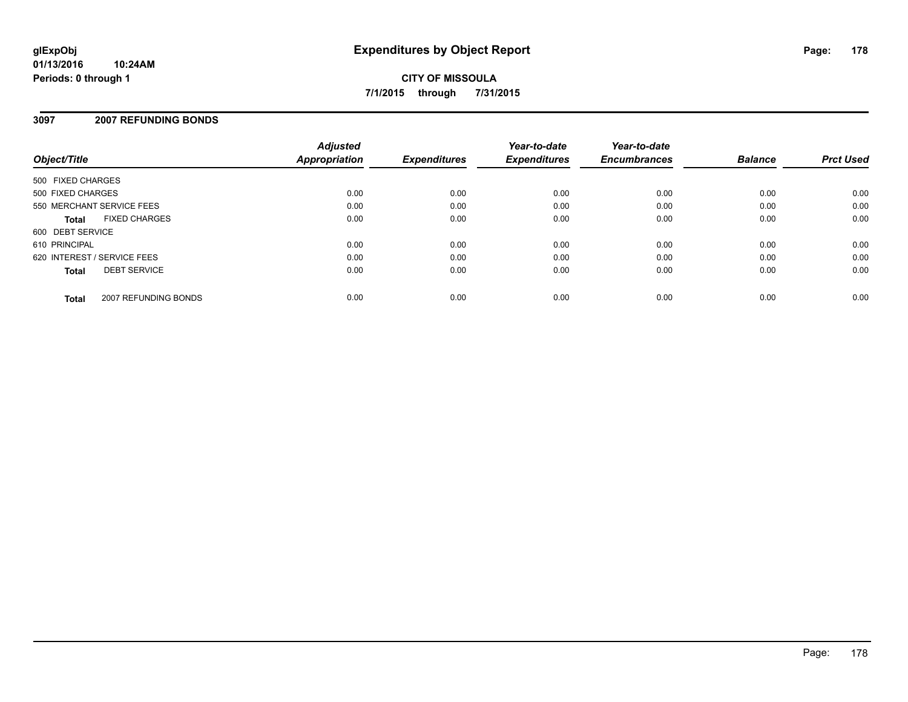# Expenditures by Object Report

glExpObj
01/13/2016 10:24AM
Periods: 0 through 1

**CITY OF MISSOULA**
**7/1/2015 through 7/31/2015**

## 3097 2007 REFUNDING BONDS

| Object/Title | Adjusted Appropriation | Expenditures | Year-to-date Expenditures | Year-to-date Encumbrances | Balance | Prct Used |
|---|---|---|---|---|---|---|
| 500 FIXED CHARGES | | | | | | |
| 500 FIXED CHARGES | 0.00 | 0.00 | 0.00 | 0.00 | 0.00 | 0.00 |
| 550 MERCHANT SERVICE FEES | 0.00 | 0.00 | 0.00 | 0.00 | 0.00 | 0.00 |
| **Total** FIXED CHARGES | 0.00 | 0.00 | 0.00 | 0.00 | 0.00 | 0.00 |
| 600 DEBT SERVICE | | | | | | |
| 610 PRINCIPAL | 0.00 | 0.00 | 0.00 | 0.00 | 0.00 | 0.00 |
| 620 INTEREST / SERVICE FEES | 0.00 | 0.00 | 0.00 | 0.00 | 0.00 | 0.00 |
| **Total** DEBT SERVICE | 0.00 | 0.00 | 0.00 | 0.00 | 0.00 | 0.00 |
| **Total** 2007 REFUNDING BONDS | 0.00 | 0.00 | 0.00 | 0.00 | 0.00 | 0.00 |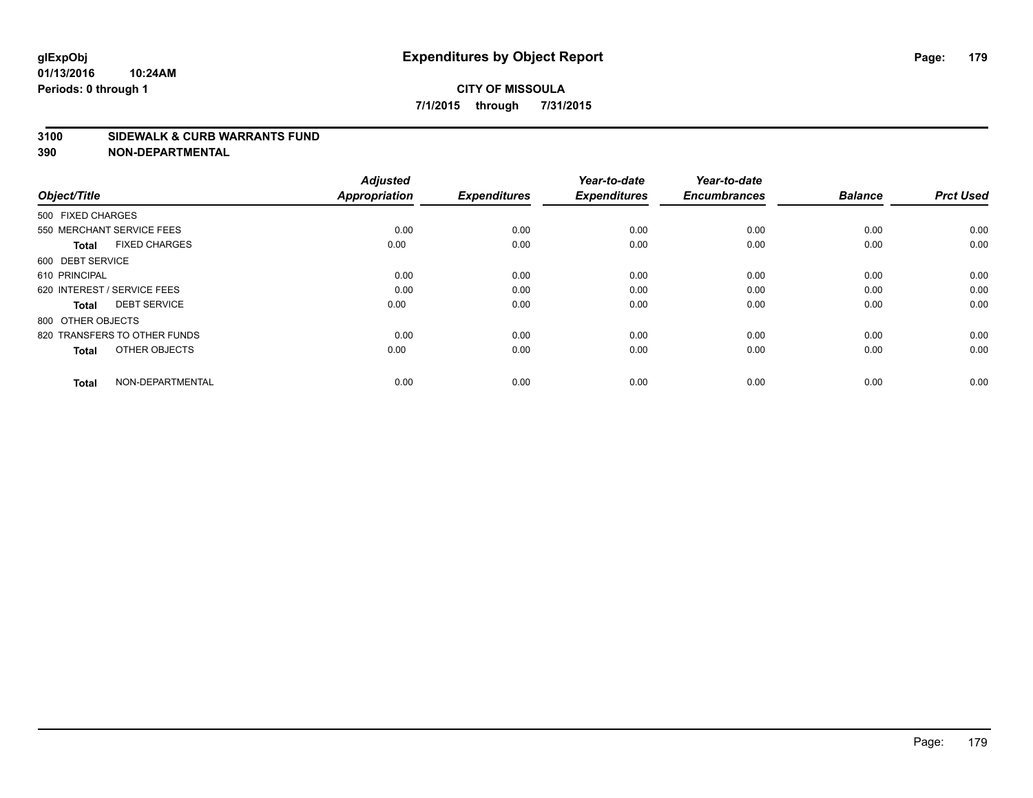**glExpObj** **Expenditures by Object Report**

**01/13/2016 10:24AM**

**Periods: 0 through 1**

**CITY OF MISSOULA**

**7/1/2015 through 7/31/2015**

## 3100 SIDEWALK & CURB WARRANTS FUND

## 390 NON-DEPARTMENTAL

| Object/Title | Adjusted Appropriation | Expenditures | Year-to-date Expenditures | Year-to-date Encumbrances | Balance | Prct Used |
|---|---|---|---|---|---|---|
| 500 FIXED CHARGES | | | | | | |
| 550 MERCHANT SERVICE FEES | 0.00 | 0.00 | 0.00 | 0.00 | 0.00 | 0.00 |
| **Total** FIXED CHARGES | 0.00 | 0.00 | 0.00 | 0.00 | 0.00 | 0.00 |
| 600 DEBT SERVICE | | | | | | |
| 610 PRINCIPAL | 0.00 | 0.00 | 0.00 | 0.00 | 0.00 | 0.00 |
| 620 INTEREST / SERVICE FEES | 0.00 | 0.00 | 0.00 | 0.00 | 0.00 | 0.00 |
| **Total** DEBT SERVICE | 0.00 | 0.00 | 0.00 | 0.00 | 0.00 | 0.00 |
| 800 OTHER OBJECTS | | | | | | |
| 820 TRANSFERS TO OTHER FUNDS | 0.00 | 0.00 | 0.00 | 0.00 | 0.00 | 0.00 |
| **Total** OTHER OBJECTS | 0.00 | 0.00 | 0.00 | 0.00 | 0.00 | 0.00 |
| **Total** NON-DEPARTMENTAL | 0.00 | 0.00 | 0.00 | 0.00 | 0.00 | 0.00 |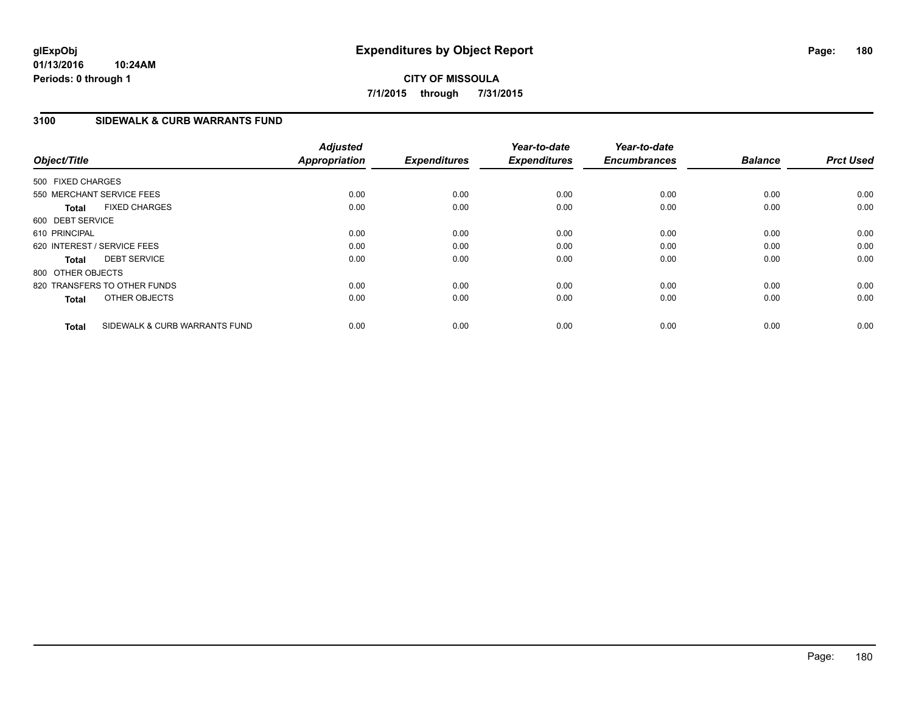**glExpObj**
**01/13/2016 10:24AM**
**Periods: 0 through 1**

# Expenditures by Object Report

**CITY OF MISSOULA**
**7/1/2015 through 7/31/2015**

## 3100 SIDEWALK & CURB WARRANTS FUND

| Object/Title | Adjusted Appropriation | Expenditures | Year-to-date Expenditures | Year-to-date Encumbrances | Balance | Prct Used |
|---|---|---|---|---|---|---|
| 500 FIXED CHARGES | | | | | | |
| 550 MERCHANT SERVICE FEES | 0.00 | 0.00 | 0.00 | 0.00 | 0.00 | 0.00 |
| **Total** FIXED CHARGES | 0.00 | 0.00 | 0.00 | 0.00 | 0.00 | 0.00 |
| 600 DEBT SERVICE | | | | | | |
| 610 PRINCIPAL | 0.00 | 0.00 | 0.00 | 0.00 | 0.00 | 0.00 |
| 620 INTEREST / SERVICE FEES | 0.00 | 0.00 | 0.00 | 0.00 | 0.00 | 0.00 |
| **Total** DEBT SERVICE | 0.00 | 0.00 | 0.00 | 0.00 | 0.00 | 0.00 |
| 800 OTHER OBJECTS | | | | | | |
| 820 TRANSFERS TO OTHER FUNDS | 0.00 | 0.00 | 0.00 | 0.00 | 0.00 | 0.00 |
| **Total** OTHER OBJECTS | 0.00 | 0.00 | 0.00 | 0.00 | 0.00 | 0.00 |
| **Total** SIDEWALK & CURB WARRANTS FUND | 0.00 | 0.00 | 0.00 | 0.00 | 0.00 | 0.00 |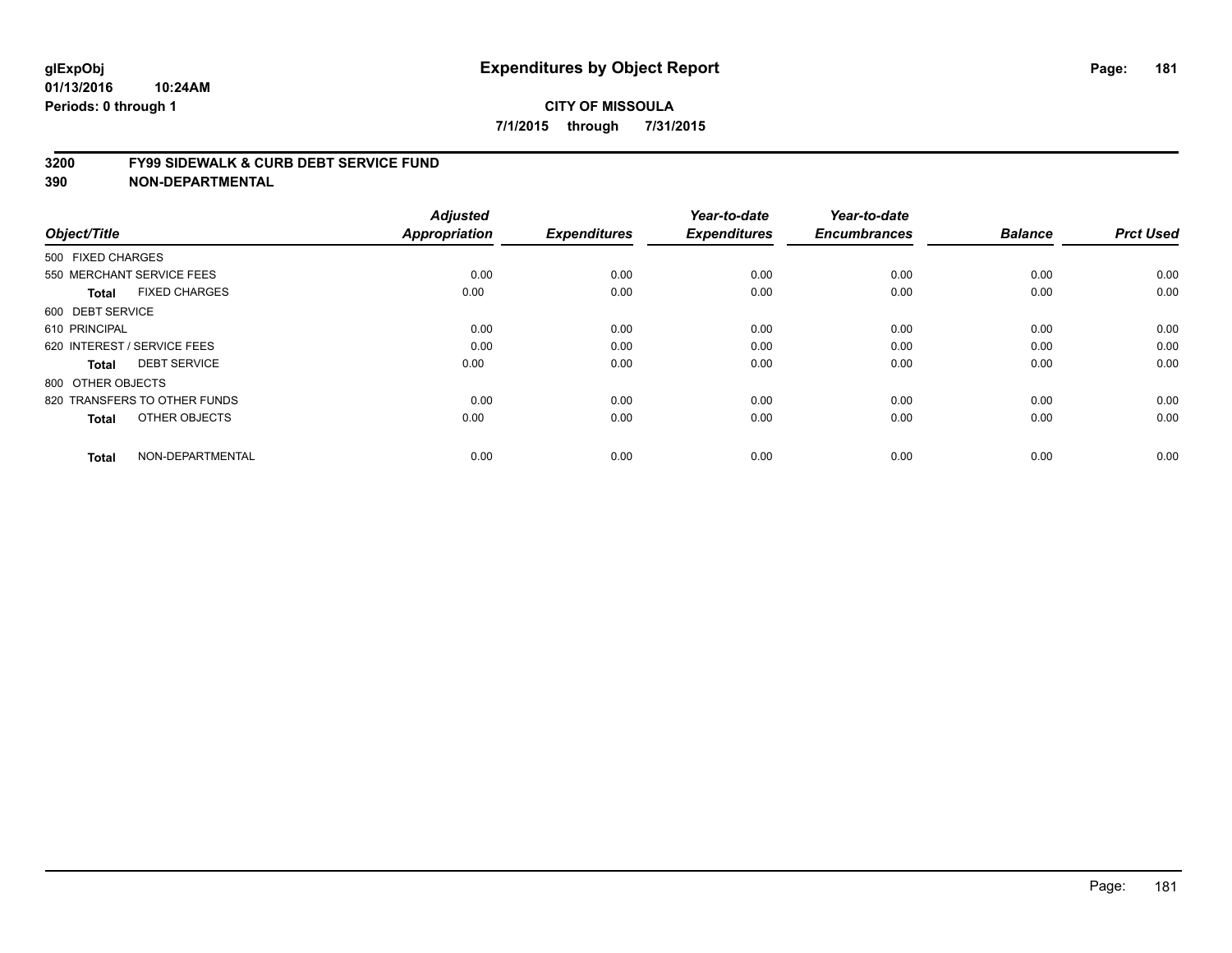**glExpObj**
**01/13/2016 10:24AM**
**Periods: 0 through 1**

# Expenditures by Object Report

**CITY OF MISSOULA**
**7/1/2015 through 7/31/2015**

## 3200 FY99 SIDEWALK & CURB DEBT SERVICE FUND
## 390 NON-DEPARTMENTAL

| Object/Title | | Adjusted Appropriation | Expenditures | Year-to-date Expenditures | Year-to-date Encumbrances | Balance | Prct Used |
|---|---|---|---|---|---|---|---|
| 500 FIXED CHARGES | | | | | | | |
| 550 MERCHANT SERVICE FEES | | 0.00 | 0.00 | 0.00 | 0.00 | 0.00 | 0.00 |
| **Total** | FIXED CHARGES | 0.00 | 0.00 | 0.00 | 0.00 | 0.00 | 0.00 |
| 600 DEBT SERVICE | | | | | | | |
| 610 PRINCIPAL | | 0.00 | 0.00 | 0.00 | 0.00 | 0.00 | 0.00 |
| 620 INTEREST / SERVICE FEES | | 0.00 | 0.00 | 0.00 | 0.00 | 0.00 | 0.00 |
| **Total** | DEBT SERVICE | 0.00 | 0.00 | 0.00 | 0.00 | 0.00 | 0.00 |
| 800 OTHER OBJECTS | | | | | | | |
| 820 TRANSFERS TO OTHER FUNDS | | 0.00 | 0.00 | 0.00 | 0.00 | 0.00 | 0.00 |
| **Total** | OTHER OBJECTS | 0.00 | 0.00 | 0.00 | 0.00 | 0.00 | 0.00 |
| **Total** | NON-DEPARTMENTAL | 0.00 | 0.00 | 0.00 | 0.00 | 0.00 | 0.00 |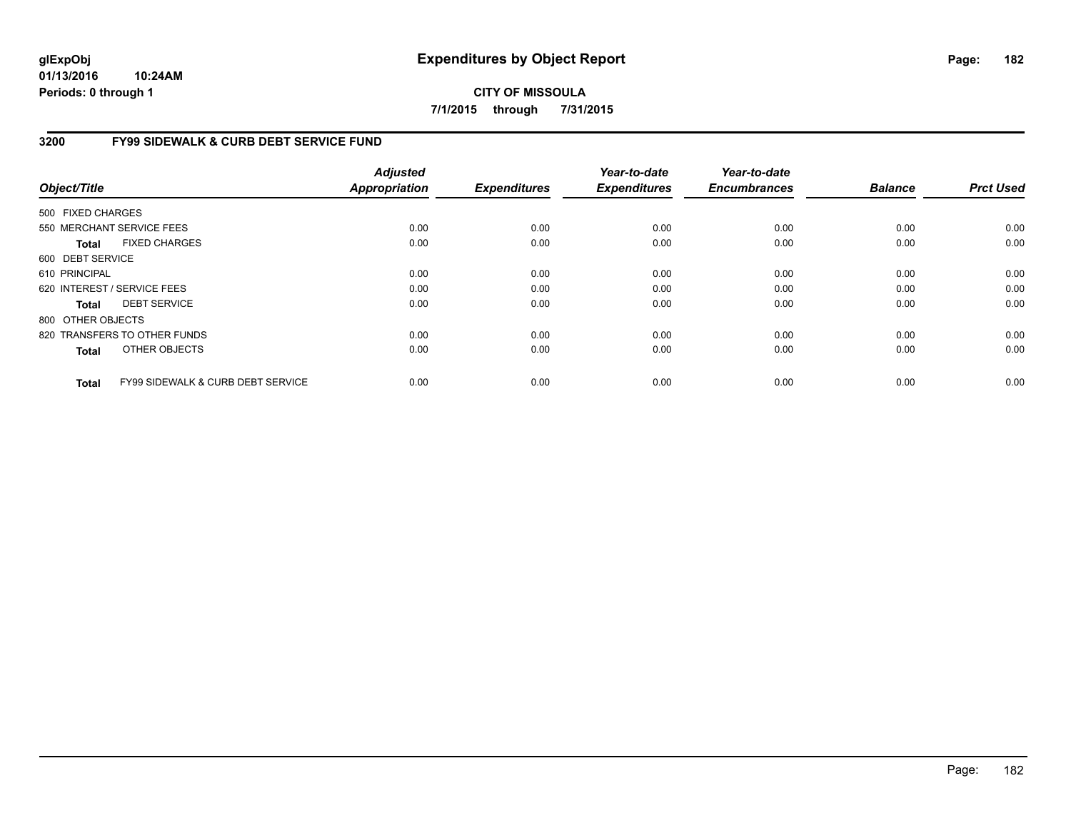# Expenditures by Object Report

glExpObj
01/13/2016 10:24AM
Periods: 0 through 1

**CITY OF MISSOULA**

**7/1/2015 through 7/31/2015**

## 3200 FY99 SIDEWALK & CURB DEBT SERVICE FUND

| Object/Title | Adjusted Appropriation | Expenditures | Year-to-date Expenditures | Year-to-date Encumbrances | Balance | Prct Used |
|---|---|---|---|---|---|---|
| 500 FIXED CHARGES | | | | | | |
| 550 MERCHANT SERVICE FEES | 0.00 | 0.00 | 0.00 | 0.00 | 0.00 | 0.00 |
| **Total** FIXED CHARGES | 0.00 | 0.00 | 0.00 | 0.00 | 0.00 | 0.00 |
| 600 DEBT SERVICE | | | | | | |
| 610 PRINCIPAL | 0.00 | 0.00 | 0.00 | 0.00 | 0.00 | 0.00 |
| 620 INTEREST / SERVICE FEES | 0.00 | 0.00 | 0.00 | 0.00 | 0.00 | 0.00 |
| **Total** DEBT SERVICE | 0.00 | 0.00 | 0.00 | 0.00 | 0.00 | 0.00 |
| 800 OTHER OBJECTS | | | | | | |
| 820 TRANSFERS TO OTHER FUNDS | 0.00 | 0.00 | 0.00 | 0.00 | 0.00 | 0.00 |
| **Total** OTHER OBJECTS | 0.00 | 0.00 | 0.00 | 0.00 | 0.00 | 0.00 |
| **Total** FY99 SIDEWALK & CURB DEBT SERVICE | 0.00 | 0.00 | 0.00 | 0.00 | 0.00 | 0.00 |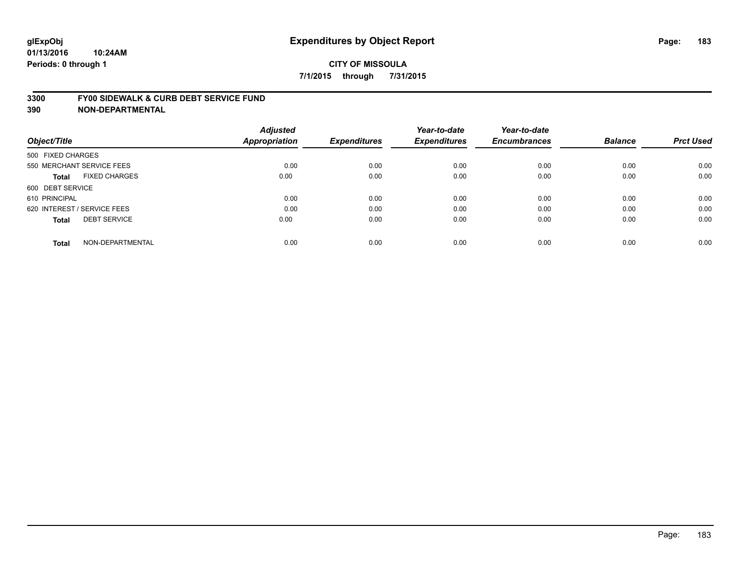**glExpObj**
**01/13/2016 10:24AM**
**Periods: 0 through 1**

# Expenditures by Object Report

**CITY OF MISSOULA**
**7/1/2015 through 7/31/2015**

**3300 FY00 SIDEWALK & CURB DEBT SERVICE FUND**
**390 NON-DEPARTMENTAL**

| Object/Title | | Adjusted Appropriation | Expenditures | Year-to-date Expenditures | Year-to-date Encumbrances | Balance | Prct Used |
|---|---|---|---|---|---|---|---|
| 500 FIXED CHARGES | | | | | | | |
| 550 MERCHANT SERVICE FEES | | 0.00 | 0.00 | 0.00 | 0.00 | 0.00 | 0.00 |
| **Total** | FIXED CHARGES | 0.00 | 0.00 | 0.00 | 0.00 | 0.00 | 0.00 |
| 600 DEBT SERVICE | | | | | | | |
| 610 PRINCIPAL | | 0.00 | 0.00 | 0.00 | 0.00 | 0.00 | 0.00 |
| 620 INTEREST / SERVICE FEES | | 0.00 | 0.00 | 0.00 | 0.00 | 0.00 | 0.00 |
| **Total** | DEBT SERVICE | 0.00 | 0.00 | 0.00 | 0.00 | 0.00 | 0.00 |
| **Total** | NON-DEPARTMENTAL | 0.00 | 0.00 | 0.00 | 0.00 | 0.00 | 0.00 |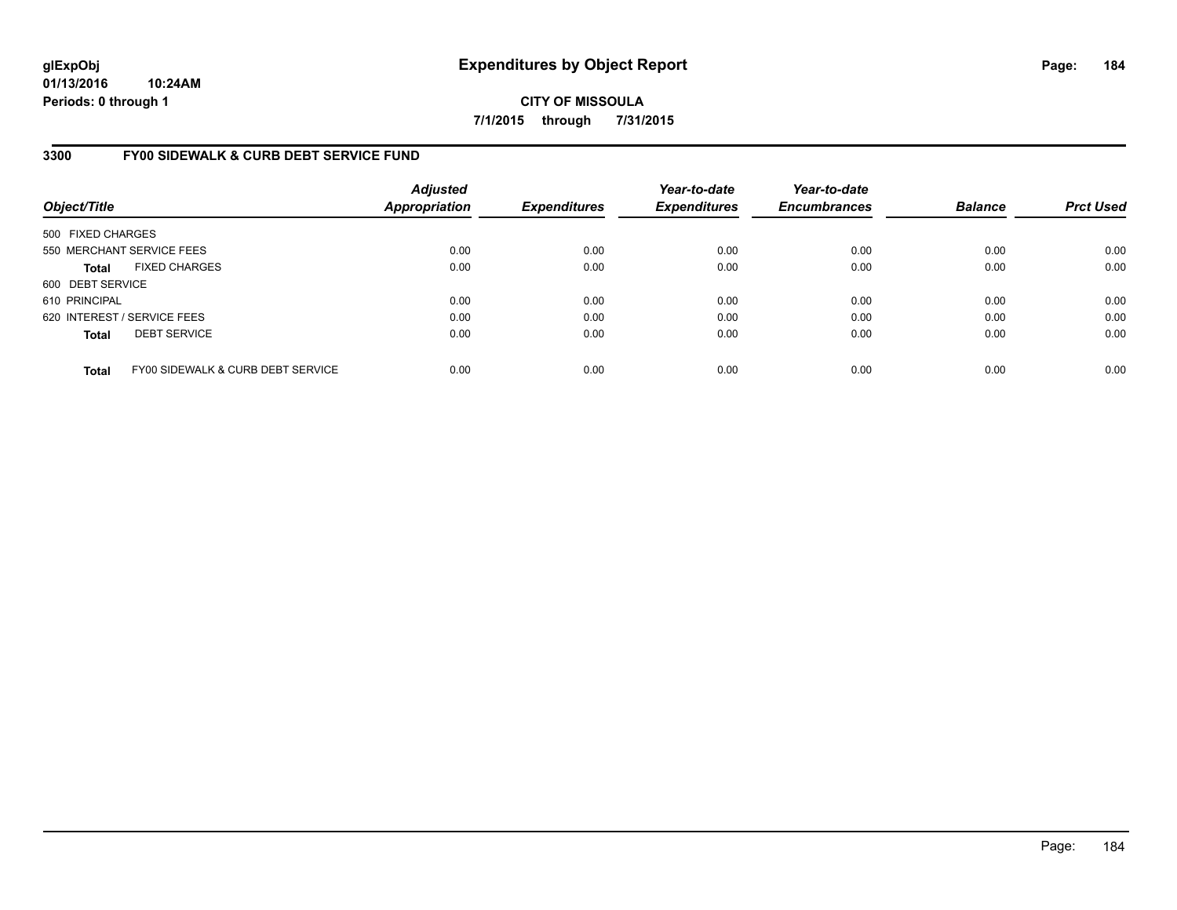**glExpObj** **Expenditures by Object Report**
**01/13/2016 10:24AM**
**Periods: 0 through 1**

**CITY OF MISSOULA**
**7/1/2015 through 7/31/2015**

## 3300 FY00 SIDEWALK & CURB DEBT SERVICE FUND

| Object/Title | Adjusted Appropriation | Expenditures | Year-to-date Expenditures | Year-to-date Encumbrances | Balance | Prct Used |
|---|---|---|---|---|---|---|
| 500 FIXED CHARGES | | | | | | |
| 550 MERCHANT SERVICE FEES | 0.00 | 0.00 | 0.00 | 0.00 | 0.00 | 0.00 |
| **Total** FIXED CHARGES | 0.00 | 0.00 | 0.00 | 0.00 | 0.00 | 0.00 |
| 600 DEBT SERVICE | | | | | | |
| 610 PRINCIPAL | 0.00 | 0.00 | 0.00 | 0.00 | 0.00 | 0.00 |
| 620 INTEREST / SERVICE FEES | 0.00 | 0.00 | 0.00 | 0.00 | 0.00 | 0.00 |
| **Total** DEBT SERVICE | 0.00 | 0.00 | 0.00 | 0.00 | 0.00 | 0.00 |
| **Total** FY00 SIDEWALK & CURB DEBT SERVICE | 0.00 | 0.00 | 0.00 | 0.00 | 0.00 | 0.00 |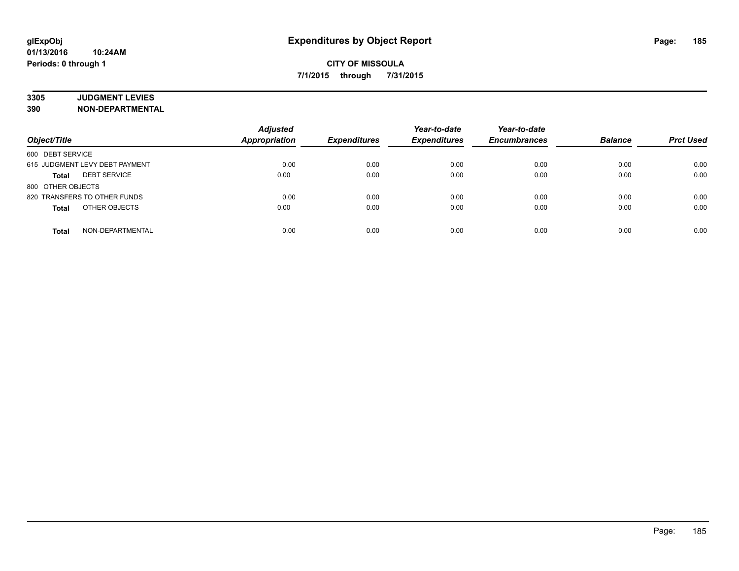**glExpObj**
**01/13/2016 10:24AM**
**Periods: 0 through 1**

# Expenditures by Object Report

**CITY OF MISSOULA**
**7/1/2015 through 7/31/2015**

**3305 JUDGMENT LEVIES**
**390 NON-DEPARTMENTAL**

| Object/Title | Adjusted Appropriation | Expenditures | Year-to-date Expenditures | Year-to-date Encumbrances | Balance | Prct Used |
|---|---|---|---|---|---|---|
| 600 DEBT SERVICE | | | | | | |
| 615 JUDGMENT LEVY DEBT PAYMENT | 0.00 | 0.00 | 0.00 | 0.00 | 0.00 | 0.00 |
| **Total** DEBT SERVICE | 0.00 | 0.00 | 0.00 | 0.00 | 0.00 | 0.00 |
| 800 OTHER OBJECTS | | | | | | |
| 820 TRANSFERS TO OTHER FUNDS | 0.00 | 0.00 | 0.00 | 0.00 | 0.00 | 0.00 |
| **Total** OTHER OBJECTS | 0.00 | 0.00 | 0.00 | 0.00 | 0.00 | 0.00 |
| **Total** NON-DEPARTMENTAL | 0.00 | 0.00 | 0.00 | 0.00 | 0.00 | 0.00 |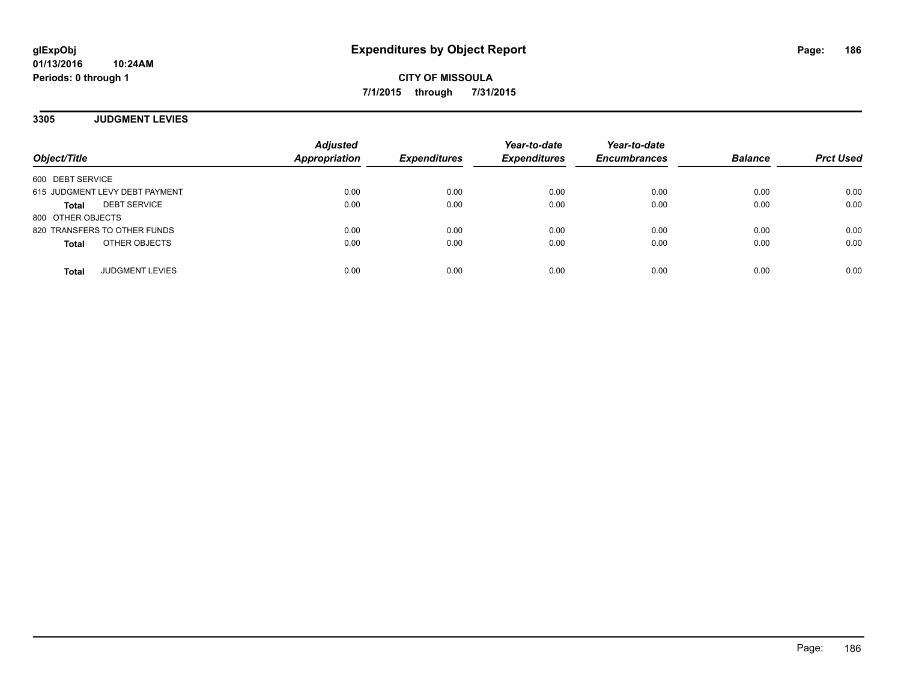**glExpObj**
**01/13/2016 10:24AM**
**Periods: 0 through 1**

# Expenditures by Object Report

**CITY OF MISSOULA**
**7/1/2015 through 7/31/2015**

## 3305 JUDGMENT LEVIES

| Object/Title | Adjusted Appropriation | Expenditures | Year-to-date Expenditures | Year-to-date Encumbrances | Balance | Prct Used |
|---|---|---|---|---|---|---|
| 600 DEBT SERVICE | | | | | | |
| 615 JUDGMENT LEVY DEBT PAYMENT | 0.00 | 0.00 | 0.00 | 0.00 | 0.00 | 0.00 |
| **Total** DEBT SERVICE | 0.00 | 0.00 | 0.00 | 0.00 | 0.00 | 0.00 |
| 800 OTHER OBJECTS | | | | | | |
| 820 TRANSFERS TO OTHER FUNDS | 0.00 | 0.00 | 0.00 | 0.00 | 0.00 | 0.00 |
| **Total** OTHER OBJECTS | 0.00 | 0.00 | 0.00 | 0.00 | 0.00 | 0.00 |
| **Total** JUDGMENT LEVIES | 0.00 | 0.00 | 0.00 | 0.00 | 0.00 | 0.00 |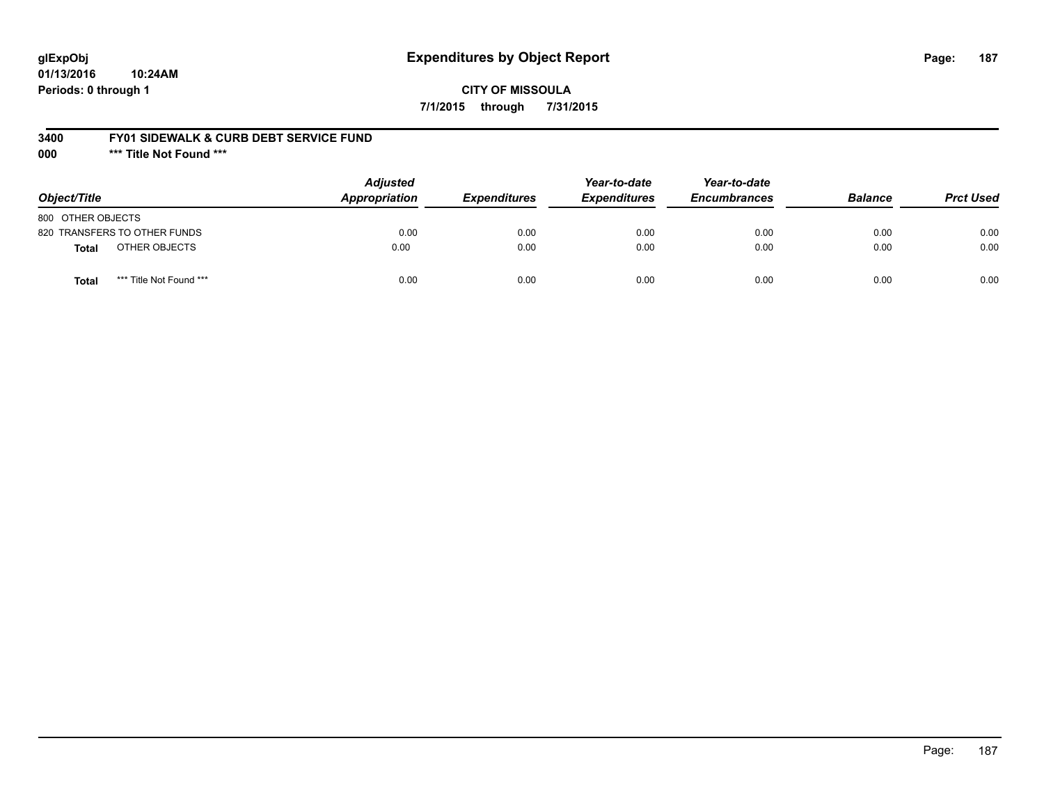# Expenditures by Object Report

glExpObj
01/13/2016 10:24AM
Periods: 0 through 1

**CITY OF MISSOULA**

**7/1/2015 through 7/31/2015**

**3400 FY01 SIDEWALK & CURB DEBT SERVICE FUND**

**000 *** Title Not Found *****

| Object/Title | Adjusted Appropriation | Expenditures | Year-to-date Expenditures | Year-to-date Encumbrances | Balance | Prct Used |
|---|---|---|---|---|---|---|
| 800 OTHER OBJECTS | | | | | | |
| 820 TRANSFERS TO OTHER FUNDS | 0.00 | 0.00 | 0.00 | 0.00 | 0.00 | 0.00 |
| **Total** OTHER OBJECTS | 0.00 | 0.00 | 0.00 | 0.00 | 0.00 | 0.00 |
| **Total** *** Title Not Found *** | 0.00 | 0.00 | 0.00 | 0.00 | 0.00 | 0.00 |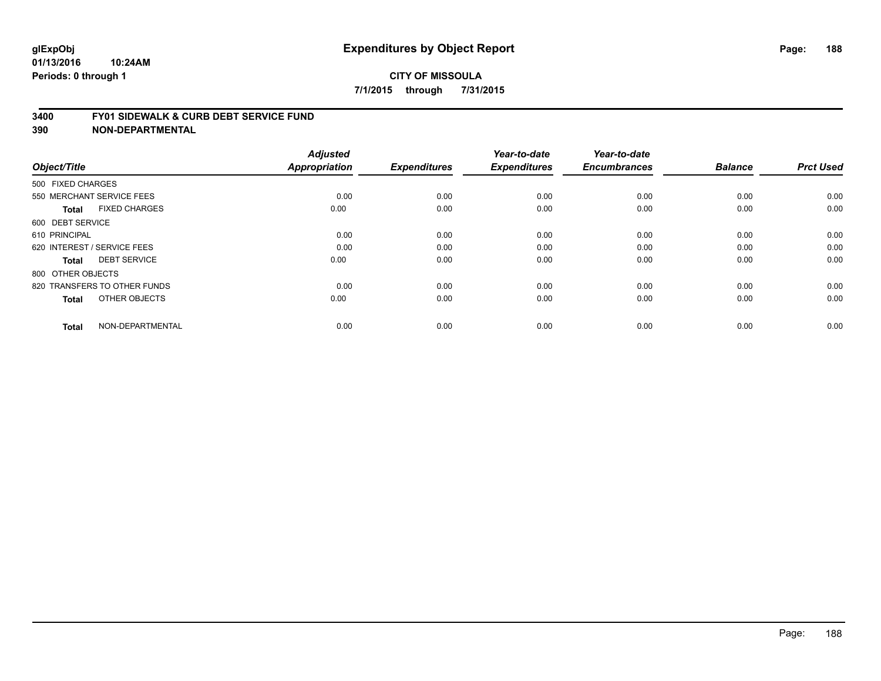**glExpObj**
**01/13/2016 10:24AM**
**Periods: 0 through 1**

# Expenditures by Object Report

**CITY OF MISSOULA**
**7/1/2015 through 7/31/2015**

**3400 FY01 SIDEWALK & CURB DEBT SERVICE FUND**
**390 NON-DEPARTMENTAL**

| Object/Title | | Adjusted Appropriation | Expenditures | Year-to-date Expenditures | Year-to-date Encumbrances | Balance | Prct Used |
|---|---|---|---|---|---|---|---|
| 500 FIXED CHARGES | | | | | | | |
| 550 MERCHANT SERVICE FEES | | 0.00 | 0.00 | 0.00 | 0.00 | 0.00 | 0.00 |
| **Total** | FIXED CHARGES | 0.00 | 0.00 | 0.00 | 0.00 | 0.00 | 0.00 |
| 600 DEBT SERVICE | | | | | | | |
| 610 PRINCIPAL | | 0.00 | 0.00 | 0.00 | 0.00 | 0.00 | 0.00 |
| 620 INTEREST / SERVICE FEES | | 0.00 | 0.00 | 0.00 | 0.00 | 0.00 | 0.00 |
| **Total** | DEBT SERVICE | 0.00 | 0.00 | 0.00 | 0.00 | 0.00 | 0.00 |
| 800 OTHER OBJECTS | | | | | | | |
| 820 TRANSFERS TO OTHER FUNDS | | 0.00 | 0.00 | 0.00 | 0.00 | 0.00 | 0.00 |
| **Total** | OTHER OBJECTS | 0.00 | 0.00 | 0.00 | 0.00 | 0.00 | 0.00 |
| **Total** | NON-DEPARTMENTAL | 0.00 | 0.00 | 0.00 | 0.00 | 0.00 | 0.00 |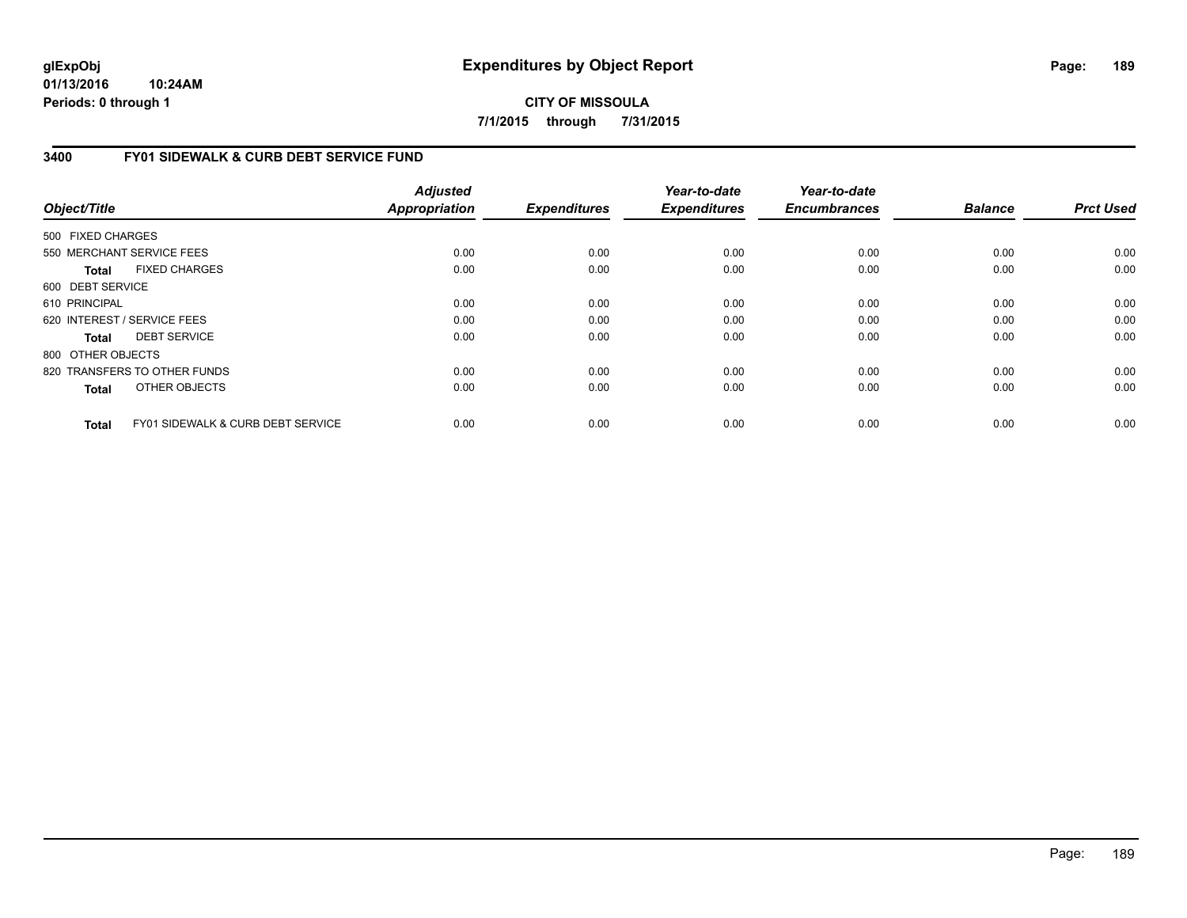glExpObj
01/13/2016 10:24AM
Periods: 0 through 1

# Expenditures by Object Report

**CITY OF MISSOULA**

**7/1/2015 through 7/31/2015**

## 3400 FY01 SIDEWALK & CURB DEBT SERVICE FUND

| Object/Title | Adjusted Appropriation | Expenditures | Year-to-date Expenditures | Year-to-date Encumbrances | Balance | Prct Used |
|---|---|---|---|---|---|---|
| 500 FIXED CHARGES | | | | | | |
| 550 MERCHANT SERVICE FEES | 0.00 | 0.00 | 0.00 | 0.00 | 0.00 | 0.00 |
| **Total** FIXED CHARGES | 0.00 | 0.00 | 0.00 | 0.00 | 0.00 | 0.00 |
| 600 DEBT SERVICE | | | | | | |
| 610 PRINCIPAL | 0.00 | 0.00 | 0.00 | 0.00 | 0.00 | 0.00 |
| 620 INTEREST / SERVICE FEES | 0.00 | 0.00 | 0.00 | 0.00 | 0.00 | 0.00 |
| **Total** DEBT SERVICE | 0.00 | 0.00 | 0.00 | 0.00 | 0.00 | 0.00 |
| 800 OTHER OBJECTS | | | | | | |
| 820 TRANSFERS TO OTHER FUNDS | 0.00 | 0.00 | 0.00 | 0.00 | 0.00 | 0.00 |
| **Total** OTHER OBJECTS | 0.00 | 0.00 | 0.00 | 0.00 | 0.00 | 0.00 |
| **Total** FY01 SIDEWALK & CURB DEBT SERVICE | 0.00 | 0.00 | 0.00 | 0.00 | 0.00 | 0.00 |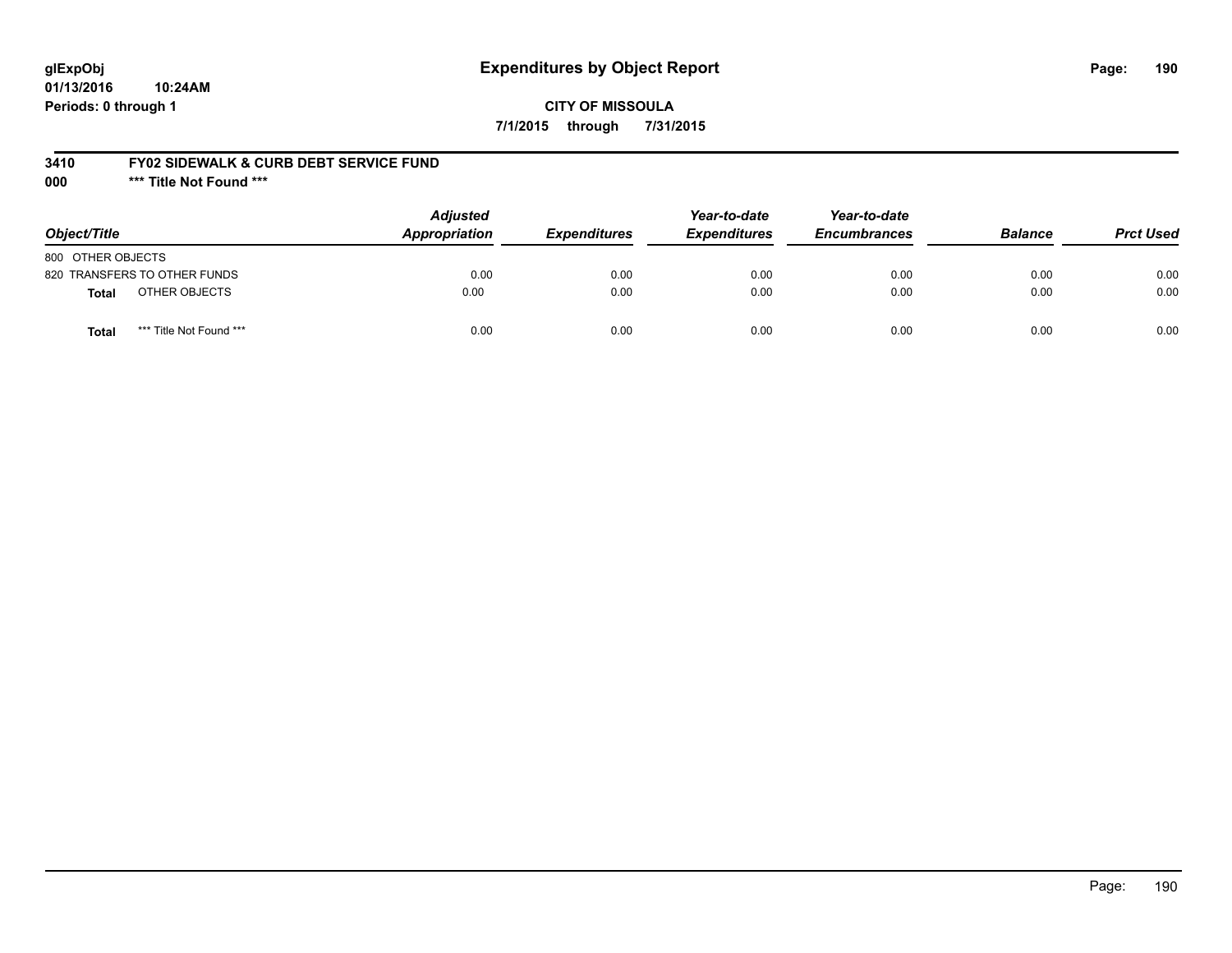**glExpObj** **Expenditures by Object Report**
**01/13/2016 10:24AM**
**Periods: 0 through 1**

**CITY OF MISSOULA**

**7/1/2015 through 7/31/2015**

**3410 FY02 SIDEWALK & CURB DEBT SERVICE FUND**

**000 \*\*\* Title Not Found \*\*\***

| Object/Title | | Adjusted Appropriation | Expenditures | Year-to-date Expenditures | Year-to-date Encumbrances | Balance | Prct Used |
|---|---|---|---|---|---|---|---|
| 800 OTHER OBJECTS | | | | | | | |
| 820 TRANSFERS TO OTHER FUNDS | | 0.00 | 0.00 | 0.00 | 0.00 | 0.00 | 0.00 |
| **Total** | OTHER OBJECTS | 0.00 | 0.00 | 0.00 | 0.00 | 0.00 | 0.00 |
| **Total** | *** Title Not Found *** | 0.00 | 0.00 | 0.00 | 0.00 | 0.00 | 0.00 |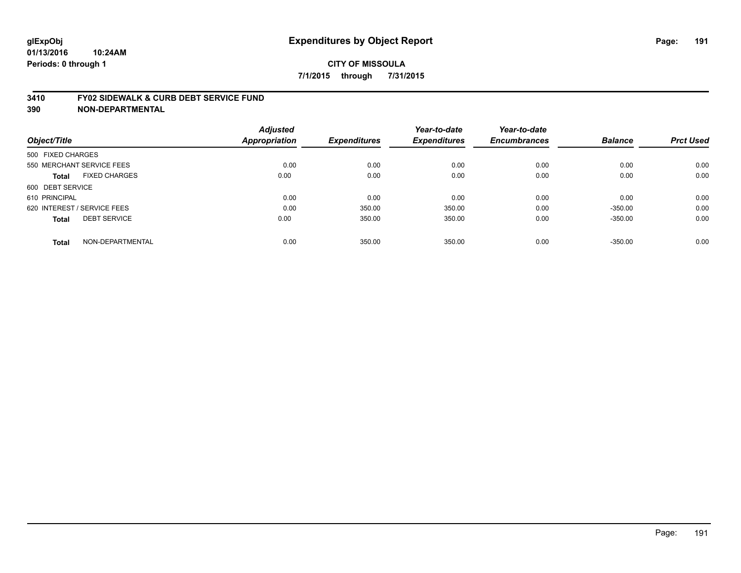# Expenditures by Object Report

glExpObj
01/13/2016 10:24AM
Periods: 0 through 1

**CITY OF MISSOULA**
**7/1/2015 through 7/31/2015**

## 3410 FY02 SIDEWALK & CURB DEBT SERVICE FUND
## 390 NON-DEPARTMENTAL

| Object/Title | Adjusted Appropriation | Expenditures | Year-to-date Expenditures | Year-to-date Encumbrances | Balance | Prct Used |
|---|---|---|---|---|---|---|
| 500 FIXED CHARGES | | | | | | |
| 550 MERCHANT SERVICE FEES | 0.00 | 0.00 | 0.00 | 0.00 | 0.00 | 0.00 |
| **Total** FIXED CHARGES | 0.00 | 0.00 | 0.00 | 0.00 | 0.00 | 0.00 |
| 600 DEBT SERVICE | | | | | | |
| 610 PRINCIPAL | 0.00 | 0.00 | 0.00 | 0.00 | 0.00 | 0.00 |
| 620 INTEREST / SERVICE FEES | 0.00 | 350.00 | 350.00 | 0.00 | -350.00 | 0.00 |
| **Total** DEBT SERVICE | 0.00 | 350.00 | 350.00 | 0.00 | -350.00 | 0.00 |
| **Total** NON-DEPARTMENTAL | 0.00 | 350.00 | 350.00 | 0.00 | -350.00 | 0.00 |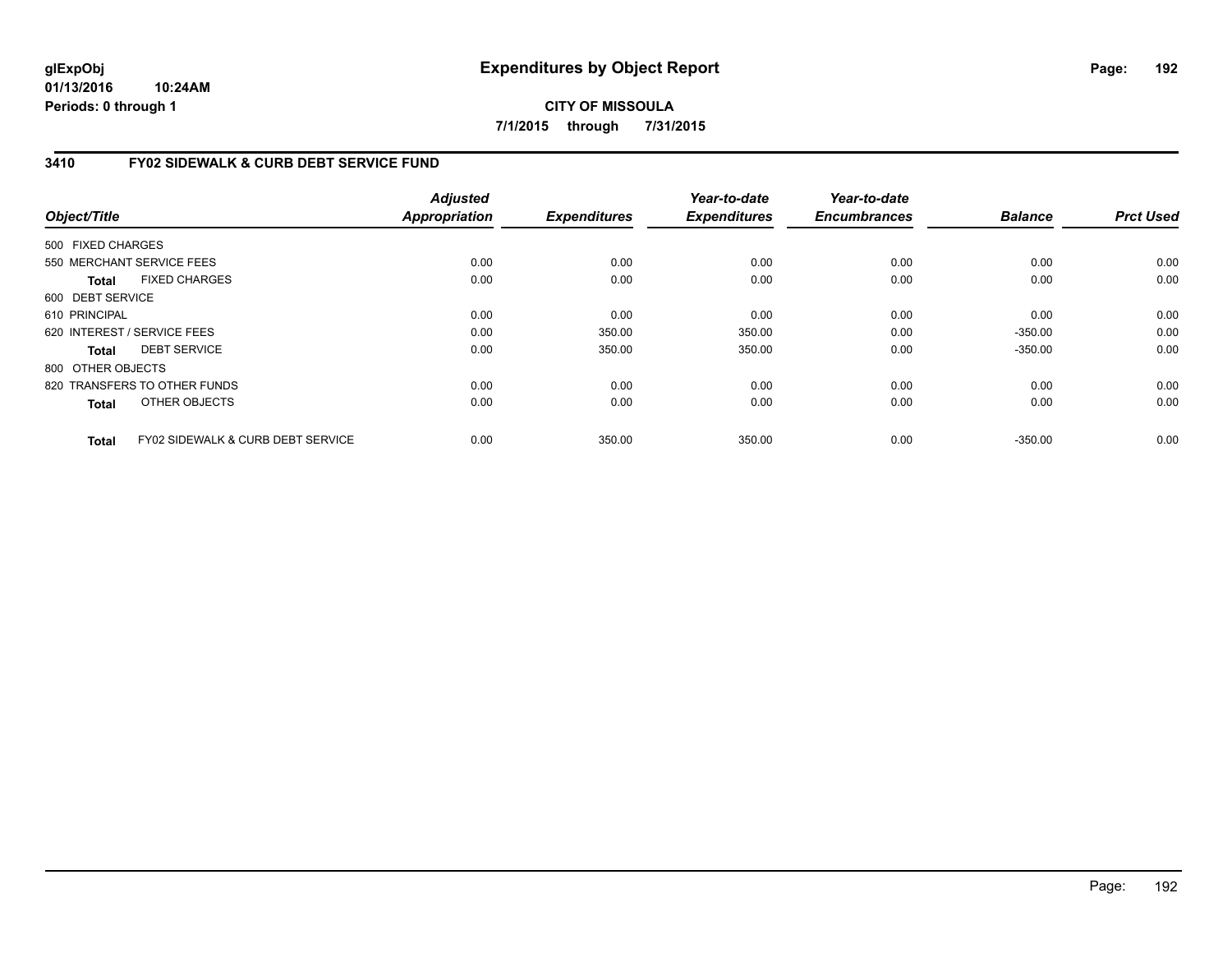**glExpObj**
**01/13/2016 10:24AM**
**Periods: 0 through 1**

# Expenditures by Object Report

**CITY OF MISSOULA**
**7/1/2015 through 7/31/2015**

## 3410 FY02 SIDEWALK & CURB DEBT SERVICE FUND

| Object/Title | Adjusted Appropriation | Expenditures | Year-to-date Expenditures | Year-to-date Encumbrances | Balance | Prct Used |
|---|---|---|---|---|---|---|
| 500 FIXED CHARGES | | | | | | |
| 550 MERCHANT SERVICE FEES | 0.00 | 0.00 | 0.00 | 0.00 | 0.00 | 0.00 |
| **Total** FIXED CHARGES | 0.00 | 0.00 | 0.00 | 0.00 | 0.00 | 0.00 |
| 600 DEBT SERVICE | | | | | | |
| 610 PRINCIPAL | 0.00 | 0.00 | 0.00 | 0.00 | 0.00 | 0.00 |
| 620 INTEREST / SERVICE FEES | 0.00 | 350.00 | 350.00 | 0.00 | -350.00 | 0.00 |
| **Total** DEBT SERVICE | 0.00 | 350.00 | 350.00 | 0.00 | -350.00 | 0.00 |
| 800 OTHER OBJECTS | | | | | | |
| 820 TRANSFERS TO OTHER FUNDS | 0.00 | 0.00 | 0.00 | 0.00 | 0.00 | 0.00 |
| **Total** OTHER OBJECTS | 0.00 | 0.00 | 0.00 | 0.00 | 0.00 | 0.00 |
| **Total** FY02 SIDEWALK & CURB DEBT SERVICE | 0.00 | 350.00 | 350.00 | 0.00 | -350.00 | 0.00 |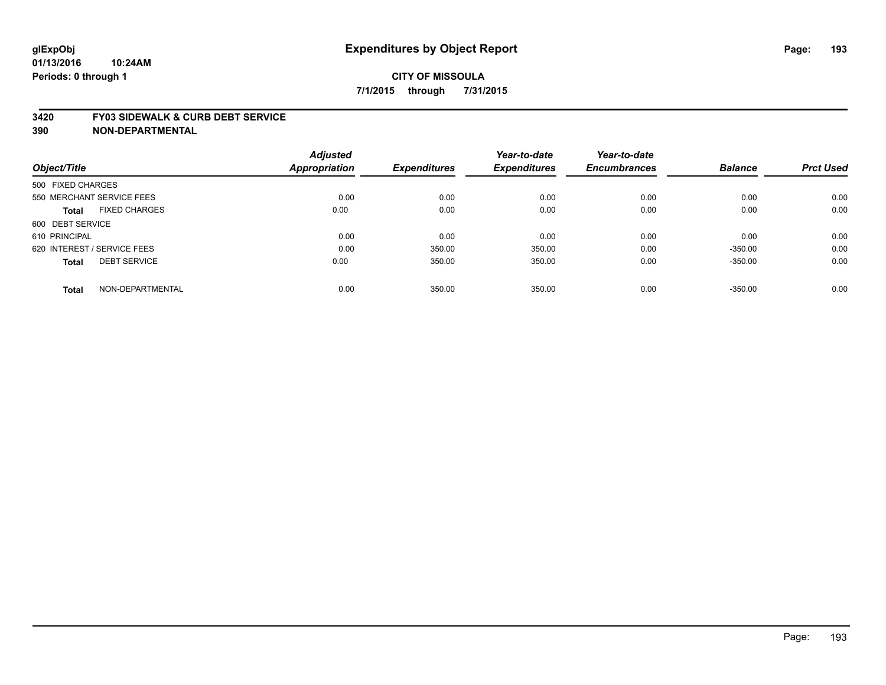**glExpObj**
**01/13/2016 10:24AM**
**Periods: 0 through 1**

# Expenditures by Object Report

**CITY OF MISSOULA**
**7/1/2015 through 7/31/2015**

**3420 FY03 SIDEWALK & CURB DEBT SERVICE**
**390 NON-DEPARTMENTAL**

| Object/Title | | Adjusted Appropriation | Expenditures | Year-to-date Expenditures | Year-to-date Encumbrances | Balance | Prct Used |
|---|---|---|---|---|---|---|---|
| 500 FIXED CHARGES | | | | | | | |
| 550 MERCHANT SERVICE FEES | | 0.00 | 0.00 | 0.00 | 0.00 | 0.00 | 0.00 |
| **Total** | FIXED CHARGES | 0.00 | 0.00 | 0.00 | 0.00 | 0.00 | 0.00 |
| 600 DEBT SERVICE | | | | | | | |
| 610 PRINCIPAL | | 0.00 | 0.00 | 0.00 | 0.00 | 0.00 | 0.00 |
| 620 INTEREST / SERVICE FEES | | 0.00 | 350.00 | 350.00 | 0.00 | -350.00 | 0.00 |
| **Total** | DEBT SERVICE | 0.00 | 350.00 | 350.00 | 0.00 | -350.00 | 0.00 |
| **Total** | NON-DEPARTMENTAL | 0.00 | 350.00 | 350.00 | 0.00 | -350.00 | 0.00 |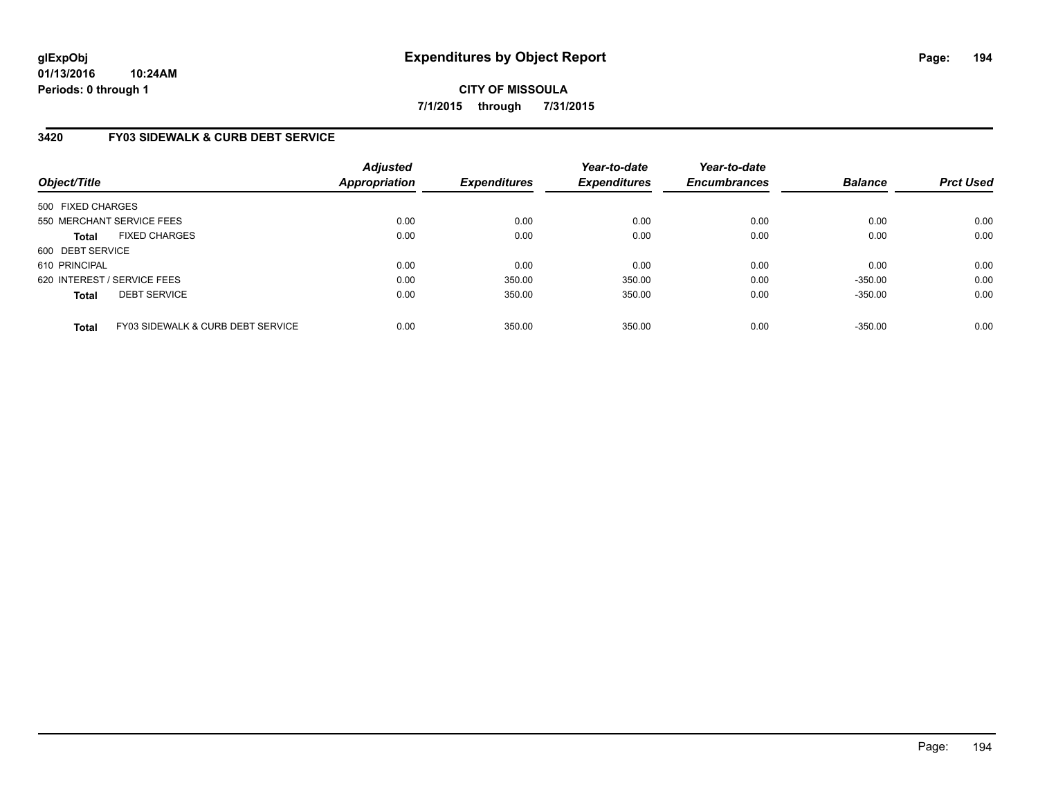# Expenditures by Object Report

glExpObj
01/13/2016 10:24AM
Periods: 0 through 1

**CITY OF MISSOULA**

**7/1/2015 through 7/31/2015**

## 3420 FY03 SIDEWALK & CURB DEBT SERVICE

| Object/Title | | Adjusted Appropriation | Expenditures | Year-to-date Expenditures | Year-to-date Encumbrances | Balance | Prct Used |
|---|---|---|---|---|---|---|---|
| 500 FIXED CHARGES | | | | | | | |
| 550 MERCHANT SERVICE FEES | | 0.00 | 0.00 | 0.00 | 0.00 | 0.00 | 0.00 |
| **Total** | FIXED CHARGES | 0.00 | 0.00 | 0.00 | 0.00 | 0.00 | 0.00 |
| 600 DEBT SERVICE | | | | | | | |
| 610 PRINCIPAL | | 0.00 | 0.00 | 0.00 | 0.00 | 0.00 | 0.00 |
| 620 INTEREST / SERVICE FEES | | 0.00 | 350.00 | 350.00 | 0.00 | -350.00 | 0.00 |
| **Total** | DEBT SERVICE | 0.00 | 350.00 | 350.00 | 0.00 | -350.00 | 0.00 |
| **Total** | FY03 SIDEWALK & CURB DEBT SERVICE | 0.00 | 350.00 | 350.00 | 0.00 | -350.00 | 0.00 |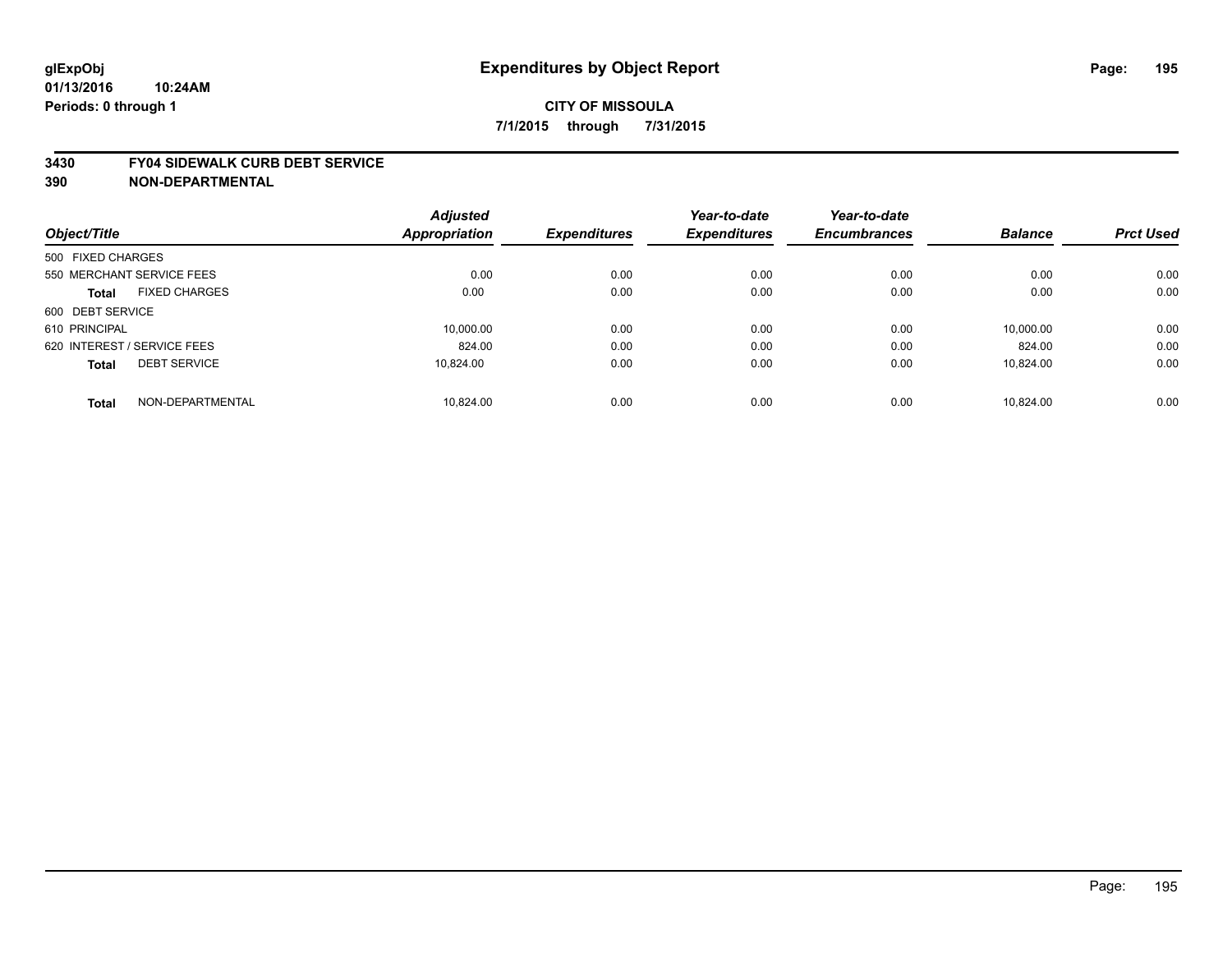**Expenditures by Object Report**

**CITY OF MISSOULA**

**7/1/2015 through 7/31/2015**

glExpObj
01/13/2016 10:24AM
Periods: 0 through 1

## 3430 FY04 SIDEWALK CURB DEBT SERVICE
## 390 NON-DEPARTMENTAL

| Object/Title | | Adjusted Appropriation | Expenditures | Year-to-date Expenditures | Year-to-date Encumbrances | Balance | Prct Used |
|---|---|---|---|---|---|---|---|
| 500 FIXED CHARGES | | | | | | | |
| 550 MERCHANT SERVICE FEES | | 0.00 | 0.00 | 0.00 | 0.00 | 0.00 | 0.00 |
| **Total** | FIXED CHARGES | 0.00 | 0.00 | 0.00 | 0.00 | 0.00 | 0.00 |
| 600 DEBT SERVICE | | | | | | | |
| 610 PRINCIPAL | | 10,000.00 | 0.00 | 0.00 | 0.00 | 10,000.00 | 0.00 |
| 620 INTEREST / SERVICE FEES | | 824.00 | 0.00 | 0.00 | 0.00 | 824.00 | 0.00 |
| **Total** | DEBT SERVICE | 10,824.00 | 0.00 | 0.00 | 0.00 | 10,824.00 | 0.00 |
| **Total** | NON-DEPARTMENTAL | 10,824.00 | 0.00 | 0.00 | 0.00 | 10,824.00 | 0.00 |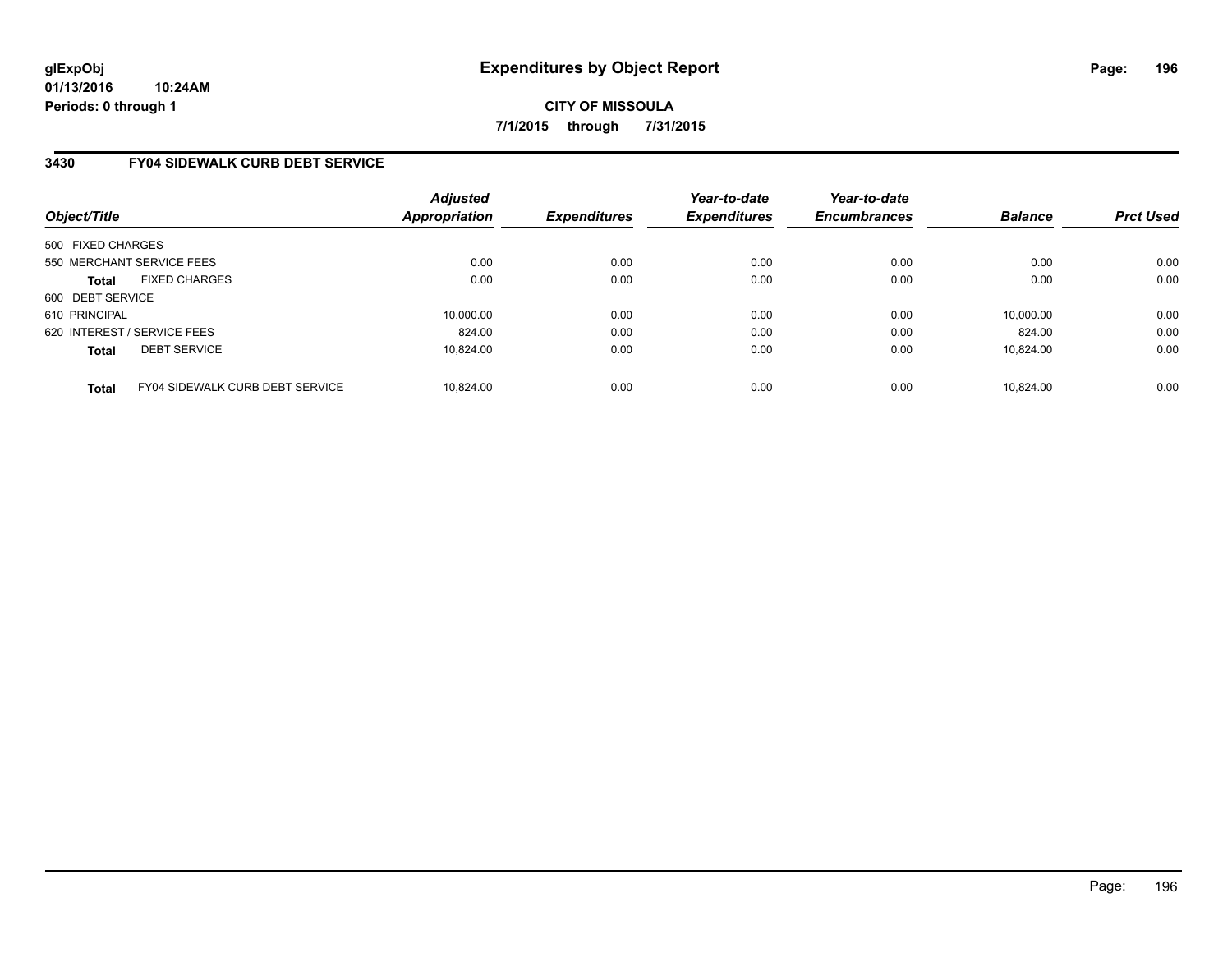**glExpObj**
**01/13/2016 10:24AM**
**Periods: 0 through 1**

# Expenditures by Object Report

**CITY OF MISSOULA**
**7/1/2015 through 7/31/2015**

## 3430 FY04 SIDEWALK CURB DEBT SERVICE

| Object/Title | | *Adjusted Appropriation* | *Expenditures* | *Year-to-date Expenditures* | *Year-to-date Encumbrances* | *Balance* | *Prct Used* |
|---|---|---|---|---|---|---|---|
| 500 FIXED CHARGES | | | | | | | |
| 550 MERCHANT SERVICE FEES | | 0.00 | 0.00 | 0.00 | 0.00 | 0.00 | 0.00 |
| **Total** | FIXED CHARGES | 0.00 | 0.00 | 0.00 | 0.00 | 0.00 | 0.00 |
| 600 DEBT SERVICE | | | | | | | |
| 610 PRINCIPAL | | 10,000.00 | 0.00 | 0.00 | 0.00 | 10,000.00 | 0.00 |
| 620 INTEREST / SERVICE FEES | | 824.00 | 0.00 | 0.00 | 0.00 | 824.00 | 0.00 |
| **Total** | DEBT SERVICE | 10,824.00 | 0.00 | 0.00 | 0.00 | 10,824.00 | 0.00 |
| **Total** | FY04 SIDEWALK CURB DEBT SERVICE | 10,824.00 | 0.00 | 0.00 | 0.00 | 10,824.00 | 0.00 |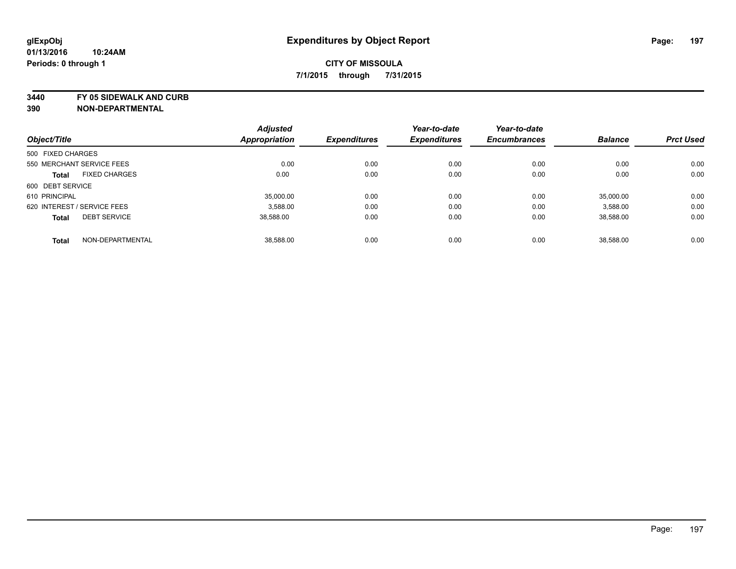glExpObj
01/13/2016 10:24AM
Periods: 0 through 1

# Expenditures by Object Report

**CITY OF MISSOULA**

**7/1/2015 through 7/31/2015**

**3440 FY 05 SIDEWALK AND CURB**
**390 NON-DEPARTMENTAL**

| Object/Title | | Adjusted Appropriation | Expenditures | Year-to-date Expenditures | Year-to-date Encumbrances | Balance | Prct Used |
|---|---|---|---|---|---|---|---|
| 500 FIXED CHARGES | | | | | | | |
| 550 MERCHANT SERVICE FEES | | 0.00 | 0.00 | 0.00 | 0.00 | 0.00 | 0.00 |
| **Total** | FIXED CHARGES | 0.00 | 0.00 | 0.00 | 0.00 | 0.00 | 0.00 |
| 600 DEBT SERVICE | | | | | | | |
| 610 PRINCIPAL | | 35,000.00 | 0.00 | 0.00 | 0.00 | 35,000.00 | 0.00 |
| 620 INTEREST / SERVICE FEES | | 3,588.00 | 0.00 | 0.00 | 0.00 | 3,588.00 | 0.00 |
| **Total** | DEBT SERVICE | 38,588.00 | 0.00 | 0.00 | 0.00 | 38,588.00 | 0.00 |
| **Total** | NON-DEPARTMENTAL | 38,588.00 | 0.00 | 0.00 | 0.00 | 38,588.00 | 0.00 |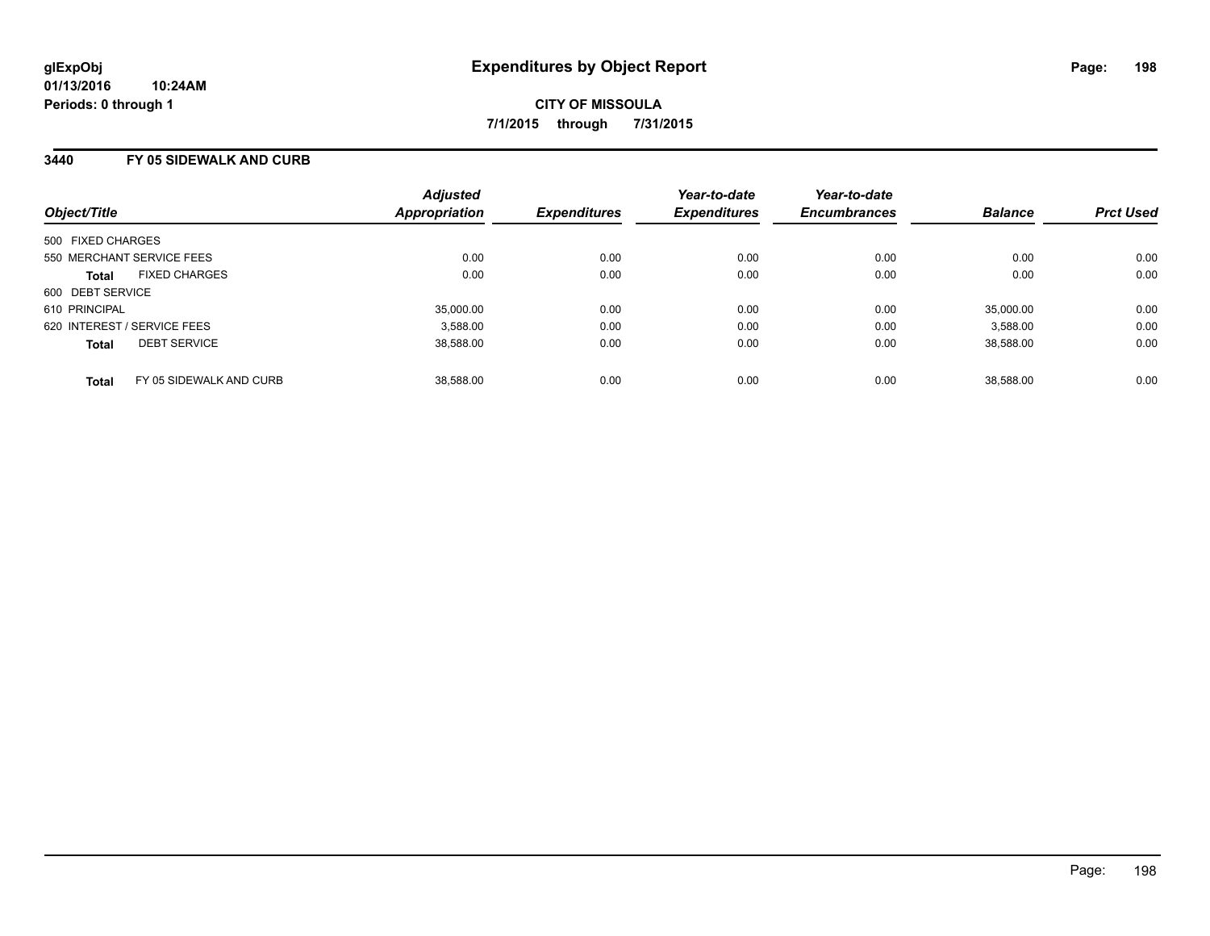glExpObj
01/13/2016 10:24AM
Periods: 0 through 1

# Expenditures by Object Report

CITY OF MISSOULA

7/1/2015 through 7/31/2015

## 3440 FY 05 SIDEWALK AND CURB

| Object/Title | Adjusted Appropriation | Expenditures | Year-to-date Expenditures | Year-to-date Encumbrances | Balance | Prct Used |
|---|---|---|---|---|---|---|
| 500 FIXED CHARGES | | | | | | |
| 550 MERCHANT SERVICE FEES | 0.00 | 0.00 | 0.00 | 0.00 | 0.00 | 0.00 |
| **Total** FIXED CHARGES | 0.00 | 0.00 | 0.00 | 0.00 | 0.00 | 0.00 |
| 600 DEBT SERVICE | | | | | | |
| 610 PRINCIPAL | 35,000.00 | 0.00 | 0.00 | 0.00 | 35,000.00 | 0.00 |
| 620 INTEREST / SERVICE FEES | 3,588.00 | 0.00 | 0.00 | 0.00 | 3,588.00 | 0.00 |
| **Total** DEBT SERVICE | 38,588.00 | 0.00 | 0.00 | 0.00 | 38,588.00 | 0.00 |
| **Total** FY 05 SIDEWALK AND CURB | 38,588.00 | 0.00 | 0.00 | 0.00 | 38,588.00 | 0.00 |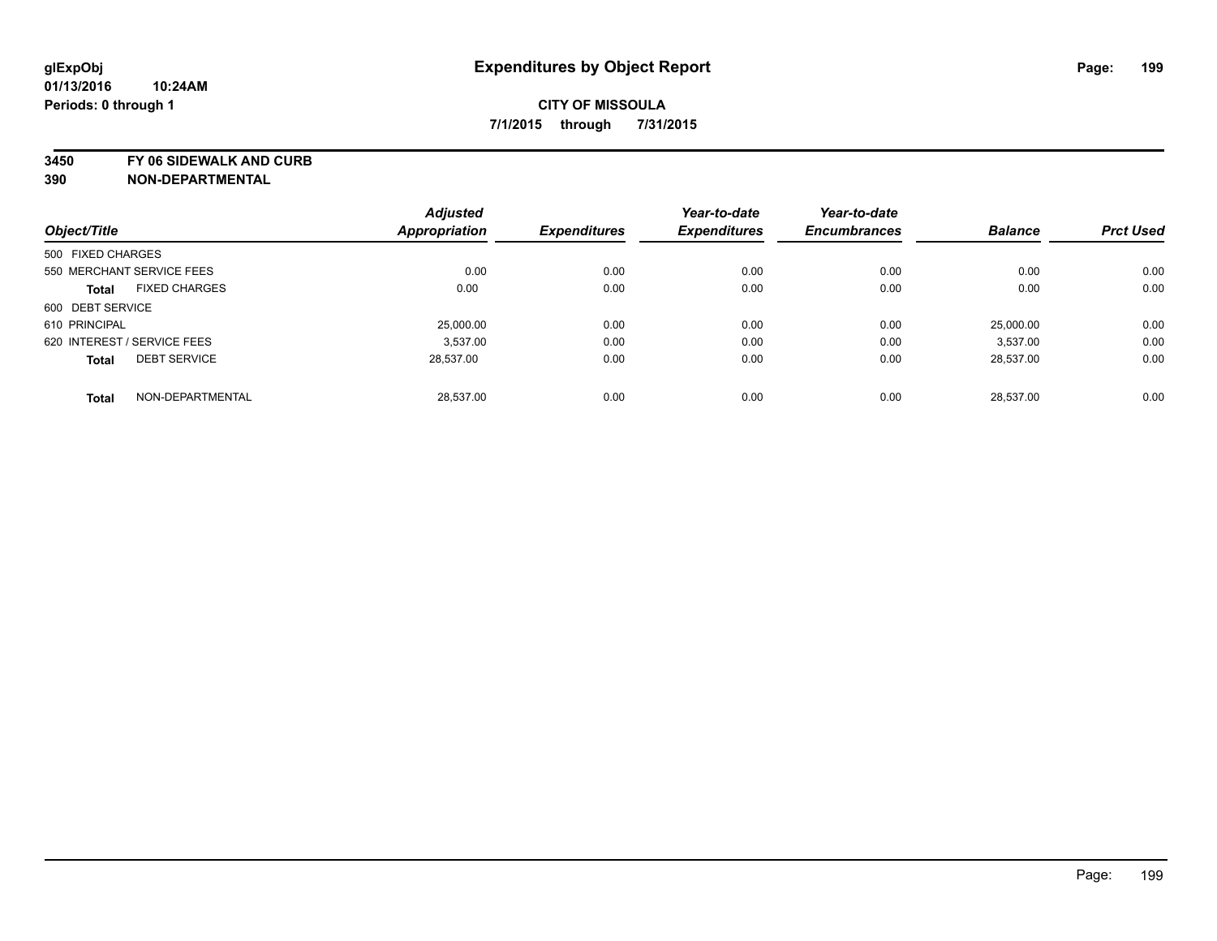**glExpObj**
**01/13/2016 10:24AM**
**Periods: 0 through 1**

# Expenditures by Object Report

**CITY OF MISSOULA**
**7/1/2015 through 7/31/2015**

**3450 FY 06 SIDEWALK AND CURB**
**390 NON-DEPARTMENTAL**

| Object/Title | | Adjusted Appropriation | Expenditures | Year-to-date Expenditures | Year-to-date Encumbrances | Balance | Prct Used |
|---|---|---|---|---|---|---|---|
| 500 FIXED CHARGES | | | | | | | |
| 550 MERCHANT SERVICE FEES | | 0.00 | 0.00 | 0.00 | 0.00 | 0.00 | 0.00 |
| **Total** | FIXED CHARGES | 0.00 | 0.00 | 0.00 | 0.00 | 0.00 | 0.00 |
| 600 DEBT SERVICE | | | | | | | |
| 610 PRINCIPAL | | 25,000.00 | 0.00 | 0.00 | 0.00 | 25,000.00 | 0.00 |
| 620 INTEREST / SERVICE FEES | | 3,537.00 | 0.00 | 0.00 | 0.00 | 3,537.00 | 0.00 |
| **Total** | DEBT SERVICE | 28,537.00 | 0.00 | 0.00 | 0.00 | 28,537.00 | 0.00 |
| **Total** | NON-DEPARTMENTAL | 28,537.00 | 0.00 | 0.00 | 0.00 | 28,537.00 | 0.00 |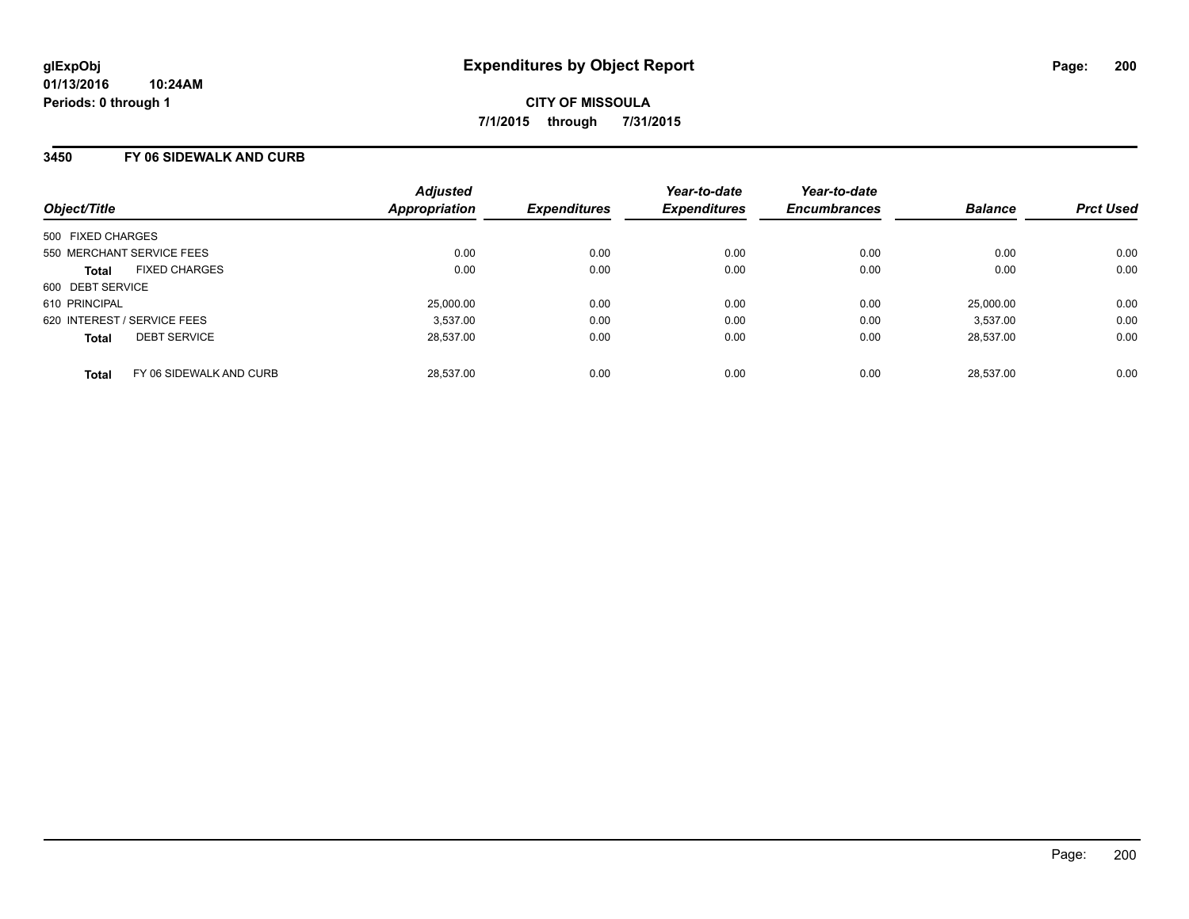glExpObj
01/13/2016 10:24AM
Periods: 0 through 1

# Expenditures by Object Report

**CITY OF MISSOULA**
**7/1/2015 through 7/31/2015**

## 3450 FY 06 SIDEWALK AND CURB

| Object/Title | Adjusted Appropriation | Expenditures | Year-to-date Expenditures | Year-to-date Encumbrances | Balance | Prct Used |
|---|---|---|---|---|---|---|
| 500 FIXED CHARGES | | | | | | |
| 550 MERCHANT SERVICE FEES | 0.00 | 0.00 | 0.00 | 0.00 | 0.00 | 0.00 |
| **Total** FIXED CHARGES | 0.00 | 0.00 | 0.00 | 0.00 | 0.00 | 0.00 |
| 600 DEBT SERVICE | | | | | | |
| 610 PRINCIPAL | 25,000.00 | 0.00 | 0.00 | 0.00 | 25,000.00 | 0.00 |
| 620 INTEREST / SERVICE FEES | 3,537.00 | 0.00 | 0.00 | 0.00 | 3,537.00 | 0.00 |
| **Total** DEBT SERVICE | 28,537.00 | 0.00 | 0.00 | 0.00 | 28,537.00 | 0.00 |
| **Total** FY 06 SIDEWALK AND CURB | 28,537.00 | 0.00 | 0.00 | 0.00 | 28,537.00 | 0.00 |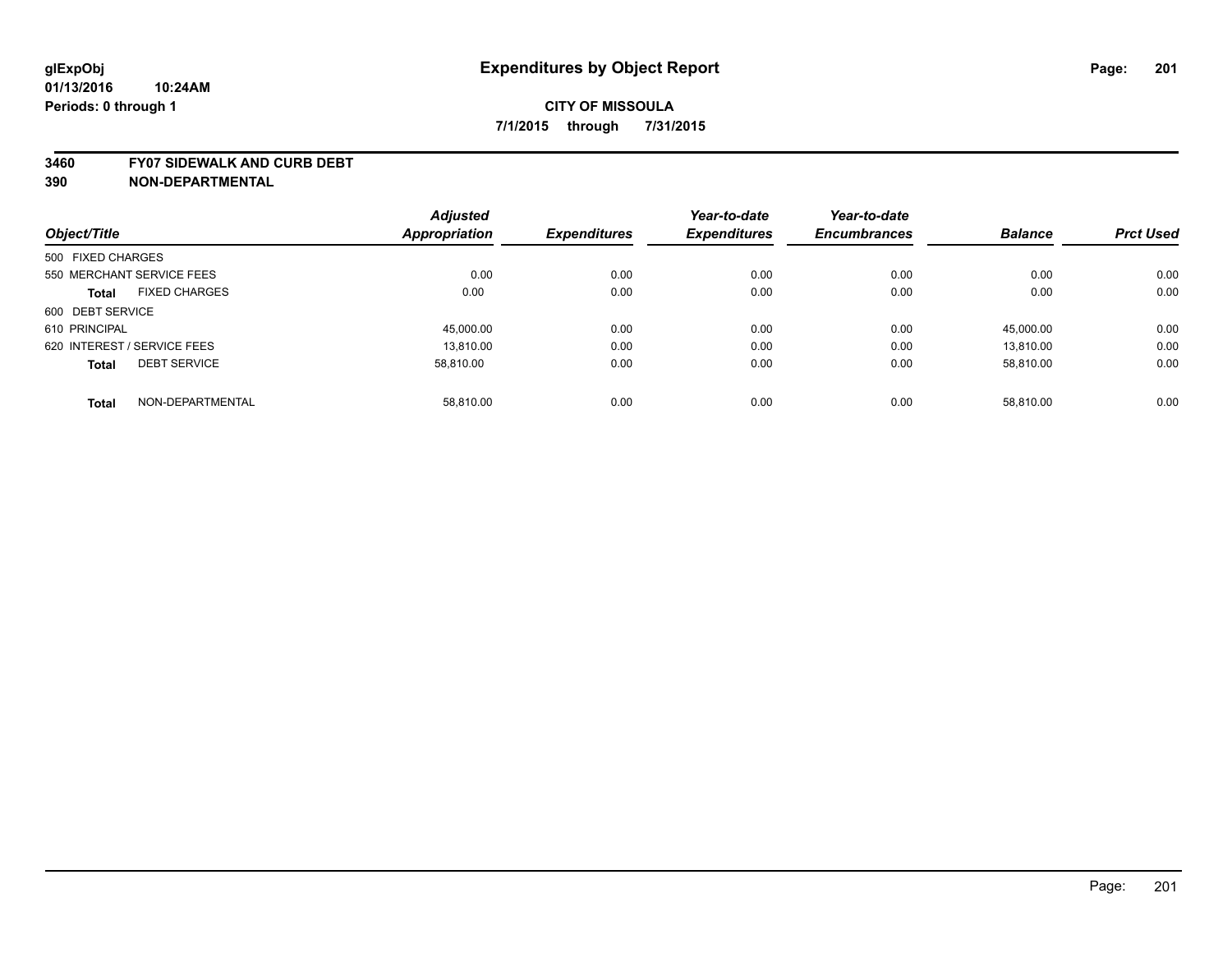glExpObj
01/13/2016 10:24AM
Periods: 0 through 1

# Expenditures by Object Report

**CITY OF MISSOULA**

**7/1/2015 through 7/31/2015**

**3460 FY07 SIDEWALK AND CURB DEBT**

**390 NON-DEPARTMENTAL**

| Object/Title | | Adjusted Appropriation | Expenditures | Year-to-date Expenditures | Year-to-date Encumbrances | Balance | Prct Used |
|---|---|---|---|---|---|---|---|
| 500 FIXED CHARGES | | | | | | | |
| 550 MERCHANT SERVICE FEES | | 0.00 | 0.00 | 0.00 | 0.00 | 0.00 | 0.00 |
| **Total** | FIXED CHARGES | 0.00 | 0.00 | 0.00 | 0.00 | 0.00 | 0.00 |
| 600 DEBT SERVICE | | | | | | | |
| 610 PRINCIPAL | | 45,000.00 | 0.00 | 0.00 | 0.00 | 45,000.00 | 0.00 |
| 620 INTEREST / SERVICE FEES | | 13,810.00 | 0.00 | 0.00 | 0.00 | 13,810.00 | 0.00 |
| **Total** | DEBT SERVICE | 58,810.00 | 0.00 | 0.00 | 0.00 | 58,810.00 | 0.00 |
| **Total** | NON-DEPARTMENTAL | 58,810.00 | 0.00 | 0.00 | 0.00 | 58,810.00 | 0.00 |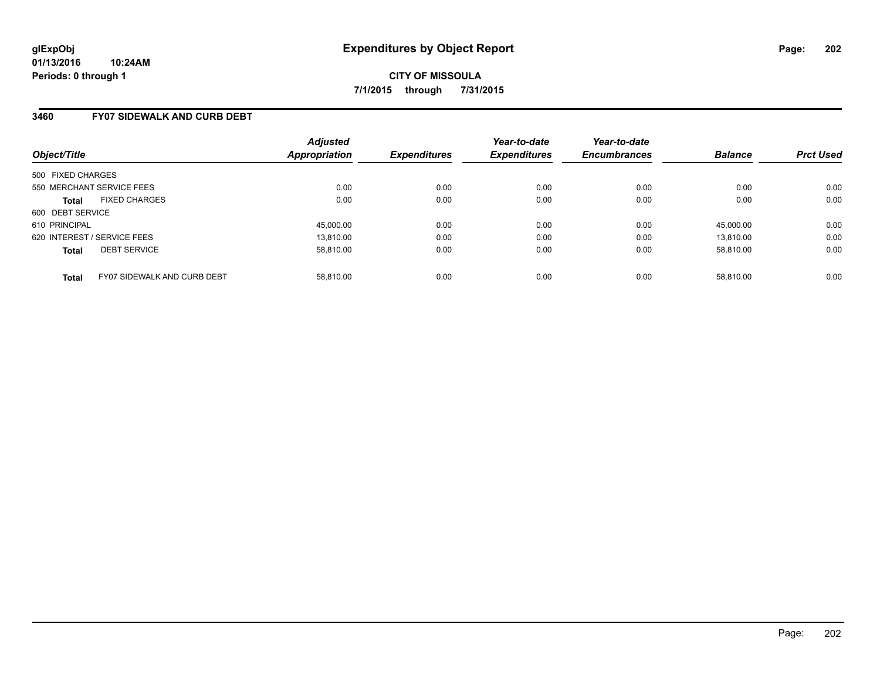# Expenditures by Object Report

glExpObj
01/13/2016 10:24AM
Periods: 0 through 1

**CITY OF MISSOULA**

**7/1/2015 through 7/31/2015**

## 3460 FY07 SIDEWALK AND CURB DEBT

| Object/Title | Adjusted Appropriation | Expenditures | Year-to-date Expenditures | Year-to-date Encumbrances | Balance | Prct Used |
|---|---|---|---|---|---|---|
| 500 FIXED CHARGES | | | | | | |
| 550 MERCHANT SERVICE FEES | 0.00 | 0.00 | 0.00 | 0.00 | 0.00 | 0.00 |
| **Total** FIXED CHARGES | 0.00 | 0.00 | 0.00 | 0.00 | 0.00 | 0.00 |
| 600 DEBT SERVICE | | | | | | |
| 610 PRINCIPAL | 45,000.00 | 0.00 | 0.00 | 0.00 | 45,000.00 | 0.00 |
| 620 INTEREST / SERVICE FEES | 13,810.00 | 0.00 | 0.00 | 0.00 | 13,810.00 | 0.00 |
| **Total** DEBT SERVICE | 58,810.00 | 0.00 | 0.00 | 0.00 | 58,810.00 | 0.00 |
| **Total** FY07 SIDEWALK AND CURB DEBT | 58,810.00 | 0.00 | 0.00 | 0.00 | 58,810.00 | 0.00 |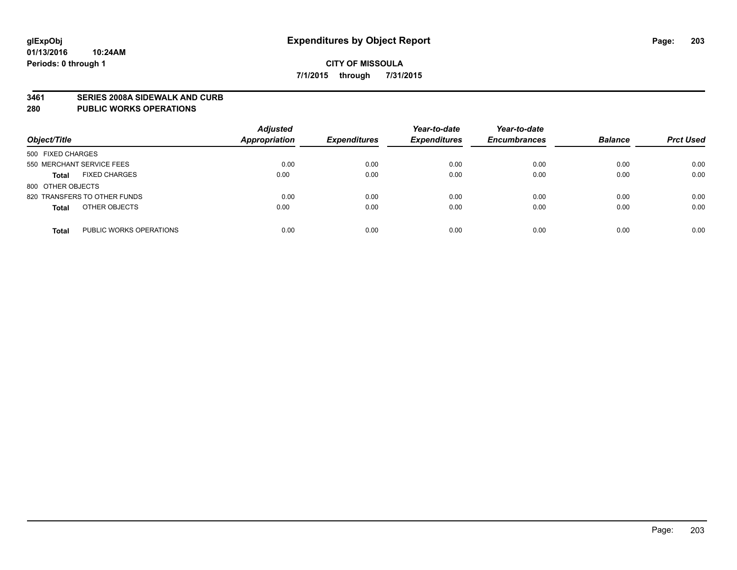**glExpObj**
**01/13/2016 10:24AM**
**Periods: 0 through 1**

# Expenditures by Object Report

**CITY OF MISSOULA**
**7/1/2015 through 7/31/2015**

## 3461 SERIES 2008A SIDEWALK AND CURB
## 280 PUBLIC WORKS OPERATIONS

| Object/Title | Adjusted Appropriation | Expenditures | Year-to-date Expenditures | Year-to-date Encumbrances | Balance | Prct Used |
|---|---|---|---|---|---|---|
| 500 FIXED CHARGES | | | | | | |
| 550 MERCHANT SERVICE FEES | 0.00 | 0.00 | 0.00 | 0.00 | 0.00 | 0.00 |
| **Total** FIXED CHARGES | 0.00 | 0.00 | 0.00 | 0.00 | 0.00 | 0.00 |
| 800 OTHER OBJECTS | | | | | | |
| 820 TRANSFERS TO OTHER FUNDS | 0.00 | 0.00 | 0.00 | 0.00 | 0.00 | 0.00 |
| **Total** OTHER OBJECTS | 0.00 | 0.00 | 0.00 | 0.00 | 0.00 | 0.00 |
| **Total** PUBLIC WORKS OPERATIONS | 0.00 | 0.00 | 0.00 | 0.00 | 0.00 | 0.00 |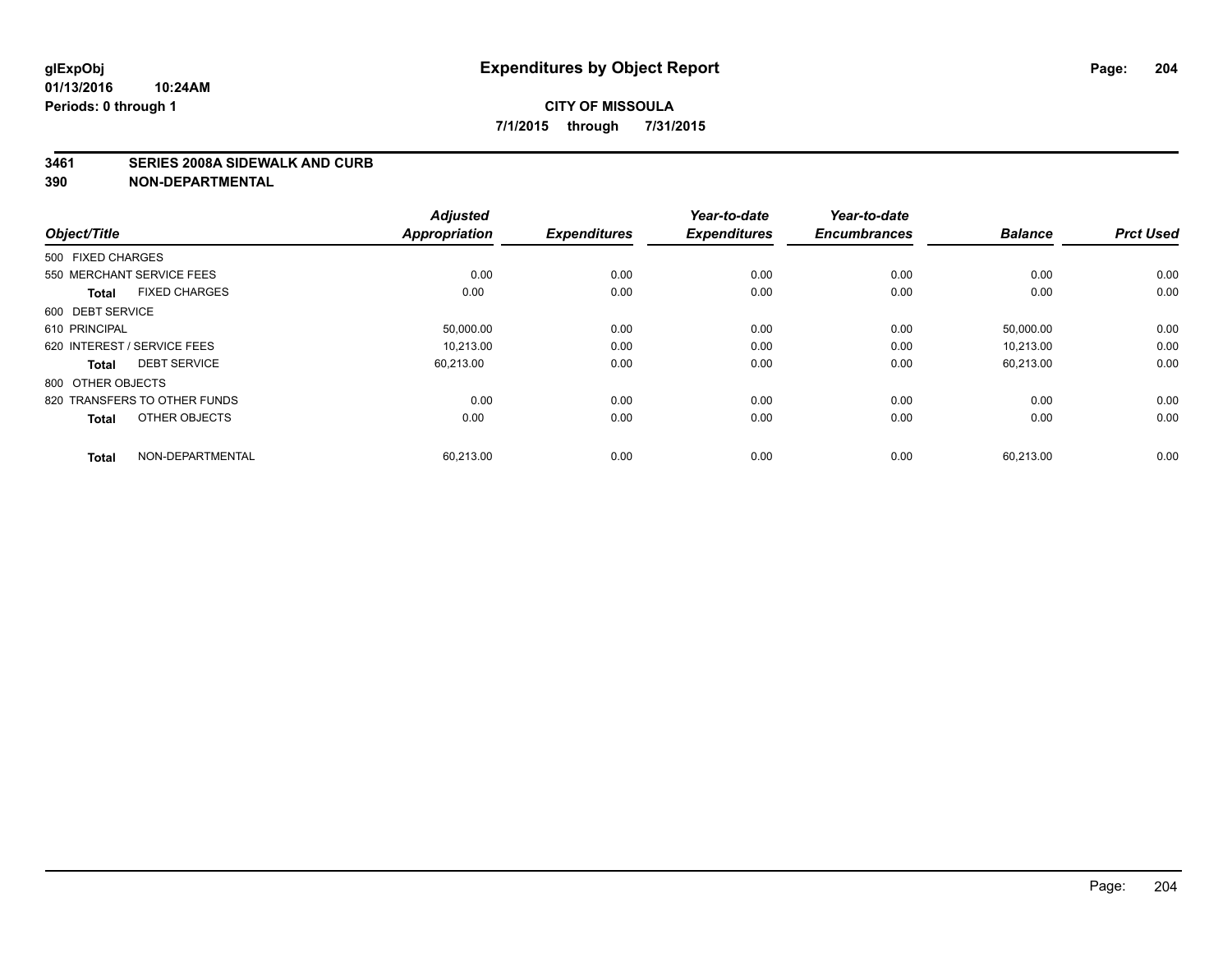# Expenditures by Object Report

**glExpObj**
**01/13/2016 10:24AM**
**Periods: 0 through 1**

**CITY OF MISSOULA**
**7/1/2015 through 7/31/2015**

**3461 SERIES 2008A SIDEWALK AND CURB**
**390 NON-DEPARTMENTAL**

| Object/Title | Adjusted Appropriation | Expenditures | Year-to-date Expenditures | Year-to-date Encumbrances | Balance | Prct Used |
|---|---|---|---|---|---|---|
| 500 FIXED CHARGES | | | | | | |
| 550 MERCHANT SERVICE FEES | 0.00 | 0.00 | 0.00 | 0.00 | 0.00 | 0.00 |
| **Total** FIXED CHARGES | 0.00 | 0.00 | 0.00 | 0.00 | 0.00 | 0.00 |
| 600 DEBT SERVICE | | | | | | |
| 610 PRINCIPAL | 50,000.00 | 0.00 | 0.00 | 0.00 | 50,000.00 | 0.00 |
| 620 INTEREST / SERVICE FEES | 10,213.00 | 0.00 | 0.00 | 0.00 | 10,213.00 | 0.00 |
| **Total** DEBT SERVICE | 60,213.00 | 0.00 | 0.00 | 0.00 | 60,213.00 | 0.00 |
| 800 OTHER OBJECTS | | | | | | |
| 820 TRANSFERS TO OTHER FUNDS | 0.00 | 0.00 | 0.00 | 0.00 | 0.00 | 0.00 |
| **Total** OTHER OBJECTS | 0.00 | 0.00 | 0.00 | 0.00 | 0.00 | 0.00 |
| **Total** NON-DEPARTMENTAL | 60,213.00 | 0.00 | 0.00 | 0.00 | 60,213.00 | 0.00 |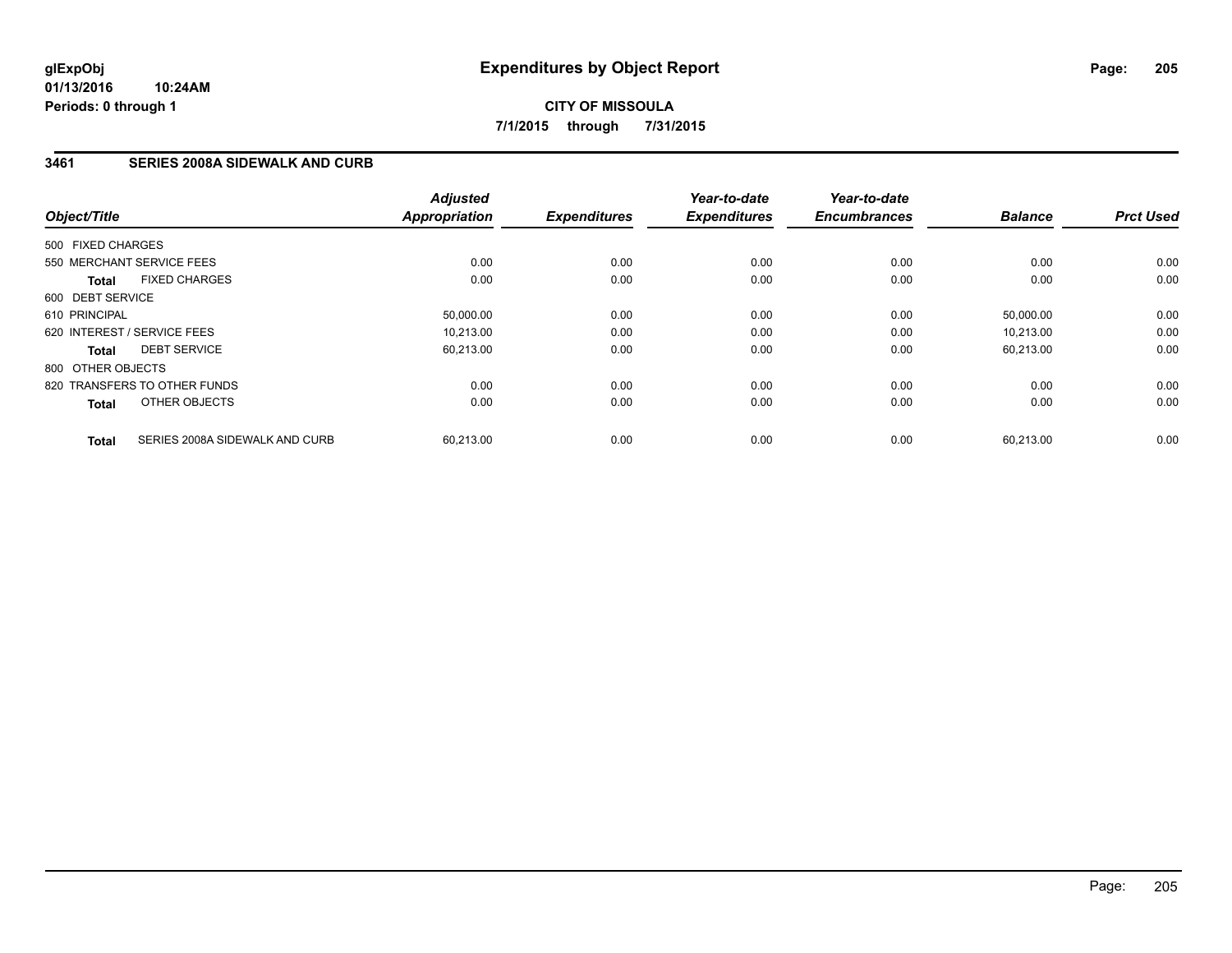**glExpObj**
**01/13/2016 10:24AM**
**Periods: 0 through 1**

# Expenditures by Object Report

**CITY OF MISSOULA**
**7/1/2015 through 7/31/2015**

## 3461 SERIES 2008A SIDEWALK AND CURB

| Object/Title | Adjusted Appropriation | Expenditures | Year-to-date Expenditures | Year-to-date Encumbrances | Balance | Prct Used |
|---|---|---|---|---|---|---|
| 500 FIXED CHARGES | | | | | | |
| 550 MERCHANT SERVICE FEES | 0.00 | 0.00 | 0.00 | 0.00 | 0.00 | 0.00 |
| **Total** FIXED CHARGES | 0.00 | 0.00 | 0.00 | 0.00 | 0.00 | 0.00 |
| 600 DEBT SERVICE | | | | | | |
| 610 PRINCIPAL | 50,000.00 | 0.00 | 0.00 | 0.00 | 50,000.00 | 0.00 |
| 620 INTEREST / SERVICE FEES | 10,213.00 | 0.00 | 0.00 | 0.00 | 10,213.00 | 0.00 |
| **Total** DEBT SERVICE | 60,213.00 | 0.00 | 0.00 | 0.00 | 60,213.00 | 0.00 |
| 800 OTHER OBJECTS | | | | | | |
| 820 TRANSFERS TO OTHER FUNDS | 0.00 | 0.00 | 0.00 | 0.00 | 0.00 | 0.00 |
| **Total** OTHER OBJECTS | 0.00 | 0.00 | 0.00 | 0.00 | 0.00 | 0.00 |
| **Total** SERIES 2008A SIDEWALK AND CURB | 60,213.00 | 0.00 | 0.00 | 0.00 | 60,213.00 | 0.00 |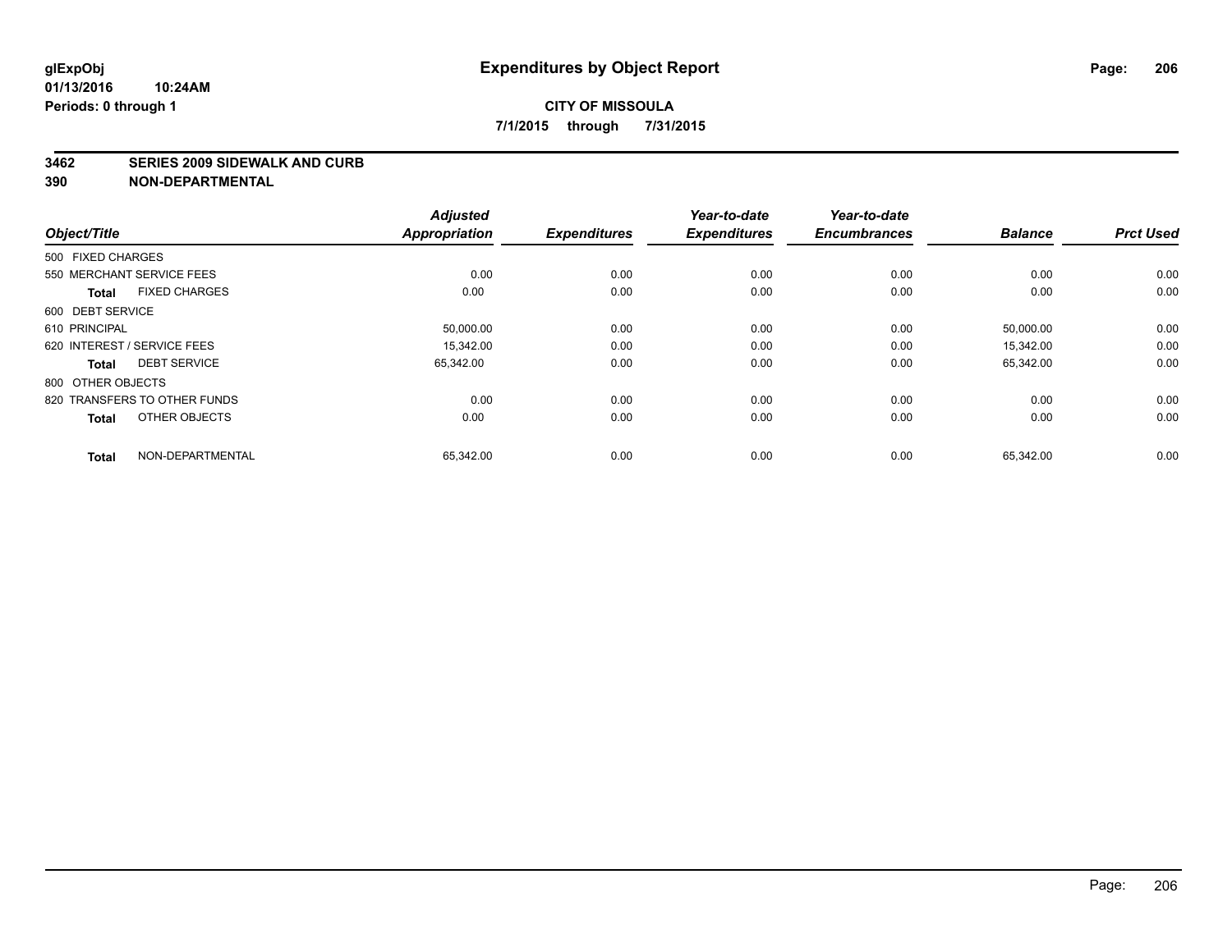**glExpObj** **Expenditures by Object Report**

**01/13/2016 10:24AM**

**Periods: 0 through 1**

**CITY OF MISSOULA**

**7/1/2015 through 7/31/2015**

**3462 SERIES 2009 SIDEWALK AND CURB**

**390 NON-DEPARTMENTAL**

| Object/Title | Adjusted Appropriation | Expenditures | Year-to-date Expenditures | Year-to-date Encumbrances | Balance | Prct Used |
|---|---|---|---|---|---|---|
| 500 FIXED CHARGES | | | | | | |
| 550 MERCHANT SERVICE FEES | 0.00 | 0.00 | 0.00 | 0.00 | 0.00 | 0.00 |
| **Total** FIXED CHARGES | 0.00 | 0.00 | 0.00 | 0.00 | 0.00 | 0.00 |
| 600 DEBT SERVICE | | | | | | |
| 610 PRINCIPAL | 50,000.00 | 0.00 | 0.00 | 0.00 | 50,000.00 | 0.00 |
| 620 INTEREST / SERVICE FEES | 15,342.00 | 0.00 | 0.00 | 0.00 | 15,342.00 | 0.00 |
| **Total** DEBT SERVICE | 65,342.00 | 0.00 | 0.00 | 0.00 | 65,342.00 | 0.00 |
| 800 OTHER OBJECTS | | | | | | |
| 820 TRANSFERS TO OTHER FUNDS | 0.00 | 0.00 | 0.00 | 0.00 | 0.00 | 0.00 |
| **Total** OTHER OBJECTS | 0.00 | 0.00 | 0.00 | 0.00 | 0.00 | 0.00 |
| **Total** NON-DEPARTMENTAL | 65,342.00 | 0.00 | 0.00 | 0.00 | 65,342.00 | 0.00 |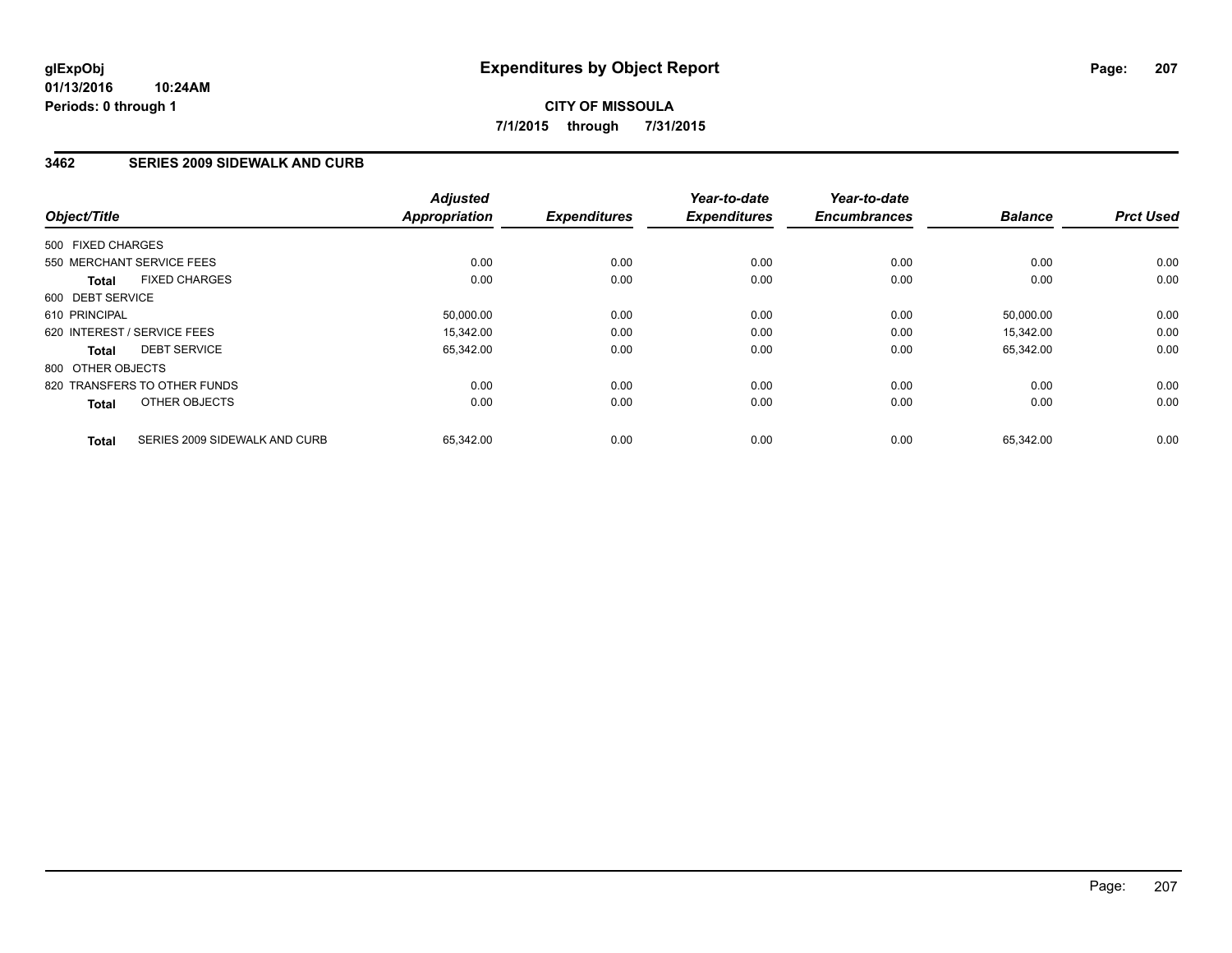glExpObj
01/13/2016 10:24AM
Periods: 0 through 1

# Expenditures by Object Report

**CITY OF MISSOULA**

**7/1/2015 through 7/31/2015**

## 3462 SERIES 2009 SIDEWALK AND CURB

| Object/Title | | Adjusted Appropriation | Expenditures | Year-to-date Expenditures | Year-to-date Encumbrances | Balance | Prct Used |
|---|---|---|---|---|---|---|---|
| 500 FIXED CHARGES | | | | | | | |
| 550 MERCHANT SERVICE FEES | | 0.00 | 0.00 | 0.00 | 0.00 | 0.00 | 0.00 |
| **Total** | FIXED CHARGES | 0.00 | 0.00 | 0.00 | 0.00 | 0.00 | 0.00 |
| 600 DEBT SERVICE | | | | | | | |
| 610 PRINCIPAL | | 50,000.00 | 0.00 | 0.00 | 0.00 | 50,000.00 | 0.00 |
| 620 INTEREST / SERVICE FEES | | 15,342.00 | 0.00 | 0.00 | 0.00 | 15,342.00 | 0.00 |
| **Total** | DEBT SERVICE | 65,342.00 | 0.00 | 0.00 | 0.00 | 65,342.00 | 0.00 |
| 800 OTHER OBJECTS | | | | | | | |
| 820 TRANSFERS TO OTHER FUNDS | | 0.00 | 0.00 | 0.00 | 0.00 | 0.00 | 0.00 |
| **Total** | OTHER OBJECTS | 0.00 | 0.00 | 0.00 | 0.00 | 0.00 | 0.00 |
| **Total** | SERIES 2009 SIDEWALK AND CURB | 65,342.00 | 0.00 | 0.00 | 0.00 | 65,342.00 | 0.00 |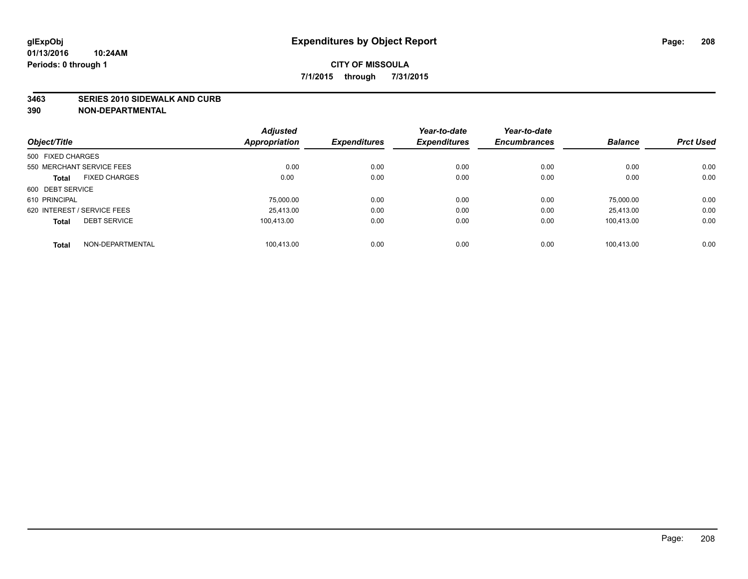**glExpObj** **Expenditures by Object Report**

**01/13/2016 10:24AM**

**Periods: 0 through 1**

**CITY OF MISSOULA**

**7/1/2015 through 7/31/2015**

## 3463 SERIES 2010 SIDEWALK AND CURB
## 390 NON-DEPARTMENTAL

| Object/Title | Adjusted Appropriation | Expenditures | Year-to-date Expenditures | Year-to-date Encumbrances | Balance | Prct Used |
|---|---|---|---|---|---|---|
| 500 FIXED CHARGES | | | | | | |
| 550 MERCHANT SERVICE FEES | 0.00 | 0.00 | 0.00 | 0.00 | 0.00 | 0.00 |
| **Total** FIXED CHARGES | 0.00 | 0.00 | 0.00 | 0.00 | 0.00 | 0.00 |
| 600 DEBT SERVICE | | | | | | |
| 610 PRINCIPAL | 75,000.00 | 0.00 | 0.00 | 0.00 | 75,000.00 | 0.00 |
| 620 INTEREST / SERVICE FEES | 25,413.00 | 0.00 | 0.00 | 0.00 | 25,413.00 | 0.00 |
| **Total** DEBT SERVICE | 100,413.00 | 0.00 | 0.00 | 0.00 | 100,413.00 | 0.00 |
| **Total** NON-DEPARTMENTAL | 100,413.00 | 0.00 | 0.00 | 0.00 | 100,413.00 | 0.00 |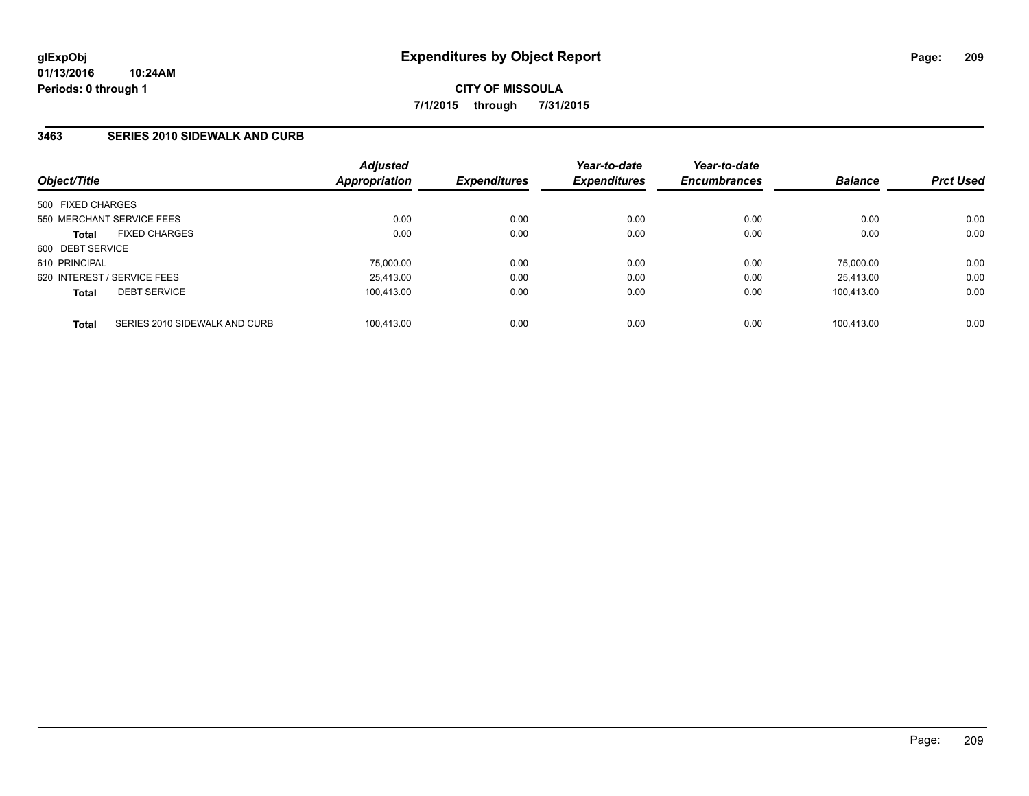**CITY OF MISSOULA**

**7/1/2015 through 7/31/2015**

### 3463 SERIES 2010 SIDEWALK AND CURB

| Object/Title | | Adjusted Appropriation | Expenditures | Year-to-date Expenditures | Year-to-date Encumbrances | Balance | Prct Used |
|---|---|---|---|---|---|---|---|
| 500 FIXED CHARGES | | | | | | | |
| 550 MERCHANT SERVICE FEES | | 0.00 | 0.00 | 0.00 | 0.00 | 0.00 | 0.00 |
| **Total** | FIXED CHARGES | 0.00 | 0.00 | 0.00 | 0.00 | 0.00 | 0.00 |
| 600 DEBT SERVICE | | | | | | | |
| 610 PRINCIPAL | | 75,000.00 | 0.00 | 0.00 | 0.00 | 75,000.00 | 0.00 |
| 620 INTEREST / SERVICE FEES | | 25,413.00 | 0.00 | 0.00 | 0.00 | 25,413.00 | 0.00 |
| **Total** | DEBT SERVICE | 100,413.00 | 0.00 | 0.00 | 0.00 | 100,413.00 | 0.00 |
| **Total** | SERIES 2010 SIDEWALK AND CURB | 100,413.00 | 0.00 | 0.00 | 0.00 | 100,413.00 | 0.00 |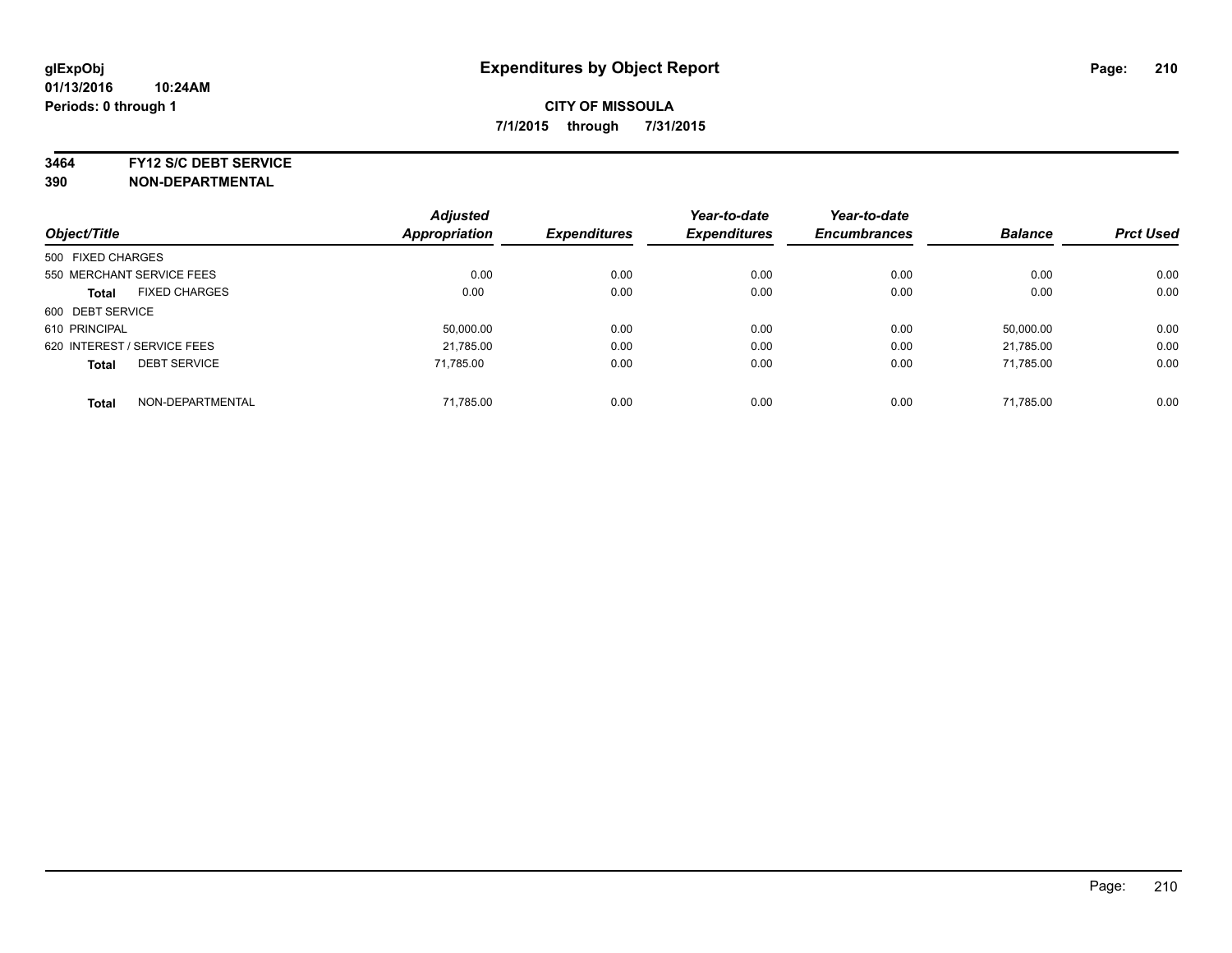glExpObj
01/13/2016 10:24AM
Periods: 0 through 1

# Expenditures by Object Report

**CITY OF MISSOULA**

**7/1/2015 through 7/31/2015**

**3464 FY12 S/C DEBT SERVICE**
**390 NON-DEPARTMENTAL**

| *Object/Title* | *Adjusted Appropriation* | *Expenditures* | *Year-to-date Expenditures* | *Year-to-date Encumbrances* | *Balance* | *Prct Used* |
|---|---|---|---|---|---|---|
| 500 FIXED CHARGES | | | | | | |
| 550 MERCHANT SERVICE FEES | 0.00 | 0.00 | 0.00 | 0.00 | 0.00 | 0.00 |
| **Total** FIXED CHARGES | 0.00 | 0.00 | 0.00 | 0.00 | 0.00 | 0.00 |
| 600 DEBT SERVICE | | | | | | |
| 610 PRINCIPAL | 50,000.00 | 0.00 | 0.00 | 0.00 | 50,000.00 | 0.00 |
| 620 INTEREST / SERVICE FEES | 21,785.00 | 0.00 | 0.00 | 0.00 | 21,785.00 | 0.00 |
| **Total** DEBT SERVICE | 71,785.00 | 0.00 | 0.00 | 0.00 | 71,785.00 | 0.00 |
| **Total** NON-DEPARTMENTAL | 71,785.00 | 0.00 | 0.00 | 0.00 | 71,785.00 | 0.00 |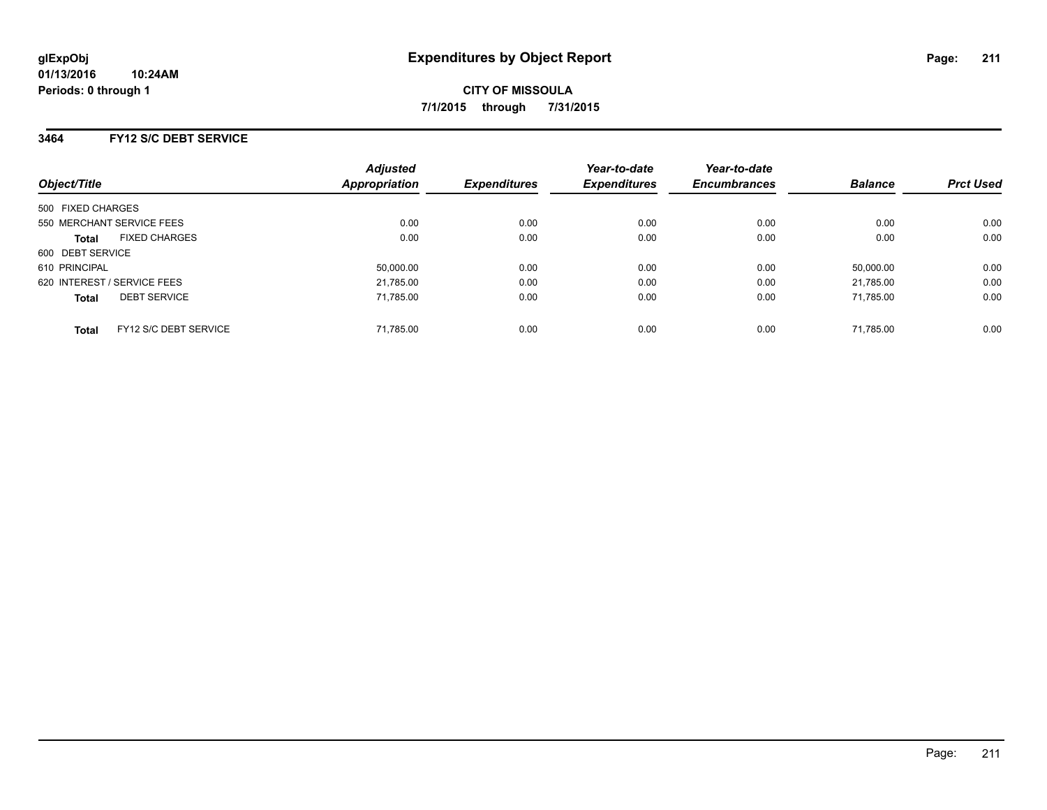glExpObj
01/13/2016 10:24AM
Periods: 0 through 1

# Expenditures by Object Report

**CITY OF MISSOULA**

**7/1/2015 through 7/31/2015**

## 3464 FY12 S/C DEBT SERVICE

| Object/Title | Adjusted Appropriation | Expenditures | Year-to-date Expenditures | Year-to-date Encumbrances | Balance | Prct Used |
|---|---|---|---|---|---|---|
| 500 FIXED CHARGES | | | | | | |
| 550 MERCHANT SERVICE FEES | 0.00 | 0.00 | 0.00 | 0.00 | 0.00 | 0.00 |
| **Total** FIXED CHARGES | 0.00 | 0.00 | 0.00 | 0.00 | 0.00 | 0.00 |
| 600 DEBT SERVICE | | | | | | |
| 610 PRINCIPAL | 50,000.00 | 0.00 | 0.00 | 0.00 | 50,000.00 | 0.00 |
| 620 INTEREST / SERVICE FEES | 21,785.00 | 0.00 | 0.00 | 0.00 | 21,785.00 | 0.00 |
| **Total** DEBT SERVICE | 71,785.00 | 0.00 | 0.00 | 0.00 | 71,785.00 | 0.00 |
| **Total** FY12 S/C DEBT SERVICE | 71,785.00 | 0.00 | 0.00 | 0.00 | 71,785.00 | 0.00 |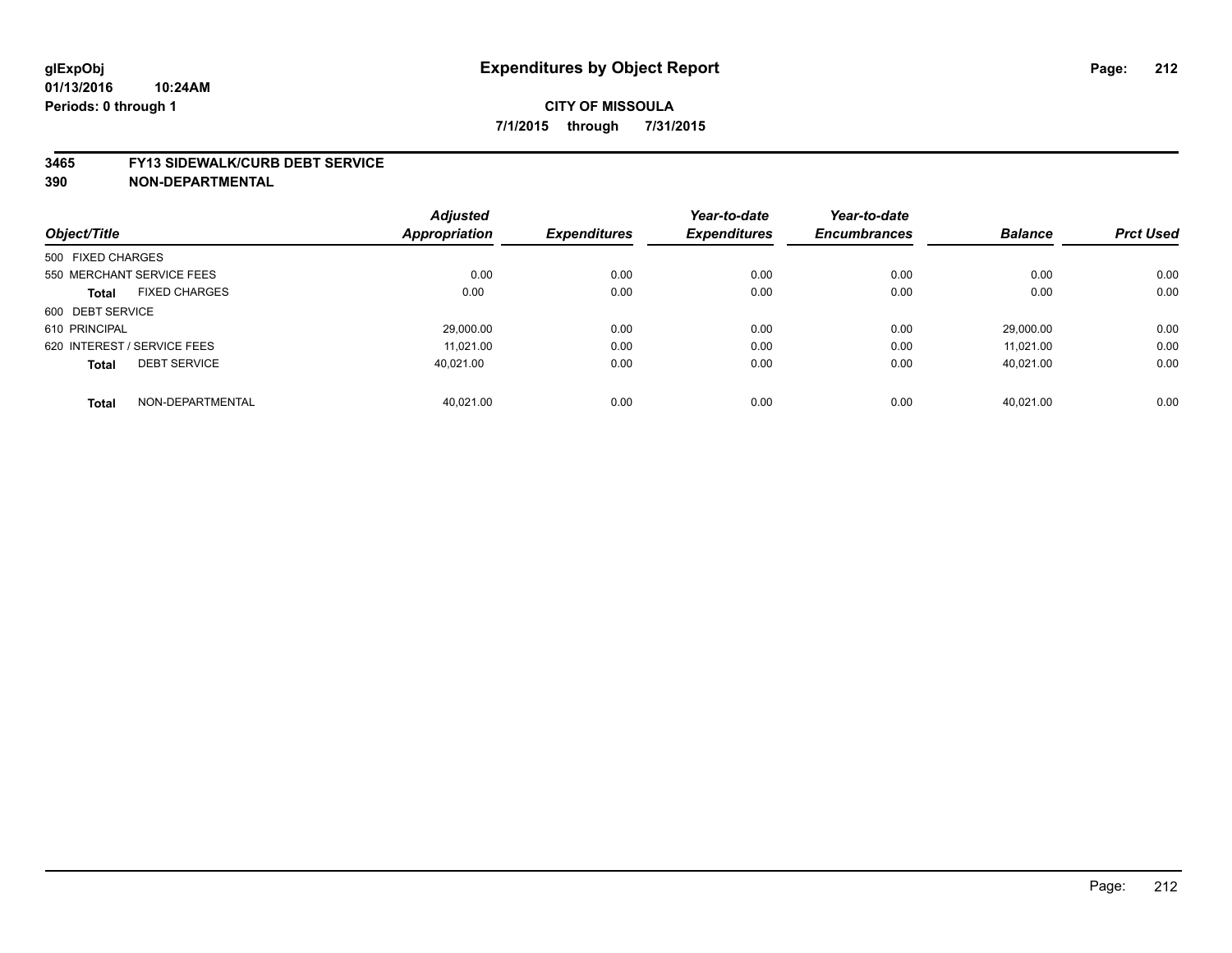glExpObj
01/13/2016 10:24AM
Periods: 0 through 1

# Expenditures by Object Report

**CITY OF MISSOULA**

**7/1/2015 through 7/31/2015**

**3465 FY13 SIDEWALK/CURB DEBT SERVICE**
**390 NON-DEPARTMENTAL**

| Object/Title | | Adjusted Appropriation | Expenditures | Year-to-date Expenditures | Year-to-date Encumbrances | Balance | Prct Used |
|---|---|---|---|---|---|---|---|
| 500 FIXED CHARGES | | | | | | | |
| 550 MERCHANT SERVICE FEES | | 0.00 | 0.00 | 0.00 | 0.00 | 0.00 | 0.00 |
| **Total** | FIXED CHARGES | 0.00 | 0.00 | 0.00 | 0.00 | 0.00 | 0.00 |
| 600 DEBT SERVICE | | | | | | | |
| 610 PRINCIPAL | | 29,000.00 | 0.00 | 0.00 | 0.00 | 29,000.00 | 0.00 |
| 620 INTEREST / SERVICE FEES | | 11,021.00 | 0.00 | 0.00 | 0.00 | 11,021.00 | 0.00 |
| **Total** | DEBT SERVICE | 40,021.00 | 0.00 | 0.00 | 0.00 | 40,021.00 | 0.00 |
| **Total** | NON-DEPARTMENTAL | 40,021.00 | 0.00 | 0.00 | 0.00 | 40,021.00 | 0.00 |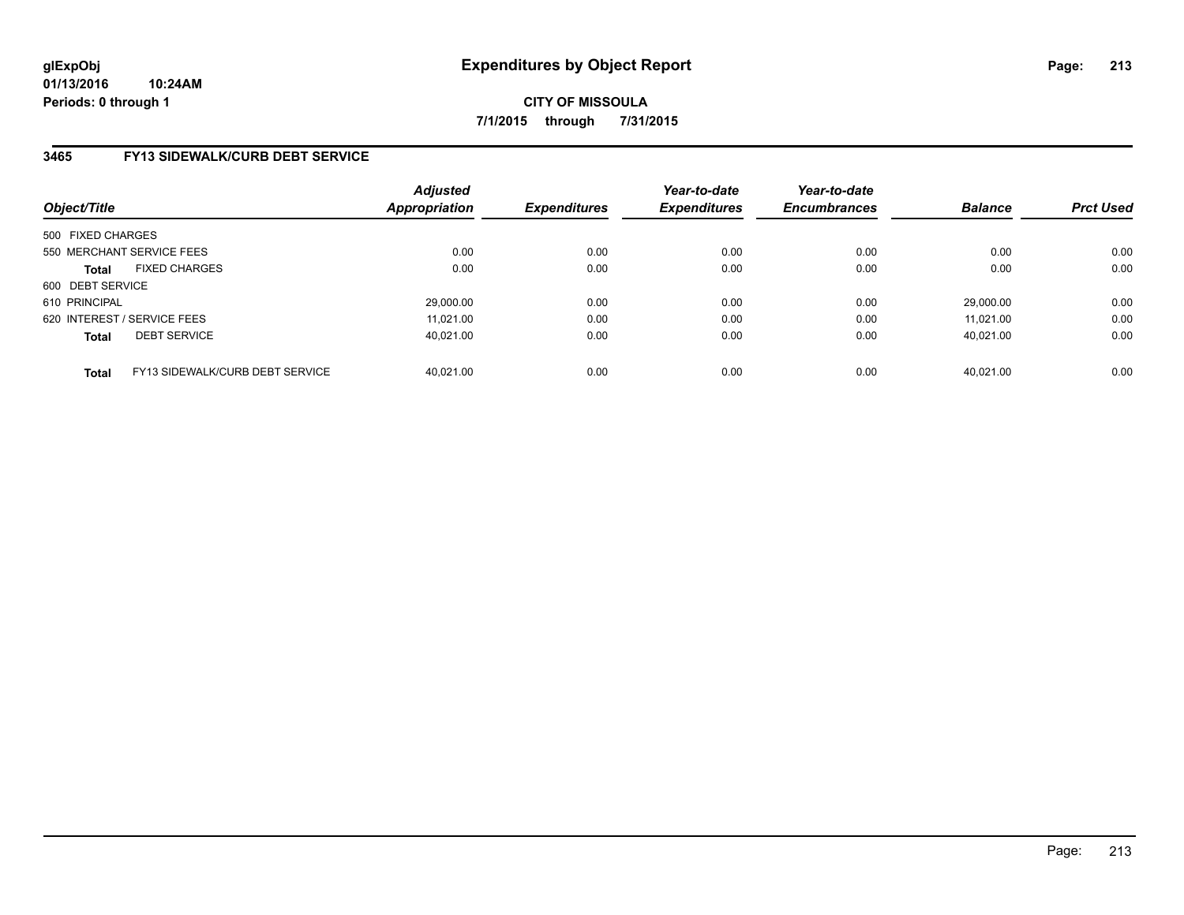**glExpObj**
**01/13/2016 10:24AM**
**Periods: 0 through 1**

# Expenditures by Object Report

**CITY OF MISSOULA**
**7/1/2015 through 7/31/2015**

## 3465 FY13 SIDEWALK/CURB DEBT SERVICE

| Object/Title | | Adjusted Appropriation | Expenditures | Year-to-date Expenditures | Year-to-date Encumbrances | Balance | Prct Used |
|---|---|---|---|---|---|---|---|
| 500 FIXED CHARGES | | | | | | | |
| 550 MERCHANT SERVICE FEES | | 0.00 | 0.00 | 0.00 | 0.00 | 0.00 | 0.00 |
| **Total** | FIXED CHARGES | 0.00 | 0.00 | 0.00 | 0.00 | 0.00 | 0.00 |
| 600 DEBT SERVICE | | | | | | | |
| 610 PRINCIPAL | | 29,000.00 | 0.00 | 0.00 | 0.00 | 29,000.00 | 0.00 |
| 620 INTEREST / SERVICE FEES | | 11,021.00 | 0.00 | 0.00 | 0.00 | 11,021.00 | 0.00 |
| **Total** | DEBT SERVICE | 40,021.00 | 0.00 | 0.00 | 0.00 | 40,021.00 | 0.00 |
| **Total** | FY13 SIDEWALK/CURB DEBT SERVICE | 40,021.00 | 0.00 | 0.00 | 0.00 | 40,021.00 | 0.00 |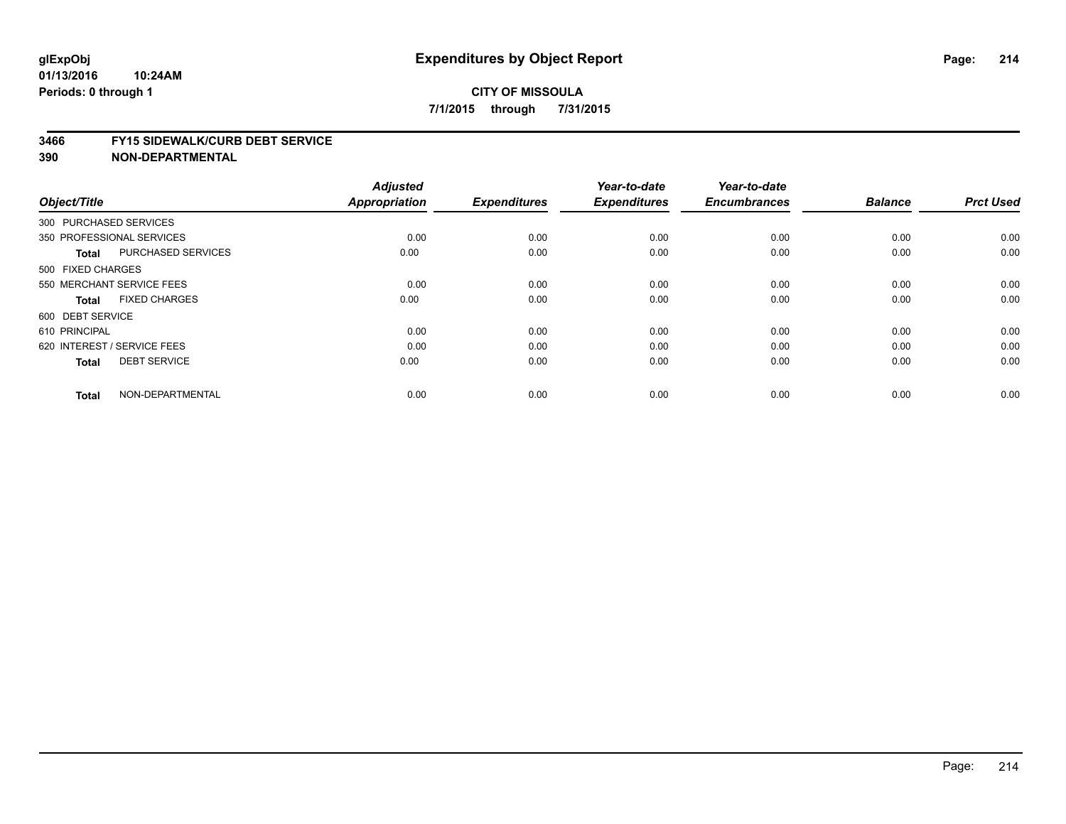# Expenditures by Object Report

glExpObj
01/13/2016 10:24AM
Periods: 0 through 1

**CITY OF MISSOULA**
**7/1/2015 through 7/31/2015**

**3466 FY15 SIDEWALK/CURB DEBT SERVICE**
**390 NON-DEPARTMENTAL**

| Object/Title | | Adjusted Appropriation | Expenditures | Year-to-date Expenditures | Year-to-date Encumbrances | Balance | Prct Used |
|---|---|---|---|---|---|---|---|
| 300 PURCHASED SERVICES | | | | | | | |
| 350 PROFESSIONAL SERVICES | | 0.00 | 0.00 | 0.00 | 0.00 | 0.00 | 0.00 |
| **Total** | PURCHASED SERVICES | 0.00 | 0.00 | 0.00 | 0.00 | 0.00 | 0.00 |
| 500 FIXED CHARGES | | | | | | | |
| 550 MERCHANT SERVICE FEES | | 0.00 | 0.00 | 0.00 | 0.00 | 0.00 | 0.00 |
| **Total** | FIXED CHARGES | 0.00 | 0.00 | 0.00 | 0.00 | 0.00 | 0.00 |
| 600 DEBT SERVICE | | | | | | | |
| 610 PRINCIPAL | | 0.00 | 0.00 | 0.00 | 0.00 | 0.00 | 0.00 |
| 620 INTEREST / SERVICE FEES | | 0.00 | 0.00 | 0.00 | 0.00 | 0.00 | 0.00 |
| **Total** | DEBT SERVICE | 0.00 | 0.00 | 0.00 | 0.00 | 0.00 | 0.00 |
| **Total** | NON-DEPARTMENTAL | 0.00 | 0.00 | 0.00 | 0.00 | 0.00 | 0.00 |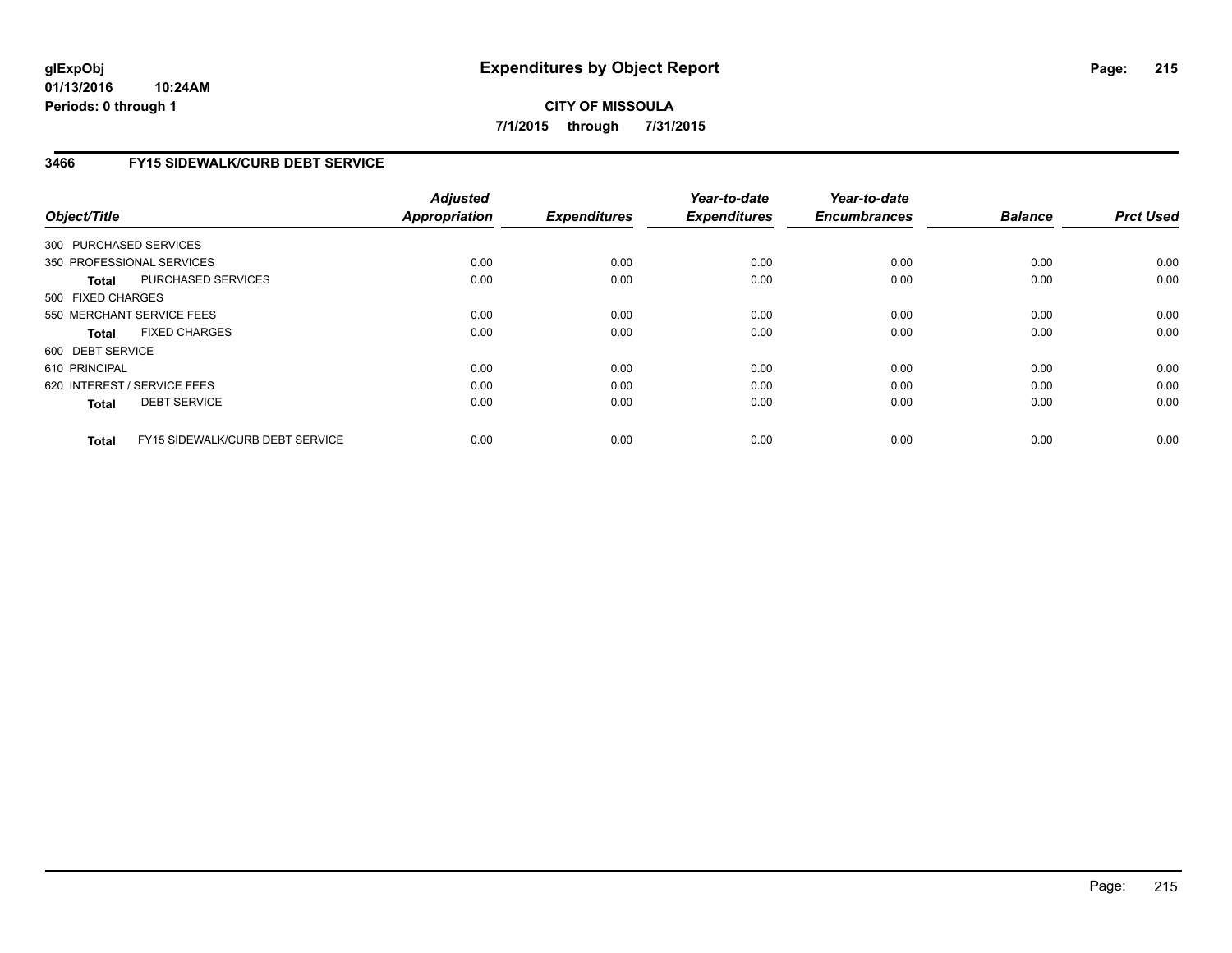**CITY OF MISSOULA**

**7/1/2015 through 7/31/2015**

### 3466 FY15 SIDEWALK/CURB DEBT SERVICE

| Object/Title | Adjusted Appropriation | Expenditures | Year-to-date Expenditures | Year-to-date Encumbrances | Balance | Prct Used |
|---|---|---|---|---|---|---|
| 300 PURCHASED SERVICES | | | | | | |
| 350 PROFESSIONAL SERVICES | 0.00 | 0.00 | 0.00 | 0.00 | 0.00 | 0.00 |
| **Total** PURCHASED SERVICES | 0.00 | 0.00 | 0.00 | 0.00 | 0.00 | 0.00 |
| 500 FIXED CHARGES | | | | | | |
| 550 MERCHANT SERVICE FEES | 0.00 | 0.00 | 0.00 | 0.00 | 0.00 | 0.00 |
| **Total** FIXED CHARGES | 0.00 | 0.00 | 0.00 | 0.00 | 0.00 | 0.00 |
| 600 DEBT SERVICE | | | | | | |
| 610 PRINCIPAL | 0.00 | 0.00 | 0.00 | 0.00 | 0.00 | 0.00 |
| 620 INTEREST / SERVICE FEES | 0.00 | 0.00 | 0.00 | 0.00 | 0.00 | 0.00 |
| **Total** DEBT SERVICE | 0.00 | 0.00 | 0.00 | 0.00 | 0.00 | 0.00 |
| **Total** FY15 SIDEWALK/CURB DEBT SERVICE | 0.00 | 0.00 | 0.00 | 0.00 | 0.00 | 0.00 |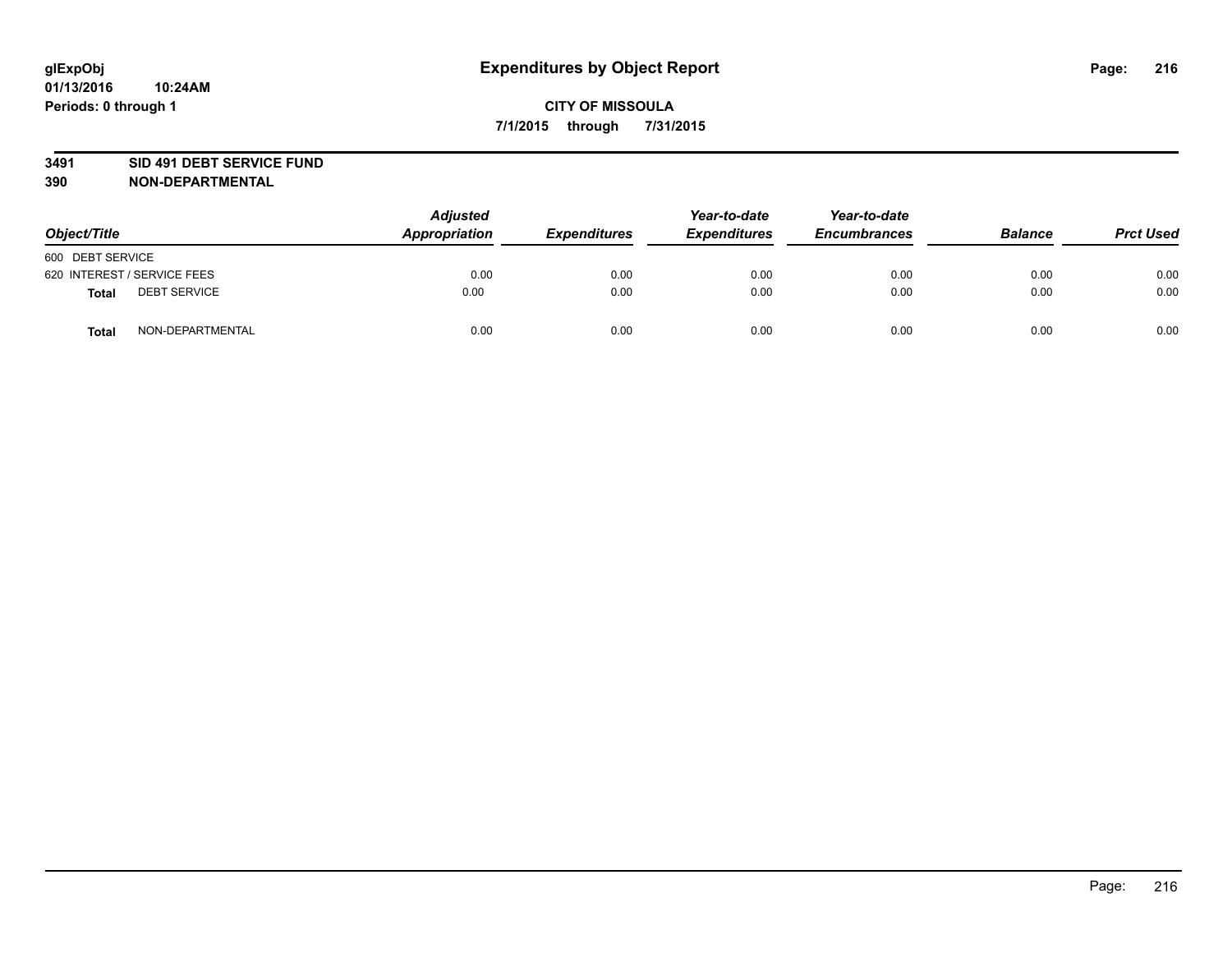# Expenditures by Object Report

glExpObj
01/13/2016 10:24AM
Periods: 0 through 1

**CITY OF MISSOULA**

**7/1/2015 through 7/31/2015**

**3491 SID 491 DEBT SERVICE FUND**
**390 NON-DEPARTMENTAL**

| Object/Title | Adjusted Appropriation | Expenditures | Year-to-date Expenditures | Year-to-date Encumbrances | Balance | Prct Used |
|---|---|---|---|---|---|---|
| 600 DEBT SERVICE | | | | | | |
| 620 INTEREST / SERVICE FEES | 0.00 | 0.00 | 0.00 | 0.00 | 0.00 | 0.00 |
| **Total** DEBT SERVICE | 0.00 | 0.00 | 0.00 | 0.00 | 0.00 | 0.00 |
| **Total** NON-DEPARTMENTAL | 0.00 | 0.00 | 0.00 | 0.00 | 0.00 | 0.00 |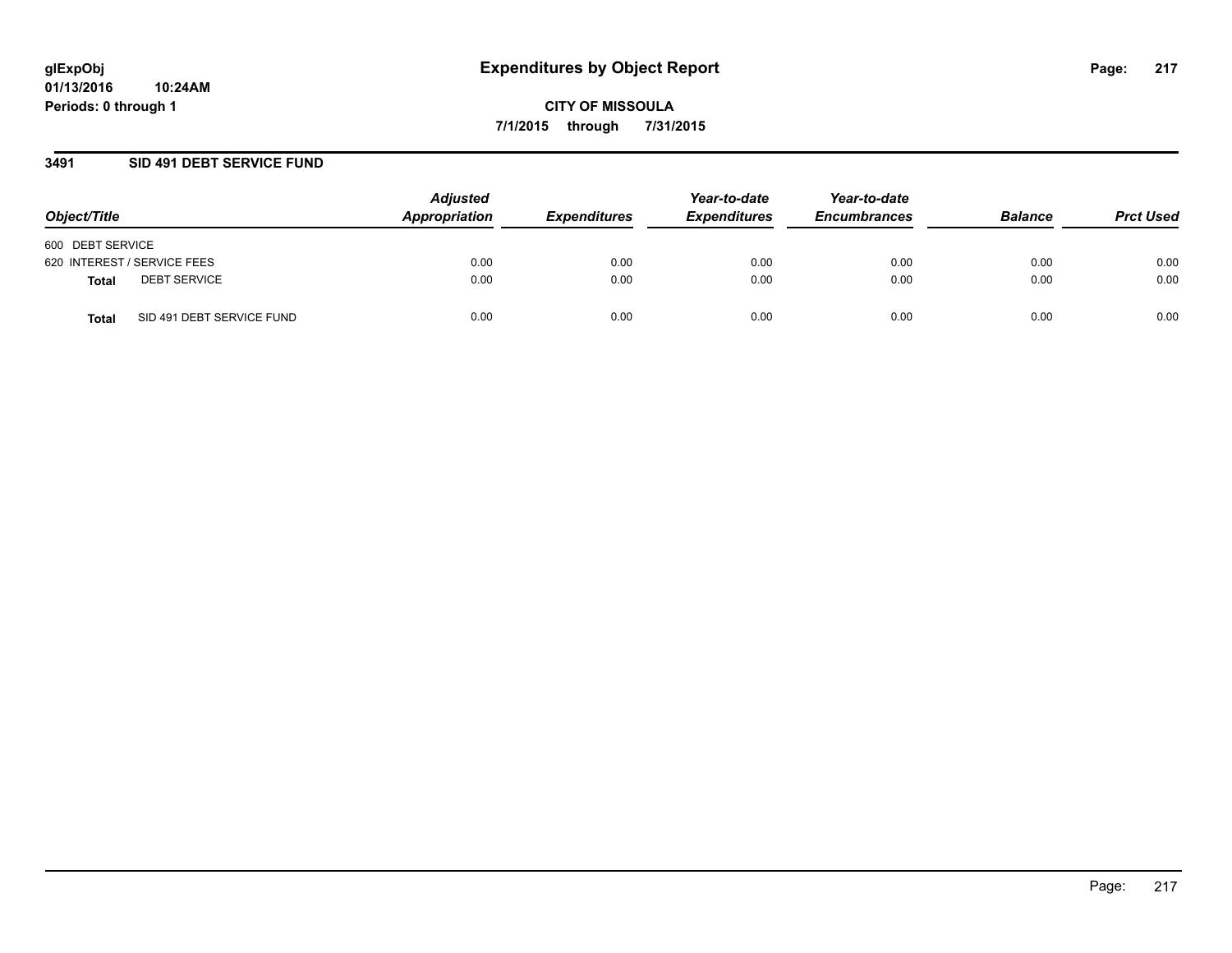# Expenditures by Object Report

glExpObj
01/13/2016 10:24AM
Periods: 0 through 1

**CITY OF MISSOULA**
**7/1/2015 through 7/31/2015**

## 3491 SID 491 DEBT SERVICE FUND

| Object/Title | | Adjusted Appropriation | Expenditures | Year-to-date Expenditures | Year-to-date Encumbrances | Balance | Prct Used |
|---|---|---|---|---|---|---|---|
| 600 DEBT SERVICE | | | | | | | |
| 620 INTEREST / SERVICE FEES | | 0.00 | 0.00 | 0.00 | 0.00 | 0.00 | 0.00 |
| **Total** | DEBT SERVICE | 0.00 | 0.00 | 0.00 | 0.00 | 0.00 | 0.00 |
| **Total** | SID 491 DEBT SERVICE FUND | 0.00 | 0.00 | 0.00 | 0.00 | 0.00 | 0.00 |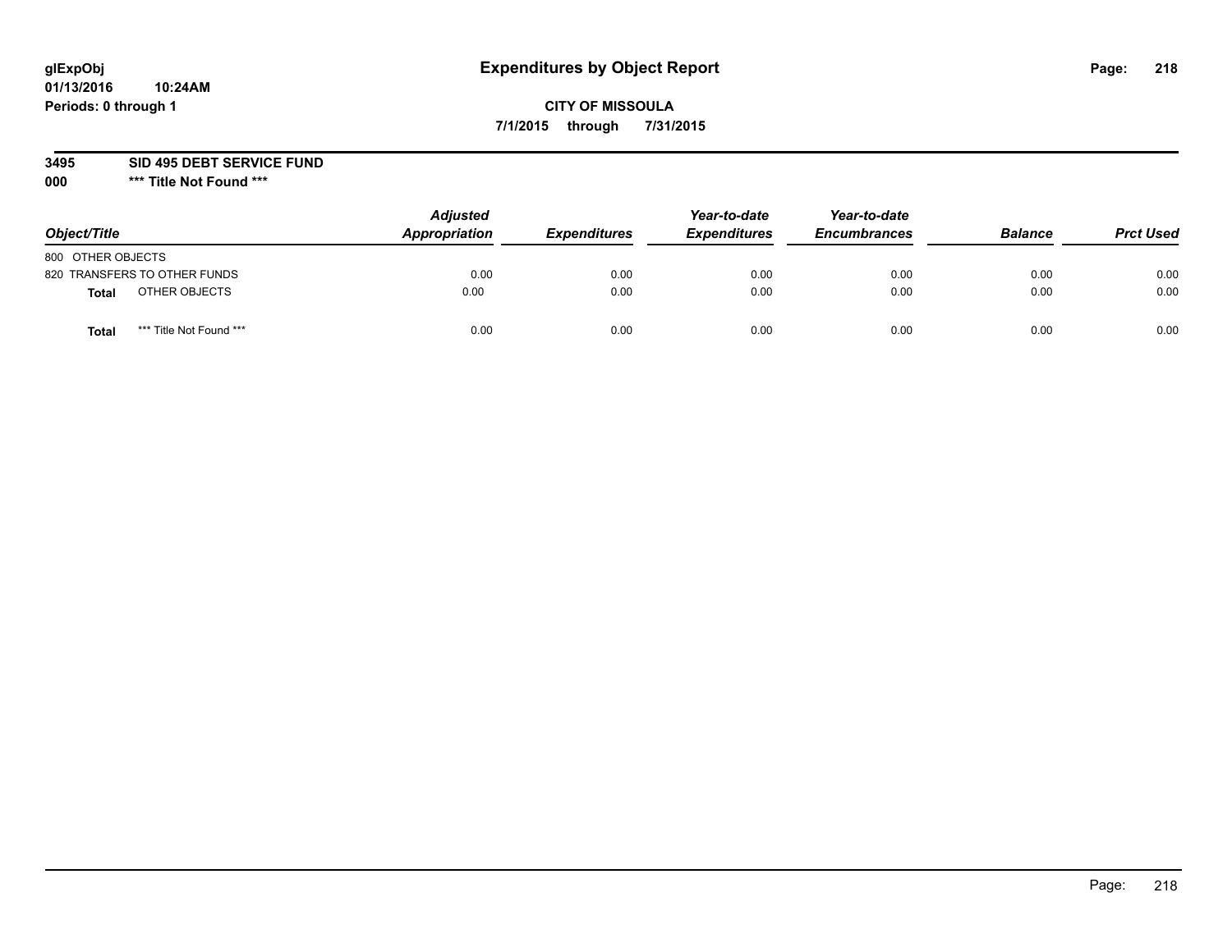glExpObj
01/13/2016 10:24AM
Periods: 0 through 1

# Expenditures by Object Report

**CITY OF MISSOULA**
**7/1/2015 through 7/31/2015**

**3495 SID 495 DEBT SERVICE FUND**
**000 *** Title Not Found *****

| Object/Title | | Adjusted Appropriation | Expenditures | Year-to-date Expenditures | Year-to-date Encumbrances | Balance | Prct Used |
|---|---|---|---|---|---|---|---|
| 800 OTHER OBJECTS | | | | | | | |
| 820 TRANSFERS TO OTHER FUNDS | | 0.00 | 0.00 | 0.00 | 0.00 | 0.00 | 0.00 |
| **Total** | OTHER OBJECTS | 0.00 | 0.00 | 0.00 | 0.00 | 0.00 | 0.00 |
| **Total** | *** Title Not Found *** | 0.00 | 0.00 | 0.00 | 0.00 | 0.00 | 0.00 |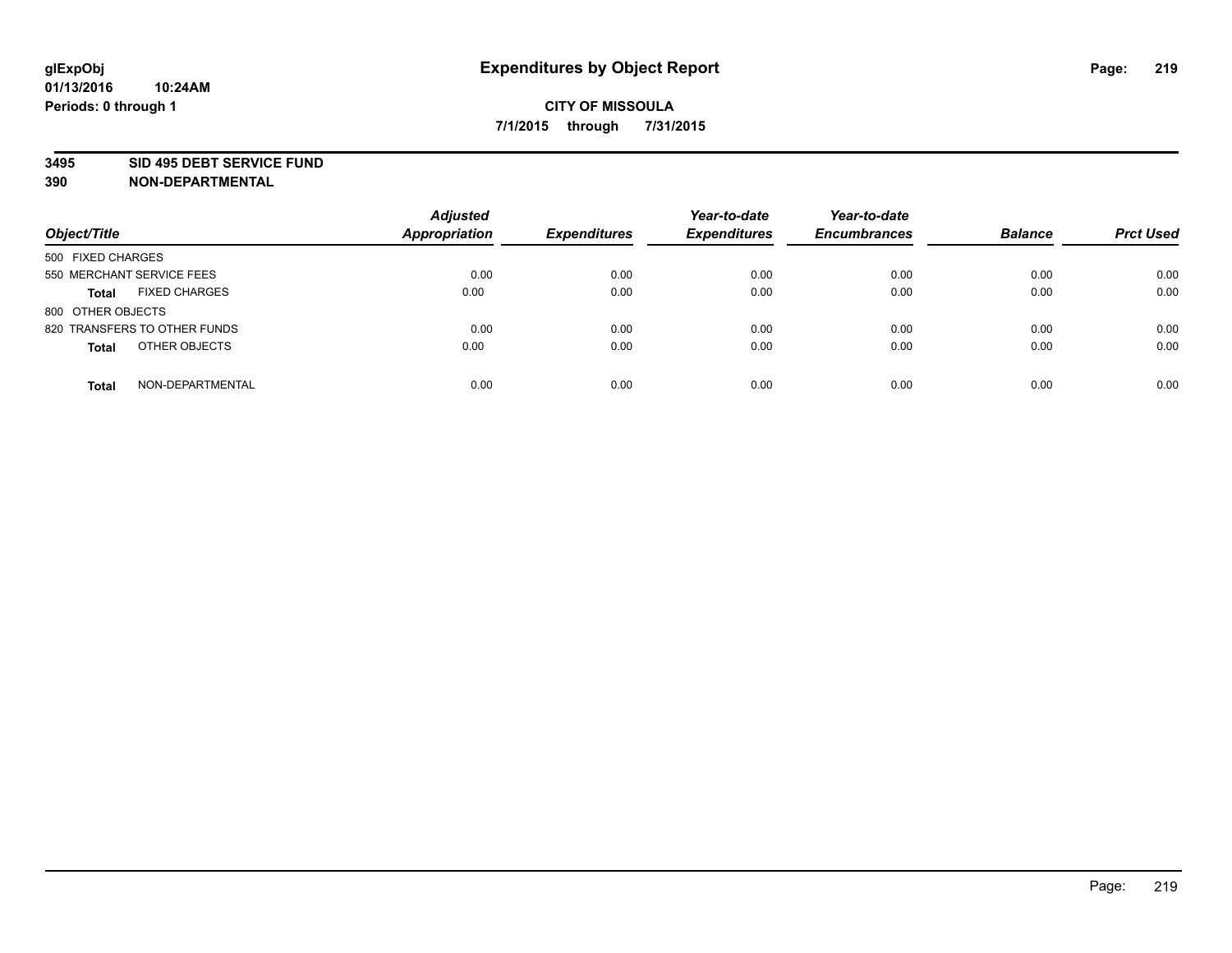**glExpObj**
**01/13/2016 10:24AM**
**Periods: 0 through 1**

# Expenditures by Object Report

**CITY OF MISSOULA**
**7/1/2015 through 7/31/2015**

**3495 SID 495 DEBT SERVICE FUND**
**390 NON-DEPARTMENTAL**

| Object/Title | | Adjusted Appropriation | Expenditures | Year-to-date Expenditures | Year-to-date Encumbrances | Balance | Prct Used |
|---|---|---|---|---|---|---|---|
| 500 FIXED CHARGES | | | | | | | |
| 550 MERCHANT SERVICE FEES | | 0.00 | 0.00 | 0.00 | 0.00 | 0.00 | 0.00 |
| **Total** | FIXED CHARGES | 0.00 | 0.00 | 0.00 | 0.00 | 0.00 | 0.00 |
| 800 OTHER OBJECTS | | | | | | | |
| 820 TRANSFERS TO OTHER FUNDS | | 0.00 | 0.00 | 0.00 | 0.00 | 0.00 | 0.00 |
| **Total** | OTHER OBJECTS | 0.00 | 0.00 | 0.00 | 0.00 | 0.00 | 0.00 |
| **Total** | NON-DEPARTMENTAL | 0.00 | 0.00 | 0.00 | 0.00 | 0.00 | 0.00 |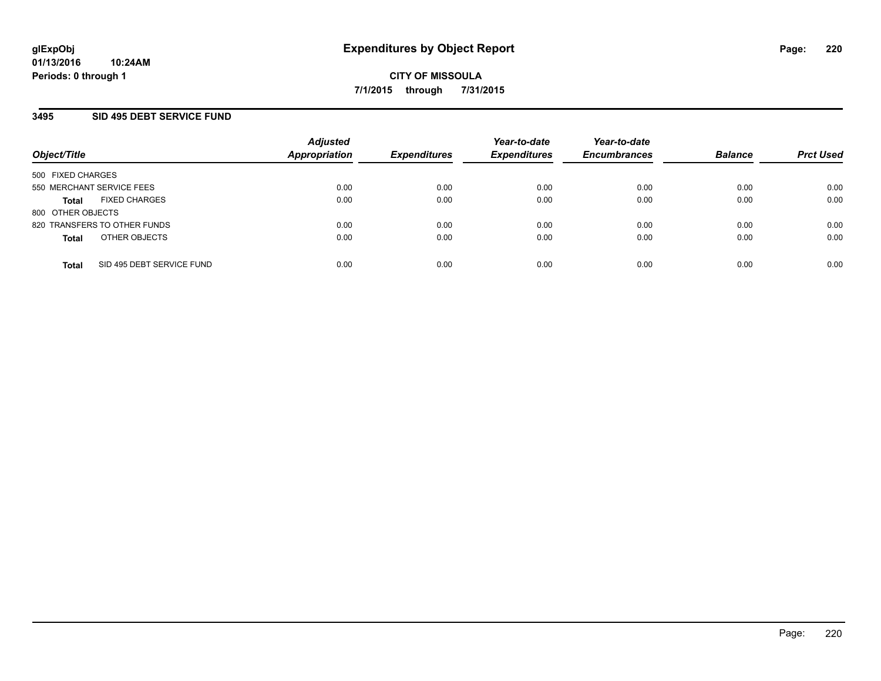# Expenditures by Object Report

glExpObj
01/13/2016 10:24AM
Periods: 0 through 1

**CITY OF MISSOULA**
**7/1/2015 through 7/31/2015**

## 3495 SID 495 DEBT SERVICE FUND

| Object/Title | Adjusted Appropriation | Expenditures | Year-to-date Expenditures | Year-to-date Encumbrances | Balance | Prct Used |
|---|---|---|---|---|---|---|
| 500 FIXED CHARGES | | | | | | |
| 550 MERCHANT SERVICE FEES | 0.00 | 0.00 | 0.00 | 0.00 | 0.00 | 0.00 |
| **Total** FIXED CHARGES | 0.00 | 0.00 | 0.00 | 0.00 | 0.00 | 0.00 |
| 800 OTHER OBJECTS | | | | | | |
| 820 TRANSFERS TO OTHER FUNDS | 0.00 | 0.00 | 0.00 | 0.00 | 0.00 | 0.00 |
| **Total** OTHER OBJECTS | 0.00 | 0.00 | 0.00 | 0.00 | 0.00 | 0.00 |
| **Total** SID 495 DEBT SERVICE FUND | 0.00 | 0.00 | 0.00 | 0.00 | 0.00 | 0.00 |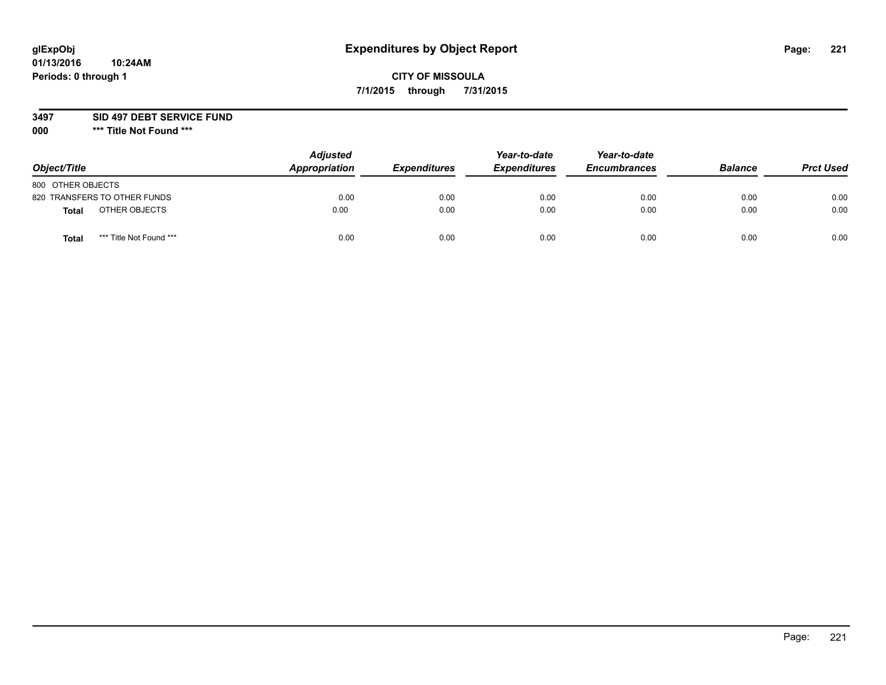**glExpObj** **Expenditures by Object Report**

**01/13/2016 10:24AM**

**Periods: 0 through 1**

**CITY OF MISSOULA**

**7/1/2015 through 7/31/2015**

**3497 SID 497 DEBT SERVICE FUND**

**000 \*\*\* Title Not Found \*\*\***

| Object/Title | Adjusted Appropriation | Expenditures | Year-to-date Expenditures | Year-to-date Encumbrances | Balance | Prct Used |
|---|---|---|---|---|---|---|
| 800 OTHER OBJECTS | | | | | | |
| 820 TRANSFERS TO OTHER FUNDS | 0.00 | 0.00 | 0.00 | 0.00 | 0.00 | 0.00 |
| **Total** OTHER OBJECTS | 0.00 | 0.00 | 0.00 | 0.00 | 0.00 | 0.00 |
| **Total** \*\*\* Title Not Found \*\*\* | 0.00 | 0.00 | 0.00 | 0.00 | 0.00 | 0.00 |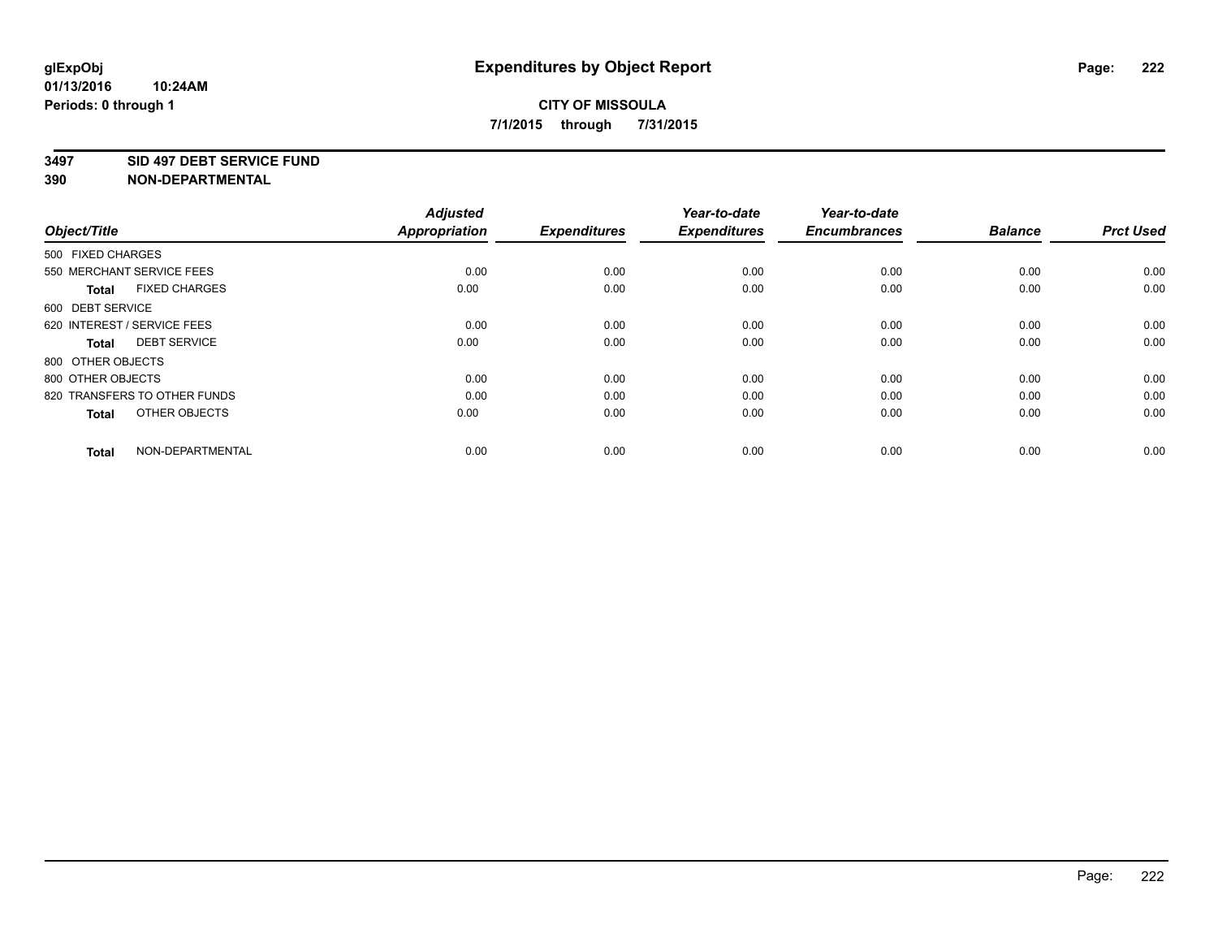**glExpObj** **Expenditures by Object Report**

**01/13/2016 10:24AM**

**Periods: 0 through 1**

**CITY OF MISSOULA**

**7/1/2015 through 7/31/2015**

**3497 SID 497 DEBT SERVICE FUND**

**390 NON-DEPARTMENTAL**

| Object/Title | Adjusted Appropriation | Expenditures | Year-to-date Expenditures | Year-to-date Encumbrances | Balance | Prct Used |
|---|---|---|---|---|---|---|
| 500 FIXED CHARGES | | | | | | |
| 550 MERCHANT SERVICE FEES | 0.00 | 0.00 | 0.00 | 0.00 | 0.00 | 0.00 |
| **Total** FIXED CHARGES | 0.00 | 0.00 | 0.00 | 0.00 | 0.00 | 0.00 |
| 600 DEBT SERVICE | | | | | | |
| 620 INTEREST / SERVICE FEES | 0.00 | 0.00 | 0.00 | 0.00 | 0.00 | 0.00 |
| **Total** DEBT SERVICE | 0.00 | 0.00 | 0.00 | 0.00 | 0.00 | 0.00 |
| 800 OTHER OBJECTS | | | | | | |
| 800 OTHER OBJECTS | 0.00 | 0.00 | 0.00 | 0.00 | 0.00 | 0.00 |
| 820 TRANSFERS TO OTHER FUNDS | 0.00 | 0.00 | 0.00 | 0.00 | 0.00 | 0.00 |
| **Total** OTHER OBJECTS | 0.00 | 0.00 | 0.00 | 0.00 | 0.00 | 0.00 |
| **Total** NON-DEPARTMENTAL | 0.00 | 0.00 | 0.00 | 0.00 | 0.00 | 0.00 |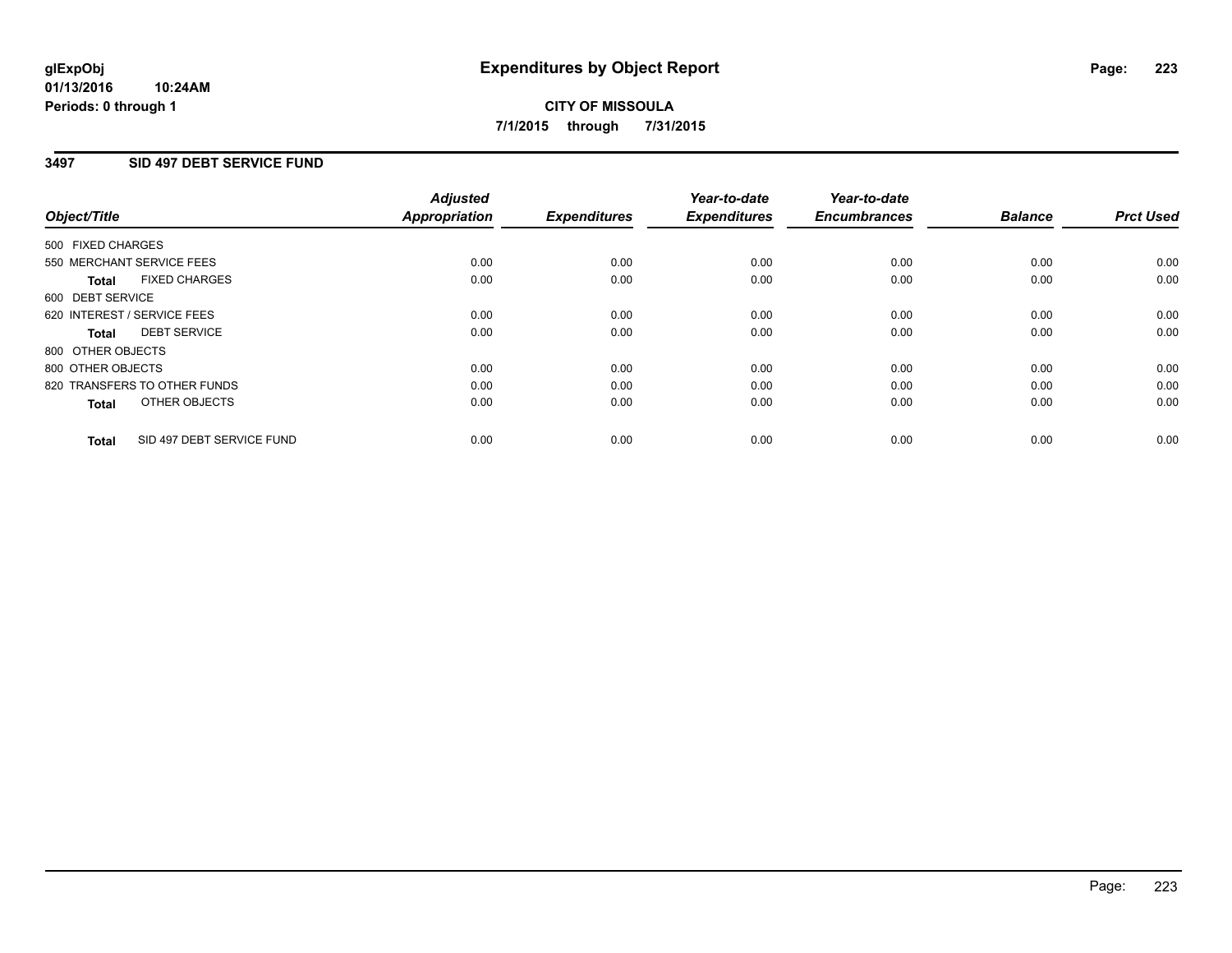# Expenditures by Object Report

**CITY OF MISSOULA**

**7/1/2015 through 7/31/2015**

glExpObj
01/13/2016 10:24AM
Periods: 0 through 1

## 3497 SID 497 DEBT SERVICE FUND

| Object/Title | Adjusted Appropriation | Expenditures | Year-to-date Expenditures | Year-to-date Encumbrances | Balance | Prct Used |
|---|---|---|---|---|---|---|
| 500 FIXED CHARGES | | | | | | |
| 550 MERCHANT SERVICE FEES | 0.00 | 0.00 | 0.00 | 0.00 | 0.00 | 0.00 |
| **Total** FIXED CHARGES | 0.00 | 0.00 | 0.00 | 0.00 | 0.00 | 0.00 |
| 600 DEBT SERVICE | | | | | | |
| 620 INTEREST / SERVICE FEES | 0.00 | 0.00 | 0.00 | 0.00 | 0.00 | 0.00 |
| **Total** DEBT SERVICE | 0.00 | 0.00 | 0.00 | 0.00 | 0.00 | 0.00 |
| 800 OTHER OBJECTS | | | | | | |
| 800 OTHER OBJECTS | 0.00 | 0.00 | 0.00 | 0.00 | 0.00 | 0.00 |
| 820 TRANSFERS TO OTHER FUNDS | 0.00 | 0.00 | 0.00 | 0.00 | 0.00 | 0.00 |
| **Total** OTHER OBJECTS | 0.00 | 0.00 | 0.00 | 0.00 | 0.00 | 0.00 |
| **Total** SID 497 DEBT SERVICE FUND | 0.00 | 0.00 | 0.00 | 0.00 | 0.00 | 0.00 |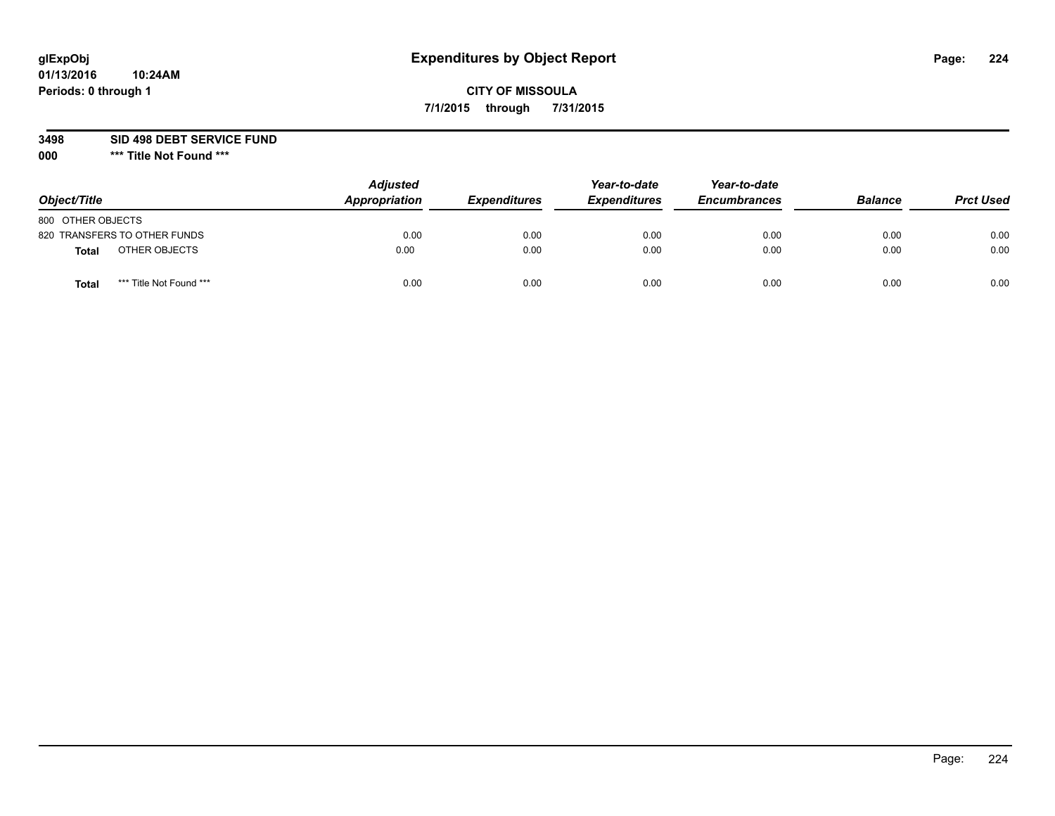glExpObj
01/13/2016 10:24AM
Periods: 0 through 1

# Expenditures by Object Report

**CITY OF MISSOULA**
**7/1/2015 through 7/31/2015**

**3498 SID 498 DEBT SERVICE FUND**
**000 *** Title Not Found *****

| Object/Title | | Adjusted Appropriation | Expenditures | Year-to-date Expenditures | Year-to-date Encumbrances | Balance | Prct Used |
|---|---|---|---|---|---|---|---|
| 800 OTHER OBJECTS | | | | | | | |
| 820 TRANSFERS TO OTHER FUNDS | | 0.00 | 0.00 | 0.00 | 0.00 | 0.00 | 0.00 |
| **Total** | OTHER OBJECTS | 0.00 | 0.00 | 0.00 | 0.00 | 0.00 | 0.00 |
| **Total** | *** Title Not Found *** | 0.00 | 0.00 | 0.00 | 0.00 | 0.00 | 0.00 |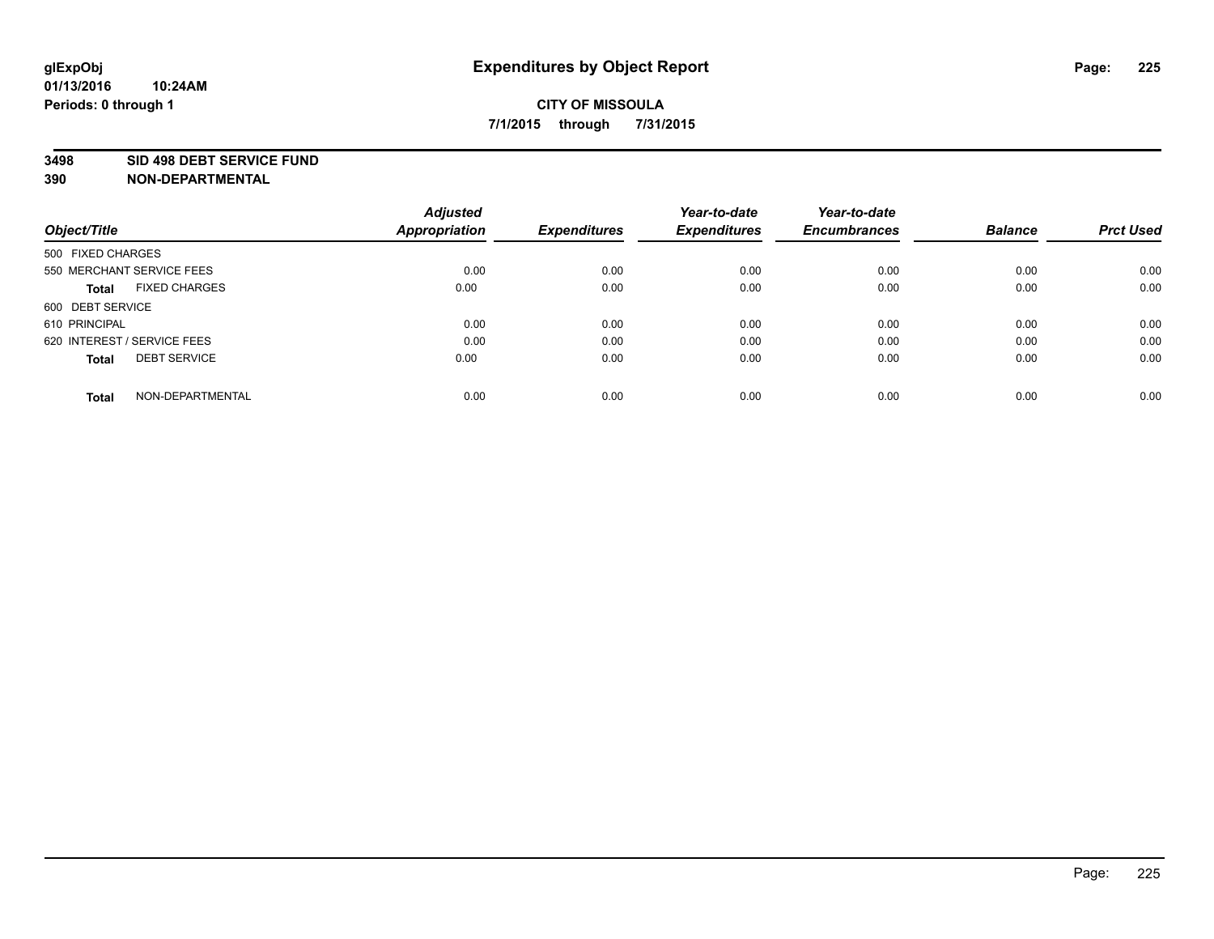# Expenditures by Object Report

glExpObj
01/13/2016 10:24AM
Periods: 0 through 1

**CITY OF MISSOULA**
**7/1/2015 through 7/31/2015**

**3498 SID 498 DEBT SERVICE FUND**
**390 NON-DEPARTMENTAL**

| Object/Title | Adjusted Appropriation | Expenditures | Year-to-date Expenditures | Year-to-date Encumbrances | Balance | Prct Used |
|---|---|---|---|---|---|---|
| 500 FIXED CHARGES | | | | | | |
| 550 MERCHANT SERVICE FEES | 0.00 | 0.00 | 0.00 | 0.00 | 0.00 | 0.00 |
| **Total** FIXED CHARGES | 0.00 | 0.00 | 0.00 | 0.00 | 0.00 | 0.00 |
| 600 DEBT SERVICE | | | | | | |
| 610 PRINCIPAL | 0.00 | 0.00 | 0.00 | 0.00 | 0.00 | 0.00 |
| 620 INTEREST / SERVICE FEES | 0.00 | 0.00 | 0.00 | 0.00 | 0.00 | 0.00 |
| **Total** DEBT SERVICE | 0.00 | 0.00 | 0.00 | 0.00 | 0.00 | 0.00 |
| **Total** NON-DEPARTMENTAL | 0.00 | 0.00 | 0.00 | 0.00 | 0.00 | 0.00 |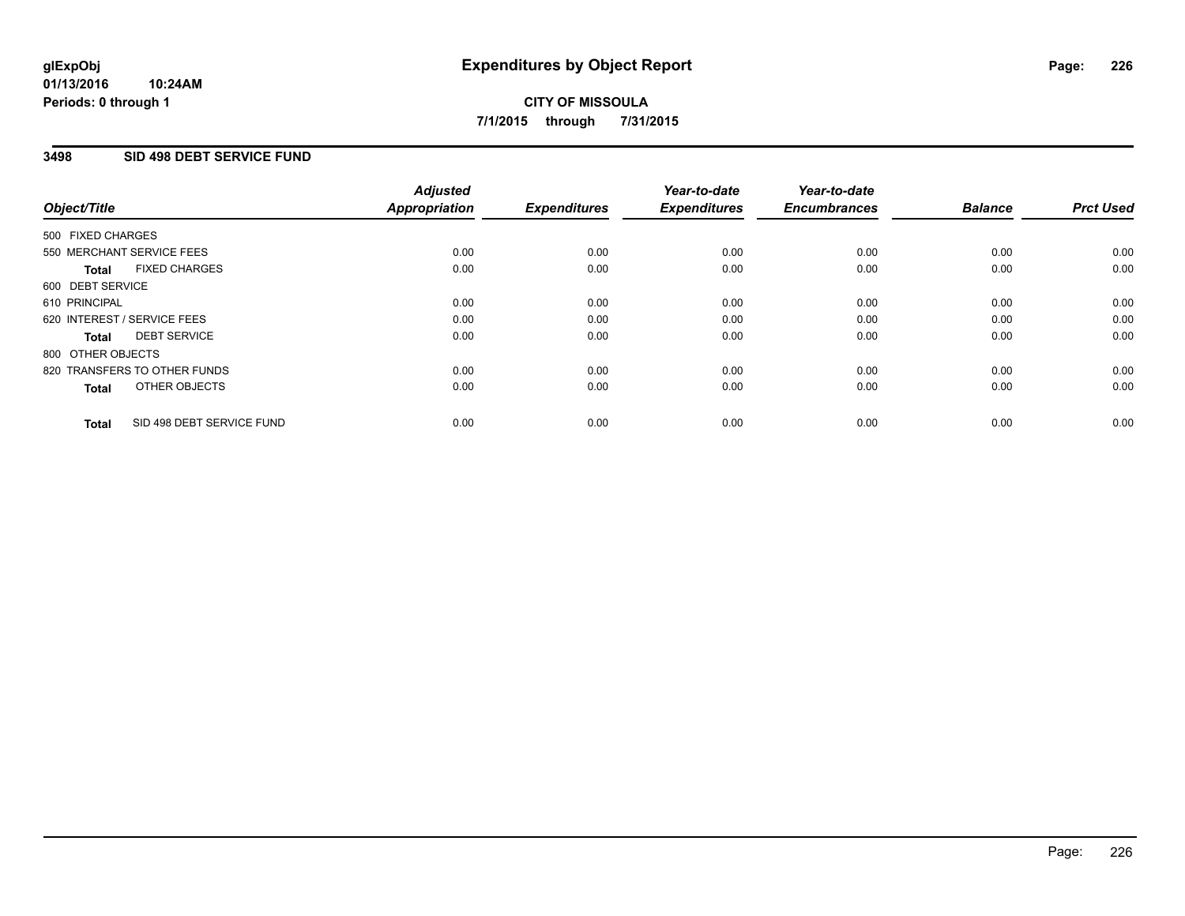**glExpObj**
**01/13/2016 10:24AM**
**Periods: 0 through 1**

# Expenditures by Object Report

**CITY OF MISSOULA**
**7/1/2015 through 7/31/2015**

## 3498 SID 498 DEBT SERVICE FUND

| Object/Title | Adjusted Appropriation | Expenditures | Year-to-date Expenditures | Year-to-date Encumbrances | Balance | Prct Used |
|---|---|---|---|---|---|---|
| 500 FIXED CHARGES | | | | | | |
| 550 MERCHANT SERVICE FEES | 0.00 | 0.00 | 0.00 | 0.00 | 0.00 | 0.00 |
| **Total** FIXED CHARGES | 0.00 | 0.00 | 0.00 | 0.00 | 0.00 | 0.00 |
| 600 DEBT SERVICE | | | | | | |
| 610 PRINCIPAL | 0.00 | 0.00 | 0.00 | 0.00 | 0.00 | 0.00 |
| 620 INTEREST / SERVICE FEES | 0.00 | 0.00 | 0.00 | 0.00 | 0.00 | 0.00 |
| **Total** DEBT SERVICE | 0.00 | 0.00 | 0.00 | 0.00 | 0.00 | 0.00 |
| 800 OTHER OBJECTS | | | | | | |
| 820 TRANSFERS TO OTHER FUNDS | 0.00 | 0.00 | 0.00 | 0.00 | 0.00 | 0.00 |
| **Total** OTHER OBJECTS | 0.00 | 0.00 | 0.00 | 0.00 | 0.00 | 0.00 |
| **Total** SID 498 DEBT SERVICE FUND | 0.00 | 0.00 | 0.00 | 0.00 | 0.00 | 0.00 |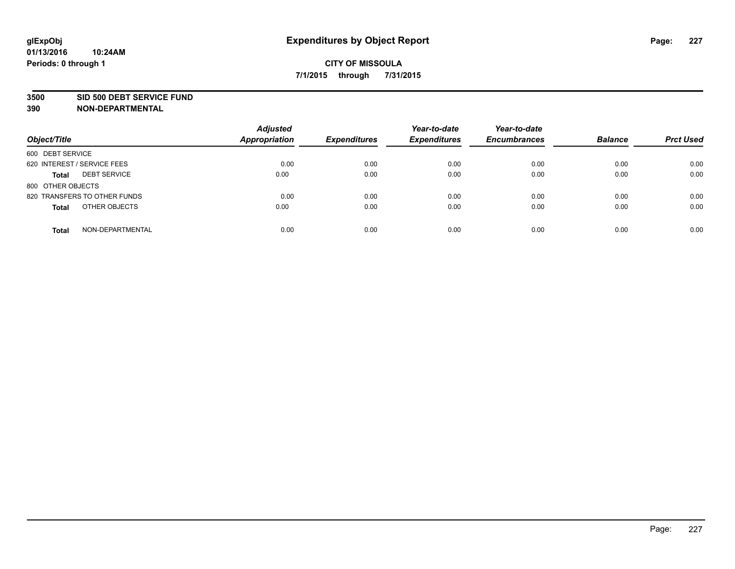# Expenditures by Object Report

glExpObj
01/13/2016 10:24AM
Periods: 0 through 1

**CITY OF MISSOULA**
**7/1/2015 through 7/31/2015**

**3500 SID 500 DEBT SERVICE FUND**
**390 NON-DEPARTMENTAL**

| Object/Title | Adjusted Appropriation | Expenditures | Year-to-date Expenditures | Year-to-date Encumbrances | Balance | Prct Used |
|---|---|---|---|---|---|---|
| 600 DEBT SERVICE | | | | | | |
| 620 INTEREST / SERVICE FEES | 0.00 | 0.00 | 0.00 | 0.00 | 0.00 | 0.00 |
| **Total** DEBT SERVICE | 0.00 | 0.00 | 0.00 | 0.00 | 0.00 | 0.00 |
| 800 OTHER OBJECTS | | | | | | |
| 820 TRANSFERS TO OTHER FUNDS | 0.00 | 0.00 | 0.00 | 0.00 | 0.00 | 0.00 |
| **Total** OTHER OBJECTS | 0.00 | 0.00 | 0.00 | 0.00 | 0.00 | 0.00 |
| **Total** NON-DEPARTMENTAL | 0.00 | 0.00 | 0.00 | 0.00 | 0.00 | 0.00 |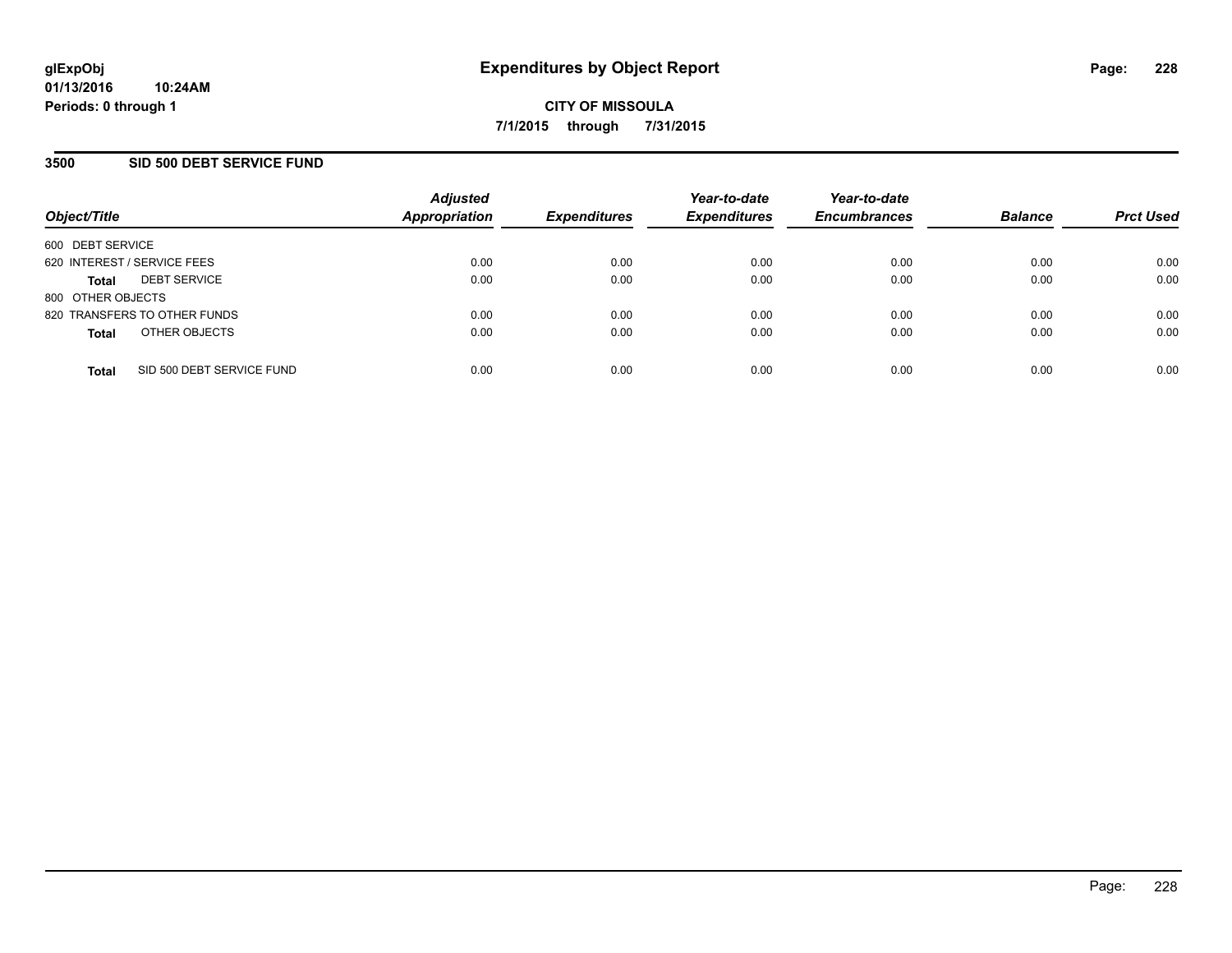# Expenditures by Object Report

glExpObj
01/13/2016 10:24AM
Periods: 0 through 1

**CITY OF MISSOULA**
**7/1/2015 through 7/31/2015**

## 3500 SID 500 DEBT SERVICE FUND

| Object/Title | Adjusted Appropriation | Expenditures | Year-to-date Expenditures | Year-to-date Encumbrances | Balance | Prct Used |
|---|---|---|---|---|---|---|
| 600 DEBT SERVICE | | | | | | |
| 620 INTEREST / SERVICE FEES | 0.00 | 0.00 | 0.00 | 0.00 | 0.00 | 0.00 |
| **Total** DEBT SERVICE | 0.00 | 0.00 | 0.00 | 0.00 | 0.00 | 0.00 |
| 800 OTHER OBJECTS | | | | | | |
| 820 TRANSFERS TO OTHER FUNDS | 0.00 | 0.00 | 0.00 | 0.00 | 0.00 | 0.00 |
| **Total** OTHER OBJECTS | 0.00 | 0.00 | 0.00 | 0.00 | 0.00 | 0.00 |
| **Total** SID 500 DEBT SERVICE FUND | 0.00 | 0.00 | 0.00 | 0.00 | 0.00 | 0.00 |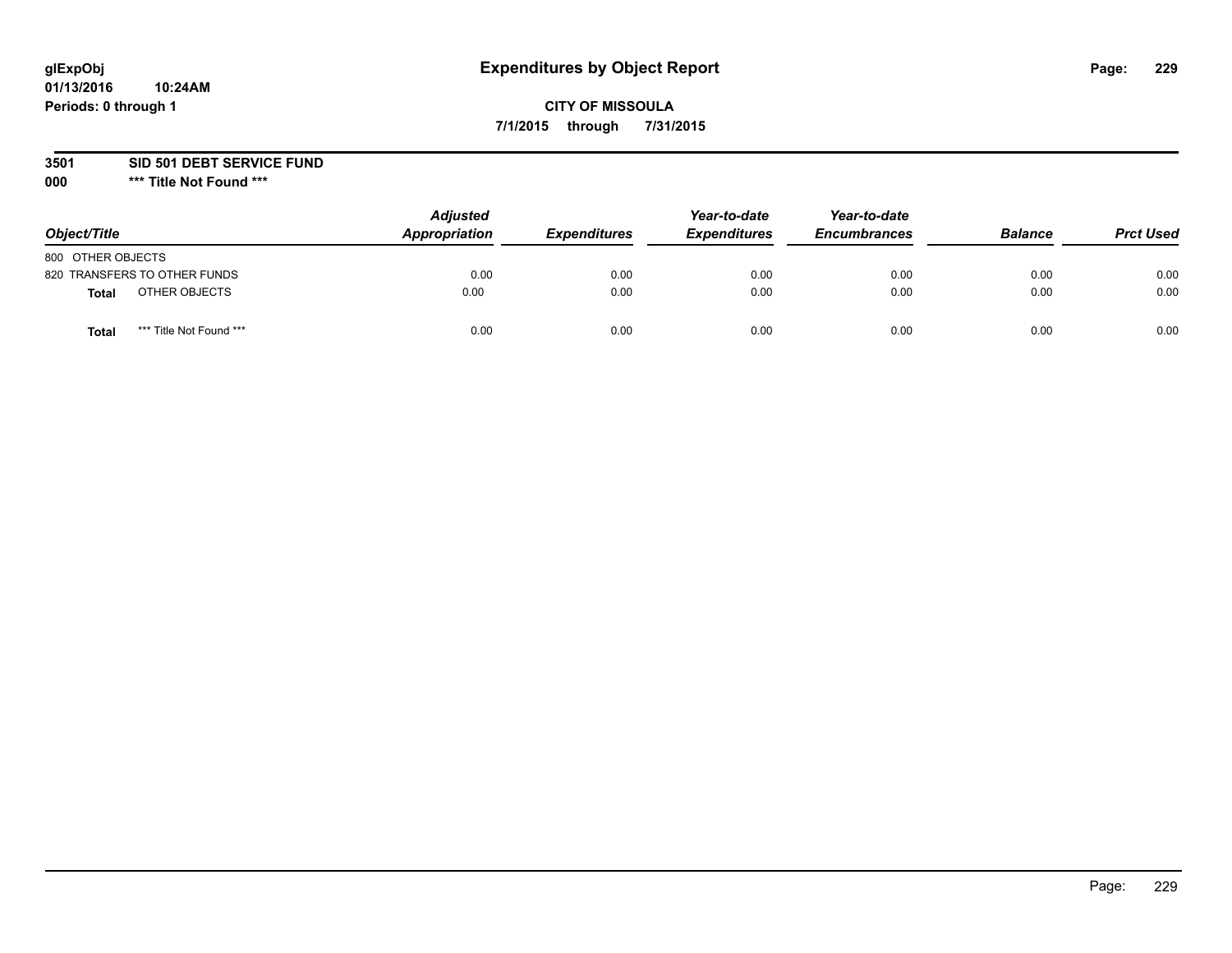# Expenditures by Object Report

glExpObj
01/13/2016 10:24AM
Periods: 0 through 1

**CITY OF MISSOULA**
**7/1/2015 through 7/31/2015**

**3501 SID 501 DEBT SERVICE FUND**
**000 *** Title Not Found *****

| Object/Title | Adjusted Appropriation | Expenditures | Year-to-date Expenditures | Year-to-date Encumbrances | Balance | Prct Used |
|---|---|---|---|---|---|---|
| 800 OTHER OBJECTS | | | | | | |
| 820 TRANSFERS TO OTHER FUNDS | 0.00 | 0.00 | 0.00 | 0.00 | 0.00 | 0.00 |
| **Total** OTHER OBJECTS | 0.00 | 0.00 | 0.00 | 0.00 | 0.00 | 0.00 |
| **Total** *** Title Not Found *** | 0.00 | 0.00 | 0.00 | 0.00 | 0.00 | 0.00 |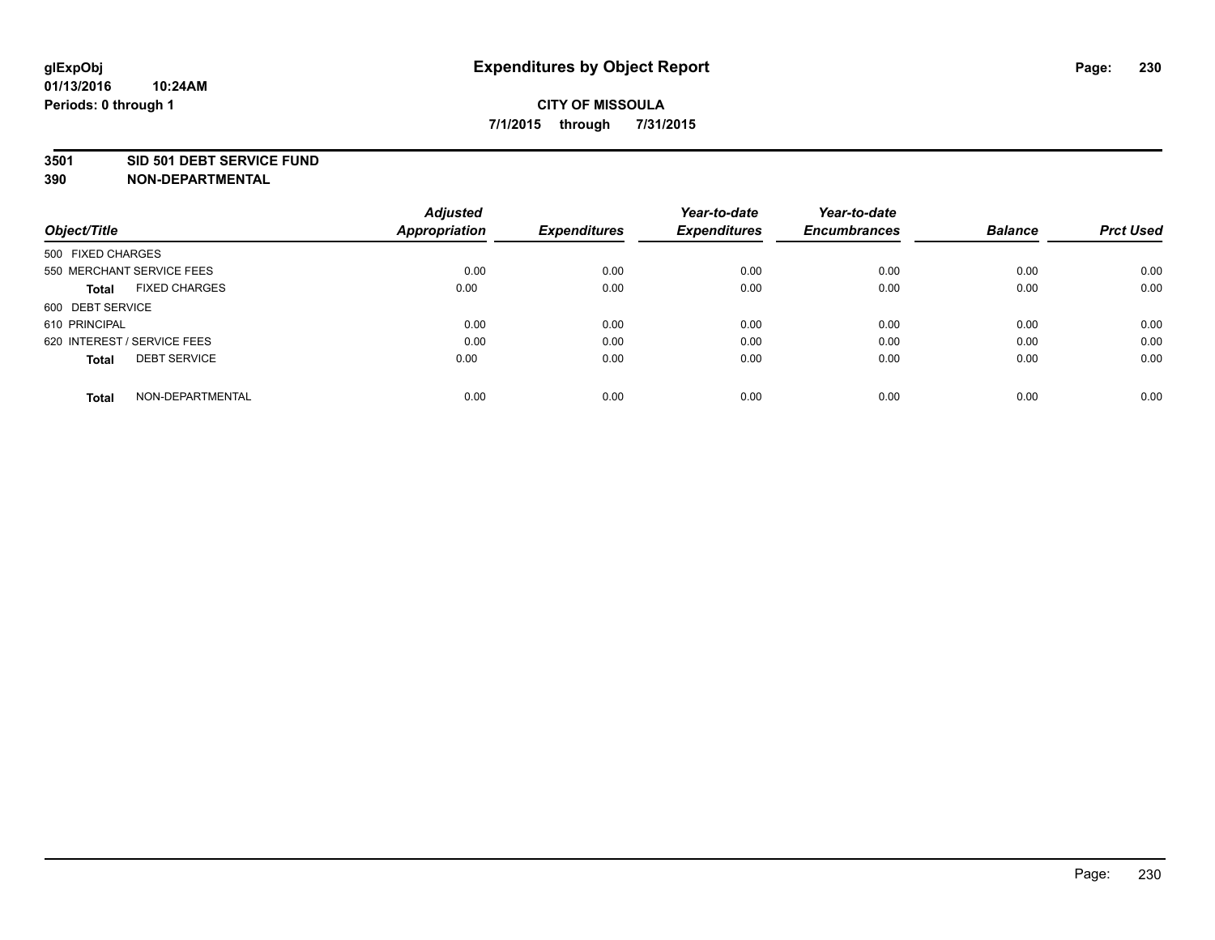**glExpObj**
**01/13/2016 10:24AM**
**Periods: 0 through 1**

# Expenditures by Object Report

**CITY OF MISSOULA**
**7/1/2015 through 7/31/2015**

**3501 SID 501 DEBT SERVICE FUND**
**390 NON-DEPARTMENTAL**

| Object/Title | | Adjusted Appropriation | Expenditures | Year-to-date Expenditures | Year-to-date Encumbrances | Balance | Prct Used |
|---|---|---|---|---|---|---|---|
| 500 FIXED CHARGES | | | | | | | |
| 550 MERCHANT SERVICE FEES | | 0.00 | 0.00 | 0.00 | 0.00 | 0.00 | 0.00 |
| **Total** | FIXED CHARGES | 0.00 | 0.00 | 0.00 | 0.00 | 0.00 | 0.00 |
| 600 DEBT SERVICE | | | | | | | |
| 610 PRINCIPAL | | 0.00 | 0.00 | 0.00 | 0.00 | 0.00 | 0.00 |
| 620 INTEREST / SERVICE FEES | | 0.00 | 0.00 | 0.00 | 0.00 | 0.00 | 0.00 |
| **Total** | DEBT SERVICE | 0.00 | 0.00 | 0.00 | 0.00 | 0.00 | 0.00 |
| **Total** | NON-DEPARTMENTAL | 0.00 | 0.00 | 0.00 | 0.00 | 0.00 | 0.00 |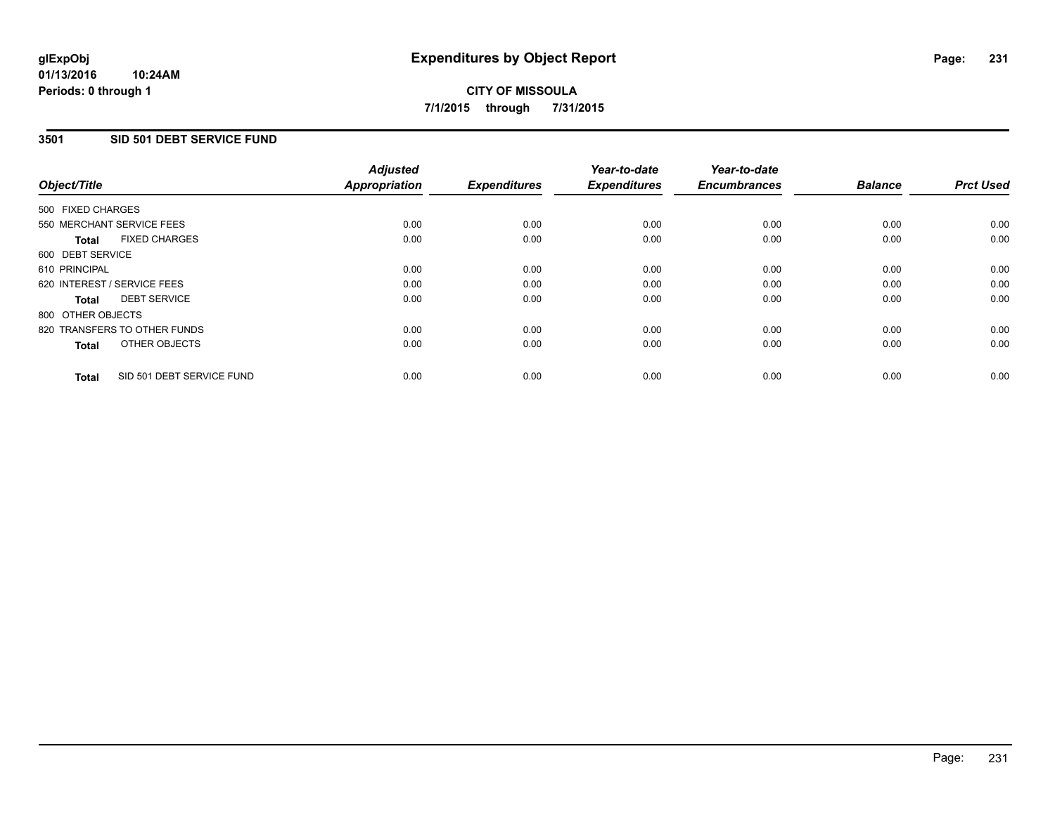# Expenditures by Object Report

glExpObj
01/13/2016 10:24AM
Periods: 0 through 1

**CITY OF MISSOULA**
**7/1/2015 through 7/31/2015**

## 3501 SID 501 DEBT SERVICE FUND

| Object/Title | Adjusted Appropriation | Expenditures | Year-to-date Expenditures | Year-to-date Encumbrances | Balance | Prct Used |
|---|---|---|---|---|---|---|
| 500 FIXED CHARGES | | | | | | |
| 550 MERCHANT SERVICE FEES | 0.00 | 0.00 | 0.00 | 0.00 | 0.00 | 0.00 |
| **Total** FIXED CHARGES | 0.00 | 0.00 | 0.00 | 0.00 | 0.00 | 0.00 |
| 600 DEBT SERVICE | | | | | | |
| 610 PRINCIPAL | 0.00 | 0.00 | 0.00 | 0.00 | 0.00 | 0.00 |
| 620 INTEREST / SERVICE FEES | 0.00 | 0.00 | 0.00 | 0.00 | 0.00 | 0.00 |
| **Total** DEBT SERVICE | 0.00 | 0.00 | 0.00 | 0.00 | 0.00 | 0.00 |
| 800 OTHER OBJECTS | | | | | | |
| 820 TRANSFERS TO OTHER FUNDS | 0.00 | 0.00 | 0.00 | 0.00 | 0.00 | 0.00 |
| **Total** OTHER OBJECTS | 0.00 | 0.00 | 0.00 | 0.00 | 0.00 | 0.00 |
| **Total** SID 501 DEBT SERVICE FUND | 0.00 | 0.00 | 0.00 | 0.00 | 0.00 | 0.00 |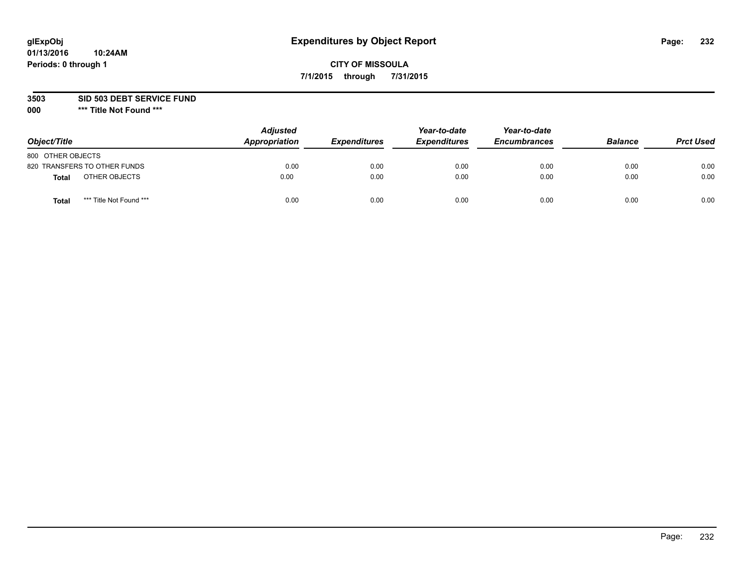glExpObj
01/13/2016 10:24AM
Periods: 0 through 1

# Expenditures by Object Report

**CITY OF MISSOULA**
**7/1/2015 through 7/31/2015**

**3503 SID 503 DEBT SERVICE FUND**
**000 *** Title Not Found *****

| Object/Title | | Adjusted Appropriation | Expenditures | Year-to-date Expenditures | Year-to-date Encumbrances | Balance | Prct Used |
|---|---|---|---|---|---|---|---|
| 800 OTHER OBJECTS | | | | | | | |
| 820 TRANSFERS TO OTHER FUNDS | | 0.00 | 0.00 | 0.00 | 0.00 | 0.00 | 0.00 |
| **Total** | OTHER OBJECTS | 0.00 | 0.00 | 0.00 | 0.00 | 0.00 | 0.00 |
| **Total** | *** Title Not Found *** | 0.00 | 0.00 | 0.00 | 0.00 | 0.00 | 0.00 |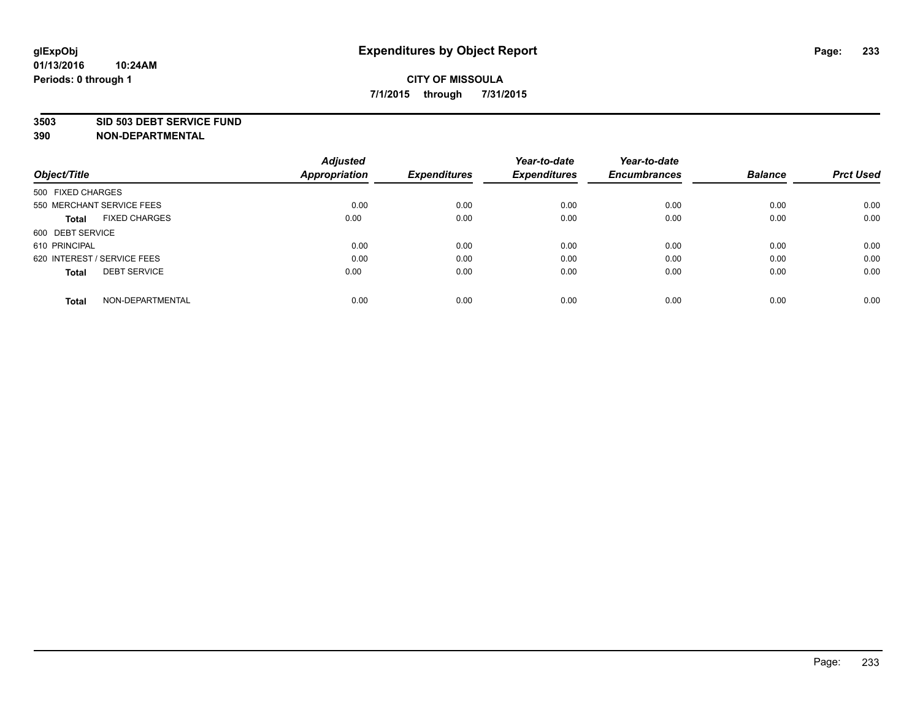# Expenditures by Object Report

glExpObj
01/13/2016 10:24AM
Periods: 0 through 1

**CITY OF MISSOULA**
**7/1/2015 through 7/31/2015**

**3503 SID 503 DEBT SERVICE FUND**
**390 NON-DEPARTMENTAL**

| Object/Title | Adjusted Appropriation | Expenditures | Year-to-date Expenditures | Year-to-date Encumbrances | Balance | Prct Used |
|---|---|---|---|---|---|---|
| 500 FIXED CHARGES | | | | | | |
| 550 MERCHANT SERVICE FEES | 0.00 | 0.00 | 0.00 | 0.00 | 0.00 | 0.00 |
| **Total** FIXED CHARGES | 0.00 | 0.00 | 0.00 | 0.00 | 0.00 | 0.00 |
| 600 DEBT SERVICE | | | | | | |
| 610 PRINCIPAL | 0.00 | 0.00 | 0.00 | 0.00 | 0.00 | 0.00 |
| 620 INTEREST / SERVICE FEES | 0.00 | 0.00 | 0.00 | 0.00 | 0.00 | 0.00 |
| **Total** DEBT SERVICE | 0.00 | 0.00 | 0.00 | 0.00 | 0.00 | 0.00 |
| **Total** NON-DEPARTMENTAL | 0.00 | 0.00 | 0.00 | 0.00 | 0.00 | 0.00 |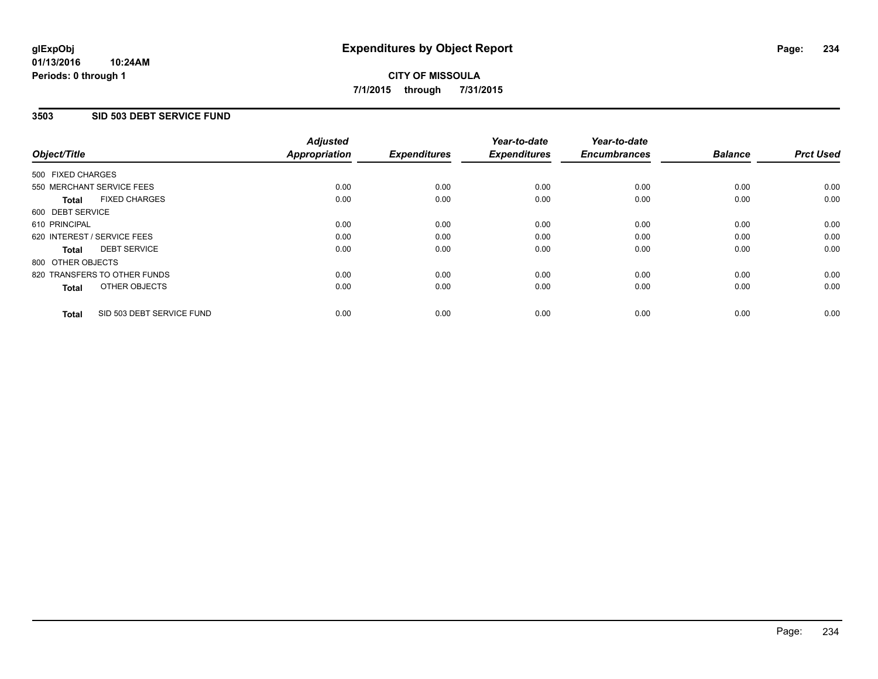# Expenditures by Object Report

**CITY OF MISSOULA**

**7/1/2015 through 7/31/2015**

glExpObj
01/13/2016 10:24AM
Periods: 0 through 1

## 3503 SID 503 DEBT SERVICE FUND

| Object/Title | Adjusted Appropriation | Expenditures | Year-to-date Expenditures | Year-to-date Encumbrances | Balance | Prct Used |
|---|---|---|---|---|---|---|
| 500 FIXED CHARGES | | | | | | |
| 550 MERCHANT SERVICE FEES | 0.00 | 0.00 | 0.00 | 0.00 | 0.00 | 0.00 |
| **Total** FIXED CHARGES | 0.00 | 0.00 | 0.00 | 0.00 | 0.00 | 0.00 |
| 600 DEBT SERVICE | | | | | | |
| 610 PRINCIPAL | 0.00 | 0.00 | 0.00 | 0.00 | 0.00 | 0.00 |
| 620 INTEREST / SERVICE FEES | 0.00 | 0.00 | 0.00 | 0.00 | 0.00 | 0.00 |
| **Total** DEBT SERVICE | 0.00 | 0.00 | 0.00 | 0.00 | 0.00 | 0.00 |
| 800 OTHER OBJECTS | | | | | | |
| 820 TRANSFERS TO OTHER FUNDS | 0.00 | 0.00 | 0.00 | 0.00 | 0.00 | 0.00 |
| **Total** OTHER OBJECTS | 0.00 | 0.00 | 0.00 | 0.00 | 0.00 | 0.00 |
| **Total** SID 503 DEBT SERVICE FUND | 0.00 | 0.00 | 0.00 | 0.00 | 0.00 | 0.00 |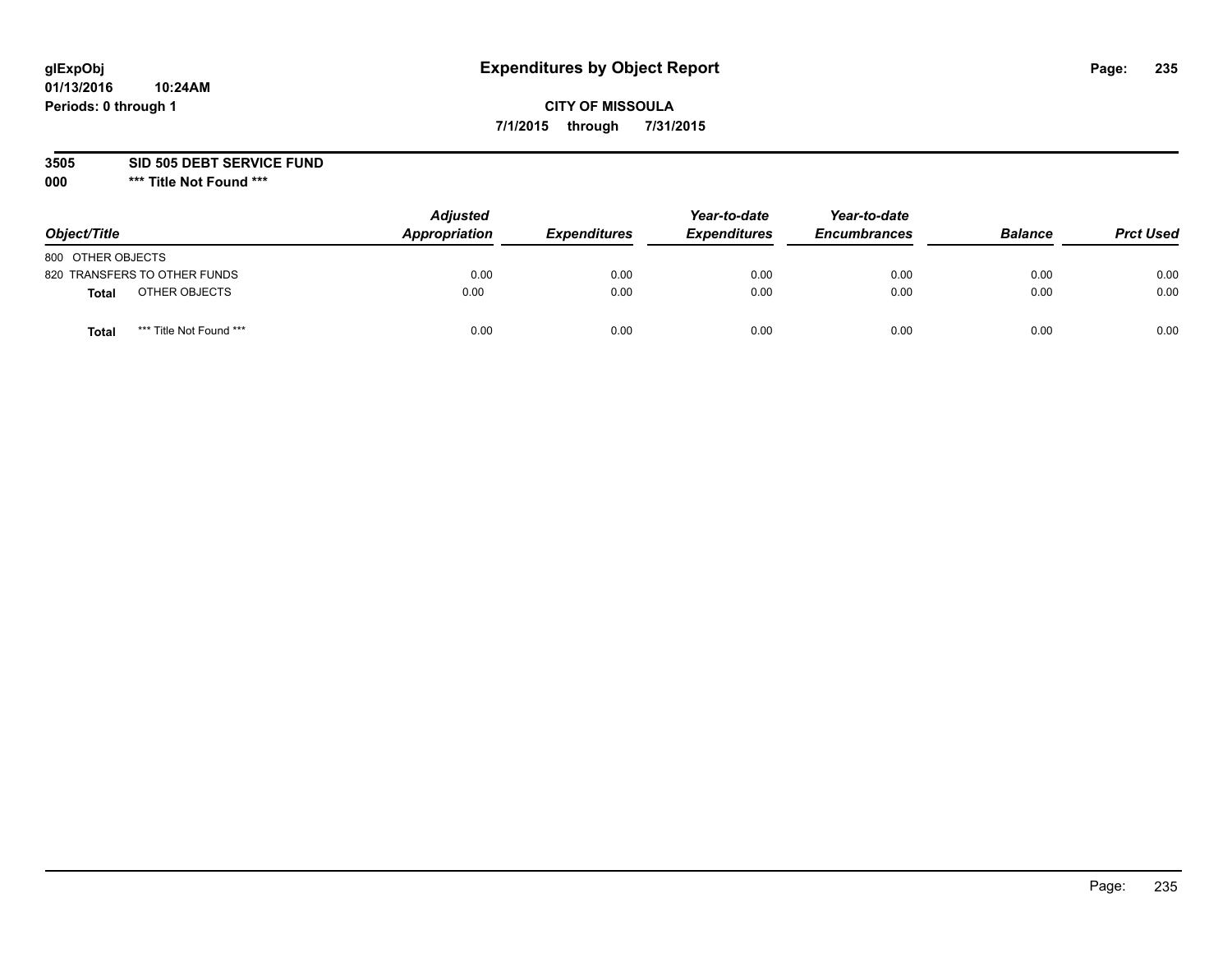# Expenditures by Object Report

glExpObj
01/13/2016 10:24AM
Periods: 0 through 1

**CITY OF MISSOULA**
**7/1/2015 through 7/31/2015**

**3505 SID 505 DEBT SERVICE FUND**
**000 \*\*\* Title Not Found \*\*\***

| Object/Title | Adjusted Appropriation | Expenditures | Year-to-date Expenditures | Year-to-date Encumbrances | Balance | Prct Used |
|---|---|---|---|---|---|---|
| 800 OTHER OBJECTS | | | | | | |
| 820 TRANSFERS TO OTHER FUNDS | 0.00 | 0.00 | 0.00 | 0.00 | 0.00 | 0.00 |
| **Total** OTHER OBJECTS | 0.00 | 0.00 | 0.00 | 0.00 | 0.00 | 0.00 |
| **Total** \*\*\* Title Not Found \*\*\* | 0.00 | 0.00 | 0.00 | 0.00 | 0.00 | 0.00 |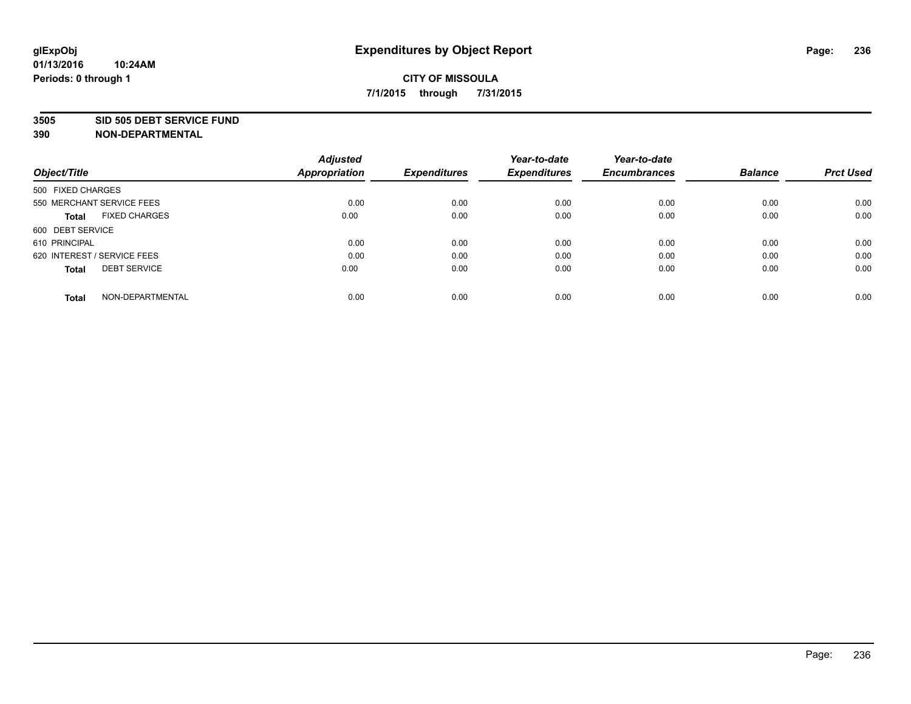# Expenditures by Object Report

glExpObj
01/13/2016 10:24AM
Periods: 0 through 1

**CITY OF MISSOULA**
**7/1/2015 through 7/31/2015**

**3505 SID 505 DEBT SERVICE FUND**
**390 NON-DEPARTMENTAL**

| Object/Title | Adjusted Appropriation | Expenditures | Year-to-date Expenditures | Year-to-date Encumbrances | Balance | Prct Used |
|---|---|---|---|---|---|---|
| 500 FIXED CHARGES | | | | | | |
| 550 MERCHANT SERVICE FEES | 0.00 | 0.00 | 0.00 | 0.00 | 0.00 | 0.00 |
| **Total** FIXED CHARGES | 0.00 | 0.00 | 0.00 | 0.00 | 0.00 | 0.00 |
| 600 DEBT SERVICE | | | | | | |
| 610 PRINCIPAL | 0.00 | 0.00 | 0.00 | 0.00 | 0.00 | 0.00 |
| 620 INTEREST / SERVICE FEES | 0.00 | 0.00 | 0.00 | 0.00 | 0.00 | 0.00 |
| **Total** DEBT SERVICE | 0.00 | 0.00 | 0.00 | 0.00 | 0.00 | 0.00 |
| **Total** NON-DEPARTMENTAL | 0.00 | 0.00 | 0.00 | 0.00 | 0.00 | 0.00 |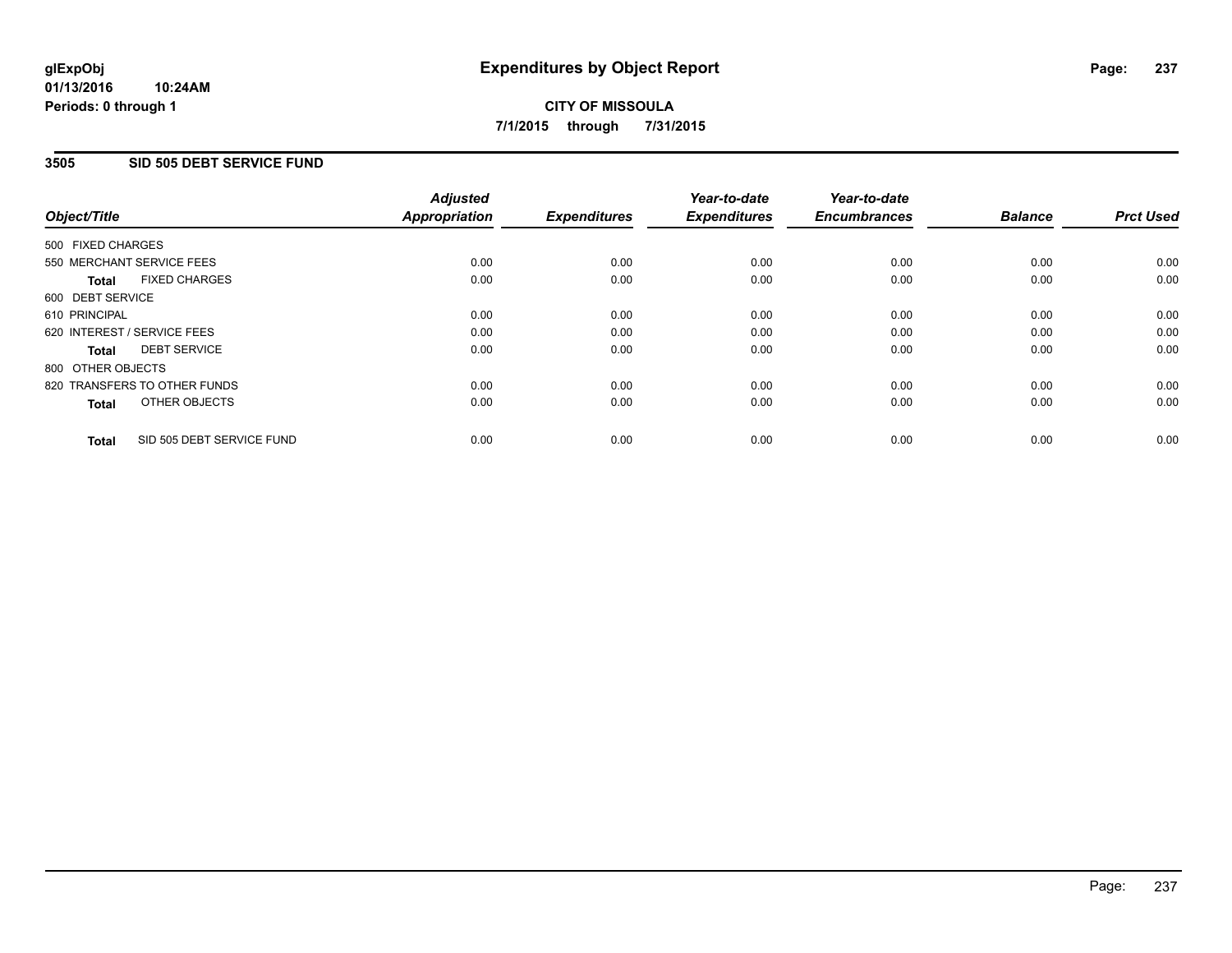**glExpObj** **Expenditures by Object Report**

**01/13/2016 10:24AM**

**Periods: 0 through 1**

**CITY OF MISSOULA**

**7/1/2015 through 7/31/2015**

## 3505 SID 505 DEBT SERVICE FUND

| Object/Title | Adjusted Appropriation | Expenditures | Year-to-date Expenditures | Year-to-date Encumbrances | Balance | Prct Used |
|---|---|---|---|---|---|---|
| 500 FIXED CHARGES | | | | | | |
| 550 MERCHANT SERVICE FEES | 0.00 | 0.00 | 0.00 | 0.00 | 0.00 | 0.00 |
| **Total** FIXED CHARGES | 0.00 | 0.00 | 0.00 | 0.00 | 0.00 | 0.00 |
| 600 DEBT SERVICE | | | | | | |
| 610 PRINCIPAL | 0.00 | 0.00 | 0.00 | 0.00 | 0.00 | 0.00 |
| 620 INTEREST / SERVICE FEES | 0.00 | 0.00 | 0.00 | 0.00 | 0.00 | 0.00 |
| **Total** DEBT SERVICE | 0.00 | 0.00 | 0.00 | 0.00 | 0.00 | 0.00 |
| 800 OTHER OBJECTS | | | | | | |
| 820 TRANSFERS TO OTHER FUNDS | 0.00 | 0.00 | 0.00 | 0.00 | 0.00 | 0.00 |
| **Total** OTHER OBJECTS | 0.00 | 0.00 | 0.00 | 0.00 | 0.00 | 0.00 |
| **Total** SID 505 DEBT SERVICE FUND | 0.00 | 0.00 | 0.00 | 0.00 | 0.00 | 0.00 |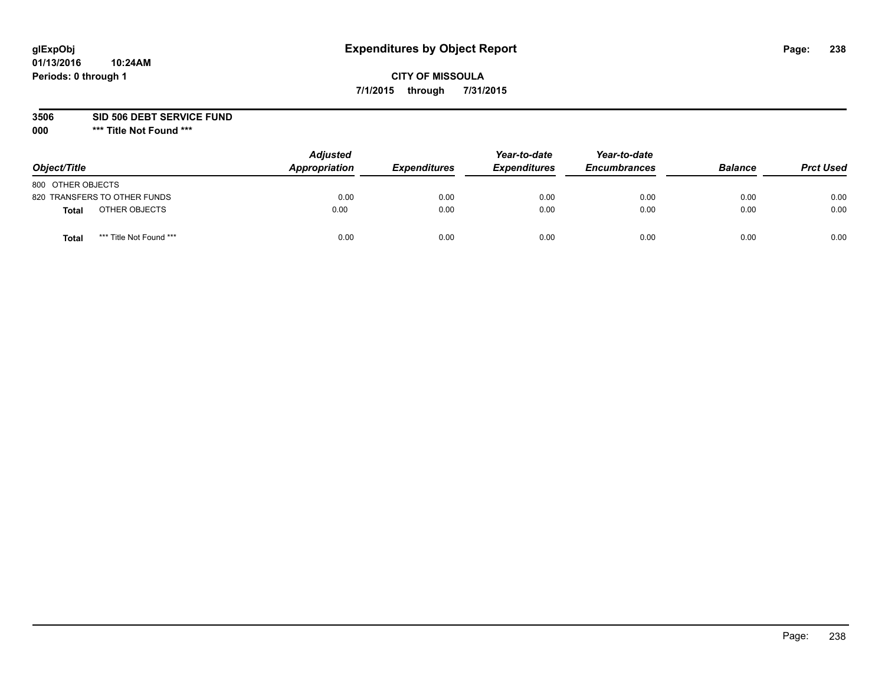glExpObj
01/13/2016 10:24AM
Periods: 0 through 1

# Expenditures by Object Report

**CITY OF MISSOULA**
**7/1/2015 through 7/31/2015**

**3506 SID 506 DEBT SERVICE FUND**
**000 *** Title Not Found *****

| Object/Title | Adjusted Appropriation | Expenditures | Year-to-date Expenditures | Year-to-date Encumbrances | Balance | Prct Used |
|---|---|---|---|---|---|---|
| 800 OTHER OBJECTS | | | | | | |
| 820 TRANSFERS TO OTHER FUNDS | 0.00 | 0.00 | 0.00 | 0.00 | 0.00 | 0.00 |
| **Total** OTHER OBJECTS | 0.00 | 0.00 | 0.00 | 0.00 | 0.00 | 0.00 |
| **Total** *** Title Not Found *** | 0.00 | 0.00 | 0.00 | 0.00 | 0.00 | 0.00 |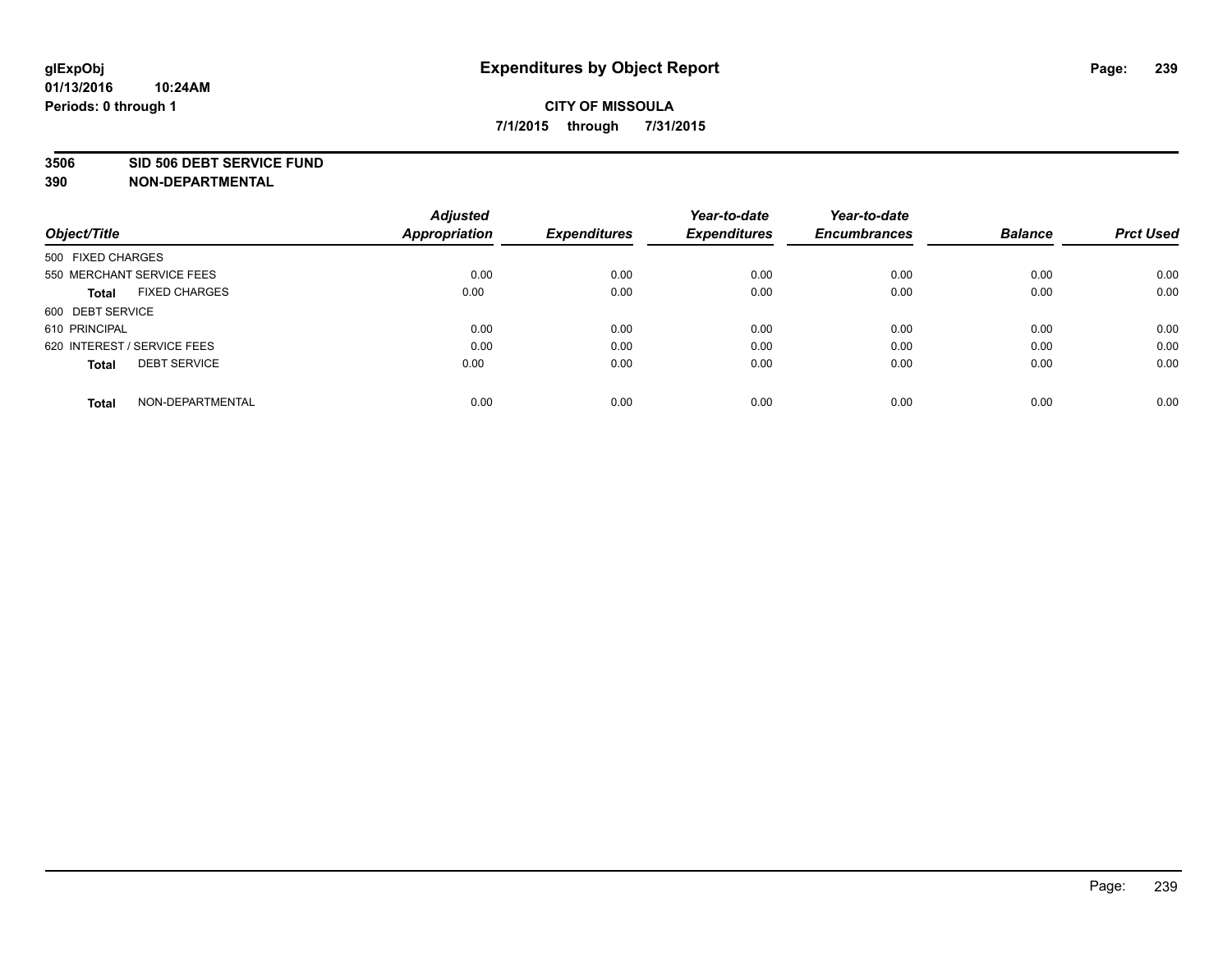# Expenditures by Object Report

glExpObj
01/13/2016 10:24AM
Periods: 0 through 1

**CITY OF MISSOULA**
**7/1/2015 through 7/31/2015**

**3506 SID 506 DEBT SERVICE FUND**
**390 NON-DEPARTMENTAL**

| Object/Title | Adjusted Appropriation | Expenditures | Year-to-date Expenditures | Year-to-date Encumbrances | Balance | Prct Used |
|---|---|---|---|---|---|---|
| 500 FIXED CHARGES | | | | | | |
| 550 MERCHANT SERVICE FEES | 0.00 | 0.00 | 0.00 | 0.00 | 0.00 | 0.00 |
| **Total** FIXED CHARGES | 0.00 | 0.00 | 0.00 | 0.00 | 0.00 | 0.00 |
| 600 DEBT SERVICE | | | | | | |
| 610 PRINCIPAL | 0.00 | 0.00 | 0.00 | 0.00 | 0.00 | 0.00 |
| 620 INTEREST / SERVICE FEES | 0.00 | 0.00 | 0.00 | 0.00 | 0.00 | 0.00 |
| **Total** DEBT SERVICE | 0.00 | 0.00 | 0.00 | 0.00 | 0.00 | 0.00 |
| **Total** NON-DEPARTMENTAL | 0.00 | 0.00 | 0.00 | 0.00 | 0.00 | 0.00 |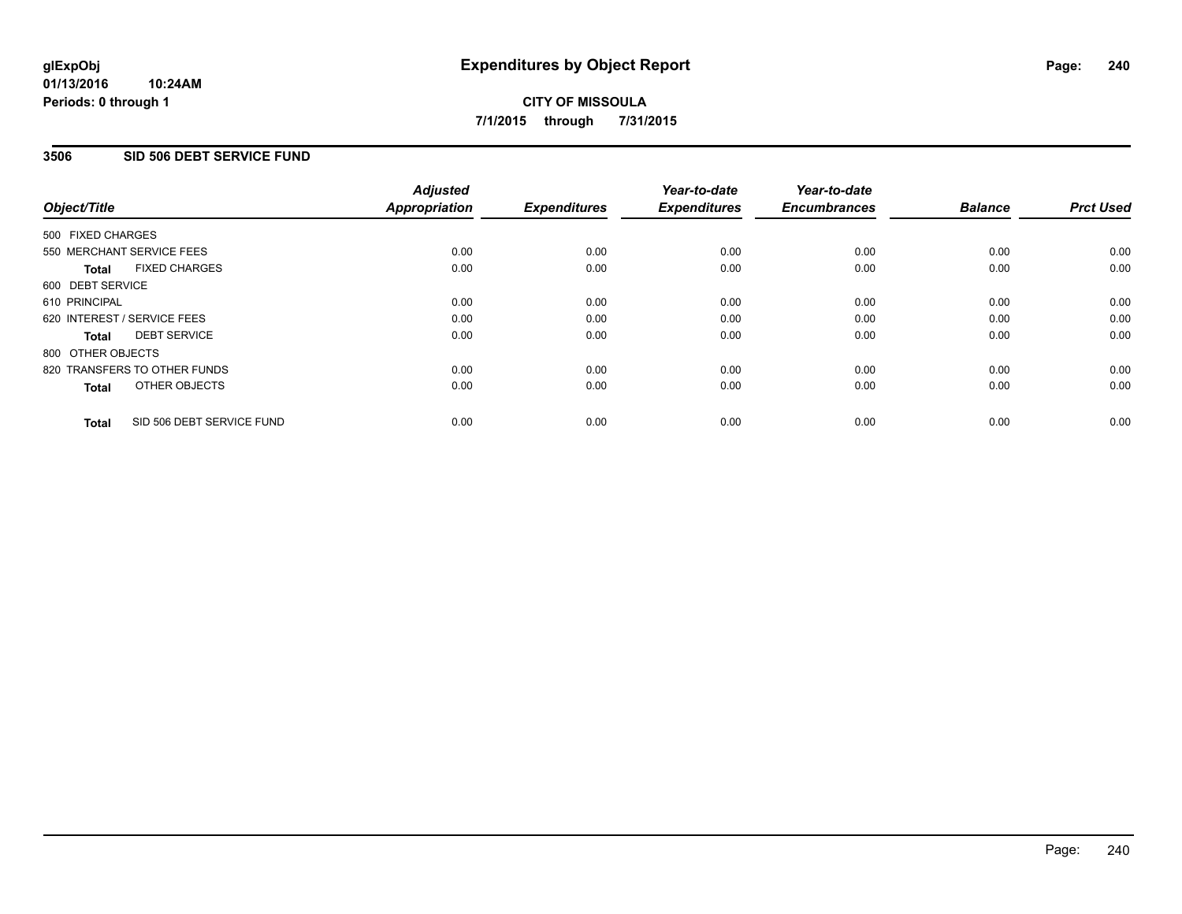glExpObj
01/13/2016 10:24AM
Periods: 0 through 1

# Expenditures by Object Report

**CITY OF MISSOULA**
**7/1/2015 through 7/31/2015**

## 3506 SID 506 DEBT SERVICE FUND

| Object/Title | | Adjusted Appropriation | Expenditures | Year-to-date Expenditures | Year-to-date Encumbrances | Balance | Prct Used |
|---|---|---|---|---|---|---|---|
| 500 FIXED CHARGES | | | | | | | |
| 550 MERCHANT SERVICE FEES | | 0.00 | 0.00 | 0.00 | 0.00 | 0.00 | 0.00 |
| **Total** | FIXED CHARGES | 0.00 | 0.00 | 0.00 | 0.00 | 0.00 | 0.00 |
| 600 DEBT SERVICE | | | | | | | |
| 610 PRINCIPAL | | 0.00 | 0.00 | 0.00 | 0.00 | 0.00 | 0.00 |
| 620 INTEREST / SERVICE FEES | | 0.00 | 0.00 | 0.00 | 0.00 | 0.00 | 0.00 |
| **Total** | DEBT SERVICE | 0.00 | 0.00 | 0.00 | 0.00 | 0.00 | 0.00 |
| 800 OTHER OBJECTS | | | | | | | |
| 820 TRANSFERS TO OTHER FUNDS | | 0.00 | 0.00 | 0.00 | 0.00 | 0.00 | 0.00 |
| **Total** | OTHER OBJECTS | 0.00 | 0.00 | 0.00 | 0.00 | 0.00 | 0.00 |
| **Total** | SID 506 DEBT SERVICE FUND | 0.00 | 0.00 | 0.00 | 0.00 | 0.00 | 0.00 |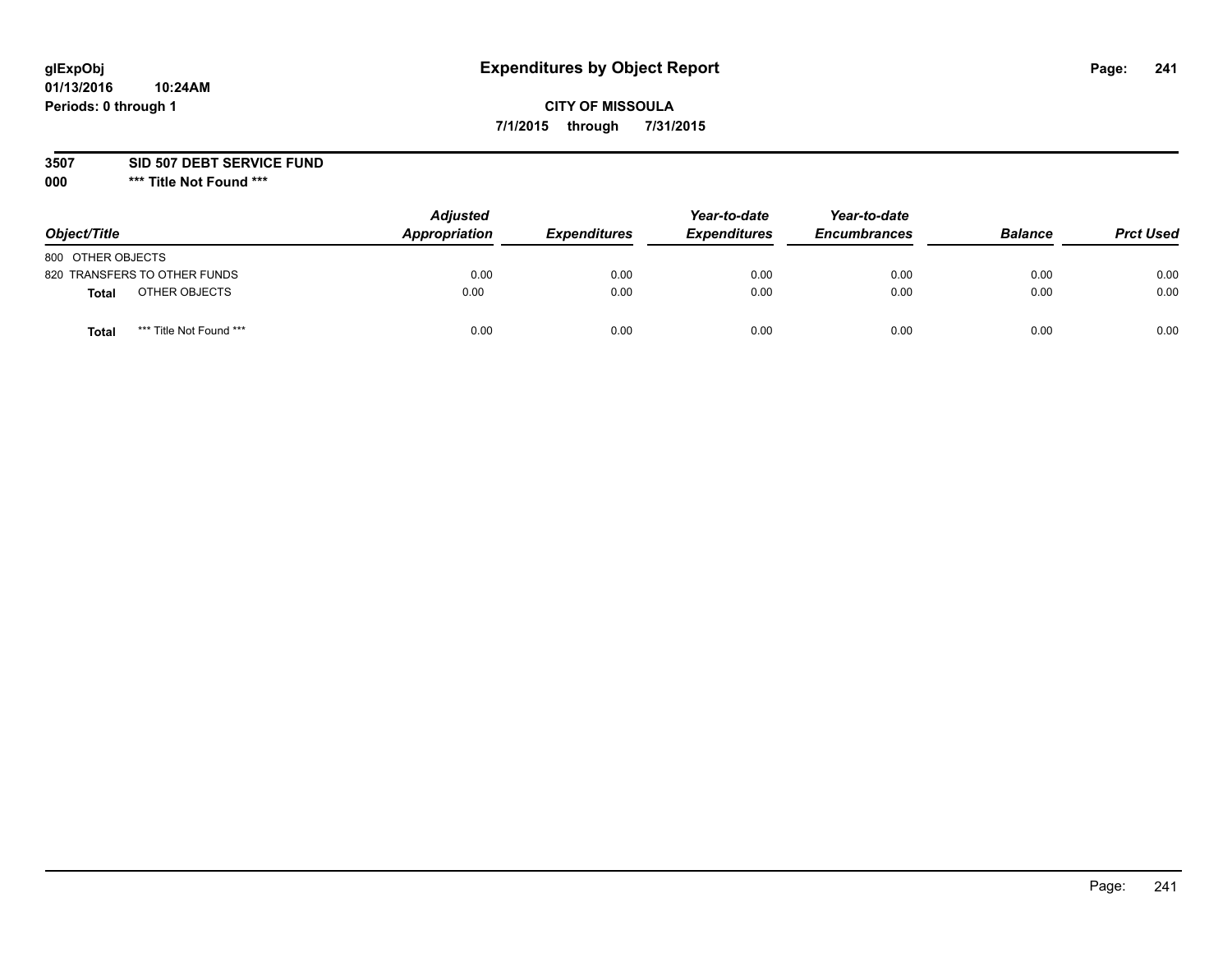glExpObj
01/13/2016 10:24AM
Periods: 0 through 1

# Expenditures by Object Report

**CITY OF MISSOULA**

**7/1/2015 through 7/31/2015**

**3507 SID 507 DEBT SERVICE FUND**

**000 \*\*\* Title Not Found \*\*\***

| Object/Title | Adjusted Appropriation | Expenditures | Year-to-date Expenditures | Year-to-date Encumbrances | Balance | Prct Used |
|---|---|---|---|---|---|---|
| 800 OTHER OBJECTS | | | | | | |
| 820 TRANSFERS TO OTHER FUNDS | 0.00 | 0.00 | 0.00 | 0.00 | 0.00 | 0.00 |
| **Total** OTHER OBJECTS | 0.00 | 0.00 | 0.00 | 0.00 | 0.00 | 0.00 |
| **Total** *** Title Not Found *** | 0.00 | 0.00 | 0.00 | 0.00 | 0.00 | 0.00 |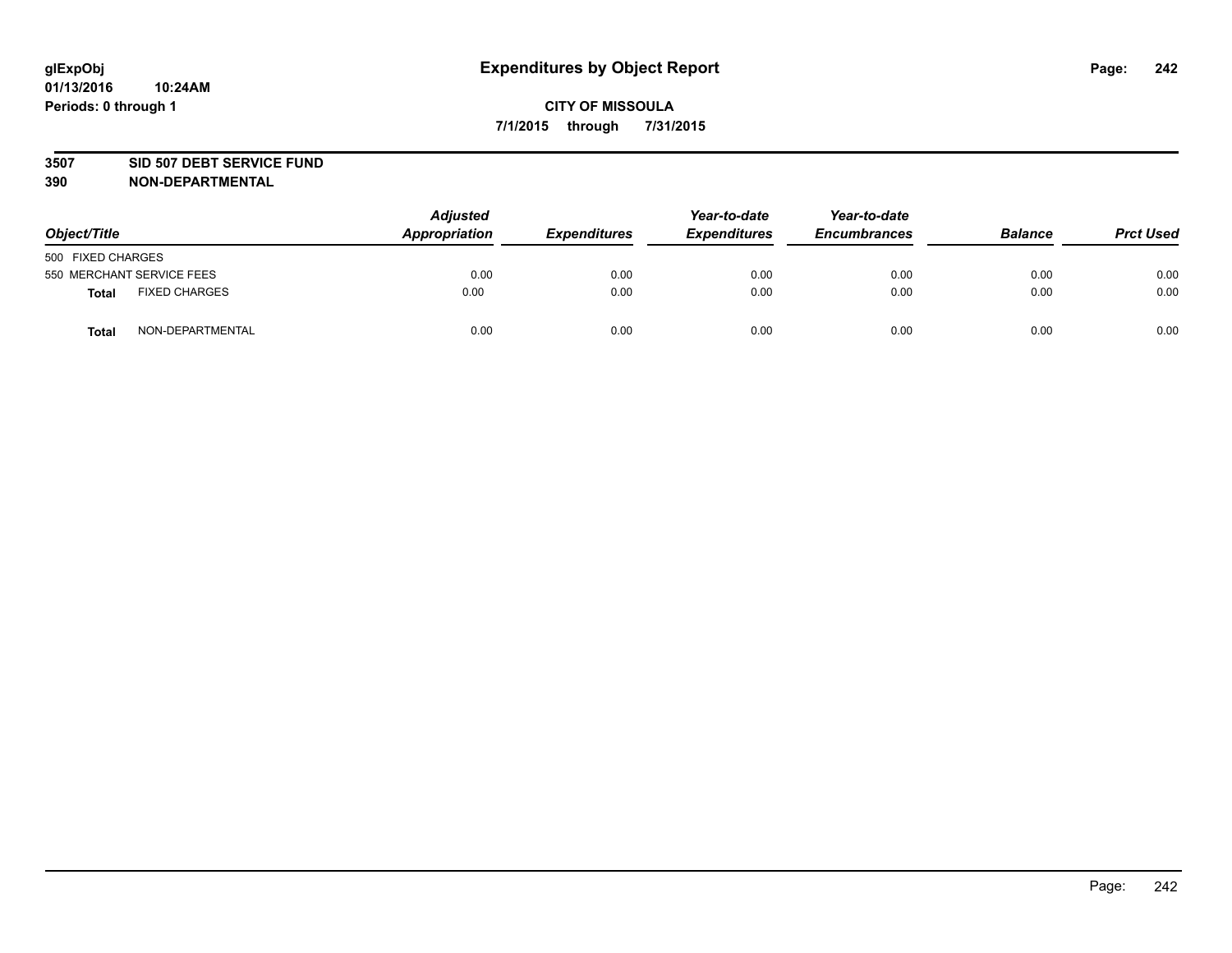glExpObj
01/13/2016 10:24AM
Periods: 0 through 1

# Expenditures by Object Report

**CITY OF MISSOULA**

**7/1/2015 through 7/31/2015**

**3507 SID 507 DEBT SERVICE FUND**
**390 NON-DEPARTMENTAL**

| Object/Title | | Adjusted Appropriation | Expenditures | Year-to-date Expenditures | Year-to-date Encumbrances | Balance | Prct Used |
|---|---|---|---|---|---|---|---|
| 500 FIXED CHARGES | | | | | | | |
| 550 MERCHANT SERVICE FEES | | 0.00 | 0.00 | 0.00 | 0.00 | 0.00 | 0.00 |
| **Total** | FIXED CHARGES | 0.00 | 0.00 | 0.00 | 0.00 | 0.00 | 0.00 |
| **Total** | NON-DEPARTMENTAL | 0.00 | 0.00 | 0.00 | 0.00 | 0.00 | 0.00 |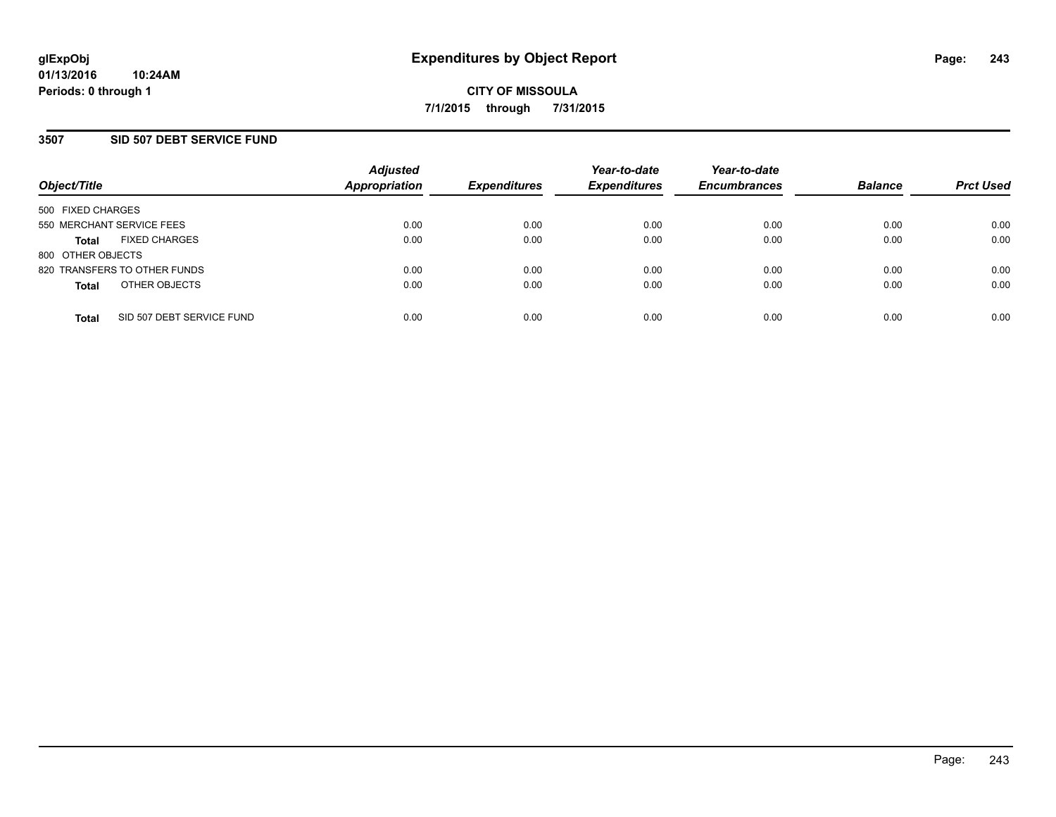# Expenditures by Object Report

glExpObj
01/13/2016 10:24AM
Periods: 0 through 1

**CITY OF MISSOULA**
**7/1/2015 through 7/31/2015**

## 3507 SID 507 DEBT SERVICE FUND

| Object/Title | Adjusted Appropriation | Expenditures | Year-to-date Expenditures | Year-to-date Encumbrances | Balance | Prct Used |
|---|---|---|---|---|---|---|
| 500 FIXED CHARGES | | | | | | |
| 550 MERCHANT SERVICE FEES | 0.00 | 0.00 | 0.00 | 0.00 | 0.00 | 0.00 |
| **Total** FIXED CHARGES | 0.00 | 0.00 | 0.00 | 0.00 | 0.00 | 0.00 |
| 800 OTHER OBJECTS | | | | | | |
| 820 TRANSFERS TO OTHER FUNDS | 0.00 | 0.00 | 0.00 | 0.00 | 0.00 | 0.00 |
| **Total** OTHER OBJECTS | 0.00 | 0.00 | 0.00 | 0.00 | 0.00 | 0.00 |
| **Total** SID 507 DEBT SERVICE FUND | 0.00 | 0.00 | 0.00 | 0.00 | 0.00 | 0.00 |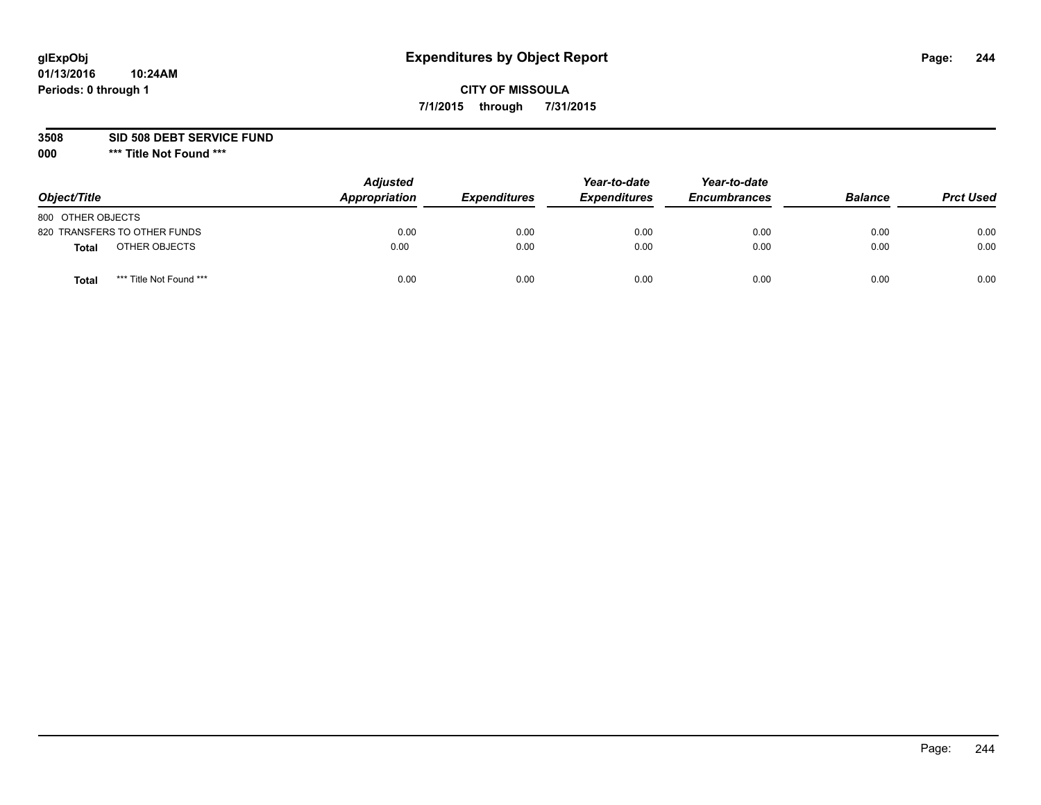**glExpObj**
**01/13/2016 10:24AM**
**Periods: 0 through 1**

# Expenditures by Object Report

**CITY OF MISSOULA**
**7/1/2015 through 7/31/2015**

**3508 SID 508 DEBT SERVICE FUND**
**000 *** Title Not Found *****

| Object/Title | | Adjusted Appropriation | Expenditures | Year-to-date Expenditures | Year-to-date Encumbrances | Balance | Prct Used |
|---|---|---|---|---|---|---|---|
| 800 OTHER OBJECTS | | | | | | | |
| 820 TRANSFERS TO OTHER FUNDS | | 0.00 | 0.00 | 0.00 | 0.00 | 0.00 | 0.00 |
| **Total** | OTHER OBJECTS | 0.00 | 0.00 | 0.00 | 0.00 | 0.00 | 0.00 |
| **Total** | *** Title Not Found *** | 0.00 | 0.00 | 0.00 | 0.00 | 0.00 | 0.00 |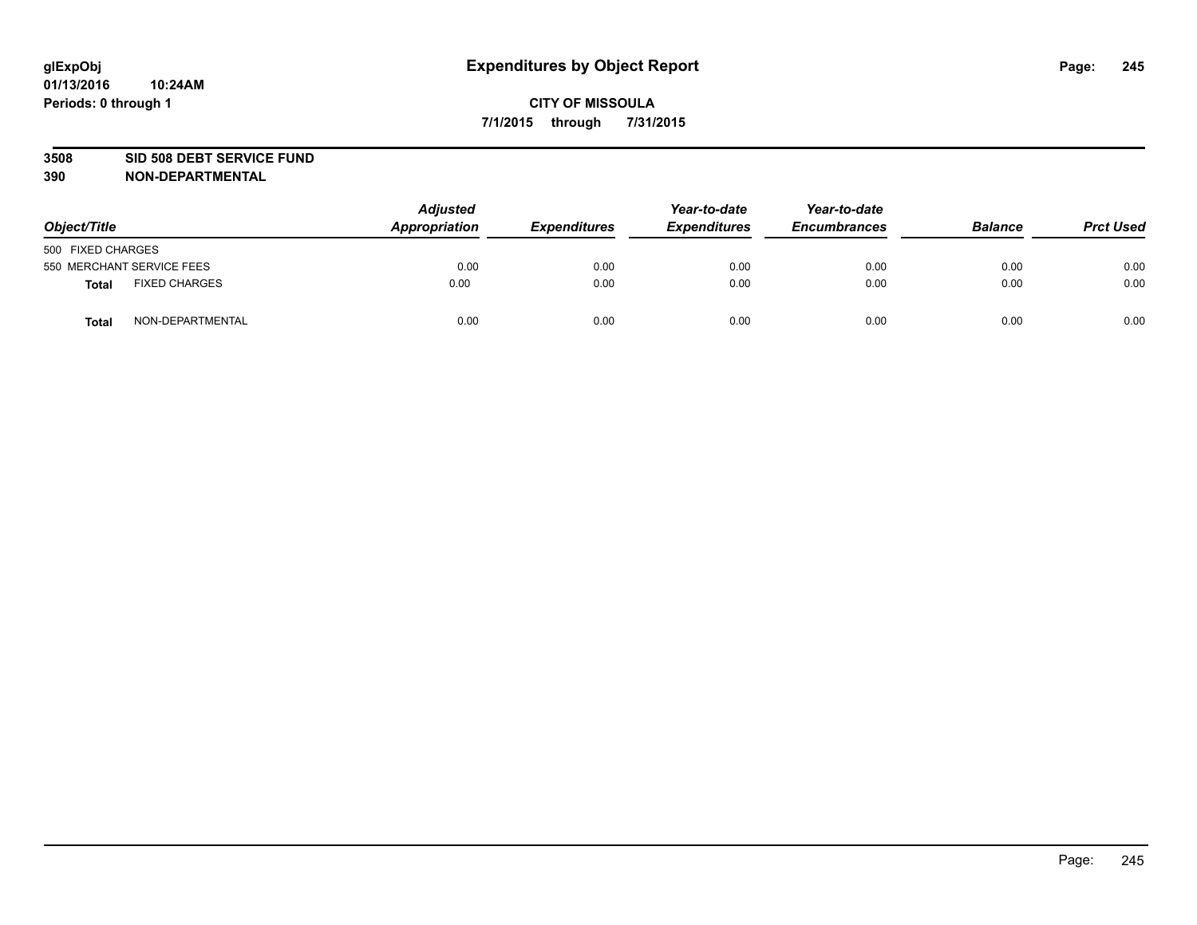**glExpObj**
**01/13/2016 10:24AM**
**Periods: 0 through 1**

# Expenditures by Object Report

**CITY OF MISSOULA**
**7/1/2015 through 7/31/2015**

**3508 SID 508 DEBT SERVICE FUND**
**390 NON-DEPARTMENTAL**

| Object/Title | | Adjusted Appropriation | Expenditures | Year-to-date Expenditures | Year-to-date Encumbrances | Balance | Prct Used |
|---|---|---|---|---|---|---|---|
| 500 FIXED CHARGES | | | | | | | |
| 550 MERCHANT SERVICE FEES | | 0.00 | 0.00 | 0.00 | 0.00 | 0.00 | 0.00 |
| **Total** | FIXED CHARGES | 0.00 | 0.00 | 0.00 | 0.00 | 0.00 | 0.00 |
| **Total** | NON-DEPARTMENTAL | 0.00 | 0.00 | 0.00 | 0.00 | 0.00 | 0.00 |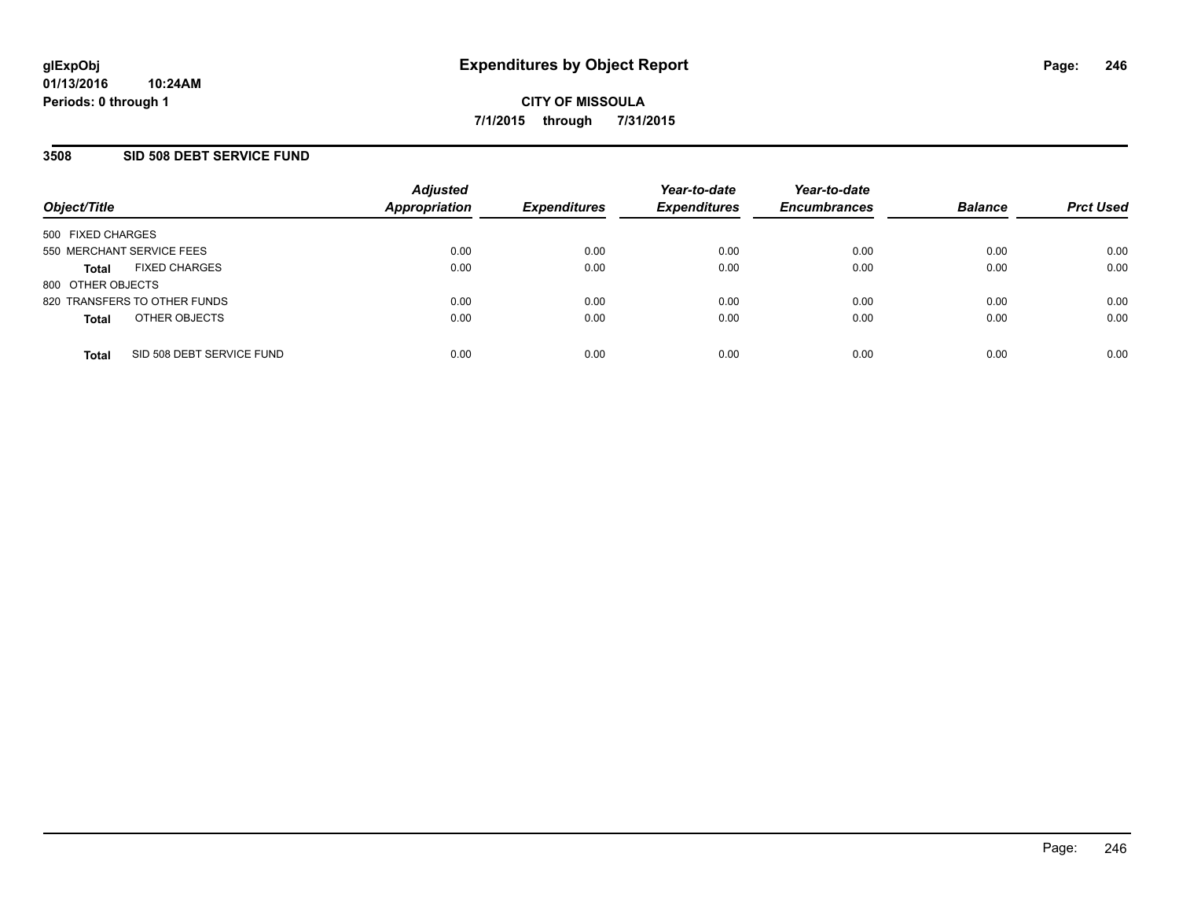glExpObj
01/13/2016 10:24AM
Periods: 0 through 1

# Expenditures by Object Report

**CITY OF MISSOULA**
**7/1/2015 through 7/31/2015**

## 3508 SID 508 DEBT SERVICE FUND

| Object/Title | | Adjusted Appropriation | Expenditures | Year-to-date Expenditures | Year-to-date Encumbrances | Balance | Prct Used |
|---|---|---|---|---|---|---|---|
| 500 FIXED CHARGES | | | | | | | |
| 550 MERCHANT SERVICE FEES | | 0.00 | 0.00 | 0.00 | 0.00 | 0.00 | 0.00 |
| **Total** | FIXED CHARGES | 0.00 | 0.00 | 0.00 | 0.00 | 0.00 | 0.00 |
| 800 OTHER OBJECTS | | | | | | | |
| 820 TRANSFERS TO OTHER FUNDS | | 0.00 | 0.00 | 0.00 | 0.00 | 0.00 | 0.00 |
| **Total** | OTHER OBJECTS | 0.00 | 0.00 | 0.00 | 0.00 | 0.00 | 0.00 |
| **Total** | SID 508 DEBT SERVICE FUND | 0.00 | 0.00 | 0.00 | 0.00 | 0.00 | 0.00 |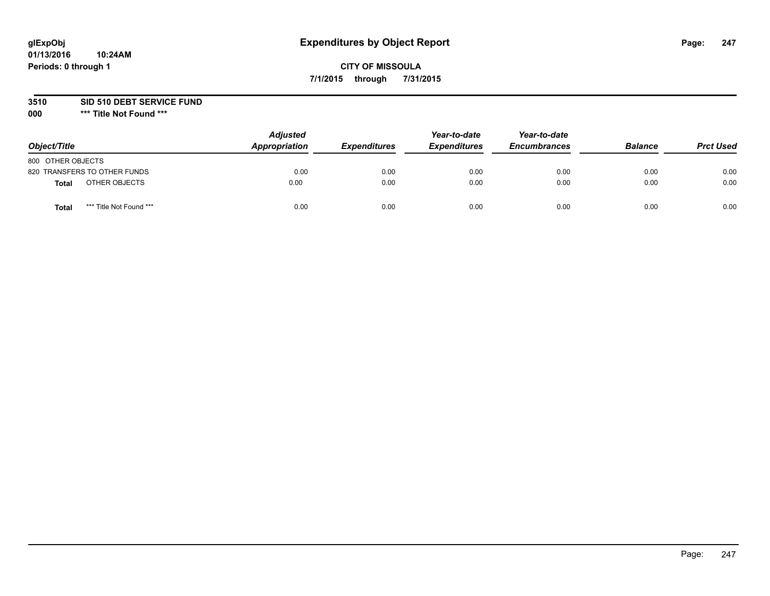# Expenditures by Object Report

glExpObj
01/13/2016 10:24AM
Periods: 0 through 1

**CITY OF MISSOULA**

**7/1/2015 through 7/31/2015**

**3510 SID 510 DEBT SERVICE FUND**

**000 *** Title Not Found *****

| Object/Title | Adjusted Appropriation | Expenditures | Year-to-date Expenditures | Year-to-date Encumbrances | Balance | Prct Used |
|---|---|---|---|---|---|---|
| 800 OTHER OBJECTS | | | | | | |
| 820 TRANSFERS TO OTHER FUNDS | 0.00 | 0.00 | 0.00 | 0.00 | 0.00 | 0.00 |
| **Total** OTHER OBJECTS | 0.00 | 0.00 | 0.00 | 0.00 | 0.00 | 0.00 |
| **Total** *** Title Not Found *** | 0.00 | 0.00 | 0.00 | 0.00 | 0.00 | 0.00 |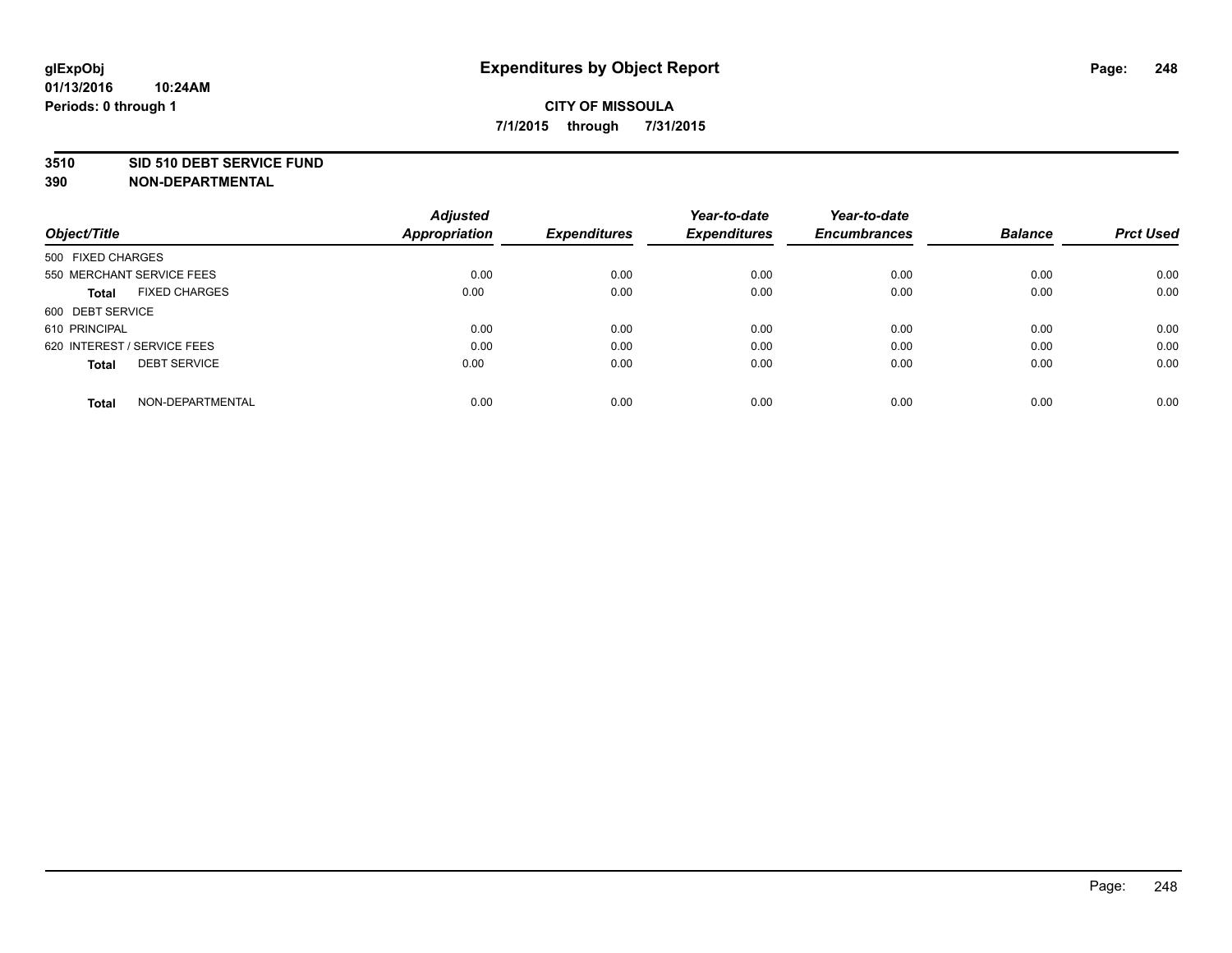# Expenditures by Object Report

glExpObj
01/13/2016 10:24AM
Periods: 0 through 1

**CITY OF MISSOULA**
**7/1/2015 through 7/31/2015**

**3510 SID 510 DEBT SERVICE FUND**
**390 NON-DEPARTMENTAL**

| Object/Title | Adjusted Appropriation | Expenditures | Year-to-date Expenditures | Year-to-date Encumbrances | Balance | Prct Used |
|---|---|---|---|---|---|---|
| 500 FIXED CHARGES | | | | | | |
| 550 MERCHANT SERVICE FEES | 0.00 | 0.00 | 0.00 | 0.00 | 0.00 | 0.00 |
| **Total** FIXED CHARGES | 0.00 | 0.00 | 0.00 | 0.00 | 0.00 | 0.00 |
| 600 DEBT SERVICE | | | | | | |
| 610 PRINCIPAL | 0.00 | 0.00 | 0.00 | 0.00 | 0.00 | 0.00 |
| 620 INTEREST / SERVICE FEES | 0.00 | 0.00 | 0.00 | 0.00 | 0.00 | 0.00 |
| **Total** DEBT SERVICE | 0.00 | 0.00 | 0.00 | 0.00 | 0.00 | 0.00 |
| **Total** NON-DEPARTMENTAL | 0.00 | 0.00 | 0.00 | 0.00 | 0.00 | 0.00 |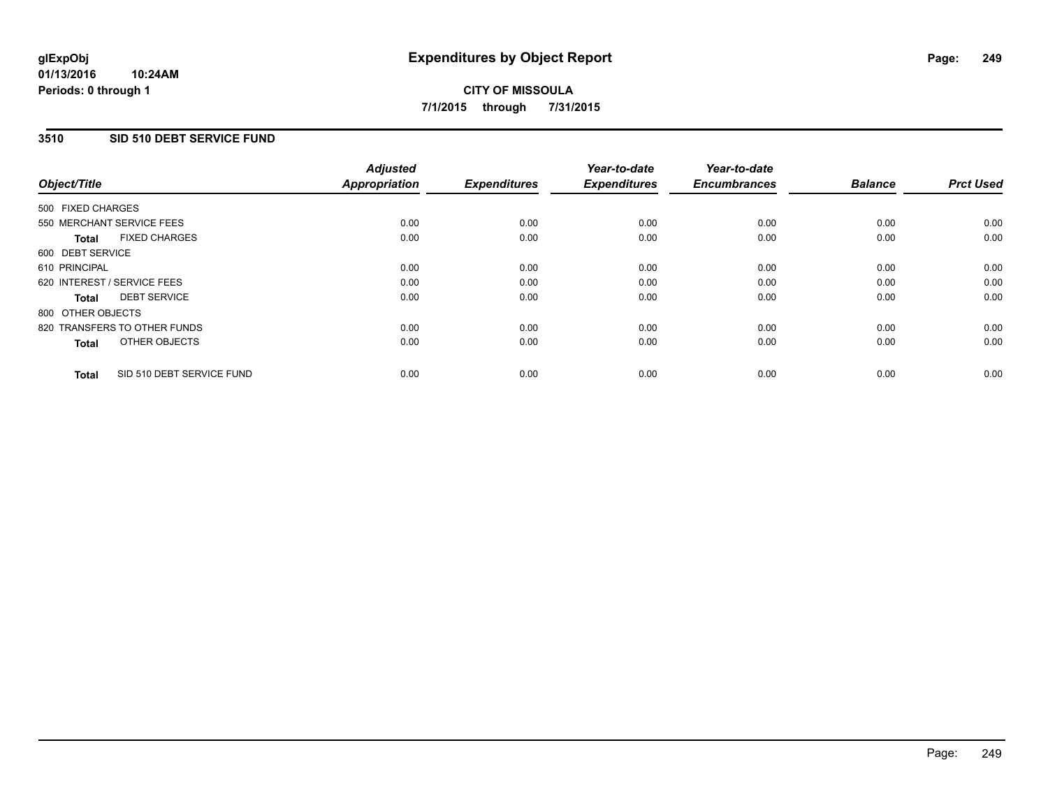# Expenditures by Object Report

glExpObj
01/13/2016 10:24AM
Periods: 0 through 1

**CITY OF MISSOULA**

**7/1/2015 through 7/31/2015**

## 3510 SID 510 DEBT SERVICE FUND

| Object/Title | Adjusted Appropriation | Expenditures | Year-to-date Expenditures | Year-to-date Encumbrances | Balance | Prct Used |
|---|---|---|---|---|---|---|
| 500 FIXED CHARGES | | | | | | |
| 550 MERCHANT SERVICE FEES | 0.00 | 0.00 | 0.00 | 0.00 | 0.00 | 0.00 |
| **Total** FIXED CHARGES | 0.00 | 0.00 | 0.00 | 0.00 | 0.00 | 0.00 |
| 600 DEBT SERVICE | | | | | | |
| 610 PRINCIPAL | 0.00 | 0.00 | 0.00 | 0.00 | 0.00 | 0.00 |
| 620 INTEREST / SERVICE FEES | 0.00 | 0.00 | 0.00 | 0.00 | 0.00 | 0.00 |
| **Total** DEBT SERVICE | 0.00 | 0.00 | 0.00 | 0.00 | 0.00 | 0.00 |
| 800 OTHER OBJECTS | | | | | | |
| 820 TRANSFERS TO OTHER FUNDS | 0.00 | 0.00 | 0.00 | 0.00 | 0.00 | 0.00 |
| **Total** OTHER OBJECTS | 0.00 | 0.00 | 0.00 | 0.00 | 0.00 | 0.00 |
| **Total** SID 510 DEBT SERVICE FUND | 0.00 | 0.00 | 0.00 | 0.00 | 0.00 | 0.00 |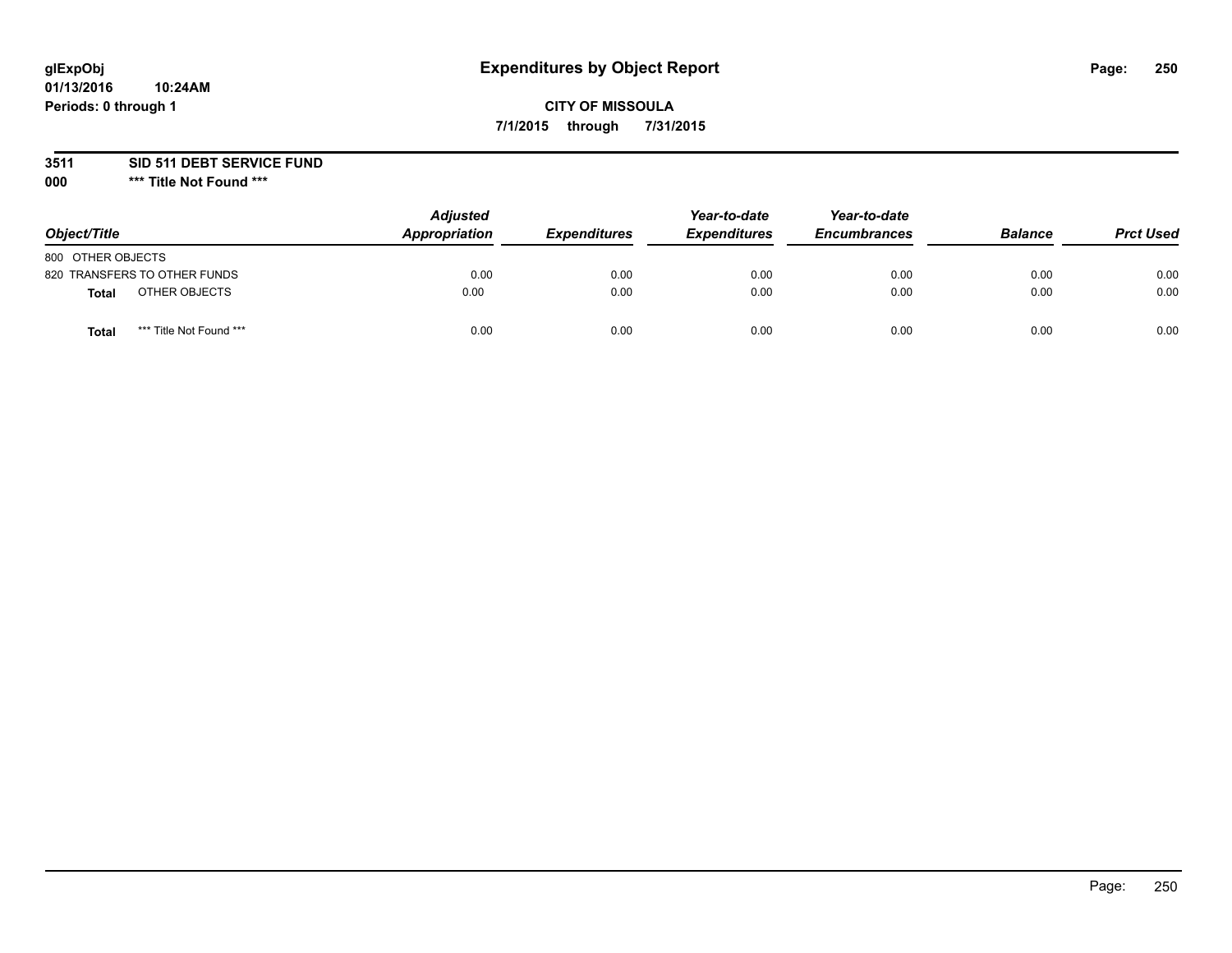**glExpObj**
**01/13/2016 10:24AM**
**Periods: 0 through 1**

# Expenditures by Object Report

**CITY OF MISSOULA**
**7/1/2015 through 7/31/2015**

**3511 SID 511 DEBT SERVICE FUND**
**000 *** Title Not Found *****

| Object/Title | Adjusted Appropriation | Expenditures | Year-to-date Expenditures | Year-to-date Encumbrances | Balance | Prct Used |
|---|---|---|---|---|---|---|
| 800 OTHER OBJECTS | | | | | | |
| 820 TRANSFERS TO OTHER FUNDS | 0.00 | 0.00 | 0.00 | 0.00 | 0.00 | 0.00 |
| **Total** OTHER OBJECTS | 0.00 | 0.00 | 0.00 | 0.00 | 0.00 | 0.00 |
| **Total** *** Title Not Found *** | 0.00 | 0.00 | 0.00 | 0.00 | 0.00 | 0.00 |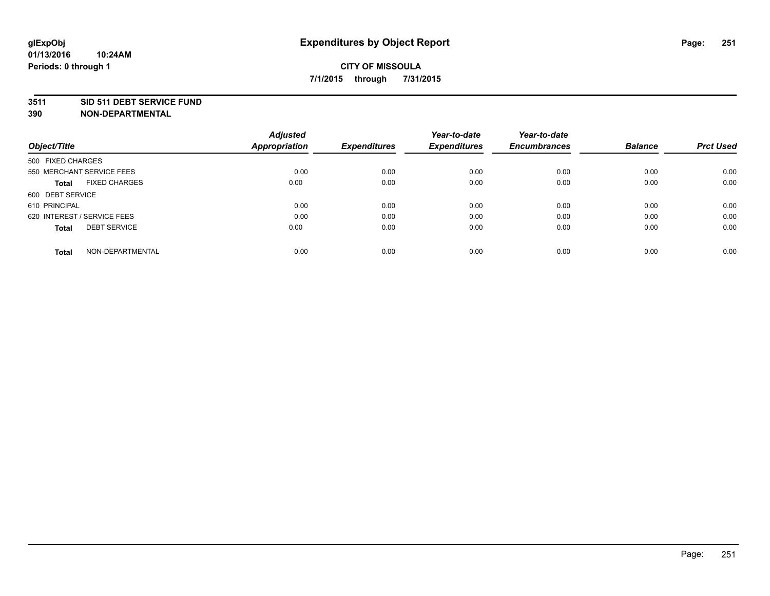**glExpObj**
**01/13/2016 10:24AM**
**Periods: 0 through 1**

# Expenditures by Object Report

**CITY OF MISSOULA**
**7/1/2015 through 7/31/2015**

**3511 SID 511 DEBT SERVICE FUND**
**390 NON-DEPARTMENTAL**

| Object/Title | Adjusted Appropriation | Expenditures | Year-to-date Expenditures | Year-to-date Encumbrances | Balance | Prct Used |
|---|---|---|---|---|---|---|
| 500 FIXED CHARGES | | | | | | |
| 550 MERCHANT SERVICE FEES | 0.00 | 0.00 | 0.00 | 0.00 | 0.00 | 0.00 |
| **Total** FIXED CHARGES | 0.00 | 0.00 | 0.00 | 0.00 | 0.00 | 0.00 |
| 600 DEBT SERVICE | | | | | | |
| 610 PRINCIPAL | 0.00 | 0.00 | 0.00 | 0.00 | 0.00 | 0.00 |
| 620 INTEREST / SERVICE FEES | 0.00 | 0.00 | 0.00 | 0.00 | 0.00 | 0.00 |
| **Total** DEBT SERVICE | 0.00 | 0.00 | 0.00 | 0.00 | 0.00 | 0.00 |
| **Total** NON-DEPARTMENTAL | 0.00 | 0.00 | 0.00 | 0.00 | 0.00 | 0.00 |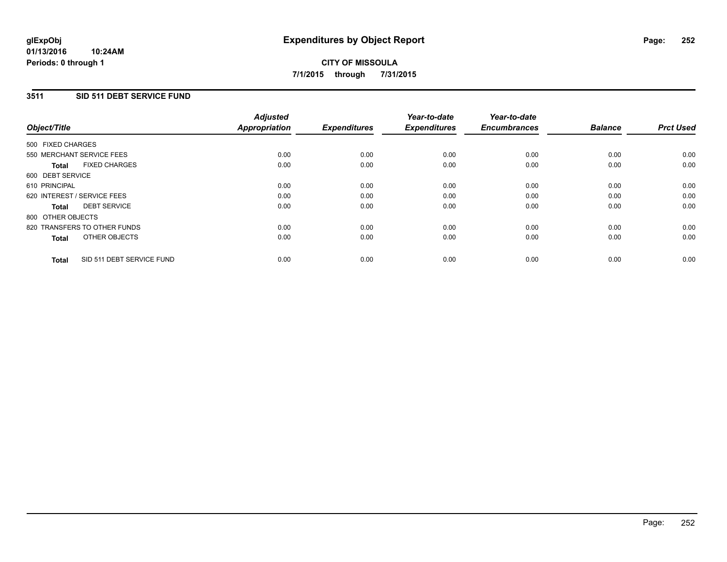**glExpObj**
**01/13/2016 10:24AM**
**Periods: 0 through 1**

# Expenditures by Object Report

**CITY OF MISSOULA**
**7/1/2015 through 7/31/2015**

## 3511 SID 511 DEBT SERVICE FUND

| Object/Title | Adjusted Appropriation | Expenditures | Year-to-date Expenditures | Year-to-date Encumbrances | Balance | Prct Used |
|---|---|---|---|---|---|---|
| 500 FIXED CHARGES | | | | | | |
| 550 MERCHANT SERVICE FEES | 0.00 | 0.00 | 0.00 | 0.00 | 0.00 | 0.00 |
| **Total** FIXED CHARGES | 0.00 | 0.00 | 0.00 | 0.00 | 0.00 | 0.00 |
| 600 DEBT SERVICE | | | | | | |
| 610 PRINCIPAL | 0.00 | 0.00 | 0.00 | 0.00 | 0.00 | 0.00 |
| 620 INTEREST / SERVICE FEES | 0.00 | 0.00 | 0.00 | 0.00 | 0.00 | 0.00 |
| **Total** DEBT SERVICE | 0.00 | 0.00 | 0.00 | 0.00 | 0.00 | 0.00 |
| 800 OTHER OBJECTS | | | | | | |
| 820 TRANSFERS TO OTHER FUNDS | 0.00 | 0.00 | 0.00 | 0.00 | 0.00 | 0.00 |
| **Total** OTHER OBJECTS | 0.00 | 0.00 | 0.00 | 0.00 | 0.00 | 0.00 |
| **Total** SID 511 DEBT SERVICE FUND | 0.00 | 0.00 | 0.00 | 0.00 | 0.00 | 0.00 |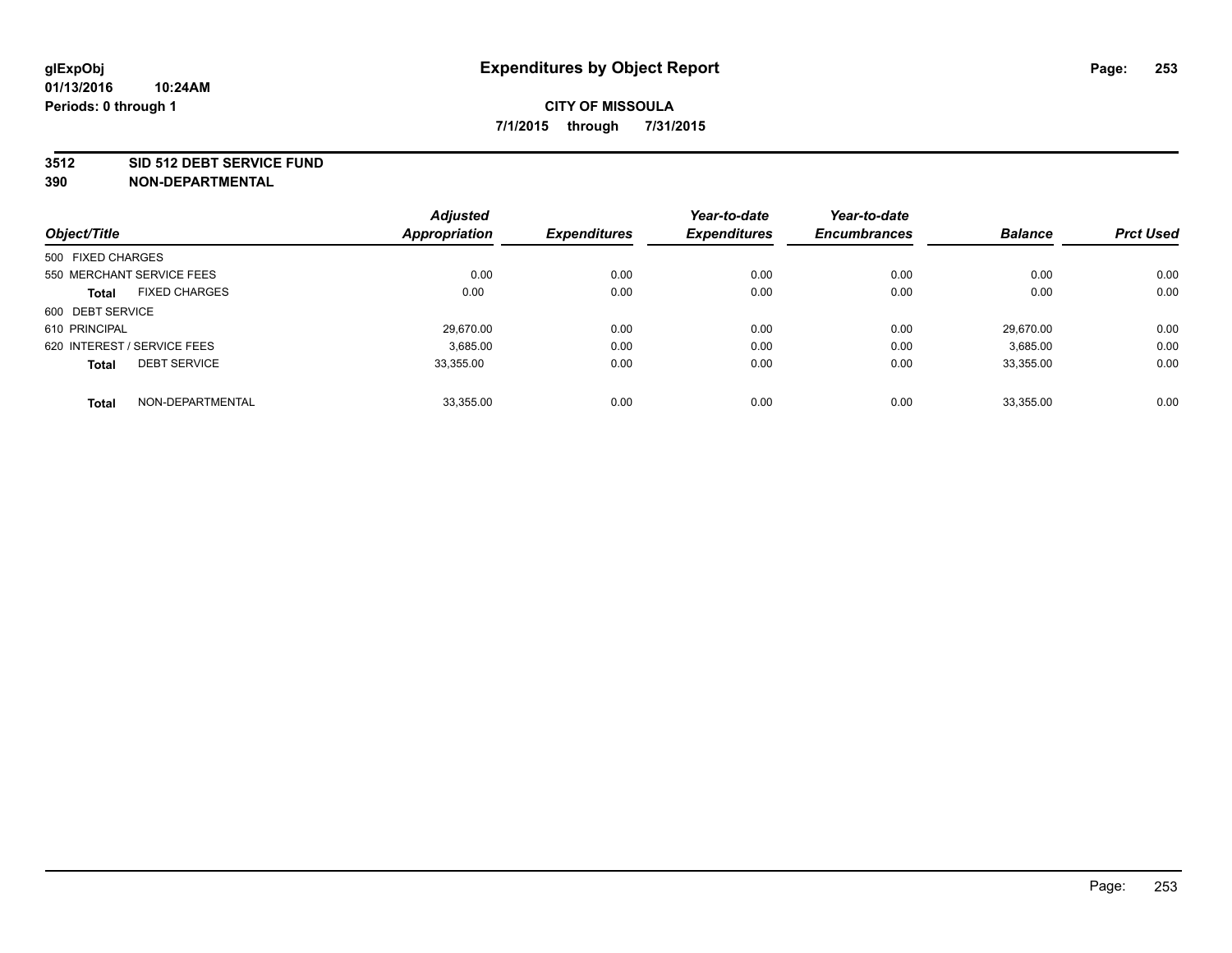**glExpObj**
**01/13/2016 10:24AM**
**Periods: 0 through 1**

# Expenditures by Object Report

**CITY OF MISSOULA**
**7/1/2015 through 7/31/2015**

**3512 SID 512 DEBT SERVICE FUND**
**390 NON-DEPARTMENTAL**

| Object/Title | Adjusted Appropriation | Expenditures | Year-to-date Expenditures | Year-to-date Encumbrances | Balance | Prct Used |
|---|---|---|---|---|---|---|
| 500 FIXED CHARGES | | | | | | |
| 550 MERCHANT SERVICE FEES | 0.00 | 0.00 | 0.00 | 0.00 | 0.00 | 0.00 |
| **Total** FIXED CHARGES | 0.00 | 0.00 | 0.00 | 0.00 | 0.00 | 0.00 |
| 600 DEBT SERVICE | | | | | | |
| 610 PRINCIPAL | 29,670.00 | 0.00 | 0.00 | 0.00 | 29,670.00 | 0.00 |
| 620 INTEREST / SERVICE FEES | 3,685.00 | 0.00 | 0.00 | 0.00 | 3,685.00 | 0.00 |
| **Total** DEBT SERVICE | 33,355.00 | 0.00 | 0.00 | 0.00 | 33,355.00 | 0.00 |
| **Total** NON-DEPARTMENTAL | 33,355.00 | 0.00 | 0.00 | 0.00 | 33,355.00 | 0.00 |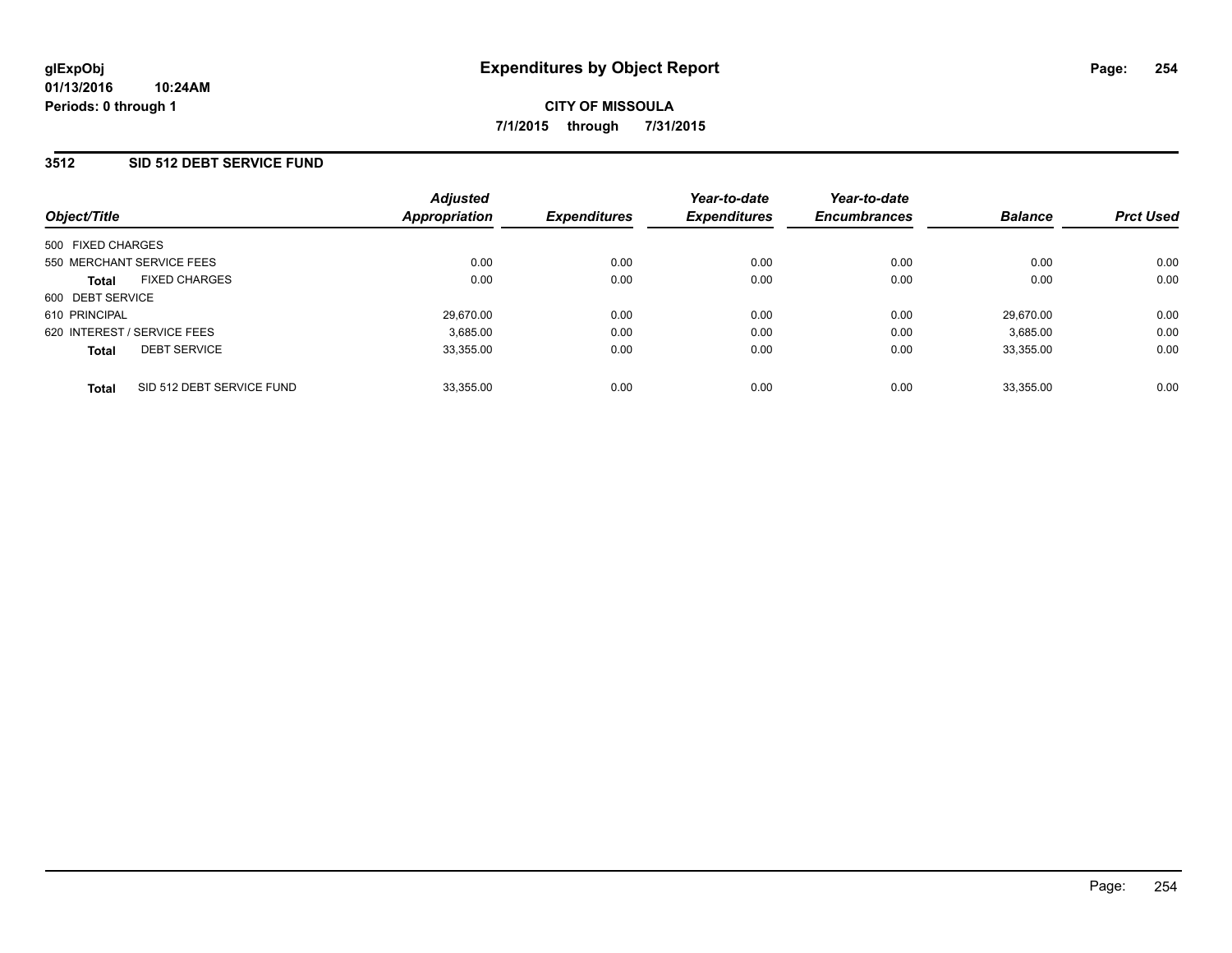glExpObj
01/13/2016 10:24AM
Periods: 0 through 1

# Expenditures by Object Report

CITY OF MISSOULA

7/1/2015 through 7/31/2015

## 3512 SID 512 DEBT SERVICE FUND

| Object/Title | Adjusted Appropriation | Expenditures | Year-to-date Expenditures | Year-to-date Encumbrances | Balance | Prct Used |
|---|---|---|---|---|---|---|
| 500 FIXED CHARGES | | | | | | |
| 550 MERCHANT SERVICE FEES | 0.00 | 0.00 | 0.00 | 0.00 | 0.00 | 0.00 |
| **Total** FIXED CHARGES | 0.00 | 0.00 | 0.00 | 0.00 | 0.00 | 0.00 |
| 600 DEBT SERVICE | | | | | | |
| 610 PRINCIPAL | 29,670.00 | 0.00 | 0.00 | 0.00 | 29,670.00 | 0.00 |
| 620 INTEREST / SERVICE FEES | 3,685.00 | 0.00 | 0.00 | 0.00 | 3,685.00 | 0.00 |
| **Total** DEBT SERVICE | 33,355.00 | 0.00 | 0.00 | 0.00 | 33,355.00 | 0.00 |
| **Total** SID 512 DEBT SERVICE FUND | 33,355.00 | 0.00 | 0.00 | 0.00 | 33,355.00 | 0.00 |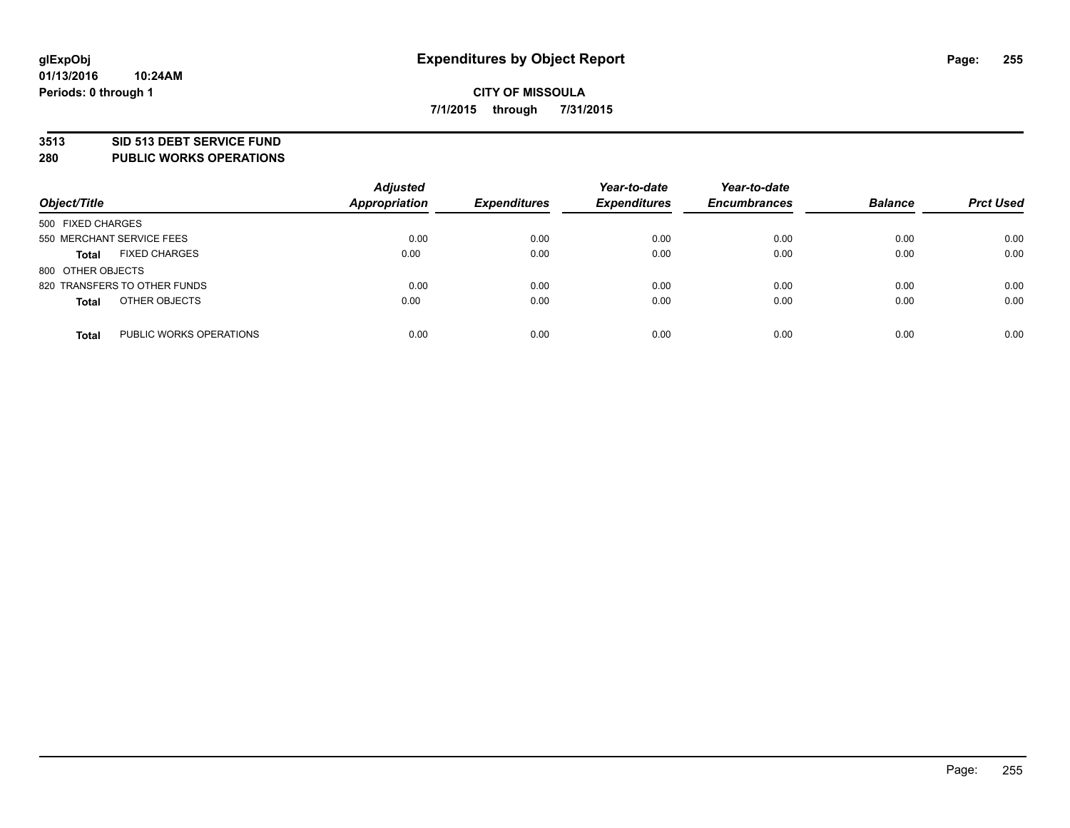**glExpObj**
**01/13/2016 10:24AM**
**Periods: 0 through 1**

# Expenditures by Object Report

**CITY OF MISSOULA**
**7/1/2015 through 7/31/2015**

## 3513 SID 513 DEBT SERVICE FUND
## 280 PUBLIC WORKS OPERATIONS

| Object/Title | Adjusted Appropriation | Expenditures | Year-to-date Expenditures | Year-to-date Encumbrances | Balance | Prct Used |
|---|---|---|---|---|---|---|
| 500 FIXED CHARGES | | | | | | |
| 550 MERCHANT SERVICE FEES | 0.00 | 0.00 | 0.00 | 0.00 | 0.00 | 0.00 |
| **Total** FIXED CHARGES | 0.00 | 0.00 | 0.00 | 0.00 | 0.00 | 0.00 |
| 800 OTHER OBJECTS | | | | | | |
| 820 TRANSFERS TO OTHER FUNDS | 0.00 | 0.00 | 0.00 | 0.00 | 0.00 | 0.00 |
| **Total** OTHER OBJECTS | 0.00 | 0.00 | 0.00 | 0.00 | 0.00 | 0.00 |
| **Total** PUBLIC WORKS OPERATIONS | 0.00 | 0.00 | 0.00 | 0.00 | 0.00 | 0.00 |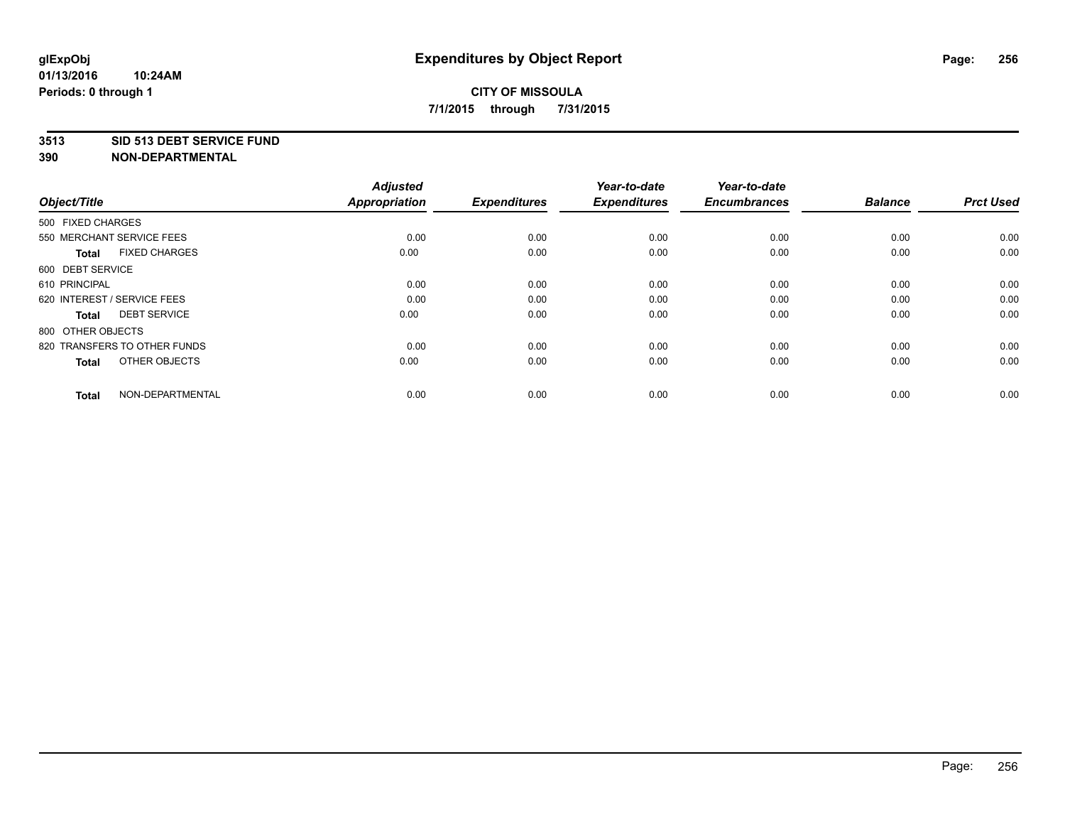# Expenditures by Object Report

**CITY OF MISSOULA**

**7/1/2015 through 7/31/2015**

glExpObj
01/13/2016 10:24AM
Periods: 0 through 1

**3513 SID 513 DEBT SERVICE FUND**
**390 NON-DEPARTMENTAL**

| Object/Title | Adjusted Appropriation | Expenditures | Year-to-date Expenditures | Year-to-date Encumbrances | Balance | Prct Used |
|---|---|---|---|---|---|---|
| 500 FIXED CHARGES | | | | | | |
| 550 MERCHANT SERVICE FEES | 0.00 | 0.00 | 0.00 | 0.00 | 0.00 | 0.00 |
| **Total** FIXED CHARGES | 0.00 | 0.00 | 0.00 | 0.00 | 0.00 | 0.00 |
| 600 DEBT SERVICE | | | | | | |
| 610 PRINCIPAL | 0.00 | 0.00 | 0.00 | 0.00 | 0.00 | 0.00 |
| 620 INTEREST / SERVICE FEES | 0.00 | 0.00 | 0.00 | 0.00 | 0.00 | 0.00 |
| **Total** DEBT SERVICE | 0.00 | 0.00 | 0.00 | 0.00 | 0.00 | 0.00 |
| 800 OTHER OBJECTS | | | | | | |
| 820 TRANSFERS TO OTHER FUNDS | 0.00 | 0.00 | 0.00 | 0.00 | 0.00 | 0.00 |
| **Total** OTHER OBJECTS | 0.00 | 0.00 | 0.00 | 0.00 | 0.00 | 0.00 |
| **Total** NON-DEPARTMENTAL | 0.00 | 0.00 | 0.00 | 0.00 | 0.00 | 0.00 |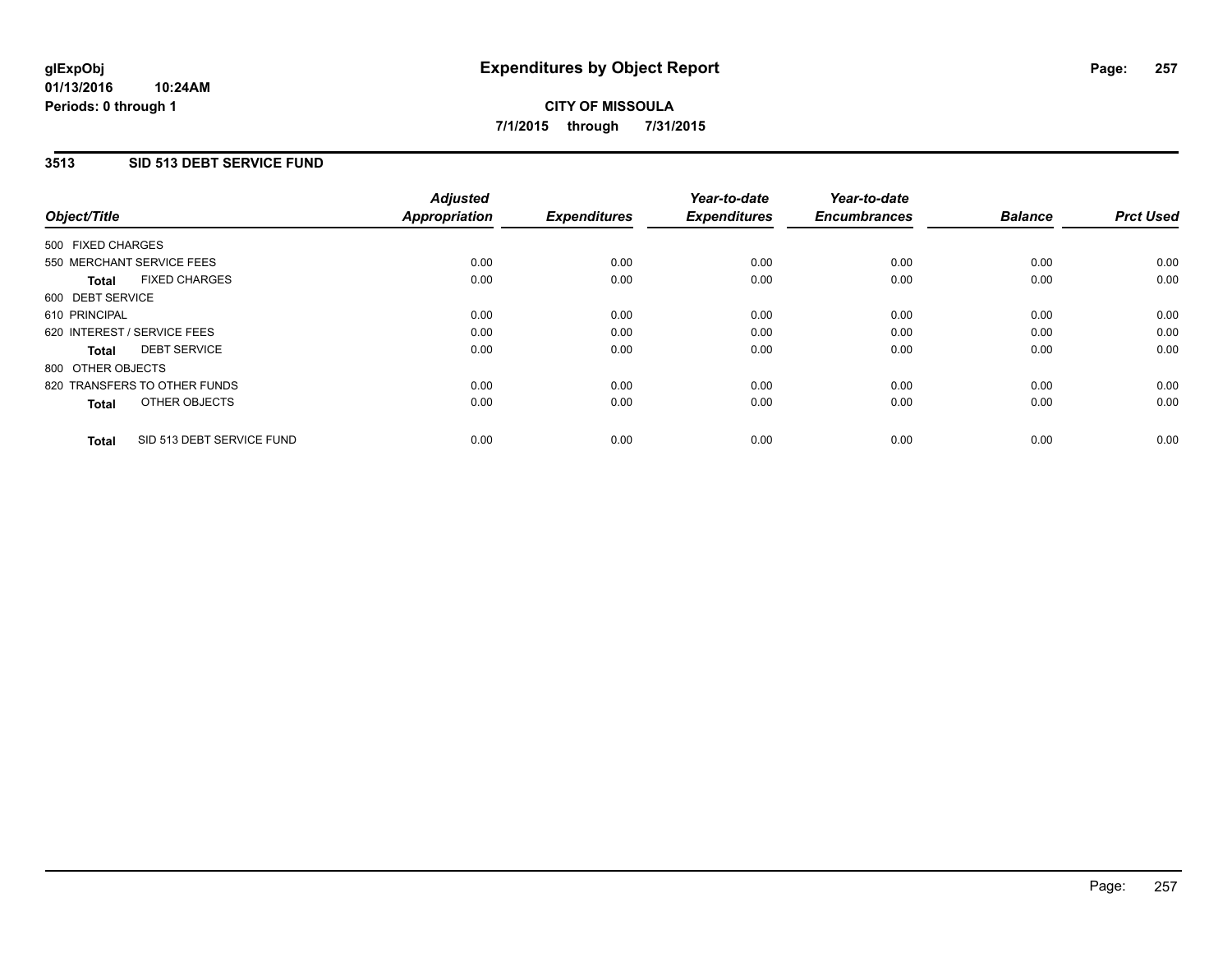# Expenditures by Object Report

glExpObj
01/13/2016 10:24AM
Periods: 0 through 1

**CITY OF MISSOULA**
**7/1/2015 through 7/31/2015**

## 3513 SID 513 DEBT SERVICE FUND

| Object/Title | Adjusted Appropriation | Expenditures | Year-to-date Expenditures | Year-to-date Encumbrances | Balance | Prct Used |
|---|---|---|---|---|---|---|
| 500 FIXED CHARGES | | | | | | |
| 550 MERCHANT SERVICE FEES | 0.00 | 0.00 | 0.00 | 0.00 | 0.00 | 0.00 |
| **Total** FIXED CHARGES | 0.00 | 0.00 | 0.00 | 0.00 | 0.00 | 0.00 |
| 600 DEBT SERVICE | | | | | | |
| 610 PRINCIPAL | 0.00 | 0.00 | 0.00 | 0.00 | 0.00 | 0.00 |
| 620 INTEREST / SERVICE FEES | 0.00 | 0.00 | 0.00 | 0.00 | 0.00 | 0.00 |
| **Total** DEBT SERVICE | 0.00 | 0.00 | 0.00 | 0.00 | 0.00 | 0.00 |
| 800 OTHER OBJECTS | | | | | | |
| 820 TRANSFERS TO OTHER FUNDS | 0.00 | 0.00 | 0.00 | 0.00 | 0.00 | 0.00 |
| **Total** OTHER OBJECTS | 0.00 | 0.00 | 0.00 | 0.00 | 0.00 | 0.00 |
| **Total** SID 513 DEBT SERVICE FUND | 0.00 | 0.00 | 0.00 | 0.00 | 0.00 | 0.00 |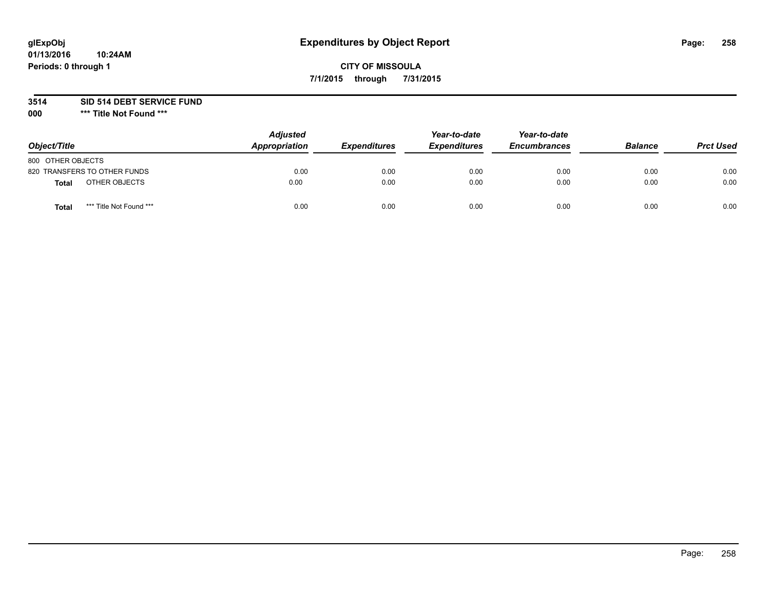**glExpObj** **Expenditures by Object Report**

**01/13/2016 10:24AM**

**Periods: 0 through 1**

**CITY OF MISSOULA**

**7/1/2015 through 7/31/2015**

**3514 SID 514 DEBT SERVICE FUND**

**000 *** Title Not Found *****

| Object/Title | Adjusted Appropriation | Expenditures | Year-to-date Expenditures | Year-to-date Encumbrances | Balance | Prct Used |
|---|---|---|---|---|---|---|
| 800 OTHER OBJECTS | | | | | | |
| 820 TRANSFERS TO OTHER FUNDS | 0.00 | 0.00 | 0.00 | 0.00 | 0.00 | 0.00 |
| **Total** OTHER OBJECTS | 0.00 | 0.00 | 0.00 | 0.00 | 0.00 | 0.00 |
| **Total** *** Title Not Found *** | 0.00 | 0.00 | 0.00 | 0.00 | 0.00 | 0.00 |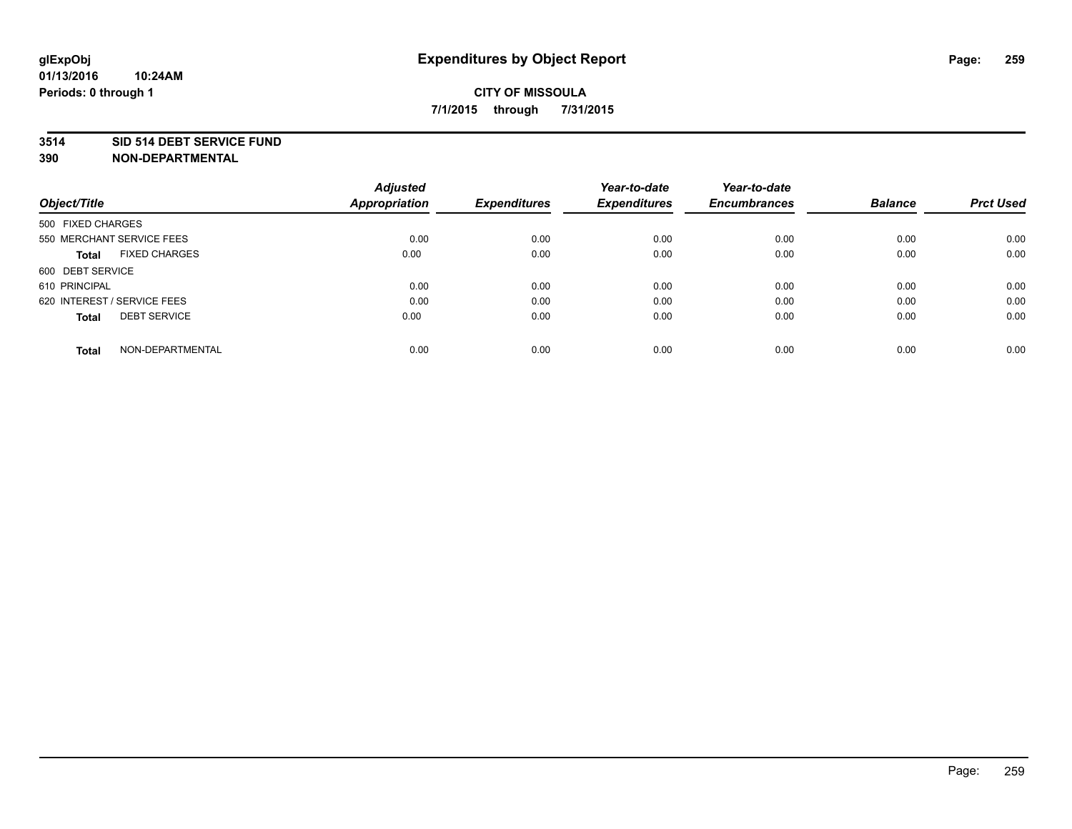# Expenditures by Object Report

glExpObj
01/13/2016 10:24AM
Periods: 0 through 1

**CITY OF MISSOULA**

**7/1/2015 through 7/31/2015**

**3514 SID 514 DEBT SERVICE FUND**
**390 NON-DEPARTMENTAL**

| Object/Title | Adjusted Appropriation | Expenditures | Year-to-date Expenditures | Year-to-date Encumbrances | Balance | Prct Used |
|---|---|---|---|---|---|---|
| 500 FIXED CHARGES | | | | | | |
| 550 MERCHANT SERVICE FEES | 0.00 | 0.00 | 0.00 | 0.00 | 0.00 | 0.00 |
| **Total** FIXED CHARGES | 0.00 | 0.00 | 0.00 | 0.00 | 0.00 | 0.00 |
| 600 DEBT SERVICE | | | | | | |
| 610 PRINCIPAL | 0.00 | 0.00 | 0.00 | 0.00 | 0.00 | 0.00 |
| 620 INTEREST / SERVICE FEES | 0.00 | 0.00 | 0.00 | 0.00 | 0.00 | 0.00 |
| **Total** DEBT SERVICE | 0.00 | 0.00 | 0.00 | 0.00 | 0.00 | 0.00 |
| **Total** NON-DEPARTMENTAL | 0.00 | 0.00 | 0.00 | 0.00 | 0.00 | 0.00 |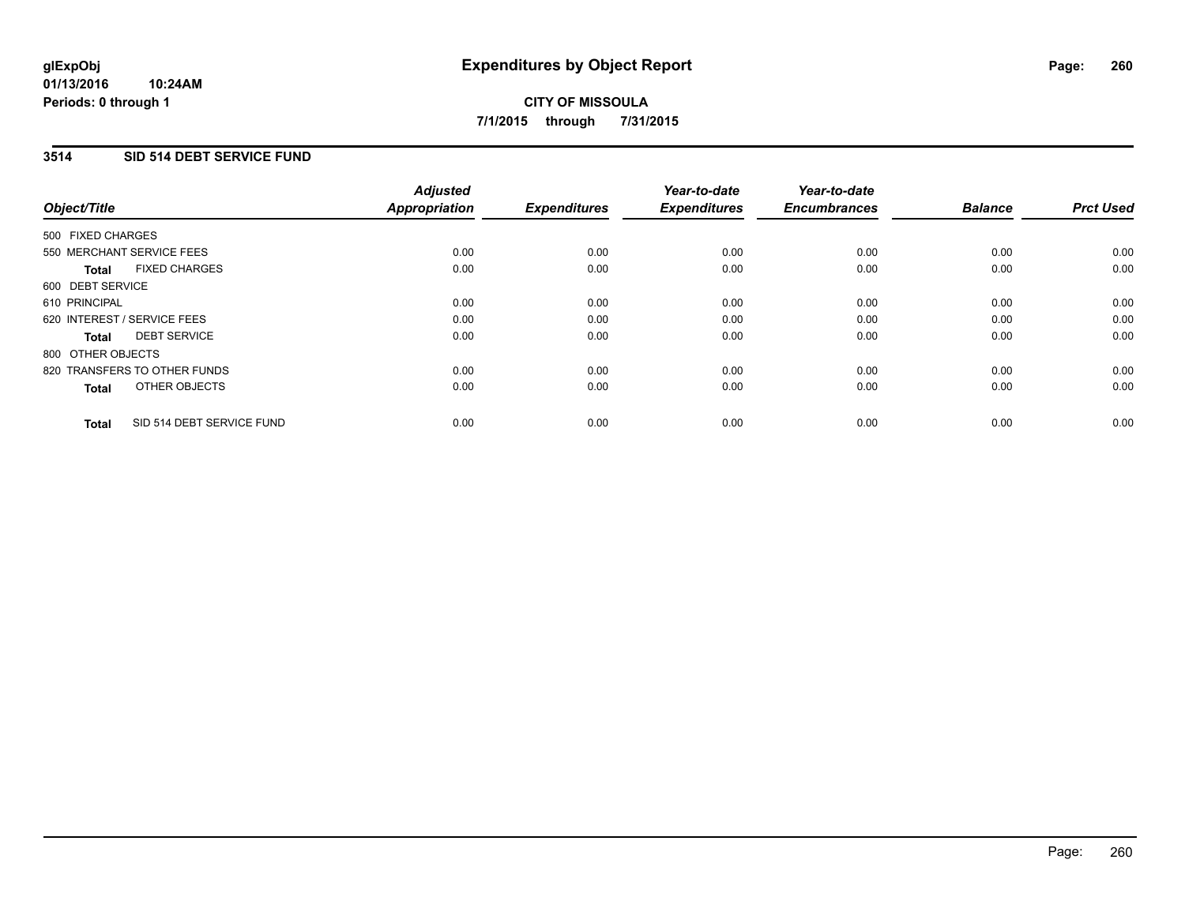glExpObj
01/13/2016 10:24AM
Periods: 0 through 1

# Expenditures by Object Report

**CITY OF MISSOULA**
**7/1/2015 through 7/31/2015**

## 3514 SID 514 DEBT SERVICE FUND

| Object/Title | | Adjusted Appropriation | Expenditures | Year-to-date Expenditures | Year-to-date Encumbrances | Balance | Prct Used |
|---|---|---|---|---|---|---|---|
| 500 FIXED CHARGES | | | | | | | |
| 550 MERCHANT SERVICE FEES | | 0.00 | 0.00 | 0.00 | 0.00 | 0.00 | 0.00 |
| **Total** | FIXED CHARGES | 0.00 | 0.00 | 0.00 | 0.00 | 0.00 | 0.00 |
| 600 DEBT SERVICE | | | | | | | |
| 610 PRINCIPAL | | 0.00 | 0.00 | 0.00 | 0.00 | 0.00 | 0.00 |
| 620 INTEREST / SERVICE FEES | | 0.00 | 0.00 | 0.00 | 0.00 | 0.00 | 0.00 |
| **Total** | DEBT SERVICE | 0.00 | 0.00 | 0.00 | 0.00 | 0.00 | 0.00 |
| 800 OTHER OBJECTS | | | | | | | |
| 820 TRANSFERS TO OTHER FUNDS | | 0.00 | 0.00 | 0.00 | 0.00 | 0.00 | 0.00 |
| **Total** | OTHER OBJECTS | 0.00 | 0.00 | 0.00 | 0.00 | 0.00 | 0.00 |
| **Total** | SID 514 DEBT SERVICE FUND | 0.00 | 0.00 | 0.00 | 0.00 | 0.00 | 0.00 |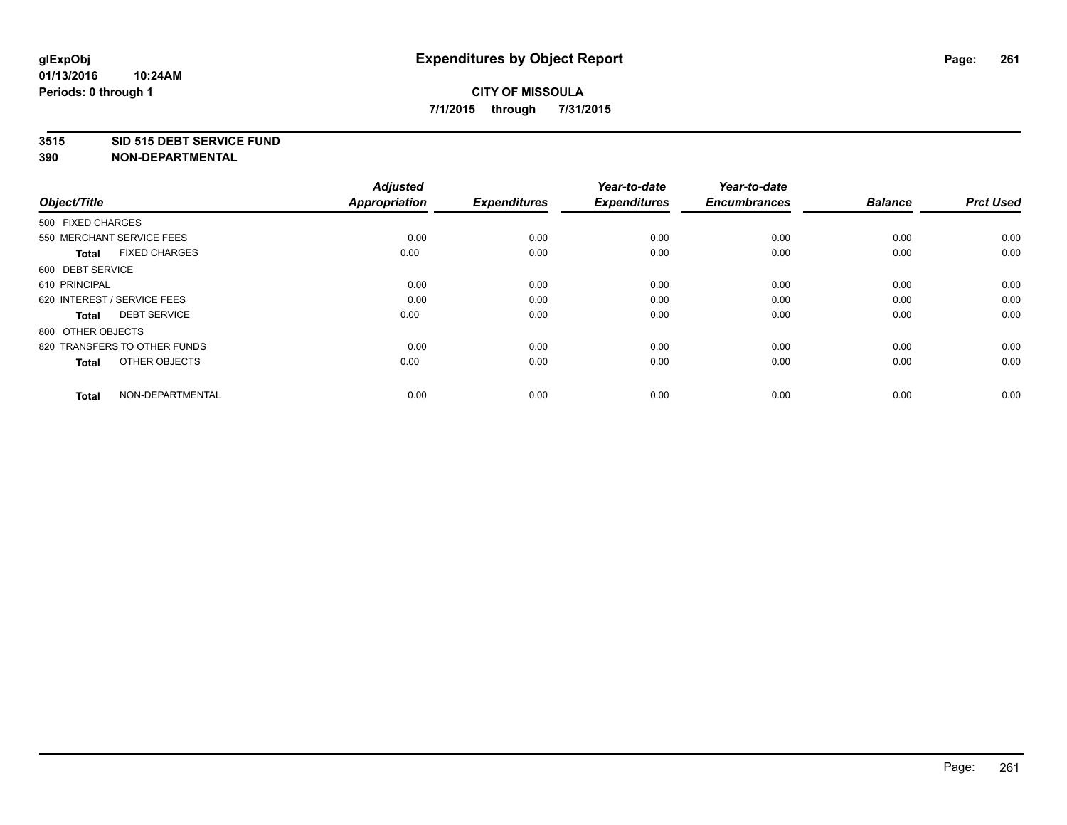# Expenditures by Object Report

glExpObj
01/13/2016 10:24AM
Periods: 0 through 1

**CITY OF MISSOULA**
**7/1/2015 through 7/31/2015**

**3515 SID 515 DEBT SERVICE FUND**
**390 NON-DEPARTMENTAL**

| Object/Title | Adjusted Appropriation | Expenditures | Year-to-date Expenditures | Year-to-date Encumbrances | Balance | Prct Used |
|---|---|---|---|---|---|---|
| 500 FIXED CHARGES | | | | | | |
| 550 MERCHANT SERVICE FEES | 0.00 | 0.00 | 0.00 | 0.00 | 0.00 | 0.00 |
| **Total** FIXED CHARGES | 0.00 | 0.00 | 0.00 | 0.00 | 0.00 | 0.00 |
| 600 DEBT SERVICE | | | | | | |
| 610 PRINCIPAL | 0.00 | 0.00 | 0.00 | 0.00 | 0.00 | 0.00 |
| 620 INTEREST / SERVICE FEES | 0.00 | 0.00 | 0.00 | 0.00 | 0.00 | 0.00 |
| **Total** DEBT SERVICE | 0.00 | 0.00 | 0.00 | 0.00 | 0.00 | 0.00 |
| 800 OTHER OBJECTS | | | | | | |
| 820 TRANSFERS TO OTHER FUNDS | 0.00 | 0.00 | 0.00 | 0.00 | 0.00 | 0.00 |
| **Total** OTHER OBJECTS | 0.00 | 0.00 | 0.00 | 0.00 | 0.00 | 0.00 |
| **Total** NON-DEPARTMENTAL | 0.00 | 0.00 | 0.00 | 0.00 | 0.00 | 0.00 |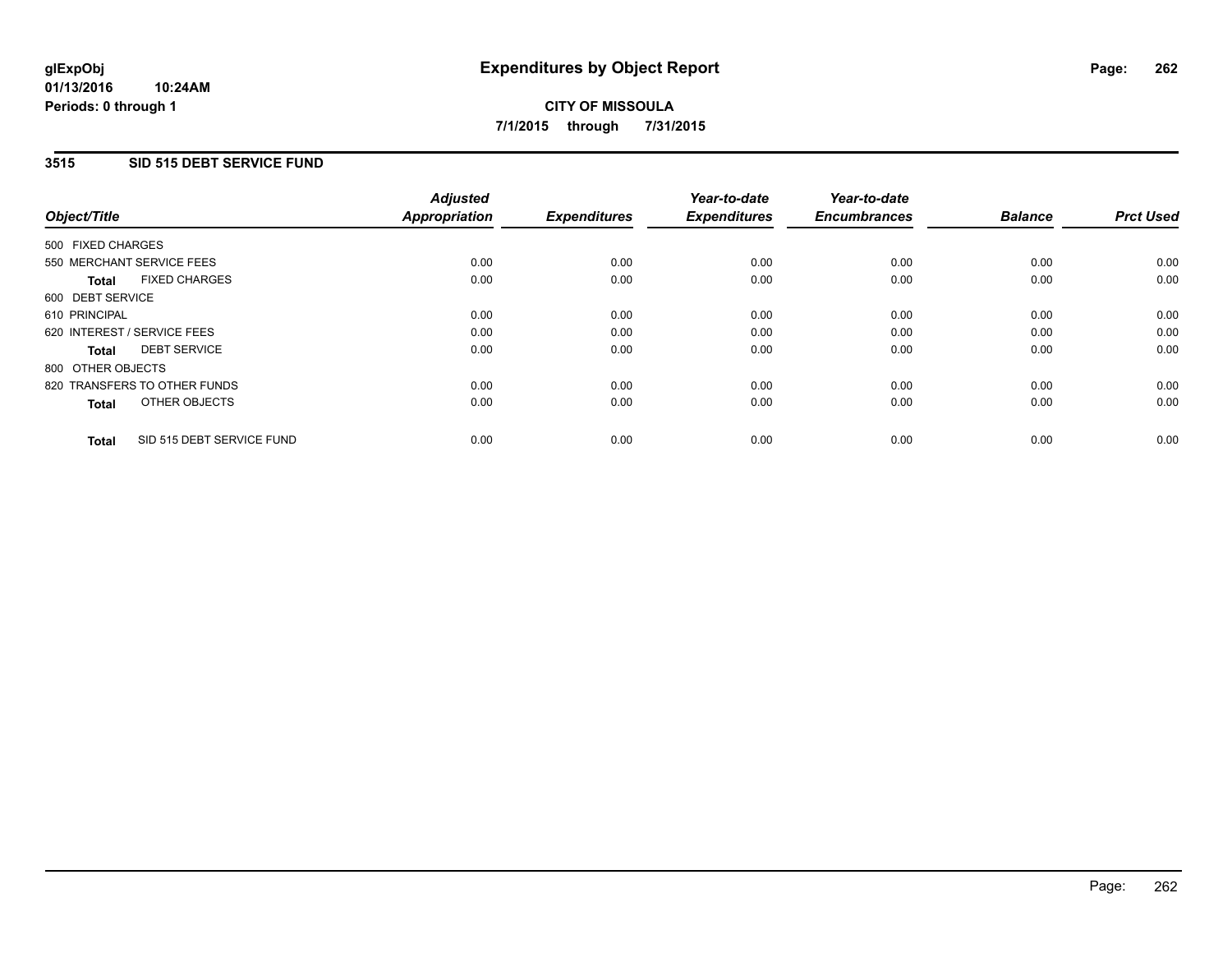**glExpObj**
**01/13/2016 10:24AM**
**Periods: 0 through 1**

# Expenditures by Object Report

**CITY OF MISSOULA**
**7/1/2015 through 7/31/2015**

## 3515 SID 515 DEBT SERVICE FUND

| Object/Title | Adjusted Appropriation | Expenditures | Year-to-date Expenditures | Year-to-date Encumbrances | Balance | Prct Used |
|---|---|---|---|---|---|---|
| 500 FIXED CHARGES | | | | | | |
| 550 MERCHANT SERVICE FEES | 0.00 | 0.00 | 0.00 | 0.00 | 0.00 | 0.00 |
| **Total** FIXED CHARGES | 0.00 | 0.00 | 0.00 | 0.00 | 0.00 | 0.00 |
| 600 DEBT SERVICE | | | | | | |
| 610 PRINCIPAL | 0.00 | 0.00 | 0.00 | 0.00 | 0.00 | 0.00 |
| 620 INTEREST / SERVICE FEES | 0.00 | 0.00 | 0.00 | 0.00 | 0.00 | 0.00 |
| **Total** DEBT SERVICE | 0.00 | 0.00 | 0.00 | 0.00 | 0.00 | 0.00 |
| 800 OTHER OBJECTS | | | | | | |
| 820 TRANSFERS TO OTHER FUNDS | 0.00 | 0.00 | 0.00 | 0.00 | 0.00 | 0.00 |
| **Total** OTHER OBJECTS | 0.00 | 0.00 | 0.00 | 0.00 | 0.00 | 0.00 |
| **Total** SID 515 DEBT SERVICE FUND | 0.00 | 0.00 | 0.00 | 0.00 | 0.00 | 0.00 |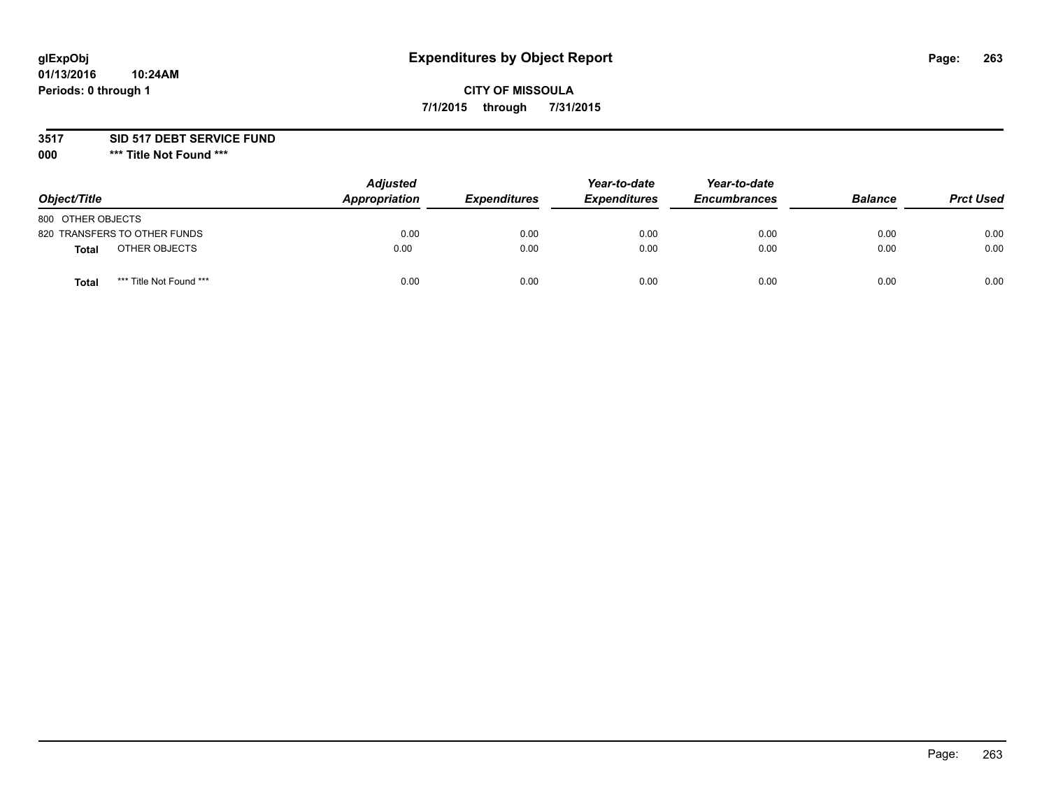glExpObj
01/13/2016 10:24AM
Periods: 0 through 1

# Expenditures by Object Report

**CITY OF MISSOULA**
**7/1/2015 through 7/31/2015**

**3517 SID 517 DEBT SERVICE FUND**
**000 *** Title Not Found *****

| Object/Title | | Adjusted Appropriation | Expenditures | Year-to-date Expenditures | Year-to-date Encumbrances | Balance | Prct Used |
|---|---|---|---|---|---|---|---|
| 800 OTHER OBJECTS | | | | | | | |
| 820 TRANSFERS TO OTHER FUNDS | | 0.00 | 0.00 | 0.00 | 0.00 | 0.00 | 0.00 |
| **Total** | OTHER OBJECTS | 0.00 | 0.00 | 0.00 | 0.00 | 0.00 | 0.00 |
| **Total** | *** Title Not Found *** | 0.00 | 0.00 | 0.00 | 0.00 | 0.00 | 0.00 |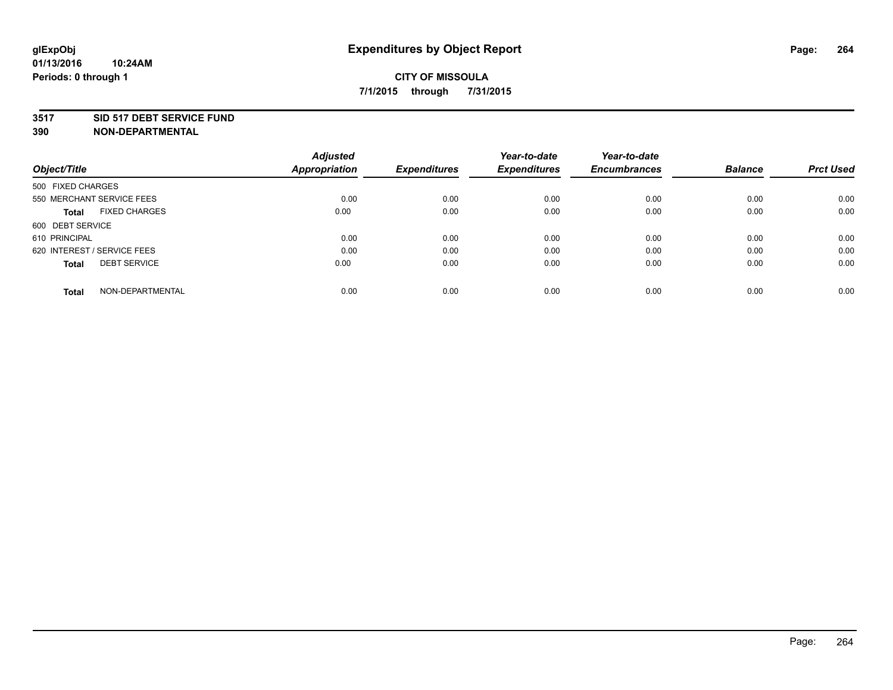**glExpObj**
**01/13/2016 10:24AM**
**Periods: 0 through 1**

# Expenditures by Object Report

**CITY OF MISSOULA**
**7/1/2015 through 7/31/2015**

**3517 SID 517 DEBT SERVICE FUND**
**390 NON-DEPARTMENTAL**

| Object/Title | Adjusted Appropriation | Expenditures | Year-to-date Expenditures | Year-to-date Encumbrances | Balance | Prct Used |
|---|---|---|---|---|---|---|
| 500 FIXED CHARGES | | | | | | |
| 550 MERCHANT SERVICE FEES | 0.00 | 0.00 | 0.00 | 0.00 | 0.00 | 0.00 |
| **Total** FIXED CHARGES | 0.00 | 0.00 | 0.00 | 0.00 | 0.00 | 0.00 |
| 600 DEBT SERVICE | | | | | | |
| 610 PRINCIPAL | 0.00 | 0.00 | 0.00 | 0.00 | 0.00 | 0.00 |
| 620 INTEREST / SERVICE FEES | 0.00 | 0.00 | 0.00 | 0.00 | 0.00 | 0.00 |
| **Total** DEBT SERVICE | 0.00 | 0.00 | 0.00 | 0.00 | 0.00 | 0.00 |
| **Total** NON-DEPARTMENTAL | 0.00 | 0.00 | 0.00 | 0.00 | 0.00 | 0.00 |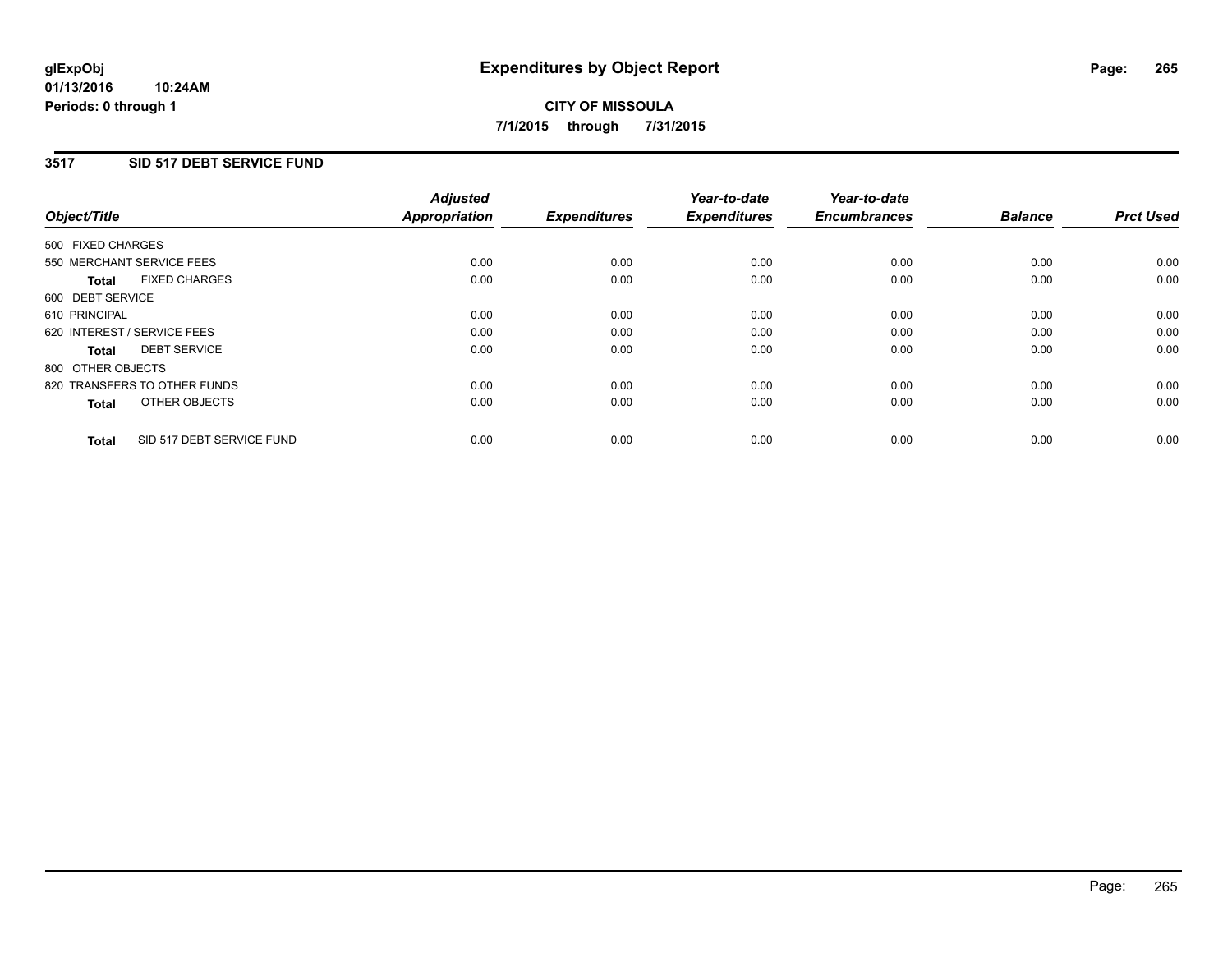**glExpObj**
**01/13/2016 10:24AM**
**Periods: 0 through 1**

# Expenditures by Object Report

**CITY OF MISSOULA**
**7/1/2015 through 7/31/2015**

## 3517 SID 517 DEBT SERVICE FUND

| Object/Title | | Adjusted Appropriation | Expenditures | Year-to-date Expenditures | Year-to-date Encumbrances | Balance | Prct Used |
|---|---|---|---|---|---|---|---|
| 500 FIXED CHARGES | | | | | | | |
| 550 MERCHANT SERVICE FEES | | 0.00 | 0.00 | 0.00 | 0.00 | 0.00 | 0.00 |
| **Total** | FIXED CHARGES | 0.00 | 0.00 | 0.00 | 0.00 | 0.00 | 0.00 |
| 600 DEBT SERVICE | | | | | | | |
| 610 PRINCIPAL | | 0.00 | 0.00 | 0.00 | 0.00 | 0.00 | 0.00 |
| 620 INTEREST / SERVICE FEES | | 0.00 | 0.00 | 0.00 | 0.00 | 0.00 | 0.00 |
| **Total** | DEBT SERVICE | 0.00 | 0.00 | 0.00 | 0.00 | 0.00 | 0.00 |
| 800 OTHER OBJECTS | | | | | | | |
| 820 TRANSFERS TO OTHER FUNDS | | 0.00 | 0.00 | 0.00 | 0.00 | 0.00 | 0.00 |
| **Total** | OTHER OBJECTS | 0.00 | 0.00 | 0.00 | 0.00 | 0.00 | 0.00 |
| **Total** | SID 517 DEBT SERVICE FUND | 0.00 | 0.00 | 0.00 | 0.00 | 0.00 | 0.00 |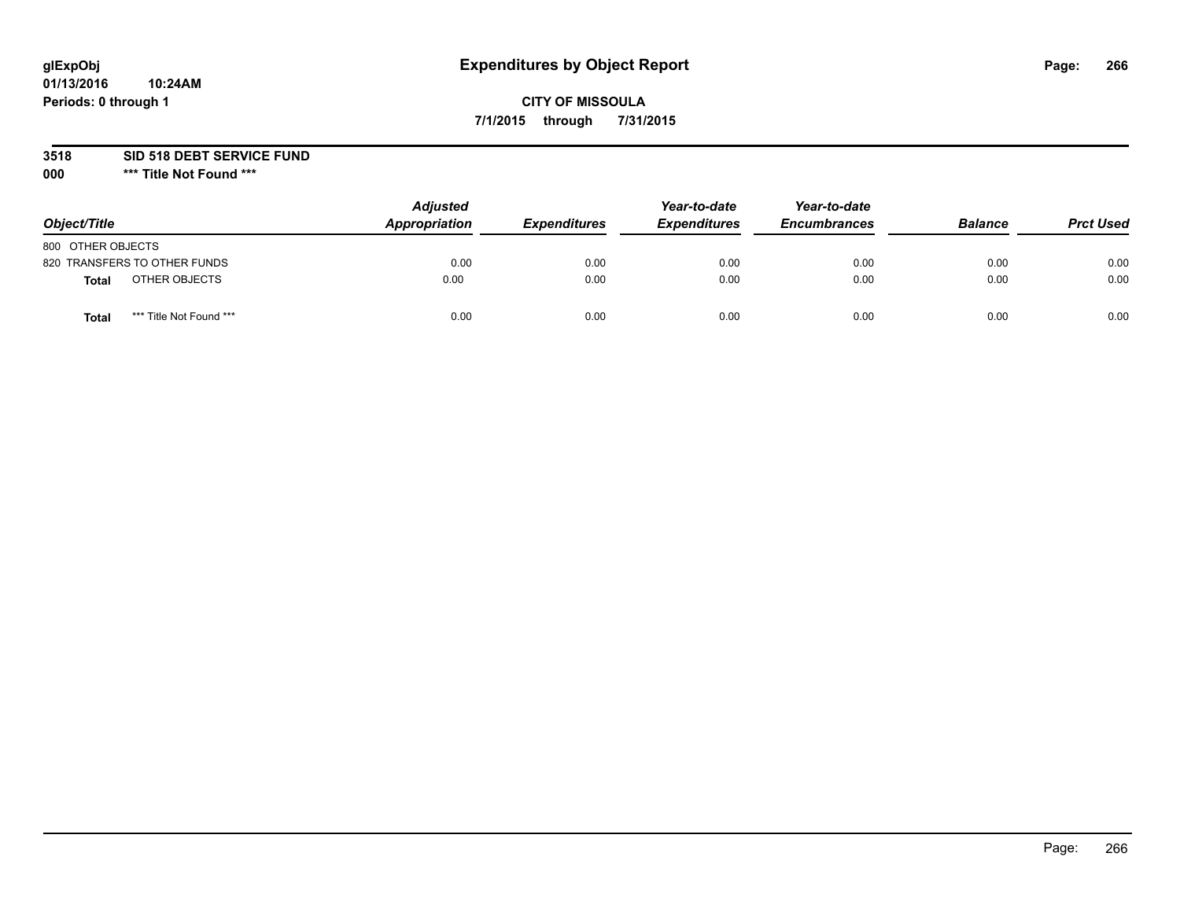glExpObj
01/13/2016 10:24AM
Periods: 0 through 1

# Expenditures by Object Report

**CITY OF MISSOULA**

**7/1/2015 through 7/31/2015**

**3518 SID 518 DEBT SERVICE FUND**

**000 \*\*\* Title Not Found \*\*\***

| Object/Title | | Adjusted Appropriation | Expenditures | Year-to-date Expenditures | Year-to-date Encumbrances | Balance | Prct Used |
|---|---|---|---|---|---|---|---|
| 800 OTHER OBJECTS | | | | | | | |
| 820 TRANSFERS TO OTHER FUNDS | | 0.00 | 0.00 | 0.00 | 0.00 | 0.00 | 0.00 |
| **Total** | OTHER OBJECTS | 0.00 | 0.00 | 0.00 | 0.00 | 0.00 | 0.00 |
| **Total** | \*\*\* Title Not Found \*\*\* | 0.00 | 0.00 | 0.00 | 0.00 | 0.00 | 0.00 |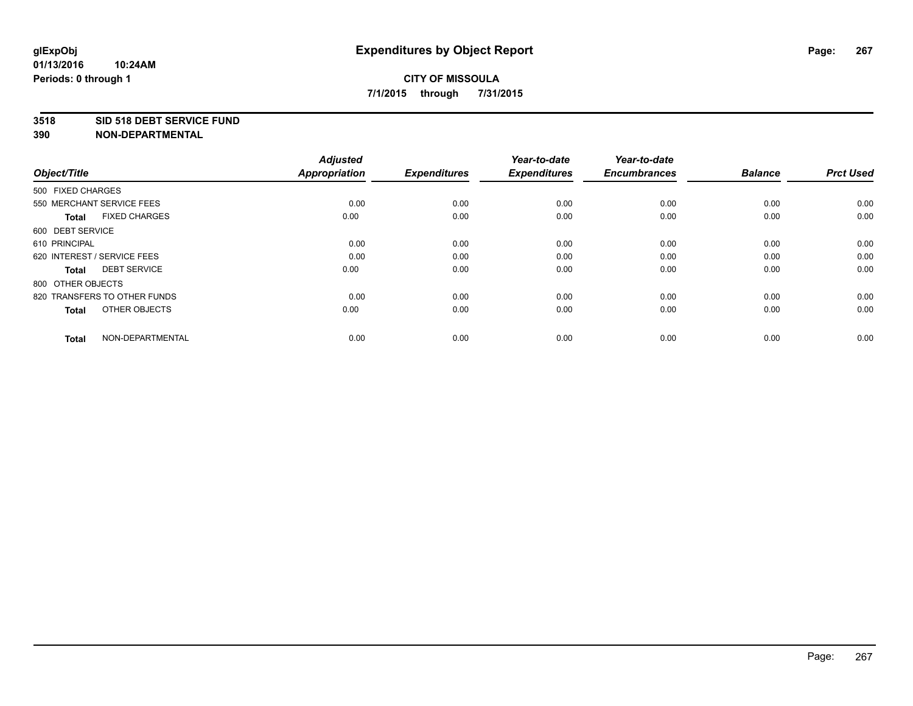glExpObj
01/13/2016 10:24AM
Periods: 0 through 1

# Expenditures by Object Report

**CITY OF MISSOULA**

**7/1/2015 through 7/31/2015**

**3518 SID 518 DEBT SERVICE FUND**

**390 NON-DEPARTMENTAL**

| Object/Title | Adjusted Appropriation | Expenditures | Year-to-date Expenditures | Year-to-date Encumbrances | Balance | Prct Used |
|---|---|---|---|---|---|---|
| 500 FIXED CHARGES | | | | | | |
| 550 MERCHANT SERVICE FEES | 0.00 | 0.00 | 0.00 | 0.00 | 0.00 | 0.00 |
| **Total** FIXED CHARGES | 0.00 | 0.00 | 0.00 | 0.00 | 0.00 | 0.00 |
| 600 DEBT SERVICE | | | | | | |
| 610 PRINCIPAL | 0.00 | 0.00 | 0.00 | 0.00 | 0.00 | 0.00 |
| 620 INTEREST / SERVICE FEES | 0.00 | 0.00 | 0.00 | 0.00 | 0.00 | 0.00 |
| **Total** DEBT SERVICE | 0.00 | 0.00 | 0.00 | 0.00 | 0.00 | 0.00 |
| 800 OTHER OBJECTS | | | | | | |
| 820 TRANSFERS TO OTHER FUNDS | 0.00 | 0.00 | 0.00 | 0.00 | 0.00 | 0.00 |
| **Total** OTHER OBJECTS | 0.00 | 0.00 | 0.00 | 0.00 | 0.00 | 0.00 |
| **Total** NON-DEPARTMENTAL | 0.00 | 0.00 | 0.00 | 0.00 | 0.00 | 0.00 |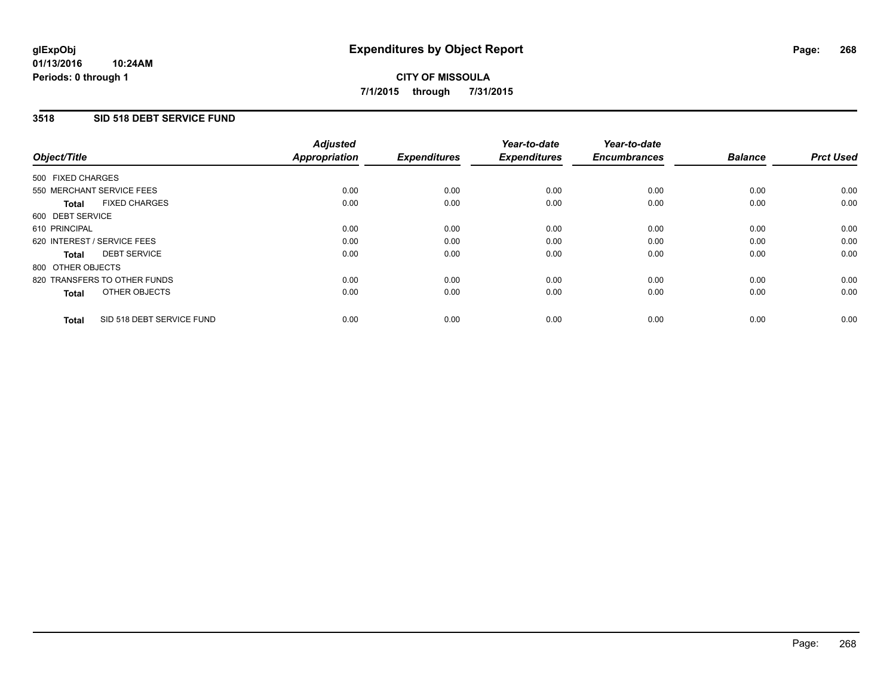**glExpObj**
**01/13/2016 10:24AM**
**Periods: 0 through 1**

# Expenditures by Object Report

**CITY OF MISSOULA**
**7/1/2015 through 7/31/2015**

## 3518 SID 518 DEBT SERVICE FUND

| Object/Title | Adjusted Appropriation | Expenditures | Year-to-date Expenditures | Year-to-date Encumbrances | Balance | Prct Used |
|---|---|---|---|---|---|---|
| 500 FIXED CHARGES | | | | | | |
| 550 MERCHANT SERVICE FEES | 0.00 | 0.00 | 0.00 | 0.00 | 0.00 | 0.00 |
| **Total** FIXED CHARGES | 0.00 | 0.00 | 0.00 | 0.00 | 0.00 | 0.00 |
| 600 DEBT SERVICE | | | | | | |
| 610 PRINCIPAL | 0.00 | 0.00 | 0.00 | 0.00 | 0.00 | 0.00 |
| 620 INTEREST / SERVICE FEES | 0.00 | 0.00 | 0.00 | 0.00 | 0.00 | 0.00 |
| **Total** DEBT SERVICE | 0.00 | 0.00 | 0.00 | 0.00 | 0.00 | 0.00 |
| 800 OTHER OBJECTS | | | | | | |
| 820 TRANSFERS TO OTHER FUNDS | 0.00 | 0.00 | 0.00 | 0.00 | 0.00 | 0.00 |
| **Total** OTHER OBJECTS | 0.00 | 0.00 | 0.00 | 0.00 | 0.00 | 0.00 |
| **Total** SID 518 DEBT SERVICE FUND | 0.00 | 0.00 | 0.00 | 0.00 | 0.00 | 0.00 |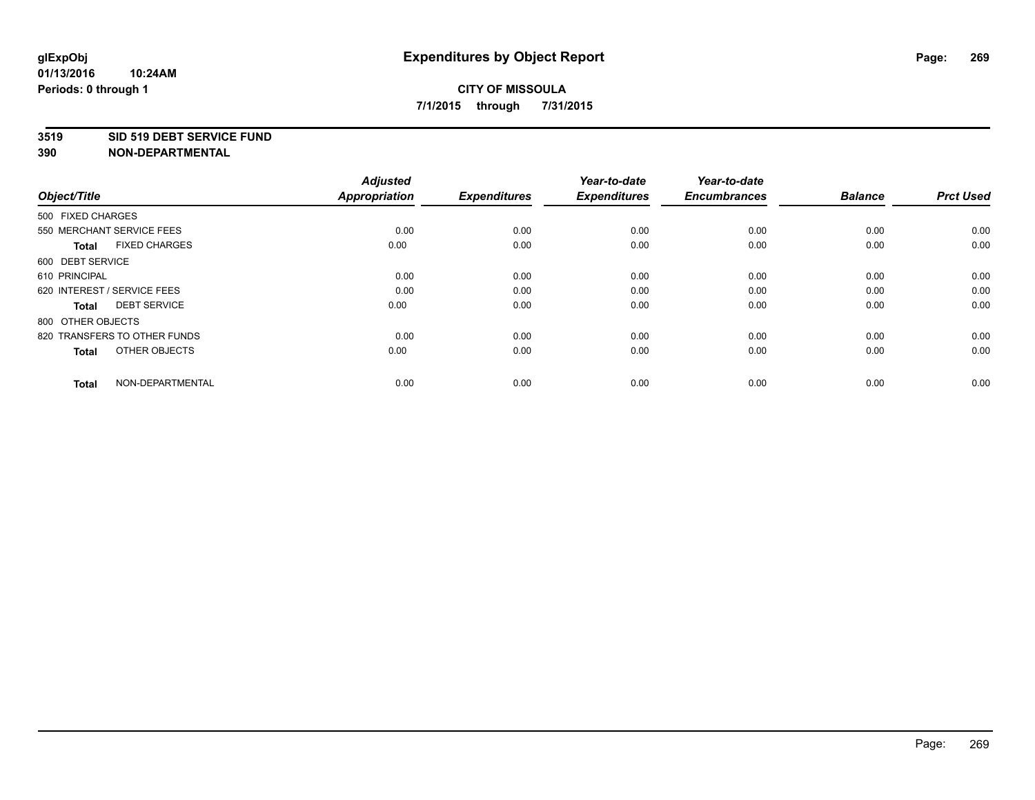glExpObj
01/13/2016 10:24AM
Periods: 0 through 1

# Expenditures by Object Report

**CITY OF MISSOULA**
**7/1/2015 through 7/31/2015**

**3519 SID 519 DEBT SERVICE FUND**
**390 NON-DEPARTMENTAL**

| Object/Title | Adjusted Appropriation | Expenditures | Year-to-date Expenditures | Year-to-date Encumbrances | Balance | Prct Used |
|---|---|---|---|---|---|---|
| 500 FIXED CHARGES | | | | | | |
| 550 MERCHANT SERVICE FEES | 0.00 | 0.00 | 0.00 | 0.00 | 0.00 | 0.00 |
| **Total** FIXED CHARGES | 0.00 | 0.00 | 0.00 | 0.00 | 0.00 | 0.00 |
| 600 DEBT SERVICE | | | | | | |
| 610 PRINCIPAL | 0.00 | 0.00 | 0.00 | 0.00 | 0.00 | 0.00 |
| 620 INTEREST / SERVICE FEES | 0.00 | 0.00 | 0.00 | 0.00 | 0.00 | 0.00 |
| **Total** DEBT SERVICE | 0.00 | 0.00 | 0.00 | 0.00 | 0.00 | 0.00 |
| 800 OTHER OBJECTS | | | | | | |
| 820 TRANSFERS TO OTHER FUNDS | 0.00 | 0.00 | 0.00 | 0.00 | 0.00 | 0.00 |
| **Total** OTHER OBJECTS | 0.00 | 0.00 | 0.00 | 0.00 | 0.00 | 0.00 |
| **Total** NON-DEPARTMENTAL | 0.00 | 0.00 | 0.00 | 0.00 | 0.00 | 0.00 |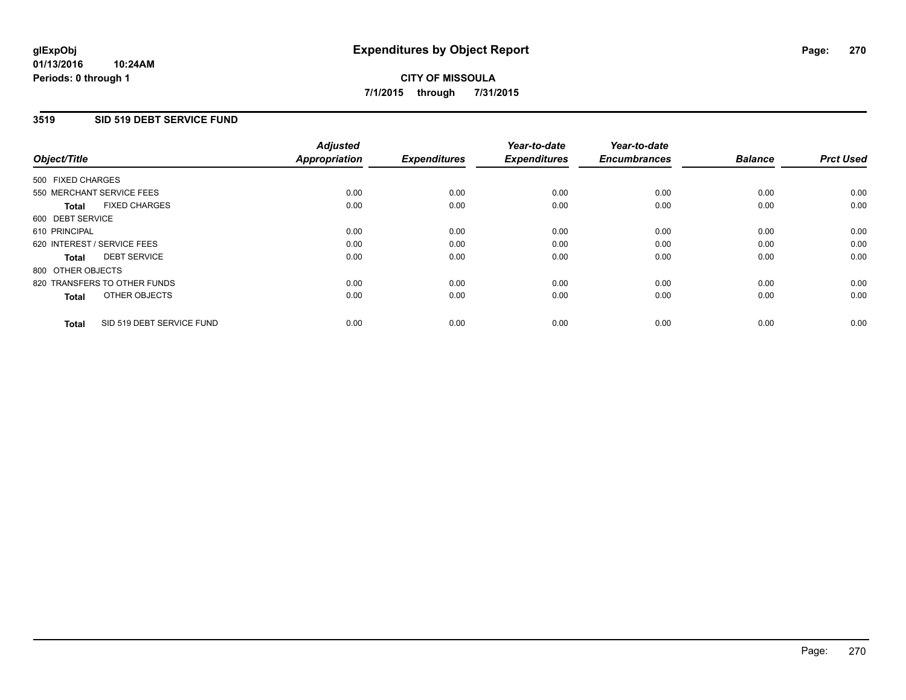**glExpObj** **Expenditures by Object Report**

**01/13/2016 10:24AM**

**Periods: 0 through 1**

**CITY OF MISSOULA**

**7/1/2015 through 7/31/2015**

## 3519 SID 519 DEBT SERVICE FUND

| Object/Title | Adjusted Appropriation | Expenditures | Year-to-date Expenditures | Year-to-date Encumbrances | Balance | Prct Used |
|---|---|---|---|---|---|---|
| 500 FIXED CHARGES | | | | | | |
| 550 MERCHANT SERVICE FEES | 0.00 | 0.00 | 0.00 | 0.00 | 0.00 | 0.00 |
| **Total** FIXED CHARGES | 0.00 | 0.00 | 0.00 | 0.00 | 0.00 | 0.00 |
| 600 DEBT SERVICE | | | | | | |
| 610 PRINCIPAL | 0.00 | 0.00 | 0.00 | 0.00 | 0.00 | 0.00 |
| 620 INTEREST / SERVICE FEES | 0.00 | 0.00 | 0.00 | 0.00 | 0.00 | 0.00 |
| **Total** DEBT SERVICE | 0.00 | 0.00 | 0.00 | 0.00 | 0.00 | 0.00 |
| 800 OTHER OBJECTS | | | | | | |
| 820 TRANSFERS TO OTHER FUNDS | 0.00 | 0.00 | 0.00 | 0.00 | 0.00 | 0.00 |
| **Total** OTHER OBJECTS | 0.00 | 0.00 | 0.00 | 0.00 | 0.00 | 0.00 |
| **Total** SID 519 DEBT SERVICE FUND | 0.00 | 0.00 | 0.00 | 0.00 | 0.00 | 0.00 |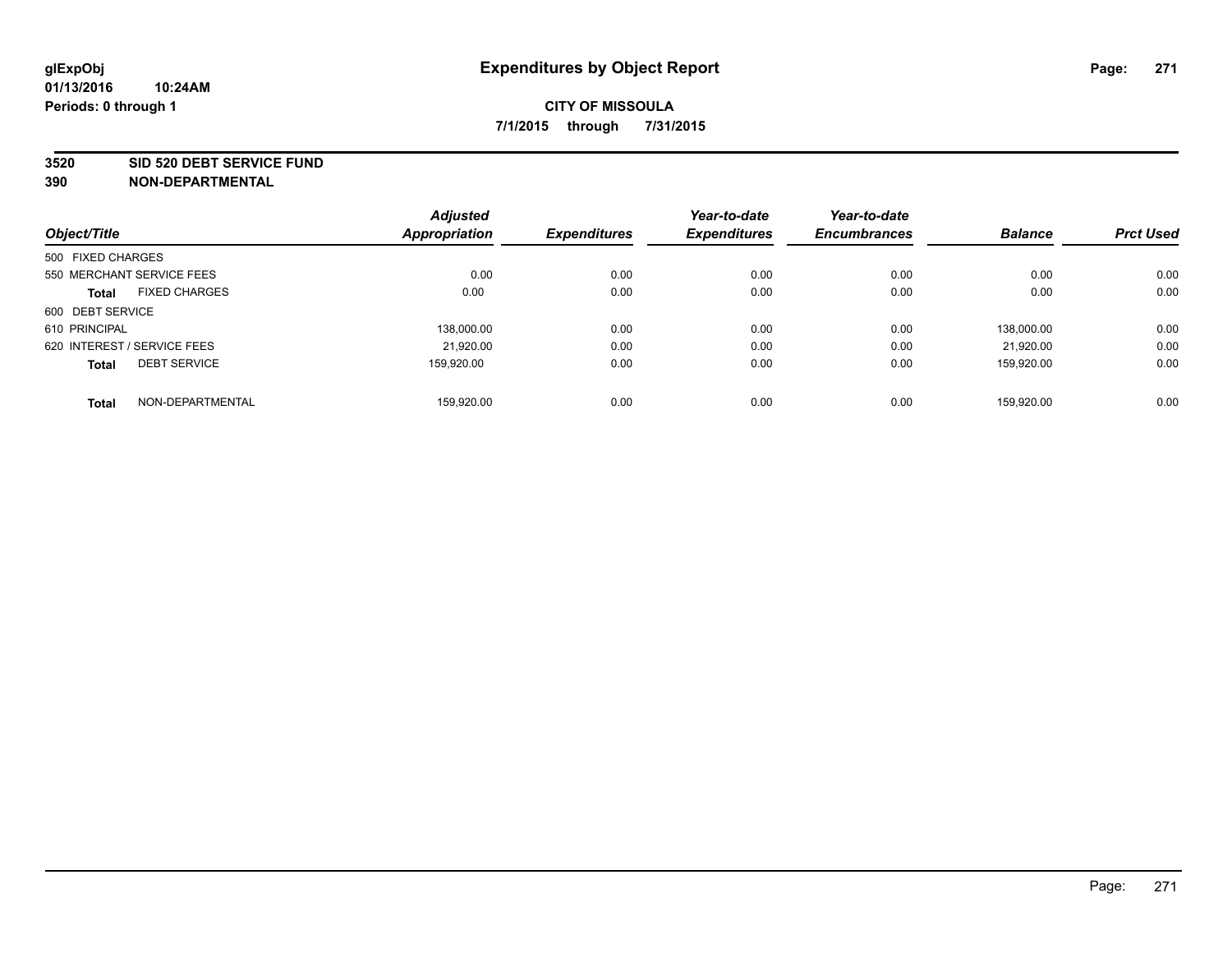# Expenditures by Object Report

glExpObj
01/13/2016 10:24AM
Periods: 0 through 1

**CITY OF MISSOULA**
**7/1/2015 through 7/31/2015**

**3520 SID 520 DEBT SERVICE FUND**
**390 NON-DEPARTMENTAL**

| Object/Title | Adjusted Appropriation | Expenditures | Year-to-date Expenditures | Year-to-date Encumbrances | Balance | Prct Used |
|---|---|---|---|---|---|---|
| 500 FIXED CHARGES | | | | | | |
| 550 MERCHANT SERVICE FEES | 0.00 | 0.00 | 0.00 | 0.00 | 0.00 | 0.00 |
| **Total** FIXED CHARGES | 0.00 | 0.00 | 0.00 | 0.00 | 0.00 | 0.00 |
| 600 DEBT SERVICE | | | | | | |
| 610 PRINCIPAL | 138,000.00 | 0.00 | 0.00 | 0.00 | 138,000.00 | 0.00 |
| 620 INTEREST / SERVICE FEES | 21,920.00 | 0.00 | 0.00 | 0.00 | 21,920.00 | 0.00 |
| **Total** DEBT SERVICE | 159,920.00 | 0.00 | 0.00 | 0.00 | 159,920.00 | 0.00 |
| **Total** NON-DEPARTMENTAL | 159,920.00 | 0.00 | 0.00 | 0.00 | 159,920.00 | 0.00 |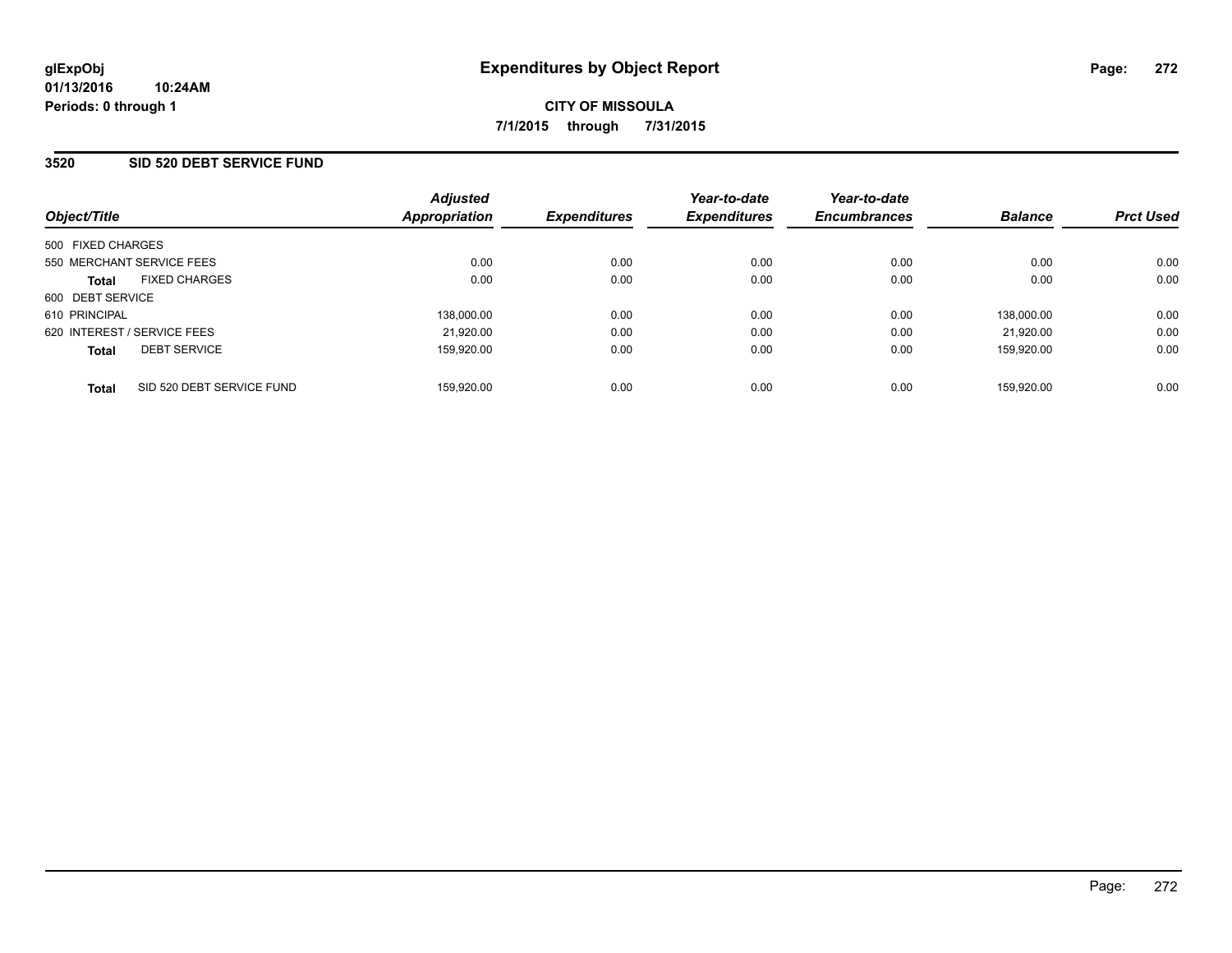glExpObj
01/13/2016 10:24AM
Periods: 0 through 1

# Expenditures by Object Report

CITY OF MISSOULA

7/1/2015 through 7/31/2015

## 3520 SID 520 DEBT SERVICE FUND

| Object/Title | Adjusted Appropriation | Expenditures | Year-to-date Expenditures | Year-to-date Encumbrances | Balance | Prct Used |
|---|---|---|---|---|---|---|
| 500 FIXED CHARGES | | | | | | |
| 550 MERCHANT SERVICE FEES | 0.00 | 0.00 | 0.00 | 0.00 | 0.00 | 0.00 |
| **Total** FIXED CHARGES | 0.00 | 0.00 | 0.00 | 0.00 | 0.00 | 0.00 |
| 600 DEBT SERVICE | | | | | | |
| 610 PRINCIPAL | 138,000.00 | 0.00 | 0.00 | 0.00 | 138,000.00 | 0.00 |
| 620 INTEREST / SERVICE FEES | 21,920.00 | 0.00 | 0.00 | 0.00 | 21,920.00 | 0.00 |
| **Total** DEBT SERVICE | 159,920.00 | 0.00 | 0.00 | 0.00 | 159,920.00 | 0.00 |
| **Total** SID 520 DEBT SERVICE FUND | 159,920.00 | 0.00 | 0.00 | 0.00 | 159,920.00 | 0.00 |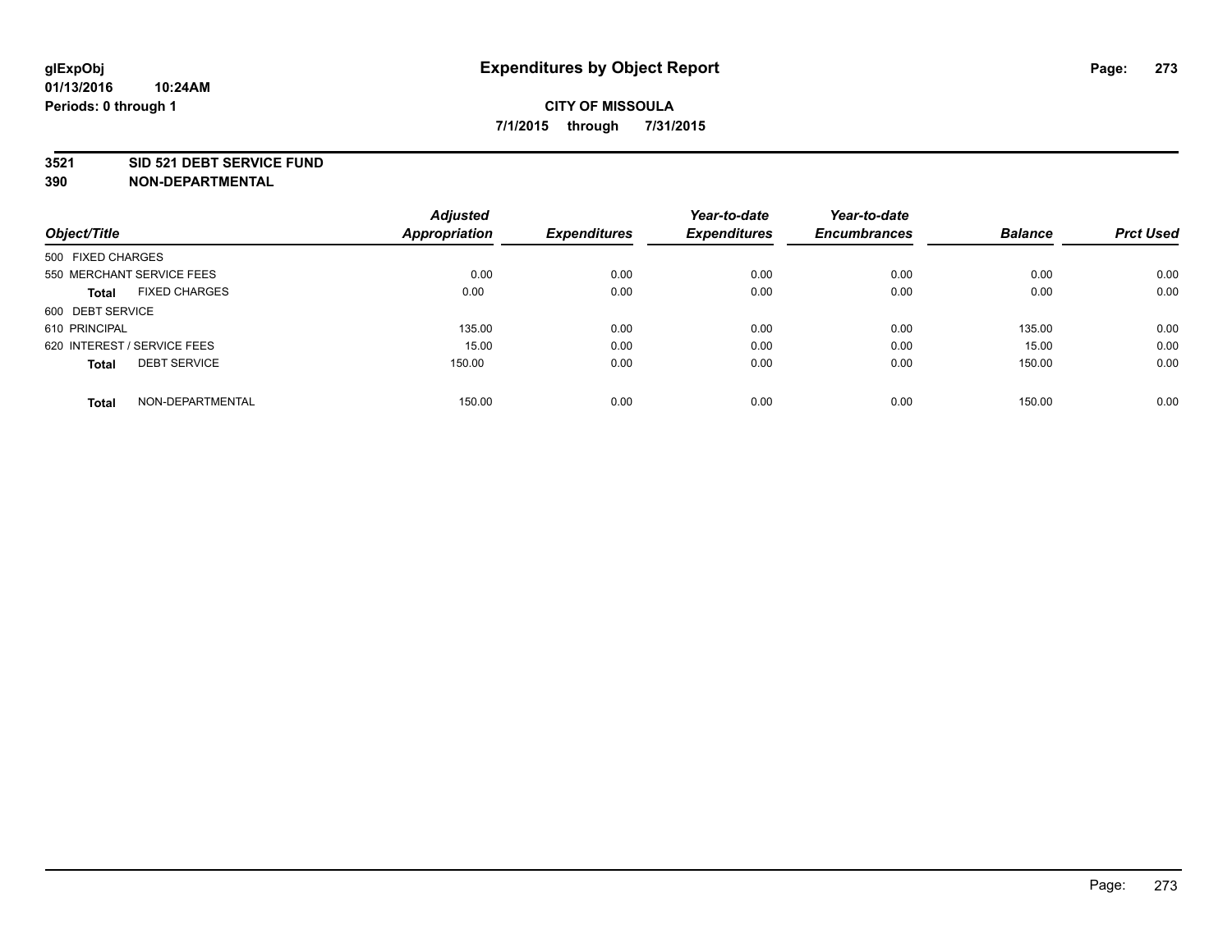glExpObj
01/13/2016 10:24AM
Periods: 0 through 1

# Expenditures by Object Report

**CITY OF MISSOULA**

**7/1/2015 through 7/31/2015**

**3521 SID 521 DEBT SERVICE FUND**

**390 NON-DEPARTMENTAL**

| Object/Title | Adjusted Appropriation | Expenditures | Year-to-date Expenditures | Year-to-date Encumbrances | Balance | Prct Used |
|---|---|---|---|---|---|---|
| 500 FIXED CHARGES | | | | | | |
| 550 MERCHANT SERVICE FEES | 0.00 | 0.00 | 0.00 | 0.00 | 0.00 | 0.00 |
| **Total** FIXED CHARGES | 0.00 | 0.00 | 0.00 | 0.00 | 0.00 | 0.00 |
| 600 DEBT SERVICE | | | | | | |
| 610 PRINCIPAL | 135.00 | 0.00 | 0.00 | 0.00 | 135.00 | 0.00 |
| 620 INTEREST / SERVICE FEES | 15.00 | 0.00 | 0.00 | 0.00 | 15.00 | 0.00 |
| **Total** DEBT SERVICE | 150.00 | 0.00 | 0.00 | 0.00 | 150.00 | 0.00 |
| **Total** NON-DEPARTMENTAL | 150.00 | 0.00 | 0.00 | 0.00 | 150.00 | 0.00 |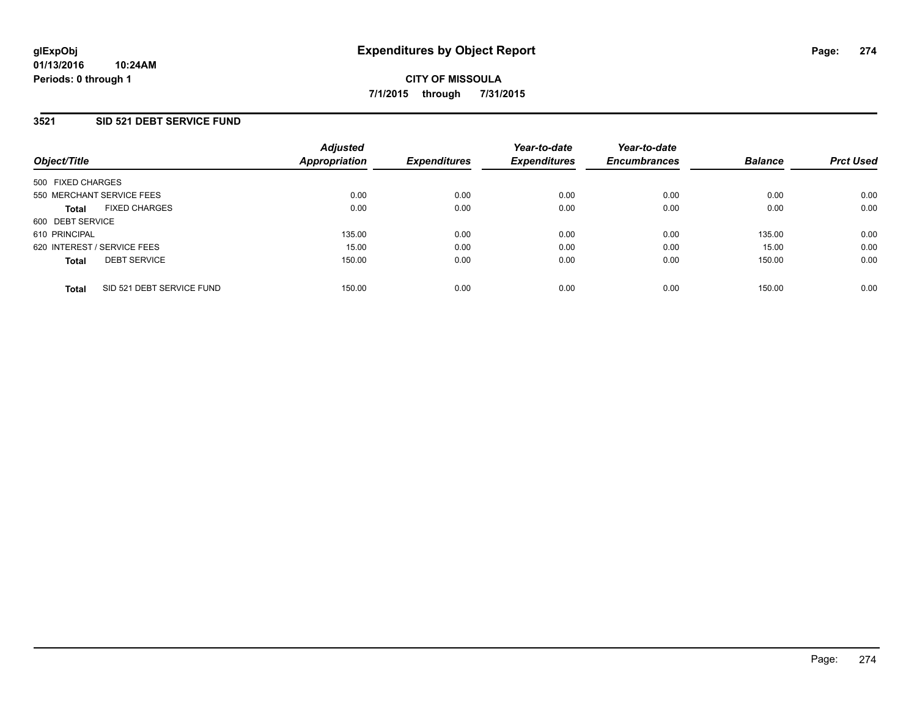# Expenditures by Object Report

glExpObj
01/13/2016 10:24AM
Periods: 0 through 1

**CITY OF MISSOULA**
**7/1/2015 through 7/31/2015**

## 3521 SID 521 DEBT SERVICE FUND

| Object/Title | Adjusted Appropriation | Expenditures | Year-to-date Expenditures | Year-to-date Encumbrances | Balance | Prct Used |
|---|---|---|---|---|---|---|
| 500 FIXED CHARGES | | | | | | |
| 550 MERCHANT SERVICE FEES | 0.00 | 0.00 | 0.00 | 0.00 | 0.00 | 0.00 |
| **Total** FIXED CHARGES | 0.00 | 0.00 | 0.00 | 0.00 | 0.00 | 0.00 |
| 600 DEBT SERVICE | | | | | | |
| 610 PRINCIPAL | 135.00 | 0.00 | 0.00 | 0.00 | 135.00 | 0.00 |
| 620 INTEREST / SERVICE FEES | 15.00 | 0.00 | 0.00 | 0.00 | 15.00 | 0.00 |
| **Total** DEBT SERVICE | 150.00 | 0.00 | 0.00 | 0.00 | 150.00 | 0.00 |
| **Total** SID 521 DEBT SERVICE FUND | 150.00 | 0.00 | 0.00 | 0.00 | 150.00 | 0.00 |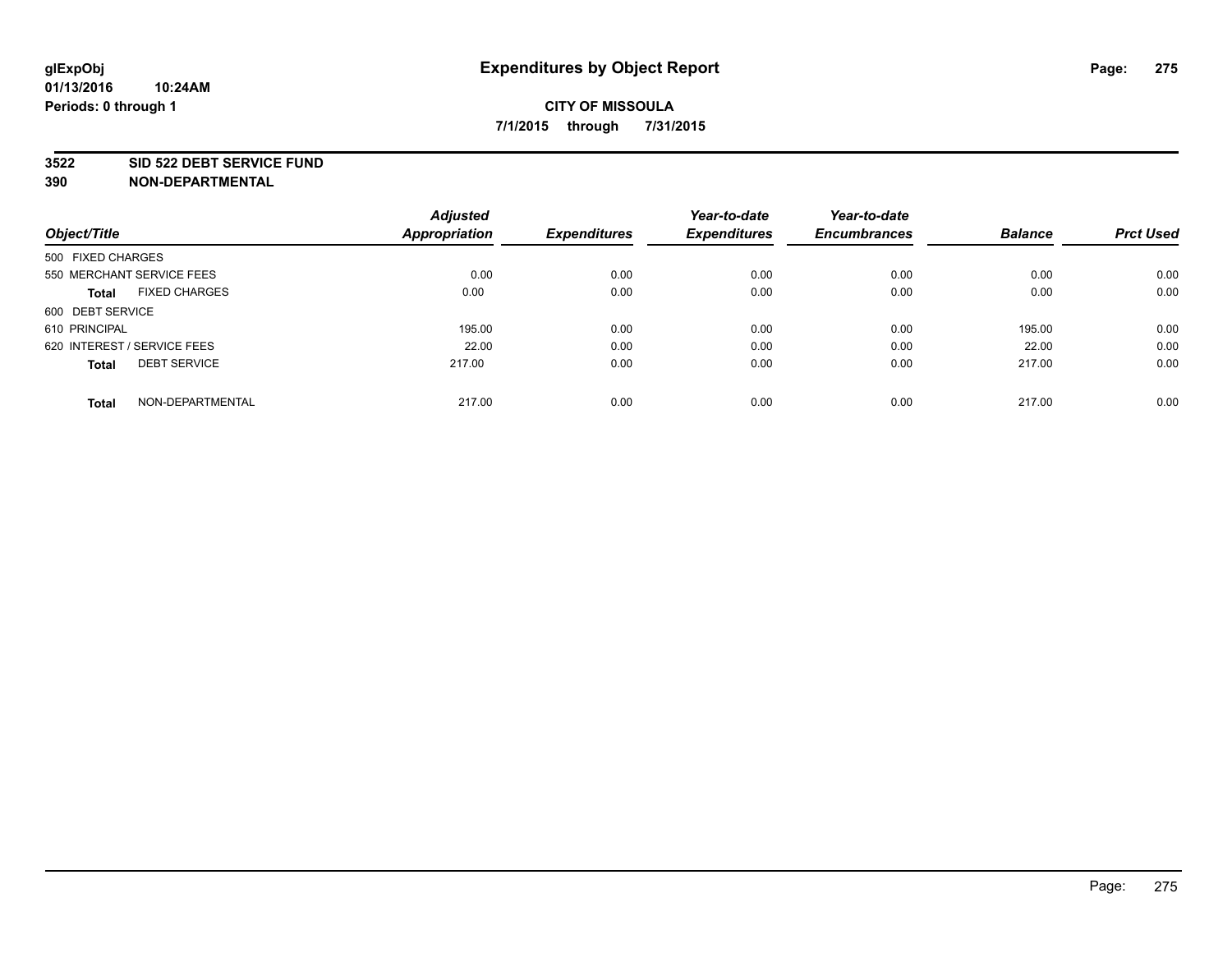**glExpObj**
**01/13/2016 10:24AM**
**Periods: 0 through 1**

# Expenditures by Object Report

**CITY OF MISSOULA**
**7/1/2015 through 7/31/2015**

**3522 SID 522 DEBT SERVICE FUND**
**390 NON-DEPARTMENTAL**

| Object/Title | Adjusted Appropriation | Expenditures | Year-to-date Expenditures | Year-to-date Encumbrances | Balance | Prct Used |
|---|---|---|---|---|---|---|
| 500 FIXED CHARGES | | | | | | |
| 550 MERCHANT SERVICE FEES | 0.00 | 0.00 | 0.00 | 0.00 | 0.00 | 0.00 |
| **Total** FIXED CHARGES | 0.00 | 0.00 | 0.00 | 0.00 | 0.00 | 0.00 |
| 600 DEBT SERVICE | | | | | | |
| 610 PRINCIPAL | 195.00 | 0.00 | 0.00 | 0.00 | 195.00 | 0.00 |
| 620 INTEREST / SERVICE FEES | 22.00 | 0.00 | 0.00 | 0.00 | 22.00 | 0.00 |
| **Total** DEBT SERVICE | 217.00 | 0.00 | 0.00 | 0.00 | 217.00 | 0.00 |
| **Total** NON-DEPARTMENTAL | 217.00 | 0.00 | 0.00 | 0.00 | 217.00 | 0.00 |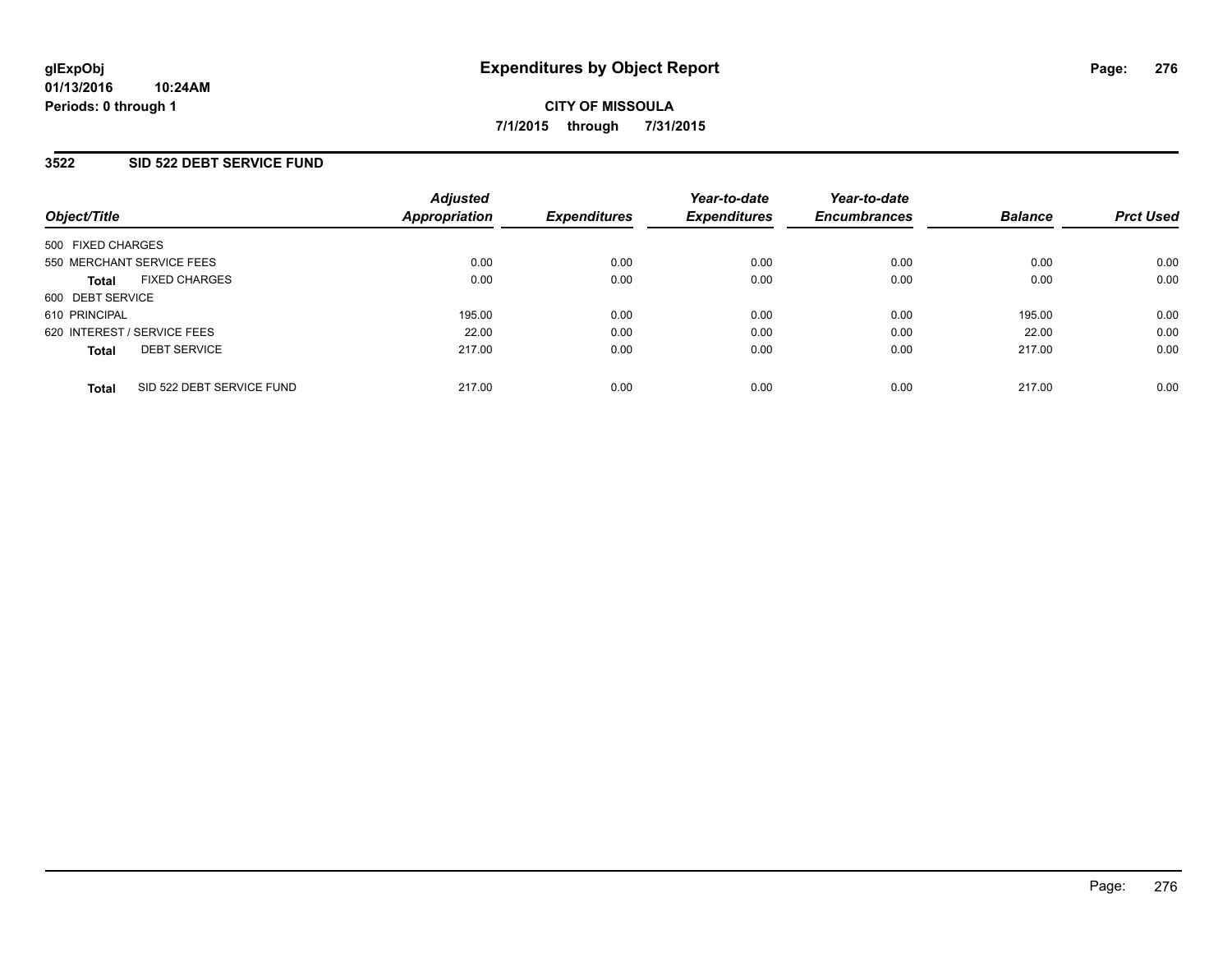glExpObj
01/13/2016 10:24AM
Periods: 0 through 1

# Expenditures by Object Report

**CITY OF MISSOULA**

**7/1/2015 through 7/31/2015**

## 3522 SID 522 DEBT SERVICE FUND

| Object/Title | | Adjusted Appropriation | Expenditures | Year-to-date Expenditures | Year-to-date Encumbrances | Balance | Prct Used |
|---|---|---|---|---|---|---|---|
| 500 FIXED CHARGES | | | | | | | |
| 550 MERCHANT SERVICE FEES | | 0.00 | 0.00 | 0.00 | 0.00 | 0.00 | 0.00 |
| **Total** | FIXED CHARGES | 0.00 | 0.00 | 0.00 | 0.00 | 0.00 | 0.00 |
| 600 DEBT SERVICE | | | | | | | |
| 610 PRINCIPAL | | 195.00 | 0.00 | 0.00 | 0.00 | 195.00 | 0.00 |
| 620 INTEREST / SERVICE FEES | | 22.00 | 0.00 | 0.00 | 0.00 | 22.00 | 0.00 |
| **Total** | DEBT SERVICE | 217.00 | 0.00 | 0.00 | 0.00 | 217.00 | 0.00 |
| **Total** | SID 522 DEBT SERVICE FUND | 217.00 | 0.00 | 0.00 | 0.00 | 217.00 | 0.00 |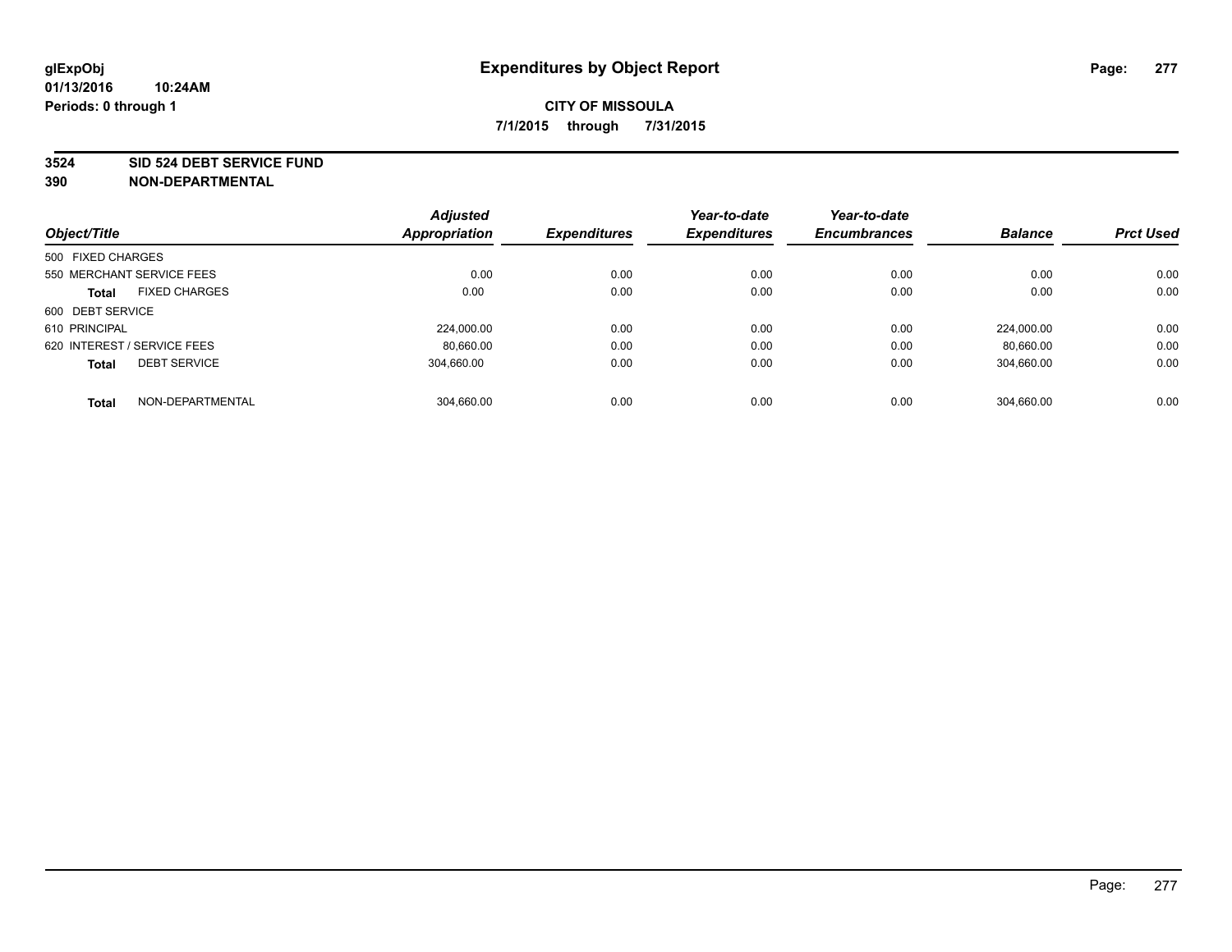# Expenditures by Object Report

glExpObj
01/13/2016 10:24AM
Periods: 0 through 1

**CITY OF MISSOULA**

**7/1/2015 through 7/31/2015**

**3524 SID 524 DEBT SERVICE FUND**
**390 NON-DEPARTMENTAL**

| Object/Title | | Adjusted Appropriation | Expenditures | Year-to-date Expenditures | Year-to-date Encumbrances | Balance | Prct Used |
|---|---|---|---|---|---|---|---|
| 500 FIXED CHARGES | | | | | | | |
| 550 MERCHANT SERVICE FEES | | 0.00 | 0.00 | 0.00 | 0.00 | 0.00 | 0.00 |
| **Total** | FIXED CHARGES | 0.00 | 0.00 | 0.00 | 0.00 | 0.00 | 0.00 |
| 600 DEBT SERVICE | | | | | | | |
| 610 PRINCIPAL | | 224,000.00 | 0.00 | 0.00 | 0.00 | 224,000.00 | 0.00 |
| 620 INTEREST / SERVICE FEES | | 80,660.00 | 0.00 | 0.00 | 0.00 | 80,660.00 | 0.00 |
| **Total** | DEBT SERVICE | 304,660.00 | 0.00 | 0.00 | 0.00 | 304,660.00 | 0.00 |
| **Total** | NON-DEPARTMENTAL | 304,660.00 | 0.00 | 0.00 | 0.00 | 304,660.00 | 0.00 |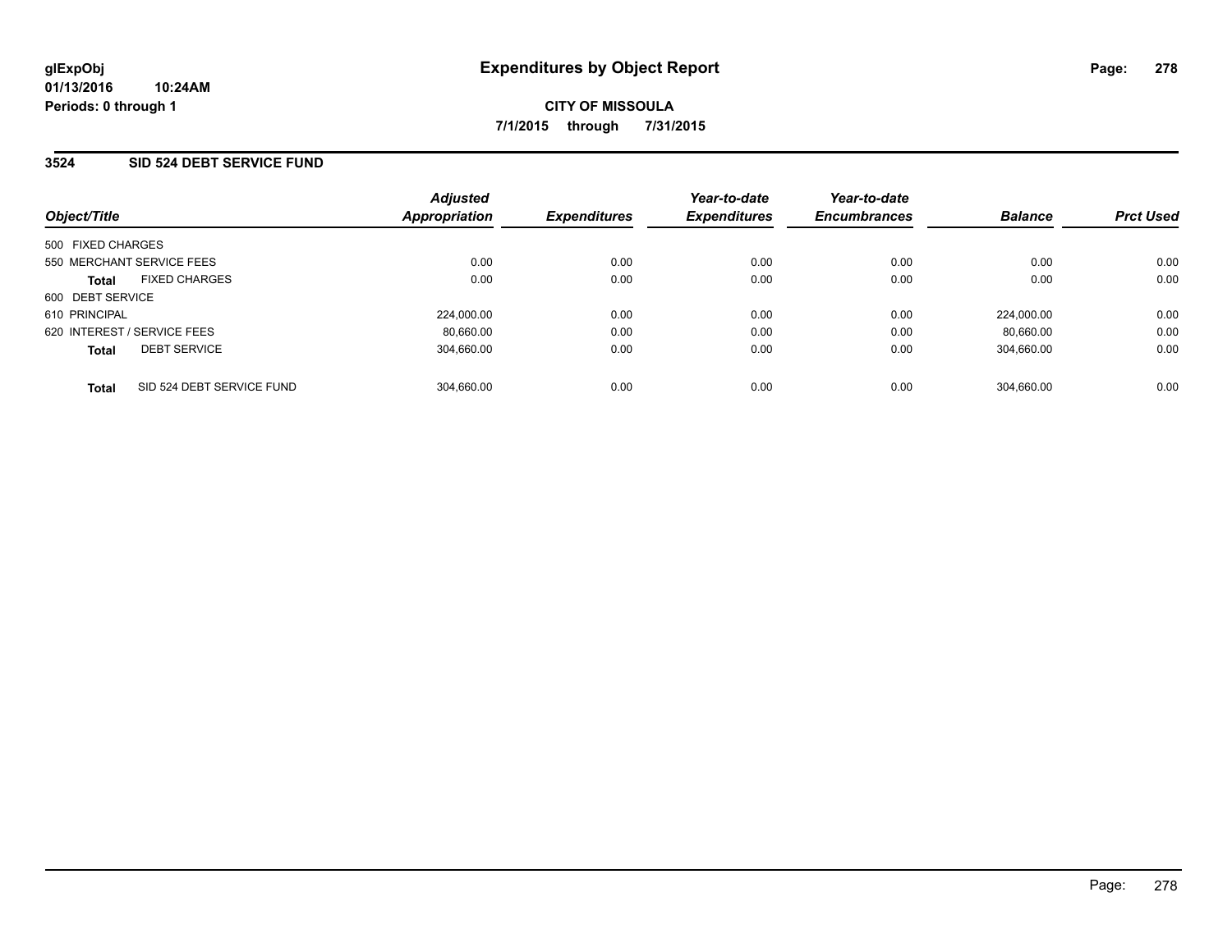glExpObj
01/13/2016 10:24AM
Periods: 0 through 1

# Expenditures by Object Report

**CITY OF MISSOULA**

**7/1/2015 through 7/31/2015**

## 3524 SID 524 DEBT SERVICE FUND

| Object/Title | | Adjusted Appropriation | Expenditures | Year-to-date Expenditures | Year-to-date Encumbrances | Balance | Prct Used |
|---|---|---|---|---|---|---|---|
| 500 FIXED CHARGES | | | | | | | |
| 550 MERCHANT SERVICE FEES | | 0.00 | 0.00 | 0.00 | 0.00 | 0.00 | 0.00 |
| **Total** | FIXED CHARGES | 0.00 | 0.00 | 0.00 | 0.00 | 0.00 | 0.00 |
| 600 DEBT SERVICE | | | | | | | |
| 610 PRINCIPAL | | 224,000.00 | 0.00 | 0.00 | 0.00 | 224,000.00 | 0.00 |
| 620 INTEREST / SERVICE FEES | | 80,660.00 | 0.00 | 0.00 | 0.00 | 80,660.00 | 0.00 |
| **Total** | DEBT SERVICE | 304,660.00 | 0.00 | 0.00 | 0.00 | 304,660.00 | 0.00 |
| **Total** | SID 524 DEBT SERVICE FUND | 304,660.00 | 0.00 | 0.00 | 0.00 | 304,660.00 | 0.00 |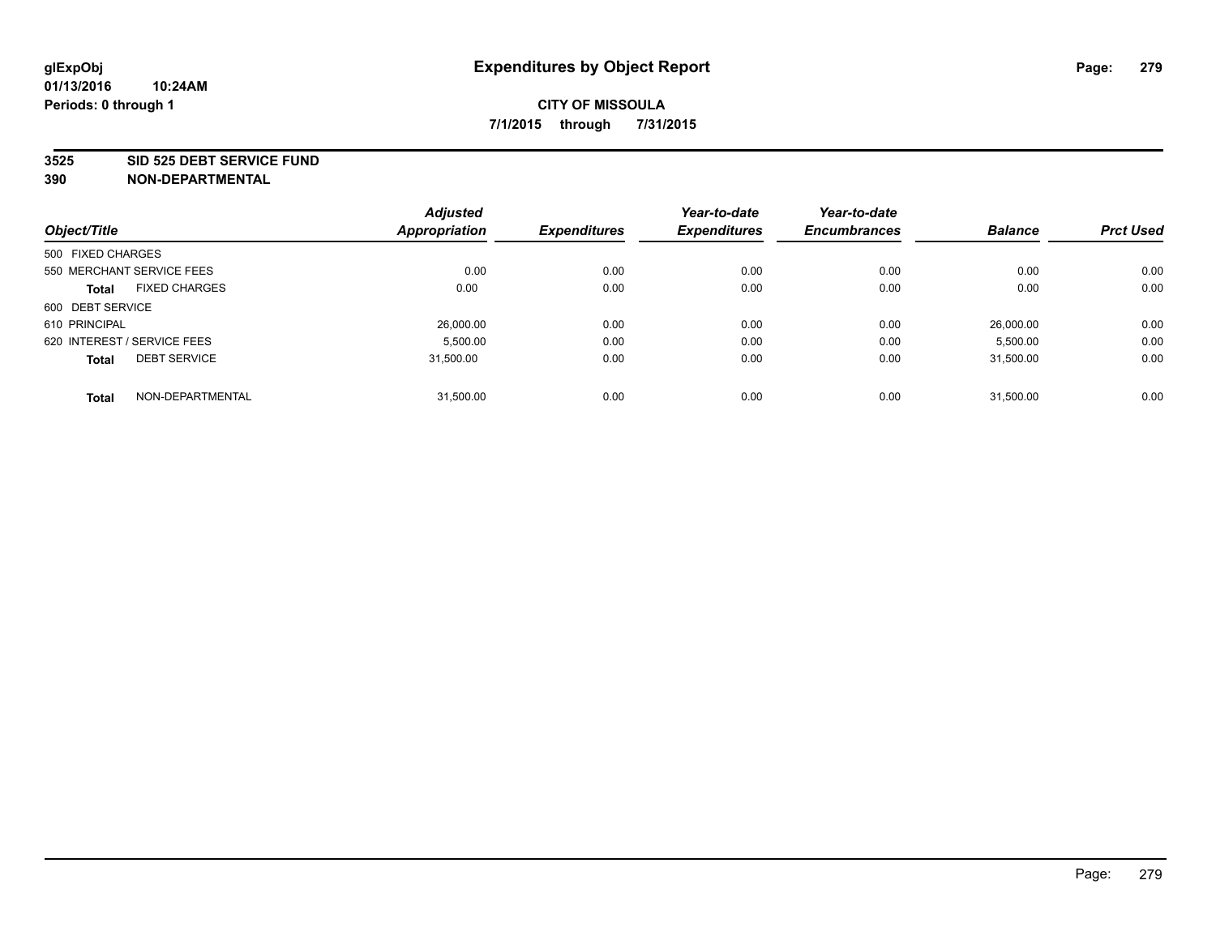**glExpObj** **Expenditures by Object Report**

**01/13/2016 10:24AM**

**Periods: 0 through 1**

**CITY OF MISSOULA**

**7/1/2015 through 7/31/2015**

**3525 SID 525 DEBT SERVICE FUND**

**390 NON-DEPARTMENTAL**

| Object/Title | | Adjusted Appropriation | Expenditures | Year-to-date Expenditures | Year-to-date Encumbrances | Balance | Prct Used |
|---|---|---|---|---|---|---|---|
| 500 FIXED CHARGES | | | | | | | |
| 550 MERCHANT SERVICE FEES | | 0.00 | 0.00 | 0.00 | 0.00 | 0.00 | 0.00 |
| **Total** | FIXED CHARGES | 0.00 | 0.00 | 0.00 | 0.00 | 0.00 | 0.00 |
| 600 DEBT SERVICE | | | | | | | |
| 610 PRINCIPAL | | 26,000.00 | 0.00 | 0.00 | 0.00 | 26,000.00 | 0.00 |
| 620 INTEREST / SERVICE FEES | | 5,500.00 | 0.00 | 0.00 | 0.00 | 5,500.00 | 0.00 |
| **Total** | DEBT SERVICE | 31,500.00 | 0.00 | 0.00 | 0.00 | 31,500.00 | 0.00 |
| **Total** | NON-DEPARTMENTAL | 31,500.00 | 0.00 | 0.00 | 0.00 | 31,500.00 | 0.00 |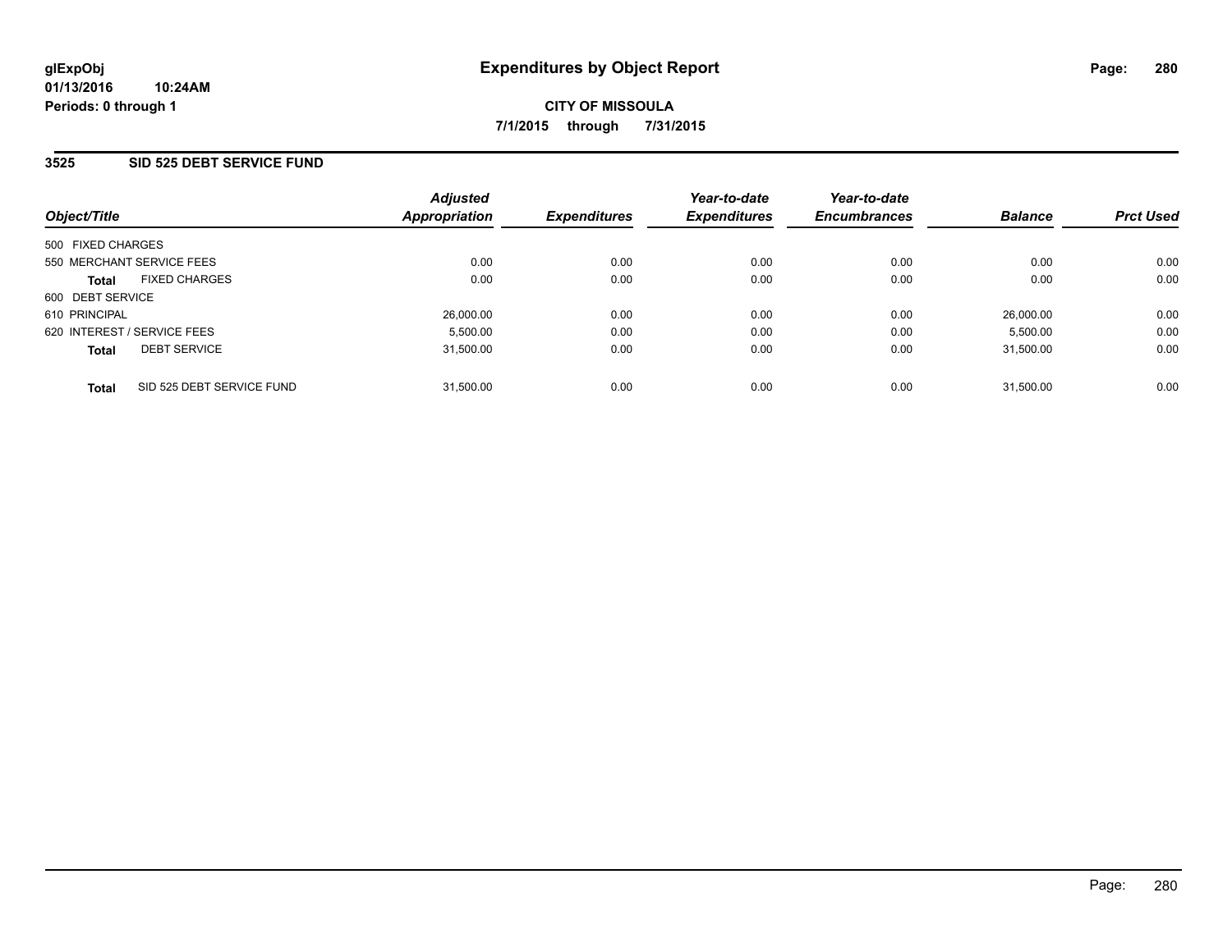**glExpObj**
**01/13/2016 10:24AM**
**Periods: 0 through 1**

# Expenditures by Object Report

**CITY OF MISSOULA**
**7/1/2015 through 7/31/2015**

## 3525 SID 525 DEBT SERVICE FUND

| Object/Title | Adjusted Appropriation | Expenditures | Year-to-date Expenditures | Year-to-date Encumbrances | Balance | Prct Used |
|---|---|---|---|---|---|---|
| 500 FIXED CHARGES | | | | | | |
| 550 MERCHANT SERVICE FEES | 0.00 | 0.00 | 0.00 | 0.00 | 0.00 | 0.00 |
| **Total** FIXED CHARGES | 0.00 | 0.00 | 0.00 | 0.00 | 0.00 | 0.00 |
| 600 DEBT SERVICE | | | | | | |
| 610 PRINCIPAL | 26,000.00 | 0.00 | 0.00 | 0.00 | 26,000.00 | 0.00 |
| 620 INTEREST / SERVICE FEES | 5,500.00 | 0.00 | 0.00 | 0.00 | 5,500.00 | 0.00 |
| **Total** DEBT SERVICE | 31,500.00 | 0.00 | 0.00 | 0.00 | 31,500.00 | 0.00 |
| **Total** SID 525 DEBT SERVICE FUND | 31,500.00 | 0.00 | 0.00 | 0.00 | 31,500.00 | 0.00 |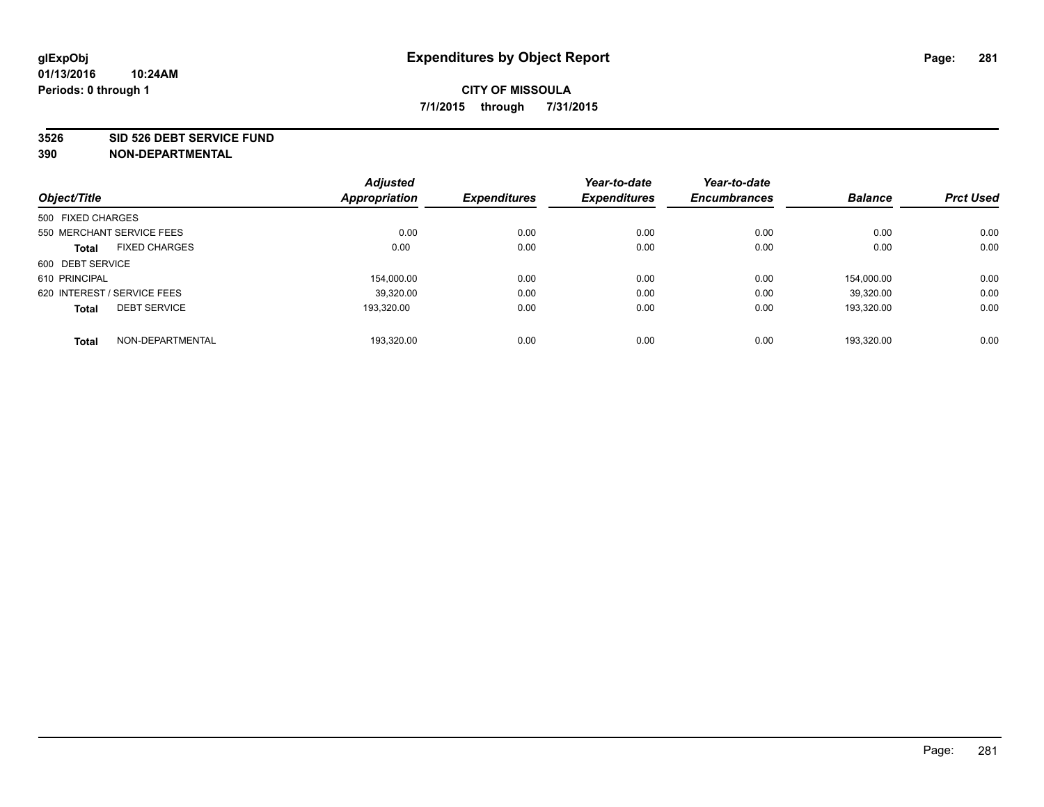glExpObj
01/13/2016 10:24AM
Periods: 0 through 1

# Expenditures by Object Report

**CITY OF MISSOULA**
**7/1/2015 through 7/31/2015**

**3526 SID 526 DEBT SERVICE FUND**
**390 NON-DEPARTMENTAL**

| Object/Title | | Adjusted Appropriation | Expenditures | Year-to-date Expenditures | Year-to-date Encumbrances | Balance | Prct Used |
|---|---|---|---|---|---|---|---|
| 500 FIXED CHARGES | | | | | | | |
| 550 MERCHANT SERVICE FEES | | 0.00 | 0.00 | 0.00 | 0.00 | 0.00 | 0.00 |
| **Total** | FIXED CHARGES | 0.00 | 0.00 | 0.00 | 0.00 | 0.00 | 0.00 |
| 600 DEBT SERVICE | | | | | | | |
| 610 PRINCIPAL | | 154,000.00 | 0.00 | 0.00 | 0.00 | 154,000.00 | 0.00 |
| 620 INTEREST / SERVICE FEES | | 39,320.00 | 0.00 | 0.00 | 0.00 | 39,320.00 | 0.00 |
| **Total** | DEBT SERVICE | 193,320.00 | 0.00 | 0.00 | 0.00 | 193,320.00 | 0.00 |
| **Total** | NON-DEPARTMENTAL | 193,320.00 | 0.00 | 0.00 | 0.00 | 193,320.00 | 0.00 |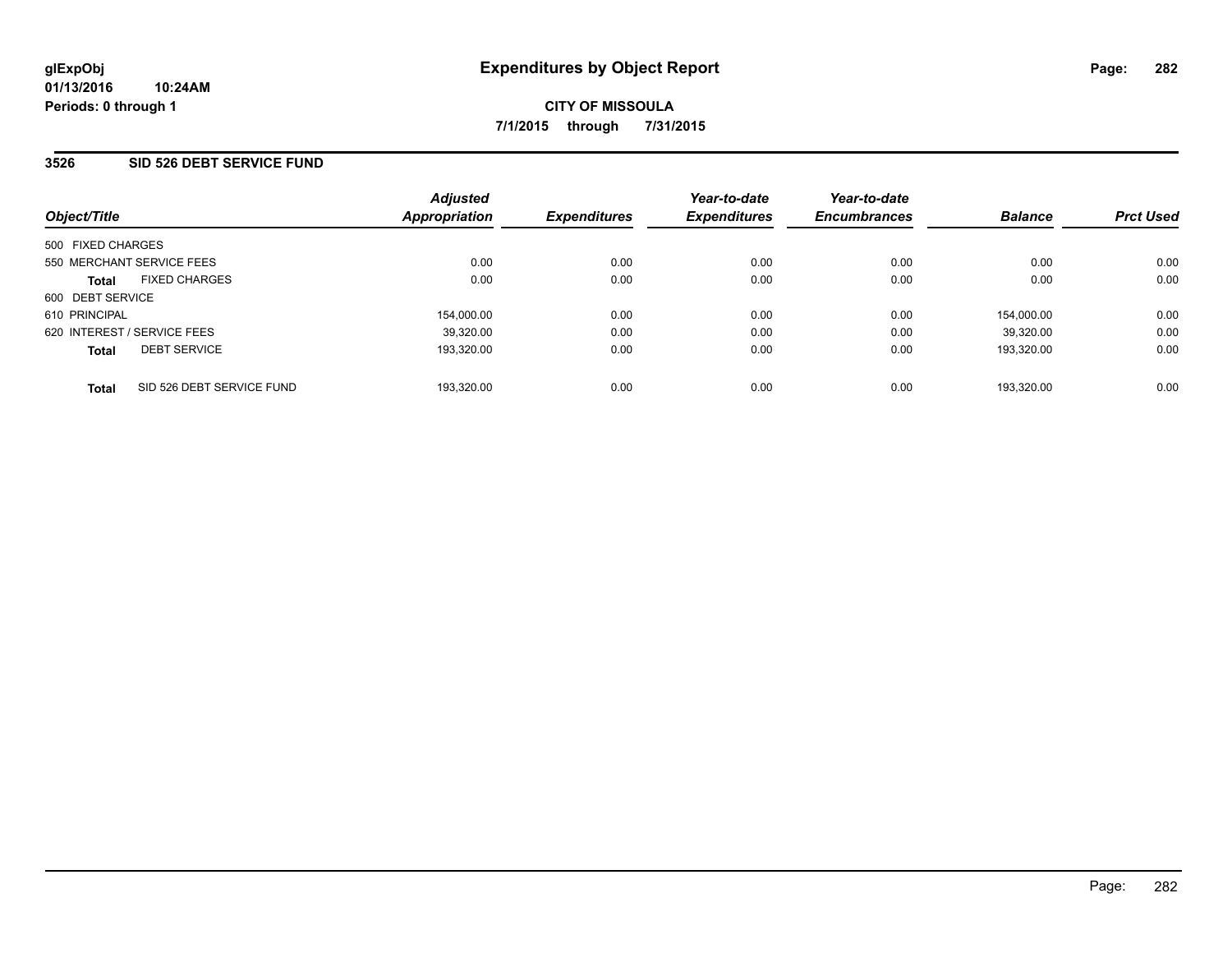**glExpObj**
**01/13/2016 10:24AM**
**Periods: 0 through 1**

# Expenditures by Object Report

**CITY OF MISSOULA**

**7/1/2015 through 7/31/2015**

## 3526 SID 526 DEBT SERVICE FUND

| Object/Title | | Adjusted Appropriation | Expenditures | Year-to-date Expenditures | Year-to-date Encumbrances | Balance | Prct Used |
|---|---|---|---|---|---|---|---|
| 500 FIXED CHARGES | | | | | | | |
| 550 MERCHANT SERVICE FEES | | 0.00 | 0.00 | 0.00 | 0.00 | 0.00 | 0.00 |
| **Total** | FIXED CHARGES | 0.00 | 0.00 | 0.00 | 0.00 | 0.00 | 0.00 |
| 600 DEBT SERVICE | | | | | | | |
| 610 PRINCIPAL | | 154,000.00 | 0.00 | 0.00 | 0.00 | 154,000.00 | 0.00 |
| 620 INTEREST / SERVICE FEES | | 39,320.00 | 0.00 | 0.00 | 0.00 | 39,320.00 | 0.00 |
| **Total** | DEBT SERVICE | 193,320.00 | 0.00 | 0.00 | 0.00 | 193,320.00 | 0.00 |
| **Total** | SID 526 DEBT SERVICE FUND | 193,320.00 | 0.00 | 0.00 | 0.00 | 193,320.00 | 0.00 |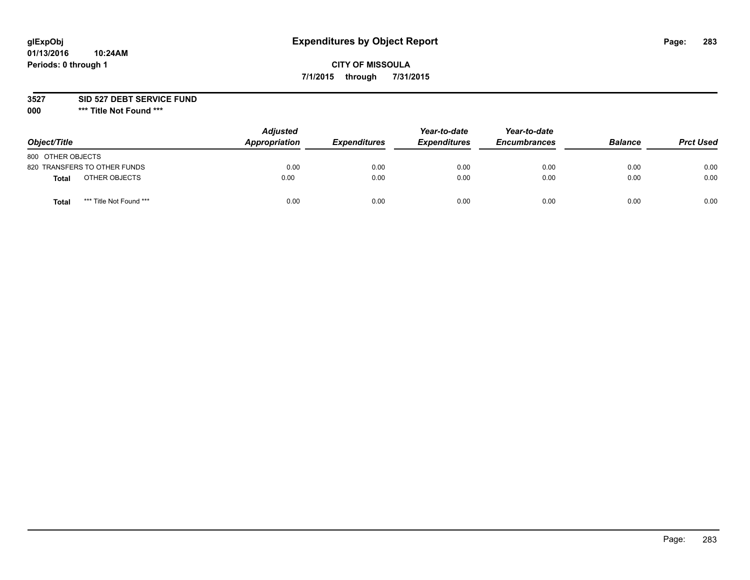# Expenditures by Object Report

glExpObj
01/13/2016 10:24AM
Periods: 0 through 1

**CITY OF MISSOULA**
**7/1/2015 through 7/31/2015**

**3527 SID 527 DEBT SERVICE FUND**
**000 *** Title Not Found *****

| Object/Title | Adjusted Appropriation | Expenditures | Year-to-date Expenditures | Year-to-date Encumbrances | Balance | Prct Used |
|---|---|---|---|---|---|---|
| 800 OTHER OBJECTS | | | | | | |
| 820 TRANSFERS TO OTHER FUNDS | 0.00 | 0.00 | 0.00 | 0.00 | 0.00 | 0.00 |
| **Total** OTHER OBJECTS | 0.00 | 0.00 | 0.00 | 0.00 | 0.00 | 0.00 |
| **Total** *** Title Not Found *** | 0.00 | 0.00 | 0.00 | 0.00 | 0.00 | 0.00 |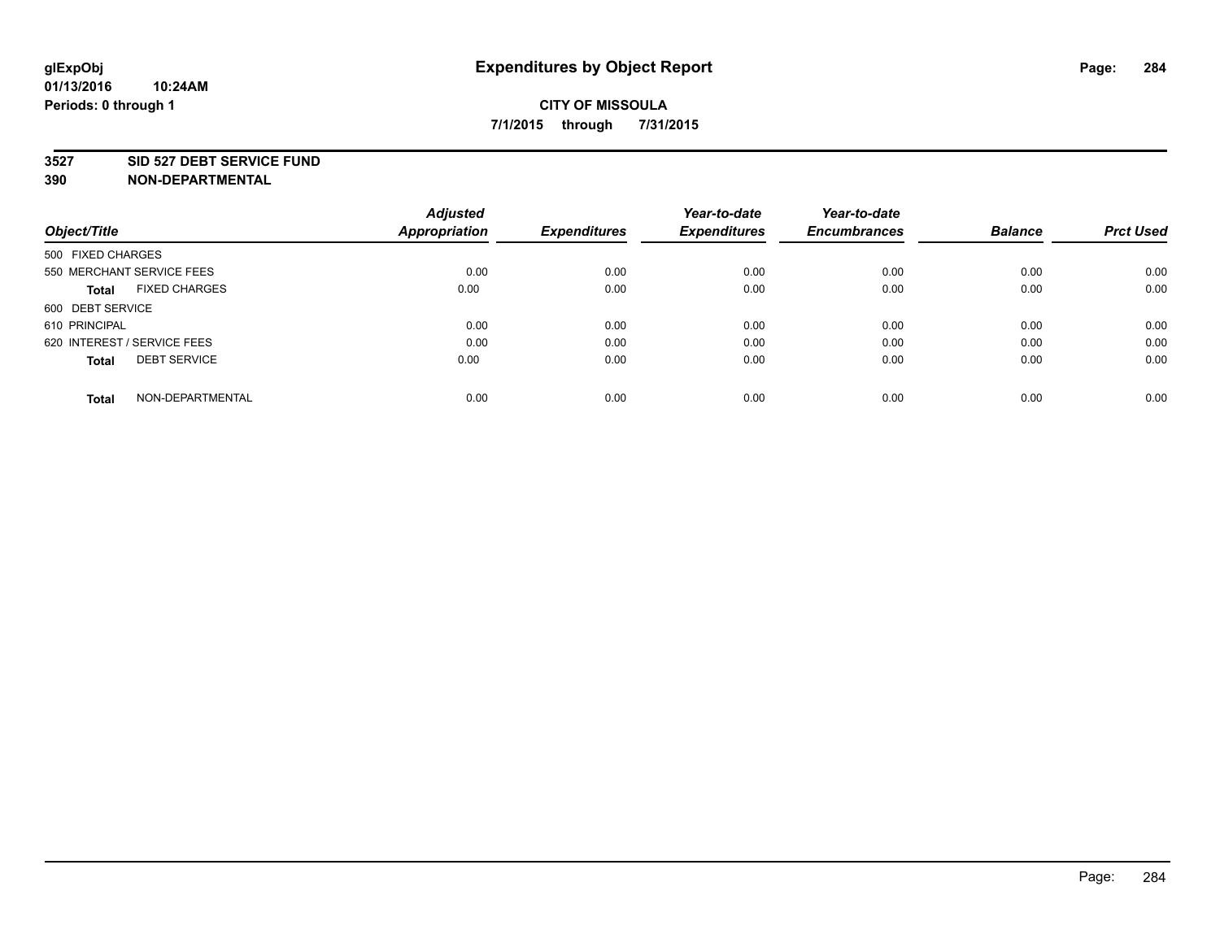# Expenditures by Object Report

glExpObj
01/13/2016 10:24AM
Periods: 0 through 1

**CITY OF MISSOULA**
**7/1/2015 through 7/31/2015**

## 3527 SID 527 DEBT SERVICE FUND
## 390 NON-DEPARTMENTAL

| Object/Title | Adjusted Appropriation | Expenditures | Year-to-date Expenditures | Year-to-date Encumbrances | Balance | Prct Used |
|---|---|---|---|---|---|---|
| 500 FIXED CHARGES | | | | | | |
| 550 MERCHANT SERVICE FEES | 0.00 | 0.00 | 0.00 | 0.00 | 0.00 | 0.00 |
| **Total** FIXED CHARGES | 0.00 | 0.00 | 0.00 | 0.00 | 0.00 | 0.00 |
| 600 DEBT SERVICE | | | | | | |
| 610 PRINCIPAL | 0.00 | 0.00 | 0.00 | 0.00 | 0.00 | 0.00 |
| 620 INTEREST / SERVICE FEES | 0.00 | 0.00 | 0.00 | 0.00 | 0.00 | 0.00 |
| **Total** DEBT SERVICE | 0.00 | 0.00 | 0.00 | 0.00 | 0.00 | 0.00 |
| **Total** NON-DEPARTMENTAL | 0.00 | 0.00 | 0.00 | 0.00 | 0.00 | 0.00 |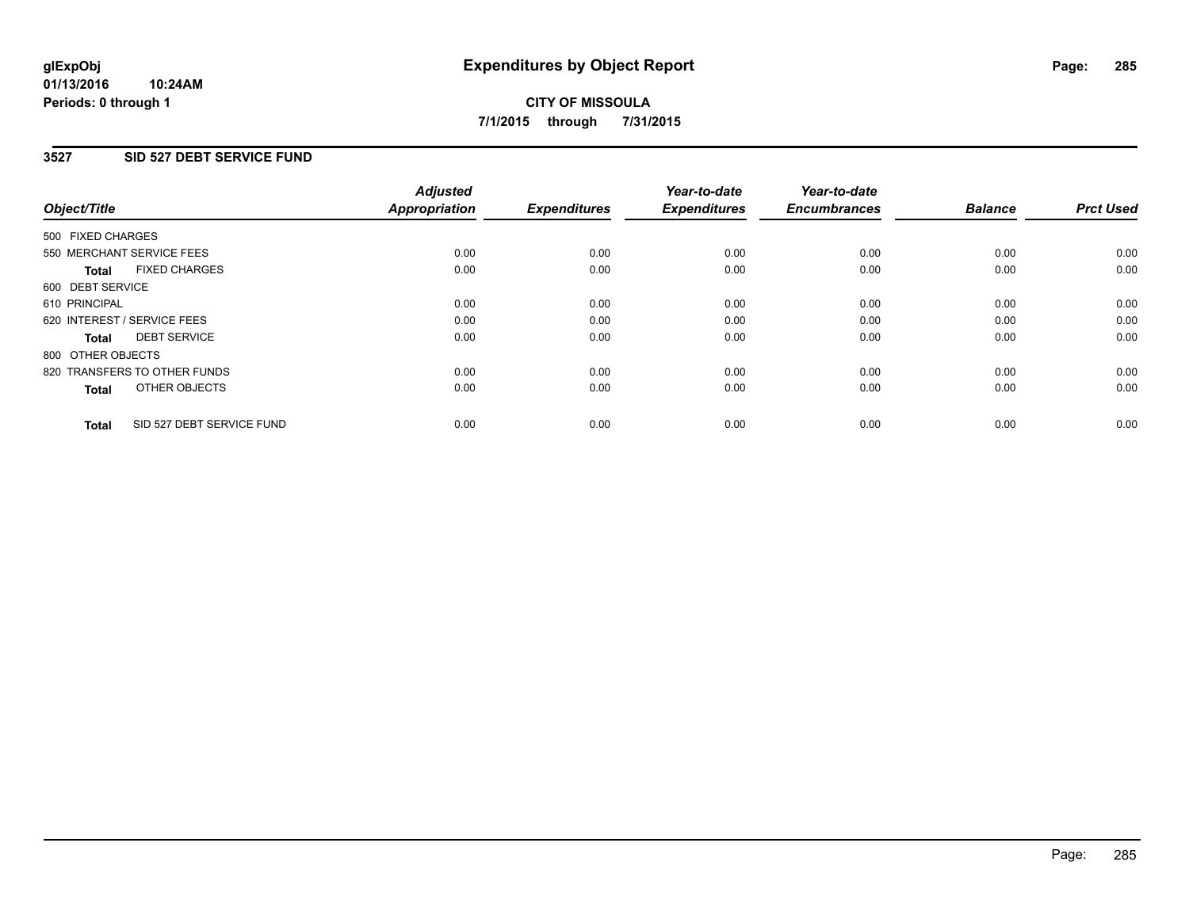**glExpObj**
**01/13/2016 10:24AM**
**Periods: 0 through 1**

# Expenditures by Object Report

**CITY OF MISSOULA**
**7/1/2015 through 7/31/2015**

## 3527 SID 527 DEBT SERVICE FUND

| Object/Title | Adjusted Appropriation | Expenditures | Year-to-date Expenditures | Year-to-date Encumbrances | Balance | Prct Used |
|---|---|---|---|---|---|---|
| 500 FIXED CHARGES | | | | | | |
| 550 MERCHANT SERVICE FEES | 0.00 | 0.00 | 0.00 | 0.00 | 0.00 | 0.00 |
| **Total** FIXED CHARGES | 0.00 | 0.00 | 0.00 | 0.00 | 0.00 | 0.00 |
| 600 DEBT SERVICE | | | | | | |
| 610 PRINCIPAL | 0.00 | 0.00 | 0.00 | 0.00 | 0.00 | 0.00 |
| 620 INTEREST / SERVICE FEES | 0.00 | 0.00 | 0.00 | 0.00 | 0.00 | 0.00 |
| **Total** DEBT SERVICE | 0.00 | 0.00 | 0.00 | 0.00 | 0.00 | 0.00 |
| 800 OTHER OBJECTS | | | | | | |
| 820 TRANSFERS TO OTHER FUNDS | 0.00 | 0.00 | 0.00 | 0.00 | 0.00 | 0.00 |
| **Total** OTHER OBJECTS | 0.00 | 0.00 | 0.00 | 0.00 | 0.00 | 0.00 |
| **Total** SID 527 DEBT SERVICE FUND | 0.00 | 0.00 | 0.00 | 0.00 | 0.00 | 0.00 |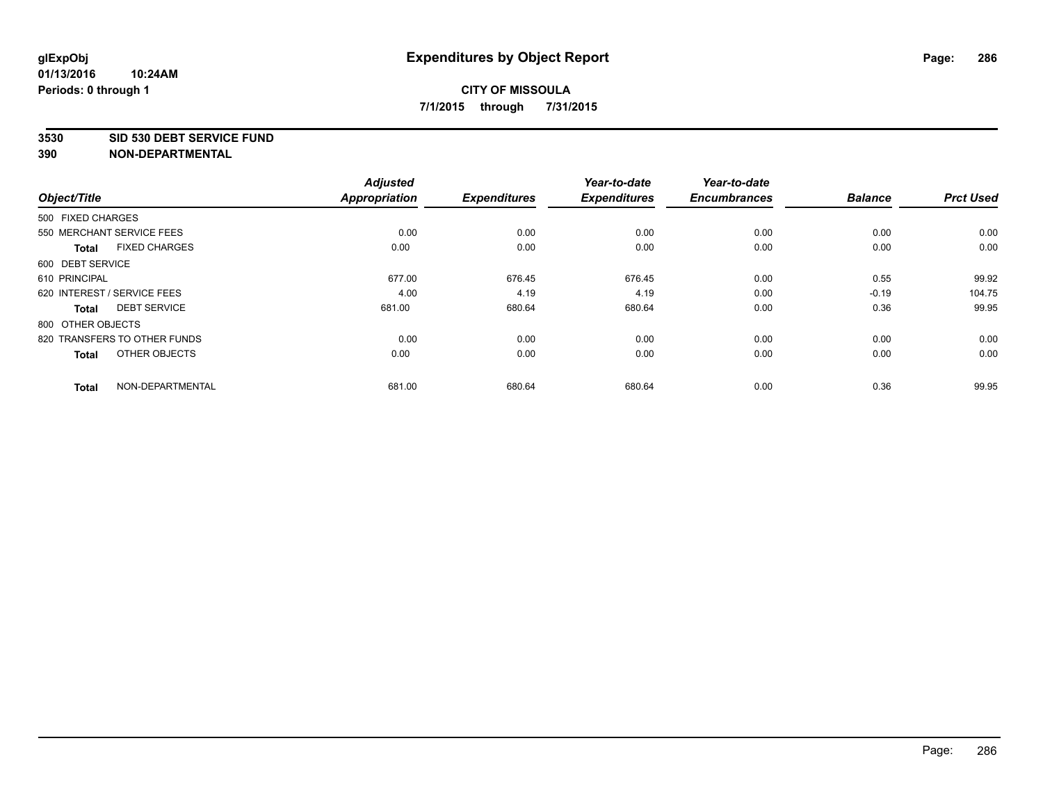# Expenditures by Object Report

glExpObj
01/13/2016 10:24AM
Periods: 0 through 1

**CITY OF MISSOULA**
**7/1/2015 through 7/31/2015**

**3530 SID 530 DEBT SERVICE FUND**
**390 NON-DEPARTMENTAL**

| Object/Title | Adjusted Appropriation | Expenditures | Year-to-date Expenditures | Year-to-date Encumbrances | Balance | Prct Used |
|---|---|---|---|---|---|---|
| 500 FIXED CHARGES | | | | | | |
| 550 MERCHANT SERVICE FEES | 0.00 | 0.00 | 0.00 | 0.00 | 0.00 | 0.00 |
| **Total** FIXED CHARGES | 0.00 | 0.00 | 0.00 | 0.00 | 0.00 | 0.00 |
| 600 DEBT SERVICE | | | | | | |
| 610 PRINCIPAL | 677.00 | 676.45 | 676.45 | 0.00 | 0.55 | 99.92 |
| 620 INTEREST / SERVICE FEES | 4.00 | 4.19 | 4.19 | 0.00 | -0.19 | 104.75 |
| **Total** DEBT SERVICE | 681.00 | 680.64 | 680.64 | 0.00 | 0.36 | 99.95 |
| 800 OTHER OBJECTS | | | | | | |
| 820 TRANSFERS TO OTHER FUNDS | 0.00 | 0.00 | 0.00 | 0.00 | 0.00 | 0.00 |
| **Total** OTHER OBJECTS | 0.00 | 0.00 | 0.00 | 0.00 | 0.00 | 0.00 |
| **Total** NON-DEPARTMENTAL | 681.00 | 680.64 | 680.64 | 0.00 | 0.36 | 99.95 |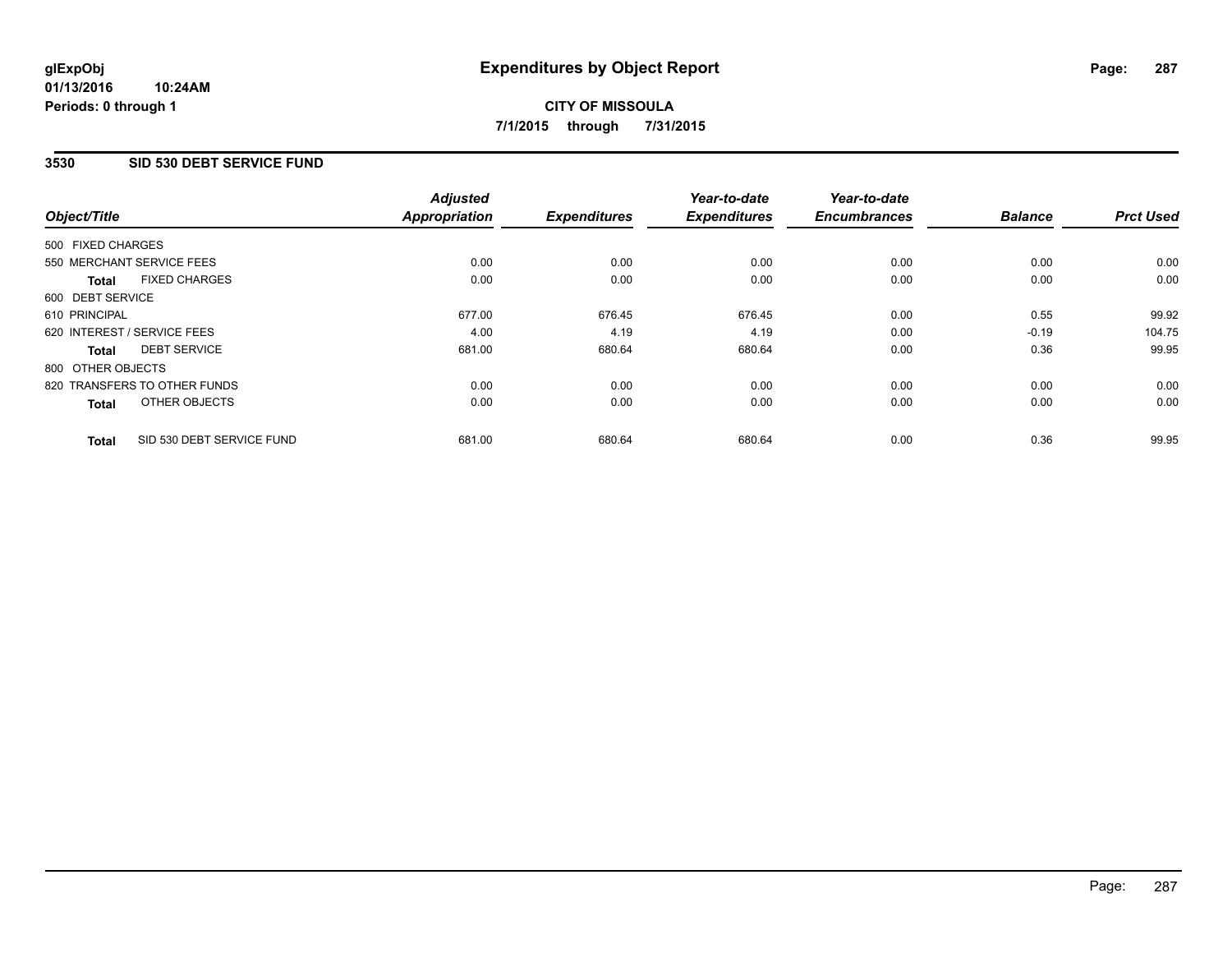**glExpObj**
**01/13/2016 10:24AM**
**Periods: 0 through 1**

# Expenditures by Object Report

**CITY OF MISSOULA**
**7/1/2015 through 7/31/2015**

## 3530 SID 530 DEBT SERVICE FUND

| Object/Title | Adjusted Appropriation | Expenditures | Year-to-date Expenditures | Year-to-date Encumbrances | Balance | Prct Used |
|---|---|---|---|---|---|---|
| 500 FIXED CHARGES | | | | | | |
| 550 MERCHANT SERVICE FEES | 0.00 | 0.00 | 0.00 | 0.00 | 0.00 | 0.00 |
| **Total** FIXED CHARGES | 0.00 | 0.00 | 0.00 | 0.00 | 0.00 | 0.00 |
| 600 DEBT SERVICE | | | | | | |
| 610 PRINCIPAL | 677.00 | 676.45 | 676.45 | 0.00 | 0.55 | 99.92 |
| 620 INTEREST / SERVICE FEES | 4.00 | 4.19 | 4.19 | 0.00 | -0.19 | 104.75 |
| **Total** DEBT SERVICE | 681.00 | 680.64 | 680.64 | 0.00 | 0.36 | 99.95 |
| 800 OTHER OBJECTS | | | | | | |
| 820 TRANSFERS TO OTHER FUNDS | 0.00 | 0.00 | 0.00 | 0.00 | 0.00 | 0.00 |
| **Total** OTHER OBJECTS | 0.00 | 0.00 | 0.00 | 0.00 | 0.00 | 0.00 |
| **Total** SID 530 DEBT SERVICE FUND | 681.00 | 680.64 | 680.64 | 0.00 | 0.36 | 99.95 |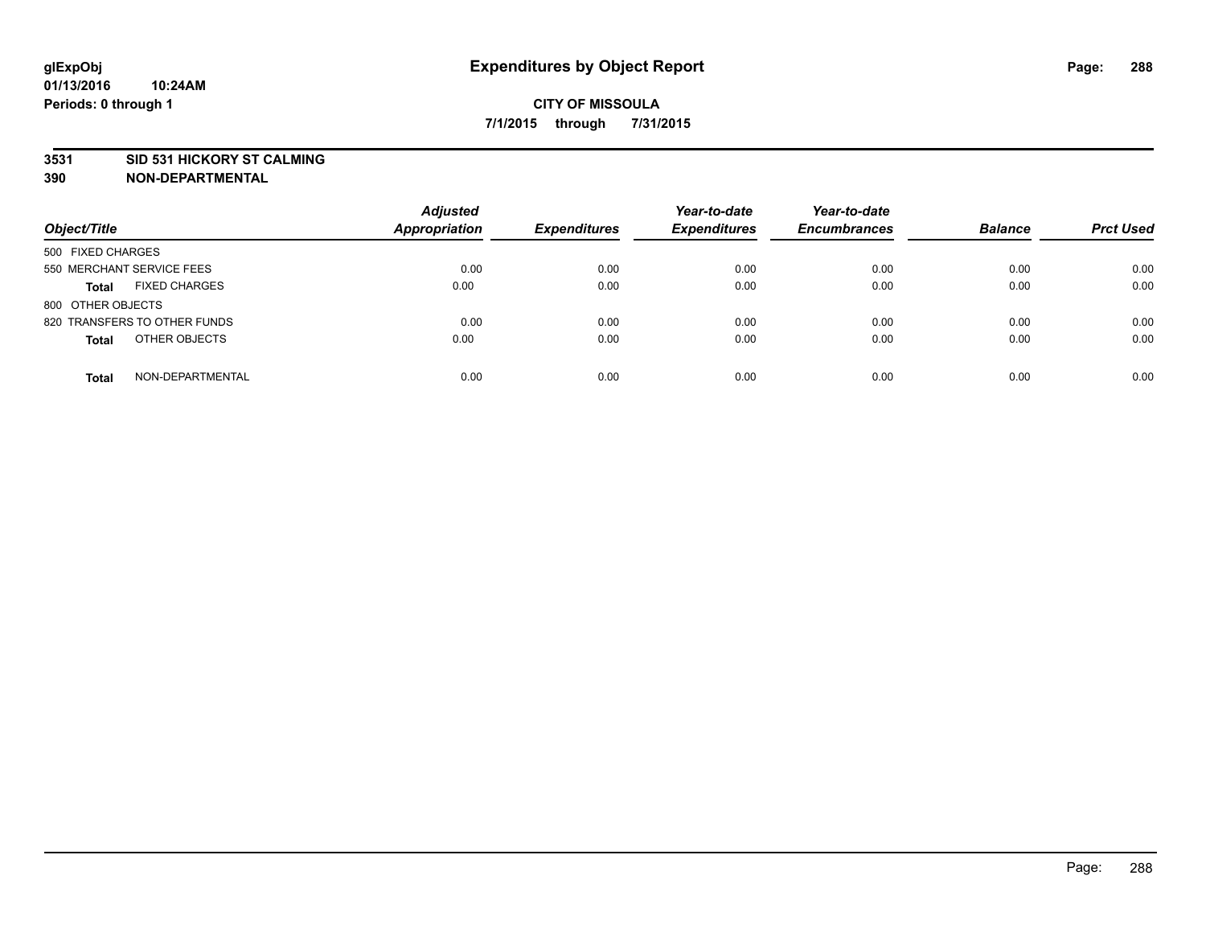# Expenditures by Object Report

glExpObj
01/13/2016 10:24AM
Periods: 0 through 1

**CITY OF MISSOULA**
**7/1/2015 through 7/31/2015**

**3531 SID 531 HICKORY ST CALMING**
**390 NON-DEPARTMENTAL**

| Object/Title | Adjusted Appropriation | Expenditures | Year-to-date Expenditures | Year-to-date Encumbrances | Balance | Prct Used |
|---|---|---|---|---|---|---|
| 500 FIXED CHARGES | | | | | | |
| 550 MERCHANT SERVICE FEES | 0.00 | 0.00 | 0.00 | 0.00 | 0.00 | 0.00 |
| **Total** FIXED CHARGES | 0.00 | 0.00 | 0.00 | 0.00 | 0.00 | 0.00 |
| 800 OTHER OBJECTS | | | | | | |
| 820 TRANSFERS TO OTHER FUNDS | 0.00 | 0.00 | 0.00 | 0.00 | 0.00 | 0.00 |
| **Total** OTHER OBJECTS | 0.00 | 0.00 | 0.00 | 0.00 | 0.00 | 0.00 |
| **Total** NON-DEPARTMENTAL | 0.00 | 0.00 | 0.00 | 0.00 | 0.00 | 0.00 |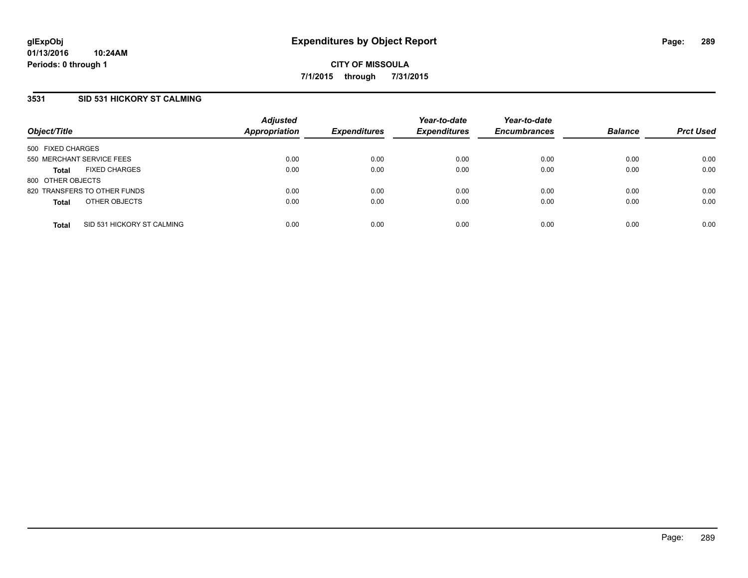# Expenditures by Object Report

glExpObj
01/13/2016 10:24AM
Periods: 0 through 1

**CITY OF MISSOULA**

**7/1/2015 through 7/31/2015**

### 3531 SID 531 HICKORY ST CALMING

| Object/Title | Adjusted Appropriation | Expenditures | Year-to-date Expenditures | Year-to-date Encumbrances | Balance | Prct Used |
|---|---|---|---|---|---|---|
| 500 FIXED CHARGES | | | | | | |
| 550 MERCHANT SERVICE FEES | 0.00 | 0.00 | 0.00 | 0.00 | 0.00 | 0.00 |
| **Total** FIXED CHARGES | 0.00 | 0.00 | 0.00 | 0.00 | 0.00 | 0.00 |
| 800 OTHER OBJECTS | | | | | | |
| 820 TRANSFERS TO OTHER FUNDS | 0.00 | 0.00 | 0.00 | 0.00 | 0.00 | 0.00 |
| **Total** OTHER OBJECTS | 0.00 | 0.00 | 0.00 | 0.00 | 0.00 | 0.00 |
| **Total** SID 531 HICKORY ST CALMING | 0.00 | 0.00 | 0.00 | 0.00 | 0.00 | 0.00 |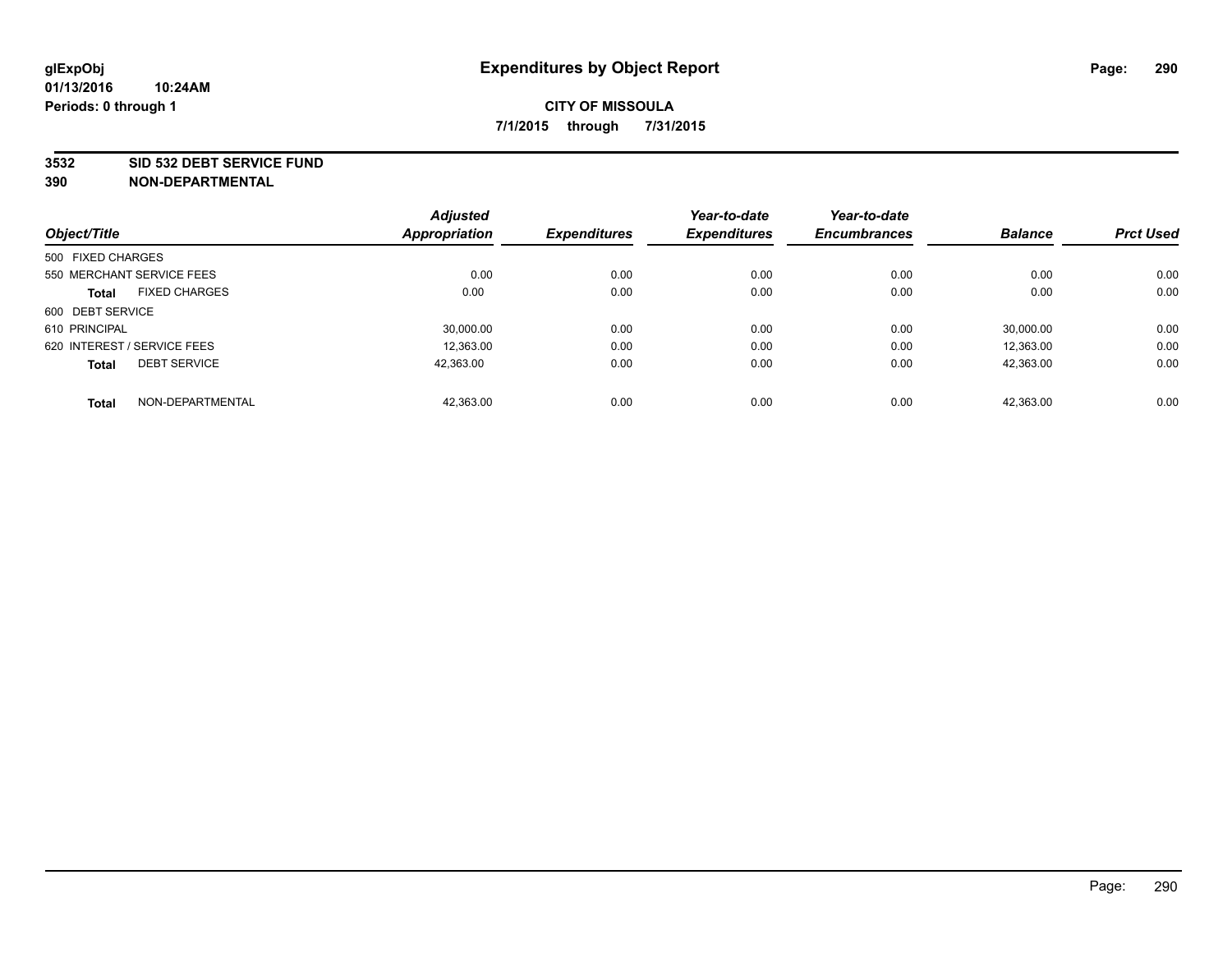**glExpObj**
**01/13/2016 10:24AM**
**Periods: 0 through 1**

# Expenditures by Object Report

**CITY OF MISSOULA**
**7/1/2015 through 7/31/2015**

**3532 SID 532 DEBT SERVICE FUND**
**390 NON-DEPARTMENTAL**

| Object/Title | Adjusted Appropriation | Expenditures | Year-to-date Expenditures | Year-to-date Encumbrances | Balance | Prct Used |
|---|---|---|---|---|---|---|
| 500 FIXED CHARGES | | | | | | |
| 550 MERCHANT SERVICE FEES | 0.00 | 0.00 | 0.00 | 0.00 | 0.00 | 0.00 |
| **Total** FIXED CHARGES | 0.00 | 0.00 | 0.00 | 0.00 | 0.00 | 0.00 |
| 600 DEBT SERVICE | | | | | | |
| 610 PRINCIPAL | 30,000.00 | 0.00 | 0.00 | 0.00 | 30,000.00 | 0.00 |
| 620 INTEREST / SERVICE FEES | 12,363.00 | 0.00 | 0.00 | 0.00 | 12,363.00 | 0.00 |
| **Total** DEBT SERVICE | 42,363.00 | 0.00 | 0.00 | 0.00 | 42,363.00 | 0.00 |
| **Total** NON-DEPARTMENTAL | 42,363.00 | 0.00 | 0.00 | 0.00 | 42,363.00 | 0.00 |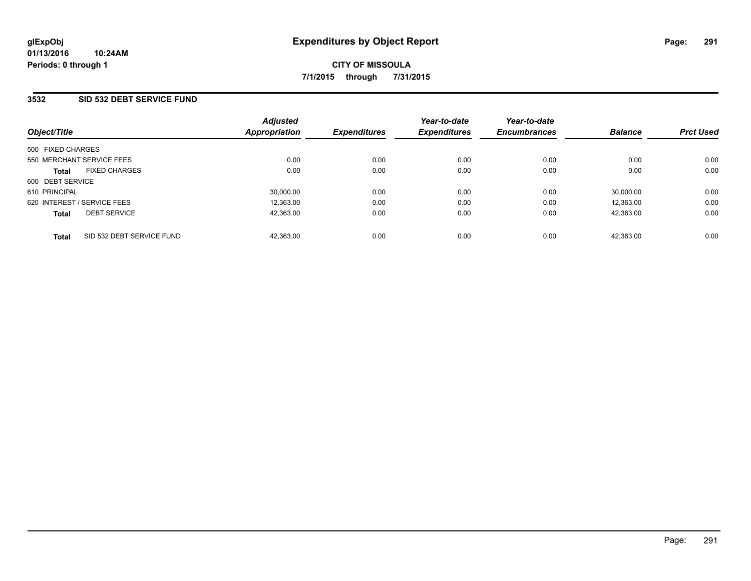**glExpObj**
**01/13/2016 10:24AM**
**Periods: 0 through 1**

# Expenditures by Object Report

**CITY OF MISSOULA**
**7/1/2015 through 7/31/2015**

## 3532 SID 532 DEBT SERVICE FUND

| Object/Title | Adjusted Appropriation | Expenditures | Year-to-date Expenditures | Year-to-date Encumbrances | Balance | Prct Used |
|---|---|---|---|---|---|---|
| 500 FIXED CHARGES | | | | | | |
| 550 MERCHANT SERVICE FEES | 0.00 | 0.00 | 0.00 | 0.00 | 0.00 | 0.00 |
| **Total** FIXED CHARGES | 0.00 | 0.00 | 0.00 | 0.00 | 0.00 | 0.00 |
| 600 DEBT SERVICE | | | | | | |
| 610 PRINCIPAL | 30,000.00 | 0.00 | 0.00 | 0.00 | 30,000.00 | 0.00 |
| 620 INTEREST / SERVICE FEES | 12,363.00 | 0.00 | 0.00 | 0.00 | 12,363.00 | 0.00 |
| **Total** DEBT SERVICE | 42,363.00 | 0.00 | 0.00 | 0.00 | 42,363.00 | 0.00 |
| **Total** SID 532 DEBT SERVICE FUND | 42,363.00 | 0.00 | 0.00 | 0.00 | 42,363.00 | 0.00 |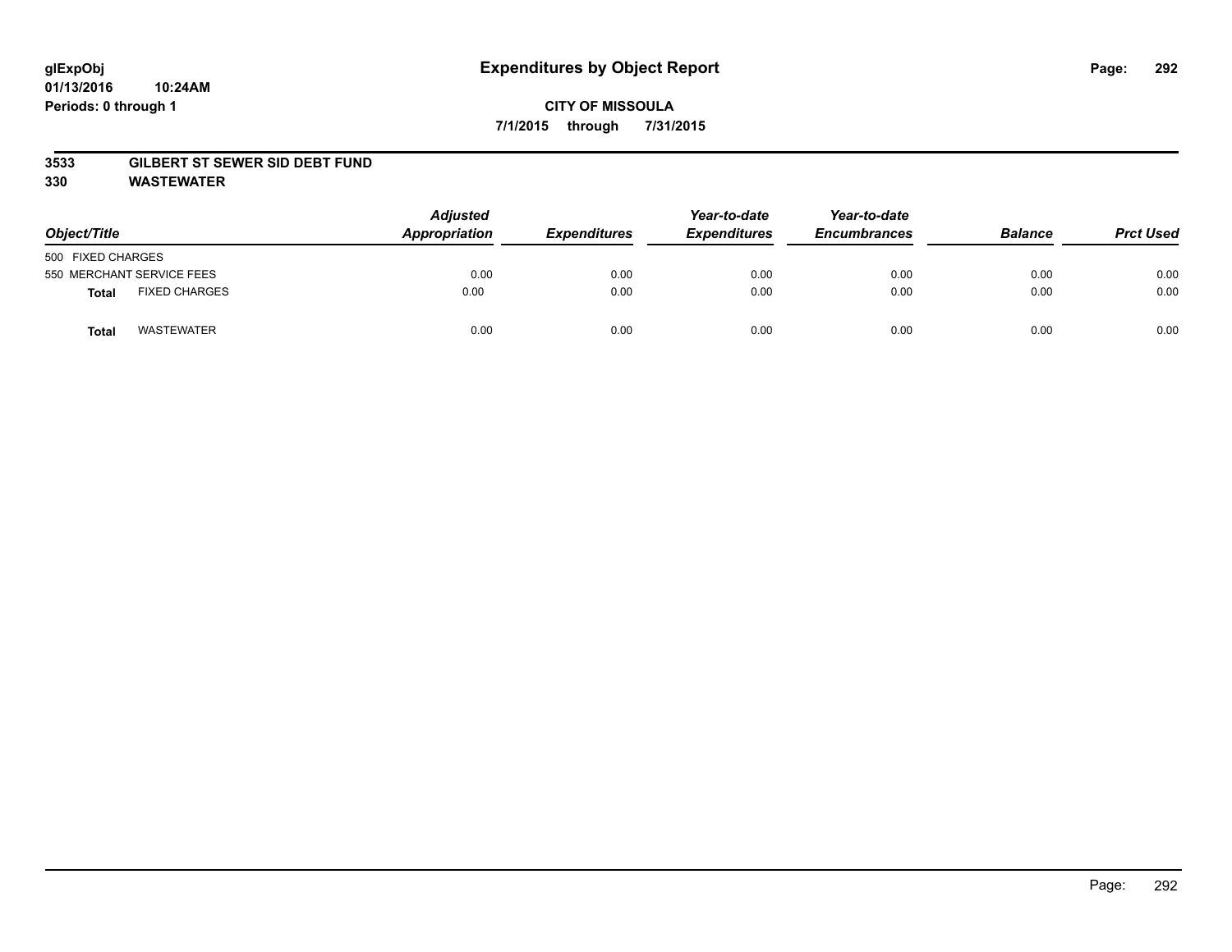# Expenditures by Object Report

**CITY OF MISSOULA**

**7/1/2015 through 7/31/2015**

glExpObj
01/13/2016 10:24AM
Periods: 0 through 1

**3533 GILBERT ST SEWER SID DEBT FUND**
**330 WASTEWATER**

| Object/Title | | Adjusted Appropriation | Expenditures | Year-to-date Expenditures | Year-to-date Encumbrances | Balance | Prct Used |
|---|---|---|---|---|---|---|---|
| 500 FIXED CHARGES | | | | | | | |
| 550 MERCHANT SERVICE FEES | | 0.00 | 0.00 | 0.00 | 0.00 | 0.00 | 0.00 |
| **Total** | FIXED CHARGES | 0.00 | 0.00 | 0.00 | 0.00 | 0.00 | 0.00 |
| **Total** | WASTEWATER | 0.00 | 0.00 | 0.00 | 0.00 | 0.00 | 0.00 |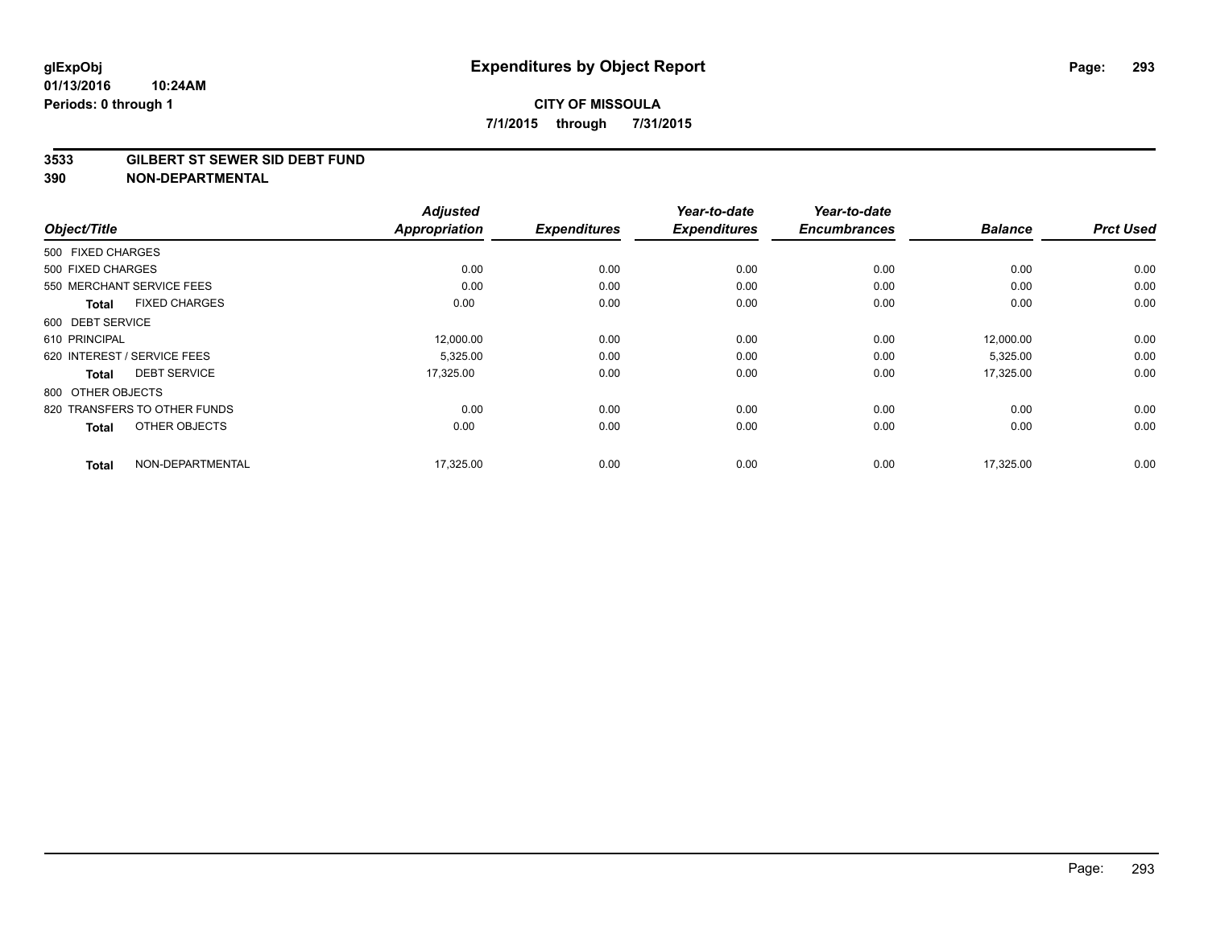glExpObj
01/13/2016 10:24AM
Periods: 0 through 1

# Expenditures by Object Report

**CITY OF MISSOULA**
**7/1/2015 through 7/31/2015**

## 3533 GILBERT ST SEWER SID DEBT FUND
## 390 NON-DEPARTMENTAL

| Object/Title | Adjusted Appropriation | Expenditures | Year-to-date Expenditures | Year-to-date Encumbrances | Balance | Prct Used |
|---|---|---|---|---|---|---|
| 500 FIXED CHARGES | | | | | | |
| 500 FIXED CHARGES | 0.00 | 0.00 | 0.00 | 0.00 | 0.00 | 0.00 |
| 550 MERCHANT SERVICE FEES | 0.00 | 0.00 | 0.00 | 0.00 | 0.00 | 0.00 |
| **Total** FIXED CHARGES | 0.00 | 0.00 | 0.00 | 0.00 | 0.00 | 0.00 |
| 600 DEBT SERVICE | | | | | | |
| 610 PRINCIPAL | 12,000.00 | 0.00 | 0.00 | 0.00 | 12,000.00 | 0.00 |
| 620 INTEREST / SERVICE FEES | 5,325.00 | 0.00 | 0.00 | 0.00 | 5,325.00 | 0.00 |
| **Total** DEBT SERVICE | 17,325.00 | 0.00 | 0.00 | 0.00 | 17,325.00 | 0.00 |
| 800 OTHER OBJECTS | | | | | | |
| 820 TRANSFERS TO OTHER FUNDS | 0.00 | 0.00 | 0.00 | 0.00 | 0.00 | 0.00 |
| **Total** OTHER OBJECTS | 0.00 | 0.00 | 0.00 | 0.00 | 0.00 | 0.00 |
| **Total** NON-DEPARTMENTAL | 17,325.00 | 0.00 | 0.00 | 0.00 | 17,325.00 | 0.00 |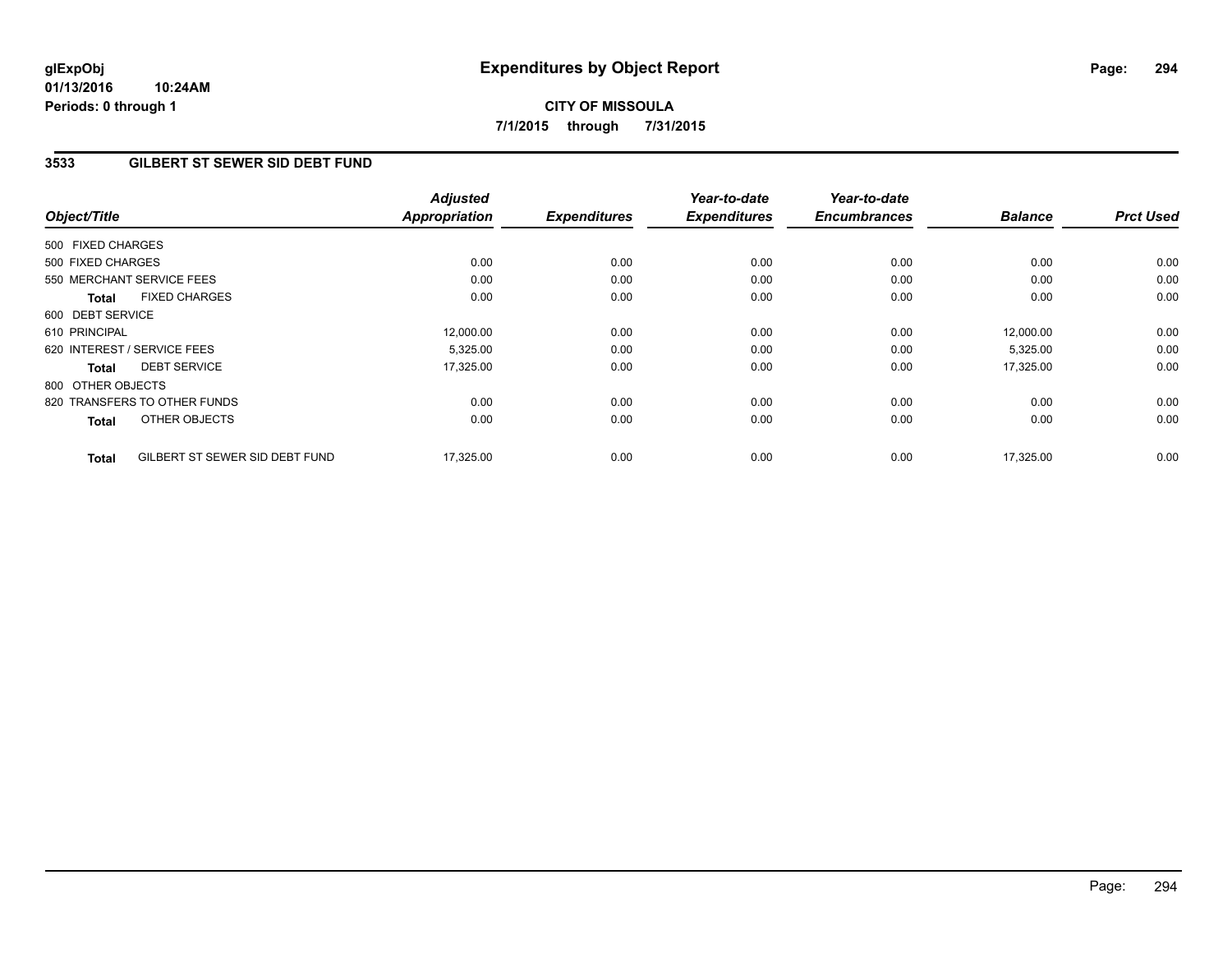glExpObj
01/13/2016 10:24AM
Periods: 0 through 1

# Expenditures by Object Report

**CITY OF MISSOULA**

**7/1/2015 through 7/31/2015**

## 3533 GILBERT ST SEWER SID DEBT FUND

| Object/Title | Adjusted Appropriation | Expenditures | Year-to-date Expenditures | Year-to-date Encumbrances | Balance | Prct Used |
|---|---|---|---|---|---|---|
| 500 FIXED CHARGES | | | | | | |
| 500 FIXED CHARGES | 0.00 | 0.00 | 0.00 | 0.00 | 0.00 | 0.00 |
| 550 MERCHANT SERVICE FEES | 0.00 | 0.00 | 0.00 | 0.00 | 0.00 | 0.00 |
| **Total** FIXED CHARGES | 0.00 | 0.00 | 0.00 | 0.00 | 0.00 | 0.00 |
| 600 DEBT SERVICE | | | | | | |
| 610 PRINCIPAL | 12,000.00 | 0.00 | 0.00 | 0.00 | 12,000.00 | 0.00 |
| 620 INTEREST / SERVICE FEES | 5,325.00 | 0.00 | 0.00 | 0.00 | 5,325.00 | 0.00 |
| **Total** DEBT SERVICE | 17,325.00 | 0.00 | 0.00 | 0.00 | 17,325.00 | 0.00 |
| 800 OTHER OBJECTS | | | | | | |
| 820 TRANSFERS TO OTHER FUNDS | 0.00 | 0.00 | 0.00 | 0.00 | 0.00 | 0.00 |
| **Total** OTHER OBJECTS | 0.00 | 0.00 | 0.00 | 0.00 | 0.00 | 0.00 |
| **Total** GILBERT ST SEWER SID DEBT FUND | 17,325.00 | 0.00 | 0.00 | 0.00 | 17,325.00 | 0.00 |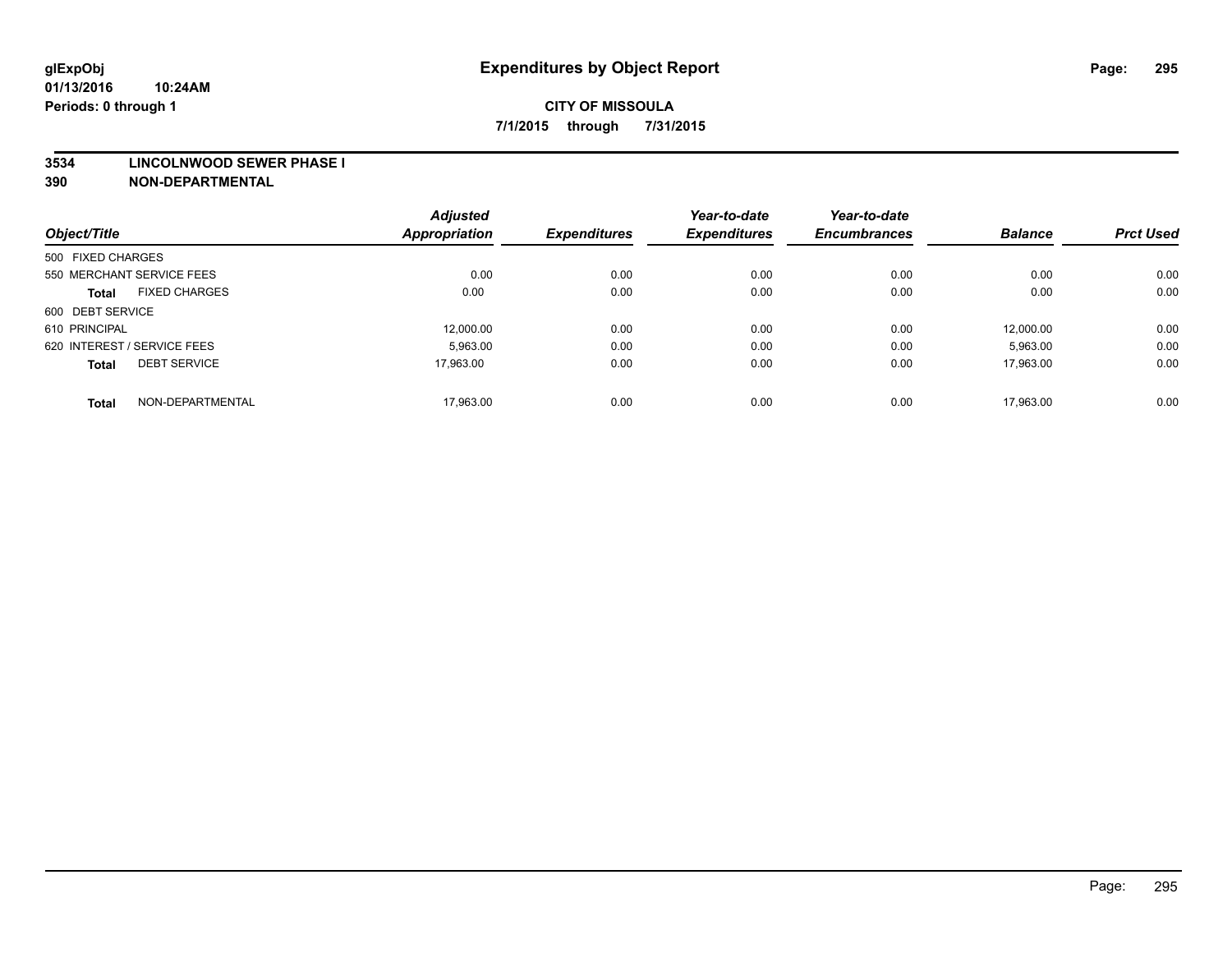**glExpObj** **Expenditures by Object Report**

**01/13/2016 10:24AM**

**Periods: 0 through 1**

**CITY OF MISSOULA**

**7/1/2015 through 7/31/2015**

**3534 LINCOLNWOOD SEWER PHASE I**

**390 NON-DEPARTMENTAL**

| Object/Title | | Adjusted Appropriation | Expenditures | Year-to-date Expenditures | Year-to-date Encumbrances | Balance | Prct Used |
|---|---|---|---|---|---|---|---|
| 500 FIXED CHARGES | | | | | | | |
| 550 MERCHANT SERVICE FEES | | 0.00 | 0.00 | 0.00 | 0.00 | 0.00 | 0.00 |
| **Total** | FIXED CHARGES | 0.00 | 0.00 | 0.00 | 0.00 | 0.00 | 0.00 |
| 600 DEBT SERVICE | | | | | | | |
| 610 PRINCIPAL | | 12,000.00 | 0.00 | 0.00 | 0.00 | 12,000.00 | 0.00 |
| 620 INTEREST / SERVICE FEES | | 5,963.00 | 0.00 | 0.00 | 0.00 | 5,963.00 | 0.00 |
| **Total** | DEBT SERVICE | 17,963.00 | 0.00 | 0.00 | 0.00 | 17,963.00 | 0.00 |
| **Total** | NON-DEPARTMENTAL | 17,963.00 | 0.00 | 0.00 | 0.00 | 17,963.00 | 0.00 |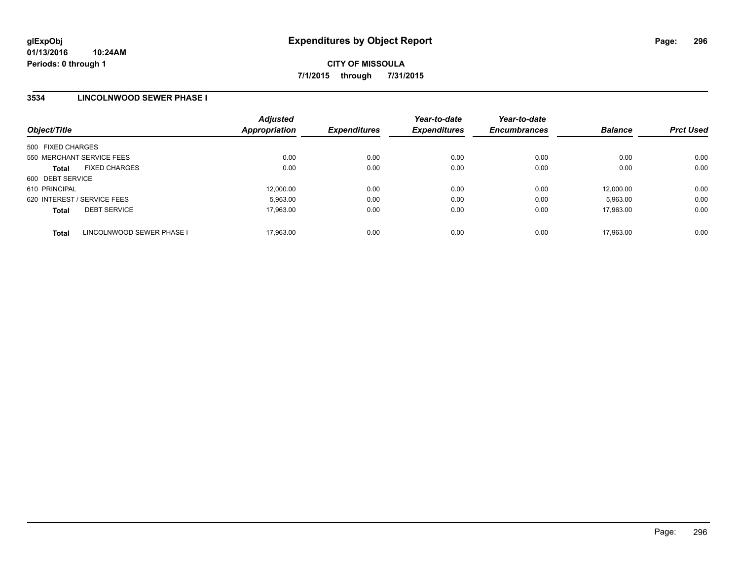**glExpObj**
**01/13/2016 10:24AM**
**Periods: 0 through 1**

# Expenditures by Object Report

**CITY OF MISSOULA**
**7/1/2015 through 7/31/2015**

## 3534 LINCOLNWOOD SEWER PHASE I

| Object/Title | | *Adjusted Appropriation* | *Expenditures* | *Year-to-date Expenditures* | *Year-to-date Encumbrances* | *Balance* | *Prct Used* |
|---|---|---|---|---|---|---|---|
| 500 FIXED CHARGES | | | | | | | |
| 550 MERCHANT SERVICE FEES | | 0.00 | 0.00 | 0.00 | 0.00 | 0.00 | 0.00 |
| **Total** | FIXED CHARGES | 0.00 | 0.00 | 0.00 | 0.00 | 0.00 | 0.00 |
| 600 DEBT SERVICE | | | | | | | |
| 610 PRINCIPAL | | 12,000.00 | 0.00 | 0.00 | 0.00 | 12,000.00 | 0.00 |
| 620 INTEREST / SERVICE FEES | | 5,963.00 | 0.00 | 0.00 | 0.00 | 5,963.00 | 0.00 |
| **Total** | DEBT SERVICE | 17,963.00 | 0.00 | 0.00 | 0.00 | 17,963.00 | 0.00 |
| **Total** | LINCOLNWOOD SEWER PHASE I | 17,963.00 | 0.00 | 0.00 | 0.00 | 17,963.00 | 0.00 |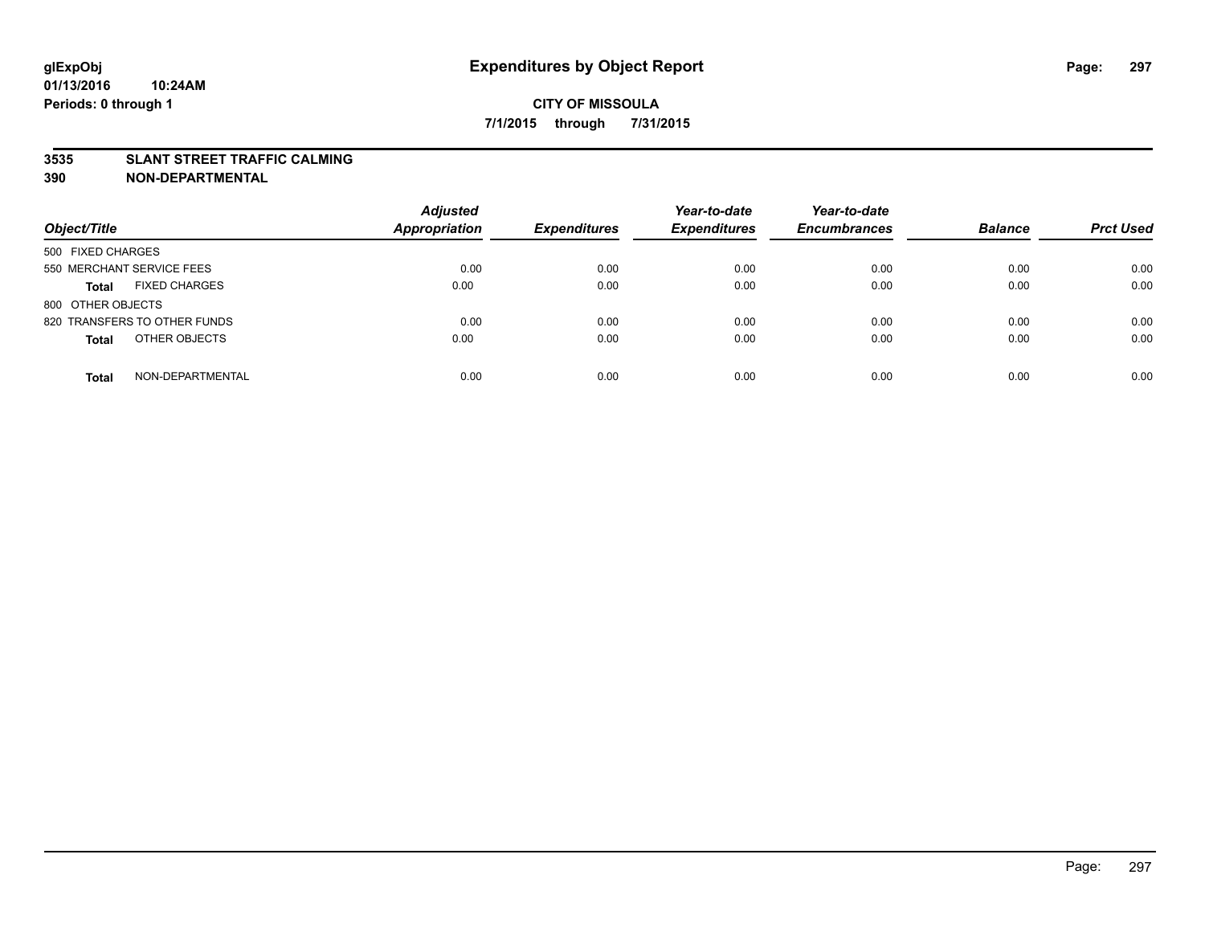**glExpObj**
**01/13/2016 10:24AM**
**Periods: 0 through 1**

# Expenditures by Object Report

**CITY OF MISSOULA**
**7/1/2015 through 7/31/2015**

**3535 SLANT STREET TRAFFIC CALMING**
**390 NON-DEPARTMENTAL**

| Object/Title | | Adjusted Appropriation | Expenditures | Year-to-date Expenditures | Year-to-date Encumbrances | Balance | Prct Used |
|---|---|---|---|---|---|---|---|
| 500 FIXED CHARGES | | | | | | | |
| 550 MERCHANT SERVICE FEES | | 0.00 | 0.00 | 0.00 | 0.00 | 0.00 | 0.00 |
| **Total** | FIXED CHARGES | 0.00 | 0.00 | 0.00 | 0.00 | 0.00 | 0.00 |
| 800 OTHER OBJECTS | | | | | | | |
| 820 TRANSFERS TO OTHER FUNDS | | 0.00 | 0.00 | 0.00 | 0.00 | 0.00 | 0.00 |
| **Total** | OTHER OBJECTS | 0.00 | 0.00 | 0.00 | 0.00 | 0.00 | 0.00 |
| **Total** | NON-DEPARTMENTAL | 0.00 | 0.00 | 0.00 | 0.00 | 0.00 | 0.00 |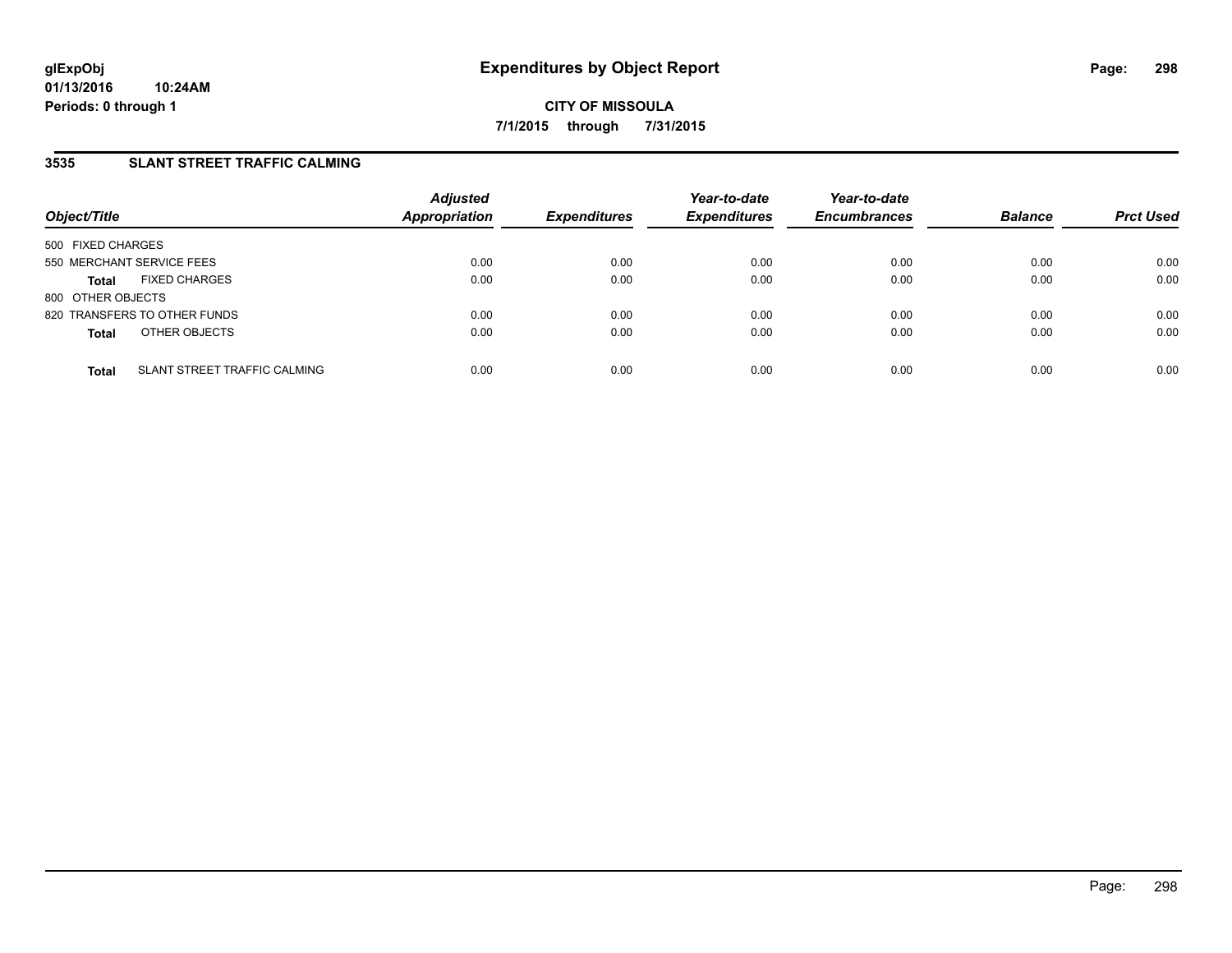# Expenditures by Object Report

glExpObj
01/13/2016 10:24AM
Periods: 0 through 1

**CITY OF MISSOULA**

**7/1/2015 through 7/31/2015**

## 3535 SLANT STREET TRAFFIC CALMING

| Object/Title | | Adjusted Appropriation | Expenditures | Year-to-date Expenditures | Year-to-date Encumbrances | Balance | Prct Used |
|---|---|---|---|---|---|---|---|
| 500 FIXED CHARGES | | | | | | | |
| 550 MERCHANT SERVICE FEES | | 0.00 | 0.00 | 0.00 | 0.00 | 0.00 | 0.00 |
| **Total** | FIXED CHARGES | 0.00 | 0.00 | 0.00 | 0.00 | 0.00 | 0.00 |
| 800 OTHER OBJECTS | | | | | | | |
| 820 TRANSFERS TO OTHER FUNDS | | 0.00 | 0.00 | 0.00 | 0.00 | 0.00 | 0.00 |
| **Total** | OTHER OBJECTS | 0.00 | 0.00 | 0.00 | 0.00 | 0.00 | 0.00 |
| **Total** | SLANT STREET TRAFFIC CALMING | 0.00 | 0.00 | 0.00 | 0.00 | 0.00 | 0.00 |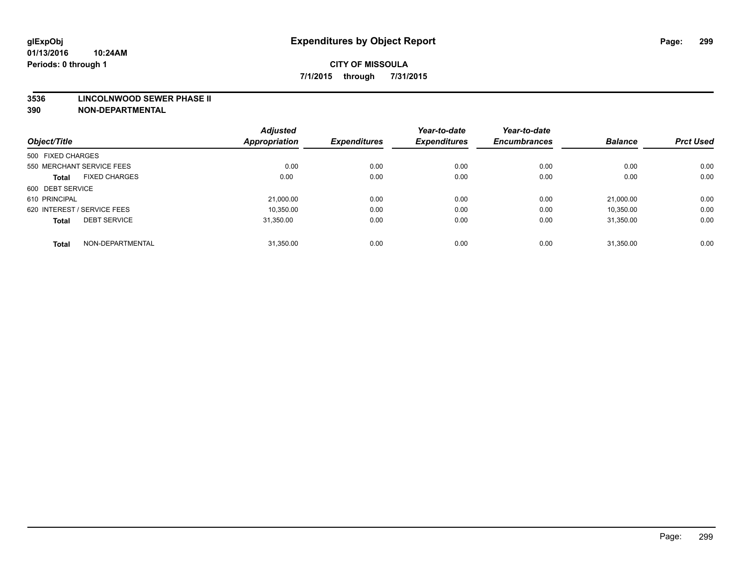# Expenditures by Object Report

glExpObj
01/13/2016 10:24AM
Periods: 0 through 1

**CITY OF MISSOULA**

**7/1/2015 through 7/31/2015**

**3536 LINCOLNWOOD SEWER PHASE II**

**390 NON-DEPARTMENTAL**

| Object/Title | Adjusted Appropriation | Expenditures | Year-to-date Expenditures | Year-to-date Encumbrances | Balance | Prct Used |
|---|---|---|---|---|---|---|
| 500 FIXED CHARGES | | | | | | |
| 550 MERCHANT SERVICE FEES | 0.00 | 0.00 | 0.00 | 0.00 | 0.00 | 0.00 |
| **Total** FIXED CHARGES | 0.00 | 0.00 | 0.00 | 0.00 | 0.00 | 0.00 |
| 600 DEBT SERVICE | | | | | | |
| 610 PRINCIPAL | 21,000.00 | 0.00 | 0.00 | 0.00 | 21,000.00 | 0.00 |
| 620 INTEREST / SERVICE FEES | 10,350.00 | 0.00 | 0.00 | 0.00 | 10,350.00 | 0.00 |
| **Total** DEBT SERVICE | 31,350.00 | 0.00 | 0.00 | 0.00 | 31,350.00 | 0.00 |
| **Total** NON-DEPARTMENTAL | 31,350.00 | 0.00 | 0.00 | 0.00 | 31,350.00 | 0.00 |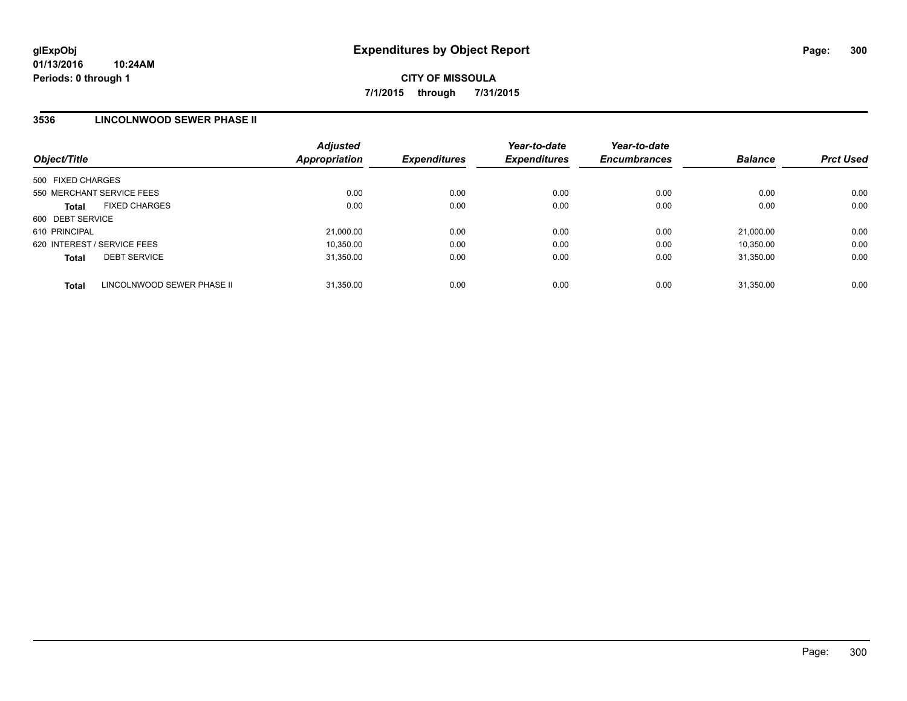**glExpObj**
**01/13/2016 10:24AM**
**Periods: 0 through 1**

# Expenditures by Object Report

**CITY OF MISSOULA**
**7/1/2015 through 7/31/2015**

## 3536 LINCOLNWOOD SEWER PHASE II

| Object/Title | Adjusted Appropriation | Expenditures | Year-to-date Expenditures | Year-to-date Encumbrances | Balance | Prct Used |
|---|---|---|---|---|---|---|
| 500 FIXED CHARGES | | | | | | |
| 550 MERCHANT SERVICE FEES | 0.00 | 0.00 | 0.00 | 0.00 | 0.00 | 0.00 |
| **Total** FIXED CHARGES | 0.00 | 0.00 | 0.00 | 0.00 | 0.00 | 0.00 |
| 600 DEBT SERVICE | | | | | | |
| 610 PRINCIPAL | 21,000.00 | 0.00 | 0.00 | 0.00 | 21,000.00 | 0.00 |
| 620 INTEREST / SERVICE FEES | 10,350.00 | 0.00 | 0.00 | 0.00 | 10,350.00 | 0.00 |
| **Total** DEBT SERVICE | 31,350.00 | 0.00 | 0.00 | 0.00 | 31,350.00 | 0.00 |
| **Total** LINCOLNWOOD SEWER PHASE II | 31,350.00 | 0.00 | 0.00 | 0.00 | 31,350.00 | 0.00 |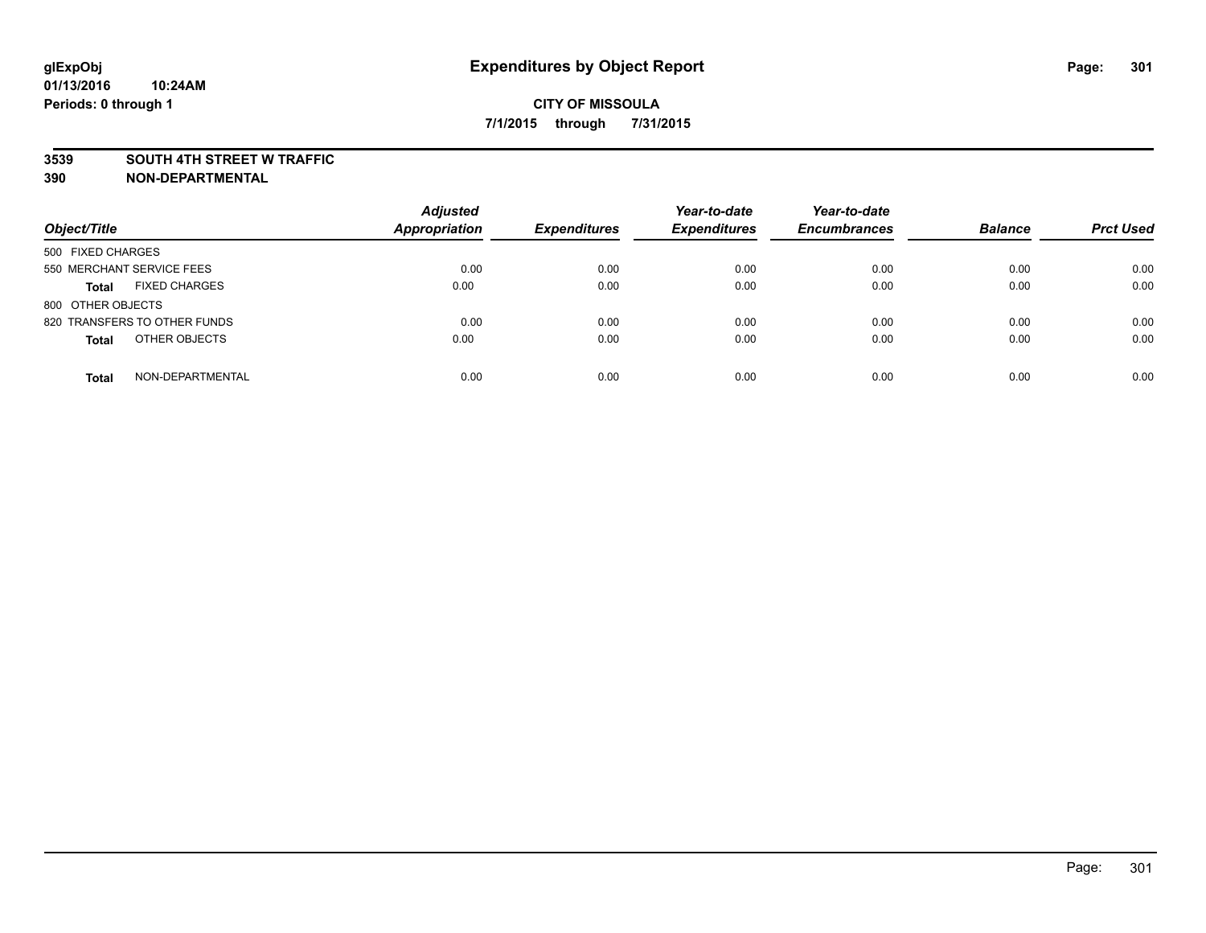**glExpObj** **Expenditures by Object Report**

**01/13/2016 10:24AM**

**Periods: 0 through 1**

**CITY OF MISSOULA**

**7/1/2015 through 7/31/2015**

**3539 SOUTH 4TH STREET W TRAFFIC**

**390 NON-DEPARTMENTAL**

| Object/Title | Adjusted Appropriation | Expenditures | Year-to-date Expenditures | Year-to-date Encumbrances | Balance | Prct Used |
|---|---|---|---|---|---|---|
| 500 FIXED CHARGES | | | | | | |
| 550 MERCHANT SERVICE FEES | 0.00 | 0.00 | 0.00 | 0.00 | 0.00 | 0.00 |
| **Total** FIXED CHARGES | 0.00 | 0.00 | 0.00 | 0.00 | 0.00 | 0.00 |
| 800 OTHER OBJECTS | | | | | | |
| 820 TRANSFERS TO OTHER FUNDS | 0.00 | 0.00 | 0.00 | 0.00 | 0.00 | 0.00 |
| **Total** OTHER OBJECTS | 0.00 | 0.00 | 0.00 | 0.00 | 0.00 | 0.00 |
| **Total** NON-DEPARTMENTAL | 0.00 | 0.00 | 0.00 | 0.00 | 0.00 | 0.00 |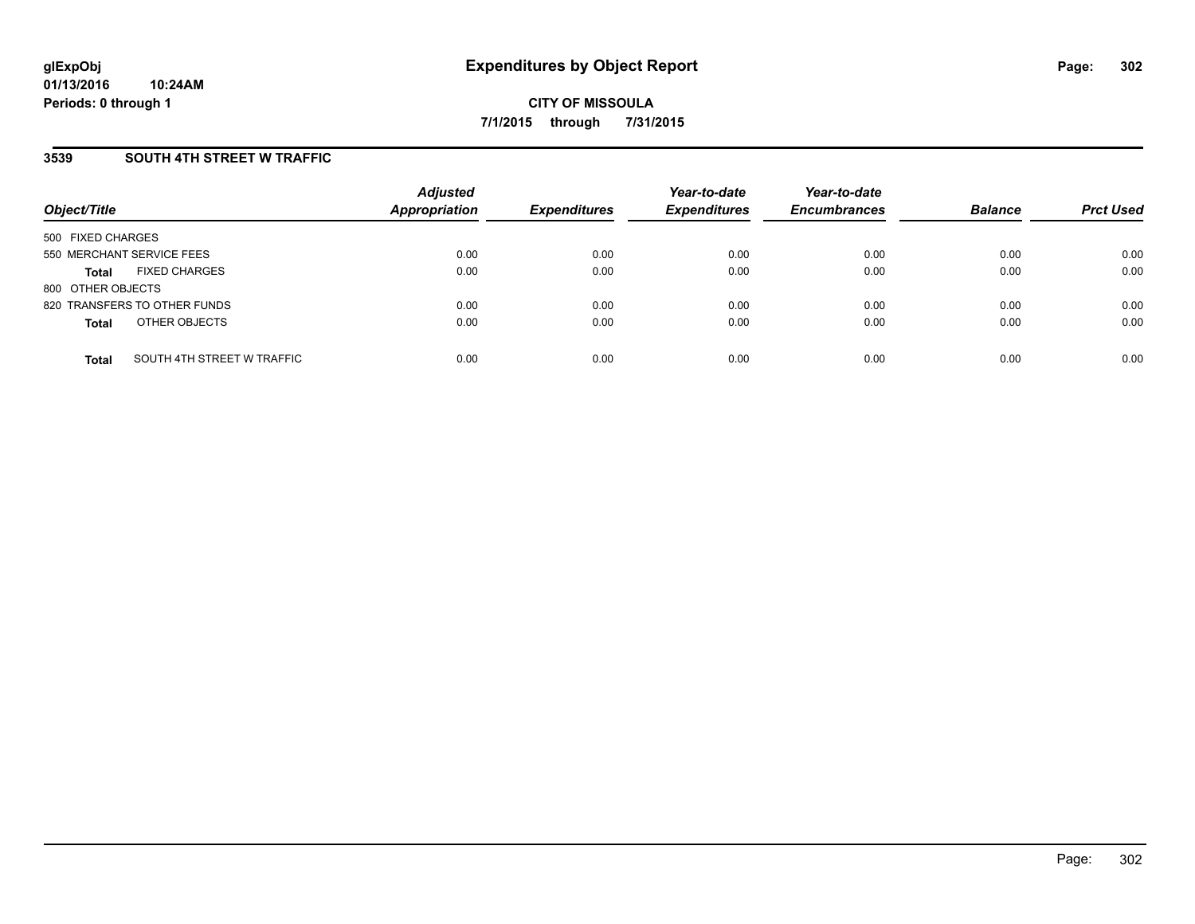**glExpObj**
**01/13/2016 10:24AM**
**Periods: 0 through 1**

# Expenditures by Object Report

**CITY OF MISSOULA**
**7/1/2015 through 7/31/2015**

## 3539 SOUTH 4TH STREET W TRAFFIC

| Object/Title | Adjusted Appropriation | Expenditures | Year-to-date Expenditures | Year-to-date Encumbrances | Balance | Prct Used |
|---|---|---|---|---|---|---|
| 500 FIXED CHARGES | | | | | | |
| 550 MERCHANT SERVICE FEES | 0.00 | 0.00 | 0.00 | 0.00 | 0.00 | 0.00 |
| **Total** FIXED CHARGES | 0.00 | 0.00 | 0.00 | 0.00 | 0.00 | 0.00 |
| 800 OTHER OBJECTS | | | | | | |
| 820 TRANSFERS TO OTHER FUNDS | 0.00 | 0.00 | 0.00 | 0.00 | 0.00 | 0.00 |
| **Total** OTHER OBJECTS | 0.00 | 0.00 | 0.00 | 0.00 | 0.00 | 0.00 |
| **Total** SOUTH 4TH STREET W TRAFFIC | 0.00 | 0.00 | 0.00 | 0.00 | 0.00 | 0.00 |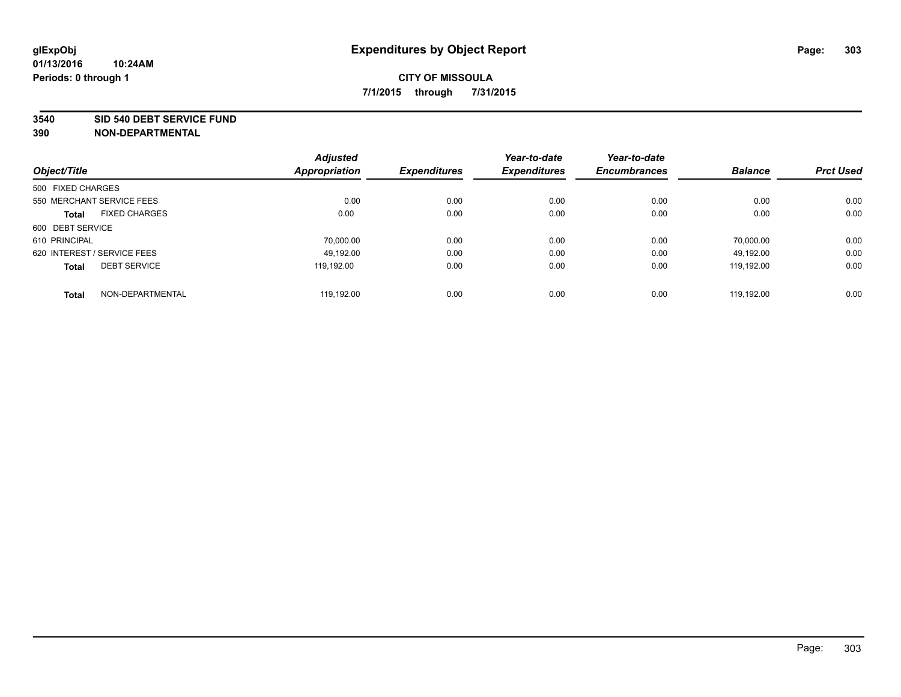# Expenditures by Object Report

glExpObj
01/13/2016 10:24AM
Periods: 0 through 1

**CITY OF MISSOULA**
**7/1/2015 through 7/31/2015**

**3540 SID 540 DEBT SERVICE FUND**
**390 NON-DEPARTMENTAL**

| Object/Title | Adjusted Appropriation | Expenditures | Year-to-date Expenditures | Year-to-date Encumbrances | Balance | Prct Used |
|---|---|---|---|---|---|---|
| 500 FIXED CHARGES | | | | | | |
| 550 MERCHANT SERVICE FEES | 0.00 | 0.00 | 0.00 | 0.00 | 0.00 | 0.00 |
| **Total** FIXED CHARGES | 0.00 | 0.00 | 0.00 | 0.00 | 0.00 | 0.00 |
| 600 DEBT SERVICE | | | | | | |
| 610 PRINCIPAL | 70,000.00 | 0.00 | 0.00 | 0.00 | 70,000.00 | 0.00 |
| 620 INTEREST / SERVICE FEES | 49,192.00 | 0.00 | 0.00 | 0.00 | 49,192.00 | 0.00 |
| **Total** DEBT SERVICE | 119,192.00 | 0.00 | 0.00 | 0.00 | 119,192.00 | 0.00 |
| **Total** NON-DEPARTMENTAL | 119,192.00 | 0.00 | 0.00 | 0.00 | 119,192.00 | 0.00 |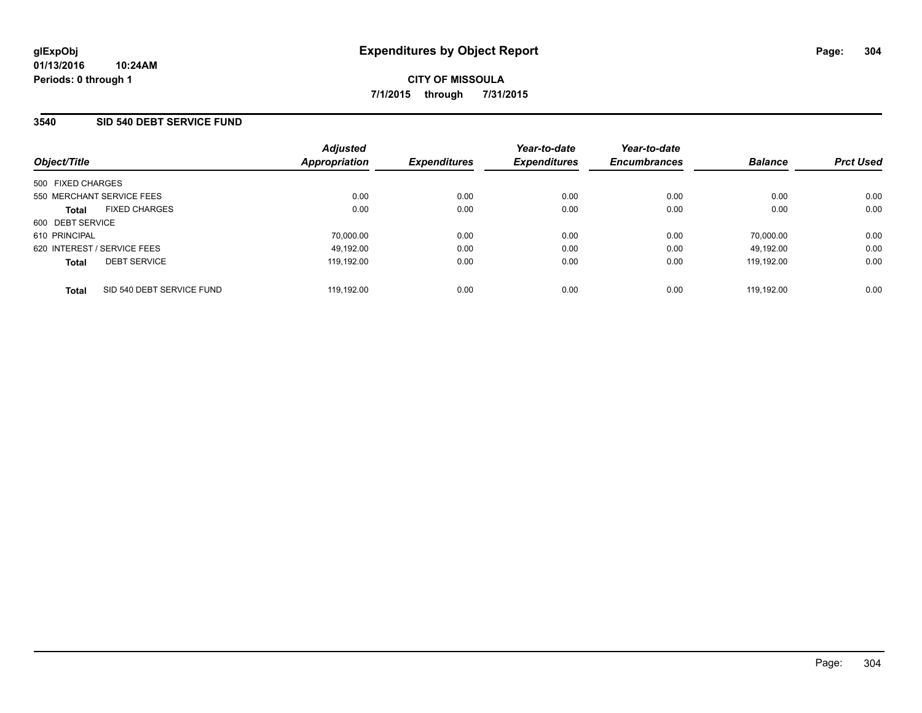# Expenditures by Object Report

glExpObj
01/13/2016 10:24AM
Periods: 0 through 1

**CITY OF MISSOULA**

**7/1/2015 through 7/31/2015**

## 3540 SID 540 DEBT SERVICE FUND

| Object/Title | Adjusted Appropriation | Expenditures | Year-to-date Expenditures | Year-to-date Encumbrances | Balance | Prct Used |
|---|---|---|---|---|---|---|
| 500 FIXED CHARGES | | | | | | |
| 550 MERCHANT SERVICE FEES | 0.00 | 0.00 | 0.00 | 0.00 | 0.00 | 0.00 |
| **Total** FIXED CHARGES | 0.00 | 0.00 | 0.00 | 0.00 | 0.00 | 0.00 |
| 600 DEBT SERVICE | | | | | | |
| 610 PRINCIPAL | 70,000.00 | 0.00 | 0.00 | 0.00 | 70,000.00 | 0.00 |
| 620 INTEREST / SERVICE FEES | 49,192.00 | 0.00 | 0.00 | 0.00 | 49,192.00 | 0.00 |
| **Total** DEBT SERVICE | 119,192.00 | 0.00 | 0.00 | 0.00 | 119,192.00 | 0.00 |
| **Total** SID 540 DEBT SERVICE FUND | 119,192.00 | 0.00 | 0.00 | 0.00 | 119,192.00 | 0.00 |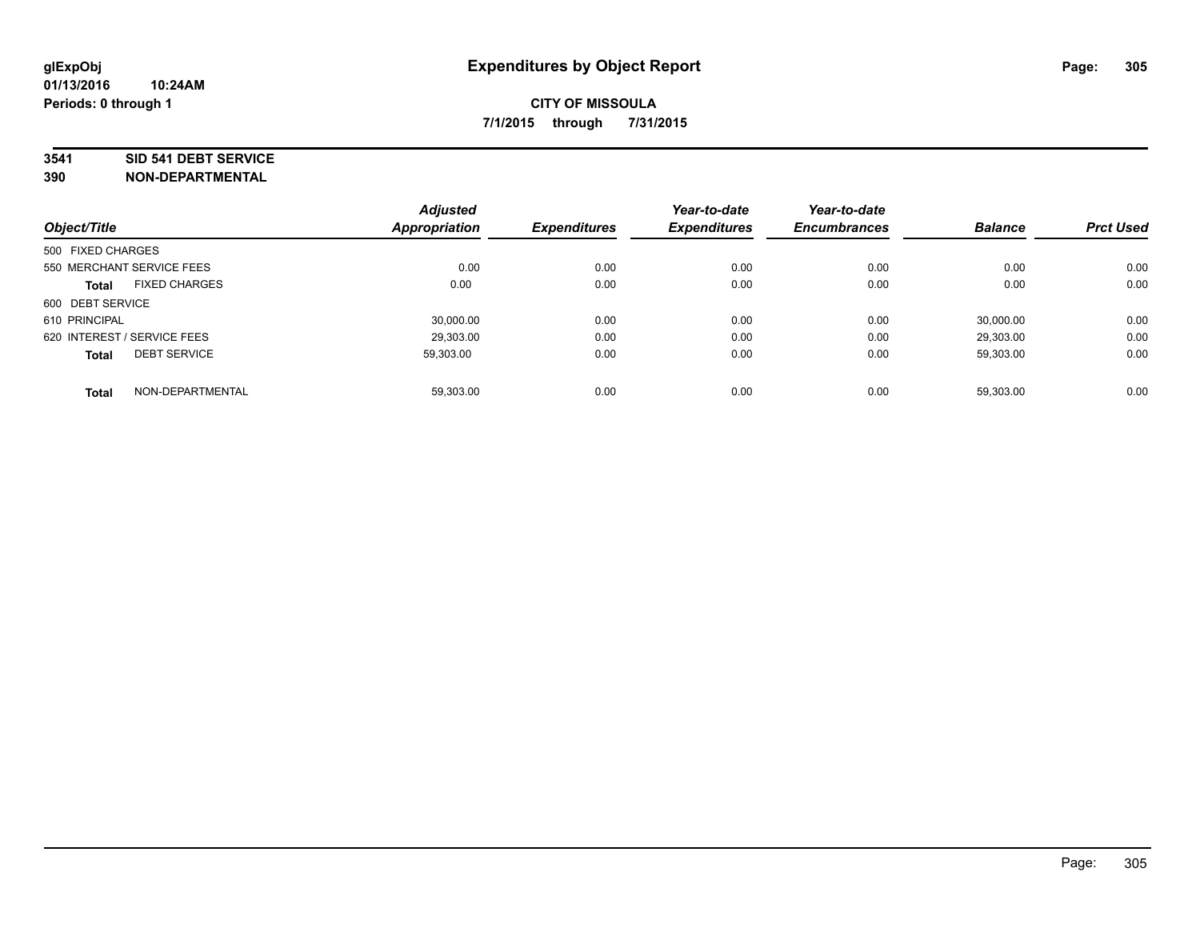**glExpObj**
**01/13/2016 10:24AM**
**Periods: 0 through 1**

# Expenditures by Object Report

**CITY OF MISSOULA**
**7/1/2015 through 7/31/2015**

**3541 SID 541 DEBT SERVICE**
**390 NON-DEPARTMENTAL**

| Object/Title | Adjusted Appropriation | Expenditures | Year-to-date Expenditures | Year-to-date Encumbrances | Balance | Prct Used |
|---|---|---|---|---|---|---|
| 500 FIXED CHARGES | | | | | | |
| 550 MERCHANT SERVICE FEES | 0.00 | 0.00 | 0.00 | 0.00 | 0.00 | 0.00 |
| **Total** FIXED CHARGES | 0.00 | 0.00 | 0.00 | 0.00 | 0.00 | 0.00 |
| 600 DEBT SERVICE | | | | | | |
| 610 PRINCIPAL | 30,000.00 | 0.00 | 0.00 | 0.00 | 30,000.00 | 0.00 |
| 620 INTEREST / SERVICE FEES | 29,303.00 | 0.00 | 0.00 | 0.00 | 29,303.00 | 0.00 |
| **Total** DEBT SERVICE | 59,303.00 | 0.00 | 0.00 | 0.00 | 59,303.00 | 0.00 |
| **Total** NON-DEPARTMENTAL | 59,303.00 | 0.00 | 0.00 | 0.00 | 59,303.00 | 0.00 |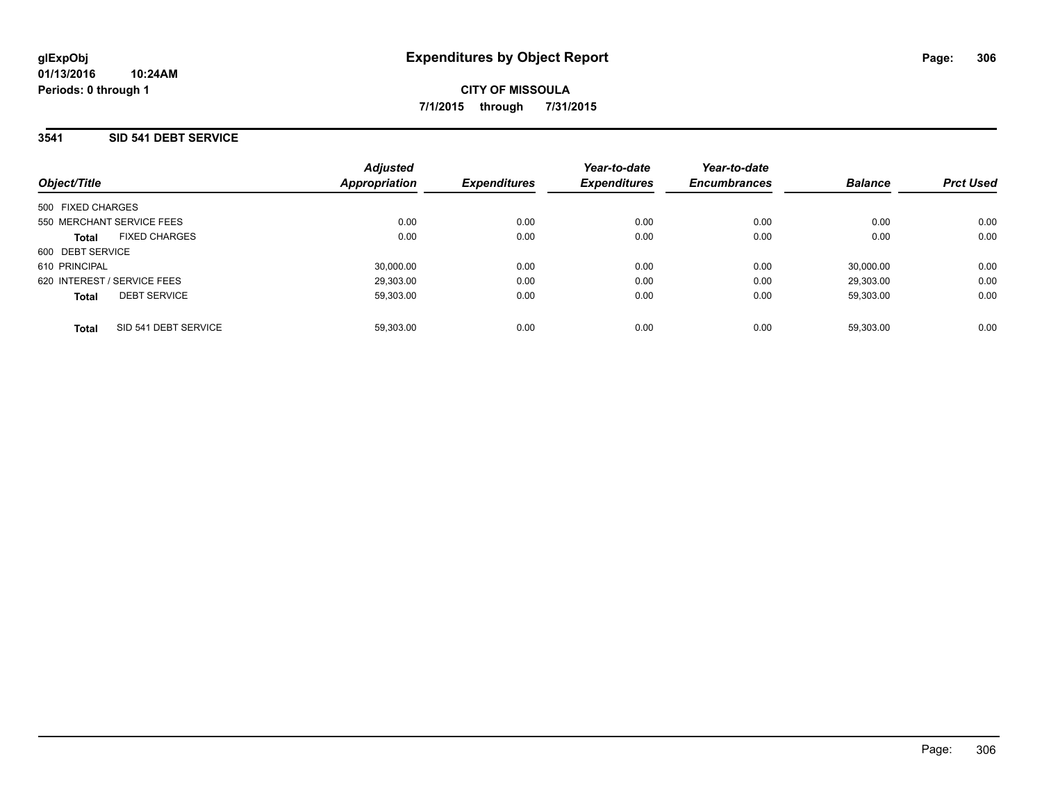# Expenditures by Object Report

glExpObj
01/13/2016 10:24AM
Periods: 0 through 1

**CITY OF MISSOULA**
**7/1/2015 through 7/31/2015**

## 3541 SID 541 DEBT SERVICE

| Object/Title | Adjusted Appropriation | Expenditures | Year-to-date Expenditures | Year-to-date Encumbrances | Balance | Prct Used |
|---|---|---|---|---|---|---|
| 500 FIXED CHARGES | | | | | | |
| 550 MERCHANT SERVICE FEES | 0.00 | 0.00 | 0.00 | 0.00 | 0.00 | 0.00 |
| **Total** FIXED CHARGES | 0.00 | 0.00 | 0.00 | 0.00 | 0.00 | 0.00 |
| 600 DEBT SERVICE | | | | | | |
| 610 PRINCIPAL | 30,000.00 | 0.00 | 0.00 | 0.00 | 30,000.00 | 0.00 |
| 620 INTEREST / SERVICE FEES | 29,303.00 | 0.00 | 0.00 | 0.00 | 29,303.00 | 0.00 |
| **Total** DEBT SERVICE | 59,303.00 | 0.00 | 0.00 | 0.00 | 59,303.00 | 0.00 |
| **Total** SID 541 DEBT SERVICE | 59,303.00 | 0.00 | 0.00 | 0.00 | 59,303.00 | 0.00 |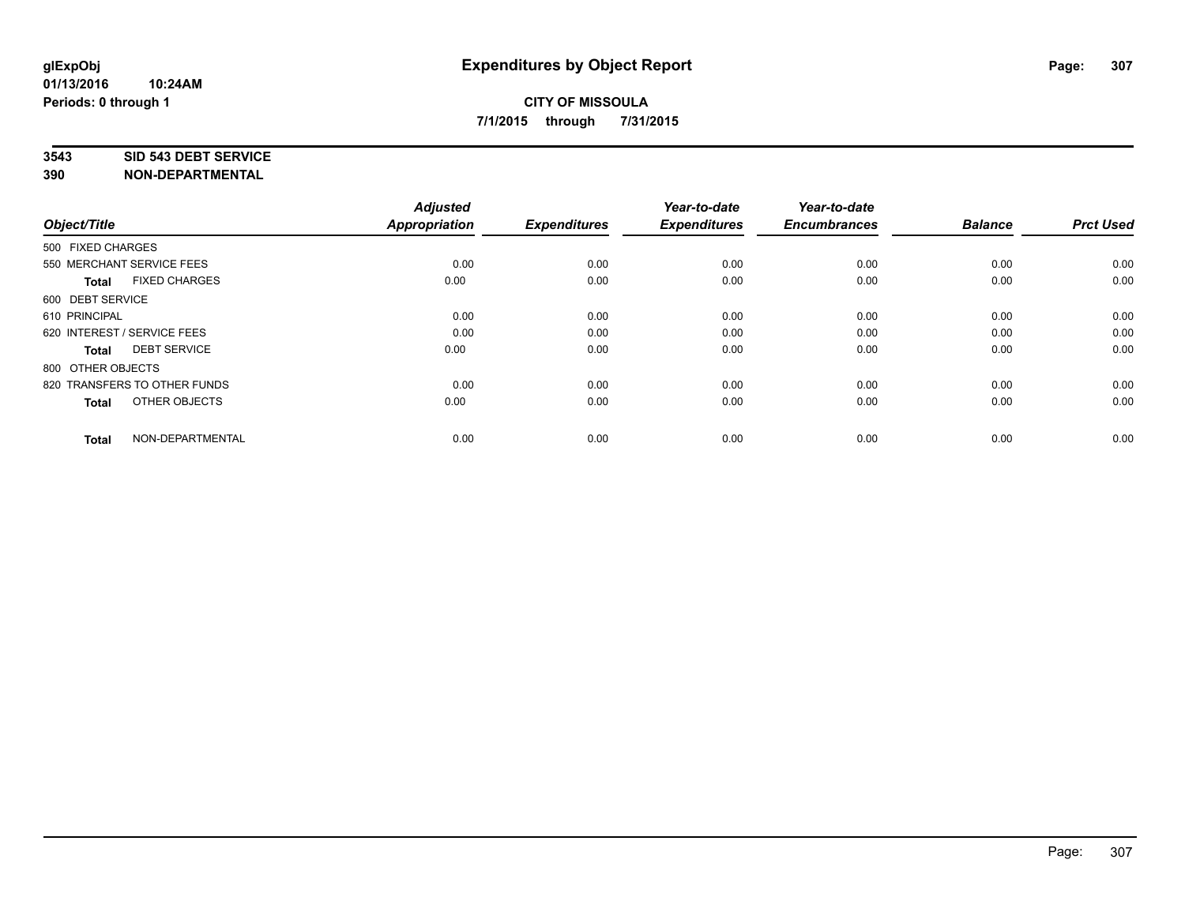**glExpObj**
**01/13/2016 10:24AM**
**Periods: 0 through 1**

# Expenditures by Object Report

**CITY OF MISSOULA**
**7/1/2015 through 7/31/2015**

**3543 SID 543 DEBT SERVICE**
**390 NON-DEPARTMENTAL**

| Object/Title | Adjusted Appropriation | Expenditures | Year-to-date Expenditures | Year-to-date Encumbrances | Balance | Prct Used |
|---|---|---|---|---|---|---|
| 500 FIXED CHARGES | | | | | | |
| 550 MERCHANT SERVICE FEES | 0.00 | 0.00 | 0.00 | 0.00 | 0.00 | 0.00 |
| **Total** FIXED CHARGES | 0.00 | 0.00 | 0.00 | 0.00 | 0.00 | 0.00 |
| 600 DEBT SERVICE | | | | | | |
| 610 PRINCIPAL | 0.00 | 0.00 | 0.00 | 0.00 | 0.00 | 0.00 |
| 620 INTEREST / SERVICE FEES | 0.00 | 0.00 | 0.00 | 0.00 | 0.00 | 0.00 |
| **Total** DEBT SERVICE | 0.00 | 0.00 | 0.00 | 0.00 | 0.00 | 0.00 |
| 800 OTHER OBJECTS | | | | | | |
| 820 TRANSFERS TO OTHER FUNDS | 0.00 | 0.00 | 0.00 | 0.00 | 0.00 | 0.00 |
| **Total** OTHER OBJECTS | 0.00 | 0.00 | 0.00 | 0.00 | 0.00 | 0.00 |
| **Total** NON-DEPARTMENTAL | 0.00 | 0.00 | 0.00 | 0.00 | 0.00 | 0.00 |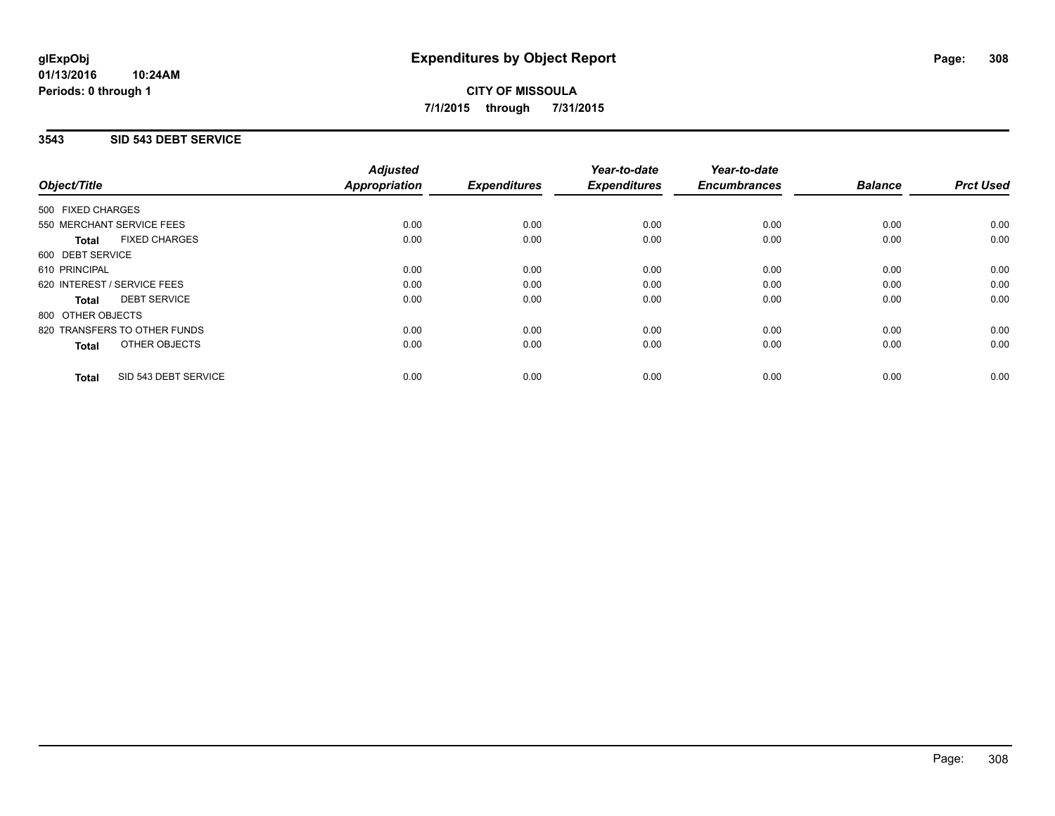**glExpObj**
**01/13/2016 10:24AM**
**Periods: 0 through 1**

# Expenditures by Object Report

**CITY OF MISSOULA**
**7/1/2015 through 7/31/2015**

## 3543 SID 543 DEBT SERVICE

| Object/Title | Adjusted Appropriation | Expenditures | Year-to-date Expenditures | Year-to-date Encumbrances | Balance | Prct Used |
|---|---|---|---|---|---|---|
| 500 FIXED CHARGES | | | | | | |
| 550 MERCHANT SERVICE FEES | 0.00 | 0.00 | 0.00 | 0.00 | 0.00 | 0.00 |
| **Total** FIXED CHARGES | 0.00 | 0.00 | 0.00 | 0.00 | 0.00 | 0.00 |
| 600 DEBT SERVICE | | | | | | |
| 610 PRINCIPAL | 0.00 | 0.00 | 0.00 | 0.00 | 0.00 | 0.00 |
| 620 INTEREST / SERVICE FEES | 0.00 | 0.00 | 0.00 | 0.00 | 0.00 | 0.00 |
| **Total** DEBT SERVICE | 0.00 | 0.00 | 0.00 | 0.00 | 0.00 | 0.00 |
| 800 OTHER OBJECTS | | | | | | |
| 820 TRANSFERS TO OTHER FUNDS | 0.00 | 0.00 | 0.00 | 0.00 | 0.00 | 0.00 |
| **Total** OTHER OBJECTS | 0.00 | 0.00 | 0.00 | 0.00 | 0.00 | 0.00 |
| **Total** SID 543 DEBT SERVICE | 0.00 | 0.00 | 0.00 | 0.00 | 0.00 | 0.00 |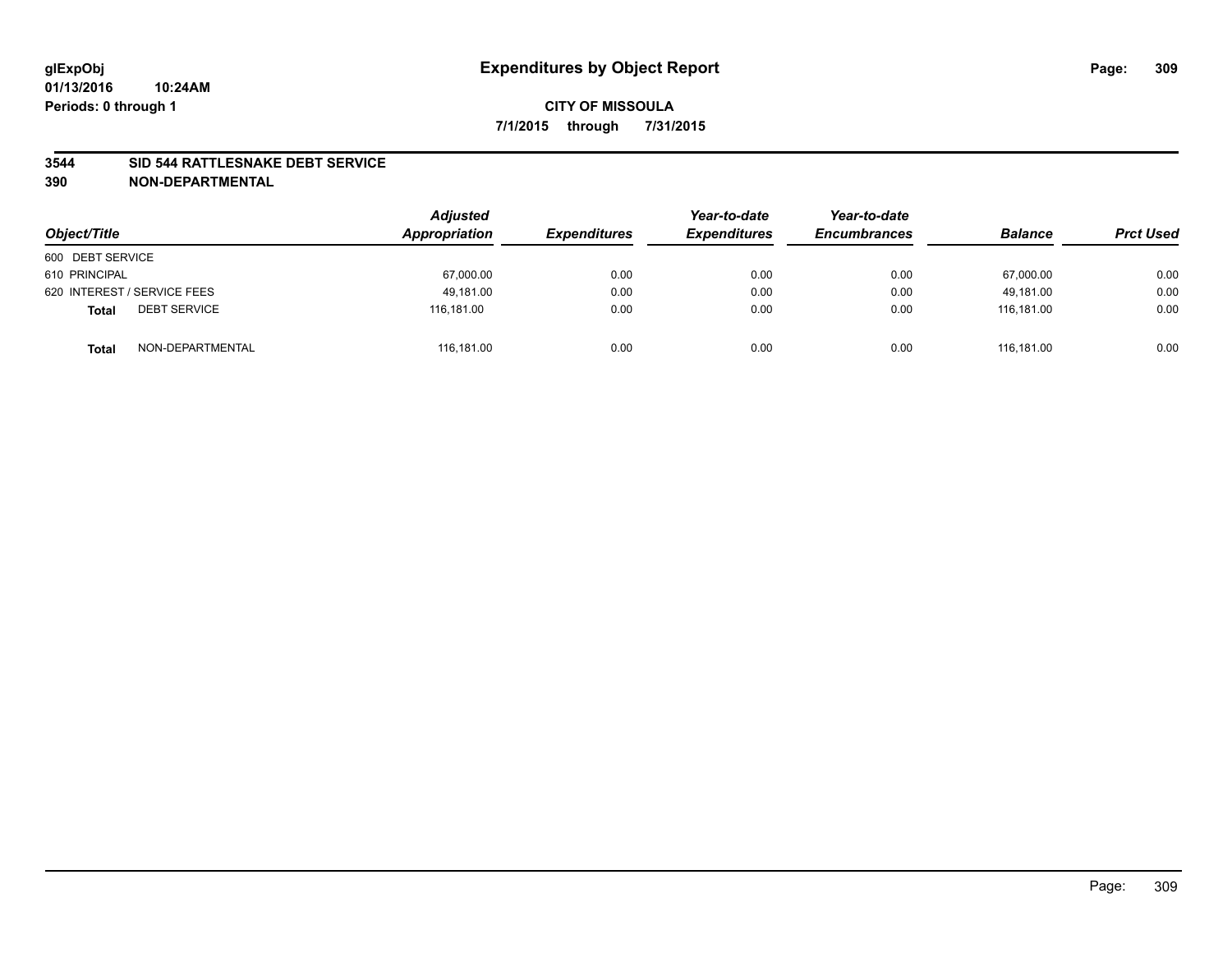glExpObj
01/13/2016 10:24AM
Periods: 0 through 1

# Expenditures by Object Report

**CITY OF MISSOULA**

**7/1/2015 through 7/31/2015**

**3544 SID 544 RATTLESNAKE DEBT SERVICE**
**390 NON-DEPARTMENTAL**

| Object/Title | Adjusted Appropriation | Expenditures | Year-to-date Expenditures | Year-to-date Encumbrances | Balance | Prct Used |
|---|---|---|---|---|---|---|
| 600 DEBT SERVICE | | | | | | |
| 610 PRINCIPAL | 67,000.00 | 0.00 | 0.00 | 0.00 | 67,000.00 | 0.00 |
| 620 INTEREST / SERVICE FEES | 49,181.00 | 0.00 | 0.00 | 0.00 | 49,181.00 | 0.00 |
| **Total** DEBT SERVICE | 116,181.00 | 0.00 | 0.00 | 0.00 | 116,181.00 | 0.00 |
| **Total** NON-DEPARTMENTAL | 116,181.00 | 0.00 | 0.00 | 0.00 | 116,181.00 | 0.00 |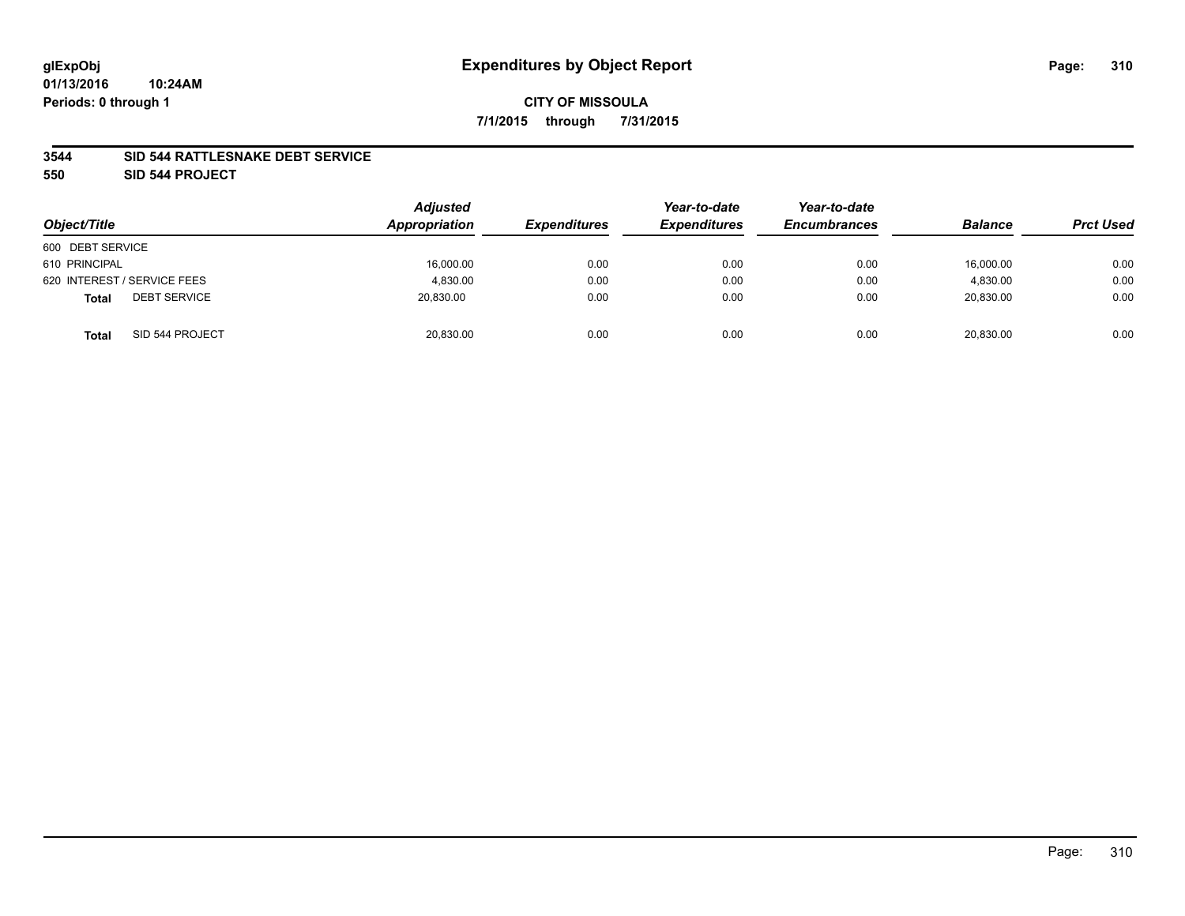# Expenditures by Object Report

glExpObj
01/13/2016 10:24AM
Periods: 0 through 1

**CITY OF MISSOULA**
**7/1/2015 through 7/31/2015**

**3544 SID 544 RATTLESNAKE DEBT SERVICE**
**550 SID 544 PROJECT**

| Object/Title | Adjusted Appropriation | Expenditures | Year-to-date Expenditures | Year-to-date Encumbrances | Balance | Prct Used |
|---|---|---|---|---|---|---|
| 600 DEBT SERVICE | | | | | | |
| 610 PRINCIPAL | 16,000.00 | 0.00 | 0.00 | 0.00 | 16,000.00 | 0.00 |
| 620 INTEREST / SERVICE FEES | 4,830.00 | 0.00 | 0.00 | 0.00 | 4,830.00 | 0.00 |
| **Total** DEBT SERVICE | 20,830.00 | 0.00 | 0.00 | 0.00 | 20,830.00 | 0.00 |
| **Total** SID 544 PROJECT | 20,830.00 | 0.00 | 0.00 | 0.00 | 20,830.00 | 0.00 |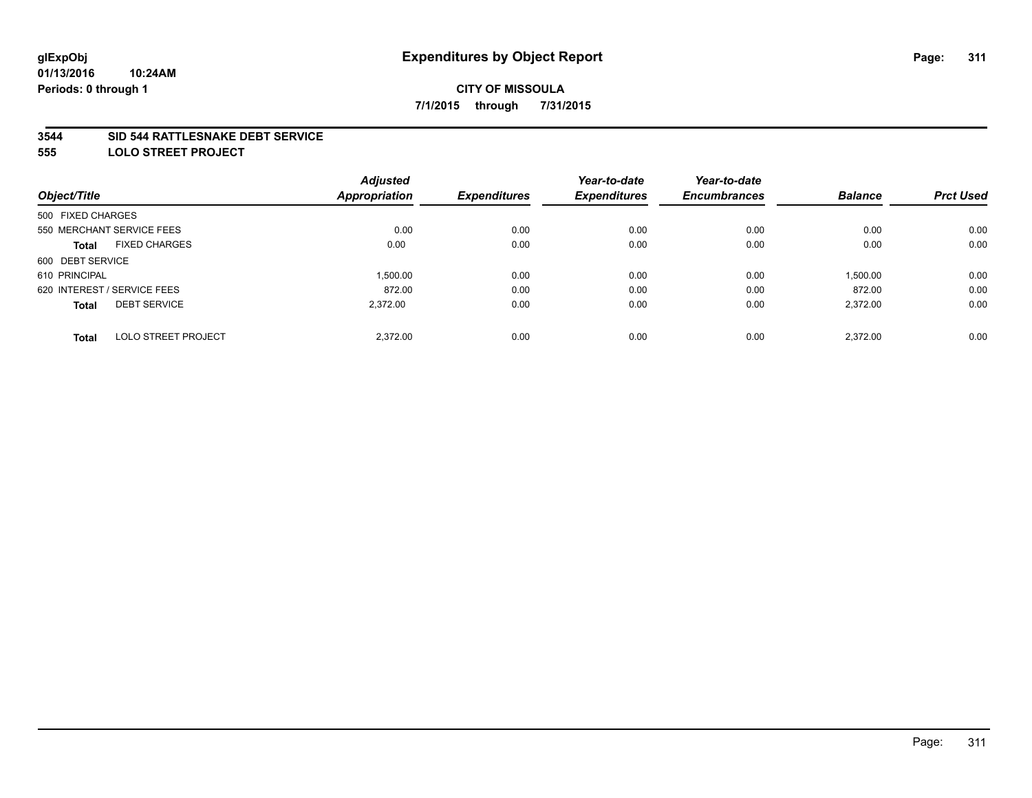**glExpObj**
**01/13/2016 10:24AM**
**Periods: 0 through 1**

# Expenditures by Object Report

**CITY OF MISSOULA**
**7/1/2015 through 7/31/2015**

## 3544 SID 544 RATTLESNAKE DEBT SERVICE
## 555 LOLO STREET PROJECT

| Object/Title | | Adjusted Appropriation | Expenditures | Year-to-date Expenditures | Year-to-date Encumbrances | Balance | Prct Used |
|---|---|---|---|---|---|---|---|
| 500 FIXED CHARGES | | | | | | | |
| 550 MERCHANT SERVICE FEES | | 0.00 | 0.00 | 0.00 | 0.00 | 0.00 | 0.00 |
| **Total** | FIXED CHARGES | 0.00 | 0.00 | 0.00 | 0.00 | 0.00 | 0.00 |
| 600 DEBT SERVICE | | | | | | | |
| 610 PRINCIPAL | | 1,500.00 | 0.00 | 0.00 | 0.00 | 1,500.00 | 0.00 |
| 620 INTEREST / SERVICE FEES | | 872.00 | 0.00 | 0.00 | 0.00 | 872.00 | 0.00 |
| **Total** | DEBT SERVICE | 2,372.00 | 0.00 | 0.00 | 0.00 | 2,372.00 | 0.00 |
| **Total** | LOLO STREET PROJECT | 2,372.00 | 0.00 | 0.00 | 0.00 | 2,372.00 | 0.00 |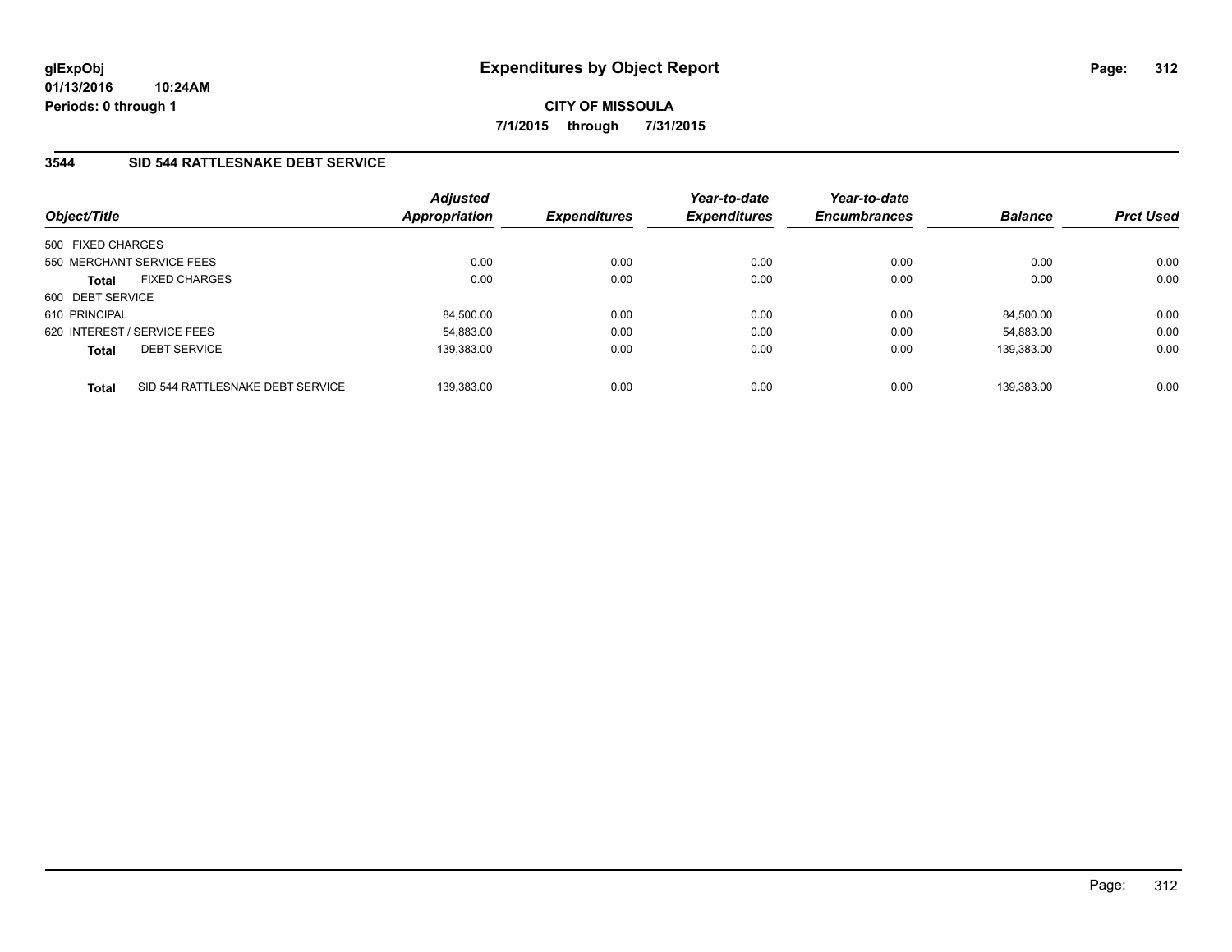**glExpObj**
**01/13/2016 10:24AM**
**Periods: 0 through 1**

# Expenditures by Object Report

**CITY OF MISSOULA**
**7/1/2015 through 7/31/2015**

## 3544 SID 544 RATTLESNAKE DEBT SERVICE

| Object/Title | Adjusted Appropriation | Expenditures | Year-to-date Expenditures | Year-to-date Encumbrances | Balance | Prct Used |
|---|---|---|---|---|---|---|
| 500 FIXED CHARGES | | | | | | |
| 550 MERCHANT SERVICE FEES | 0.00 | 0.00 | 0.00 | 0.00 | 0.00 | 0.00 |
| **Total** FIXED CHARGES | 0.00 | 0.00 | 0.00 | 0.00 | 0.00 | 0.00 |
| 600 DEBT SERVICE | | | | | | |
| 610 PRINCIPAL | 84,500.00 | 0.00 | 0.00 | 0.00 | 84,500.00 | 0.00 |
| 620 INTEREST / SERVICE FEES | 54,883.00 | 0.00 | 0.00 | 0.00 | 54,883.00 | 0.00 |
| **Total** DEBT SERVICE | 139,383.00 | 0.00 | 0.00 | 0.00 | 139,383.00 | 0.00 |
| **Total** SID 544 RATTLESNAKE DEBT SERVICE | 139,383.00 | 0.00 | 0.00 | 0.00 | 139,383.00 | 0.00 |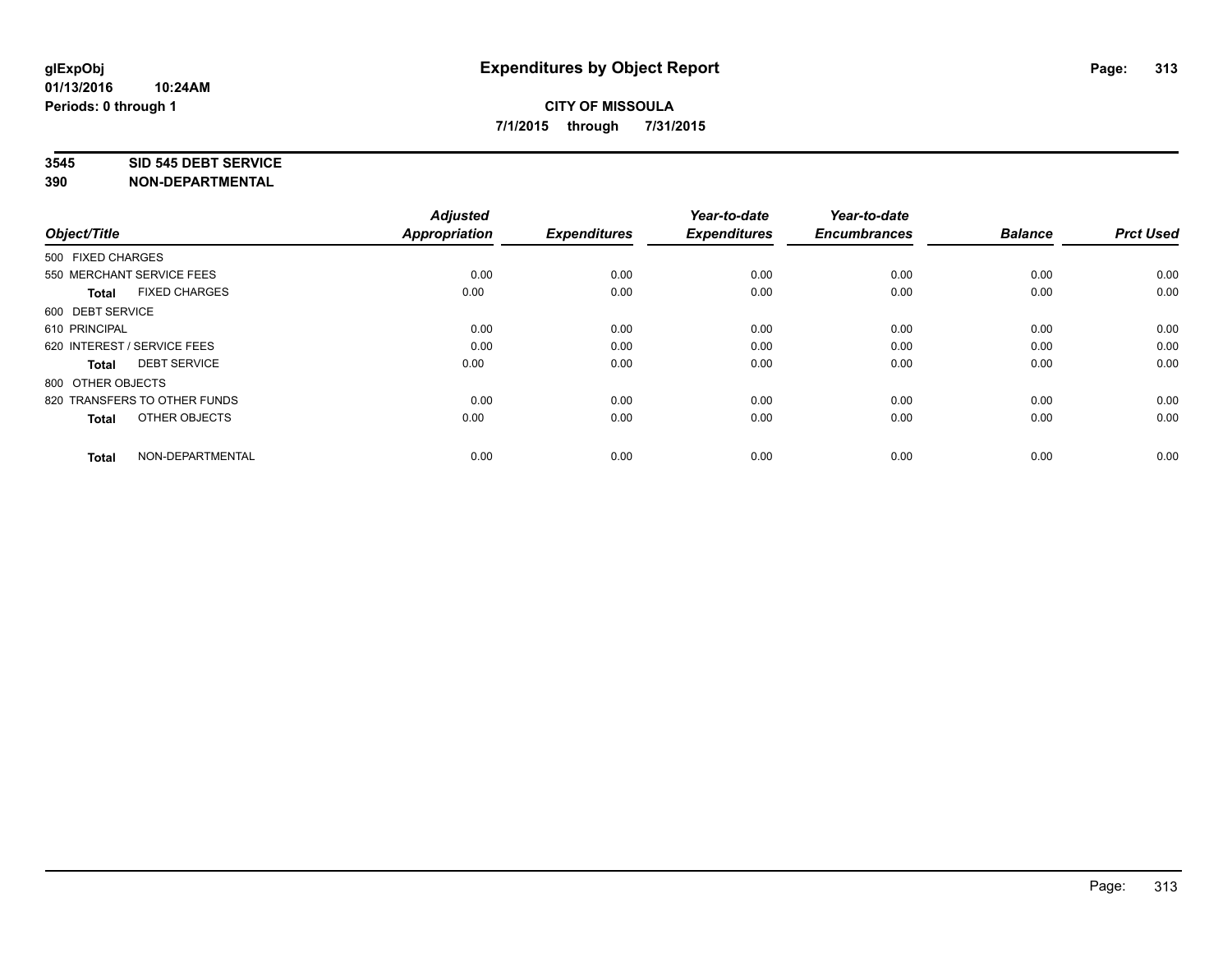**glExpObj**
**01/13/2016 10:24AM**
**Periods: 0 through 1**

# Expenditures by Object Report

**CITY OF MISSOULA**
**7/1/2015 through 7/31/2015**

**3545 SID 545 DEBT SERVICE**
**390 NON-DEPARTMENTAL**

| Object/Title | Adjusted Appropriation | Expenditures | Year-to-date Expenditures | Year-to-date Encumbrances | Balance | Prct Used |
|---|---|---|---|---|---|---|
| 500 FIXED CHARGES | | | | | | |
| 550 MERCHANT SERVICE FEES | 0.00 | 0.00 | 0.00 | 0.00 | 0.00 | 0.00 |
| **Total** FIXED CHARGES | 0.00 | 0.00 | 0.00 | 0.00 | 0.00 | 0.00 |
| 600 DEBT SERVICE | | | | | | |
| 610 PRINCIPAL | 0.00 | 0.00 | 0.00 | 0.00 | 0.00 | 0.00 |
| 620 INTEREST / SERVICE FEES | 0.00 | 0.00 | 0.00 | 0.00 | 0.00 | 0.00 |
| **Total** DEBT SERVICE | 0.00 | 0.00 | 0.00 | 0.00 | 0.00 | 0.00 |
| 800 OTHER OBJECTS | | | | | | |
| 820 TRANSFERS TO OTHER FUNDS | 0.00 | 0.00 | 0.00 | 0.00 | 0.00 | 0.00 |
| **Total** OTHER OBJECTS | 0.00 | 0.00 | 0.00 | 0.00 | 0.00 | 0.00 |
| **Total** NON-DEPARTMENTAL | 0.00 | 0.00 | 0.00 | 0.00 | 0.00 | 0.00 |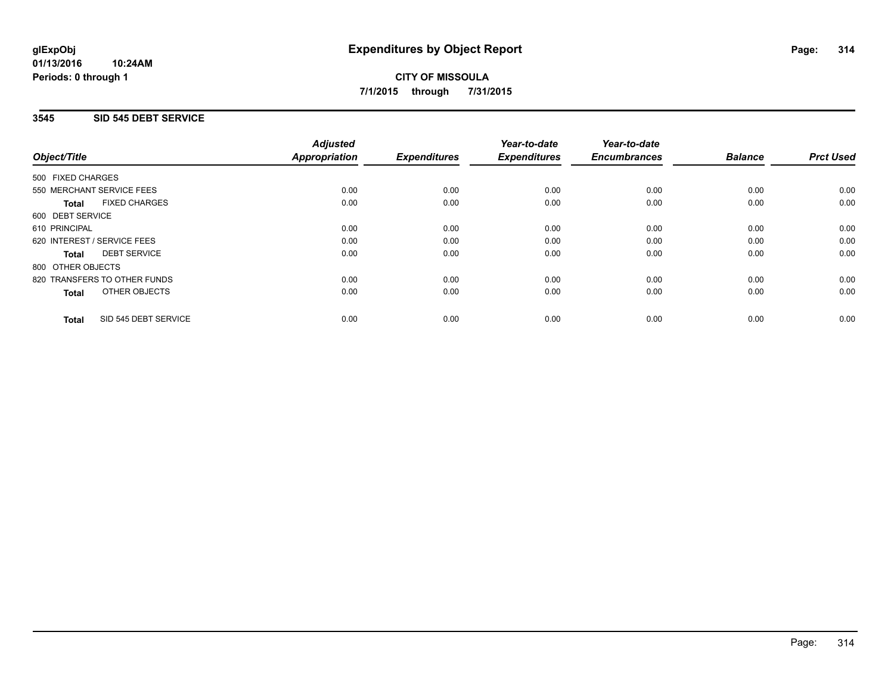**glExpObj**
**01/13/2016 10:24AM**
**Periods: 0 through 1**

# Expenditures by Object Report

**CITY OF MISSOULA**
**7/1/2015 through 7/31/2015**

## 3545 SID 545 DEBT SERVICE

| *Object/Title* | *Adjusted Appropriation* | *Expenditures* | *Year-to-date Expenditures* | *Year-to-date Encumbrances* | *Balance* | *Prct Used* |
|---|---|---|---|---|---|---|
| 500 FIXED CHARGES | | | | | | |
| 550 MERCHANT SERVICE FEES | 0.00 | 0.00 | 0.00 | 0.00 | 0.00 | 0.00 |
| **Total** FIXED CHARGES | 0.00 | 0.00 | 0.00 | 0.00 | 0.00 | 0.00 |
| 600 DEBT SERVICE | | | | | | |
| 610 PRINCIPAL | 0.00 | 0.00 | 0.00 | 0.00 | 0.00 | 0.00 |
| 620 INTEREST / SERVICE FEES | 0.00 | 0.00 | 0.00 | 0.00 | 0.00 | 0.00 |
| **Total** DEBT SERVICE | 0.00 | 0.00 | 0.00 | 0.00 | 0.00 | 0.00 |
| 800 OTHER OBJECTS | | | | | | |
| 820 TRANSFERS TO OTHER FUNDS | 0.00 | 0.00 | 0.00 | 0.00 | 0.00 | 0.00 |
| **Total** OTHER OBJECTS | 0.00 | 0.00 | 0.00 | 0.00 | 0.00 | 0.00 |
| **Total** SID 545 DEBT SERVICE | 0.00 | 0.00 | 0.00 | 0.00 | 0.00 | 0.00 |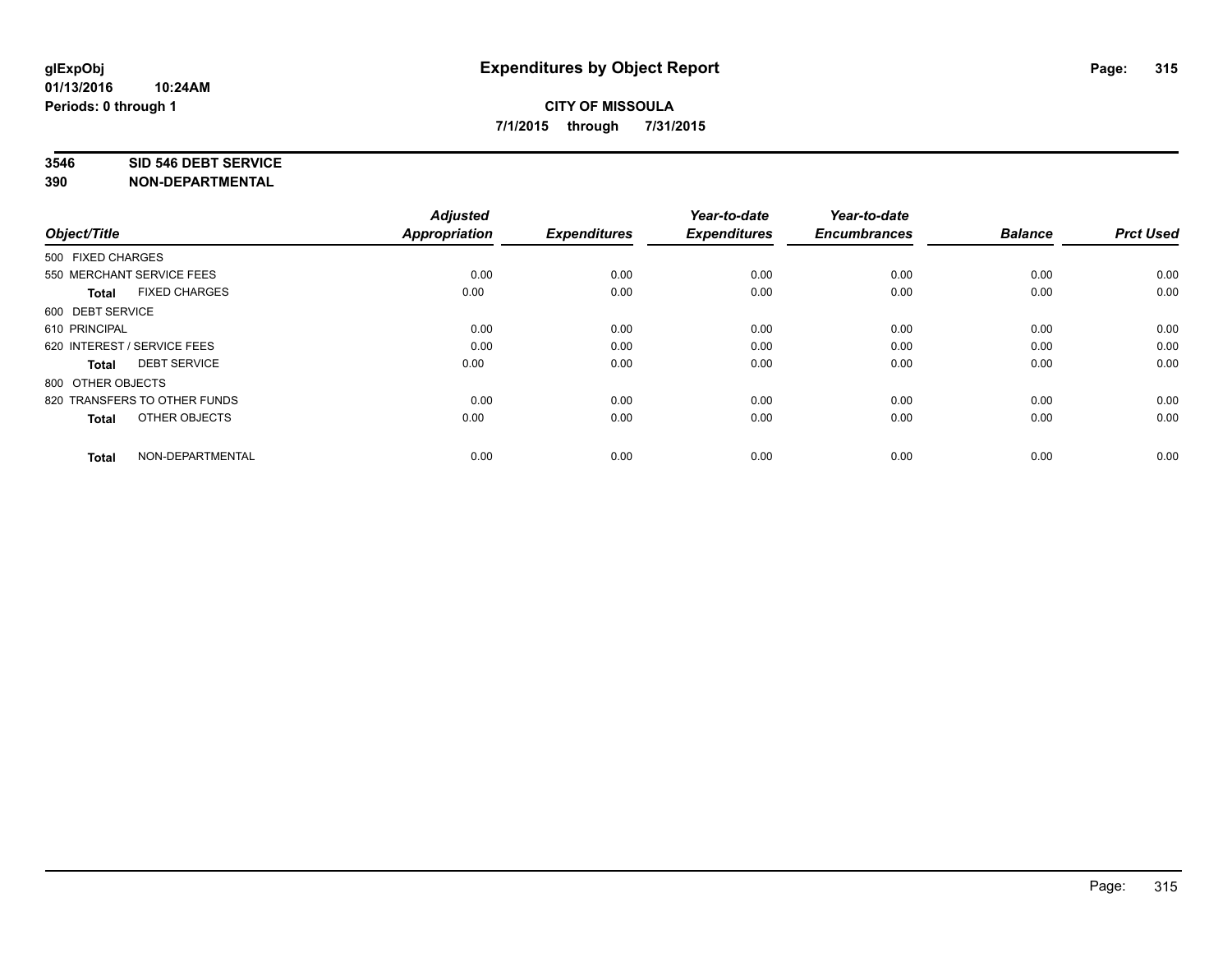**glExpObj**
**01/13/2016 10:24AM**
**Periods: 0 through 1**

# Expenditures by Object Report

**CITY OF MISSOULA**
**7/1/2015 through 7/31/2015**

**3546 SID 546 DEBT SERVICE**
**390 NON-DEPARTMENTAL**

| Object/Title | Adjusted Appropriation | Expenditures | Year-to-date Expenditures | Year-to-date Encumbrances | Balance | Prct Used |
|---|---|---|---|---|---|---|
| 500 FIXED CHARGES | | | | | | |
| 550 MERCHANT SERVICE FEES | 0.00 | 0.00 | 0.00 | 0.00 | 0.00 | 0.00 |
| **Total** FIXED CHARGES | 0.00 | 0.00 | 0.00 | 0.00 | 0.00 | 0.00 |
| 600 DEBT SERVICE | | | | | | |
| 610 PRINCIPAL | 0.00 | 0.00 | 0.00 | 0.00 | 0.00 | 0.00 |
| 620 INTEREST / SERVICE FEES | 0.00 | 0.00 | 0.00 | 0.00 | 0.00 | 0.00 |
| **Total** DEBT SERVICE | 0.00 | 0.00 | 0.00 | 0.00 | 0.00 | 0.00 |
| 800 OTHER OBJECTS | | | | | | |
| 820 TRANSFERS TO OTHER FUNDS | 0.00 | 0.00 | 0.00 | 0.00 | 0.00 | 0.00 |
| **Total** OTHER OBJECTS | 0.00 | 0.00 | 0.00 | 0.00 | 0.00 | 0.00 |
| **Total** NON-DEPARTMENTAL | 0.00 | 0.00 | 0.00 | 0.00 | 0.00 | 0.00 |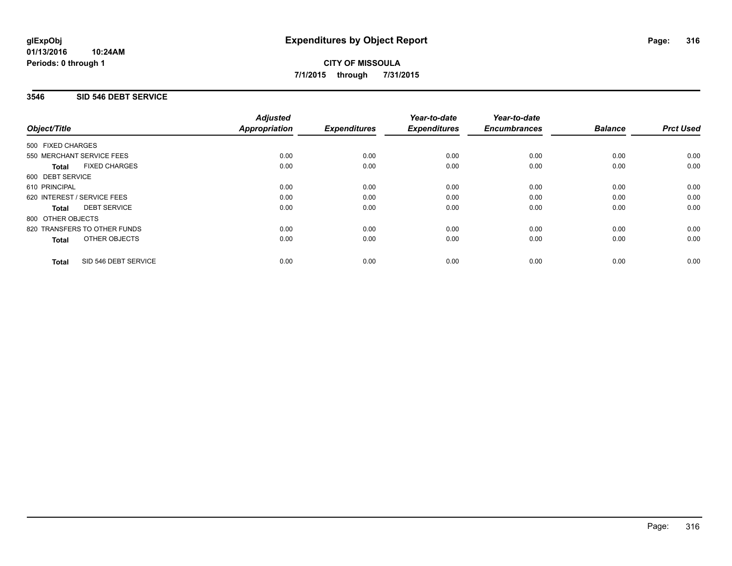**glExpObj**
**01/13/2016 10:24AM**
**Periods: 0 through 1**

# Expenditures by Object Report

**CITY OF MISSOULA**
**7/1/2015 through 7/31/2015**

## 3546 SID 546 DEBT SERVICE

| Object/Title | Adjusted Appropriation | Expenditures | Year-to-date Expenditures | Year-to-date Encumbrances | Balance | Prct Used |
|---|---|---|---|---|---|---|
| 500 FIXED CHARGES | | | | | | |
| 550 MERCHANT SERVICE FEES | 0.00 | 0.00 | 0.00 | 0.00 | 0.00 | 0.00 |
| **Total** FIXED CHARGES | 0.00 | 0.00 | 0.00 | 0.00 | 0.00 | 0.00 |
| 600 DEBT SERVICE | | | | | | |
| 610 PRINCIPAL | 0.00 | 0.00 | 0.00 | 0.00 | 0.00 | 0.00 |
| 620 INTEREST / SERVICE FEES | 0.00 | 0.00 | 0.00 | 0.00 | 0.00 | 0.00 |
| **Total** DEBT SERVICE | 0.00 | 0.00 | 0.00 | 0.00 | 0.00 | 0.00 |
| 800 OTHER OBJECTS | | | | | | |
| 820 TRANSFERS TO OTHER FUNDS | 0.00 | 0.00 | 0.00 | 0.00 | 0.00 | 0.00 |
| **Total** OTHER OBJECTS | 0.00 | 0.00 | 0.00 | 0.00 | 0.00 | 0.00 |
| **Total** SID 546 DEBT SERVICE | 0.00 | 0.00 | 0.00 | 0.00 | 0.00 | 0.00 |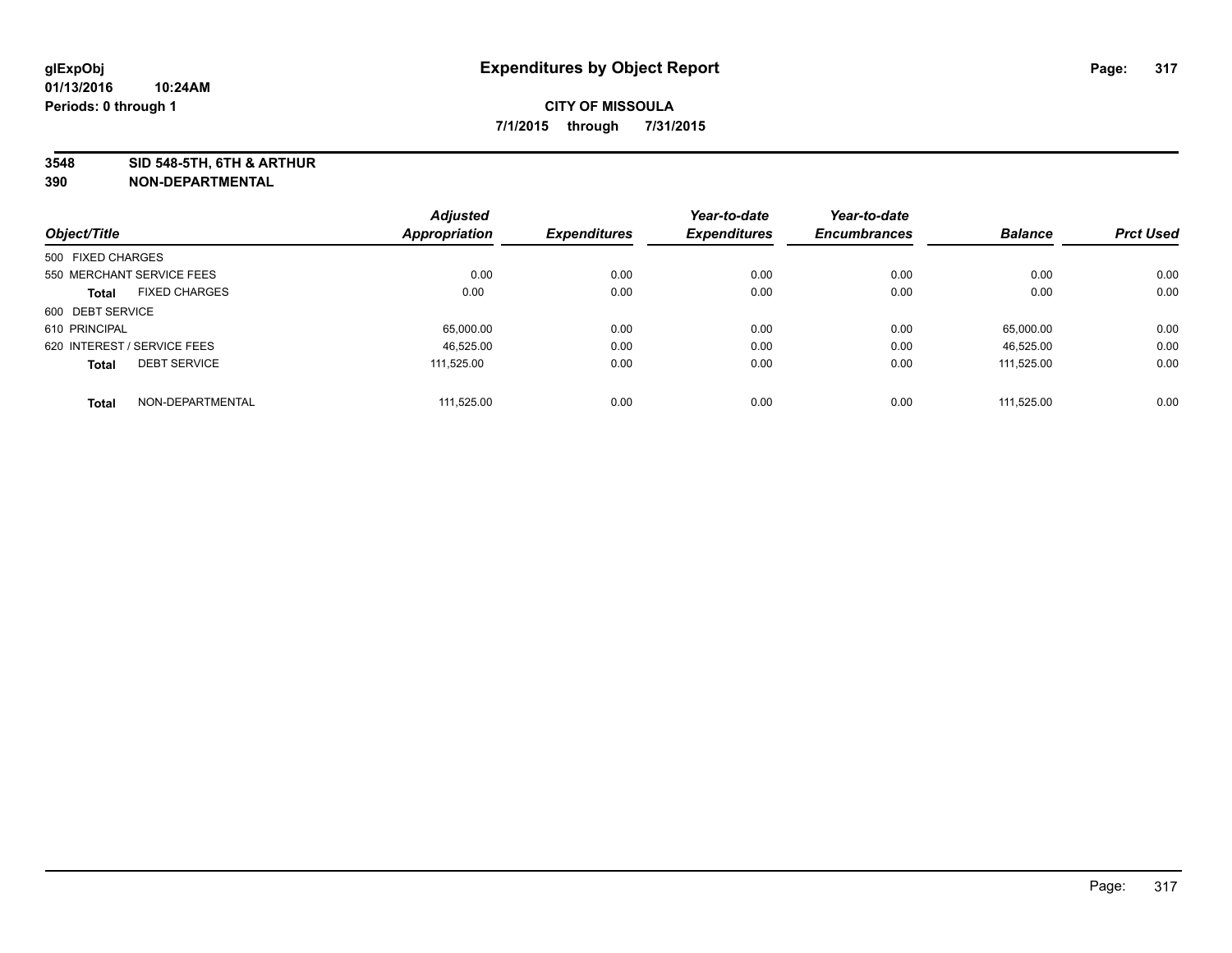**glExpObj**
**01/13/2016 10:24AM**
**Periods: 0 through 1**

# Expenditures by Object Report

**CITY OF MISSOULA**
**7/1/2015 through 7/31/2015**

**3548 SID 548-5TH, 6TH & ARTHUR**
**390 NON-DEPARTMENTAL**

| Object/Title | Adjusted Appropriation | Expenditures | Year-to-date Expenditures | Year-to-date Encumbrances | Balance | Prct Used |
|---|---|---|---|---|---|---|
| 500 FIXED CHARGES | | | | | | |
| 550 MERCHANT SERVICE FEES | 0.00 | 0.00 | 0.00 | 0.00 | 0.00 | 0.00 |
| **Total** FIXED CHARGES | 0.00 | 0.00 | 0.00 | 0.00 | 0.00 | 0.00 |
| 600 DEBT SERVICE | | | | | | |
| 610 PRINCIPAL | 65,000.00 | 0.00 | 0.00 | 0.00 | 65,000.00 | 0.00 |
| 620 INTEREST / SERVICE FEES | 46,525.00 | 0.00 | 0.00 | 0.00 | 46,525.00 | 0.00 |
| **Total** DEBT SERVICE | 111,525.00 | 0.00 | 0.00 | 0.00 | 111,525.00 | 0.00 |
| **Total** NON-DEPARTMENTAL | 111,525.00 | 0.00 | 0.00 | 0.00 | 111,525.00 | 0.00 |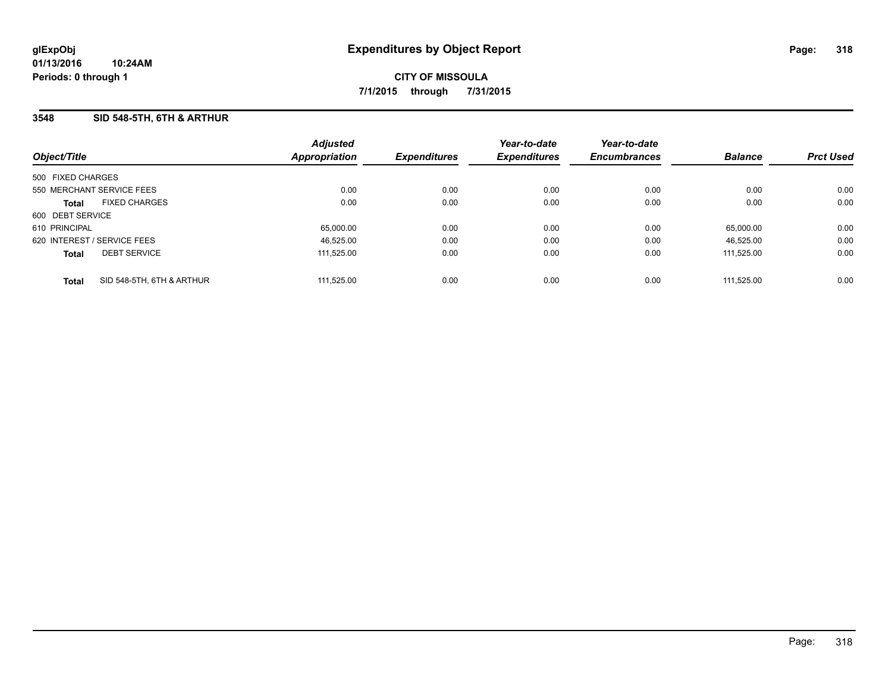# Expenditures by Object Report

glExpObj
01/13/2016 10:24AM
Periods: 0 through 1

**CITY OF MISSOULA**

**7/1/2015 through 7/31/2015**

## 3548 SID 548-5TH, 6TH & ARTHUR

| Object/Title | Adjusted Appropriation | Expenditures | Year-to-date Expenditures | Year-to-date Encumbrances | Balance | Prct Used |
|---|---|---|---|---|---|---|
| 500 FIXED CHARGES | | | | | | |
| 550 MERCHANT SERVICE FEES | 0.00 | 0.00 | 0.00 | 0.00 | 0.00 | 0.00 |
| **Total** FIXED CHARGES | 0.00 | 0.00 | 0.00 | 0.00 | 0.00 | 0.00 |
| 600 DEBT SERVICE | | | | | | |
| 610 PRINCIPAL | 65,000.00 | 0.00 | 0.00 | 0.00 | 65,000.00 | 0.00 |
| 620 INTEREST / SERVICE FEES | 46,525.00 | 0.00 | 0.00 | 0.00 | 46,525.00 | 0.00 |
| **Total** DEBT SERVICE | 111,525.00 | 0.00 | 0.00 | 0.00 | 111,525.00 | 0.00 |
| **Total** SID 548-5TH, 6TH & ARTHUR | 111,525.00 | 0.00 | 0.00 | 0.00 | 111,525.00 | 0.00 |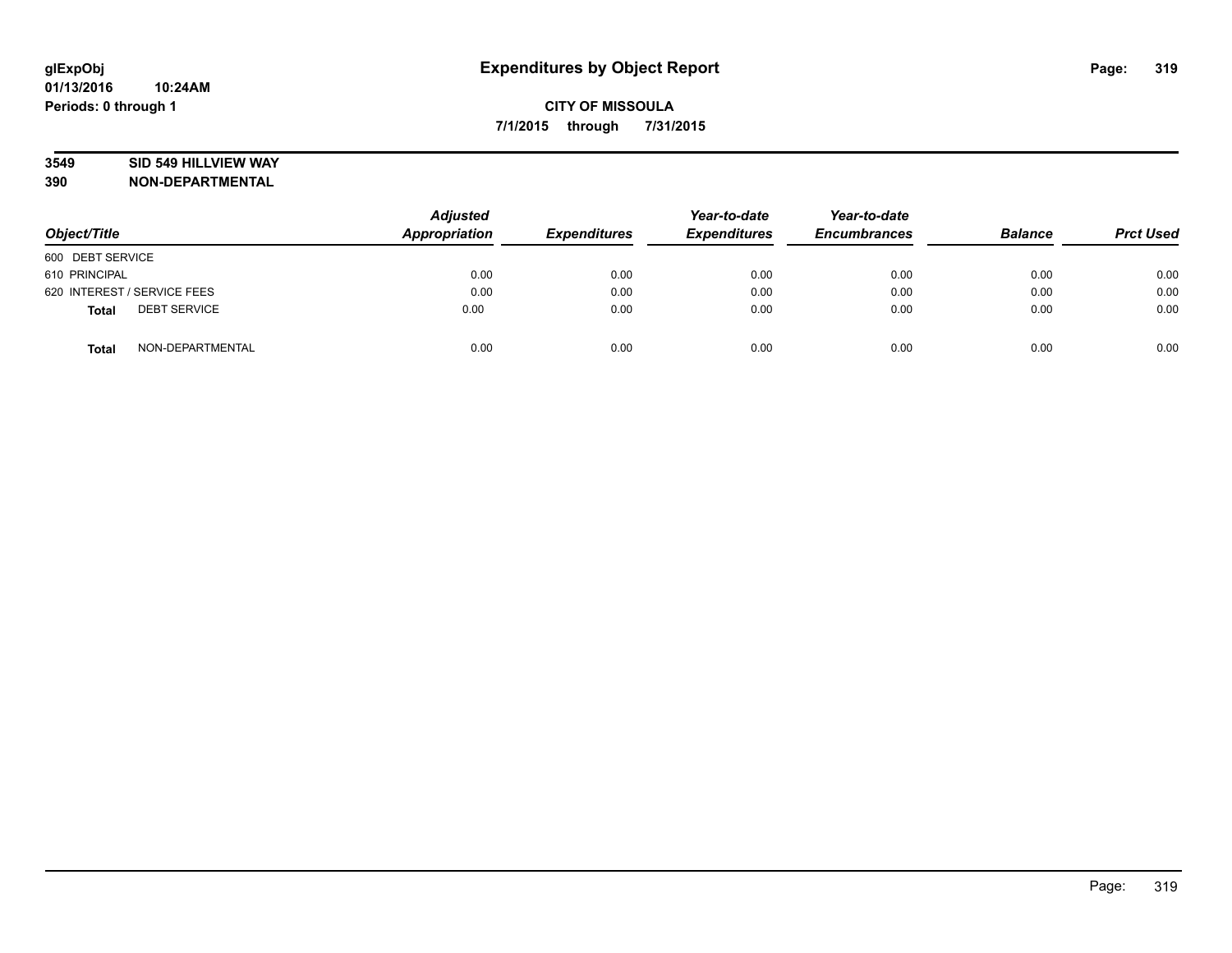# Expenditures by Object Report

glExpObj
01/13/2016 10:24AM
Periods: 0 through 1

**CITY OF MISSOULA**

**7/1/2015 through 7/31/2015**

**3549 SID 549 HILLVIEW WAY**
**390 NON-DEPARTMENTAL**

| Object/Title | | Adjusted Appropriation | Expenditures | Year-to-date Expenditures | Year-to-date Encumbrances | Balance | Prct Used |
|---|---|---|---|---|---|---|---|
| 600 DEBT SERVICE | | | | | | | |
| 610 PRINCIPAL | | 0.00 | 0.00 | 0.00 | 0.00 | 0.00 | 0.00 |
| 620 INTEREST / SERVICE FEES | | 0.00 | 0.00 | 0.00 | 0.00 | 0.00 | 0.00 |
| **Total** | DEBT SERVICE | 0.00 | 0.00 | 0.00 | 0.00 | 0.00 | 0.00 |
| **Total** | NON-DEPARTMENTAL | 0.00 | 0.00 | 0.00 | 0.00 | 0.00 | 0.00 |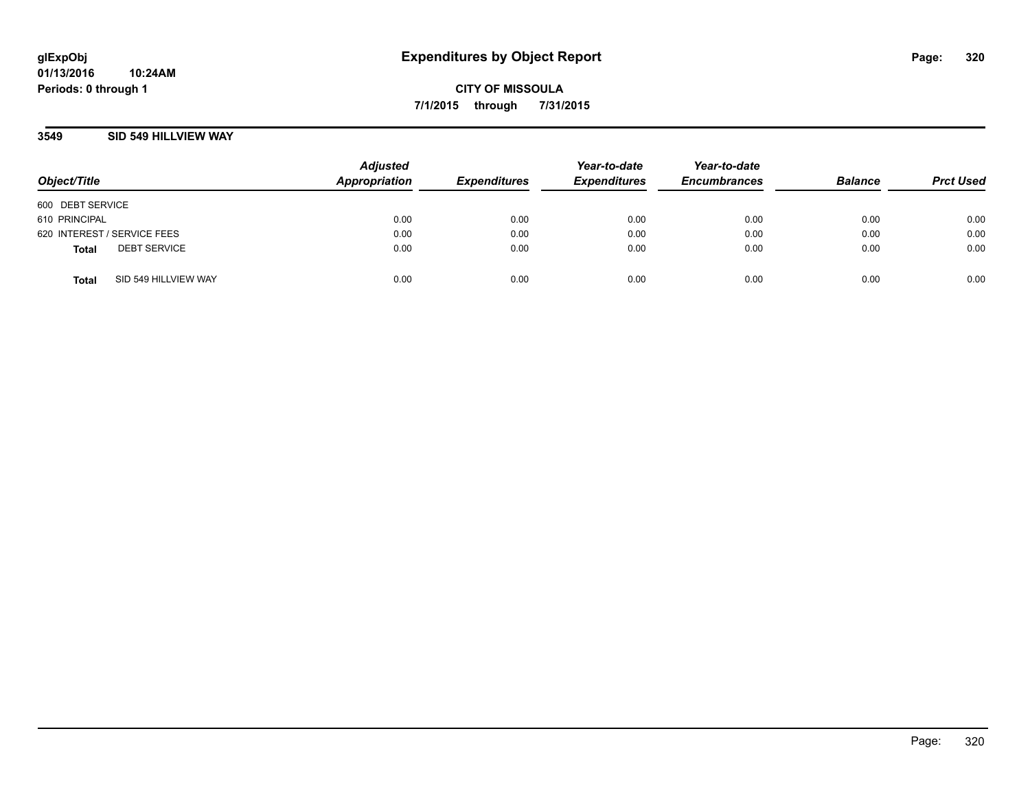glExpObj
01/13/2016 10:24AM
Periods: 0 through 1

# Expenditures by Object Report

**CITY OF MISSOULA**

**7/1/2015 through 7/31/2015**

## 3549 SID 549 HILLVIEW WAY

| Object/Title | Adjusted Appropriation | Expenditures | Year-to-date Expenditures | Year-to-date Encumbrances | Balance | Prct Used |
|---|---|---|---|---|---|---|
| 600 DEBT SERVICE | | | | | | |
| 610 PRINCIPAL | 0.00 | 0.00 | 0.00 | 0.00 | 0.00 | 0.00 |
| 620 INTEREST / SERVICE FEES | 0.00 | 0.00 | 0.00 | 0.00 | 0.00 | 0.00 |
| **Total** DEBT SERVICE | 0.00 | 0.00 | 0.00 | 0.00 | 0.00 | 0.00 |
| **Total** SID 549 HILLVIEW WAY | 0.00 | 0.00 | 0.00 | 0.00 | 0.00 | 0.00 |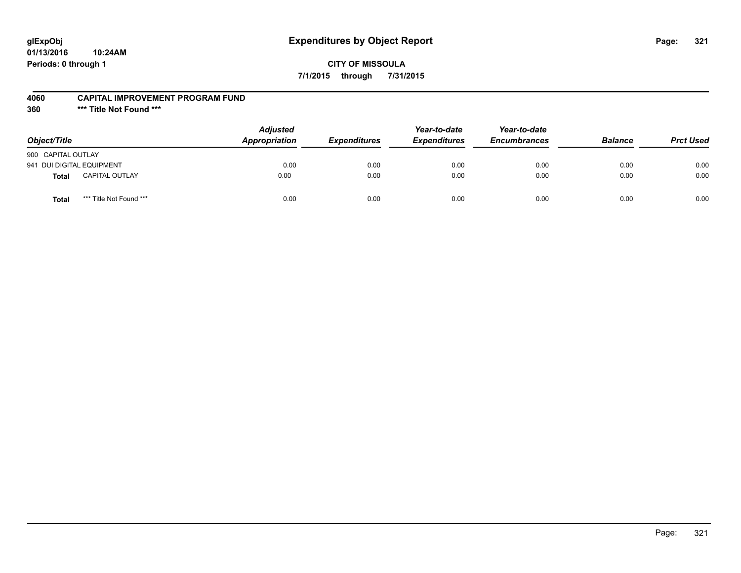glExpObj
01/13/2016 10:24AM
Periods: 0 through 1

# Expenditures by Object Report

**CITY OF MISSOULA**

**7/1/2015 through 7/31/2015**

**4060 CAPITAL IMPROVEMENT PROGRAM FUND**

**360 *** Title Not Found *****

| Object/Title | Adjusted Appropriation | Expenditures | Year-to-date Expenditures | Year-to-date Encumbrances | Balance | Prct Used |
|---|---|---|---|---|---|---|
| 900 CAPITAL OUTLAY | | | | | | |
| 941 DUI DIGITAL EQUIPMENT | 0.00 | 0.00 | 0.00 | 0.00 | 0.00 | 0.00 |
| **Total** CAPITAL OUTLAY | 0.00 | 0.00 | 0.00 | 0.00 | 0.00 | 0.00 |
| **Total** *** Title Not Found *** | 0.00 | 0.00 | 0.00 | 0.00 | 0.00 | 0.00 |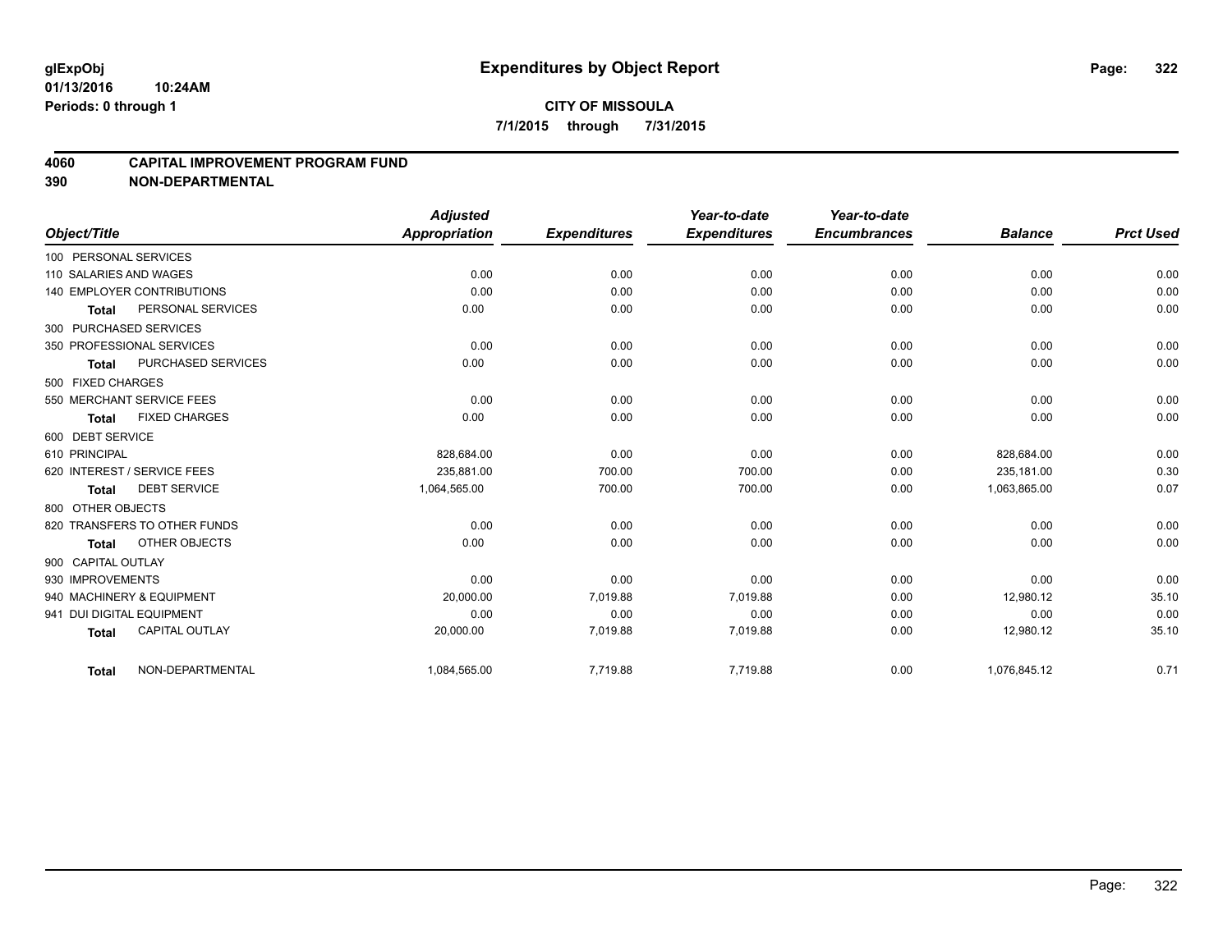# Expenditures by Object Report

glExpObj
01/13/2016 10:24AM
Periods: 0 through 1

**CITY OF MISSOULA**
**7/1/2015 through 7/31/2015**

## 4060 CAPITAL IMPROVEMENT PROGRAM FUND
## 390 NON-DEPARTMENTAL

| Object/Title | | Adjusted Appropriation | Expenditures | Year-to-date Expenditures | Year-to-date Encumbrances | Balance | Prct Used |
|---|---|---|---|---|---|---|---|
| 100 PERSONAL SERVICES | | | | | | | |
| 110 SALARIES AND WAGES | | 0.00 | 0.00 | 0.00 | 0.00 | 0.00 | 0.00 |
| 140 EMPLOYER CONTRIBUTIONS | | 0.00 | 0.00 | 0.00 | 0.00 | 0.00 | 0.00 |
| Total | PERSONAL SERVICES | 0.00 | 0.00 | 0.00 | 0.00 | 0.00 | 0.00 |
| 300 PURCHASED SERVICES | | | | | | | |
| 350 PROFESSIONAL SERVICES | | 0.00 | 0.00 | 0.00 | 0.00 | 0.00 | 0.00 |
| Total | PURCHASED SERVICES | 0.00 | 0.00 | 0.00 | 0.00 | 0.00 | 0.00 |
| 500 FIXED CHARGES | | | | | | | |
| 550 MERCHANT SERVICE FEES | | 0.00 | 0.00 | 0.00 | 0.00 | 0.00 | 0.00 |
| Total | FIXED CHARGES | 0.00 | 0.00 | 0.00 | 0.00 | 0.00 | 0.00 |
| 600 DEBT SERVICE | | | | | | | |
| 610 PRINCIPAL | | 828,684.00 | 0.00 | 0.00 | 0.00 | 828,684.00 | 0.00 |
| 620 INTEREST / SERVICE FEES | | 235,881.00 | 700.00 | 700.00 | 0.00 | 235,181.00 | 0.30 |
| Total | DEBT SERVICE | 1,064,565.00 | 700.00 | 700.00 | 0.00 | 1,063,865.00 | 0.07 |
| 800 OTHER OBJECTS | | | | | | | |
| 820 TRANSFERS TO OTHER FUNDS | | 0.00 | 0.00 | 0.00 | 0.00 | 0.00 | 0.00 |
| Total | OTHER OBJECTS | 0.00 | 0.00 | 0.00 | 0.00 | 0.00 | 0.00 |
| 900 CAPITAL OUTLAY | | | | | | | |
| 930 IMPROVEMENTS | | 0.00 | 0.00 | 0.00 | 0.00 | 0.00 | 0.00 |
| 940 MACHINERY & EQUIPMENT | | 20,000.00 | 7,019.88 | 7,019.88 | 0.00 | 12,980.12 | 35.10 |
| 941 DUI DIGITAL EQUIPMENT | | 0.00 | 0.00 | 0.00 | 0.00 | 0.00 | 0.00 |
| Total | CAPITAL OUTLAY | 20,000.00 | 7,019.88 | 7,019.88 | 0.00 | 12,980.12 | 35.10 |
| Total | NON-DEPARTMENTAL | 1,084,565.00 | 7,719.88 | 7,719.88 | 0.00 | 1,076,845.12 | 0.71 |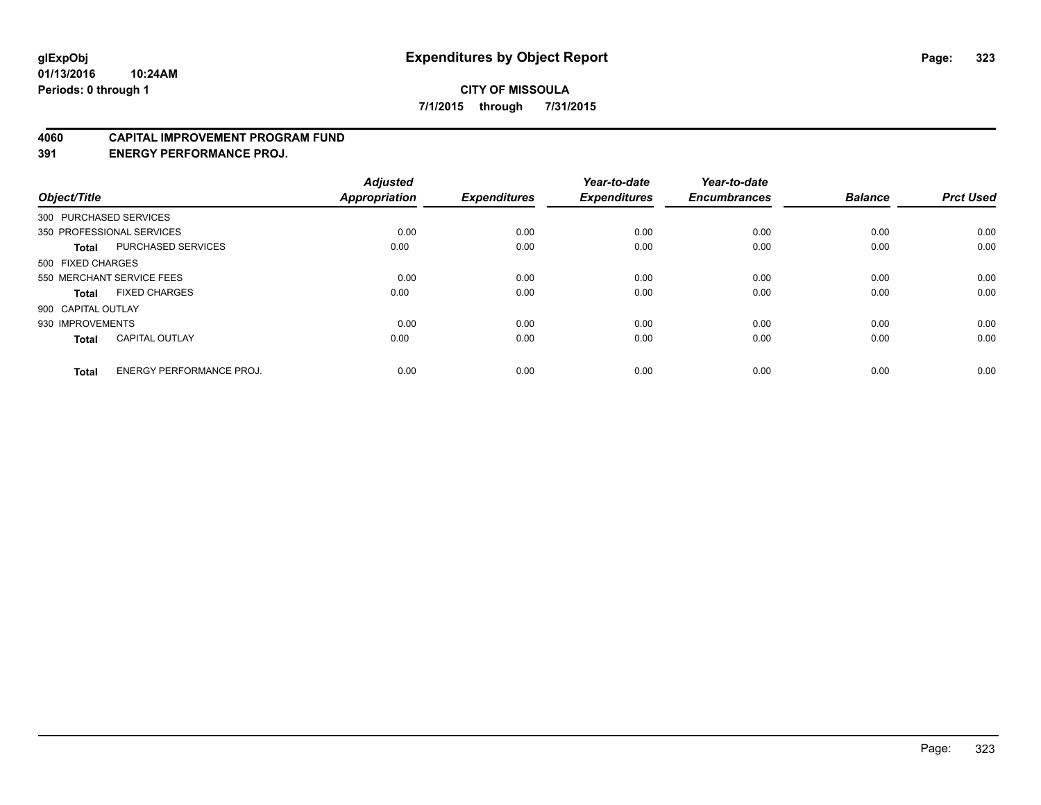**glExpObj** **Expenditures by Object Report**
**01/13/2016 10:24AM**
**Periods: 0 through 1**

**CITY OF MISSOULA**
**7/1/2015 through 7/31/2015**

## 4060 CAPITAL IMPROVEMENT PROGRAM FUND
## 391 ENERGY PERFORMANCE PROJ.

| Object/Title | | Adjusted Appropriation | Expenditures | Year-to-date Expenditures | Year-to-date Encumbrances | Balance | Prct Used |
|---|---|---|---|---|---|---|---|
| 300 PURCHASED SERVICES | | | | | | | |
| 350 PROFESSIONAL SERVICES | | 0.00 | 0.00 | 0.00 | 0.00 | 0.00 | 0.00 |
| **Total** | PURCHASED SERVICES | 0.00 | 0.00 | 0.00 | 0.00 | 0.00 | 0.00 |
| 500 FIXED CHARGES | | | | | | | |
| 550 MERCHANT SERVICE FEES | | 0.00 | 0.00 | 0.00 | 0.00 | 0.00 | 0.00 |
| **Total** | FIXED CHARGES | 0.00 | 0.00 | 0.00 | 0.00 | 0.00 | 0.00 |
| 900 CAPITAL OUTLAY | | | | | | | |
| 930 IMPROVEMENTS | | 0.00 | 0.00 | 0.00 | 0.00 | 0.00 | 0.00 |
| **Total** | CAPITAL OUTLAY | 0.00 | 0.00 | 0.00 | 0.00 | 0.00 | 0.00 |
| **Total** | ENERGY PERFORMANCE PROJ. | 0.00 | 0.00 | 0.00 | 0.00 | 0.00 | 0.00 |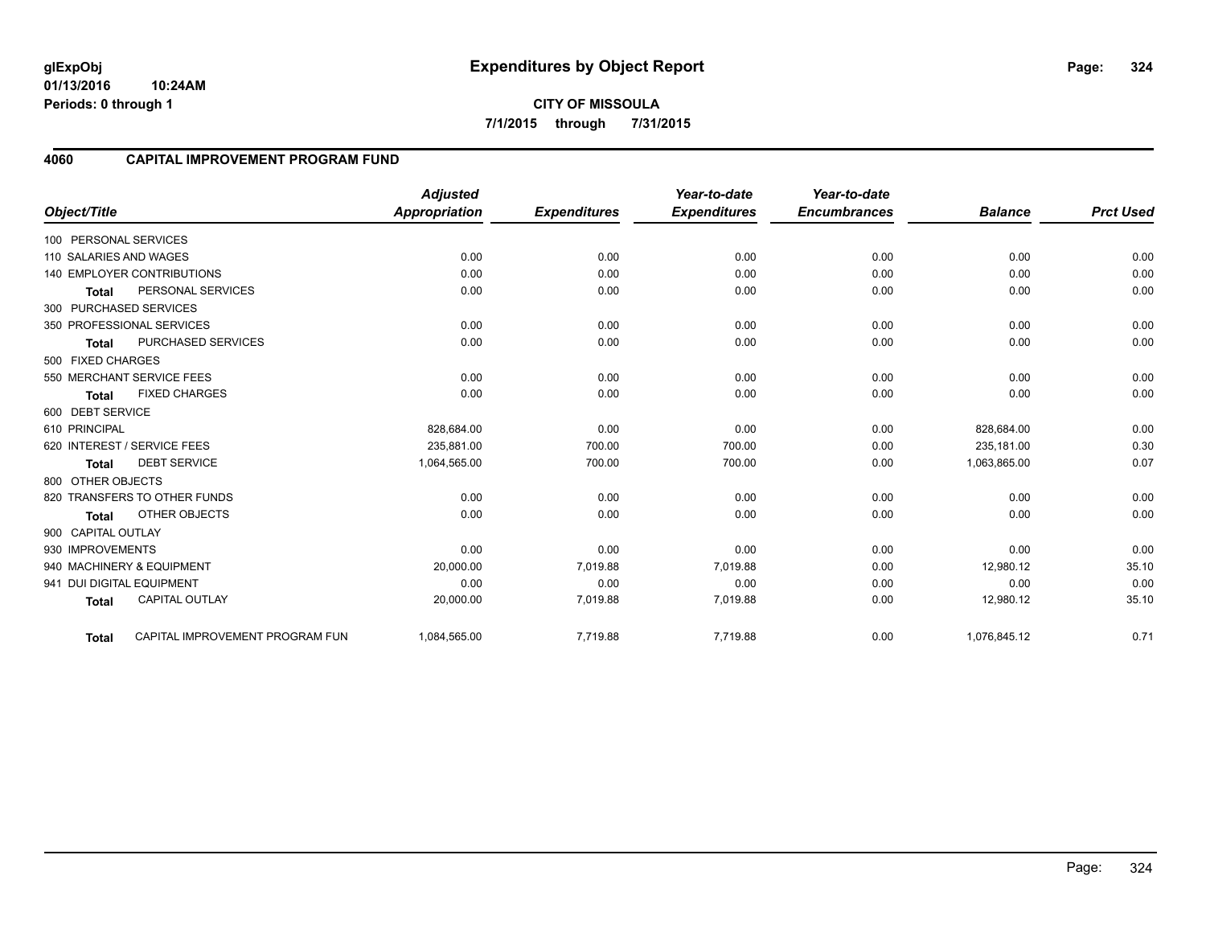**glExpObj**
**01/13/2016 10:24AM**
**Periods: 0 through 1**

# Expenditures by Object Report

**CITY OF MISSOULA**

**7/1/2015 through 7/31/2015**

## 4060 CAPITAL IMPROVEMENT PROGRAM FUND

| Object/Title | Adjusted Appropriation | Expenditures | Year-to-date Expenditures | Year-to-date Encumbrances | Balance | Prct Used |
|---|---|---|---|---|---|---|
| 100 PERSONAL SERVICES | | | | | | |
| 110 SALARIES AND WAGES | 0.00 | 0.00 | 0.00 | 0.00 | 0.00 | 0.00 |
| 140 EMPLOYER CONTRIBUTIONS | 0.00 | 0.00 | 0.00 | 0.00 | 0.00 | 0.00 |
| **Total** PERSONAL SERVICES | 0.00 | 0.00 | 0.00 | 0.00 | 0.00 | 0.00 |
| 300 PURCHASED SERVICES | | | | | | |
| 350 PROFESSIONAL SERVICES | 0.00 | 0.00 | 0.00 | 0.00 | 0.00 | 0.00 |
| **Total** PURCHASED SERVICES | 0.00 | 0.00 | 0.00 | 0.00 | 0.00 | 0.00 |
| 500 FIXED CHARGES | | | | | | |
| 550 MERCHANT SERVICE FEES | 0.00 | 0.00 | 0.00 | 0.00 | 0.00 | 0.00 |
| **Total** FIXED CHARGES | 0.00 | 0.00 | 0.00 | 0.00 | 0.00 | 0.00 |
| 600 DEBT SERVICE | | | | | | |
| 610 PRINCIPAL | 828,684.00 | 0.00 | 0.00 | 0.00 | 828,684.00 | 0.00 |
| 620 INTEREST / SERVICE FEES | 235,881.00 | 700.00 | 700.00 | 0.00 | 235,181.00 | 0.30 |
| **Total** DEBT SERVICE | 1,064,565.00 | 700.00 | 700.00 | 0.00 | 1,063,865.00 | 0.07 |
| 800 OTHER OBJECTS | | | | | | |
| 820 TRANSFERS TO OTHER FUNDS | 0.00 | 0.00 | 0.00 | 0.00 | 0.00 | 0.00 |
| **Total** OTHER OBJECTS | 0.00 | 0.00 | 0.00 | 0.00 | 0.00 | 0.00 |
| 900 CAPITAL OUTLAY | | | | | | |
| 930 IMPROVEMENTS | 0.00 | 0.00 | 0.00 | 0.00 | 0.00 | 0.00 |
| 940 MACHINERY & EQUIPMENT | 20,000.00 | 7,019.88 | 7,019.88 | 0.00 | 12,980.12 | 35.10 |
| 941 DUI DIGITAL EQUIPMENT | 0.00 | 0.00 | 0.00 | 0.00 | 0.00 | 0.00 |
| **Total** CAPITAL OUTLAY | 20,000.00 | 7,019.88 | 7,019.88 | 0.00 | 12,980.12 | 35.10 |
| **Total** CAPITAL IMPROVEMENT PROGRAM FUN | 1,084,565.00 | 7,719.88 | 7,719.88 | 0.00 | 1,076,845.12 | 0.71 |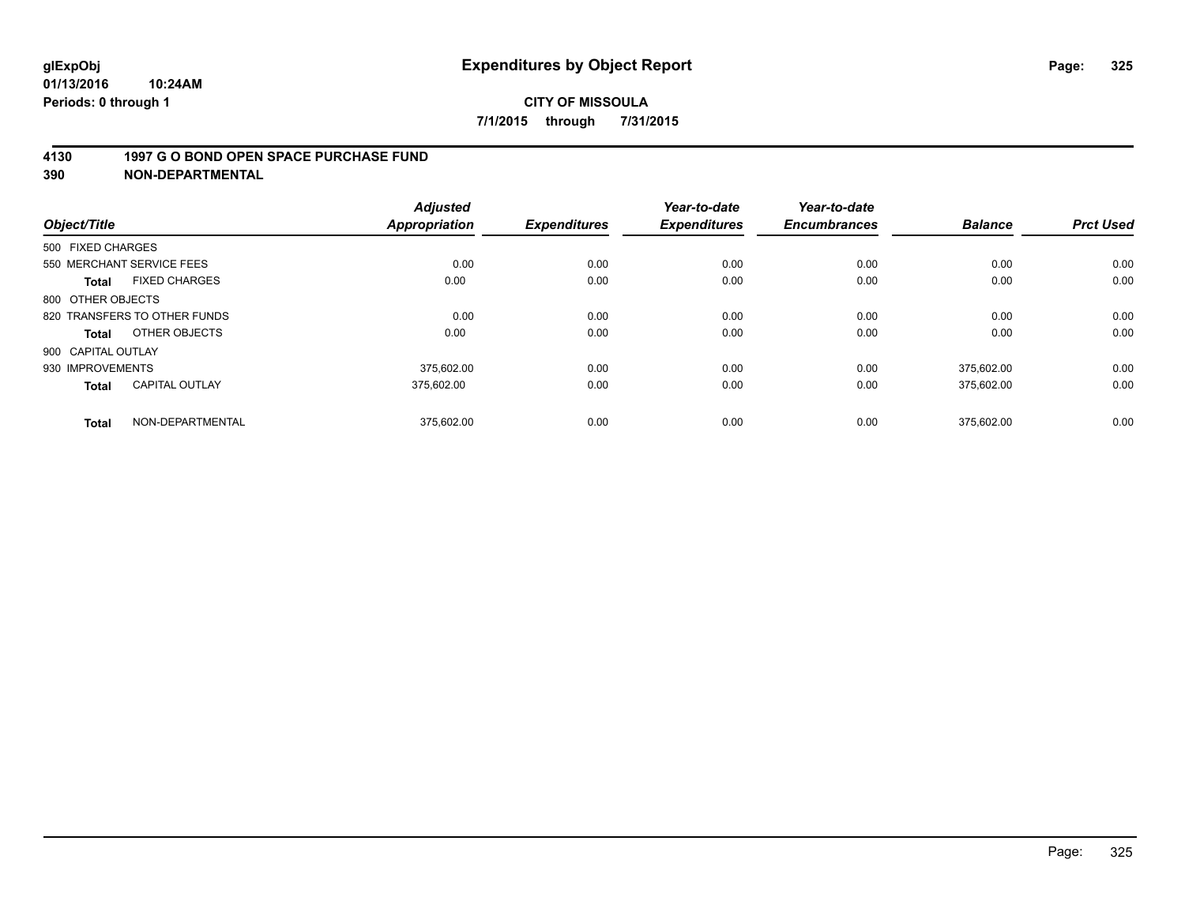# Expenditures by Object Report

glExpObj
01/13/2016 10:24AM
Periods: 0 through 1

**CITY OF MISSOULA**

**7/1/2015 through 7/31/2015**

## 4130 1997 G O BOND OPEN SPACE PURCHASE FUND
## 390 NON-DEPARTMENTAL

| Object/Title | | Adjusted Appropriation | Expenditures | Year-to-date Expenditures | Year-to-date Encumbrances | Balance | Prct Used |
|---|---|---|---|---|---|---|---|
| 500 FIXED CHARGES | | | | | | | |
| 550 MERCHANT SERVICE FEES | | 0.00 | 0.00 | 0.00 | 0.00 | 0.00 | 0.00 |
| **Total** | FIXED CHARGES | 0.00 | 0.00 | 0.00 | 0.00 | 0.00 | 0.00 |
| 800 OTHER OBJECTS | | | | | | | |
| 820 TRANSFERS TO OTHER FUNDS | | 0.00 | 0.00 | 0.00 | 0.00 | 0.00 | 0.00 |
| **Total** | OTHER OBJECTS | 0.00 | 0.00 | 0.00 | 0.00 | 0.00 | 0.00 |
| 900 CAPITAL OUTLAY | | | | | | | |
| 930 IMPROVEMENTS | | 375,602.00 | 0.00 | 0.00 | 0.00 | 375,602.00 | 0.00 |
| **Total** | CAPITAL OUTLAY | 375,602.00 | 0.00 | 0.00 | 0.00 | 375,602.00 | 0.00 |
| **Total** | NON-DEPARTMENTAL | 375,602.00 | 0.00 | 0.00 | 0.00 | 375,602.00 | 0.00 |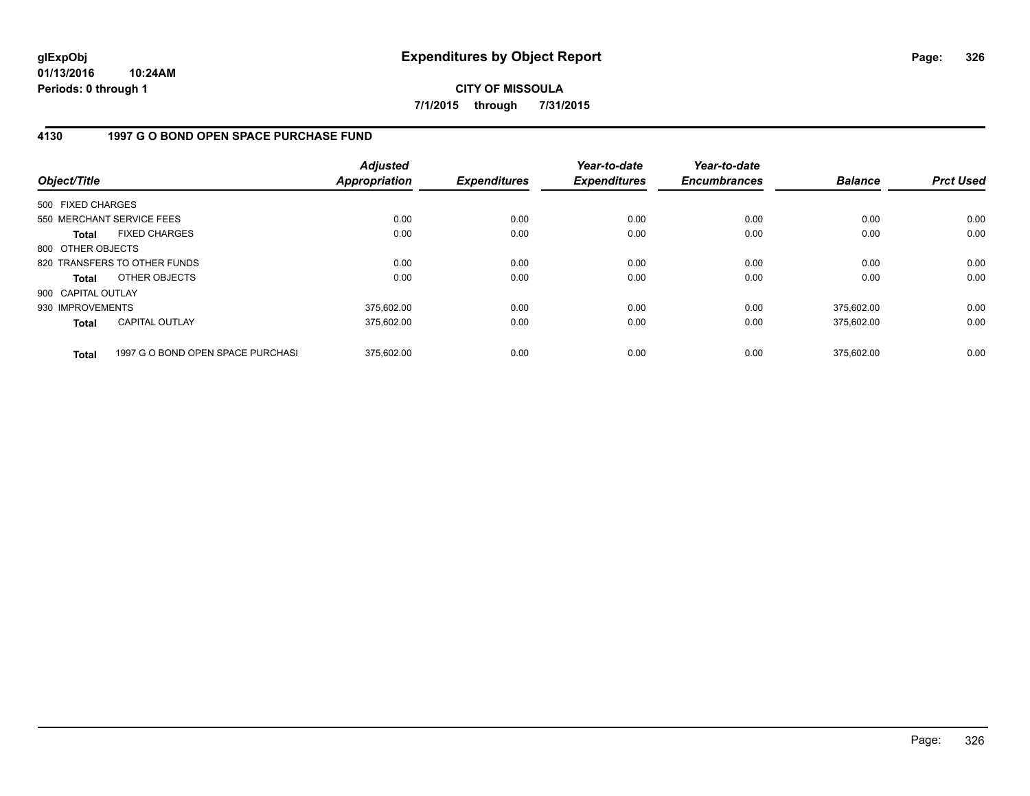glExpObj
01/13/2016 10:24AM
Periods: 0 through 1

# Expenditures by Object Report

**CITY OF MISSOULA**

**7/1/2015 through 7/31/2015**

## 4130 1997 G O BOND OPEN SPACE PURCHASE FUND

| Object/Title | Adjusted Appropriation | Expenditures | Year-to-date Expenditures | Year-to-date Encumbrances | Balance | Prct Used |
|---|---|---|---|---|---|---|
| 500 FIXED CHARGES | | | | | | |
| 550 MERCHANT SERVICE FEES | 0.00 | 0.00 | 0.00 | 0.00 | 0.00 | 0.00 |
| **Total** FIXED CHARGES | 0.00 | 0.00 | 0.00 | 0.00 | 0.00 | 0.00 |
| 800 OTHER OBJECTS | | | | | | |
| 820 TRANSFERS TO OTHER FUNDS | 0.00 | 0.00 | 0.00 | 0.00 | 0.00 | 0.00 |
| **Total** OTHER OBJECTS | 0.00 | 0.00 | 0.00 | 0.00 | 0.00 | 0.00 |
| 900 CAPITAL OUTLAY | | | | | | |
| 930 IMPROVEMENTS | 375,602.00 | 0.00 | 0.00 | 0.00 | 375,602.00 | 0.00 |
| **Total** CAPITAL OUTLAY | 375,602.00 | 0.00 | 0.00 | 0.00 | 375,602.00 | 0.00 |
| **Total** 1997 G O BOND OPEN SPACE PURCHASI | 375,602.00 | 0.00 | 0.00 | 0.00 | 375,602.00 | 0.00 |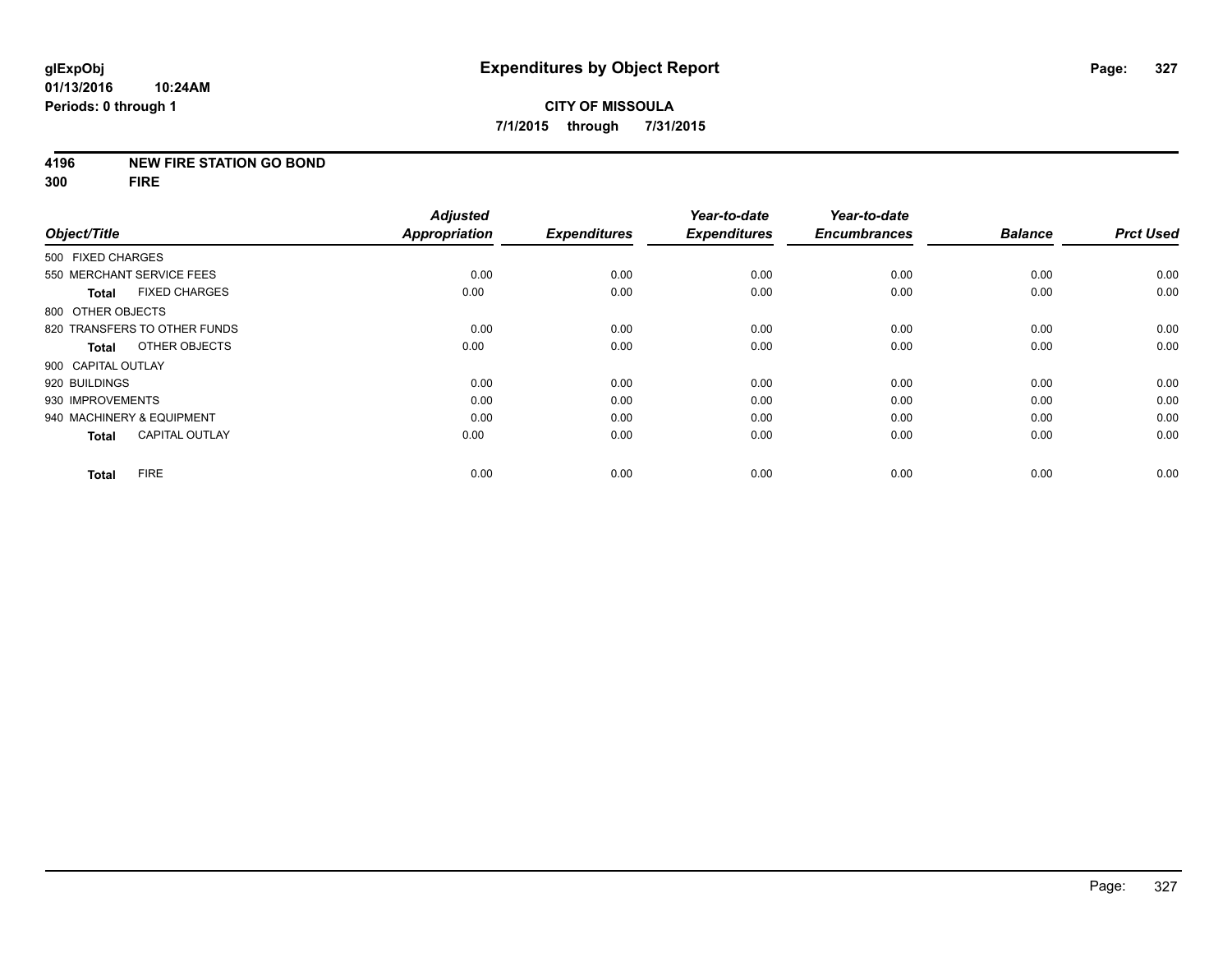**glExpObj**
**01/13/2016 10:24AM**
**Periods: 0 through 1**

# Expenditures by Object Report

**CITY OF MISSOULA**
**7/1/2015 through 7/31/2015**

## 4196 NEW FIRE STATION GO BOND
## 300 FIRE

| Object/Title | Adjusted Appropriation | Expenditures | Year-to-date Expenditures | Year-to-date Encumbrances | Balance | Prct Used |
|---|---|---|---|---|---|---|
| 500 FIXED CHARGES | | | | | | |
| 550 MERCHANT SERVICE FEES | 0.00 | 0.00 | 0.00 | 0.00 | 0.00 | 0.00 |
| **Total** FIXED CHARGES | 0.00 | 0.00 | 0.00 | 0.00 | 0.00 | 0.00 |
| 800 OTHER OBJECTS | | | | | | |
| 820 TRANSFERS TO OTHER FUNDS | 0.00 | 0.00 | 0.00 | 0.00 | 0.00 | 0.00 |
| **Total** OTHER OBJECTS | 0.00 | 0.00 | 0.00 | 0.00 | 0.00 | 0.00 |
| 900 CAPITAL OUTLAY | | | | | | |
| 920 BUILDINGS | 0.00 | 0.00 | 0.00 | 0.00 | 0.00 | 0.00 |
| 930 IMPROVEMENTS | 0.00 | 0.00 | 0.00 | 0.00 | 0.00 | 0.00 |
| 940 MACHINERY & EQUIPMENT | 0.00 | 0.00 | 0.00 | 0.00 | 0.00 | 0.00 |
| **Total** CAPITAL OUTLAY | 0.00 | 0.00 | 0.00 | 0.00 | 0.00 | 0.00 |
| **Total** FIRE | 0.00 | 0.00 | 0.00 | 0.00 | 0.00 | 0.00 |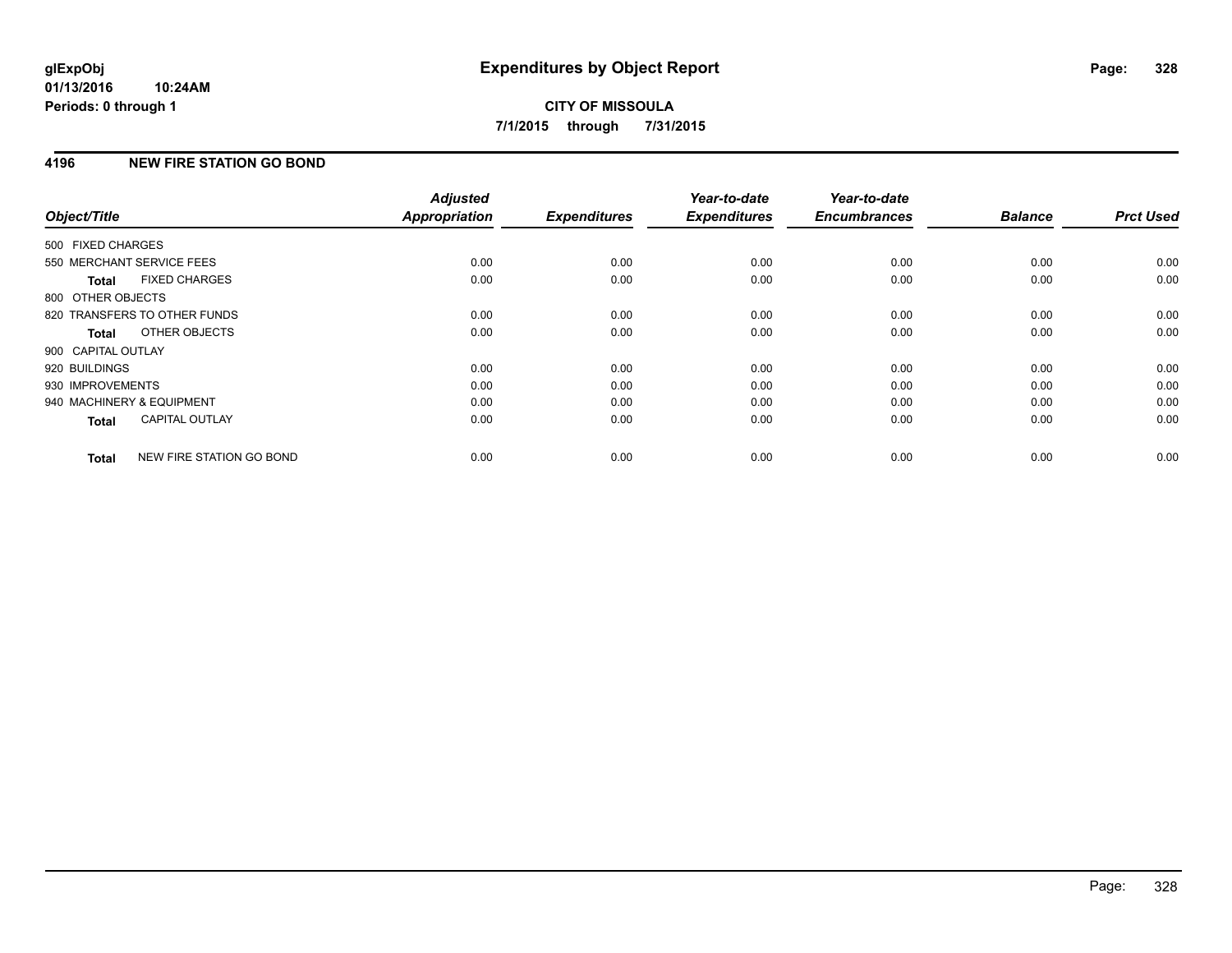**glExpObj**
**01/13/2016 10:24AM**
**Periods: 0 through 1**

# Expenditures by Object Report

**CITY OF MISSOULA**
**7/1/2015 through 7/31/2015**

## 4196 NEW FIRE STATION GO BOND

| Object/Title | Adjusted Appropriation | Expenditures | Year-to-date Expenditures | Year-to-date Encumbrances | Balance | Prct Used |
|---|---|---|---|---|---|---|
| 500 FIXED CHARGES | | | | | | |
| 550 MERCHANT SERVICE FEES | 0.00 | 0.00 | 0.00 | 0.00 | 0.00 | 0.00 |
| **Total** FIXED CHARGES | 0.00 | 0.00 | 0.00 | 0.00 | 0.00 | 0.00 |
| 800 OTHER OBJECTS | | | | | | |
| 820 TRANSFERS TO OTHER FUNDS | 0.00 | 0.00 | 0.00 | 0.00 | 0.00 | 0.00 |
| **Total** OTHER OBJECTS | 0.00 | 0.00 | 0.00 | 0.00 | 0.00 | 0.00 |
| 900 CAPITAL OUTLAY | | | | | | |
| 920 BUILDINGS | 0.00 | 0.00 | 0.00 | 0.00 | 0.00 | 0.00 |
| 930 IMPROVEMENTS | 0.00 | 0.00 | 0.00 | 0.00 | 0.00 | 0.00 |
| 940 MACHINERY & EQUIPMENT | 0.00 | 0.00 | 0.00 | 0.00 | 0.00 | 0.00 |
| **Total** CAPITAL OUTLAY | 0.00 | 0.00 | 0.00 | 0.00 | 0.00 | 0.00 |
| **Total** NEW FIRE STATION GO BOND | 0.00 | 0.00 | 0.00 | 0.00 | 0.00 | 0.00 |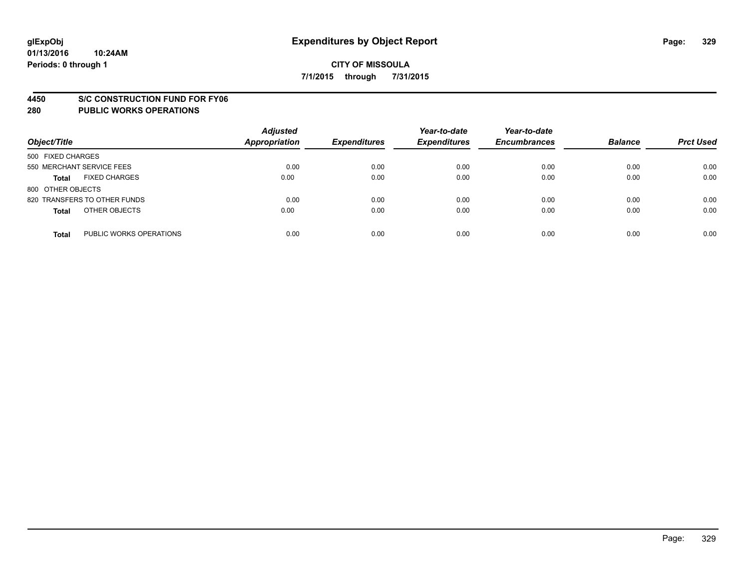# Expenditures by Object Report

**CITY OF MISSOULA**

**7/1/2015 through 7/31/2015**

glExpObj
01/13/2016 10:24AM
Periods: 0 through 1

## 4450 S/C CONSTRUCTION FUND FOR FY06
## 280 PUBLIC WORKS OPERATIONS

| Object/Title | Adjusted Appropriation | Expenditures | Year-to-date Expenditures | Year-to-date Encumbrances | Balance | Prct Used |
|---|---|---|---|---|---|---|
| 500 FIXED CHARGES | | | | | | |
| 550 MERCHANT SERVICE FEES | 0.00 | 0.00 | 0.00 | 0.00 | 0.00 | 0.00 |
| **Total** FIXED CHARGES | 0.00 | 0.00 | 0.00 | 0.00 | 0.00 | 0.00 |
| 800 OTHER OBJECTS | | | | | | |
| 820 TRANSFERS TO OTHER FUNDS | 0.00 | 0.00 | 0.00 | 0.00 | 0.00 | 0.00 |
| **Total** OTHER OBJECTS | 0.00 | 0.00 | 0.00 | 0.00 | 0.00 | 0.00 |
| **Total** PUBLIC WORKS OPERATIONS | 0.00 | 0.00 | 0.00 | 0.00 | 0.00 | 0.00 |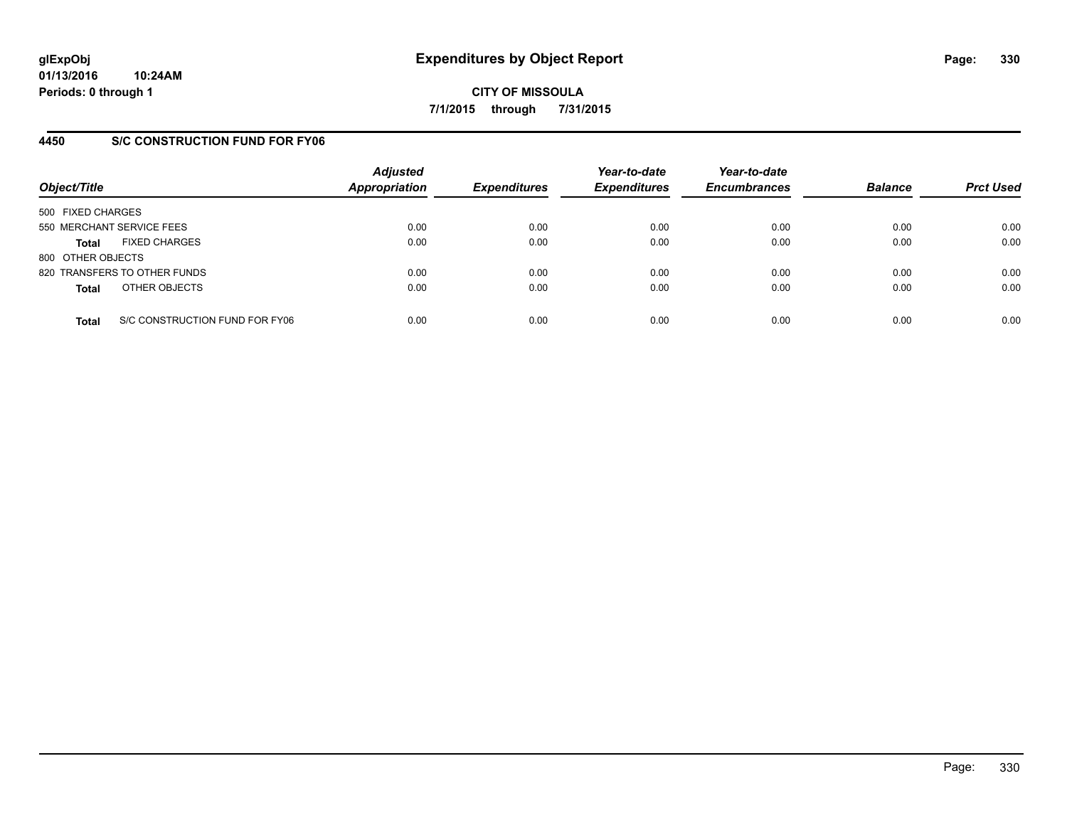glExpObj
01/13/2016 10:24AM
Periods: 0 through 1

# Expenditures by Object Report

CITY OF MISSOULA

7/1/2015 through 7/31/2015

## 4450 S/C CONSTRUCTION FUND FOR FY06

| Object/Title | Adjusted Appropriation | Expenditures | Year-to-date Expenditures | Year-to-date Encumbrances | Balance | Prct Used |
|---|---|---|---|---|---|---|
| 500 FIXED CHARGES | | | | | | |
| 550 MERCHANT SERVICE FEES | 0.00 | 0.00 | 0.00 | 0.00 | 0.00 | 0.00 |
| **Total** FIXED CHARGES | 0.00 | 0.00 | 0.00 | 0.00 | 0.00 | 0.00 |
| 800 OTHER OBJECTS | | | | | | |
| 820 TRANSFERS TO OTHER FUNDS | 0.00 | 0.00 | 0.00 | 0.00 | 0.00 | 0.00 |
| **Total** OTHER OBJECTS | 0.00 | 0.00 | 0.00 | 0.00 | 0.00 | 0.00 |
| **Total** S/C CONSTRUCTION FUND FOR FY06 | 0.00 | 0.00 | 0.00 | 0.00 | 0.00 | 0.00 |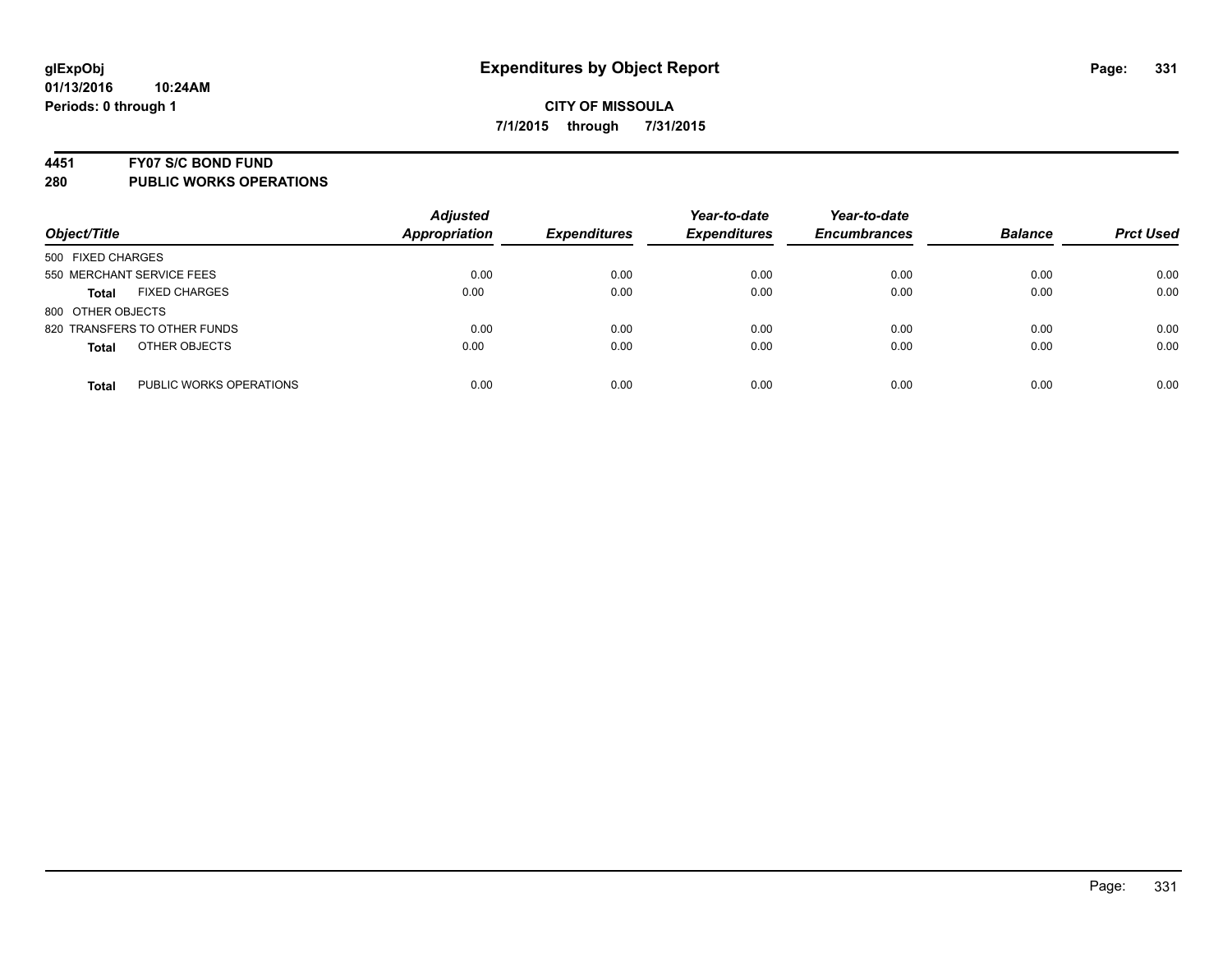**glExpObj**
**01/13/2016 10:24AM**
**Periods: 0 through 1**

# Expenditures by Object Report

**CITY OF MISSOULA**
**7/1/2015 through 7/31/2015**

## 4451 FY07 S/C BOND FUND
## 280 PUBLIC WORKS OPERATIONS

| Object/Title | Adjusted Appropriation | Expenditures | Year-to-date Expenditures | Year-to-date Encumbrances | Balance | Prct Used |
|---|---|---|---|---|---|---|
| 500 FIXED CHARGES | | | | | | |
| 550 MERCHANT SERVICE FEES | 0.00 | 0.00 | 0.00 | 0.00 | 0.00 | 0.00 |
| **Total** FIXED CHARGES | 0.00 | 0.00 | 0.00 | 0.00 | 0.00 | 0.00 |
| 800 OTHER OBJECTS | | | | | | |
| 820 TRANSFERS TO OTHER FUNDS | 0.00 | 0.00 | 0.00 | 0.00 | 0.00 | 0.00 |
| **Total** OTHER OBJECTS | 0.00 | 0.00 | 0.00 | 0.00 | 0.00 | 0.00 |
| **Total** PUBLIC WORKS OPERATIONS | 0.00 | 0.00 | 0.00 | 0.00 | 0.00 | 0.00 |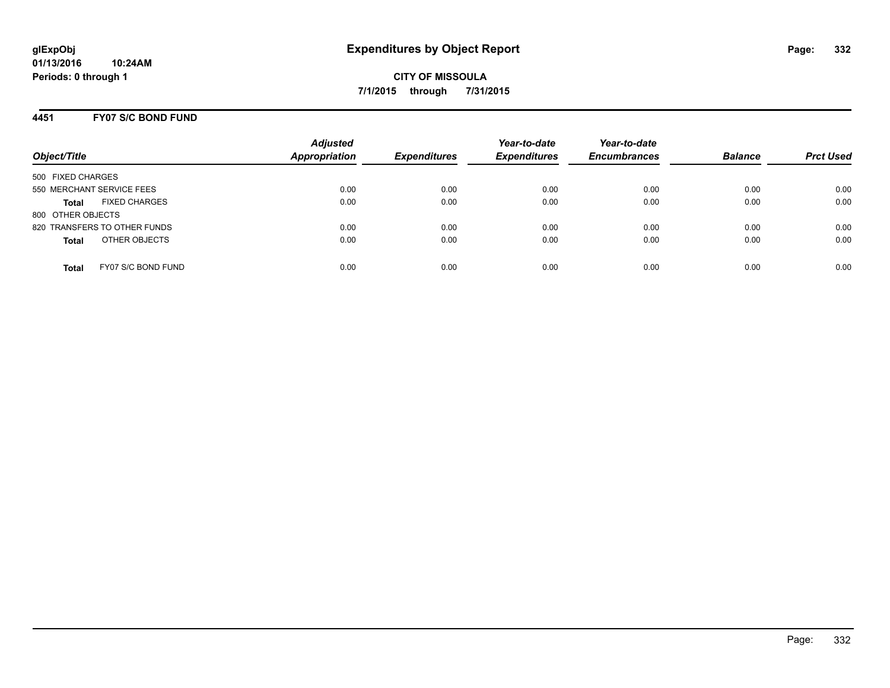glExpObj
01/13/2016 10:24AM
Periods: 0 through 1

# Expenditures by Object Report

**CITY OF MISSOULA**
**7/1/2015 through 7/31/2015**

## 4451 FY07 S/C BOND FUND

| Object/Title | | Adjusted Appropriation | Expenditures | Year-to-date Expenditures | Year-to-date Encumbrances | Balance | Prct Used |
|---|---|---|---|---|---|---|---|
| 500 FIXED CHARGES | | | | | | | |
| 550 MERCHANT SERVICE FEES | | 0.00 | 0.00 | 0.00 | 0.00 | 0.00 | 0.00 |
| **Total** | FIXED CHARGES | 0.00 | 0.00 | 0.00 | 0.00 | 0.00 | 0.00 |
| 800 OTHER OBJECTS | | | | | | | |
| 820 TRANSFERS TO OTHER FUNDS | | 0.00 | 0.00 | 0.00 | 0.00 | 0.00 | 0.00 |
| **Total** | OTHER OBJECTS | 0.00 | 0.00 | 0.00 | 0.00 | 0.00 | 0.00 |
| **Total** | FY07 S/C BOND FUND | 0.00 | 0.00 | 0.00 | 0.00 | 0.00 | 0.00 |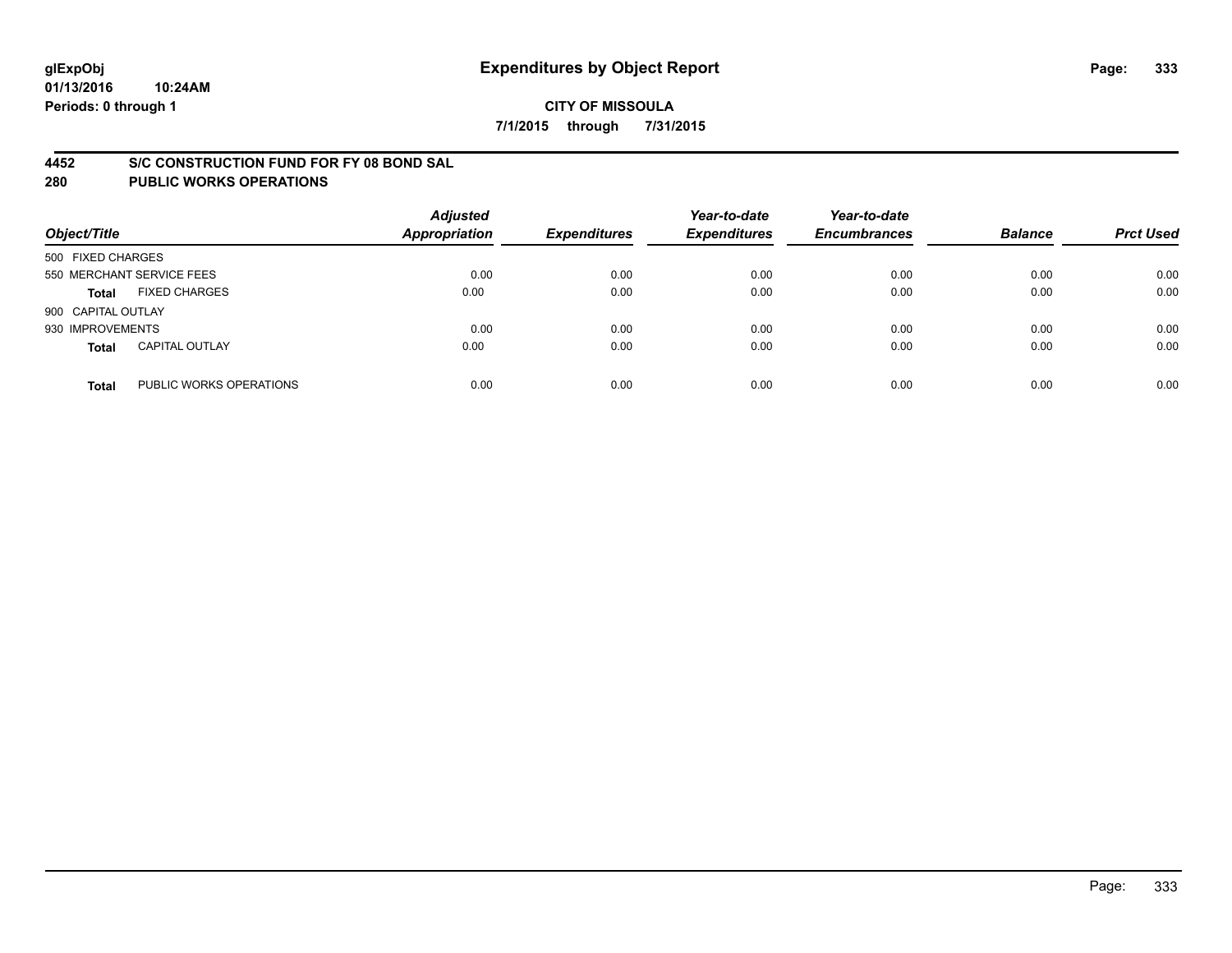**glExpObj**
**01/13/2016 10:24AM**
**Periods: 0 through 1**

# Expenditures by Object Report

**CITY OF MISSOULA**
**7/1/2015 through 7/31/2015**

## 4452 S/C CONSTRUCTION FUND FOR FY 08 BOND SAL
## 280 PUBLIC WORKS OPERATIONS

| Object/Title | | Adjusted Appropriation | Expenditures | Year-to-date Expenditures | Year-to-date Encumbrances | Balance | Prct Used |
|---|---|---|---|---|---|---|---|
| 500 FIXED CHARGES | | | | | | | |
| 550 MERCHANT SERVICE FEES | | 0.00 | 0.00 | 0.00 | 0.00 | 0.00 | 0.00 |
| **Total** | FIXED CHARGES | 0.00 | 0.00 | 0.00 | 0.00 | 0.00 | 0.00 |
| 900 CAPITAL OUTLAY | | | | | | | |
| 930 IMPROVEMENTS | | 0.00 | 0.00 | 0.00 | 0.00 | 0.00 | 0.00 |
| **Total** | CAPITAL OUTLAY | 0.00 | 0.00 | 0.00 | 0.00 | 0.00 | 0.00 |
| **Total** | PUBLIC WORKS OPERATIONS | 0.00 | 0.00 | 0.00 | 0.00 | 0.00 | 0.00 |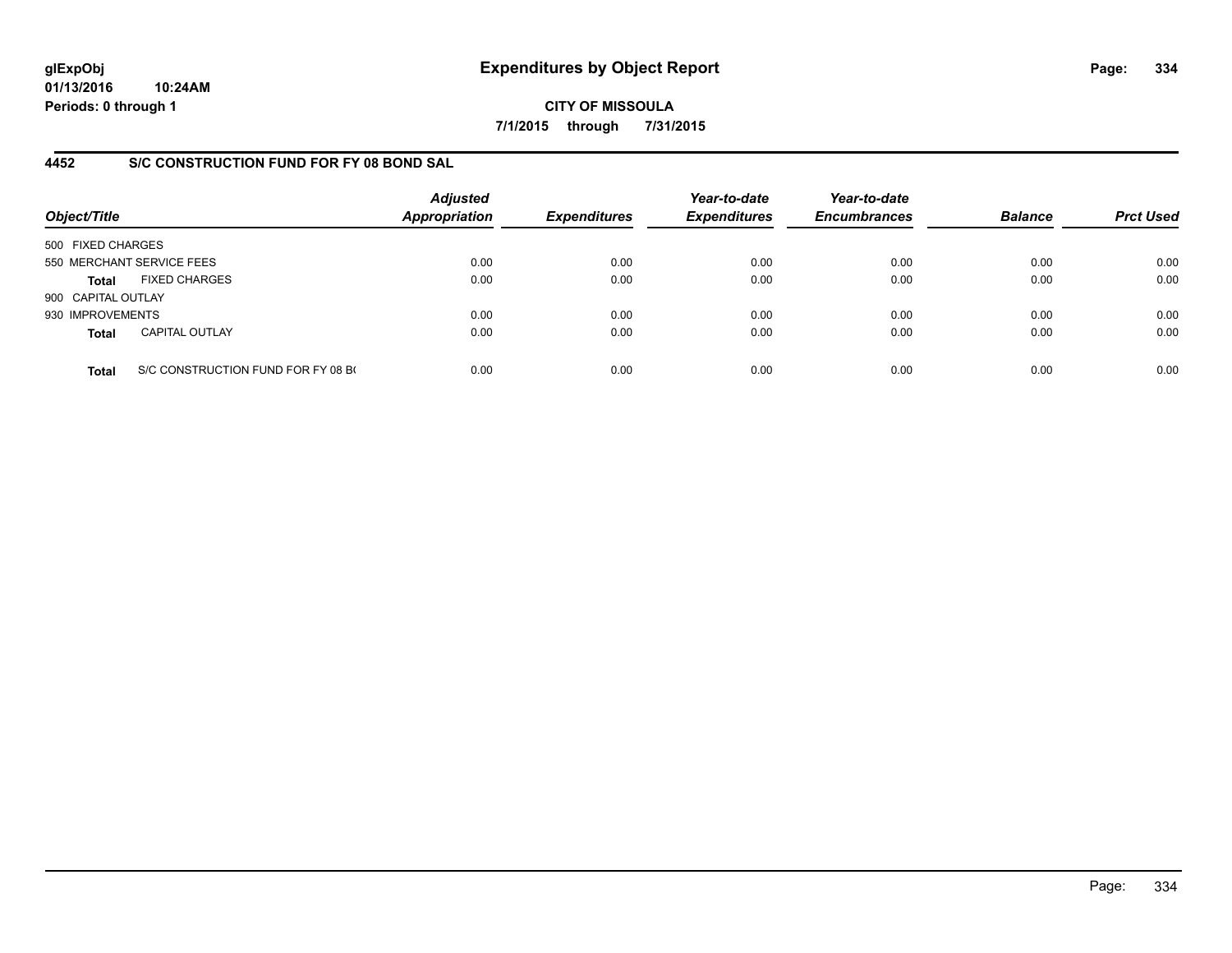# CITY OF MISSOULA

**7/1/2015 through 7/31/2015**

## 4452 S/C CONSTRUCTION FUND FOR FY 08 BOND SAL

| Object/Title | | Adjusted Appropriation | Expenditures | Year-to-date Expenditures | Year-to-date Encumbrances | Balance | Prct Used |
|---|---|---|---|---|---|---|---|
| 500 FIXED CHARGES | | | | | | | |
| 550 MERCHANT SERVICE FEES | | 0.00 | 0.00 | 0.00 | 0.00 | 0.00 | 0.00 |
| **Total** | FIXED CHARGES | 0.00 | 0.00 | 0.00 | 0.00 | 0.00 | 0.00 |
| 900 CAPITAL OUTLAY | | | | | | | |
| 930 IMPROVEMENTS | | 0.00 | 0.00 | 0.00 | 0.00 | 0.00 | 0.00 |
| **Total** | CAPITAL OUTLAY | 0.00 | 0.00 | 0.00 | 0.00 | 0.00 | 0.00 |
| **Total** | S/C CONSTRUCTION FUND FOR FY 08 B( | 0.00 | 0.00 | 0.00 | 0.00 | 0.00 | 0.00 |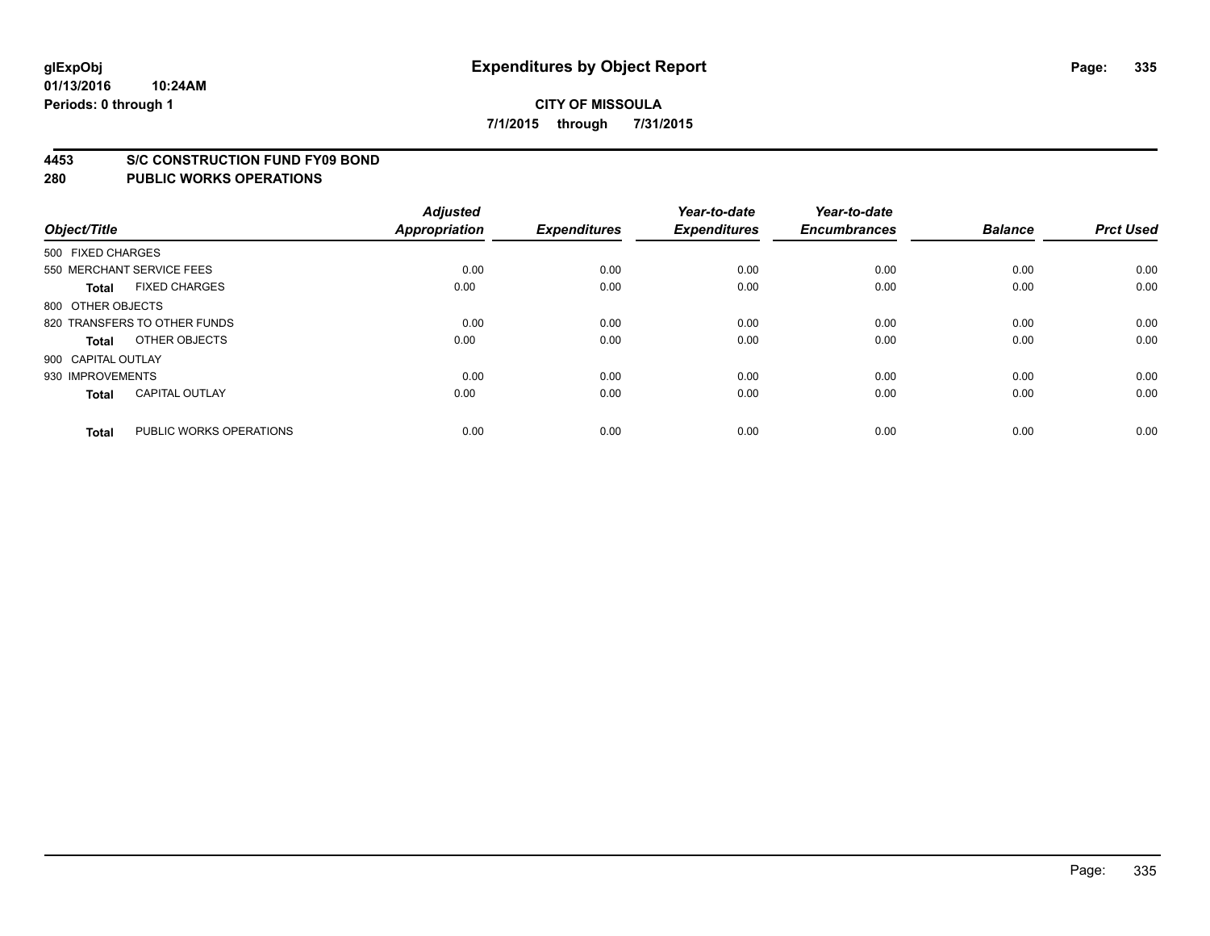**glExpObj**
**01/13/2016 10:24AM**
**Periods: 0 through 1**

# Expenditures by Object Report

**CITY OF MISSOULA**
**7/1/2015 through 7/31/2015**

## 4453 S/C CONSTRUCTION FUND FY09 BOND
## 280 PUBLIC WORKS OPERATIONS

| Object/Title | | Adjusted Appropriation | Expenditures | Year-to-date Expenditures | Year-to-date Encumbrances | Balance | Prct Used |
|---|---|---|---|---|---|---|---|
| 500 FIXED CHARGES | | | | | | | |
| 550 MERCHANT SERVICE FEES | | 0.00 | 0.00 | 0.00 | 0.00 | 0.00 | 0.00 |
| **Total** | FIXED CHARGES | 0.00 | 0.00 | 0.00 | 0.00 | 0.00 | 0.00 |
| 800 OTHER OBJECTS | | | | | | | |
| 820 TRANSFERS TO OTHER FUNDS | | 0.00 | 0.00 | 0.00 | 0.00 | 0.00 | 0.00 |
| **Total** | OTHER OBJECTS | 0.00 | 0.00 | 0.00 | 0.00 | 0.00 | 0.00 |
| 900 CAPITAL OUTLAY | | | | | | | |
| 930 IMPROVEMENTS | | 0.00 | 0.00 | 0.00 | 0.00 | 0.00 | 0.00 |
| **Total** | CAPITAL OUTLAY | 0.00 | 0.00 | 0.00 | 0.00 | 0.00 | 0.00 |
| **Total** | PUBLIC WORKS OPERATIONS | 0.00 | 0.00 | 0.00 | 0.00 | 0.00 | 0.00 |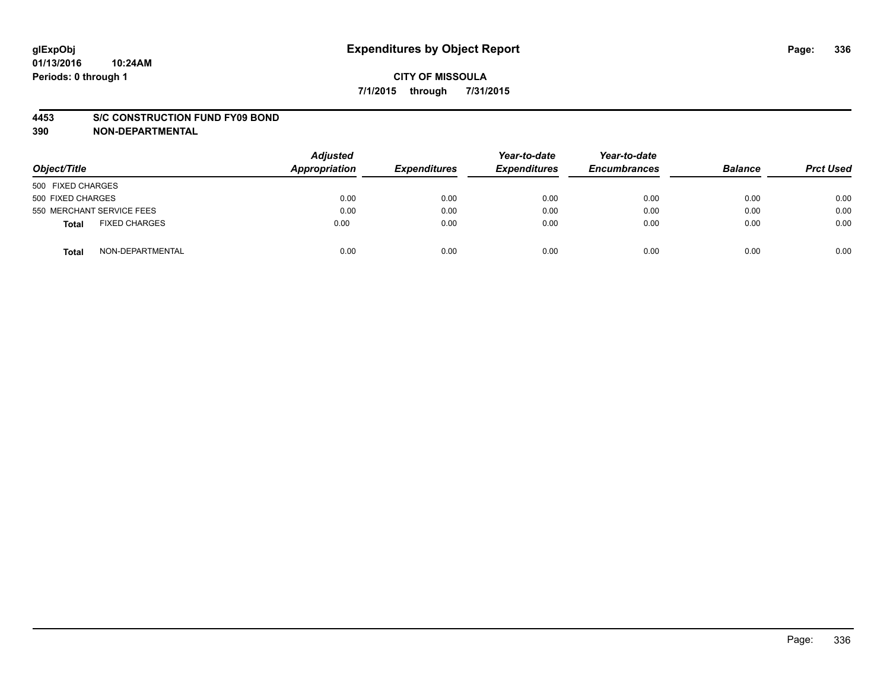**glExpObj**
**01/13/2016 10:24AM**
**Periods: 0 through 1**

# Expenditures by Object Report

**CITY OF MISSOULA**
**7/1/2015 through 7/31/2015**

**4453 S/C CONSTRUCTION FUND FY09 BOND**
**390 NON-DEPARTMENTAL**

| Object/Title | Adjusted Appropriation | Expenditures | Year-to-date Expenditures | Year-to-date Encumbrances | Balance | Prct Used |
|---|---|---|---|---|---|---|
| 500 FIXED CHARGES | | | | | | |
| 500 FIXED CHARGES | 0.00 | 0.00 | 0.00 | 0.00 | 0.00 | 0.00 |
| 550 MERCHANT SERVICE FEES | 0.00 | 0.00 | 0.00 | 0.00 | 0.00 | 0.00 |
| **Total** FIXED CHARGES | 0.00 | 0.00 | 0.00 | 0.00 | 0.00 | 0.00 |
| **Total** NON-DEPARTMENTAL | 0.00 | 0.00 | 0.00 | 0.00 | 0.00 | 0.00 |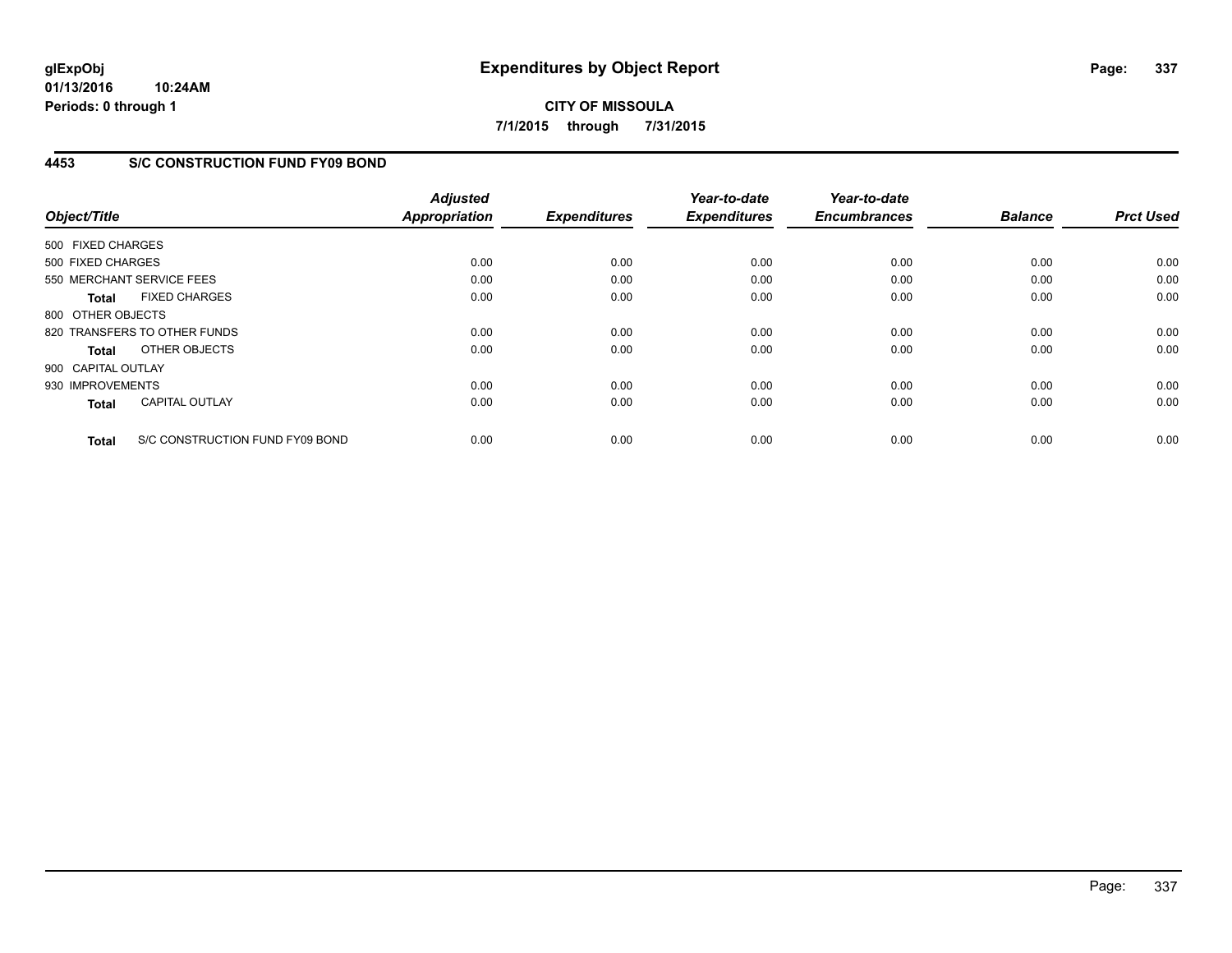**glExpObj**
**01/13/2016 10:24AM**
**Periods: 0 through 1**

# Expenditures by Object Report

**CITY OF MISSOULA**
**7/1/2015 through 7/31/2015**

## 4453 S/C CONSTRUCTION FUND FY09 BOND

| Object/Title | | *Adjusted Appropriation* | *Expenditures* | *Year-to-date Expenditures* | *Year-to-date Encumbrances* | *Balance* | *Prct Used* |
|---|---|---|---|---|---|---|---|
| 500 FIXED CHARGES | | | | | | | |
| 500 FIXED CHARGES | | 0.00 | 0.00 | 0.00 | 0.00 | 0.00 | 0.00 |
| 550 MERCHANT SERVICE FEES | | 0.00 | 0.00 | 0.00 | 0.00 | 0.00 | 0.00 |
| **Total** | FIXED CHARGES | 0.00 | 0.00 | 0.00 | 0.00 | 0.00 | 0.00 |
| 800 OTHER OBJECTS | | | | | | | |
| 820 TRANSFERS TO OTHER FUNDS | | 0.00 | 0.00 | 0.00 | 0.00 | 0.00 | 0.00 |
| **Total** | OTHER OBJECTS | 0.00 | 0.00 | 0.00 | 0.00 | 0.00 | 0.00 |
| 900 CAPITAL OUTLAY | | | | | | | |
| 930 IMPROVEMENTS | | 0.00 | 0.00 | 0.00 | 0.00 | 0.00 | 0.00 |
| **Total** | CAPITAL OUTLAY | 0.00 | 0.00 | 0.00 | 0.00 | 0.00 | 0.00 |
| **Total** | S/C CONSTRUCTION FUND FY09 BOND | 0.00 | 0.00 | 0.00 | 0.00 | 0.00 | 0.00 |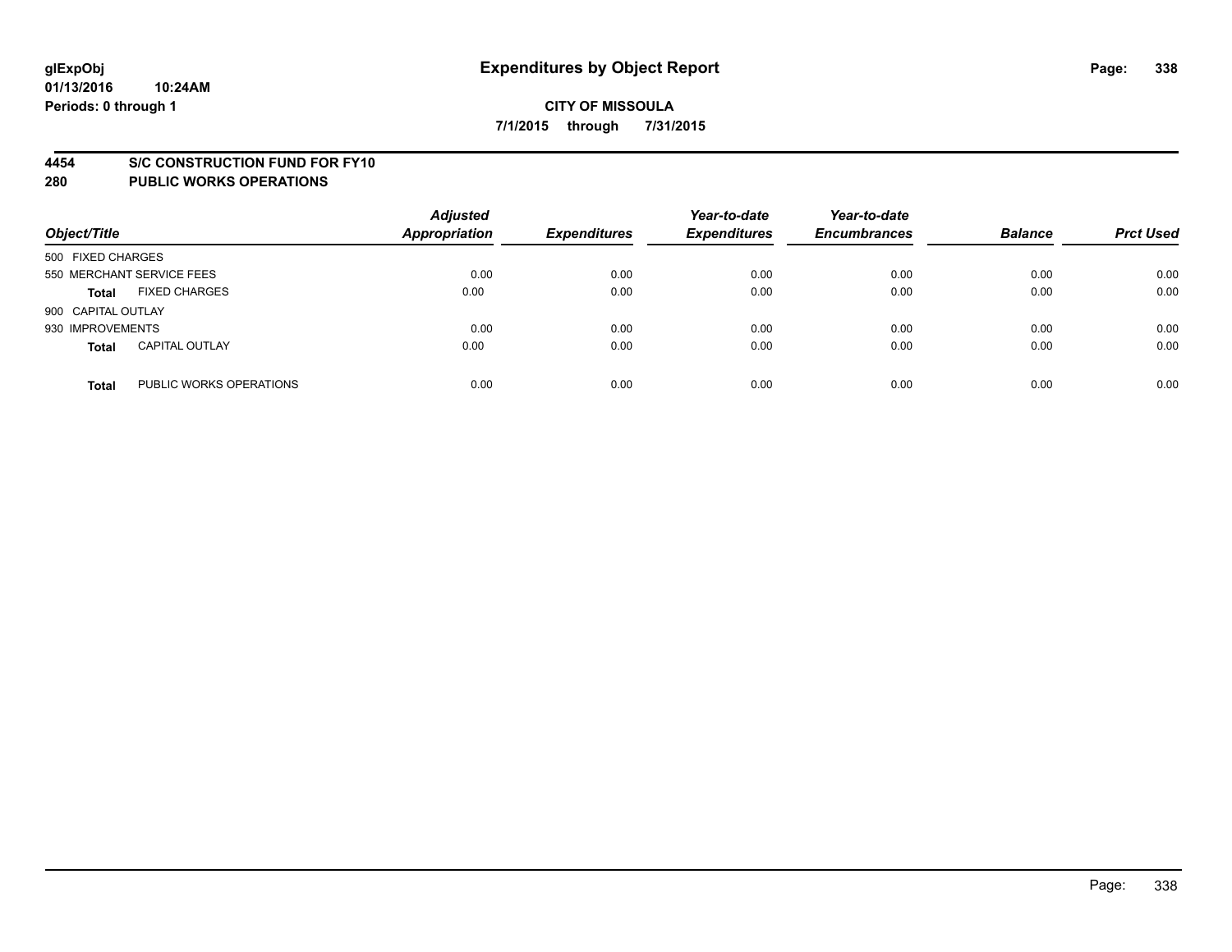**glExpObj**
**01/13/2016 10:24AM**
**Periods: 0 through 1**

# Expenditures by Object Report

**CITY OF MISSOULA**
**7/1/2015 through 7/31/2015**

## 4454 S/C CONSTRUCTION FUND FOR FY10
## 280 PUBLIC WORKS OPERATIONS

| Object/Title | | Adjusted Appropriation | Expenditures | Year-to-date Expenditures | Year-to-date Encumbrances | Balance | Prct Used |
|---|---|---|---|---|---|---|---|
| 500 FIXED CHARGES | | | | | | | |
| 550 MERCHANT SERVICE FEES | | 0.00 | 0.00 | 0.00 | 0.00 | 0.00 | 0.00 |
| **Total** | FIXED CHARGES | 0.00 | 0.00 | 0.00 | 0.00 | 0.00 | 0.00 |
| 900 CAPITAL OUTLAY | | | | | | | |
| 930 IMPROVEMENTS | | 0.00 | 0.00 | 0.00 | 0.00 | 0.00 | 0.00 |
| **Total** | CAPITAL OUTLAY | 0.00 | 0.00 | 0.00 | 0.00 | 0.00 | 0.00 |
| **Total** | PUBLIC WORKS OPERATIONS | 0.00 | 0.00 | 0.00 | 0.00 | 0.00 | 0.00 |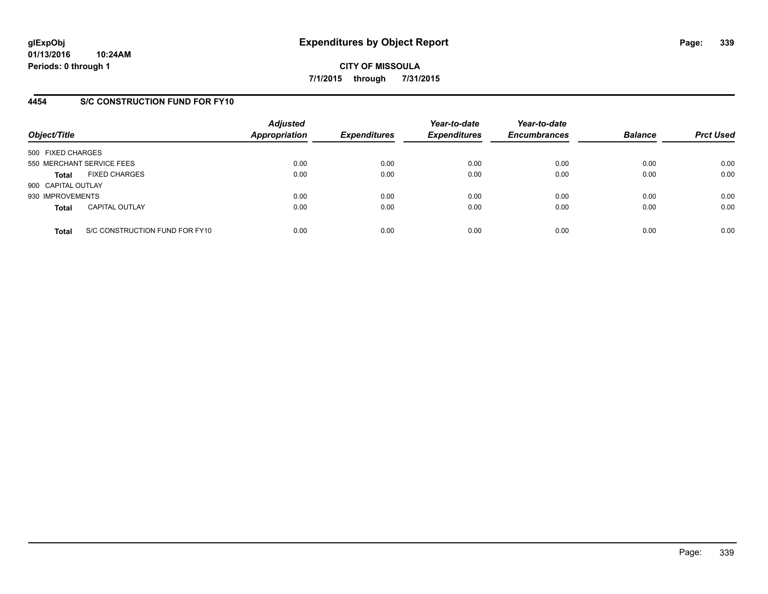**glExpObj**
**01/13/2016 10:24AM**
**Periods: 0 through 1**

# Expenditures by Object Report

**CITY OF MISSOULA**
**7/1/2015 through 7/31/2015**

## 4454 S/C CONSTRUCTION FUND FOR FY10

| Object/Title | Adjusted Appropriation | Expenditures | Year-to-date Expenditures | Year-to-date Encumbrances | Balance | Prct Used |
|---|---|---|---|---|---|---|
| 500 FIXED CHARGES | | | | | | |
| 550 MERCHANT SERVICE FEES | 0.00 | 0.00 | 0.00 | 0.00 | 0.00 | 0.00 |
| **Total** FIXED CHARGES | 0.00 | 0.00 | 0.00 | 0.00 | 0.00 | 0.00 |
| 900 CAPITAL OUTLAY | | | | | | |
| 930 IMPROVEMENTS | 0.00 | 0.00 | 0.00 | 0.00 | 0.00 | 0.00 |
| **Total** CAPITAL OUTLAY | 0.00 | 0.00 | 0.00 | 0.00 | 0.00 | 0.00 |
| **Total** S/C CONSTRUCTION FUND FOR FY10 | 0.00 | 0.00 | 0.00 | 0.00 | 0.00 | 0.00 |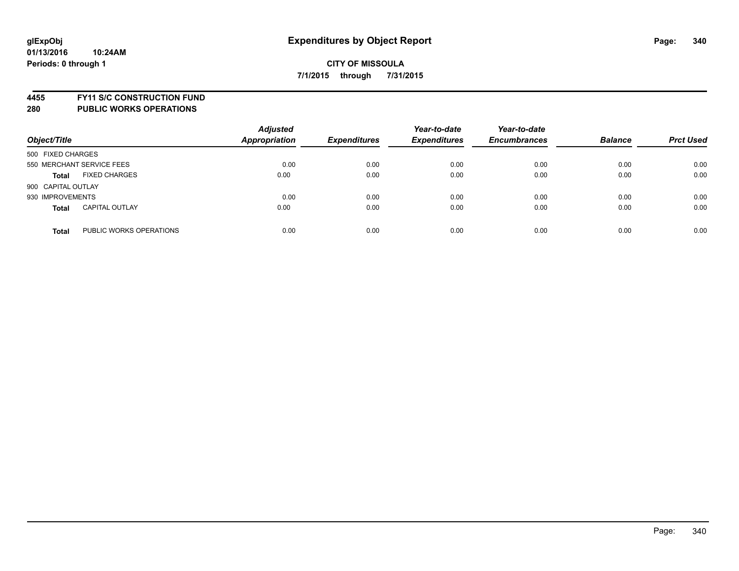**glExpObj**
**01/13/2016 10:24AM**
**Periods: 0 through 1**

# Expenditures by Object Report

**CITY OF MISSOULA**
**7/1/2015 through 7/31/2015**

**4455 FY11 S/C CONSTRUCTION FUND**
**280 PUBLIC WORKS OPERATIONS**

| Object/Title | Adjusted Appropriation | Expenditures | Year-to-date Expenditures | Year-to-date Encumbrances | Balance | Prct Used |
|---|---|---|---|---|---|---|
| 500 FIXED CHARGES | | | | | | |
| 550 MERCHANT SERVICE FEES | 0.00 | 0.00 | 0.00 | 0.00 | 0.00 | 0.00 |
| **Total** FIXED CHARGES | 0.00 | 0.00 | 0.00 | 0.00 | 0.00 | 0.00 |
| 900 CAPITAL OUTLAY | | | | | | |
| 930 IMPROVEMENTS | 0.00 | 0.00 | 0.00 | 0.00 | 0.00 | 0.00 |
| **Total** CAPITAL OUTLAY | 0.00 | 0.00 | 0.00 | 0.00 | 0.00 | 0.00 |
| **Total** PUBLIC WORKS OPERATIONS | 0.00 | 0.00 | 0.00 | 0.00 | 0.00 | 0.00 |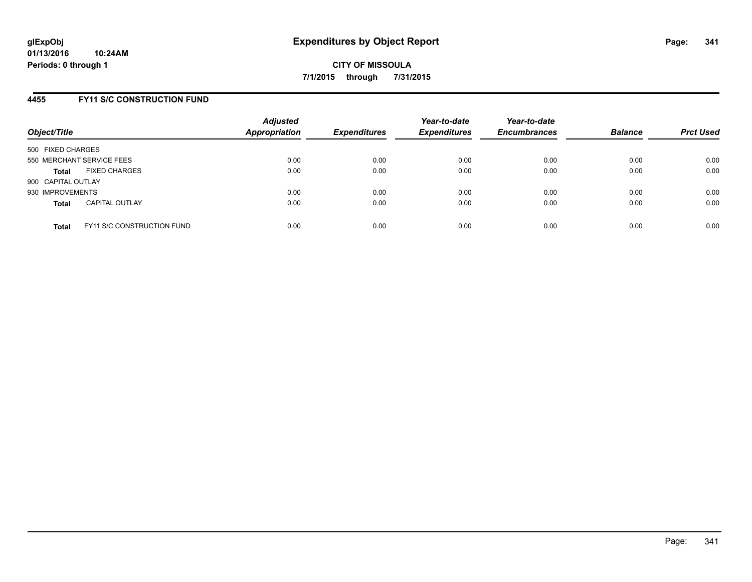glExpObj
01/13/2016 10:24AM
Periods: 0 through 1

# Expenditures by Object Report

**CITY OF MISSOULA**

**7/1/2015 through 7/31/2015**

## 4455 FY11 S/C CONSTRUCTION FUND

| Object/Title | Adjusted Appropriation | Expenditures | Year-to-date Expenditures | Year-to-date Encumbrances | Balance | Prct Used |
|---|---|---|---|---|---|---|
| 500 FIXED CHARGES | | | | | | |
| 550 MERCHANT SERVICE FEES | 0.00 | 0.00 | 0.00 | 0.00 | 0.00 | 0.00 |
| **Total** FIXED CHARGES | 0.00 | 0.00 | 0.00 | 0.00 | 0.00 | 0.00 |
| 900 CAPITAL OUTLAY | | | | | | |
| 930 IMPROVEMENTS | 0.00 | 0.00 | 0.00 | 0.00 | 0.00 | 0.00 |
| **Total** CAPITAL OUTLAY | 0.00 | 0.00 | 0.00 | 0.00 | 0.00 | 0.00 |
| **Total** FY11 S/C CONSTRUCTION FUND | 0.00 | 0.00 | 0.00 | 0.00 | 0.00 | 0.00 |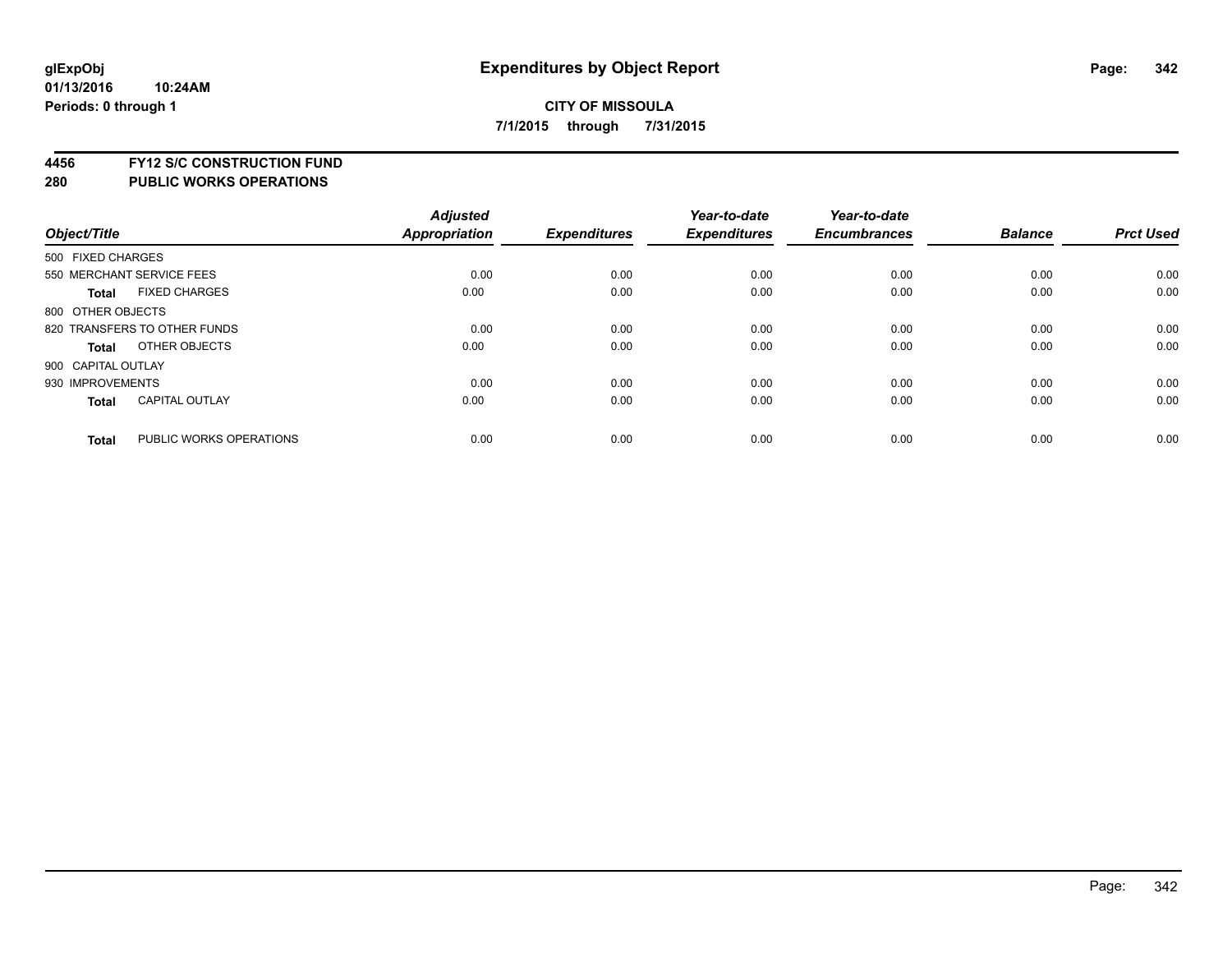glExpObj
01/13/2016 10:24AM
Periods: 0 through 1

# Expenditures by Object Report

**CITY OF MISSOULA**
**7/1/2015 through 7/31/2015**

## 4456 FY12 S/C CONSTRUCTION FUND
## 280 PUBLIC WORKS OPERATIONS

| Object/Title | | Adjusted Appropriation | Expenditures | Year-to-date Expenditures | Year-to-date Encumbrances | Balance | Prct Used |
|---|---|---|---|---|---|---|---|
| 500 FIXED CHARGES | | | | | | | |
| 550 MERCHANT SERVICE FEES | | 0.00 | 0.00 | 0.00 | 0.00 | 0.00 | 0.00 |
| **Total** | FIXED CHARGES | 0.00 | 0.00 | 0.00 | 0.00 | 0.00 | 0.00 |
| 800 OTHER OBJECTS | | | | | | | |
| 820 TRANSFERS TO OTHER FUNDS | | 0.00 | 0.00 | 0.00 | 0.00 | 0.00 | 0.00 |
| **Total** | OTHER OBJECTS | 0.00 | 0.00 | 0.00 | 0.00 | 0.00 | 0.00 |
| 900 CAPITAL OUTLAY | | | | | | | |
| 930 IMPROVEMENTS | | 0.00 | 0.00 | 0.00 | 0.00 | 0.00 | 0.00 |
| **Total** | CAPITAL OUTLAY | 0.00 | 0.00 | 0.00 | 0.00 | 0.00 | 0.00 |
| **Total** | PUBLIC WORKS OPERATIONS | 0.00 | 0.00 | 0.00 | 0.00 | 0.00 | 0.00 |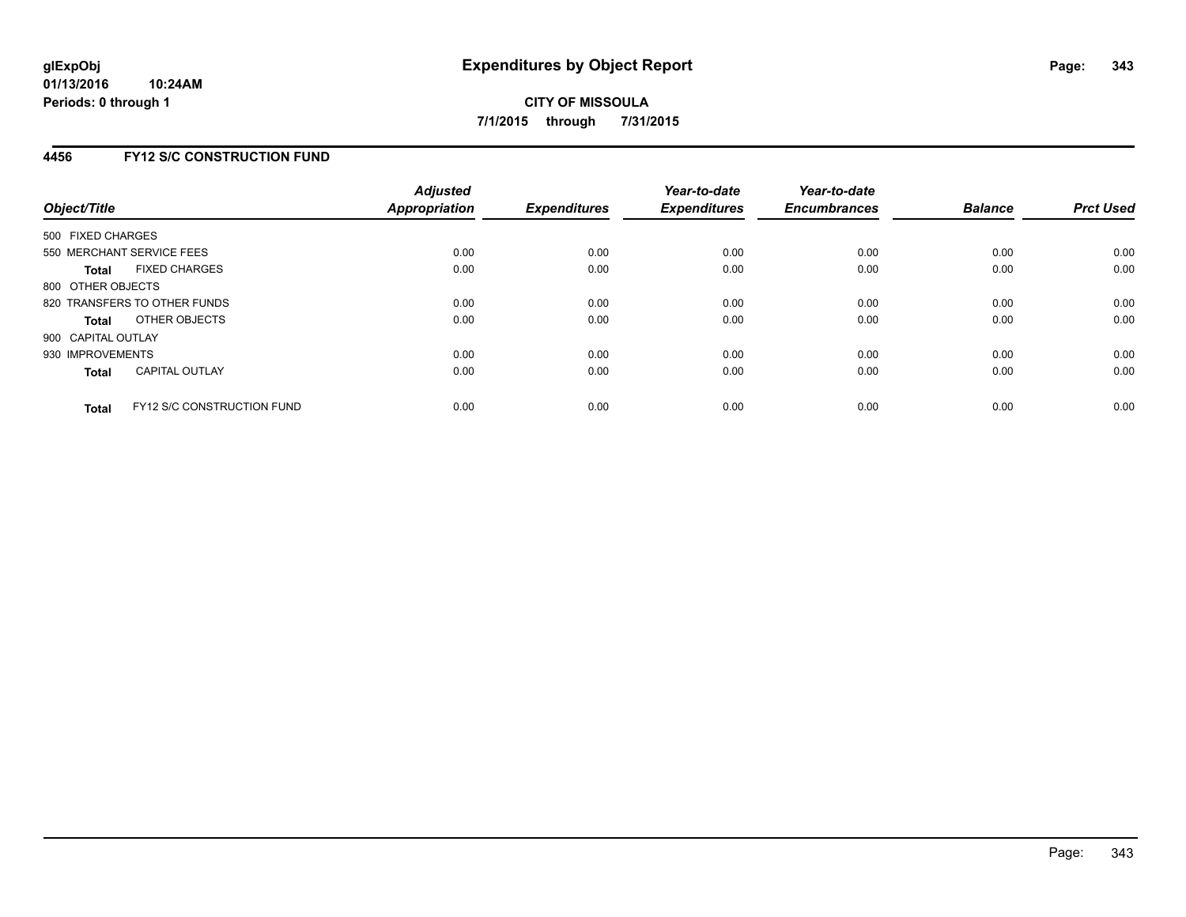**glExpObj**
**01/13/2016 10:24AM**
**Periods: 0 through 1**

# Expenditures by Object Report

**CITY OF MISSOULA**
**7/1/2015 through 7/31/2015**

## 4456 FY12 S/C CONSTRUCTION FUND

| Object/Title | Adjusted Appropriation | Expenditures | Year-to-date Expenditures | Year-to-date Encumbrances | Balance | Prct Used |
|---|---|---|---|---|---|---|
| 500 FIXED CHARGES | | | | | | |
| 550 MERCHANT SERVICE FEES | 0.00 | 0.00 | 0.00 | 0.00 | 0.00 | 0.00 |
| **Total** FIXED CHARGES | 0.00 | 0.00 | 0.00 | 0.00 | 0.00 | 0.00 |
| 800 OTHER OBJECTS | | | | | | |
| 820 TRANSFERS TO OTHER FUNDS | 0.00 | 0.00 | 0.00 | 0.00 | 0.00 | 0.00 |
| **Total** OTHER OBJECTS | 0.00 | 0.00 | 0.00 | 0.00 | 0.00 | 0.00 |
| 900 CAPITAL OUTLAY | | | | | | |
| 930 IMPROVEMENTS | 0.00 | 0.00 | 0.00 | 0.00 | 0.00 | 0.00 |
| **Total** CAPITAL OUTLAY | 0.00 | 0.00 | 0.00 | 0.00 | 0.00 | 0.00 |
| **Total** FY12 S/C CONSTRUCTION FUND | 0.00 | 0.00 | 0.00 | 0.00 | 0.00 | 0.00 |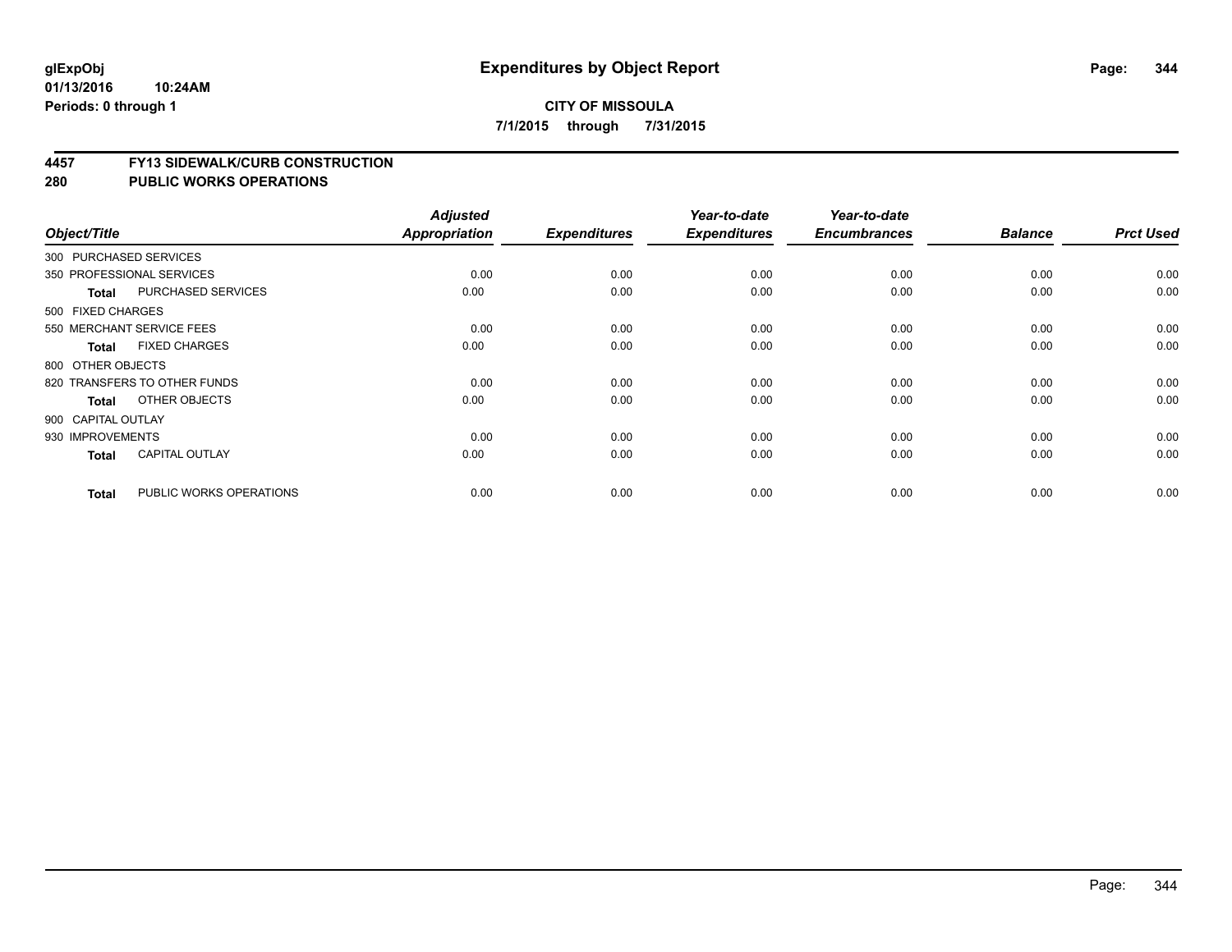# Expenditures by Object Report

**CITY OF MISSOULA**

**7/1/2015 through 7/31/2015**

glExpObj
01/13/2016 10:24AM
Periods: 0 through 1

## 4457 FY13 SIDEWALK/CURB CONSTRUCTION
## 280 PUBLIC WORKS OPERATIONS

| Object/Title | | Adjusted Appropriation | Expenditures | Year-to-date Expenditures | Year-to-date Encumbrances | Balance | Prct Used |
|---|---|---|---|---|---|---|---|
| 300 PURCHASED SERVICES | | | | | | | |
| 350 PROFESSIONAL SERVICES | | 0.00 | 0.00 | 0.00 | 0.00 | 0.00 | 0.00 |
| **Total** | PURCHASED SERVICES | 0.00 | 0.00 | 0.00 | 0.00 | 0.00 | 0.00 |
| 500 FIXED CHARGES | | | | | | | |
| 550 MERCHANT SERVICE FEES | | 0.00 | 0.00 | 0.00 | 0.00 | 0.00 | 0.00 |
| **Total** | FIXED CHARGES | 0.00 | 0.00 | 0.00 | 0.00 | 0.00 | 0.00 |
| 800 OTHER OBJECTS | | | | | | | |
| 820 TRANSFERS TO OTHER FUNDS | | 0.00 | 0.00 | 0.00 | 0.00 | 0.00 | 0.00 |
| **Total** | OTHER OBJECTS | 0.00 | 0.00 | 0.00 | 0.00 | 0.00 | 0.00 |
| 900 CAPITAL OUTLAY | | | | | | | |
| 930 IMPROVEMENTS | | 0.00 | 0.00 | 0.00 | 0.00 | 0.00 | 0.00 |
| **Total** | CAPITAL OUTLAY | 0.00 | 0.00 | 0.00 | 0.00 | 0.00 | 0.00 |
| **Total** | PUBLIC WORKS OPERATIONS | 0.00 | 0.00 | 0.00 | 0.00 | 0.00 | 0.00 |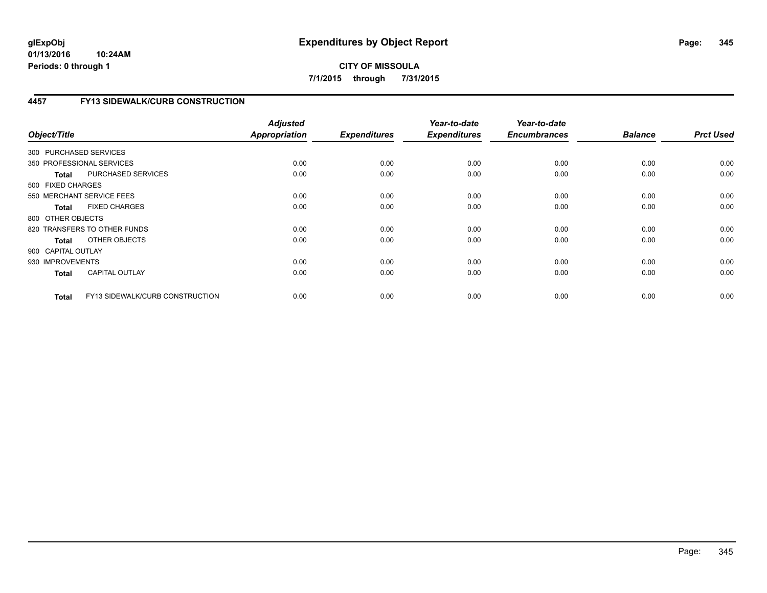**glExpObj**
**01/13/2016 10:24AM**
**Periods: 0 through 1**

# Expenditures by Object Report

**CITY OF MISSOULA**
**7/1/2015 through 7/31/2015**

## 4457 FY13 SIDEWALK/CURB CONSTRUCTION

| Object/Title | | *Adjusted Appropriation* | *Expenditures* | *Year-to-date Expenditures* | *Year-to-date Encumbrances* | *Balance* | *Prct Used* |
|---|---|---|---|---|---|---|---|
| 300 PURCHASED SERVICES | | | | | | | |
| 350 PROFESSIONAL SERVICES | | 0.00 | 0.00 | 0.00 | 0.00 | 0.00 | 0.00 |
| **Total** | PURCHASED SERVICES | 0.00 | 0.00 | 0.00 | 0.00 | 0.00 | 0.00 |
| 500 FIXED CHARGES | | | | | | | |
| 550 MERCHANT SERVICE FEES | | 0.00 | 0.00 | 0.00 | 0.00 | 0.00 | 0.00 |
| **Total** | FIXED CHARGES | 0.00 | 0.00 | 0.00 | 0.00 | 0.00 | 0.00 |
| 800 OTHER OBJECTS | | | | | | | |
| 820 TRANSFERS TO OTHER FUNDS | | 0.00 | 0.00 | 0.00 | 0.00 | 0.00 | 0.00 |
| **Total** | OTHER OBJECTS | 0.00 | 0.00 | 0.00 | 0.00 | 0.00 | 0.00 |
| 900 CAPITAL OUTLAY | | | | | | | |
| 930 IMPROVEMENTS | | 0.00 | 0.00 | 0.00 | 0.00 | 0.00 | 0.00 |
| **Total** | CAPITAL OUTLAY | 0.00 | 0.00 | 0.00 | 0.00 | 0.00 | 0.00 |
| **Total** | FY13 SIDEWALK/CURB CONSTRUCTION | 0.00 | 0.00 | 0.00 | 0.00 | 0.00 | 0.00 |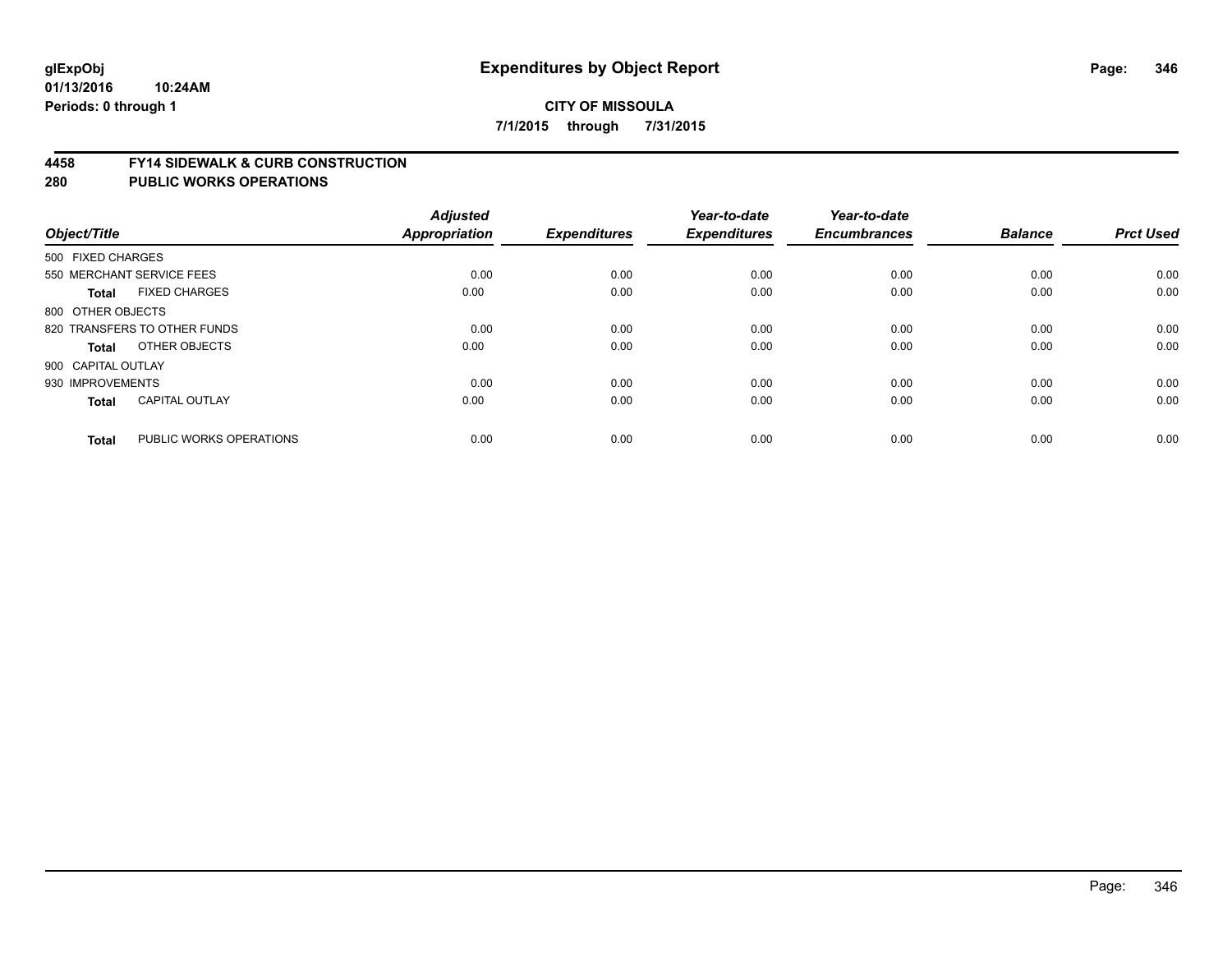# Expenditures by Object Report

glExpObj
01/13/2016 10:24AM
Periods: 0 through 1

**CITY OF MISSOULA**
**7/1/2015 through 7/31/2015**

## 4458 FY14 SIDEWALK & CURB CONSTRUCTION
## 280 PUBLIC WORKS OPERATIONS

| Object/Title | Adjusted Appropriation | Expenditures | Year-to-date Expenditures | Year-to-date Encumbrances | Balance | Prct Used |
|---|---|---|---|---|---|---|
| 500 FIXED CHARGES | | | | | | |
| 550 MERCHANT SERVICE FEES | 0.00 | 0.00 | 0.00 | 0.00 | 0.00 | 0.00 |
| **Total** FIXED CHARGES | 0.00 | 0.00 | 0.00 | 0.00 | 0.00 | 0.00 |
| 800 OTHER OBJECTS | | | | | | |
| 820 TRANSFERS TO OTHER FUNDS | 0.00 | 0.00 | 0.00 | 0.00 | 0.00 | 0.00 |
| **Total** OTHER OBJECTS | 0.00 | 0.00 | 0.00 | 0.00 | 0.00 | 0.00 |
| 900 CAPITAL OUTLAY | | | | | | |
| 930 IMPROVEMENTS | 0.00 | 0.00 | 0.00 | 0.00 | 0.00 | 0.00 |
| **Total** CAPITAL OUTLAY | 0.00 | 0.00 | 0.00 | 0.00 | 0.00 | 0.00 |
| **Total** PUBLIC WORKS OPERATIONS | 0.00 | 0.00 | 0.00 | 0.00 | 0.00 | 0.00 |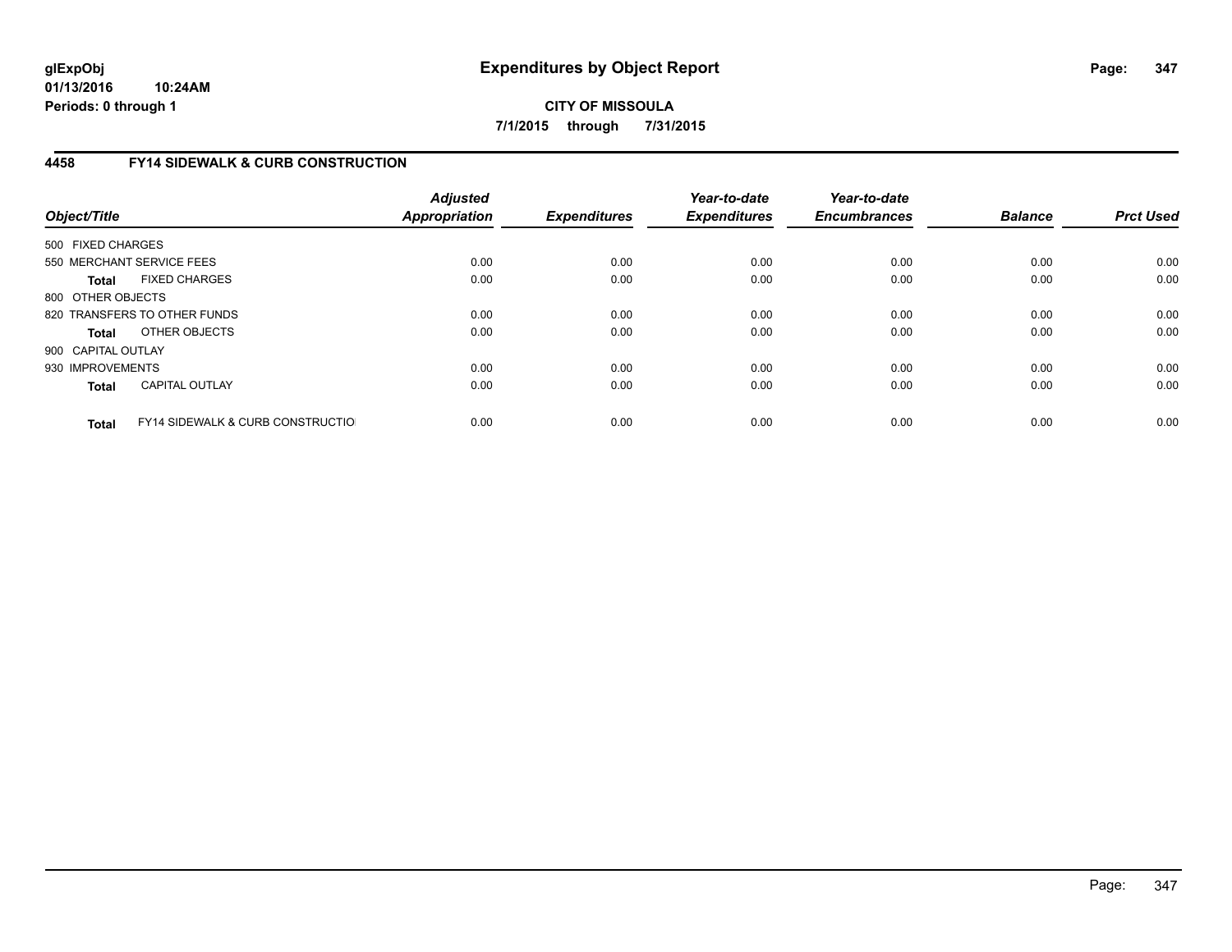**glExpObj**
**01/13/2016 10:24AM**
**Periods: 0 through 1**

# Expenditures by Object Report

**CITY OF MISSOULA**
**7/1/2015 through 7/31/2015**

## 4458 FY14 SIDEWALK & CURB CONSTRUCTION

| Object/Title | | Adjusted Appropriation | Expenditures | Year-to-date Expenditures | Year-to-date Encumbrances | Balance | Prct Used |
|---|---|---|---|---|---|---|---|
| 500 FIXED CHARGES | | | | | | | |
| 550 MERCHANT SERVICE FEES | | 0.00 | 0.00 | 0.00 | 0.00 | 0.00 | 0.00 |
| **Total** | FIXED CHARGES | 0.00 | 0.00 | 0.00 | 0.00 | 0.00 | 0.00 |
| 800 OTHER OBJECTS | | | | | | | |
| 820 TRANSFERS TO OTHER FUNDS | | 0.00 | 0.00 | 0.00 | 0.00 | 0.00 | 0.00 |
| **Total** | OTHER OBJECTS | 0.00 | 0.00 | 0.00 | 0.00 | 0.00 | 0.00 |
| 900 CAPITAL OUTLAY | | | | | | | |
| 930 IMPROVEMENTS | | 0.00 | 0.00 | 0.00 | 0.00 | 0.00 | 0.00 |
| **Total** | CAPITAL OUTLAY | 0.00 | 0.00 | 0.00 | 0.00 | 0.00 | 0.00 |
| **Total** | FY14 SIDEWALK & CURB CONSTRUCTIO | 0.00 | 0.00 | 0.00 | 0.00 | 0.00 | 0.00 |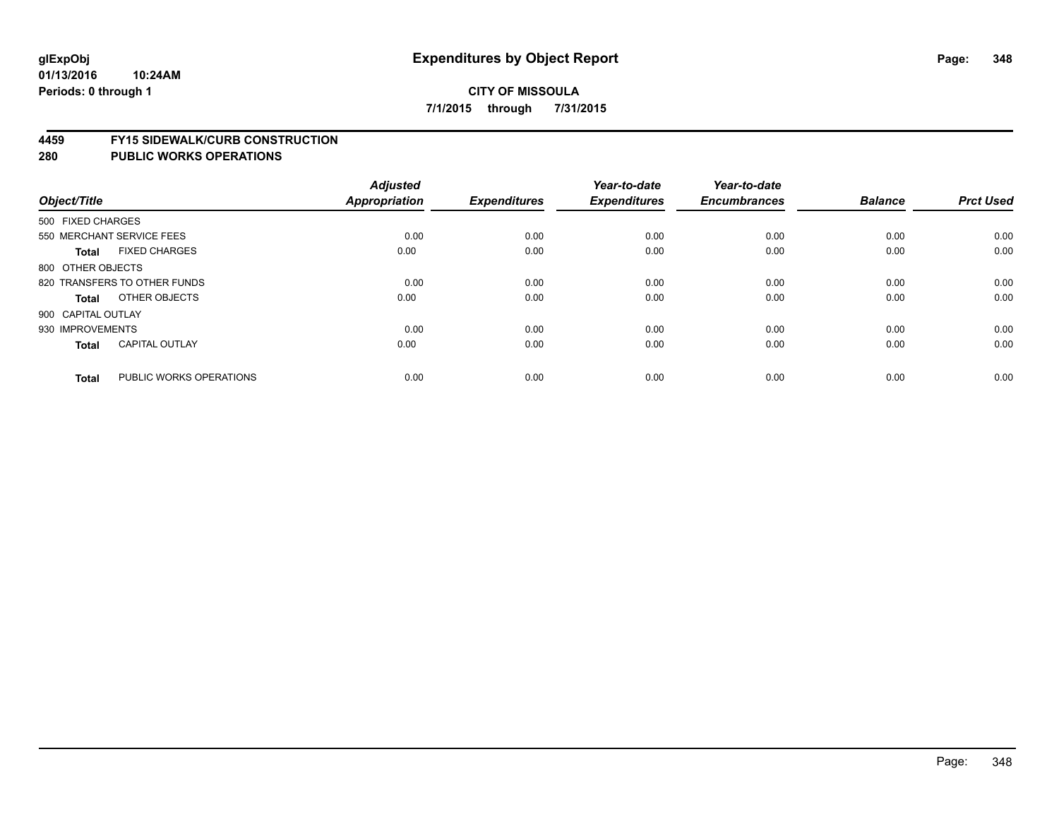**glExpObj**
**01/13/2016 10:24AM**
**Periods: 0 through 1**

# Expenditures by Object Report

**CITY OF MISSOULA**
**7/1/2015 through 7/31/2015**

## 4459 FY15 SIDEWALK/CURB CONSTRUCTION
## 280 PUBLIC WORKS OPERATIONS

| Object/Title | | Adjusted Appropriation | Expenditures | Year-to-date Expenditures | Year-to-date Encumbrances | Balance | Prct Used |
|---|---|---|---|---|---|---|---|
| 500 FIXED CHARGES | | | | | | | |
| 550 MERCHANT SERVICE FEES | | 0.00 | 0.00 | 0.00 | 0.00 | 0.00 | 0.00 |
| **Total** | FIXED CHARGES | 0.00 | 0.00 | 0.00 | 0.00 | 0.00 | 0.00 |
| 800 OTHER OBJECTS | | | | | | | |
| 820 TRANSFERS TO OTHER FUNDS | | 0.00 | 0.00 | 0.00 | 0.00 | 0.00 | 0.00 |
| **Total** | OTHER OBJECTS | 0.00 | 0.00 | 0.00 | 0.00 | 0.00 | 0.00 |
| 900 CAPITAL OUTLAY | | | | | | | |
| 930 IMPROVEMENTS | | 0.00 | 0.00 | 0.00 | 0.00 | 0.00 | 0.00 |
| **Total** | CAPITAL OUTLAY | 0.00 | 0.00 | 0.00 | 0.00 | 0.00 | 0.00 |
| **Total** | PUBLIC WORKS OPERATIONS | 0.00 | 0.00 | 0.00 | 0.00 | 0.00 | 0.00 |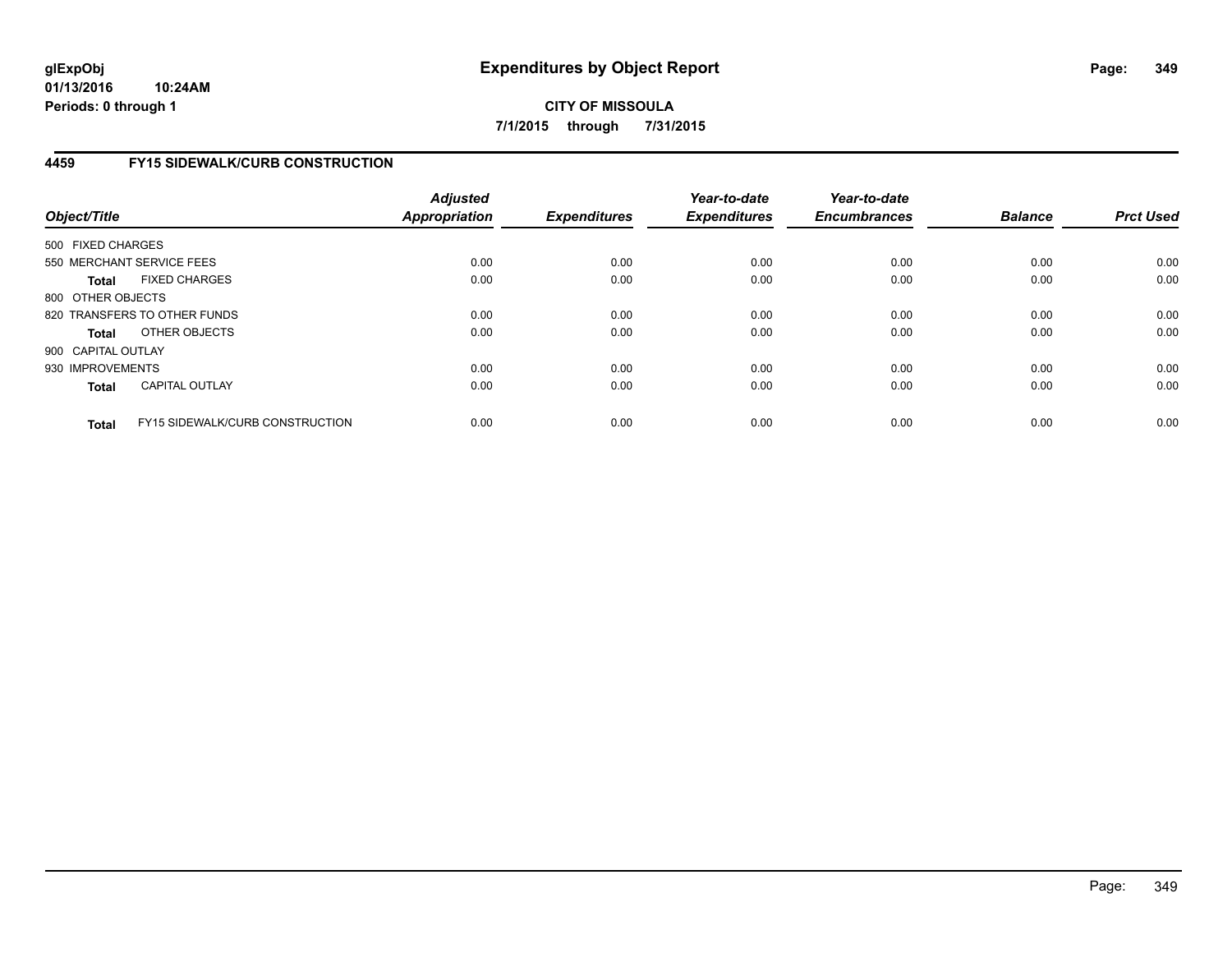**glExpObj** | **Expenditures by Object Report**
**01/13/2016 10:24AM**
**Periods: 0 through 1**

**CITY OF MISSOULA**
**7/1/2015 through 7/31/2015**

## 4459 FY15 SIDEWALK/CURB CONSTRUCTION

| *Object/Title* | *Adjusted Appropriation* | *Expenditures* | *Year-to-date Expenditures* | *Year-to-date Encumbrances* | *Balance* | *Prct Used* |
|---|---|---|---|---|---|---|
| 500 FIXED CHARGES | | | | | | |
| 550 MERCHANT SERVICE FEES | 0.00 | 0.00 | 0.00 | 0.00 | 0.00 | 0.00 |
| **Total** FIXED CHARGES | 0.00 | 0.00 | 0.00 | 0.00 | 0.00 | 0.00 |
| 800 OTHER OBJECTS | | | | | | |
| 820 TRANSFERS TO OTHER FUNDS | 0.00 | 0.00 | 0.00 | 0.00 | 0.00 | 0.00 |
| **Total** OTHER OBJECTS | 0.00 | 0.00 | 0.00 | 0.00 | 0.00 | 0.00 |
| 900 CAPITAL OUTLAY | | | | | | |
| 930 IMPROVEMENTS | 0.00 | 0.00 | 0.00 | 0.00 | 0.00 | 0.00 |
| **Total** CAPITAL OUTLAY | 0.00 | 0.00 | 0.00 | 0.00 | 0.00 | 0.00 |
| **Total** FY15 SIDEWALK/CURB CONSTRUCTION | 0.00 | 0.00 | 0.00 | 0.00 | 0.00 | 0.00 |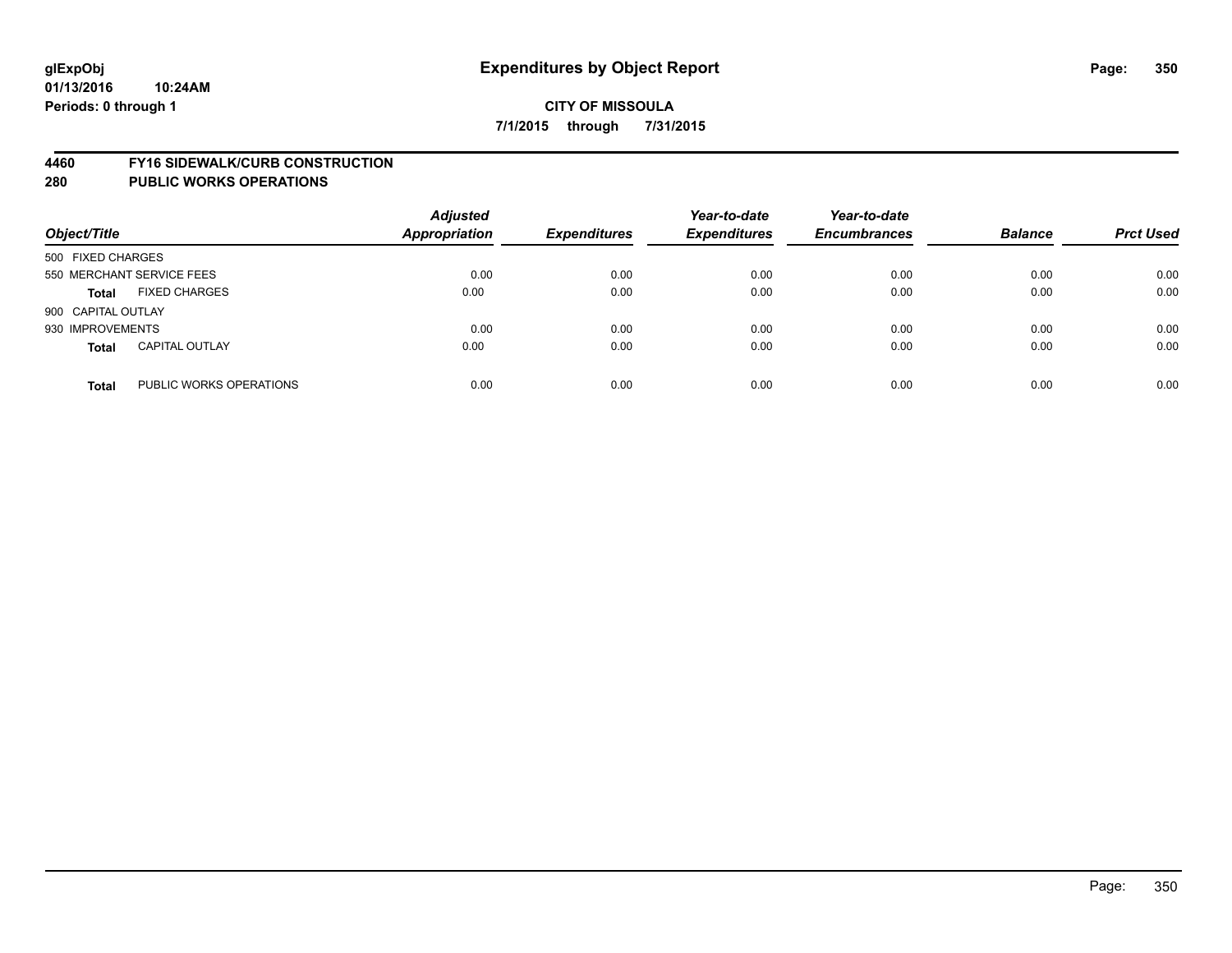# Expenditures by Object Report

glExpObj
01/13/2016 10:24AM
Periods: 0 through 1

**CITY OF MISSOULA**
**7/1/2015 through 7/31/2015**

## 4460 FY16 SIDEWALK/CURB CONSTRUCTION
## 280 PUBLIC WORKS OPERATIONS

| Object/Title | | Adjusted Appropriation | Expenditures | Year-to-date Expenditures | Year-to-date Encumbrances | Balance | Prct Used |
|---|---|---|---|---|---|---|---|
| 500 FIXED CHARGES | | | | | | | |
| 550 MERCHANT SERVICE FEES | | 0.00 | 0.00 | 0.00 | 0.00 | 0.00 | 0.00 |
| **Total** | FIXED CHARGES | 0.00 | 0.00 | 0.00 | 0.00 | 0.00 | 0.00 |
| 900 CAPITAL OUTLAY | | | | | | | |
| 930 IMPROVEMENTS | | 0.00 | 0.00 | 0.00 | 0.00 | 0.00 | 0.00 |
| **Total** | CAPITAL OUTLAY | 0.00 | 0.00 | 0.00 | 0.00 | 0.00 | 0.00 |
| **Total** | PUBLIC WORKS OPERATIONS | 0.00 | 0.00 | 0.00 | 0.00 | 0.00 | 0.00 |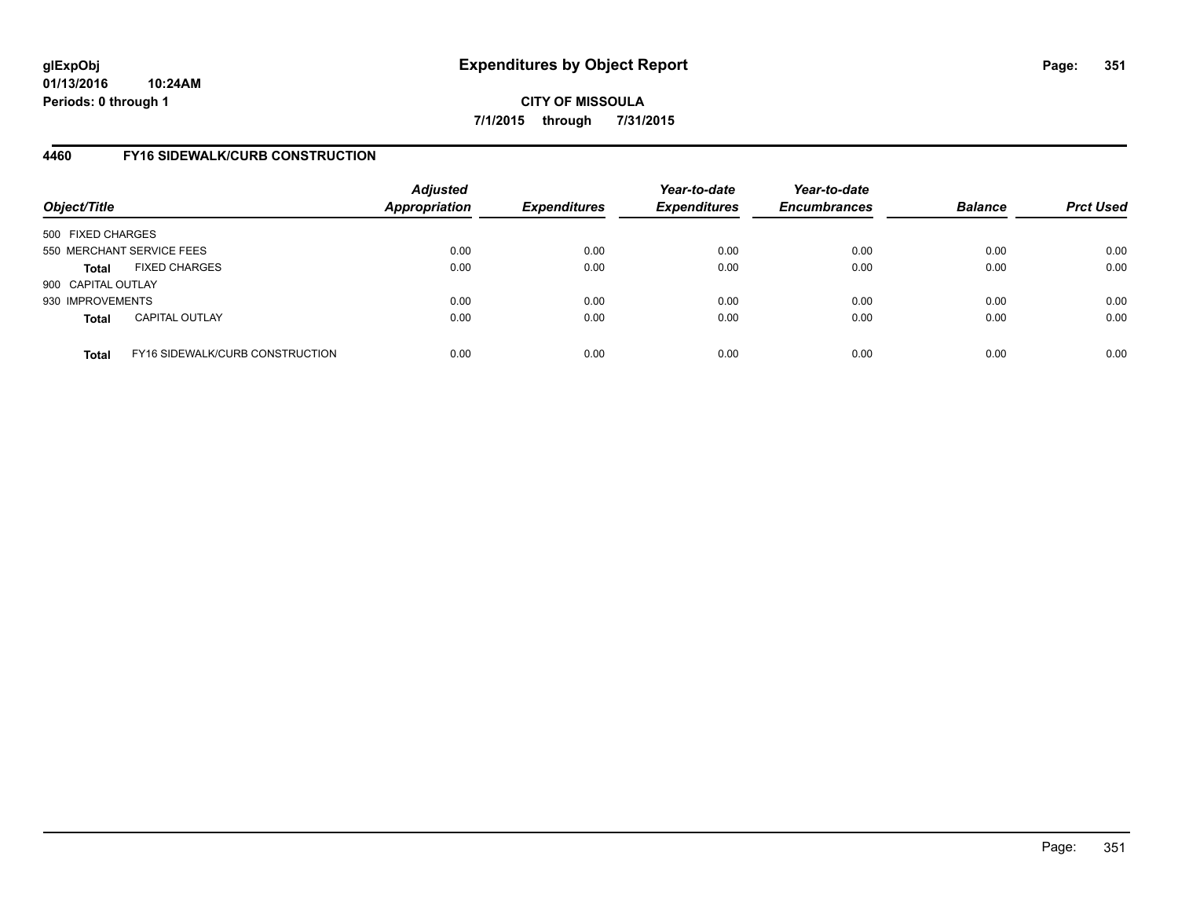glExpObj
01/13/2016 10:24AM
Periods: 0 through 1

# Expenditures by Object Report

**CITY OF MISSOULA**

**7/1/2015 through 7/31/2015**

## 4460 FY16 SIDEWALK/CURB CONSTRUCTION

| Object/Title | | Adjusted Appropriation | Expenditures | Year-to-date Expenditures | Year-to-date Encumbrances | Balance | Prct Used |
|---|---|---|---|---|---|---|---|
| 500 FIXED CHARGES | | | | | | | |
| 550 MERCHANT SERVICE FEES | | 0.00 | 0.00 | 0.00 | 0.00 | 0.00 | 0.00 |
| **Total** | FIXED CHARGES | 0.00 | 0.00 | 0.00 | 0.00 | 0.00 | 0.00 |
| 900 CAPITAL OUTLAY | | | | | | | |
| 930 IMPROVEMENTS | | 0.00 | 0.00 | 0.00 | 0.00 | 0.00 | 0.00 |
| **Total** | CAPITAL OUTLAY | 0.00 | 0.00 | 0.00 | 0.00 | 0.00 | 0.00 |
| **Total** | FY16 SIDEWALK/CURB CONSTRUCTION | 0.00 | 0.00 | 0.00 | 0.00 | 0.00 | 0.00 |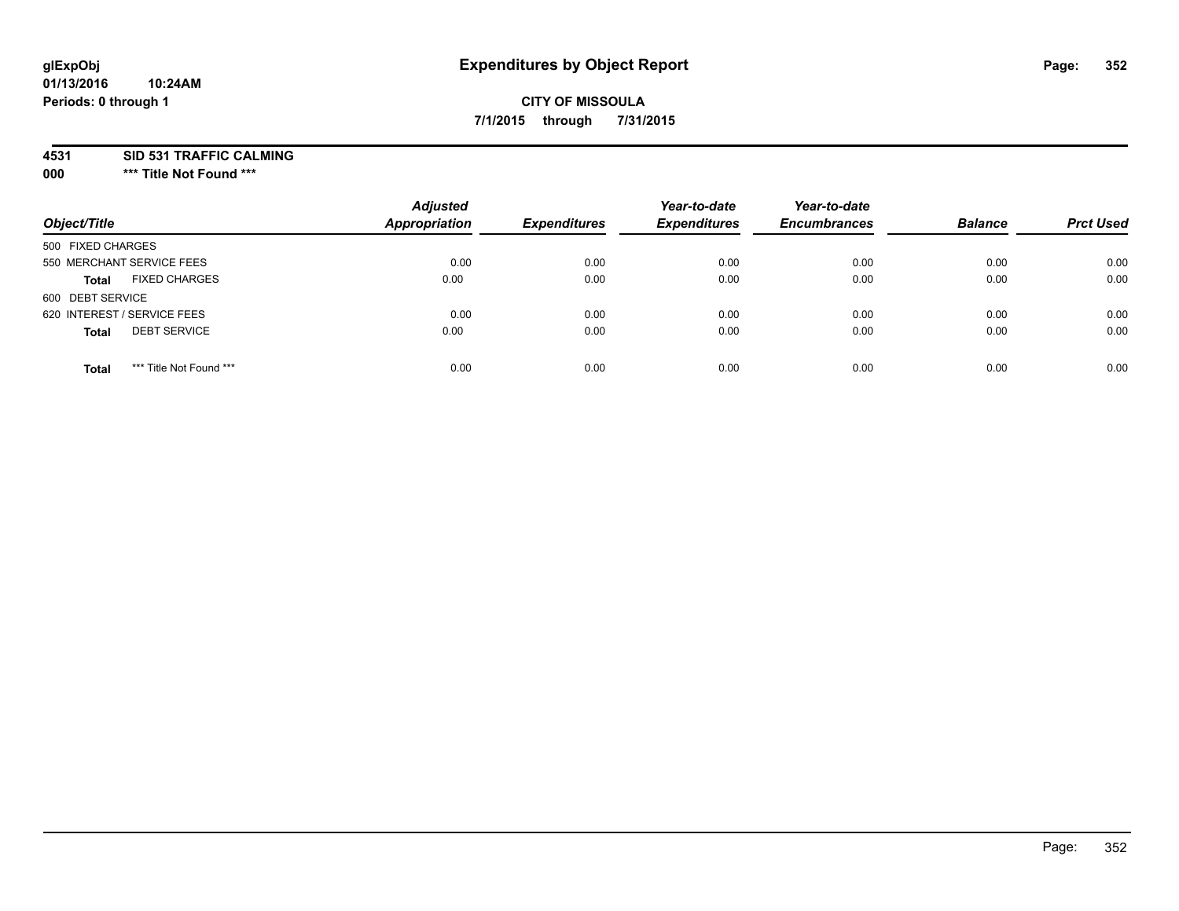# Expenditures by Object Report

glExpObj
01/13/2016 10:24AM
Periods: 0 through 1

**CITY OF MISSOULA**

**7/1/2015 through 7/31/2015**

**4531 SID 531 TRAFFIC CALMING**

**000 *** Title Not Found *****

| Object/Title | Adjusted Appropriation | Expenditures | Year-to-date Expenditures | Year-to-date Encumbrances | Balance | Prct Used |
|---|---|---|---|---|---|---|
| 500 FIXED CHARGES | | | | | | |
| 550 MERCHANT SERVICE FEES | 0.00 | 0.00 | 0.00 | 0.00 | 0.00 | 0.00 |
| **Total** FIXED CHARGES | 0.00 | 0.00 | 0.00 | 0.00 | 0.00 | 0.00 |
| 600 DEBT SERVICE | | | | | | |
| 620 INTEREST / SERVICE FEES | 0.00 | 0.00 | 0.00 | 0.00 | 0.00 | 0.00 |
| **Total** DEBT SERVICE | 0.00 | 0.00 | 0.00 | 0.00 | 0.00 | 0.00 |
| **Total** *** Title Not Found *** | 0.00 | 0.00 | 0.00 | 0.00 | 0.00 | 0.00 |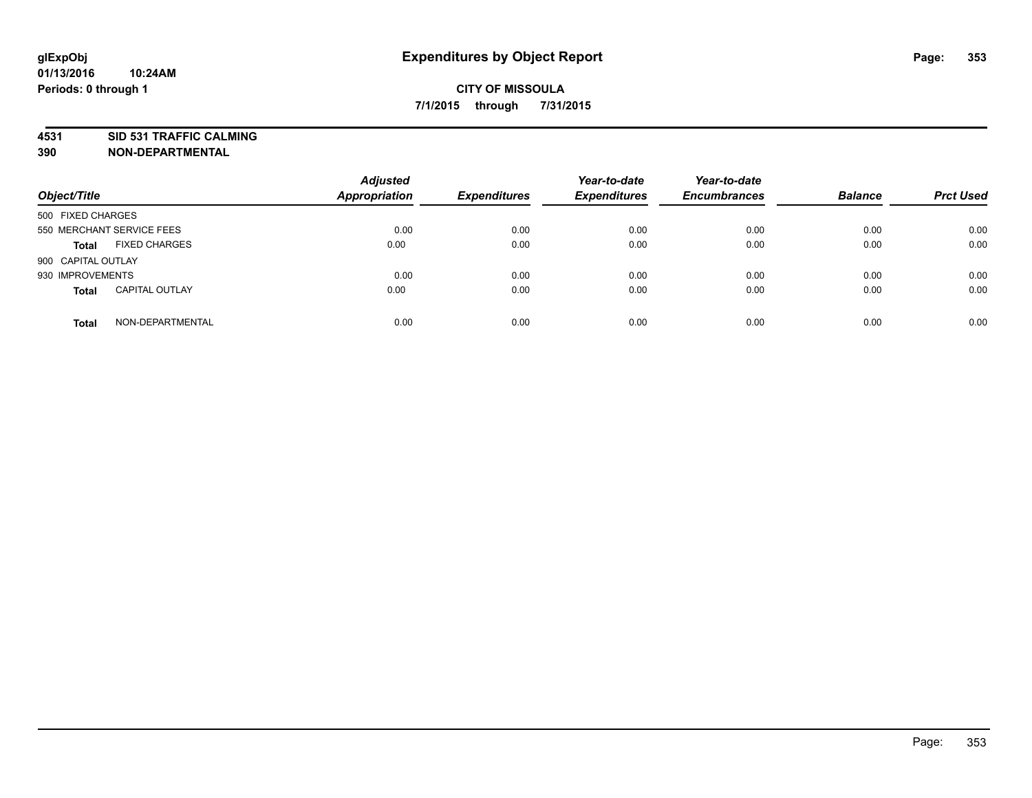# Expenditures by Object Report

**CITY OF MISSOULA**

**7/1/2015 through 7/31/2015**

glExpObj
01/13/2016 10:24AM
Periods: 0 through 1

**4531 SID 531 TRAFFIC CALMING**
**390 NON-DEPARTMENTAL**

| Object/Title | | Adjusted Appropriation | Expenditures | Year-to-date Expenditures | Year-to-date Encumbrances | Balance | Prct Used |
|---|---|---|---|---|---|---|---|
| 500 FIXED CHARGES | | | | | | | |
| 550 MERCHANT SERVICE FEES | | 0.00 | 0.00 | 0.00 | 0.00 | 0.00 | 0.00 |
| **Total** | FIXED CHARGES | 0.00 | 0.00 | 0.00 | 0.00 | 0.00 | 0.00 |
| 900 CAPITAL OUTLAY | | | | | | | |
| 930 IMPROVEMENTS | | 0.00 | 0.00 | 0.00 | 0.00 | 0.00 | 0.00 |
| **Total** | CAPITAL OUTLAY | 0.00 | 0.00 | 0.00 | 0.00 | 0.00 | 0.00 |
| **Total** | NON-DEPARTMENTAL | 0.00 | 0.00 | 0.00 | 0.00 | 0.00 | 0.00 |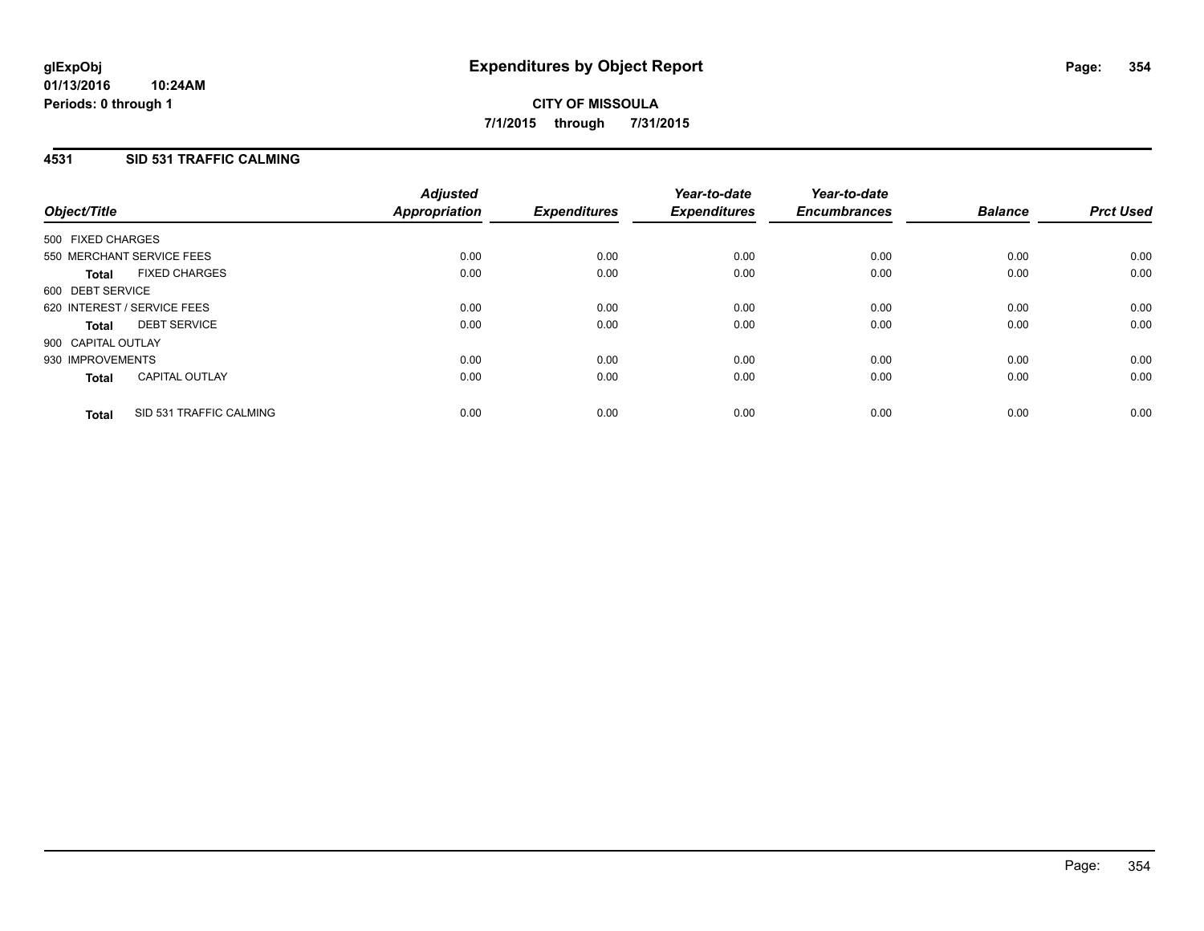# Expenditures by Object Report

glExpObj
01/13/2016 10:24AM
Periods: 0 through 1

**CITY OF MISSOULA**
**7/1/2015 through 7/31/2015**

## 4531 SID 531 TRAFFIC CALMING

| Object/Title | Adjusted Appropriation | Expenditures | Year-to-date Expenditures | Year-to-date Encumbrances | Balance | Prct Used |
|---|---|---|---|---|---|---|
| 500 FIXED CHARGES | | | | | | |
| 550 MERCHANT SERVICE FEES | 0.00 | 0.00 | 0.00 | 0.00 | 0.00 | 0.00 |
| **Total** FIXED CHARGES | 0.00 | 0.00 | 0.00 | 0.00 | 0.00 | 0.00 |
| 600 DEBT SERVICE | | | | | | |
| 620 INTEREST / SERVICE FEES | 0.00 | 0.00 | 0.00 | 0.00 | 0.00 | 0.00 |
| **Total** DEBT SERVICE | 0.00 | 0.00 | 0.00 | 0.00 | 0.00 | 0.00 |
| 900 CAPITAL OUTLAY | | | | | | |
| 930 IMPROVEMENTS | 0.00 | 0.00 | 0.00 | 0.00 | 0.00 | 0.00 |
| **Total** CAPITAL OUTLAY | 0.00 | 0.00 | 0.00 | 0.00 | 0.00 | 0.00 |
| **Total** SID 531 TRAFFIC CALMING | 0.00 | 0.00 | 0.00 | 0.00 | 0.00 | 0.00 |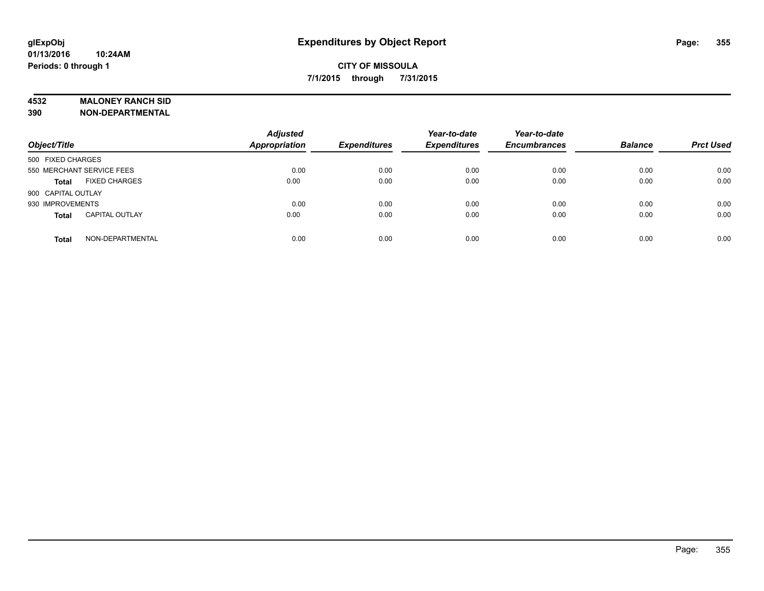**glExpObj**
**01/13/2016 10:24AM**
**Periods: 0 through 1**

# Expenditures by Object Report

**CITY OF MISSOULA**
**7/1/2015 through 7/31/2015**

**4532 MALONEY RANCH SID**
**390 NON-DEPARTMENTAL**

| Object/Title | Adjusted Appropriation | Expenditures | Year-to-date Expenditures | Year-to-date Encumbrances | Balance | Prct Used |
|---|---|---|---|---|---|---|
| 500 FIXED CHARGES | | | | | | |
| 550 MERCHANT SERVICE FEES | 0.00 | 0.00 | 0.00 | 0.00 | 0.00 | 0.00 |
| **Total** FIXED CHARGES | 0.00 | 0.00 | 0.00 | 0.00 | 0.00 | 0.00 |
| 900 CAPITAL OUTLAY | | | | | | |
| 930 IMPROVEMENTS | 0.00 | 0.00 | 0.00 | 0.00 | 0.00 | 0.00 |
| **Total** CAPITAL OUTLAY | 0.00 | 0.00 | 0.00 | 0.00 | 0.00 | 0.00 |
| **Total** NON-DEPARTMENTAL | 0.00 | 0.00 | 0.00 | 0.00 | 0.00 | 0.00 |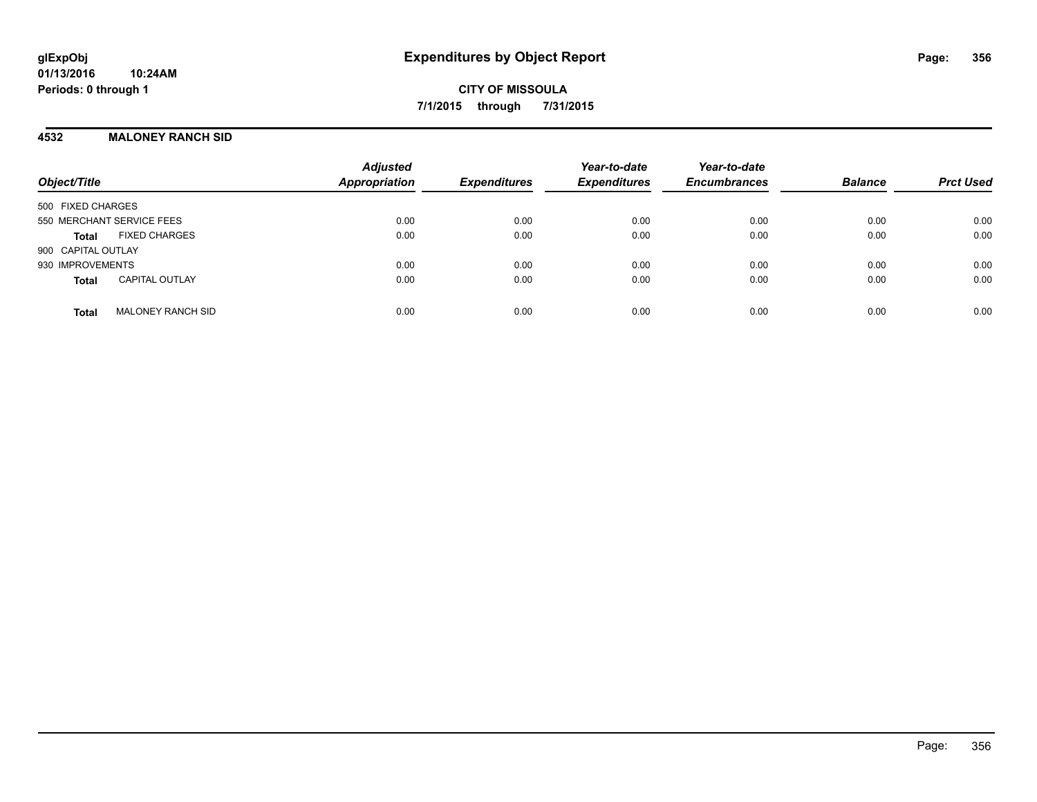**glExpObj**
**01/13/2016 10:24AM**
**Periods: 0 through 1**

# Expenditures by Object Report

**CITY OF MISSOULA**
**7/1/2015 through 7/31/2015**

## 4532 MALONEY RANCH SID

| Object/Title | Adjusted Appropriation | Expenditures | Year-to-date Expenditures | Year-to-date Encumbrances | Balance | Prct Used |
|---|---|---|---|---|---|---|
| 500 FIXED CHARGES | | | | | | |
| 550 MERCHANT SERVICE FEES | 0.00 | 0.00 | 0.00 | 0.00 | 0.00 | 0.00 |
| **Total** FIXED CHARGES | 0.00 | 0.00 | 0.00 | 0.00 | 0.00 | 0.00 |
| 900 CAPITAL OUTLAY | | | | | | |
| 930 IMPROVEMENTS | 0.00 | 0.00 | 0.00 | 0.00 | 0.00 | 0.00 |
| **Total** CAPITAL OUTLAY | 0.00 | 0.00 | 0.00 | 0.00 | 0.00 | 0.00 |
| **Total** MALONEY RANCH SID | 0.00 | 0.00 | 0.00 | 0.00 | 0.00 | 0.00 |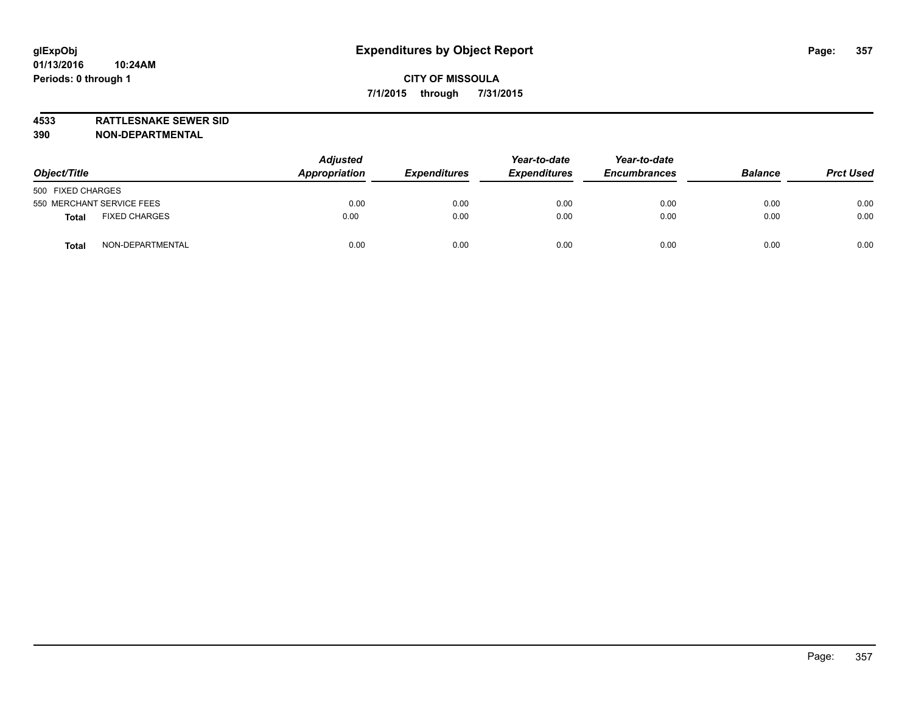**glExpObj** **Expenditures by Object Report**
**01/13/2016 10:24AM**
**Periods: 0 through 1**

**CITY OF MISSOULA**
**7/1/2015 through 7/31/2015**

**4533 RATTLESNAKE SEWER SID**
**390 NON-DEPARTMENTAL**

| Object/Title | | Adjusted Appropriation | Expenditures | Year-to-date Expenditures | Year-to-date Encumbrances | Balance | Prct Used |
|---|---|---|---|---|---|---|---|
| 500 FIXED CHARGES | | | | | | | |
| 550 MERCHANT SERVICE FEES | | 0.00 | 0.00 | 0.00 | 0.00 | 0.00 | 0.00 |
| **Total** | FIXED CHARGES | 0.00 | 0.00 | 0.00 | 0.00 | 0.00 | 0.00 |
| **Total** | NON-DEPARTMENTAL | 0.00 | 0.00 | 0.00 | 0.00 | 0.00 | 0.00 |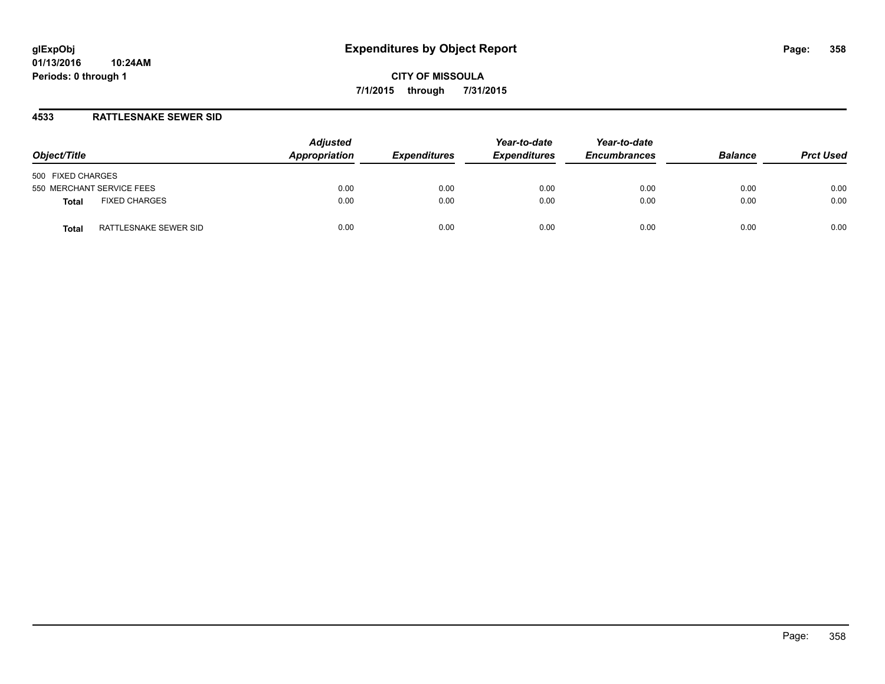**glExpObj**
**01/13/2016 10:24AM**
**Periods: 0 through 1**

# Expenditures by Object Report

**CITY OF MISSOULA**
**7/1/2015 through 7/31/2015**

## 4533 RATTLESNAKE SEWER SID

| Object/Title | Adjusted Appropriation | Expenditures | Year-to-date Expenditures | Year-to-date Encumbrances | Balance | Prct Used |
|---|---|---|---|---|---|---|
| 500 FIXED CHARGES | | | | | | |
| 550 MERCHANT SERVICE FEES | 0.00 | 0.00 | 0.00 | 0.00 | 0.00 | 0.00 |
| **Total** FIXED CHARGES | 0.00 | 0.00 | 0.00 | 0.00 | 0.00 | 0.00 |
| **Total** RATTLESNAKE SEWER SID | 0.00 | 0.00 | 0.00 | 0.00 | 0.00 | 0.00 |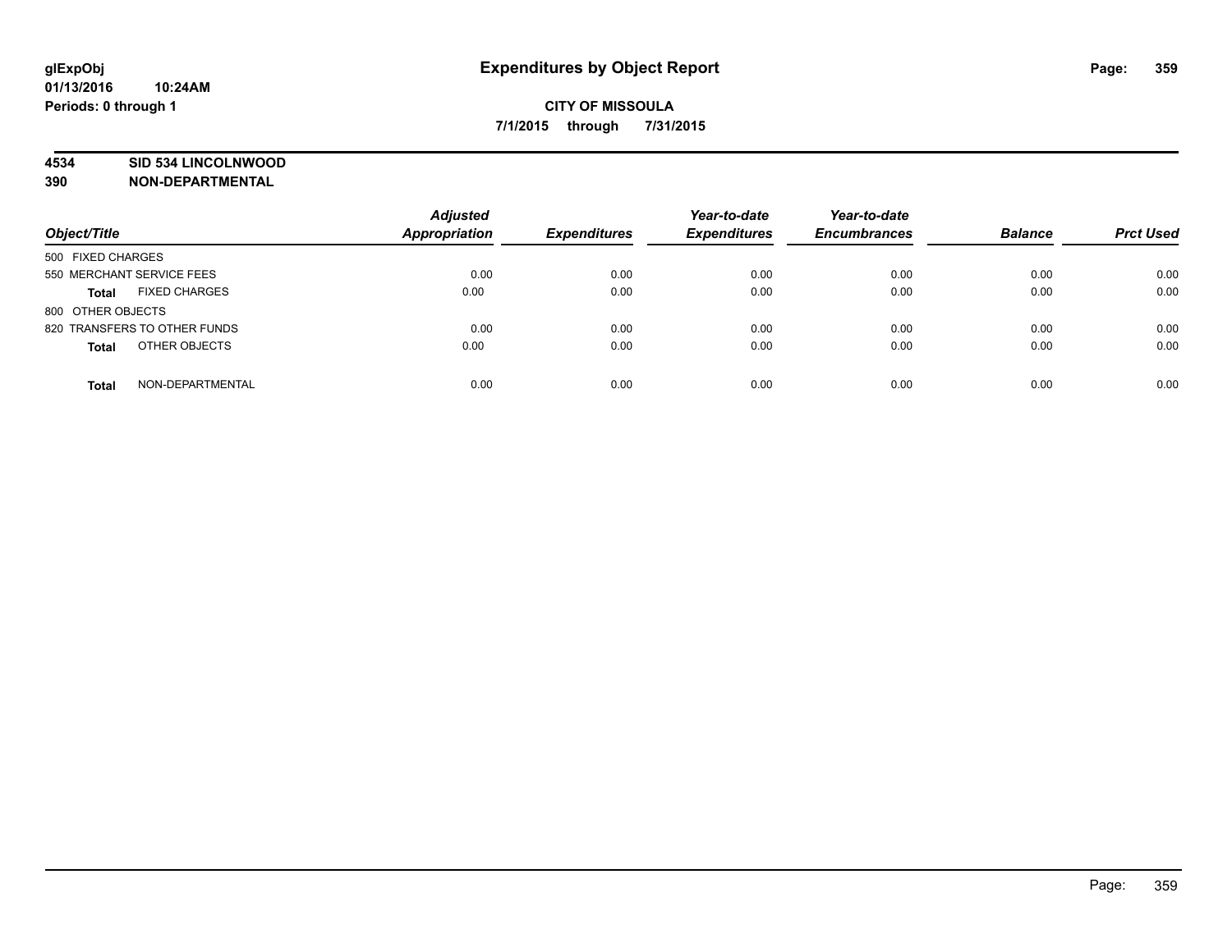**glExpObj**
**01/13/2016 10:24AM**
**Periods: 0 through 1**

# Expenditures by Object Report

**CITY OF MISSOULA**
**7/1/2015 through 7/31/2015**

**4534 SID 534 LINCOLNWOOD**
**390 NON-DEPARTMENTAL**

| Object/Title | Adjusted Appropriation | Expenditures | Year-to-date Expenditures | Year-to-date Encumbrances | Balance | Prct Used |
|---|---|---|---|---|---|---|
| 500 FIXED CHARGES | | | | | | |
| 550 MERCHANT SERVICE FEES | 0.00 | 0.00 | 0.00 | 0.00 | 0.00 | 0.00 |
| **Total** FIXED CHARGES | 0.00 | 0.00 | 0.00 | 0.00 | 0.00 | 0.00 |
| 800 OTHER OBJECTS | | | | | | |
| 820 TRANSFERS TO OTHER FUNDS | 0.00 | 0.00 | 0.00 | 0.00 | 0.00 | 0.00 |
| **Total** OTHER OBJECTS | 0.00 | 0.00 | 0.00 | 0.00 | 0.00 | 0.00 |
| **Total** NON-DEPARTMENTAL | 0.00 | 0.00 | 0.00 | 0.00 | 0.00 | 0.00 |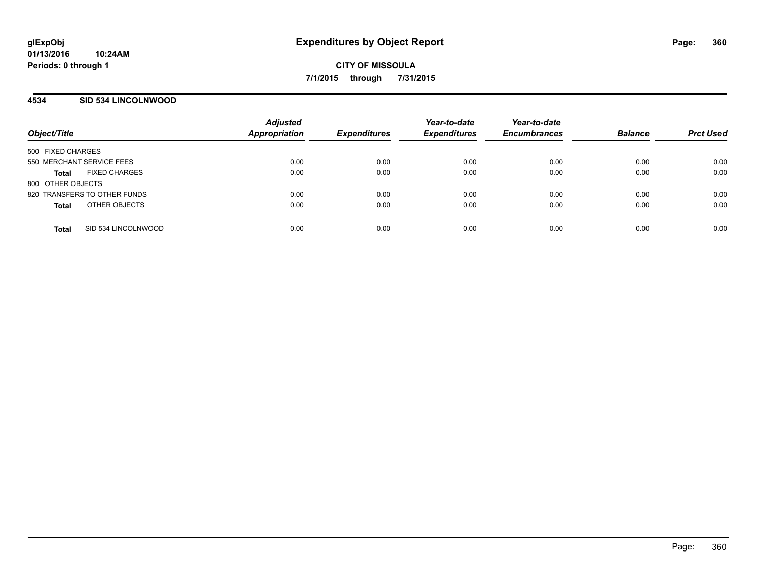**glExpObj**
**01/13/2016 10:24AM**
**Periods: 0 through 1**

# Expenditures by Object Report

**CITY OF MISSOULA**
**7/1/2015 through 7/31/2015**

## 4534 SID 534 LINCOLNWOOD

| Object/Title | | Adjusted Appropriation | Expenditures | Year-to-date Expenditures | Year-to-date Encumbrances | Balance | Prct Used |
|---|---|---|---|---|---|---|---|
| 500 FIXED CHARGES | | | | | | | |
| 550 MERCHANT SERVICE FEES | | 0.00 | 0.00 | 0.00 | 0.00 | 0.00 | 0.00 |
| **Total** | FIXED CHARGES | 0.00 | 0.00 | 0.00 | 0.00 | 0.00 | 0.00 |
| 800 OTHER OBJECTS | | | | | | | |
| 820 TRANSFERS TO OTHER FUNDS | | 0.00 | 0.00 | 0.00 | 0.00 | 0.00 | 0.00 |
| **Total** | OTHER OBJECTS | 0.00 | 0.00 | 0.00 | 0.00 | 0.00 | 0.00 |
| **Total** | SID 534 LINCOLNWOOD | 0.00 | 0.00 | 0.00 | 0.00 | 0.00 | 0.00 |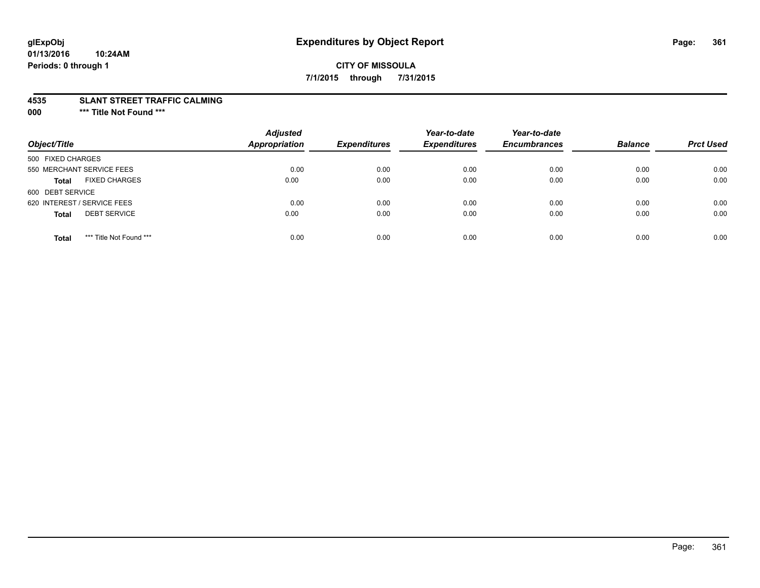glExpObj
01/13/2016 10:24AM
Periods: 0 through 1

# Expenditures by Object Report

**CITY OF MISSOULA**

**7/1/2015 through 7/31/2015**

**4535 SLANT STREET TRAFFIC CALMING**

**000 \*\*\* Title Not Found \*\*\***

| Object/Title | Adjusted Appropriation | Expenditures | Year-to-date Expenditures | Year-to-date Encumbrances | Balance | Prct Used |
|---|---|---|---|---|---|---|
| 500 FIXED CHARGES | | | | | | |
| 550 MERCHANT SERVICE FEES | 0.00 | 0.00 | 0.00 | 0.00 | 0.00 | 0.00 |
| **Total** FIXED CHARGES | 0.00 | 0.00 | 0.00 | 0.00 | 0.00 | 0.00 |
| 600 DEBT SERVICE | | | | | | |
| 620 INTEREST / SERVICE FEES | 0.00 | 0.00 | 0.00 | 0.00 | 0.00 | 0.00 |
| **Total** DEBT SERVICE | 0.00 | 0.00 | 0.00 | 0.00 | 0.00 | 0.00 |
| **Total** *** Title Not Found *** | 0.00 | 0.00 | 0.00 | 0.00 | 0.00 | 0.00 |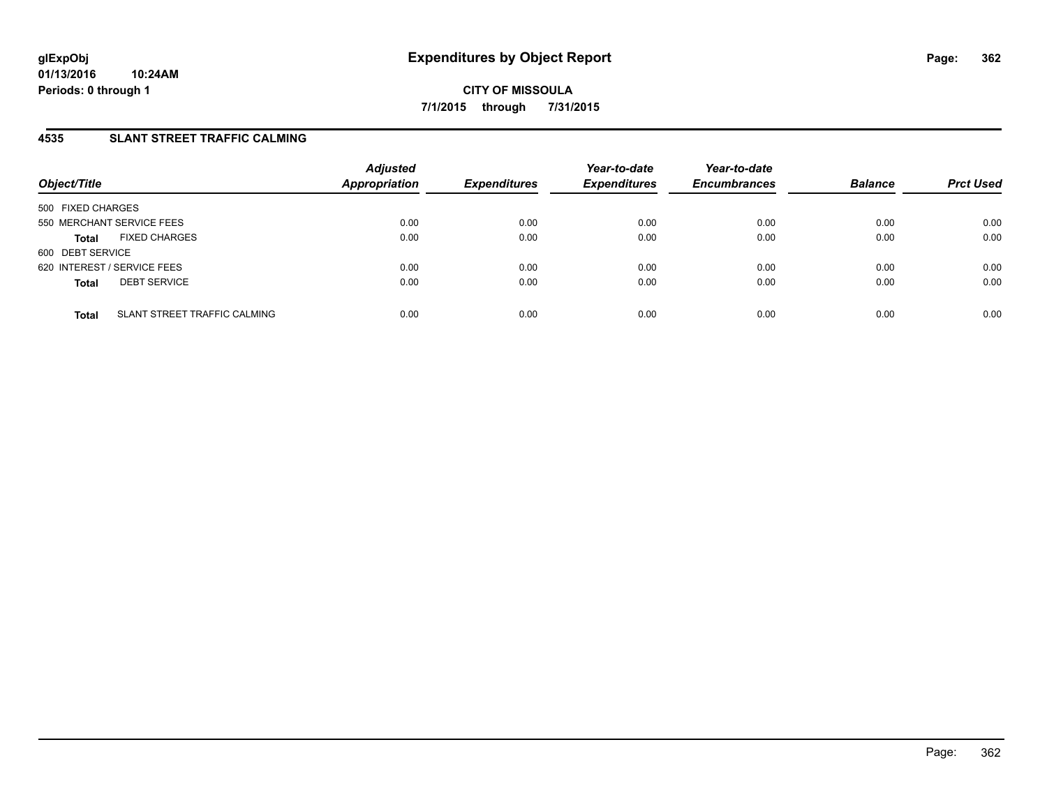**glExpObj** **Expenditures by Object Report**

**01/13/2016 10:24AM**

**Periods: 0 through 1**

**CITY OF MISSOULA**

**7/1/2015 through 7/31/2015**

## 4535 SLANT STREET TRAFFIC CALMING

| Object/Title | | Adjusted Appropriation | Expenditures | Year-to-date Expenditures | Year-to-date Encumbrances | Balance | Prct Used |
|---|---|---|---|---|---|---|---|
| 500 FIXED CHARGES | | | | | | | |
| 550 MERCHANT SERVICE FEES | | 0.00 | 0.00 | 0.00 | 0.00 | 0.00 | 0.00 |
| **Total** | FIXED CHARGES | 0.00 | 0.00 | 0.00 | 0.00 | 0.00 | 0.00 |
| 600 DEBT SERVICE | | | | | | | |
| 620 INTEREST / SERVICE FEES | | 0.00 | 0.00 | 0.00 | 0.00 | 0.00 | 0.00 |
| **Total** | DEBT SERVICE | 0.00 | 0.00 | 0.00 | 0.00 | 0.00 | 0.00 |
| **Total** | SLANT STREET TRAFFIC CALMING | 0.00 | 0.00 | 0.00 | 0.00 | 0.00 | 0.00 |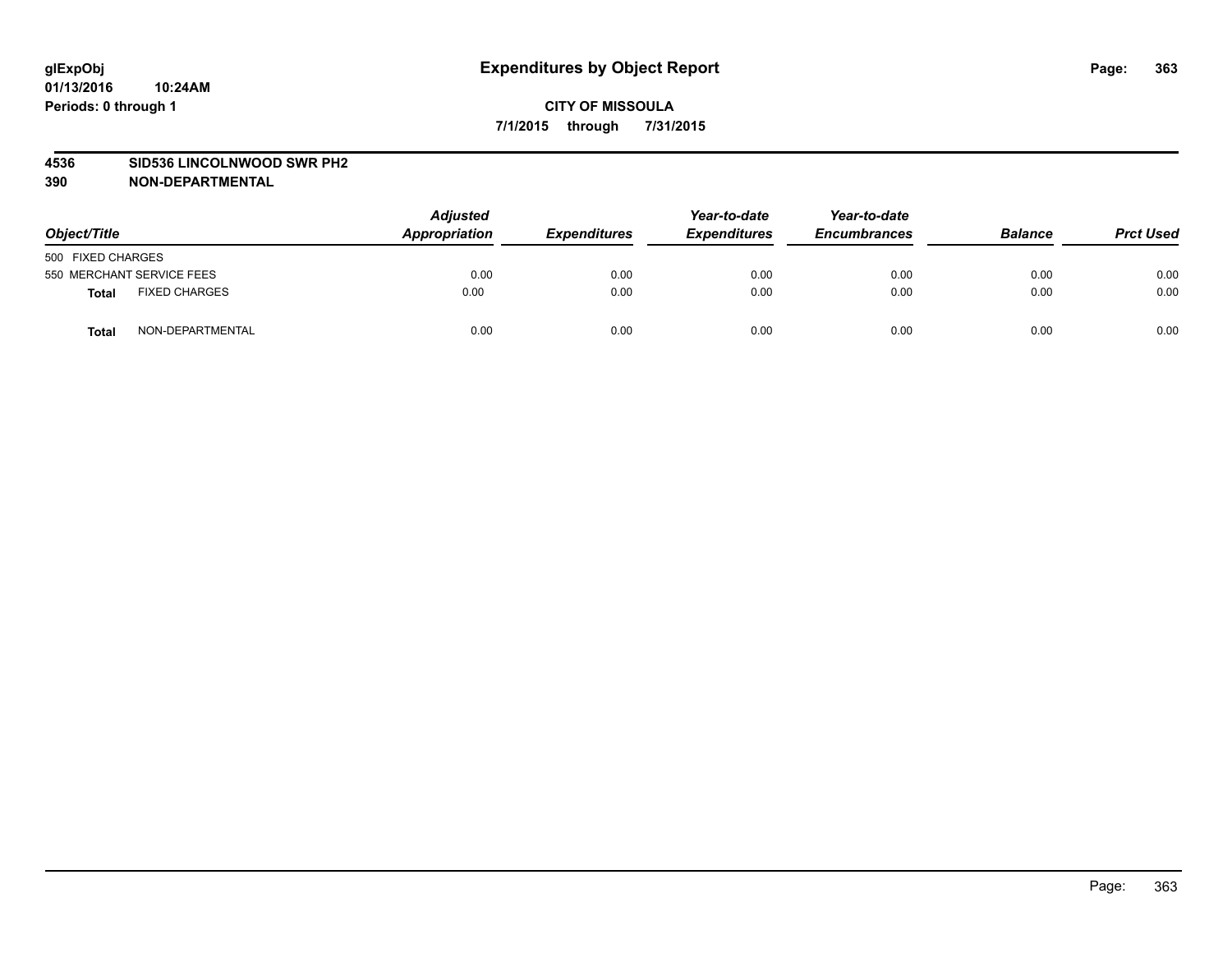glExpObj
01/13/2016 10:24AM
Periods: 0 through 1

# Expenditures by Object Report

**CITY OF MISSOULA**

**7/1/2015 through 7/31/2015**

**4536 SID536 LINCOLNWOOD SWR PH2**

**390 NON-DEPARTMENTAL**

| Object/Title | | Adjusted Appropriation | Expenditures | Year-to-date Expenditures | Year-to-date Encumbrances | Balance | Prct Used |
|---|---|---|---|---|---|---|---|
| 500 FIXED CHARGES | | | | | | | |
| 550 MERCHANT SERVICE FEES | | 0.00 | 0.00 | 0.00 | 0.00 | 0.00 | 0.00 |
| **Total** | FIXED CHARGES | 0.00 | 0.00 | 0.00 | 0.00 | 0.00 | 0.00 |
| **Total** | NON-DEPARTMENTAL | 0.00 | 0.00 | 0.00 | 0.00 | 0.00 | 0.00 |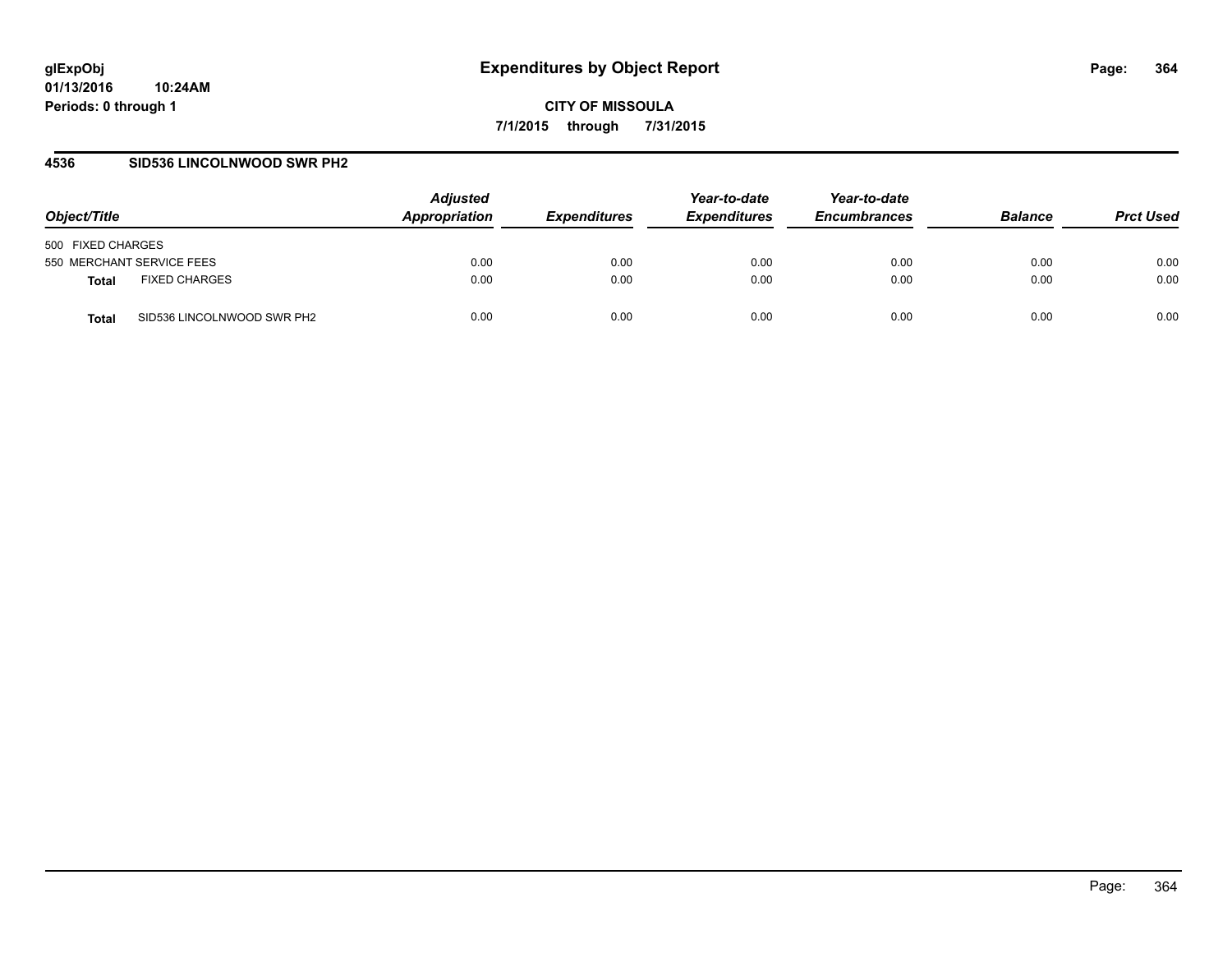**glExpObj**
**01/13/2016 10:24AM**
**Periods: 0 through 1**

# Expenditures by Object Report

**CITY OF MISSOULA**
**7/1/2015 through 7/31/2015**

## 4536 SID536 LINCOLNWOOD SWR PH2

| Object/Title | Adjusted Appropriation | Expenditures | Year-to-date Expenditures | Year-to-date Encumbrances | Balance | Prct Used |
|---|---|---|---|---|---|---|
| 500 FIXED CHARGES | | | | | | |
| 550 MERCHANT SERVICE FEES | 0.00 | 0.00 | 0.00 | 0.00 | 0.00 | 0.00 |
| **Total** FIXED CHARGES | 0.00 | 0.00 | 0.00 | 0.00 | 0.00 | 0.00 |
| **Total** SID536 LINCOLNWOOD SWR PH2 | 0.00 | 0.00 | 0.00 | 0.00 | 0.00 | 0.00 |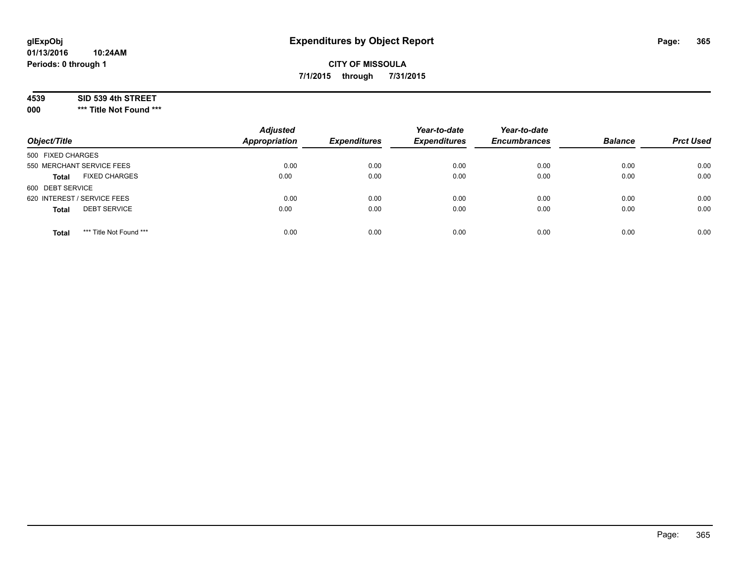# Expenditures by Object Report

glExpObj
01/13/2016 10:24AM
Periods: 0 through 1

**CITY OF MISSOULA**

**7/1/2015 through 7/31/2015**

**4539 SID 539 4th STREET**

**000 *** Title Not Found *****

| Object/Title | Adjusted Appropriation | Expenditures | Year-to-date Expenditures | Year-to-date Encumbrances | Balance | Prct Used |
|---|---|---|---|---|---|---|
| 500 FIXED CHARGES | | | | | | |
| 550 MERCHANT SERVICE FEES | 0.00 | 0.00 | 0.00 | 0.00 | 0.00 | 0.00 |
| **Total** FIXED CHARGES | 0.00 | 0.00 | 0.00 | 0.00 | 0.00 | 0.00 |
| 600 DEBT SERVICE | | | | | | |
| 620 INTEREST / SERVICE FEES | 0.00 | 0.00 | 0.00 | 0.00 | 0.00 | 0.00 |
| **Total** DEBT SERVICE | 0.00 | 0.00 | 0.00 | 0.00 | 0.00 | 0.00 |
| **Total** *** Title Not Found *** | 0.00 | 0.00 | 0.00 | 0.00 | 0.00 | 0.00 |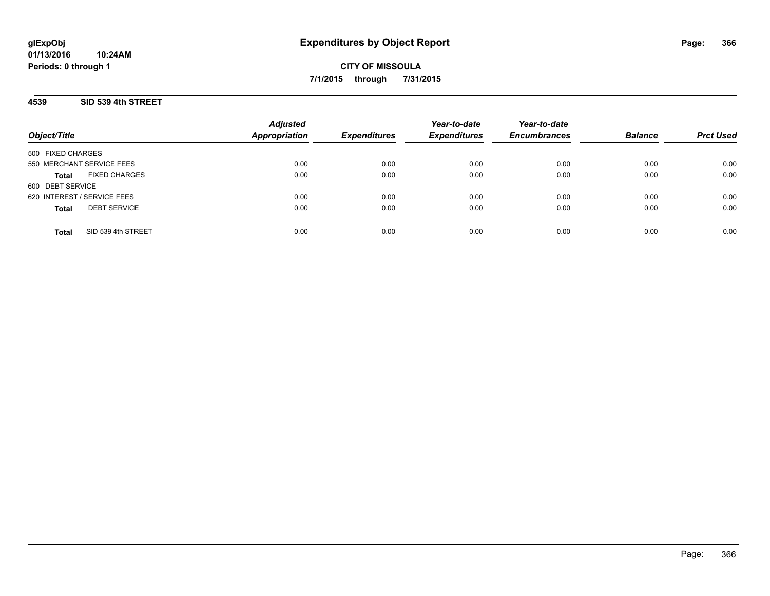# Expenditures by Object Report

glExpObj
01/13/2016 10:24AM
Periods: 0 through 1

**CITY OF MISSOULA**

**7/1/2015 through 7/31/2015**

## 4539 SID 539 4th STREET

| Object/Title | Adjusted Appropriation | Expenditures | Year-to-date Expenditures | Year-to-date Encumbrances | Balance | Prct Used |
|---|---|---|---|---|---|---|
| 500 FIXED CHARGES | | | | | | |
| 550 MERCHANT SERVICE FEES | 0.00 | 0.00 | 0.00 | 0.00 | 0.00 | 0.00 |
| **Total** FIXED CHARGES | 0.00 | 0.00 | 0.00 | 0.00 | 0.00 | 0.00 |
| 600 DEBT SERVICE | | | | | | |
| 620 INTEREST / SERVICE FEES | 0.00 | 0.00 | 0.00 | 0.00 | 0.00 | 0.00 |
| **Total** DEBT SERVICE | 0.00 | 0.00 | 0.00 | 0.00 | 0.00 | 0.00 |
| **Total** SID 539 4th STREET | 0.00 | 0.00 | 0.00 | 0.00 | 0.00 | 0.00 |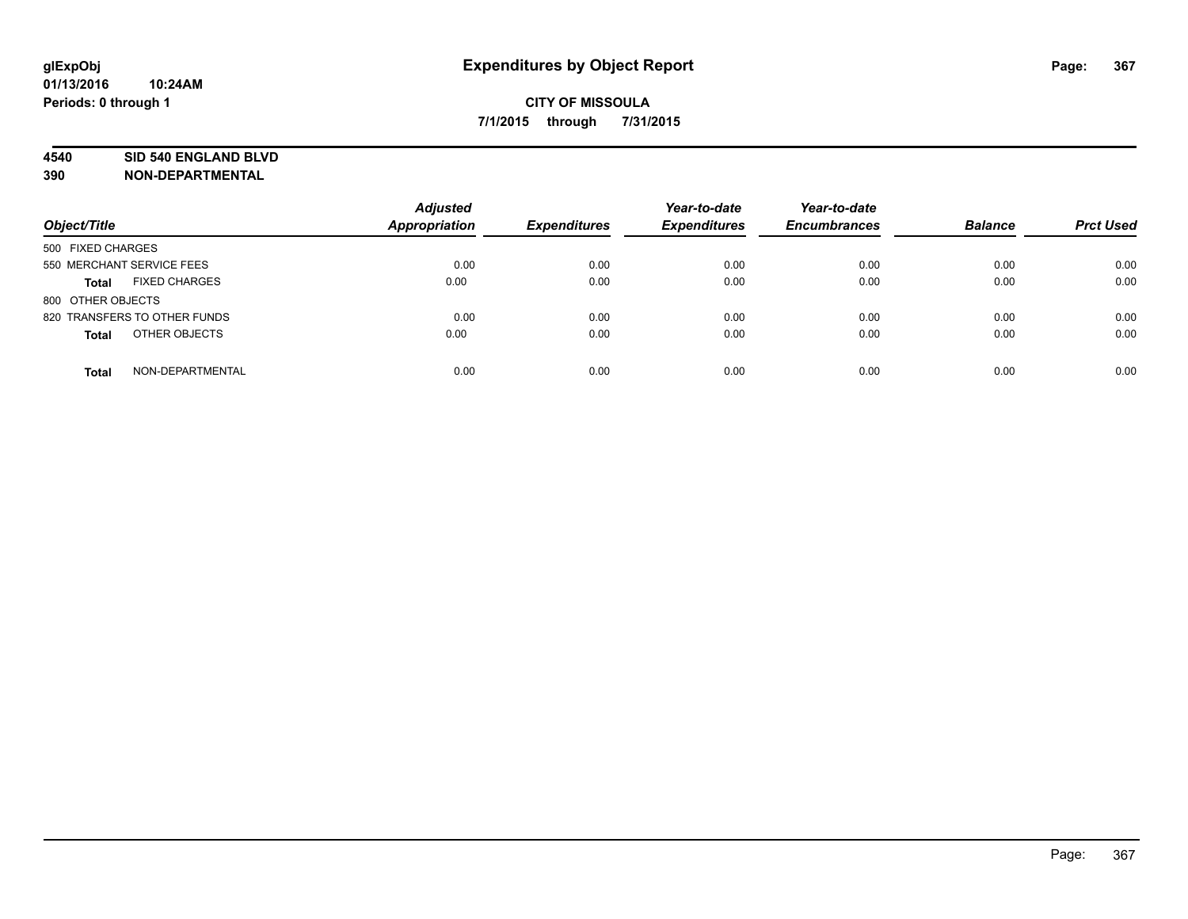**glExpObj**
**01/13/2016 10:24AM**
**Periods: 0 through 1**

# Expenditures by Object Report

**CITY OF MISSOULA**
**7/1/2015 through 7/31/2015**

**4540 SID 540 ENGLAND BLVD**
**390 NON-DEPARTMENTAL**

| Object/Title | Adjusted Appropriation | Expenditures | Year-to-date Expenditures | Year-to-date Encumbrances | Balance | Prct Used |
|---|---|---|---|---|---|---|
| 500 FIXED CHARGES | | | | | | |
| 550 MERCHANT SERVICE FEES | 0.00 | 0.00 | 0.00 | 0.00 | 0.00 | 0.00 |
| **Total** FIXED CHARGES | 0.00 | 0.00 | 0.00 | 0.00 | 0.00 | 0.00 |
| 800 OTHER OBJECTS | | | | | | |
| 820 TRANSFERS TO OTHER FUNDS | 0.00 | 0.00 | 0.00 | 0.00 | 0.00 | 0.00 |
| **Total** OTHER OBJECTS | 0.00 | 0.00 | 0.00 | 0.00 | 0.00 | 0.00 |
| **Total** NON-DEPARTMENTAL | 0.00 | 0.00 | 0.00 | 0.00 | 0.00 | 0.00 |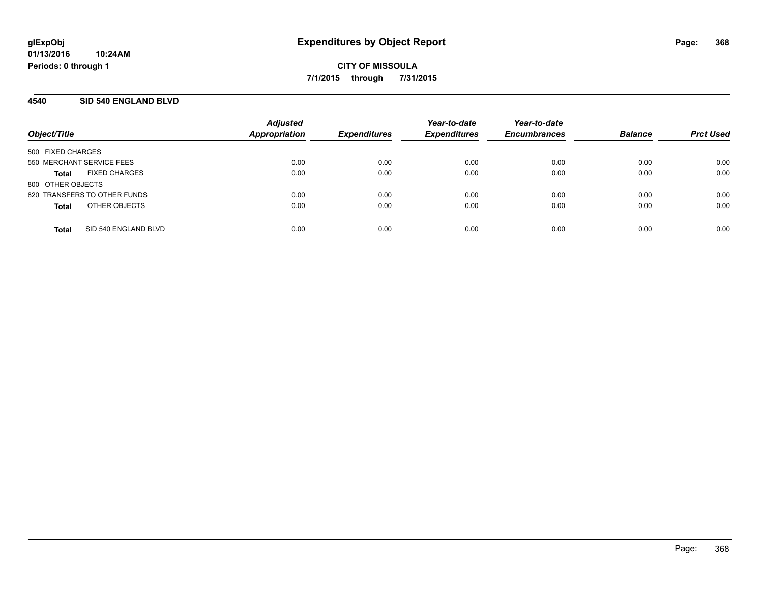**glExpObj**
**01/13/2016 10:24AM**
**Periods: 0 through 1**

# Expenditures by Object Report

**CITY OF MISSOULA**
**7/1/2015 through 7/31/2015**

## 4540 SID 540 ENGLAND BLVD

| Object/Title | Adjusted Appropriation | Expenditures | Year-to-date Expenditures | Year-to-date Encumbrances | Balance | Prct Used |
|---|---|---|---|---|---|---|
| 500 FIXED CHARGES | | | | | | |
| 550 MERCHANT SERVICE FEES | 0.00 | 0.00 | 0.00 | 0.00 | 0.00 | 0.00 |
| **Total** FIXED CHARGES | 0.00 | 0.00 | 0.00 | 0.00 | 0.00 | 0.00 |
| 800 OTHER OBJECTS | | | | | | |
| 820 TRANSFERS TO OTHER FUNDS | 0.00 | 0.00 | 0.00 | 0.00 | 0.00 | 0.00 |
| **Total** OTHER OBJECTS | 0.00 | 0.00 | 0.00 | 0.00 | 0.00 | 0.00 |
| **Total** SID 540 ENGLAND BLVD | 0.00 | 0.00 | 0.00 | 0.00 | 0.00 | 0.00 |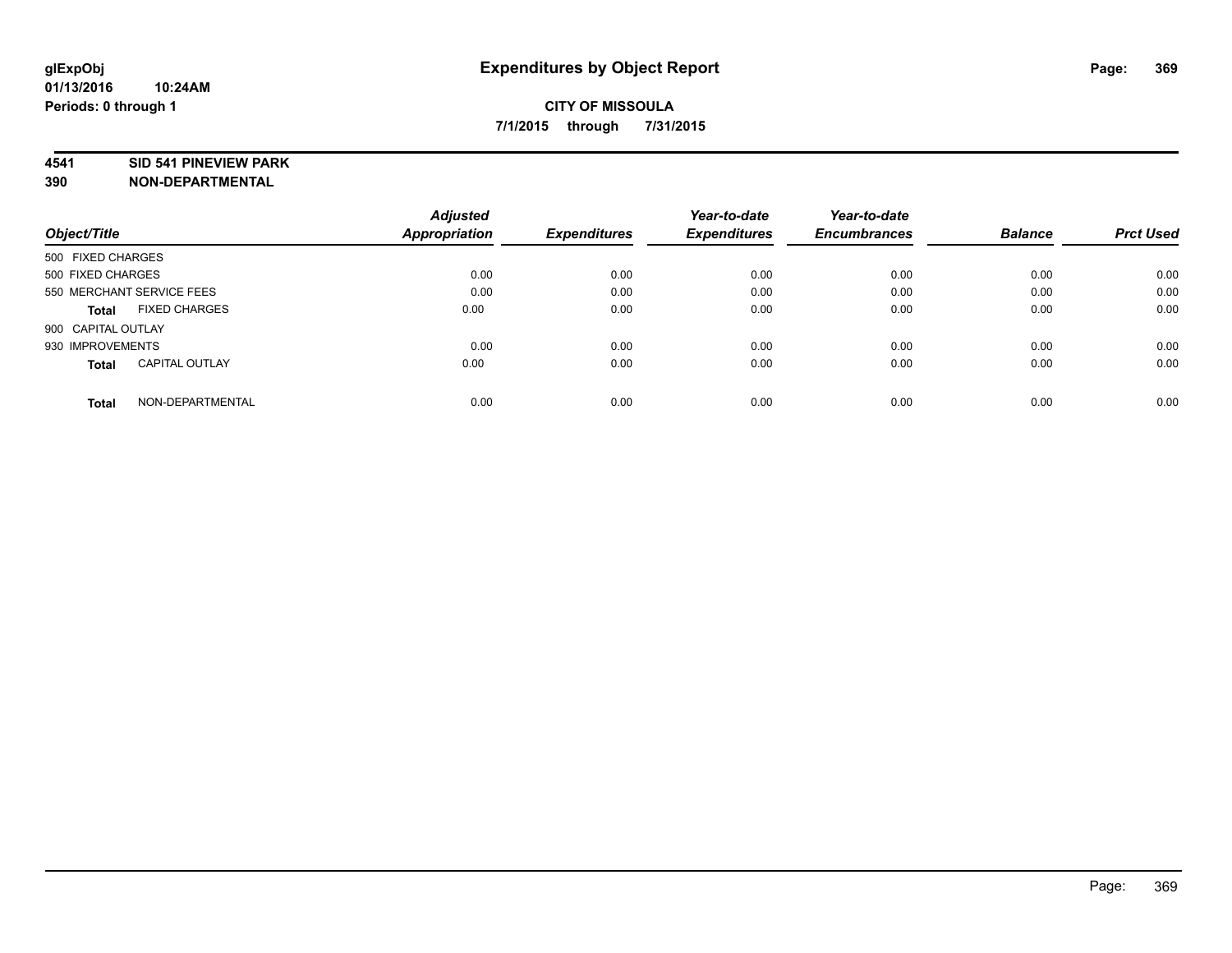**glExpObj** **Expenditures by Object Report**

**01/13/2016 10:24AM**

**Periods: 0 through 1**

**CITY OF MISSOULA**

**7/1/2015 through 7/31/2015**

**4541 SID 541 PINEVIEW PARK**

**390 NON-DEPARTMENTAL**

| Object/Title | Adjusted Appropriation | Expenditures | Year-to-date Expenditures | Year-to-date Encumbrances | Balance | Prct Used |
|---|---|---|---|---|---|---|
| 500 FIXED CHARGES | | | | | | |
| 500 FIXED CHARGES | 0.00 | 0.00 | 0.00 | 0.00 | 0.00 | 0.00 |
| 550 MERCHANT SERVICE FEES | 0.00 | 0.00 | 0.00 | 0.00 | 0.00 | 0.00 |
| **Total** FIXED CHARGES | 0.00 | 0.00 | 0.00 | 0.00 | 0.00 | 0.00 |
| 900 CAPITAL OUTLAY | | | | | | |
| 930 IMPROVEMENTS | 0.00 | 0.00 | 0.00 | 0.00 | 0.00 | 0.00 |
| **Total** CAPITAL OUTLAY | 0.00 | 0.00 | 0.00 | 0.00 | 0.00 | 0.00 |
| **Total** NON-DEPARTMENTAL | 0.00 | 0.00 | 0.00 | 0.00 | 0.00 | 0.00 |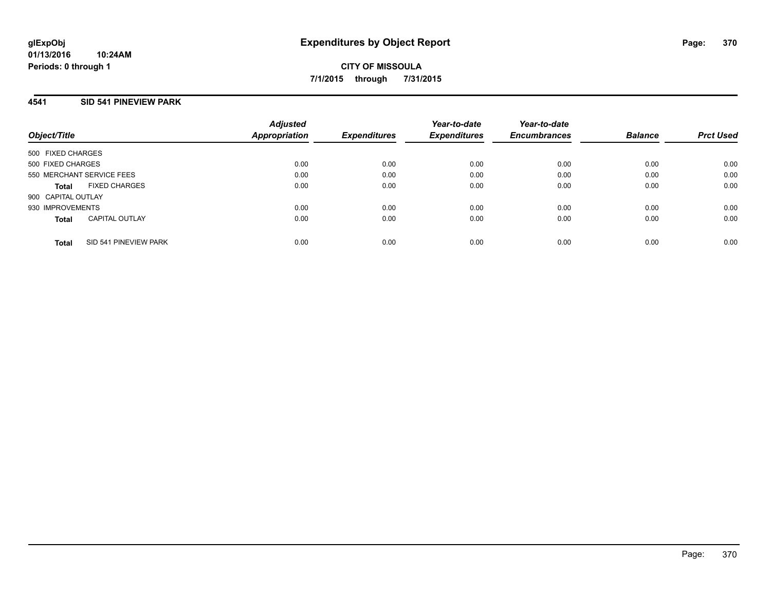# Expenditures by Object Report

glExpObj
01/13/2016 10:24AM
Periods: 0 through 1

**CITY OF MISSOULA**

**7/1/2015 through 7/31/2015**

## 4541 SID 541 PINEVIEW PARK

| Object/Title | Adjusted Appropriation | Expenditures | Year-to-date Expenditures | Year-to-date Encumbrances | Balance | Prct Used |
|---|---|---|---|---|---|---|
| 500 FIXED CHARGES | | | | | | |
| 500 FIXED CHARGES | 0.00 | 0.00 | 0.00 | 0.00 | 0.00 | 0.00 |
| 550 MERCHANT SERVICE FEES | 0.00 | 0.00 | 0.00 | 0.00 | 0.00 | 0.00 |
| **Total** FIXED CHARGES | 0.00 | 0.00 | 0.00 | 0.00 | 0.00 | 0.00 |
| 900 CAPITAL OUTLAY | | | | | | |
| 930 IMPROVEMENTS | 0.00 | 0.00 | 0.00 | 0.00 | 0.00 | 0.00 |
| **Total** CAPITAL OUTLAY | 0.00 | 0.00 | 0.00 | 0.00 | 0.00 | 0.00 |
| **Total** SID 541 PINEVIEW PARK | 0.00 | 0.00 | 0.00 | 0.00 | 0.00 | 0.00 |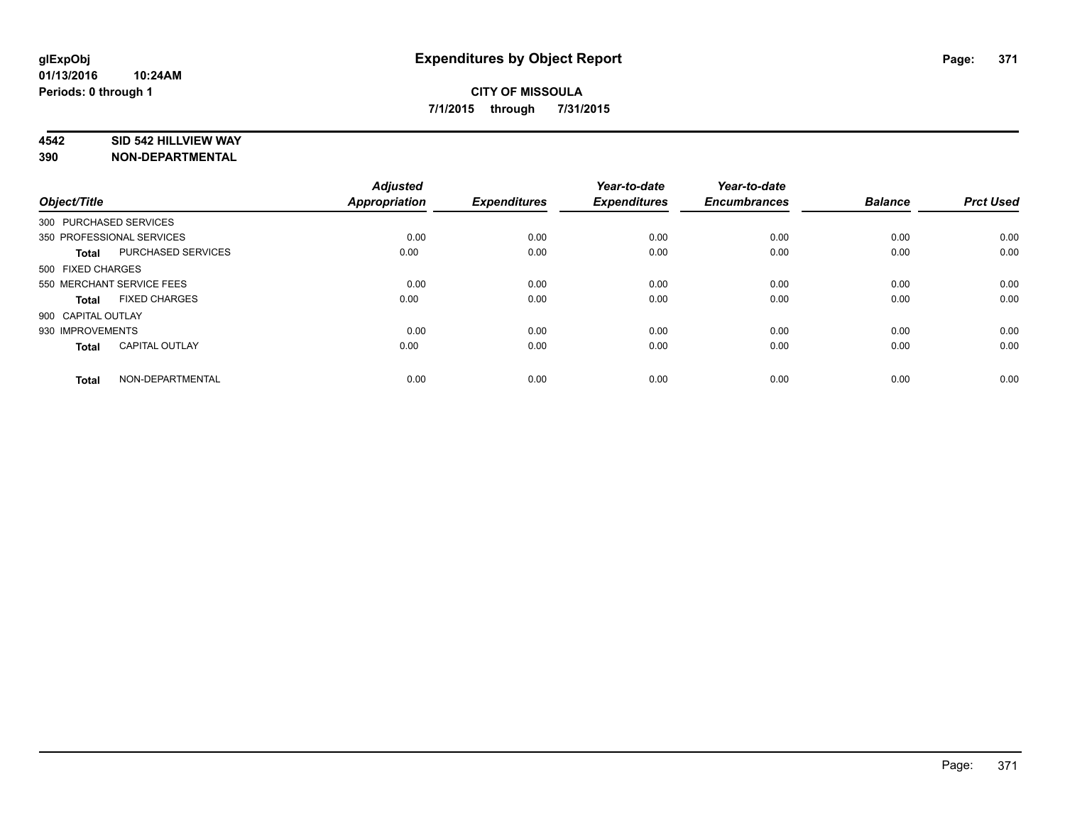glExpObj
01/13/2016 10:24AM
Periods: 0 through 1

# Expenditures by Object Report

**CITY OF MISSOULA**

**7/1/2015 through 7/31/2015**

**4542 SID 542 HILLVIEW WAY**
**390 NON-DEPARTMENTAL**

| Object/Title | Adjusted Appropriation | Expenditures | Year-to-date Expenditures | Year-to-date Encumbrances | Balance | Prct Used |
|---|---|---|---|---|---|---|
| 300 PURCHASED SERVICES | | | | | | |
| 350 PROFESSIONAL SERVICES | 0.00 | 0.00 | 0.00 | 0.00 | 0.00 | 0.00 |
| **Total** PURCHASED SERVICES | 0.00 | 0.00 | 0.00 | 0.00 | 0.00 | 0.00 |
| 500 FIXED CHARGES | | | | | | |
| 550 MERCHANT SERVICE FEES | 0.00 | 0.00 | 0.00 | 0.00 | 0.00 | 0.00 |
| **Total** FIXED CHARGES | 0.00 | 0.00 | 0.00 | 0.00 | 0.00 | 0.00 |
| 900 CAPITAL OUTLAY | | | | | | |
| 930 IMPROVEMENTS | 0.00 | 0.00 | 0.00 | 0.00 | 0.00 | 0.00 |
| **Total** CAPITAL OUTLAY | 0.00 | 0.00 | 0.00 | 0.00 | 0.00 | 0.00 |
| **Total** NON-DEPARTMENTAL | 0.00 | 0.00 | 0.00 | 0.00 | 0.00 | 0.00 |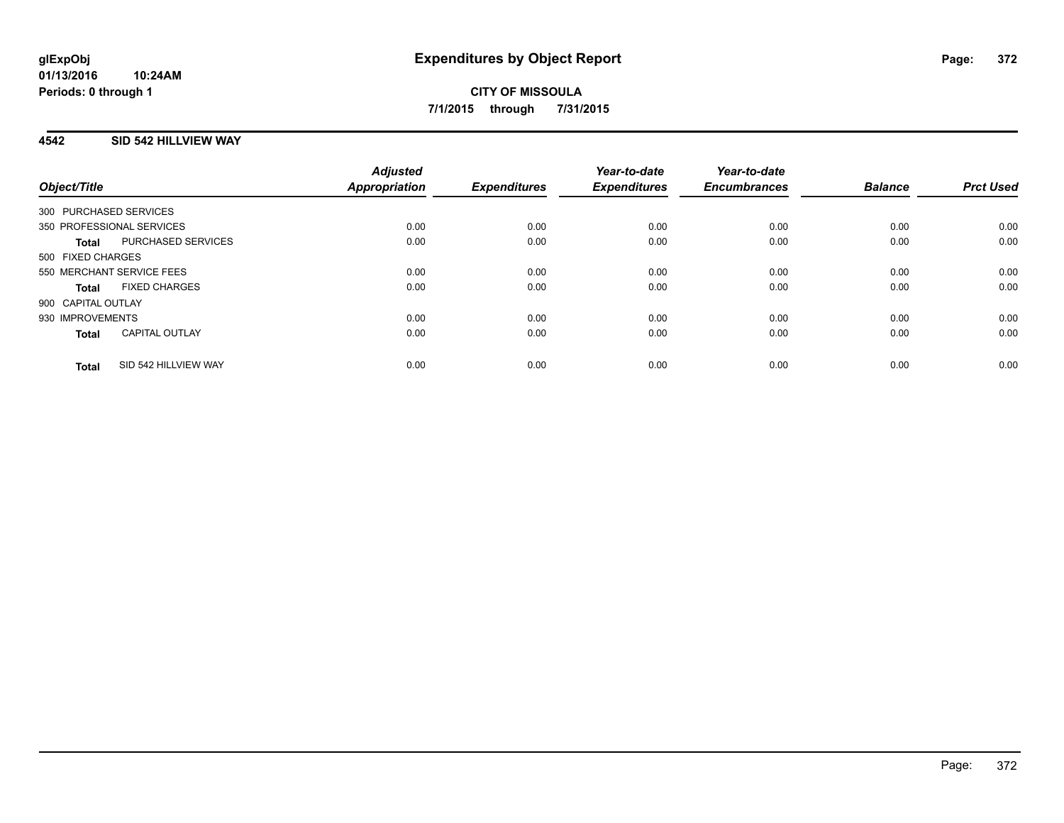**glExpObj**
**01/13/2016 10:24AM**
**Periods: 0 through 1**

# Expenditures by Object Report

**CITY OF MISSOULA**
**7/1/2015 through 7/31/2015**

## 4542 SID 542 HILLVIEW WAY

| Object/Title | | *Adjusted Appropriation* | *Expenditures* | *Year-to-date Expenditures* | *Year-to-date Encumbrances* | *Balance* | *Prct Used* |
|---|---|---|---|---|---|---|---|
| 300 PURCHASED SERVICES | | | | | | | |
| 350 PROFESSIONAL SERVICES | | 0.00 | 0.00 | 0.00 | 0.00 | 0.00 | 0.00 |
| **Total** | PURCHASED SERVICES | 0.00 | 0.00 | 0.00 | 0.00 | 0.00 | 0.00 |
| 500 FIXED CHARGES | | | | | | | |
| 550 MERCHANT SERVICE FEES | | 0.00 | 0.00 | 0.00 | 0.00 | 0.00 | 0.00 |
| **Total** | FIXED CHARGES | 0.00 | 0.00 | 0.00 | 0.00 | 0.00 | 0.00 |
| 900 CAPITAL OUTLAY | | | | | | | |
| 930 IMPROVEMENTS | | 0.00 | 0.00 | 0.00 | 0.00 | 0.00 | 0.00 |
| **Total** | CAPITAL OUTLAY | 0.00 | 0.00 | 0.00 | 0.00 | 0.00 | 0.00 |
| **Total** | SID 542 HILLVIEW WAY | 0.00 | 0.00 | 0.00 | 0.00 | 0.00 | 0.00 |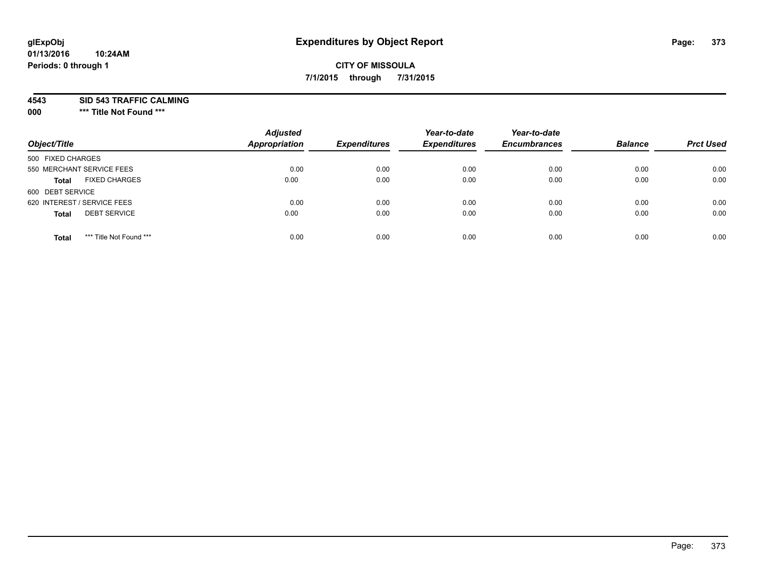glExpObj
01/13/2016 10:24AM
Periods: 0 through 1

# Expenditures by Object Report

**CITY OF MISSOULA**
**7/1/2015 through 7/31/2015**

**4543 SID 543 TRAFFIC CALMING**
**000 \*\*\* Title Not Found \*\*\***

| Object/Title | | Adjusted Appropriation | Expenditures | Year-to-date Expenditures | Year-to-date Encumbrances | Balance | Prct Used |
|---|---|---|---|---|---|---|---|
| 500 FIXED CHARGES | | | | | | | |
| 550 MERCHANT SERVICE FEES | | 0.00 | 0.00 | 0.00 | 0.00 | 0.00 | 0.00 |
| **Total** | FIXED CHARGES | 0.00 | 0.00 | 0.00 | 0.00 | 0.00 | 0.00 |
| 600 DEBT SERVICE | | | | | | | |
| 620 INTEREST / SERVICE FEES | | 0.00 | 0.00 | 0.00 | 0.00 | 0.00 | 0.00 |
| **Total** | DEBT SERVICE | 0.00 | 0.00 | 0.00 | 0.00 | 0.00 | 0.00 |
| **Total** | *** Title Not Found *** | 0.00 | 0.00 | 0.00 | 0.00 | 0.00 | 0.00 |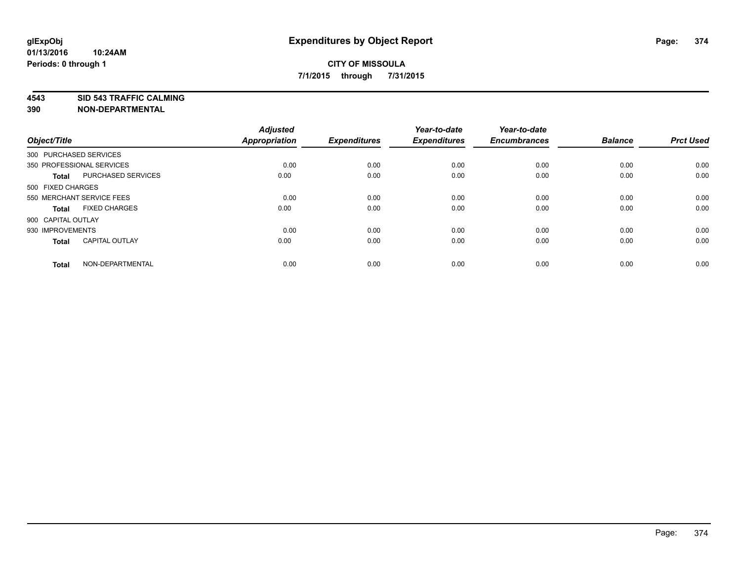glExpObj
01/13/2016 10:24AM
Periods: 0 through 1

# Expenditures by Object Report

**CITY OF MISSOULA**
**7/1/2015 through 7/31/2015**

**4543 SID 543 TRAFFIC CALMING**
**390 NON-DEPARTMENTAL**

| Object/Title | | Adjusted Appropriation | Expenditures | Year-to-date Expenditures | Year-to-date Encumbrances | Balance | Prct Used |
|---|---|---|---|---|---|---|---|
| 300 PURCHASED SERVICES | | | | | | | |
| 350 PROFESSIONAL SERVICES | | 0.00 | 0.00 | 0.00 | 0.00 | 0.00 | 0.00 |
| **Total** | PURCHASED SERVICES | 0.00 | 0.00 | 0.00 | 0.00 | 0.00 | 0.00 |
| 500 FIXED CHARGES | | | | | | | |
| 550 MERCHANT SERVICE FEES | | 0.00 | 0.00 | 0.00 | 0.00 | 0.00 | 0.00 |
| **Total** | FIXED CHARGES | 0.00 | 0.00 | 0.00 | 0.00 | 0.00 | 0.00 |
| 900 CAPITAL OUTLAY | | | | | | | |
| 930 IMPROVEMENTS | | 0.00 | 0.00 | 0.00 | 0.00 | 0.00 | 0.00 |
| **Total** | CAPITAL OUTLAY | 0.00 | 0.00 | 0.00 | 0.00 | 0.00 | 0.00 |
| **Total** | NON-DEPARTMENTAL | 0.00 | 0.00 | 0.00 | 0.00 | 0.00 | 0.00 |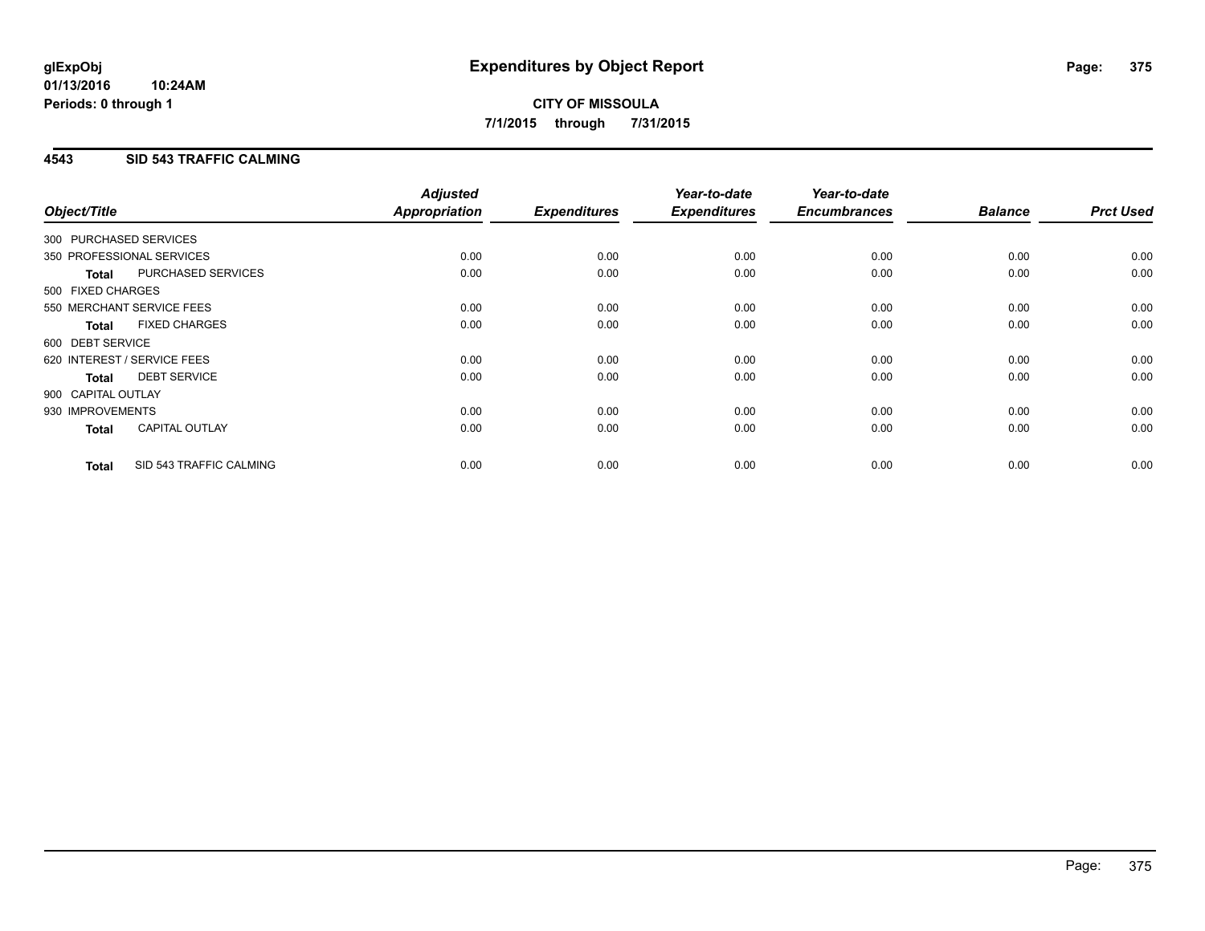**glExpObj**
**01/13/2016 10:24AM**
**Periods: 0 through 1**

# Expenditures by Object Report

**CITY OF MISSOULA**
**7/1/2015 through 7/31/2015**

## 4543 SID 543 TRAFFIC CALMING

| Object/Title | | *Adjusted Appropriation* | *Expenditures* | *Year-to-date Expenditures* | *Year-to-date Encumbrances* | *Balance* | *Prct Used* |
|---|---|---|---|---|---|---|---|
| 300 PURCHASED SERVICES | | | | | | | |
| 350 PROFESSIONAL SERVICES | | 0.00 | 0.00 | 0.00 | 0.00 | 0.00 | 0.00 |
| **Total** | PURCHASED SERVICES | 0.00 | 0.00 | 0.00 | 0.00 | 0.00 | 0.00 |
| 500 FIXED CHARGES | | | | | | | |
| 550 MERCHANT SERVICE FEES | | 0.00 | 0.00 | 0.00 | 0.00 | 0.00 | 0.00 |
| **Total** | FIXED CHARGES | 0.00 | 0.00 | 0.00 | 0.00 | 0.00 | 0.00 |
| 600 DEBT SERVICE | | | | | | | |
| 620 INTEREST / SERVICE FEES | | 0.00 | 0.00 | 0.00 | 0.00 | 0.00 | 0.00 |
| **Total** | DEBT SERVICE | 0.00 | 0.00 | 0.00 | 0.00 | 0.00 | 0.00 |
| 900 CAPITAL OUTLAY | | | | | | | |
| 930 IMPROVEMENTS | | 0.00 | 0.00 | 0.00 | 0.00 | 0.00 | 0.00 |
| **Total** | CAPITAL OUTLAY | 0.00 | 0.00 | 0.00 | 0.00 | 0.00 | 0.00 |
| **Total** | SID 543 TRAFFIC CALMING | 0.00 | 0.00 | 0.00 | 0.00 | 0.00 | 0.00 |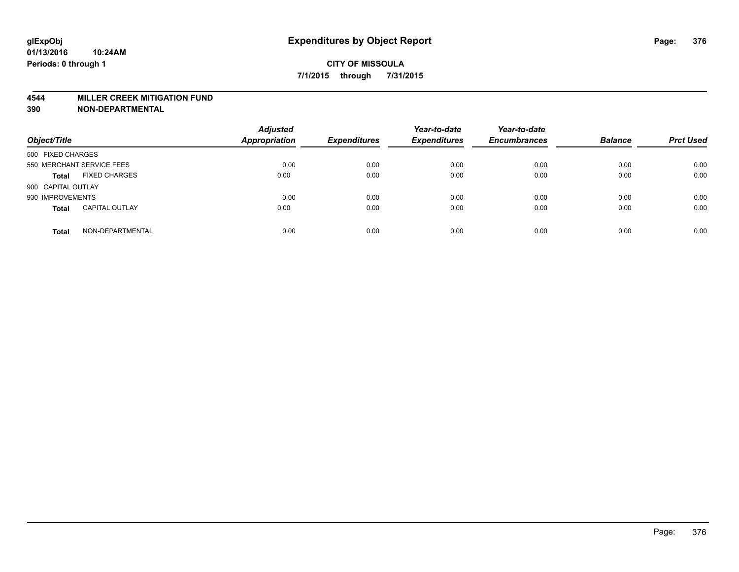glExpObj
01/13/2016 10:24AM
Periods: 0 through 1

# Expenditures by Object Report

**CITY OF MISSOULA**

**7/1/2015 through 7/31/2015**

**4544 MILLER CREEK MITIGATION FUND**
**390 NON-DEPARTMENTAL**

| Object/Title | | Adjusted Appropriation | Expenditures | Year-to-date Expenditures | Year-to-date Encumbrances | Balance | Prct Used |
|---|---|---|---|---|---|---|---|
| 500 FIXED CHARGES | | | | | | | |
| 550 MERCHANT SERVICE FEES | | 0.00 | 0.00 | 0.00 | 0.00 | 0.00 | 0.00 |
| **Total** | FIXED CHARGES | 0.00 | 0.00 | 0.00 | 0.00 | 0.00 | 0.00 |
| 900 CAPITAL OUTLAY | | | | | | | |
| 930 IMPROVEMENTS | | 0.00 | 0.00 | 0.00 | 0.00 | 0.00 | 0.00 |
| **Total** | CAPITAL OUTLAY | 0.00 | 0.00 | 0.00 | 0.00 | 0.00 | 0.00 |
| **Total** | NON-DEPARTMENTAL | 0.00 | 0.00 | 0.00 | 0.00 | 0.00 | 0.00 |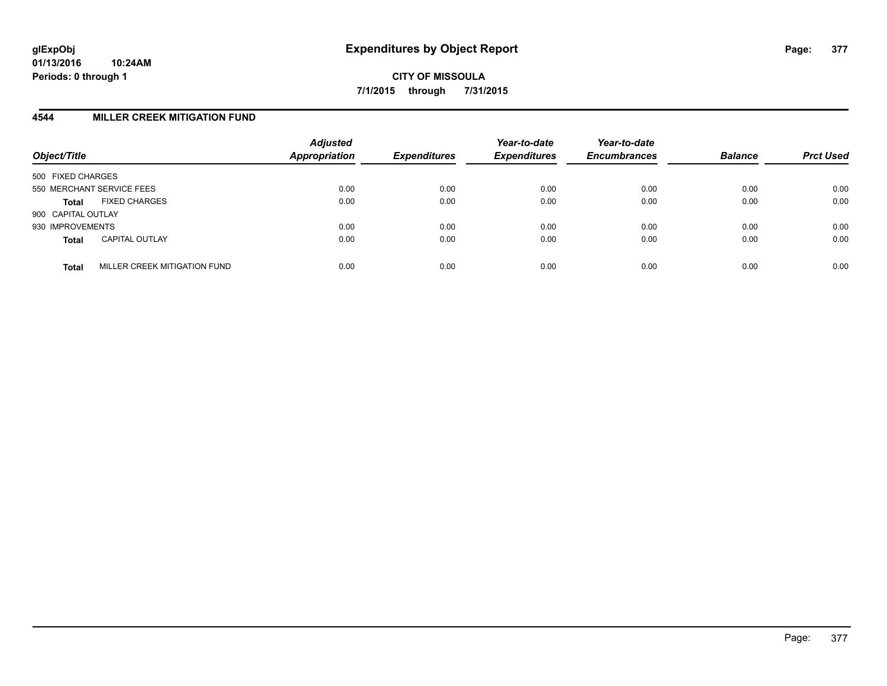**glExpObj**
**01/13/2016 10:24AM**
**Periods: 0 through 1**

# Expenditures by Object Report

**CITY OF MISSOULA**
**7/1/2015 through 7/31/2015**

## 4544 MILLER CREEK MITIGATION FUND

| Object/Title | | Adjusted Appropriation | Expenditures | Year-to-date Expenditures | Year-to-date Encumbrances | Balance | Prct Used |
|---|---|---|---|---|---|---|---|
| 500 FIXED CHARGES | | | | | | | |
| 550 MERCHANT SERVICE FEES | | 0.00 | 0.00 | 0.00 | 0.00 | 0.00 | 0.00 |
| **Total** | FIXED CHARGES | 0.00 | 0.00 | 0.00 | 0.00 | 0.00 | 0.00 |
| 900 CAPITAL OUTLAY | | | | | | | |
| 930 IMPROVEMENTS | | 0.00 | 0.00 | 0.00 | 0.00 | 0.00 | 0.00 |
| **Total** | CAPITAL OUTLAY | 0.00 | 0.00 | 0.00 | 0.00 | 0.00 | 0.00 |
| **Total** | MILLER CREEK MITIGATION FUND | 0.00 | 0.00 | 0.00 | 0.00 | 0.00 | 0.00 |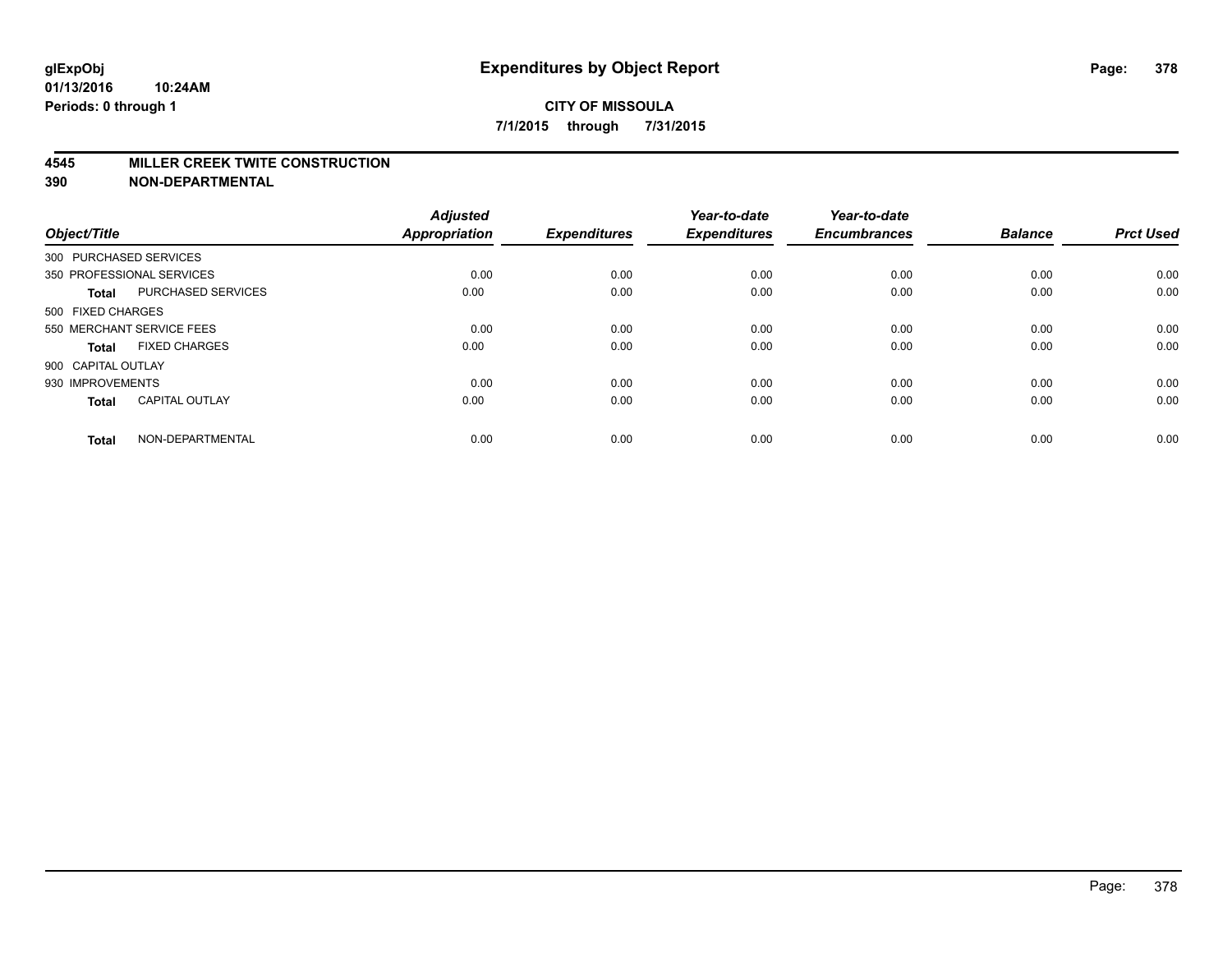**glExpObj**
**01/13/2016 10:24AM**
**Periods: 0 through 1**

# Expenditures by Object Report

**CITY OF MISSOULA**
**7/1/2015 through 7/31/2015**

## 4545 MILLER CREEK TWITE CONSTRUCTION
## 390 NON-DEPARTMENTAL

| Object/Title | | Adjusted Appropriation | Expenditures | Year-to-date Expenditures | Year-to-date Encumbrances | Balance | Prct Used |
|---|---|---|---|---|---|---|---|
| 300 PURCHASED SERVICES | | | | | | | |
| 350 PROFESSIONAL SERVICES | | 0.00 | 0.00 | 0.00 | 0.00 | 0.00 | 0.00 |
| **Total** | PURCHASED SERVICES | 0.00 | 0.00 | 0.00 | 0.00 | 0.00 | 0.00 |
| 500 FIXED CHARGES | | | | | | | |
| 550 MERCHANT SERVICE FEES | | 0.00 | 0.00 | 0.00 | 0.00 | 0.00 | 0.00 |
| **Total** | FIXED CHARGES | 0.00 | 0.00 | 0.00 | 0.00 | 0.00 | 0.00 |
| 900 CAPITAL OUTLAY | | | | | | | |
| 930 IMPROVEMENTS | | 0.00 | 0.00 | 0.00 | 0.00 | 0.00 | 0.00 |
| **Total** | CAPITAL OUTLAY | 0.00 | 0.00 | 0.00 | 0.00 | 0.00 | 0.00 |
| **Total** | NON-DEPARTMENTAL | 0.00 | 0.00 | 0.00 | 0.00 | 0.00 | 0.00 |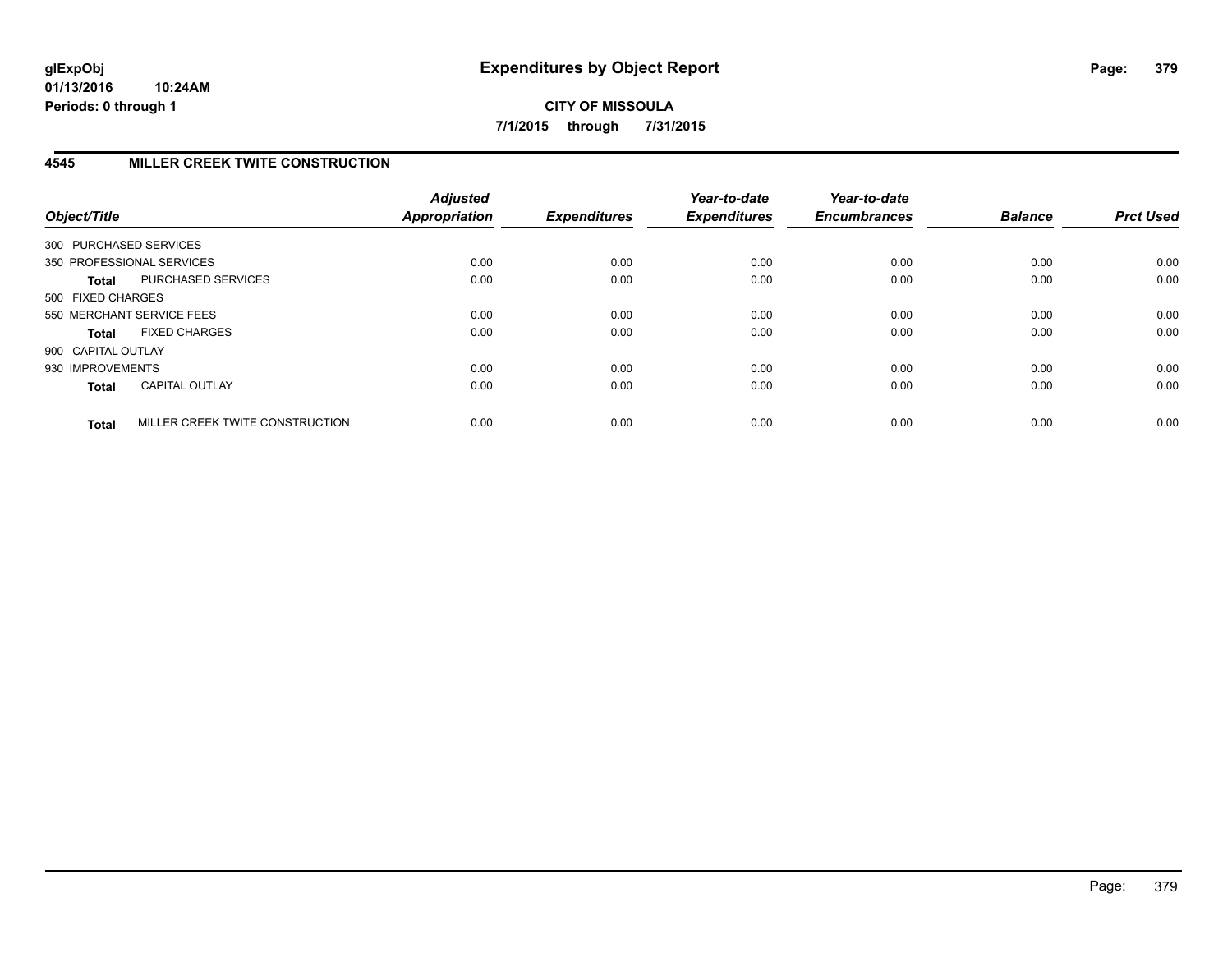# Expenditures by Object Report

**CITY OF MISSOULA**

**7/1/2015 through 7/31/2015**

glExpObj
01/13/2016 10:24AM
Periods: 0 through 1

## 4545 MILLER CREEK TWITE CONSTRUCTION

| Object/Title | Adjusted Appropriation | Expenditures | Year-to-date Expenditures | Year-to-date Encumbrances | Balance | Prct Used |
|---|---|---|---|---|---|---|
| 300 PURCHASED SERVICES | | | | | | |
| 350 PROFESSIONAL SERVICES | 0.00 | 0.00 | 0.00 | 0.00 | 0.00 | 0.00 |
| **Total** PURCHASED SERVICES | 0.00 | 0.00 | 0.00 | 0.00 | 0.00 | 0.00 |
| 500 FIXED CHARGES | | | | | | |
| 550 MERCHANT SERVICE FEES | 0.00 | 0.00 | 0.00 | 0.00 | 0.00 | 0.00 |
| **Total** FIXED CHARGES | 0.00 | 0.00 | 0.00 | 0.00 | 0.00 | 0.00 |
| 900 CAPITAL OUTLAY | | | | | | |
| 930 IMPROVEMENTS | 0.00 | 0.00 | 0.00 | 0.00 | 0.00 | 0.00 |
| **Total** CAPITAL OUTLAY | 0.00 | 0.00 | 0.00 | 0.00 | 0.00 | 0.00 |
| **Total** MILLER CREEK TWITE CONSTRUCTION | 0.00 | 0.00 | 0.00 | 0.00 | 0.00 | 0.00 |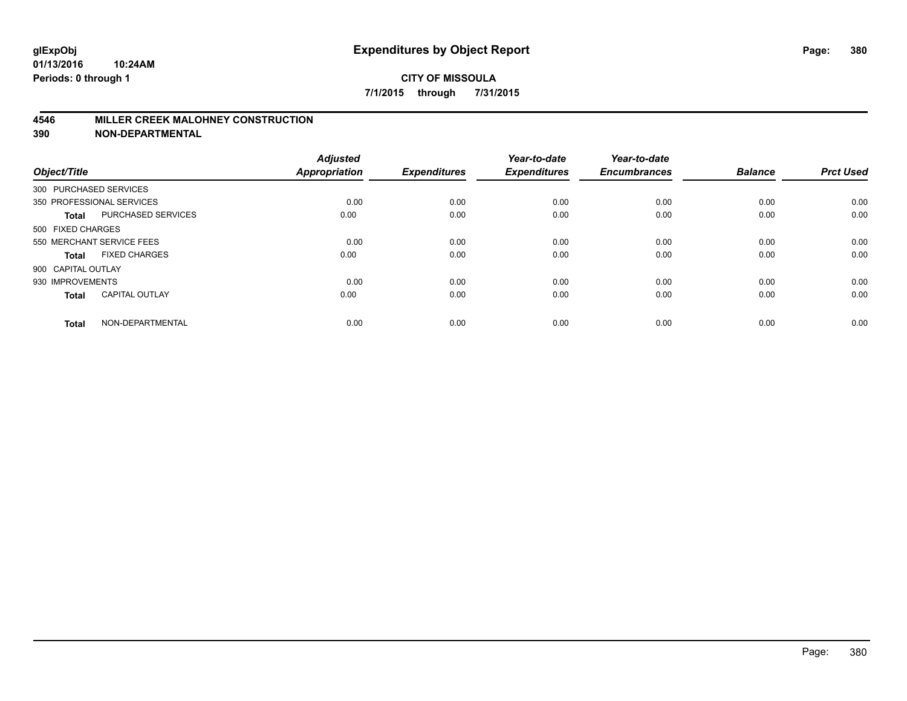## Expenditures by Object Report

**CITY OF MISSOULA**

**7/1/2015 through 7/31/2015**

glExpObj
01/13/2016 10:24AM
Periods: 0 through 1

### 4546 MILLER CREEK MALOHNEY CONSTRUCTION
### 390 NON-DEPARTMENTAL

| Object/Title | | Adjusted Appropriation | Expenditures | Year-to-date Expenditures | Year-to-date Encumbrances | Balance | Prct Used |
|---|---|---|---|---|---|---|---|
| 300 PURCHASED SERVICES | | | | | | | |
| 350 PROFESSIONAL SERVICES | | 0.00 | 0.00 | 0.00 | 0.00 | 0.00 | 0.00 |
| **Total** | PURCHASED SERVICES | 0.00 | 0.00 | 0.00 | 0.00 | 0.00 | 0.00 |
| 500 FIXED CHARGES | | | | | | | |
| 550 MERCHANT SERVICE FEES | | 0.00 | 0.00 | 0.00 | 0.00 | 0.00 | 0.00 |
| **Total** | FIXED CHARGES | 0.00 | 0.00 | 0.00 | 0.00 | 0.00 | 0.00 |
| 900 CAPITAL OUTLAY | | | | | | | |
| 930 IMPROVEMENTS | | 0.00 | 0.00 | 0.00 | 0.00 | 0.00 | 0.00 |
| **Total** | CAPITAL OUTLAY | 0.00 | 0.00 | 0.00 | 0.00 | 0.00 | 0.00 |
| **Total** | NON-DEPARTMENTAL | 0.00 | 0.00 | 0.00 | 0.00 | 0.00 | 0.00 |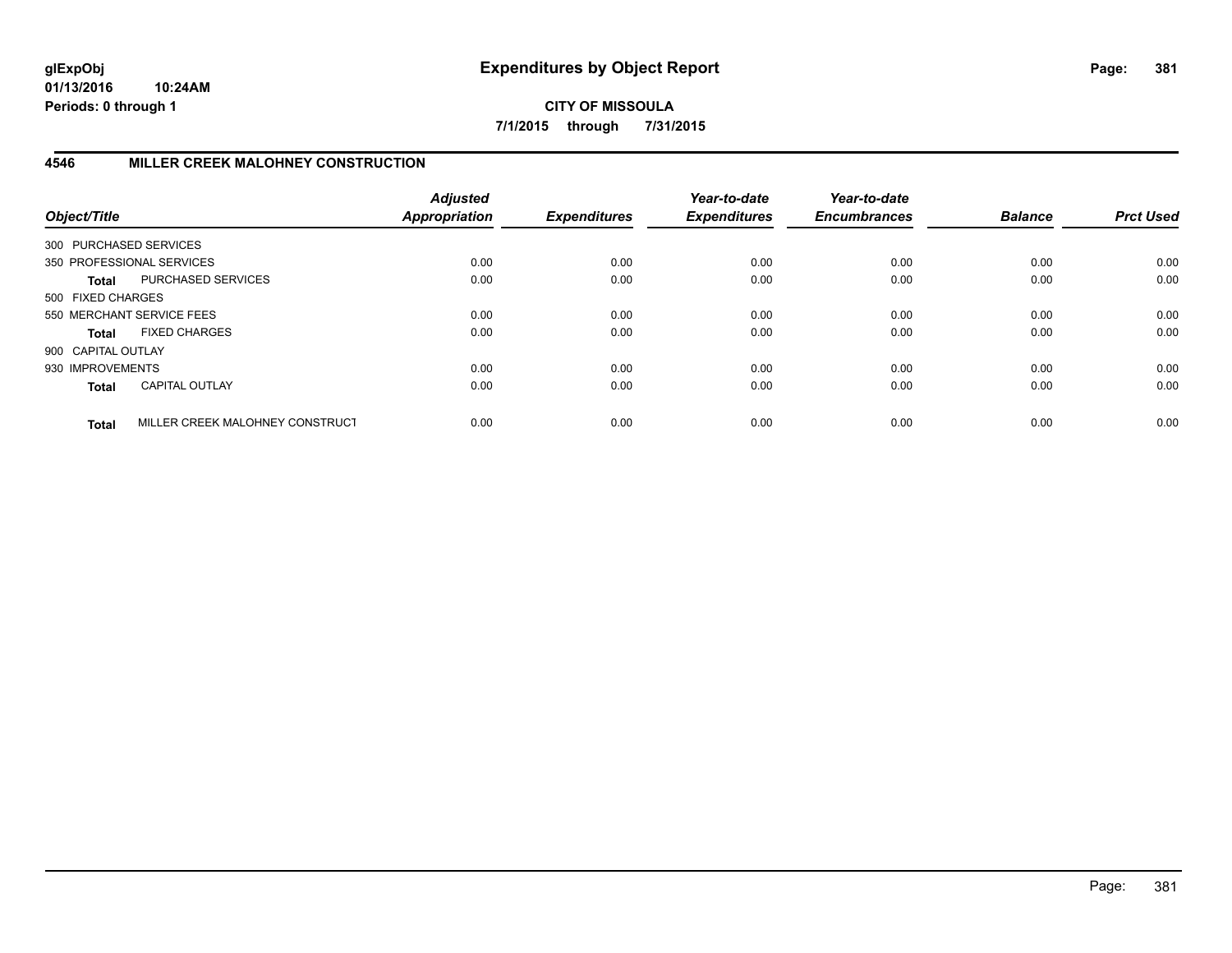# Expenditures by Object Report

glExpObj
01/13/2016 10:24AM
Periods: 0 through 1

**CITY OF MISSOULA**
**7/1/2015 through 7/31/2015**

## 4546 MILLER CREEK MALOHNEY CONSTRUCTION

| Object/Title | | Adjusted Appropriation | Expenditures | Year-to-date Expenditures | Year-to-date Encumbrances | Balance | Prct Used |
|---|---|---|---|---|---|---|---|
| 300 PURCHASED SERVICES | | | | | | | |
| 350 PROFESSIONAL SERVICES | | 0.00 | 0.00 | 0.00 | 0.00 | 0.00 | 0.00 |
| **Total** | PURCHASED SERVICES | 0.00 | 0.00 | 0.00 | 0.00 | 0.00 | 0.00 |
| 500 FIXED CHARGES | | | | | | | |
| 550 MERCHANT SERVICE FEES | | 0.00 | 0.00 | 0.00 | 0.00 | 0.00 | 0.00 |
| **Total** | FIXED CHARGES | 0.00 | 0.00 | 0.00 | 0.00 | 0.00 | 0.00 |
| 900 CAPITAL OUTLAY | | | | | | | |
| 930 IMPROVEMENTS | | 0.00 | 0.00 | 0.00 | 0.00 | 0.00 | 0.00 |
| **Total** | CAPITAL OUTLAY | 0.00 | 0.00 | 0.00 | 0.00 | 0.00 | 0.00 |
| **Total** | MILLER CREEK MALOHNEY CONSTRUCT | 0.00 | 0.00 | 0.00 | 0.00 | 0.00 | 0.00 |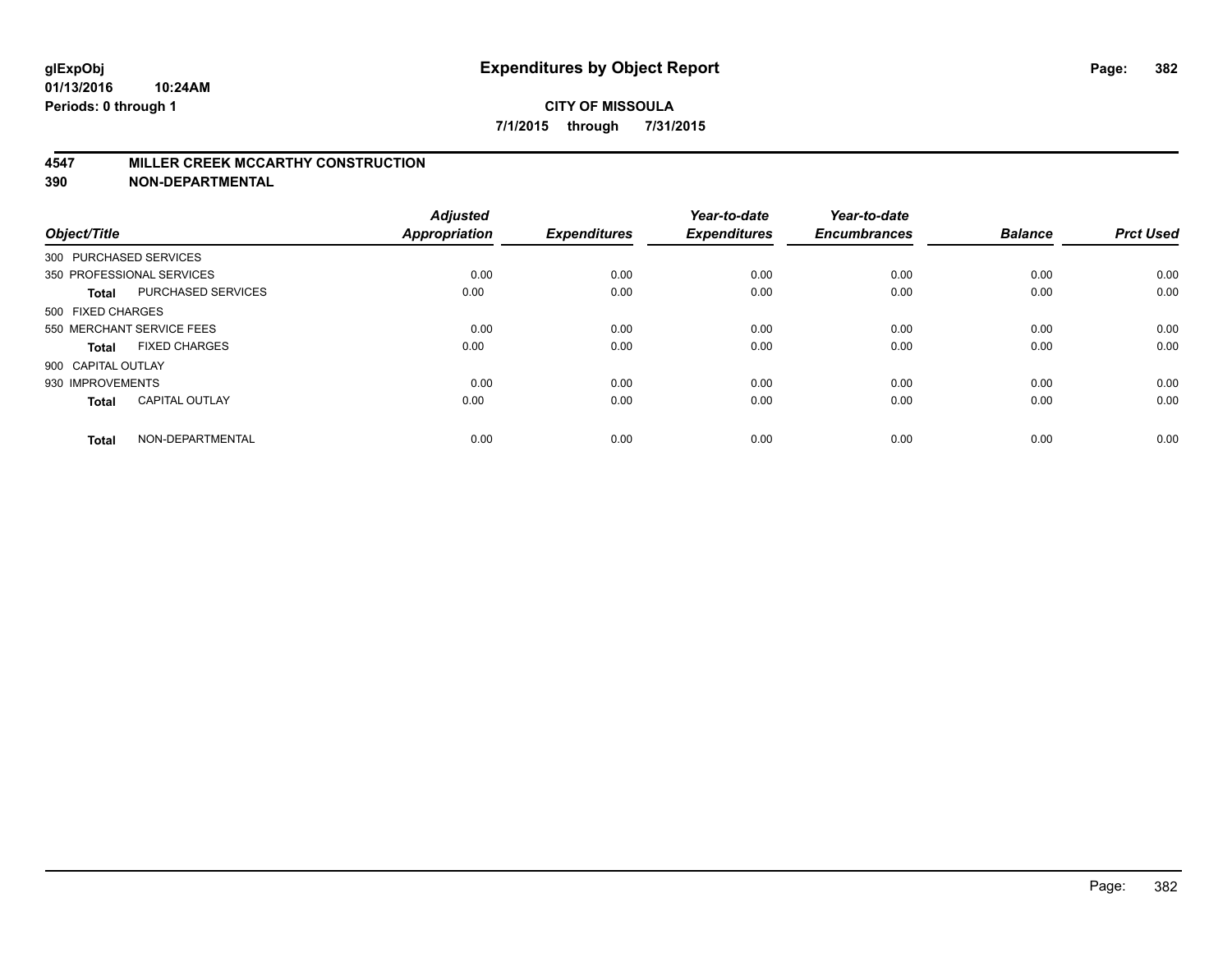glExpObj
01/13/2016 10:24AM
Periods: 0 through 1

# Expenditures by Object Report

**CITY OF MISSOULA**
**7/1/2015 through 7/31/2015**

**4547 MILLER CREEK MCCARTHY CONSTRUCTION**
**390 NON-DEPARTMENTAL**

| Object/Title | | Adjusted Appropriation | Expenditures | Year-to-date Expenditures | Year-to-date Encumbrances | Balance | Prct Used |
|---|---|---|---|---|---|---|---|
| 300 PURCHASED SERVICES | | | | | | | |
| 350 PROFESSIONAL SERVICES | | 0.00 | 0.00 | 0.00 | 0.00 | 0.00 | 0.00 |
| **Total** | PURCHASED SERVICES | 0.00 | 0.00 | 0.00 | 0.00 | 0.00 | 0.00 |
| 500 FIXED CHARGES | | | | | | | |
| 550 MERCHANT SERVICE FEES | | 0.00 | 0.00 | 0.00 | 0.00 | 0.00 | 0.00 |
| **Total** | FIXED CHARGES | 0.00 | 0.00 | 0.00 | 0.00 | 0.00 | 0.00 |
| 900 CAPITAL OUTLAY | | | | | | | |
| 930 IMPROVEMENTS | | 0.00 | 0.00 | 0.00 | 0.00 | 0.00 | 0.00 |
| **Total** | CAPITAL OUTLAY | 0.00 | 0.00 | 0.00 | 0.00 | 0.00 | 0.00 |
| **Total** | NON-DEPARTMENTAL | 0.00 | 0.00 | 0.00 | 0.00 | 0.00 | 0.00 |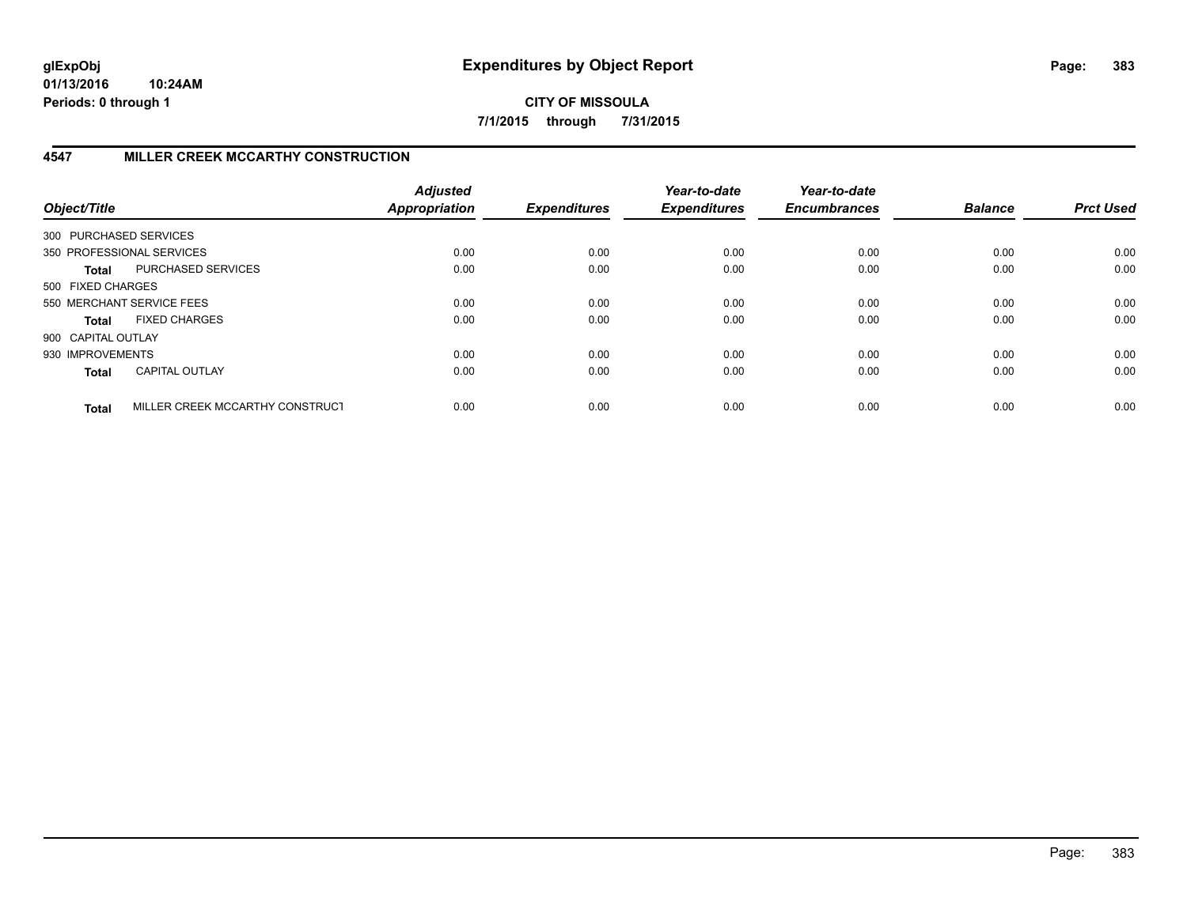**glExpObj**
**01/13/2016 10:24AM**
**Periods: 0 through 1**

# Expenditures by Object Report

**CITY OF MISSOULA**
**7/1/2015 through 7/31/2015**

## 4547 MILLER CREEK MCCARTHY CONSTRUCTION

| Object/Title | | Adjusted Appropriation | Expenditures | Year-to-date Expenditures | Year-to-date Encumbrances | Balance | Prct Used |
|---|---|---|---|---|---|---|---|
| 300 PURCHASED SERVICES | | | | | | | |
| 350 PROFESSIONAL SERVICES | | 0.00 | 0.00 | 0.00 | 0.00 | 0.00 | 0.00 |
| **Total** | PURCHASED SERVICES | 0.00 | 0.00 | 0.00 | 0.00 | 0.00 | 0.00 |
| 500 FIXED CHARGES | | | | | | | |
| 550 MERCHANT SERVICE FEES | | 0.00 | 0.00 | 0.00 | 0.00 | 0.00 | 0.00 |
| **Total** | FIXED CHARGES | 0.00 | 0.00 | 0.00 | 0.00 | 0.00 | 0.00 |
| 900 CAPITAL OUTLAY | | | | | | | |
| 930 IMPROVEMENTS | | 0.00 | 0.00 | 0.00 | 0.00 | 0.00 | 0.00 |
| **Total** | CAPITAL OUTLAY | 0.00 | 0.00 | 0.00 | 0.00 | 0.00 | 0.00 |
| **Total** | MILLER CREEK MCCARTHY CONSTRUCT | 0.00 | 0.00 | 0.00 | 0.00 | 0.00 | 0.00 |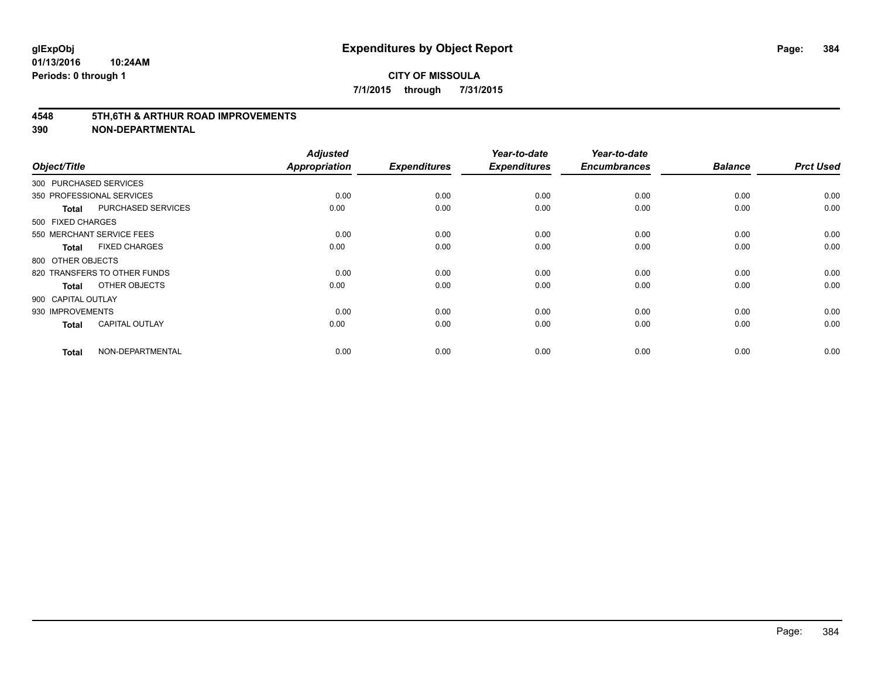# Expenditures by Object Report

glExpObj
01/13/2016 10:24AM
Periods: 0 through 1

**CITY OF MISSOULA**

**7/1/2015 through 7/31/2015**

## 4548 5TH,6TH & ARTHUR ROAD IMPROVEMENTS
## 390 NON-DEPARTMENTAL

| Object/Title | | Adjusted Appropriation | Expenditures | Year-to-date Expenditures | Year-to-date Encumbrances | Balance | Prct Used |
|---|---|---|---|---|---|---|---|
| 300 PURCHASED SERVICES | | | | | | | |
| 350 PROFESSIONAL SERVICES | | 0.00 | 0.00 | 0.00 | 0.00 | 0.00 | 0.00 |
| Total | PURCHASED SERVICES | 0.00 | 0.00 | 0.00 | 0.00 | 0.00 | 0.00 |
| 500 FIXED CHARGES | | | | | | | |
| 550 MERCHANT SERVICE FEES | | 0.00 | 0.00 | 0.00 | 0.00 | 0.00 | 0.00 |
| Total | FIXED CHARGES | 0.00 | 0.00 | 0.00 | 0.00 | 0.00 | 0.00 |
| 800 OTHER OBJECTS | | | | | | | |
| 820 TRANSFERS TO OTHER FUNDS | | 0.00 | 0.00 | 0.00 | 0.00 | 0.00 | 0.00 |
| Total | OTHER OBJECTS | 0.00 | 0.00 | 0.00 | 0.00 | 0.00 | 0.00 |
| 900 CAPITAL OUTLAY | | | | | | | |
| 930 IMPROVEMENTS | | 0.00 | 0.00 | 0.00 | 0.00 | 0.00 | 0.00 |
| Total | CAPITAL OUTLAY | 0.00 | 0.00 | 0.00 | 0.00 | 0.00 | 0.00 |
| Total | NON-DEPARTMENTAL | 0.00 | 0.00 | 0.00 | 0.00 | 0.00 | 0.00 |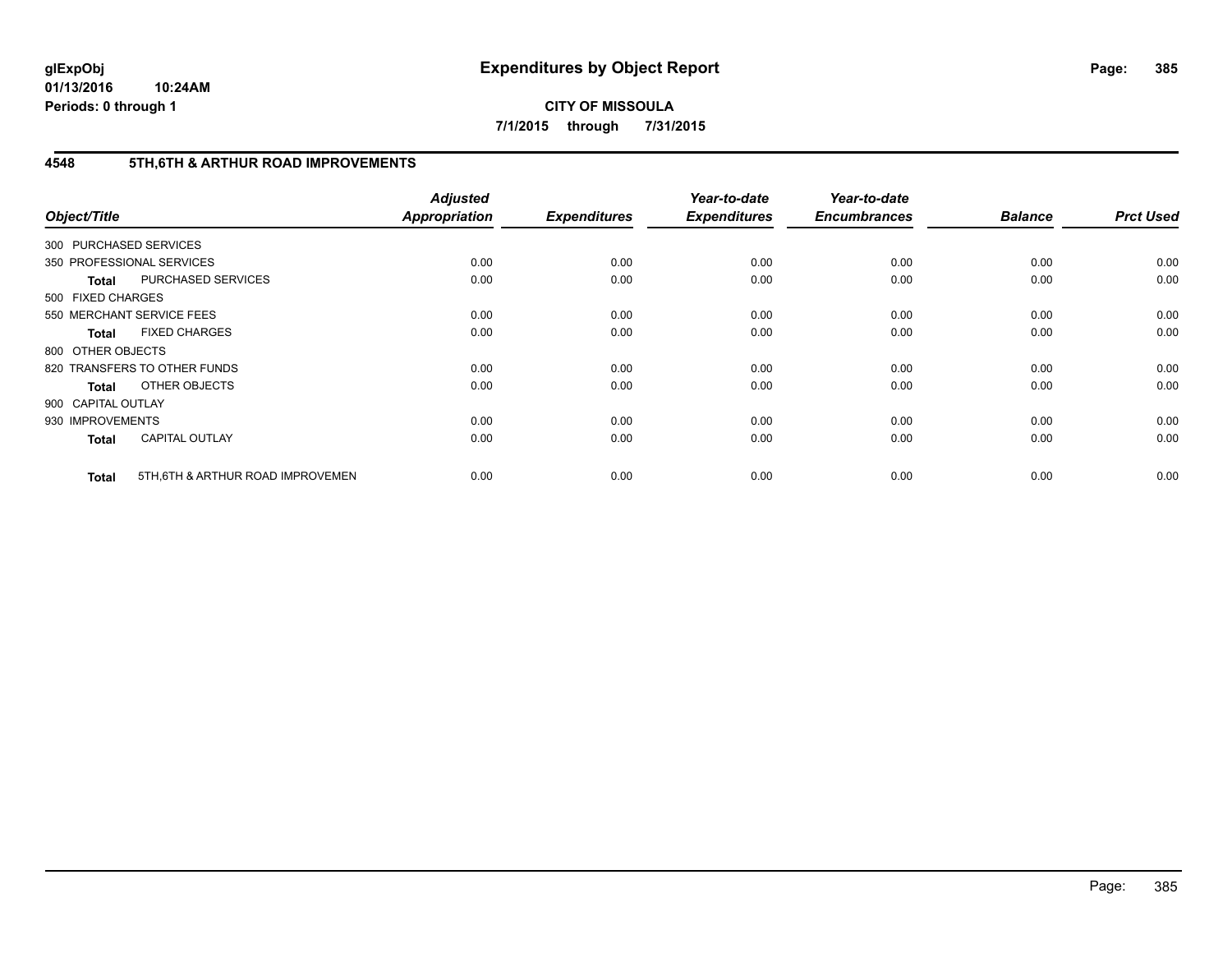**glExpObj**
**01/13/2016 10:24AM**
**Periods: 0 through 1**

# Expenditures by Object Report

**CITY OF MISSOULA**
**7/1/2015 through 7/31/2015**

## 4548 5TH,6TH & ARTHUR ROAD IMPROVEMENTS

| Object/Title | | *Adjusted Appropriation* | *Expenditures* | *Year-to-date Expenditures* | *Year-to-date Encumbrances* | *Balance* | *Prct Used* |
|---|---|---|---|---|---|---|---|
| 300 PURCHASED SERVICES | | | | | | | |
| 350 PROFESSIONAL SERVICES | | 0.00 | 0.00 | 0.00 | 0.00 | 0.00 | 0.00 |
| **Total** | PURCHASED SERVICES | 0.00 | 0.00 | 0.00 | 0.00 | 0.00 | 0.00 |
| 500 FIXED CHARGES | | | | | | | |
| 550 MERCHANT SERVICE FEES | | 0.00 | 0.00 | 0.00 | 0.00 | 0.00 | 0.00 |
| **Total** | FIXED CHARGES | 0.00 | 0.00 | 0.00 | 0.00 | 0.00 | 0.00 |
| 800 OTHER OBJECTS | | | | | | | |
| 820 TRANSFERS TO OTHER FUNDS | | 0.00 | 0.00 | 0.00 | 0.00 | 0.00 | 0.00 |
| **Total** | OTHER OBJECTS | 0.00 | 0.00 | 0.00 | 0.00 | 0.00 | 0.00 |
| 900 CAPITAL OUTLAY | | | | | | | |
| 930 IMPROVEMENTS | | 0.00 | 0.00 | 0.00 | 0.00 | 0.00 | 0.00 |
| **Total** | CAPITAL OUTLAY | 0.00 | 0.00 | 0.00 | 0.00 | 0.00 | 0.00 |
| **Total** | 5TH,6TH & ARTHUR ROAD IMPROVEMEN | 0.00 | 0.00 | 0.00 | 0.00 | 0.00 | 0.00 |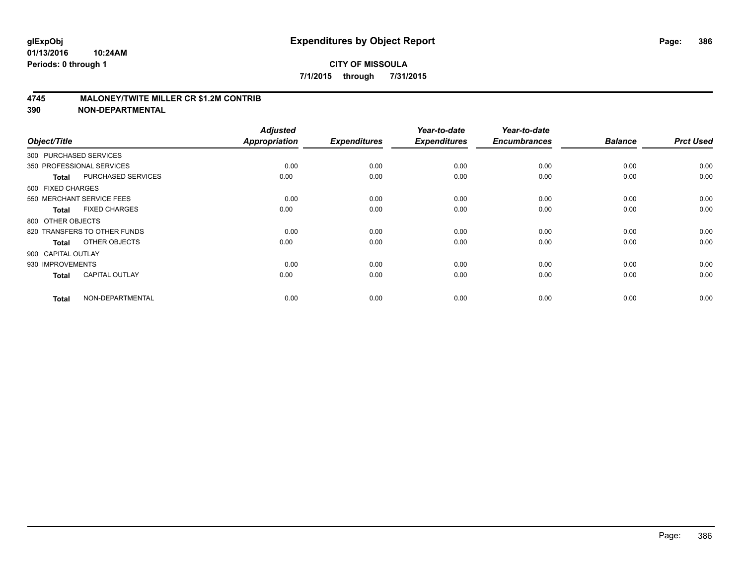**glExpObj** 
**01/13/2016 10:24AM** 
**Periods: 0 through 1**

# Expenditures by Object Report

**CITY OF MISSOULA** 
**7/1/2015 through 7/31/2015**

**4745 MALONEY/TWITE MILLER CR $1.2M CONTRIB** 
**390 NON-DEPARTMENTAL**

| Object/Title | | Adjusted Appropriation | Expenditures | Year-to-date Expenditures | Year-to-date Encumbrances | Balance | Prct Used |
|---|---|---|---|---|---|---|---|
| 300 PURCHASED SERVICES | | | | | | | |
| 350 PROFESSIONAL SERVICES | | 0.00 | 0.00 | 0.00 | 0.00 | 0.00 | 0.00 |
| **Total** | PURCHASED SERVICES | 0.00 | 0.00 | 0.00 | 0.00 | 0.00 | 0.00 |
| 500 FIXED CHARGES | | | | | | | |
| 550 MERCHANT SERVICE FEES | | 0.00 | 0.00 | 0.00 | 0.00 | 0.00 | 0.00 |
| **Total** | FIXED CHARGES | 0.00 | 0.00 | 0.00 | 0.00 | 0.00 | 0.00 |
| 800 OTHER OBJECTS | | | | | | | |
| 820 TRANSFERS TO OTHER FUNDS | | 0.00 | 0.00 | 0.00 | 0.00 | 0.00 | 0.00 |
| **Total** | OTHER OBJECTS | 0.00 | 0.00 | 0.00 | 0.00 | 0.00 | 0.00 |
| 900 CAPITAL OUTLAY | | | | | | | |
| 930 IMPROVEMENTS | | 0.00 | 0.00 | 0.00 | 0.00 | 0.00 | 0.00 |
| **Total** | CAPITAL OUTLAY | 0.00 | 0.00 | 0.00 | 0.00 | 0.00 | 0.00 |
| **Total** | NON-DEPARTMENTAL | 0.00 | 0.00 | 0.00 | 0.00 | 0.00 | 0.00 |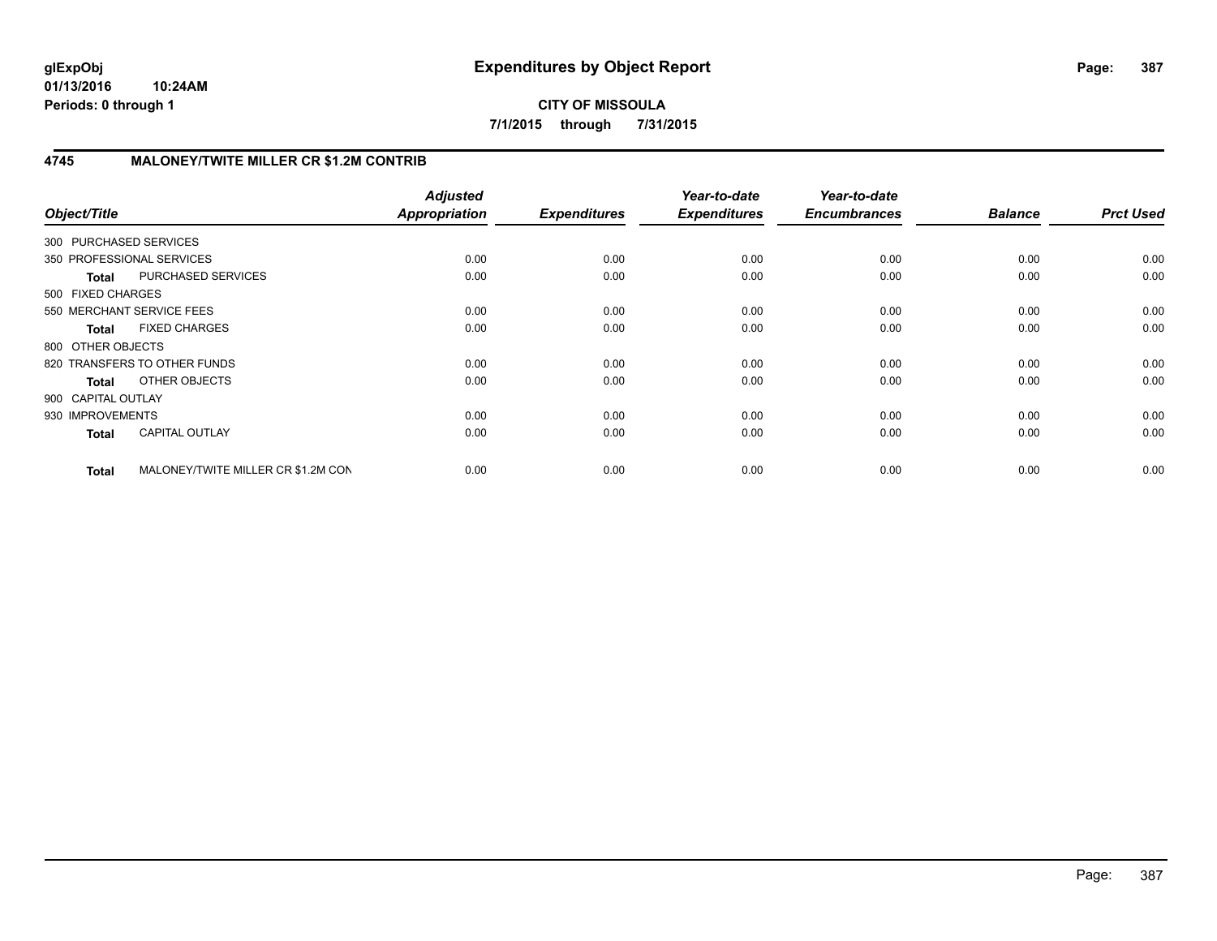# Expenditures by Object Report

glExpObj
01/13/2016 10:24AM
Periods: 0 through 1

**CITY OF MISSOULA**

**7/1/2015 through 7/31/2015**

## 4745 MALONEY/TWITE MILLER CR $1.2M CONTRIB

| Object/Title | | Adjusted Appropriation | Expenditures | Year-to-date Expenditures | Year-to-date Encumbrances | Balance | Prct Used |
|---|---|---|---|---|---|---|---|
| 300 PURCHASED SERVICES | | | | | | | |
| 350 PROFESSIONAL SERVICES | | 0.00 | 0.00 | 0.00 | 0.00 | 0.00 | 0.00 |
| **Total** | PURCHASED SERVICES | 0.00 | 0.00 | 0.00 | 0.00 | 0.00 | 0.00 |
| 500 FIXED CHARGES | | | | | | | |
| 550 MERCHANT SERVICE FEES | | 0.00 | 0.00 | 0.00 | 0.00 | 0.00 | 0.00 |
| **Total** | FIXED CHARGES | 0.00 | 0.00 | 0.00 | 0.00 | 0.00 | 0.00 |
| 800 OTHER OBJECTS | | | | | | | |
| 820 TRANSFERS TO OTHER FUNDS | | 0.00 | 0.00 | 0.00 | 0.00 | 0.00 | 0.00 |
| **Total** | OTHER OBJECTS | 0.00 | 0.00 | 0.00 | 0.00 | 0.00 | 0.00 |
| 900 CAPITAL OUTLAY | | | | | | | |
| 930 IMPROVEMENTS | | 0.00 | 0.00 | 0.00 | 0.00 | 0.00 | 0.00 |
| **Total** | CAPITAL OUTLAY | 0.00 | 0.00 | 0.00 | 0.00 | 0.00 | 0.00 |
| **Total** | MALONEY/TWITE MILLER CR $1.2M CON | 0.00 | 0.00 | 0.00 | 0.00 | 0.00 | 0.00 |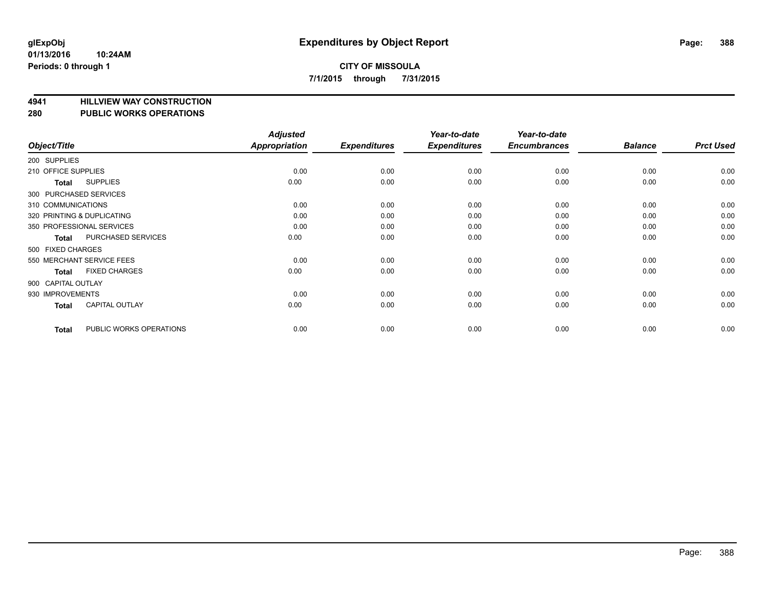glExpObj
01/13/2016 10:24AM
Periods: 0 through 1

# Expenditures by Object Report

**CITY OF MISSOULA**
**7/1/2015 through 7/31/2015**

**4941 HILLVIEW WAY CONSTRUCTION**
**280 PUBLIC WORKS OPERATIONS**

| Object/Title | Adjusted Appropriation | Expenditures | Year-to-date Expenditures | Year-to-date Encumbrances | Balance | Prct Used |
|---|---|---|---|---|---|---|
| 200 SUPPLIES | | | | | | |
| 210 OFFICE SUPPLIES | 0.00 | 0.00 | 0.00 | 0.00 | 0.00 | 0.00 |
| **Total** SUPPLIES | 0.00 | 0.00 | 0.00 | 0.00 | 0.00 | 0.00 |
| 300 PURCHASED SERVICES | | | | | | |
| 310 COMMUNICATIONS | 0.00 | 0.00 | 0.00 | 0.00 | 0.00 | 0.00 |
| 320 PRINTING & DUPLICATING | 0.00 | 0.00 | 0.00 | 0.00 | 0.00 | 0.00 |
| 350 PROFESSIONAL SERVICES | 0.00 | 0.00 | 0.00 | 0.00 | 0.00 | 0.00 |
| **Total** PURCHASED SERVICES | 0.00 | 0.00 | 0.00 | 0.00 | 0.00 | 0.00 |
| 500 FIXED CHARGES | | | | | | |
| 550 MERCHANT SERVICE FEES | 0.00 | 0.00 | 0.00 | 0.00 | 0.00 | 0.00 |
| **Total** FIXED CHARGES | 0.00 | 0.00 | 0.00 | 0.00 | 0.00 | 0.00 |
| 900 CAPITAL OUTLAY | | | | | | |
| 930 IMPROVEMENTS | 0.00 | 0.00 | 0.00 | 0.00 | 0.00 | 0.00 |
| **Total** CAPITAL OUTLAY | 0.00 | 0.00 | 0.00 | 0.00 | 0.00 | 0.00 |
| **Total** PUBLIC WORKS OPERATIONS | 0.00 | 0.00 | 0.00 | 0.00 | 0.00 | 0.00 |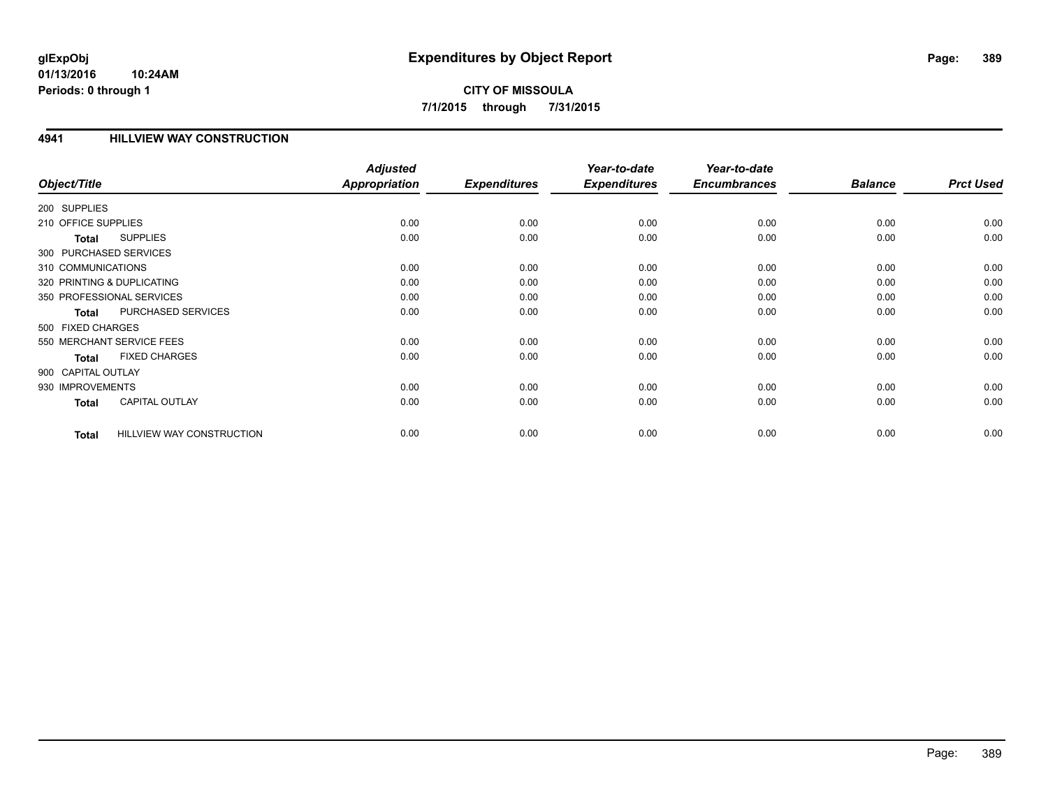**glExpObj**
**01/13/2016 10:24AM**
**Periods: 0 through 1**

# Expenditures by Object Report

**CITY OF MISSOULA**
**7/1/2015 through 7/31/2015**

## 4941 HILLVIEW WAY CONSTRUCTION

| Object/Title | | Adjusted Appropriation | Expenditures | Year-to-date Expenditures | Year-to-date Encumbrances | Balance | Prct Used |
|---|---|---|---|---|---|---|---|
| 200 SUPPLIES | | | | | | | |
| 210 OFFICE SUPPLIES | | 0.00 | 0.00 | 0.00 | 0.00 | 0.00 | 0.00 |
| **Total** | SUPPLIES | 0.00 | 0.00 | 0.00 | 0.00 | 0.00 | 0.00 |
| 300 PURCHASED SERVICES | | | | | | | |
| 310 COMMUNICATIONS | | 0.00 | 0.00 | 0.00 | 0.00 | 0.00 | 0.00 |
| 320 PRINTING & DUPLICATING | | 0.00 | 0.00 | 0.00 | 0.00 | 0.00 | 0.00 |
| 350 PROFESSIONAL SERVICES | | 0.00 | 0.00 | 0.00 | 0.00 | 0.00 | 0.00 |
| **Total** | PURCHASED SERVICES | 0.00 | 0.00 | 0.00 | 0.00 | 0.00 | 0.00 |
| 500 FIXED CHARGES | | | | | | | |
| 550 MERCHANT SERVICE FEES | | 0.00 | 0.00 | 0.00 | 0.00 | 0.00 | 0.00 |
| **Total** | FIXED CHARGES | 0.00 | 0.00 | 0.00 | 0.00 | 0.00 | 0.00 |
| 900 CAPITAL OUTLAY | | | | | | | |
| 930 IMPROVEMENTS | | 0.00 | 0.00 | 0.00 | 0.00 | 0.00 | 0.00 |
| **Total** | CAPITAL OUTLAY | 0.00 | 0.00 | 0.00 | 0.00 | 0.00 | 0.00 |
| **Total** | HILLVIEW WAY CONSTRUCTION | 0.00 | 0.00 | 0.00 | 0.00 | 0.00 | 0.00 |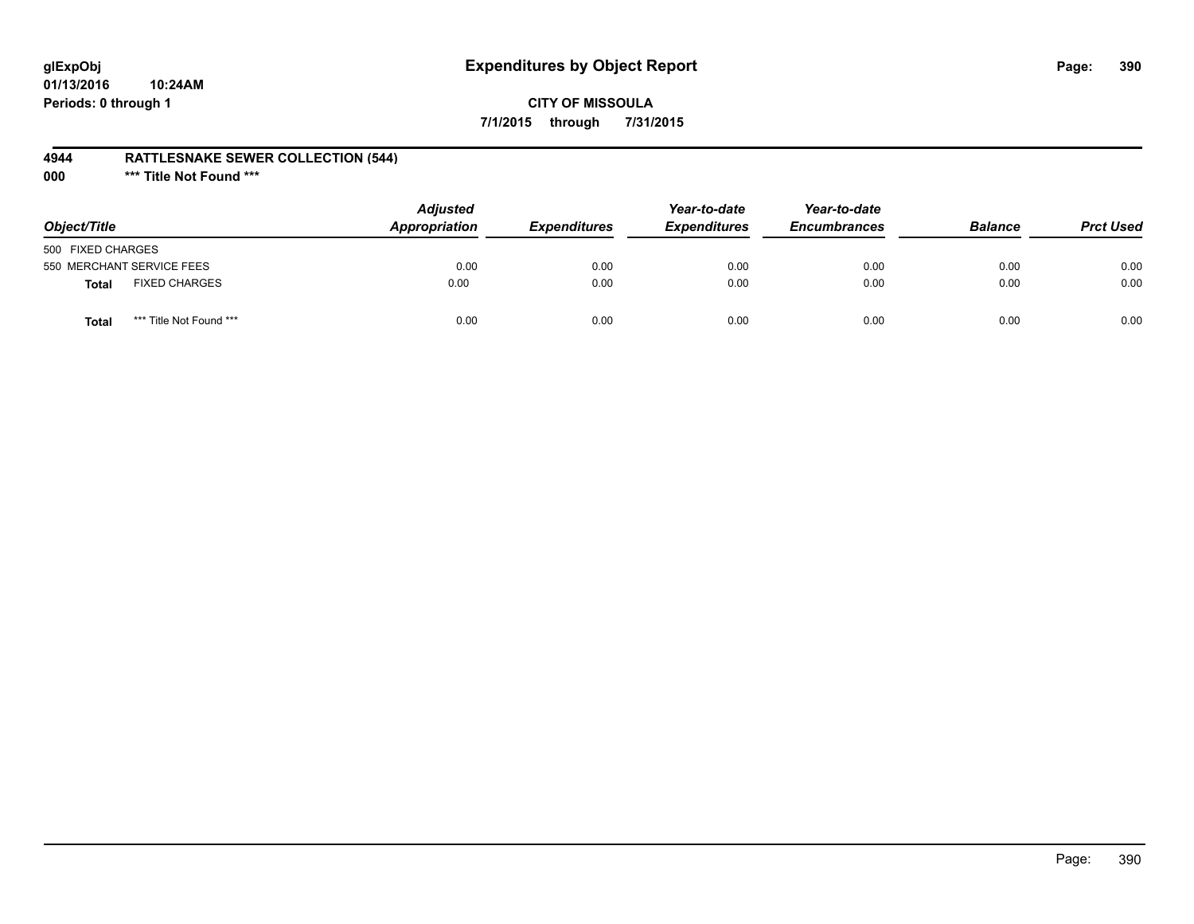**glExpObj**
**01/13/2016 10:24AM**
**Periods: 0 through 1**

# Expenditures by Object Report

**CITY OF MISSOULA**
**7/1/2015 through 7/31/2015**

**4944 RATTLESNAKE SEWER COLLECTION (544)**
**000 \*\*\* Title Not Found \*\*\***

| Object/Title | | Adjusted Appropriation | Expenditures | Year-to-date Expenditures | Year-to-date Encumbrances | Balance | Prct Used |
|---|---|---|---|---|---|---|---|
| 500 FIXED CHARGES | | | | | | | |
| 550 MERCHANT SERVICE FEES | | 0.00 | 0.00 | 0.00 | 0.00 | 0.00 | 0.00 |
| **Total** | FIXED CHARGES | 0.00 | 0.00 | 0.00 | 0.00 | 0.00 | 0.00 |
| **Total** | *** Title Not Found *** | 0.00 | 0.00 | 0.00 | 0.00 | 0.00 | 0.00 |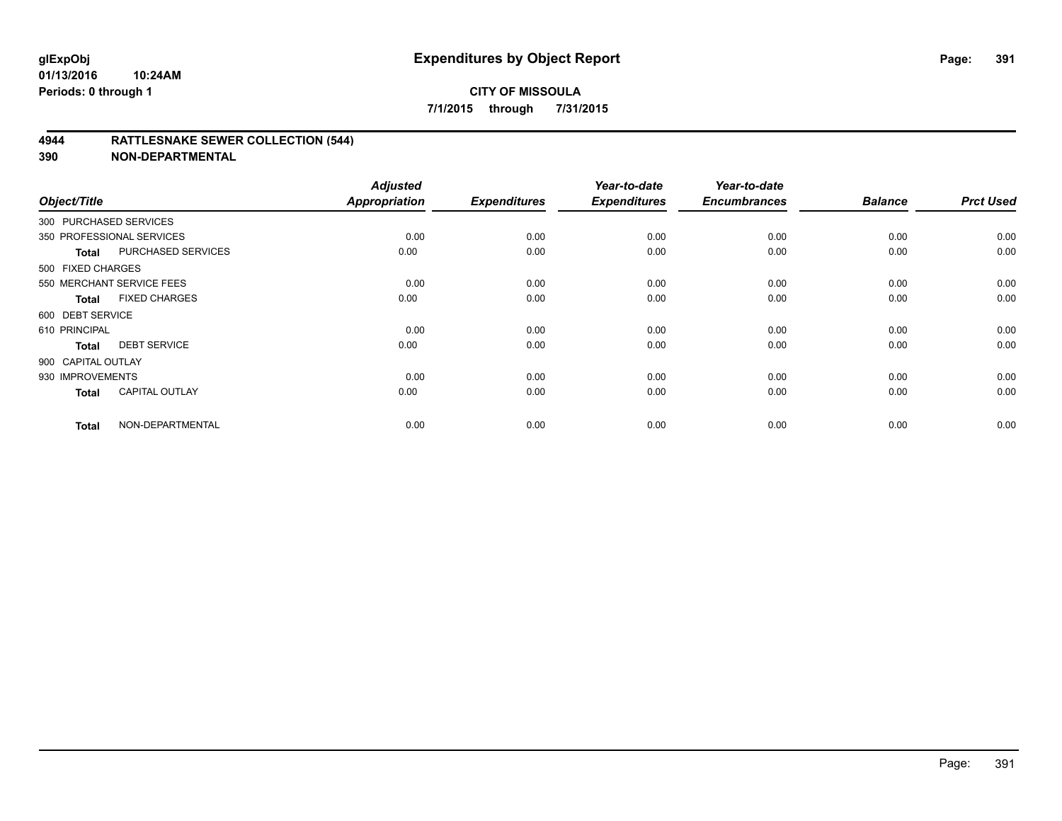**glExpObj** | **Expenditures by Object Report**

**01/13/2016 10:24AM**

**Periods: 0 through 1**

**CITY OF MISSOULA**

**7/1/2015 through 7/31/2015**

## 4944 RATTLESNAKE SEWER COLLECTION (544)

## 390 NON-DEPARTMENTAL

| Object/Title | | Adjusted Appropriation | Expenditures | Year-to-date Expenditures | Year-to-date Encumbrances | Balance | Prct Used |
|---|---|---|---|---|---|---|---|
| 300 PURCHASED SERVICES | | | | | | | |
| 350 PROFESSIONAL SERVICES | | 0.00 | 0.00 | 0.00 | 0.00 | 0.00 | 0.00 |
| **Total** | PURCHASED SERVICES | 0.00 | 0.00 | 0.00 | 0.00 | 0.00 | 0.00 |
| 500 FIXED CHARGES | | | | | | | |
| 550 MERCHANT SERVICE FEES | | 0.00 | 0.00 | 0.00 | 0.00 | 0.00 | 0.00 |
| **Total** | FIXED CHARGES | 0.00 | 0.00 | 0.00 | 0.00 | 0.00 | 0.00 |
| 600 DEBT SERVICE | | | | | | | |
| 610 PRINCIPAL | | 0.00 | 0.00 | 0.00 | 0.00 | 0.00 | 0.00 |
| **Total** | DEBT SERVICE | 0.00 | 0.00 | 0.00 | 0.00 | 0.00 | 0.00 |
| 900 CAPITAL OUTLAY | | | | | | | |
| 930 IMPROVEMENTS | | 0.00 | 0.00 | 0.00 | 0.00 | 0.00 | 0.00 |
| **Total** | CAPITAL OUTLAY | 0.00 | 0.00 | 0.00 | 0.00 | 0.00 | 0.00 |
| **Total** | NON-DEPARTMENTAL | 0.00 | 0.00 | 0.00 | 0.00 | 0.00 | 0.00 |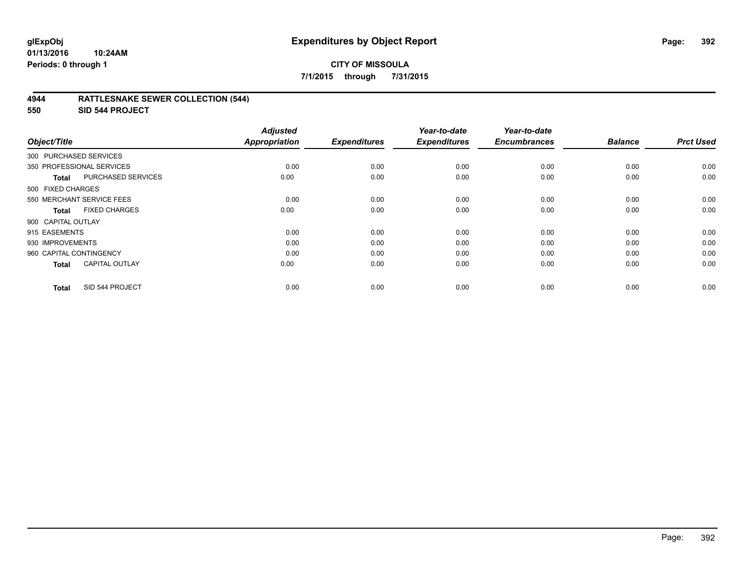**glExpObj**
**01/13/2016 10:24AM**
**Periods: 0 through 1**

# Expenditures by Object Report

**CITY OF MISSOULA**
**7/1/2015 through 7/31/2015**

## 4944 RATTLESNAKE SEWER COLLECTION (544)
## 550 SID 544 PROJECT

| Object/Title | Adjusted Appropriation | Expenditures | Year-to-date Expenditures | Year-to-date Encumbrances | Balance | Prct Used |
|---|---|---|---|---|---|---|
| 300 PURCHASED SERVICES | | | | | | |
| 350 PROFESSIONAL SERVICES | 0.00 | 0.00 | 0.00 | 0.00 | 0.00 | 0.00 |
| **Total** PURCHASED SERVICES | 0.00 | 0.00 | 0.00 | 0.00 | 0.00 | 0.00 |
| 500 FIXED CHARGES | | | | | | |
| 550 MERCHANT SERVICE FEES | 0.00 | 0.00 | 0.00 | 0.00 | 0.00 | 0.00 |
| **Total** FIXED CHARGES | 0.00 | 0.00 | 0.00 | 0.00 | 0.00 | 0.00 |
| 900 CAPITAL OUTLAY | | | | | | |
| 915 EASEMENTS | 0.00 | 0.00 | 0.00 | 0.00 | 0.00 | 0.00 |
| 930 IMPROVEMENTS | 0.00 | 0.00 | 0.00 | 0.00 | 0.00 | 0.00 |
| 960 CAPITAL CONTINGENCY | 0.00 | 0.00 | 0.00 | 0.00 | 0.00 | 0.00 |
| **Total** CAPITAL OUTLAY | 0.00 | 0.00 | 0.00 | 0.00 | 0.00 | 0.00 |
| **Total** SID 544 PROJECT | 0.00 | 0.00 | 0.00 | 0.00 | 0.00 | 0.00 |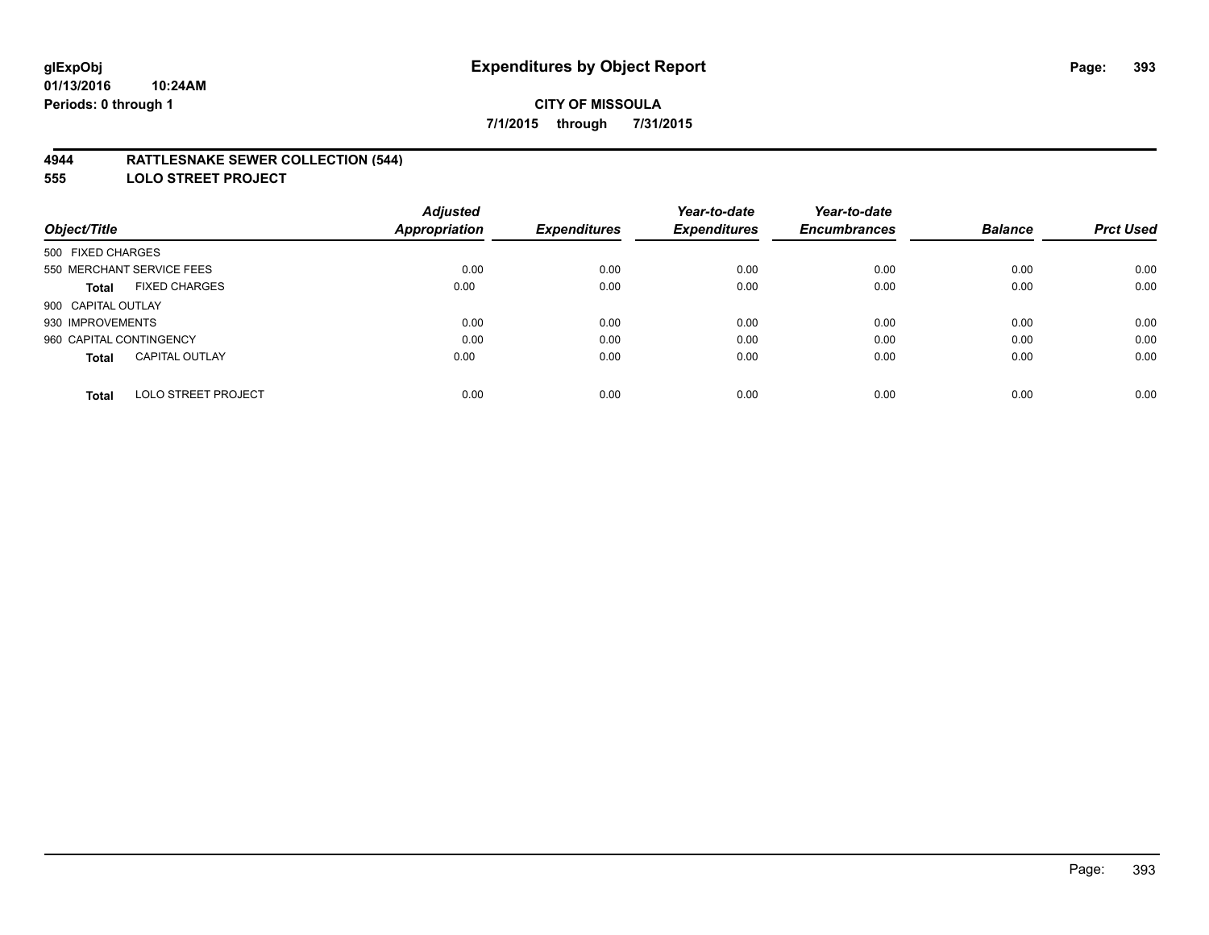# Expenditures by Object Report

glExpObj
01/13/2016 10:24AM
Periods: 0 through 1

**CITY OF MISSOULA**
**7/1/2015 through 7/31/2015**

## 4944 RATTLESNAKE SEWER COLLECTION (544)
## 555 LOLO STREET PROJECT

| Object/Title | Adjusted Appropriation | Expenditures | Year-to-date Expenditures | Year-to-date Encumbrances | Balance | Prct Used |
|---|---|---|---|---|---|---|
| 500 FIXED CHARGES | | | | | | |
| 550 MERCHANT SERVICE FEES | 0.00 | 0.00 | 0.00 | 0.00 | 0.00 | 0.00 |
| **Total** FIXED CHARGES | 0.00 | 0.00 | 0.00 | 0.00 | 0.00 | 0.00 |
| 900 CAPITAL OUTLAY | | | | | | |
| 930 IMPROVEMENTS | 0.00 | 0.00 | 0.00 | 0.00 | 0.00 | 0.00 |
| 960 CAPITAL CONTINGENCY | 0.00 | 0.00 | 0.00 | 0.00 | 0.00 | 0.00 |
| **Total** CAPITAL OUTLAY | 0.00 | 0.00 | 0.00 | 0.00 | 0.00 | 0.00 |
| **Total** LOLO STREET PROJECT | 0.00 | 0.00 | 0.00 | 0.00 | 0.00 | 0.00 |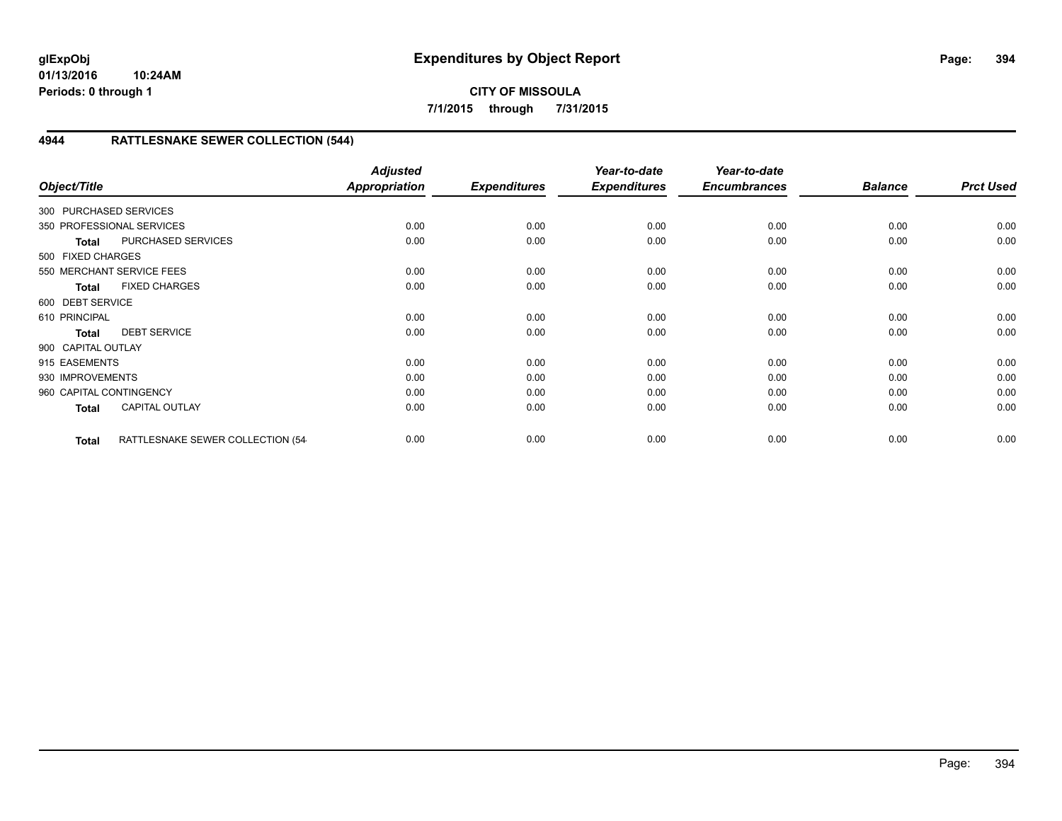# Expenditures by Object Report

**CITY OF MISSOULA**

**7/1/2015 through 7/31/2015**

glExpObj
01/13/2016 10:24AM
Periods: 0 through 1

## 4944 RATTLESNAKE SEWER COLLECTION (544)

| Object/Title | Adjusted Appropriation | Expenditures | Year-to-date Expenditures | Year-to-date Encumbrances | Balance | Prct Used |
|---|---|---|---|---|---|---|
| 300 PURCHASED SERVICES | | | | | | |
| 350 PROFESSIONAL SERVICES | 0.00 | 0.00 | 0.00 | 0.00 | 0.00 | 0.00 |
| **Total** PURCHASED SERVICES | 0.00 | 0.00 | 0.00 | 0.00 | 0.00 | 0.00 |
| 500 FIXED CHARGES | | | | | | |
| 550 MERCHANT SERVICE FEES | 0.00 | 0.00 | 0.00 | 0.00 | 0.00 | 0.00 |
| **Total** FIXED CHARGES | 0.00 | 0.00 | 0.00 | 0.00 | 0.00 | 0.00 |
| 600 DEBT SERVICE | | | | | | |
| 610 PRINCIPAL | 0.00 | 0.00 | 0.00 | 0.00 | 0.00 | 0.00 |
| **Total** DEBT SERVICE | 0.00 | 0.00 | 0.00 | 0.00 | 0.00 | 0.00 |
| 900 CAPITAL OUTLAY | | | | | | |
| 915 EASEMENTS | 0.00 | 0.00 | 0.00 | 0.00 | 0.00 | 0.00 |
| 930 IMPROVEMENTS | 0.00 | 0.00 | 0.00 | 0.00 | 0.00 | 0.00 |
| 960 CAPITAL CONTINGENCY | 0.00 | 0.00 | 0.00 | 0.00 | 0.00 | 0.00 |
| **Total** CAPITAL OUTLAY | 0.00 | 0.00 | 0.00 | 0.00 | 0.00 | 0.00 |
| **Total** RATTLESNAKE SEWER COLLECTION (54 | 0.00 | 0.00 | 0.00 | 0.00 | 0.00 | 0.00 |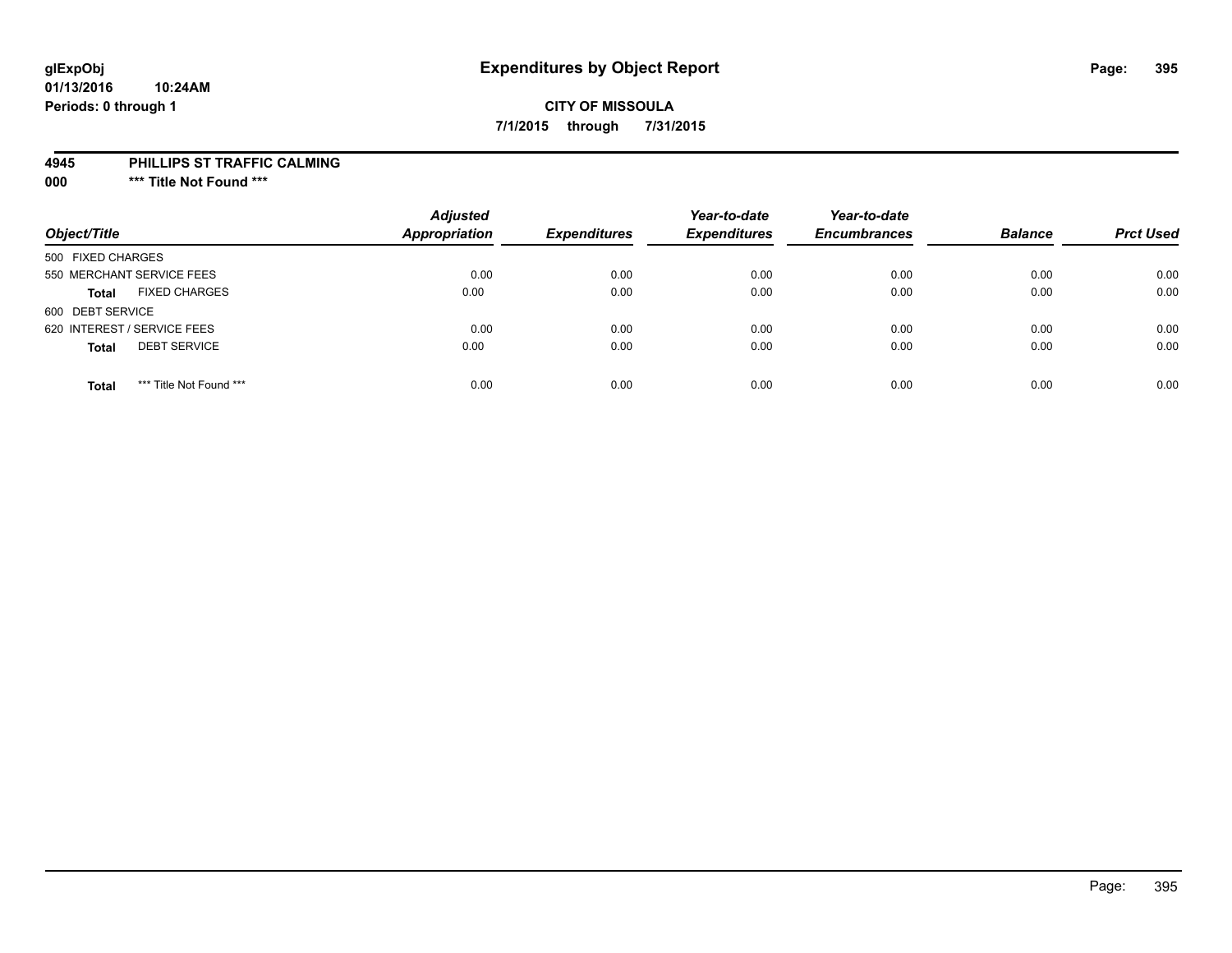# Expenditures by Object Report

**CITY OF MISSOULA**

**7/1/2015 through 7/31/2015**

glExpObj
01/13/2016 10:24AM
Periods: 0 through 1

**4945 PHILLIPS ST TRAFFIC CALMING**

**000 *** Title Not Found *****

| Object/Title | Adjusted Appropriation | Expenditures | Year-to-date Expenditures | Year-to-date Encumbrances | Balance | Prct Used |
|---|---|---|---|---|---|---|
| 500 FIXED CHARGES | | | | | | |
| 550 MERCHANT SERVICE FEES | 0.00 | 0.00 | 0.00 | 0.00 | 0.00 | 0.00 |
| **Total** FIXED CHARGES | 0.00 | 0.00 | 0.00 | 0.00 | 0.00 | 0.00 |
| 600 DEBT SERVICE | | | | | | |
| 620 INTEREST / SERVICE FEES | 0.00 | 0.00 | 0.00 | 0.00 | 0.00 | 0.00 |
| **Total** DEBT SERVICE | 0.00 | 0.00 | 0.00 | 0.00 | 0.00 | 0.00 |
| **Total** *** Title Not Found *** | 0.00 | 0.00 | 0.00 | 0.00 | 0.00 | 0.00 |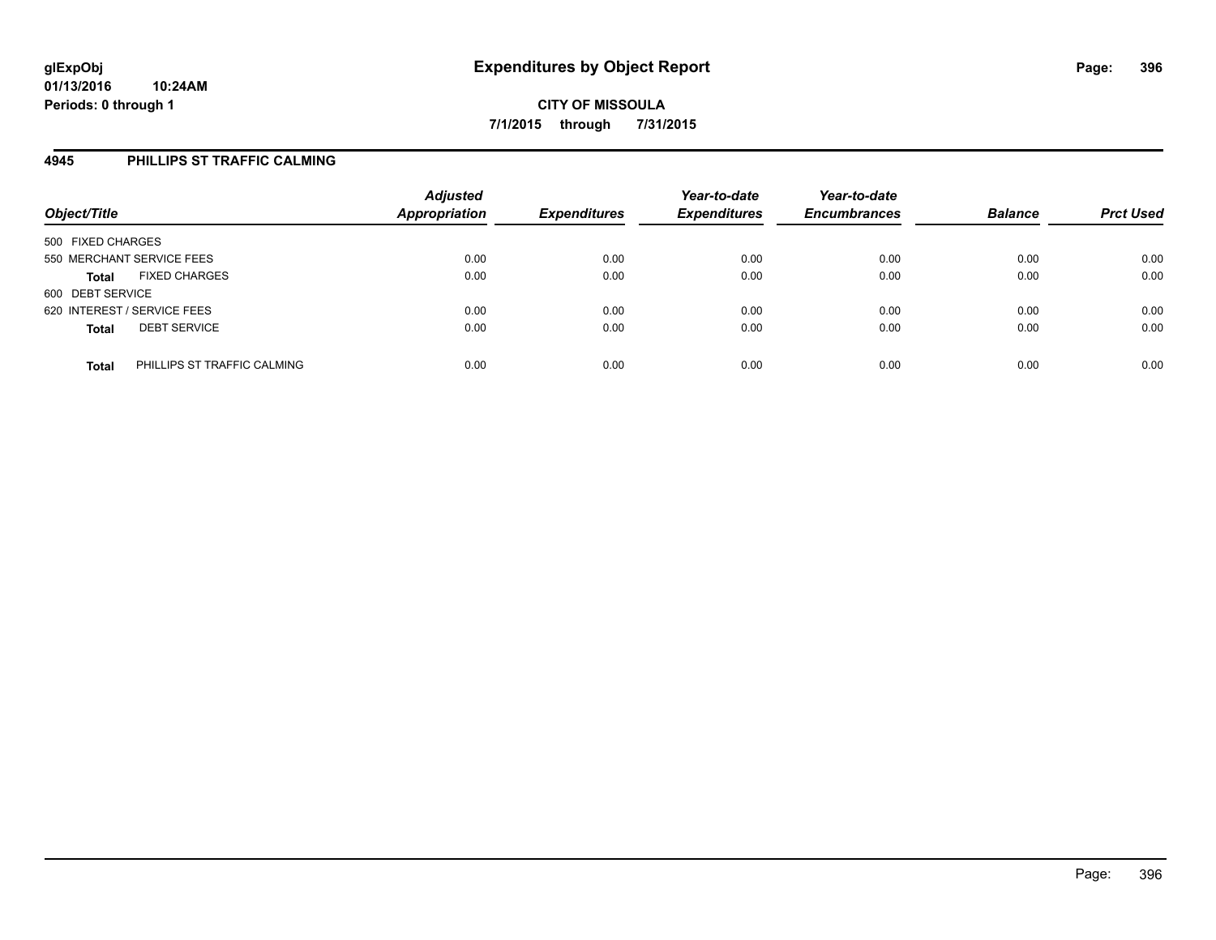# Expenditures by Object Report

glExpObj
01/13/2016 10:24AM
Periods: 0 through 1

**CITY OF MISSOULA**
**7/1/2015 through 7/31/2015**

## 4945 PHILLIPS ST TRAFFIC CALMING

| Object/Title | Adjusted Appropriation | Expenditures | Year-to-date Expenditures | Year-to-date Encumbrances | Balance | Prct Used |
|---|---|---|---|---|---|---|
| 500 FIXED CHARGES | | | | | | |
| 550 MERCHANT SERVICE FEES | 0.00 | 0.00 | 0.00 | 0.00 | 0.00 | 0.00 |
| **Total** FIXED CHARGES | 0.00 | 0.00 | 0.00 | 0.00 | 0.00 | 0.00 |
| 600 DEBT SERVICE | | | | | | |
| 620 INTEREST / SERVICE FEES | 0.00 | 0.00 | 0.00 | 0.00 | 0.00 | 0.00 |
| **Total** DEBT SERVICE | 0.00 | 0.00 | 0.00 | 0.00 | 0.00 | 0.00 |
| **Total** PHILLIPS ST TRAFFIC CALMING | 0.00 | 0.00 | 0.00 | 0.00 | 0.00 | 0.00 |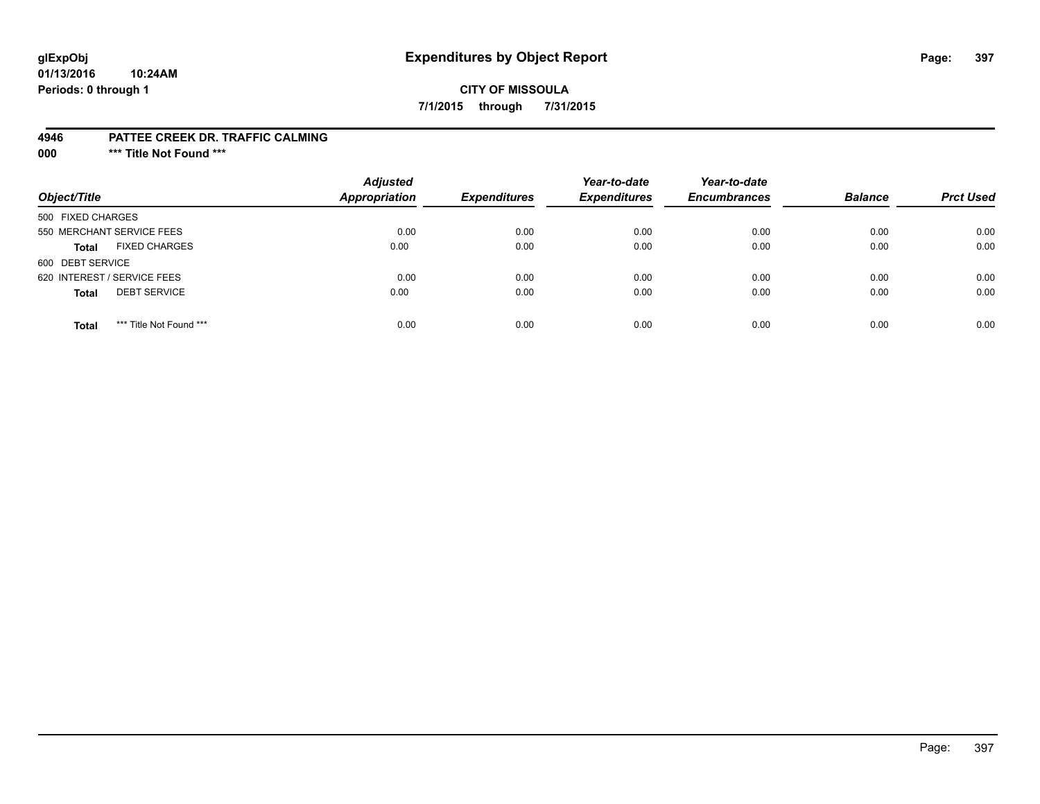# Expenditures by Object Report

glExpObj
01/13/2016 10:24AM
Periods: 0 through 1

**CITY OF MISSOULA**

**7/1/2015 through 7/31/2015**

**4946 PATTEE CREEK DR. TRAFFIC CALMING**

**000 \*\*\* Title Not Found \*\*\***

| Object/Title | Adjusted Appropriation | Expenditures | Year-to-date Expenditures | Year-to-date Encumbrances | Balance | Prct Used |
|---|---|---|---|---|---|---|
| 500 FIXED CHARGES | | | | | | |
| 550 MERCHANT SERVICE FEES | 0.00 | 0.00 | 0.00 | 0.00 | 0.00 | 0.00 |
| **Total** FIXED CHARGES | 0.00 | 0.00 | 0.00 | 0.00 | 0.00 | 0.00 |
| 600 DEBT SERVICE | | | | | | |
| 620 INTEREST / SERVICE FEES | 0.00 | 0.00 | 0.00 | 0.00 | 0.00 | 0.00 |
| **Total** DEBT SERVICE | 0.00 | 0.00 | 0.00 | 0.00 | 0.00 | 0.00 |
| **Total** *** Title Not Found *** | 0.00 | 0.00 | 0.00 | 0.00 | 0.00 | 0.00 |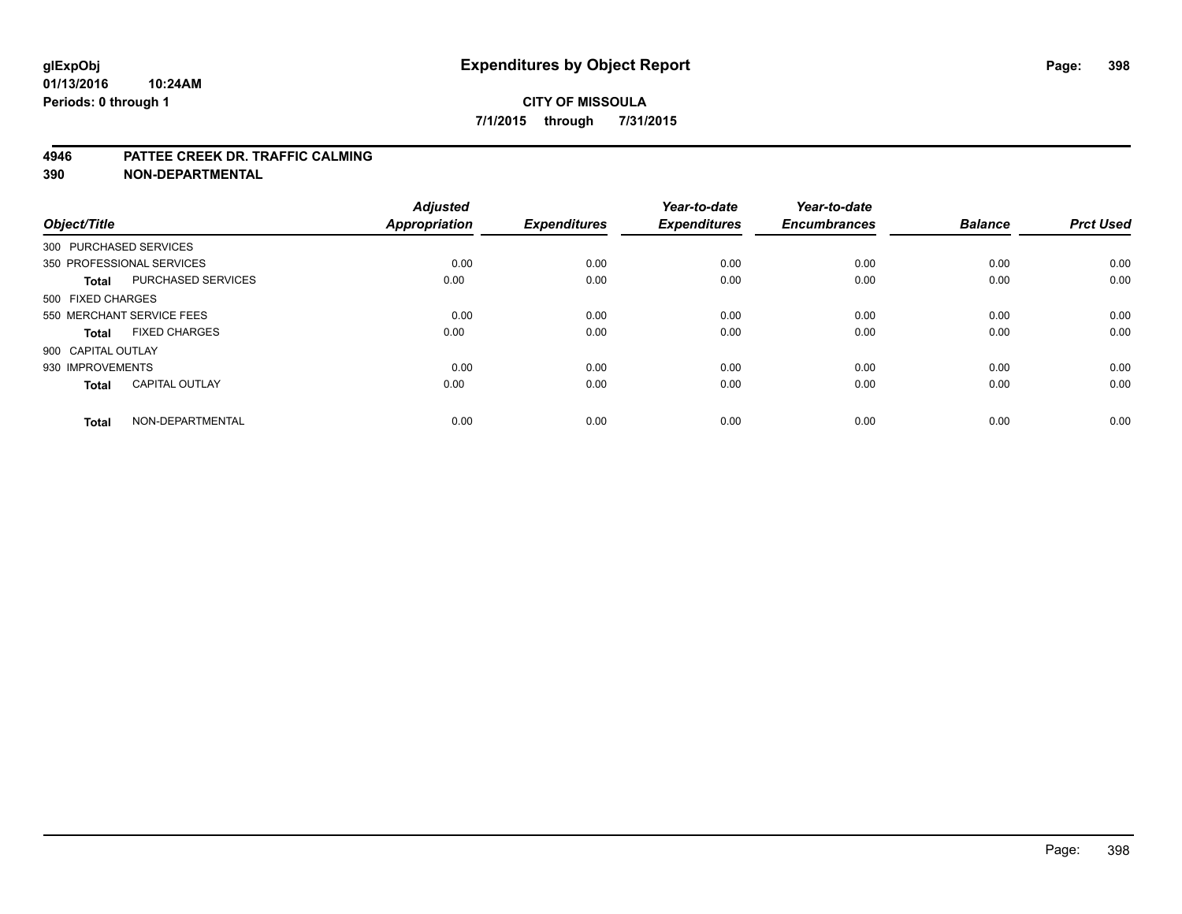# Expenditures by Object Report

glExpObj
01/13/2016 10:24AM
Periods: 0 through 1

**CITY OF MISSOULA**
**7/1/2015 through 7/31/2015**

**4946 PATTEE CREEK DR. TRAFFIC CALMING**
**390 NON-DEPARTMENTAL**

| Object/Title | | Adjusted Appropriation | Expenditures | Year-to-date Expenditures | Year-to-date Encumbrances | Balance | Prct Used |
|---|---|---|---|---|---|---|---|
| 300 PURCHASED SERVICES | | | | | | | |
| 350 PROFESSIONAL SERVICES | | 0.00 | 0.00 | 0.00 | 0.00 | 0.00 | 0.00 |
| **Total** | PURCHASED SERVICES | 0.00 | 0.00 | 0.00 | 0.00 | 0.00 | 0.00 |
| 500 FIXED CHARGES | | | | | | | |
| 550 MERCHANT SERVICE FEES | | 0.00 | 0.00 | 0.00 | 0.00 | 0.00 | 0.00 |
| **Total** | FIXED CHARGES | 0.00 | 0.00 | 0.00 | 0.00 | 0.00 | 0.00 |
| 900 CAPITAL OUTLAY | | | | | | | |
| 930 IMPROVEMENTS | | 0.00 | 0.00 | 0.00 | 0.00 | 0.00 | 0.00 |
| **Total** | CAPITAL OUTLAY | 0.00 | 0.00 | 0.00 | 0.00 | 0.00 | 0.00 |
| **Total** | NON-DEPARTMENTAL | 0.00 | 0.00 | 0.00 | 0.00 | 0.00 | 0.00 |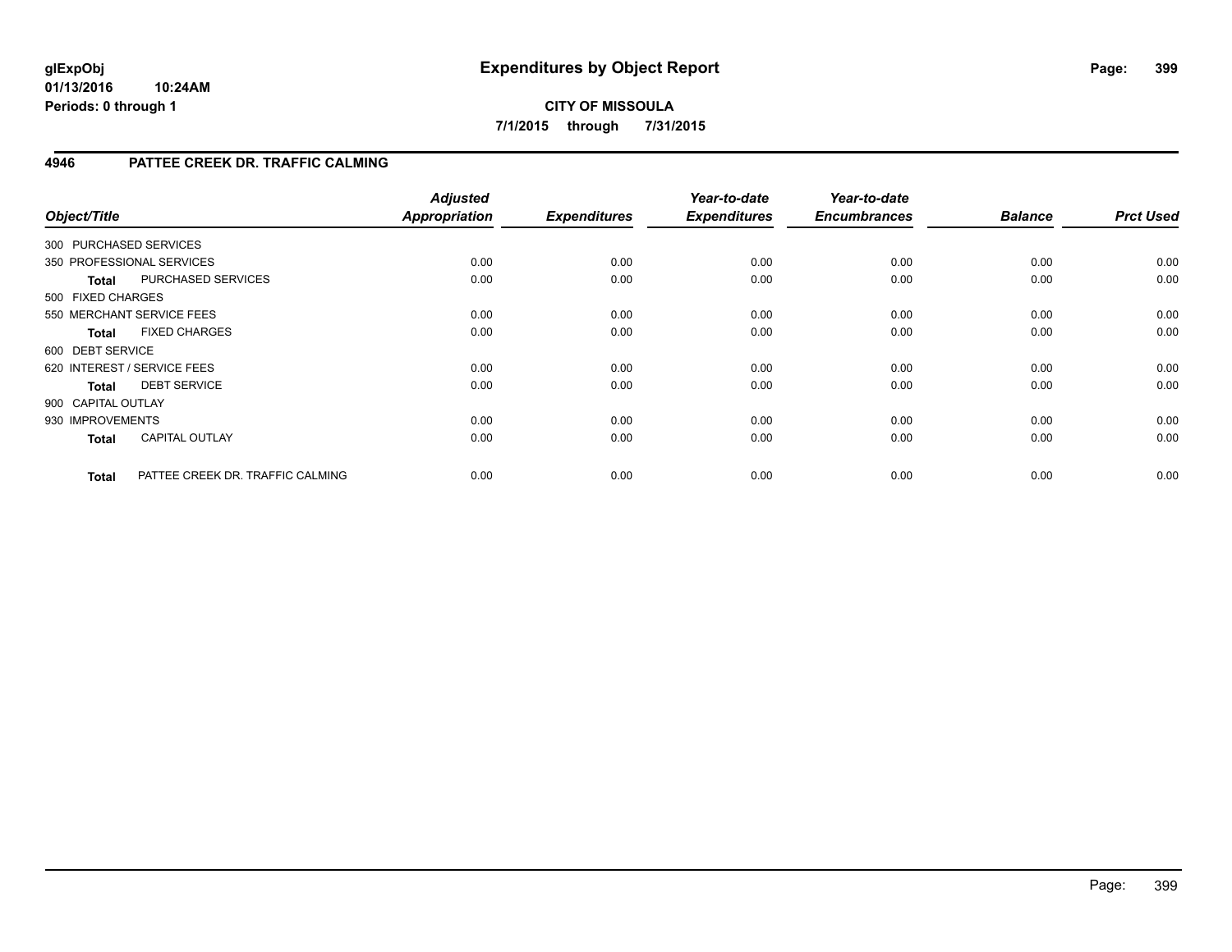**CITY OF MISSOULA**

**7/1/2015 through 7/31/2015**

## 4946 PATTEE CREEK DR. TRAFFIC CALMING

| Object/Title | | Adjusted Appropriation | Expenditures | Year-to-date Expenditures | Year-to-date Encumbrances | Balance | Prct Used |
|---|---|---|---|---|---|---|---|
| 300 PURCHASED SERVICES | | | | | | | |
| 350 PROFESSIONAL SERVICES | | 0.00 | 0.00 | 0.00 | 0.00 | 0.00 | 0.00 |
| **Total** | PURCHASED SERVICES | 0.00 | 0.00 | 0.00 | 0.00 | 0.00 | 0.00 |
| 500 FIXED CHARGES | | | | | | | |
| 550 MERCHANT SERVICE FEES | | 0.00 | 0.00 | 0.00 | 0.00 | 0.00 | 0.00 |
| **Total** | FIXED CHARGES | 0.00 | 0.00 | 0.00 | 0.00 | 0.00 | 0.00 |
| 600 DEBT SERVICE | | | | | | | |
| 620 INTEREST / SERVICE FEES | | 0.00 | 0.00 | 0.00 | 0.00 | 0.00 | 0.00 |
| **Total** | DEBT SERVICE | 0.00 | 0.00 | 0.00 | 0.00 | 0.00 | 0.00 |
| 900 CAPITAL OUTLAY | | | | | | | |
| 930 IMPROVEMENTS | | 0.00 | 0.00 | 0.00 | 0.00 | 0.00 | 0.00 |
| **Total** | CAPITAL OUTLAY | 0.00 | 0.00 | 0.00 | 0.00 | 0.00 | 0.00 |
| **Total** | PATTEE CREEK DR. TRAFFIC CALMING | 0.00 | 0.00 | 0.00 | 0.00 | 0.00 | 0.00 |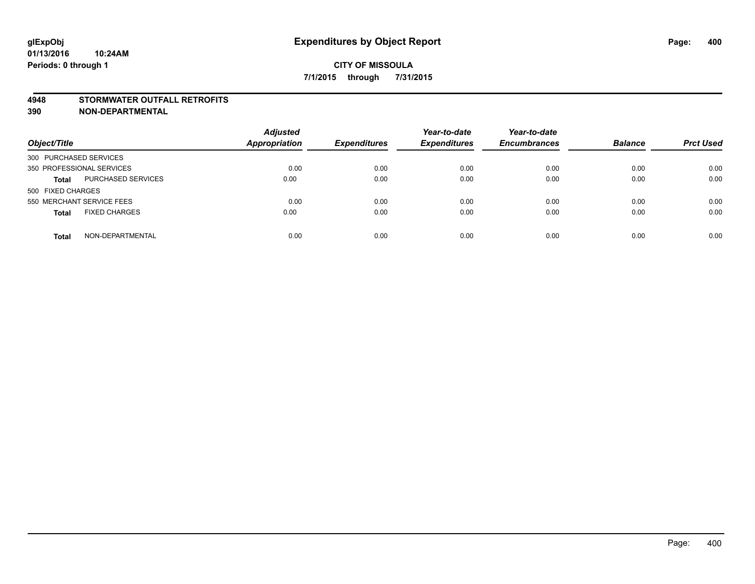**glExpObj**
**01/13/2016 10:24AM**
**Periods: 0 through 1**

# Expenditures by Object Report

**CITY OF MISSOULA**
**7/1/2015 through 7/31/2015**

**4948 STORMWATER OUTFALL RETROFITS**
**390 NON-DEPARTMENTAL**

| Object/Title | | *Adjusted Appropriation* | *Expenditures* | *Year-to-date Expenditures* | *Year-to-date Encumbrances* | *Balance* | *Prct Used* |
|---|---|---|---|---|---|---|---|
| 300 PURCHASED SERVICES | | | | | | | |
| 350 PROFESSIONAL SERVICES | | 0.00 | 0.00 | 0.00 | 0.00 | 0.00 | 0.00 |
| **Total** | PURCHASED SERVICES | 0.00 | 0.00 | 0.00 | 0.00 | 0.00 | 0.00 |
| 500 FIXED CHARGES | | | | | | | |
| 550 MERCHANT SERVICE FEES | | 0.00 | 0.00 | 0.00 | 0.00 | 0.00 | 0.00 |
| **Total** | FIXED CHARGES | 0.00 | 0.00 | 0.00 | 0.00 | 0.00 | 0.00 |
| **Total** | NON-DEPARTMENTAL | 0.00 | 0.00 | 0.00 | 0.00 | 0.00 | 0.00 |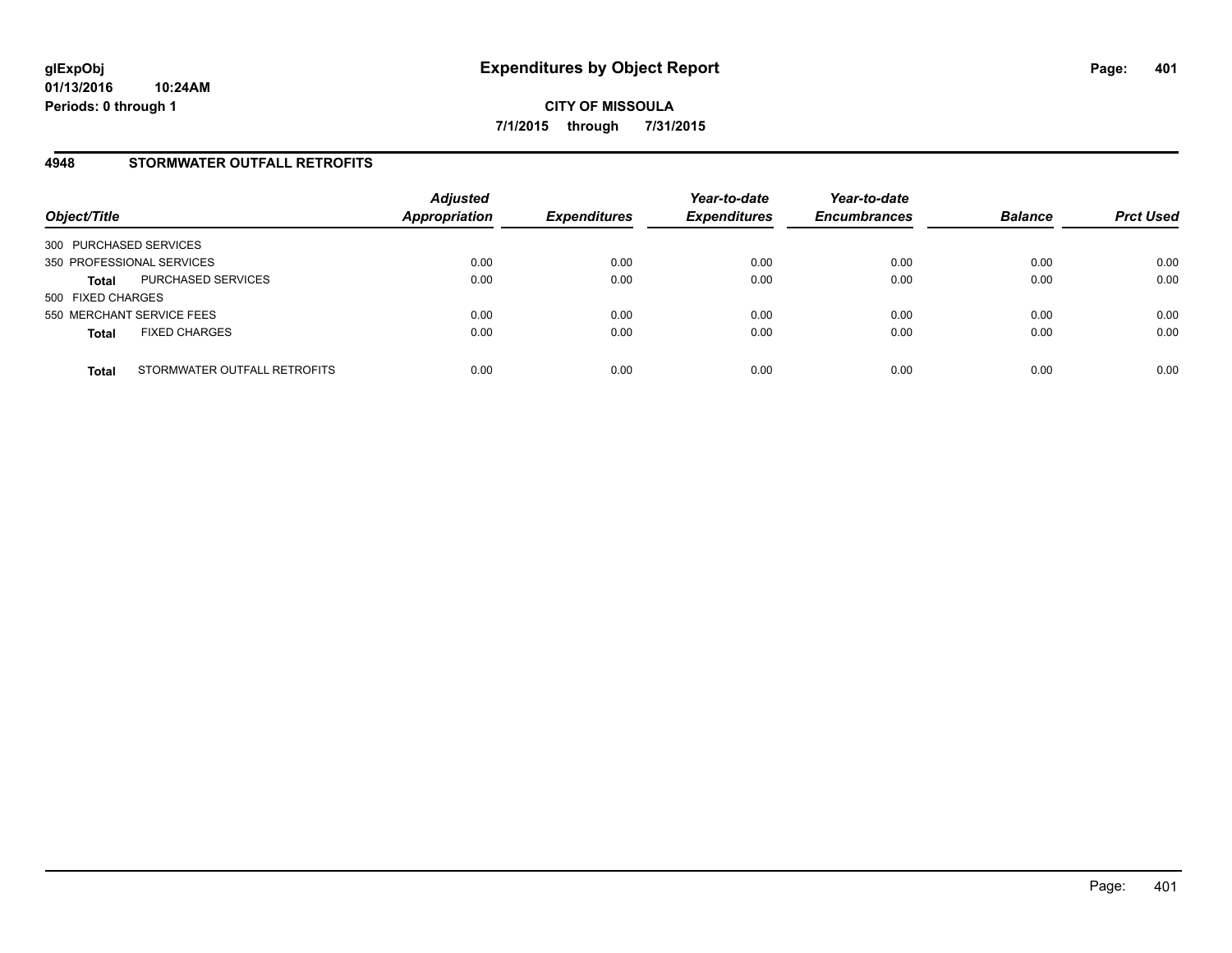# Expenditures by Object Report

**CITY OF MISSOULA**

**7/1/2015 through 7/31/2015**

glExpObj
01/13/2016 10:24AM
Periods: 0 through 1

## 4948 STORMWATER OUTFALL RETROFITS

| Object/Title | Adjusted Appropriation | Expenditures | Year-to-date Expenditures | Year-to-date Encumbrances | Balance | Prct Used |
|---|---|---|---|---|---|---|
| 300 PURCHASED SERVICES | | | | | | |
| 350 PROFESSIONAL SERVICES | 0.00 | 0.00 | 0.00 | 0.00 | 0.00 | 0.00 |
| **Total** PURCHASED SERVICES | 0.00 | 0.00 | 0.00 | 0.00 | 0.00 | 0.00 |
| 500 FIXED CHARGES | | | | | | |
| 550 MERCHANT SERVICE FEES | 0.00 | 0.00 | 0.00 | 0.00 | 0.00 | 0.00 |
| **Total** FIXED CHARGES | 0.00 | 0.00 | 0.00 | 0.00 | 0.00 | 0.00 |
| **Total** STORMWATER OUTFALL RETROFITS | 0.00 | 0.00 | 0.00 | 0.00 | 0.00 | 0.00 |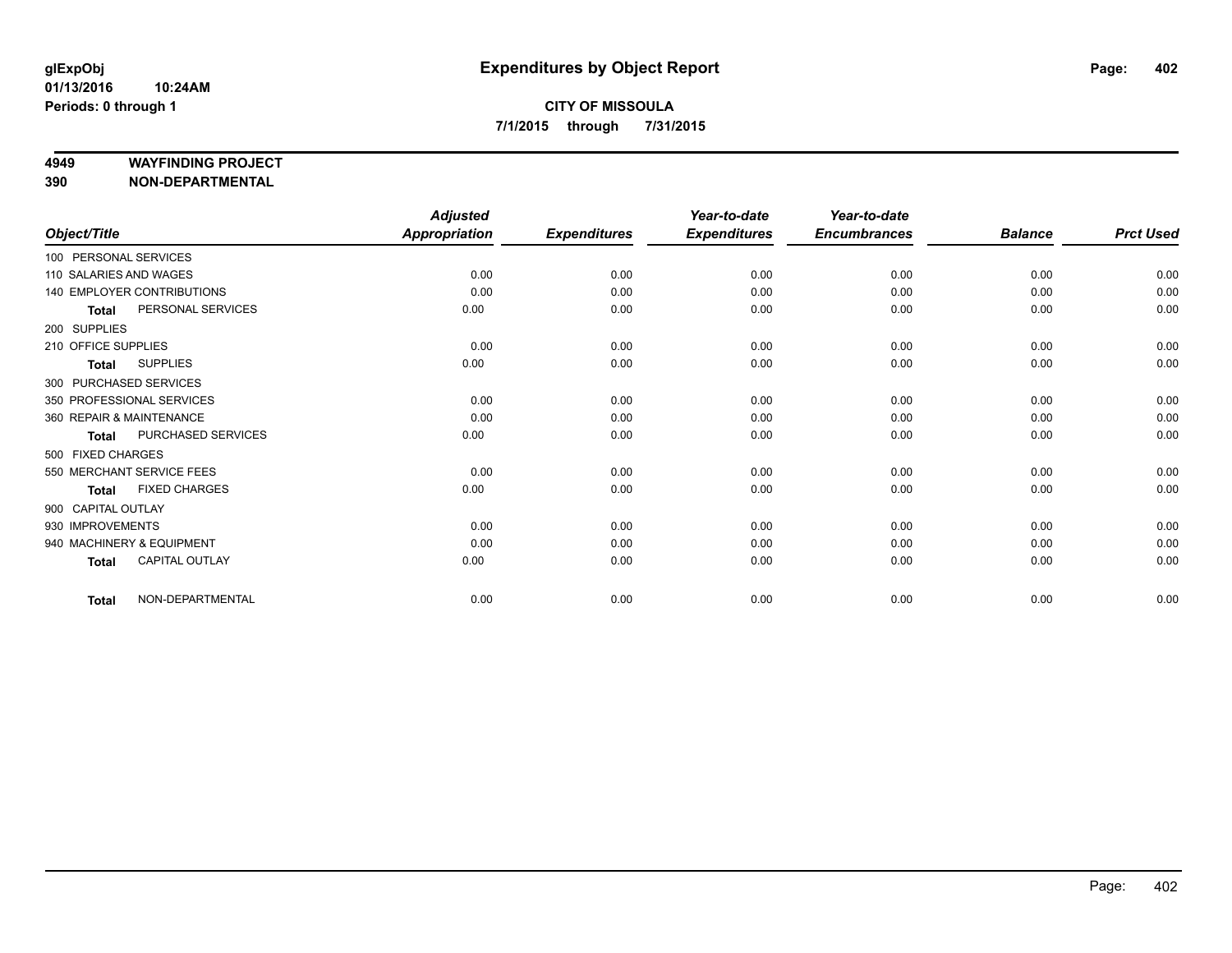**glExpObj** **Expenditures by Object Report**

**01/13/2016 10:24AM**

**Periods: 0 through 1**

**CITY OF MISSOULA**

**7/1/2015 through 7/31/2015**

**4949 WAYFINDING PROJECT**

**390 NON-DEPARTMENTAL**

| Object/Title | Adjusted Appropriation | Expenditures | Year-to-date Expenditures | Year-to-date Encumbrances | Balance | Prct Used |
|---|---|---|---|---|---|---|
| 100 PERSONAL SERVICES | | | | | | |
| 110 SALARIES AND WAGES | 0.00 | 0.00 | 0.00 | 0.00 | 0.00 | 0.00 |
| 140 EMPLOYER CONTRIBUTIONS | 0.00 | 0.00 | 0.00 | 0.00 | 0.00 | 0.00 |
| **Total** PERSONAL SERVICES | 0.00 | 0.00 | 0.00 | 0.00 | 0.00 | 0.00 |
| 200 SUPPLIES | | | | | | |
| 210 OFFICE SUPPLIES | 0.00 | 0.00 | 0.00 | 0.00 | 0.00 | 0.00 |
| **Total** SUPPLIES | 0.00 | 0.00 | 0.00 | 0.00 | 0.00 | 0.00 |
| 300 PURCHASED SERVICES | | | | | | |
| 350 PROFESSIONAL SERVICES | 0.00 | 0.00 | 0.00 | 0.00 | 0.00 | 0.00 |
| 360 REPAIR & MAINTENANCE | 0.00 | 0.00 | 0.00 | 0.00 | 0.00 | 0.00 |
| **Total** PURCHASED SERVICES | 0.00 | 0.00 | 0.00 | 0.00 | 0.00 | 0.00 |
| 500 FIXED CHARGES | | | | | | |
| 550 MERCHANT SERVICE FEES | 0.00 | 0.00 | 0.00 | 0.00 | 0.00 | 0.00 |
| **Total** FIXED CHARGES | 0.00 | 0.00 | 0.00 | 0.00 | 0.00 | 0.00 |
| 900 CAPITAL OUTLAY | | | | | | |
| 930 IMPROVEMENTS | 0.00 | 0.00 | 0.00 | 0.00 | 0.00 | 0.00 |
| 940 MACHINERY & EQUIPMENT | 0.00 | 0.00 | 0.00 | 0.00 | 0.00 | 0.00 |
| **Total** CAPITAL OUTLAY | 0.00 | 0.00 | 0.00 | 0.00 | 0.00 | 0.00 |
| **Total** NON-DEPARTMENTAL | 0.00 | 0.00 | 0.00 | 0.00 | 0.00 | 0.00 |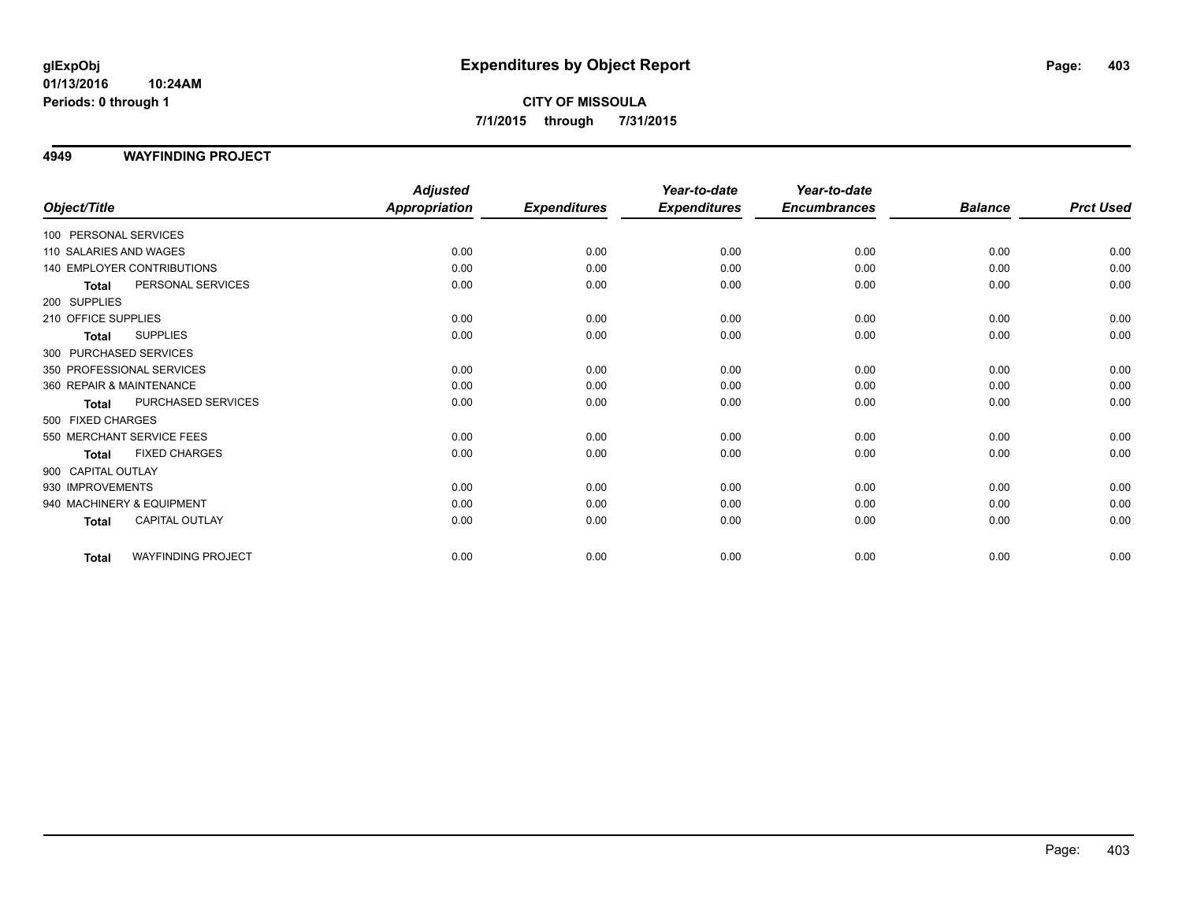**glExpObj**
**01/13/2016 10:24AM**
**Periods: 0 through 1**

# Expenditures by Object Report

**CITY OF MISSOULA**
**7/1/2015 through 7/31/2015**

## 4949 WAYFINDING PROJECT

| Object/Title | | Adjusted Appropriation | Expenditures | Year-to-date Expenditures | Year-to-date Encumbrances | Balance | Prct Used |
|---|---|---|---|---|---|---|---|
| 100 PERSONAL SERVICES | | | | | | | |
| 110 SALARIES AND WAGES | | 0.00 | 0.00 | 0.00 | 0.00 | 0.00 | 0.00 |
| 140 EMPLOYER CONTRIBUTIONS | | 0.00 | 0.00 | 0.00 | 0.00 | 0.00 | 0.00 |
| **Total** | PERSONAL SERVICES | 0.00 | 0.00 | 0.00 | 0.00 | 0.00 | 0.00 |
| 200 SUPPLIES | | | | | | | |
| 210 OFFICE SUPPLIES | | 0.00 | 0.00 | 0.00 | 0.00 | 0.00 | 0.00 |
| **Total** | SUPPLIES | 0.00 | 0.00 | 0.00 | 0.00 | 0.00 | 0.00 |
| 300 PURCHASED SERVICES | | | | | | | |
| 350 PROFESSIONAL SERVICES | | 0.00 | 0.00 | 0.00 | 0.00 | 0.00 | 0.00 |
| 360 REPAIR & MAINTENANCE | | 0.00 | 0.00 | 0.00 | 0.00 | 0.00 | 0.00 |
| **Total** | PURCHASED SERVICES | 0.00 | 0.00 | 0.00 | 0.00 | 0.00 | 0.00 |
| 500 FIXED CHARGES | | | | | | | |
| 550 MERCHANT SERVICE FEES | | 0.00 | 0.00 | 0.00 | 0.00 | 0.00 | 0.00 |
| **Total** | FIXED CHARGES | 0.00 | 0.00 | 0.00 | 0.00 | 0.00 | 0.00 |
| 900 CAPITAL OUTLAY | | | | | | | |
| 930 IMPROVEMENTS | | 0.00 | 0.00 | 0.00 | 0.00 | 0.00 | 0.00 |
| 940 MACHINERY & EQUIPMENT | | 0.00 | 0.00 | 0.00 | 0.00 | 0.00 | 0.00 |
| **Total** | CAPITAL OUTLAY | 0.00 | 0.00 | 0.00 | 0.00 | 0.00 | 0.00 |
| **Total** | WAYFINDING PROJECT | 0.00 | 0.00 | 0.00 | 0.00 | 0.00 | 0.00 |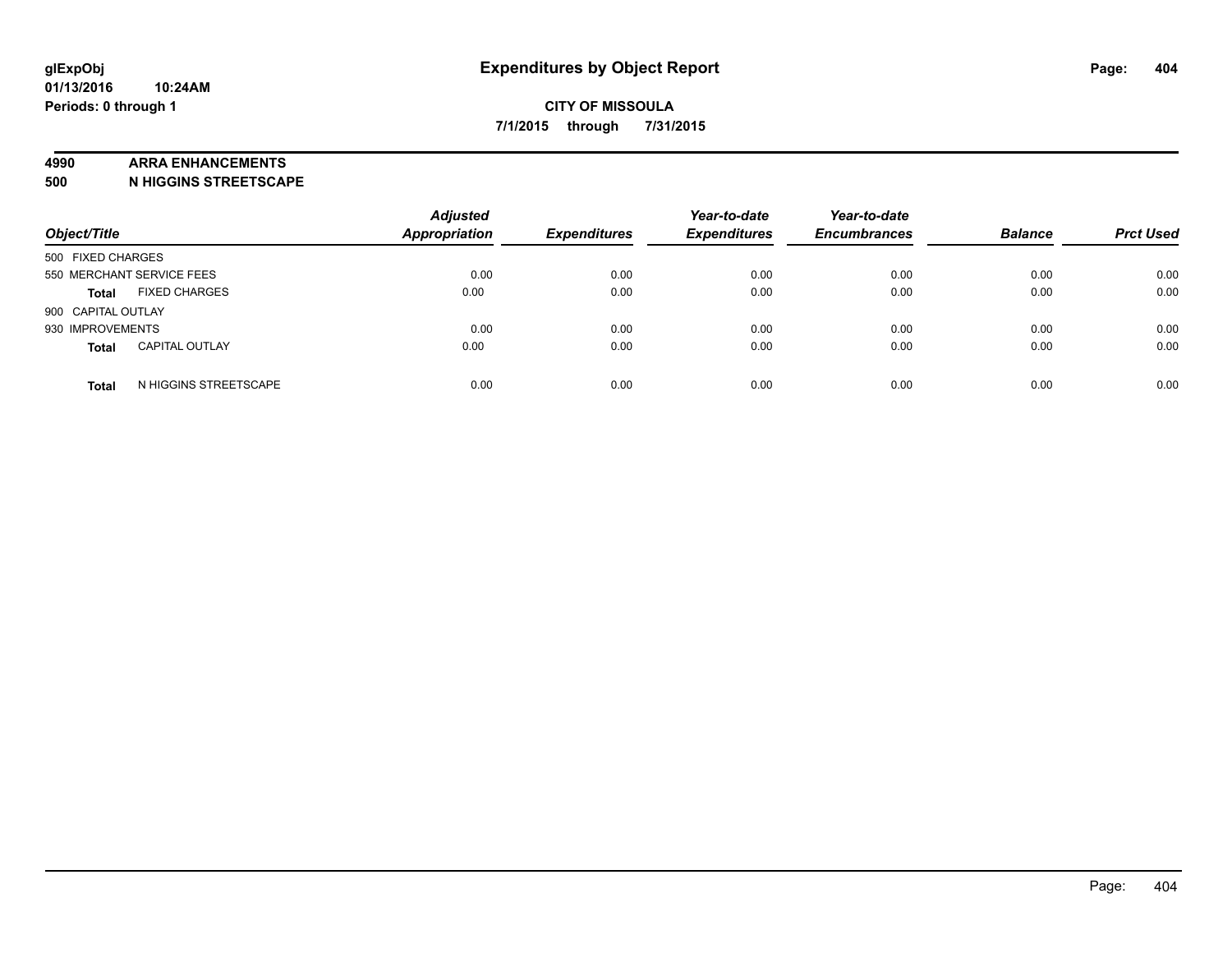glExpObj
01/13/2016 10:24AM
Periods: 0 through 1

# Expenditures by Object Report

**CITY OF MISSOULA**
**7/1/2015 through 7/31/2015**

**4990 ARRA ENHANCEMENTS**
**500 N HIGGINS STREETSCAPE**

| Object/Title | | Adjusted Appropriation | Expenditures | Year-to-date Expenditures | Year-to-date Encumbrances | Balance | Prct Used |
|---|---|---|---|---|---|---|---|
| 500 FIXED CHARGES | | | | | | | |
| 550 MERCHANT SERVICE FEES | | 0.00 | 0.00 | 0.00 | 0.00 | 0.00 | 0.00 |
| **Total** | FIXED CHARGES | 0.00 | 0.00 | 0.00 | 0.00 | 0.00 | 0.00 |
| 900 CAPITAL OUTLAY | | | | | | | |
| 930 IMPROVEMENTS | | 0.00 | 0.00 | 0.00 | 0.00 | 0.00 | 0.00 |
| **Total** | CAPITAL OUTLAY | 0.00 | 0.00 | 0.00 | 0.00 | 0.00 | 0.00 |
| **Total** | N HIGGINS STREETSCAPE | 0.00 | 0.00 | 0.00 | 0.00 | 0.00 | 0.00 |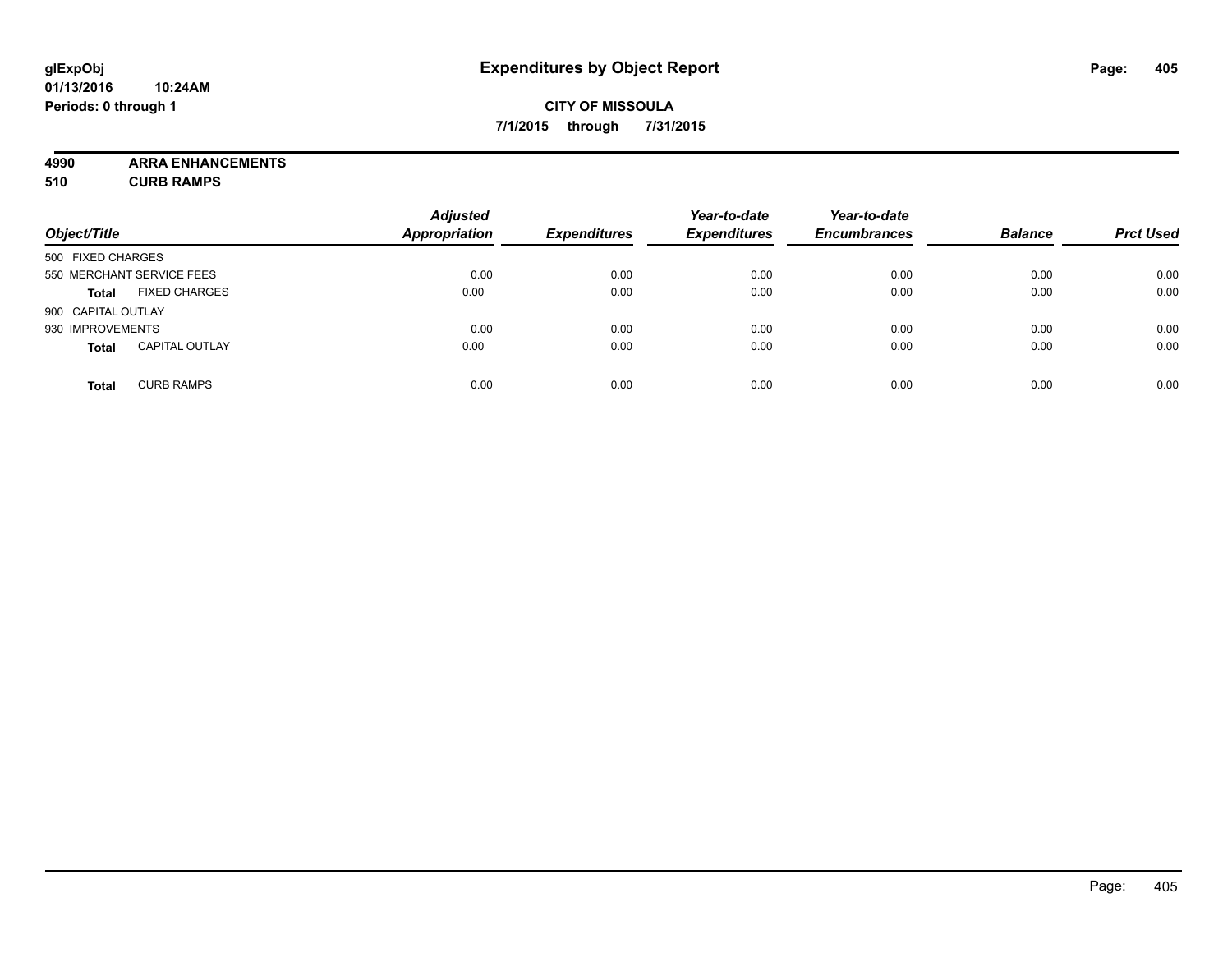# Expenditures by Object Report

glExpObj
01/13/2016 10:24AM
Periods: 0 through 1

**CITY OF MISSOULA**
**7/1/2015 through 7/31/2015**

**4990 ARRA ENHANCEMENTS**
**510 CURB RAMPS**

| Object/Title | | Adjusted Appropriation | Expenditures | Year-to-date Expenditures | Year-to-date Encumbrances | Balance | Prct Used |
|---|---|---|---|---|---|---|---|
| 500 FIXED CHARGES | | | | | | | |
| 550 MERCHANT SERVICE FEES | | 0.00 | 0.00 | 0.00 | 0.00 | 0.00 | 0.00 |
| **Total** | FIXED CHARGES | 0.00 | 0.00 | 0.00 | 0.00 | 0.00 | 0.00 |
| 900 CAPITAL OUTLAY | | | | | | | |
| 930 IMPROVEMENTS | | 0.00 | 0.00 | 0.00 | 0.00 | 0.00 | 0.00 |
| **Total** | CAPITAL OUTLAY | 0.00 | 0.00 | 0.00 | 0.00 | 0.00 | 0.00 |
| **Total** | CURB RAMPS | 0.00 | 0.00 | 0.00 | 0.00 | 0.00 | 0.00 |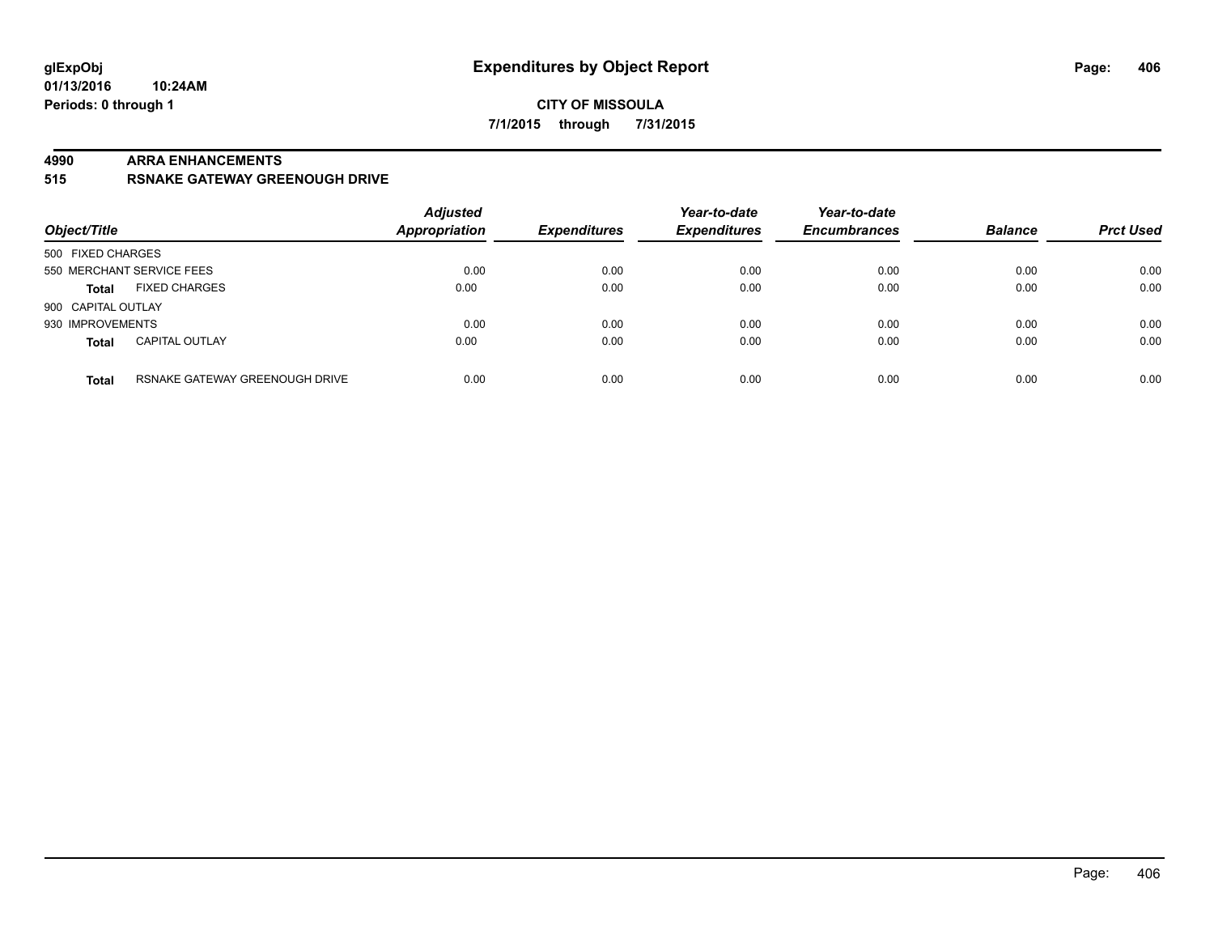**glExpObj**
**01/13/2016 10:24AM**
**Periods: 0 through 1**

# Expenditures by Object Report

**CITY OF MISSOULA**
**7/1/2015 through 7/31/2015**

## 4990 ARRA ENHANCEMENTS
## 515 RSNAKE GATEWAY GREENOUGH DRIVE

| Object/Title | | Adjusted Appropriation | Expenditures | Year-to-date Expenditures | Year-to-date Encumbrances | Balance | Prct Used |
|---|---|---|---|---|---|---|---|
| 500 FIXED CHARGES | | | | | | | |
| 550 MERCHANT SERVICE FEES | | 0.00 | 0.00 | 0.00 | 0.00 | 0.00 | 0.00 |
| **Total** | FIXED CHARGES | 0.00 | 0.00 | 0.00 | 0.00 | 0.00 | 0.00 |
| 900 CAPITAL OUTLAY | | | | | | | |
| 930 IMPROVEMENTS | | 0.00 | 0.00 | 0.00 | 0.00 | 0.00 | 0.00 |
| **Total** | CAPITAL OUTLAY | 0.00 | 0.00 | 0.00 | 0.00 | 0.00 | 0.00 |
| **Total** | RSNAKE GATEWAY GREENOUGH DRIVE | 0.00 | 0.00 | 0.00 | 0.00 | 0.00 | 0.00 |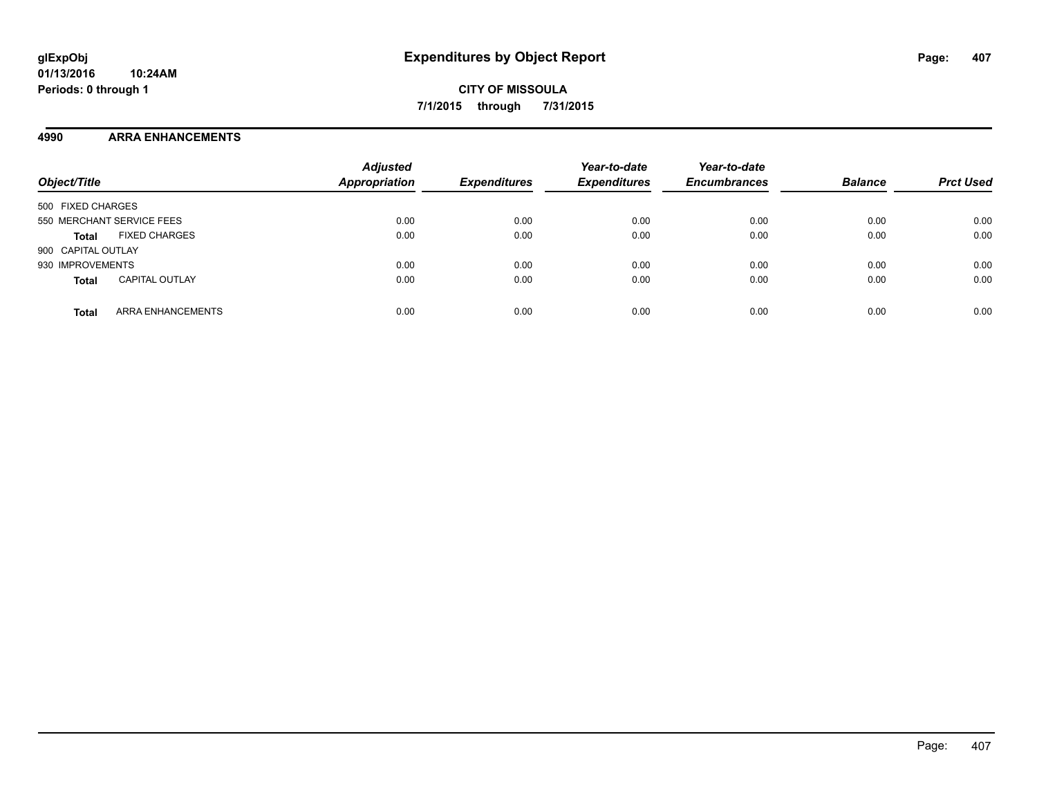**glExpObj**
**01/13/2016 10:24AM**
**Periods: 0 through 1**

# Expenditures by Object Report

**CITY OF MISSOULA**
**7/1/2015 through 7/31/2015**

## 4990 ARRA ENHANCEMENTS

| Object/Title | Adjusted Appropriation | Expenditures | Year-to-date Expenditures | Year-to-date Encumbrances | Balance | Prct Used |
|---|---|---|---|---|---|---|
| 500 FIXED CHARGES | | | | | | |
| 550 MERCHANT SERVICE FEES | 0.00 | 0.00 | 0.00 | 0.00 | 0.00 | 0.00 |
| **Total** FIXED CHARGES | 0.00 | 0.00 | 0.00 | 0.00 | 0.00 | 0.00 |
| 900 CAPITAL OUTLAY | | | | | | |
| 930 IMPROVEMENTS | 0.00 | 0.00 | 0.00 | 0.00 | 0.00 | 0.00 |
| **Total** CAPITAL OUTLAY | 0.00 | 0.00 | 0.00 | 0.00 | 0.00 | 0.00 |
| **Total** ARRA ENHANCEMENTS | 0.00 | 0.00 | 0.00 | 0.00 | 0.00 | 0.00 |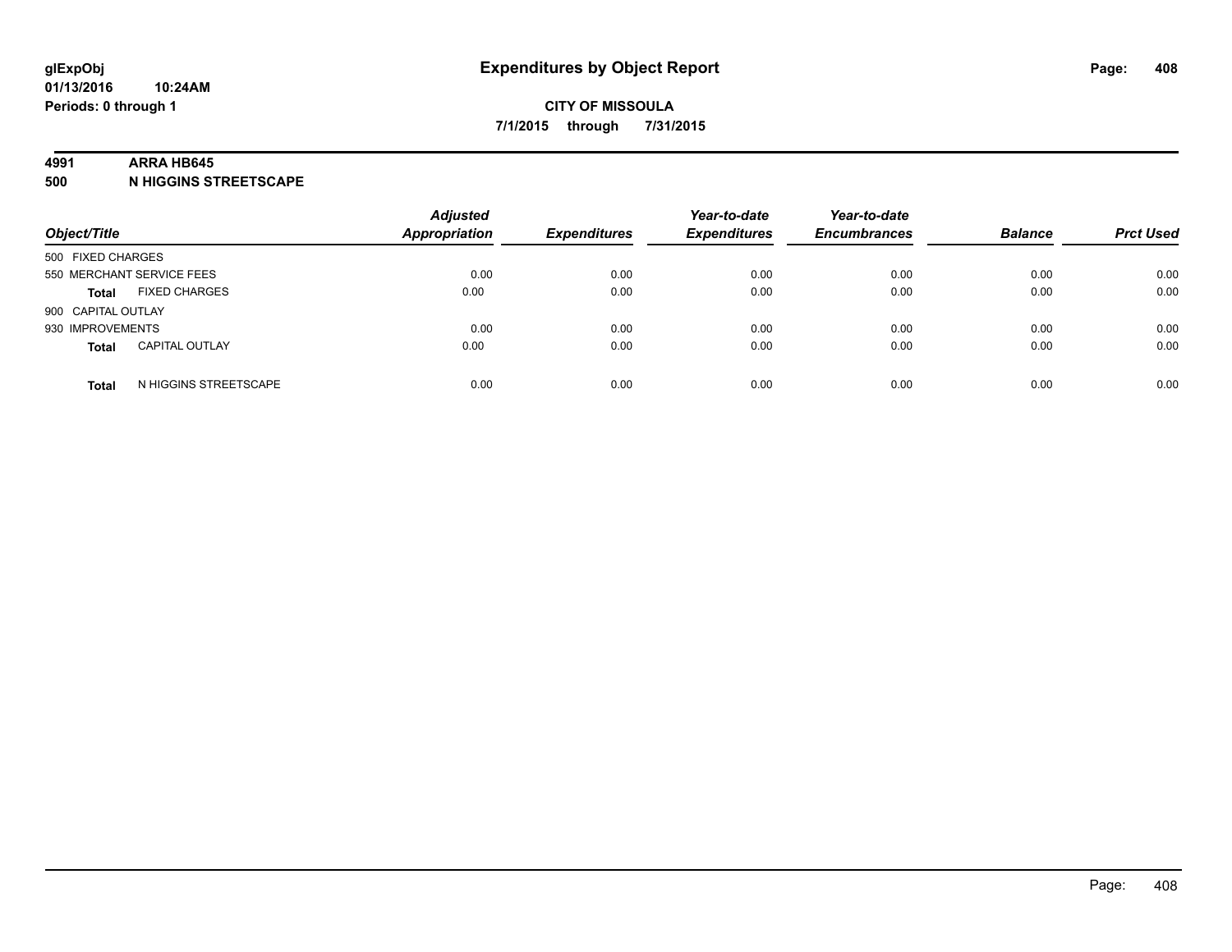**glExpObj**
**01/13/2016 10:24AM**
**Periods: 0 through 1**

# Expenditures by Object Report

**CITY OF MISSOULA**
**7/1/2015 through 7/31/2015**

## 4991 ARRA HB645
## 500 N HIGGINS STREETSCAPE

| Object/Title | | Adjusted Appropriation | Expenditures | Year-to-date Expenditures | Year-to-date Encumbrances | Balance | Prct Used |
|---|---|---|---|---|---|---|---|
| 500 FIXED CHARGES | | | | | | | |
| 550 MERCHANT SERVICE FEES | | 0.00 | 0.00 | 0.00 | 0.00 | 0.00 | 0.00 |
| **Total** | FIXED CHARGES | 0.00 | 0.00 | 0.00 | 0.00 | 0.00 | 0.00 |
| 900 CAPITAL OUTLAY | | | | | | | |
| 930 IMPROVEMENTS | | 0.00 | 0.00 | 0.00 | 0.00 | 0.00 | 0.00 |
| **Total** | CAPITAL OUTLAY | 0.00 | 0.00 | 0.00 | 0.00 | 0.00 | 0.00 |
| **Total** | N HIGGINS STREETSCAPE | 0.00 | 0.00 | 0.00 | 0.00 | 0.00 | 0.00 |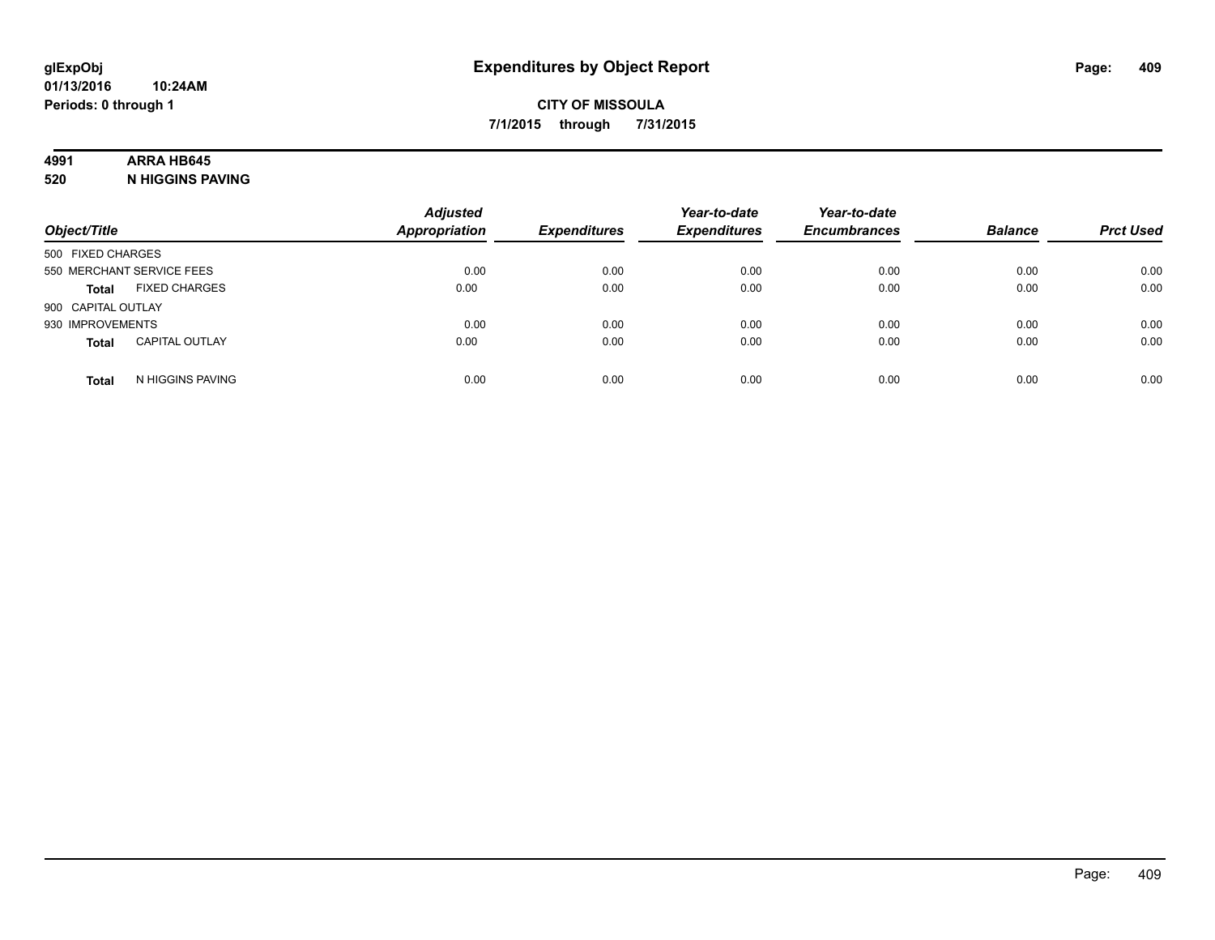glExpObj
01/13/2016 10:24AM
Periods: 0 through 1

# Expenditures by Object Report

**CITY OF MISSOULA**
**7/1/2015 through 7/31/2015**

**4991 ARRA HB645**
**520 N HIGGINS PAVING**

| Object/Title | Adjusted Appropriation | Expenditures | Year-to-date Expenditures | Year-to-date Encumbrances | Balance | Prct Used |
|---|---|---|---|---|---|---|
| 500 FIXED CHARGES | | | | | | |
| 550 MERCHANT SERVICE FEES | 0.00 | 0.00 | 0.00 | 0.00 | 0.00 | 0.00 |
| **Total** FIXED CHARGES | 0.00 | 0.00 | 0.00 | 0.00 | 0.00 | 0.00 |
| 900 CAPITAL OUTLAY | | | | | | |
| 930 IMPROVEMENTS | 0.00 | 0.00 | 0.00 | 0.00 | 0.00 | 0.00 |
| **Total** CAPITAL OUTLAY | 0.00 | 0.00 | 0.00 | 0.00 | 0.00 | 0.00 |
| **Total** N HIGGINS PAVING | 0.00 | 0.00 | 0.00 | 0.00 | 0.00 | 0.00 |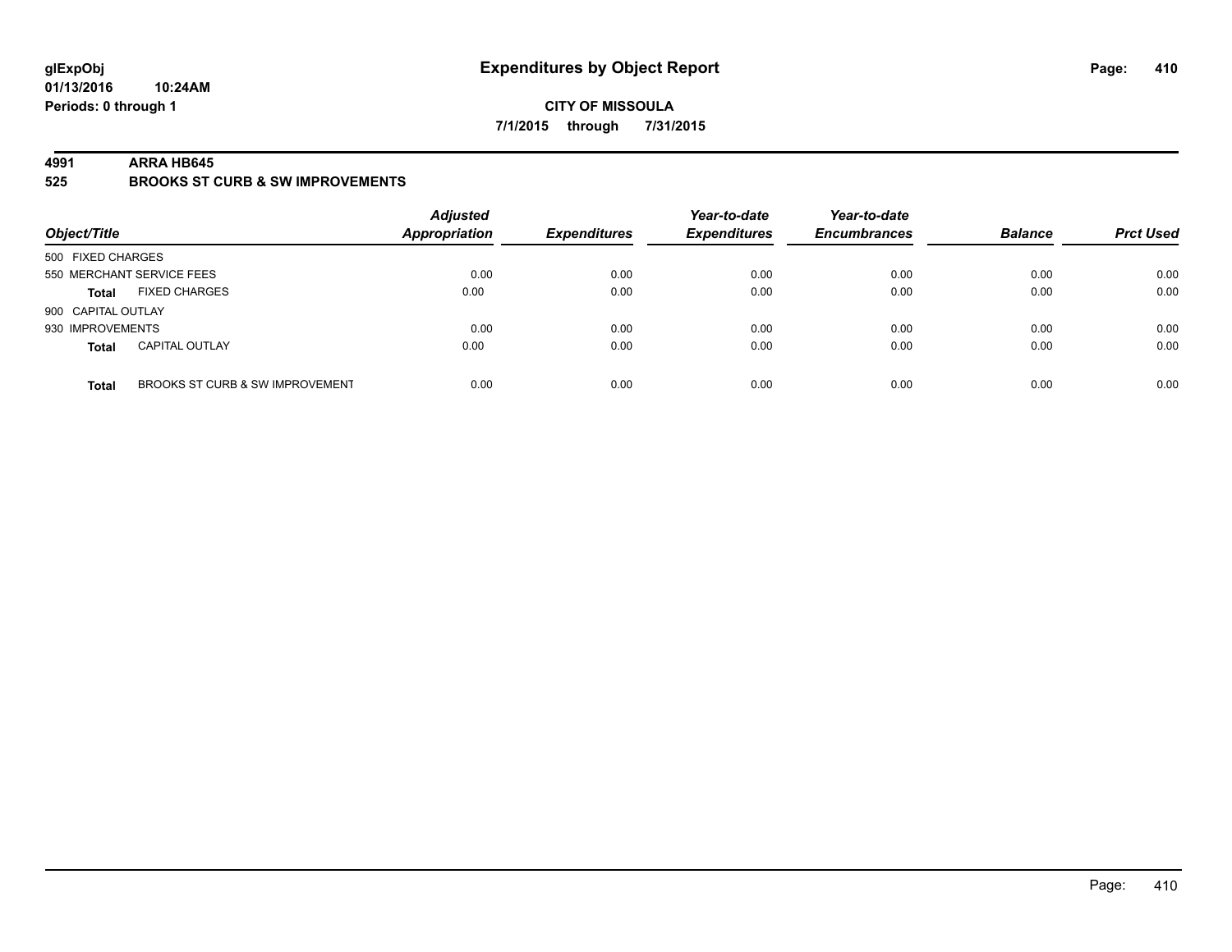**glExpObj**
**01/13/2016 10:24AM**
**Periods: 0 through 1**

# Expenditures by Object Report

**CITY OF MISSOULA**
**7/1/2015 through 7/31/2015**

**4991 ARRA HB645**
**525 BROOKS ST CURB & SW IMPROVEMENTS**

| Object/Title | | Adjusted Appropriation | Expenditures | Year-to-date Expenditures | Year-to-date Encumbrances | Balance | Prct Used |
|---|---|---|---|---|---|---|---|
| 500 FIXED CHARGES | | | | | | | |
| 550 MERCHANT SERVICE FEES | | 0.00 | 0.00 | 0.00 | 0.00 | 0.00 | 0.00 |
| **Total** | FIXED CHARGES | 0.00 | 0.00 | 0.00 | 0.00 | 0.00 | 0.00 |
| 900 CAPITAL OUTLAY | | | | | | | |
| 930 IMPROVEMENTS | | 0.00 | 0.00 | 0.00 | 0.00 | 0.00 | 0.00 |
| **Total** | CAPITAL OUTLAY | 0.00 | 0.00 | 0.00 | 0.00 | 0.00 | 0.00 |
| **Total** | BROOKS ST CURB & SW IMPROVEMENT | 0.00 | 0.00 | 0.00 | 0.00 | 0.00 | 0.00 |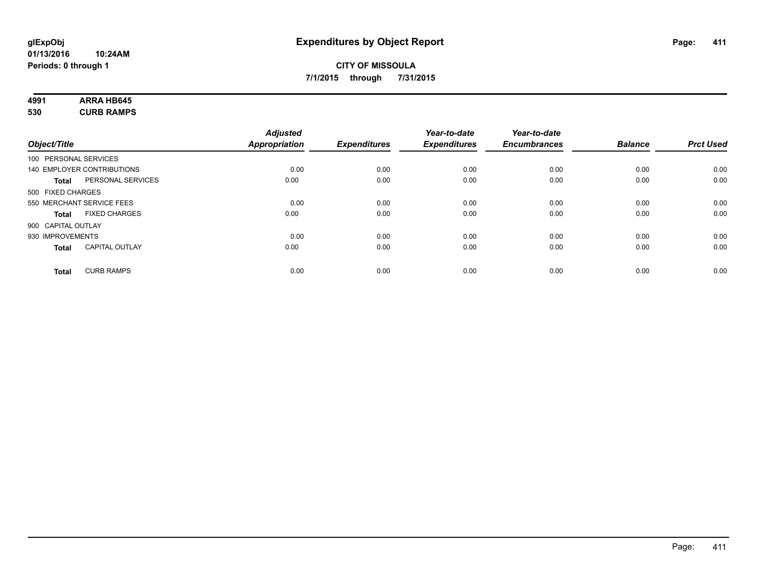**glExpObj**
**01/13/2016 10:24AM**
**Periods: 0 through 1**

# Expenditures by Object Report

**CITY OF MISSOULA**
**7/1/2015 through 7/31/2015**

**4991 ARRA HB645**
**530 CURB RAMPS**

| Object/Title | | Adjusted Appropriation | Expenditures | Year-to-date Expenditures | Year-to-date Encumbrances | Balance | Prct Used |
|---|---|---|---|---|---|---|---|
| 100 PERSONAL SERVICES | | | | | | | |
| 140 EMPLOYER CONTRIBUTIONS | | 0.00 | 0.00 | 0.00 | 0.00 | 0.00 | 0.00 |
| **Total** | PERSONAL SERVICES | 0.00 | 0.00 | 0.00 | 0.00 | 0.00 | 0.00 |
| 500 FIXED CHARGES | | | | | | | |
| 550 MERCHANT SERVICE FEES | | 0.00 | 0.00 | 0.00 | 0.00 | 0.00 | 0.00 |
| **Total** | FIXED CHARGES | 0.00 | 0.00 | 0.00 | 0.00 | 0.00 | 0.00 |
| 900 CAPITAL OUTLAY | | | | | | | |
| 930 IMPROVEMENTS | | 0.00 | 0.00 | 0.00 | 0.00 | 0.00 | 0.00 |
| **Total** | CAPITAL OUTLAY | 0.00 | 0.00 | 0.00 | 0.00 | 0.00 | 0.00 |
| **Total** | CURB RAMPS | 0.00 | 0.00 | 0.00 | 0.00 | 0.00 | 0.00 |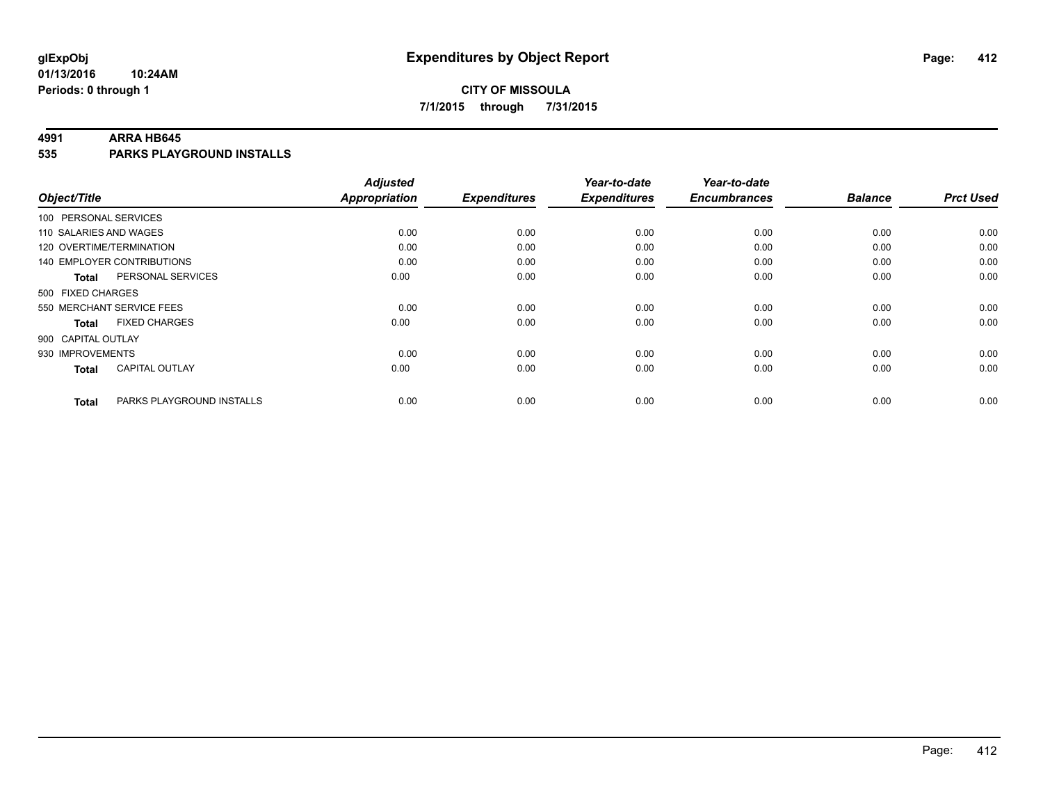**glExpObj**
**01/13/2016 10:24AM**
**Periods: 0 through 1**

# Expenditures by Object Report

**CITY OF MISSOULA**
**7/1/2015 through 7/31/2015**

## 4991 ARRA HB645
## 535 PARKS PLAYGROUND INSTALLS

| Object/Title | | Adjusted Appropriation | Expenditures | Year-to-date Expenditures | Year-to-date Encumbrances | Balance | Prct Used |
|---|---|---|---|---|---|---|---|
| 100 PERSONAL SERVICES | | | | | | | |
| 110 SALARIES AND WAGES | | 0.00 | 0.00 | 0.00 | 0.00 | 0.00 | 0.00 |
| 120 OVERTIME/TERMINATION | | 0.00 | 0.00 | 0.00 | 0.00 | 0.00 | 0.00 |
| 140 EMPLOYER CONTRIBUTIONS | | 0.00 | 0.00 | 0.00 | 0.00 | 0.00 | 0.00 |
| **Total** | PERSONAL SERVICES | 0.00 | 0.00 | 0.00 | 0.00 | 0.00 | 0.00 |
| 500 FIXED CHARGES | | | | | | | |
| 550 MERCHANT SERVICE FEES | | 0.00 | 0.00 | 0.00 | 0.00 | 0.00 | 0.00 |
| **Total** | FIXED CHARGES | 0.00 | 0.00 | 0.00 | 0.00 | 0.00 | 0.00 |
| 900 CAPITAL OUTLAY | | | | | | | |
| 930 IMPROVEMENTS | | 0.00 | 0.00 | 0.00 | 0.00 | 0.00 | 0.00 |
| **Total** | CAPITAL OUTLAY | 0.00 | 0.00 | 0.00 | 0.00 | 0.00 | 0.00 |
| **Total** | PARKS PLAYGROUND INSTALLS | 0.00 | 0.00 | 0.00 | 0.00 | 0.00 | 0.00 |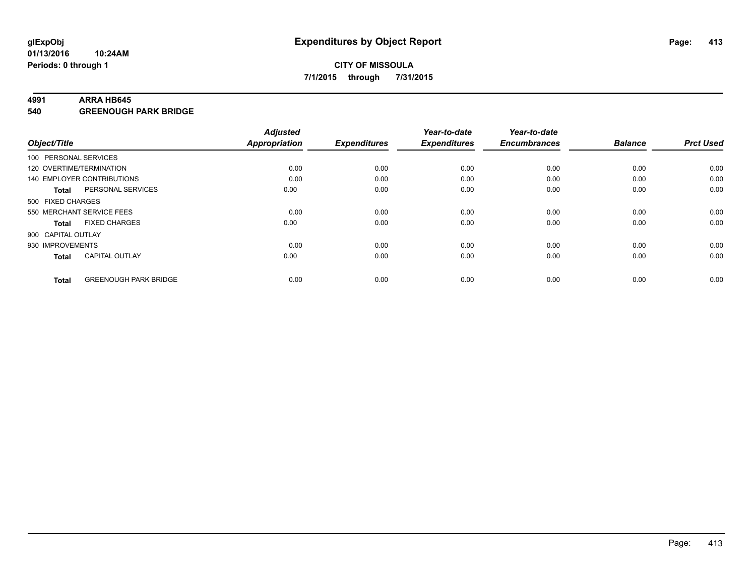# Expenditures by Object Report

glExpObj
01/13/2016 10:24AM
Periods: 0 through 1

**CITY OF MISSOULA**
**7/1/2015 through 7/31/2015**

**4991 ARRA HB645**
**540 GREENOUGH PARK BRIDGE**

| Object/Title | | Adjusted Appropriation | Expenditures | Year-to-date Expenditures | Year-to-date Encumbrances | Balance | Prct Used |
|---|---|---|---|---|---|---|---|
| 100 PERSONAL SERVICES | | | | | | | |
| 120 OVERTIME/TERMINATION | | 0.00 | 0.00 | 0.00 | 0.00 | 0.00 | 0.00 |
| 140 EMPLOYER CONTRIBUTIONS | | 0.00 | 0.00 | 0.00 | 0.00 | 0.00 | 0.00 |
| **Total** | PERSONAL SERVICES | 0.00 | 0.00 | 0.00 | 0.00 | 0.00 | 0.00 |
| 500 FIXED CHARGES | | | | | | | |
| 550 MERCHANT SERVICE FEES | | 0.00 | 0.00 | 0.00 | 0.00 | 0.00 | 0.00 |
| **Total** | FIXED CHARGES | 0.00 | 0.00 | 0.00 | 0.00 | 0.00 | 0.00 |
| 900 CAPITAL OUTLAY | | | | | | | |
| 930 IMPROVEMENTS | | 0.00 | 0.00 | 0.00 | 0.00 | 0.00 | 0.00 |
| **Total** | CAPITAL OUTLAY | 0.00 | 0.00 | 0.00 | 0.00 | 0.00 | 0.00 |
| **Total** | GREENOUGH PARK BRIDGE | 0.00 | 0.00 | 0.00 | 0.00 | 0.00 | 0.00 |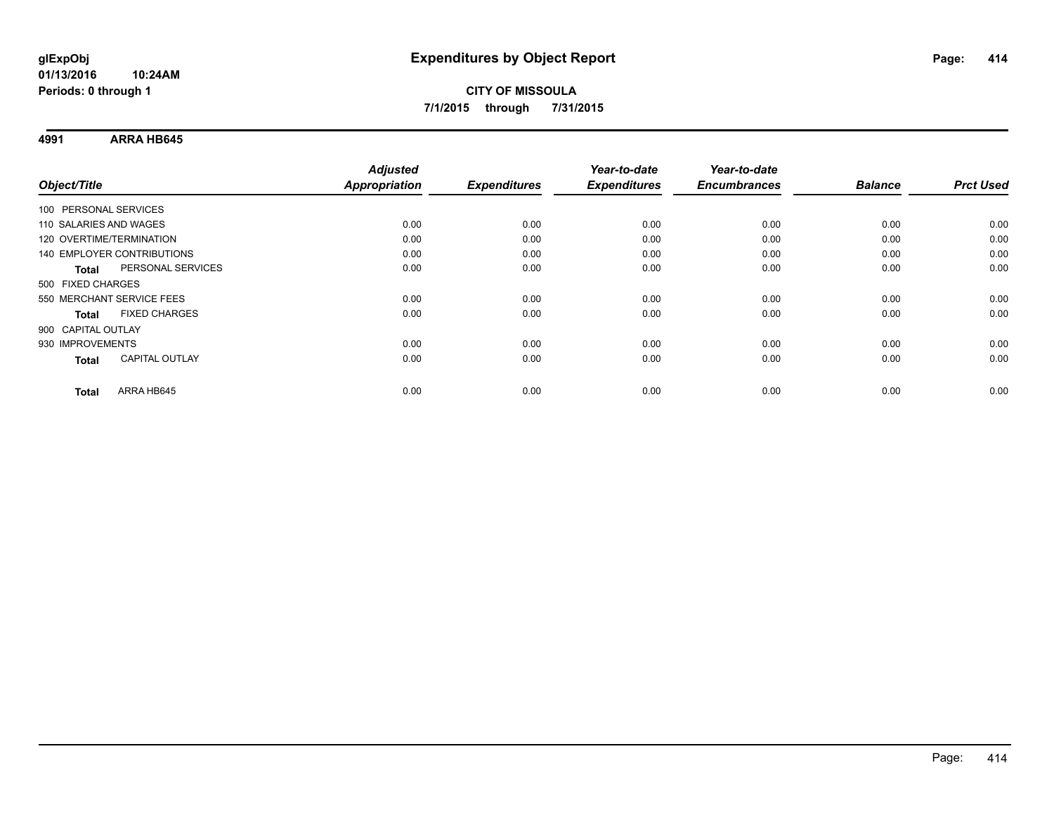**glExpObj**
**01/13/2016 10:24AM**
**Periods: 0 through 1**

# Expenditures by Object Report

**CITY OF MISSOULA**
**7/1/2015 through 7/31/2015**

## 4991 ARRA HB645

| Object/Title | | *Adjusted Appropriation* | *Expenditures* | *Year-to-date Expenditures* | *Year-to-date Encumbrances* | *Balance* | *Prct Used* |
|---|---|---|---|---|---|---|---|
| 100 PERSONAL SERVICES | | | | | | | |
| 110 SALARIES AND WAGES | | 0.00 | 0.00 | 0.00 | 0.00 | 0.00 | 0.00 |
| 120 OVERTIME/TERMINATION | | 0.00 | 0.00 | 0.00 | 0.00 | 0.00 | 0.00 |
| 140 EMPLOYER CONTRIBUTIONS | | 0.00 | 0.00 | 0.00 | 0.00 | 0.00 | 0.00 |
| **Total** | PERSONAL SERVICES | 0.00 | 0.00 | 0.00 | 0.00 | 0.00 | 0.00 |
| 500 FIXED CHARGES | | | | | | | |
| 550 MERCHANT SERVICE FEES | | 0.00 | 0.00 | 0.00 | 0.00 | 0.00 | 0.00 |
| **Total** | FIXED CHARGES | 0.00 | 0.00 | 0.00 | 0.00 | 0.00 | 0.00 |
| 900 CAPITAL OUTLAY | | | | | | | |
| 930 IMPROVEMENTS | | 0.00 | 0.00 | 0.00 | 0.00 | 0.00 | 0.00 |
| **Total** | CAPITAL OUTLAY | 0.00 | 0.00 | 0.00 | 0.00 | 0.00 | 0.00 |
| **Total** | ARRA HB645 | 0.00 | 0.00 | 0.00 | 0.00 | 0.00 | 0.00 |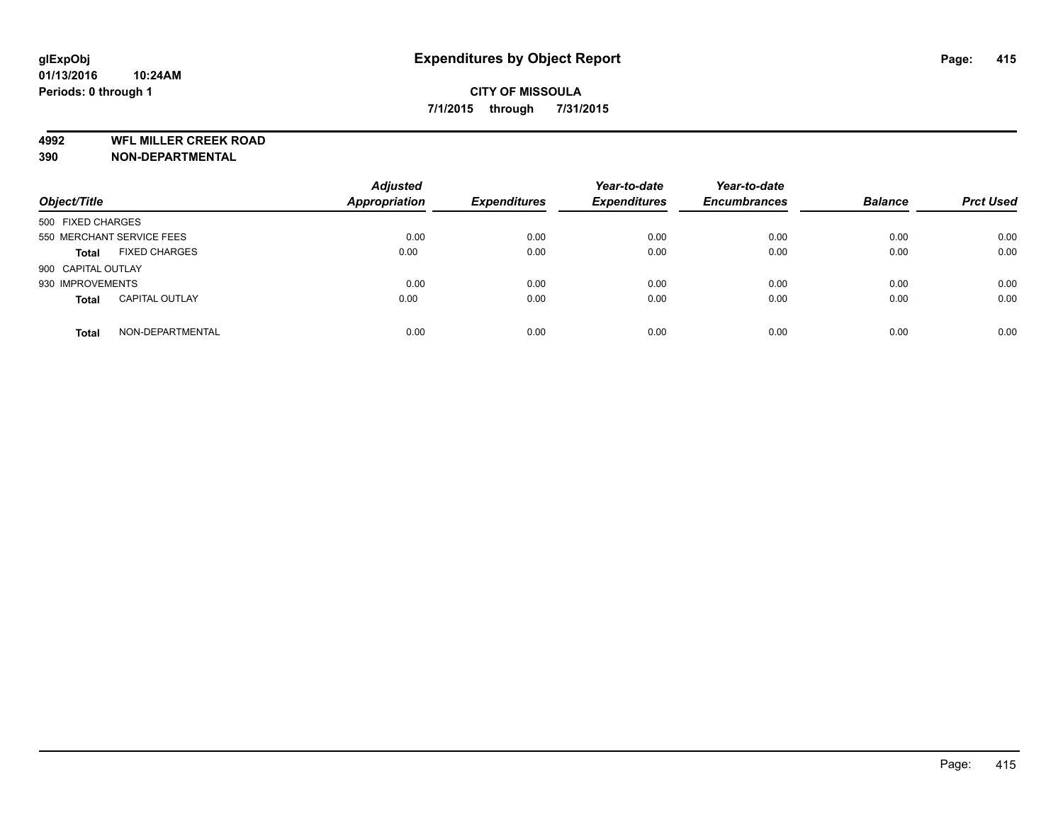glExpObj
01/13/2016 10:24AM
Periods: 0 through 1

# Expenditures by Object Report

**CITY OF MISSOULA**
**7/1/2015 through 7/31/2015**

**4992 WFL MILLER CREEK ROAD**
**390 NON-DEPARTMENTAL**

| Object/Title | Adjusted Appropriation | Expenditures | Year-to-date Expenditures | Year-to-date Encumbrances | Balance | Prct Used |
|---|---|---|---|---|---|---|
| 500 FIXED CHARGES | | | | | | |
| 550 MERCHANT SERVICE FEES | 0.00 | 0.00 | 0.00 | 0.00 | 0.00 | 0.00 |
| **Total** FIXED CHARGES | 0.00 | 0.00 | 0.00 | 0.00 | 0.00 | 0.00 |
| 900 CAPITAL OUTLAY | | | | | | |
| 930 IMPROVEMENTS | 0.00 | 0.00 | 0.00 | 0.00 | 0.00 | 0.00 |
| **Total** CAPITAL OUTLAY | 0.00 | 0.00 | 0.00 | 0.00 | 0.00 | 0.00 |
| **Total** NON-DEPARTMENTAL | 0.00 | 0.00 | 0.00 | 0.00 | 0.00 | 0.00 |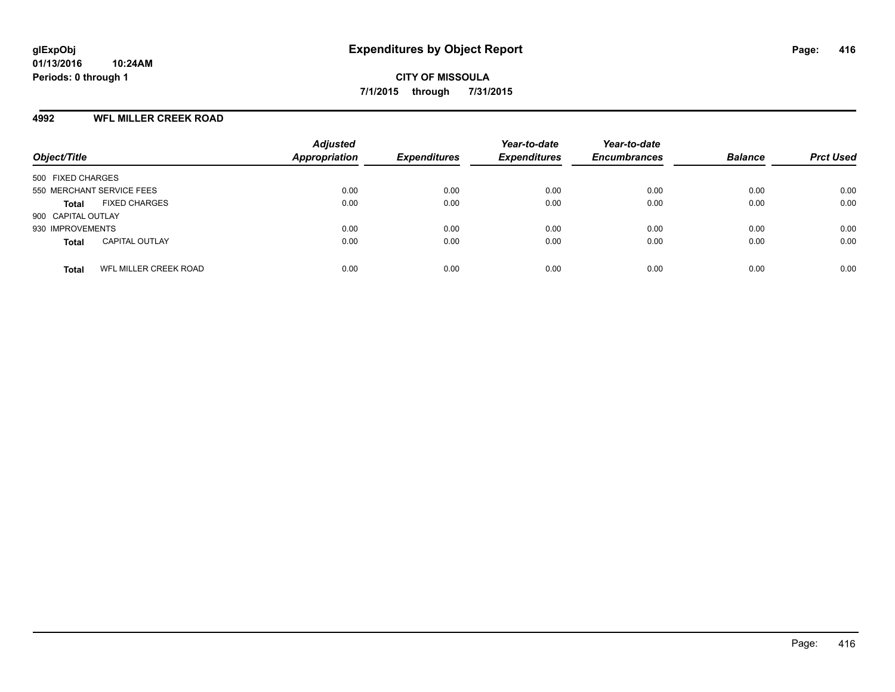**glExpObj**
**01/13/2016 10:24AM**
**Periods: 0 through 1**

# Expenditures by Object Report

**CITY OF MISSOULA**
**7/1/2015 through 7/31/2015**

## 4992 WFL MILLER CREEK ROAD

| Object/Title | Adjusted Appropriation | Expenditures | Year-to-date Expenditures | Year-to-date Encumbrances | Balance | Prct Used |
|---|---|---|---|---|---|---|
| 500 FIXED CHARGES | | | | | | |
| 550 MERCHANT SERVICE FEES | 0.00 | 0.00 | 0.00 | 0.00 | 0.00 | 0.00 |
| **Total** FIXED CHARGES | 0.00 | 0.00 | 0.00 | 0.00 | 0.00 | 0.00 |
| 900 CAPITAL OUTLAY | | | | | | |
| 930 IMPROVEMENTS | 0.00 | 0.00 | 0.00 | 0.00 | 0.00 | 0.00 |
| **Total** CAPITAL OUTLAY | 0.00 | 0.00 | 0.00 | 0.00 | 0.00 | 0.00 |
| **Total** WFL MILLER CREEK ROAD | 0.00 | 0.00 | 0.00 | 0.00 | 0.00 | 0.00 |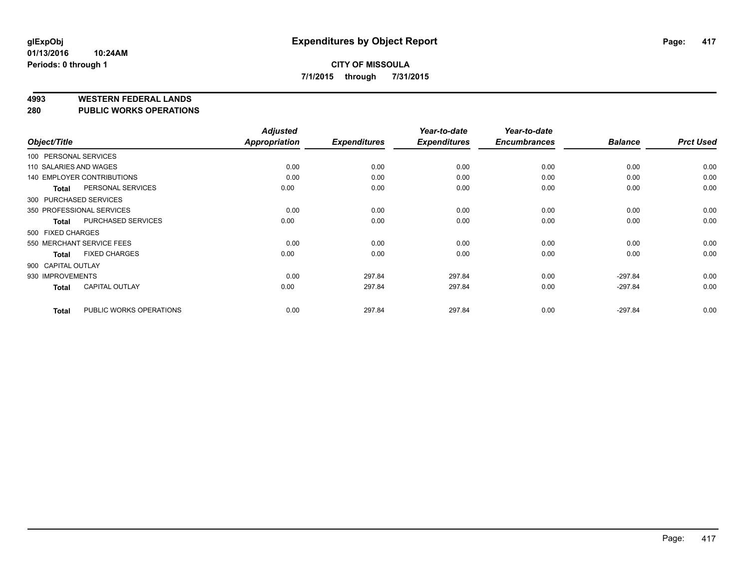**CITY OF MISSOULA**

**7/1/2015 through 7/31/2015**

## 4993 WESTERN FEDERAL LANDS
## 280 PUBLIC WORKS OPERATIONS

| Object/Title | | Adjusted Appropriation | Expenditures | Year-to-date Expenditures | Year-to-date Encumbrances | Balance | Prct Used |
|---|---|---|---|---|---|---|---|
| 100 PERSONAL SERVICES | | | | | | | |
| 110 SALARIES AND WAGES | | 0.00 | 0.00 | 0.00 | 0.00 | 0.00 | 0.00 |
| 140 EMPLOYER CONTRIBUTIONS | | 0.00 | 0.00 | 0.00 | 0.00 | 0.00 | 0.00 |
| Total | PERSONAL SERVICES | 0.00 | 0.00 | 0.00 | 0.00 | 0.00 | 0.00 |
| 300 PURCHASED SERVICES | | | | | | | |
| 350 PROFESSIONAL SERVICES | | 0.00 | 0.00 | 0.00 | 0.00 | 0.00 | 0.00 |
| Total | PURCHASED SERVICES | 0.00 | 0.00 | 0.00 | 0.00 | 0.00 | 0.00 |
| 500 FIXED CHARGES | | | | | | | |
| 550 MERCHANT SERVICE FEES | | 0.00 | 0.00 | 0.00 | 0.00 | 0.00 | 0.00 |
| Total | FIXED CHARGES | 0.00 | 0.00 | 0.00 | 0.00 | 0.00 | 0.00 |
| 900 CAPITAL OUTLAY | | | | | | | |
| 930 IMPROVEMENTS | | 0.00 | 297.84 | 297.84 | 0.00 | -297.84 | 0.00 |
| Total | CAPITAL OUTLAY | 0.00 | 297.84 | 297.84 | 0.00 | -297.84 | 0.00 |
| Total | PUBLIC WORKS OPERATIONS | 0.00 | 297.84 | 297.84 | 0.00 | -297.84 | 0.00 |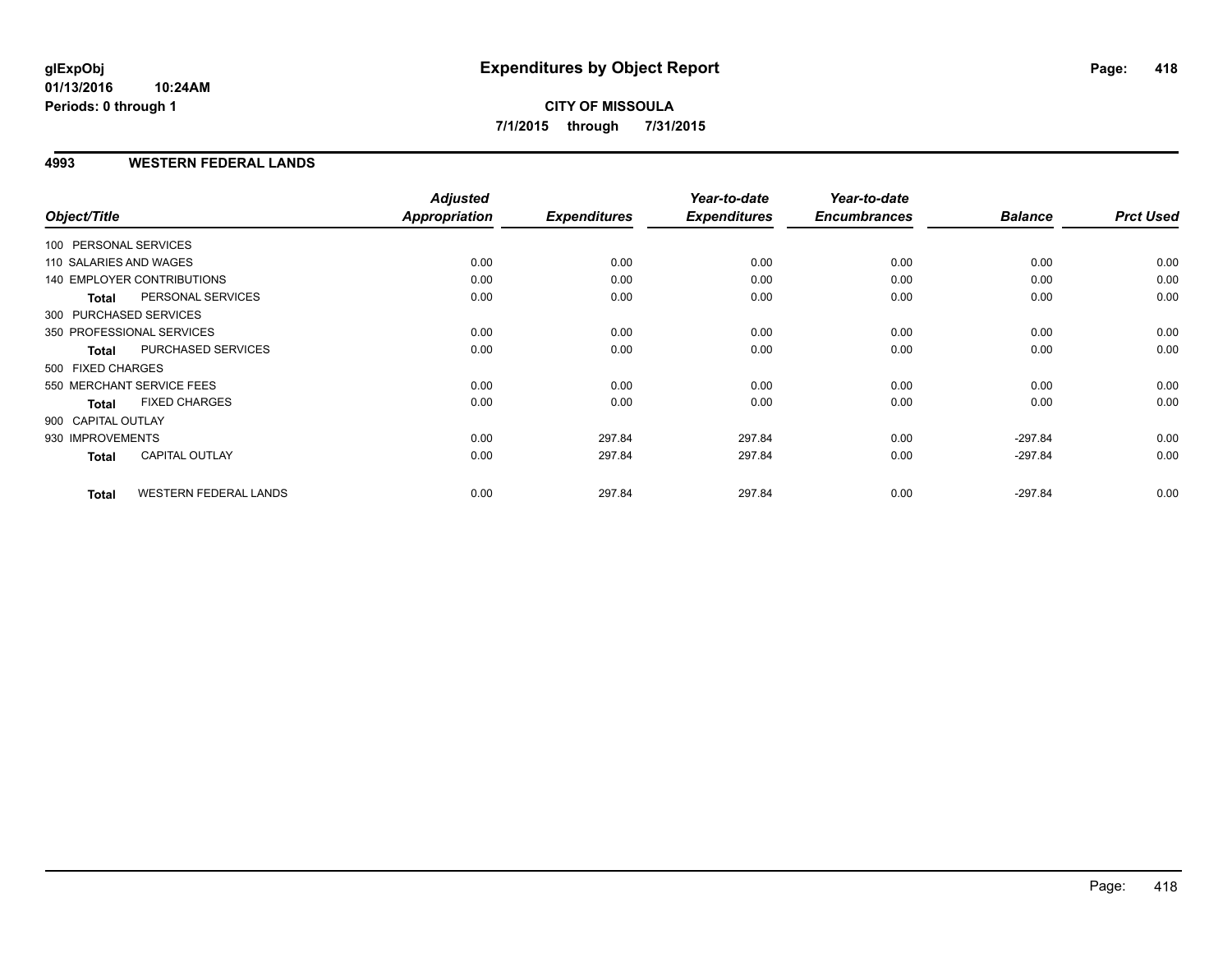# Expenditures by Object Report

glExpObj
01/13/2016 10:24AM
Periods: 0 through 1

**CITY OF MISSOULA**
**7/1/2015 through 7/31/2015**

## 4993 WESTERN FEDERAL LANDS

| Object/Title | | Adjusted Appropriation | Expenditures | Year-to-date Expenditures | Year-to-date Encumbrances | Balance | Prct Used |
|---|---|---|---|---|---|---|---|
| 100 PERSONAL SERVICES | | | | | | | |
| 110 SALARIES AND WAGES | | 0.00 | 0.00 | 0.00 | 0.00 | 0.00 | 0.00 |
| 140 EMPLOYER CONTRIBUTIONS | | 0.00 | 0.00 | 0.00 | 0.00 | 0.00 | 0.00 |
| **Total** | PERSONAL SERVICES | 0.00 | 0.00 | 0.00 | 0.00 | 0.00 | 0.00 |
| 300 PURCHASED SERVICES | | | | | | | |
| 350 PROFESSIONAL SERVICES | | 0.00 | 0.00 | 0.00 | 0.00 | 0.00 | 0.00 |
| **Total** | PURCHASED SERVICES | 0.00 | 0.00 | 0.00 | 0.00 | 0.00 | 0.00 |
| 500 FIXED CHARGES | | | | | | | |
| 550 MERCHANT SERVICE FEES | | 0.00 | 0.00 | 0.00 | 0.00 | 0.00 | 0.00 |
| **Total** | FIXED CHARGES | 0.00 | 0.00 | 0.00 | 0.00 | 0.00 | 0.00 |
| 900 CAPITAL OUTLAY | | | | | | | |
| 930 IMPROVEMENTS | | 0.00 | 297.84 | 297.84 | 0.00 | -297.84 | 0.00 |
| **Total** | CAPITAL OUTLAY | 0.00 | 297.84 | 297.84 | 0.00 | -297.84 | 0.00 |
| **Total** | WESTERN FEDERAL LANDS | 0.00 | 297.84 | 297.84 | 0.00 | -297.84 | 0.00 |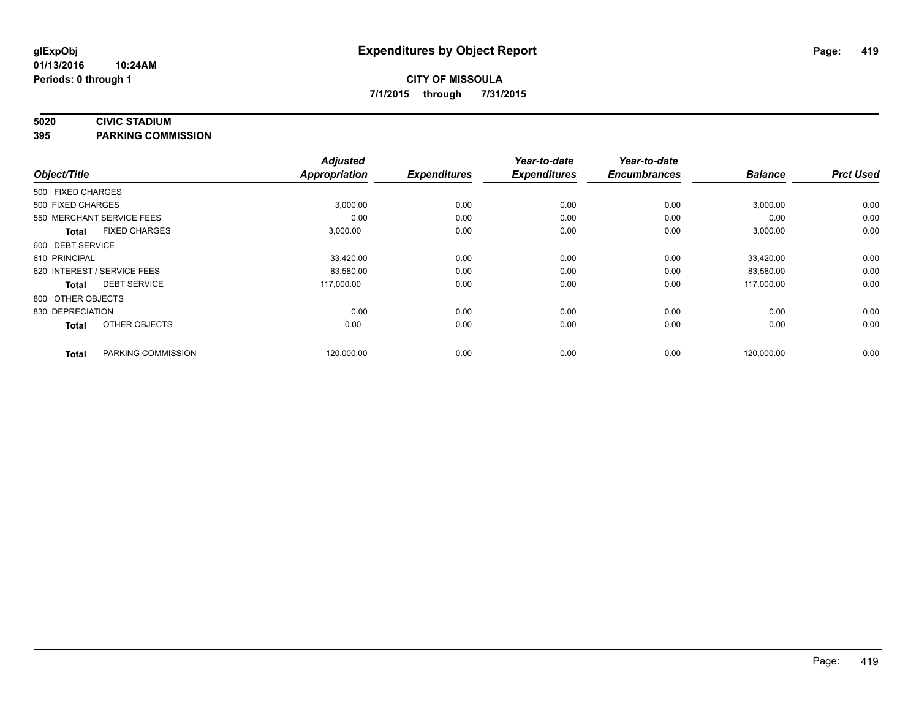glExpObj
01/13/2016 10:24AM
Periods: 0 through 1

# Expenditures by Object Report

**CITY OF MISSOULA**
**7/1/2015 through 7/31/2015**

**5020 CIVIC STADIUM**
**395 PARKING COMMISSION**

| Object/Title | Adjusted Appropriation | Expenditures | Year-to-date Expenditures | Year-to-date Encumbrances | Balance | Prct Used |
|---|---|---|---|---|---|---|
| 500 FIXED CHARGES | | | | | | |
| 500 FIXED CHARGES | 3,000.00 | 0.00 | 0.00 | 0.00 | 3,000.00 | 0.00 |
| 550 MERCHANT SERVICE FEES | 0.00 | 0.00 | 0.00 | 0.00 | 0.00 | 0.00 |
| **Total** FIXED CHARGES | 3,000.00 | 0.00 | 0.00 | 0.00 | 3,000.00 | 0.00 |
| 600 DEBT SERVICE | | | | | | |
| 610 PRINCIPAL | 33,420.00 | 0.00 | 0.00 | 0.00 | 33,420.00 | 0.00 |
| 620 INTEREST / SERVICE FEES | 83,580.00 | 0.00 | 0.00 | 0.00 | 83,580.00 | 0.00 |
| **Total** DEBT SERVICE | 117,000.00 | 0.00 | 0.00 | 0.00 | 117,000.00 | 0.00 |
| 800 OTHER OBJECTS | | | | | | |
| 830 DEPRECIATION | 0.00 | 0.00 | 0.00 | 0.00 | 0.00 | 0.00 |
| **Total** OTHER OBJECTS | 0.00 | 0.00 | 0.00 | 0.00 | 0.00 | 0.00 |
| **Total** PARKING COMMISSION | 120,000.00 | 0.00 | 0.00 | 0.00 | 120,000.00 | 0.00 |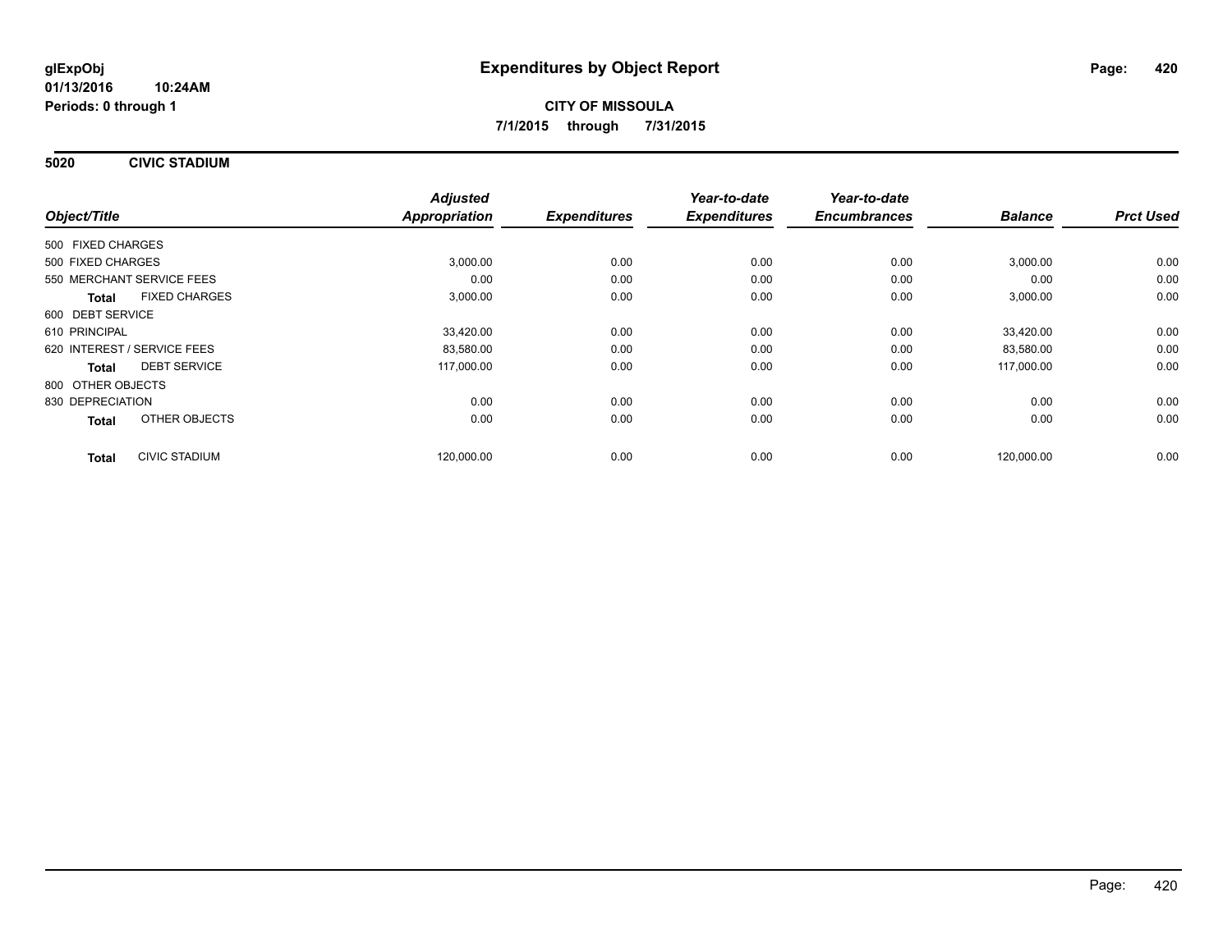**glExpObj**
**01/13/2016 10:24AM**
**Periods: 0 through 1**

# Expenditures by Object Report

**CITY OF MISSOULA**
**7/1/2015 through 7/31/2015**

## 5020 CIVIC STADIUM

| Object/Title | | *Adjusted Appropriation* | *Expenditures* | *Year-to-date Expenditures* | *Year-to-date Encumbrances* | *Balance* | *Prct Used* |
|---|---|---|---|---|---|---|---|
| 500 FIXED CHARGES | | | | | | | |
| 500 FIXED CHARGES | | 3,000.00 | 0.00 | 0.00 | 0.00 | 3,000.00 | 0.00 |
| 550 MERCHANT SERVICE FEES | | 0.00 | 0.00 | 0.00 | 0.00 | 0.00 | 0.00 |
| **Total** | FIXED CHARGES | 3,000.00 | 0.00 | 0.00 | 0.00 | 3,000.00 | 0.00 |
| 600 DEBT SERVICE | | | | | | | |
| 610 PRINCIPAL | | 33,420.00 | 0.00 | 0.00 | 0.00 | 33,420.00 | 0.00 |
| 620 INTEREST / SERVICE FEES | | 83,580.00 | 0.00 | 0.00 | 0.00 | 83,580.00 | 0.00 |
| **Total** | DEBT SERVICE | 117,000.00 | 0.00 | 0.00 | 0.00 | 117,000.00 | 0.00 |
| 800 OTHER OBJECTS | | | | | | | |
| 830 DEPRECIATION | | 0.00 | 0.00 | 0.00 | 0.00 | 0.00 | 0.00 |
| **Total** | OTHER OBJECTS | 0.00 | 0.00 | 0.00 | 0.00 | 0.00 | 0.00 |
| **Total** | CIVIC STADIUM | 120,000.00 | 0.00 | 0.00 | 0.00 | 120,000.00 | 0.00 |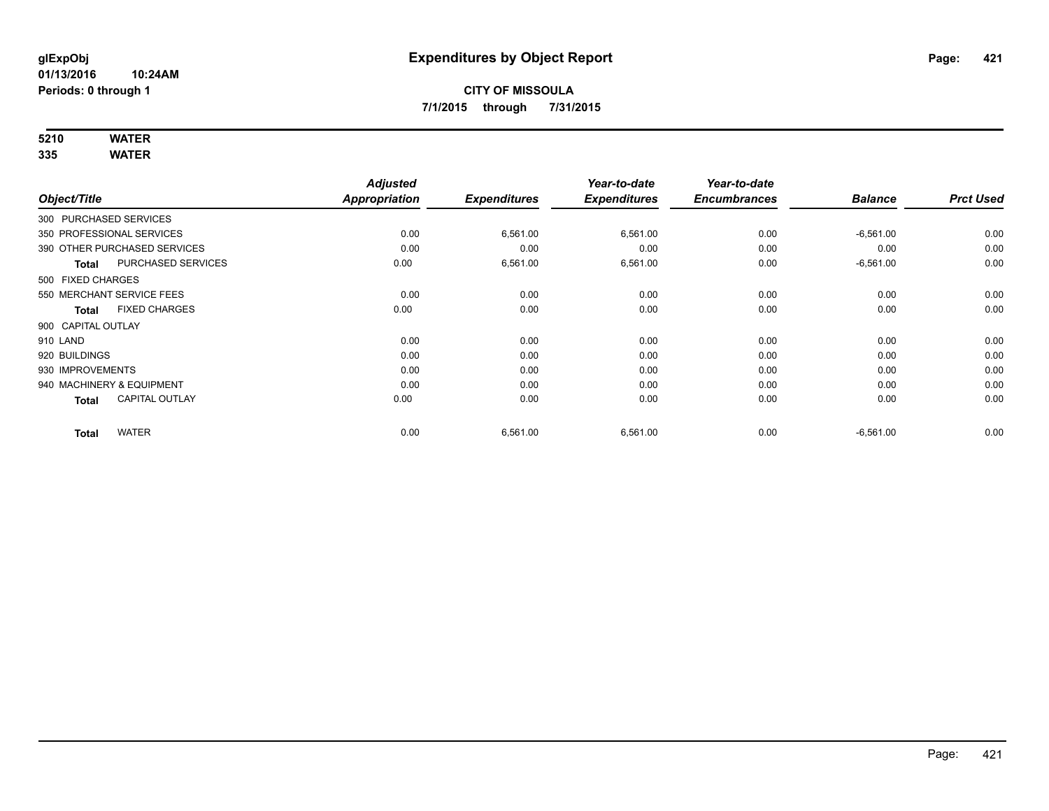**glExpObj**
**01/13/2016 10:24AM**
**Periods: 0 through 1**

# Expenditures by Object Report

**CITY OF MISSOULA**
**7/1/2015 through 7/31/2015**

**5210 WATER**
**335 WATER**

| Object/Title | Adjusted Appropriation | Expenditures | Year-to-date Expenditures | Year-to-date Encumbrances | Balance | Prct Used |
|---|---|---|---|---|---|---|
| 300 PURCHASED SERVICES | | | | | | |
| 350 PROFESSIONAL SERVICES | 0.00 | 6,561.00 | 6,561.00 | 0.00 | -6,561.00 | 0.00 |
| 390 OTHER PURCHASED SERVICES | 0.00 | 0.00 | 0.00 | 0.00 | 0.00 | 0.00 |
| **Total** PURCHASED SERVICES | 0.00 | 6,561.00 | 6,561.00 | 0.00 | -6,561.00 | 0.00 |
| 500 FIXED CHARGES | | | | | | |
| 550 MERCHANT SERVICE FEES | 0.00 | 0.00 | 0.00 | 0.00 | 0.00 | 0.00 |
| **Total** FIXED CHARGES | 0.00 | 0.00 | 0.00 | 0.00 | 0.00 | 0.00 |
| 900 CAPITAL OUTLAY | | | | | | |
| 910 LAND | 0.00 | 0.00 | 0.00 | 0.00 | 0.00 | 0.00 |
| 920 BUILDINGS | 0.00 | 0.00 | 0.00 | 0.00 | 0.00 | 0.00 |
| 930 IMPROVEMENTS | 0.00 | 0.00 | 0.00 | 0.00 | 0.00 | 0.00 |
| 940 MACHINERY & EQUIPMENT | 0.00 | 0.00 | 0.00 | 0.00 | 0.00 | 0.00 |
| **Total** CAPITAL OUTLAY | 0.00 | 0.00 | 0.00 | 0.00 | 0.00 | 0.00 |
| **Total** WATER | 0.00 | 6,561.00 | 6,561.00 | 0.00 | -6,561.00 | 0.00 |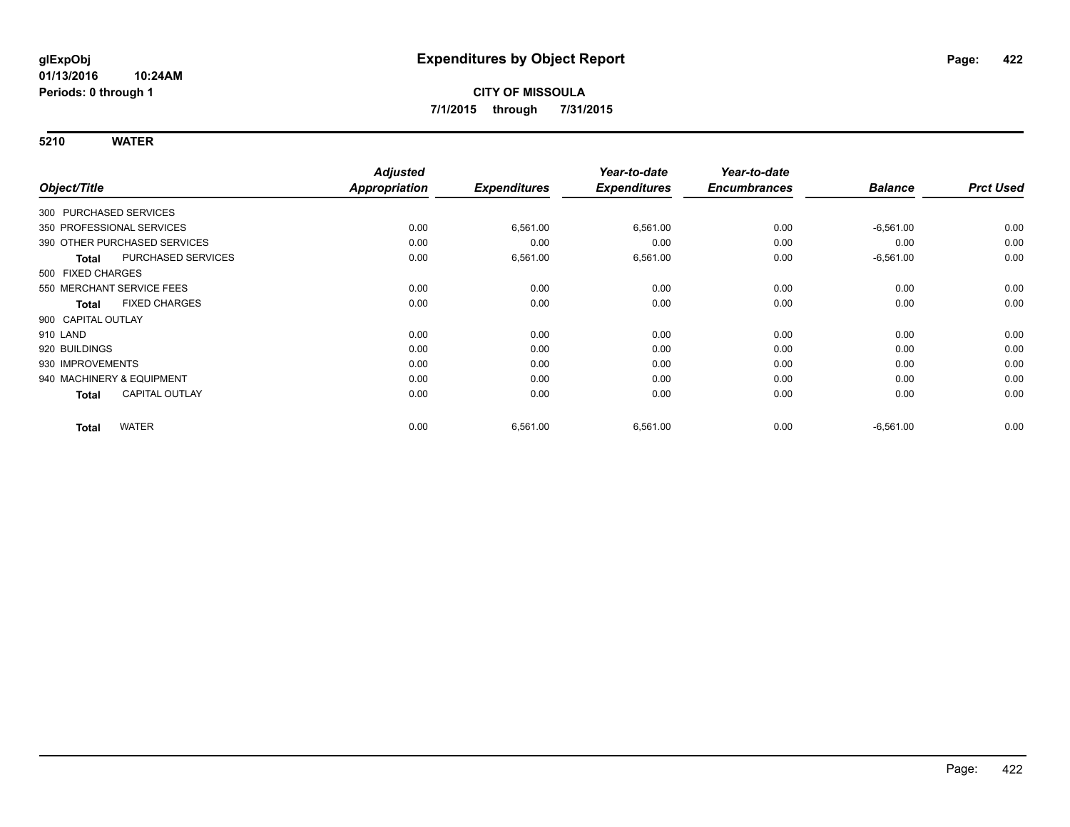**glExpObj**
**01/13/2016 10:24AM**
**Periods: 0 through 1**

# Expenditures by Object Report

**CITY OF MISSOULA**
**7/1/2015 through 7/31/2015**

**5210 WATER**

| Object/Title | Adjusted Appropriation | Expenditures | Year-to-date Expenditures | Year-to-date Encumbrances | Balance | Prct Used |
|---|---|---|---|---|---|---|
| 300 PURCHASED SERVICES | | | | | | |
| 350 PROFESSIONAL SERVICES | 0.00 | 6,561.00 | 6,561.00 | 0.00 | -6,561.00 | 0.00 |
| 390 OTHER PURCHASED SERVICES | 0.00 | 0.00 | 0.00 | 0.00 | 0.00 | 0.00 |
| **Total** PURCHASED SERVICES | 0.00 | 6,561.00 | 6,561.00 | 0.00 | -6,561.00 | 0.00 |
| 500 FIXED CHARGES | | | | | | |
| 550 MERCHANT SERVICE FEES | 0.00 | 0.00 | 0.00 | 0.00 | 0.00 | 0.00 |
| **Total** FIXED CHARGES | 0.00 | 0.00 | 0.00 | 0.00 | 0.00 | 0.00 |
| 900 CAPITAL OUTLAY | | | | | | |
| 910 LAND | 0.00 | 0.00 | 0.00 | 0.00 | 0.00 | 0.00 |
| 920 BUILDINGS | 0.00 | 0.00 | 0.00 | 0.00 | 0.00 | 0.00 |
| 930 IMPROVEMENTS | 0.00 | 0.00 | 0.00 | 0.00 | 0.00 | 0.00 |
| 940 MACHINERY & EQUIPMENT | 0.00 | 0.00 | 0.00 | 0.00 | 0.00 | 0.00 |
| **Total** CAPITAL OUTLAY | 0.00 | 0.00 | 0.00 | 0.00 | 0.00 | 0.00 |
| **Total** WATER | 0.00 | 6,561.00 | 6,561.00 | 0.00 | -6,561.00 | 0.00 |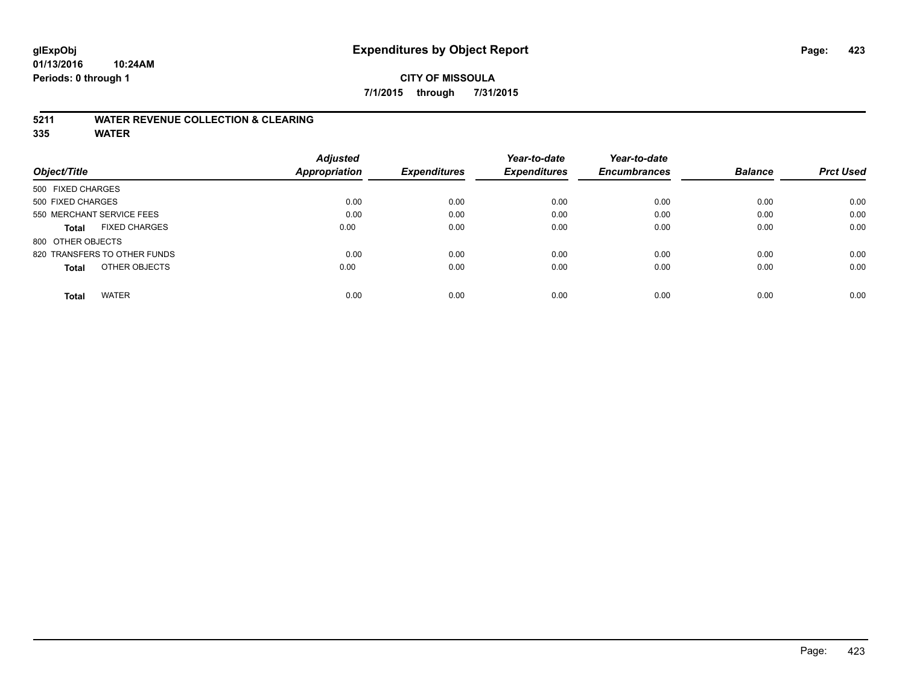# Expenditures by Object Report

glExpObj
01/13/2016 10:24AM
Periods: 0 through 1

**CITY OF MISSOULA**

**7/1/2015 through 7/31/2015**

## 5211 WATER REVENUE COLLECTION & CLEARING
## 335 WATER

| Object/Title | | Adjusted Appropriation | Expenditures | Year-to-date Expenditures | Year-to-date Encumbrances | Balance | Prct Used |
|---|---|---|---|---|---|---|---|
| 500 FIXED CHARGES | | | | | | | |
| 500 FIXED CHARGES | | 0.00 | 0.00 | 0.00 | 0.00 | 0.00 | 0.00 |
| 550 MERCHANT SERVICE FEES | | 0.00 | 0.00 | 0.00 | 0.00 | 0.00 | 0.00 |
| **Total** | FIXED CHARGES | 0.00 | 0.00 | 0.00 | 0.00 | 0.00 | 0.00 |
| 800 OTHER OBJECTS | | | | | | | |
| 820 TRANSFERS TO OTHER FUNDS | | 0.00 | 0.00 | 0.00 | 0.00 | 0.00 | 0.00 |
| **Total** | OTHER OBJECTS | 0.00 | 0.00 | 0.00 | 0.00 | 0.00 | 0.00 |
| **Total** | WATER | 0.00 | 0.00 | 0.00 | 0.00 | 0.00 | 0.00 |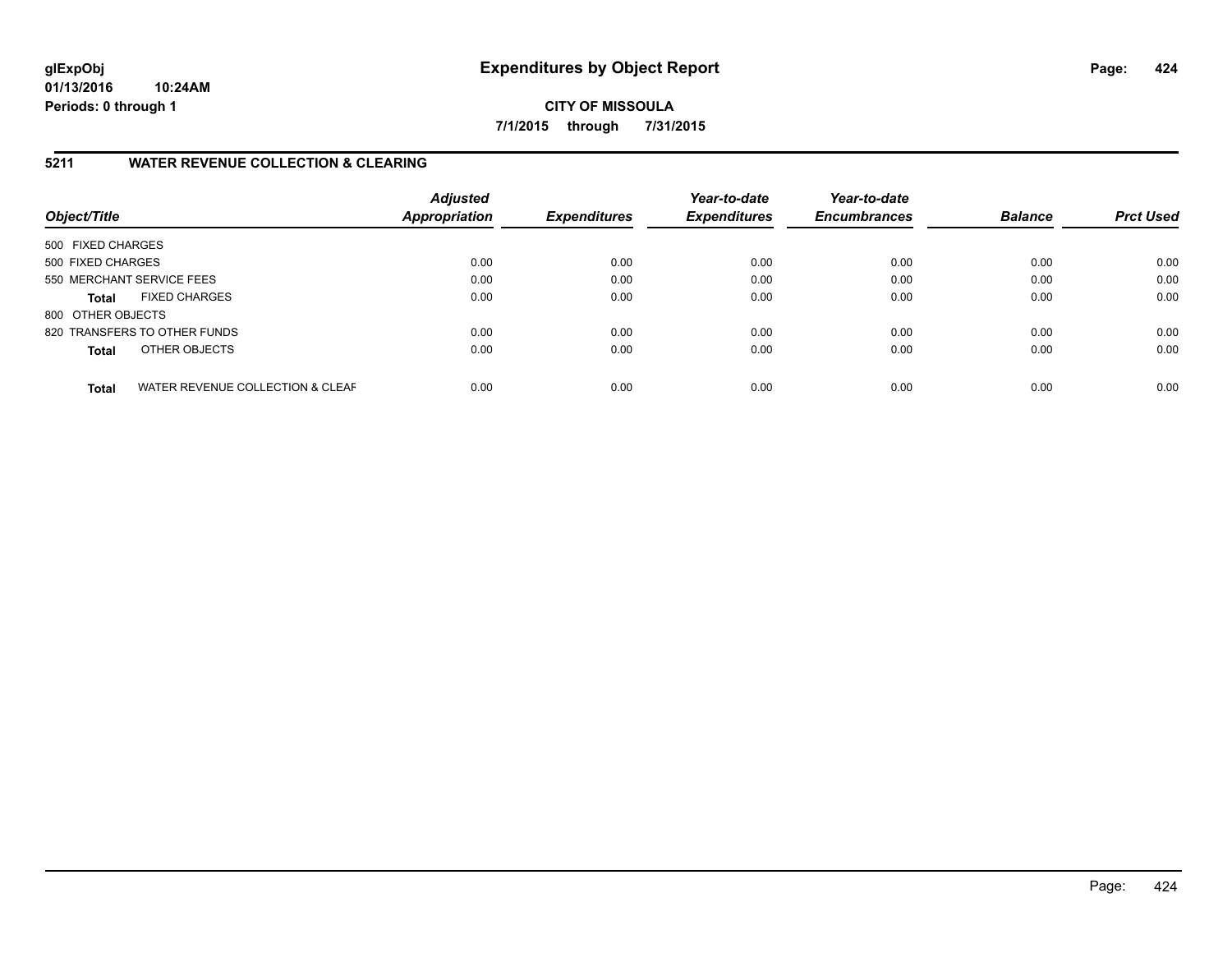# Expenditures by Object Report

glExpObj
01/13/2016 10:24AM
Periods: 0 through 1

**CITY OF MISSOULA**
**7/1/2015 through 7/31/2015**

## 5211 WATER REVENUE COLLECTION & CLEARING

| Object/Title | Adjusted Appropriation | Expenditures | Year-to-date Expenditures | Year-to-date Encumbrances | Balance | Prct Used |
|---|---|---|---|---|---|---|
| 500 FIXED CHARGES | | | | | | |
| 500 FIXED CHARGES | 0.00 | 0.00 | 0.00 | 0.00 | 0.00 | 0.00 |
| 550 MERCHANT SERVICE FEES | 0.00 | 0.00 | 0.00 | 0.00 | 0.00 | 0.00 |
| **Total** FIXED CHARGES | 0.00 | 0.00 | 0.00 | 0.00 | 0.00 | 0.00 |
| 800 OTHER OBJECTS | | | | | | |
| 820 TRANSFERS TO OTHER FUNDS | 0.00 | 0.00 | 0.00 | 0.00 | 0.00 | 0.00 |
| **Total** OTHER OBJECTS | 0.00 | 0.00 | 0.00 | 0.00 | 0.00 | 0.00 |
| **Total** WATER REVENUE COLLECTION & CLEAF | 0.00 | 0.00 | 0.00 | 0.00 | 0.00 | 0.00 |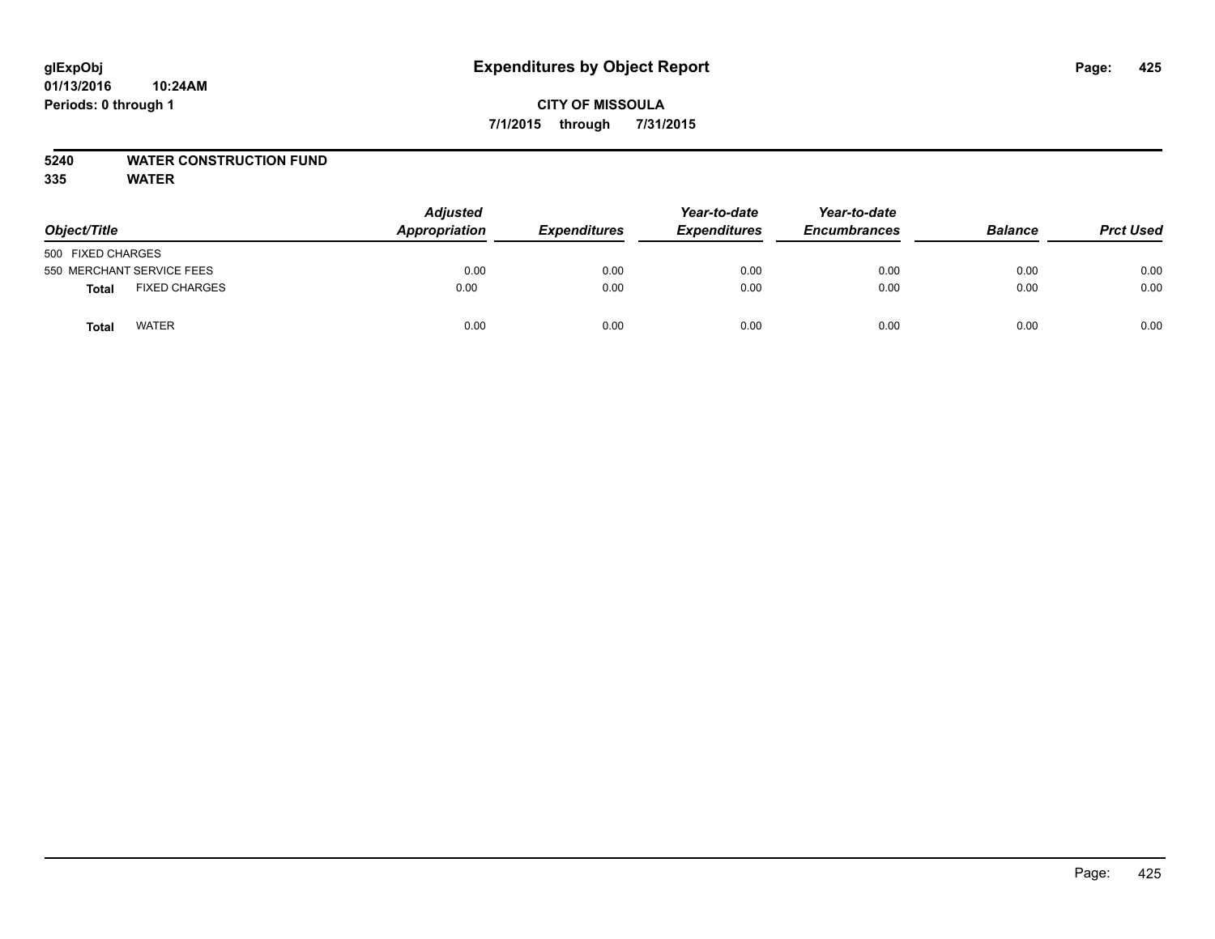# Expenditures by Object Report

glExpObj
01/13/2016 10:24AM
Periods: 0 through 1

**CITY OF MISSOULA**
**7/1/2015 through 7/31/2015**

**5240 WATER CONSTRUCTION FUND**
**335 WATER**

| Object/Title | | Adjusted Appropriation | Expenditures | Year-to-date Expenditures | Year-to-date Encumbrances | Balance | Prct Used |
|---|---|---|---|---|---|---|---|
| 500 FIXED CHARGES | | | | | | | |
| 550 MERCHANT SERVICE FEES | | 0.00 | 0.00 | 0.00 | 0.00 | 0.00 | 0.00 |
| **Total** | FIXED CHARGES | 0.00 | 0.00 | 0.00 | 0.00 | 0.00 | 0.00 |
| **Total** | WATER | 0.00 | 0.00 | 0.00 | 0.00 | 0.00 | 0.00 |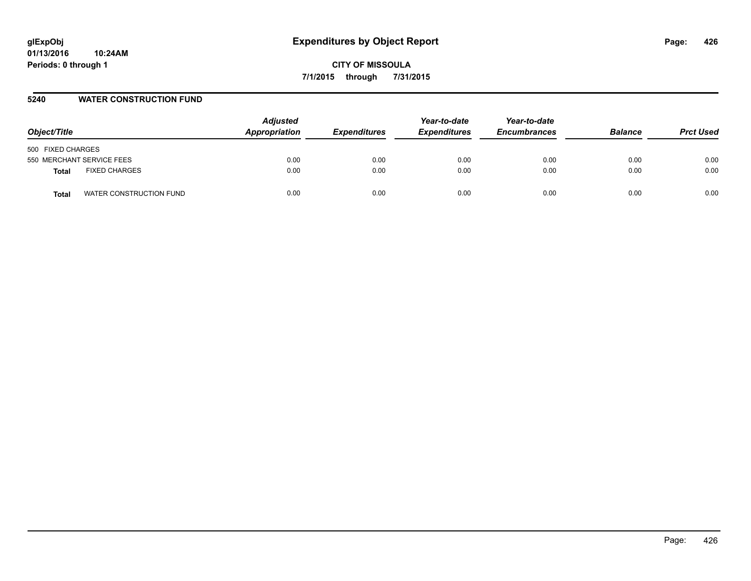**glExpObj** **Expenditures by Object Report**
**01/13/2016 10:24AM**
**Periods: 0 through 1**

**CITY OF MISSOULA**
**7/1/2015 through 7/31/2015**

## 5240 WATER CONSTRUCTION FUND

| Object/Title | Adjusted Appropriation | Expenditures | Year-to-date Expenditures | Year-to-date Encumbrances | Balance | Prct Used |
|---|---|---|---|---|---|---|
| 500 FIXED CHARGES | | | | | | |
| 550 MERCHANT SERVICE FEES | 0.00 | 0.00 | 0.00 | 0.00 | 0.00 | 0.00 |
| **Total** FIXED CHARGES | 0.00 | 0.00 | 0.00 | 0.00 | 0.00 | 0.00 |
| **Total** WATER CONSTRUCTION FUND | 0.00 | 0.00 | 0.00 | 0.00 | 0.00 | 0.00 |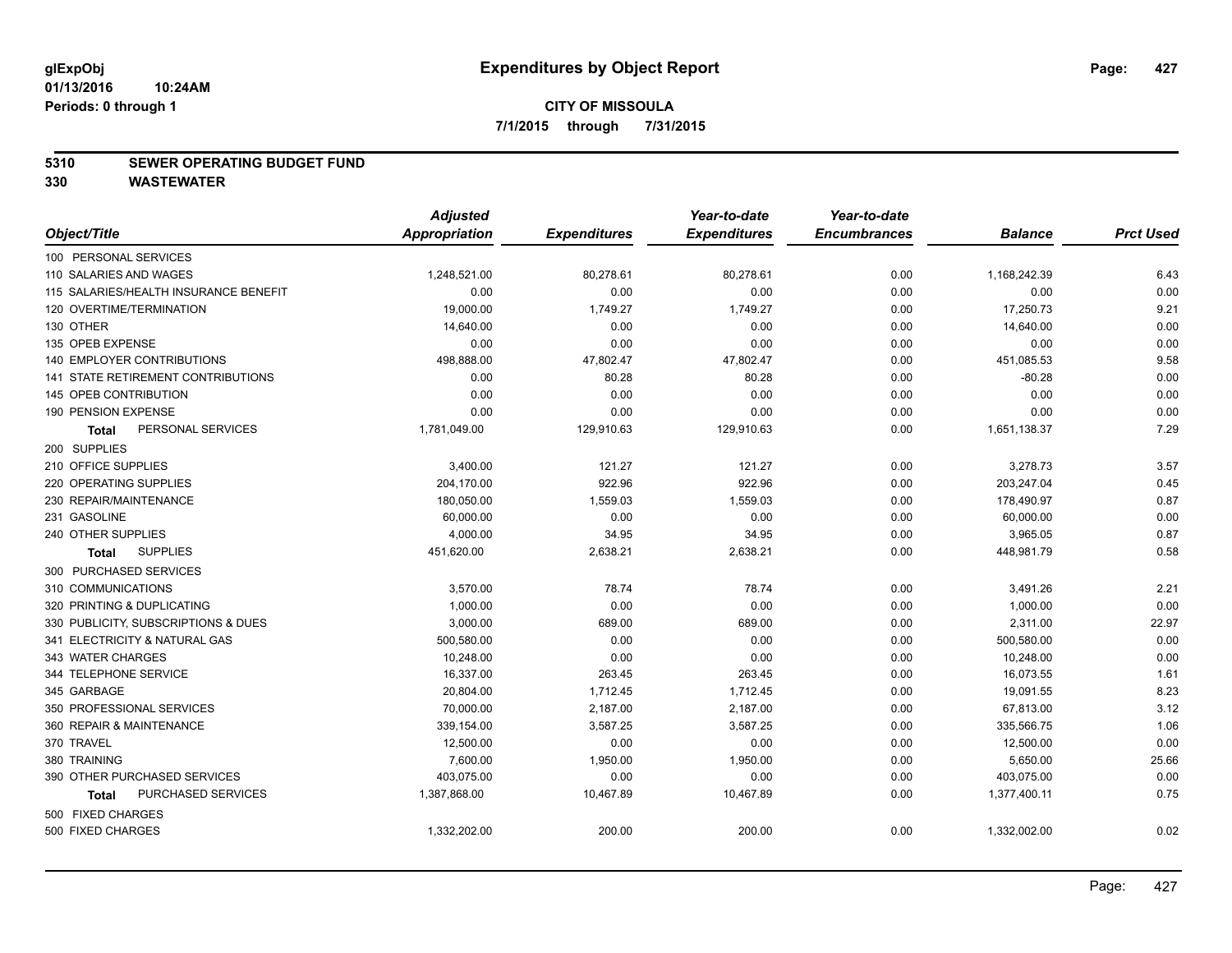# Expenditures by Object Report

glExpObj
01/13/2016 10:24AM
Periods: 0 through 1

**CITY OF MISSOULA**
**7/1/2015 through 7/31/2015**

## 5310 SEWER OPERATING BUDGET FUND
## 330 WASTEWATER

| Object/Title | Adjusted Appropriation | Expenditures | Year-to-date Expenditures | Year-to-date Encumbrances | Balance | Prct Used |
|---|---|---|---|---|---|---|
| 100 PERSONAL SERVICES | | | | | | |
| 110 SALARIES AND WAGES | 1,248,521.00 | 80,278.61 | 80,278.61 | 0.00 | 1,168,242.39 | 6.43 |
| 115 SALARIES/HEALTH INSURANCE BENEFIT | 0.00 | 0.00 | 0.00 | 0.00 | 0.00 | 0.00 |
| 120 OVERTIME/TERMINATION | 19,000.00 | 1,749.27 | 1,749.27 | 0.00 | 17,250.73 | 9.21 |
| 130 OTHER | 14,640.00 | 0.00 | 0.00 | 0.00 | 14,640.00 | 0.00 |
| 135 OPEB EXPENSE | 0.00 | 0.00 | 0.00 | 0.00 | 0.00 | 0.00 |
| 140 EMPLOYER CONTRIBUTIONS | 498,888.00 | 47,802.47 | 47,802.47 | 0.00 | 451,085.53 | 9.58 |
| 141 STATE RETIREMENT CONTRIBUTIONS | 0.00 | 80.28 | 80.28 | 0.00 | -80.28 | 0.00 |
| 145 OPEB CONTRIBUTION | 0.00 | 0.00 | 0.00 | 0.00 | 0.00 | 0.00 |
| 190 PENSION EXPENSE | 0.00 | 0.00 | 0.00 | 0.00 | 0.00 | 0.00 |
| **Total** PERSONAL SERVICES | 1,781,049.00 | 129,910.63 | 129,910.63 | 0.00 | 1,651,138.37 | 7.29 |
| 200 SUPPLIES | | | | | | |
| 210 OFFICE SUPPLIES | 3,400.00 | 121.27 | 121.27 | 0.00 | 3,278.73 | 3.57 |
| 220 OPERATING SUPPLIES | 204,170.00 | 922.96 | 922.96 | 0.00 | 203,247.04 | 0.45 |
| 230 REPAIR/MAINTENANCE | 180,050.00 | 1,559.03 | 1,559.03 | 0.00 | 178,490.97 | 0.87 |
| 231 GASOLINE | 60,000.00 | 0.00 | 0.00 | 0.00 | 60,000.00 | 0.00 |
| 240 OTHER SUPPLIES | 4,000.00 | 34.95 | 34.95 | 0.00 | 3,965.05 | 0.87 |
| **Total** SUPPLIES | 451,620.00 | 2,638.21 | 2,638.21 | 0.00 | 448,981.79 | 0.58 |
| 300 PURCHASED SERVICES | | | | | | |
| 310 COMMUNICATIONS | 3,570.00 | 78.74 | 78.74 | 0.00 | 3,491.26 | 2.21 |
| 320 PRINTING & DUPLICATING | 1,000.00 | 0.00 | 0.00 | 0.00 | 1,000.00 | 0.00 |
| 330 PUBLICITY, SUBSCRIPTIONS & DUES | 3,000.00 | 689.00 | 689.00 | 0.00 | 2,311.00 | 22.97 |
| 341 ELECTRICITY & NATURAL GAS | 500,580.00 | 0.00 | 0.00 | 0.00 | 500,580.00 | 0.00 |
| 343 WATER CHARGES | 10,248.00 | 0.00 | 0.00 | 0.00 | 10,248.00 | 0.00 |
| 344 TELEPHONE SERVICE | 16,337.00 | 263.45 | 263.45 | 0.00 | 16,073.55 | 1.61 |
| 345 GARBAGE | 20,804.00 | 1,712.45 | 1,712.45 | 0.00 | 19,091.55 | 8.23 |
| 350 PROFESSIONAL SERVICES | 70,000.00 | 2,187.00 | 2,187.00 | 0.00 | 67,813.00 | 3.12 |
| 360 REPAIR & MAINTENANCE | 339,154.00 | 3,587.25 | 3,587.25 | 0.00 | 335,566.75 | 1.06 |
| 370 TRAVEL | 12,500.00 | 0.00 | 0.00 | 0.00 | 12,500.00 | 0.00 |
| 380 TRAINING | 7,600.00 | 1,950.00 | 1,950.00 | 0.00 | 5,650.00 | 25.66 |
| 390 OTHER PURCHASED SERVICES | 403,075.00 | 0.00 | 0.00 | 0.00 | 403,075.00 | 0.00 |
| **Total** PURCHASED SERVICES | 1,387,868.00 | 10,467.89 | 10,467.89 | 0.00 | 1,377,400.11 | 0.75 |
| 500 FIXED CHARGES | | | | | | |
| 500 FIXED CHARGES | 1,332,202.00 | 200.00 | 200.00 | 0.00 | 1,332,002.00 | 0.02 |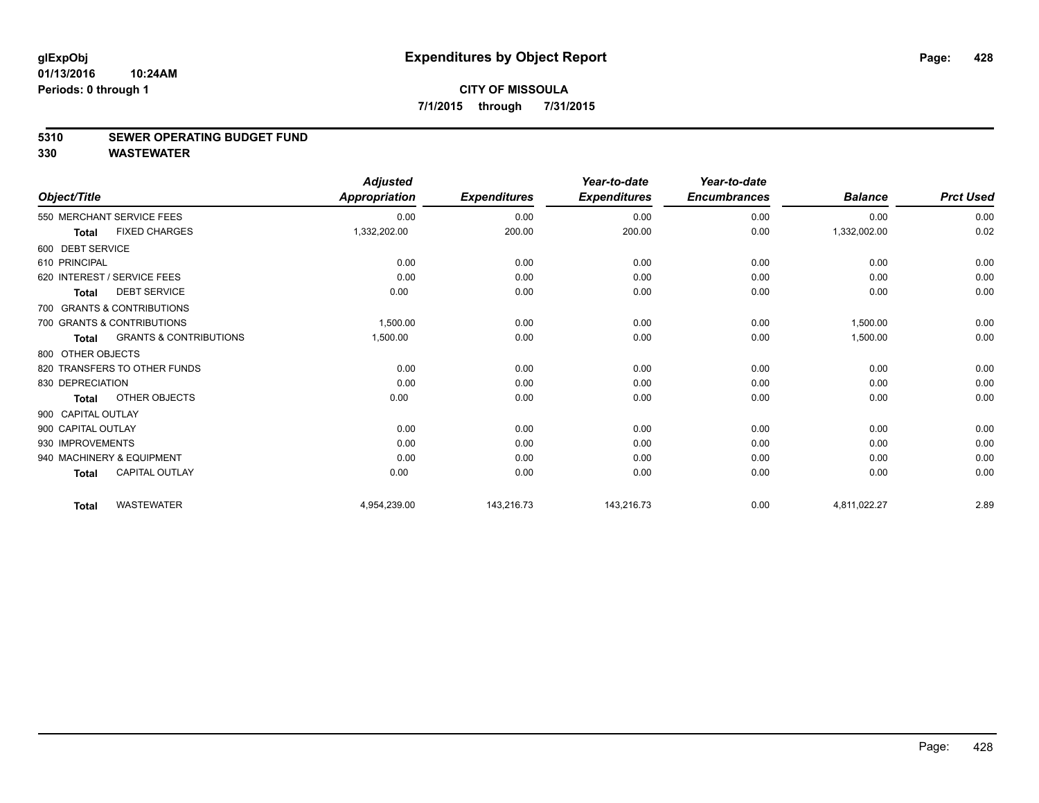**glExpObj**
**01/13/2016 10:24AM**
**Periods: 0 through 1**

# Expenditures by Object Report

**CITY OF MISSOULA**
**7/1/2015 through 7/31/2015**

## 5310 SEWER OPERATING BUDGET FUND
## 330 WASTEWATER

| Object/Title | Adjusted Appropriation | Expenditures | Year-to-date Expenditures | Year-to-date Encumbrances | Balance | Prct Used |
|---|---|---|---|---|---|---|
| 550 MERCHANT SERVICE FEES | 0.00 | 0.00 | 0.00 | 0.00 | 0.00 | 0.00 |
| **Total** FIXED CHARGES | 1,332,202.00 | 200.00 | 200.00 | 0.00 | 1,332,002.00 | 0.02 |
| 600 DEBT SERVICE | | | | | | |
| 610 PRINCIPAL | 0.00 | 0.00 | 0.00 | 0.00 | 0.00 | 0.00 |
| 620 INTEREST / SERVICE FEES | 0.00 | 0.00 | 0.00 | 0.00 | 0.00 | 0.00 |
| **Total** DEBT SERVICE | 0.00 | 0.00 | 0.00 | 0.00 | 0.00 | 0.00 |
| 700 GRANTS & CONTRIBUTIONS | | | | | | |
| 700 GRANTS & CONTRIBUTIONS | 1,500.00 | 0.00 | 0.00 | 0.00 | 1,500.00 | 0.00 |
| **Total** GRANTS & CONTRIBUTIONS | 1,500.00 | 0.00 | 0.00 | 0.00 | 1,500.00 | 0.00 |
| 800 OTHER OBJECTS | | | | | | |
| 820 TRANSFERS TO OTHER FUNDS | 0.00 | 0.00 | 0.00 | 0.00 | 0.00 | 0.00 |
| 830 DEPRECIATION | 0.00 | 0.00 | 0.00 | 0.00 | 0.00 | 0.00 |
| **Total** OTHER OBJECTS | 0.00 | 0.00 | 0.00 | 0.00 | 0.00 | 0.00 |
| 900 CAPITAL OUTLAY | | | | | | |
| 900 CAPITAL OUTLAY | 0.00 | 0.00 | 0.00 | 0.00 | 0.00 | 0.00 |
| 930 IMPROVEMENTS | 0.00 | 0.00 | 0.00 | 0.00 | 0.00 | 0.00 |
| 940 MACHINERY & EQUIPMENT | 0.00 | 0.00 | 0.00 | 0.00 | 0.00 | 0.00 |
| **Total** CAPITAL OUTLAY | 0.00 | 0.00 | 0.00 | 0.00 | 0.00 | 0.00 |
| **Total** WASTEWATER | 4,954,239.00 | 143,216.73 | 143,216.73 | 0.00 | 4,811,022.27 | 2.89 |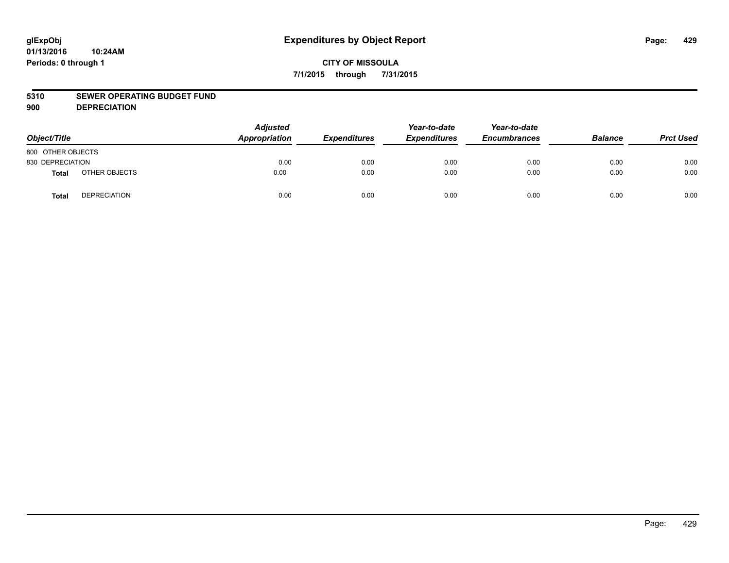glExpObj
01/13/2016 10:24AM
Periods: 0 through 1

# Expenditures by Object Report

**CITY OF MISSOULA**

**7/1/2015 through 7/31/2015**

**5310 SEWER OPERATING BUDGET FUND**
**900 DEPRECIATION**

| Object/Title | | Adjusted Appropriation | Expenditures | Year-to-date Expenditures | Year-to-date Encumbrances | Balance | Prct Used |
|---|---|---|---|---|---|---|---|
| 800 OTHER OBJECTS | | | | | | | |
| 830 DEPRECIATION | | 0.00 | 0.00 | 0.00 | 0.00 | 0.00 | 0.00 |
| **Total** | OTHER OBJECTS | 0.00 | 0.00 | 0.00 | 0.00 | 0.00 | 0.00 |
| **Total** | DEPRECIATION | 0.00 | 0.00 | 0.00 | 0.00 | 0.00 | 0.00 |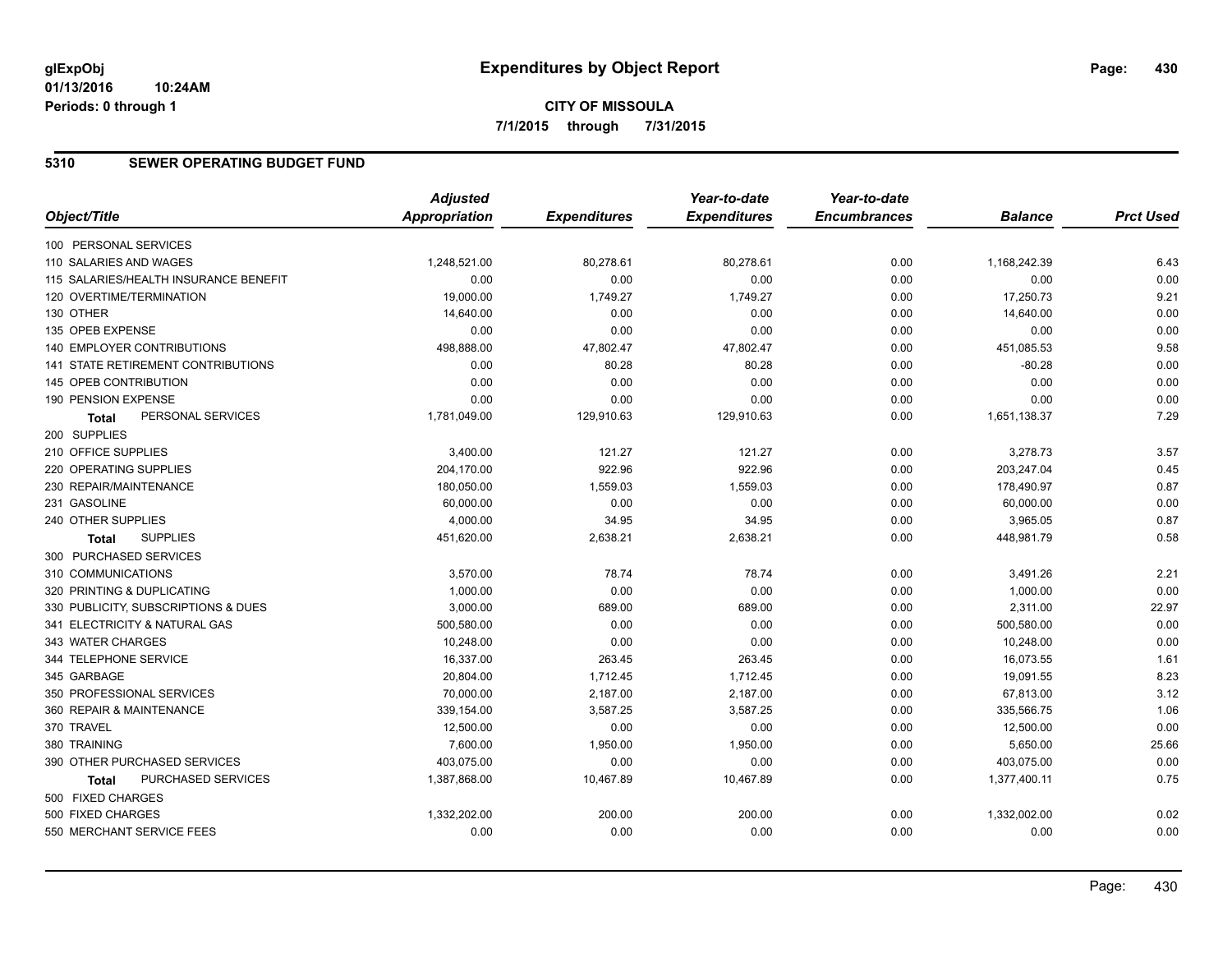# Expenditures by Object Report

**glExpObj**
**01/13/2016 10:24AM**
**Periods: 0 through 1**

**CITY OF MISSOULA**
**7/1/2015 through 7/31/2015**

## 5310 SEWER OPERATING BUDGET FUND

| Object/Title | Adjusted Appropriation | Expenditures | Year-to-date Expenditures | Year-to-date Encumbrances | Balance | Prct Used |
|---|---|---|---|---|---|---|
| 100 PERSONAL SERVICES | | | | | | |
| 110 SALARIES AND WAGES | 1,248,521.00 | 80,278.61 | 80,278.61 | 0.00 | 1,168,242.39 | 6.43 |
| 115 SALARIES/HEALTH INSURANCE BENEFIT | 0.00 | 0.00 | 0.00 | 0.00 | 0.00 | 0.00 |
| 120 OVERTIME/TERMINATION | 19,000.00 | 1,749.27 | 1,749.27 | 0.00 | 17,250.73 | 9.21 |
| 130 OTHER | 14,640.00 | 0.00 | 0.00 | 0.00 | 14,640.00 | 0.00 |
| 135 OPEB EXPENSE | 0.00 | 0.00 | 0.00 | 0.00 | 0.00 | 0.00 |
| 140 EMPLOYER CONTRIBUTIONS | 498,888.00 | 47,802.47 | 47,802.47 | 0.00 | 451,085.53 | 9.58 |
| 141 STATE RETIREMENT CONTRIBUTIONS | 0.00 | 80.28 | 80.28 | 0.00 | -80.28 | 0.00 |
| 145 OPEB CONTRIBUTION | 0.00 | 0.00 | 0.00 | 0.00 | 0.00 | 0.00 |
| 190 PENSION EXPENSE | 0.00 | 0.00 | 0.00 | 0.00 | 0.00 | 0.00 |
| **Total** PERSONAL SERVICES | 1,781,049.00 | 129,910.63 | 129,910.63 | 0.00 | 1,651,138.37 | 7.29 |
| 200 SUPPLIES | | | | | | |
| 210 OFFICE SUPPLIES | 3,400.00 | 121.27 | 121.27 | 0.00 | 3,278.73 | 3.57 |
| 220 OPERATING SUPPLIES | 204,170.00 | 922.96 | 922.96 | 0.00 | 203,247.04 | 0.45 |
| 230 REPAIR/MAINTENANCE | 180,050.00 | 1,559.03 | 1,559.03 | 0.00 | 178,490.97 | 0.87 |
| 231 GASOLINE | 60,000.00 | 0.00 | 0.00 | 0.00 | 60,000.00 | 0.00 |
| 240 OTHER SUPPLIES | 4,000.00 | 34.95 | 34.95 | 0.00 | 3,965.05 | 0.87 |
| **Total** SUPPLIES | 451,620.00 | 2,638.21 | 2,638.21 | 0.00 | 448,981.79 | 0.58 |
| 300 PURCHASED SERVICES | | | | | | |
| 310 COMMUNICATIONS | 3,570.00 | 78.74 | 78.74 | 0.00 | 3,491.26 | 2.21 |
| 320 PRINTING & DUPLICATING | 1,000.00 | 0.00 | 0.00 | 0.00 | 1,000.00 | 0.00 |
| 330 PUBLICITY, SUBSCRIPTIONS & DUES | 3,000.00 | 689.00 | 689.00 | 0.00 | 2,311.00 | 22.97 |
| 341 ELECTRICITY & NATURAL GAS | 500,580.00 | 0.00 | 0.00 | 0.00 | 500,580.00 | 0.00 |
| 343 WATER CHARGES | 10,248.00 | 0.00 | 0.00 | 0.00 | 10,248.00 | 0.00 |
| 344 TELEPHONE SERVICE | 16,337.00 | 263.45 | 263.45 | 0.00 | 16,073.55 | 1.61 |
| 345 GARBAGE | 20,804.00 | 1,712.45 | 1,712.45 | 0.00 | 19,091.55 | 8.23 |
| 350 PROFESSIONAL SERVICES | 70,000.00 | 2,187.00 | 2,187.00 | 0.00 | 67,813.00 | 3.12 |
| 360 REPAIR & MAINTENANCE | 339,154.00 | 3,587.25 | 3,587.25 | 0.00 | 335,566.75 | 1.06 |
| 370 TRAVEL | 12,500.00 | 0.00 | 0.00 | 0.00 | 12,500.00 | 0.00 |
| 380 TRAINING | 7,600.00 | 1,950.00 | 1,950.00 | 0.00 | 5,650.00 | 25.66 |
| 390 OTHER PURCHASED SERVICES | 403,075.00 | 0.00 | 0.00 | 0.00 | 403,075.00 | 0.00 |
| **Total** PURCHASED SERVICES | 1,387,868.00 | 10,467.89 | 10,467.89 | 0.00 | 1,377,400.11 | 0.75 |
| 500 FIXED CHARGES | | | | | | |
| 500 FIXED CHARGES | 1,332,202.00 | 200.00 | 200.00 | 0.00 | 1,332,002.00 | 0.02 |
| 550 MERCHANT SERVICE FEES | 0.00 | 0.00 | 0.00 | 0.00 | 0.00 | 0.00 |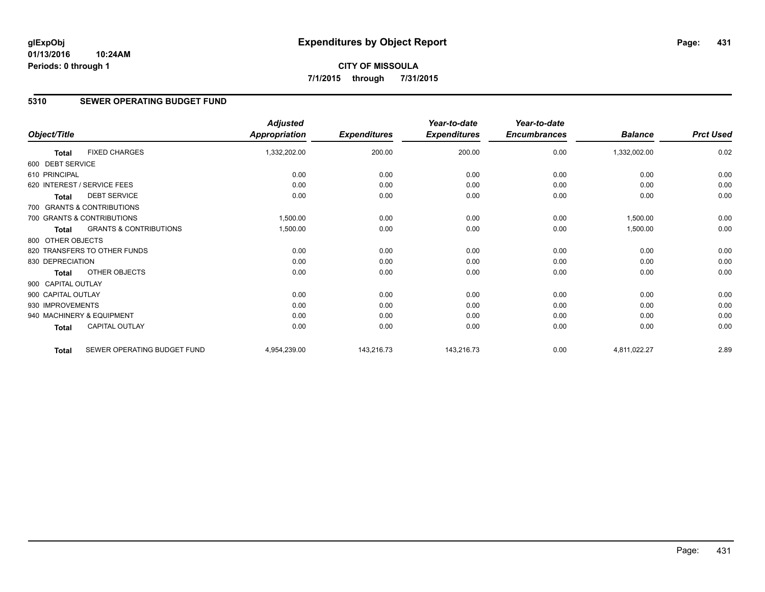**glExpObj**
**01/13/2016 10:24AM**
**Periods: 0 through 1**

# Expenditures by Object Report

**CITY OF MISSOULA**
**7/1/2015 through 7/31/2015**

## 5310 SEWER OPERATING BUDGET FUND

| Object/Title | | Adjusted Appropriation | Expenditures | Year-to-date Expenditures | Year-to-date Encumbrances | Balance | Prct Used |
|---|---|---|---|---|---|---|---|
| **Total** | FIXED CHARGES | 1,332,202.00 | 200.00 | 200.00 | 0.00 | 1,332,002.00 | 0.02 |
| 600 DEBT SERVICE | | | | | | | |
| 610 PRINCIPAL | | 0.00 | 0.00 | 0.00 | 0.00 | 0.00 | 0.00 |
| 620 INTEREST / SERVICE FEES | | 0.00 | 0.00 | 0.00 | 0.00 | 0.00 | 0.00 |
| **Total** | DEBT SERVICE | 0.00 | 0.00 | 0.00 | 0.00 | 0.00 | 0.00 |
| 700 GRANTS & CONTRIBUTIONS | | | | | | | |
| 700 GRANTS & CONTRIBUTIONS | | 1,500.00 | 0.00 | 0.00 | 0.00 | 1,500.00 | 0.00 |
| **Total** | GRANTS & CONTRIBUTIONS | 1,500.00 | 0.00 | 0.00 | 0.00 | 1,500.00 | 0.00 |
| 800 OTHER OBJECTS | | | | | | | |
| 820 TRANSFERS TO OTHER FUNDS | | 0.00 | 0.00 | 0.00 | 0.00 | 0.00 | 0.00 |
| 830 DEPRECIATION | | 0.00 | 0.00 | 0.00 | 0.00 | 0.00 | 0.00 |
| **Total** | OTHER OBJECTS | 0.00 | 0.00 | 0.00 | 0.00 | 0.00 | 0.00 |
| 900 CAPITAL OUTLAY | | | | | | | |
| 900 CAPITAL OUTLAY | | 0.00 | 0.00 | 0.00 | 0.00 | 0.00 | 0.00 |
| 930 IMPROVEMENTS | | 0.00 | 0.00 | 0.00 | 0.00 | 0.00 | 0.00 |
| 940 MACHINERY & EQUIPMENT | | 0.00 | 0.00 | 0.00 | 0.00 | 0.00 | 0.00 |
| **Total** | CAPITAL OUTLAY | 0.00 | 0.00 | 0.00 | 0.00 | 0.00 | 0.00 |
| **Total** | SEWER OPERATING BUDGET FUND | 4,954,239.00 | 143,216.73 | 143,216.73 | 0.00 | 4,811,022.27 | 2.89 |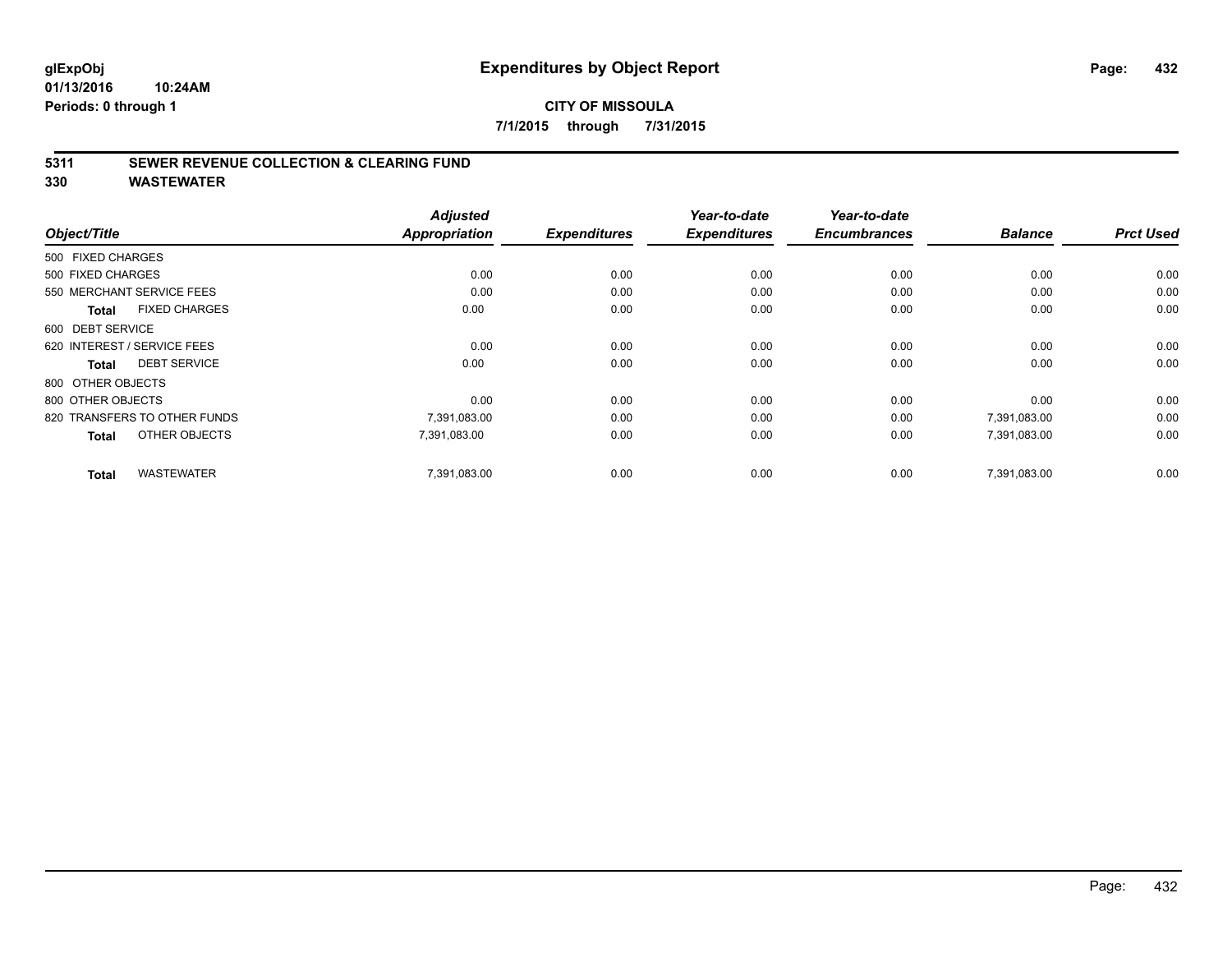# Expenditures by Object Report

glExpObj
01/13/2016 10:24AM
Periods: 0 through 1

**CITY OF MISSOULA**

**7/1/2015 through 7/31/2015**

## 5311 SEWER REVENUE COLLECTION & CLEARING FUND
## 330 WASTEWATER

| Object/Title | Adjusted Appropriation | Expenditures | Year-to-date Expenditures | Year-to-date Encumbrances | Balance | Prct Used |
|---|---|---|---|---|---|---|
| 500 FIXED CHARGES | | | | | | |
| 500 FIXED CHARGES | 0.00 | 0.00 | 0.00 | 0.00 | 0.00 | 0.00 |
| 550 MERCHANT SERVICE FEES | 0.00 | 0.00 | 0.00 | 0.00 | 0.00 | 0.00 |
| **Total** FIXED CHARGES | 0.00 | 0.00 | 0.00 | 0.00 | 0.00 | 0.00 |
| 600 DEBT SERVICE | | | | | | |
| 620 INTEREST / SERVICE FEES | 0.00 | 0.00 | 0.00 | 0.00 | 0.00 | 0.00 |
| **Total** DEBT SERVICE | 0.00 | 0.00 | 0.00 | 0.00 | 0.00 | 0.00 |
| 800 OTHER OBJECTS | | | | | | |
| 800 OTHER OBJECTS | 0.00 | 0.00 | 0.00 | 0.00 | 0.00 | 0.00 |
| 820 TRANSFERS TO OTHER FUNDS | 7,391,083.00 | 0.00 | 0.00 | 0.00 | 7,391,083.00 | 0.00 |
| **Total** OTHER OBJECTS | 7,391,083.00 | 0.00 | 0.00 | 0.00 | 7,391,083.00 | 0.00 |
| **Total** WASTEWATER | 7,391,083.00 | 0.00 | 0.00 | 0.00 | 7,391,083.00 | 0.00 |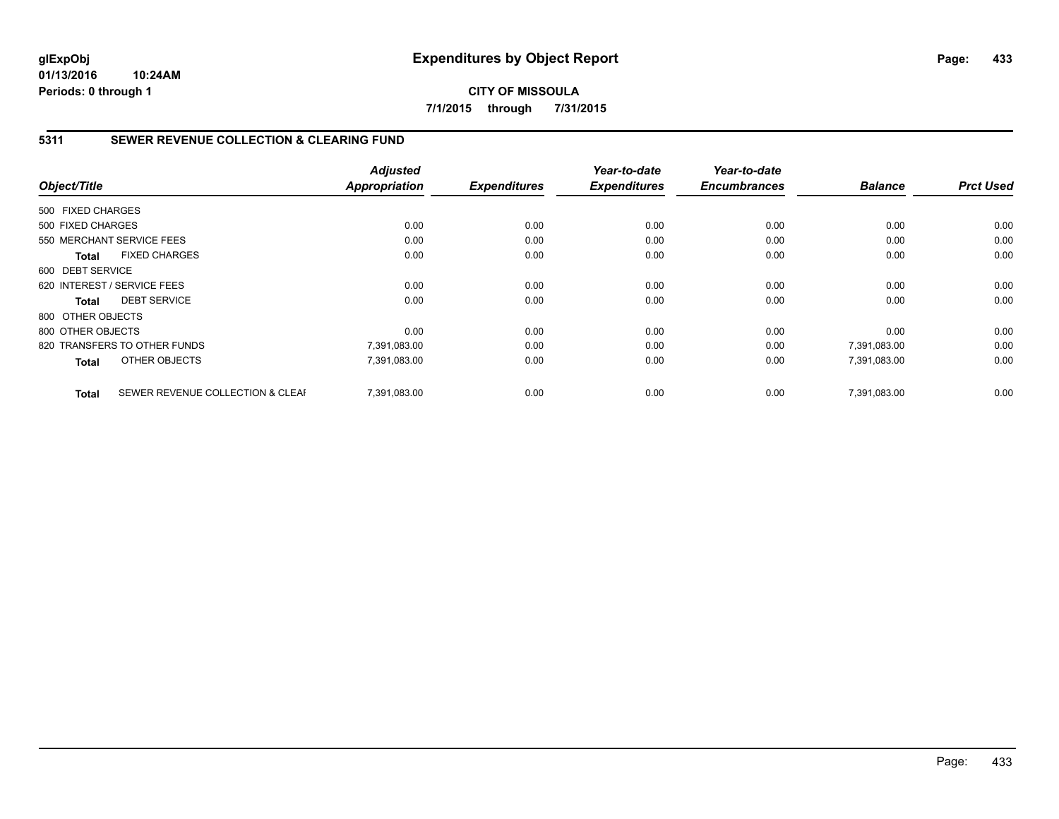**glExpObj**
**01/13/2016 10:24AM**
**Periods: 0 through 1**

# Expenditures by Object Report

**CITY OF MISSOULA**
**7/1/2015 through 7/31/2015**

## 5311 SEWER REVENUE COLLECTION & CLEARING FUND

| Object/Title | | *Adjusted Appropriation* | *Expenditures* | *Year-to-date Expenditures* | *Year-to-date Encumbrances* | *Balance* | *Prct Used* |
|---|---|---|---|---|---|---|---|
| 500 FIXED CHARGES | | | | | | | |
| 500 FIXED CHARGES | | 0.00 | 0.00 | 0.00 | 0.00 | 0.00 | 0.00 |
| 550 MERCHANT SERVICE FEES | | 0.00 | 0.00 | 0.00 | 0.00 | 0.00 | 0.00 |
| **Total** | FIXED CHARGES | 0.00 | 0.00 | 0.00 | 0.00 | 0.00 | 0.00 |
| 600 DEBT SERVICE | | | | | | | |
| 620 INTEREST / SERVICE FEES | | 0.00 | 0.00 | 0.00 | 0.00 | 0.00 | 0.00 |
| **Total** | DEBT SERVICE | 0.00 | 0.00 | 0.00 | 0.00 | 0.00 | 0.00 |
| 800 OTHER OBJECTS | | | | | | | |
| 800 OTHER OBJECTS | | 0.00 | 0.00 | 0.00 | 0.00 | 0.00 | 0.00 |
| 820 TRANSFERS TO OTHER FUNDS | | 7,391,083.00 | 0.00 | 0.00 | 0.00 | 7,391,083.00 | 0.00 |
| **Total** | OTHER OBJECTS | 7,391,083.00 | 0.00 | 0.00 | 0.00 | 7,391,083.00 | 0.00 |
| **Total** | SEWER REVENUE COLLECTION & CLEAI | 7,391,083.00 | 0.00 | 0.00 | 0.00 | 7,391,083.00 | 0.00 |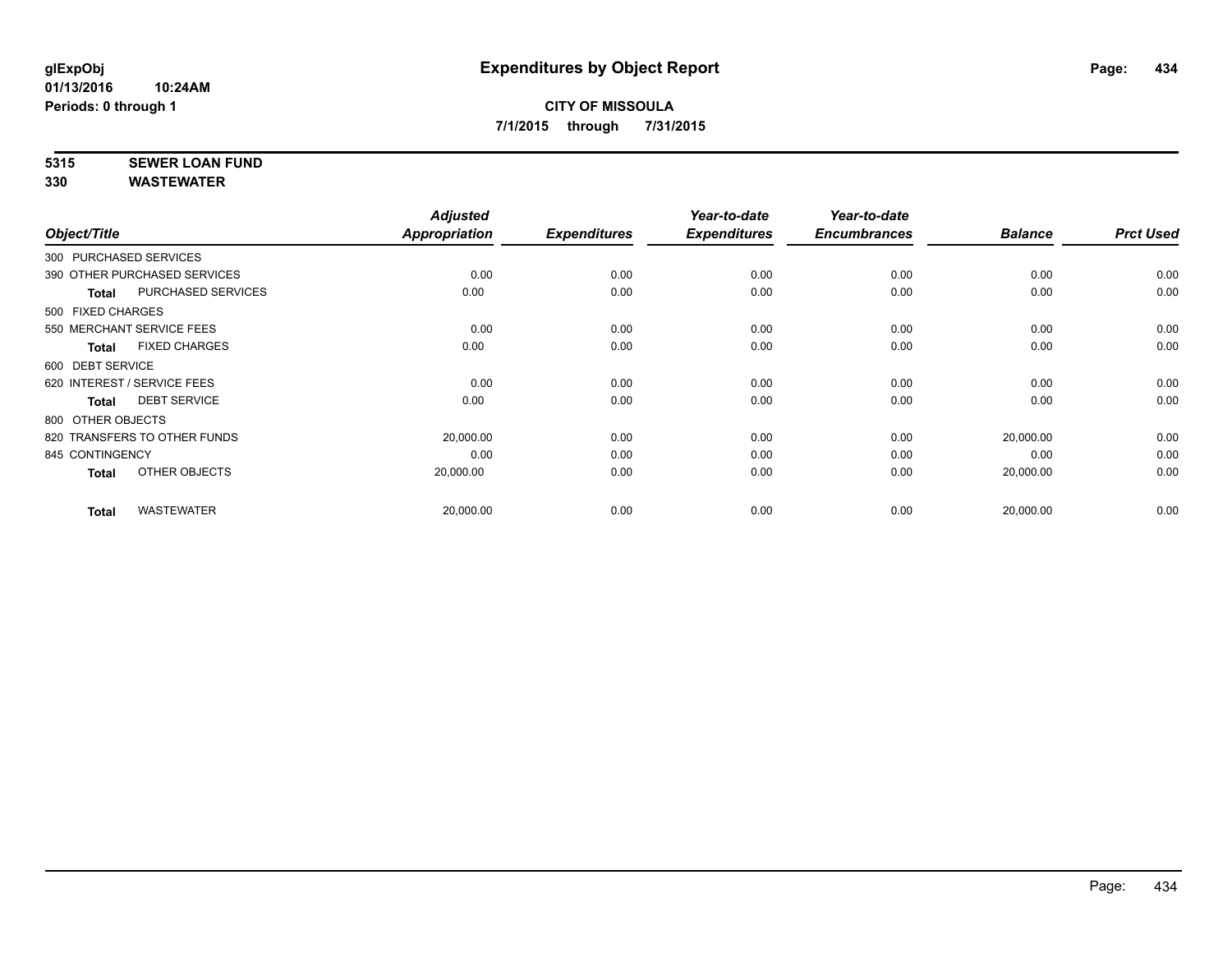**glExpObj**
**01/13/2016 10:24AM**
**Periods: 0 through 1**

# Expenditures by Object Report

**CITY OF MISSOULA**
**7/1/2015 through 7/31/2015**

**5315 SEWER LOAN FUND**
**330 WASTEWATER**

| Object/Title | | Adjusted Appropriation | Expenditures | Year-to-date Expenditures | Year-to-date Encumbrances | Balance | Prct Used |
|---|---|---|---|---|---|---|---|
| 300 PURCHASED SERVICES | | | | | | | |
| 390 OTHER PURCHASED SERVICES | | 0.00 | 0.00 | 0.00 | 0.00 | 0.00 | 0.00 |
| **Total** | PURCHASED SERVICES | 0.00 | 0.00 | 0.00 | 0.00 | 0.00 | 0.00 |
| 500 FIXED CHARGES | | | | | | | |
| 550 MERCHANT SERVICE FEES | | 0.00 | 0.00 | 0.00 | 0.00 | 0.00 | 0.00 |
| **Total** | FIXED CHARGES | 0.00 | 0.00 | 0.00 | 0.00 | 0.00 | 0.00 |
| 600 DEBT SERVICE | | | | | | | |
| 620 INTEREST / SERVICE FEES | | 0.00 | 0.00 | 0.00 | 0.00 | 0.00 | 0.00 |
| **Total** | DEBT SERVICE | 0.00 | 0.00 | 0.00 | 0.00 | 0.00 | 0.00 |
| 800 OTHER OBJECTS | | | | | | | |
| 820 TRANSFERS TO OTHER FUNDS | | 20,000.00 | 0.00 | 0.00 | 0.00 | 20,000.00 | 0.00 |
| 845 CONTINGENCY | | 0.00 | 0.00 | 0.00 | 0.00 | 0.00 | 0.00 |
| **Total** | OTHER OBJECTS | 20,000.00 | 0.00 | 0.00 | 0.00 | 20,000.00 | 0.00 |
| **Total** | WASTEWATER | 20,000.00 | 0.00 | 0.00 | 0.00 | 20,000.00 | 0.00 |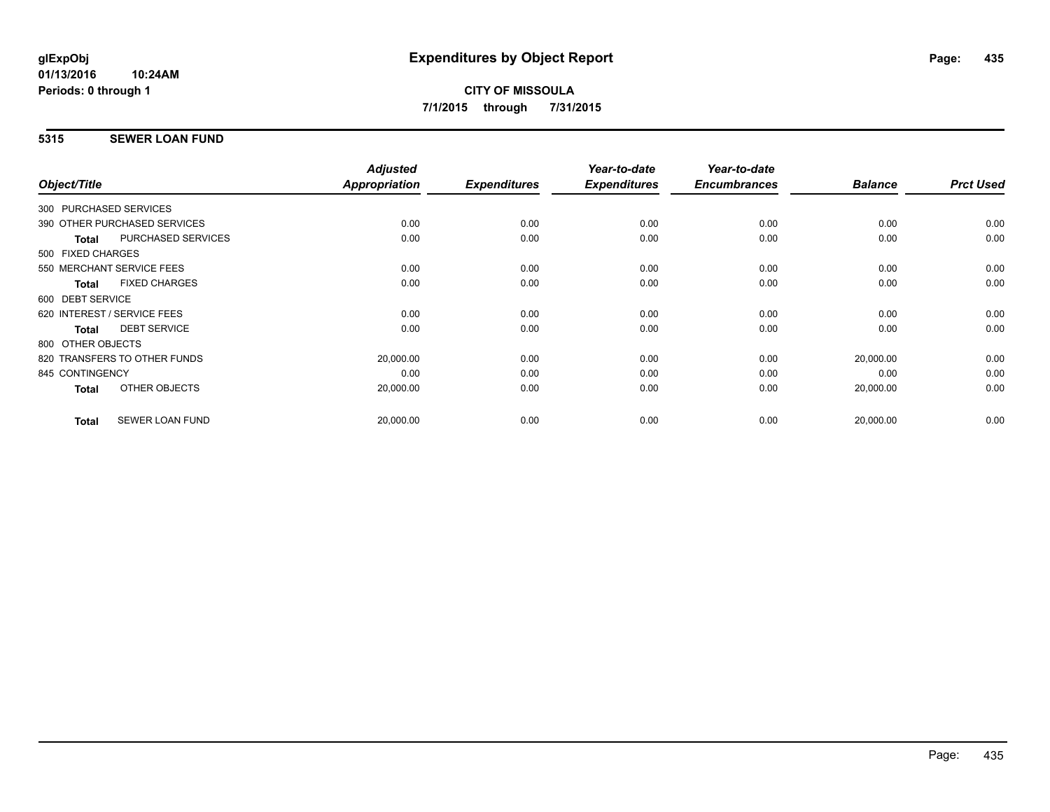**glExpObj** **Expenditures by Object Report**

**01/13/2016 10:24AM**

**Periods: 0 through 1**

**CITY OF MISSOULA**

**7/1/2015 through 7/31/2015**

## 5315 SEWER LOAN FUND

| Object/Title | | Adjusted Appropriation | Expenditures | Year-to-date Expenditures | Year-to-date Encumbrances | Balance | Prct Used |
|---|---|---|---|---|---|---|---|
| 300 PURCHASED SERVICES | | | | | | | |
| 390 OTHER PURCHASED SERVICES | | 0.00 | 0.00 | 0.00 | 0.00 | 0.00 | 0.00 |
| **Total** | PURCHASED SERVICES | 0.00 | 0.00 | 0.00 | 0.00 | 0.00 | 0.00 |
| 500 FIXED CHARGES | | | | | | | |
| 550 MERCHANT SERVICE FEES | | 0.00 | 0.00 | 0.00 | 0.00 | 0.00 | 0.00 |
| **Total** | FIXED CHARGES | 0.00 | 0.00 | 0.00 | 0.00 | 0.00 | 0.00 |
| 600 DEBT SERVICE | | | | | | | |
| 620 INTEREST / SERVICE FEES | | 0.00 | 0.00 | 0.00 | 0.00 | 0.00 | 0.00 |
| **Total** | DEBT SERVICE | 0.00 | 0.00 | 0.00 | 0.00 | 0.00 | 0.00 |
| 800 OTHER OBJECTS | | | | | | | |
| 820 TRANSFERS TO OTHER FUNDS | | 20,000.00 | 0.00 | 0.00 | 0.00 | 20,000.00 | 0.00 |
| 845 CONTINGENCY | | 0.00 | 0.00 | 0.00 | 0.00 | 0.00 | 0.00 |
| **Total** | OTHER OBJECTS | 20,000.00 | 0.00 | 0.00 | 0.00 | 20,000.00 | 0.00 |
| **Total** | SEWER LOAN FUND | 20,000.00 | 0.00 | 0.00 | 0.00 | 20,000.00 | 0.00 |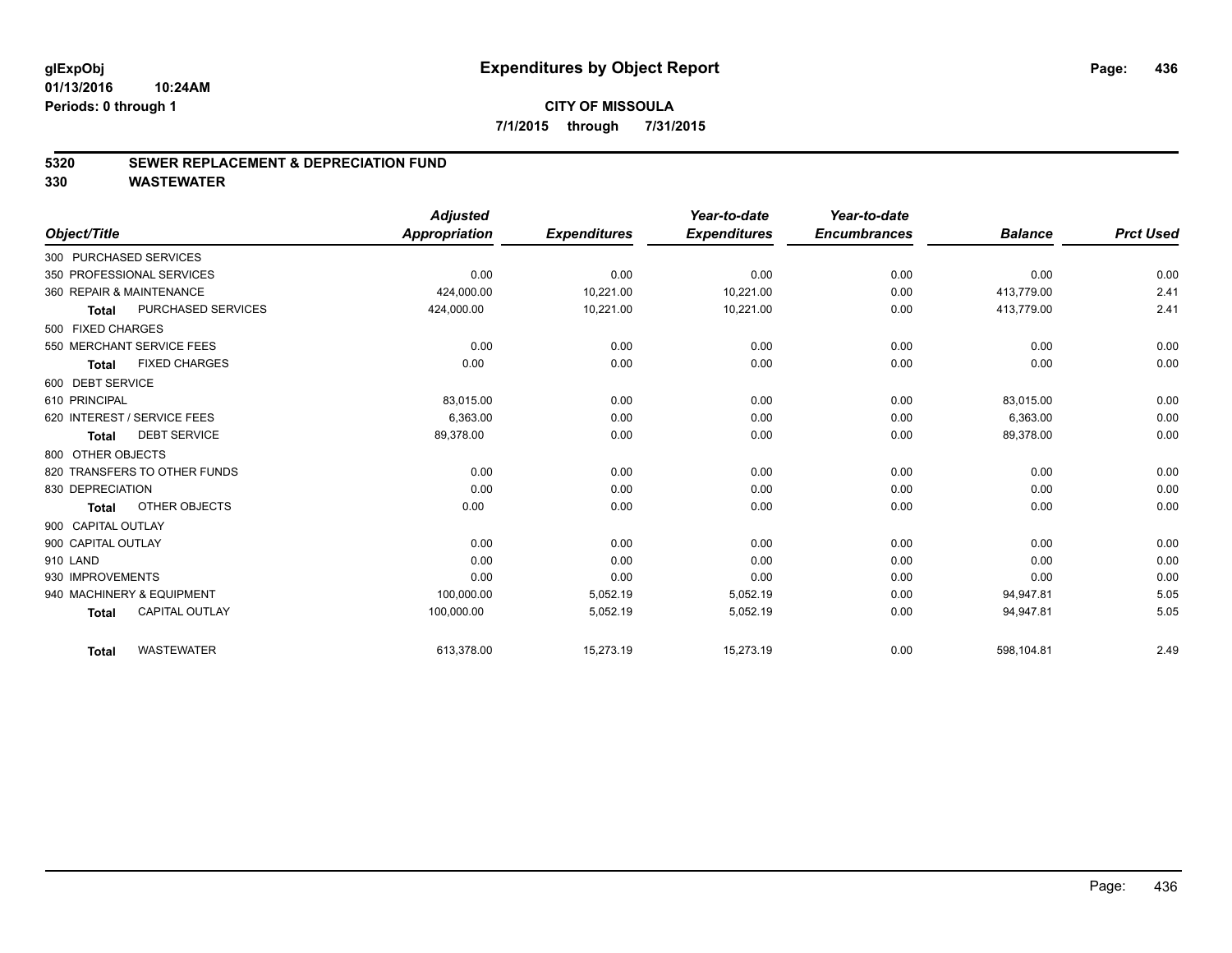**glExpObj**
**01/13/2016 10:24AM**
**Periods: 0 through 1**

# Expenditures by Object Report

**CITY OF MISSOULA**
**7/1/2015 through 7/31/2015**

## 5320 SEWER REPLACEMENT & DEPRECIATION FUND
## 330 WASTEWATER

| Object/Title | Adjusted Appropriation | Expenditures | Year-to-date Expenditures | Year-to-date Encumbrances | Balance | Prct Used |
|---|---|---|---|---|---|---|
| 300 PURCHASED SERVICES | | | | | | |
| 350 PROFESSIONAL SERVICES | 0.00 | 0.00 | 0.00 | 0.00 | 0.00 | 0.00 |
| 360 REPAIR & MAINTENANCE | 424,000.00 | 10,221.00 | 10,221.00 | 0.00 | 413,779.00 | 2.41 |
| **Total** PURCHASED SERVICES | 424,000.00 | 10,221.00 | 10,221.00 | 0.00 | 413,779.00 | 2.41 |
| 500 FIXED CHARGES | | | | | | |
| 550 MERCHANT SERVICE FEES | 0.00 | 0.00 | 0.00 | 0.00 | 0.00 | 0.00 |
| **Total** FIXED CHARGES | 0.00 | 0.00 | 0.00 | 0.00 | 0.00 | 0.00 |
| 600 DEBT SERVICE | | | | | | |
| 610 PRINCIPAL | 83,015.00 | 0.00 | 0.00 | 0.00 | 83,015.00 | 0.00 |
| 620 INTEREST / SERVICE FEES | 6,363.00 | 0.00 | 0.00 | 0.00 | 6,363.00 | 0.00 |
| **Total** DEBT SERVICE | 89,378.00 | 0.00 | 0.00 | 0.00 | 89,378.00 | 0.00 |
| 800 OTHER OBJECTS | | | | | | |
| 820 TRANSFERS TO OTHER FUNDS | 0.00 | 0.00 | 0.00 | 0.00 | 0.00 | 0.00 |
| 830 DEPRECIATION | 0.00 | 0.00 | 0.00 | 0.00 | 0.00 | 0.00 |
| **Total** OTHER OBJECTS | 0.00 | 0.00 | 0.00 | 0.00 | 0.00 | 0.00 |
| 900 CAPITAL OUTLAY | | | | | | |
| 900 CAPITAL OUTLAY | 0.00 | 0.00 | 0.00 | 0.00 | 0.00 | 0.00 |
| 910 LAND | 0.00 | 0.00 | 0.00 | 0.00 | 0.00 | 0.00 |
| 930 IMPROVEMENTS | 0.00 | 0.00 | 0.00 | 0.00 | 0.00 | 0.00 |
| 940 MACHINERY & EQUIPMENT | 100,000.00 | 5,052.19 | 5,052.19 | 0.00 | 94,947.81 | 5.05 |
| **Total** CAPITAL OUTLAY | 100,000.00 | 5,052.19 | 5,052.19 | 0.00 | 94,947.81 | 5.05 |
| **Total** WASTEWATER | 613,378.00 | 15,273.19 | 15,273.19 | 0.00 | 598,104.81 | 2.49 |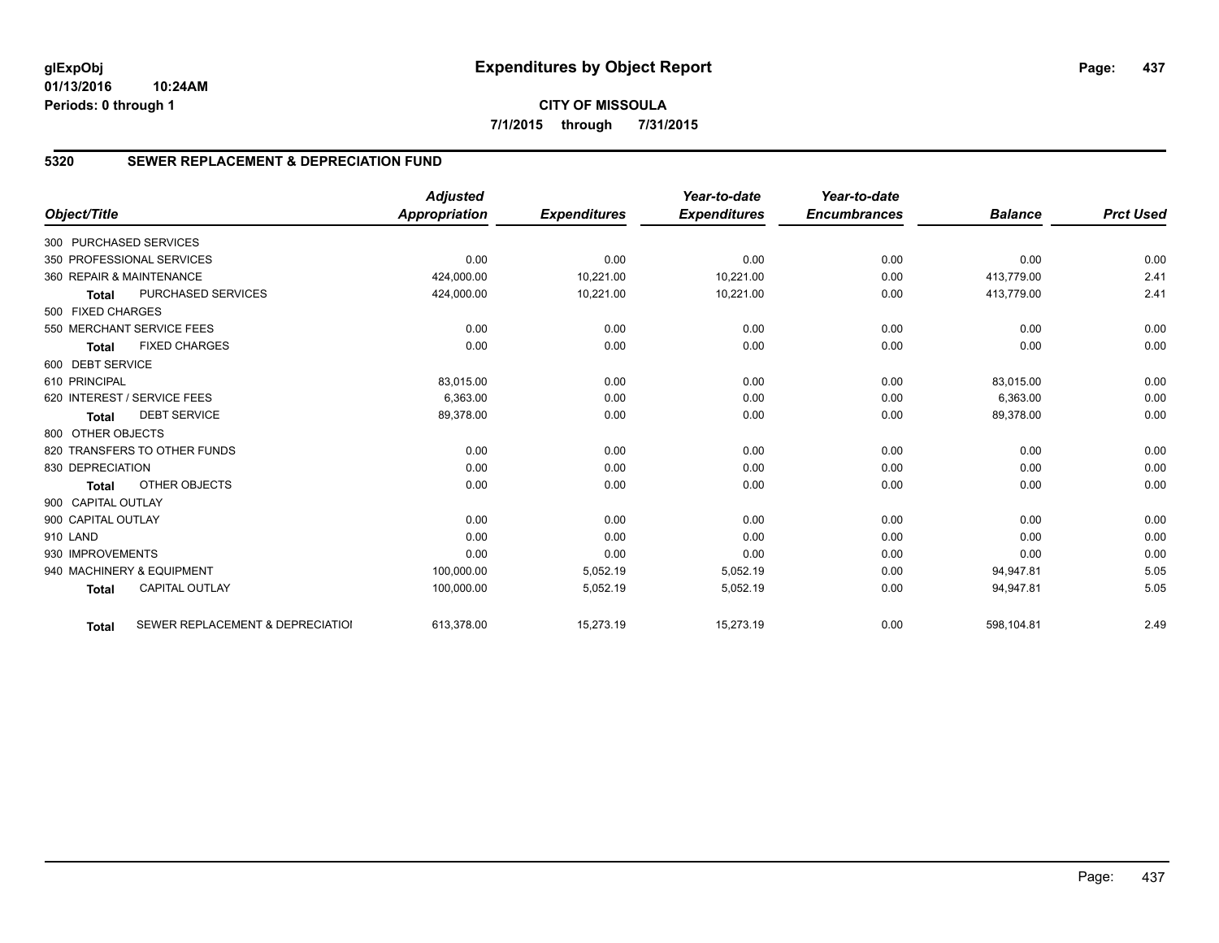# Expenditures by Object Report

glExpObj
01/13/2016 10:24AM
Periods: 0 through 1

**CITY OF MISSOULA**

**7/1/2015 through 7/31/2015**

## 5320 SEWER REPLACEMENT & DEPRECIATION FUND

| Object/Title | | Adjusted Appropriation | Expenditures | Year-to-date Expenditures | Year-to-date Encumbrances | Balance | Prct Used |
|---|---|---|---|---|---|---|---|
| 300 PURCHASED SERVICES | | | | | | | |
| 350 PROFESSIONAL SERVICES | | 0.00 | 0.00 | 0.00 | 0.00 | 0.00 | 0.00 |
| 360 REPAIR & MAINTENANCE | | 424,000.00 | 10,221.00 | 10,221.00 | 0.00 | 413,779.00 | 2.41 |
| **Total** | PURCHASED SERVICES | 424,000.00 | 10,221.00 | 10,221.00 | 0.00 | 413,779.00 | 2.41 |
| 500 FIXED CHARGES | | | | | | | |
| 550 MERCHANT SERVICE FEES | | 0.00 | 0.00 | 0.00 | 0.00 | 0.00 | 0.00 |
| **Total** | FIXED CHARGES | 0.00 | 0.00 | 0.00 | 0.00 | 0.00 | 0.00 |
| 600 DEBT SERVICE | | | | | | | |
| 610 PRINCIPAL | | 83,015.00 | 0.00 | 0.00 | 0.00 | 83,015.00 | 0.00 |
| 620 INTEREST / SERVICE FEES | | 6,363.00 | 0.00 | 0.00 | 0.00 | 6,363.00 | 0.00 |
| **Total** | DEBT SERVICE | 89,378.00 | 0.00 | 0.00 | 0.00 | 89,378.00 | 0.00 |
| 800 OTHER OBJECTS | | | | | | | |
| 820 TRANSFERS TO OTHER FUNDS | | 0.00 | 0.00 | 0.00 | 0.00 | 0.00 | 0.00 |
| 830 DEPRECIATION | | 0.00 | 0.00 | 0.00 | 0.00 | 0.00 | 0.00 |
| **Total** | OTHER OBJECTS | 0.00 | 0.00 | 0.00 | 0.00 | 0.00 | 0.00 |
| 900 CAPITAL OUTLAY | | | | | | | |
| 900 CAPITAL OUTLAY | | 0.00 | 0.00 | 0.00 | 0.00 | 0.00 | 0.00 |
| 910 LAND | | 0.00 | 0.00 | 0.00 | 0.00 | 0.00 | 0.00 |
| 930 IMPROVEMENTS | | 0.00 | 0.00 | 0.00 | 0.00 | 0.00 | 0.00 |
| 940 MACHINERY & EQUIPMENT | | 100,000.00 | 5,052.19 | 5,052.19 | 0.00 | 94,947.81 | 5.05 |
| **Total** | CAPITAL OUTLAY | 100,000.00 | 5,052.19 | 5,052.19 | 0.00 | 94,947.81 | 5.05 |
| **Total** | SEWER REPLACEMENT & DEPRECIATIOI | 613,378.00 | 15,273.19 | 15,273.19 | 0.00 | 598,104.81 | 2.49 |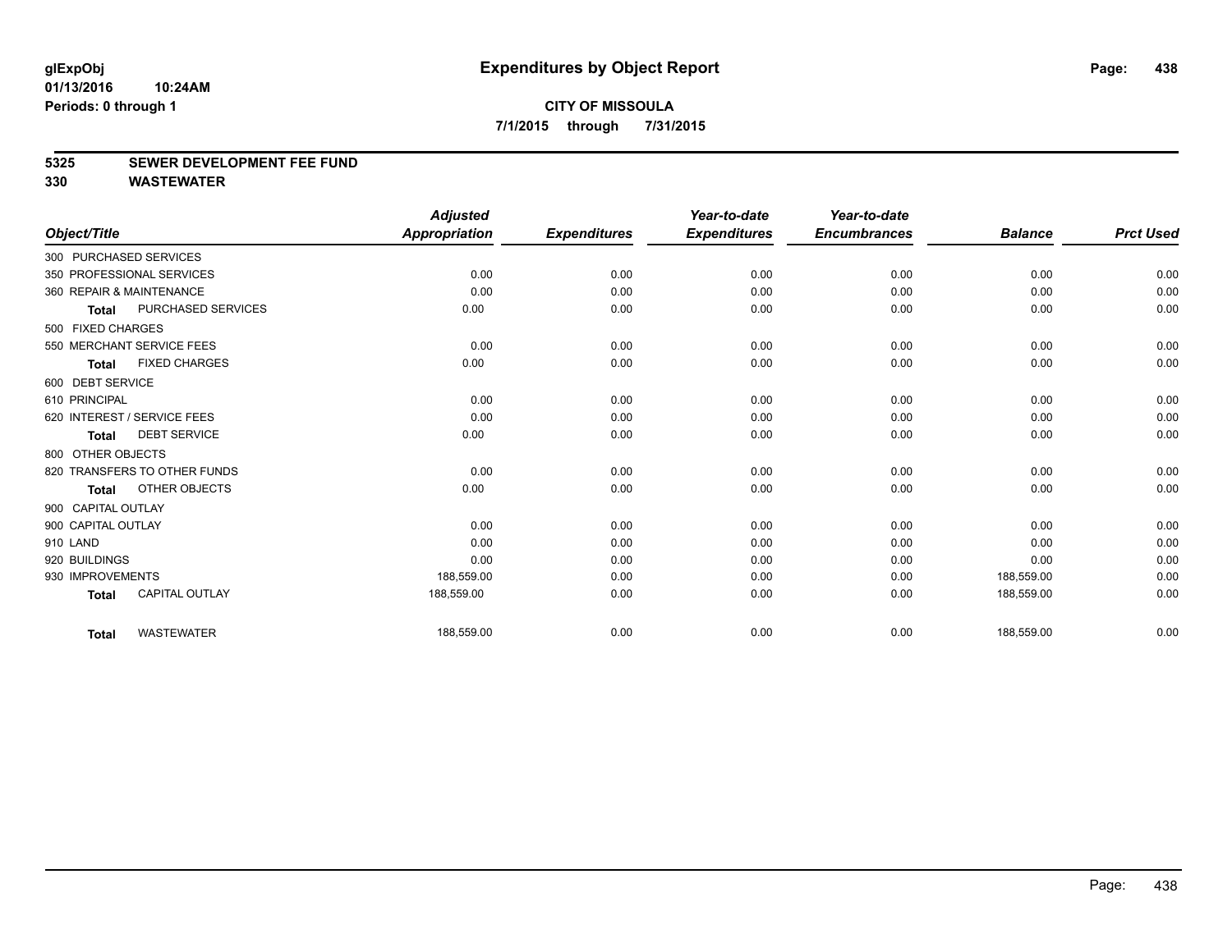**glExpObj**
**01/13/2016 10:24AM**
**Periods: 0 through 1**

# Expenditures by Object Report

**CITY OF MISSOULA**
**7/1/2015 through 7/31/2015**

## 5325 SEWER DEVELOPMENT FEE FUND
## 330 WASTEWATER

| Object/Title | Adjusted Appropriation | Expenditures | Year-to-date Expenditures | Year-to-date Encumbrances | Balance | Prct Used |
|---|---|---|---|---|---|---|
| 300 PURCHASED SERVICES | | | | | | |
| 350 PROFESSIONAL SERVICES | 0.00 | 0.00 | 0.00 | 0.00 | 0.00 | 0.00 |
| 360 REPAIR & MAINTENANCE | 0.00 | 0.00 | 0.00 | 0.00 | 0.00 | 0.00 |
| **Total** PURCHASED SERVICES | 0.00 | 0.00 | 0.00 | 0.00 | 0.00 | 0.00 |
| 500 FIXED CHARGES | | | | | | |
| 550 MERCHANT SERVICE FEES | 0.00 | 0.00 | 0.00 | 0.00 | 0.00 | 0.00 |
| **Total** FIXED CHARGES | 0.00 | 0.00 | 0.00 | 0.00 | 0.00 | 0.00 |
| 600 DEBT SERVICE | | | | | | |
| 610 PRINCIPAL | 0.00 | 0.00 | 0.00 | 0.00 | 0.00 | 0.00 |
| 620 INTEREST / SERVICE FEES | 0.00 | 0.00 | 0.00 | 0.00 | 0.00 | 0.00 |
| **Total** DEBT SERVICE | 0.00 | 0.00 | 0.00 | 0.00 | 0.00 | 0.00 |
| 800 OTHER OBJECTS | | | | | | |
| 820 TRANSFERS TO OTHER FUNDS | 0.00 | 0.00 | 0.00 | 0.00 | 0.00 | 0.00 |
| **Total** OTHER OBJECTS | 0.00 | 0.00 | 0.00 | 0.00 | 0.00 | 0.00 |
| 900 CAPITAL OUTLAY | | | | | | |
| 900 CAPITAL OUTLAY | 0.00 | 0.00 | 0.00 | 0.00 | 0.00 | 0.00 |
| 910 LAND | 0.00 | 0.00 | 0.00 | 0.00 | 0.00 | 0.00 |
| 920 BUILDINGS | 0.00 | 0.00 | 0.00 | 0.00 | 0.00 | 0.00 |
| 930 IMPROVEMENTS | 188,559.00 | 0.00 | 0.00 | 0.00 | 188,559.00 | 0.00 |
| **Total** CAPITAL OUTLAY | 188,559.00 | 0.00 | 0.00 | 0.00 | 188,559.00 | 0.00 |
| **Total** WASTEWATER | 188,559.00 | 0.00 | 0.00 | 0.00 | 188,559.00 | 0.00 |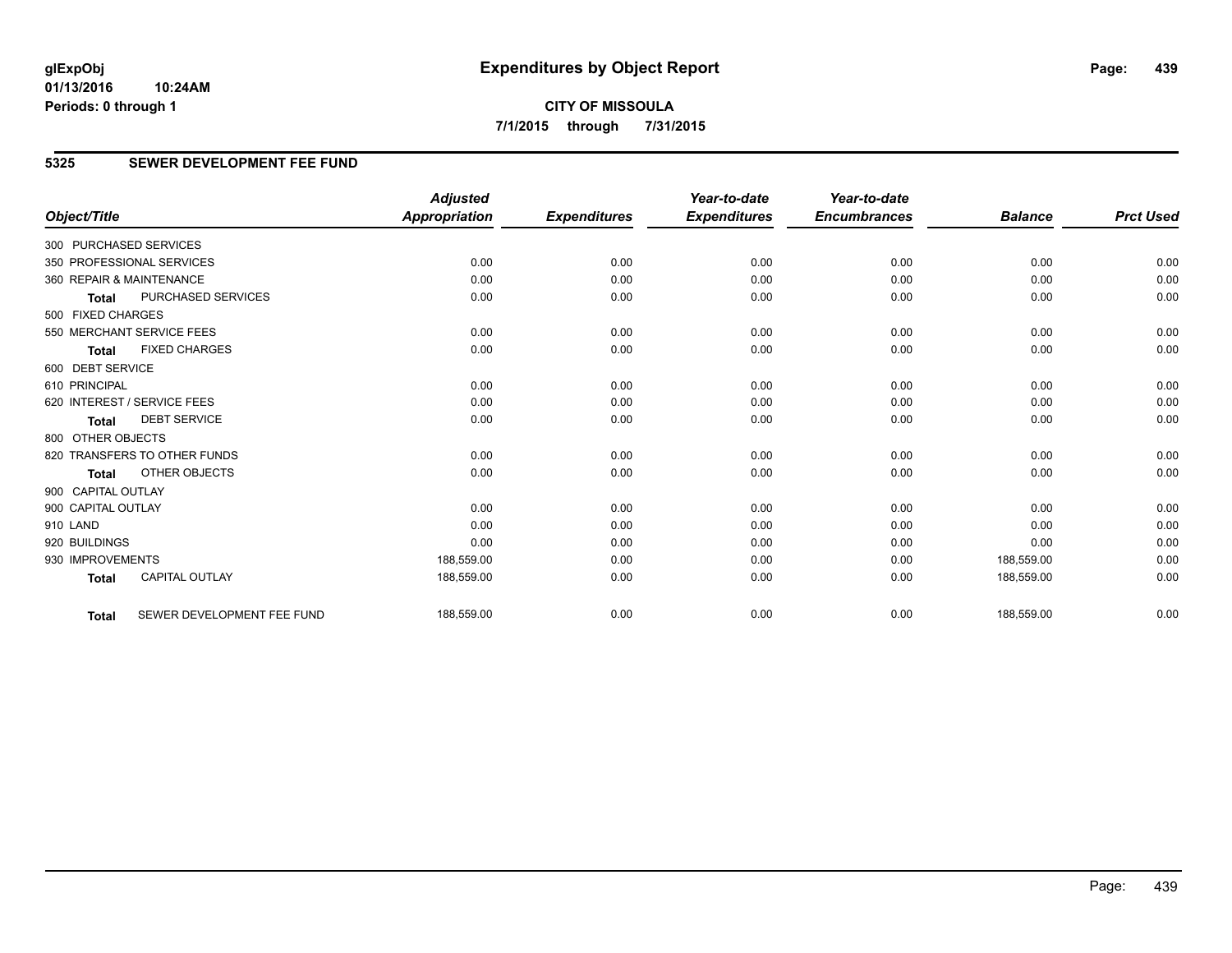**glExpObj**
**01/13/2016 10:24AM**
**Periods: 0 through 1**

# Expenditures by Object Report

**CITY OF MISSOULA**
**7/1/2015 through 7/31/2015**

## 5325 SEWER DEVELOPMENT FEE FUND

| Object/Title | Adjusted Appropriation | Expenditures | Year-to-date Expenditures | Year-to-date Encumbrances | Balance | Prct Used |
|---|---|---|---|---|---|---|
| 300 PURCHASED SERVICES | | | | | | |
| 350 PROFESSIONAL SERVICES | 0.00 | 0.00 | 0.00 | 0.00 | 0.00 | 0.00 |
| 360 REPAIR & MAINTENANCE | 0.00 | 0.00 | 0.00 | 0.00 | 0.00 | 0.00 |
| **Total** PURCHASED SERVICES | 0.00 | 0.00 | 0.00 | 0.00 | 0.00 | 0.00 |
| 500 FIXED CHARGES | | | | | | |
| 550 MERCHANT SERVICE FEES | 0.00 | 0.00 | 0.00 | 0.00 | 0.00 | 0.00 |
| **Total** FIXED CHARGES | 0.00 | 0.00 | 0.00 | 0.00 | 0.00 | 0.00 |
| 600 DEBT SERVICE | | | | | | |
| 610 PRINCIPAL | 0.00 | 0.00 | 0.00 | 0.00 | 0.00 | 0.00 |
| 620 INTEREST / SERVICE FEES | 0.00 | 0.00 | 0.00 | 0.00 | 0.00 | 0.00 |
| **Total** DEBT SERVICE | 0.00 | 0.00 | 0.00 | 0.00 | 0.00 | 0.00 |
| 800 OTHER OBJECTS | | | | | | |
| 820 TRANSFERS TO OTHER FUNDS | 0.00 | 0.00 | 0.00 | 0.00 | 0.00 | 0.00 |
| **Total** OTHER OBJECTS | 0.00 | 0.00 | 0.00 | 0.00 | 0.00 | 0.00 |
| 900 CAPITAL OUTLAY | | | | | | |
| 900 CAPITAL OUTLAY | 0.00 | 0.00 | 0.00 | 0.00 | 0.00 | 0.00 |
| 910 LAND | 0.00 | 0.00 | 0.00 | 0.00 | 0.00 | 0.00 |
| 920 BUILDINGS | 0.00 | 0.00 | 0.00 | 0.00 | 0.00 | 0.00 |
| 930 IMPROVEMENTS | 188,559.00 | 0.00 | 0.00 | 0.00 | 188,559.00 | 0.00 |
| **Total** CAPITAL OUTLAY | 188,559.00 | 0.00 | 0.00 | 0.00 | 188,559.00 | 0.00 |
| **Total** SEWER DEVELOPMENT FEE FUND | 188,559.00 | 0.00 | 0.00 | 0.00 | 188,559.00 | 0.00 |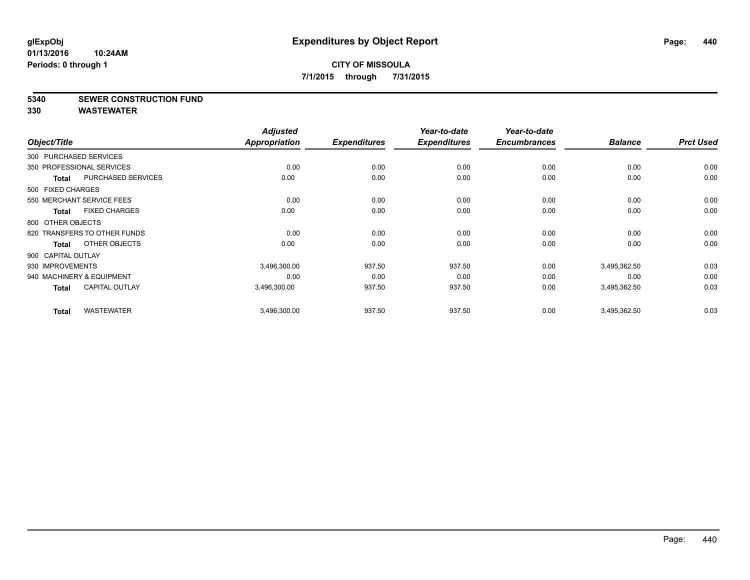# Expenditures by Object Report

glExpObj
01/13/2016 10:24AM
Periods: 0 through 1

**CITY OF MISSOULA**
**7/1/2015 through 7/31/2015**

**5340 SEWER CONSTRUCTION FUND**
**330 WASTEWATER**

| Object/Title | Adjusted Appropriation | Expenditures | Year-to-date Expenditures | Year-to-date Encumbrances | Balance | Prct Used |
|---|---|---|---|---|---|---|
| 300 PURCHASED SERVICES | | | | | | |
| 350 PROFESSIONAL SERVICES | 0.00 | 0.00 | 0.00 | 0.00 | 0.00 | 0.00 |
| **Total** PURCHASED SERVICES | 0.00 | 0.00 | 0.00 | 0.00 | 0.00 | 0.00 |
| 500 FIXED CHARGES | | | | | | |
| 550 MERCHANT SERVICE FEES | 0.00 | 0.00 | 0.00 | 0.00 | 0.00 | 0.00 |
| **Total** FIXED CHARGES | 0.00 | 0.00 | 0.00 | 0.00 | 0.00 | 0.00 |
| 800 OTHER OBJECTS | | | | | | |
| 820 TRANSFERS TO OTHER FUNDS | 0.00 | 0.00 | 0.00 | 0.00 | 0.00 | 0.00 |
| **Total** OTHER OBJECTS | 0.00 | 0.00 | 0.00 | 0.00 | 0.00 | 0.00 |
| 900 CAPITAL OUTLAY | | | | | | |
| 930 IMPROVEMENTS | 3,496,300.00 | 937.50 | 937.50 | 0.00 | 3,495,362.50 | 0.03 |
| 940 MACHINERY & EQUIPMENT | 0.00 | 0.00 | 0.00 | 0.00 | 0.00 | 0.00 |
| **Total** CAPITAL OUTLAY | 3,496,300.00 | 937.50 | 937.50 | 0.00 | 3,495,362.50 | 0.03 |
| **Total** WASTEWATER | 3,496,300.00 | 937.50 | 937.50 | 0.00 | 3,495,362.50 | 0.03 |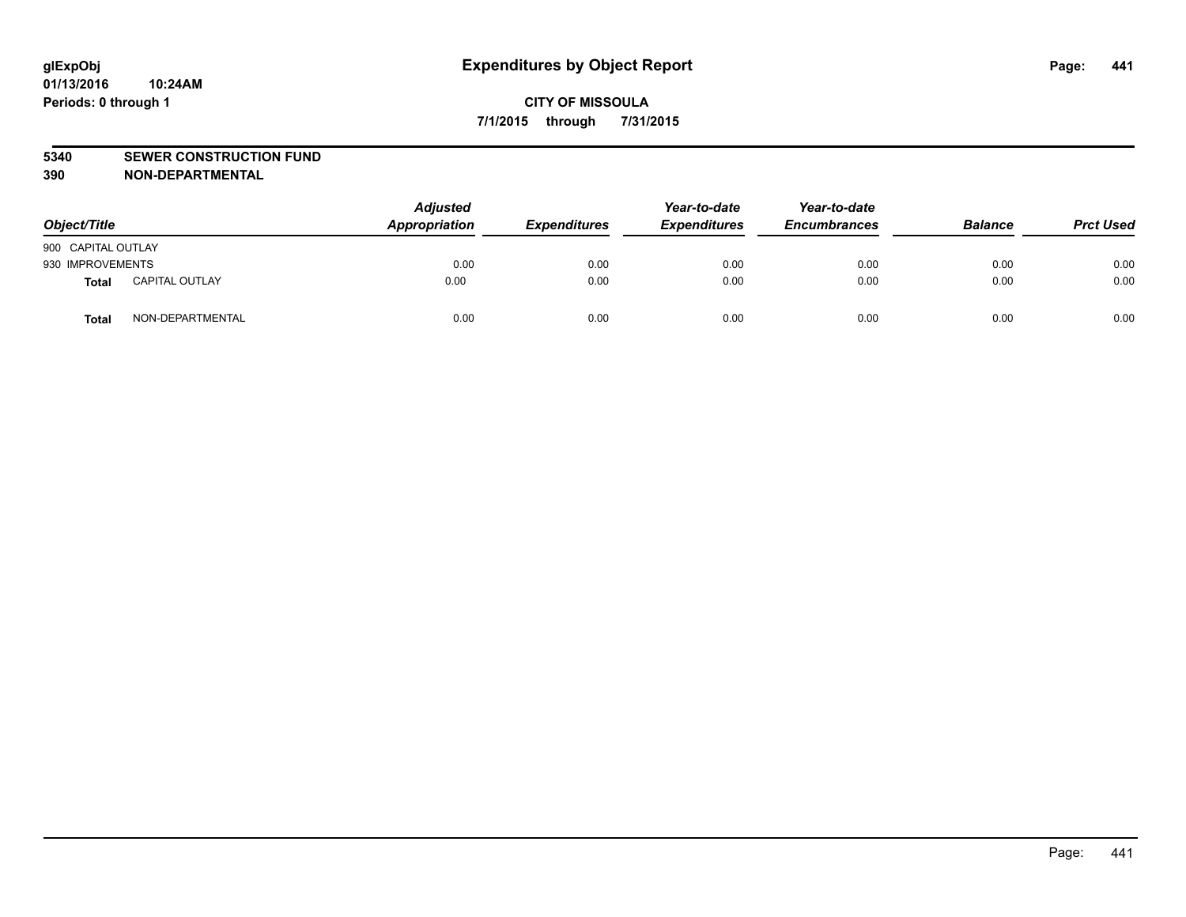glExpObj
01/13/2016 10:24AM
Periods: 0 through 1

# Expenditures by Object Report

**CITY OF MISSOULA**
**7/1/2015 through 7/31/2015**

**5340 SEWER CONSTRUCTION FUND**
**390 NON-DEPARTMENTAL**

| Object/Title | | Adjusted Appropriation | Expenditures | Year-to-date Expenditures | Year-to-date Encumbrances | Balance | Prct Used |
|---|---|---|---|---|---|---|---|
| 900 CAPITAL OUTLAY | | | | | | | |
| 930 IMPROVEMENTS | | 0.00 | 0.00 | 0.00 | 0.00 | 0.00 | 0.00 |
| **Total** | CAPITAL OUTLAY | 0.00 | 0.00 | 0.00 | 0.00 | 0.00 | 0.00 |
| **Total** | NON-DEPARTMENTAL | 0.00 | 0.00 | 0.00 | 0.00 | 0.00 | 0.00 |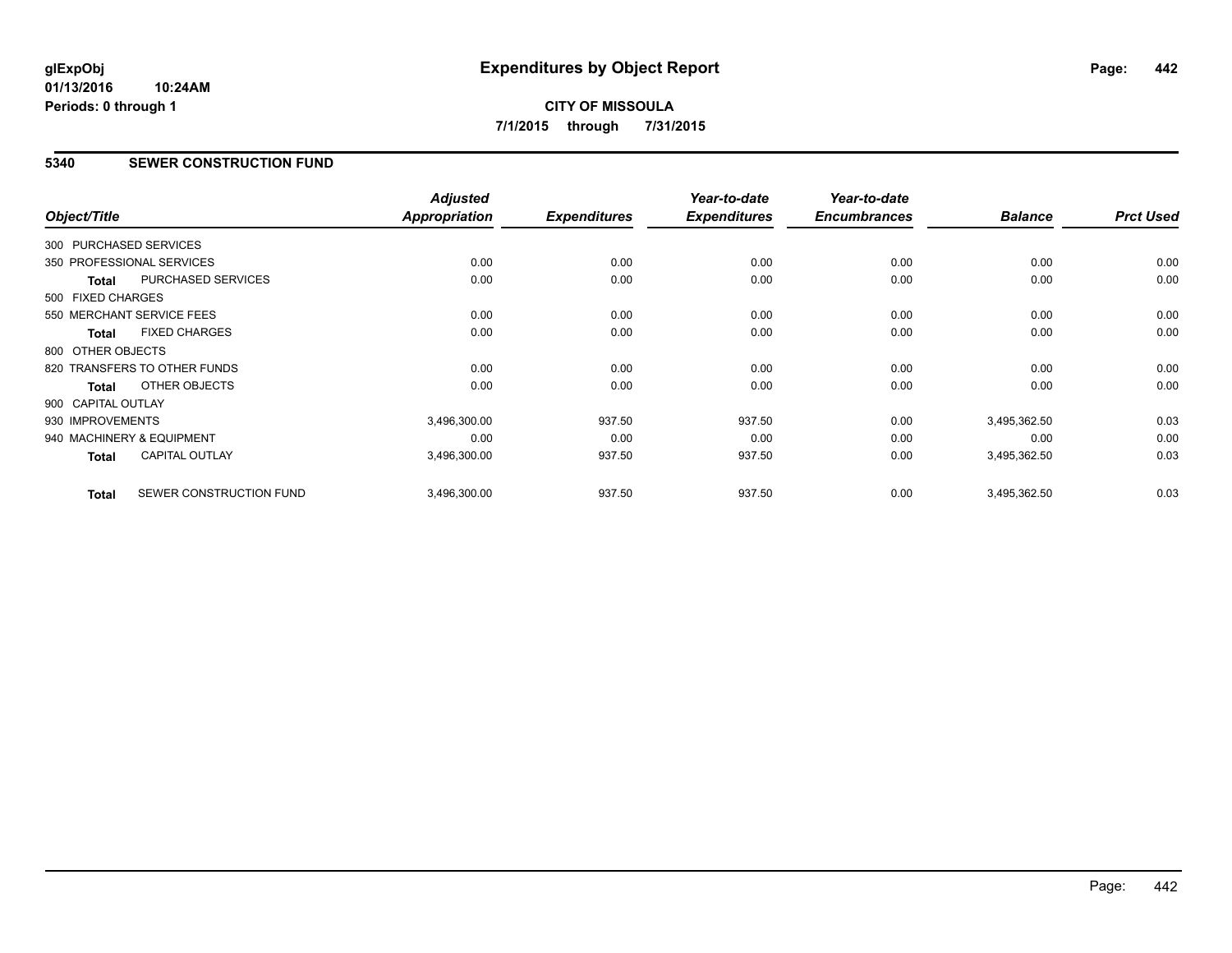# Expenditures by Object Report

glExpObj
01/13/2016 10:24AM
Periods: 0 through 1

**CITY OF MISSOULA**
**7/1/2015 through 7/31/2015**

## 5340 SEWER CONSTRUCTION FUND

| Object/Title | Adjusted Appropriation | Expenditures | Year-to-date Expenditures | Year-to-date Encumbrances | Balance | Prct Used |
|---|---|---|---|---|---|---|
| 300 PURCHASED SERVICES | | | | | | |
| 350 PROFESSIONAL SERVICES | 0.00 | 0.00 | 0.00 | 0.00 | 0.00 | 0.00 |
| **Total** PURCHASED SERVICES | 0.00 | 0.00 | 0.00 | 0.00 | 0.00 | 0.00 |
| 500 FIXED CHARGES | | | | | | |
| 550 MERCHANT SERVICE FEES | 0.00 | 0.00 | 0.00 | 0.00 | 0.00 | 0.00 |
| **Total** FIXED CHARGES | 0.00 | 0.00 | 0.00 | 0.00 | 0.00 | 0.00 |
| 800 OTHER OBJECTS | | | | | | |
| 820 TRANSFERS TO OTHER FUNDS | 0.00 | 0.00 | 0.00 | 0.00 | 0.00 | 0.00 |
| **Total** OTHER OBJECTS | 0.00 | 0.00 | 0.00 | 0.00 | 0.00 | 0.00 |
| 900 CAPITAL OUTLAY | | | | | | |
| 930 IMPROVEMENTS | 3,496,300.00 | 937.50 | 937.50 | 0.00 | 3,495,362.50 | 0.03 |
| 940 MACHINERY & EQUIPMENT | 0.00 | 0.00 | 0.00 | 0.00 | 0.00 | 0.00 |
| **Total** CAPITAL OUTLAY | 3,496,300.00 | 937.50 | 937.50 | 0.00 | 3,495,362.50 | 0.03 |
| **Total** SEWER CONSTRUCTION FUND | 3,496,300.00 | 937.50 | 937.50 | 0.00 | 3,495,362.50 | 0.03 |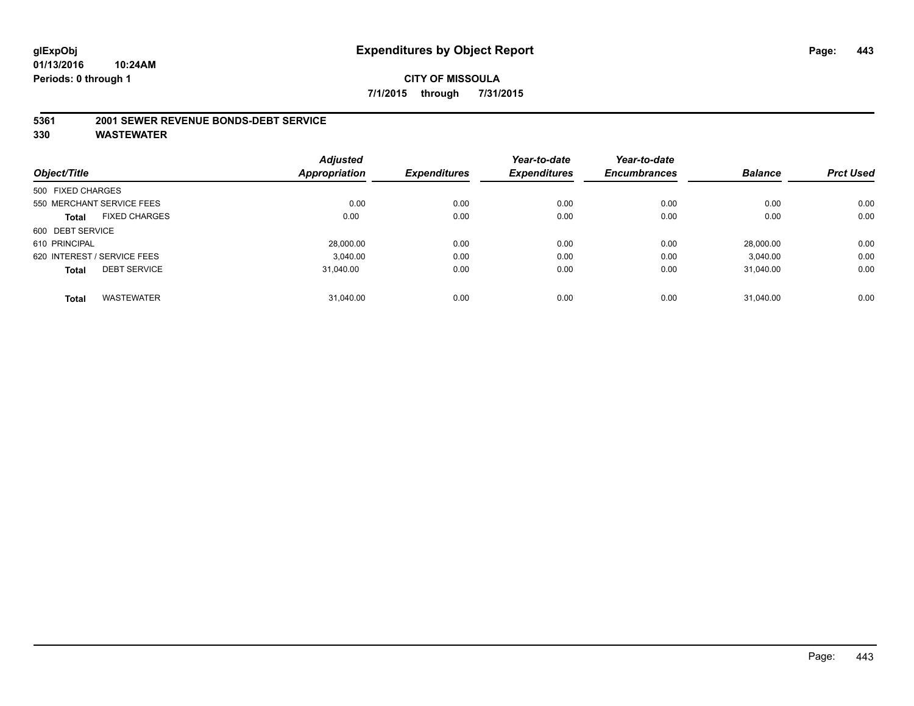**glExpObj** **Expenditures by Object Report**

**01/13/2016 10:24AM**

**Periods: 0 through 1**

**CITY OF MISSOULA**

**7/1/2015 through 7/31/2015**

## 5361 2001 SEWER REVENUE BONDS-DEBT SERVICE
## 330 WASTEWATER

| Object/Title | Adjusted Appropriation | Expenditures | Year-to-date Expenditures | Year-to-date Encumbrances | Balance | Prct Used |
|---|---|---|---|---|---|---|
| 500 FIXED CHARGES | | | | | | |
| 550 MERCHANT SERVICE FEES | 0.00 | 0.00 | 0.00 | 0.00 | 0.00 | 0.00 |
| **Total** FIXED CHARGES | 0.00 | 0.00 | 0.00 | 0.00 | 0.00 | 0.00 |
| 600 DEBT SERVICE | | | | | | |
| 610 PRINCIPAL | 28,000.00 | 0.00 | 0.00 | 0.00 | 28,000.00 | 0.00 |
| 620 INTEREST / SERVICE FEES | 3,040.00 | 0.00 | 0.00 | 0.00 | 3,040.00 | 0.00 |
| **Total** DEBT SERVICE | 31,040.00 | 0.00 | 0.00 | 0.00 | 31,040.00 | 0.00 |
| **Total** WASTEWATER | 31,040.00 | 0.00 | 0.00 | 0.00 | 31,040.00 | 0.00 |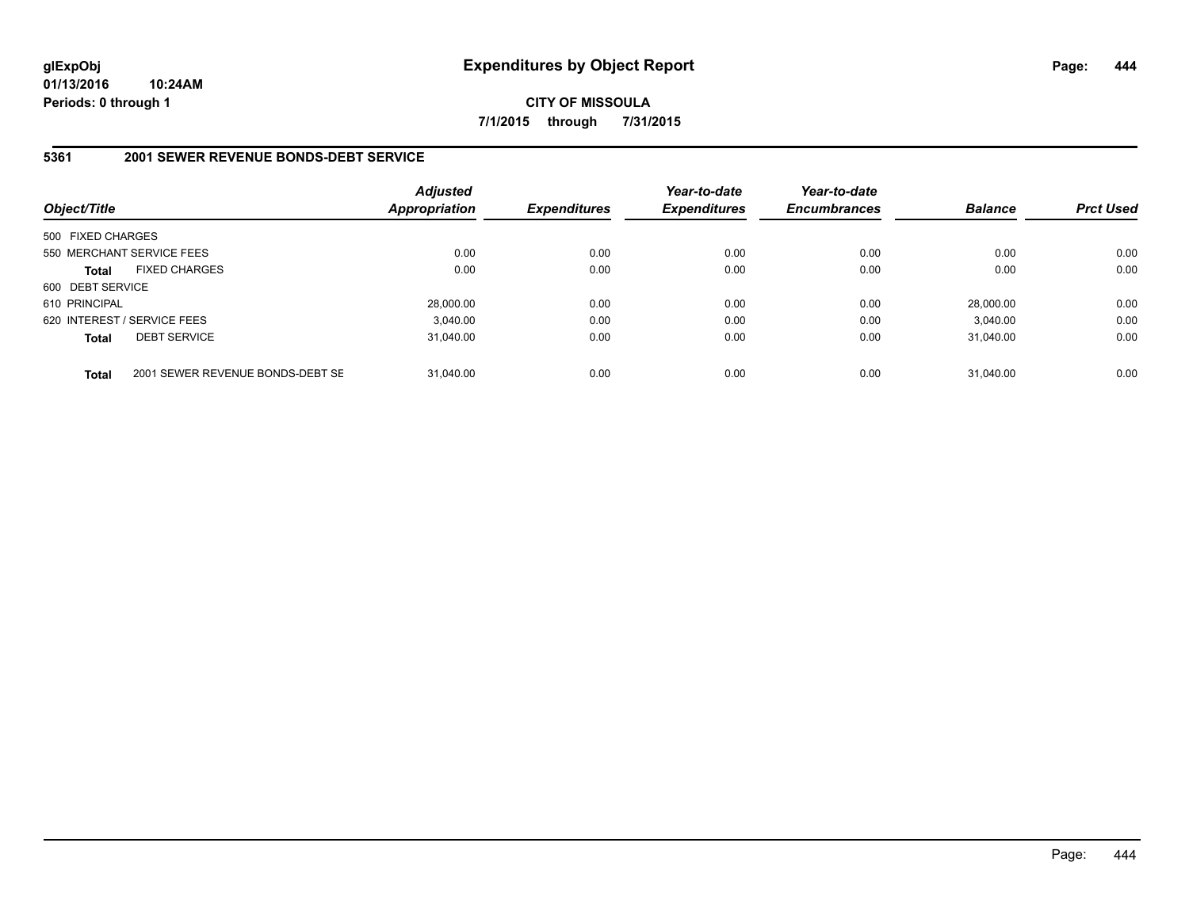**glExpObj** **Expenditures by Object Report**

**01/13/2016 10:24AM**

**Periods: 0 through 1**

**CITY OF MISSOULA**

**7/1/2015 through 7/31/2015**

## 5361 2001 SEWER REVENUE BONDS-DEBT SERVICE

| Object/Title | | Adjusted Appropriation | Expenditures | Year-to-date Expenditures | Year-to-date Encumbrances | Balance | Prct Used |
|---|---|---|---|---|---|---|---|
| 500 FIXED CHARGES | | | | | | | |
| 550 MERCHANT SERVICE FEES | | 0.00 | 0.00 | 0.00 | 0.00 | 0.00 | 0.00 |
| **Total** | FIXED CHARGES | 0.00 | 0.00 | 0.00 | 0.00 | 0.00 | 0.00 |
| 600 DEBT SERVICE | | | | | | | |
| 610 PRINCIPAL | | 28,000.00 | 0.00 | 0.00 | 0.00 | 28,000.00 | 0.00 |
| 620 INTEREST / SERVICE FEES | | 3,040.00 | 0.00 | 0.00 | 0.00 | 3,040.00 | 0.00 |
| **Total** | DEBT SERVICE | 31,040.00 | 0.00 | 0.00 | 0.00 | 31,040.00 | 0.00 |
| **Total** | 2001 SEWER REVENUE BONDS-DEBT SE | 31,040.00 | 0.00 | 0.00 | 0.00 | 31,040.00 | 0.00 |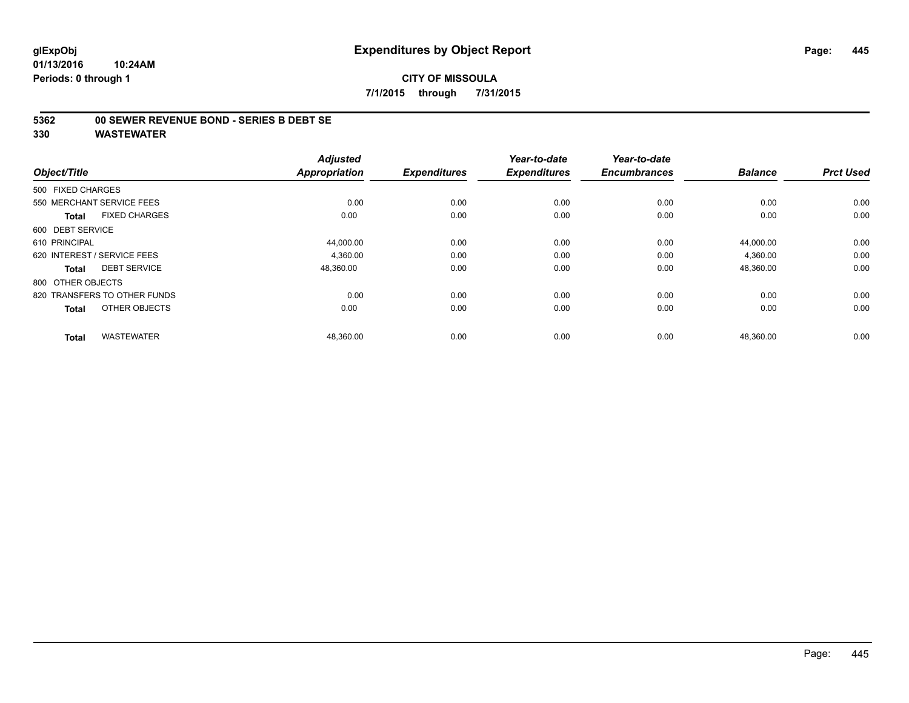**glExpObj** **Expenditures by Object Report**

**01/13/2016 10:24AM**

**Periods: 0 through 1**

**CITY OF MISSOULA**

**7/1/2015 through 7/31/2015**

## 5362 00 SEWER REVENUE BOND - SERIES B DEBT SE

## 330 WASTEWATER

| Object/Title | Adjusted Appropriation | Expenditures | Year-to-date Expenditures | Year-to-date Encumbrances | Balance | Prct Used |
|---|---|---|---|---|---|---|
| 500 FIXED CHARGES | | | | | | |
| 550 MERCHANT SERVICE FEES | 0.00 | 0.00 | 0.00 | 0.00 | 0.00 | 0.00 |
| **Total** FIXED CHARGES | 0.00 | 0.00 | 0.00 | 0.00 | 0.00 | 0.00 |
| 600 DEBT SERVICE | | | | | | |
| 610 PRINCIPAL | 44,000.00 | 0.00 | 0.00 | 0.00 | 44,000.00 | 0.00 |
| 620 INTEREST / SERVICE FEES | 4,360.00 | 0.00 | 0.00 | 0.00 | 4,360.00 | 0.00 |
| **Total** DEBT SERVICE | 48,360.00 | 0.00 | 0.00 | 0.00 | 48,360.00 | 0.00 |
| 800 OTHER OBJECTS | | | | | | |
| 820 TRANSFERS TO OTHER FUNDS | 0.00 | 0.00 | 0.00 | 0.00 | 0.00 | 0.00 |
| **Total** OTHER OBJECTS | 0.00 | 0.00 | 0.00 | 0.00 | 0.00 | 0.00 |
| **Total** WASTEWATER | 48,360.00 | 0.00 | 0.00 | 0.00 | 48,360.00 | 0.00 |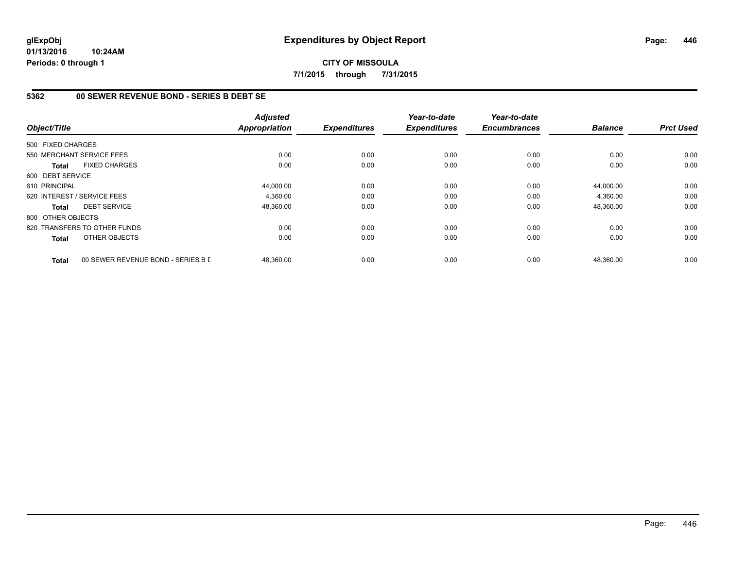# Expenditures by Object Report

glExpObj
01/13/2016 10:24AM
Periods: 0 through 1

**CITY OF MISSOULA**
**7/1/2015 through 7/31/2015**

## 5362 00 SEWER REVENUE BOND - SERIES B DEBT SE

| Object/Title | | Adjusted Appropriation | Expenditures | Year-to-date Expenditures | Year-to-date Encumbrances | Balance | Prct Used |
|---|---|---|---|---|---|---|---|
| 500 FIXED CHARGES | | | | | | | |
| 550 MERCHANT SERVICE FEES | | 0.00 | 0.00 | 0.00 | 0.00 | 0.00 | 0.00 |
| **Total** | FIXED CHARGES | 0.00 | 0.00 | 0.00 | 0.00 | 0.00 | 0.00 |
| 600 DEBT SERVICE | | | | | | | |
| 610 PRINCIPAL | | 44,000.00 | 0.00 | 0.00 | 0.00 | 44,000.00 | 0.00 |
| 620 INTEREST / SERVICE FEES | | 4,360.00 | 0.00 | 0.00 | 0.00 | 4,360.00 | 0.00 |
| **Total** | DEBT SERVICE | 48,360.00 | 0.00 | 0.00 | 0.00 | 48,360.00 | 0.00 |
| 800 OTHER OBJECTS | | | | | | | |
| 820 TRANSFERS TO OTHER FUNDS | | 0.00 | 0.00 | 0.00 | 0.00 | 0.00 | 0.00 |
| **Total** | OTHER OBJECTS | 0.00 | 0.00 | 0.00 | 0.00 | 0.00 | 0.00 |
| **Total** | 00 SEWER REVENUE BOND - SERIES B D | 48,360.00 | 0.00 | 0.00 | 0.00 | 48,360.00 | 0.00 |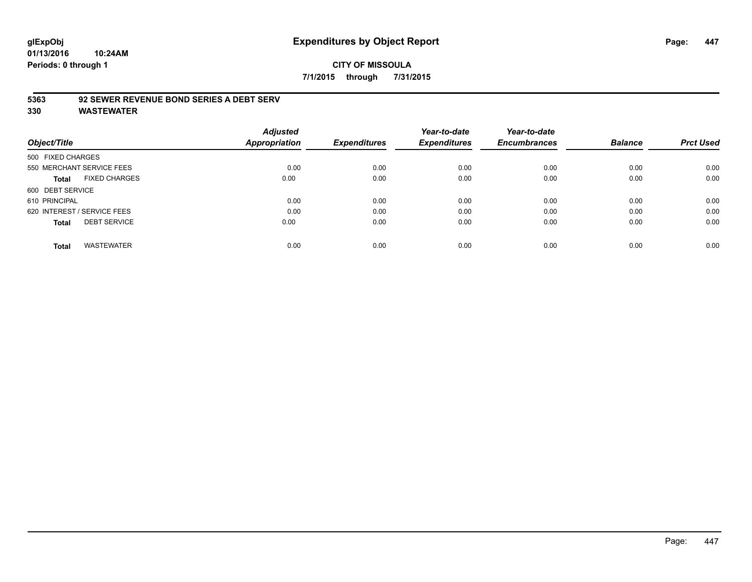**glExpObj**
**01/13/2016 10:24AM**
**Periods: 0 through 1**

# Expenditures by Object Report

**CITY OF MISSOULA**

**7/1/2015 through 7/31/2015**

## 5363 92 SEWER REVENUE BOND SERIES A DEBT SERV
## 330 WASTEWATER

| Object/Title | | Adjusted Appropriation | Expenditures | Year-to-date Expenditures | Year-to-date Encumbrances | Balance | Prct Used |
|---|---|---|---|---|---|---|---|
| 500 FIXED CHARGES | | | | | | | |
| 550 MERCHANT SERVICE FEES | | 0.00 | 0.00 | 0.00 | 0.00 | 0.00 | 0.00 |
| **Total** | FIXED CHARGES | 0.00 | 0.00 | 0.00 | 0.00 | 0.00 | 0.00 |
| 600 DEBT SERVICE | | | | | | | |
| 610 PRINCIPAL | | 0.00 | 0.00 | 0.00 | 0.00 | 0.00 | 0.00 |
| 620 INTEREST / SERVICE FEES | | 0.00 | 0.00 | 0.00 | 0.00 | 0.00 | 0.00 |
| **Total** | DEBT SERVICE | 0.00 | 0.00 | 0.00 | 0.00 | 0.00 | 0.00 |
| **Total** | WASTEWATER | 0.00 | 0.00 | 0.00 | 0.00 | 0.00 | 0.00 |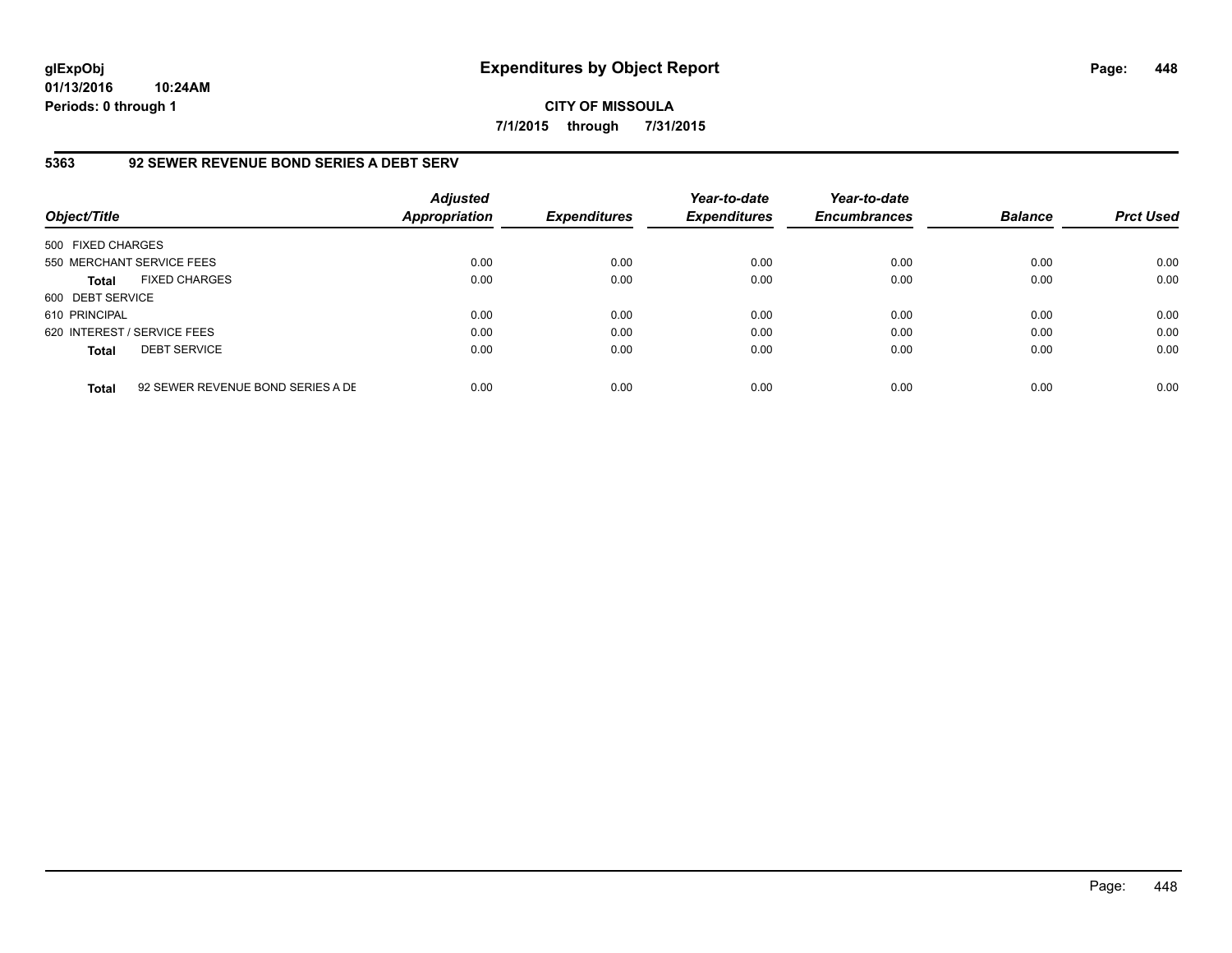**glExpObj**
**01/13/2016 10:24AM**
**Periods: 0 through 1**

# Expenditures by Object Report

**CITY OF MISSOULA**
**7/1/2015 through 7/31/2015**

## 5363 92 SEWER REVENUE BOND SERIES A DEBT SERV

| Object/Title | | *Adjusted Appropriation* | *Expenditures* | *Year-to-date Expenditures* | *Year-to-date Encumbrances* | *Balance* | *Prct Used* |
|---|---|---|---|---|---|---|---|
| 500 FIXED CHARGES | | | | | | | |
| 550 MERCHANT SERVICE FEES | | 0.00 | 0.00 | 0.00 | 0.00 | 0.00 | 0.00 |
| **Total** | FIXED CHARGES | 0.00 | 0.00 | 0.00 | 0.00 | 0.00 | 0.00 |
| 600 DEBT SERVICE | | | | | | | |
| 610 PRINCIPAL | | 0.00 | 0.00 | 0.00 | 0.00 | 0.00 | 0.00 |
| 620 INTEREST / SERVICE FEES | | 0.00 | 0.00 | 0.00 | 0.00 | 0.00 | 0.00 |
| **Total** | DEBT SERVICE | 0.00 | 0.00 | 0.00 | 0.00 | 0.00 | 0.00 |
| **Total** | 92 SEWER REVENUE BOND SERIES A DE | 0.00 | 0.00 | 0.00 | 0.00 | 0.00 | 0.00 |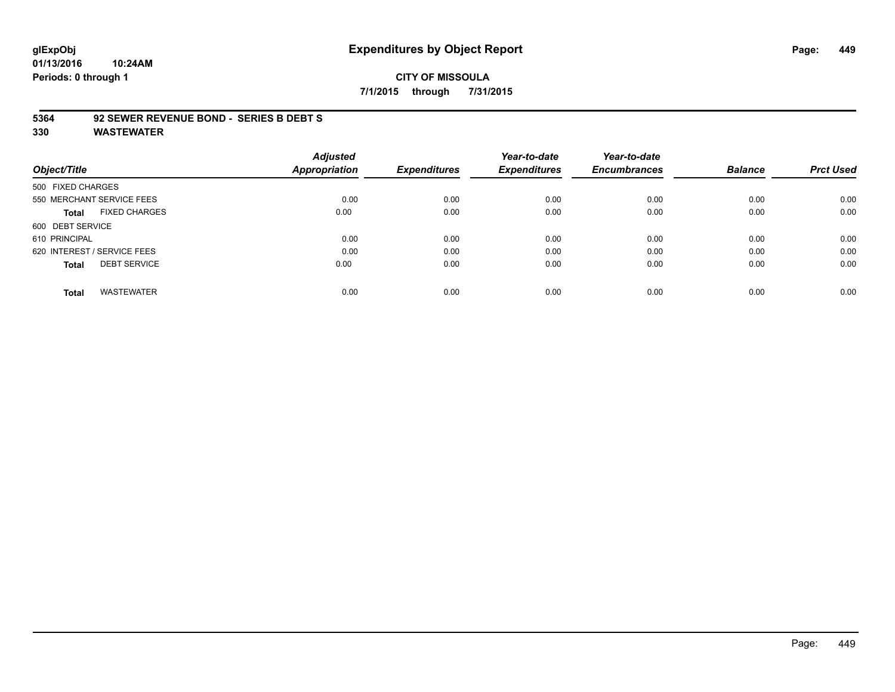**glExpObj**
**01/13/2016 10:24AM**
**Periods: 0 through 1**

# Expenditures by Object Report

**CITY OF MISSOULA**
**7/1/2015 through 7/31/2015**

## 5364 92 SEWER REVENUE BOND - SERIES B DEBT S
## 330 WASTEWATER

| Object/Title | Adjusted Appropriation | Expenditures | Year-to-date Expenditures | Year-to-date Encumbrances | Balance | Prct Used |
|---|---|---|---|---|---|---|
| 500 FIXED CHARGES | | | | | | |
| 550 MERCHANT SERVICE FEES | 0.00 | 0.00 | 0.00 | 0.00 | 0.00 | 0.00 |
| **Total** FIXED CHARGES | 0.00 | 0.00 | 0.00 | 0.00 | 0.00 | 0.00 |
| 600 DEBT SERVICE | | | | | | |
| 610 PRINCIPAL | 0.00 | 0.00 | 0.00 | 0.00 | 0.00 | 0.00 |
| 620 INTEREST / SERVICE FEES | 0.00 | 0.00 | 0.00 | 0.00 | 0.00 | 0.00 |
| **Total** DEBT SERVICE | 0.00 | 0.00 | 0.00 | 0.00 | 0.00 | 0.00 |
| **Total** WASTEWATER | 0.00 | 0.00 | 0.00 | 0.00 | 0.00 | 0.00 |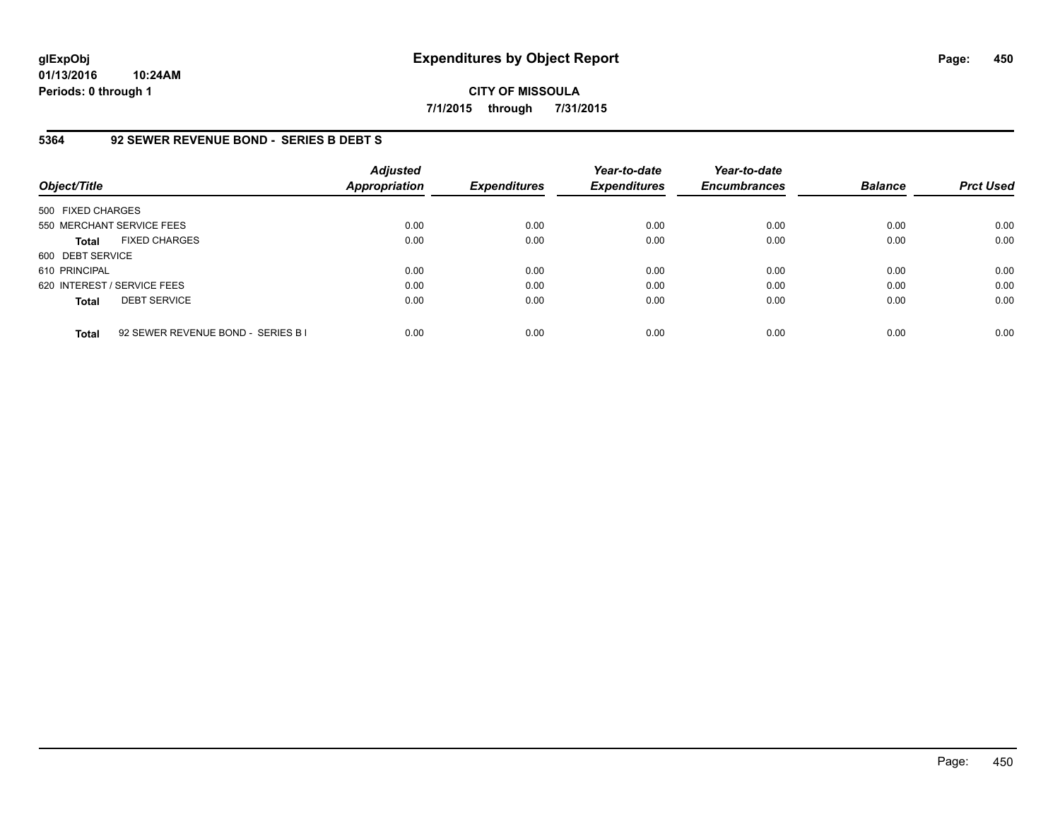**glExpObj**
**01/13/2016 10:24AM**
**Periods: 0 through 1**

# Expenditures by Object Report

**CITY OF MISSOULA**

**7/1/2015 through 7/31/2015**

## 5364 92 SEWER REVENUE BOND - SERIES B DEBT S

| Object/Title | Adjusted Appropriation | Expenditures | Year-to-date Expenditures | Year-to-date Encumbrances | Balance | Prct Used |
|---|---|---|---|---|---|---|
| 500 FIXED CHARGES | | | | | | |
| 550 MERCHANT SERVICE FEES | 0.00 | 0.00 | 0.00 | 0.00 | 0.00 | 0.00 |
| **Total** FIXED CHARGES | 0.00 | 0.00 | 0.00 | 0.00 | 0.00 | 0.00 |
| 600 DEBT SERVICE | | | | | | |
| 610 PRINCIPAL | 0.00 | 0.00 | 0.00 | 0.00 | 0.00 | 0.00 |
| 620 INTEREST / SERVICE FEES | 0.00 | 0.00 | 0.00 | 0.00 | 0.00 | 0.00 |
| **Total** DEBT SERVICE | 0.00 | 0.00 | 0.00 | 0.00 | 0.00 | 0.00 |
| **Total** 92 SEWER REVENUE BOND - SERIES B I | 0.00 | 0.00 | 0.00 | 0.00 | 0.00 | 0.00 |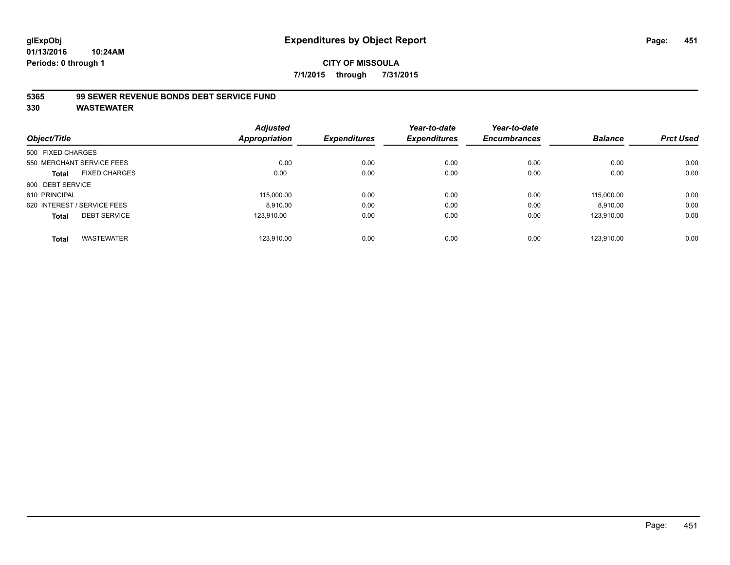glExpObj
01/13/2016 10:24AM
Periods: 0 through 1

# Expenditures by Object Report

**CITY OF MISSOULA**

**7/1/2015 through 7/31/2015**

**5365 99 SEWER REVENUE BONDS DEBT SERVICE FUND**

**330 WASTEWATER**

| Object/Title | | Adjusted Appropriation | Expenditures | Year-to-date Expenditures | Year-to-date Encumbrances | Balance | Prct Used |
|---|---|---|---|---|---|---|---|
| 500 FIXED CHARGES | | | | | | | |
| 550 MERCHANT SERVICE FEES | | 0.00 | 0.00 | 0.00 | 0.00 | 0.00 | 0.00 |
| **Total** | FIXED CHARGES | 0.00 | 0.00 | 0.00 | 0.00 | 0.00 | 0.00 |
| 600 DEBT SERVICE | | | | | | | |
| 610 PRINCIPAL | | 115,000.00 | 0.00 | 0.00 | 0.00 | 115,000.00 | 0.00 |
| 620 INTEREST / SERVICE FEES | | 8,910.00 | 0.00 | 0.00 | 0.00 | 8,910.00 | 0.00 |
| **Total** | DEBT SERVICE | 123,910.00 | 0.00 | 0.00 | 0.00 | 123,910.00 | 0.00 |
| **Total** | WASTEWATER | 123,910.00 | 0.00 | 0.00 | 0.00 | 123,910.00 | 0.00 |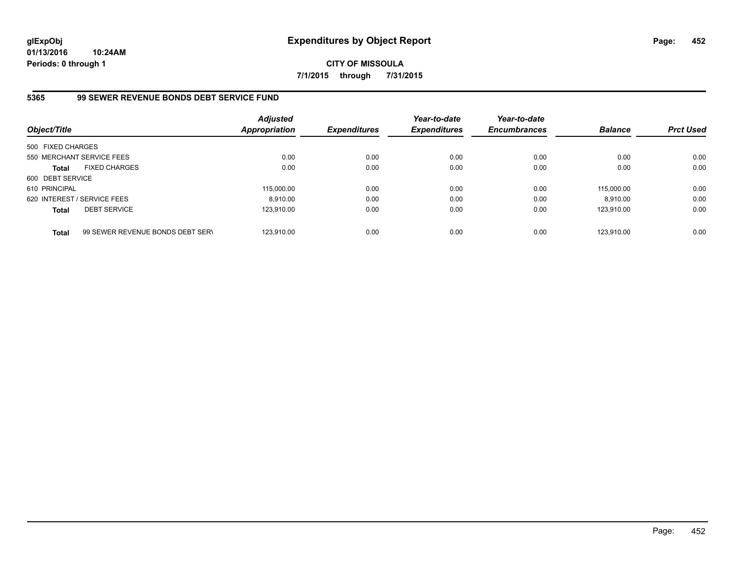# Expenditures by Object Report

glExpObj
01/13/2016 10:24AM
Periods: 0 through 1

**CITY OF MISSOULA**
**7/1/2015 through 7/31/2015**

## 5365 99 SEWER REVENUE BONDS DEBT SERVICE FUND

| Object/Title | | Adjusted Appropriation | Expenditures | Year-to-date Expenditures | Year-to-date Encumbrances | Balance | Prct Used |
|---|---|---|---|---|---|---|---|
| 500 FIXED CHARGES | | | | | | | |
| 550 MERCHANT SERVICE FEES | | 0.00 | 0.00 | 0.00 | 0.00 | 0.00 | 0.00 |
| **Total** | FIXED CHARGES | 0.00 | 0.00 | 0.00 | 0.00 | 0.00 | 0.00 |
| 600 DEBT SERVICE | | | | | | | |
| 610 PRINCIPAL | | 115,000.00 | 0.00 | 0.00 | 0.00 | 115,000.00 | 0.00 |
| 620 INTEREST / SERVICE FEES | | 8,910.00 | 0.00 | 0.00 | 0.00 | 8,910.00 | 0.00 |
| **Total** | DEBT SERVICE | 123,910.00 | 0.00 | 0.00 | 0.00 | 123,910.00 | 0.00 |
| **Total** | 99 SEWER REVENUE BONDS DEBT SERV | 123,910.00 | 0.00 | 0.00 | 0.00 | 123,910.00 | 0.00 |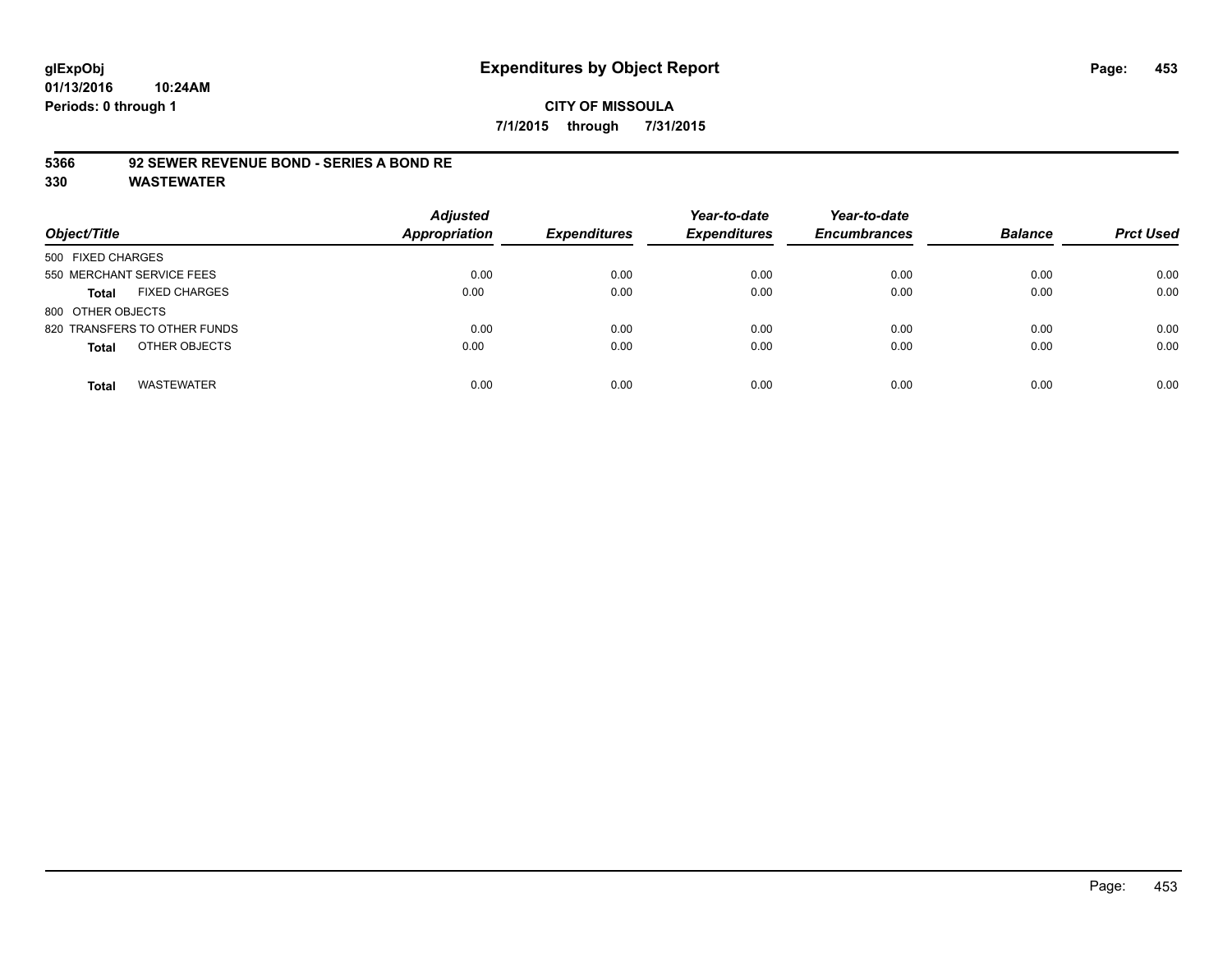# Expenditures by Object Report

glExpObj
01/13/2016 10:24AM
Periods: 0 through 1

**CITY OF MISSOULA**

**7/1/2015 through 7/31/2015**

**5366 92 SEWER REVENUE BOND - SERIES A BOND RE**

**330 WASTEWATER**

| Object/Title | Adjusted Appropriation | Expenditures | Year-to-date Expenditures | Year-to-date Encumbrances | Balance | Prct Used |
|---|---|---|---|---|---|---|
| 500 FIXED CHARGES | | | | | | |
| 550 MERCHANT SERVICE FEES | 0.00 | 0.00 | 0.00 | 0.00 | 0.00 | 0.00 |
| **Total** FIXED CHARGES | 0.00 | 0.00 | 0.00 | 0.00 | 0.00 | 0.00 |
| 800 OTHER OBJECTS | | | | | | |
| 820 TRANSFERS TO OTHER FUNDS | 0.00 | 0.00 | 0.00 | 0.00 | 0.00 | 0.00 |
| **Total** OTHER OBJECTS | 0.00 | 0.00 | 0.00 | 0.00 | 0.00 | 0.00 |
| **Total** WASTEWATER | 0.00 | 0.00 | 0.00 | 0.00 | 0.00 | 0.00 |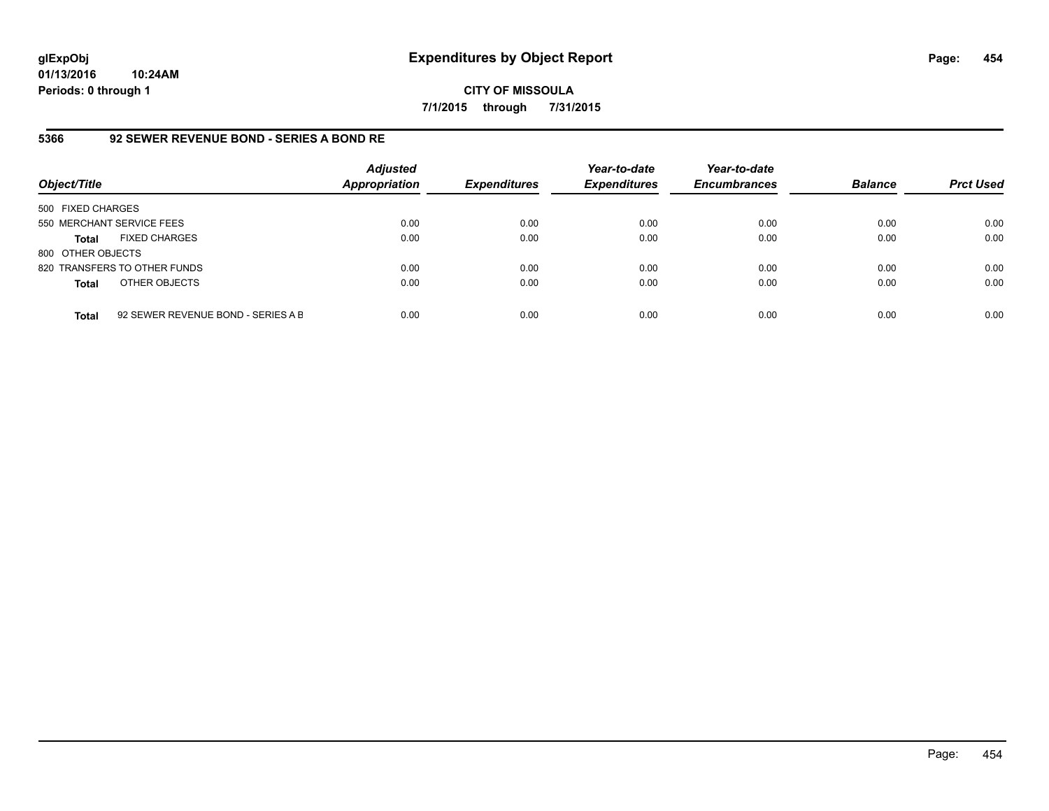# Expenditures by Object Report

glExpObj
01/13/2016 10:24AM
Periods: 0 through 1

**CITY OF MISSOULA**

**7/1/2015 through 7/31/2015**

## 5366 92 SEWER REVENUE BOND - SERIES A BOND RE

| Object/Title | | Adjusted Appropriation | Expenditures | Year-to-date Expenditures | Year-to-date Encumbrances | Balance | Prct Used |
|---|---|---|---|---|---|---|---|
| 500 FIXED CHARGES | | | | | | | |
| 550 MERCHANT SERVICE FEES | | 0.00 | 0.00 | 0.00 | 0.00 | 0.00 | 0.00 |
| **Total** | FIXED CHARGES | 0.00 | 0.00 | 0.00 | 0.00 | 0.00 | 0.00 |
| 800 OTHER OBJECTS | | | | | | | |
| 820 TRANSFERS TO OTHER FUNDS | | 0.00 | 0.00 | 0.00 | 0.00 | 0.00 | 0.00 |
| **Total** | OTHER OBJECTS | 0.00 | 0.00 | 0.00 | 0.00 | 0.00 | 0.00 |
| **Total** | 92 SEWER REVENUE BOND - SERIES A B | 0.00 | 0.00 | 0.00 | 0.00 | 0.00 | 0.00 |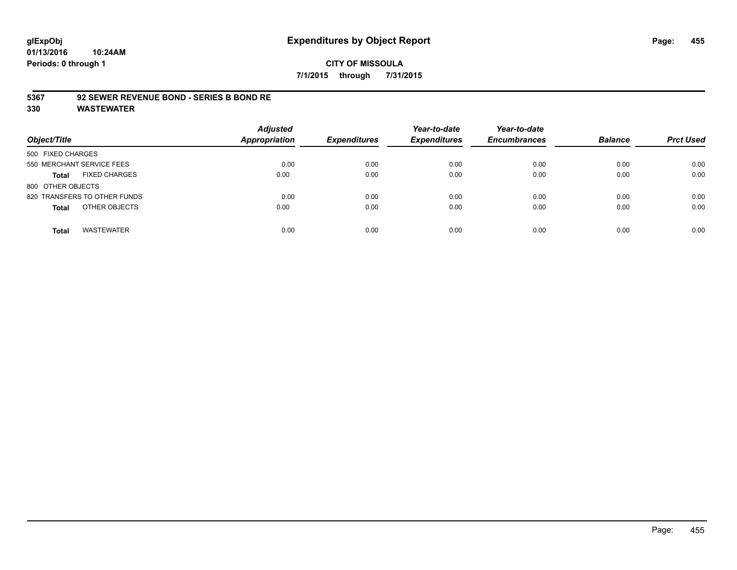# Expenditures by Object Report

glExpObj
01/13/2016 10:24AM
Periods: 0 through 1

**CITY OF MISSOULA**

**7/1/2015 through 7/31/2015**

**5367 92 SEWER REVENUE BOND - SERIES B BOND RE**

**330 WASTEWATER**

| Object/Title | | Adjusted Appropriation | Expenditures | Year-to-date Expenditures | Year-to-date Encumbrances | Balance | Prct Used |
|---|---|---|---|---|---|---|---|
| 500 FIXED CHARGES | | | | | | | |
| 550 MERCHANT SERVICE FEES | | 0.00 | 0.00 | 0.00 | 0.00 | 0.00 | 0.00 |
| **Total** | FIXED CHARGES | 0.00 | 0.00 | 0.00 | 0.00 | 0.00 | 0.00 |
| 800 OTHER OBJECTS | | | | | | | |
| 820 TRANSFERS TO OTHER FUNDS | | 0.00 | 0.00 | 0.00 | 0.00 | 0.00 | 0.00 |
| **Total** | OTHER OBJECTS | 0.00 | 0.00 | 0.00 | 0.00 | 0.00 | 0.00 |
| **Total** | WASTEWATER | 0.00 | 0.00 | 0.00 | 0.00 | 0.00 | 0.00 |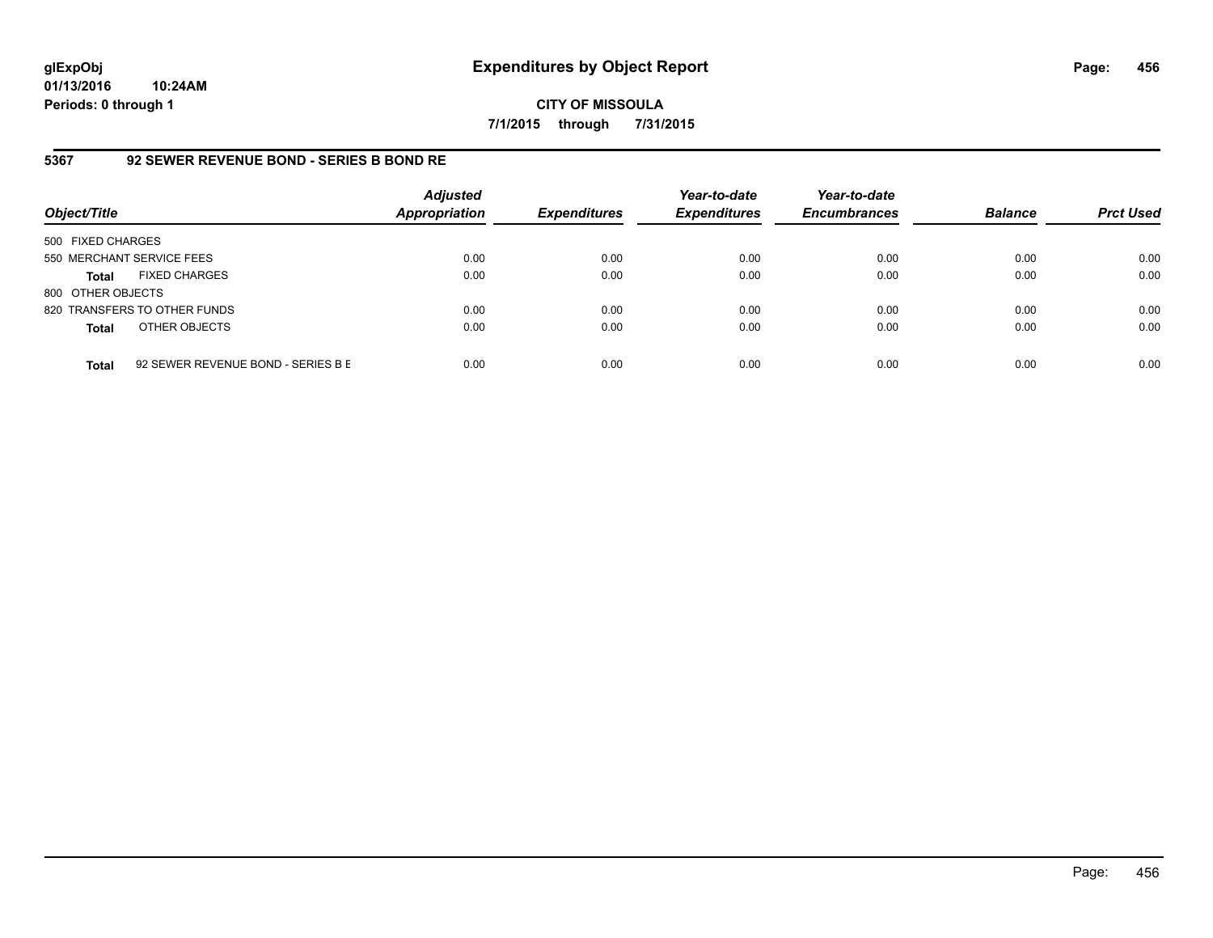**glExpObj** **Expenditures by Object Report**

**01/13/2016 10:24AM**

**Periods: 0 through 1**

**CITY OF MISSOULA**

**7/1/2015 through 7/31/2015**

**5367 92 SEWER REVENUE BOND - SERIES B BOND RE**

| Object/Title | Adjusted Appropriation | Expenditures | Year-to-date Expenditures | Year-to-date Encumbrances | Balance | Prct Used |
|---|---|---|---|---|---|---|
| 500 FIXED CHARGES | | | | | | |
| 550 MERCHANT SERVICE FEES | 0.00 | 0.00 | 0.00 | 0.00 | 0.00 | 0.00 |
| **Total** FIXED CHARGES | 0.00 | 0.00 | 0.00 | 0.00 | 0.00 | 0.00 |
| 800 OTHER OBJECTS | | | | | | |
| 820 TRANSFERS TO OTHER FUNDS | 0.00 | 0.00 | 0.00 | 0.00 | 0.00 | 0.00 |
| **Total** OTHER OBJECTS | 0.00 | 0.00 | 0.00 | 0.00 | 0.00 | 0.00 |
| **Total** 92 SEWER REVENUE BOND - SERIES B E | 0.00 | 0.00 | 0.00 | 0.00 | 0.00 | 0.00 |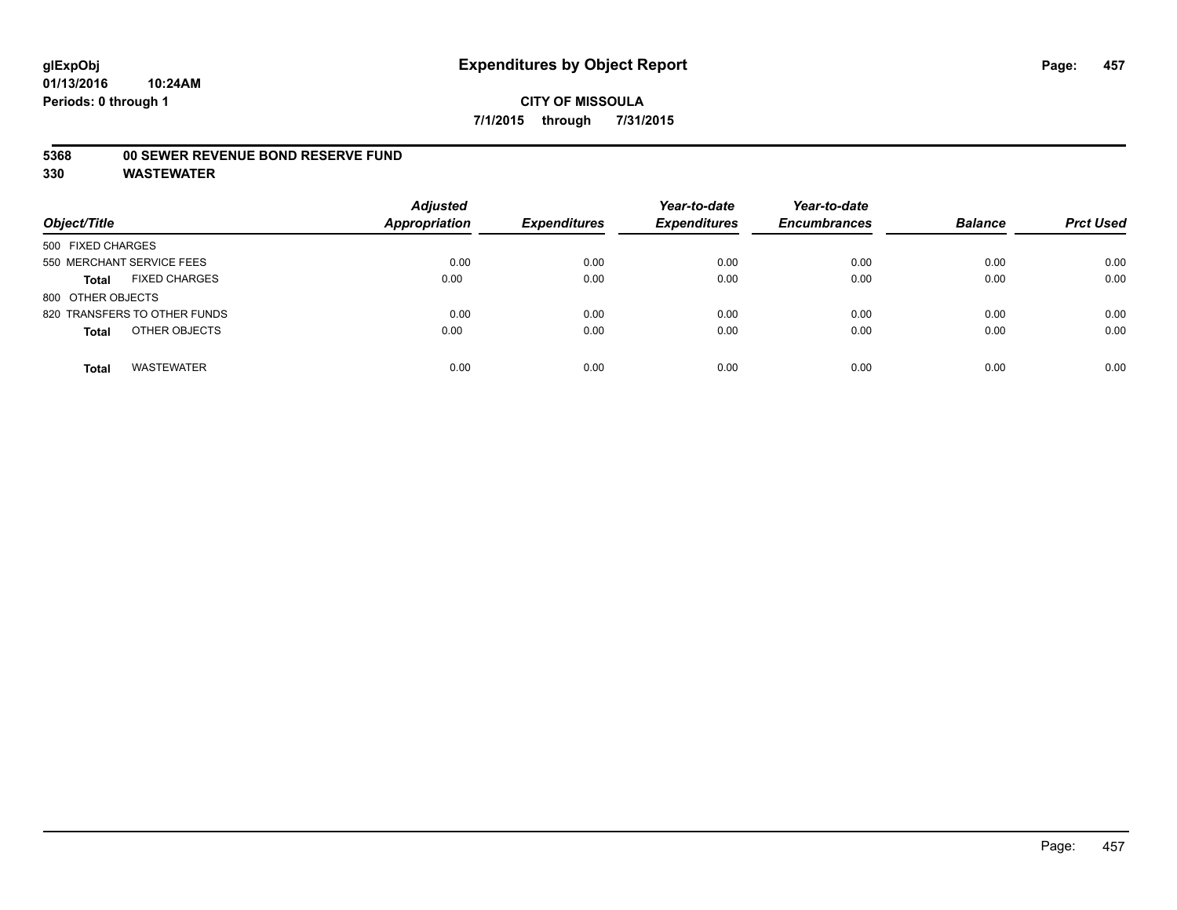# Expenditures by Object Report

glExpObj
01/13/2016 10:24AM
Periods: 0 through 1

**CITY OF MISSOULA**
**7/1/2015 through 7/31/2015**

## 5368 00 SEWER REVENUE BOND RESERVE FUND
## 330 WASTEWATER

| Object/Title | Adjusted Appropriation | Expenditures | Year-to-date Expenditures | Year-to-date Encumbrances | Balance | Prct Used |
|---|---|---|---|---|---|---|
| 500 FIXED CHARGES | | | | | | |
| 550 MERCHANT SERVICE FEES | 0.00 | 0.00 | 0.00 | 0.00 | 0.00 | 0.00 |
| **Total** FIXED CHARGES | 0.00 | 0.00 | 0.00 | 0.00 | 0.00 | 0.00 |
| 800 OTHER OBJECTS | | | | | | |
| 820 TRANSFERS TO OTHER FUNDS | 0.00 | 0.00 | 0.00 | 0.00 | 0.00 | 0.00 |
| **Total** OTHER OBJECTS | 0.00 | 0.00 | 0.00 | 0.00 | 0.00 | 0.00 |
| **Total** WASTEWATER | 0.00 | 0.00 | 0.00 | 0.00 | 0.00 | 0.00 |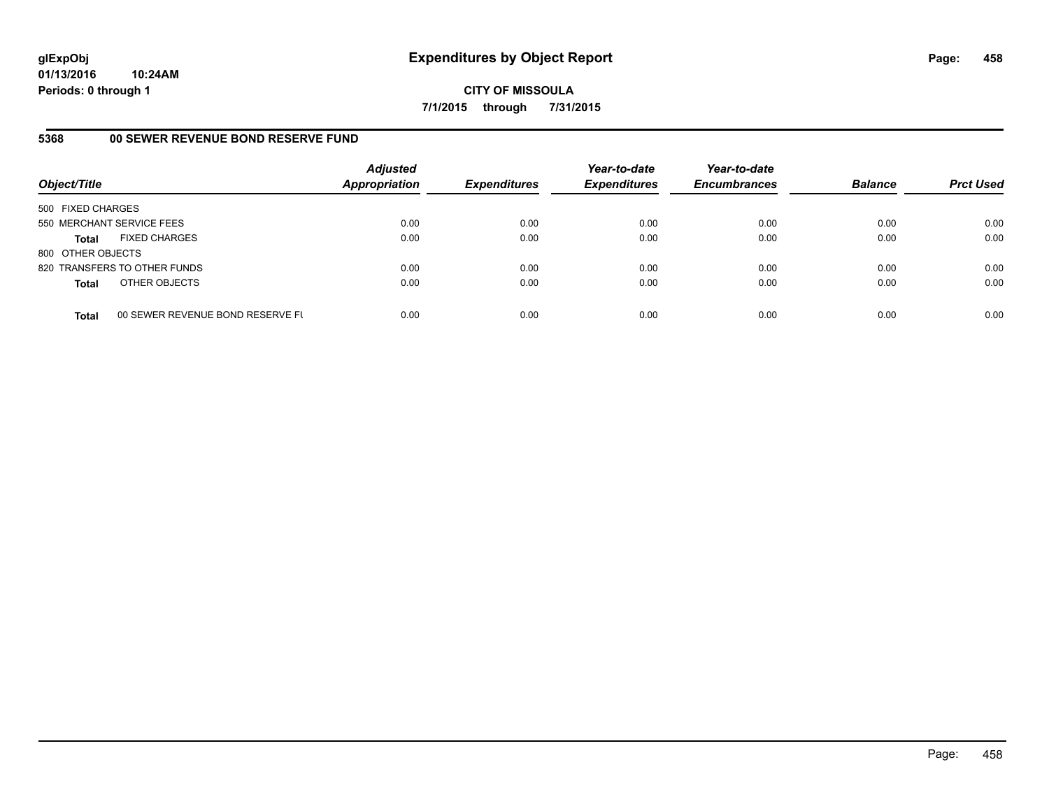**glExpObj**
**01/13/2016 10:24AM**
**Periods: 0 through 1**

# Expenditures by Object Report

**CITY OF MISSOULA**
**7/1/2015 through 7/31/2015**

## 5368 00 SEWER REVENUE BOND RESERVE FUND

| Object/Title | | Adjusted Appropriation | Expenditures | Year-to-date Expenditures | Year-to-date Encumbrances | Balance | Prct Used |
|---|---|---|---|---|---|---|---|
| 500 FIXED CHARGES | | | | | | | |
| 550 MERCHANT SERVICE FEES | | 0.00 | 0.00 | 0.00 | 0.00 | 0.00 | 0.00 |
| **Total** | FIXED CHARGES | 0.00 | 0.00 | 0.00 | 0.00 | 0.00 | 0.00 |
| 800 OTHER OBJECTS | | | | | | | |
| 820 TRANSFERS TO OTHER FUNDS | | 0.00 | 0.00 | 0.00 | 0.00 | 0.00 | 0.00 |
| **Total** | OTHER OBJECTS | 0.00 | 0.00 | 0.00 | 0.00 | 0.00 | 0.00 |
| **Total** | 00 SEWER REVENUE BOND RESERVE FU | 0.00 | 0.00 | 0.00 | 0.00 | 0.00 | 0.00 |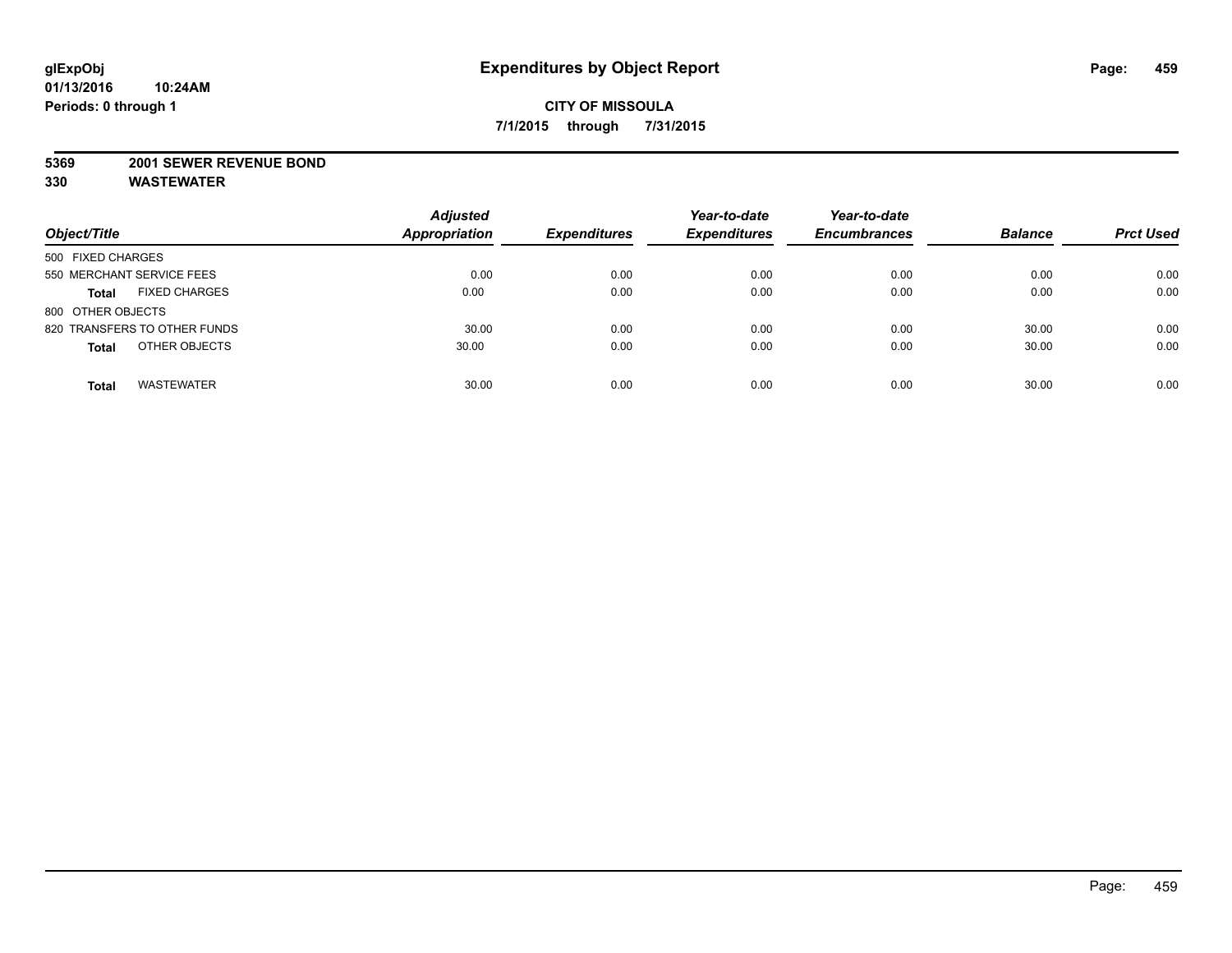**glExpObj**
**01/13/2016 10:24AM**
**Periods: 0 through 1**

# Expenditures by Object Report

**CITY OF MISSOULA**
**7/1/2015 through 7/31/2015**

**5369 2001 SEWER REVENUE BOND**
**330 WASTEWATER**

| Object/Title | Adjusted Appropriation | Expenditures | Year-to-date Expenditures | Year-to-date Encumbrances | Balance | Prct Used |
|---|---|---|---|---|---|---|
| 500 FIXED CHARGES | | | | | | |
| 550 MERCHANT SERVICE FEES | 0.00 | 0.00 | 0.00 | 0.00 | 0.00 | 0.00 |
| **Total** FIXED CHARGES | 0.00 | 0.00 | 0.00 | 0.00 | 0.00 | 0.00 |
| 800 OTHER OBJECTS | | | | | | |
| 820 TRANSFERS TO OTHER FUNDS | 30.00 | 0.00 | 0.00 | 0.00 | 30.00 | 0.00 |
| **Total** OTHER OBJECTS | 30.00 | 0.00 | 0.00 | 0.00 | 30.00 | 0.00 |
| **Total** WASTEWATER | 30.00 | 0.00 | 0.00 | 0.00 | 30.00 | 0.00 |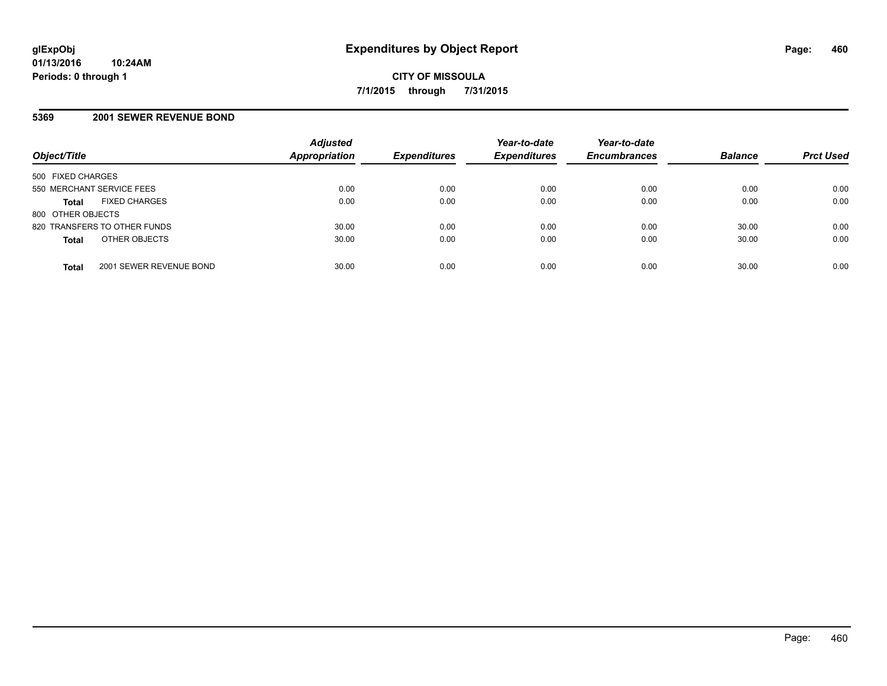**glExpObj**
**01/13/2016 10:24AM**
**Periods: 0 through 1**

# Expenditures by Object Report

**CITY OF MISSOULA**
**7/1/2015 through 7/31/2015**

## 5369 2001 SEWER REVENUE BOND

| Object/Title | | *Adjusted Appropriation* | *Expenditures* | *Year-to-date Expenditures* | *Year-to-date Encumbrances* | *Balance* | *Prct Used* |
|---|---|---|---|---|---|---|---|
| 500 FIXED CHARGES | | | | | | | |
| 550 MERCHANT SERVICE FEES | | 0.00 | 0.00 | 0.00 | 0.00 | 0.00 | 0.00 |
| **Total** | FIXED CHARGES | 0.00 | 0.00 | 0.00 | 0.00 | 0.00 | 0.00 |
| 800 OTHER OBJECTS | | | | | | | |
| 820 TRANSFERS TO OTHER FUNDS | | 30.00 | 0.00 | 0.00 | 0.00 | 30.00 | 0.00 |
| **Total** | OTHER OBJECTS | 30.00 | 0.00 | 0.00 | 0.00 | 30.00 | 0.00 |
| **Total** | 2001 SEWER REVENUE BOND | 30.00 | 0.00 | 0.00 | 0.00 | 30.00 | 0.00 |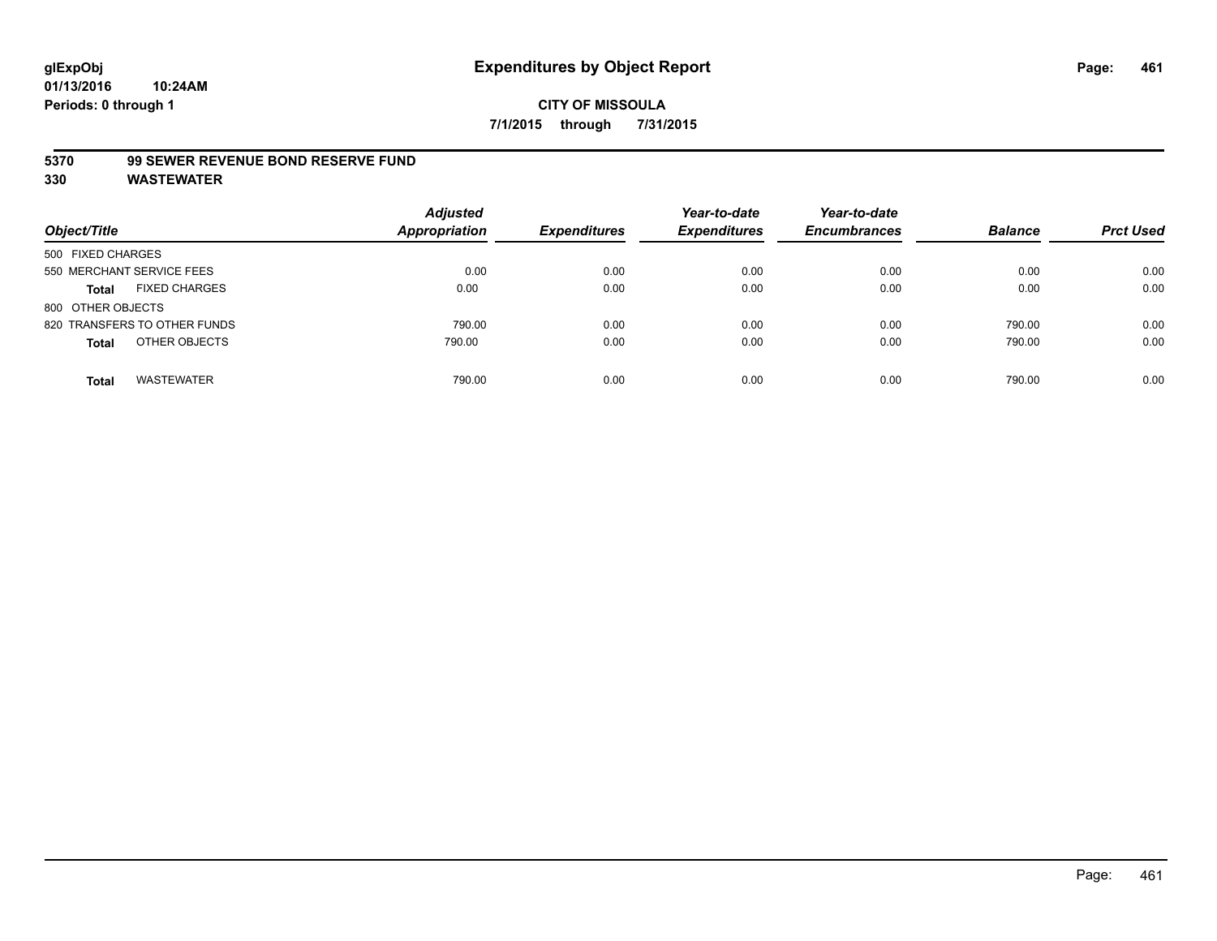**glExpObj** **Expenditures by Object Report**

**01/13/2016 10:24AM**

**Periods: 0 through 1**

**CITY OF MISSOULA**

**7/1/2015 through 7/31/2015**

**5370 99 SEWER REVENUE BOND RESERVE FUND**

**330 WASTEWATER**

| Object/Title | | Adjusted Appropriation | Expenditures | Year-to-date Expenditures | Year-to-date Encumbrances | Balance | Prct Used |
|---|---|---|---|---|---|---|---|
| 500 FIXED CHARGES | | | | | | | |
| 550 MERCHANT SERVICE FEES | | 0.00 | 0.00 | 0.00 | 0.00 | 0.00 | 0.00 |
| **Total** | FIXED CHARGES | 0.00 | 0.00 | 0.00 | 0.00 | 0.00 | 0.00 |
| 800 OTHER OBJECTS | | | | | | | |
| 820 TRANSFERS TO OTHER FUNDS | | 790.00 | 0.00 | 0.00 | 0.00 | 790.00 | 0.00 |
| **Total** | OTHER OBJECTS | 790.00 | 0.00 | 0.00 | 0.00 | 790.00 | 0.00 |
| **Total** | WASTEWATER | 790.00 | 0.00 | 0.00 | 0.00 | 790.00 | 0.00 |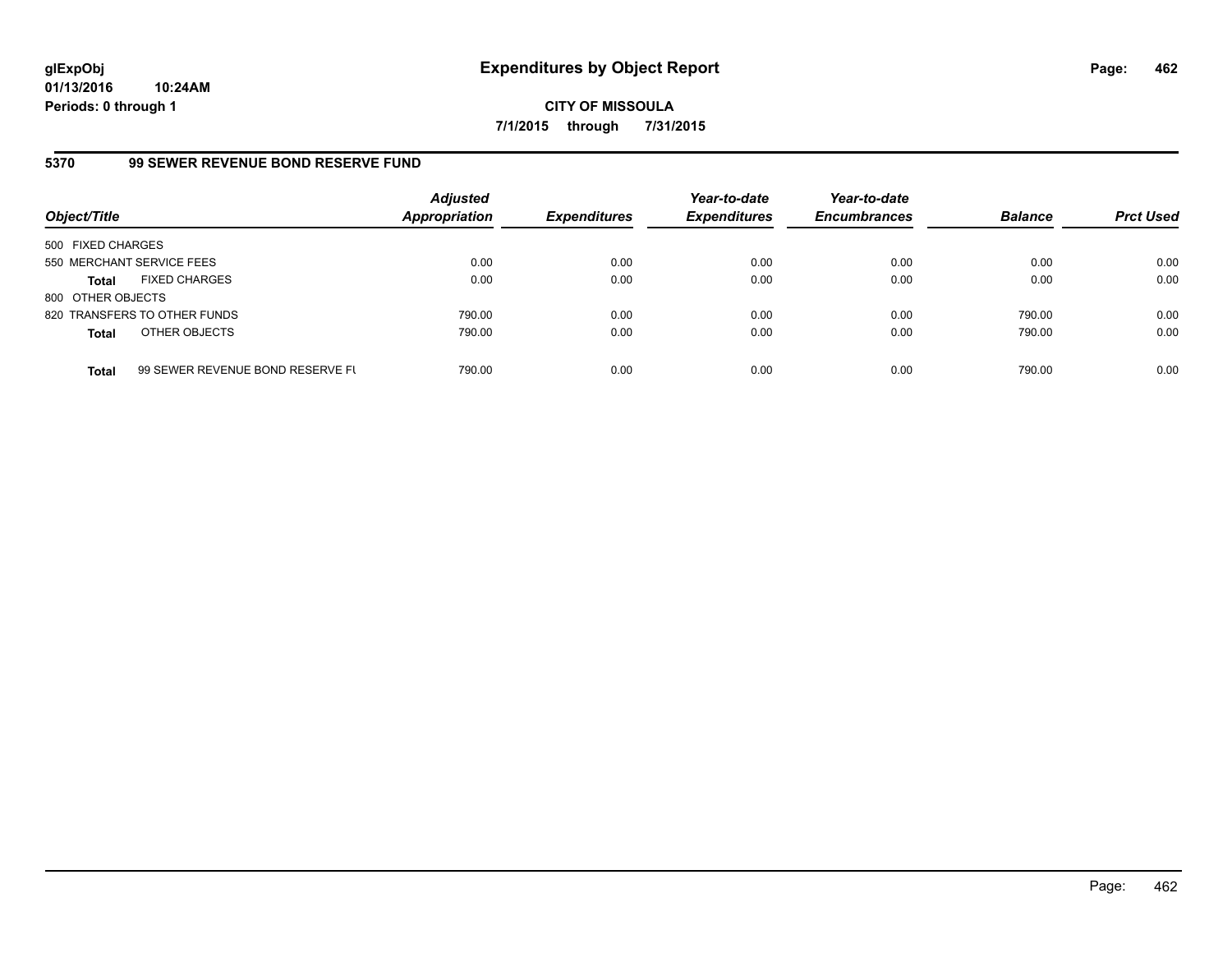# Expenditures by Object Report

glExpObj
01/13/2016 10:24AM
Periods: 0 through 1

**CITY OF MISSOULA**

**7/1/2015 through 7/31/2015**

## 5370 99 SEWER REVENUE BOND RESERVE FUND

| Object/Title | | Adjusted Appropriation | Expenditures | Year-to-date Expenditures | Year-to-date Encumbrances | Balance | Prct Used |
|---|---|---|---|---|---|---|---|
| 500 FIXED CHARGES | | | | | | | |
| 550 MERCHANT SERVICE FEES | | 0.00 | 0.00 | 0.00 | 0.00 | 0.00 | 0.00 |
| **Total** | FIXED CHARGES | 0.00 | 0.00 | 0.00 | 0.00 | 0.00 | 0.00 |
| 800 OTHER OBJECTS | | | | | | | |
| 820 TRANSFERS TO OTHER FUNDS | | 790.00 | 0.00 | 0.00 | 0.00 | 790.00 | 0.00 |
| **Total** | OTHER OBJECTS | 790.00 | 0.00 | 0.00 | 0.00 | 790.00 | 0.00 |
| **Total** | 99 SEWER REVENUE BOND RESERVE FU | 790.00 | 0.00 | 0.00 | 0.00 | 790.00 | 0.00 |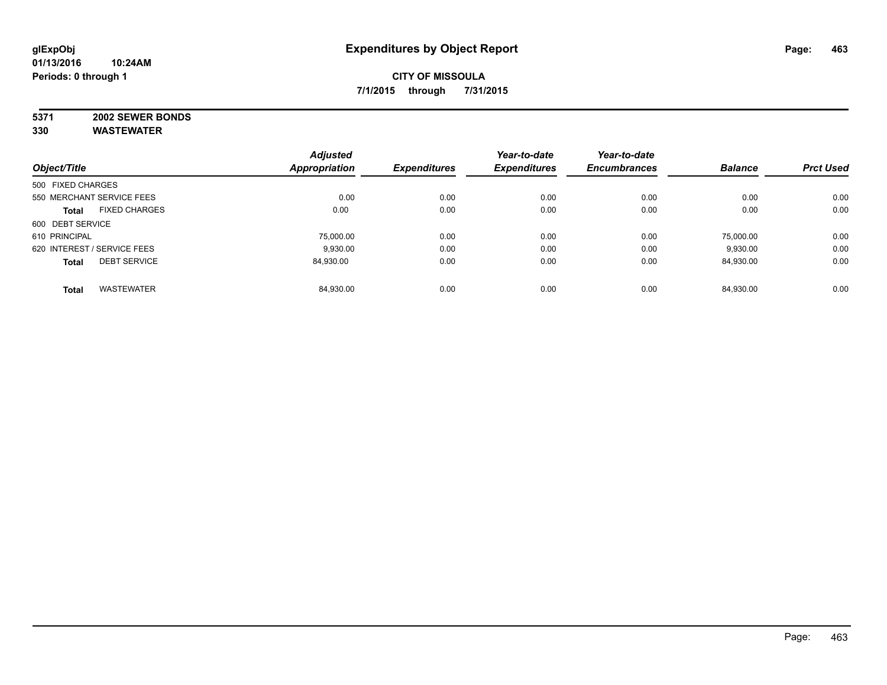**glExpObj** **Expenditures by Object Report**
**01/13/2016 10:24AM**
**Periods: 0 through 1**

**CITY OF MISSOULA**
**7/1/2015 through 7/31/2015**

**5371 2002 SEWER BONDS**
**330 WASTEWATER**

| Object/Title | | Adjusted Appropriation | Expenditures | Year-to-date Expenditures | Year-to-date Encumbrances | Balance | Prct Used |
|---|---|---|---|---|---|---|---|
| 500 FIXED CHARGES | | | | | | | |
| 550 MERCHANT SERVICE FEES | | 0.00 | 0.00 | 0.00 | 0.00 | 0.00 | 0.00 |
| **Total** | FIXED CHARGES | 0.00 | 0.00 | 0.00 | 0.00 | 0.00 | 0.00 |
| 600 DEBT SERVICE | | | | | | | |
| 610 PRINCIPAL | | 75,000.00 | 0.00 | 0.00 | 0.00 | 75,000.00 | 0.00 |
| 620 INTEREST / SERVICE FEES | | 9,930.00 | 0.00 | 0.00 | 0.00 | 9,930.00 | 0.00 |
| **Total** | DEBT SERVICE | 84,930.00 | 0.00 | 0.00 | 0.00 | 84,930.00 | 0.00 |
| **Total** | WASTEWATER | 84,930.00 | 0.00 | 0.00 | 0.00 | 84,930.00 | 0.00 |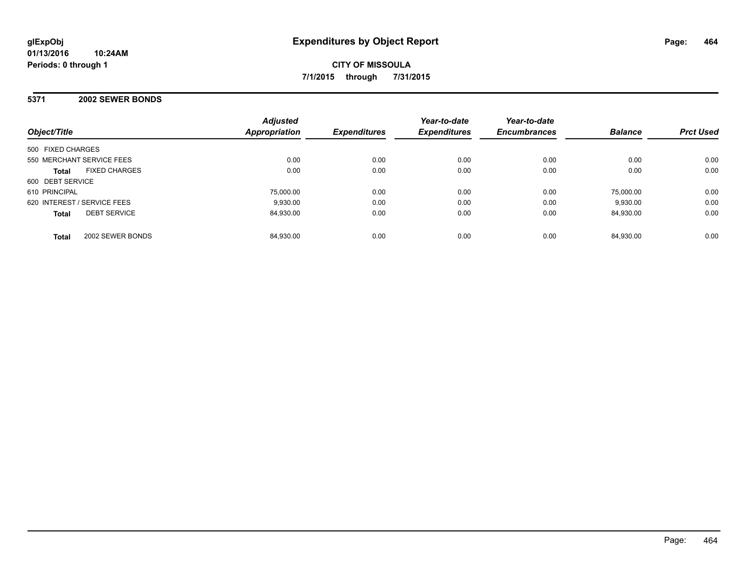glExpObj
01/13/2016 10:24AM
Periods: 0 through 1

# Expenditures by Object Report

**CITY OF MISSOULA**

**7/1/2015 through 7/31/2015**

## 5371 2002 SEWER BONDS

| Object/Title | | Adjusted Appropriation | Expenditures | Year-to-date Expenditures | Year-to-date Encumbrances | Balance | Prct Used |
|---|---|---|---|---|---|---|---|
| 500 FIXED CHARGES | | | | | | | |
| 550 MERCHANT SERVICE FEES | | 0.00 | 0.00 | 0.00 | 0.00 | 0.00 | 0.00 |
| **Total** | FIXED CHARGES | 0.00 | 0.00 | 0.00 | 0.00 | 0.00 | 0.00 |
| 600 DEBT SERVICE | | | | | | | |
| 610 PRINCIPAL | | 75,000.00 | 0.00 | 0.00 | 0.00 | 75,000.00 | 0.00 |
| 620 INTEREST / SERVICE FEES | | 9,930.00 | 0.00 | 0.00 | 0.00 | 9,930.00 | 0.00 |
| **Total** | DEBT SERVICE | 84,930.00 | 0.00 | 0.00 | 0.00 | 84,930.00 | 0.00 |
| **Total** | 2002 SEWER BONDS | 84,930.00 | 0.00 | 0.00 | 0.00 | 84,930.00 | 0.00 |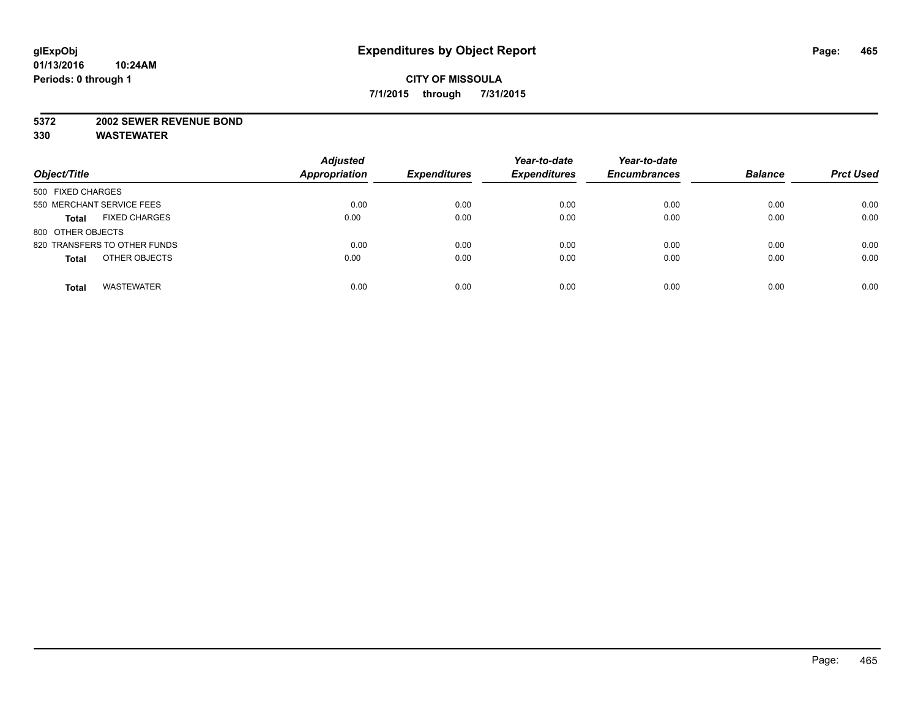glExpObj
01/13/2016 10:24AM
Periods: 0 through 1

# Expenditures by Object Report

**CITY OF MISSOULA**

**7/1/2015 through 7/31/2015**

**5372 2002 SEWER REVENUE BOND**
**330 WASTEWATER**

| Object/Title | Adjusted Appropriation | Expenditures | Year-to-date Expenditures | Year-to-date Encumbrances | Balance | Prct Used |
|---|---|---|---|---|---|---|
| 500 FIXED CHARGES | | | | | | |
| 550 MERCHANT SERVICE FEES | 0.00 | 0.00 | 0.00 | 0.00 | 0.00 | 0.00 |
| **Total** FIXED CHARGES | 0.00 | 0.00 | 0.00 | 0.00 | 0.00 | 0.00 |
| 800 OTHER OBJECTS | | | | | | |
| 820 TRANSFERS TO OTHER FUNDS | 0.00 | 0.00 | 0.00 | 0.00 | 0.00 | 0.00 |
| **Total** OTHER OBJECTS | 0.00 | 0.00 | 0.00 | 0.00 | 0.00 | 0.00 |
| **Total** WASTEWATER | 0.00 | 0.00 | 0.00 | 0.00 | 0.00 | 0.00 |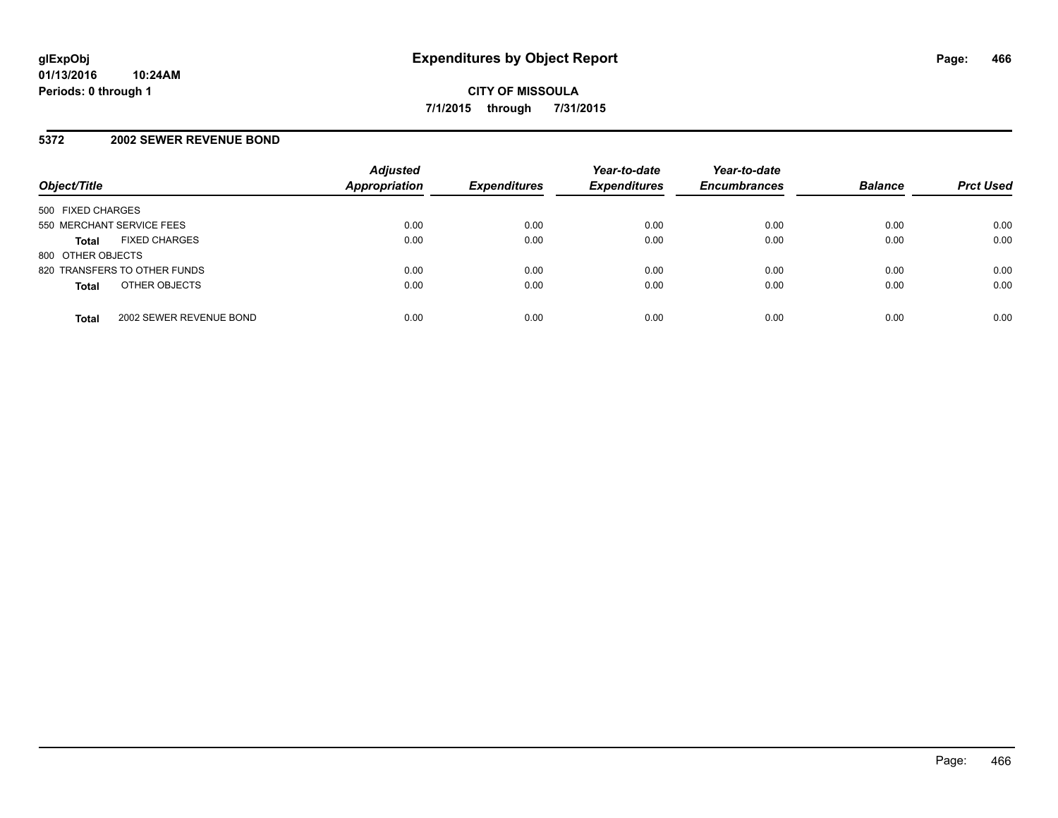# Expenditures by Object Report

glExpObj
01/13/2016 10:24AM
Periods: 0 through 1

**CITY OF MISSOULA**

**7/1/2015 through 7/31/2015**

## 5372 2002 SEWER REVENUE BOND

| Object/Title | Adjusted Appropriation | Expenditures | Year-to-date Expenditures | Year-to-date Encumbrances | Balance | Prct Used |
|---|---|---|---|---|---|---|
| 500 FIXED CHARGES | | | | | | |
| 550 MERCHANT SERVICE FEES | 0.00 | 0.00 | 0.00 | 0.00 | 0.00 | 0.00 |
| **Total** FIXED CHARGES | 0.00 | 0.00 | 0.00 | 0.00 | 0.00 | 0.00 |
| 800 OTHER OBJECTS | | | | | | |
| 820 TRANSFERS TO OTHER FUNDS | 0.00 | 0.00 | 0.00 | 0.00 | 0.00 | 0.00 |
| **Total** OTHER OBJECTS | 0.00 | 0.00 | 0.00 | 0.00 | 0.00 | 0.00 |
| **Total** 2002 SEWER REVENUE BOND | 0.00 | 0.00 | 0.00 | 0.00 | 0.00 | 0.00 |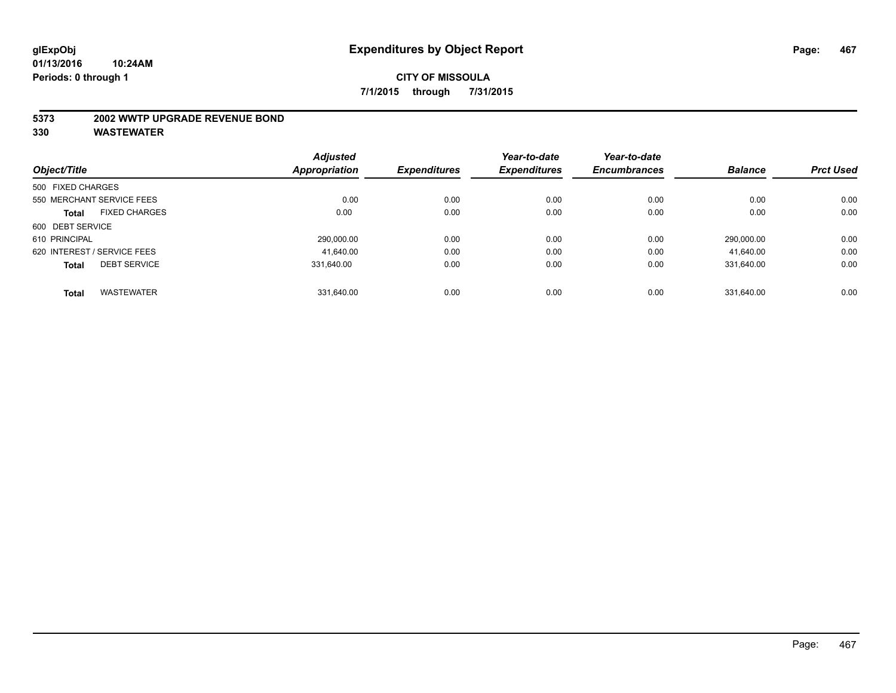**glExpObj**
**01/13/2016 10:24AM**
**Periods: 0 through 1**

# Expenditures by Object Report

**CITY OF MISSOULA**
**7/1/2015 through 7/31/2015**

## 5373 2002 WWTP UPGRADE REVENUE BOND
## 330 WASTEWATER

| Object/Title | Adjusted Appropriation | Expenditures | Year-to-date Expenditures | Year-to-date Encumbrances | Balance | Prct Used |
|---|---|---|---|---|---|---|
| 500 FIXED CHARGES | | | | | | |
| 550 MERCHANT SERVICE FEES | 0.00 | 0.00 | 0.00 | 0.00 | 0.00 | 0.00 |
| **Total** FIXED CHARGES | 0.00 | 0.00 | 0.00 | 0.00 | 0.00 | 0.00 |
| 600 DEBT SERVICE | | | | | | |
| 610 PRINCIPAL | 290,000.00 | 0.00 | 0.00 | 0.00 | 290,000.00 | 0.00 |
| 620 INTEREST / SERVICE FEES | 41,640.00 | 0.00 | 0.00 | 0.00 | 41,640.00 | 0.00 |
| **Total** DEBT SERVICE | 331,640.00 | 0.00 | 0.00 | 0.00 | 331,640.00 | 0.00 |
| **Total** WASTEWATER | 331,640.00 | 0.00 | 0.00 | 0.00 | 331,640.00 | 0.00 |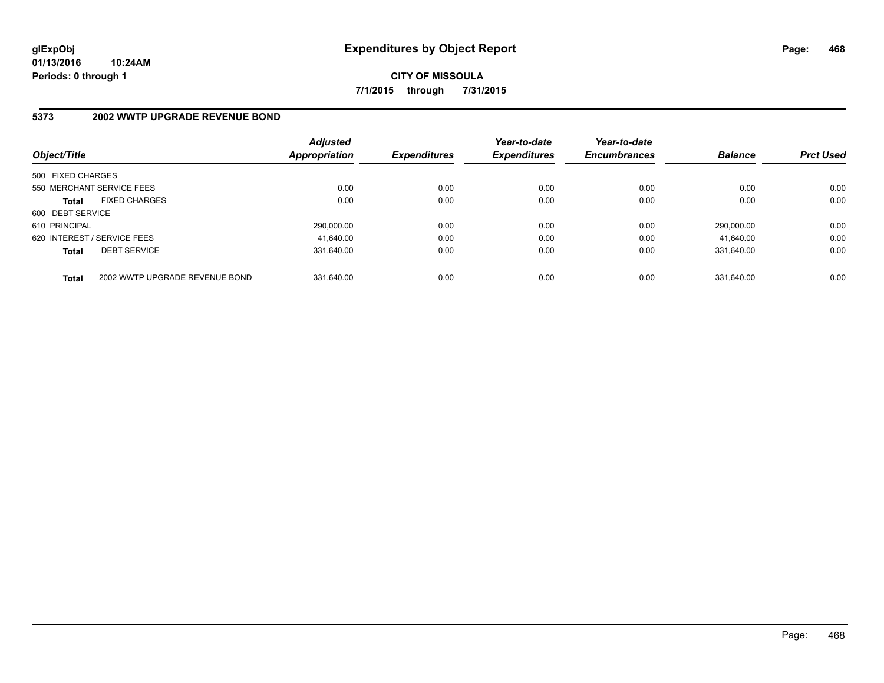# Expenditures by Object Report

glExpObj
01/13/2016 10:24AM
Periods: 0 through 1

**CITY OF MISSOULA**
**7/1/2015 through 7/31/2015**

## 5373 2002 WWTP UPGRADE REVENUE BOND

| Object/Title | Adjusted Appropriation | Expenditures | Year-to-date Expenditures | Year-to-date Encumbrances | Balance | Prct Used |
|---|---|---|---|---|---|---|
| 500 FIXED CHARGES | | | | | | |
| 550 MERCHANT SERVICE FEES | 0.00 | 0.00 | 0.00 | 0.00 | 0.00 | 0.00 |
| **Total** FIXED CHARGES | 0.00 | 0.00 | 0.00 | 0.00 | 0.00 | 0.00 |
| 600 DEBT SERVICE | | | | | | |
| 610 PRINCIPAL | 290,000.00 | 0.00 | 0.00 | 0.00 | 290,000.00 | 0.00 |
| 620 INTEREST / SERVICE FEES | 41,640.00 | 0.00 | 0.00 | 0.00 | 41,640.00 | 0.00 |
| **Total** DEBT SERVICE | 331,640.00 | 0.00 | 0.00 | 0.00 | 331,640.00 | 0.00 |
| **Total** 2002 WWTP UPGRADE REVENUE BOND | 331,640.00 | 0.00 | 0.00 | 0.00 | 331,640.00 | 0.00 |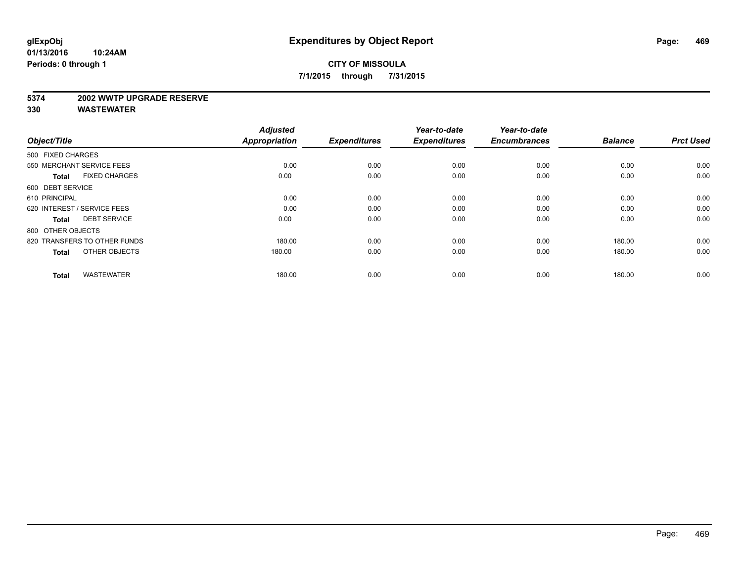# Expenditures by Object Report

glExpObj
01/13/2016 10:24AM
Periods: 0 through 1

**CITY OF MISSOULA**
**7/1/2015 through 7/31/2015**

**5374 2002 WWTP UPGRADE RESERVE**
**330 WASTEWATER**

| Object/Title | | Adjusted Appropriation | Expenditures | Year-to-date Expenditures | Year-to-date Encumbrances | Balance | Prct Used |
|---|---|---|---|---|---|---|---|
| 500 FIXED CHARGES | | | | | | | |
| 550 MERCHANT SERVICE FEES | | 0.00 | 0.00 | 0.00 | 0.00 | 0.00 | 0.00 |
| **Total** | FIXED CHARGES | 0.00 | 0.00 | 0.00 | 0.00 | 0.00 | 0.00 |
| 600 DEBT SERVICE | | | | | | | |
| 610 PRINCIPAL | | 0.00 | 0.00 | 0.00 | 0.00 | 0.00 | 0.00 |
| 620 INTEREST / SERVICE FEES | | 0.00 | 0.00 | 0.00 | 0.00 | 0.00 | 0.00 |
| **Total** | DEBT SERVICE | 0.00 | 0.00 | 0.00 | 0.00 | 0.00 | 0.00 |
| 800 OTHER OBJECTS | | | | | | | |
| 820 TRANSFERS TO OTHER FUNDS | | 180.00 | 0.00 | 0.00 | 0.00 | 180.00 | 0.00 |
| **Total** | OTHER OBJECTS | 180.00 | 0.00 | 0.00 | 0.00 | 180.00 | 0.00 |
| **Total** | WASTEWATER | 180.00 | 0.00 | 0.00 | 0.00 | 180.00 | 0.00 |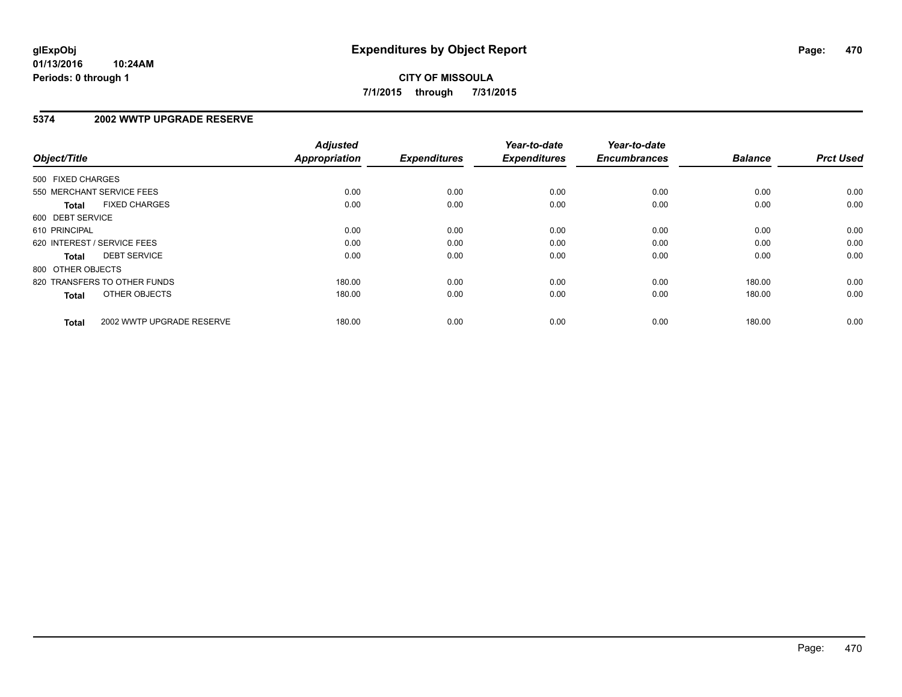**glExpObj** **Expenditures by Object Report**

**01/13/2016 10:24AM**

**Periods: 0 through 1**

**CITY OF MISSOULA**

**7/1/2015 through 7/31/2015**

## 5374 2002 WWTP UPGRADE RESERVE

| Object/Title | | Adjusted Appropriation | Expenditures | Year-to-date Expenditures | Year-to-date Encumbrances | Balance | Prct Used |
|---|---|---|---|---|---|---|---|
| 500 FIXED CHARGES | | | | | | | |
| 550 MERCHANT SERVICE FEES | | 0.00 | 0.00 | 0.00 | 0.00 | 0.00 | 0.00 |
| **Total** | FIXED CHARGES | 0.00 | 0.00 | 0.00 | 0.00 | 0.00 | 0.00 |
| 600 DEBT SERVICE | | | | | | | |
| 610 PRINCIPAL | | 0.00 | 0.00 | 0.00 | 0.00 | 0.00 | 0.00 |
| 620 INTEREST / SERVICE FEES | | 0.00 | 0.00 | 0.00 | 0.00 | 0.00 | 0.00 |
| **Total** | DEBT SERVICE | 0.00 | 0.00 | 0.00 | 0.00 | 0.00 | 0.00 |
| 800 OTHER OBJECTS | | | | | | | |
| 820 TRANSFERS TO OTHER FUNDS | | 180.00 | 0.00 | 0.00 | 0.00 | 180.00 | 0.00 |
| **Total** | OTHER OBJECTS | 180.00 | 0.00 | 0.00 | 0.00 | 180.00 | 0.00 |
| **Total** | 2002 WWTP UPGRADE RESERVE | 180.00 | 0.00 | 0.00 | 0.00 | 180.00 | 0.00 |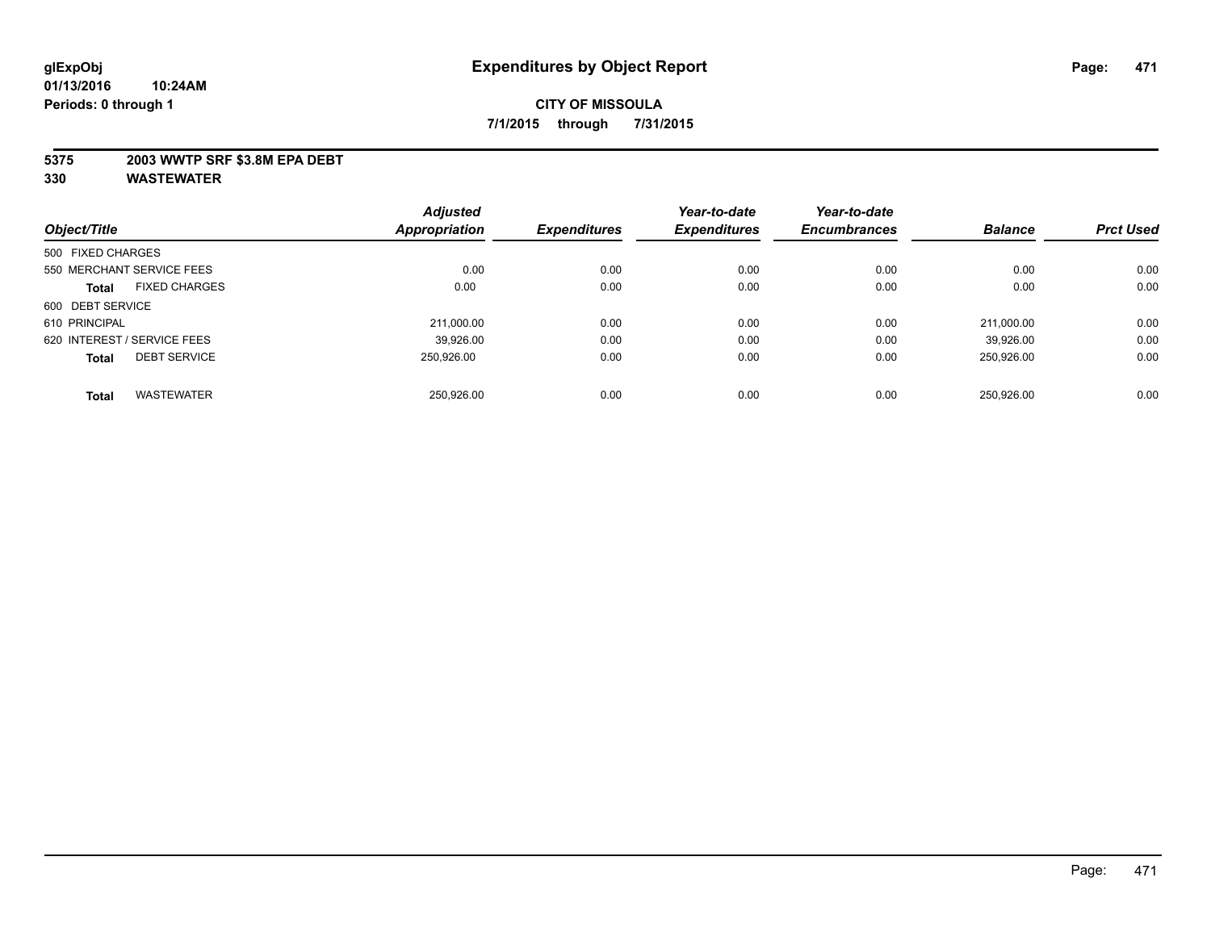glExpObj
01/13/2016 10:24AM
Periods: 0 through 1

# Expenditures by Object Report

**CITY OF MISSOULA**

**7/1/2015 through 7/31/2015**

**5375 2003 WWTP SRF $3.8M EPA DEBT**

**330 WASTEWATER**

| Object/Title | | Adjusted Appropriation | Expenditures | Year-to-date Expenditures | Year-to-date Encumbrances | Balance | Prct Used |
|---|---|---|---|---|---|---|---|
| 500 FIXED CHARGES | | | | | | | |
| 550 MERCHANT SERVICE FEES | | 0.00 | 0.00 | 0.00 | 0.00 | 0.00 | 0.00 |
| **Total** | FIXED CHARGES | 0.00 | 0.00 | 0.00 | 0.00 | 0.00 | 0.00 |
| 600 DEBT SERVICE | | | | | | | |
| 610 PRINCIPAL | | 211,000.00 | 0.00 | 0.00 | 0.00 | 211,000.00 | 0.00 |
| 620 INTEREST / SERVICE FEES | | 39,926.00 | 0.00 | 0.00 | 0.00 | 39,926.00 | 0.00 |
| **Total** | DEBT SERVICE | 250,926.00 | 0.00 | 0.00 | 0.00 | 250,926.00 | 0.00 |
| **Total** | WASTEWATER | 250,926.00 | 0.00 | 0.00 | 0.00 | 250,926.00 | 0.00 |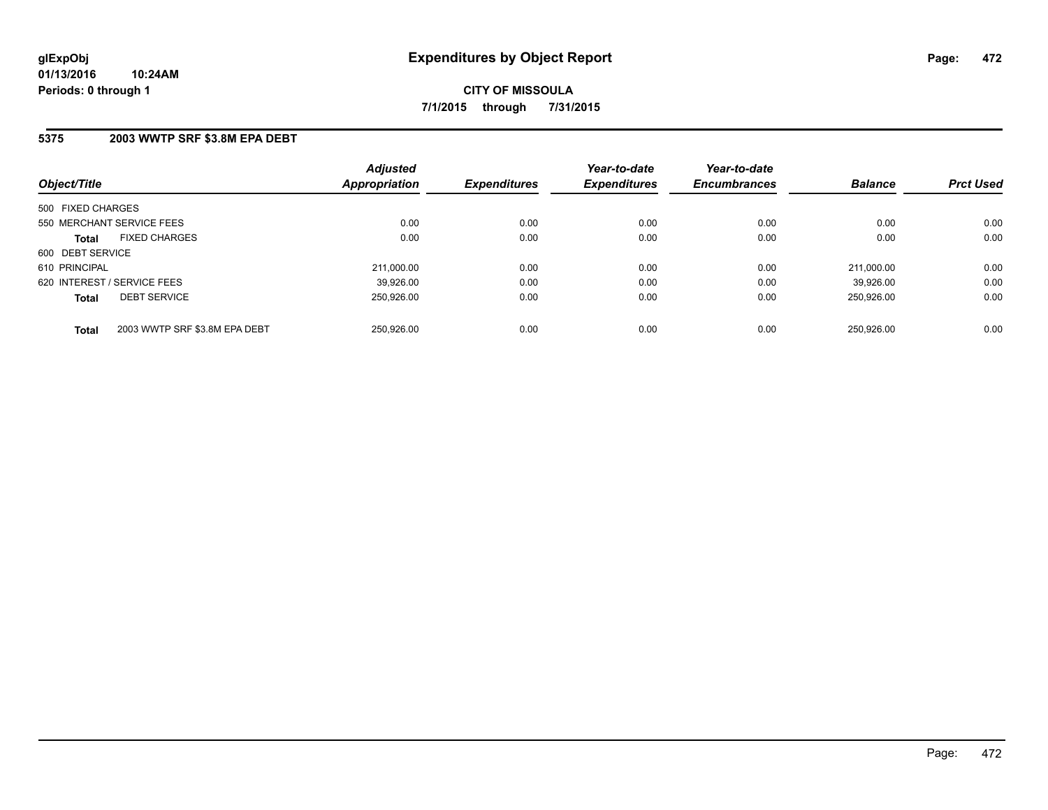**glExpObj**
**01/13/2016 10:24AM**
**Periods: 0 through 1**

# Expenditures by Object Report

**CITY OF MISSOULA**
**7/1/2015 through 7/31/2015**

## 5375 2003 WWTP SRF $3.8M EPA DEBT

| Object/Title | | Adjusted Appropriation | Expenditures | Year-to-date Expenditures | Year-to-date Encumbrances | Balance | Prct Used |
|---|---|---|---|---|---|---|---|
| 500 FIXED CHARGES | | | | | | | |
| 550 MERCHANT SERVICE FEES | | 0.00 | 0.00 | 0.00 | 0.00 | 0.00 | 0.00 |
| **Total** | FIXED CHARGES | 0.00 | 0.00 | 0.00 | 0.00 | 0.00 | 0.00 |
| 600 DEBT SERVICE | | | | | | | |
| 610 PRINCIPAL | | 211,000.00 | 0.00 | 0.00 | 0.00 | 211,000.00 | 0.00 |
| 620 INTEREST / SERVICE FEES | | 39,926.00 | 0.00 | 0.00 | 0.00 | 39,926.00 | 0.00 |
| **Total** | DEBT SERVICE | 250,926.00 | 0.00 | 0.00 | 0.00 | 250,926.00 | 0.00 |
| **Total** | 2003 WWTP SRF $3.8M EPA DEBT | 250,926.00 | 0.00 | 0.00 | 0.00 | 250,926.00 | 0.00 |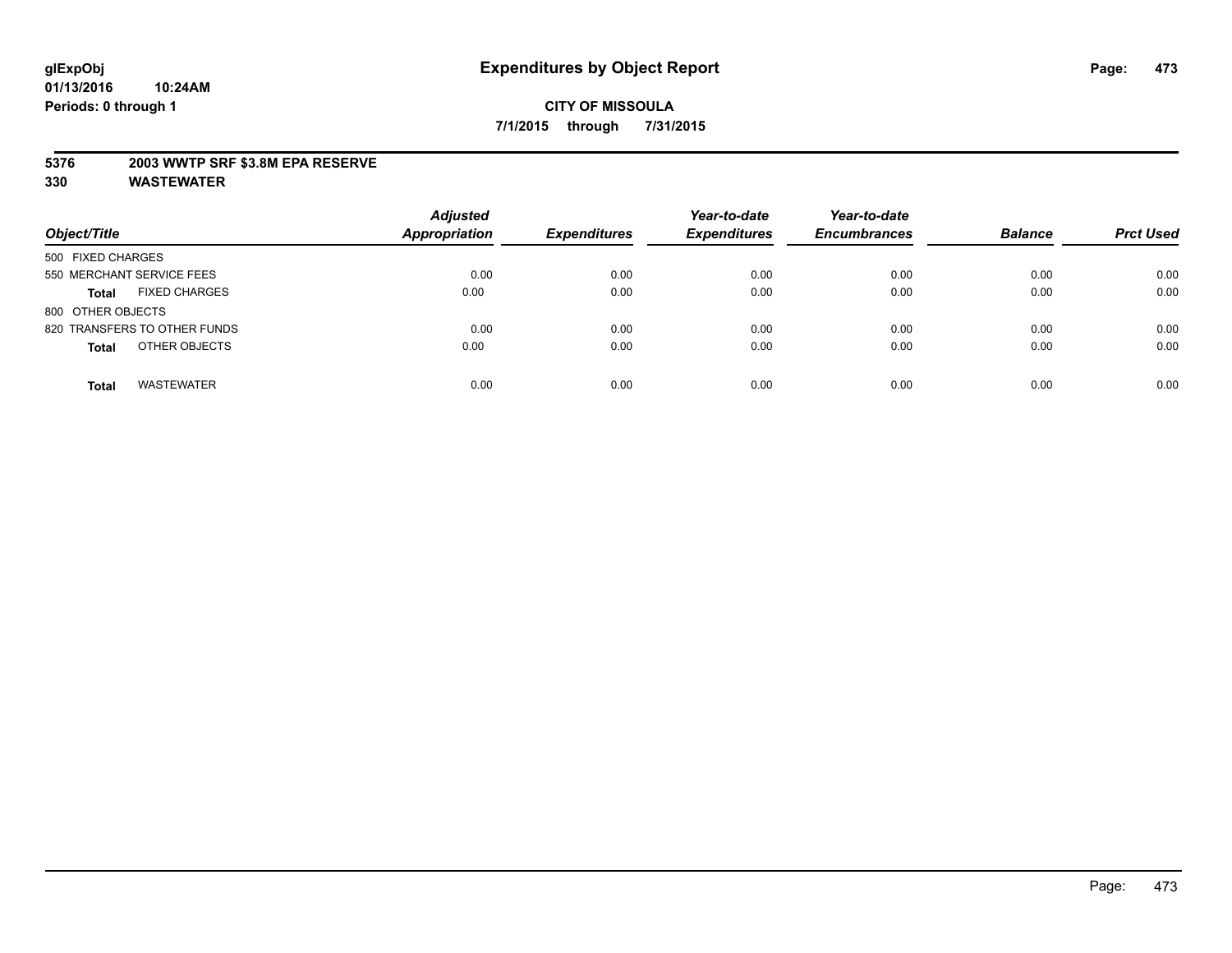**glExpObj**
**01/13/2016 10:24AM**
**Periods: 0 through 1**

# Expenditures by Object Report

**CITY OF MISSOULA**
**7/1/2015 through 7/31/2015**

**5376 2003 WWTP SRF $3.8M EPA RESERVE**
**330 WASTEWATER**

| Object/Title | Adjusted Appropriation | Expenditures | Year-to-date Expenditures | Year-to-date Encumbrances | Balance | Prct Used |
|---|---|---|---|---|---|---|
| 500 FIXED CHARGES | | | | | | |
| 550 MERCHANT SERVICE FEES | 0.00 | 0.00 | 0.00 | 0.00 | 0.00 | 0.00 |
| **Total** FIXED CHARGES | 0.00 | 0.00 | 0.00 | 0.00 | 0.00 | 0.00 |
| 800 OTHER OBJECTS | | | | | | |
| 820 TRANSFERS TO OTHER FUNDS | 0.00 | 0.00 | 0.00 | 0.00 | 0.00 | 0.00 |
| **Total** OTHER OBJECTS | 0.00 | 0.00 | 0.00 | 0.00 | 0.00 | 0.00 |
| **Total** WASTEWATER | 0.00 | 0.00 | 0.00 | 0.00 | 0.00 | 0.00 |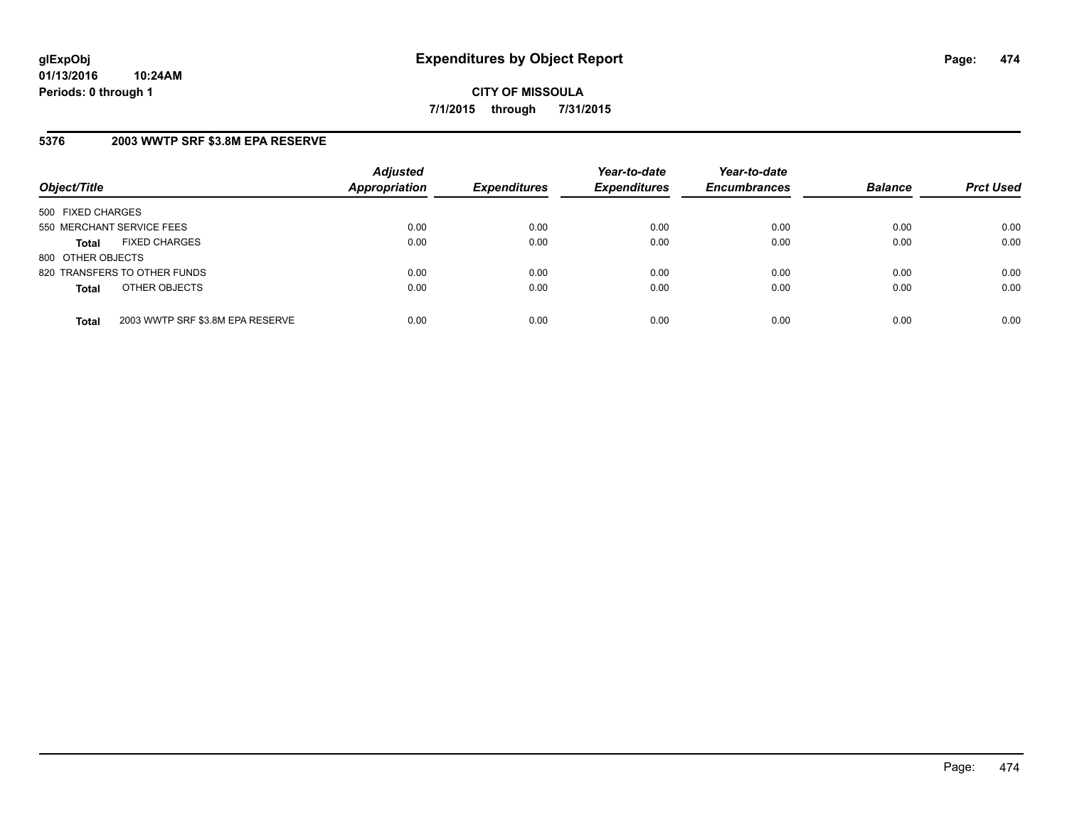**glExpObj**
**01/13/2016 10:24AM**
**Periods: 0 through 1**

# Expenditures by Object Report

**CITY OF MISSOULA**
**7/1/2015 through 7/31/2015**

## 5376 2003 WWTP SRF $3.8M EPA RESERVE

| Object/Title | | Adjusted Appropriation | Expenditures | Year-to-date Expenditures | Year-to-date Encumbrances | Balance | Prct Used |
|---|---|---|---|---|---|---|---|
| 500 FIXED CHARGES | | | | | | | |
| 550 MERCHANT SERVICE FEES | | 0.00 | 0.00 | 0.00 | 0.00 | 0.00 | 0.00 |
| **Total** | FIXED CHARGES | 0.00 | 0.00 | 0.00 | 0.00 | 0.00 | 0.00 |
| 800 OTHER OBJECTS | | | | | | | |
| 820 TRANSFERS TO OTHER FUNDS | | 0.00 | 0.00 | 0.00 | 0.00 | 0.00 | 0.00 |
| **Total** | OTHER OBJECTS | 0.00 | 0.00 | 0.00 | 0.00 | 0.00 | 0.00 |
| **Total** | 2003 WWTP SRF $3.8M EPA RESERVE | 0.00 | 0.00 | 0.00 | 0.00 | 0.00 | 0.00 |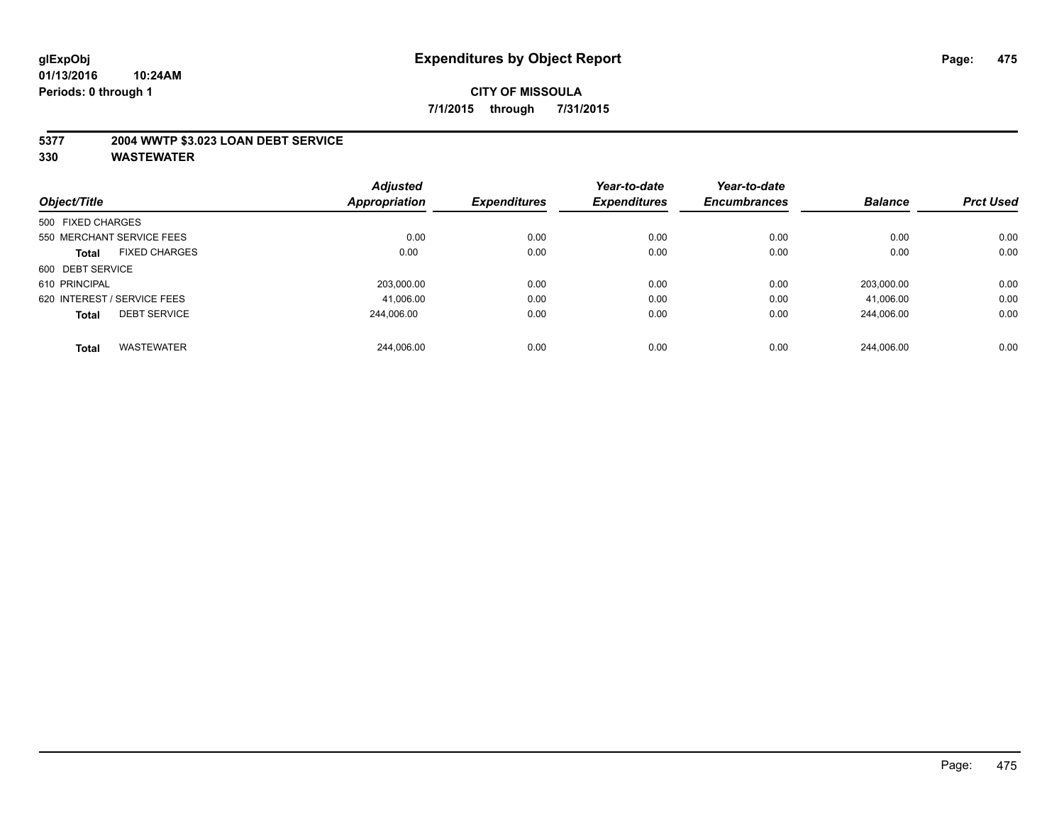glExpObj
01/13/2016 10:24AM
Periods: 0 through 1

# Expenditures by Object Report

**CITY OF MISSOULA**

**7/1/2015 through 7/31/2015**

**5377 2004 WWTP $3.023 LOAN DEBT SERVICE**

**330 WASTEWATER**

| Object/Title | Adjusted Appropriation | Expenditures | Year-to-date Expenditures | Year-to-date Encumbrances | Balance | Prct Used |
|---|---|---|---|---|---|---|
| 500 FIXED CHARGES | | | | | | |
| 550 MERCHANT SERVICE FEES | 0.00 | 0.00 | 0.00 | 0.00 | 0.00 | 0.00 |
| **Total** FIXED CHARGES | 0.00 | 0.00 | 0.00 | 0.00 | 0.00 | 0.00 |
| 600 DEBT SERVICE | | | | | | |
| 610 PRINCIPAL | 203,000.00 | 0.00 | 0.00 | 0.00 | 203,000.00 | 0.00 |
| 620 INTEREST / SERVICE FEES | 41,006.00 | 0.00 | 0.00 | 0.00 | 41,006.00 | 0.00 |
| **Total** DEBT SERVICE | 244,006.00 | 0.00 | 0.00 | 0.00 | 244,006.00 | 0.00 |
| **Total** WASTEWATER | 244,006.00 | 0.00 | 0.00 | 0.00 | 244,006.00 | 0.00 |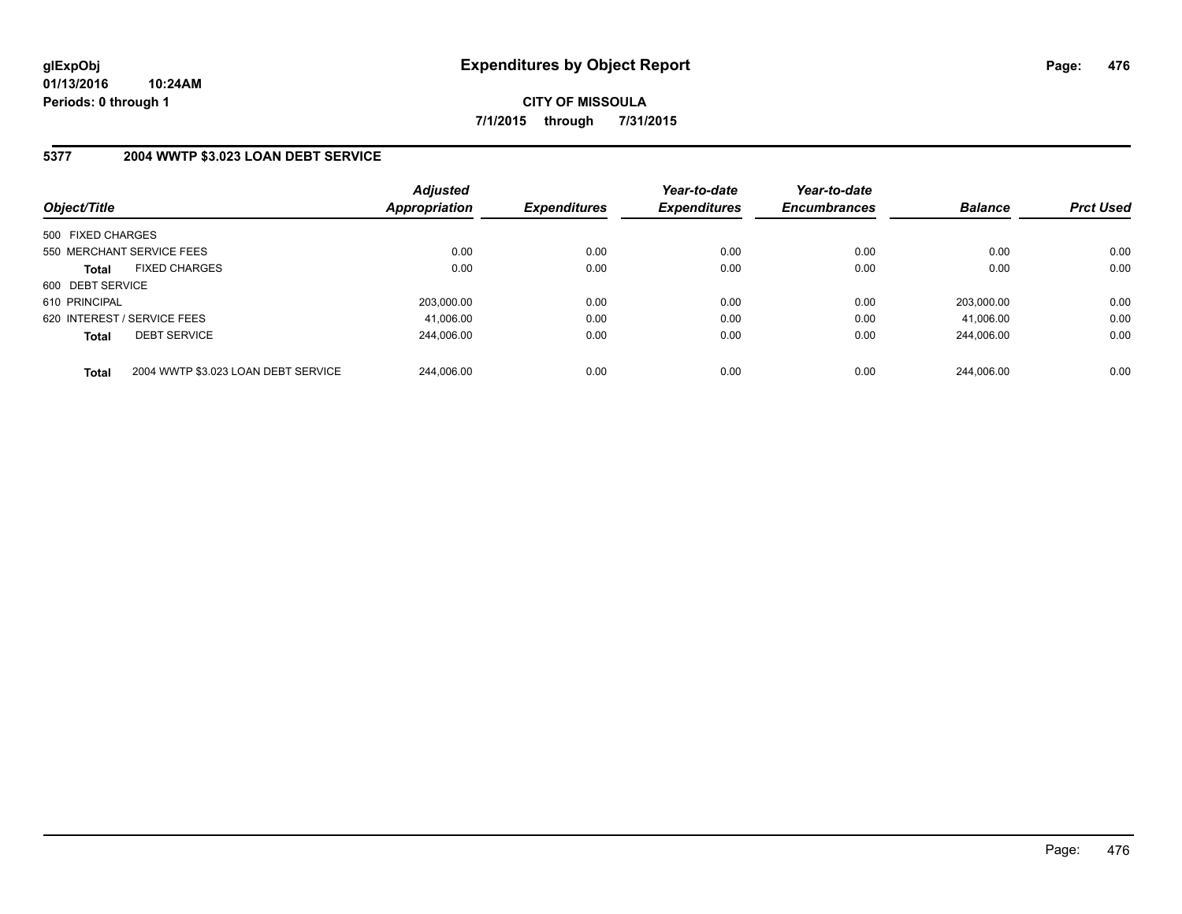**glExpObj**
**01/13/2016 10:24AM**
**Periods: 0 through 1**

# Expenditures by Object Report

**CITY OF MISSOULA**
**7/1/2015 through 7/31/2015**

## 5377 2004 WWTP $3.023 LOAN DEBT SERVICE

| Object/Title | | *Adjusted Appropriation* | *Expenditures* | *Year-to-date Expenditures* | *Year-to-date Encumbrances* | *Balance* | *Prct Used* |
|---|---|---|---|---|---|---|---|
| 500 FIXED CHARGES | | | | | | | |
| 550 MERCHANT SERVICE FEES | | 0.00 | 0.00 | 0.00 | 0.00 | 0.00 | 0.00 |
| **Total** | FIXED CHARGES | 0.00 | 0.00 | 0.00 | 0.00 | 0.00 | 0.00 |
| 600 DEBT SERVICE | | | | | | | |
| 610 PRINCIPAL | | 203,000.00 | 0.00 | 0.00 | 0.00 | 203,000.00 | 0.00 |
| 620 INTEREST / SERVICE FEES | | 41,006.00 | 0.00 | 0.00 | 0.00 | 41,006.00 | 0.00 |
| **Total** | DEBT SERVICE | 244,006.00 | 0.00 | 0.00 | 0.00 | 244,006.00 | 0.00 |
| **Total** | 2004 WWTP $3.023 LOAN DEBT SERVICE | 244,006.00 | 0.00 | 0.00 | 0.00 | 244,006.00 | 0.00 |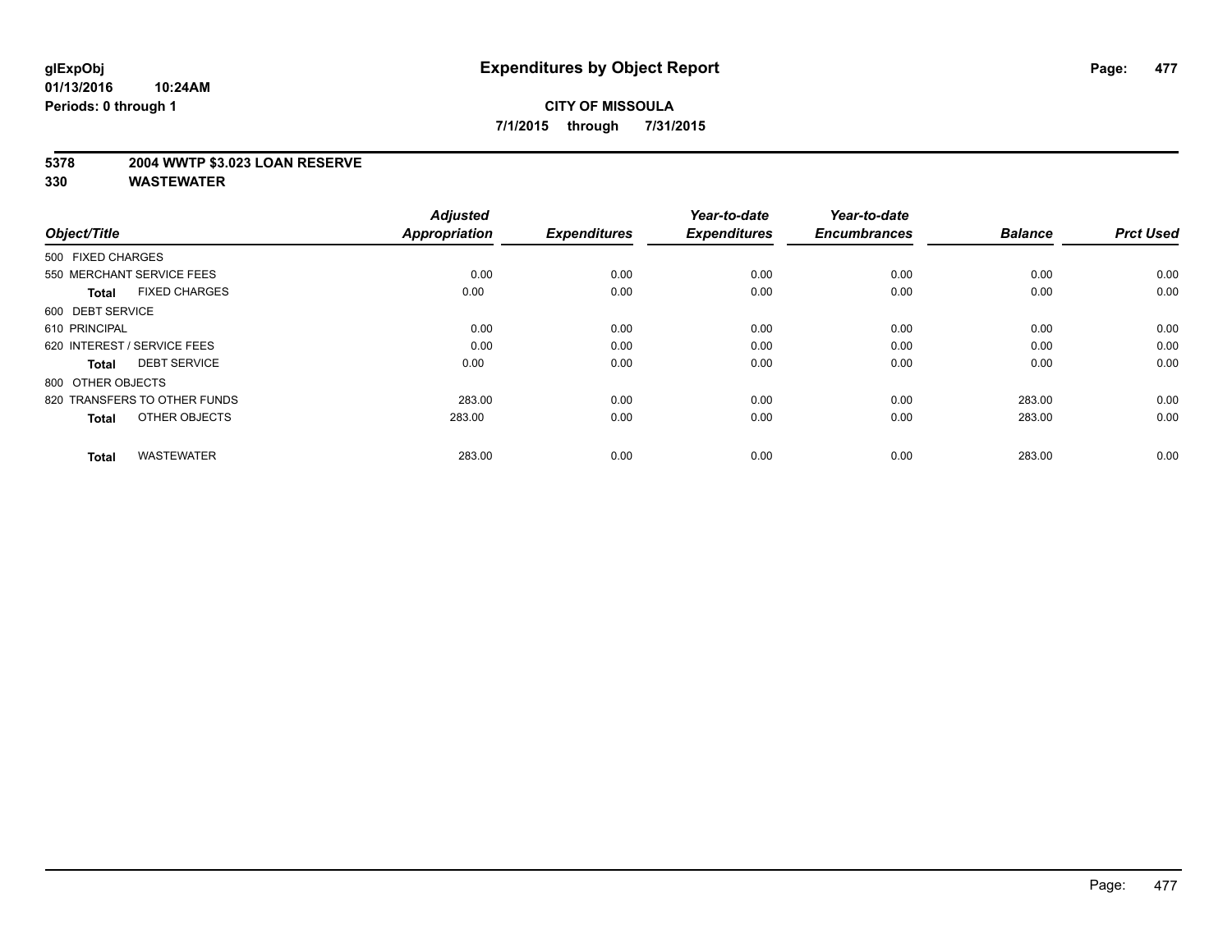glExpObj
01/13/2016 10:24AM
Periods: 0 through 1

# Expenditures by Object Report

**CITY OF MISSOULA**
**7/1/2015 through 7/31/2015**

**5378 2004 WWTP $3.023 LOAN RESERVE**
**330 WASTEWATER**

| Object/Title | Adjusted Appropriation | Expenditures | Year-to-date Expenditures | Year-to-date Encumbrances | Balance | Prct Used |
|---|---|---|---|---|---|---|
| 500 FIXED CHARGES | | | | | | |
| 550 MERCHANT SERVICE FEES | 0.00 | 0.00 | 0.00 | 0.00 | 0.00 | 0.00 |
| **Total** FIXED CHARGES | 0.00 | 0.00 | 0.00 | 0.00 | 0.00 | 0.00 |
| 600 DEBT SERVICE | | | | | | |
| 610 PRINCIPAL | 0.00 | 0.00 | 0.00 | 0.00 | 0.00 | 0.00 |
| 620 INTEREST / SERVICE FEES | 0.00 | 0.00 | 0.00 | 0.00 | 0.00 | 0.00 |
| **Total** DEBT SERVICE | 0.00 | 0.00 | 0.00 | 0.00 | 0.00 | 0.00 |
| 800 OTHER OBJECTS | | | | | | |
| 820 TRANSFERS TO OTHER FUNDS | 283.00 | 0.00 | 0.00 | 0.00 | 283.00 | 0.00 |
| **Total** OTHER OBJECTS | 283.00 | 0.00 | 0.00 | 0.00 | 283.00 | 0.00 |
| **Total** WASTEWATER | 283.00 | 0.00 | 0.00 | 0.00 | 283.00 | 0.00 |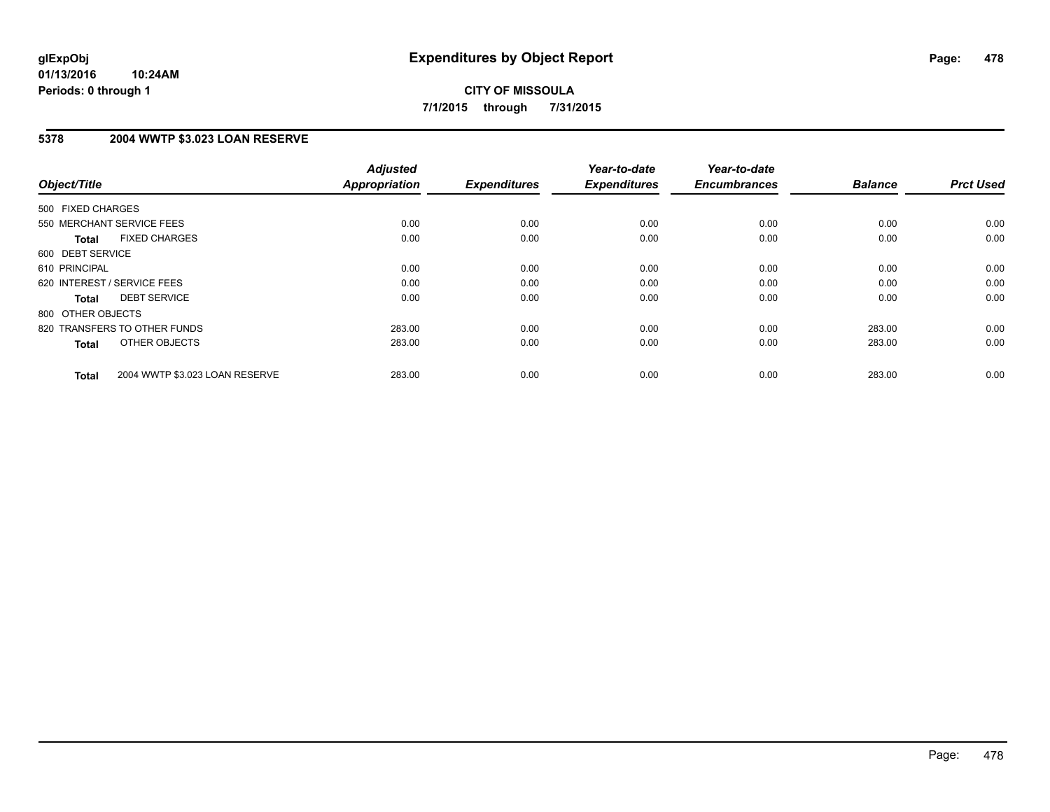# Expenditures by Object Report

**CITY OF MISSOULA**

**7/1/2015 through 7/31/2015**

glExpObj
01/13/2016 10:24AM
Periods: 0 through 1

## 5378 2004 WWTP $3.023 LOAN RESERVE

| Object/Title | Adjusted Appropriation | Expenditures | Year-to-date Expenditures | Year-to-date Encumbrances | Balance | Prct Used |
|---|---|---|---|---|---|---|
| 500 FIXED CHARGES | | | | | | |
| 550 MERCHANT SERVICE FEES | 0.00 | 0.00 | 0.00 | 0.00 | 0.00 | 0.00 |
| **Total** FIXED CHARGES | 0.00 | 0.00 | 0.00 | 0.00 | 0.00 | 0.00 |
| 600 DEBT SERVICE | | | | | | |
| 610 PRINCIPAL | 0.00 | 0.00 | 0.00 | 0.00 | 0.00 | 0.00 |
| 620 INTEREST / SERVICE FEES | 0.00 | 0.00 | 0.00 | 0.00 | 0.00 | 0.00 |
| **Total** DEBT SERVICE | 0.00 | 0.00 | 0.00 | 0.00 | 0.00 | 0.00 |
| 800 OTHER OBJECTS | | | | | | |
| 820 TRANSFERS TO OTHER FUNDS | 283.00 | 0.00 | 0.00 | 0.00 | 283.00 | 0.00 |
| **Total** OTHER OBJECTS | 283.00 | 0.00 | 0.00 | 0.00 | 283.00 | 0.00 |
| **Total** 2004 WWTP $3.023 LOAN RESERVE | 283.00 | 0.00 | 0.00 | 0.00 | 283.00 | 0.00 |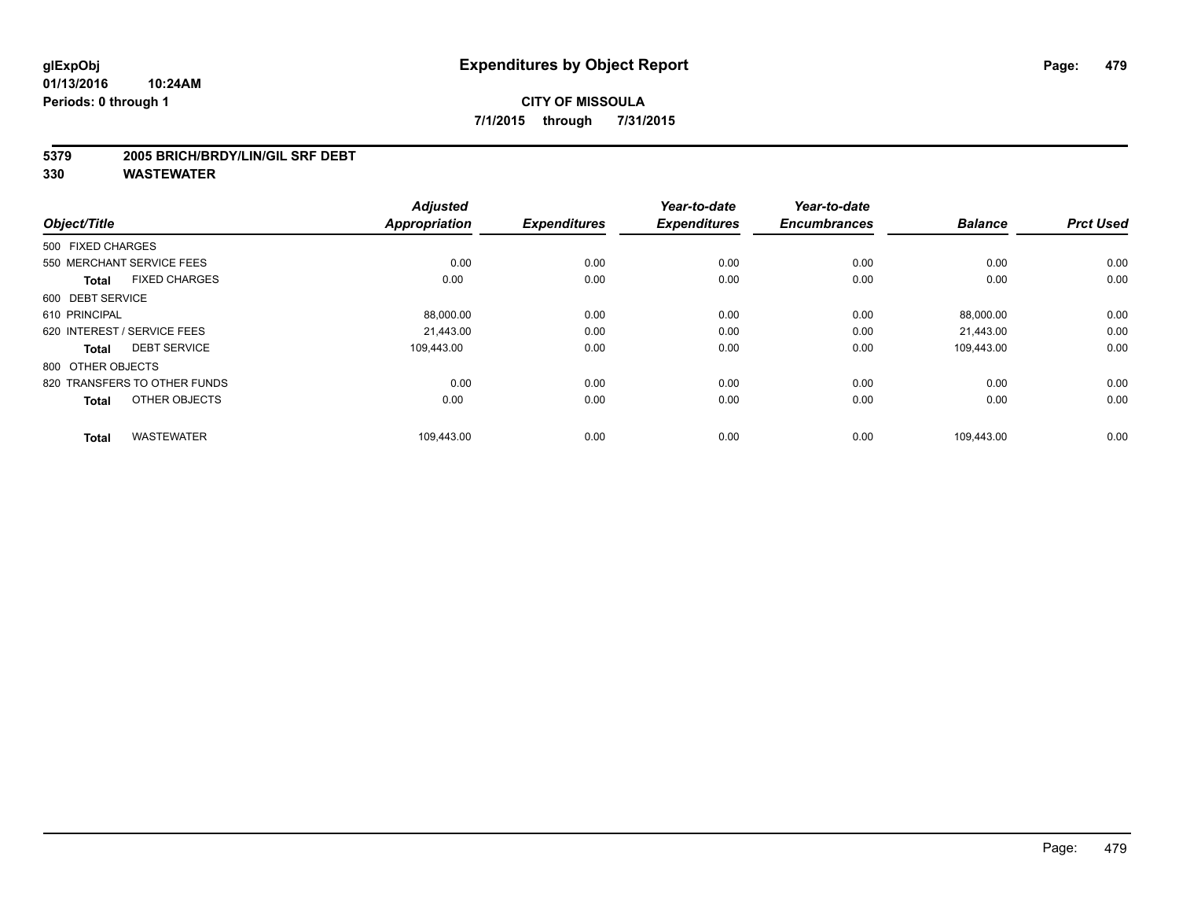glExpObj
01/13/2016 10:24AM
Periods: 0 through 1

# Expenditures by Object Report

**CITY OF MISSOULA**

**7/1/2015 through 7/31/2015**

**5379 2005 BRICH/BRDY/LIN/GIL SRF DEBT**

**330 WASTEWATER**

| Object/Title | | Adjusted Appropriation | Expenditures | Year-to-date Expenditures | Year-to-date Encumbrances | Balance | Prct Used |
|---|---|---|---|---|---|---|---|
| 500 FIXED CHARGES | | | | | | | |
| 550 MERCHANT SERVICE FEES | | 0.00 | 0.00 | 0.00 | 0.00 | 0.00 | 0.00 |
| **Total** | FIXED CHARGES | 0.00 | 0.00 | 0.00 | 0.00 | 0.00 | 0.00 |
| 600 DEBT SERVICE | | | | | | | |
| 610 PRINCIPAL | | 88,000.00 | 0.00 | 0.00 | 0.00 | 88,000.00 | 0.00 |
| 620 INTEREST / SERVICE FEES | | 21,443.00 | 0.00 | 0.00 | 0.00 | 21,443.00 | 0.00 |
| **Total** | DEBT SERVICE | 109,443.00 | 0.00 | 0.00 | 0.00 | 109,443.00 | 0.00 |
| 800 OTHER OBJECTS | | | | | | | |
| 820 TRANSFERS TO OTHER FUNDS | | 0.00 | 0.00 | 0.00 | 0.00 | 0.00 | 0.00 |
| **Total** | OTHER OBJECTS | 0.00 | 0.00 | 0.00 | 0.00 | 0.00 | 0.00 |
| **Total** | WASTEWATER | 109,443.00 | 0.00 | 0.00 | 0.00 | 109,443.00 | 0.00 |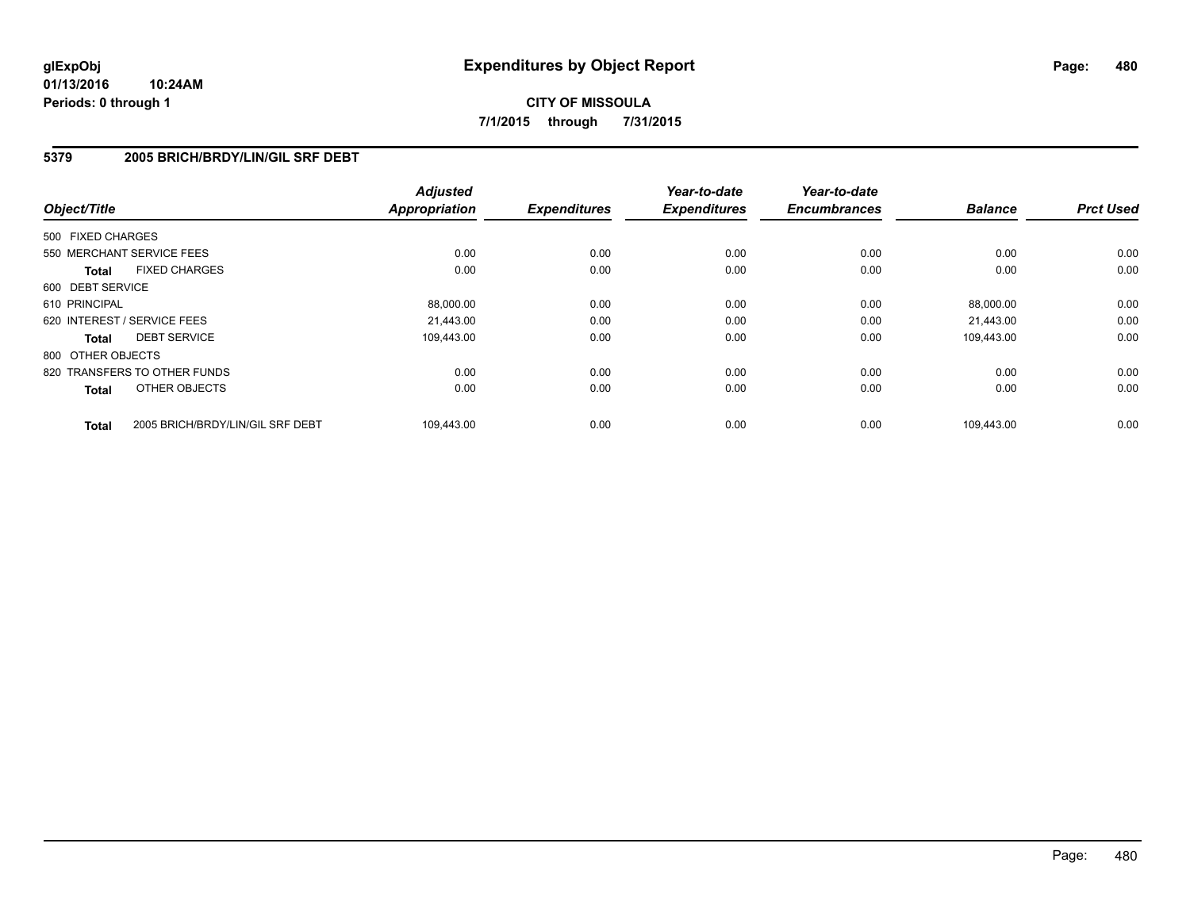# Expenditures by Object Report

glExpObj
01/13/2016 10:24AM
Periods: 0 through 1

**CITY OF MISSOULA**

**7/1/2015 through 7/31/2015**

## 5379 2005 BRICH/BRDY/LIN/GIL SRF DEBT

| Object/Title | Adjusted Appropriation | Expenditures | Year-to-date Expenditures | Year-to-date Encumbrances | Balance | Prct Used |
|---|---|---|---|---|---|---|
| 500 FIXED CHARGES | | | | | | |
| 550 MERCHANT SERVICE FEES | 0.00 | 0.00 | 0.00 | 0.00 | 0.00 | 0.00 |
| **Total** FIXED CHARGES | 0.00 | 0.00 | 0.00 | 0.00 | 0.00 | 0.00 |
| 600 DEBT SERVICE | | | | | | |
| 610 PRINCIPAL | 88,000.00 | 0.00 | 0.00 | 0.00 | 88,000.00 | 0.00 |
| 620 INTEREST / SERVICE FEES | 21,443.00 | 0.00 | 0.00 | 0.00 | 21,443.00 | 0.00 |
| **Total** DEBT SERVICE | 109,443.00 | 0.00 | 0.00 | 0.00 | 109,443.00 | 0.00 |
| 800 OTHER OBJECTS | | | | | | |
| 820 TRANSFERS TO OTHER FUNDS | 0.00 | 0.00 | 0.00 | 0.00 | 0.00 | 0.00 |
| **Total** OTHER OBJECTS | 0.00 | 0.00 | 0.00 | 0.00 | 0.00 | 0.00 |
| **Total** 2005 BRICH/BRDY/LIN/GIL SRF DEBT | 109,443.00 | 0.00 | 0.00 | 0.00 | 109,443.00 | 0.00 |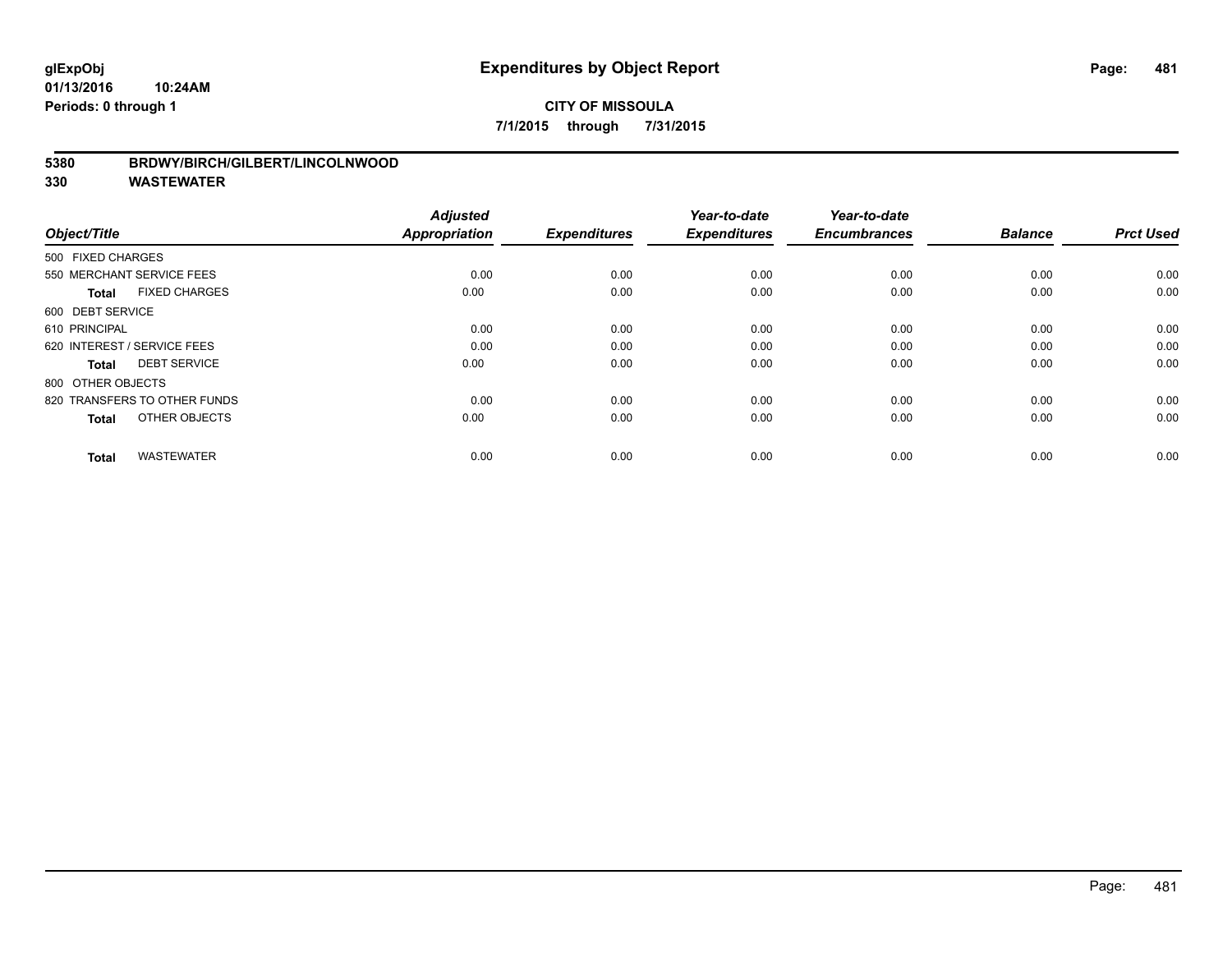glExpObj
01/13/2016 10:24AM
Periods: 0 through 1

# Expenditures by Object Report

**CITY OF MISSOULA**

**7/1/2015 through 7/31/2015**

**5380 BRDWY/BIRCH/GILBERT/LINCOLNWOOD**

**330 WASTEWATER**

| Object/Title | Adjusted Appropriation | Expenditures | Year-to-date Expenditures | Year-to-date Encumbrances | Balance | Prct Used |
|---|---|---|---|---|---|---|
| 500 FIXED CHARGES | | | | | | |
| 550 MERCHANT SERVICE FEES | 0.00 | 0.00 | 0.00 | 0.00 | 0.00 | 0.00 |
| **Total** FIXED CHARGES | 0.00 | 0.00 | 0.00 | 0.00 | 0.00 | 0.00 |
| 600 DEBT SERVICE | | | | | | |
| 610 PRINCIPAL | 0.00 | 0.00 | 0.00 | 0.00 | 0.00 | 0.00 |
| 620 INTEREST / SERVICE FEES | 0.00 | 0.00 | 0.00 | 0.00 | 0.00 | 0.00 |
| **Total** DEBT SERVICE | 0.00 | 0.00 | 0.00 | 0.00 | 0.00 | 0.00 |
| 800 OTHER OBJECTS | | | | | | |
| 820 TRANSFERS TO OTHER FUNDS | 0.00 | 0.00 | 0.00 | 0.00 | 0.00 | 0.00 |
| **Total** OTHER OBJECTS | 0.00 | 0.00 | 0.00 | 0.00 | 0.00 | 0.00 |
| **Total** WASTEWATER | 0.00 | 0.00 | 0.00 | 0.00 | 0.00 | 0.00 |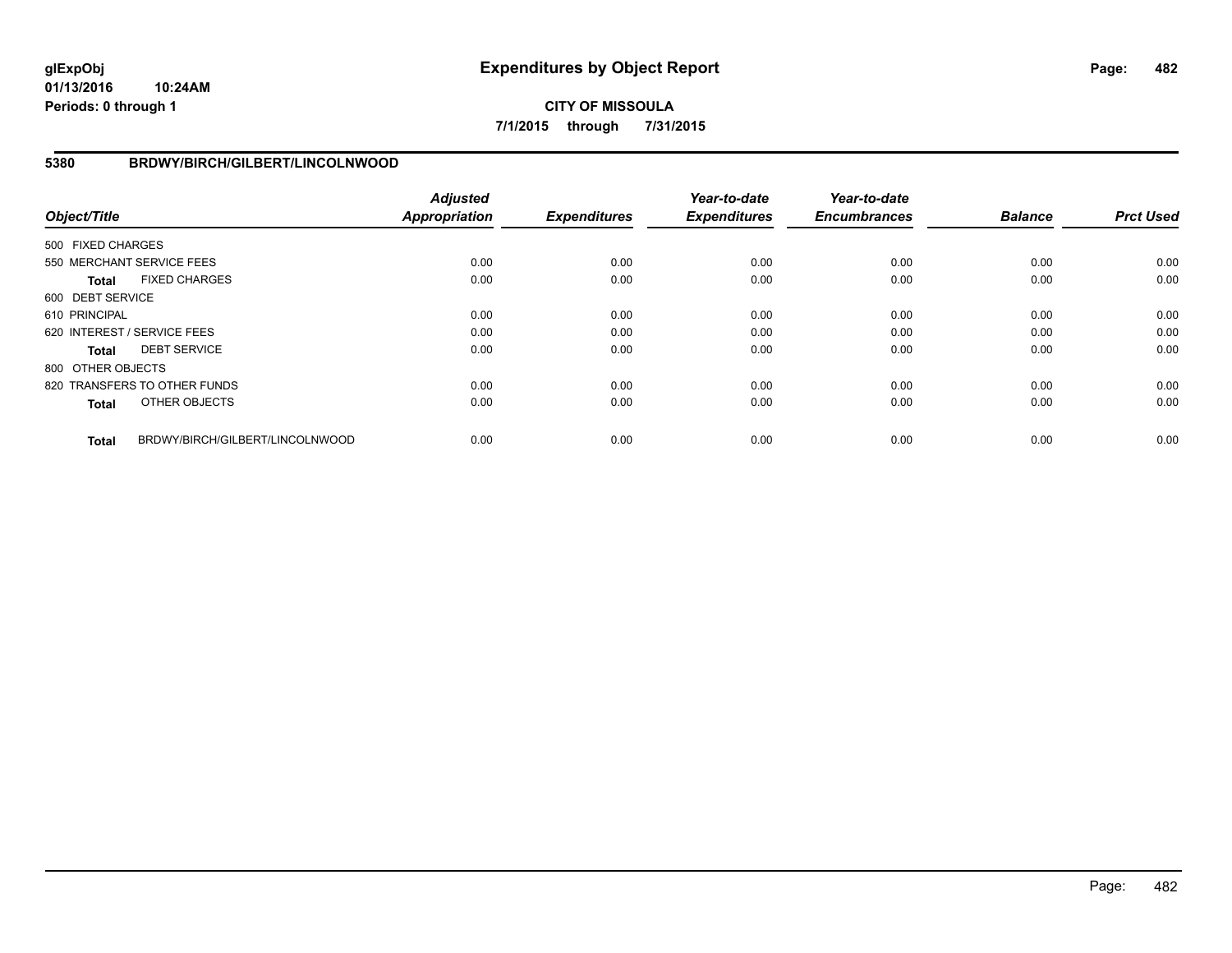**CITY OF MISSOULA**

**7/1/2015 through 7/31/2015**

## 5380 BRDWY/BIRCH/GILBERT/LINCOLNWOOD

| Object/Title | | Adjusted Appropriation | Expenditures | Year-to-date Expenditures | Year-to-date Encumbrances | Balance | Prct Used |
|---|---|---|---|---|---|---|---|
| 500 FIXED CHARGES | | | | | | | |
| 550 MERCHANT SERVICE FEES | | 0.00 | 0.00 | 0.00 | 0.00 | 0.00 | 0.00 |
| **Total** | FIXED CHARGES | 0.00 | 0.00 | 0.00 | 0.00 | 0.00 | 0.00 |
| 600 DEBT SERVICE | | | | | | | |
| 610 PRINCIPAL | | 0.00 | 0.00 | 0.00 | 0.00 | 0.00 | 0.00 |
| 620 INTEREST / SERVICE FEES | | 0.00 | 0.00 | 0.00 | 0.00 | 0.00 | 0.00 |
| **Total** | DEBT SERVICE | 0.00 | 0.00 | 0.00 | 0.00 | 0.00 | 0.00 |
| 800 OTHER OBJECTS | | | | | | | |
| 820 TRANSFERS TO OTHER FUNDS | | 0.00 | 0.00 | 0.00 | 0.00 | 0.00 | 0.00 |
| **Total** | OTHER OBJECTS | 0.00 | 0.00 | 0.00 | 0.00 | 0.00 | 0.00 |
| **Total** | BRDWY/BIRCH/GILBERT/LINCOLNWOOD | 0.00 | 0.00 | 0.00 | 0.00 | 0.00 | 0.00 |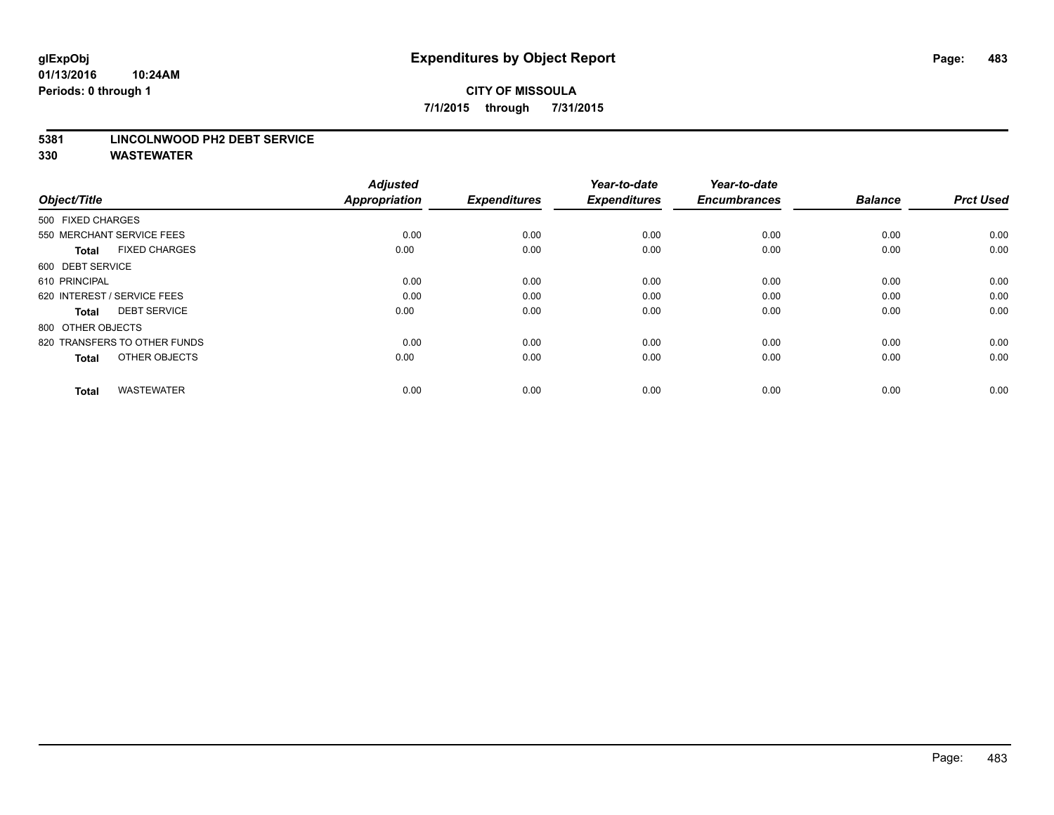**glExpObj**
**01/13/2016 10:24AM**
**Periods: 0 through 1**

# Expenditures by Object Report

**CITY OF MISSOULA**
**7/1/2015 through 7/31/2015**

## 5381 LINCOLNWOOD PH2 DEBT SERVICE
## 330 WASTEWATER

| Object/Title | Adjusted Appropriation | Expenditures | Year-to-date Expenditures | Year-to-date Encumbrances | Balance | Prct Used |
|---|---|---|---|---|---|---|
| 500 FIXED CHARGES | | | | | | |
| 550 MERCHANT SERVICE FEES | 0.00 | 0.00 | 0.00 | 0.00 | 0.00 | 0.00 |
| **Total** FIXED CHARGES | 0.00 | 0.00 | 0.00 | 0.00 | 0.00 | 0.00 |
| 600 DEBT SERVICE | | | | | | |
| 610 PRINCIPAL | 0.00 | 0.00 | 0.00 | 0.00 | 0.00 | 0.00 |
| 620 INTEREST / SERVICE FEES | 0.00 | 0.00 | 0.00 | 0.00 | 0.00 | 0.00 |
| **Total** DEBT SERVICE | 0.00 | 0.00 | 0.00 | 0.00 | 0.00 | 0.00 |
| 800 OTHER OBJECTS | | | | | | |
| 820 TRANSFERS TO OTHER FUNDS | 0.00 | 0.00 | 0.00 | 0.00 | 0.00 | 0.00 |
| **Total** OTHER OBJECTS | 0.00 | 0.00 | 0.00 | 0.00 | 0.00 | 0.00 |
| **Total** WASTEWATER | 0.00 | 0.00 | 0.00 | 0.00 | 0.00 | 0.00 |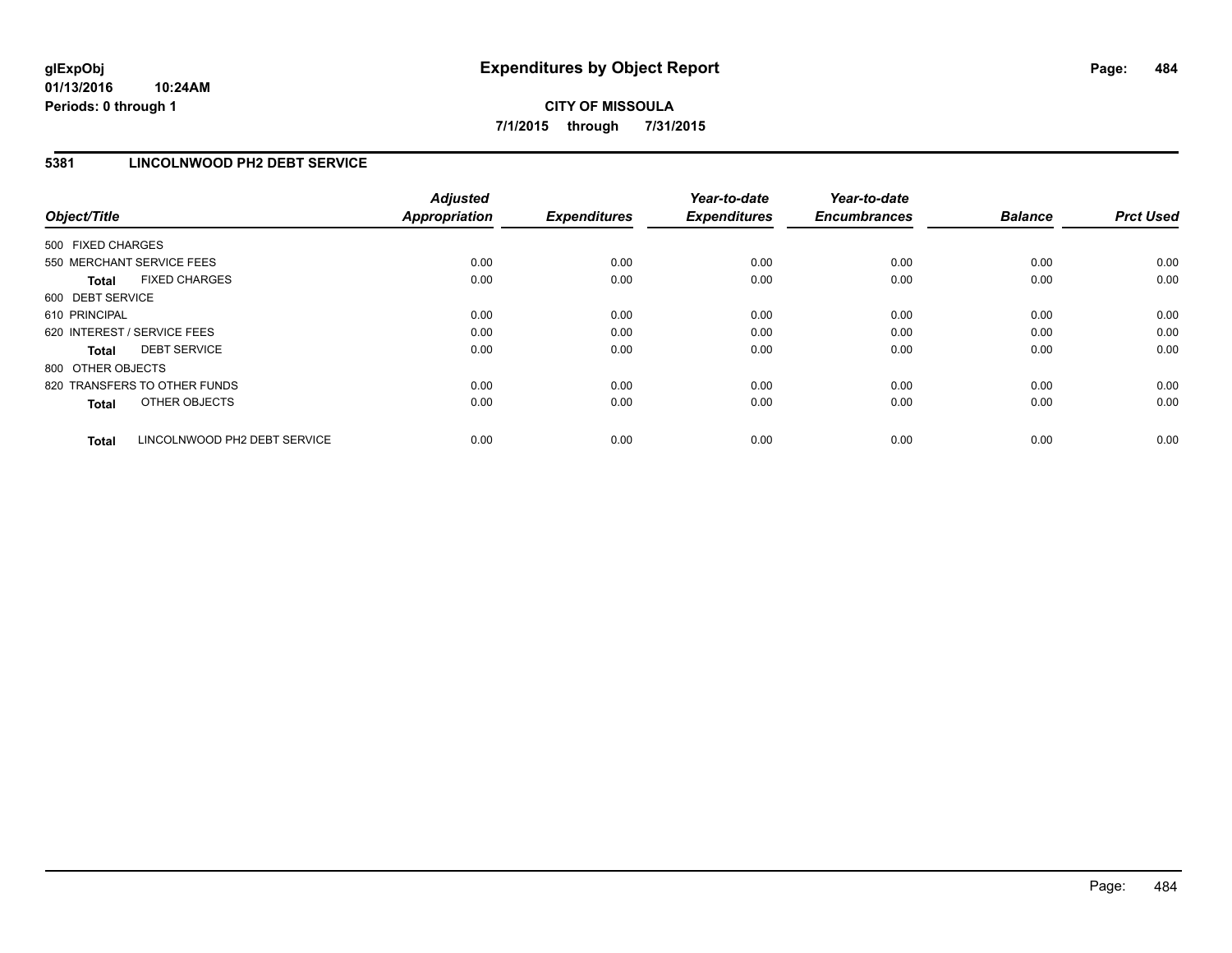glExpObj
01/13/2016 10:24AM
Periods: 0 through 1

# Expenditures by Object Report

**CITY OF MISSOULA**
**7/1/2015 through 7/31/2015**

## 5381 LINCOLNWOOD PH2 DEBT SERVICE

| Object/Title | Adjusted Appropriation | Expenditures | Year-to-date Expenditures | Year-to-date Encumbrances | Balance | Prct Used |
|---|---|---|---|---|---|---|
| 500 FIXED CHARGES | | | | | | |
| 550 MERCHANT SERVICE FEES | 0.00 | 0.00 | 0.00 | 0.00 | 0.00 | 0.00 |
| **Total** FIXED CHARGES | 0.00 | 0.00 | 0.00 | 0.00 | 0.00 | 0.00 |
| 600 DEBT SERVICE | | | | | | |
| 610 PRINCIPAL | 0.00 | 0.00 | 0.00 | 0.00 | 0.00 | 0.00 |
| 620 INTEREST / SERVICE FEES | 0.00 | 0.00 | 0.00 | 0.00 | 0.00 | 0.00 |
| **Total** DEBT SERVICE | 0.00 | 0.00 | 0.00 | 0.00 | 0.00 | 0.00 |
| 800 OTHER OBJECTS | | | | | | |
| 820 TRANSFERS TO OTHER FUNDS | 0.00 | 0.00 | 0.00 | 0.00 | 0.00 | 0.00 |
| **Total** OTHER OBJECTS | 0.00 | 0.00 | 0.00 | 0.00 | 0.00 | 0.00 |
| **Total** LINCOLNWOOD PH2 DEBT SERVICE | 0.00 | 0.00 | 0.00 | 0.00 | 0.00 | 0.00 |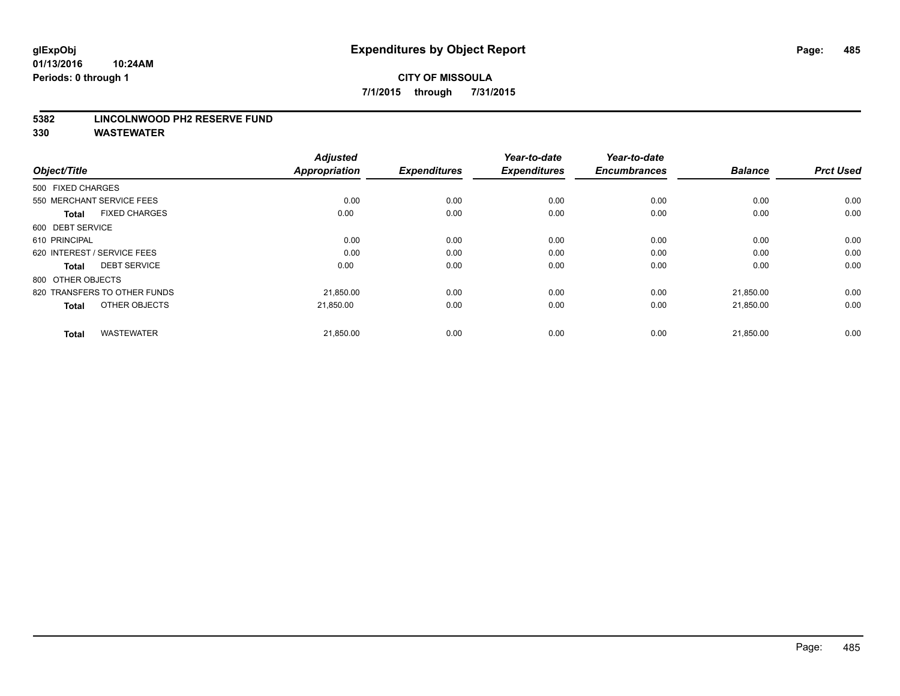**glExpObj**
**01/13/2016 10:24AM**
**Periods: 0 through 1**

# Expenditures by Object Report

**CITY OF MISSOULA**
**7/1/2015 through 7/31/2015**

**5382 LINCOLNWOOD PH2 RESERVE FUND**
**330 WASTEWATER**

| Object/Title | Adjusted Appropriation | Expenditures | Year-to-date Expenditures | Year-to-date Encumbrances | Balance | Prct Used |
|---|---|---|---|---|---|---|
| 500 FIXED CHARGES | | | | | | |
| 550 MERCHANT SERVICE FEES | 0.00 | 0.00 | 0.00 | 0.00 | 0.00 | 0.00 |
| **Total** FIXED CHARGES | 0.00 | 0.00 | 0.00 | 0.00 | 0.00 | 0.00 |
| 600 DEBT SERVICE | | | | | | |
| 610 PRINCIPAL | 0.00 | 0.00 | 0.00 | 0.00 | 0.00 | 0.00 |
| 620 INTEREST / SERVICE FEES | 0.00 | 0.00 | 0.00 | 0.00 | 0.00 | 0.00 |
| **Total** DEBT SERVICE | 0.00 | 0.00 | 0.00 | 0.00 | 0.00 | 0.00 |
| 800 OTHER OBJECTS | | | | | | |
| 820 TRANSFERS TO OTHER FUNDS | 21,850.00 | 0.00 | 0.00 | 0.00 | 21,850.00 | 0.00 |
| **Total** OTHER OBJECTS | 21,850.00 | 0.00 | 0.00 | 0.00 | 21,850.00 | 0.00 |
| **Total** WASTEWATER | 21,850.00 | 0.00 | 0.00 | 0.00 | 21,850.00 | 0.00 |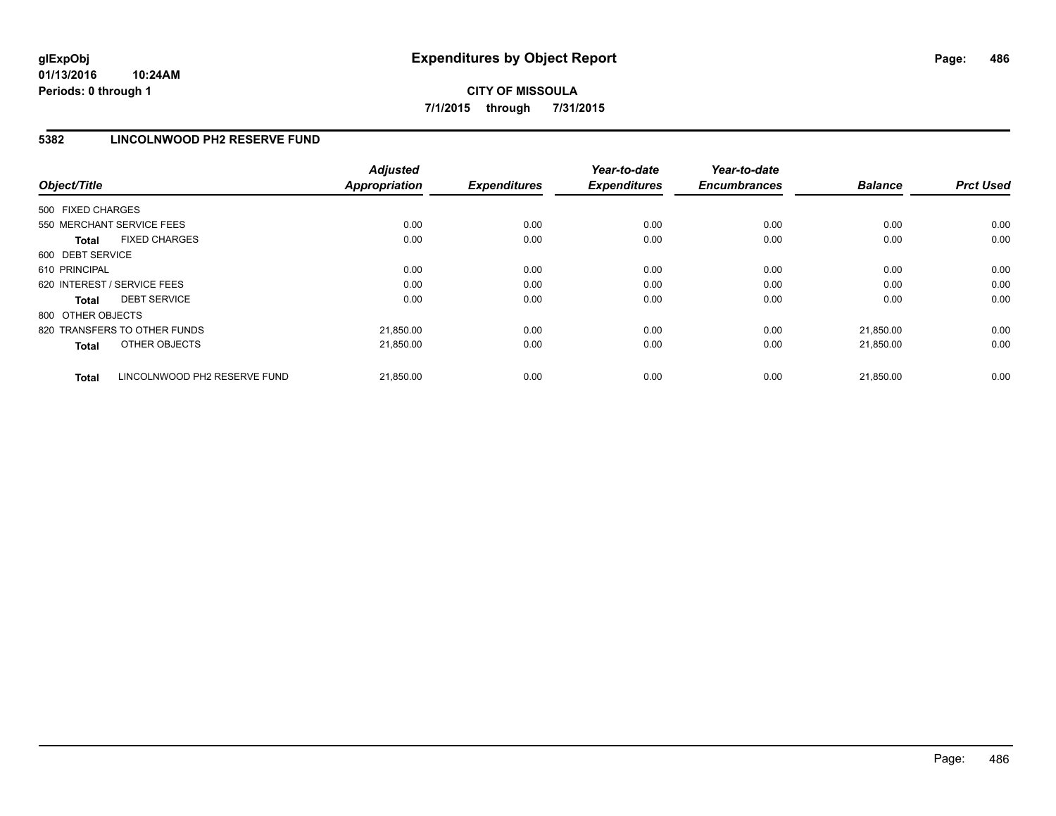**glExpObj** 01/13/2016 10:24AM
**Periods: 0 through 1**

# Expenditures by Object Report

**CITY OF MISSOULA**
**7/1/2015 through 7/31/2015**

## 5382 LINCOLNWOOD PH2 RESERVE FUND

| Object/Title | | Adjusted Appropriation | Expenditures | Year-to-date Expenditures | Year-to-date Encumbrances | Balance | Prct Used |
|---|---|---|---|---|---|---|---|
| 500 FIXED CHARGES | | | | | | | |
| 550 MERCHANT SERVICE FEES | | 0.00 | 0.00 | 0.00 | 0.00 | 0.00 | 0.00 |
| **Total** | FIXED CHARGES | 0.00 | 0.00 | 0.00 | 0.00 | 0.00 | 0.00 |
| 600 DEBT SERVICE | | | | | | | |
| 610 PRINCIPAL | | 0.00 | 0.00 | 0.00 | 0.00 | 0.00 | 0.00 |
| 620 INTEREST / SERVICE FEES | | 0.00 | 0.00 | 0.00 | 0.00 | 0.00 | 0.00 |
| **Total** | DEBT SERVICE | 0.00 | 0.00 | 0.00 | 0.00 | 0.00 | 0.00 |
| 800 OTHER OBJECTS | | | | | | | |
| 820 TRANSFERS TO OTHER FUNDS | | 21,850.00 | 0.00 | 0.00 | 0.00 | 21,850.00 | 0.00 |
| **Total** | OTHER OBJECTS | 21,850.00 | 0.00 | 0.00 | 0.00 | 21,850.00 | 0.00 |
| **Total** | LINCOLNWOOD PH2 RESERVE FUND | 21,850.00 | 0.00 | 0.00 | 0.00 | 21,850.00 | 0.00 |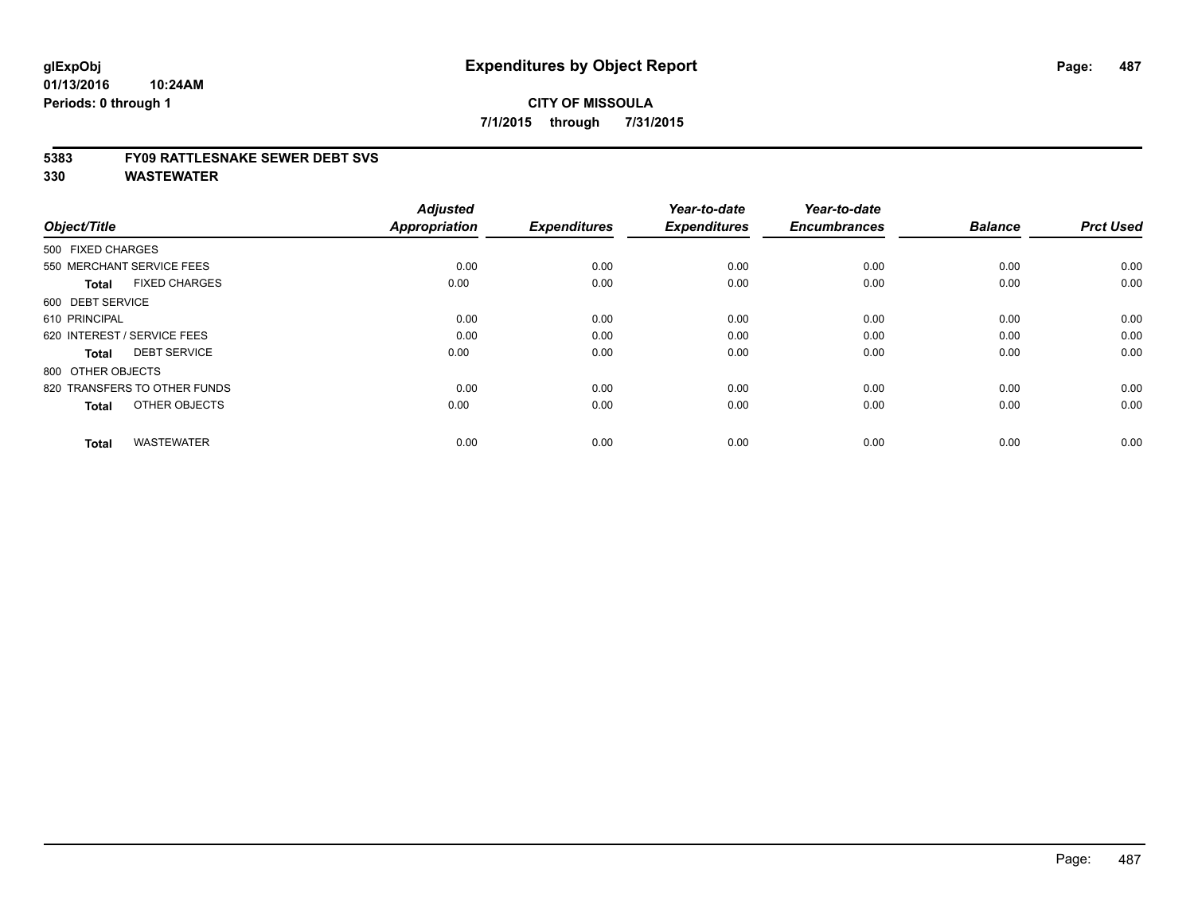**glExpObj**
**01/13/2016 10:24AM**
**Periods: 0 through 1**

# Expenditures by Object Report

**CITY OF MISSOULA**
**7/1/2015 through 7/31/2015**

**5383 FY09 RATTLESNAKE SEWER DEBT SVS**
**330 WASTEWATER**

| Object/Title | Adjusted Appropriation | Expenditures | Year-to-date Expenditures | Year-to-date Encumbrances | Balance | Prct Used |
|---|---|---|---|---|---|---|
| 500 FIXED CHARGES | | | | | | |
| 550 MERCHANT SERVICE FEES | 0.00 | 0.00 | 0.00 | 0.00 | 0.00 | 0.00 |
| **Total** FIXED CHARGES | 0.00 | 0.00 | 0.00 | 0.00 | 0.00 | 0.00 |
| 600 DEBT SERVICE | | | | | | |
| 610 PRINCIPAL | 0.00 | 0.00 | 0.00 | 0.00 | 0.00 | 0.00 |
| 620 INTEREST / SERVICE FEES | 0.00 | 0.00 | 0.00 | 0.00 | 0.00 | 0.00 |
| **Total** DEBT SERVICE | 0.00 | 0.00 | 0.00 | 0.00 | 0.00 | 0.00 |
| 800 OTHER OBJECTS | | | | | | |
| 820 TRANSFERS TO OTHER FUNDS | 0.00 | 0.00 | 0.00 | 0.00 | 0.00 | 0.00 |
| **Total** OTHER OBJECTS | 0.00 | 0.00 | 0.00 | 0.00 | 0.00 | 0.00 |
| **Total** WASTEWATER | 0.00 | 0.00 | 0.00 | 0.00 | 0.00 | 0.00 |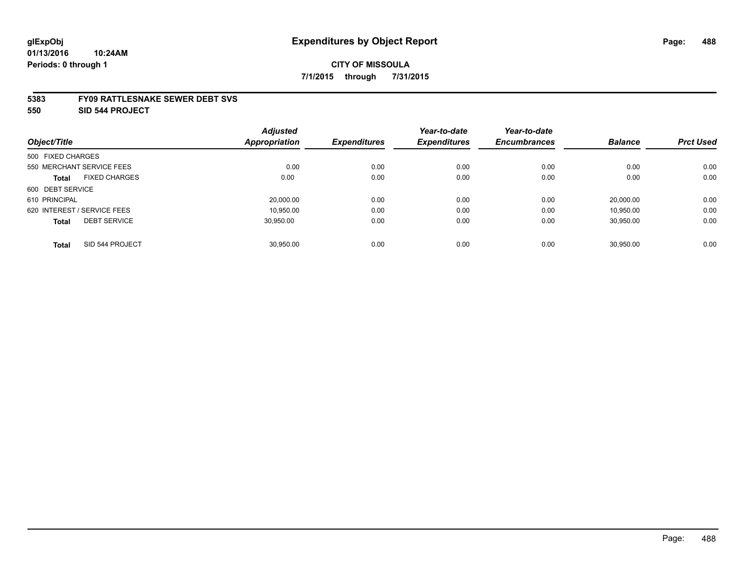**glExpObj**
**01/13/2016 10:24AM**
**Periods: 0 through 1**

# Expenditures by Object Report

**CITY OF MISSOULA**
**7/1/2015 through 7/31/2015**

## 5383 FY09 RATTLESNAKE SEWER DEBT SVS
## 550 SID 544 PROJECT

| Object/Title | Adjusted Appropriation | Expenditures | Year-to-date Expenditures | Year-to-date Encumbrances | Balance | Prct Used |
|---|---|---|---|---|---|---|
| 500 FIXED CHARGES | | | | | | |
| 550 MERCHANT SERVICE FEES | 0.00 | 0.00 | 0.00 | 0.00 | 0.00 | 0.00 |
| **Total** FIXED CHARGES | 0.00 | 0.00 | 0.00 | 0.00 | 0.00 | 0.00 |
| 600 DEBT SERVICE | | | | | | |
| 610 PRINCIPAL | 20,000.00 | 0.00 | 0.00 | 0.00 | 20,000.00 | 0.00 |
| 620 INTEREST / SERVICE FEES | 10,950.00 | 0.00 | 0.00 | 0.00 | 10,950.00 | 0.00 |
| **Total** DEBT SERVICE | 30,950.00 | 0.00 | 0.00 | 0.00 | 30,950.00 | 0.00 |
| **Total** SID 544 PROJECT | 30,950.00 | 0.00 | 0.00 | 0.00 | 30,950.00 | 0.00 |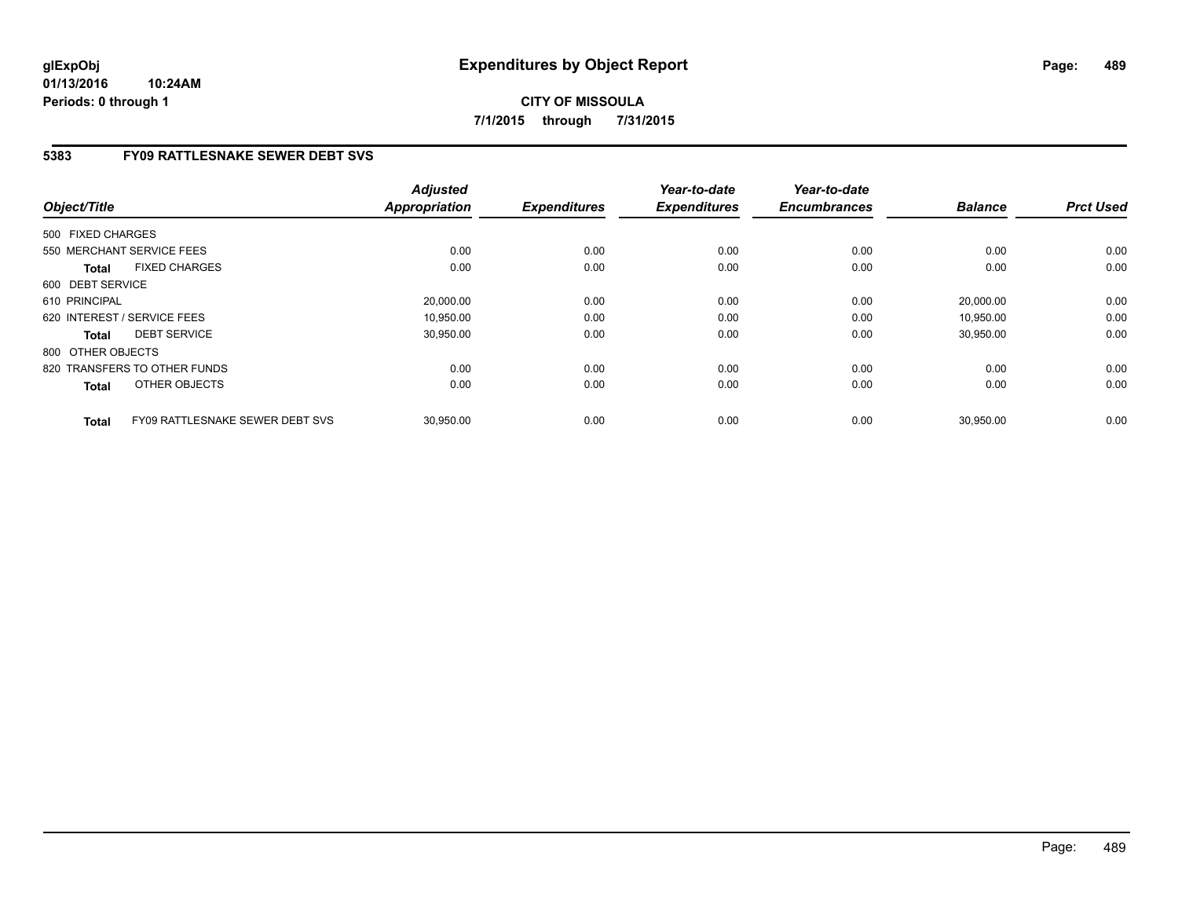# Expenditures by Object Report

glExpObj
01/13/2016 10:24AM
Periods: 0 through 1

**CITY OF MISSOULA**
**7/1/2015 through 7/31/2015**

## 5383 FY09 RATTLESNAKE SEWER DEBT SVS

| Object/Title | Adjusted Appropriation | Expenditures | Year-to-date Expenditures | Year-to-date Encumbrances | Balance | Prct Used |
|---|---|---|---|---|---|---|
| 500 FIXED CHARGES | | | | | | |
| 550 MERCHANT SERVICE FEES | 0.00 | 0.00 | 0.00 | 0.00 | 0.00 | 0.00 |
| **Total** FIXED CHARGES | 0.00 | 0.00 | 0.00 | 0.00 | 0.00 | 0.00 |
| 600 DEBT SERVICE | | | | | | |
| 610 PRINCIPAL | 20,000.00 | 0.00 | 0.00 | 0.00 | 20,000.00 | 0.00 |
| 620 INTEREST / SERVICE FEES | 10,950.00 | 0.00 | 0.00 | 0.00 | 10,950.00 | 0.00 |
| **Total** DEBT SERVICE | 30,950.00 | 0.00 | 0.00 | 0.00 | 30,950.00 | 0.00 |
| 800 OTHER OBJECTS | | | | | | |
| 820 TRANSFERS TO OTHER FUNDS | 0.00 | 0.00 | 0.00 | 0.00 | 0.00 | 0.00 |
| **Total** OTHER OBJECTS | 0.00 | 0.00 | 0.00 | 0.00 | 0.00 | 0.00 |
| **Total** FY09 RATTLESNAKE SEWER DEBT SVS | 30,950.00 | 0.00 | 0.00 | 0.00 | 30,950.00 | 0.00 |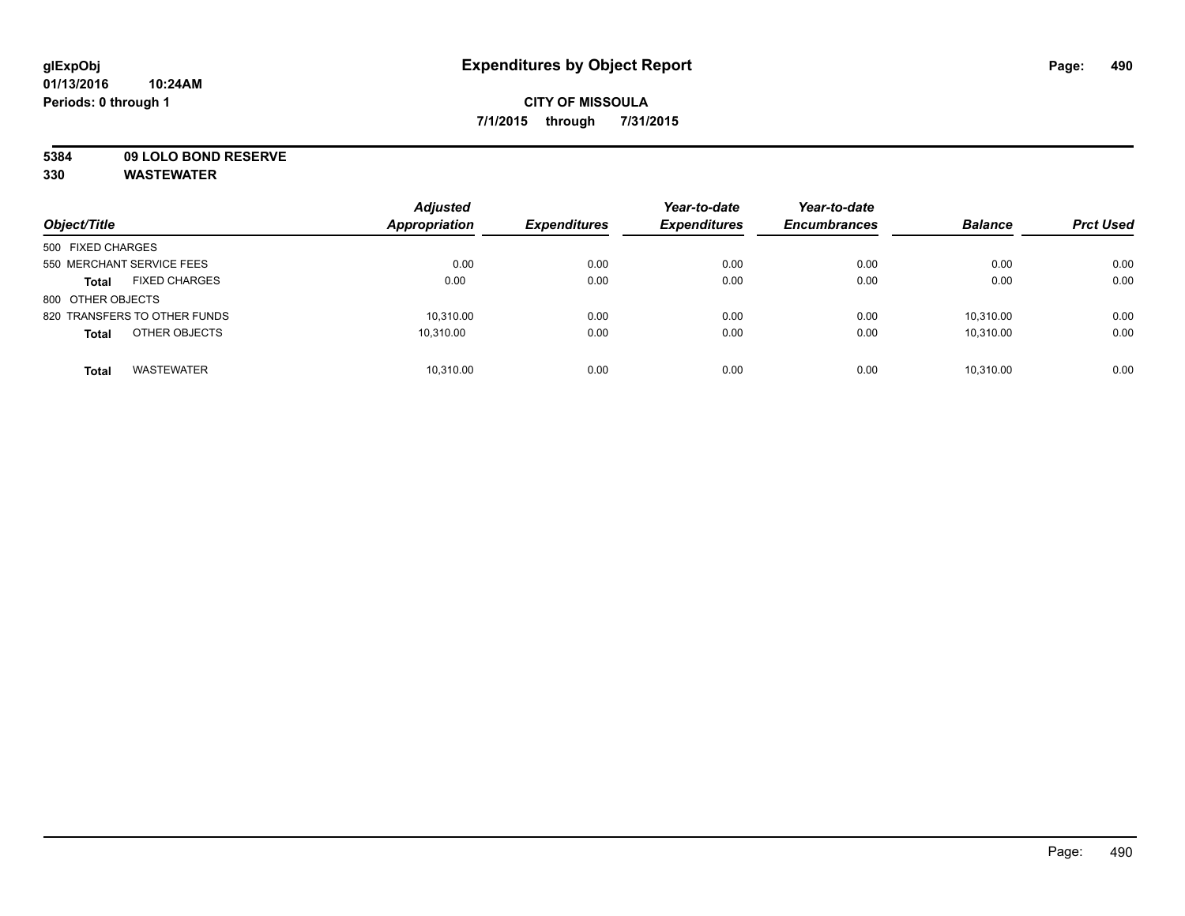# Expenditures by Object Report

glExpObj
01/13/2016 10:24AM
Periods: 0 through 1

**CITY OF MISSOULA**
**7/1/2015 through 7/31/2015**

**5384 09 LOLO BOND RESERVE**
**330 WASTEWATER**

| Object/Title | Adjusted Appropriation | Expenditures | Year-to-date Expenditures | Year-to-date Encumbrances | Balance | Prct Used |
|---|---|---|---|---|---|---|
| 500 FIXED CHARGES | | | | | | |
| 550 MERCHANT SERVICE FEES | 0.00 | 0.00 | 0.00 | 0.00 | 0.00 | 0.00 |
| **Total** FIXED CHARGES | 0.00 | 0.00 | 0.00 | 0.00 | 0.00 | 0.00 |
| 800 OTHER OBJECTS | | | | | | |
| 820 TRANSFERS TO OTHER FUNDS | 10,310.00 | 0.00 | 0.00 | 0.00 | 10,310.00 | 0.00 |
| **Total** OTHER OBJECTS | 10,310.00 | 0.00 | 0.00 | 0.00 | 10,310.00 | 0.00 |
| **Total** WASTEWATER | 10,310.00 | 0.00 | 0.00 | 0.00 | 10,310.00 | 0.00 |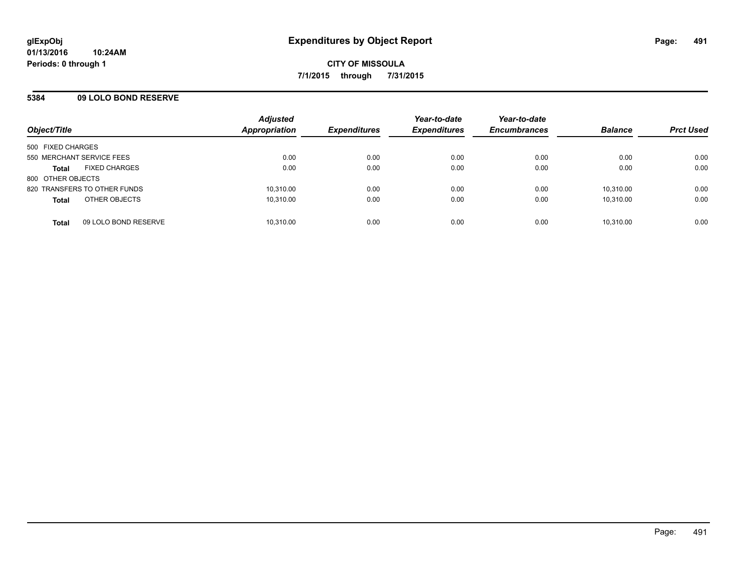**Expenditures by Object Report**

**CITY OF MISSOULA**

**7/1/2015 through 7/31/2015**

glExpObj
01/13/2016 10:24AM
Periods: 0 through 1

## 5384 09 LOLO BOND RESERVE

| Object/Title | Adjusted Appropriation | Expenditures | Year-to-date Expenditures | Year-to-date Encumbrances | Balance | Prct Used |
|---|---|---|---|---|---|---|
| 500 FIXED CHARGES | | | | | | |
| 550 MERCHANT SERVICE FEES | 0.00 | 0.00 | 0.00 | 0.00 | 0.00 | 0.00 |
| **Total** FIXED CHARGES | 0.00 | 0.00 | 0.00 | 0.00 | 0.00 | 0.00 |
| 800 OTHER OBJECTS | | | | | | |
| 820 TRANSFERS TO OTHER FUNDS | 10,310.00 | 0.00 | 0.00 | 0.00 | 10,310.00 | 0.00 |
| **Total** OTHER OBJECTS | 10,310.00 | 0.00 | 0.00 | 0.00 | 10,310.00 | 0.00 |
| **Total** 09 LOLO BOND RESERVE | 10,310.00 | 0.00 | 0.00 | 0.00 | 10,310.00 | 0.00 |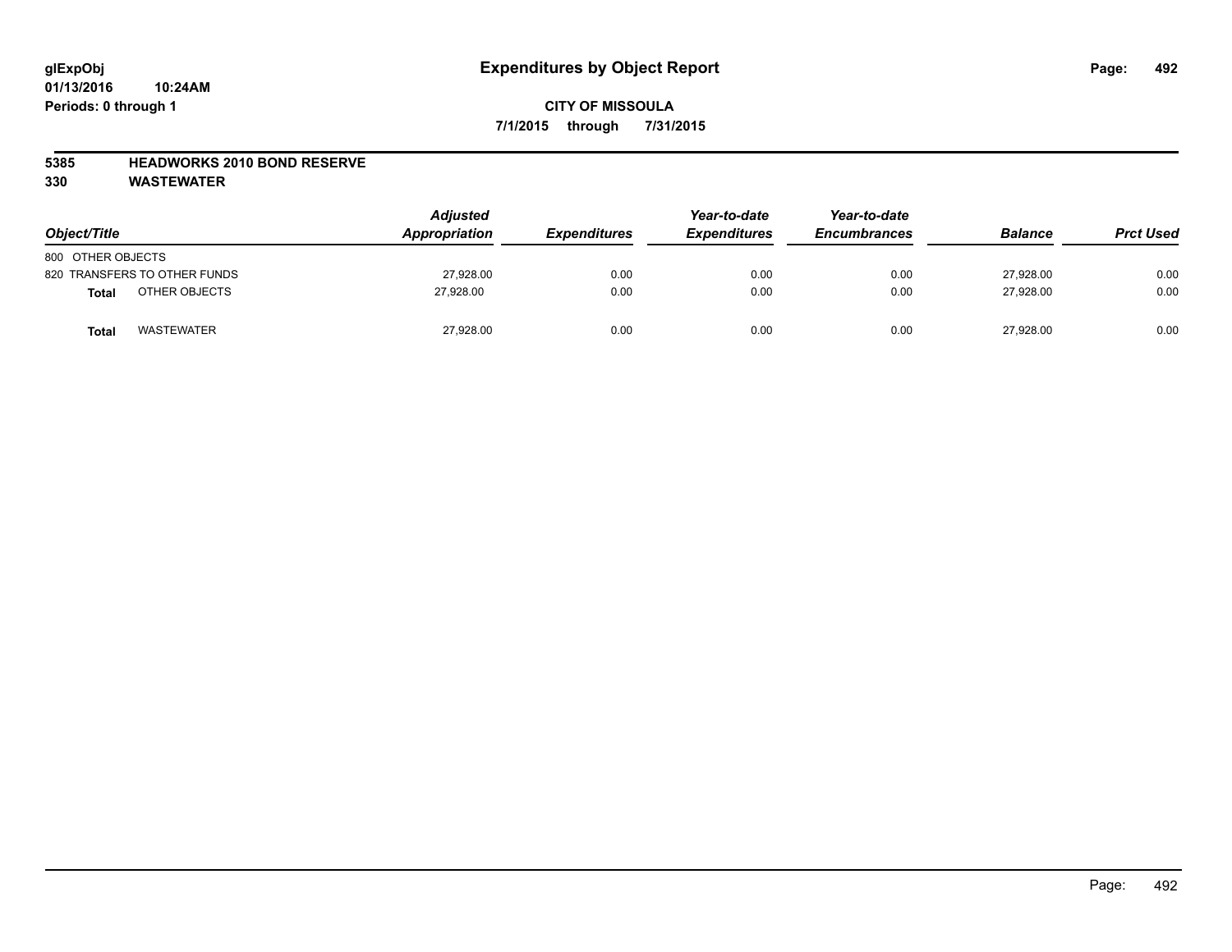**glExpObj**
**01/13/2016 10:24AM**
**Periods: 0 through 1**

# Expenditures by Object Report

**CITY OF MISSOULA**
**7/1/2015 through 7/31/2015**

**5385 HEADWORKS 2010 BOND RESERVE**
**330 WASTEWATER**

| Object/Title | Adjusted Appropriation | Expenditures | Year-to-date Expenditures | Year-to-date Encumbrances | Balance | Prct Used |
|---|---|---|---|---|---|---|
| 800 OTHER OBJECTS | | | | | | |
| 820 TRANSFERS TO OTHER FUNDS | 27,928.00 | 0.00 | 0.00 | 0.00 | 27,928.00 | 0.00 |
| **Total** OTHER OBJECTS | 27,928.00 | 0.00 | 0.00 | 0.00 | 27,928.00 | 0.00 |
| **Total** WASTEWATER | 27,928.00 | 0.00 | 0.00 | 0.00 | 27,928.00 | 0.00 |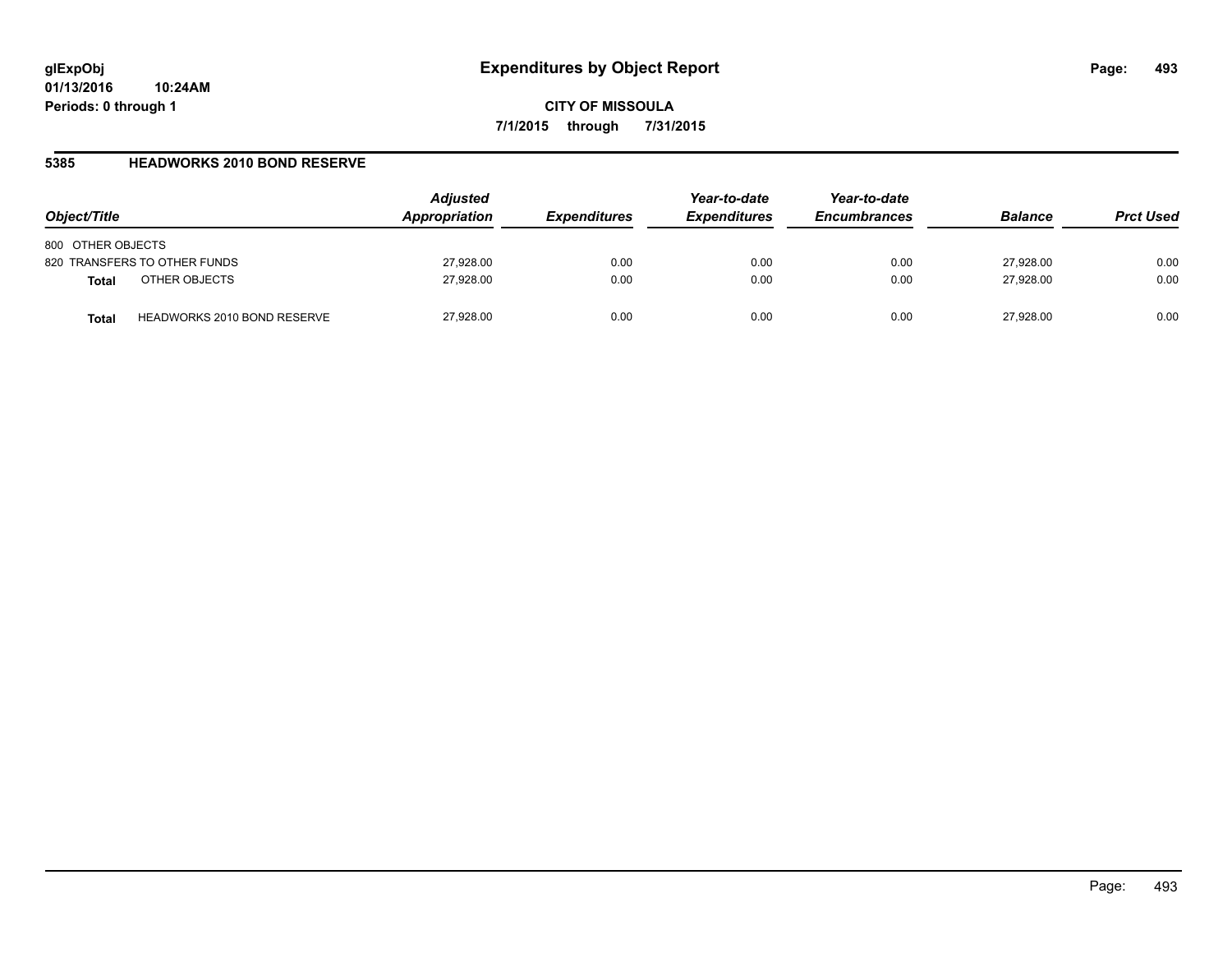glExpObj
01/13/2016 10:24AM
Periods: 0 through 1

# Expenditures by Object Report

**CITY OF MISSOULA**

**7/1/2015 through 7/31/2015**

## 5385 HEADWORKS 2010 BOND RESERVE

| Object/Title | | Adjusted Appropriation | Expenditures | Year-to-date Expenditures | Year-to-date Encumbrances | Balance | Prct Used |
|---|---|---|---|---|---|---|---|
| 800 OTHER OBJECTS | | | | | | | |
| 820 TRANSFERS TO OTHER FUNDS | | 27,928.00 | 0.00 | 0.00 | 0.00 | 27,928.00 | 0.00 |
| **Total** | OTHER OBJECTS | 27,928.00 | 0.00 | 0.00 | 0.00 | 27,928.00 | 0.00 |
| **Total** | HEADWORKS 2010 BOND RESERVE | 27,928.00 | 0.00 | 0.00 | 0.00 | 27,928.00 | 0.00 |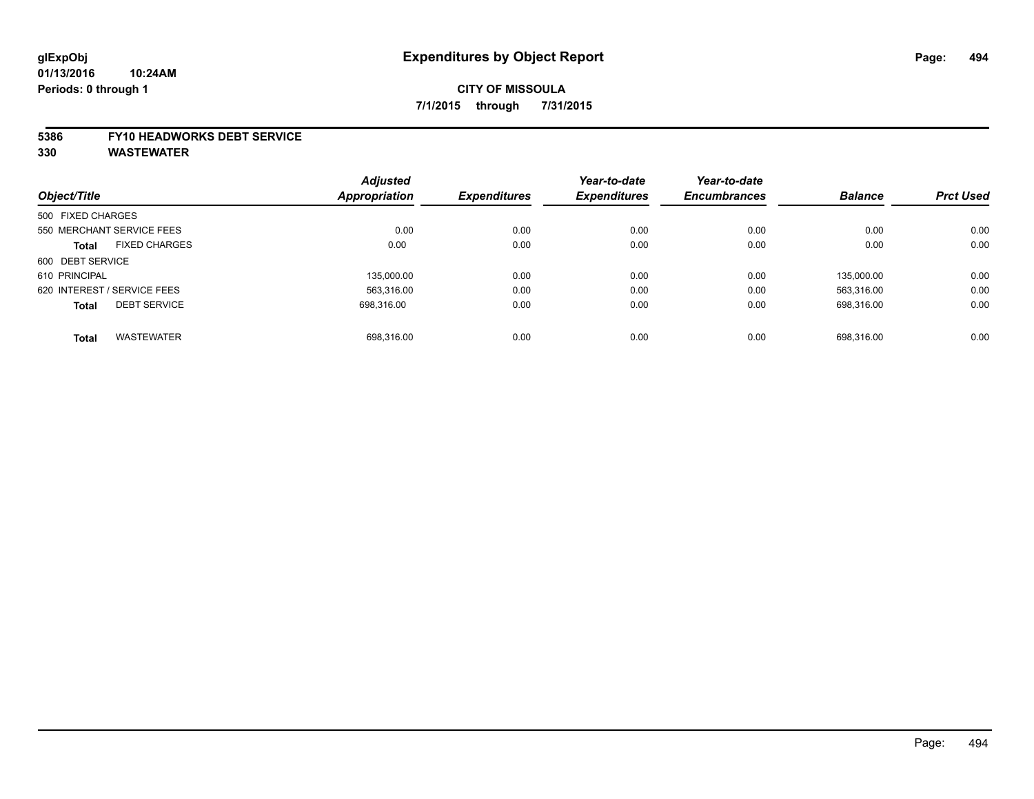**glExpObj** **Expenditures by Object Report**
**01/13/2016 10:24AM**
**Periods: 0 through 1**

**CITY OF MISSOULA**
**7/1/2015 through 7/31/2015**

**5386 FY10 HEADWORKS DEBT SERVICE**
**330 WASTEWATER**

| Object/Title | | Adjusted Appropriation | Expenditures | Year-to-date Expenditures | Year-to-date Encumbrances | Balance | Prct Used |
|---|---|---|---|---|---|---|---|
| 500 FIXED CHARGES | | | | | | | |
| 550 MERCHANT SERVICE FEES | | 0.00 | 0.00 | 0.00 | 0.00 | 0.00 | 0.00 |
| **Total** | FIXED CHARGES | 0.00 | 0.00 | 0.00 | 0.00 | 0.00 | 0.00 |
| 600 DEBT SERVICE | | | | | | | |
| 610 PRINCIPAL | | 135,000.00 | 0.00 | 0.00 | 0.00 | 135,000.00 | 0.00 |
| 620 INTEREST / SERVICE FEES | | 563,316.00 | 0.00 | 0.00 | 0.00 | 563,316.00 | 0.00 |
| **Total** | DEBT SERVICE | 698,316.00 | 0.00 | 0.00 | 0.00 | 698,316.00 | 0.00 |
| **Total** | WASTEWATER | 698,316.00 | 0.00 | 0.00 | 0.00 | 698,316.00 | 0.00 |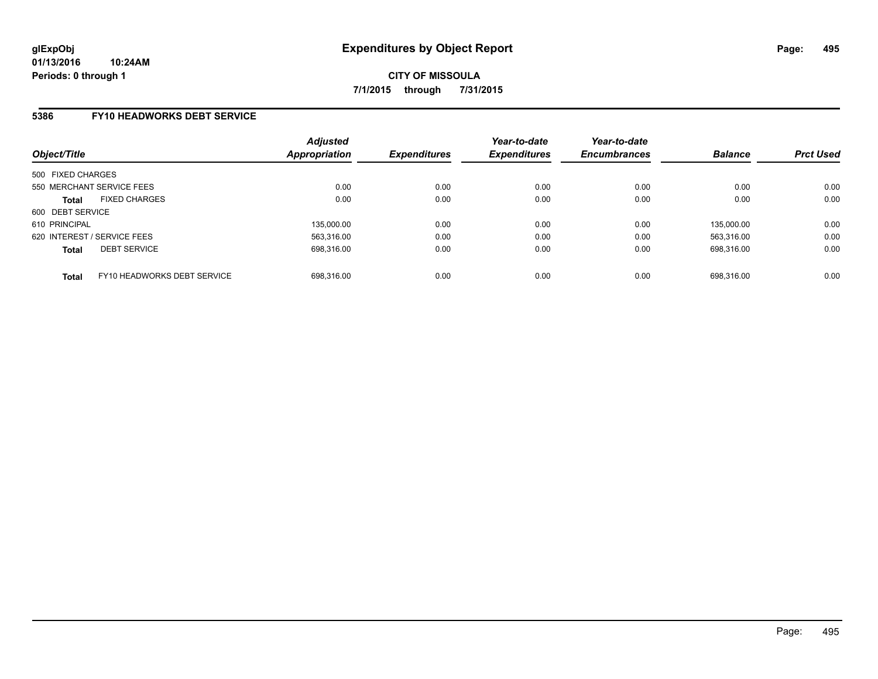**glExpObj**
**01/13/2016 10:24AM**
**Periods: 0 through 1**

# Expenditures by Object Report

**CITY OF MISSOULA**
**7/1/2015 through 7/31/2015**

## 5386 FY10 HEADWORKS DEBT SERVICE

| Object/Title | | Adjusted Appropriation | Expenditures | Year-to-date Expenditures | Year-to-date Encumbrances | Balance | Prct Used |
|---|---|---|---|---|---|---|---|
| 500 FIXED CHARGES | | | | | | | |
| 550 MERCHANT SERVICE FEES | | 0.00 | 0.00 | 0.00 | 0.00 | 0.00 | 0.00 |
| **Total** | FIXED CHARGES | 0.00 | 0.00 | 0.00 | 0.00 | 0.00 | 0.00 |
| 600 DEBT SERVICE | | | | | | | |
| 610 PRINCIPAL | | 135,000.00 | 0.00 | 0.00 | 0.00 | 135,000.00 | 0.00 |
| 620 INTEREST / SERVICE FEES | | 563,316.00 | 0.00 | 0.00 | 0.00 | 563,316.00 | 0.00 |
| **Total** | DEBT SERVICE | 698,316.00 | 0.00 | 0.00 | 0.00 | 698,316.00 | 0.00 |
| **Total** | FY10 HEADWORKS DEBT SERVICE | 698,316.00 | 0.00 | 0.00 | 0.00 | 698,316.00 | 0.00 |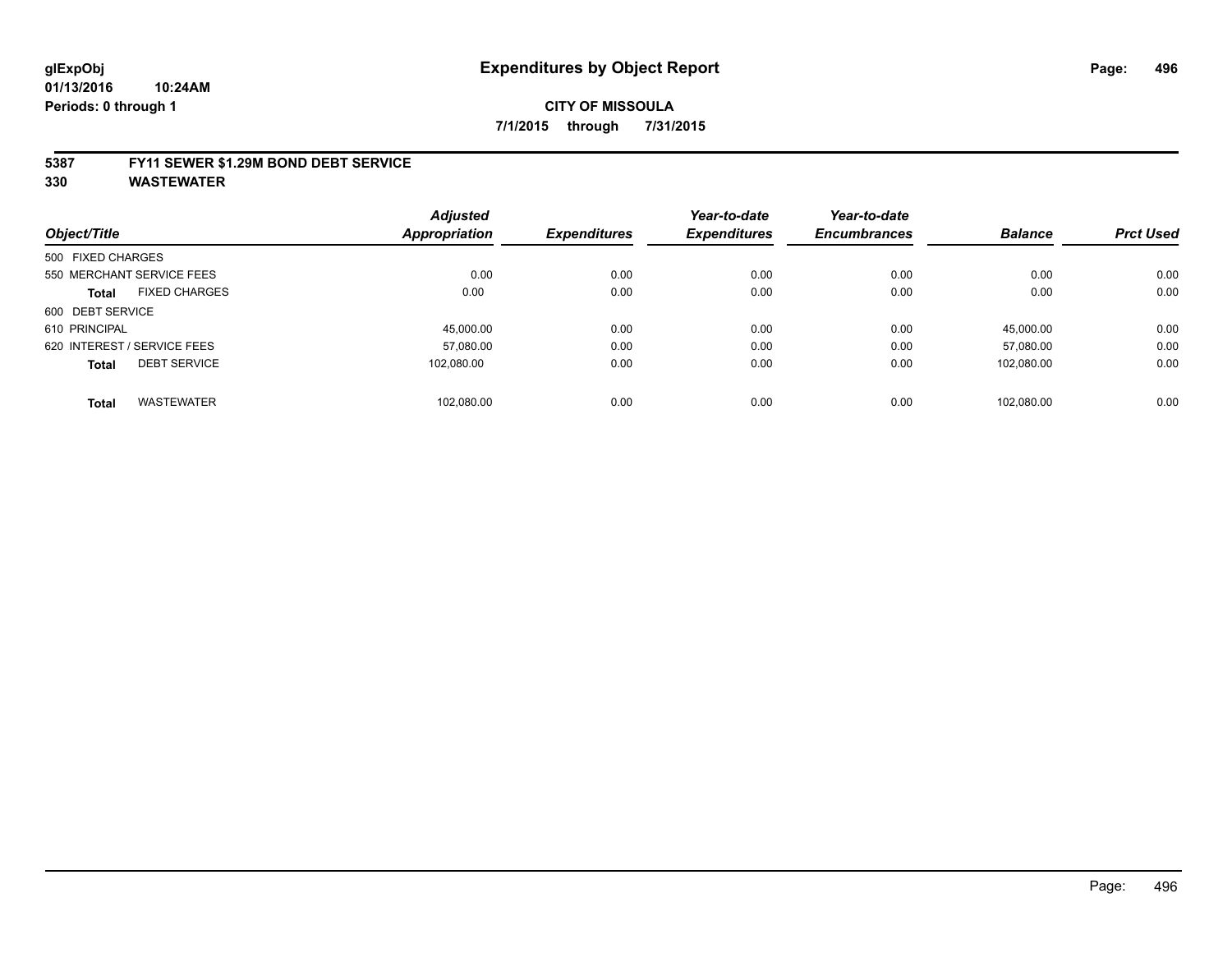**glExpObj** **Expenditures by Object Report**
**01/13/2016 10:24AM**
**Periods: 0 through 1**

**CITY OF MISSOULA**
**7/1/2015 through 7/31/2015**

## 5387 FY11 SEWER $1.29M BOND DEBT SERVICE
## 330 WASTEWATER

| Object/Title | Adjusted Appropriation | Expenditures | Year-to-date Expenditures | Year-to-date Encumbrances | Balance | Prct Used |
|---|---|---|---|---|---|---|
| 500 FIXED CHARGES | | | | | | |
| 550 MERCHANT SERVICE FEES | 0.00 | 0.00 | 0.00 | 0.00 | 0.00 | 0.00 |
| **Total** FIXED CHARGES | 0.00 | 0.00 | 0.00 | 0.00 | 0.00 | 0.00 |
| 600 DEBT SERVICE | | | | | | |
| 610 PRINCIPAL | 45,000.00 | 0.00 | 0.00 | 0.00 | 45,000.00 | 0.00 |
| 620 INTEREST / SERVICE FEES | 57,080.00 | 0.00 | 0.00 | 0.00 | 57,080.00 | 0.00 |
| **Total** DEBT SERVICE | 102,080.00 | 0.00 | 0.00 | 0.00 | 102,080.00 | 0.00 |
| **Total** WASTEWATER | 102,080.00 | 0.00 | 0.00 | 0.00 | 102,080.00 | 0.00 |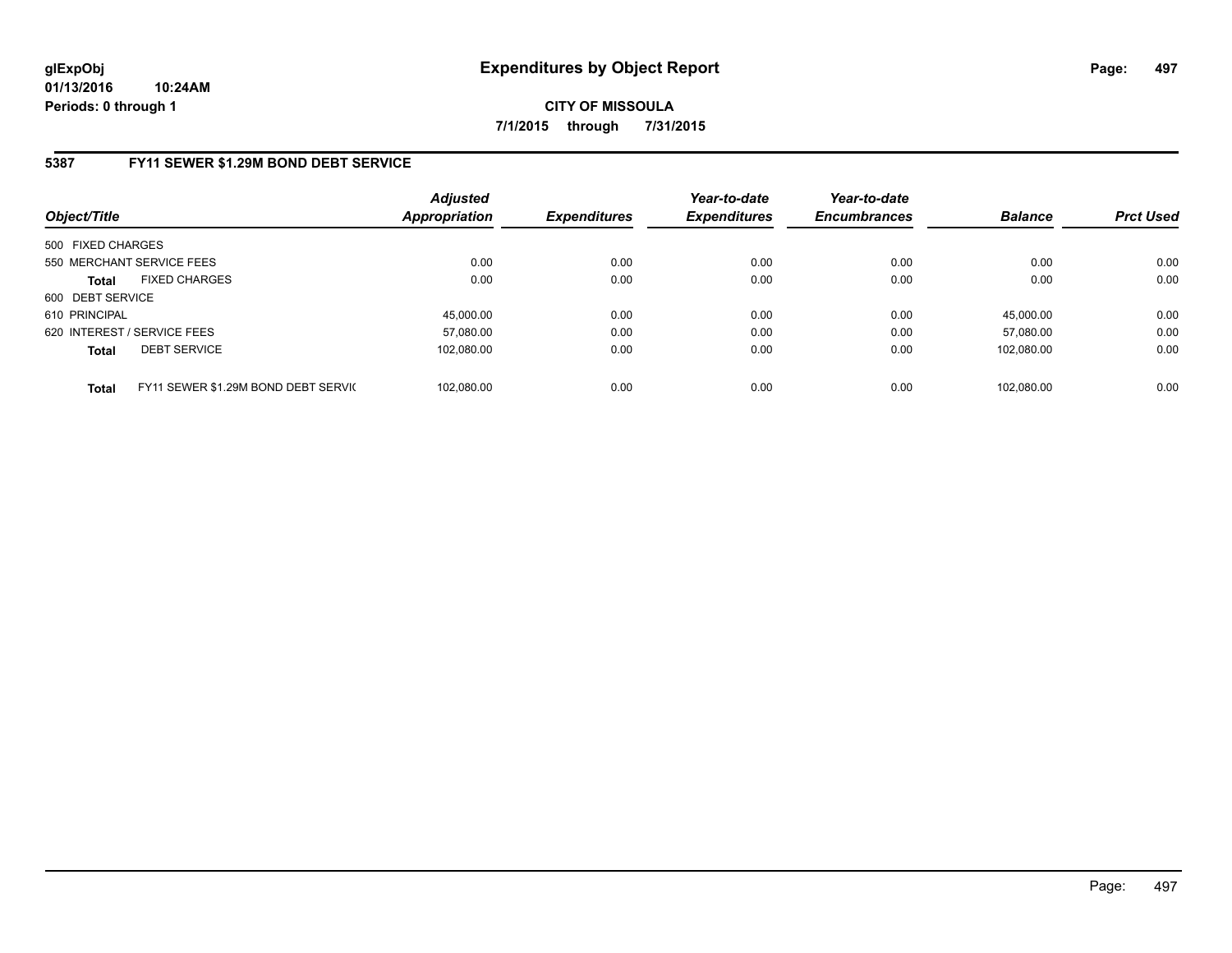**glExpObj**
**01/13/2016 10:24AM**
**Periods: 0 through 1**

# Expenditures by Object Report

**CITY OF MISSOULA**
**7/1/2015 through 7/31/2015**

## 5387 FY11 SEWER $1.29M BOND DEBT SERVICE

| Object/Title | | Adjusted Appropriation | Expenditures | Year-to-date Expenditures | Year-to-date Encumbrances | Balance | Prct Used |
|---|---|---|---|---|---|---|---|
| 500 FIXED CHARGES | | | | | | | |
| 550 MERCHANT SERVICE FEES | | 0.00 | 0.00 | 0.00 | 0.00 | 0.00 | 0.00 |
| **Total** | FIXED CHARGES | 0.00 | 0.00 | 0.00 | 0.00 | 0.00 | 0.00 |
| 600 DEBT SERVICE | | | | | | | |
| 610 PRINCIPAL | | 45,000.00 | 0.00 | 0.00 | 0.00 | 45,000.00 | 0.00 |
| 620 INTEREST / SERVICE FEES | | 57,080.00 | 0.00 | 0.00 | 0.00 | 57,080.00 | 0.00 |
| **Total** | DEBT SERVICE | 102,080.00 | 0.00 | 0.00 | 0.00 | 102,080.00 | 0.00 |
| **Total** | FY11 SEWER $1.29M BOND DEBT SERVIC | 102,080.00 | 0.00 | 0.00 | 0.00 | 102,080.00 | 0.00 |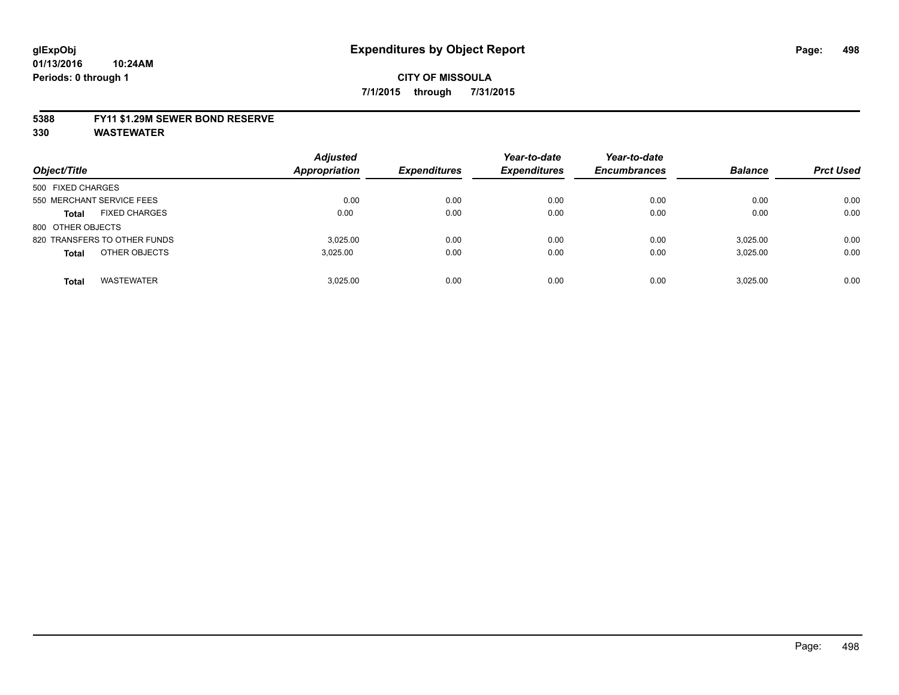# Expenditures by Object Report

glExpObj
01/13/2016 10:24AM
Periods: 0 through 1

**CITY OF MISSOULA**

**7/1/2015 through 7/31/2015**

**5388 FY11 $1.29M SEWER BOND RESERVE**
**330 WASTEWATER**

| Object/Title | Adjusted Appropriation | Expenditures | Year-to-date Expenditures | Year-to-date Encumbrances | Balance | Prct Used |
|---|---|---|---|---|---|---|
| 500 FIXED CHARGES | | | | | | |
| 550 MERCHANT SERVICE FEES | 0.00 | 0.00 | 0.00 | 0.00 | 0.00 | 0.00 |
| **Total** FIXED CHARGES | 0.00 | 0.00 | 0.00 | 0.00 | 0.00 | 0.00 |
| 800 OTHER OBJECTS | | | | | | |
| 820 TRANSFERS TO OTHER FUNDS | 3,025.00 | 0.00 | 0.00 | 0.00 | 3,025.00 | 0.00 |
| **Total** OTHER OBJECTS | 3,025.00 | 0.00 | 0.00 | 0.00 | 3,025.00 | 0.00 |
| **Total** WASTEWATER | 3,025.00 | 0.00 | 0.00 | 0.00 | 3,025.00 | 0.00 |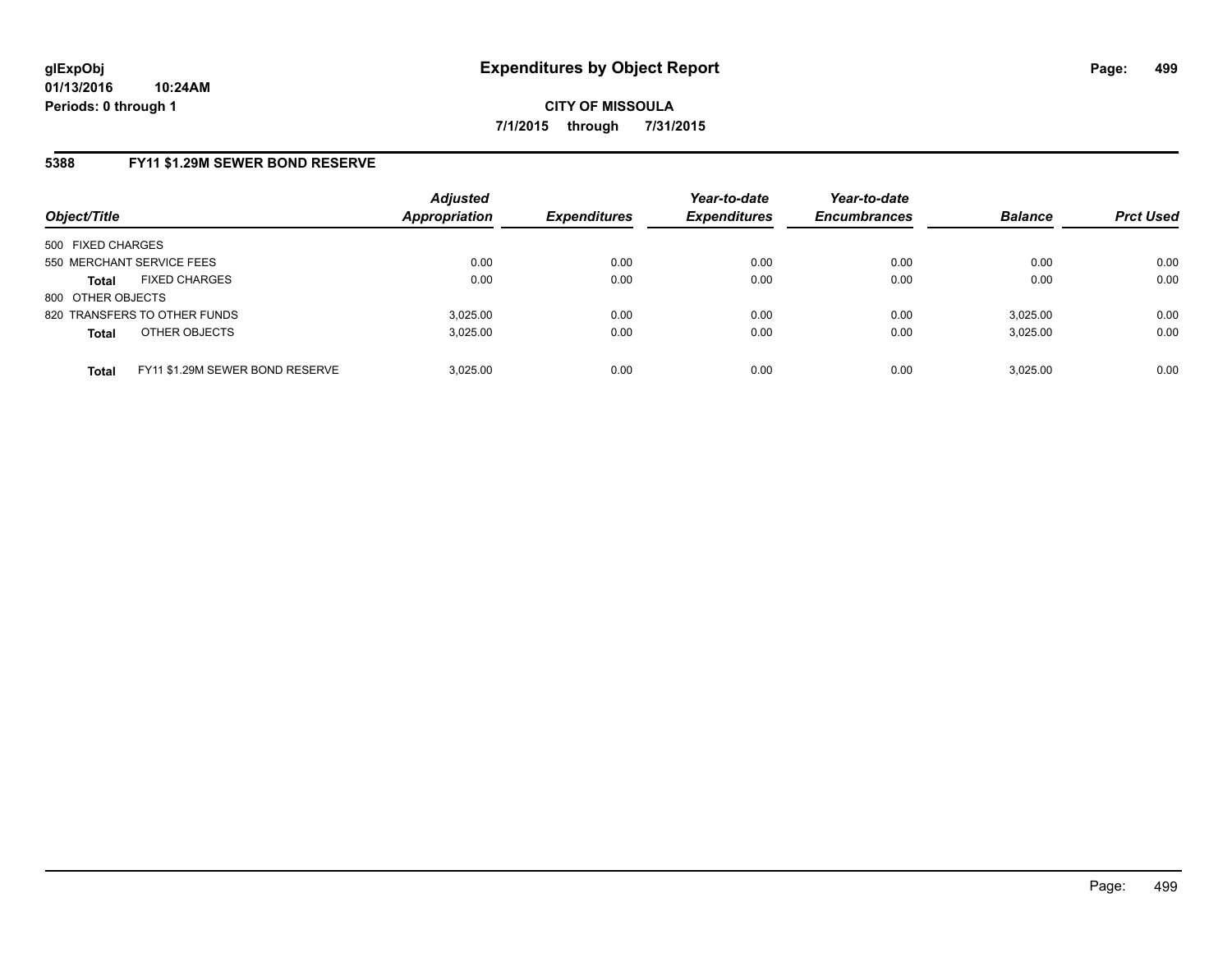**glExpObj**
**01/13/2016 10:24AM**
**Periods: 0 through 1**

# Expenditures by Object Report

**CITY OF MISSOULA**
**7/1/2015 through 7/31/2015**

## 5388 FY11 $1.29M SEWER BOND RESERVE

| Object/Title | | Adjusted Appropriation | Expenditures | Year-to-date Expenditures | Year-to-date Encumbrances | Balance | Prct Used |
|---|---|---|---|---|---|---|---|
| 500 FIXED CHARGES | | | | | | | |
| 550 MERCHANT SERVICE FEES | | 0.00 | 0.00 | 0.00 | 0.00 | 0.00 | 0.00 |
| **Total** | FIXED CHARGES | 0.00 | 0.00 | 0.00 | 0.00 | 0.00 | 0.00 |
| 800 OTHER OBJECTS | | | | | | | |
| 820 TRANSFERS TO OTHER FUNDS | | 3,025.00 | 0.00 | 0.00 | 0.00 | 3,025.00 | 0.00 |
| **Total** | OTHER OBJECTS | 3,025.00 | 0.00 | 0.00 | 0.00 | 3,025.00 | 0.00 |
| **Total** | FY11 $1.29M SEWER BOND RESERVE | 3,025.00 | 0.00 | 0.00 | 0.00 | 3,025.00 | 0.00 |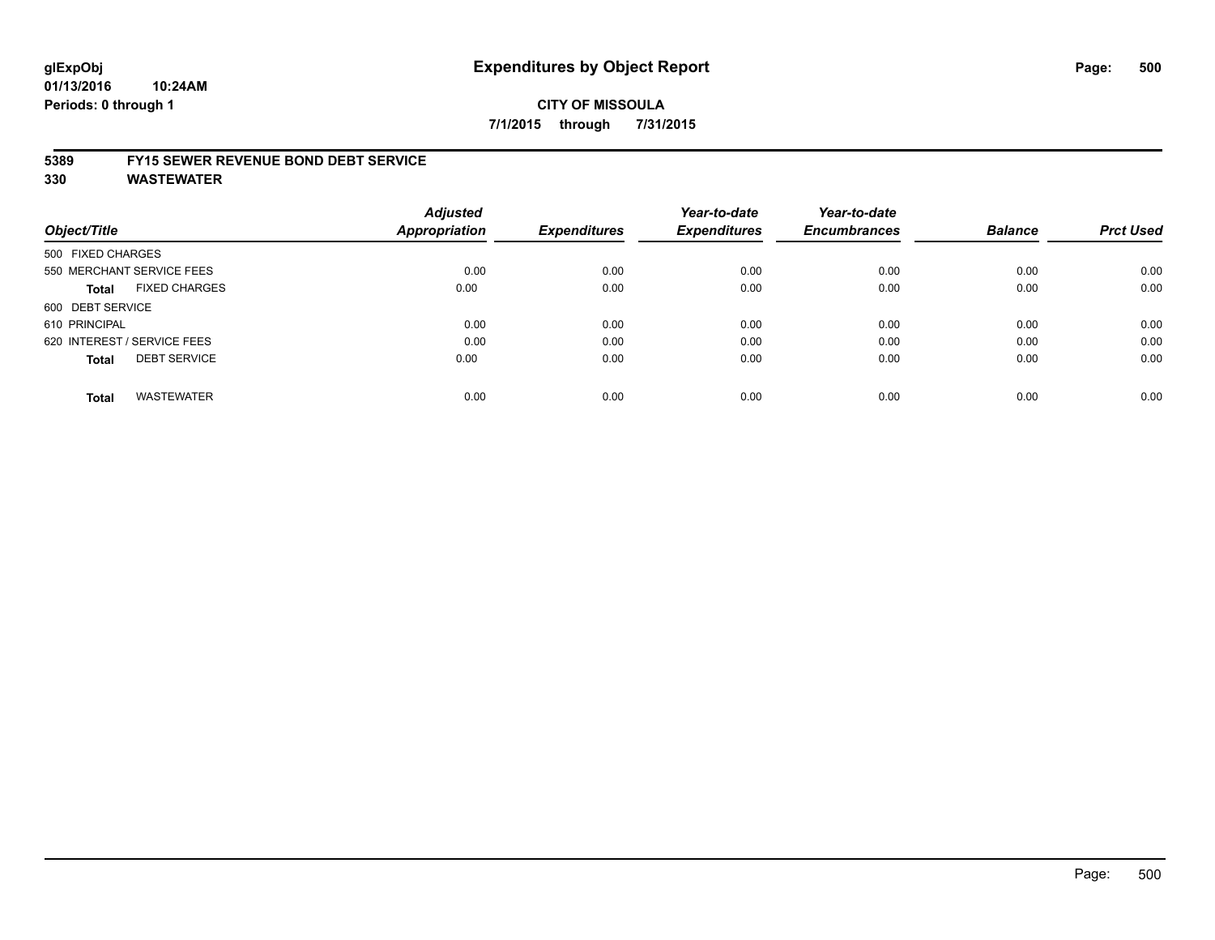glExpObj
01/13/2016 10:24AM
Periods: 0 through 1

# Expenditures by Object Report

**CITY OF MISSOULA**
**7/1/2015 through 7/31/2015**

## 5389 FY15 SEWER REVENUE BOND DEBT SERVICE
## 330 WASTEWATER

| Object/Title | Adjusted Appropriation | Expenditures | Year-to-date Expenditures | Year-to-date Encumbrances | Balance | Prct Used |
|---|---|---|---|---|---|---|
| 500 FIXED CHARGES | | | | | | |
| 550 MERCHANT SERVICE FEES | 0.00 | 0.00 | 0.00 | 0.00 | 0.00 | 0.00 |
| **Total** FIXED CHARGES | 0.00 | 0.00 | 0.00 | 0.00 | 0.00 | 0.00 |
| 600 DEBT SERVICE | | | | | | |
| 610 PRINCIPAL | 0.00 | 0.00 | 0.00 | 0.00 | 0.00 | 0.00 |
| 620 INTEREST / SERVICE FEES | 0.00 | 0.00 | 0.00 | 0.00 | 0.00 | 0.00 |
| **Total** DEBT SERVICE | 0.00 | 0.00 | 0.00 | 0.00 | 0.00 | 0.00 |
| **Total** WASTEWATER | 0.00 | 0.00 | 0.00 | 0.00 | 0.00 | 0.00 |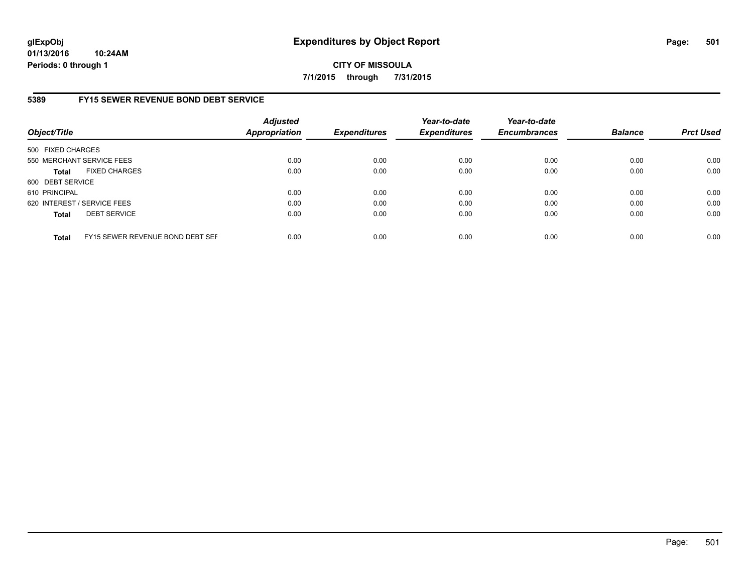**glExpObj**
**01/13/2016 10:24AM**
**Periods: 0 through 1**

# Expenditures by Object Report

**CITY OF MISSOULA**
**7/1/2015 through 7/31/2015**

## 5389 FY15 SEWER REVENUE BOND DEBT SERVICE

| Object/Title | | Adjusted Appropriation | Expenditures | Year-to-date Expenditures | Year-to-date Encumbrances | Balance | Prct Used |
|---|---|---|---|---|---|---|---|
| 500 FIXED CHARGES | | | | | | | |
| 550 MERCHANT SERVICE FEES | | 0.00 | 0.00 | 0.00 | 0.00 | 0.00 | 0.00 |
| **Total** | FIXED CHARGES | 0.00 | 0.00 | 0.00 | 0.00 | 0.00 | 0.00 |
| 600 DEBT SERVICE | | | | | | | |
| 610 PRINCIPAL | | 0.00 | 0.00 | 0.00 | 0.00 | 0.00 | 0.00 |
| 620 INTEREST / SERVICE FEES | | 0.00 | 0.00 | 0.00 | 0.00 | 0.00 | 0.00 |
| **Total** | DEBT SERVICE | 0.00 | 0.00 | 0.00 | 0.00 | 0.00 | 0.00 |
| **Total** | FY15 SEWER REVENUE BOND DEBT SEF | 0.00 | 0.00 | 0.00 | 0.00 | 0.00 | 0.00 |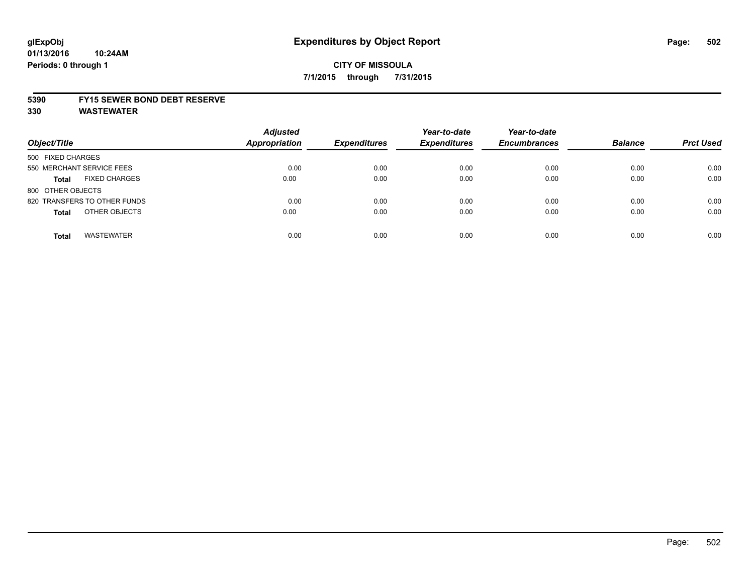**CITY OF MISSOULA**

**7/1/2015 through 7/31/2015**

## 5390 FY15 SEWER BOND DEBT RESERVE

## 330 WASTEWATER

| Object/Title | | Adjusted Appropriation | Expenditures | Year-to-date Expenditures | Year-to-date Encumbrances | Balance | Prct Used |
|---|---|---|---|---|---|---|---|
| 500 FIXED CHARGES | | | | | | | |
| 550 MERCHANT SERVICE FEES | | 0.00 | 0.00 | 0.00 | 0.00 | 0.00 | 0.00 |
| **Total** | FIXED CHARGES | 0.00 | 0.00 | 0.00 | 0.00 | 0.00 | 0.00 |
| 800 OTHER OBJECTS | | | | | | | |
| 820 TRANSFERS TO OTHER FUNDS | | 0.00 | 0.00 | 0.00 | 0.00 | 0.00 | 0.00 |
| **Total** | OTHER OBJECTS | 0.00 | 0.00 | 0.00 | 0.00 | 0.00 | 0.00 |
| **Total** | WASTEWATER | 0.00 | 0.00 | 0.00 | 0.00 | 0.00 | 0.00 |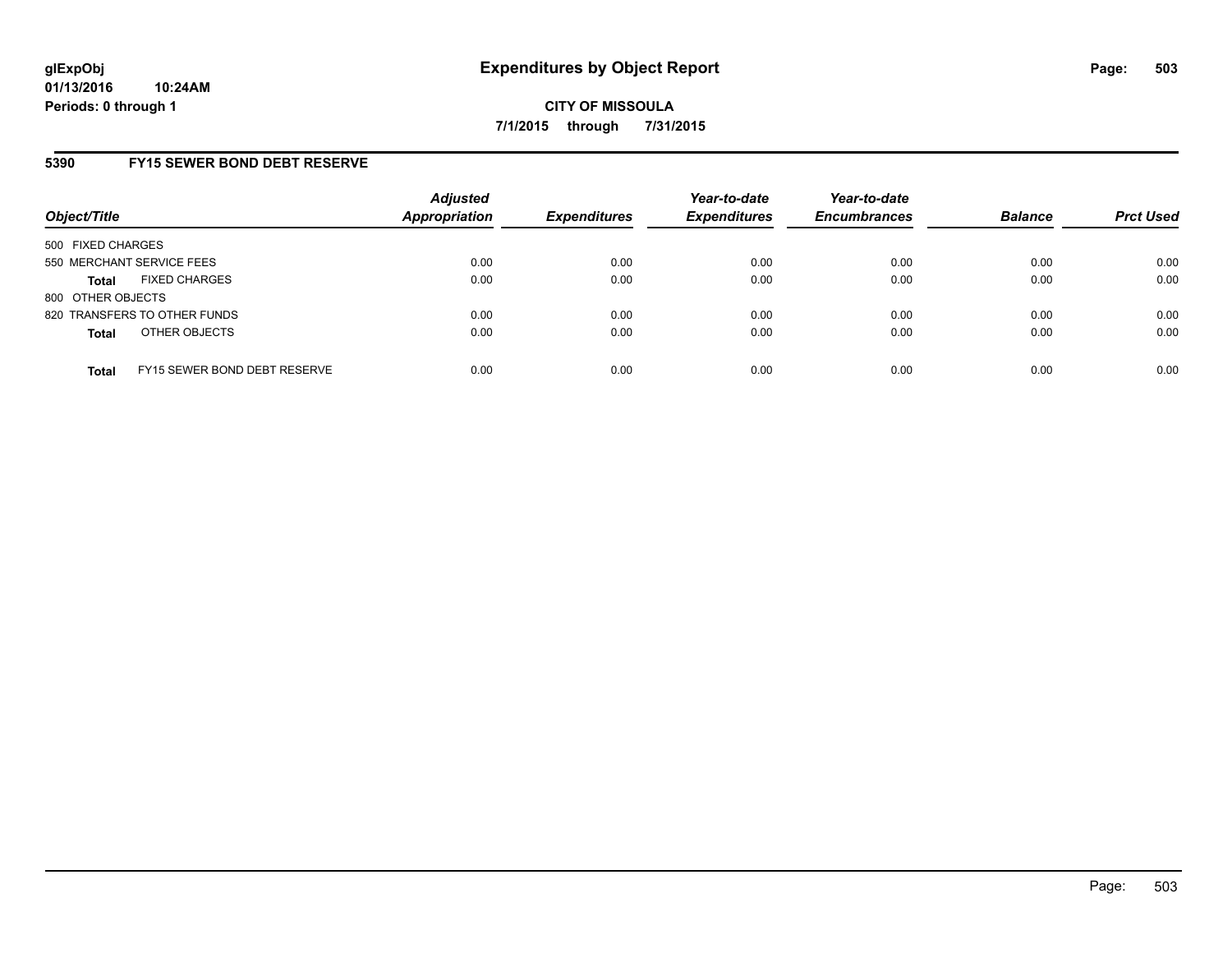**glExpObj** **Expenditures by Object Report**
**01/13/2016 10:24AM**
**Periods: 0 through 1**

**CITY OF MISSOULA**
**7/1/2015 through 7/31/2015**

## 5390 FY15 SEWER BOND DEBT RESERVE

| Object/Title | | *Adjusted Appropriation* | *Expenditures* | *Year-to-date Expenditures* | *Year-to-date Encumbrances* | *Balance* | *Prct Used* |
|---|---|---|---|---|---|---|---|
| 500 FIXED CHARGES | | | | | | | |
| 550 MERCHANT SERVICE FEES | | 0.00 | 0.00 | 0.00 | 0.00 | 0.00 | 0.00 |
| **Total** | FIXED CHARGES | 0.00 | 0.00 | 0.00 | 0.00 | 0.00 | 0.00 |
| 800 OTHER OBJECTS | | | | | | | |
| 820 TRANSFERS TO OTHER FUNDS | | 0.00 | 0.00 | 0.00 | 0.00 | 0.00 | 0.00 |
| **Total** | OTHER OBJECTS | 0.00 | 0.00 | 0.00 | 0.00 | 0.00 | 0.00 |
| **Total** | FY15 SEWER BOND DEBT RESERVE | 0.00 | 0.00 | 0.00 | 0.00 | 0.00 | 0.00 |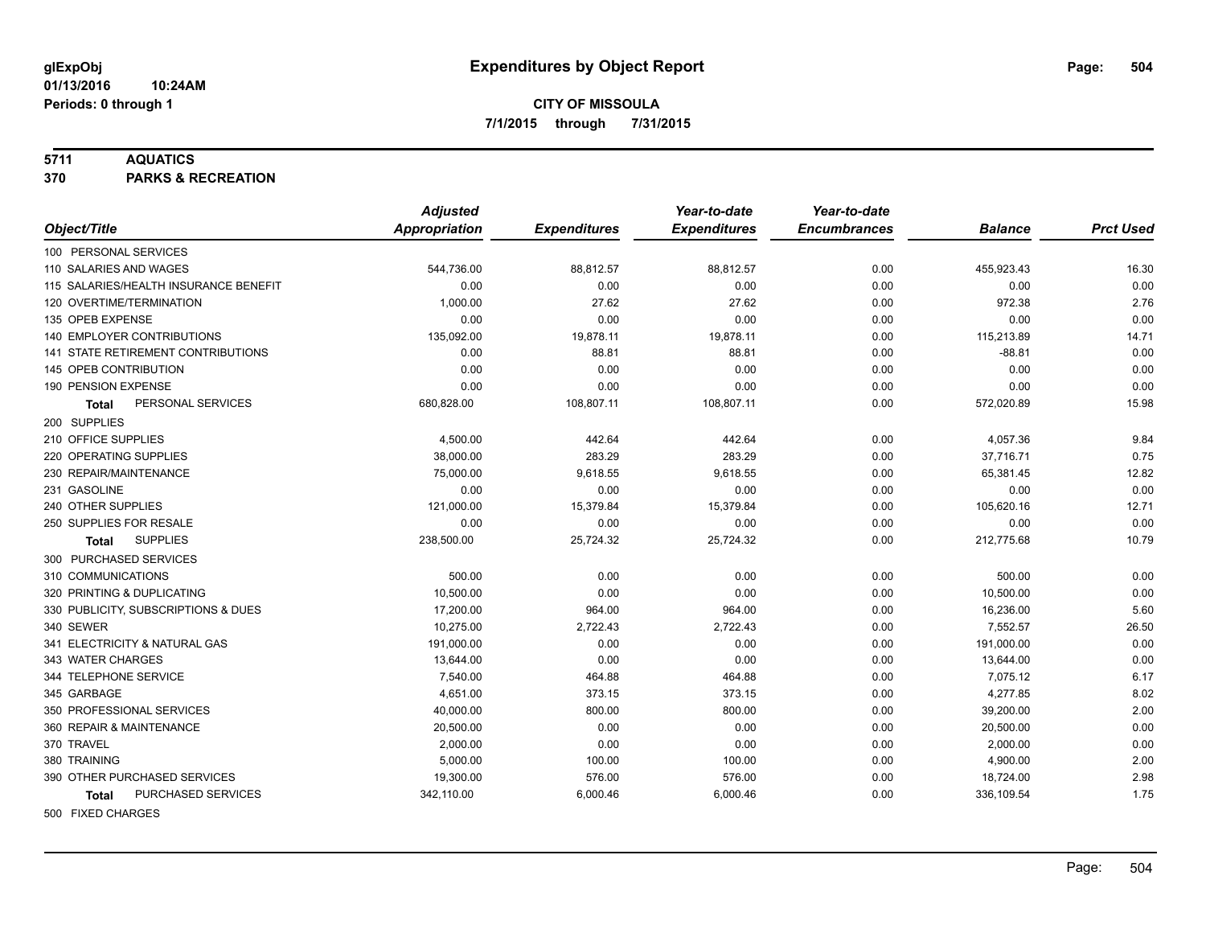**glExpObj**
**01/13/2016 10:24AM**
**Periods: 0 through 1**

# Expenditures by Object Report

**CITY OF MISSOULA**
**7/1/2015 through 7/31/2015**

**5711 AQUATICS**
**370 PARKS & RECREATION**

| Object/Title | Adjusted Appropriation | Expenditures | Year-to-date Expenditures | Year-to-date Encumbrances | Balance | Prct Used |
|---|---|---|---|---|---|---|
| 100 PERSONAL SERVICES | | | | | | |
| 110 SALARIES AND WAGES | 544,736.00 | 88,812.57 | 88,812.57 | 0.00 | 455,923.43 | 16.30 |
| 115 SALARIES/HEALTH INSURANCE BENEFIT | 0.00 | 0.00 | 0.00 | 0.00 | 0.00 | 0.00 |
| 120 OVERTIME/TERMINATION | 1,000.00 | 27.62 | 27.62 | 0.00 | 972.38 | 2.76 |
| 135 OPEB EXPENSE | 0.00 | 0.00 | 0.00 | 0.00 | 0.00 | 0.00 |
| 140 EMPLOYER CONTRIBUTIONS | 135,092.00 | 19,878.11 | 19,878.11 | 0.00 | 115,213.89 | 14.71 |
| 141 STATE RETIREMENT CONTRIBUTIONS | 0.00 | 88.81 | 88.81 | 0.00 | -88.81 | 0.00 |
| 145 OPEB CONTRIBUTION | 0.00 | 0.00 | 0.00 | 0.00 | 0.00 | 0.00 |
| 190 PENSION EXPENSE | 0.00 | 0.00 | 0.00 | 0.00 | 0.00 | 0.00 |
| **Total** PERSONAL SERVICES | 680,828.00 | 108,807.11 | 108,807.11 | 0.00 | 572,020.89 | 15.98 |
| 200 SUPPLIES | | | | | | |
| 210 OFFICE SUPPLIES | 4,500.00 | 442.64 | 442.64 | 0.00 | 4,057.36 | 9.84 |
| 220 OPERATING SUPPLIES | 38,000.00 | 283.29 | 283.29 | 0.00 | 37,716.71 | 0.75 |
| 230 REPAIR/MAINTENANCE | 75,000.00 | 9,618.55 | 9,618.55 | 0.00 | 65,381.45 | 12.82 |
| 231 GASOLINE | 0.00 | 0.00 | 0.00 | 0.00 | 0.00 | 0.00 |
| 240 OTHER SUPPLIES | 121,000.00 | 15,379.84 | 15,379.84 | 0.00 | 105,620.16 | 12.71 |
| 250 SUPPLIES FOR RESALE | 0.00 | 0.00 | 0.00 | 0.00 | 0.00 | 0.00 |
| **Total** SUPPLIES | 238,500.00 | 25,724.32 | 25,724.32 | 0.00 | 212,775.68 | 10.79 |
| 300 PURCHASED SERVICES | | | | | | |
| 310 COMMUNICATIONS | 500.00 | 0.00 | 0.00 | 0.00 | 500.00 | 0.00 |
| 320 PRINTING & DUPLICATING | 10,500.00 | 0.00 | 0.00 | 0.00 | 10,500.00 | 0.00 |
| 330 PUBLICITY, SUBSCRIPTIONS & DUES | 17,200.00 | 964.00 | 964.00 | 0.00 | 16,236.00 | 5.60 |
| 340 SEWER | 10,275.00 | 2,722.43 | 2,722.43 | 0.00 | 7,552.57 | 26.50 |
| 341 ELECTRICITY & NATURAL GAS | 191,000.00 | 0.00 | 0.00 | 0.00 | 191,000.00 | 0.00 |
| 343 WATER CHARGES | 13,644.00 | 0.00 | 0.00 | 0.00 | 13,644.00 | 0.00 |
| 344 TELEPHONE SERVICE | 7,540.00 | 464.88 | 464.88 | 0.00 | 7,075.12 | 6.17 |
| 345 GARBAGE | 4,651.00 | 373.15 | 373.15 | 0.00 | 4,277.85 | 8.02 |
| 350 PROFESSIONAL SERVICES | 40,000.00 | 800.00 | 800.00 | 0.00 | 39,200.00 | 2.00 |
| 360 REPAIR & MAINTENANCE | 20,500.00 | 0.00 | 0.00 | 0.00 | 20,500.00 | 0.00 |
| 370 TRAVEL | 2,000.00 | 0.00 | 0.00 | 0.00 | 2,000.00 | 0.00 |
| 380 TRAINING | 5,000.00 | 100.00 | 100.00 | 0.00 | 4,900.00 | 2.00 |
| 390 OTHER PURCHASED SERVICES | 19,300.00 | 576.00 | 576.00 | 0.00 | 18,724.00 | 2.98 |
| **Total** PURCHASED SERVICES | 342,110.00 | 6,000.46 | 6,000.46 | 0.00 | 336,109.54 | 1.75 |
| 500 FIXED CHARGES | | | | | | |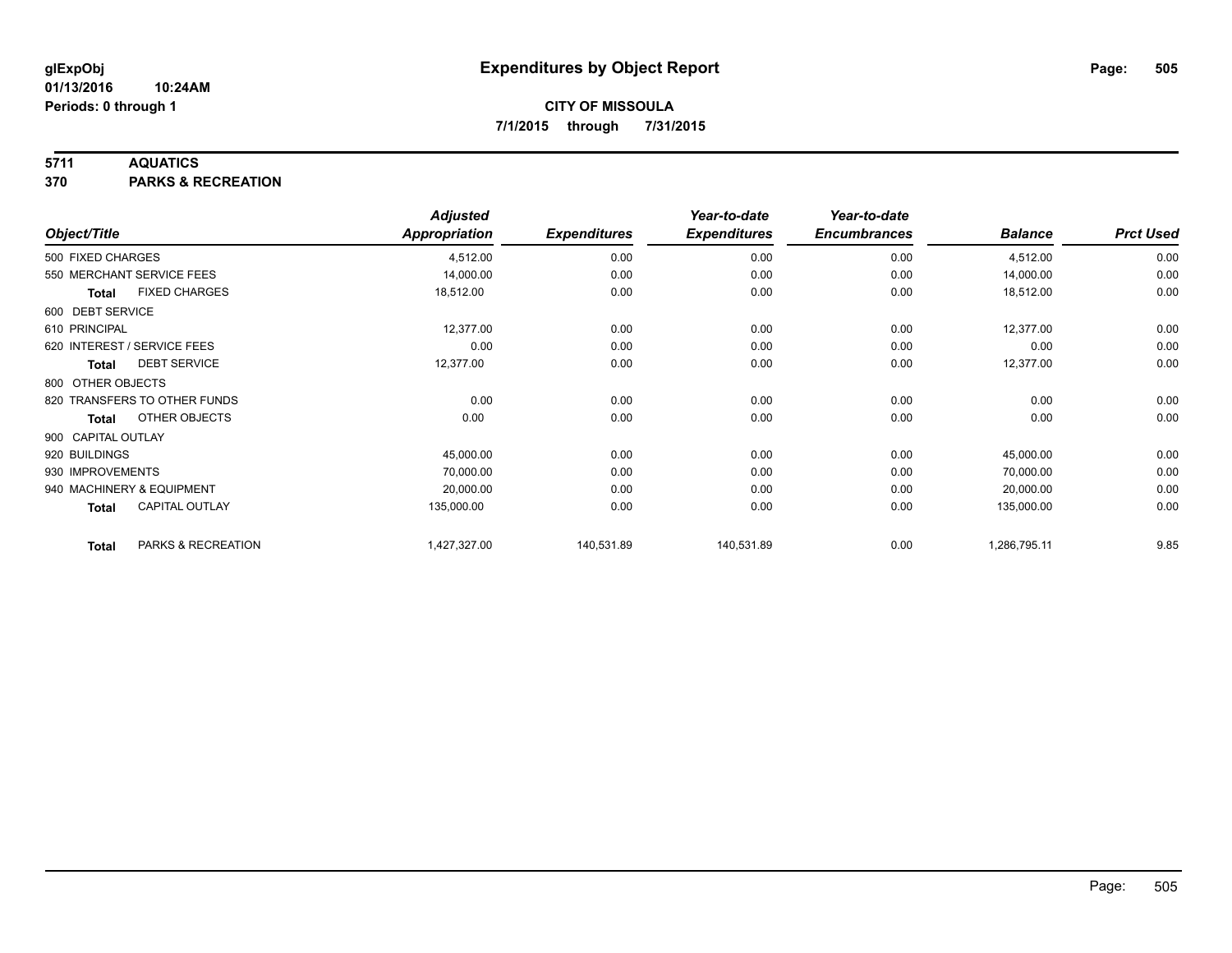**glExpObj** **Expenditures by Object Report**

**01/13/2016 10:24AM**

**Periods: 0 through 1**

**CITY OF MISSOULA**

**7/1/2015 through 7/31/2015**

**5711 AQUATICS**

**370 PARKS & RECREATION**

| Object/Title | | Adjusted Appropriation | Expenditures | Year-to-date Expenditures | Year-to-date Encumbrances | Balance | Prct Used |
|---|---|---|---|---|---|---|---|
| 500 FIXED CHARGES | | 4,512.00 | 0.00 | 0.00 | 0.00 | 4,512.00 | 0.00 |
| 550 MERCHANT SERVICE FEES | | 14,000.00 | 0.00 | 0.00 | 0.00 | 14,000.00 | 0.00 |
| **Total** | FIXED CHARGES | 18,512.00 | 0.00 | 0.00 | 0.00 | 18,512.00 | 0.00 |
| 600 DEBT SERVICE | | | | | | | |
| 610 PRINCIPAL | | 12,377.00 | 0.00 | 0.00 | 0.00 | 12,377.00 | 0.00 |
| 620 INTEREST / SERVICE FEES | | 0.00 | 0.00 | 0.00 | 0.00 | 0.00 | 0.00 |
| **Total** | DEBT SERVICE | 12,377.00 | 0.00 | 0.00 | 0.00 | 12,377.00 | 0.00 |
| 800 OTHER OBJECTS | | | | | | | |
| 820 TRANSFERS TO OTHER FUNDS | | 0.00 | 0.00 | 0.00 | 0.00 | 0.00 | 0.00 |
| **Total** | OTHER OBJECTS | 0.00 | 0.00 | 0.00 | 0.00 | 0.00 | 0.00 |
| 900 CAPITAL OUTLAY | | | | | | | |
| 920 BUILDINGS | | 45,000.00 | 0.00 | 0.00 | 0.00 | 45,000.00 | 0.00 |
| 930 IMPROVEMENTS | | 70,000.00 | 0.00 | 0.00 | 0.00 | 70,000.00 | 0.00 |
| 940 MACHINERY & EQUIPMENT | | 20,000.00 | 0.00 | 0.00 | 0.00 | 20,000.00 | 0.00 |
| **Total** | CAPITAL OUTLAY | 135,000.00 | 0.00 | 0.00 | 0.00 | 135,000.00 | 0.00 |
| **Total** | PARKS & RECREATION | 1,427,327.00 | 140,531.89 | 140,531.89 | 0.00 | 1,286,795.11 | 9.85 |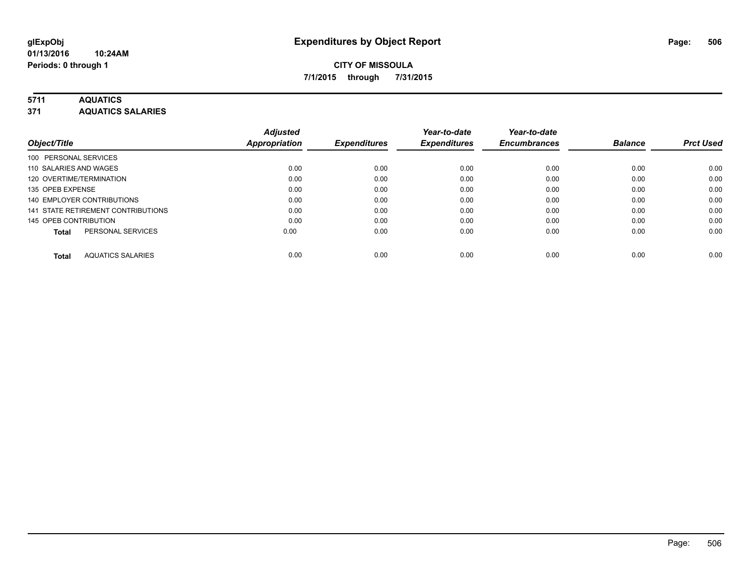# Expenditures by Object Report

glExpObj
01/13/2016 10:24AM
Periods: 0 through 1

**CITY OF MISSOULA**
**7/1/2015 through 7/31/2015**

**5711 AQUATICS**
**371 AQUATICS SALARIES**

| Object/Title | Adjusted Appropriation | Expenditures | Year-to-date Expenditures | Year-to-date Encumbrances | Balance | Prct Used |
|---|---|---|---|---|---|---|
| 100 PERSONAL SERVICES | | | | | | |
| 110 SALARIES AND WAGES | 0.00 | 0.00 | 0.00 | 0.00 | 0.00 | 0.00 |
| 120 OVERTIME/TERMINATION | 0.00 | 0.00 | 0.00 | 0.00 | 0.00 | 0.00 |
| 135 OPEB EXPENSE | 0.00 | 0.00 | 0.00 | 0.00 | 0.00 | 0.00 |
| 140 EMPLOYER CONTRIBUTIONS | 0.00 | 0.00 | 0.00 | 0.00 | 0.00 | 0.00 |
| 141 STATE RETIREMENT CONTRIBUTIONS | 0.00 | 0.00 | 0.00 | 0.00 | 0.00 | 0.00 |
| 145 OPEB CONTRIBUTION | 0.00 | 0.00 | 0.00 | 0.00 | 0.00 | 0.00 |
| **Total** PERSONAL SERVICES | 0.00 | 0.00 | 0.00 | 0.00 | 0.00 | 0.00 |
| **Total** AQUATICS SALARIES | 0.00 | 0.00 | 0.00 | 0.00 | 0.00 | 0.00 |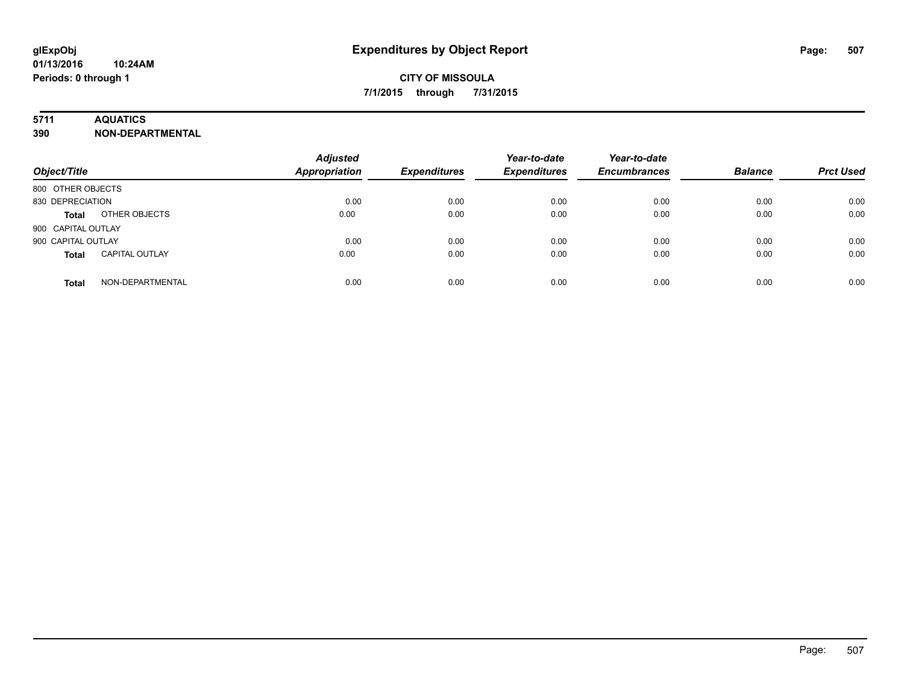glExpObj
01/13/2016 10:24AM
Periods: 0 through 1

# Expenditures by Object Report

**CITY OF MISSOULA**
**7/1/2015 through 7/31/2015**

**5711 AQUATICS**
**390 NON-DEPARTMENTAL**

| Object/Title | | Adjusted Appropriation | Expenditures | Year-to-date Expenditures | Year-to-date Encumbrances | Balance | Prct Used |
|---|---|---|---|---|---|---|---|
| 800 OTHER OBJECTS | | | | | | | |
| 830 DEPRECIATION | | 0.00 | 0.00 | 0.00 | 0.00 | 0.00 | 0.00 |
| **Total** | OTHER OBJECTS | 0.00 | 0.00 | 0.00 | 0.00 | 0.00 | 0.00 |
| 900 CAPITAL OUTLAY | | | | | | | |
| 900 CAPITAL OUTLAY | | 0.00 | 0.00 | 0.00 | 0.00 | 0.00 | 0.00 |
| **Total** | CAPITAL OUTLAY | 0.00 | 0.00 | 0.00 | 0.00 | 0.00 | 0.00 |
| **Total** | NON-DEPARTMENTAL | 0.00 | 0.00 | 0.00 | 0.00 | 0.00 | 0.00 |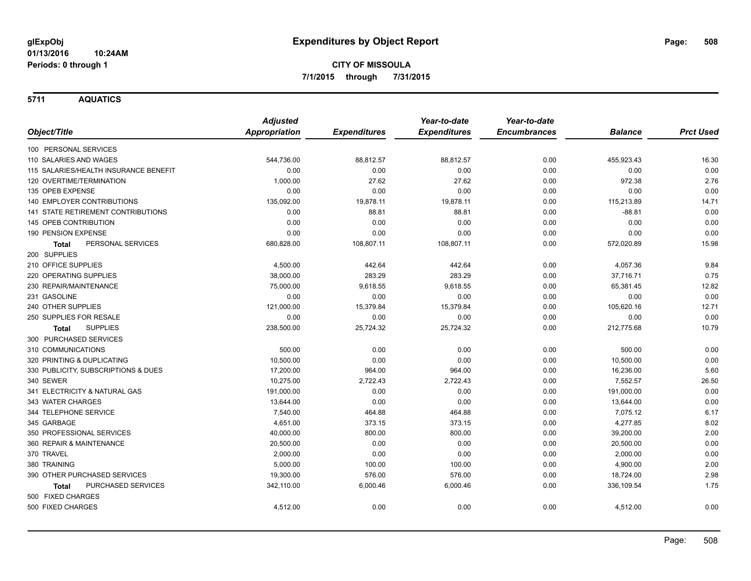**glExpObj** **Expenditures by Object Report**
**01/13/2016 10:24AM**
**Periods: 0 through 1**

**CITY OF MISSOULA**
**7/1/2015 through 7/31/2015**

**5711 AQUATICS**

| Object/Title | Adjusted Appropriation | Expenditures | Year-to-date Expenditures | Year-to-date Encumbrances | Balance | Prct Used |
|---|---|---|---|---|---|---|
| 100 PERSONAL SERVICES | | | | | | |
| 110 SALARIES AND WAGES | 544,736.00 | 88,812.57 | 88,812.57 | 0.00 | 455,923.43 | 16.30 |
| 115 SALARIES/HEALTH INSURANCE BENEFIT | 0.00 | 0.00 | 0.00 | 0.00 | 0.00 | 0.00 |
| 120 OVERTIME/TERMINATION | 1,000.00 | 27.62 | 27.62 | 0.00 | 972.38 | 2.76 |
| 135 OPEB EXPENSE | 0.00 | 0.00 | 0.00 | 0.00 | 0.00 | 0.00 |
| 140 EMPLOYER CONTRIBUTIONS | 135,092.00 | 19,878.11 | 19,878.11 | 0.00 | 115,213.89 | 14.71 |
| 141 STATE RETIREMENT CONTRIBUTIONS | 0.00 | 88.81 | 88.81 | 0.00 | -88.81 | 0.00 |
| 145 OPEB CONTRIBUTION | 0.00 | 0.00 | 0.00 | 0.00 | 0.00 | 0.00 |
| 190 PENSION EXPENSE | 0.00 | 0.00 | 0.00 | 0.00 | 0.00 | 0.00 |
| **Total** PERSONAL SERVICES | 680,828.00 | 108,807.11 | 108,807.11 | 0.00 | 572,020.89 | 15.98 |
| 200 SUPPLIES | | | | | | |
| 210 OFFICE SUPPLIES | 4,500.00 | 442.64 | 442.64 | 0.00 | 4,057.36 | 9.84 |
| 220 OPERATING SUPPLIES | 38,000.00 | 283.29 | 283.29 | 0.00 | 37,716.71 | 0.75 |
| 230 REPAIR/MAINTENANCE | 75,000.00 | 9,618.55 | 9,618.55 | 0.00 | 65,381.45 | 12.82 |
| 231 GASOLINE | 0.00 | 0.00 | 0.00 | 0.00 | 0.00 | 0.00 |
| 240 OTHER SUPPLIES | 121,000.00 | 15,379.84 | 15,379.84 | 0.00 | 105,620.16 | 12.71 |
| 250 SUPPLIES FOR RESALE | 0.00 | 0.00 | 0.00 | 0.00 | 0.00 | 0.00 |
| **Total** SUPPLIES | 238,500.00 | 25,724.32 | 25,724.32 | 0.00 | 212,775.68 | 10.79 |
| 300 PURCHASED SERVICES | | | | | | |
| 310 COMMUNICATIONS | 500.00 | 0.00 | 0.00 | 0.00 | 500.00 | 0.00 |
| 320 PRINTING & DUPLICATING | 10,500.00 | 0.00 | 0.00 | 0.00 | 10,500.00 | 0.00 |
| 330 PUBLICITY, SUBSCRIPTIONS & DUES | 17,200.00 | 964.00 | 964.00 | 0.00 | 16,236.00 | 5.60 |
| 340 SEWER | 10,275.00 | 2,722.43 | 2,722.43 | 0.00 | 7,552.57 | 26.50 |
| 341 ELECTRICITY & NATURAL GAS | 191,000.00 | 0.00 | 0.00 | 0.00 | 191,000.00 | 0.00 |
| 343 WATER CHARGES | 13,644.00 | 0.00 | 0.00 | 0.00 | 13,644.00 | 0.00 |
| 344 TELEPHONE SERVICE | 7,540.00 | 464.88 | 464.88 | 0.00 | 7,075.12 | 6.17 |
| 345 GARBAGE | 4,651.00 | 373.15 | 373.15 | 0.00 | 4,277.85 | 8.02 |
| 350 PROFESSIONAL SERVICES | 40,000.00 | 800.00 | 800.00 | 0.00 | 39,200.00 | 2.00 |
| 360 REPAIR & MAINTENANCE | 20,500.00 | 0.00 | 0.00 | 0.00 | 20,500.00 | 0.00 |
| 370 TRAVEL | 2,000.00 | 0.00 | 0.00 | 0.00 | 2,000.00 | 0.00 |
| 380 TRAINING | 5,000.00 | 100.00 | 100.00 | 0.00 | 4,900.00 | 2.00 |
| 390 OTHER PURCHASED SERVICES | 19,300.00 | 576.00 | 576.00 | 0.00 | 18,724.00 | 2.98 |
| **Total** PURCHASED SERVICES | 342,110.00 | 6,000.46 | 6,000.46 | 0.00 | 336,109.54 | 1.75 |
| 500 FIXED CHARGES | | | | | | |
| 500 FIXED CHARGES | 4,512.00 | 0.00 | 0.00 | 0.00 | 4,512.00 | 0.00 |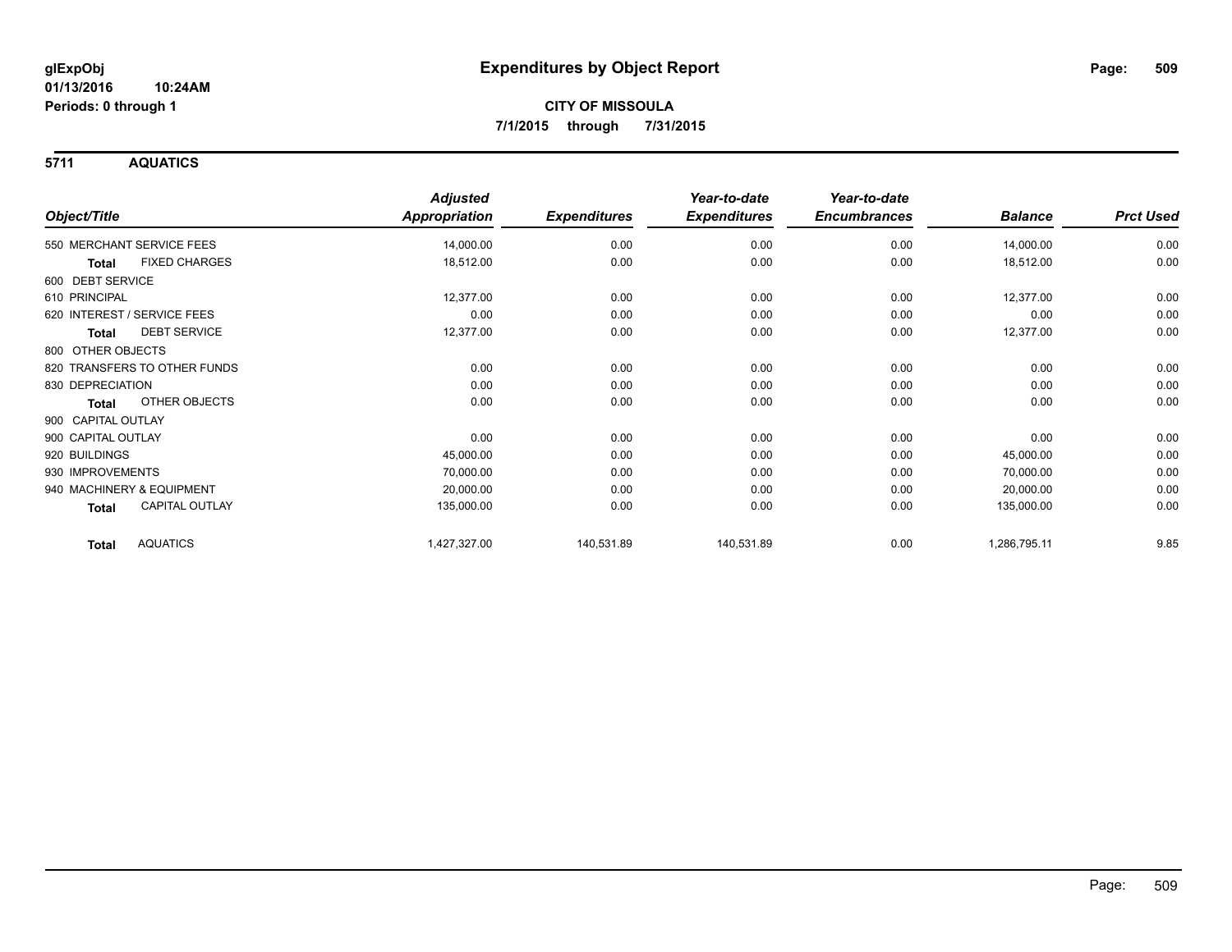glExpObj
01/13/2016 10:24AM
Periods: 0 through 1

# Expenditures by Object Report

**CITY OF MISSOULA**
**7/1/2015 through 7/31/2015**

## 5711 AQUATICS

| Object/Title | Adjusted Appropriation | Expenditures | Year-to-date Expenditures | Year-to-date Encumbrances | Balance | Prct Used |
|---|---|---|---|---|---|---|
| 550 MERCHANT SERVICE FEES | 14,000.00 | 0.00 | 0.00 | 0.00 | 14,000.00 | 0.00 |
| **Total** FIXED CHARGES | 18,512.00 | 0.00 | 0.00 | 0.00 | 18,512.00 | 0.00 |
| 600 DEBT SERVICE | | | | | | |
| 610 PRINCIPAL | 12,377.00 | 0.00 | 0.00 | 0.00 | 12,377.00 | 0.00 |
| 620 INTEREST / SERVICE FEES | 0.00 | 0.00 | 0.00 | 0.00 | 0.00 | 0.00 |
| **Total** DEBT SERVICE | 12,377.00 | 0.00 | 0.00 | 0.00 | 12,377.00 | 0.00 |
| 800 OTHER OBJECTS | | | | | | |
| 820 TRANSFERS TO OTHER FUNDS | 0.00 | 0.00 | 0.00 | 0.00 | 0.00 | 0.00 |
| 830 DEPRECIATION | 0.00 | 0.00 | 0.00 | 0.00 | 0.00 | 0.00 |
| **Total** OTHER OBJECTS | 0.00 | 0.00 | 0.00 | 0.00 | 0.00 | 0.00 |
| 900 CAPITAL OUTLAY | | | | | | |
| 900 CAPITAL OUTLAY | 0.00 | 0.00 | 0.00 | 0.00 | 0.00 | 0.00 |
| 920 BUILDINGS | 45,000.00 | 0.00 | 0.00 | 0.00 | 45,000.00 | 0.00 |
| 930 IMPROVEMENTS | 70,000.00 | 0.00 | 0.00 | 0.00 | 70,000.00 | 0.00 |
| 940 MACHINERY & EQUIPMENT | 20,000.00 | 0.00 | 0.00 | 0.00 | 20,000.00 | 0.00 |
| **Total** CAPITAL OUTLAY | 135,000.00 | 0.00 | 0.00 | 0.00 | 135,000.00 | 0.00 |
| **Total** AQUATICS | 1,427,327.00 | 140,531.89 | 140,531.89 | 0.00 | 1,286,795.11 | 9.85 |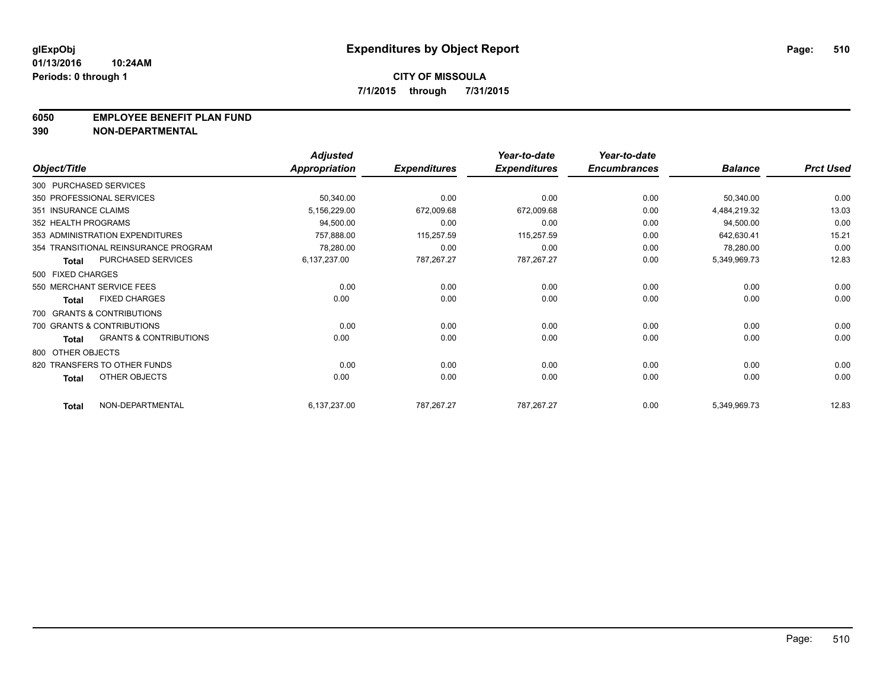glExpObj
01/13/2016 10:24AM
Periods: 0 through 1

# Expenditures by Object Report

**CITY OF MISSOULA**
**7/1/2015 through 7/31/2015**

**6050 EMPLOYEE BENEFIT PLAN FUND**
**390 NON-DEPARTMENTAL**

| Object/Title | Adjusted Appropriation | Expenditures | Year-to-date Expenditures | Year-to-date Encumbrances | Balance | Prct Used |
|---|---|---|---|---|---|---|
| 300 PURCHASED SERVICES | | | | | | |
| 350 PROFESSIONAL SERVICES | 50,340.00 | 0.00 | 0.00 | 0.00 | 50,340.00 | 0.00 |
| 351 INSURANCE CLAIMS | 5,156,229.00 | 672,009.68 | 672,009.68 | 0.00 | 4,484,219.32 | 13.03 |
| 352 HEALTH PROGRAMS | 94,500.00 | 0.00 | 0.00 | 0.00 | 94,500.00 | 0.00 |
| 353 ADMINISTRATION EXPENDITURES | 757,888.00 | 115,257.59 | 115,257.59 | 0.00 | 642,630.41 | 15.21 |
| 354 TRANSITIONAL REINSURANCE PROGRAM | 78,280.00 | 0.00 | 0.00 | 0.00 | 78,280.00 | 0.00 |
| **Total** PURCHASED SERVICES | 6,137,237.00 | 787,267.27 | 787,267.27 | 0.00 | 5,349,969.73 | 12.83 |
| 500 FIXED CHARGES | | | | | | |
| 550 MERCHANT SERVICE FEES | 0.00 | 0.00 | 0.00 | 0.00 | 0.00 | 0.00 |
| **Total** FIXED CHARGES | 0.00 | 0.00 | 0.00 | 0.00 | 0.00 | 0.00 |
| 700 GRANTS & CONTRIBUTIONS | | | | | | |
| 700 GRANTS & CONTRIBUTIONS | 0.00 | 0.00 | 0.00 | 0.00 | 0.00 | 0.00 |
| **Total** GRANTS & CONTRIBUTIONS | 0.00 | 0.00 | 0.00 | 0.00 | 0.00 | 0.00 |
| 800 OTHER OBJECTS | | | | | | |
| 820 TRANSFERS TO OTHER FUNDS | 0.00 | 0.00 | 0.00 | 0.00 | 0.00 | 0.00 |
| **Total** OTHER OBJECTS | 0.00 | 0.00 | 0.00 | 0.00 | 0.00 | 0.00 |
| **Total** NON-DEPARTMENTAL | 6,137,237.00 | 787,267.27 | 787,267.27 | 0.00 | 5,349,969.73 | 12.83 |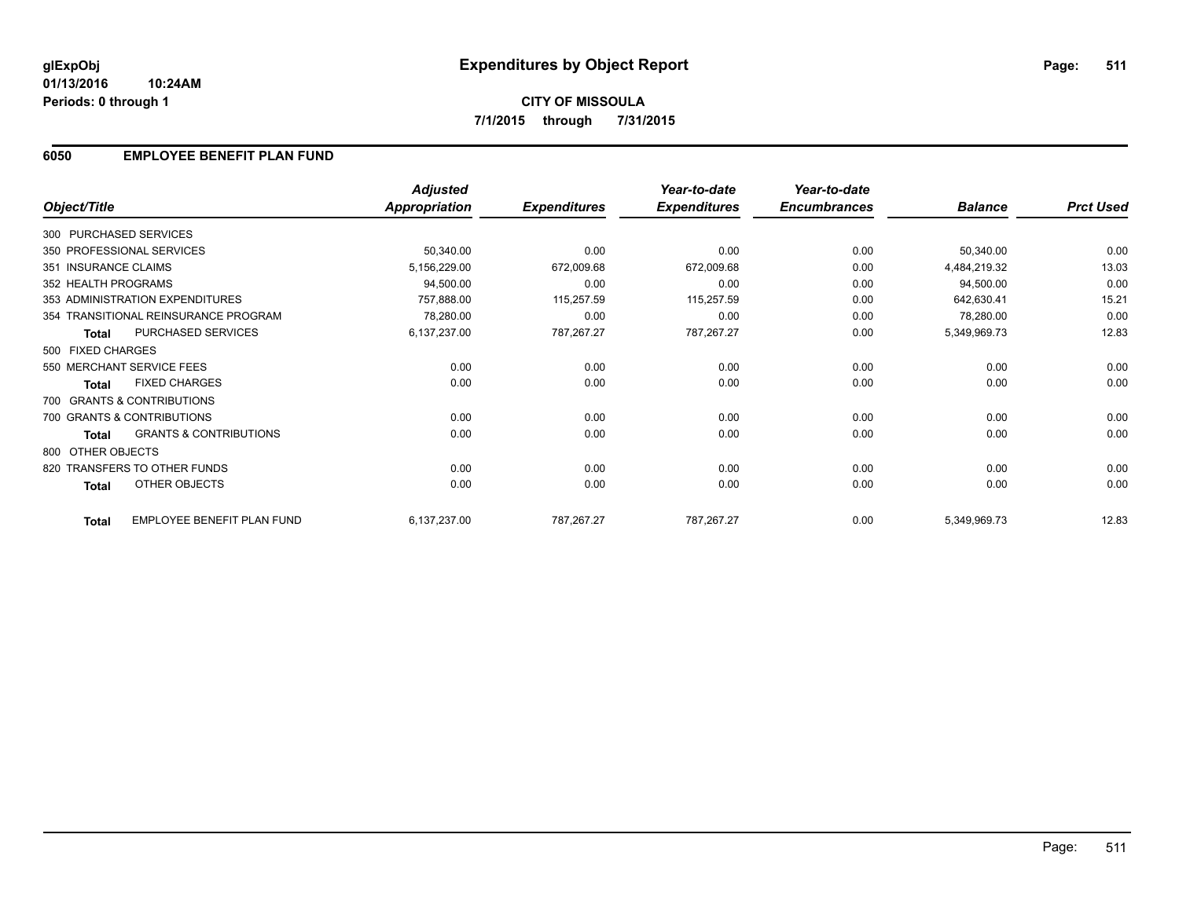# Expenditures by Object Report

glExpObj
01/13/2016 10:24AM
Periods: 0 through 1

**CITY OF MISSOULA**
**7/1/2015 through 7/31/2015**

## 6050 EMPLOYEE BENEFIT PLAN FUND

| Object/Title | Adjusted Appropriation | Expenditures | Year-to-date Expenditures | Year-to-date Encumbrances | Balance | Prct Used |
|---|---|---|---|---|---|---|
| 300 PURCHASED SERVICES | | | | | | |
| 350 PROFESSIONAL SERVICES | 50,340.00 | 0.00 | 0.00 | 0.00 | 50,340.00 | 0.00 |
| 351 INSURANCE CLAIMS | 5,156,229.00 | 672,009.68 | 672,009.68 | 0.00 | 4,484,219.32 | 13.03 |
| 352 HEALTH PROGRAMS | 94,500.00 | 0.00 | 0.00 | 0.00 | 94,500.00 | 0.00 |
| 353 ADMINISTRATION EXPENDITURES | 757,888.00 | 115,257.59 | 115,257.59 | 0.00 | 642,630.41 | 15.21 |
| 354 TRANSITIONAL REINSURANCE PROGRAM | 78,280.00 | 0.00 | 0.00 | 0.00 | 78,280.00 | 0.00 |
| **Total** PURCHASED SERVICES | 6,137,237.00 | 787,267.27 | 787,267.27 | 0.00 | 5,349,969.73 | 12.83 |
| 500 FIXED CHARGES | | | | | | |
| 550 MERCHANT SERVICE FEES | 0.00 | 0.00 | 0.00 | 0.00 | 0.00 | 0.00 |
| **Total** FIXED CHARGES | 0.00 | 0.00 | 0.00 | 0.00 | 0.00 | 0.00 |
| 700 GRANTS & CONTRIBUTIONS | | | | | | |
| 700 GRANTS & CONTRIBUTIONS | 0.00 | 0.00 | 0.00 | 0.00 | 0.00 | 0.00 |
| **Total** GRANTS & CONTRIBUTIONS | 0.00 | 0.00 | 0.00 | 0.00 | 0.00 | 0.00 |
| 800 OTHER OBJECTS | | | | | | |
| 820 TRANSFERS TO OTHER FUNDS | 0.00 | 0.00 | 0.00 | 0.00 | 0.00 | 0.00 |
| **Total** OTHER OBJECTS | 0.00 | 0.00 | 0.00 | 0.00 | 0.00 | 0.00 |
| **Total** EMPLOYEE BENEFIT PLAN FUND | 6,137,237.00 | 787,267.27 | 787,267.27 | 0.00 | 5,349,969.73 | 12.83 |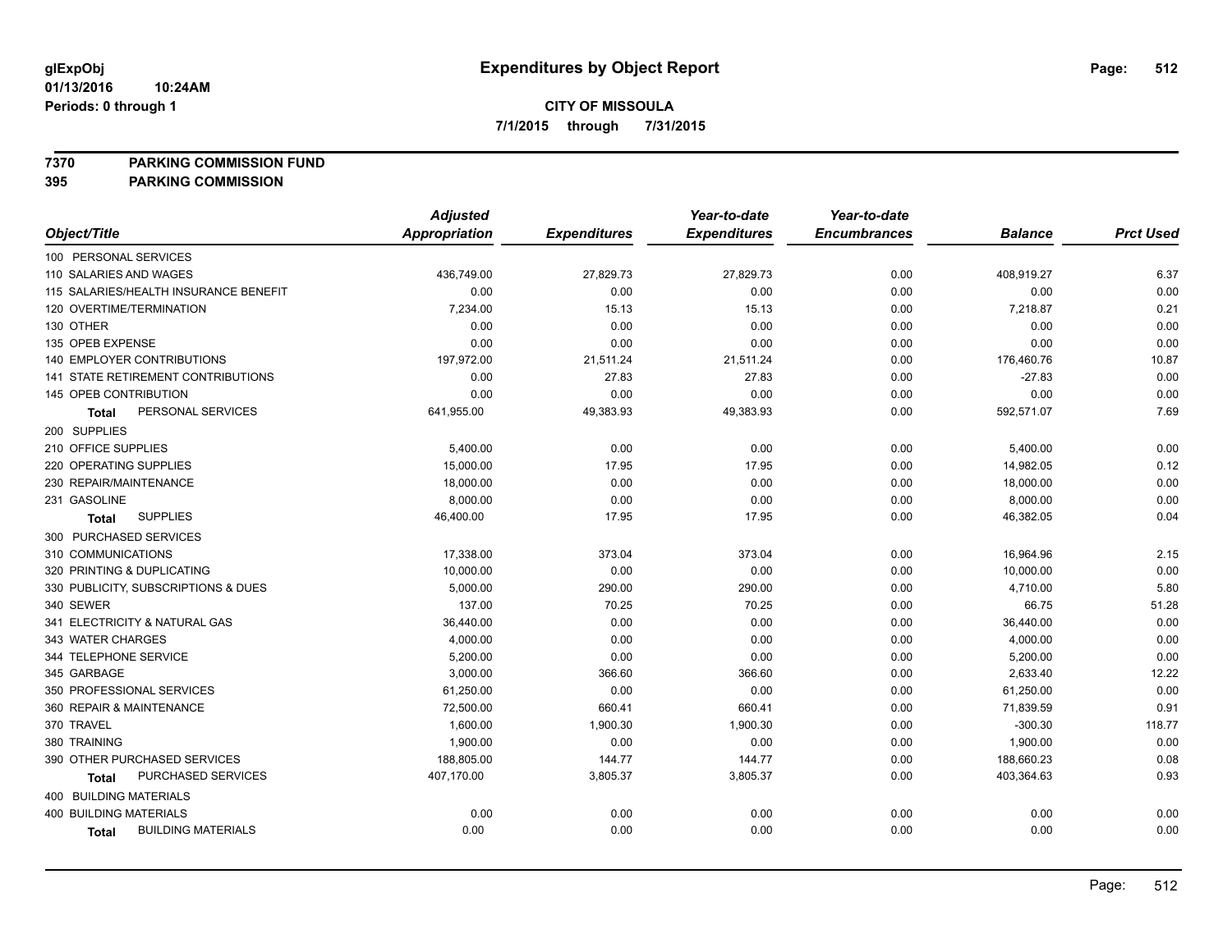# Expenditures by Object Report

glExpObj
01/13/2016 10:24AM
Periods: 0 through 1

**CITY OF MISSOULA**
**7/1/2015 through 7/31/2015**

**7370 PARKING COMMISSION FUND**
**395 PARKING COMMISSION**

| Object/Title | Adjusted Appropriation | Expenditures | Year-to-date Expenditures | Year-to-date Encumbrances | Balance | Prct Used |
|---|---|---|---|---|---|---|
| 100 PERSONAL SERVICES | | | | | | |
| 110 SALARIES AND WAGES | 436,749.00 | 27,829.73 | 27,829.73 | 0.00 | 408,919.27 | 6.37 |
| 115 SALARIES/HEALTH INSURANCE BENEFIT | 0.00 | 0.00 | 0.00 | 0.00 | 0.00 | 0.00 |
| 120 OVERTIME/TERMINATION | 7,234.00 | 15.13 | 15.13 | 0.00 | 7,218.87 | 0.21 |
| 130 OTHER | 0.00 | 0.00 | 0.00 | 0.00 | 0.00 | 0.00 |
| 135 OPEB EXPENSE | 0.00 | 0.00 | 0.00 | 0.00 | 0.00 | 0.00 |
| 140 EMPLOYER CONTRIBUTIONS | 197,972.00 | 21,511.24 | 21,511.24 | 0.00 | 176,460.76 | 10.87 |
| 141 STATE RETIREMENT CONTRIBUTIONS | 0.00 | 27.83 | 27.83 | 0.00 | -27.83 | 0.00 |
| 145 OPEB CONTRIBUTION | 0.00 | 0.00 | 0.00 | 0.00 | 0.00 | 0.00 |
| **Total** PERSONAL SERVICES | 641,955.00 | 49,383.93 | 49,383.93 | 0.00 | 592,571.07 | 7.69 |
| 200 SUPPLIES | | | | | | |
| 210 OFFICE SUPPLIES | 5,400.00 | 0.00 | 0.00 | 0.00 | 5,400.00 | 0.00 |
| 220 OPERATING SUPPLIES | 15,000.00 | 17.95 | 17.95 | 0.00 | 14,982.05 | 0.12 |
| 230 REPAIR/MAINTENANCE | 18,000.00 | 0.00 | 0.00 | 0.00 | 18,000.00 | 0.00 |
| 231 GASOLINE | 8,000.00 | 0.00 | 0.00 | 0.00 | 8,000.00 | 0.00 |
| **Total** SUPPLIES | 46,400.00 | 17.95 | 17.95 | 0.00 | 46,382.05 | 0.04 |
| 300 PURCHASED SERVICES | | | | | | |
| 310 COMMUNICATIONS | 17,338.00 | 373.04 | 373.04 | 0.00 | 16,964.96 | 2.15 |
| 320 PRINTING & DUPLICATING | 10,000.00 | 0.00 | 0.00 | 0.00 | 10,000.00 | 0.00 |
| 330 PUBLICITY, SUBSCRIPTIONS & DUES | 5,000.00 | 290.00 | 290.00 | 0.00 | 4,710.00 | 5.80 |
| 340 SEWER | 137.00 | 70.25 | 70.25 | 0.00 | 66.75 | 51.28 |
| 341 ELECTRICITY & NATURAL GAS | 36,440.00 | 0.00 | 0.00 | 0.00 | 36,440.00 | 0.00 |
| 343 WATER CHARGES | 4,000.00 | 0.00 | 0.00 | 0.00 | 4,000.00 | 0.00 |
| 344 TELEPHONE SERVICE | 5,200.00 | 0.00 | 0.00 | 0.00 | 5,200.00 | 0.00 |
| 345 GARBAGE | 3,000.00 | 366.60 | 366.60 | 0.00 | 2,633.40 | 12.22 |
| 350 PROFESSIONAL SERVICES | 61,250.00 | 0.00 | 0.00 | 0.00 | 61,250.00 | 0.00 |
| 360 REPAIR & MAINTENANCE | 72,500.00 | 660.41 | 660.41 | 0.00 | 71,839.59 | 0.91 |
| 370 TRAVEL | 1,600.00 | 1,900.30 | 1,900.30 | 0.00 | -300.30 | 118.77 |
| 380 TRAINING | 1,900.00 | 0.00 | 0.00 | 0.00 | 1,900.00 | 0.00 |
| 390 OTHER PURCHASED SERVICES | 188,805.00 | 144.77 | 144.77 | 0.00 | 188,660.23 | 0.08 |
| **Total** PURCHASED SERVICES | 407,170.00 | 3,805.37 | 3,805.37 | 0.00 | 403,364.63 | 0.93 |
| 400 BUILDING MATERIALS | | | | | | |
| 400 BUILDING MATERIALS | 0.00 | 0.00 | 0.00 | 0.00 | 0.00 | 0.00 |
| **Total** BUILDING MATERIALS | 0.00 | 0.00 | 0.00 | 0.00 | 0.00 | 0.00 |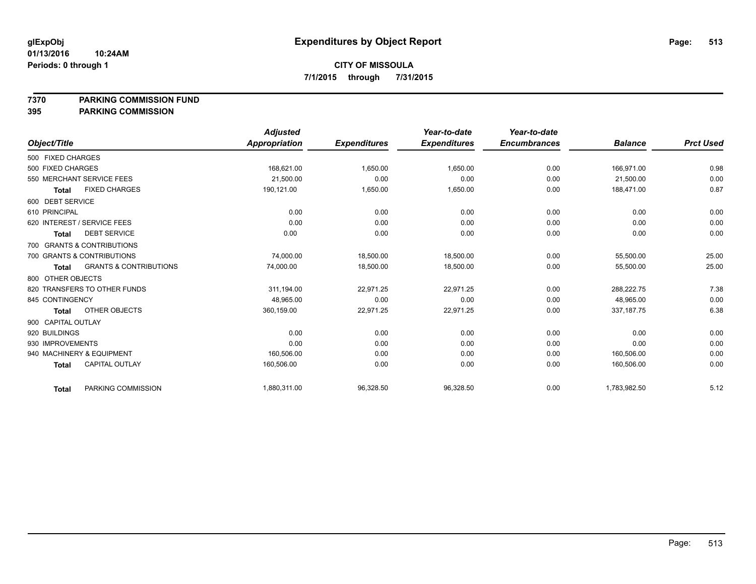glExpObj
01/13/2016 10:24AM
Periods: 0 through 1

# Expenditures by Object Report

**CITY OF MISSOULA**
**7/1/2015 through 7/31/2015**

**7370 PARKING COMMISSION FUND**
**395 PARKING COMMISSION**

| Object/Title | Adjusted Appropriation | Expenditures | Year-to-date Expenditures | Year-to-date Encumbrances | Balance | Prct Used |
|---|---|---|---|---|---|---|
| 500 FIXED CHARGES | | | | | | |
| 500 FIXED CHARGES | 168,621.00 | 1,650.00 | 1,650.00 | 0.00 | 166,971.00 | 0.98 |
| 550 MERCHANT SERVICE FEES | 21,500.00 | 0.00 | 0.00 | 0.00 | 21,500.00 | 0.00 |
| **Total** FIXED CHARGES | 190,121.00 | 1,650.00 | 1,650.00 | 0.00 | 188,471.00 | 0.87 |
| 600 DEBT SERVICE | | | | | | |
| 610 PRINCIPAL | 0.00 | 0.00 | 0.00 | 0.00 | 0.00 | 0.00 |
| 620 INTEREST / SERVICE FEES | 0.00 | 0.00 | 0.00 | 0.00 | 0.00 | 0.00 |
| **Total** DEBT SERVICE | 0.00 | 0.00 | 0.00 | 0.00 | 0.00 | 0.00 |
| 700 GRANTS & CONTRIBUTIONS | | | | | | |
| 700 GRANTS & CONTRIBUTIONS | 74,000.00 | 18,500.00 | 18,500.00 | 0.00 | 55,500.00 | 25.00 |
| **Total** GRANTS & CONTRIBUTIONS | 74,000.00 | 18,500.00 | 18,500.00 | 0.00 | 55,500.00 | 25.00 |
| 800 OTHER OBJECTS | | | | | | |
| 820 TRANSFERS TO OTHER FUNDS | 311,194.00 | 22,971.25 | 22,971.25 | 0.00 | 288,222.75 | 7.38 |
| 845 CONTINGENCY | 48,965.00 | 0.00 | 0.00 | 0.00 | 48,965.00 | 0.00 |
| **Total** OTHER OBJECTS | 360,159.00 | 22,971.25 | 22,971.25 | 0.00 | 337,187.75 | 6.38 |
| 900 CAPITAL OUTLAY | | | | | | |
| 920 BUILDINGS | 0.00 | 0.00 | 0.00 | 0.00 | 0.00 | 0.00 |
| 930 IMPROVEMENTS | 0.00 | 0.00 | 0.00 | 0.00 | 0.00 | 0.00 |
| 940 MACHINERY & EQUIPMENT | 160,506.00 | 0.00 | 0.00 | 0.00 | 160,506.00 | 0.00 |
| **Total** CAPITAL OUTLAY | 160,506.00 | 0.00 | 0.00 | 0.00 | 160,506.00 | 0.00 |
| **Total** PARKING COMMISSION | 1,880,311.00 | 96,328.50 | 96,328.50 | 0.00 | 1,783,982.50 | 5.12 |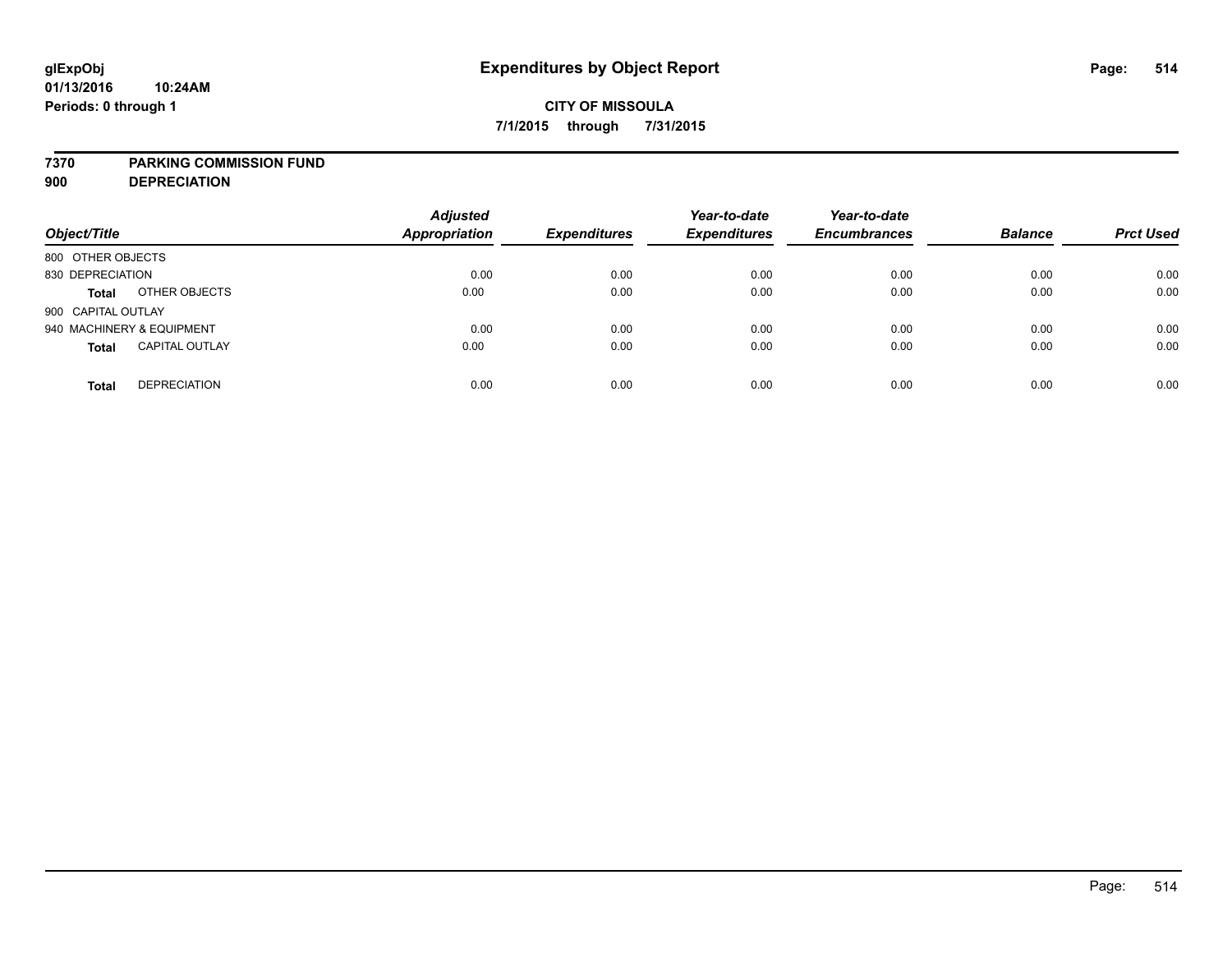# Expenditures by Object Report

glExpObj
01/13/2016 10:24AM
Periods: 0 through 1

**CITY OF MISSOULA**
**7/1/2015 through 7/31/2015**

**7370 PARKING COMMISSION FUND**
**900 DEPRECIATION**

| Object/Title | | Adjusted Appropriation | Expenditures | Year-to-date Expenditures | Year-to-date Encumbrances | Balance | Prct Used |
|---|---|---|---|---|---|---|---|
| 800 OTHER OBJECTS | | | | | | | |
| 830 DEPRECIATION | | 0.00 | 0.00 | 0.00 | 0.00 | 0.00 | 0.00 |
| **Total** | OTHER OBJECTS | 0.00 | 0.00 | 0.00 | 0.00 | 0.00 | 0.00 |
| 900 CAPITAL OUTLAY | | | | | | | |
| 940 MACHINERY & EQUIPMENT | | 0.00 | 0.00 | 0.00 | 0.00 | 0.00 | 0.00 |
| **Total** | CAPITAL OUTLAY | 0.00 | 0.00 | 0.00 | 0.00 | 0.00 | 0.00 |
| **Total** | DEPRECIATION | 0.00 | 0.00 | 0.00 | 0.00 | 0.00 | 0.00 |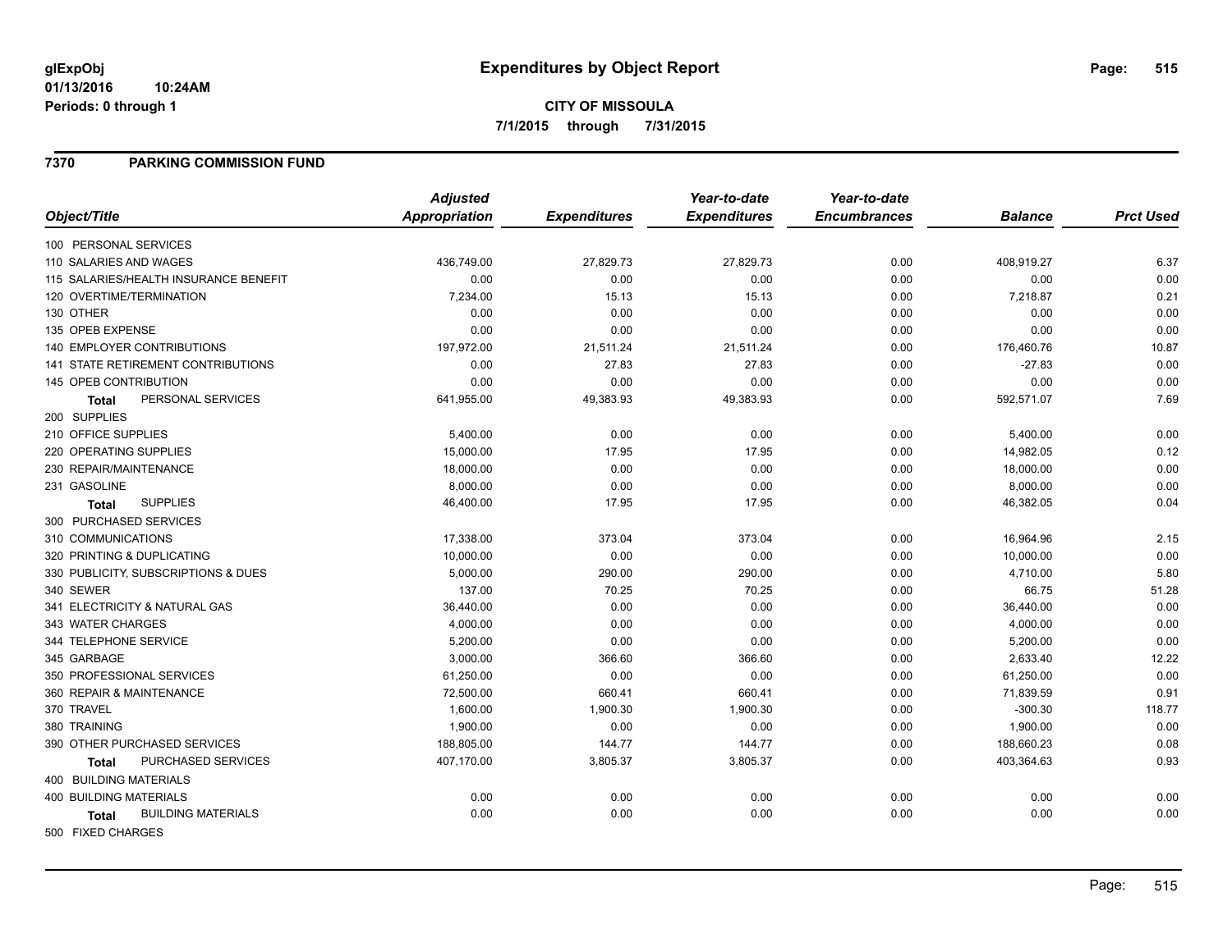**glExpObj**
**01/13/2016 10:24AM**
**Periods: 0 through 1**

# Expenditures by Object Report

**CITY OF MISSOULA**
**7/1/2015 through 7/31/2015**

## 7370 PARKING COMMISSION FUND

| Object/Title | Adjusted Appropriation | Expenditures | Year-to-date Expenditures | Year-to-date Encumbrances | Balance | Prct Used |
|---|---|---|---|---|---|---|
| 100 PERSONAL SERVICES | | | | | | |
| 110 SALARIES AND WAGES | 436,749.00 | 27,829.73 | 27,829.73 | 0.00 | 408,919.27 | 6.37 |
| 115 SALARIES/HEALTH INSURANCE BENEFIT | 0.00 | 0.00 | 0.00 | 0.00 | 0.00 | 0.00 |
| 120 OVERTIME/TERMINATION | 7,234.00 | 15.13 | 15.13 | 0.00 | 7,218.87 | 0.21 |
| 130 OTHER | 0.00 | 0.00 | 0.00 | 0.00 | 0.00 | 0.00 |
| 135 OPEB EXPENSE | 0.00 | 0.00 | 0.00 | 0.00 | 0.00 | 0.00 |
| 140 EMPLOYER CONTRIBUTIONS | 197,972.00 | 21,511.24 | 21,511.24 | 0.00 | 176,460.76 | 10.87 |
| 141 STATE RETIREMENT CONTRIBUTIONS | 0.00 | 27.83 | 27.83 | 0.00 | -27.83 | 0.00 |
| 145 OPEB CONTRIBUTION | 0.00 | 0.00 | 0.00 | 0.00 | 0.00 | 0.00 |
| **Total** PERSONAL SERVICES | 641,955.00 | 49,383.93 | 49,383.93 | 0.00 | 592,571.07 | 7.69 |
| 200 SUPPLIES | | | | | | |
| 210 OFFICE SUPPLIES | 5,400.00 | 0.00 | 0.00 | 0.00 | 5,400.00 | 0.00 |
| 220 OPERATING SUPPLIES | 15,000.00 | 17.95 | 17.95 | 0.00 | 14,982.05 | 0.12 |
| 230 REPAIR/MAINTENANCE | 18,000.00 | 0.00 | 0.00 | 0.00 | 18,000.00 | 0.00 |
| 231 GASOLINE | 8,000.00 | 0.00 | 0.00 | 0.00 | 8,000.00 | 0.00 |
| **Total** SUPPLIES | 46,400.00 | 17.95 | 17.95 | 0.00 | 46,382.05 | 0.04 |
| 300 PURCHASED SERVICES | | | | | | |
| 310 COMMUNICATIONS | 17,338.00 | 373.04 | 373.04 | 0.00 | 16,964.96 | 2.15 |
| 320 PRINTING & DUPLICATING | 10,000.00 | 0.00 | 0.00 | 0.00 | 10,000.00 | 0.00 |
| 330 PUBLICITY, SUBSCRIPTIONS & DUES | 5,000.00 | 290.00 | 290.00 | 0.00 | 4,710.00 | 5.80 |
| 340 SEWER | 137.00 | 70.25 | 70.25 | 0.00 | 66.75 | 51.28 |
| 341 ELECTRICITY & NATURAL GAS | 36,440.00 | 0.00 | 0.00 | 0.00 | 36,440.00 | 0.00 |
| 343 WATER CHARGES | 4,000.00 | 0.00 | 0.00 | 0.00 | 4,000.00 | 0.00 |
| 344 TELEPHONE SERVICE | 5,200.00 | 0.00 | 0.00 | 0.00 | 5,200.00 | 0.00 |
| 345 GARBAGE | 3,000.00 | 366.60 | 366.60 | 0.00 | 2,633.40 | 12.22 |
| 350 PROFESSIONAL SERVICES | 61,250.00 | 0.00 | 0.00 | 0.00 | 61,250.00 | 0.00 |
| 360 REPAIR & MAINTENANCE | 72,500.00 | 660.41 | 660.41 | 0.00 | 71,839.59 | 0.91 |
| 370 TRAVEL | 1,600.00 | 1,900.30 | 1,900.30 | 0.00 | -300.30 | 118.77 |
| 380 TRAINING | 1,900.00 | 0.00 | 0.00 | 0.00 | 1,900.00 | 0.00 |
| 390 OTHER PURCHASED SERVICES | 188,805.00 | 144.77 | 144.77 | 0.00 | 188,660.23 | 0.08 |
| **Total** PURCHASED SERVICES | 407,170.00 | 3,805.37 | 3,805.37 | 0.00 | 403,364.63 | 0.93 |
| 400 BUILDING MATERIALS | | | | | | |
| 400 BUILDING MATERIALS | 0.00 | 0.00 | 0.00 | 0.00 | 0.00 | 0.00 |
| **Total** BUILDING MATERIALS | 0.00 | 0.00 | 0.00 | 0.00 | 0.00 | 0.00 |
| 500 FIXED CHARGES | | | | | | |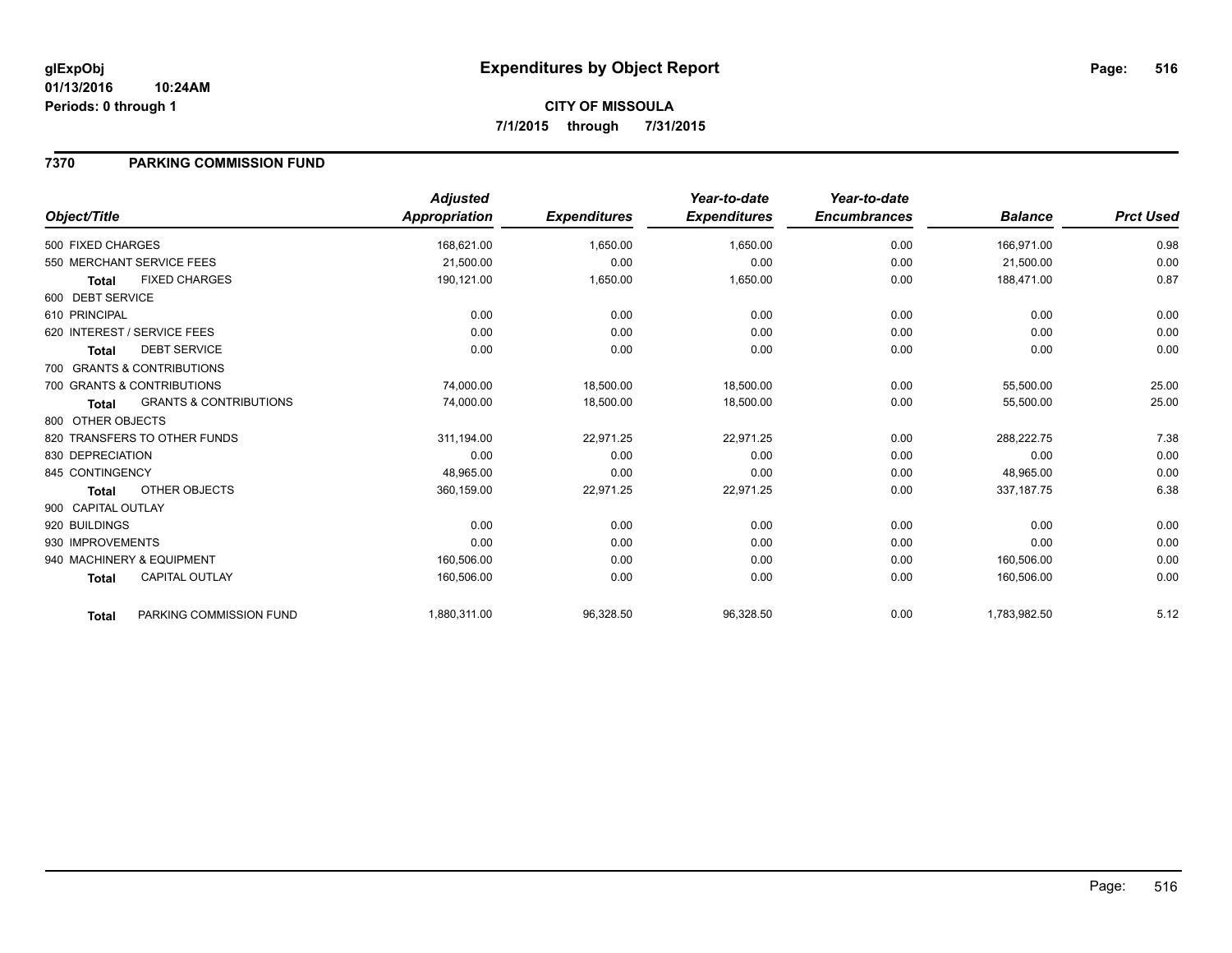glExpObj
01/13/2016 10:24AM
Periods: 0 through 1

# Expenditures by Object Report

**CITY OF MISSOULA**
**7/1/2015 through 7/31/2015**

## 7370 PARKING COMMISSION FUND

| Object/Title | | Adjusted Appropriation | Expenditures | Year-to-date Expenditures | Year-to-date Encumbrances | Balance | Prct Used |
|---|---|---|---|---|---|---|---|
| 500 FIXED CHARGES | | 168,621.00 | 1,650.00 | 1,650.00 | 0.00 | 166,971.00 | 0.98 |
| 550 MERCHANT SERVICE FEES | | 21,500.00 | 0.00 | 0.00 | 0.00 | 21,500.00 | 0.00 |
| **Total** | FIXED CHARGES | 190,121.00 | 1,650.00 | 1,650.00 | 0.00 | 188,471.00 | 0.87 |
| 600 DEBT SERVICE | | | | | | | |
| 610 PRINCIPAL | | 0.00 | 0.00 | 0.00 | 0.00 | 0.00 | 0.00 |
| 620 INTEREST / SERVICE FEES | | 0.00 | 0.00 | 0.00 | 0.00 | 0.00 | 0.00 |
| **Total** | DEBT SERVICE | 0.00 | 0.00 | 0.00 | 0.00 | 0.00 | 0.00 |
| 700 GRANTS & CONTRIBUTIONS | | | | | | | |
| 700 GRANTS & CONTRIBUTIONS | | 74,000.00 | 18,500.00 | 18,500.00 | 0.00 | 55,500.00 | 25.00 |
| **Total** | GRANTS & CONTRIBUTIONS | 74,000.00 | 18,500.00 | 18,500.00 | 0.00 | 55,500.00 | 25.00 |
| 800 OTHER OBJECTS | | | | | | | |
| 820 TRANSFERS TO OTHER FUNDS | | 311,194.00 | 22,971.25 | 22,971.25 | 0.00 | 288,222.75 | 7.38 |
| 830 DEPRECIATION | | 0.00 | 0.00 | 0.00 | 0.00 | 0.00 | 0.00 |
| 845 CONTINGENCY | | 48,965.00 | 0.00 | 0.00 | 0.00 | 48,965.00 | 0.00 |
| **Total** | OTHER OBJECTS | 360,159.00 | 22,971.25 | 22,971.25 | 0.00 | 337,187.75 | 6.38 |
| 900 CAPITAL OUTLAY | | | | | | | |
| 920 BUILDINGS | | 0.00 | 0.00 | 0.00 | 0.00 | 0.00 | 0.00 |
| 930 IMPROVEMENTS | | 0.00 | 0.00 | 0.00 | 0.00 | 0.00 | 0.00 |
| 940 MACHINERY & EQUIPMENT | | 160,506.00 | 0.00 | 0.00 | 0.00 | 160,506.00 | 0.00 |
| **Total** | CAPITAL OUTLAY | 160,506.00 | 0.00 | 0.00 | 0.00 | 160,506.00 | 0.00 |
| **Total** | PARKING COMMISSION FUND | 1,880,311.00 | 96,328.50 | 96,328.50 | 0.00 | 1,783,982.50 | 5.12 |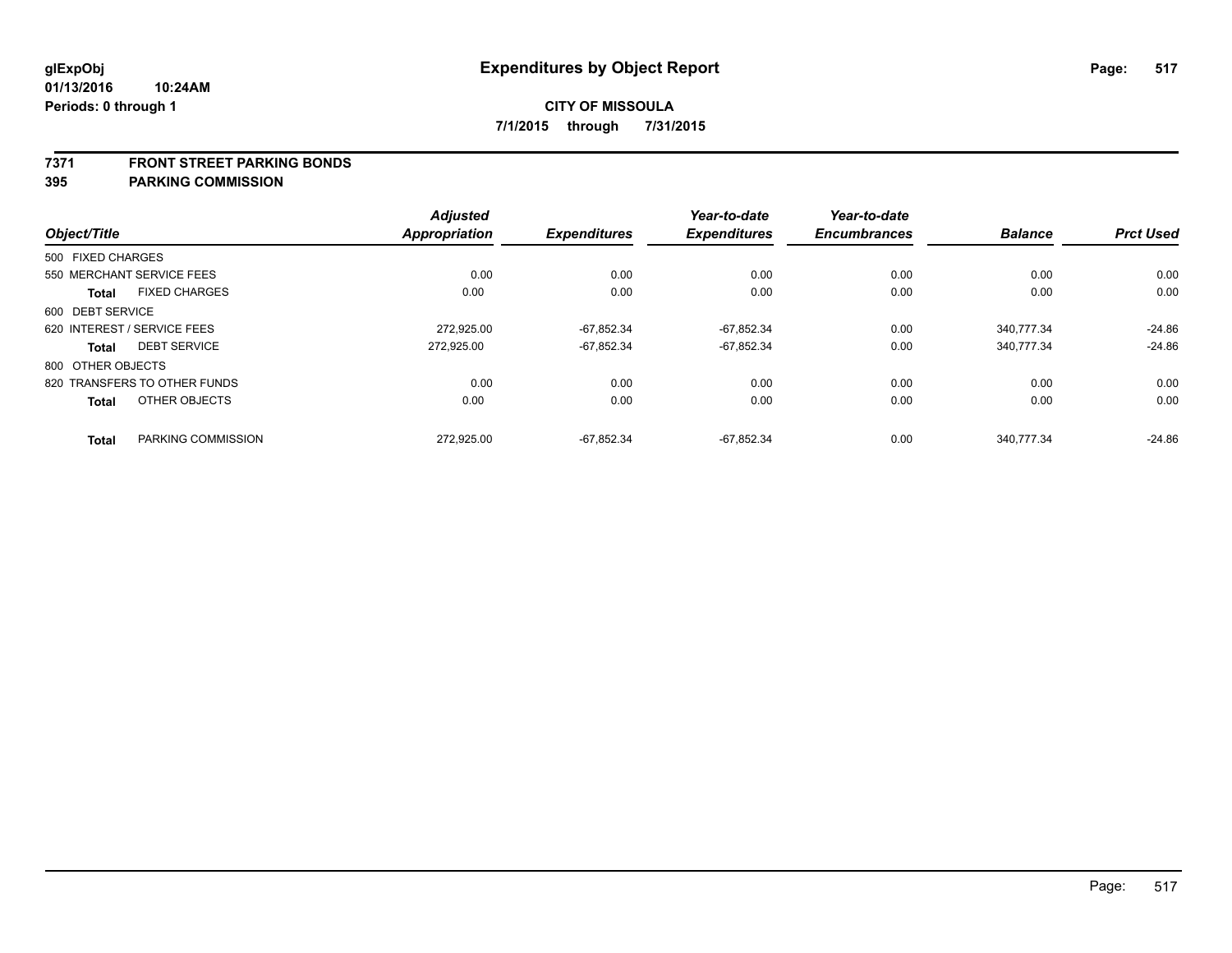glExpObj
01/13/2016 10:24AM
Periods: 0 through 1

# Expenditures by Object Report

**CITY OF MISSOULA**

**7/1/2015 through 7/31/2015**

## 7371 FRONT STREET PARKING BONDS
## 395 PARKING COMMISSION

| Object/Title | | Adjusted Appropriation | Expenditures | Year-to-date Expenditures | Year-to-date Encumbrances | Balance | Prct Used |
|---|---|---|---|---|---|---|---|
| 500 FIXED CHARGES | | | | | | | |
| 550 MERCHANT SERVICE FEES | | 0.00 | 0.00 | 0.00 | 0.00 | 0.00 | 0.00 |
| **Total** | FIXED CHARGES | 0.00 | 0.00 | 0.00 | 0.00 | 0.00 | 0.00 |
| 600 DEBT SERVICE | | | | | | | |
| 620 INTEREST / SERVICE FEES | | 272,925.00 | -67,852.34 | -67,852.34 | 0.00 | 340,777.34 | -24.86 |
| **Total** | DEBT SERVICE | 272,925.00 | -67,852.34 | -67,852.34 | 0.00 | 340,777.34 | -24.86 |
| 800 OTHER OBJECTS | | | | | | | |
| 820 TRANSFERS TO OTHER FUNDS | | 0.00 | 0.00 | 0.00 | 0.00 | 0.00 | 0.00 |
| **Total** | OTHER OBJECTS | 0.00 | 0.00 | 0.00 | 0.00 | 0.00 | 0.00 |
| **Total** | PARKING COMMISSION | 272,925.00 | -67,852.34 | -67,852.34 | 0.00 | 340,777.34 | -24.86 |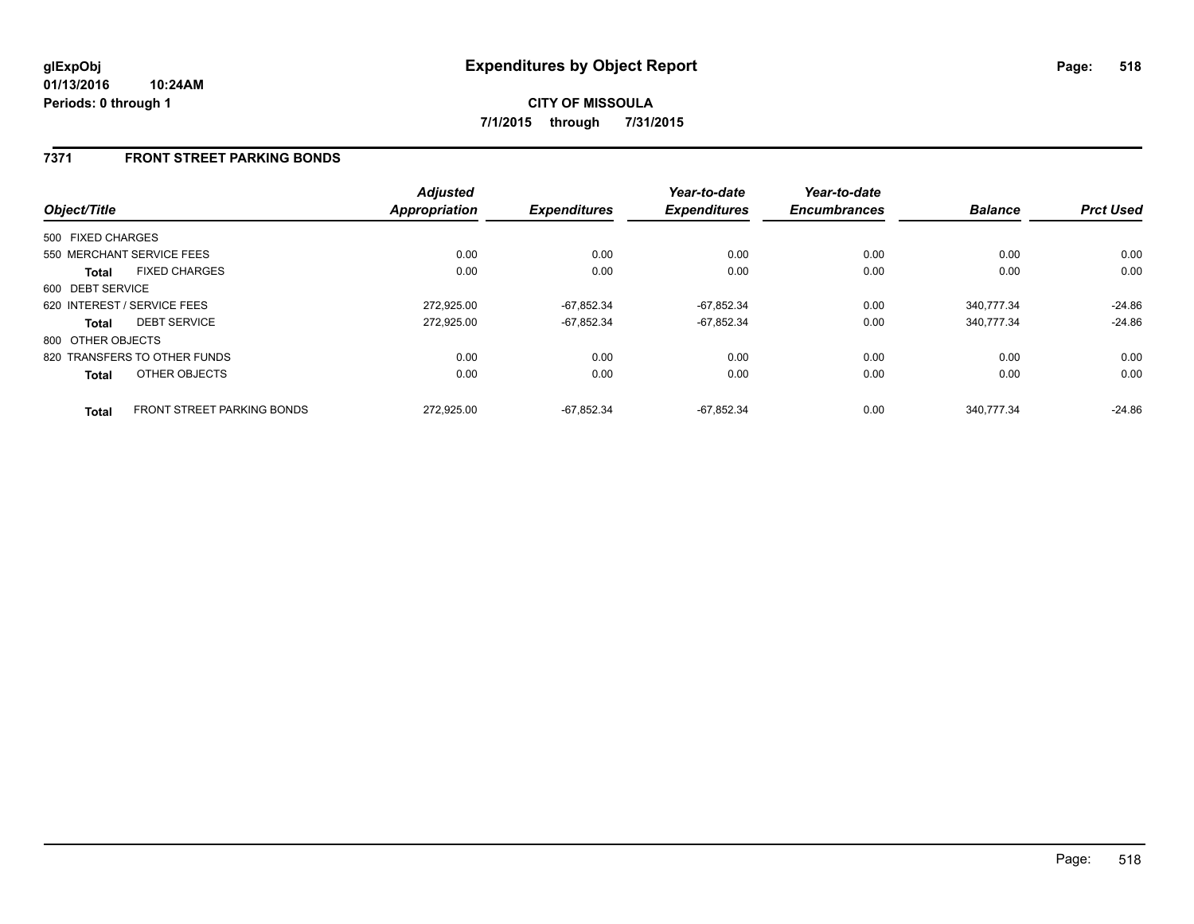# Expenditures by Object Report

**glExpObj**
**01/13/2016 10:24AM**
**Periods: 0 through 1**

**CITY OF MISSOULA**
**7/1/2015 through 7/31/2015**

## 7371 FRONT STREET PARKING BONDS

| Object/Title | | Adjusted Appropriation | Expenditures | Year-to-date Expenditures | Year-to-date Encumbrances | Balance | Prct Used |
|---|---|---|---|---|---|---|---|
| 500 FIXED CHARGES | | | | | | | |
| 550 MERCHANT SERVICE FEES | | 0.00 | 0.00 | 0.00 | 0.00 | 0.00 | 0.00 |
| **Total** | FIXED CHARGES | 0.00 | 0.00 | 0.00 | 0.00 | 0.00 | 0.00 |
| 600 DEBT SERVICE | | | | | | | |
| 620 INTEREST / SERVICE FEES | | 272,925.00 | -67,852.34 | -67,852.34 | 0.00 | 340,777.34 | -24.86 |
| **Total** | DEBT SERVICE | 272,925.00 | -67,852.34 | -67,852.34 | 0.00 | 340,777.34 | -24.86 |
| 800 OTHER OBJECTS | | | | | | | |
| 820 TRANSFERS TO OTHER FUNDS | | 0.00 | 0.00 | 0.00 | 0.00 | 0.00 | 0.00 |
| **Total** | OTHER OBJECTS | 0.00 | 0.00 | 0.00 | 0.00 | 0.00 | 0.00 |
| **Total** | FRONT STREET PARKING BONDS | 272,925.00 | -67,852.34 | -67,852.34 | 0.00 | 340,777.34 | -24.86 |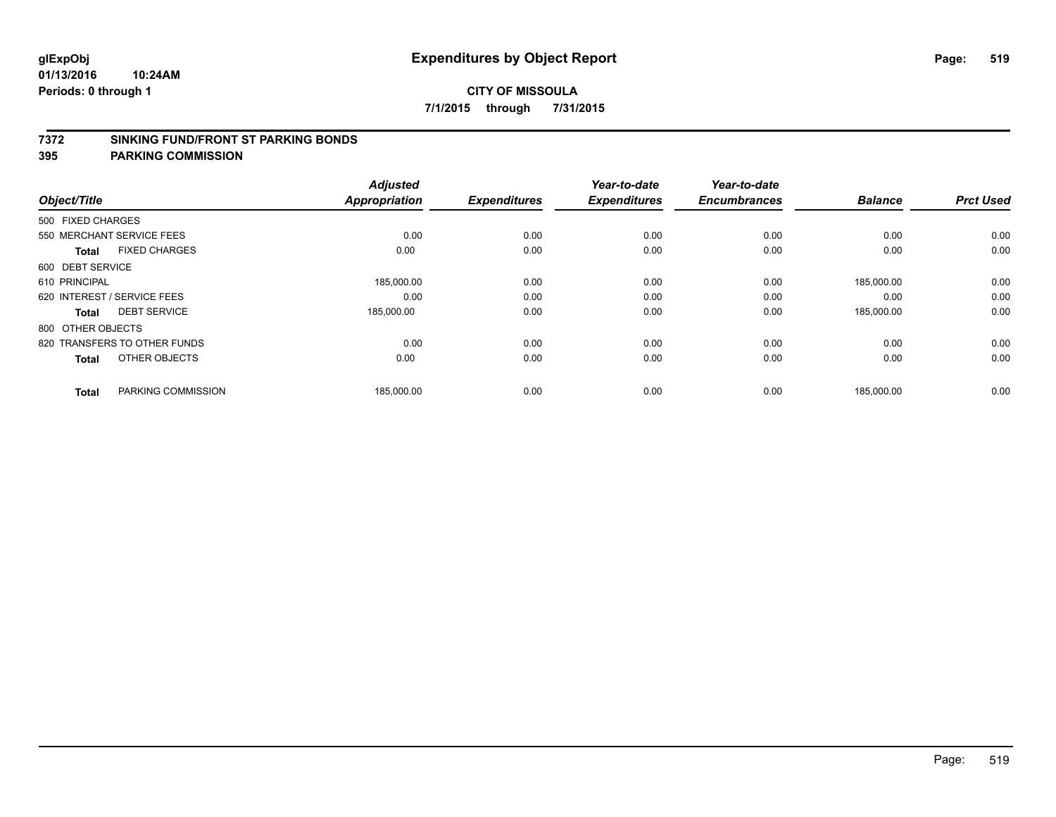**glExpObj** **Expenditures by Object Report**
**01/13/2016 10:24AM**
**Periods: 0 through 1**

**CITY OF MISSOULA**
**7/1/2015 through 7/31/2015**

## 7372 SINKING FUND/FRONT ST PARKING BONDS
## 395 PARKING COMMISSION

| Object/Title | | Adjusted Appropriation | Expenditures | Year-to-date Expenditures | Year-to-date Encumbrances | Balance | Prct Used |
|---|---|---|---|---|---|---|---|
| 500 FIXED CHARGES | | | | | | | |
| 550 MERCHANT SERVICE FEES | | 0.00 | 0.00 | 0.00 | 0.00 | 0.00 | 0.00 |
| **Total** | FIXED CHARGES | 0.00 | 0.00 | 0.00 | 0.00 | 0.00 | 0.00 |
| 600 DEBT SERVICE | | | | | | | |
| 610 PRINCIPAL | | 185,000.00 | 0.00 | 0.00 | 0.00 | 185,000.00 | 0.00 |
| 620 INTEREST / SERVICE FEES | | 0.00 | 0.00 | 0.00 | 0.00 | 0.00 | 0.00 |
| **Total** | DEBT SERVICE | 185,000.00 | 0.00 | 0.00 | 0.00 | 185,000.00 | 0.00 |
| 800 OTHER OBJECTS | | | | | | | |
| 820 TRANSFERS TO OTHER FUNDS | | 0.00 | 0.00 | 0.00 | 0.00 | 0.00 | 0.00 |
| **Total** | OTHER OBJECTS | 0.00 | 0.00 | 0.00 | 0.00 | 0.00 | 0.00 |
| **Total** | PARKING COMMISSION | 185,000.00 | 0.00 | 0.00 | 0.00 | 185,000.00 | 0.00 |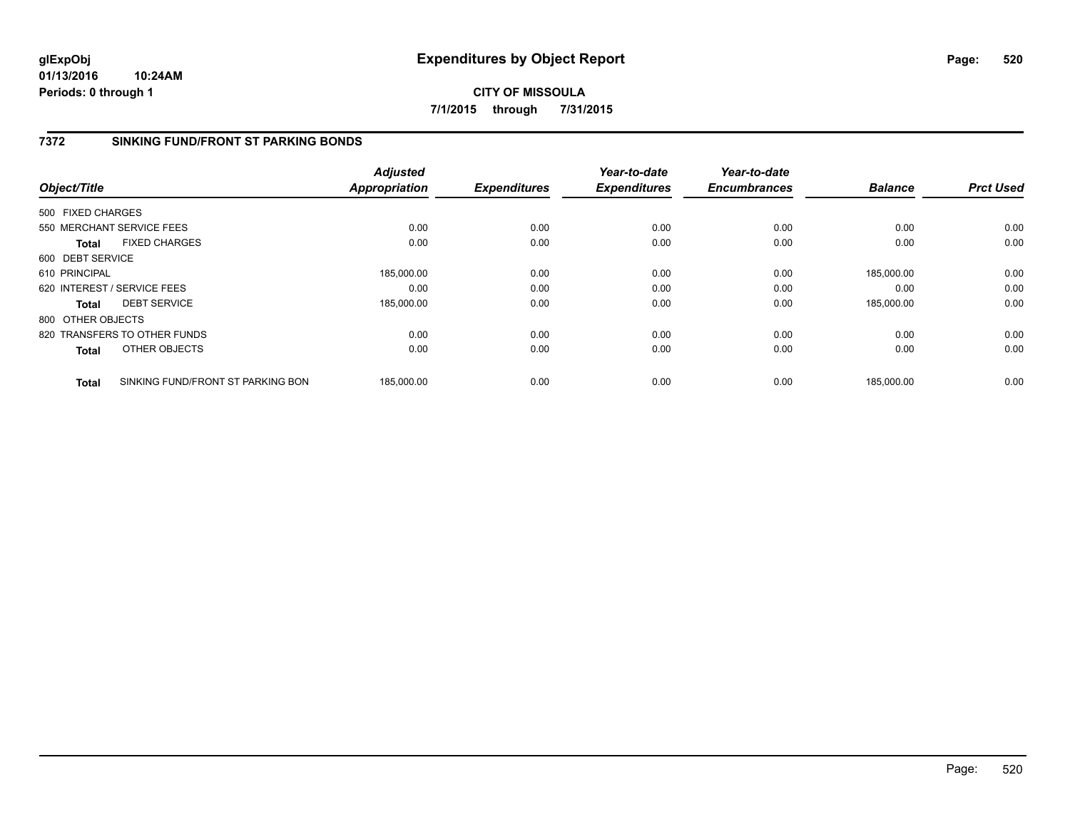**glExpObj**
**01/13/2016 10:24AM**
**Periods: 0 through 1**

# Expenditures by Object Report

**CITY OF MISSOULA**
**7/1/2015 through 7/31/2015**

## 7372 SINKING FUND/FRONT ST PARKING BONDS

| Object/Title | | *Adjusted Appropriation* | *Expenditures* | *Year-to-date Expenditures* | *Year-to-date Encumbrances* | *Balance* | *Prct Used* |
|---|---|---|---|---|---|---|---|
| 500 FIXED CHARGES | | | | | | | |
| 550 MERCHANT SERVICE FEES | | 0.00 | 0.00 | 0.00 | 0.00 | 0.00 | 0.00 |
| **Total** | FIXED CHARGES | 0.00 | 0.00 | 0.00 | 0.00 | 0.00 | 0.00 |
| 600 DEBT SERVICE | | | | | | | |
| 610 PRINCIPAL | | 185,000.00 | 0.00 | 0.00 | 0.00 | 185,000.00 | 0.00 |
| 620 INTEREST / SERVICE FEES | | 0.00 | 0.00 | 0.00 | 0.00 | 0.00 | 0.00 |
| **Total** | DEBT SERVICE | 185,000.00 | 0.00 | 0.00 | 0.00 | 185,000.00 | 0.00 |
| 800 OTHER OBJECTS | | | | | | | |
| 820 TRANSFERS TO OTHER FUNDS | | 0.00 | 0.00 | 0.00 | 0.00 | 0.00 | 0.00 |
| **Total** | OTHER OBJECTS | 0.00 | 0.00 | 0.00 | 0.00 | 0.00 | 0.00 |
| **Total** | SINKING FUND/FRONT ST PARKING BON | 185,000.00 | 0.00 | 0.00 | 0.00 | 185,000.00 | 0.00 |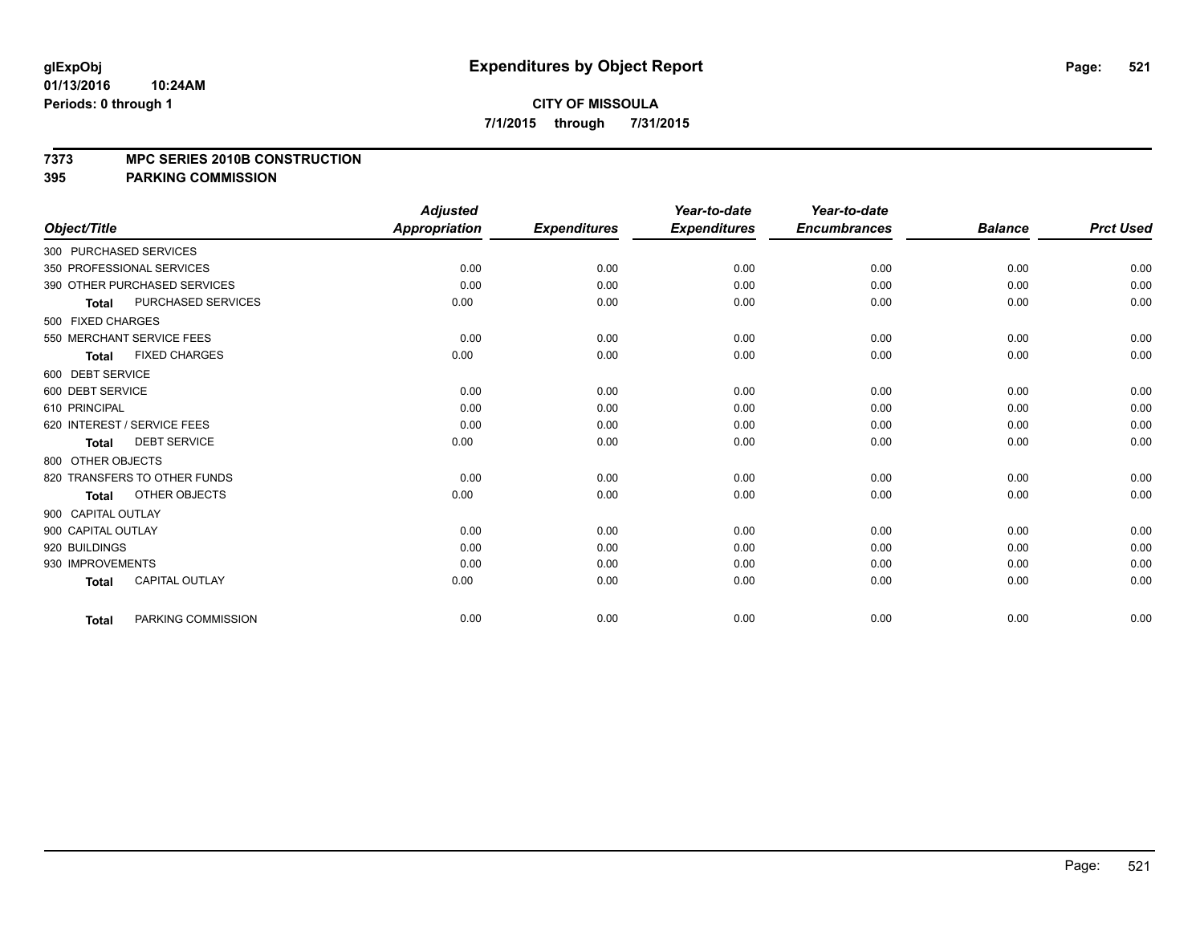glExpObj
01/13/2016 10:24AM
Periods: 0 through 1

# Expenditures by Object Report

**CITY OF MISSOULA**

**7/1/2015 through 7/31/2015**

**7373 MPC SERIES 2010B CONSTRUCTION**
**395 PARKING COMMISSION**

| Object/Title | Adjusted Appropriation | Expenditures | Year-to-date Expenditures | Year-to-date Encumbrances | Balance | Prct Used |
|---|---|---|---|---|---|---|
| 300 PURCHASED SERVICES | | | | | | |
| 350 PROFESSIONAL SERVICES | 0.00 | 0.00 | 0.00 | 0.00 | 0.00 | 0.00 |
| 390 OTHER PURCHASED SERVICES | 0.00 | 0.00 | 0.00 | 0.00 | 0.00 | 0.00 |
| **Total** PURCHASED SERVICES | 0.00 | 0.00 | 0.00 | 0.00 | 0.00 | 0.00 |
| 500 FIXED CHARGES | | | | | | |
| 550 MERCHANT SERVICE FEES | 0.00 | 0.00 | 0.00 | 0.00 | 0.00 | 0.00 |
| **Total** FIXED CHARGES | 0.00 | 0.00 | 0.00 | 0.00 | 0.00 | 0.00 |
| 600 DEBT SERVICE | | | | | | |
| 600 DEBT SERVICE | 0.00 | 0.00 | 0.00 | 0.00 | 0.00 | 0.00 |
| 610 PRINCIPAL | 0.00 | 0.00 | 0.00 | 0.00 | 0.00 | 0.00 |
| 620 INTEREST / SERVICE FEES | 0.00 | 0.00 | 0.00 | 0.00 | 0.00 | 0.00 |
| **Total** DEBT SERVICE | 0.00 | 0.00 | 0.00 | 0.00 | 0.00 | 0.00 |
| 800 OTHER OBJECTS | | | | | | |
| 820 TRANSFERS TO OTHER FUNDS | 0.00 | 0.00 | 0.00 | 0.00 | 0.00 | 0.00 |
| **Total** OTHER OBJECTS | 0.00 | 0.00 | 0.00 | 0.00 | 0.00 | 0.00 |
| 900 CAPITAL OUTLAY | | | | | | |
| 900 CAPITAL OUTLAY | 0.00 | 0.00 | 0.00 | 0.00 | 0.00 | 0.00 |
| 920 BUILDINGS | 0.00 | 0.00 | 0.00 | 0.00 | 0.00 | 0.00 |
| 930 IMPROVEMENTS | 0.00 | 0.00 | 0.00 | 0.00 | 0.00 | 0.00 |
| **Total** CAPITAL OUTLAY | 0.00 | 0.00 | 0.00 | 0.00 | 0.00 | 0.00 |
| **Total** PARKING COMMISSION | 0.00 | 0.00 | 0.00 | 0.00 | 0.00 | 0.00 |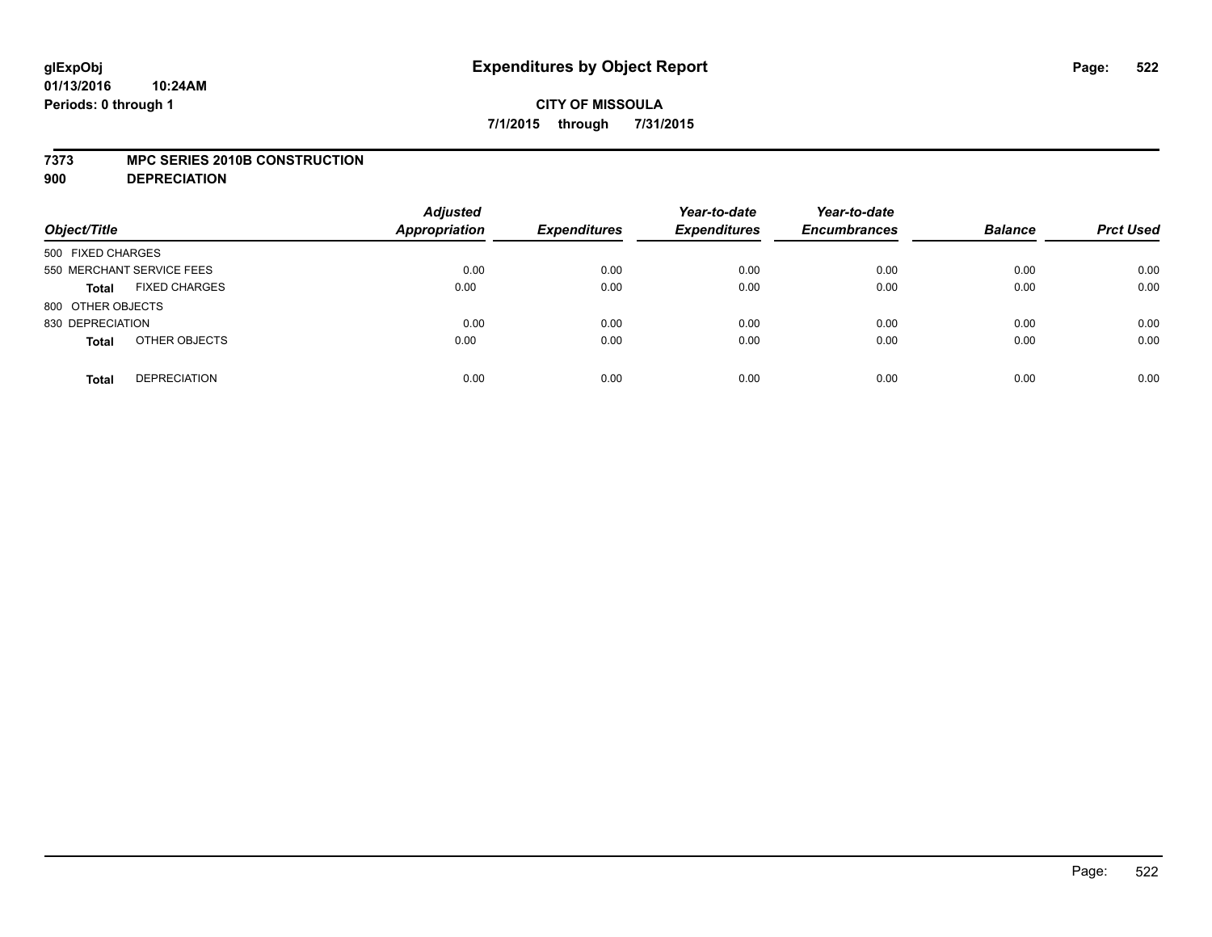**glExpObj**
**01/13/2016 10:24AM**
**Periods: 0 through 1**

# Expenditures by Object Report

**CITY OF MISSOULA**
**7/1/2015 through 7/31/2015**

**7373 MPC SERIES 2010B CONSTRUCTION**
**900 DEPRECIATION**

| Object/Title | | Adjusted Appropriation | Expenditures | Year-to-date Expenditures | Year-to-date Encumbrances | Balance | Prct Used |
|---|---|---|---|---|---|---|---|
| 500 FIXED CHARGES | | | | | | | |
| 550 MERCHANT SERVICE FEES | | 0.00 | 0.00 | 0.00 | 0.00 | 0.00 | 0.00 |
| **Total** | FIXED CHARGES | 0.00 | 0.00 | 0.00 | 0.00 | 0.00 | 0.00 |
| 800 OTHER OBJECTS | | | | | | | |
| 830 DEPRECIATION | | 0.00 | 0.00 | 0.00 | 0.00 | 0.00 | 0.00 |
| **Total** | OTHER OBJECTS | 0.00 | 0.00 | 0.00 | 0.00 | 0.00 | 0.00 |
| **Total** | DEPRECIATION | 0.00 | 0.00 | 0.00 | 0.00 | 0.00 | 0.00 |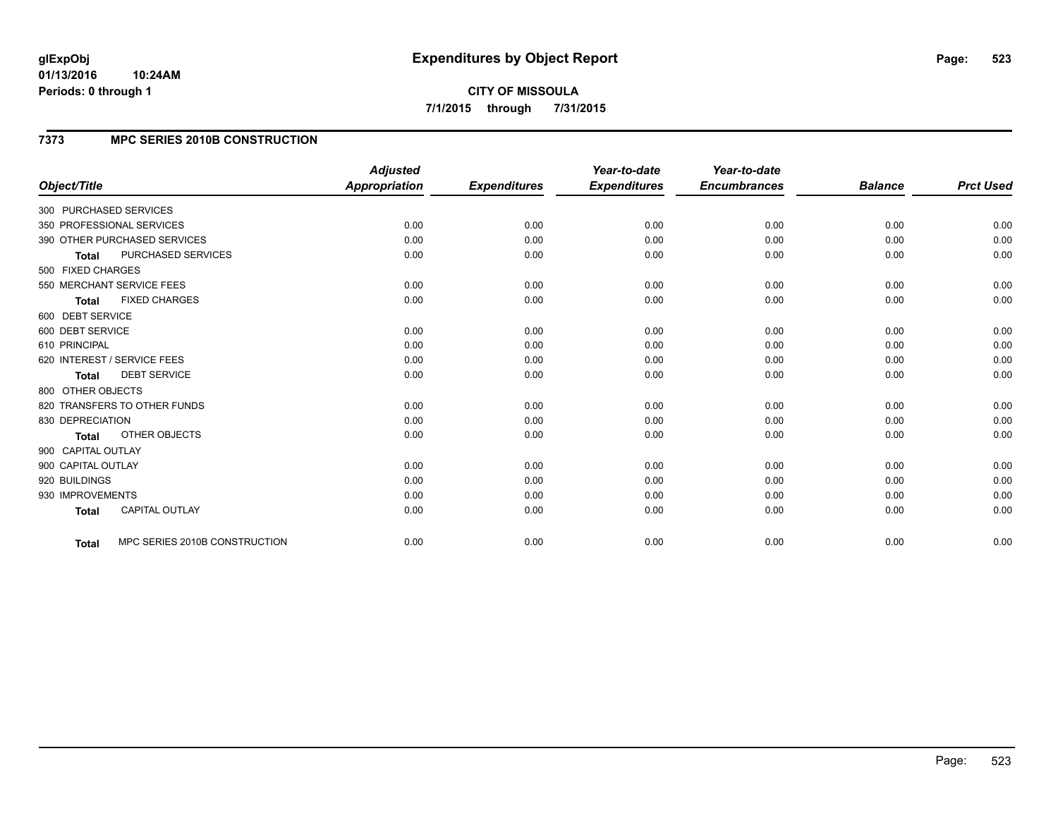**glExpObj**
**01/13/2016 10:24AM**
**Periods: 0 through 1**

# Expenditures by Object Report

**CITY OF MISSOULA**
**7/1/2015 through 7/31/2015**

## 7373 MPC SERIES 2010B CONSTRUCTION

| Object/Title | Adjusted Appropriation | Expenditures | Year-to-date Expenditures | Year-to-date Encumbrances | Balance | Prct Used |
|---|---|---|---|---|---|---|
| 300 PURCHASED SERVICES | | | | | | |
| 350 PROFESSIONAL SERVICES | 0.00 | 0.00 | 0.00 | 0.00 | 0.00 | 0.00 |
| 390 OTHER PURCHASED SERVICES | 0.00 | 0.00 | 0.00 | 0.00 | 0.00 | 0.00 |
| **Total** PURCHASED SERVICES | 0.00 | 0.00 | 0.00 | 0.00 | 0.00 | 0.00 |
| 500 FIXED CHARGES | | | | | | |
| 550 MERCHANT SERVICE FEES | 0.00 | 0.00 | 0.00 | 0.00 | 0.00 | 0.00 |
| **Total** FIXED CHARGES | 0.00 | 0.00 | 0.00 | 0.00 | 0.00 | 0.00 |
| 600 DEBT SERVICE | | | | | | |
| 600 DEBT SERVICE | 0.00 | 0.00 | 0.00 | 0.00 | 0.00 | 0.00 |
| 610 PRINCIPAL | 0.00 | 0.00 | 0.00 | 0.00 | 0.00 | 0.00 |
| 620 INTEREST / SERVICE FEES | 0.00 | 0.00 | 0.00 | 0.00 | 0.00 | 0.00 |
| **Total** DEBT SERVICE | 0.00 | 0.00 | 0.00 | 0.00 | 0.00 | 0.00 |
| 800 OTHER OBJECTS | | | | | | |
| 820 TRANSFERS TO OTHER FUNDS | 0.00 | 0.00 | 0.00 | 0.00 | 0.00 | 0.00 |
| 830 DEPRECIATION | 0.00 | 0.00 | 0.00 | 0.00 | 0.00 | 0.00 |
| **Total** OTHER OBJECTS | 0.00 | 0.00 | 0.00 | 0.00 | 0.00 | 0.00 |
| 900 CAPITAL OUTLAY | | | | | | |
| 900 CAPITAL OUTLAY | 0.00 | 0.00 | 0.00 | 0.00 | 0.00 | 0.00 |
| 920 BUILDINGS | 0.00 | 0.00 | 0.00 | 0.00 | 0.00 | 0.00 |
| 930 IMPROVEMENTS | 0.00 | 0.00 | 0.00 | 0.00 | 0.00 | 0.00 |
| **Total** CAPITAL OUTLAY | 0.00 | 0.00 | 0.00 | 0.00 | 0.00 | 0.00 |
| **Total** MPC SERIES 2010B CONSTRUCTION | 0.00 | 0.00 | 0.00 | 0.00 | 0.00 | 0.00 |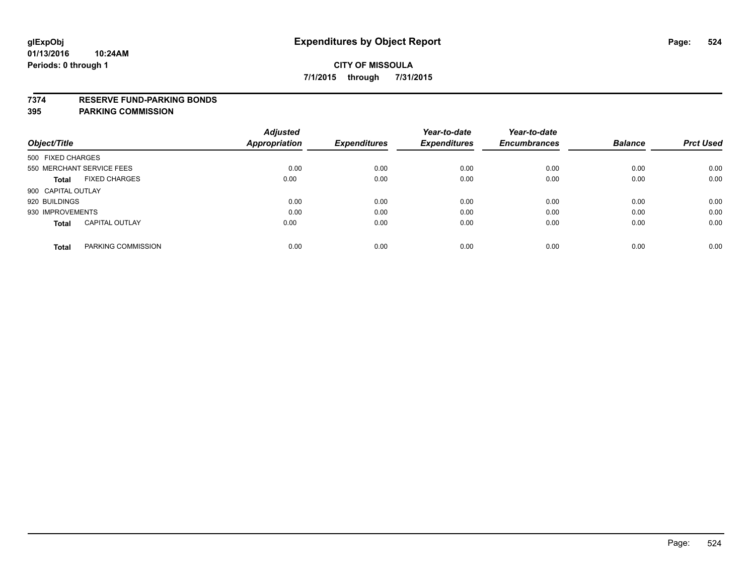glExpObj
01/13/2016 10:24AM
Periods: 0 through 1

# Expenditures by Object Report

**CITY OF MISSOULA**
**7/1/2015 through 7/31/2015**

**7374 RESERVE FUND-PARKING BONDS**
**395 PARKING COMMISSION**

| Object/Title | Adjusted Appropriation | Expenditures | Year-to-date Expenditures | Year-to-date Encumbrances | Balance | Prct Used |
|---|---|---|---|---|---|---|
| 500 FIXED CHARGES | | | | | | |
| 550 MERCHANT SERVICE FEES | 0.00 | 0.00 | 0.00 | 0.00 | 0.00 | 0.00 |
| **Total** FIXED CHARGES | 0.00 | 0.00 | 0.00 | 0.00 | 0.00 | 0.00 |
| 900 CAPITAL OUTLAY | | | | | | |
| 920 BUILDINGS | 0.00 | 0.00 | 0.00 | 0.00 | 0.00 | 0.00 |
| 930 IMPROVEMENTS | 0.00 | 0.00 | 0.00 | 0.00 | 0.00 | 0.00 |
| **Total** CAPITAL OUTLAY | 0.00 | 0.00 | 0.00 | 0.00 | 0.00 | 0.00 |
| **Total** PARKING COMMISSION | 0.00 | 0.00 | 0.00 | 0.00 | 0.00 | 0.00 |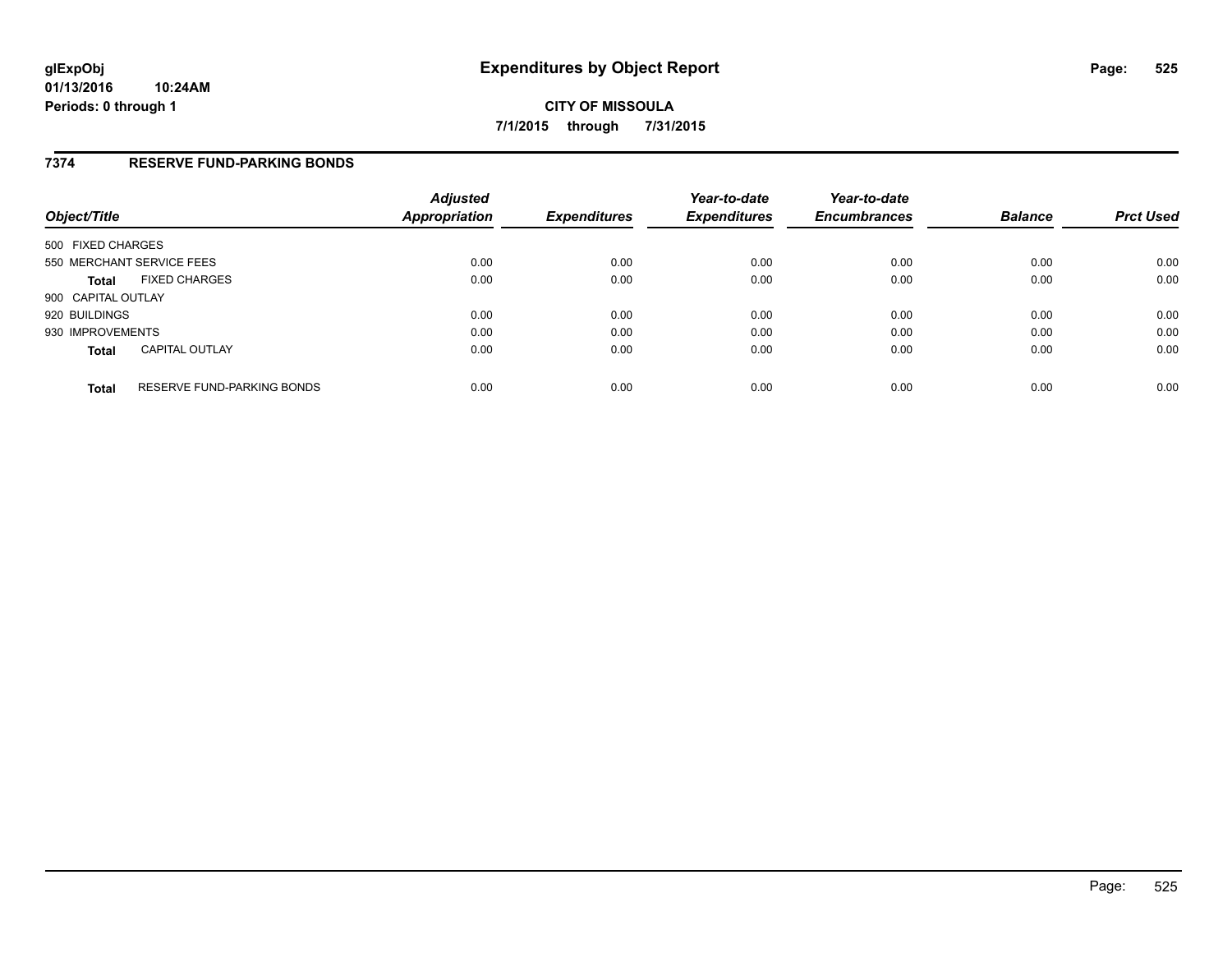**glExpObj**
**01/13/2016 10:24AM**
**Periods: 0 through 1**

# Expenditures by Object Report

**CITY OF MISSOULA**
**7/1/2015 through 7/31/2015**

## 7374 RESERVE FUND-PARKING BONDS

| Object/Title | | Adjusted Appropriation | Expenditures | Year-to-date Expenditures | Year-to-date Encumbrances | Balance | Prct Used |
|---|---|---|---|---|---|---|---|
| 500 FIXED CHARGES | | | | | | | |
| 550 MERCHANT SERVICE FEES | | 0.00 | 0.00 | 0.00 | 0.00 | 0.00 | 0.00 |
| **Total** | FIXED CHARGES | 0.00 | 0.00 | 0.00 | 0.00 | 0.00 | 0.00 |
| 900 CAPITAL OUTLAY | | | | | | | |
| 920 BUILDINGS | | 0.00 | 0.00 | 0.00 | 0.00 | 0.00 | 0.00 |
| 930 IMPROVEMENTS | | 0.00 | 0.00 | 0.00 | 0.00 | 0.00 | 0.00 |
| **Total** | CAPITAL OUTLAY | 0.00 | 0.00 | 0.00 | 0.00 | 0.00 | 0.00 |
| **Total** | RESERVE FUND-PARKING BONDS | 0.00 | 0.00 | 0.00 | 0.00 | 0.00 | 0.00 |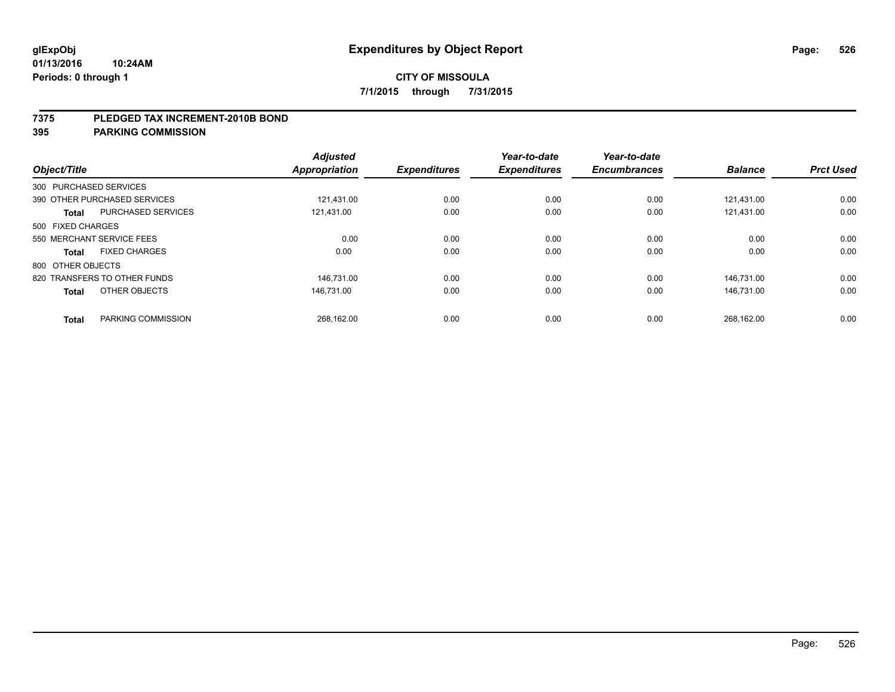# Expenditures by Object Report

glExpObj
01/13/2016 10:24AM
Periods: 0 through 1

**CITY OF MISSOULA**

**7/1/2015 through 7/31/2015**

**7375 PLEDGED TAX INCREMENT-2010B BOND**

**395 PARKING COMMISSION**

| Object/Title | | Adjusted Appropriation | Expenditures | Year-to-date Expenditures | Year-to-date Encumbrances | Balance | Prct Used |
|---|---|---|---|---|---|---|---|
| 300 PURCHASED SERVICES | | | | | | | |
| 390 OTHER PURCHASED SERVICES | | 121,431.00 | 0.00 | 0.00 | 0.00 | 121,431.00 | 0.00 |
| **Total** | PURCHASED SERVICES | 121,431.00 | 0.00 | 0.00 | 0.00 | 121,431.00 | 0.00 |
| 500 FIXED CHARGES | | | | | | | |
| 550 MERCHANT SERVICE FEES | | 0.00 | 0.00 | 0.00 | 0.00 | 0.00 | 0.00 |
| **Total** | FIXED CHARGES | 0.00 | 0.00 | 0.00 | 0.00 | 0.00 | 0.00 |
| 800 OTHER OBJECTS | | | | | | | |
| 820 TRANSFERS TO OTHER FUNDS | | 146,731.00 | 0.00 | 0.00 | 0.00 | 146,731.00 | 0.00 |
| **Total** | OTHER OBJECTS | 146,731.00 | 0.00 | 0.00 | 0.00 | 146,731.00 | 0.00 |
| **Total** | PARKING COMMISSION | 268,162.00 | 0.00 | 0.00 | 0.00 | 268,162.00 | 0.00 |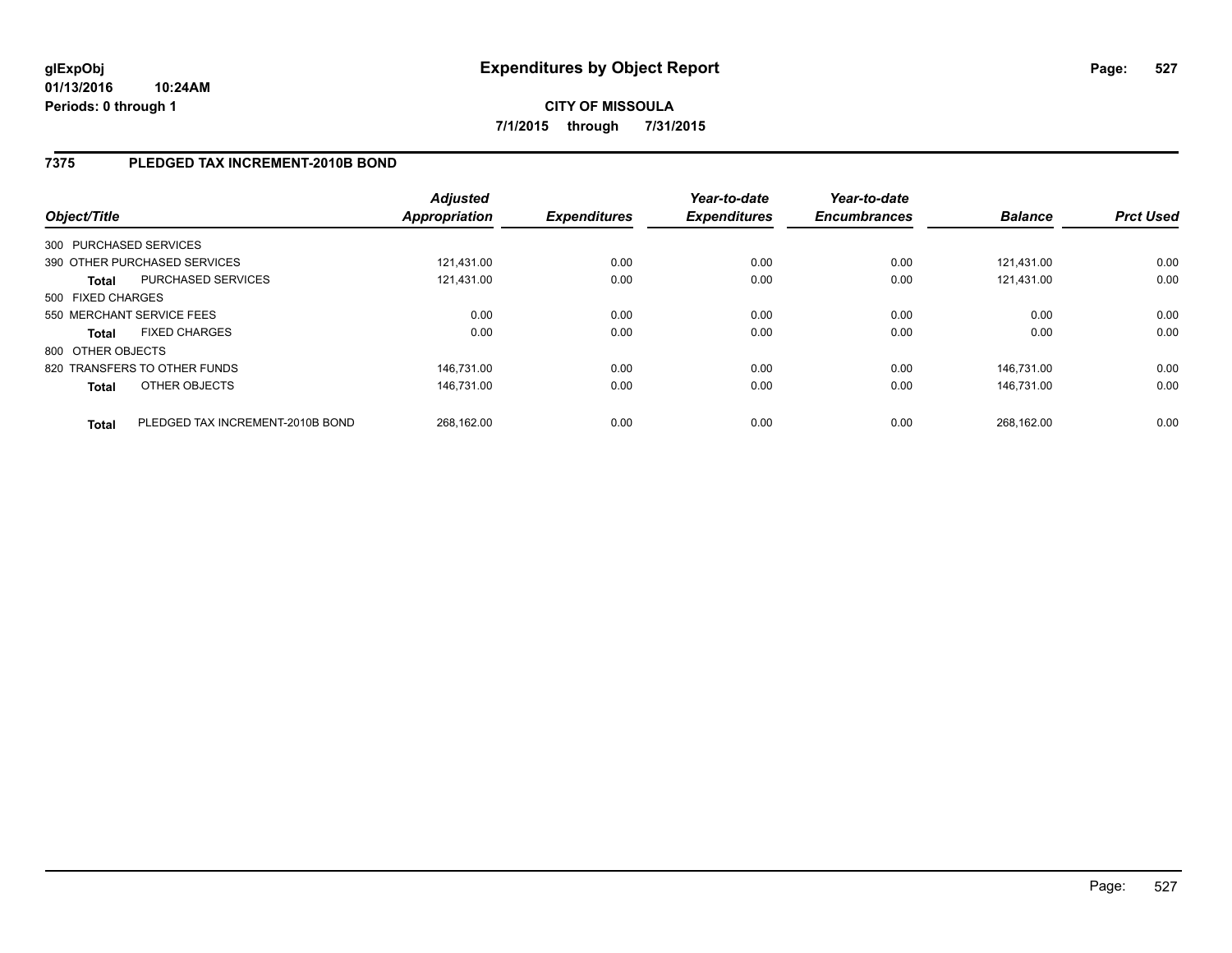**glExpObj**
**01/13/2016 10:24AM**
**Periods: 0 through 1**

# Expenditures by Object Report

**CITY OF MISSOULA**
**7/1/2015 through 7/31/2015**

## 7375 PLEDGED TAX INCREMENT-2010B BOND

| Object/Title | | *Adjusted Appropriation* | *Expenditures* | *Year-to-date Expenditures* | *Year-to-date Encumbrances* | *Balance* | *Prct Used* |
|---|---|---|---|---|---|---|---|
| 300 PURCHASED SERVICES | | | | | | | |
| 390 OTHER PURCHASED SERVICES | | 121,431.00 | 0.00 | 0.00 | 0.00 | 121,431.00 | 0.00 |
| **Total** | PURCHASED SERVICES | 121,431.00 | 0.00 | 0.00 | 0.00 | 121,431.00 | 0.00 |
| 500 FIXED CHARGES | | | | | | | |
| 550 MERCHANT SERVICE FEES | | 0.00 | 0.00 | 0.00 | 0.00 | 0.00 | 0.00 |
| **Total** | FIXED CHARGES | 0.00 | 0.00 | 0.00 | 0.00 | 0.00 | 0.00 |
| 800 OTHER OBJECTS | | | | | | | |
| 820 TRANSFERS TO OTHER FUNDS | | 146,731.00 | 0.00 | 0.00 | 0.00 | 146,731.00 | 0.00 |
| **Total** | OTHER OBJECTS | 146,731.00 | 0.00 | 0.00 | 0.00 | 146,731.00 | 0.00 |
| **Total** | PLEDGED TAX INCREMENT-2010B BOND | 268,162.00 | 0.00 | 0.00 | 0.00 | 268,162.00 | 0.00 |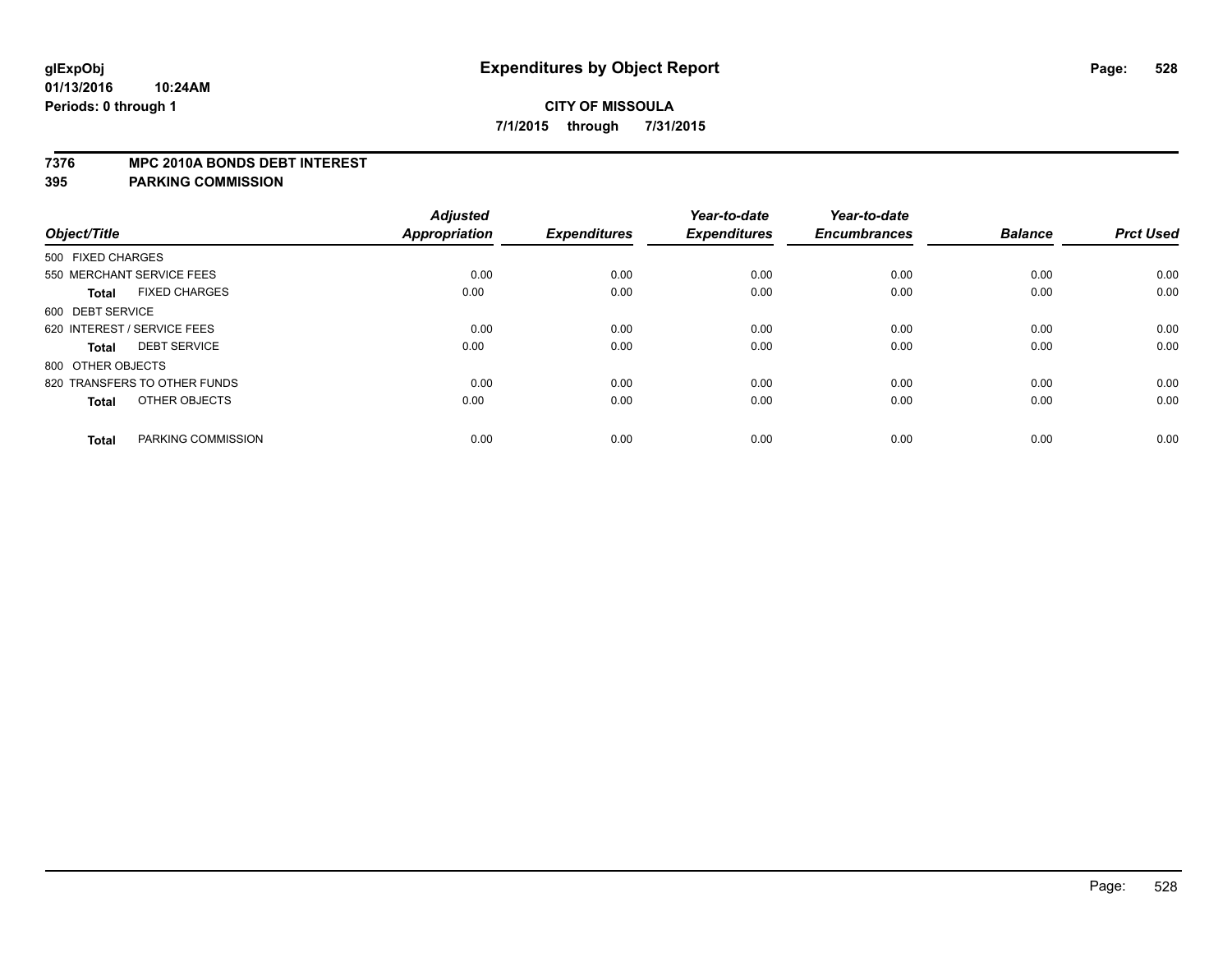# Expenditures by Object Report

glExpObj
01/13/2016 10:24AM
Periods: 0 through 1

**CITY OF MISSOULA**
**7/1/2015 through 7/31/2015**

**7376 MPC 2010A BONDS DEBT INTEREST**
**395 PARKING COMMISSION**

| Object/Title | Adjusted Appropriation | Expenditures | Year-to-date Expenditures | Year-to-date Encumbrances | Balance | Prct Used |
|---|---|---|---|---|---|---|
| 500 FIXED CHARGES | | | | | | |
| 550 MERCHANT SERVICE FEES | 0.00 | 0.00 | 0.00 | 0.00 | 0.00 | 0.00 |
| **Total** FIXED CHARGES | 0.00 | 0.00 | 0.00 | 0.00 | 0.00 | 0.00 |
| 600 DEBT SERVICE | | | | | | |
| 620 INTEREST / SERVICE FEES | 0.00 | 0.00 | 0.00 | 0.00 | 0.00 | 0.00 |
| **Total** DEBT SERVICE | 0.00 | 0.00 | 0.00 | 0.00 | 0.00 | 0.00 |
| 800 OTHER OBJECTS | | | | | | |
| 820 TRANSFERS TO OTHER FUNDS | 0.00 | 0.00 | 0.00 | 0.00 | 0.00 | 0.00 |
| **Total** OTHER OBJECTS | 0.00 | 0.00 | 0.00 | 0.00 | 0.00 | 0.00 |
| **Total** PARKING COMMISSION | 0.00 | 0.00 | 0.00 | 0.00 | 0.00 | 0.00 |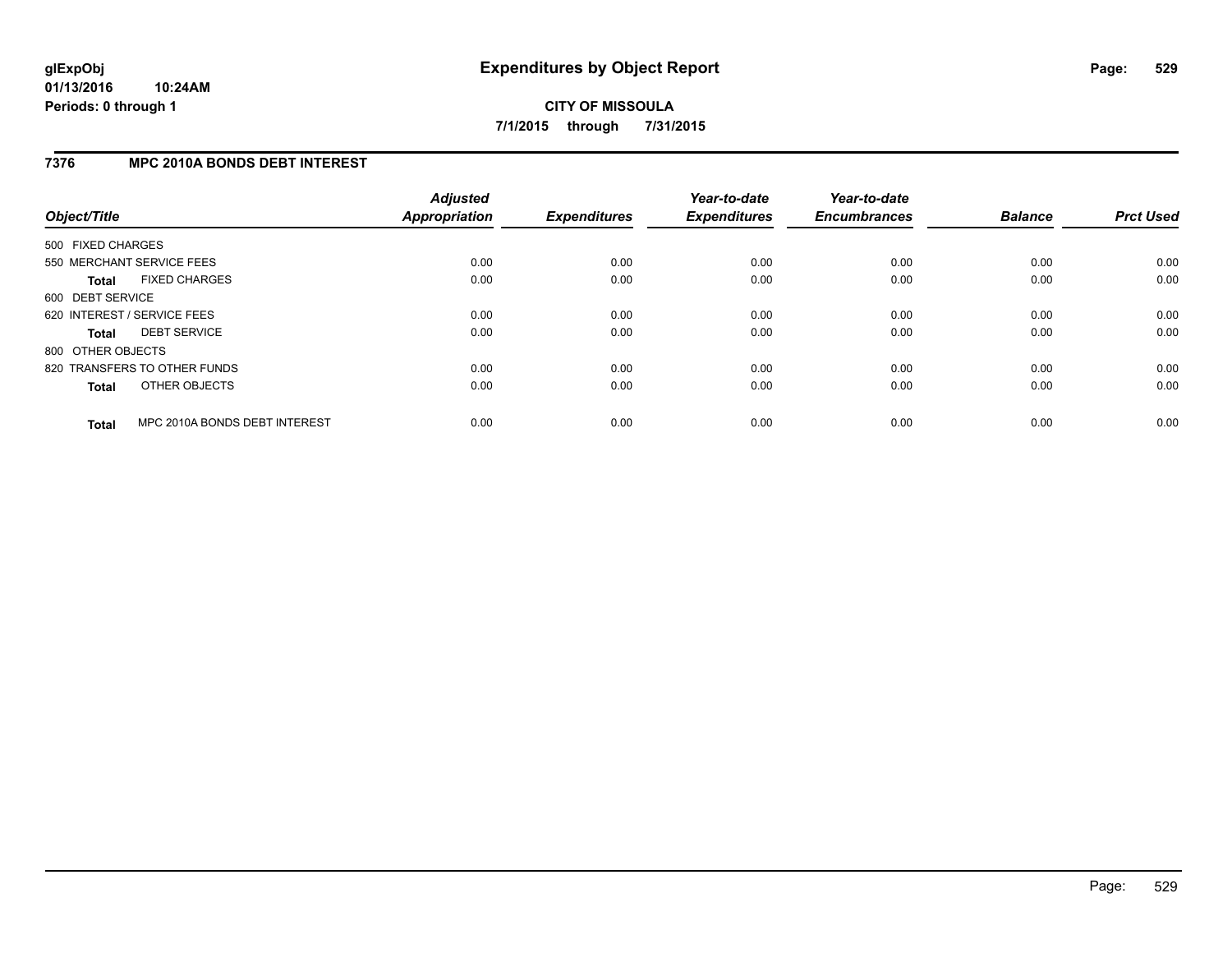**glExpObj** **Expenditures by Object Report**
**01/13/2016 10:24AM**
**Periods: 0 through 1**

**CITY OF MISSOULA**
**7/1/2015 through 7/31/2015**

## 7376 MPC 2010A BONDS DEBT INTEREST

| Object/Title | Adjusted Appropriation | Expenditures | Year-to-date Expenditures | Year-to-date Encumbrances | Balance | Prct Used |
|---|---|---|---|---|---|---|
| 500 FIXED CHARGES | | | | | | |
| 550 MERCHANT SERVICE FEES | 0.00 | 0.00 | 0.00 | 0.00 | 0.00 | 0.00 |
| **Total** FIXED CHARGES | 0.00 | 0.00 | 0.00 | 0.00 | 0.00 | 0.00 |
| 600 DEBT SERVICE | | | | | | |
| 620 INTEREST / SERVICE FEES | 0.00 | 0.00 | 0.00 | 0.00 | 0.00 | 0.00 |
| **Total** DEBT SERVICE | 0.00 | 0.00 | 0.00 | 0.00 | 0.00 | 0.00 |
| 800 OTHER OBJECTS | | | | | | |
| 820 TRANSFERS TO OTHER FUNDS | 0.00 | 0.00 | 0.00 | 0.00 | 0.00 | 0.00 |
| **Total** OTHER OBJECTS | 0.00 | 0.00 | 0.00 | 0.00 | 0.00 | 0.00 |
| **Total** MPC 2010A BONDS DEBT INTEREST | 0.00 | 0.00 | 0.00 | 0.00 | 0.00 | 0.00 |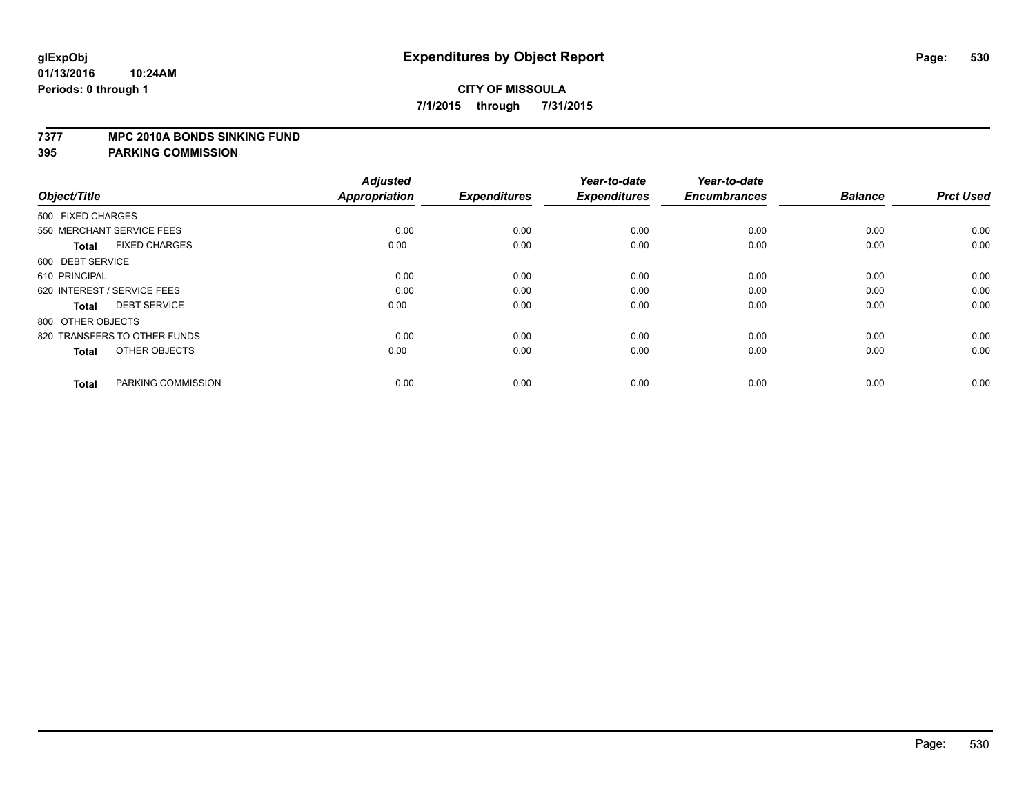# Expenditures by Object Report

glExpObj
01/13/2016 10:24AM
Periods: 0 through 1

**CITY OF MISSOULA**

**7/1/2015 through 7/31/2015**

**7377 MPC 2010A BONDS SINKING FUND**
**395 PARKING COMMISSION**

| Object/Title | | Adjusted Appropriation | Expenditures | Year-to-date Expenditures | Year-to-date Encumbrances | Balance | Prct Used |
|---|---|---|---|---|---|---|---|
| 500 FIXED CHARGES | | | | | | | |
| 550 MERCHANT SERVICE FEES | | 0.00 | 0.00 | 0.00 | 0.00 | 0.00 | 0.00 |
| **Total** | FIXED CHARGES | 0.00 | 0.00 | 0.00 | 0.00 | 0.00 | 0.00 |
| 600 DEBT SERVICE | | | | | | | |
| 610 PRINCIPAL | | 0.00 | 0.00 | 0.00 | 0.00 | 0.00 | 0.00 |
| 620 INTEREST / SERVICE FEES | | 0.00 | 0.00 | 0.00 | 0.00 | 0.00 | 0.00 |
| **Total** | DEBT SERVICE | 0.00 | 0.00 | 0.00 | 0.00 | 0.00 | 0.00 |
| 800 OTHER OBJECTS | | | | | | | |
| 820 TRANSFERS TO OTHER FUNDS | | 0.00 | 0.00 | 0.00 | 0.00 | 0.00 | 0.00 |
| **Total** | OTHER OBJECTS | 0.00 | 0.00 | 0.00 | 0.00 | 0.00 | 0.00 |
| **Total** | PARKING COMMISSION | 0.00 | 0.00 | 0.00 | 0.00 | 0.00 | 0.00 |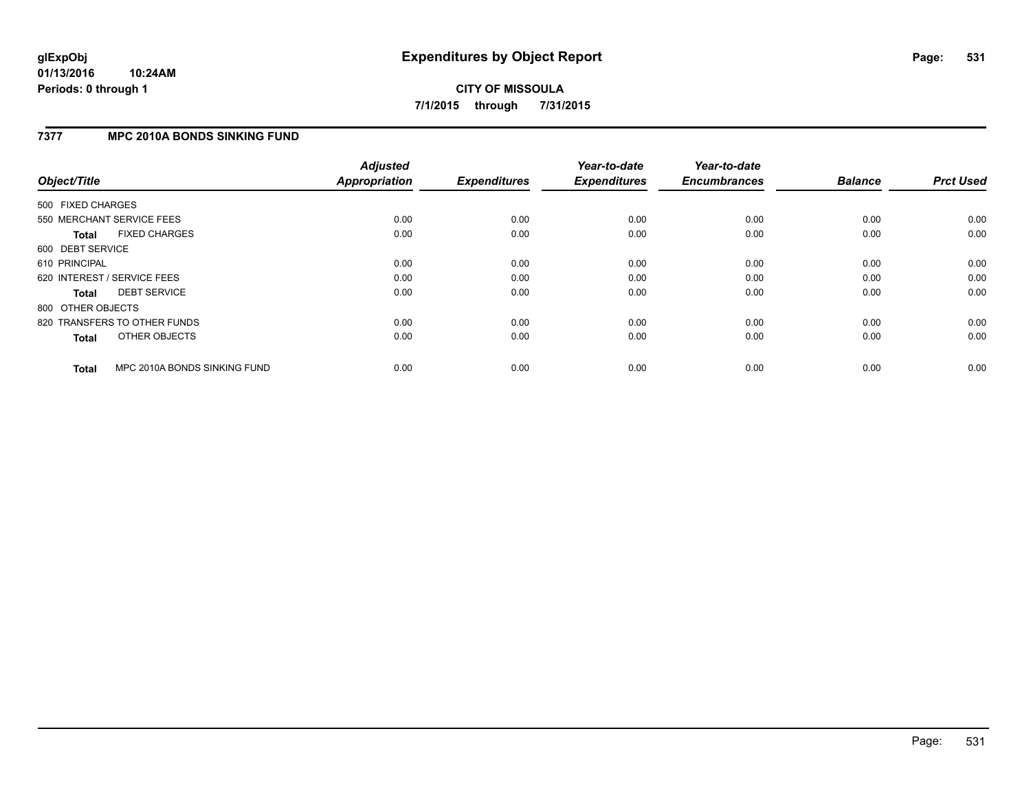**CITY OF MISSOULA**

**7/1/2015 through 7/31/2015**

## 7377 MPC 2010A BONDS SINKING FUND

| Object/Title | Adjusted Appropriation | Expenditures | Year-to-date Expenditures | Year-to-date Encumbrances | Balance | Prct Used |
|---|---|---|---|---|---|---|
| 500 FIXED CHARGES | | | | | | |
| 550 MERCHANT SERVICE FEES | 0.00 | 0.00 | 0.00 | 0.00 | 0.00 | 0.00 |
| **Total** FIXED CHARGES | 0.00 | 0.00 | 0.00 | 0.00 | 0.00 | 0.00 |
| 600 DEBT SERVICE | | | | | | |
| 610 PRINCIPAL | 0.00 | 0.00 | 0.00 | 0.00 | 0.00 | 0.00 |
| 620 INTEREST / SERVICE FEES | 0.00 | 0.00 | 0.00 | 0.00 | 0.00 | 0.00 |
| **Total** DEBT SERVICE | 0.00 | 0.00 | 0.00 | 0.00 | 0.00 | 0.00 |
| 800 OTHER OBJECTS | | | | | | |
| 820 TRANSFERS TO OTHER FUNDS | 0.00 | 0.00 | 0.00 | 0.00 | 0.00 | 0.00 |
| **Total** OTHER OBJECTS | 0.00 | 0.00 | 0.00 | 0.00 | 0.00 | 0.00 |
| **Total** MPC 2010A BONDS SINKING FUND | 0.00 | 0.00 | 0.00 | 0.00 | 0.00 | 0.00 |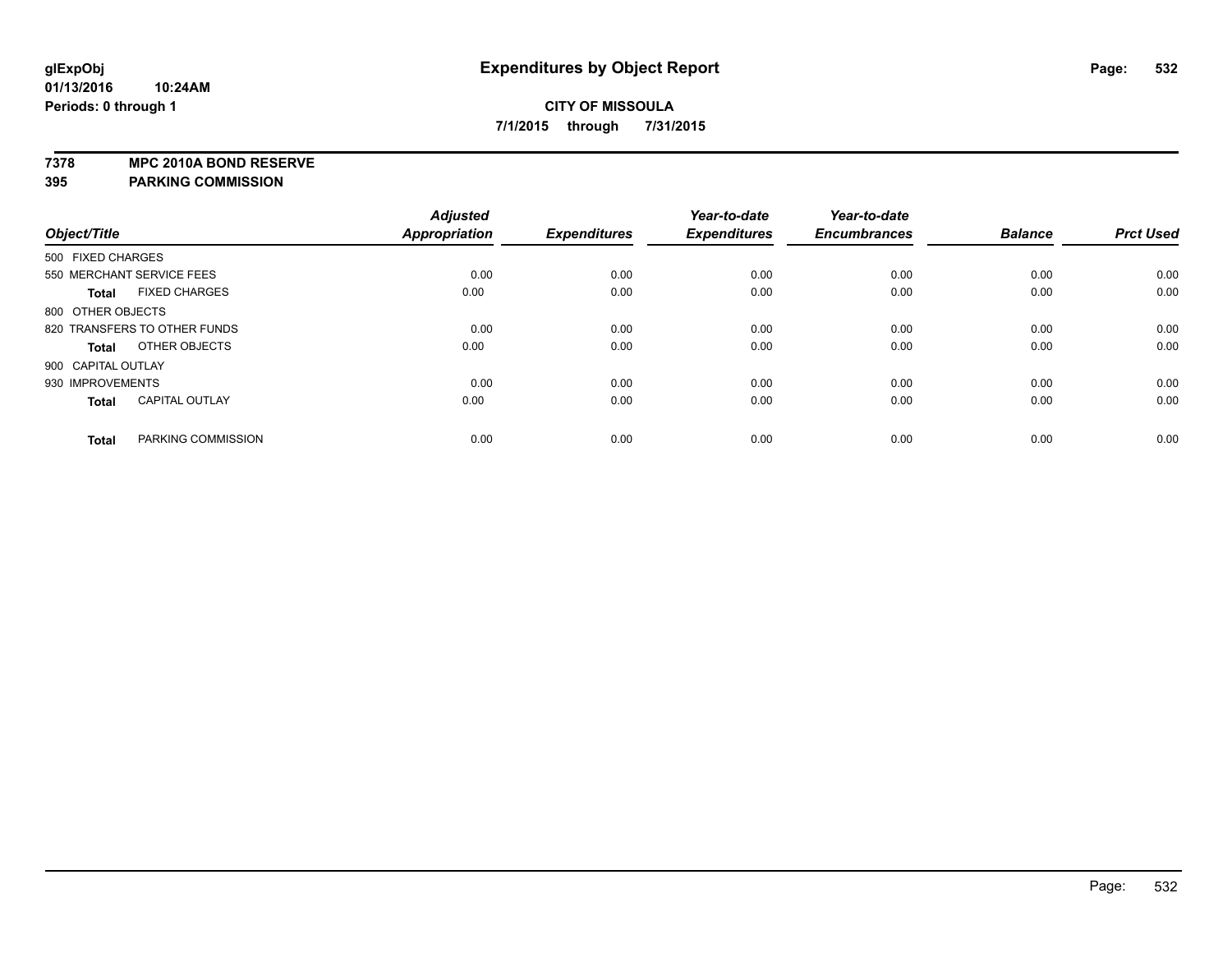# Expenditures by Object Report

glExpObj
01/13/2016 10:24AM
Periods: 0 through 1

**CITY OF MISSOULA**
**7/1/2015 through 7/31/2015**

**7378 MPC 2010A BOND RESERVE**
**395 PARKING COMMISSION**

| Object/Title | Adjusted Appropriation | Expenditures | Year-to-date Expenditures | Year-to-date Encumbrances | Balance | Prct Used |
|---|---|---|---|---|---|---|
| 500 FIXED CHARGES | | | | | | |
| 550 MERCHANT SERVICE FEES | 0.00 | 0.00 | 0.00 | 0.00 | 0.00 | 0.00 |
| **Total** FIXED CHARGES | 0.00 | 0.00 | 0.00 | 0.00 | 0.00 | 0.00 |
| 800 OTHER OBJECTS | | | | | | |
| 820 TRANSFERS TO OTHER FUNDS | 0.00 | 0.00 | 0.00 | 0.00 | 0.00 | 0.00 |
| **Total** OTHER OBJECTS | 0.00 | 0.00 | 0.00 | 0.00 | 0.00 | 0.00 |
| 900 CAPITAL OUTLAY | | | | | | |
| 930 IMPROVEMENTS | 0.00 | 0.00 | 0.00 | 0.00 | 0.00 | 0.00 |
| **Total** CAPITAL OUTLAY | 0.00 | 0.00 | 0.00 | 0.00 | 0.00 | 0.00 |
| **Total** PARKING COMMISSION | 0.00 | 0.00 | 0.00 | 0.00 | 0.00 | 0.00 |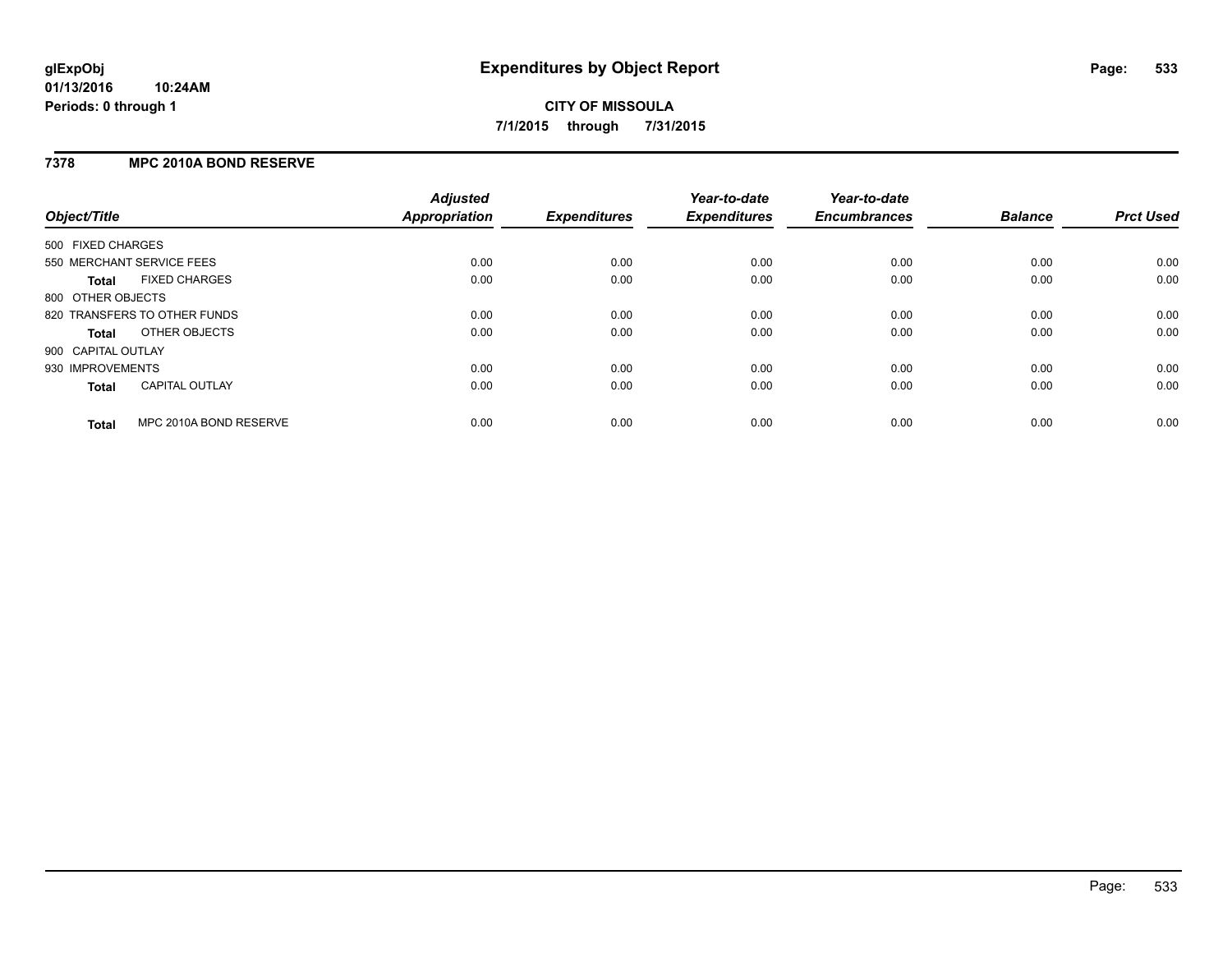# Expenditures by Object Report

glExpObj
01/13/2016 10:24AM
Periods: 0 through 1

**CITY OF MISSOULA**
**7/1/2015 through 7/31/2015**

## 7378 MPC 2010A BOND RESERVE

| Object/Title | | Adjusted Appropriation | Expenditures | Year-to-date Expenditures | Year-to-date Encumbrances | Balance | Prct Used |
|---|---|---|---|---|---|---|---|
| 500 FIXED CHARGES | | | | | | | |
| 550 MERCHANT SERVICE FEES | | 0.00 | 0.00 | 0.00 | 0.00 | 0.00 | 0.00 |
| **Total** | FIXED CHARGES | 0.00 | 0.00 | 0.00 | 0.00 | 0.00 | 0.00 |
| 800 OTHER OBJECTS | | | | | | | |
| 820 TRANSFERS TO OTHER FUNDS | | 0.00 | 0.00 | 0.00 | 0.00 | 0.00 | 0.00 |
| **Total** | OTHER OBJECTS | 0.00 | 0.00 | 0.00 | 0.00 | 0.00 | 0.00 |
| 900 CAPITAL OUTLAY | | | | | | | |
| 930 IMPROVEMENTS | | 0.00 | 0.00 | 0.00 | 0.00 | 0.00 | 0.00 |
| **Total** | CAPITAL OUTLAY | 0.00 | 0.00 | 0.00 | 0.00 | 0.00 | 0.00 |
| **Total** | MPC 2010A BOND RESERVE | 0.00 | 0.00 | 0.00 | 0.00 | 0.00 | 0.00 |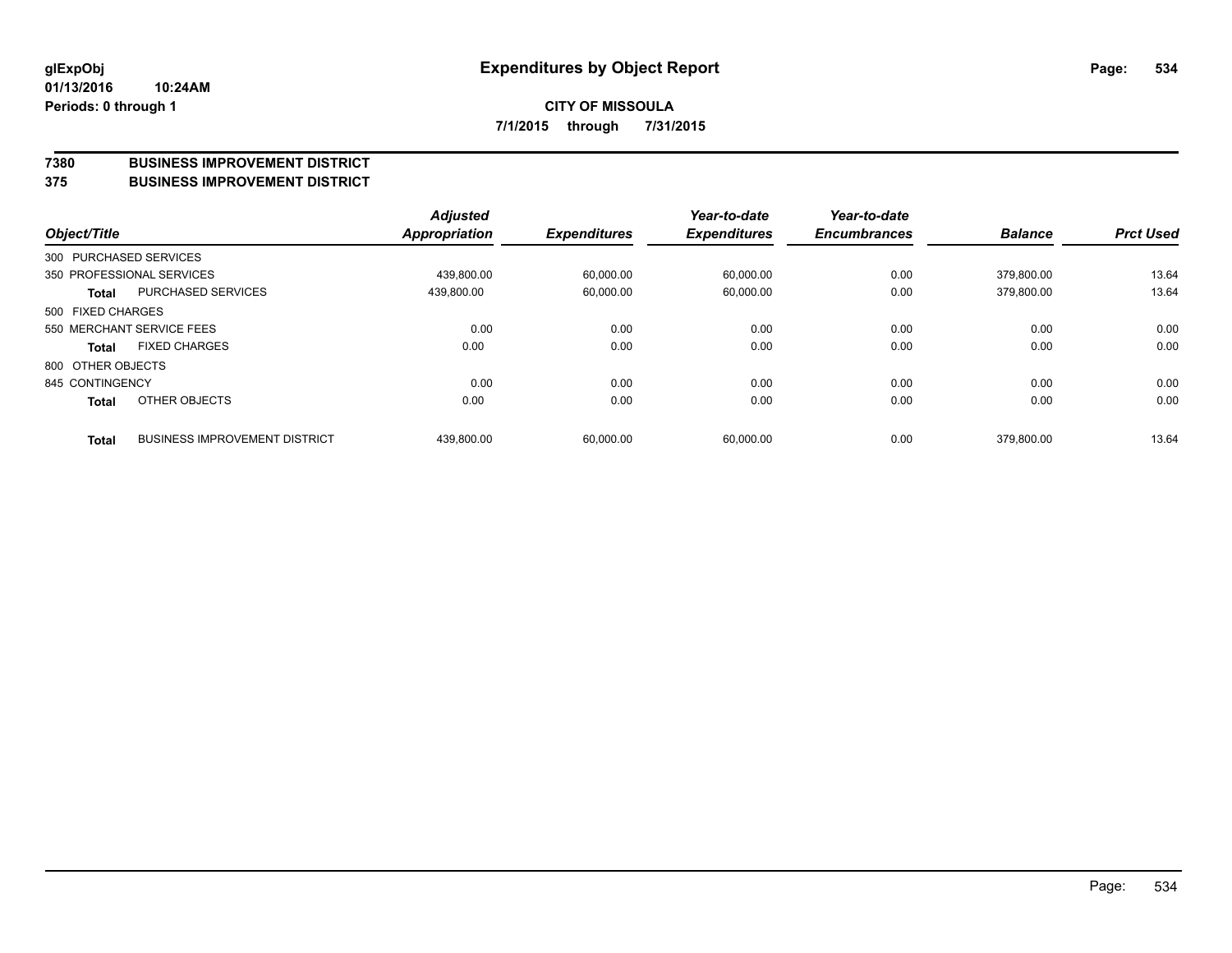**glExpObj**
**01/13/2016 10:24AM**
**Periods: 0 through 1**

# Expenditures by Object Report

**CITY OF MISSOULA**
**7/1/2015 through 7/31/2015**

## 7380 BUSINESS IMPROVEMENT DISTRICT
## 375 BUSINESS IMPROVEMENT DISTRICT

| Object/Title | | Adjusted Appropriation | Expenditures | Year-to-date Expenditures | Year-to-date Encumbrances | Balance | Prct Used |
|---|---|---|---|---|---|---|---|
| 300 PURCHASED SERVICES | | | | | | | |
| 350 PROFESSIONAL SERVICES | | 439,800.00 | 60,000.00 | 60,000.00 | 0.00 | 379,800.00 | 13.64 |
| **Total** | PURCHASED SERVICES | 439,800.00 | 60,000.00 | 60,000.00 | 0.00 | 379,800.00 | 13.64 |
| 500 FIXED CHARGES | | | | | | | |
| 550 MERCHANT SERVICE FEES | | 0.00 | 0.00 | 0.00 | 0.00 | 0.00 | 0.00 |
| **Total** | FIXED CHARGES | 0.00 | 0.00 | 0.00 | 0.00 | 0.00 | 0.00 |
| 800 OTHER OBJECTS | | | | | | | |
| 845 CONTINGENCY | | 0.00 | 0.00 | 0.00 | 0.00 | 0.00 | 0.00 |
| **Total** | OTHER OBJECTS | 0.00 | 0.00 | 0.00 | 0.00 | 0.00 | 0.00 |
| **Total** | BUSINESS IMPROVEMENT DISTRICT | 439,800.00 | 60,000.00 | 60,000.00 | 0.00 | 379,800.00 | 13.64 |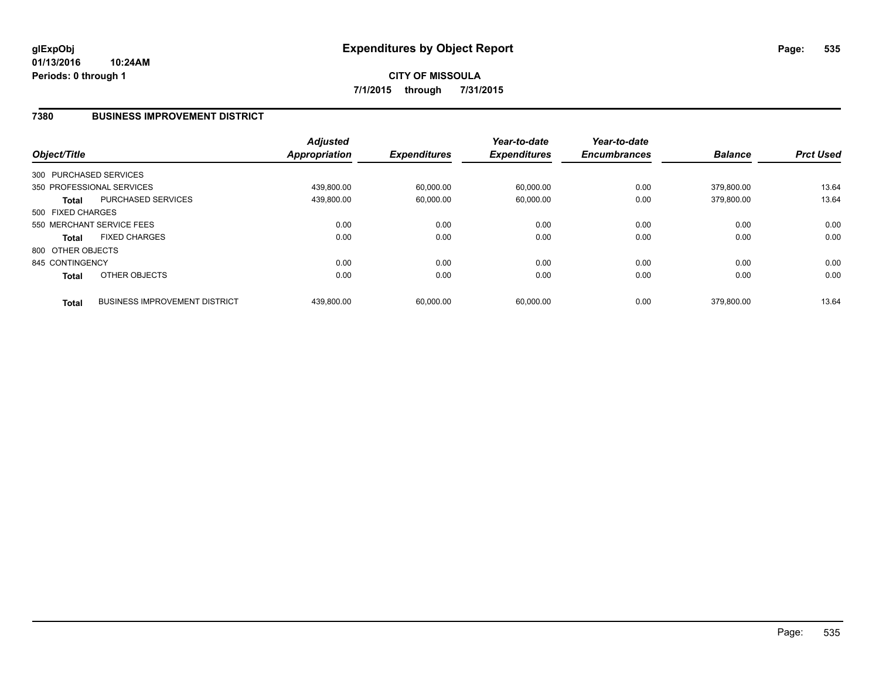# Expenditures by Object Report

glExpObj
01/13/2016 10:24AM
Periods: 0 through 1

**CITY OF MISSOULA**

**7/1/2015 through 7/31/2015**

## 7380 BUSINESS IMPROVEMENT DISTRICT

| Object/Title | | Adjusted Appropriation | Expenditures | Year-to-date Expenditures | Year-to-date Encumbrances | Balance | Prct Used |
|---|---|---|---|---|---|---|---|
| 300 PURCHASED SERVICES | | | | | | | |
| 350 PROFESSIONAL SERVICES | | 439,800.00 | 60,000.00 | 60,000.00 | 0.00 | 379,800.00 | 13.64 |
| **Total** | PURCHASED SERVICES | 439,800.00 | 60,000.00 | 60,000.00 | 0.00 | 379,800.00 | 13.64 |
| 500 FIXED CHARGES | | | | | | | |
| 550 MERCHANT SERVICE FEES | | 0.00 | 0.00 | 0.00 | 0.00 | 0.00 | 0.00 |
| **Total** | FIXED CHARGES | 0.00 | 0.00 | 0.00 | 0.00 | 0.00 | 0.00 |
| 800 OTHER OBJECTS | | | | | | | |
| 845 CONTINGENCY | | 0.00 | 0.00 | 0.00 | 0.00 | 0.00 | 0.00 |
| **Total** | OTHER OBJECTS | 0.00 | 0.00 | 0.00 | 0.00 | 0.00 | 0.00 |
| **Total** | BUSINESS IMPROVEMENT DISTRICT | 439,800.00 | 60,000.00 | 60,000.00 | 0.00 | 379,800.00 | 13.64 |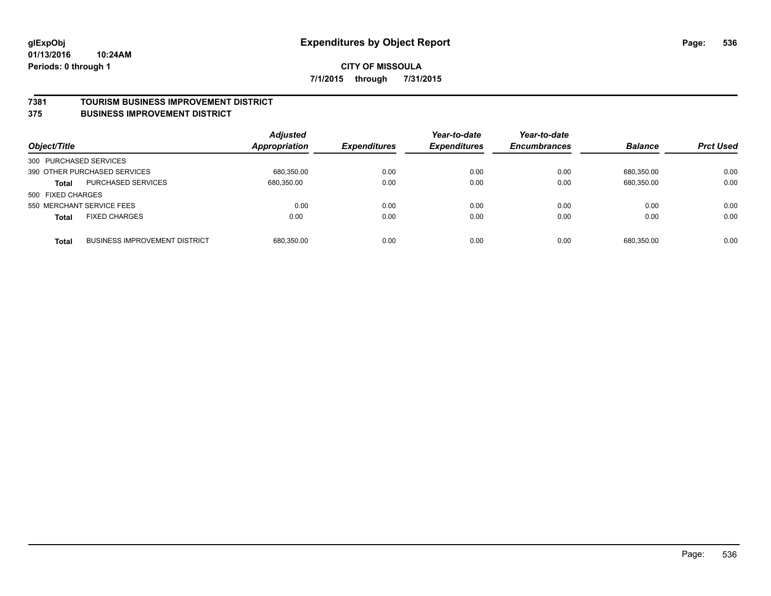**glExpObj**
**01/13/2016 10:24AM**
**Periods: 0 through 1**

# Expenditures by Object Report

**CITY OF MISSOULA**
**7/1/2015 through 7/31/2015**

## 7381 TOURISM BUSINESS IMPROVEMENT DISTRICT
## 375 BUSINESS IMPROVEMENT DISTRICT

| Object/Title | | *Adjusted Appropriation* | *Expenditures* | *Year-to-date Expenditures* | *Year-to-date Encumbrances* | *Balance* | *Prct Used* |
|---|---|---|---|---|---|---|---|
| 300 PURCHASED SERVICES | | | | | | | |
| 390 OTHER PURCHASED SERVICES | | 680,350.00 | 0.00 | 0.00 | 0.00 | 680,350.00 | 0.00 |
| **Total** | PURCHASED SERVICES | 680,350.00 | 0.00 | 0.00 | 0.00 | 680,350.00 | 0.00 |
| 500 FIXED CHARGES | | | | | | | |
| 550 MERCHANT SERVICE FEES | | 0.00 | 0.00 | 0.00 | 0.00 | 0.00 | 0.00 |
| **Total** | FIXED CHARGES | 0.00 | 0.00 | 0.00 | 0.00 | 0.00 | 0.00 |
| **Total** | BUSINESS IMPROVEMENT DISTRICT | 680,350.00 | 0.00 | 0.00 | 0.00 | 680,350.00 | 0.00 |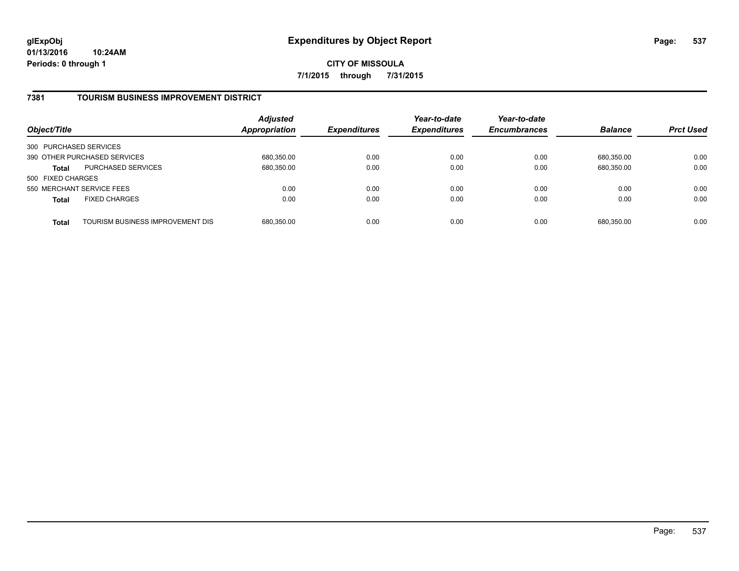# Expenditures by Object Report

glExpObj
01/13/2016 10:24AM
Periods: 0 through 1

**CITY OF MISSOULA**

**7/1/2015 through 7/31/2015**

## 7381 TOURISM BUSINESS IMPROVEMENT DISTRICT

| Object/Title | | Adjusted Appropriation | Expenditures | Year-to-date Expenditures | Year-to-date Encumbrances | Balance | Prct Used |
|---|---|---|---|---|---|---|---|
| 300 PURCHASED SERVICES | | | | | | | |
| 390 OTHER PURCHASED SERVICES | | 680,350.00 | 0.00 | 0.00 | 0.00 | 680,350.00 | 0.00 |
| **Total** | PURCHASED SERVICES | 680,350.00 | 0.00 | 0.00 | 0.00 | 680,350.00 | 0.00 |
| 500 FIXED CHARGES | | | | | | | |
| 550 MERCHANT SERVICE FEES | | 0.00 | 0.00 | 0.00 | 0.00 | 0.00 | 0.00 |
| **Total** | FIXED CHARGES | 0.00 | 0.00 | 0.00 | 0.00 | 0.00 | 0.00 |
| **Total** | TOURISM BUSINESS IMPROVEMENT DIS | 680,350.00 | 0.00 | 0.00 | 0.00 | 680,350.00 | 0.00 |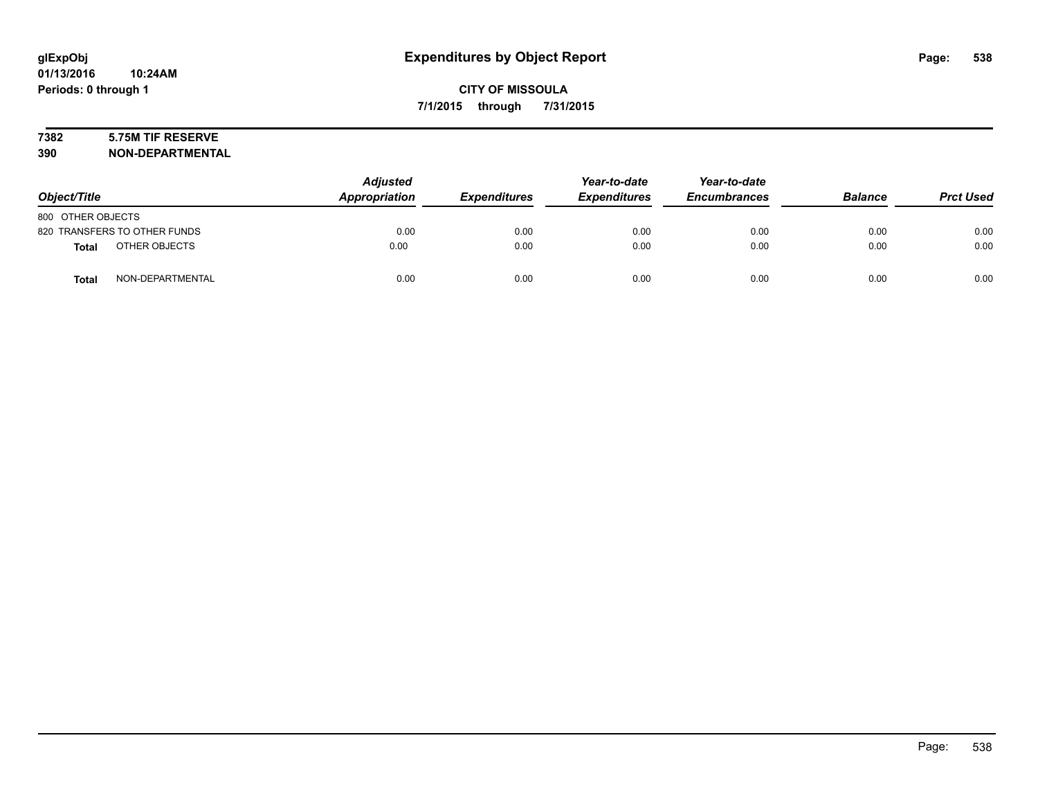# Expenditures by Object Report

glExpObj
01/13/2016 10:24AM
Periods: 0 through 1

**CITY OF MISSOULA**
**7/1/2015 through 7/31/2015**

**7382 5.75M TIF RESERVE**
**390 NON-DEPARTMENTAL**

| Object/Title | Adjusted Appropriation | Expenditures | Year-to-date Expenditures | Year-to-date Encumbrances | Balance | Prct Used |
|---|---|---|---|---|---|---|
| 800 OTHER OBJECTS | | | | | | |
| 820 TRANSFERS TO OTHER FUNDS | 0.00 | 0.00 | 0.00 | 0.00 | 0.00 | 0.00 |
| **Total** OTHER OBJECTS | 0.00 | 0.00 | 0.00 | 0.00 | 0.00 | 0.00 |
| **Total** NON-DEPARTMENTAL | 0.00 | 0.00 | 0.00 | 0.00 | 0.00 | 0.00 |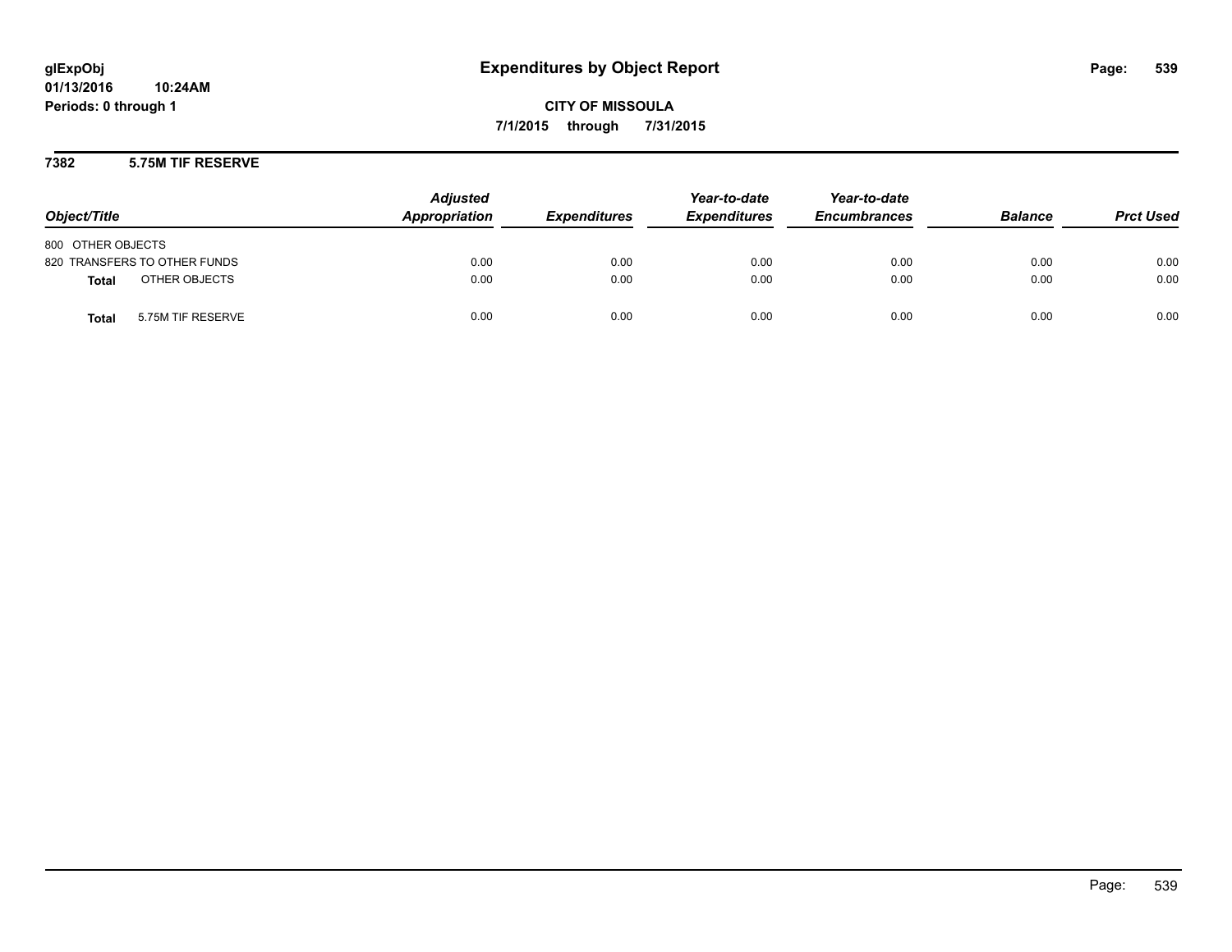# Expenditures by Object Report

glExpObj
01/13/2016 10:24AM
Periods: 0 through 1

**CITY OF MISSOULA**
**7/1/2015 through 7/31/2015**

## 7382 5.75M TIF RESERVE

| Object/Title | Adjusted Appropriation | Expenditures | Year-to-date Expenditures | Year-to-date Encumbrances | Balance | Prct Used |
|---|---|---|---|---|---|---|
| 800 OTHER OBJECTS | | | | | | |
| 820 TRANSFERS TO OTHER FUNDS | 0.00 | 0.00 | 0.00 | 0.00 | 0.00 | 0.00 |
| **Total** OTHER OBJECTS | 0.00 | 0.00 | 0.00 | 0.00 | 0.00 | 0.00 |
| **Total** 5.75M TIF RESERVE | 0.00 | 0.00 | 0.00 | 0.00 | 0.00 | 0.00 |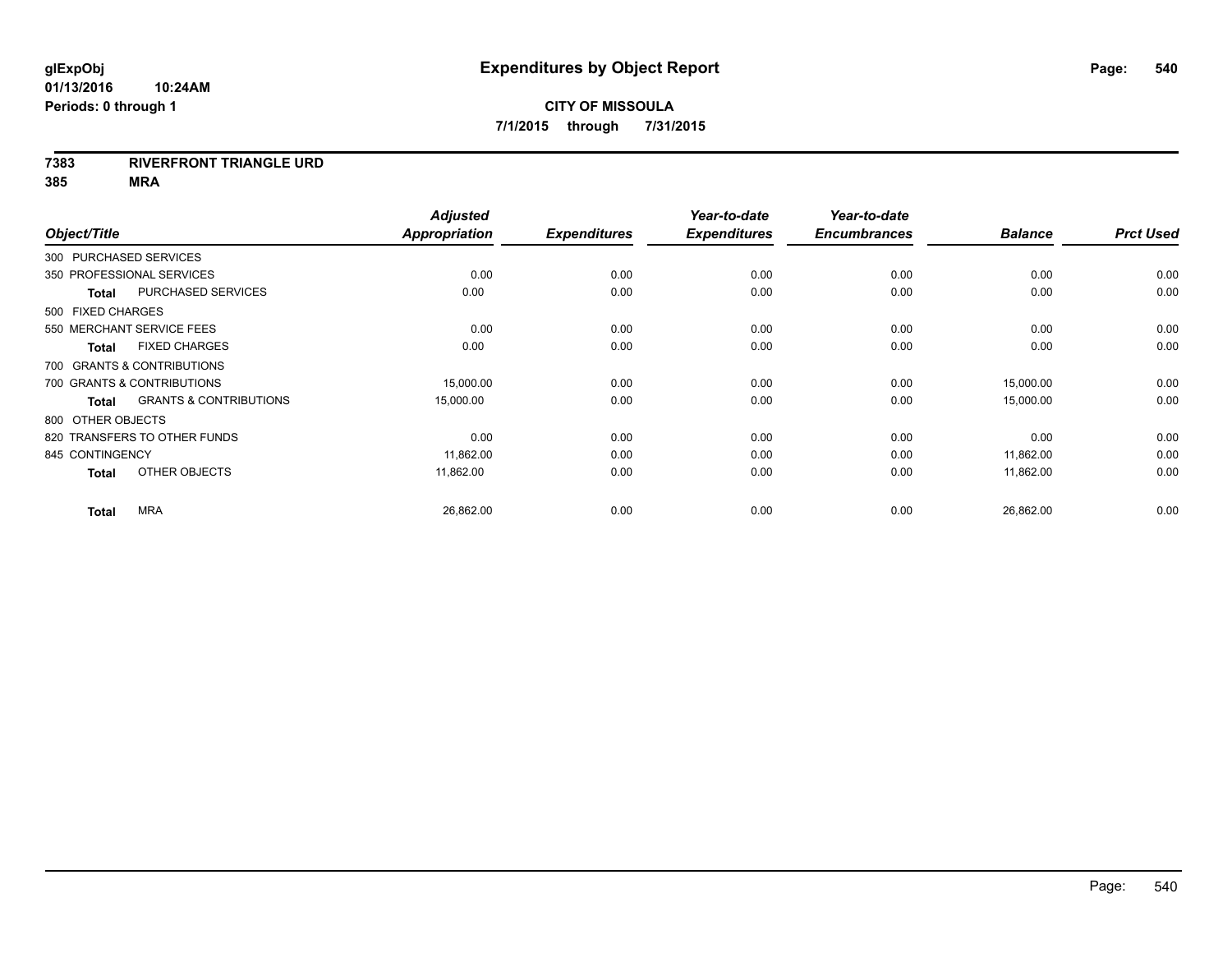# Expenditures by Object Report

glExpObj
01/13/2016 10:24AM
Periods: 0 through 1

**CITY OF MISSOULA**
**7/1/2015 through 7/31/2015**

**7383 RIVERFRONT TRIANGLE URD**
**385 MRA**

| Object/Title | Adjusted Appropriation | Expenditures | Year-to-date Expenditures | Year-to-date Encumbrances | Balance | Prct Used |
|---|---|---|---|---|---|---|
| 300 PURCHASED SERVICES | | | | | | |
| 350 PROFESSIONAL SERVICES | 0.00 | 0.00 | 0.00 | 0.00 | 0.00 | 0.00 |
| **Total** PURCHASED SERVICES | 0.00 | 0.00 | 0.00 | 0.00 | 0.00 | 0.00 |
| 500 FIXED CHARGES | | | | | | |
| 550 MERCHANT SERVICE FEES | 0.00 | 0.00 | 0.00 | 0.00 | 0.00 | 0.00 |
| **Total** FIXED CHARGES | 0.00 | 0.00 | 0.00 | 0.00 | 0.00 | 0.00 |
| 700 GRANTS & CONTRIBUTIONS | | | | | | |
| 700 GRANTS & CONTRIBUTIONS | 15,000.00 | 0.00 | 0.00 | 0.00 | 15,000.00 | 0.00 |
| **Total** GRANTS & CONTRIBUTIONS | 15,000.00 | 0.00 | 0.00 | 0.00 | 15,000.00 | 0.00 |
| 800 OTHER OBJECTS | | | | | | |
| 820 TRANSFERS TO OTHER FUNDS | 0.00 | 0.00 | 0.00 | 0.00 | 0.00 | 0.00 |
| 845 CONTINGENCY | 11,862.00 | 0.00 | 0.00 | 0.00 | 11,862.00 | 0.00 |
| **Total** OTHER OBJECTS | 11,862.00 | 0.00 | 0.00 | 0.00 | 11,862.00 | 0.00 |
| **Total** MRA | 26,862.00 | 0.00 | 0.00 | 0.00 | 26,862.00 | 0.00 |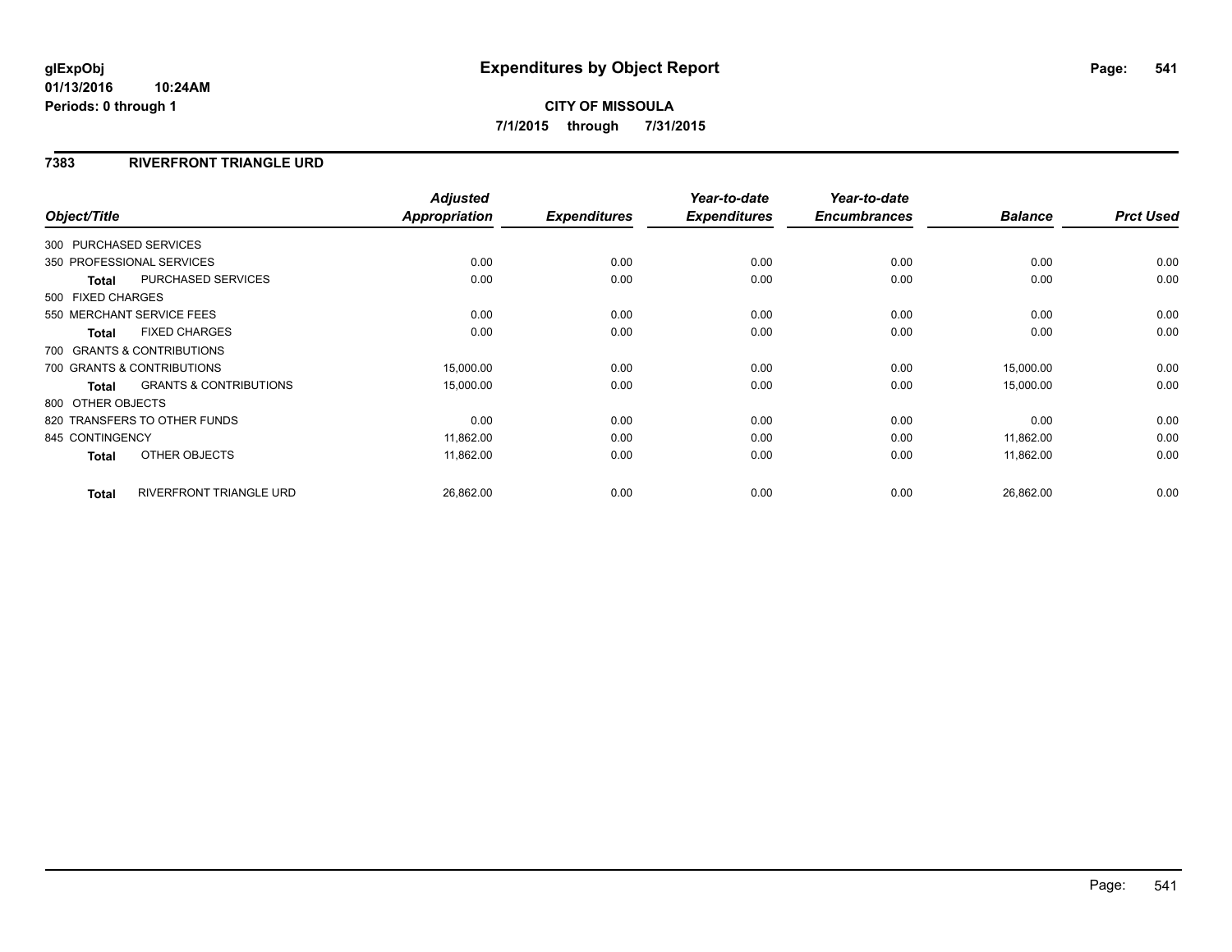**glExpObj**
**01/13/2016 10:24AM**
**Periods: 0 through 1**

# Expenditures by Object Report

**CITY OF MISSOULA**
**7/1/2015 through 7/31/2015**

## 7383 RIVERFRONT TRIANGLE URD

| Object/Title | | Adjusted Appropriation | Expenditures | Year-to-date Expenditures | Year-to-date Encumbrances | Balance | Prct Used |
|---|---|---|---|---|---|---|---|
| 300 PURCHASED SERVICES | | | | | | | |
| 350 PROFESSIONAL SERVICES | | 0.00 | 0.00 | 0.00 | 0.00 | 0.00 | 0.00 |
| **Total** | PURCHASED SERVICES | 0.00 | 0.00 | 0.00 | 0.00 | 0.00 | 0.00 |
| 500 FIXED CHARGES | | | | | | | |
| 550 MERCHANT SERVICE FEES | | 0.00 | 0.00 | 0.00 | 0.00 | 0.00 | 0.00 |
| **Total** | FIXED CHARGES | 0.00 | 0.00 | 0.00 | 0.00 | 0.00 | 0.00 |
| 700 GRANTS & CONTRIBUTIONS | | | | | | | |
| 700 GRANTS & CONTRIBUTIONS | | 15,000.00 | 0.00 | 0.00 | 0.00 | 15,000.00 | 0.00 |
| **Total** | GRANTS & CONTRIBUTIONS | 15,000.00 | 0.00 | 0.00 | 0.00 | 15,000.00 | 0.00 |
| 800 OTHER OBJECTS | | | | | | | |
| 820 TRANSFERS TO OTHER FUNDS | | 0.00 | 0.00 | 0.00 | 0.00 | 0.00 | 0.00 |
| 845 CONTINGENCY | | 11,862.00 | 0.00 | 0.00 | 0.00 | 11,862.00 | 0.00 |
| **Total** | OTHER OBJECTS | 11,862.00 | 0.00 | 0.00 | 0.00 | 11,862.00 | 0.00 |
| **Total** | RIVERFRONT TRIANGLE URD | 26,862.00 | 0.00 | 0.00 | 0.00 | 26,862.00 | 0.00 |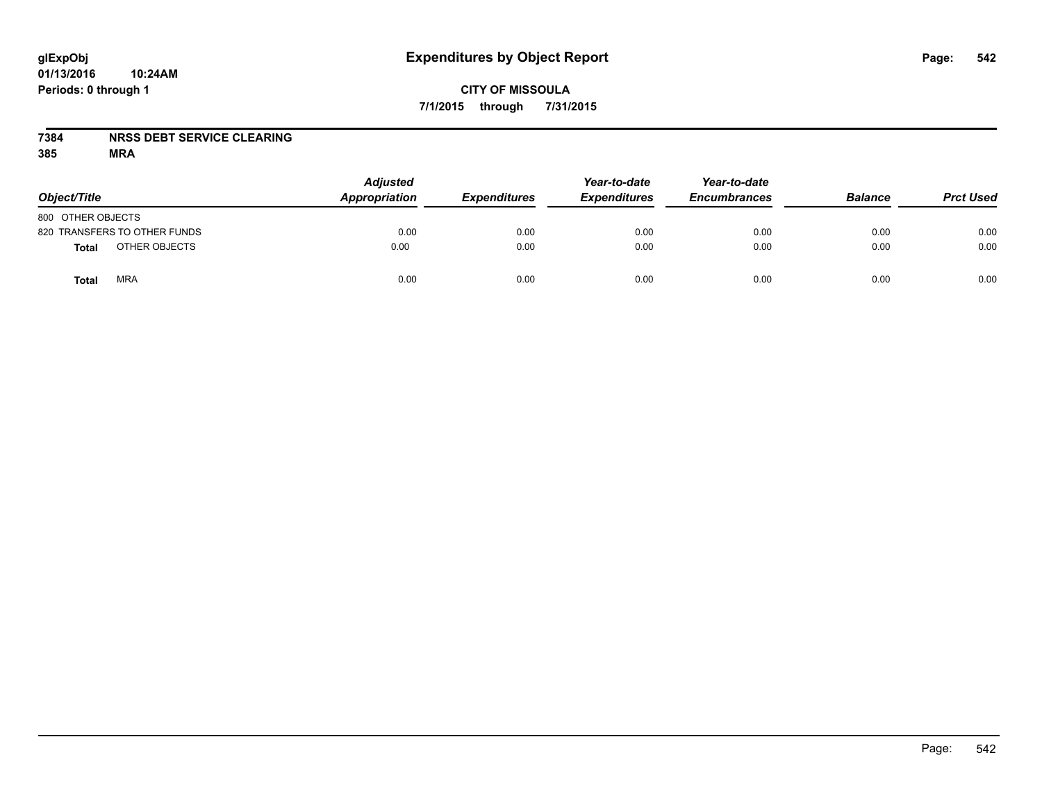**glExpObj**
**01/13/2016 10:24AM**
**Periods: 0 through 1**

# Expenditures by Object Report

**CITY OF MISSOULA**
**7/1/2015 through 7/31/2015**

**7384 NRSS DEBT SERVICE CLEARING**
**385 MRA**

| Object/Title | Adjusted Appropriation | Expenditures | Year-to-date Expenditures | Year-to-date Encumbrances | Balance | Prct Used |
|---|---|---|---|---|---|---|
| 800 OTHER OBJECTS | | | | | | |
| 820 TRANSFERS TO OTHER FUNDS | 0.00 | 0.00 | 0.00 | 0.00 | 0.00 | 0.00 |
| **Total** OTHER OBJECTS | 0.00 | 0.00 | 0.00 | 0.00 | 0.00 | 0.00 |
| **Total** MRA | 0.00 | 0.00 | 0.00 | 0.00 | 0.00 | 0.00 |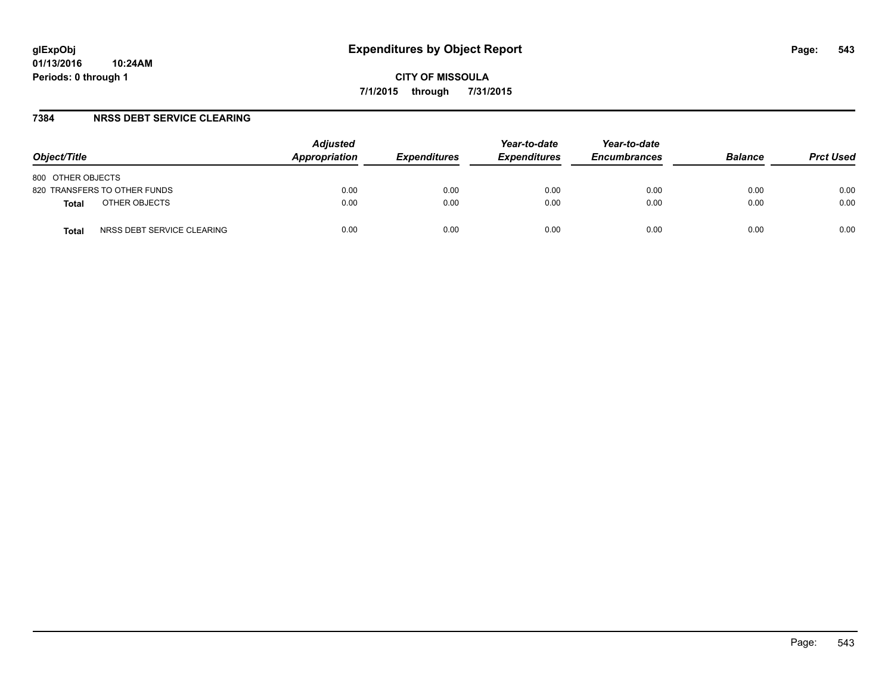# Expenditures by Object Report

glExpObj
01/13/2016 10:24AM
Periods: 0 through 1

**CITY OF MISSOULA**
**7/1/2015 through 7/31/2015**

## 7384 NRSS DEBT SERVICE CLEARING

| Object/Title | Adjusted Appropriation | Expenditures | Year-to-date Expenditures | Year-to-date Encumbrances | Balance | Prct Used |
|---|---|---|---|---|---|---|
| 800 OTHER OBJECTS | | | | | | |
| 820 TRANSFERS TO OTHER FUNDS | 0.00 | 0.00 | 0.00 | 0.00 | 0.00 | 0.00 |
| **Total** OTHER OBJECTS | 0.00 | 0.00 | 0.00 | 0.00 | 0.00 | 0.00 |
| **Total** NRSS DEBT SERVICE CLEARING | 0.00 | 0.00 | 0.00 | 0.00 | 0.00 | 0.00 |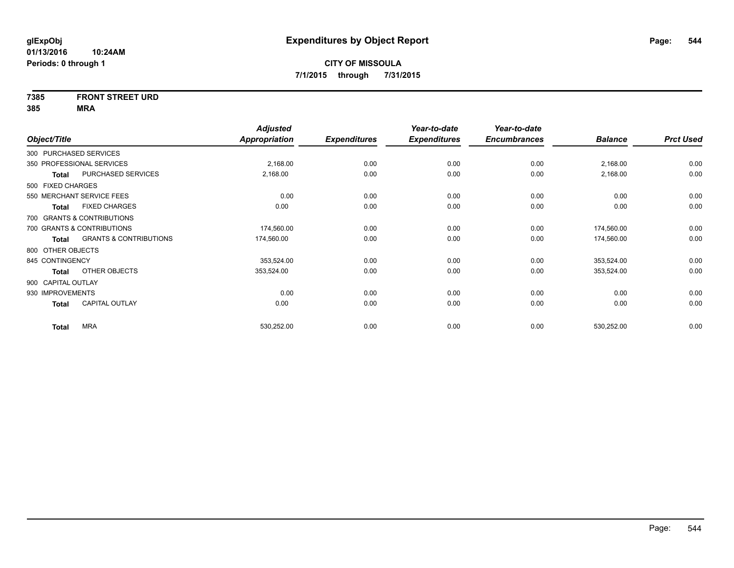# Expenditures by Object Report

glExpObj
01/13/2016 10:24AM
Periods: 0 through 1

**CITY OF MISSOULA**
**7/1/2015 through 7/31/2015**

**7385 FRONT STREET URD**
**385 MRA**

| Object/Title | Adjusted Appropriation | Expenditures | Year-to-date Expenditures | Year-to-date Encumbrances | Balance | Prct Used |
|---|---|---|---|---|---|---|
| 300 PURCHASED SERVICES | | | | | | |
| 350 PROFESSIONAL SERVICES | 2,168.00 | 0.00 | 0.00 | 0.00 | 2,168.00 | 0.00 |
| **Total** PURCHASED SERVICES | 2,168.00 | 0.00 | 0.00 | 0.00 | 2,168.00 | 0.00 |
| 500 FIXED CHARGES | | | | | | |
| 550 MERCHANT SERVICE FEES | 0.00 | 0.00 | 0.00 | 0.00 | 0.00 | 0.00 |
| **Total** FIXED CHARGES | 0.00 | 0.00 | 0.00 | 0.00 | 0.00 | 0.00 |
| 700 GRANTS & CONTRIBUTIONS | | | | | | |
| 700 GRANTS & CONTRIBUTIONS | 174,560.00 | 0.00 | 0.00 | 0.00 | 174,560.00 | 0.00 |
| **Total** GRANTS & CONTRIBUTIONS | 174,560.00 | 0.00 | 0.00 | 0.00 | 174,560.00 | 0.00 |
| 800 OTHER OBJECTS | | | | | | |
| 845 CONTINGENCY | 353,524.00 | 0.00 | 0.00 | 0.00 | 353,524.00 | 0.00 |
| **Total** OTHER OBJECTS | 353,524.00 | 0.00 | 0.00 | 0.00 | 353,524.00 | 0.00 |
| 900 CAPITAL OUTLAY | | | | | | |
| 930 IMPROVEMENTS | 0.00 | 0.00 | 0.00 | 0.00 | 0.00 | 0.00 |
| **Total** CAPITAL OUTLAY | 0.00 | 0.00 | 0.00 | 0.00 | 0.00 | 0.00 |
| **Total** MRA | 530,252.00 | 0.00 | 0.00 | 0.00 | 530,252.00 | 0.00 |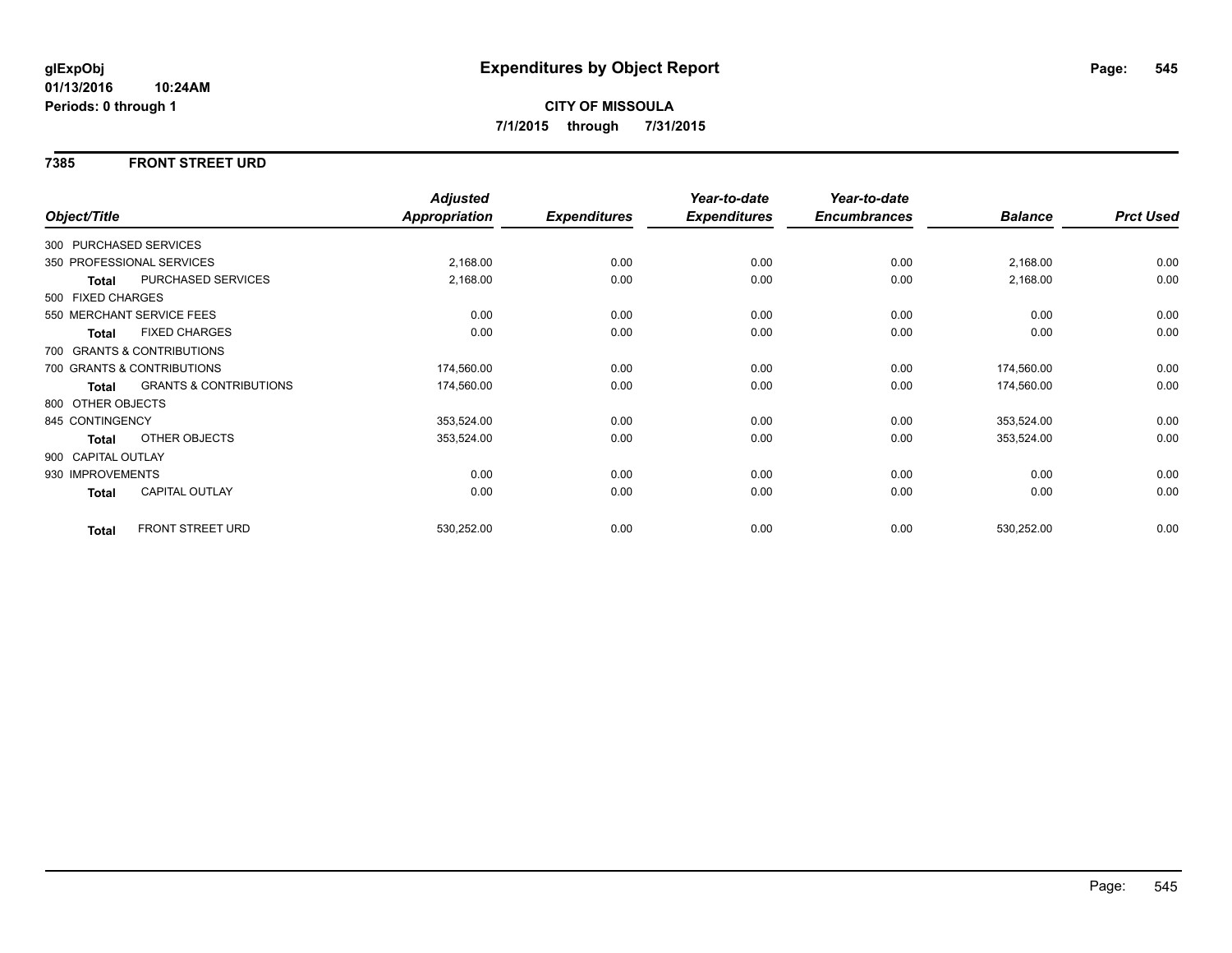# Expenditures by Object Report

glExpObj
01/13/2016 10:24AM
Periods: 0 through 1

**CITY OF MISSOULA**
**7/1/2015 through 7/31/2015**

## 7385 FRONT STREET URD

| Object/Title | | Adjusted Appropriation | Expenditures | Year-to-date Expenditures | Year-to-date Encumbrances | Balance | Prct Used |
|---|---|---|---|---|---|---|---|
| 300 PURCHASED SERVICES | | | | | | | |
| 350 PROFESSIONAL SERVICES | | 2,168.00 | 0.00 | 0.00 | 0.00 | 2,168.00 | 0.00 |
| **Total** | PURCHASED SERVICES | 2,168.00 | 0.00 | 0.00 | 0.00 | 2,168.00 | 0.00 |
| 500 FIXED CHARGES | | | | | | | |
| 550 MERCHANT SERVICE FEES | | 0.00 | 0.00 | 0.00 | 0.00 | 0.00 | 0.00 |
| **Total** | FIXED CHARGES | 0.00 | 0.00 | 0.00 | 0.00 | 0.00 | 0.00 |
| 700 GRANTS & CONTRIBUTIONS | | | | | | | |
| 700 GRANTS & CONTRIBUTIONS | | 174,560.00 | 0.00 | 0.00 | 0.00 | 174,560.00 | 0.00 |
| **Total** | GRANTS & CONTRIBUTIONS | 174,560.00 | 0.00 | 0.00 | 0.00 | 174,560.00 | 0.00 |
| 800 OTHER OBJECTS | | | | | | | |
| 845 CONTINGENCY | | 353,524.00 | 0.00 | 0.00 | 0.00 | 353,524.00 | 0.00 |
| **Total** | OTHER OBJECTS | 353,524.00 | 0.00 | 0.00 | 0.00 | 353,524.00 | 0.00 |
| 900 CAPITAL OUTLAY | | | | | | | |
| 930 IMPROVEMENTS | | 0.00 | 0.00 | 0.00 | 0.00 | 0.00 | 0.00 |
| **Total** | CAPITAL OUTLAY | 0.00 | 0.00 | 0.00 | 0.00 | 0.00 | 0.00 |
| **Total** | FRONT STREET URD | 530,252.00 | 0.00 | 0.00 | 0.00 | 530,252.00 | 0.00 |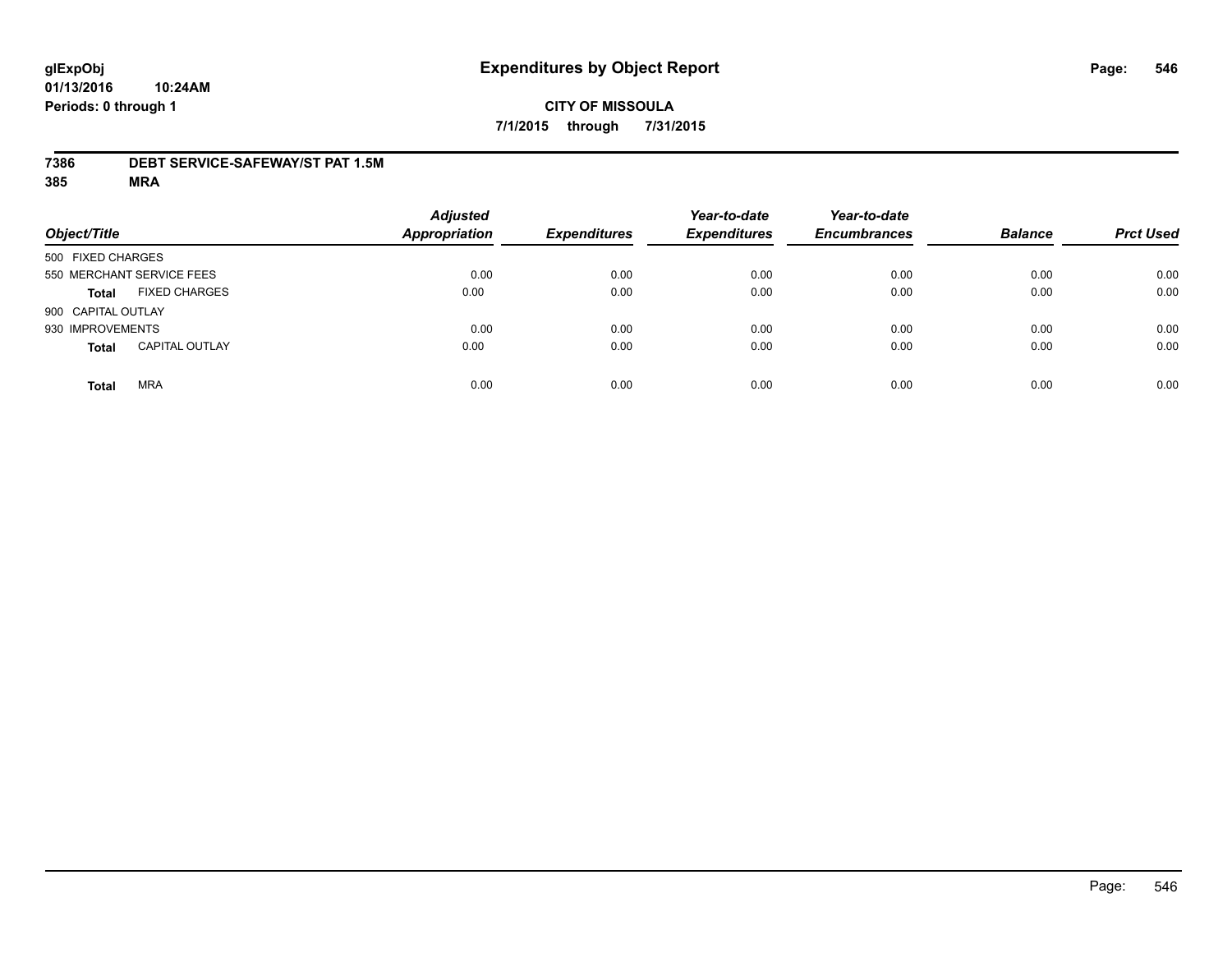glExpObj
01/13/2016 10:24AM
Periods: 0 through 1

# Expenditures by Object Report

**CITY OF MISSOULA**

**7/1/2015 through 7/31/2015**

**7386 DEBT SERVICE-SAFEWAY/ST PAT 1.5M**

**385 MRA**

| Object/Title | | Adjusted Appropriation | Expenditures | Year-to-date Expenditures | Year-to-date Encumbrances | Balance | Prct Used |
|---|---|---|---|---|---|---|---|
| 500 FIXED CHARGES | | | | | | | |
| 550 MERCHANT SERVICE FEES | | 0.00 | 0.00 | 0.00 | 0.00 | 0.00 | 0.00 |
| **Total** | FIXED CHARGES | 0.00 | 0.00 | 0.00 | 0.00 | 0.00 | 0.00 |
| 900 CAPITAL OUTLAY | | | | | | | |
| 930 IMPROVEMENTS | | 0.00 | 0.00 | 0.00 | 0.00 | 0.00 | 0.00 |
| **Total** | CAPITAL OUTLAY | 0.00 | 0.00 | 0.00 | 0.00 | 0.00 | 0.00 |
| **Total** | MRA | 0.00 | 0.00 | 0.00 | 0.00 | 0.00 | 0.00 |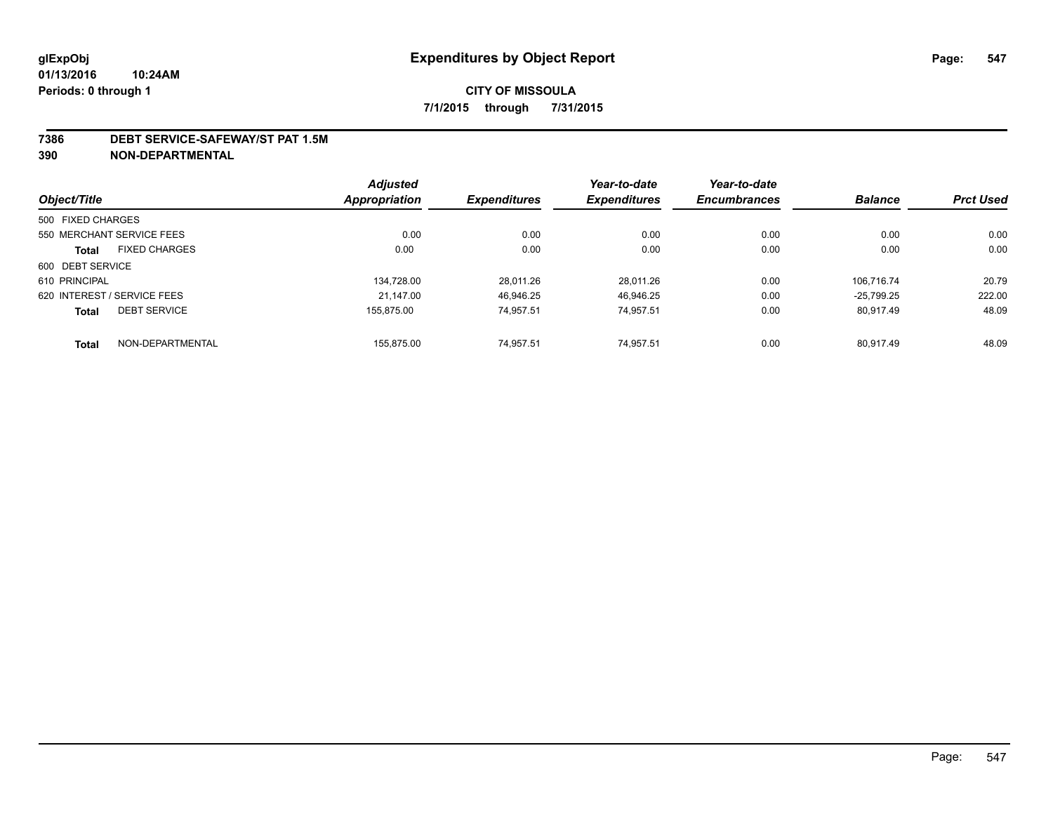# Expenditures by Object Report

glExpObj
01/13/2016 10:24AM
Periods: 0 through 1

**CITY OF MISSOULA**

**7/1/2015 through 7/31/2015**

**7386 DEBT SERVICE-SAFEWAY/ST PAT 1.5M**
**390 NON-DEPARTMENTAL**

| Object/Title | Adjusted Appropriation | Expenditures | Year-to-date Expenditures | Year-to-date Encumbrances | Balance | Prct Used |
|---|---|---|---|---|---|---|
| 500 FIXED CHARGES | | | | | | |
| 550 MERCHANT SERVICE FEES | 0.00 | 0.00 | 0.00 | 0.00 | 0.00 | 0.00 |
| **Total** FIXED CHARGES | 0.00 | 0.00 | 0.00 | 0.00 | 0.00 | 0.00 |
| 600 DEBT SERVICE | | | | | | |
| 610 PRINCIPAL | 134,728.00 | 28,011.26 | 28,011.26 | 0.00 | 106,716.74 | 20.79 |
| 620 INTEREST / SERVICE FEES | 21,147.00 | 46,946.25 | 46,946.25 | 0.00 | -25,799.25 | 222.00 |
| **Total** DEBT SERVICE | 155,875.00 | 74,957.51 | 74,957.51 | 0.00 | 80,917.49 | 48.09 |
| **Total** NON-DEPARTMENTAL | 155,875.00 | 74,957.51 | 74,957.51 | 0.00 | 80,917.49 | 48.09 |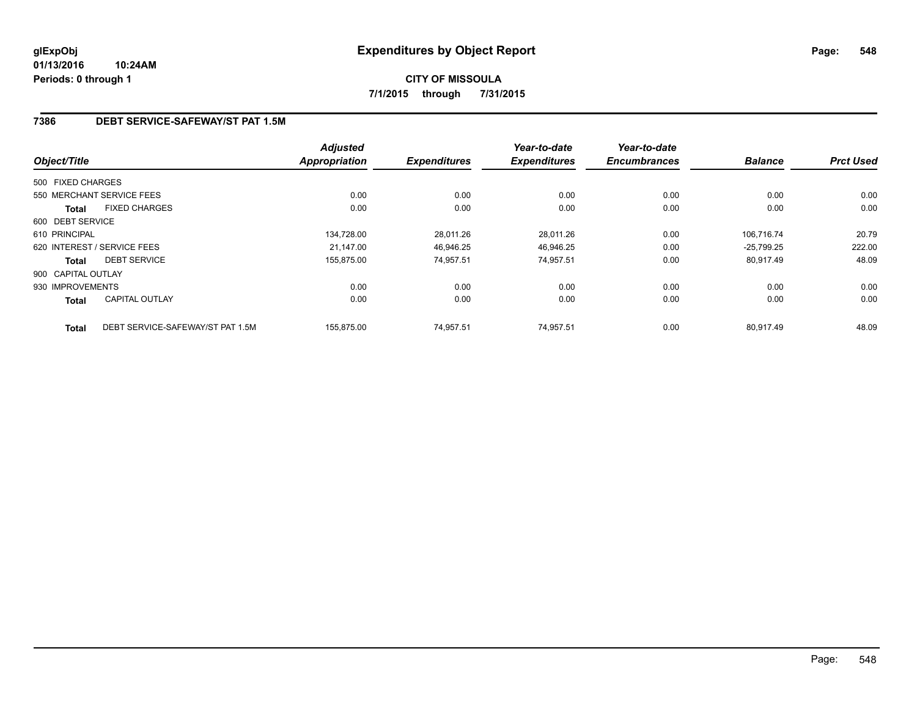**glExpObj**
**01/13/2016 10:24AM**
**Periods: 0 through 1**

# Expenditures by Object Report

**CITY OF MISSOULA**
**7/1/2015 through 7/31/2015**

## 7386 DEBT SERVICE-SAFEWAY/ST PAT 1.5M

| Object/Title | | Adjusted Appropriation | Expenditures | Year-to-date Expenditures | Year-to-date Encumbrances | Balance | Prct Used |
|---|---|---|---|---|---|---|---|
| 500 FIXED CHARGES | | | | | | | |
| 550 MERCHANT SERVICE FEES | | 0.00 | 0.00 | 0.00 | 0.00 | 0.00 | 0.00 |
| **Total** | FIXED CHARGES | 0.00 | 0.00 | 0.00 | 0.00 | 0.00 | 0.00 |
| 600 DEBT SERVICE | | | | | | | |
| 610 PRINCIPAL | | 134,728.00 | 28,011.26 | 28,011.26 | 0.00 | 106,716.74 | 20.79 |
| 620 INTEREST / SERVICE FEES | | 21,147.00 | 46,946.25 | 46,946.25 | 0.00 | -25,799.25 | 222.00 |
| **Total** | DEBT SERVICE | 155,875.00 | 74,957.51 | 74,957.51 | 0.00 | 80,917.49 | 48.09 |
| 900 CAPITAL OUTLAY | | | | | | | |
| 930 IMPROVEMENTS | | 0.00 | 0.00 | 0.00 | 0.00 | 0.00 | 0.00 |
| **Total** | CAPITAL OUTLAY | 0.00 | 0.00 | 0.00 | 0.00 | 0.00 | 0.00 |
| **Total** | DEBT SERVICE-SAFEWAY/ST PAT 1.5M | 155,875.00 | 74,957.51 | 74,957.51 | 0.00 | 80,917.49 | 48.09 |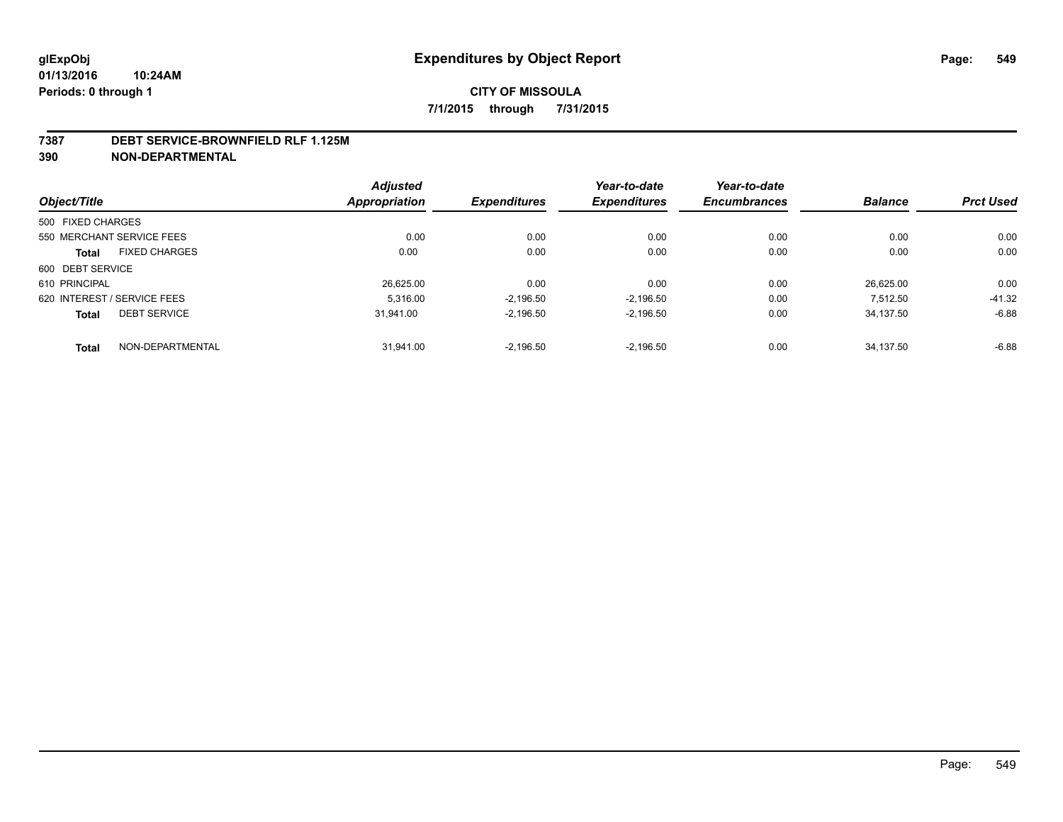**glExpObj**
**01/13/2016 10:24AM**
**Periods: 0 through 1**

# Expenditures by Object Report

**CITY OF MISSOULA**
**7/1/2015 through 7/31/2015**

**7387 DEBT SERVICE-BROWNFIELD RLF 1.125M**
**390 NON-DEPARTMENTAL**

| Object/Title | Adjusted Appropriation | Expenditures | Year-to-date Expenditures | Year-to-date Encumbrances | Balance | Prct Used |
|---|---|---|---|---|---|---|
| 500 FIXED CHARGES | | | | | | |
| 550 MERCHANT SERVICE FEES | 0.00 | 0.00 | 0.00 | 0.00 | 0.00 | 0.00 |
| **Total** FIXED CHARGES | 0.00 | 0.00 | 0.00 | 0.00 | 0.00 | 0.00 |
| 600 DEBT SERVICE | | | | | | |
| 610 PRINCIPAL | 26,625.00 | 0.00 | 0.00 | 0.00 | 26,625.00 | 0.00 |
| 620 INTEREST / SERVICE FEES | 5,316.00 | -2,196.50 | -2,196.50 | 0.00 | 7,512.50 | -41.32 |
| **Total** DEBT SERVICE | 31,941.00 | -2,196.50 | -2,196.50 | 0.00 | 34,137.50 | -6.88 |
| **Total** NON-DEPARTMENTAL | 31,941.00 | -2,196.50 | -2,196.50 | 0.00 | 34,137.50 | -6.88 |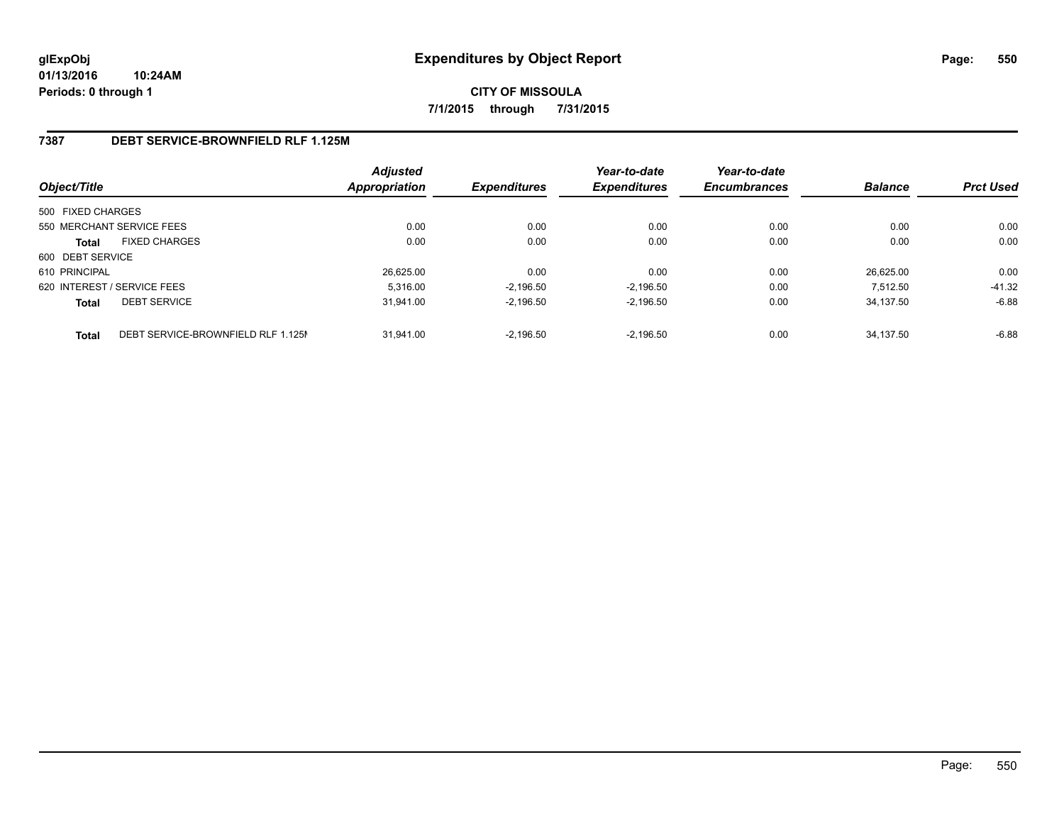**glExpObj** **Expenditures by Object Report**

**01/13/2016 10:24AM**

**Periods: 0 through 1**

**CITY OF MISSOULA**

**7/1/2015 through 7/31/2015**

## 7387 DEBT SERVICE-BROWNFIELD RLF 1.125M

| Object/Title | | Adjusted Appropriation | Expenditures | Year-to-date Expenditures | Year-to-date Encumbrances | Balance | Prct Used |
|---|---|---|---|---|---|---|---|
| 500 FIXED CHARGES | | | | | | | |
| 550 MERCHANT SERVICE FEES | | 0.00 | 0.00 | 0.00 | 0.00 | 0.00 | 0.00 |
| **Total** | FIXED CHARGES | 0.00 | 0.00 | 0.00 | 0.00 | 0.00 | 0.00 |
| 600 DEBT SERVICE | | | | | | | |
| 610 PRINCIPAL | | 26,625.00 | 0.00 | 0.00 | 0.00 | 26,625.00 | 0.00 |
| 620 INTEREST / SERVICE FEES | | 5,316.00 | -2,196.50 | -2,196.50 | 0.00 | 7,512.50 | -41.32 |
| **Total** | DEBT SERVICE | 31,941.00 | -2,196.50 | -2,196.50 | 0.00 | 34,137.50 | -6.88 |
| **Total** | DEBT SERVICE-BROWNFIELD RLF 1.125M | 31,941.00 | -2,196.50 | -2,196.50 | 0.00 | 34,137.50 | -6.88 |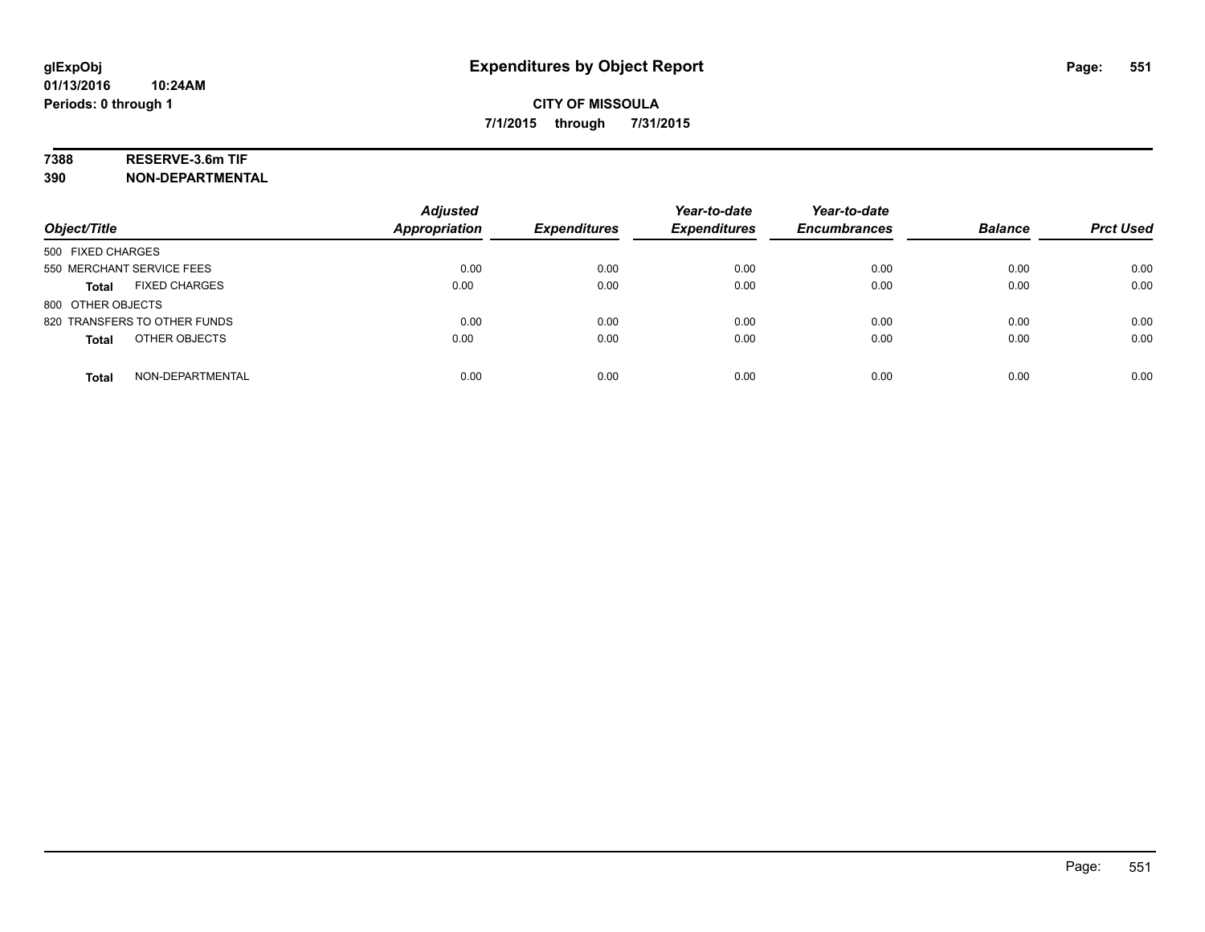glExpObj
01/13/2016 10:24AM
Periods: 0 through 1

# Expenditures by Object Report

**CITY OF MISSOULA**

**7/1/2015 through 7/31/2015**

**7388 RESERVE-3.6m TIF**
**390 NON-DEPARTMENTAL**

| Object/Title | Adjusted Appropriation | Expenditures | Year-to-date Expenditures | Year-to-date Encumbrances | Balance | Prct Used |
|---|---|---|---|---|---|---|
| 500 FIXED CHARGES | | | | | | |
| 550 MERCHANT SERVICE FEES | 0.00 | 0.00 | 0.00 | 0.00 | 0.00 | 0.00 |
| **Total** FIXED CHARGES | 0.00 | 0.00 | 0.00 | 0.00 | 0.00 | 0.00 |
| 800 OTHER OBJECTS | | | | | | |
| 820 TRANSFERS TO OTHER FUNDS | 0.00 | 0.00 | 0.00 | 0.00 | 0.00 | 0.00 |
| **Total** OTHER OBJECTS | 0.00 | 0.00 | 0.00 | 0.00 | 0.00 | 0.00 |
| **Total** NON-DEPARTMENTAL | 0.00 | 0.00 | 0.00 | 0.00 | 0.00 | 0.00 |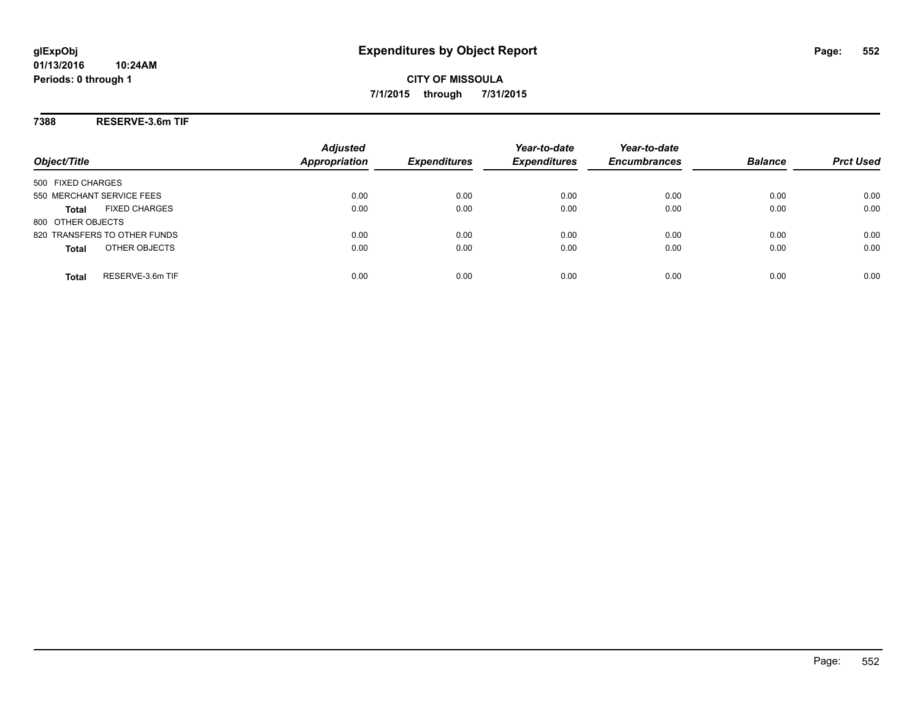# Expenditures by Object Report

glExpObj
01/13/2016 10:24AM
Periods: 0 through 1

**CITY OF MISSOULA**
**7/1/2015 through 7/31/2015**

## 7388 RESERVE-3.6m TIF

| Object/Title | Adjusted Appropriation | Expenditures | Year-to-date Expenditures | Year-to-date Encumbrances | Balance | Prct Used |
|---|---|---|---|---|---|---|
| 500 FIXED CHARGES | | | | | | |
| 550 MERCHANT SERVICE FEES | 0.00 | 0.00 | 0.00 | 0.00 | 0.00 | 0.00 |
| **Total** FIXED CHARGES | 0.00 | 0.00 | 0.00 | 0.00 | 0.00 | 0.00 |
| 800 OTHER OBJECTS | | | | | | |
| 820 TRANSFERS TO OTHER FUNDS | 0.00 | 0.00 | 0.00 | 0.00 | 0.00 | 0.00 |
| **Total** OTHER OBJECTS | 0.00 | 0.00 | 0.00 | 0.00 | 0.00 | 0.00 |
| **Total** RESERVE-3.6m TIF | 0.00 | 0.00 | 0.00 | 0.00 | 0.00 | 0.00 |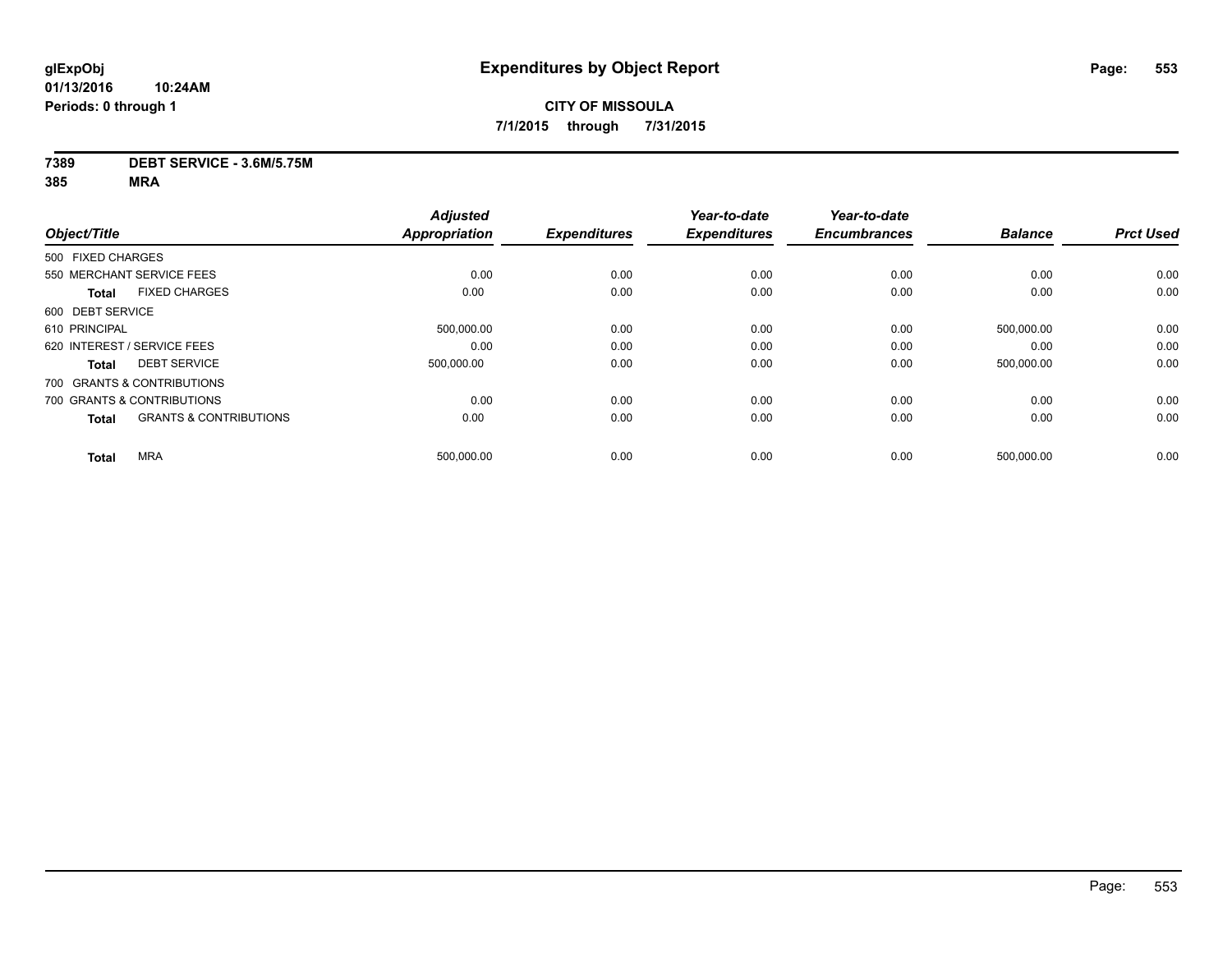**glExpObj**
**01/13/2016 10:24AM**
**Periods: 0 through 1**

# Expenditures by Object Report

**CITY OF MISSOULA**
**7/1/2015 through 7/31/2015**

**7389 DEBT SERVICE - 3.6M/5.75M**
**385 MRA**

| Object/Title | Adjusted Appropriation | Expenditures | Year-to-date Expenditures | Year-to-date Encumbrances | Balance | Prct Used |
|---|---|---|---|---|---|---|
| 500 FIXED CHARGES | | | | | | |
| 550 MERCHANT SERVICE FEES | 0.00 | 0.00 | 0.00 | 0.00 | 0.00 | 0.00 |
| **Total** FIXED CHARGES | 0.00 | 0.00 | 0.00 | 0.00 | 0.00 | 0.00 |
| 600 DEBT SERVICE | | | | | | |
| 610 PRINCIPAL | 500,000.00 | 0.00 | 0.00 | 0.00 | 500,000.00 | 0.00 |
| 620 INTEREST / SERVICE FEES | 0.00 | 0.00 | 0.00 | 0.00 | 0.00 | 0.00 |
| **Total** DEBT SERVICE | 500,000.00 | 0.00 | 0.00 | 0.00 | 500,000.00 | 0.00 |
| 700 GRANTS & CONTRIBUTIONS | | | | | | |
| 700 GRANTS & CONTRIBUTIONS | 0.00 | 0.00 | 0.00 | 0.00 | 0.00 | 0.00 |
| **Total** GRANTS & CONTRIBUTIONS | 0.00 | 0.00 | 0.00 | 0.00 | 0.00 | 0.00 |
| **Total** MRA | 500,000.00 | 0.00 | 0.00 | 0.00 | 500,000.00 | 0.00 |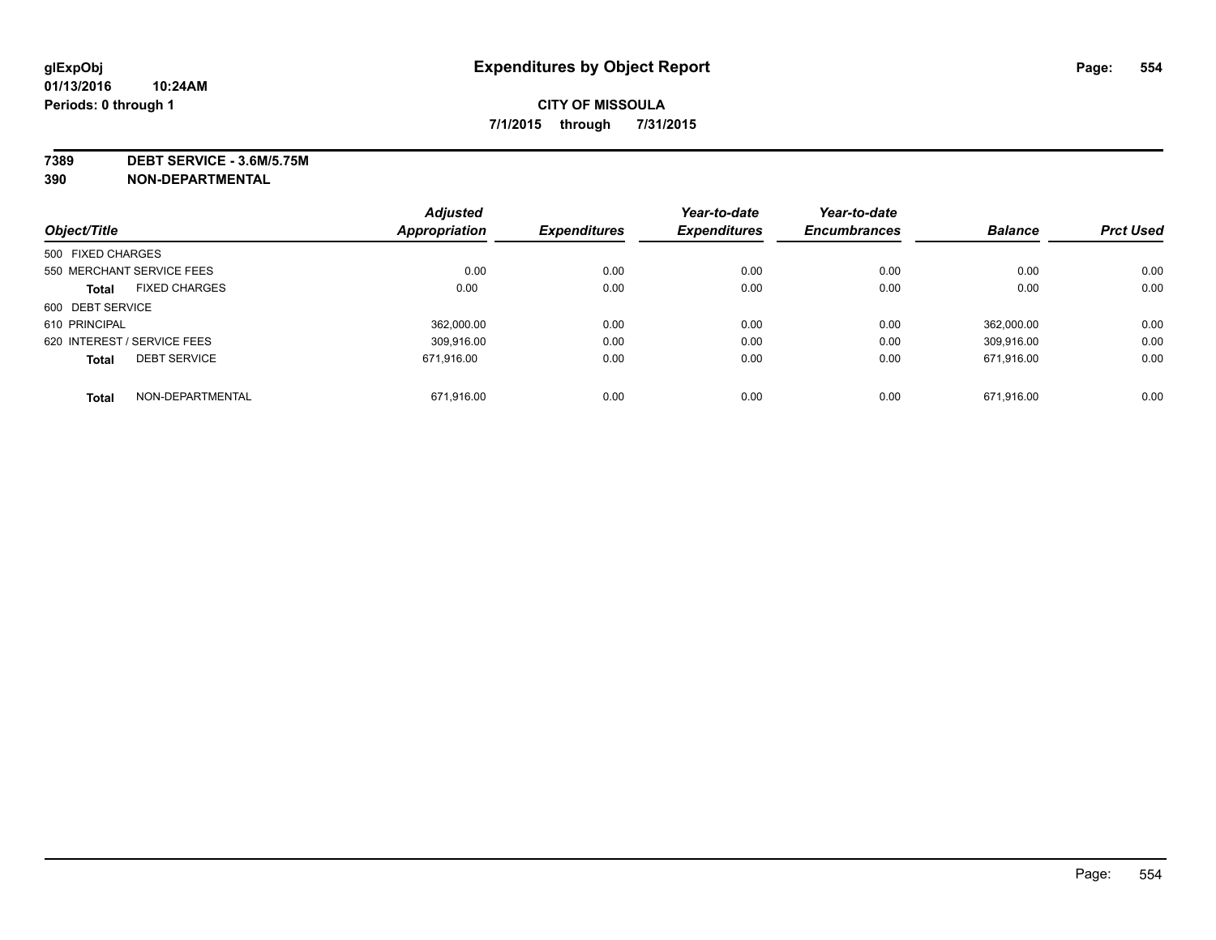**glExpObj**
**01/13/2016 10:24AM**
**Periods: 0 through 1**

# Expenditures by Object Report

**CITY OF MISSOULA**
**7/1/2015 through 7/31/2015**

**7389 DEBT SERVICE - 3.6M/5.75M**
**390 NON-DEPARTMENTAL**

| Object/Title | | Adjusted Appropriation | Expenditures | Year-to-date Expenditures | Year-to-date Encumbrances | Balance | Prct Used |
|---|---|---|---|---|---|---|---|
| 500 FIXED CHARGES | | | | | | | |
| 550 MERCHANT SERVICE FEES | | 0.00 | 0.00 | 0.00 | 0.00 | 0.00 | 0.00 |
| **Total** | FIXED CHARGES | 0.00 | 0.00 | 0.00 | 0.00 | 0.00 | 0.00 |
| 600 DEBT SERVICE | | | | | | | |
| 610 PRINCIPAL | | 362,000.00 | 0.00 | 0.00 | 0.00 | 362,000.00 | 0.00 |
| 620 INTEREST / SERVICE FEES | | 309,916.00 | 0.00 | 0.00 | 0.00 | 309,916.00 | 0.00 |
| **Total** | DEBT SERVICE | 671,916.00 | 0.00 | 0.00 | 0.00 | 671,916.00 | 0.00 |
| **Total** | NON-DEPARTMENTAL | 671,916.00 | 0.00 | 0.00 | 0.00 | 671,916.00 | 0.00 |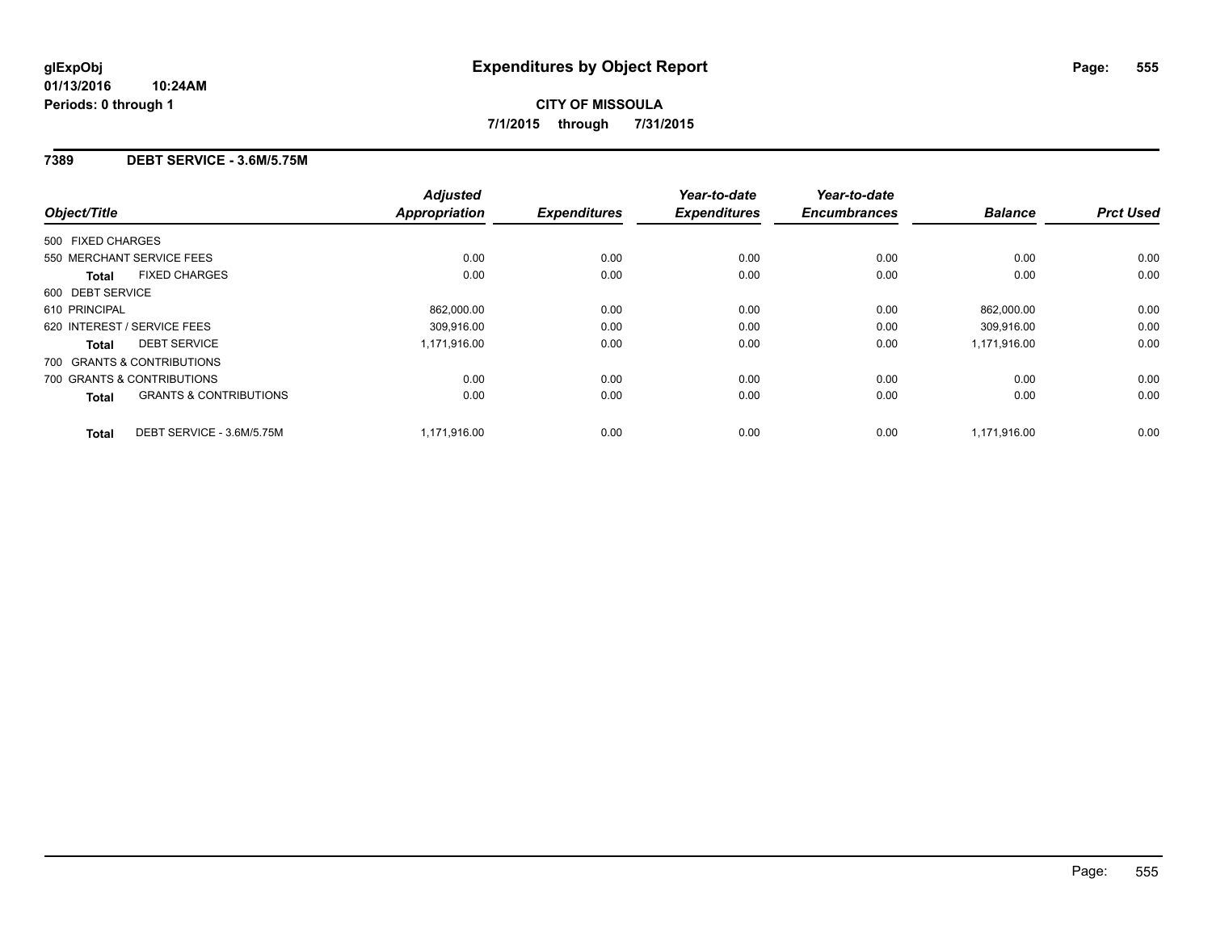**glExpObj**
**01/13/2016 10:24AM**
**Periods: 0 through 1**

# Expenditures by Object Report

**CITY OF MISSOULA**
**7/1/2015 through 7/31/2015**

## 7389 DEBT SERVICE - 3.6M/5.75M

| Object/Title | Adjusted Appropriation | Expenditures | Year-to-date Expenditures | Year-to-date Encumbrances | Balance | Prct Used |
|---|---|---|---|---|---|---|
| 500 FIXED CHARGES | | | | | | |
| 550 MERCHANT SERVICE FEES | 0.00 | 0.00 | 0.00 | 0.00 | 0.00 | 0.00 |
| **Total** FIXED CHARGES | 0.00 | 0.00 | 0.00 | 0.00 | 0.00 | 0.00 |
| 600 DEBT SERVICE | | | | | | |
| 610 PRINCIPAL | 862,000.00 | 0.00 | 0.00 | 0.00 | 862,000.00 | 0.00 |
| 620 INTEREST / SERVICE FEES | 309,916.00 | 0.00 | 0.00 | 0.00 | 309,916.00 | 0.00 |
| **Total** DEBT SERVICE | 1,171,916.00 | 0.00 | 0.00 | 0.00 | 1,171,916.00 | 0.00 |
| 700 GRANTS & CONTRIBUTIONS | | | | | | |
| 700 GRANTS & CONTRIBUTIONS | 0.00 | 0.00 | 0.00 | 0.00 | 0.00 | 0.00 |
| **Total** GRANTS & CONTRIBUTIONS | 0.00 | 0.00 | 0.00 | 0.00 | 0.00 | 0.00 |
| **Total** DEBT SERVICE - 3.6M/5.75M | 1,171,916.00 | 0.00 | 0.00 | 0.00 | 1,171,916.00 | 0.00 |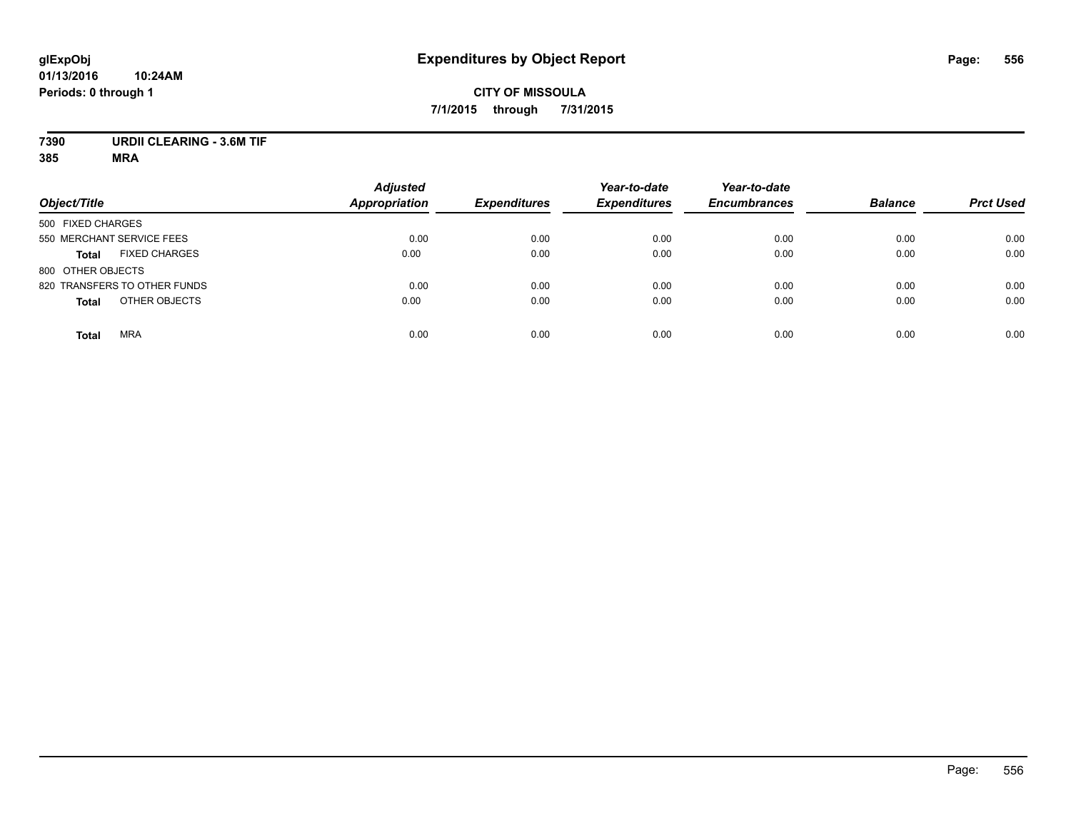**glExpObj**
**01/13/2016 10:24AM**
**Periods: 0 through 1**

# Expenditures by Object Report

**CITY OF MISSOULA**
**7/1/2015 through 7/31/2015**

**7390 URDII CLEARING - 3.6M TIF**
**385 MRA**

| Object/Title | Adjusted Appropriation | Expenditures | Year-to-date Expenditures | Year-to-date Encumbrances | Balance | Prct Used |
|---|---|---|---|---|---|---|
| 500 FIXED CHARGES | | | | | | |
| 550 MERCHANT SERVICE FEES | 0.00 | 0.00 | 0.00 | 0.00 | 0.00 | 0.00 |
| **Total** FIXED CHARGES | 0.00 | 0.00 | 0.00 | 0.00 | 0.00 | 0.00 |
| 800 OTHER OBJECTS | | | | | | |
| 820 TRANSFERS TO OTHER FUNDS | 0.00 | 0.00 | 0.00 | 0.00 | 0.00 | 0.00 |
| **Total** OTHER OBJECTS | 0.00 | 0.00 | 0.00 | 0.00 | 0.00 | 0.00 |
| **Total** MRA | 0.00 | 0.00 | 0.00 | 0.00 | 0.00 | 0.00 |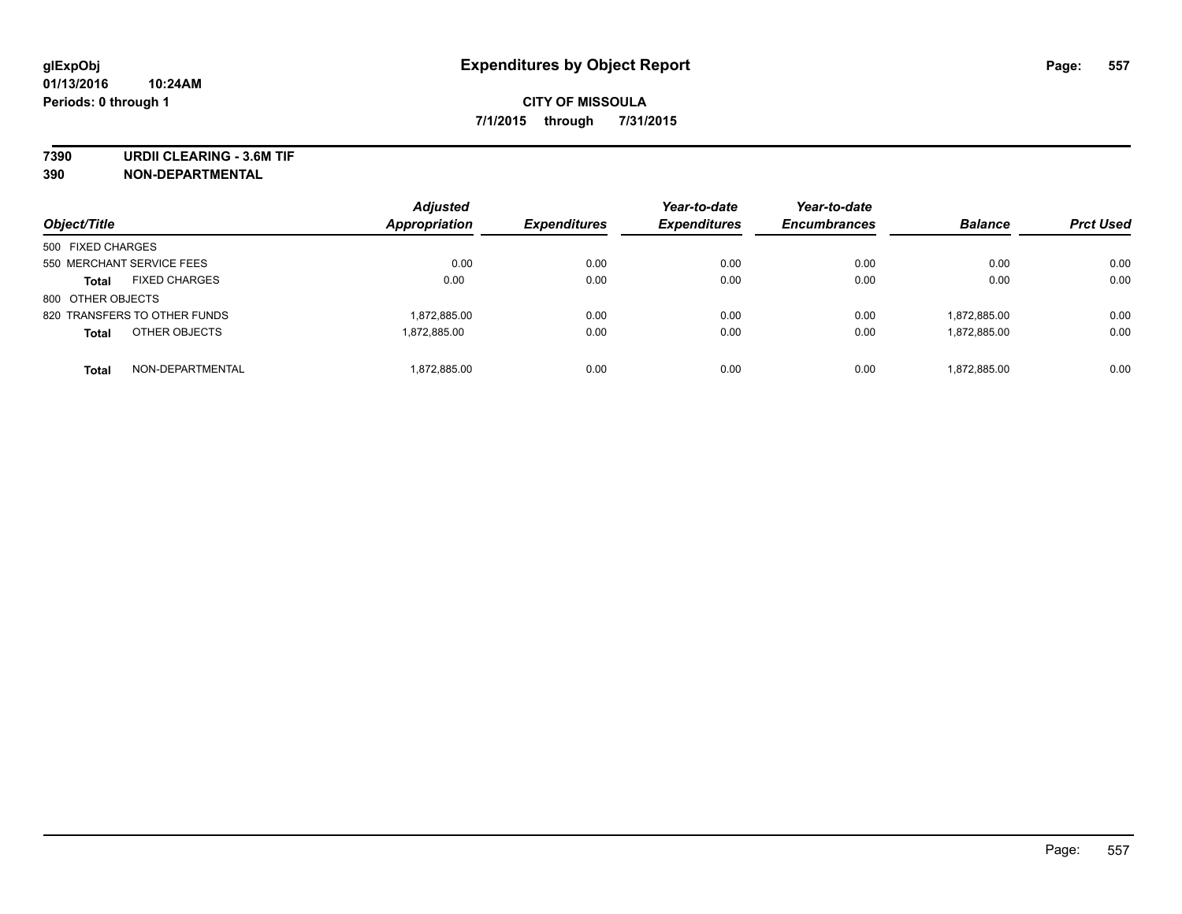glExpObj
01/13/2016 10:24AM
Periods: 0 through 1

# Expenditures by Object Report

**CITY OF MISSOULA**
**7/1/2015 through 7/31/2015**

**7390 URDII CLEARING - 3.6M TIF**
**390 NON-DEPARTMENTAL**

| Object/Title | | Adjusted Appropriation | Expenditures | Year-to-date Expenditures | Year-to-date Encumbrances | Balance | Prct Used |
|---|---|---|---|---|---|---|---|
| 500 FIXED CHARGES | | | | | | | |
| 550 MERCHANT SERVICE FEES | | 0.00 | 0.00 | 0.00 | 0.00 | 0.00 | 0.00 |
| **Total** | FIXED CHARGES | 0.00 | 0.00 | 0.00 | 0.00 | 0.00 | 0.00 |
| 800 OTHER OBJECTS | | | | | | | |
| 820 TRANSFERS TO OTHER FUNDS | | 1,872,885.00 | 0.00 | 0.00 | 0.00 | 1,872,885.00 | 0.00 |
| **Total** | OTHER OBJECTS | 1,872,885.00 | 0.00 | 0.00 | 0.00 | 1,872,885.00 | 0.00 |
| **Total** | NON-DEPARTMENTAL | 1,872,885.00 | 0.00 | 0.00 | 0.00 | 1,872,885.00 | 0.00 |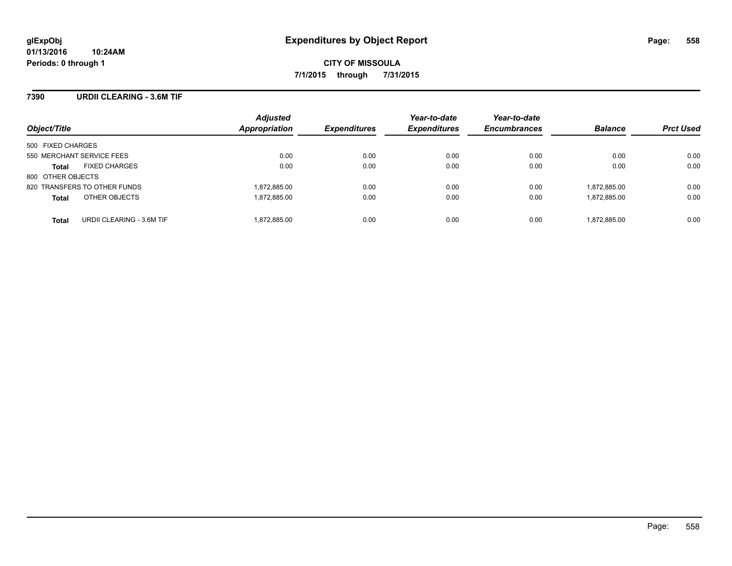**glExpObj**
**01/13/2016 10:24AM**
**Periods: 0 through 1**

# Expenditures by Object Report

**CITY OF MISSOULA**
**7/1/2015 through 7/31/2015**

## 7390 URDII CLEARING - 3.6M TIF

| Object/Title | Adjusted Appropriation | Expenditures | Year-to-date Expenditures | Year-to-date Encumbrances | Balance | Prct Used |
|---|---|---|---|---|---|---|
| 500 FIXED CHARGES | | | | | | |
| 550 MERCHANT SERVICE FEES | 0.00 | 0.00 | 0.00 | 0.00 | 0.00 | 0.00 |
| **Total** FIXED CHARGES | 0.00 | 0.00 | 0.00 | 0.00 | 0.00 | 0.00 |
| 800 OTHER OBJECTS | | | | | | |
| 820 TRANSFERS TO OTHER FUNDS | 1,872,885.00 | 0.00 | 0.00 | 0.00 | 1,872,885.00 | 0.00 |
| **Total** OTHER OBJECTS | 1,872,885.00 | 0.00 | 0.00 | 0.00 | 1,872,885.00 | 0.00 |
| **Total** URDII CLEARING - 3.6M TIF | 1,872,885.00 | 0.00 | 0.00 | 0.00 | 1,872,885.00 | 0.00 |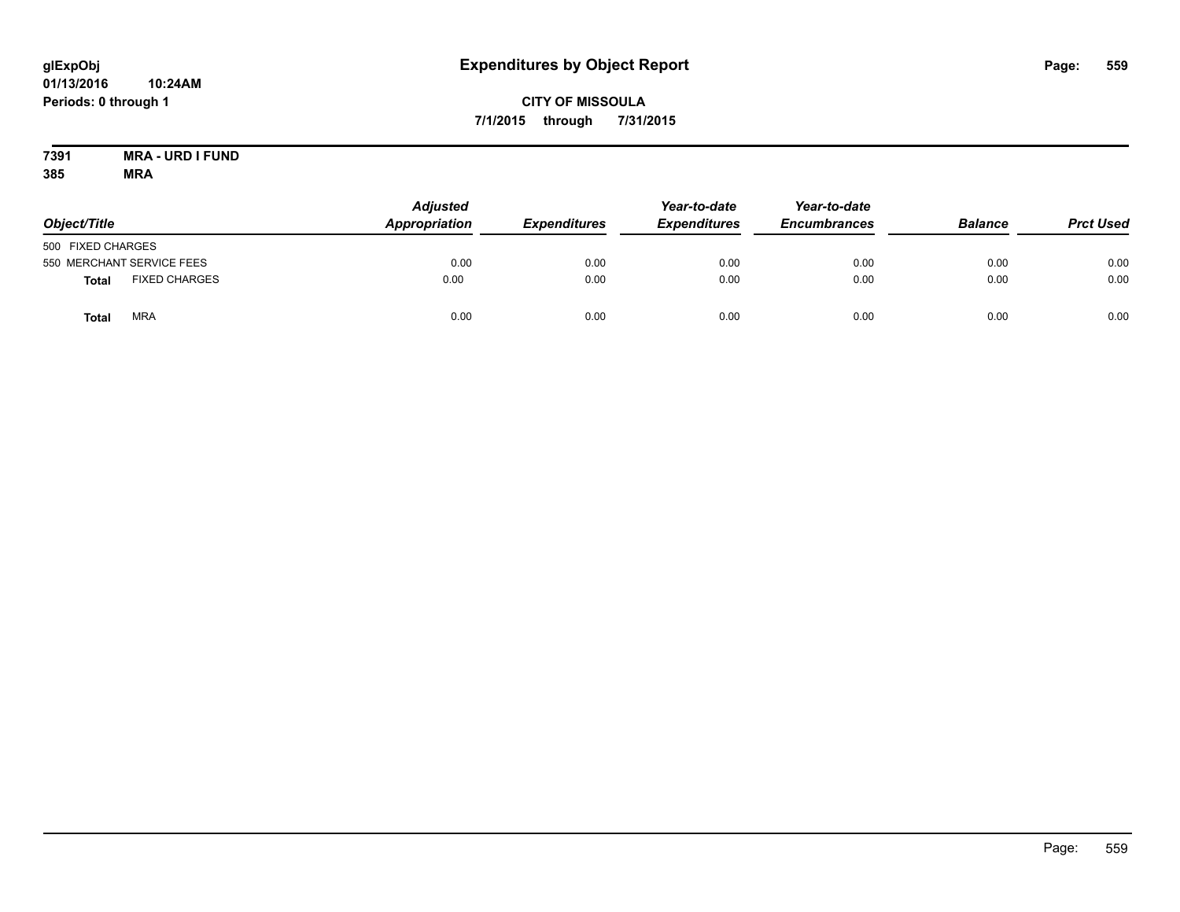# Expenditures by Object Report

glExpObj
01/13/2016 10:24AM
Periods: 0 through 1

**CITY OF MISSOULA**
**7/1/2015 through 7/31/2015**

**7391 MRA - URD I FUND**
**385 MRA**

| Object/Title | Adjusted Appropriation | Expenditures | Year-to-date Expenditures | Year-to-date Encumbrances | Balance | Prct Used |
|---|---|---|---|---|---|---|
| 500 FIXED CHARGES | | | | | | |
| 550 MERCHANT SERVICE FEES | 0.00 | 0.00 | 0.00 | 0.00 | 0.00 | 0.00 |
| **Total** FIXED CHARGES | 0.00 | 0.00 | 0.00 | 0.00 | 0.00 | 0.00 |
| **Total** MRA | 0.00 | 0.00 | 0.00 | 0.00 | 0.00 | 0.00 |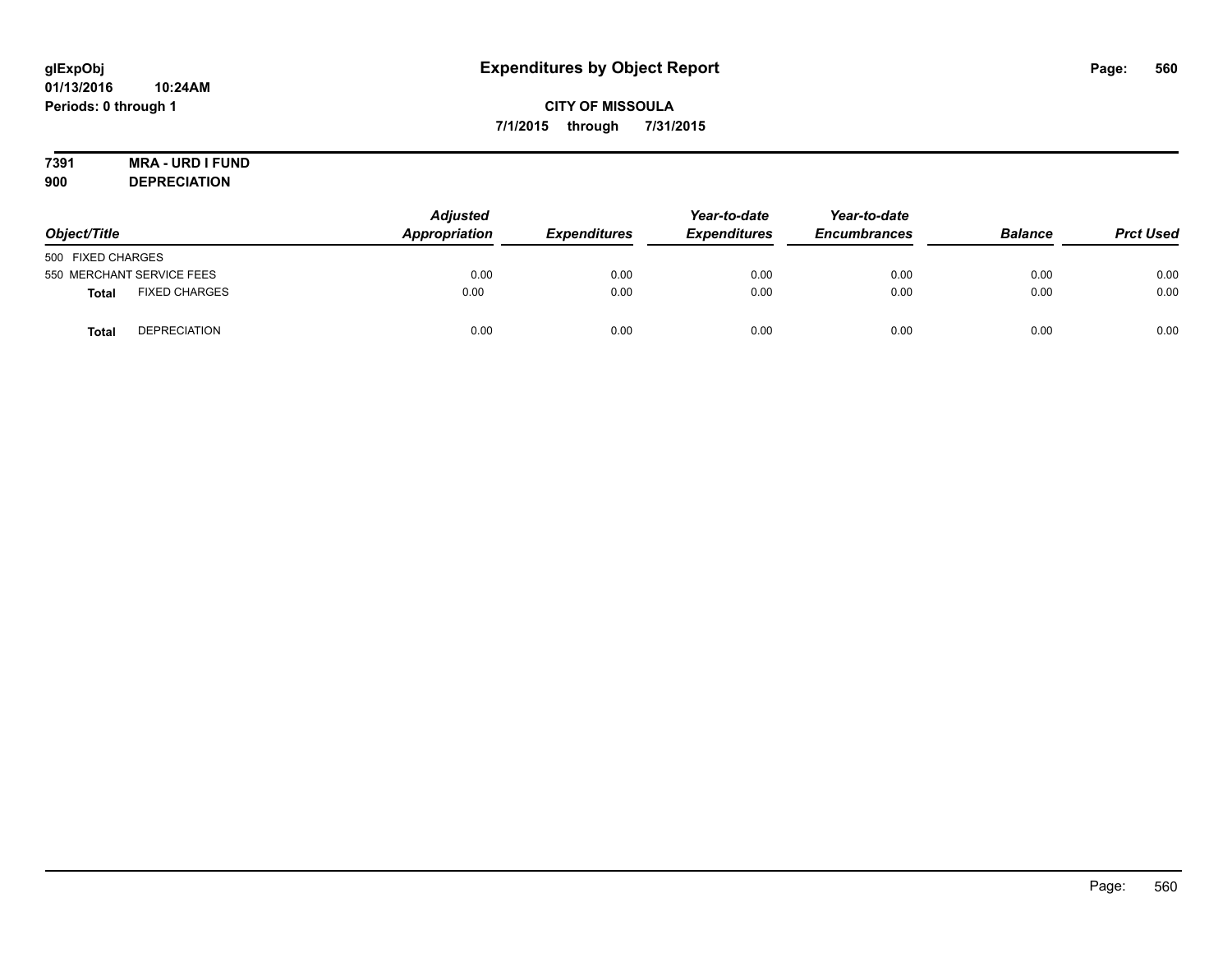glExpObj
01/13/2016 10:24AM
Periods: 0 through 1

# Expenditures by Object Report

**CITY OF MISSOULA**
**7/1/2015 through 7/31/2015**

**7391 MRA - URD I FUND**
**900 DEPRECIATION**

| Object/Title | | Adjusted Appropriation | Expenditures | Year-to-date Expenditures | Year-to-date Encumbrances | Balance | Prct Used |
|---|---|---|---|---|---|---|---|
| 500 FIXED CHARGES | | | | | | | |
| 550 MERCHANT SERVICE FEES | | 0.00 | 0.00 | 0.00 | 0.00 | 0.00 | 0.00 |
| **Total** | FIXED CHARGES | 0.00 | 0.00 | 0.00 | 0.00 | 0.00 | 0.00 |
| **Total** | DEPRECIATION | 0.00 | 0.00 | 0.00 | 0.00 | 0.00 | 0.00 |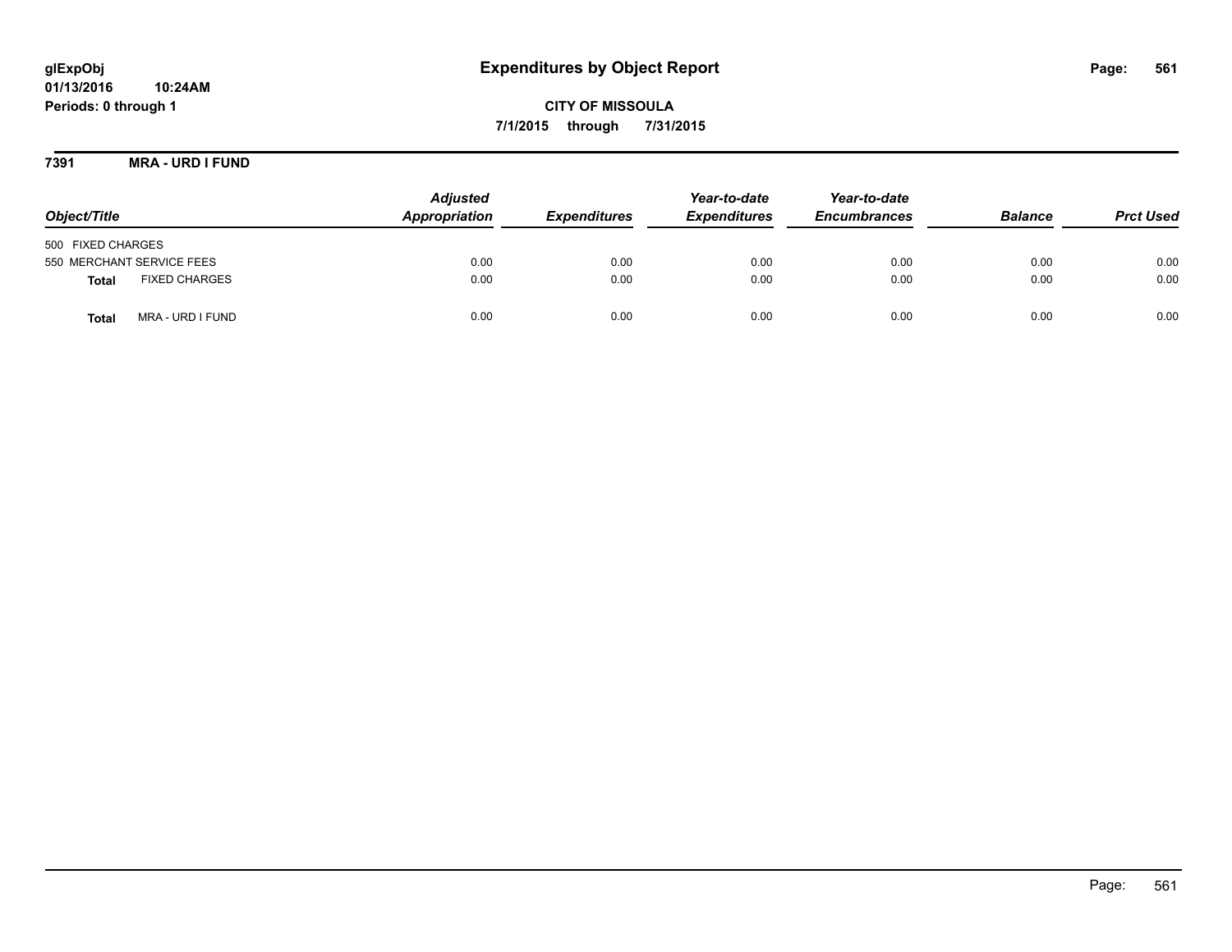# Expenditures by Object Report

glExpObj
01/13/2016 10:24AM
Periods: 0 through 1

**CITY OF MISSOULA**
**7/1/2015 through 7/31/2015**

**7391 MRA - URD I FUND**

| Object/Title | Adjusted Appropriation | Expenditures | Year-to-date Expenditures | Year-to-date Encumbrances | Balance | Prct Used |
|---|---|---|---|---|---|---|
| 500 FIXED CHARGES | | | | | | |
| 550 MERCHANT SERVICE FEES | 0.00 | 0.00 | 0.00 | 0.00 | 0.00 | 0.00 |
| **Total** FIXED CHARGES | 0.00 | 0.00 | 0.00 | 0.00 | 0.00 | 0.00 |
| **Total** MRA - URD I FUND | 0.00 | 0.00 | 0.00 | 0.00 | 0.00 | 0.00 |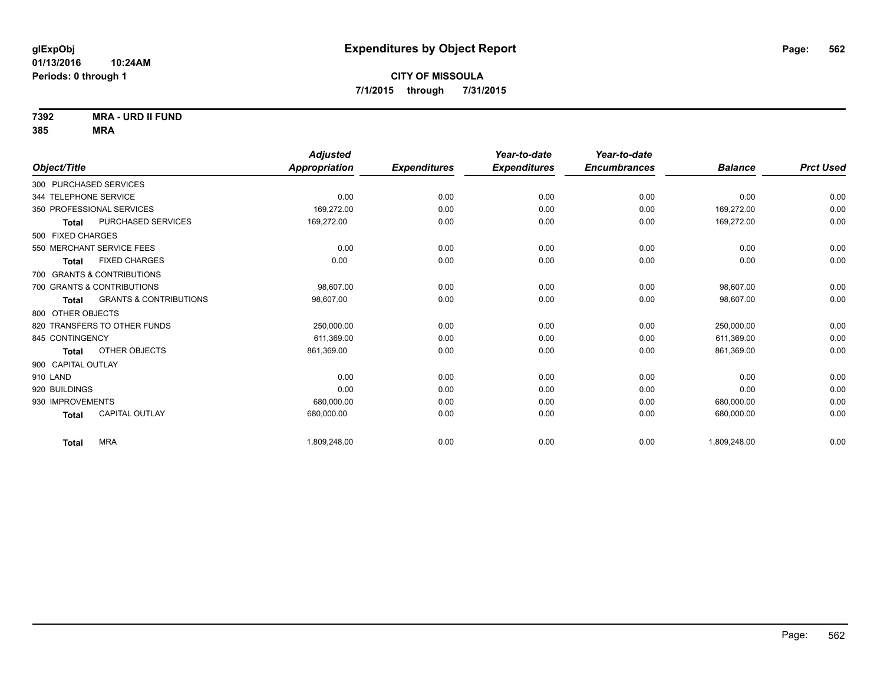**glExpObj**
**01/13/2016 10:24AM**
**Periods: 0 through 1**

# Expenditures by Object Report

**CITY OF MISSOULA**
**7/1/2015 through 7/31/2015**

**7392 MRA - URD II FUND**
**385 MRA**

| Object/Title | Adjusted Appropriation | Expenditures | Year-to-date Expenditures | Year-to-date Encumbrances | Balance | Prct Used |
|---|---|---|---|---|---|---|
| 300 PURCHASED SERVICES | | | | | | |
| 344 TELEPHONE SERVICE | 0.00 | 0.00 | 0.00 | 0.00 | 0.00 | 0.00 |
| 350 PROFESSIONAL SERVICES | 169,272.00 | 0.00 | 0.00 | 0.00 | 169,272.00 | 0.00 |
| **Total** PURCHASED SERVICES | 169,272.00 | 0.00 | 0.00 | 0.00 | 169,272.00 | 0.00 |
| 500 FIXED CHARGES | | | | | | |
| 550 MERCHANT SERVICE FEES | 0.00 | 0.00 | 0.00 | 0.00 | 0.00 | 0.00 |
| **Total** FIXED CHARGES | 0.00 | 0.00 | 0.00 | 0.00 | 0.00 | 0.00 |
| 700 GRANTS & CONTRIBUTIONS | | | | | | |
| 700 GRANTS & CONTRIBUTIONS | 98,607.00 | 0.00 | 0.00 | 0.00 | 98,607.00 | 0.00 |
| **Total** GRANTS & CONTRIBUTIONS | 98,607.00 | 0.00 | 0.00 | 0.00 | 98,607.00 | 0.00 |
| 800 OTHER OBJECTS | | | | | | |
| 820 TRANSFERS TO OTHER FUNDS | 250,000.00 | 0.00 | 0.00 | 0.00 | 250,000.00 | 0.00 |
| 845 CONTINGENCY | 611,369.00 | 0.00 | 0.00 | 0.00 | 611,369.00 | 0.00 |
| **Total** OTHER OBJECTS | 861,369.00 | 0.00 | 0.00 | 0.00 | 861,369.00 | 0.00 |
| 900 CAPITAL OUTLAY | | | | | | |
| 910 LAND | 0.00 | 0.00 | 0.00 | 0.00 | 0.00 | 0.00 |
| 920 BUILDINGS | 0.00 | 0.00 | 0.00 | 0.00 | 0.00 | 0.00 |
| 930 IMPROVEMENTS | 680,000.00 | 0.00 | 0.00 | 0.00 | 680,000.00 | 0.00 |
| **Total** CAPITAL OUTLAY | 680,000.00 | 0.00 | 0.00 | 0.00 | 680,000.00 | 0.00 |
| **Total** MRA | 1,809,248.00 | 0.00 | 0.00 | 0.00 | 1,809,248.00 | 0.00 |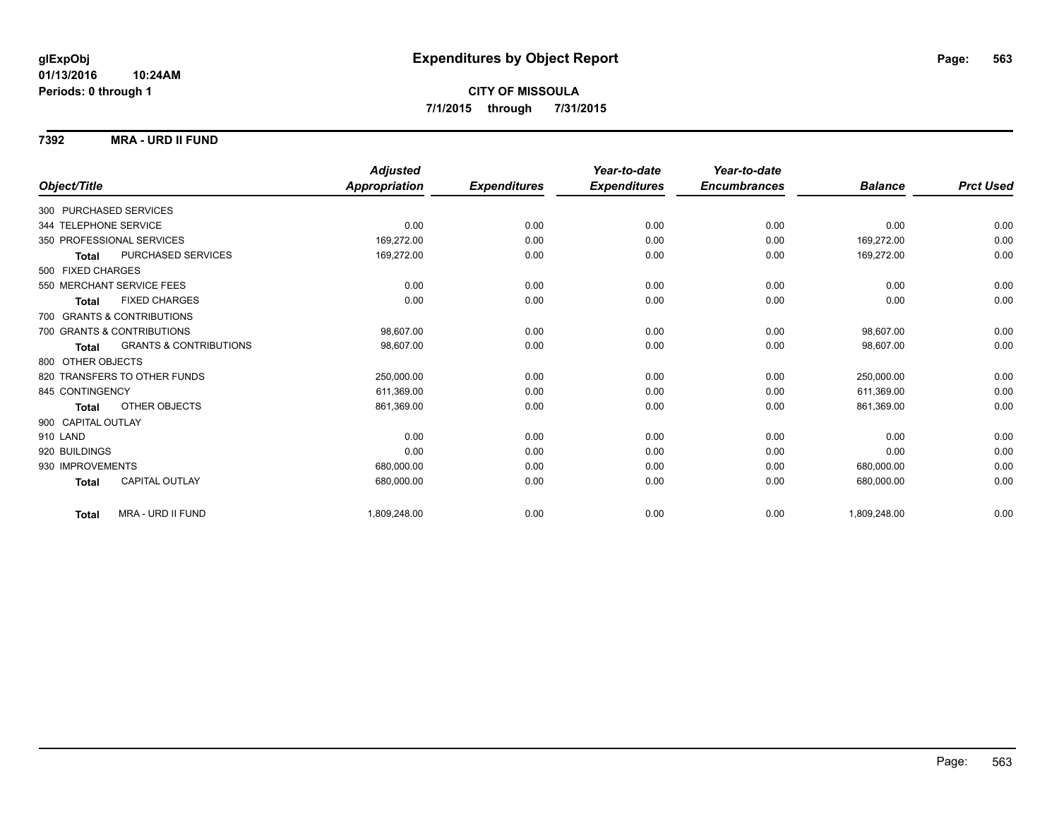# Expenditures by Object Report

glExpObj
01/13/2016 10:24AM
Periods: 0 through 1

**CITY OF MISSOULA**
**7/1/2015 through 7/31/2015**

**7392 MRA - URD II FUND**

| Object/Title | | Adjusted Appropriation | Expenditures | Year-to-date Expenditures | Year-to-date Encumbrances | Balance | Prct Used |
|---|---|---|---|---|---|---|---|
| 300 PURCHASED SERVICES | | | | | | | |
| 344 TELEPHONE SERVICE | | 0.00 | 0.00 | 0.00 | 0.00 | 0.00 | 0.00 |
| 350 PROFESSIONAL SERVICES | | 169,272.00 | 0.00 | 0.00 | 0.00 | 169,272.00 | 0.00 |
| **Total** | PURCHASED SERVICES | 169,272.00 | 0.00 | 0.00 | 0.00 | 169,272.00 | 0.00 |
| 500 FIXED CHARGES | | | | | | | |
| 550 MERCHANT SERVICE FEES | | 0.00 | 0.00 | 0.00 | 0.00 | 0.00 | 0.00 |
| **Total** | FIXED CHARGES | 0.00 | 0.00 | 0.00 | 0.00 | 0.00 | 0.00 |
| 700 GRANTS & CONTRIBUTIONS | | | | | | | |
| 700 GRANTS & CONTRIBUTIONS | | 98,607.00 | 0.00 | 0.00 | 0.00 | 98,607.00 | 0.00 |
| **Total** | GRANTS & CONTRIBUTIONS | 98,607.00 | 0.00 | 0.00 | 0.00 | 98,607.00 | 0.00 |
| 800 OTHER OBJECTS | | | | | | | |
| 820 TRANSFERS TO OTHER FUNDS | | 250,000.00 | 0.00 | 0.00 | 0.00 | 250,000.00 | 0.00 |
| 845 CONTINGENCY | | 611,369.00 | 0.00 | 0.00 | 0.00 | 611,369.00 | 0.00 |
| **Total** | OTHER OBJECTS | 861,369.00 | 0.00 | 0.00 | 0.00 | 861,369.00 | 0.00 |
| 900 CAPITAL OUTLAY | | | | | | | |
| 910 LAND | | 0.00 | 0.00 | 0.00 | 0.00 | 0.00 | 0.00 |
| 920 BUILDINGS | | 0.00 | 0.00 | 0.00 | 0.00 | 0.00 | 0.00 |
| 930 IMPROVEMENTS | | 680,000.00 | 0.00 | 0.00 | 0.00 | 680,000.00 | 0.00 |
| **Total** | CAPITAL OUTLAY | 680,000.00 | 0.00 | 0.00 | 0.00 | 680,000.00 | 0.00 |
| **Total** | MRA - URD II FUND | 1,809,248.00 | 0.00 | 0.00 | 0.00 | 1,809,248.00 | 0.00 |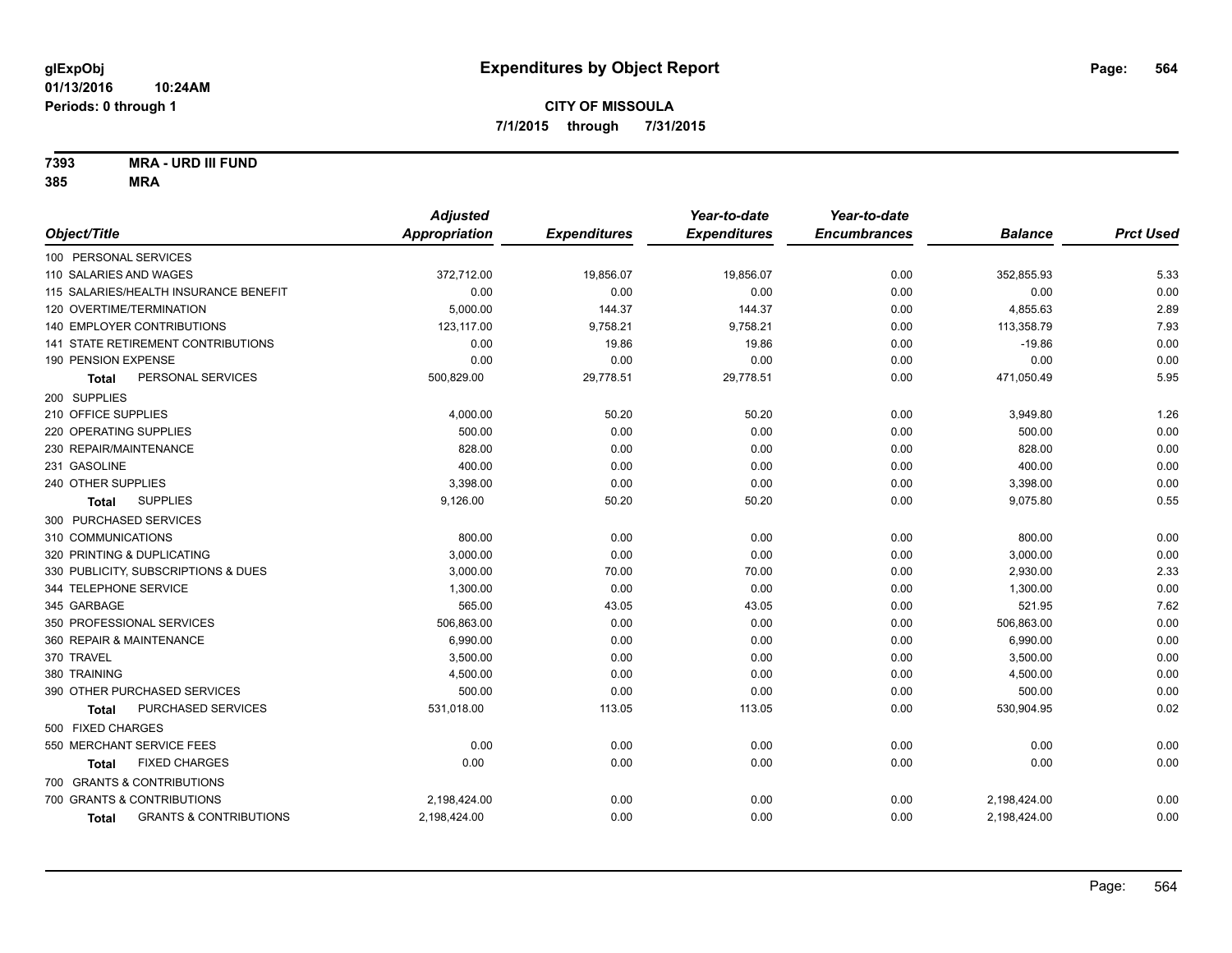**glExpObj**
**01/13/2016 10:24AM**
**Periods: 0 through 1**

# Expenditures by Object Report

**CITY OF MISSOULA**
**7/1/2015 through 7/31/2015**

**7393 MRA - URD III FUND**
**385 MRA**

| Object/Title | Adjusted Appropriation | Expenditures | Year-to-date Expenditures | Year-to-date Encumbrances | Balance | Prct Used |
|---|---|---|---|---|---|---|
| 100 PERSONAL SERVICES | | | | | | |
| 110 SALARIES AND WAGES | 372,712.00 | 19,856.07 | 19,856.07 | 0.00 | 352,855.93 | 5.33 |
| 115 SALARIES/HEALTH INSURANCE BENEFIT | 0.00 | 0.00 | 0.00 | 0.00 | 0.00 | 0.00 |
| 120 OVERTIME/TERMINATION | 5,000.00 | 144.37 | 144.37 | 0.00 | 4,855.63 | 2.89 |
| 140 EMPLOYER CONTRIBUTIONS | 123,117.00 | 9,758.21 | 9,758.21 | 0.00 | 113,358.79 | 7.93 |
| 141 STATE RETIREMENT CONTRIBUTIONS | 0.00 | 19.86 | 19.86 | 0.00 | -19.86 | 0.00 |
| 190 PENSION EXPENSE | 0.00 | 0.00 | 0.00 | 0.00 | 0.00 | 0.00 |
| **Total** PERSONAL SERVICES | 500,829.00 | 29,778.51 | 29,778.51 | 0.00 | 471,050.49 | 5.95 |
| 200 SUPPLIES | | | | | | |
| 210 OFFICE SUPPLIES | 4,000.00 | 50.20 | 50.20 | 0.00 | 3,949.80 | 1.26 |
| 220 OPERATING SUPPLIES | 500.00 | 0.00 | 0.00 | 0.00 | 500.00 | 0.00 |
| 230 REPAIR/MAINTENANCE | 828.00 | 0.00 | 0.00 | 0.00 | 828.00 | 0.00 |
| 231 GASOLINE | 400.00 | 0.00 | 0.00 | 0.00 | 400.00 | 0.00 |
| 240 OTHER SUPPLIES | 3,398.00 | 0.00 | 0.00 | 0.00 | 3,398.00 | 0.00 |
| **Total** SUPPLIES | 9,126.00 | 50.20 | 50.20 | 0.00 | 9,075.80 | 0.55 |
| 300 PURCHASED SERVICES | | | | | | |
| 310 COMMUNICATIONS | 800.00 | 0.00 | 0.00 | 0.00 | 800.00 | 0.00 |
| 320 PRINTING & DUPLICATING | 3,000.00 | 0.00 | 0.00 | 0.00 | 3,000.00 | 0.00 |
| 330 PUBLICITY, SUBSCRIPTIONS & DUES | 3,000.00 | 70.00 | 70.00 | 0.00 | 2,930.00 | 2.33 |
| 344 TELEPHONE SERVICE | 1,300.00 | 0.00 | 0.00 | 0.00 | 1,300.00 | 0.00 |
| 345 GARBAGE | 565.00 | 43.05 | 43.05 | 0.00 | 521.95 | 7.62 |
| 350 PROFESSIONAL SERVICES | 506,863.00 | 0.00 | 0.00 | 0.00 | 506,863.00 | 0.00 |
| 360 REPAIR & MAINTENANCE | 6,990.00 | 0.00 | 0.00 | 0.00 | 6,990.00 | 0.00 |
| 370 TRAVEL | 3,500.00 | 0.00 | 0.00 | 0.00 | 3,500.00 | 0.00 |
| 380 TRAINING | 4,500.00 | 0.00 | 0.00 | 0.00 | 4,500.00 | 0.00 |
| 390 OTHER PURCHASED SERVICES | 500.00 | 0.00 | 0.00 | 0.00 | 500.00 | 0.00 |
| **Total** PURCHASED SERVICES | 531,018.00 | 113.05 | 113.05 | 0.00 | 530,904.95 | 0.02 |
| 500 FIXED CHARGES | | | | | | |
| 550 MERCHANT SERVICE FEES | 0.00 | 0.00 | 0.00 | 0.00 | 0.00 | 0.00 |
| **Total** FIXED CHARGES | 0.00 | 0.00 | 0.00 | 0.00 | 0.00 | 0.00 |
| 700 GRANTS & CONTRIBUTIONS | | | | | | |
| 700 GRANTS & CONTRIBUTIONS | 2,198,424.00 | 0.00 | 0.00 | 0.00 | 2,198,424.00 | 0.00 |
| **Total** GRANTS & CONTRIBUTIONS | 2,198,424.00 | 0.00 | 0.00 | 0.00 | 2,198,424.00 | 0.00 |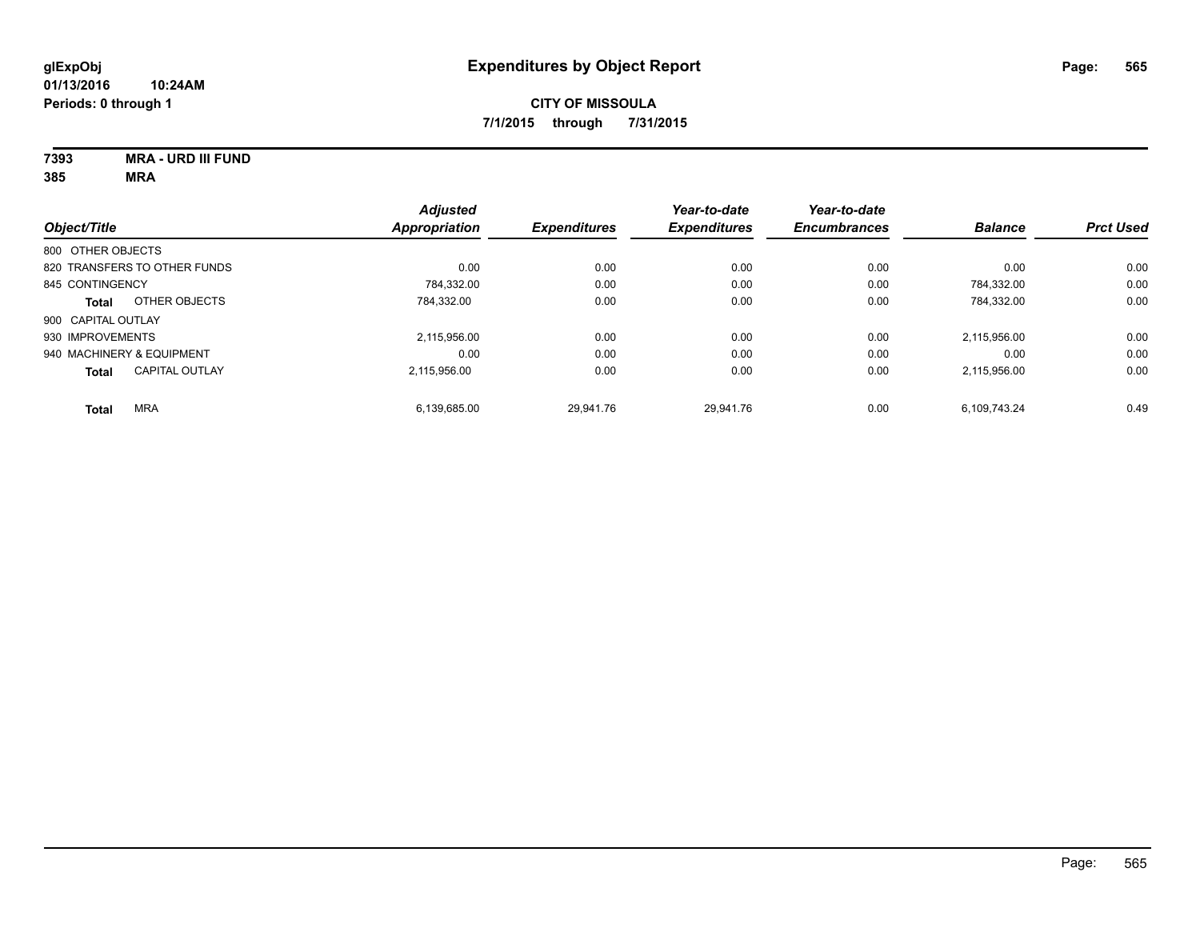glExpObj
01/13/2016 10:24AM
Periods: 0 through 1

# Expenditures by Object Report

**CITY OF MISSOULA**

**7/1/2015 through 7/31/2015**

**7393 MRA - URD III FUND**
**385 MRA**

| Object/Title | Adjusted Appropriation | Expenditures | Year-to-date Expenditures | Year-to-date Encumbrances | Balance | Prct Used |
|---|---|---|---|---|---|---|
| 800 OTHER OBJECTS | | | | | | |
| 820 TRANSFERS TO OTHER FUNDS | 0.00 | 0.00 | 0.00 | 0.00 | 0.00 | 0.00 |
| 845 CONTINGENCY | 784,332.00 | 0.00 | 0.00 | 0.00 | 784,332.00 | 0.00 |
| **Total** OTHER OBJECTS | 784,332.00 | 0.00 | 0.00 | 0.00 | 784,332.00 | 0.00 |
| 900 CAPITAL OUTLAY | | | | | | |
| 930 IMPROVEMENTS | 2,115,956.00 | 0.00 | 0.00 | 0.00 | 2,115,956.00 | 0.00 |
| 940 MACHINERY & EQUIPMENT | 0.00 | 0.00 | 0.00 | 0.00 | 0.00 | 0.00 |
| **Total** CAPITAL OUTLAY | 2,115,956.00 | 0.00 | 0.00 | 0.00 | 2,115,956.00 | 0.00 |
| **Total** MRA | 6,139,685.00 | 29,941.76 | 29,941.76 | 0.00 | 6,109,743.24 | 0.49 |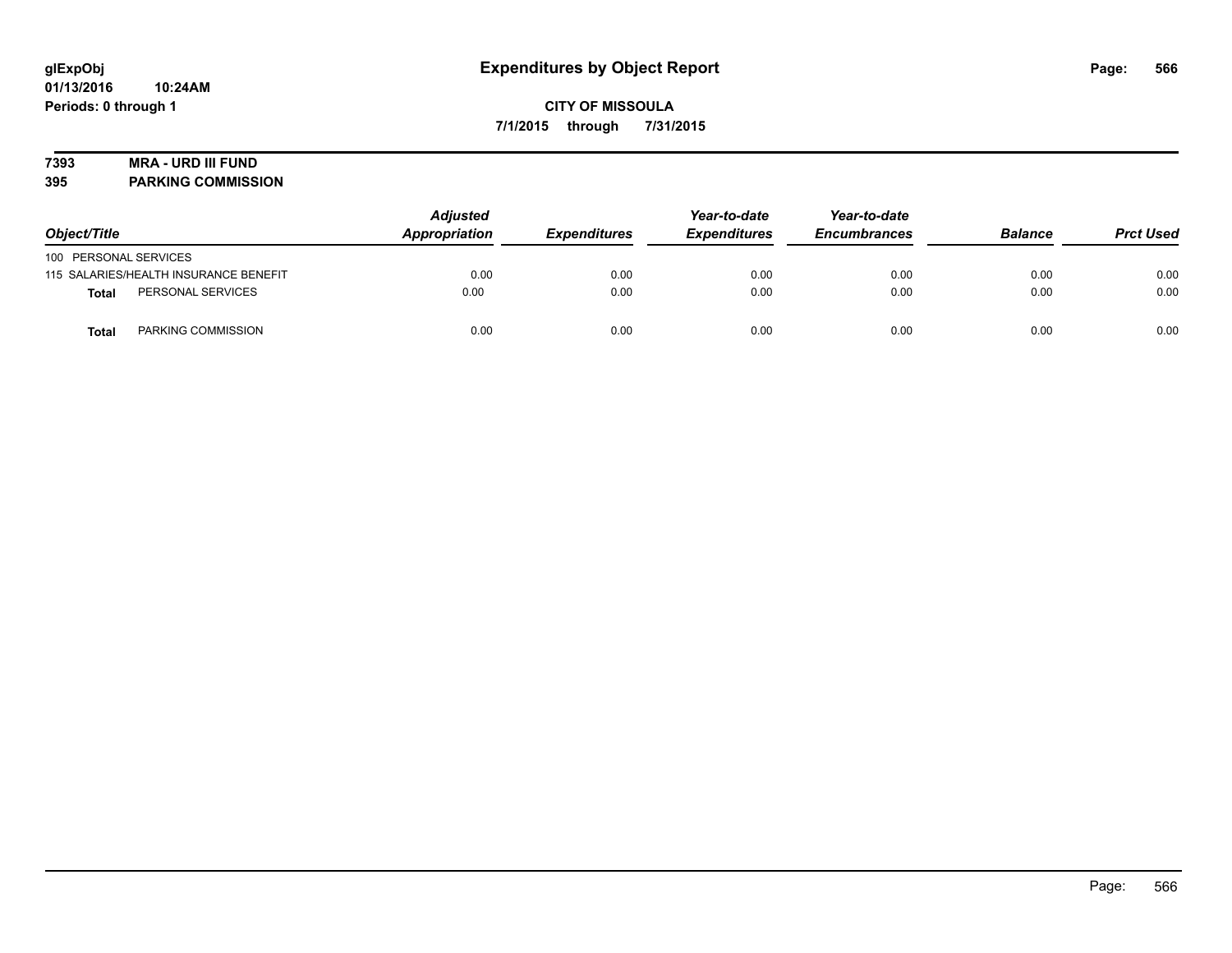glExpObj
01/13/2016 10:24AM
Periods: 0 through 1

# Expenditures by Object Report

**CITY OF MISSOULA**

**7/1/2015 through 7/31/2015**

**7393 MRA - URD III FUND**
**395 PARKING COMMISSION**

| Object/Title | Adjusted Appropriation | Expenditures | Year-to-date Expenditures | Year-to-date Encumbrances | Balance | Prct Used |
|---|---|---|---|---|---|---|
| 100 PERSONAL SERVICES | | | | | | |
| 115 SALARIES/HEALTH INSURANCE BENEFIT | 0.00 | 0.00 | 0.00 | 0.00 | 0.00 | 0.00 |
| **Total** PERSONAL SERVICES | 0.00 | 0.00 | 0.00 | 0.00 | 0.00 | 0.00 |
| **Total** PARKING COMMISSION | 0.00 | 0.00 | 0.00 | 0.00 | 0.00 | 0.00 |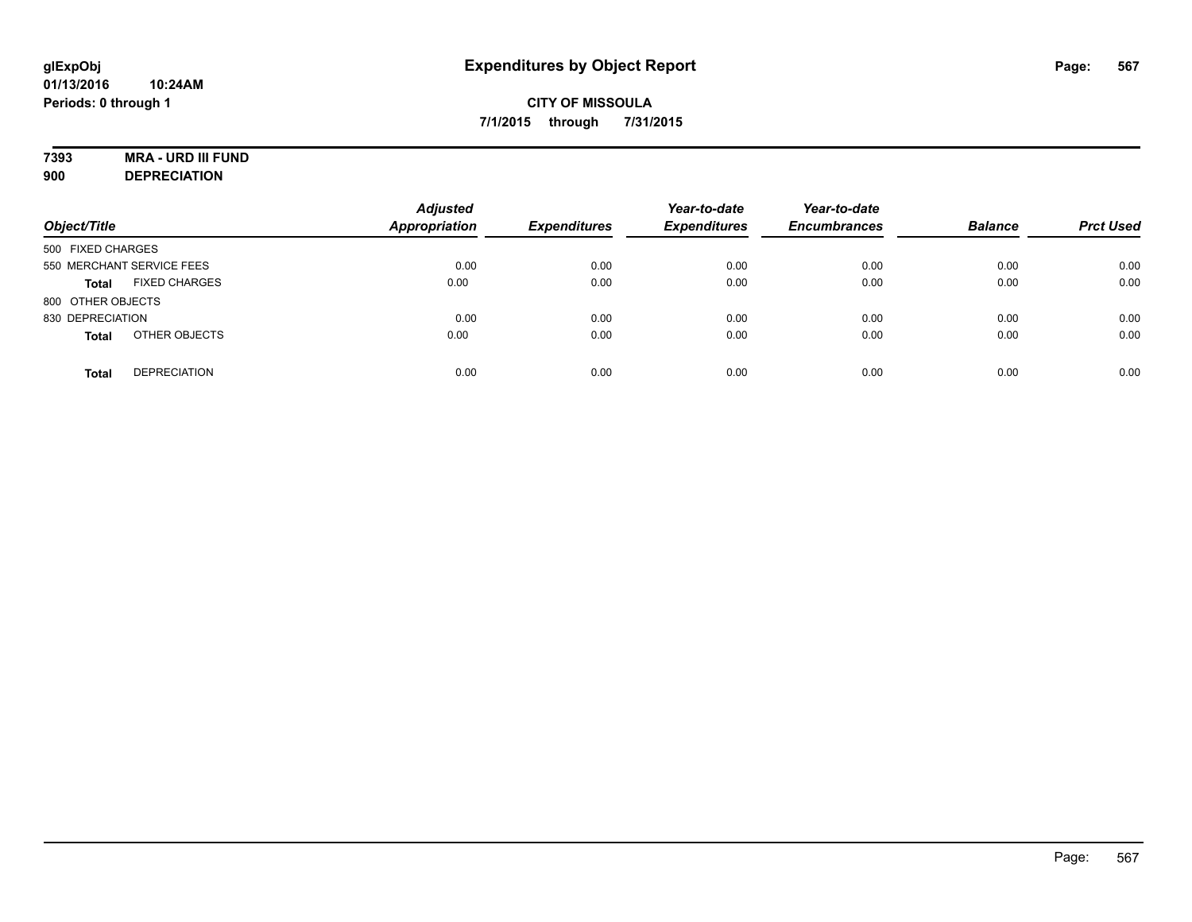# Expenditures by Object Report

glExpObj
01/13/2016 10:24AM
Periods: 0 through 1

**CITY OF MISSOULA**
**7/1/2015 through 7/31/2015**

**7393 MRA - URD III FUND**
**900 DEPRECIATION**

| Object/Title | Adjusted Appropriation | Expenditures | Year-to-date Expenditures | Year-to-date Encumbrances | Balance | Prct Used |
|---|---|---|---|---|---|---|
| 500 FIXED CHARGES | | | | | | |
| 550 MERCHANT SERVICE FEES | 0.00 | 0.00 | 0.00 | 0.00 | 0.00 | 0.00 |
| **Total** FIXED CHARGES | 0.00 | 0.00 | 0.00 | 0.00 | 0.00 | 0.00 |
| 800 OTHER OBJECTS | | | | | | |
| 830 DEPRECIATION | 0.00 | 0.00 | 0.00 | 0.00 | 0.00 | 0.00 |
| **Total** OTHER OBJECTS | 0.00 | 0.00 | 0.00 | 0.00 | 0.00 | 0.00 |
| **Total** DEPRECIATION | 0.00 | 0.00 | 0.00 | 0.00 | 0.00 | 0.00 |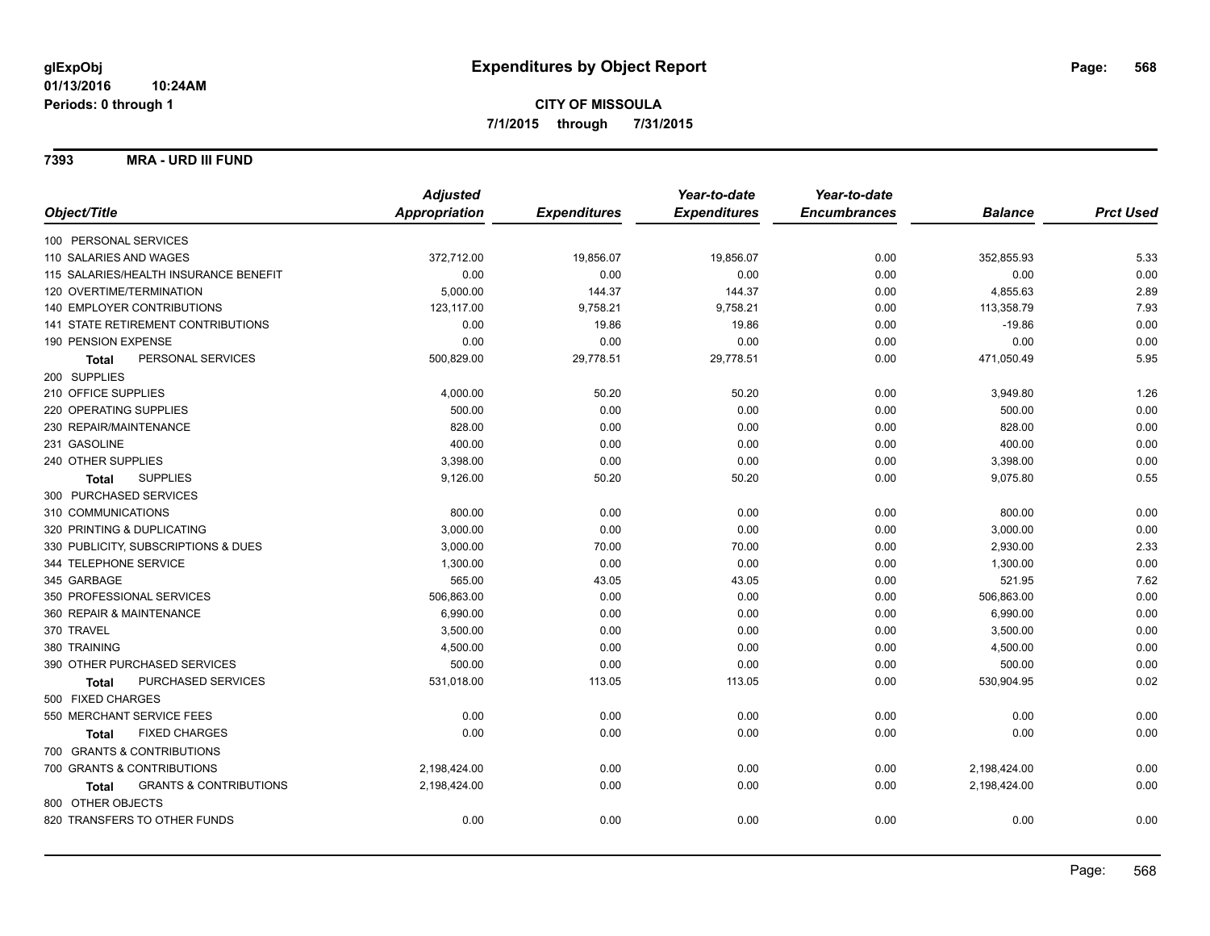# Expenditures by Object Report

glExpObj
01/13/2016 10:24AM
Periods: 0 through 1

**CITY OF MISSOULA**
**7/1/2015 through 7/31/2015**

## 7393 MRA - URD III FUND

| Object/Title | Adjusted Appropriation | Expenditures | Year-to-date Expenditures | Year-to-date Encumbrances | Balance | Prct Used |
|---|---|---|---|---|---|---|
| 100 PERSONAL SERVICES | | | | | | |
| 110 SALARIES AND WAGES | 372,712.00 | 19,856.07 | 19,856.07 | 0.00 | 352,855.93 | 5.33 |
| 115 SALARIES/HEALTH INSURANCE BENEFIT | 0.00 | 0.00 | 0.00 | 0.00 | 0.00 | 0.00 |
| 120 OVERTIME/TERMINATION | 5,000.00 | 144.37 | 144.37 | 0.00 | 4,855.63 | 2.89 |
| 140 EMPLOYER CONTRIBUTIONS | 123,117.00 | 9,758.21 | 9,758.21 | 0.00 | 113,358.79 | 7.93 |
| 141 STATE RETIREMENT CONTRIBUTIONS | 0.00 | 19.86 | 19.86 | 0.00 | -19.86 | 0.00 |
| 190 PENSION EXPENSE | 0.00 | 0.00 | 0.00 | 0.00 | 0.00 | 0.00 |
| **Total** PERSONAL SERVICES | 500,829.00 | 29,778.51 | 29,778.51 | 0.00 | 471,050.49 | 5.95 |
| 200 SUPPLIES | | | | | | |
| 210 OFFICE SUPPLIES | 4,000.00 | 50.20 | 50.20 | 0.00 | 3,949.80 | 1.26 |
| 220 OPERATING SUPPLIES | 500.00 | 0.00 | 0.00 | 0.00 | 500.00 | 0.00 |
| 230 REPAIR/MAINTENANCE | 828.00 | 0.00 | 0.00 | 0.00 | 828.00 | 0.00 |
| 231 GASOLINE | 400.00 | 0.00 | 0.00 | 0.00 | 400.00 | 0.00 |
| 240 OTHER SUPPLIES | 3,398.00 | 0.00 | 0.00 | 0.00 | 3,398.00 | 0.00 |
| **Total** SUPPLIES | 9,126.00 | 50.20 | 50.20 | 0.00 | 9,075.80 | 0.55 |
| 300 PURCHASED SERVICES | | | | | | |
| 310 COMMUNICATIONS | 800.00 | 0.00 | 0.00 | 0.00 | 800.00 | 0.00 |
| 320 PRINTING & DUPLICATING | 3,000.00 | 0.00 | 0.00 | 0.00 | 3,000.00 | 0.00 |
| 330 PUBLICITY, SUBSCRIPTIONS & DUES | 3,000.00 | 70.00 | 70.00 | 0.00 | 2,930.00 | 2.33 |
| 344 TELEPHONE SERVICE | 1,300.00 | 0.00 | 0.00 | 0.00 | 1,300.00 | 0.00 |
| 345 GARBAGE | 565.00 | 43.05 | 43.05 | 0.00 | 521.95 | 7.62 |
| 350 PROFESSIONAL SERVICES | 506,863.00 | 0.00 | 0.00 | 0.00 | 506,863.00 | 0.00 |
| 360 REPAIR & MAINTENANCE | 6,990.00 | 0.00 | 0.00 | 0.00 | 6,990.00 | 0.00 |
| 370 TRAVEL | 3,500.00 | 0.00 | 0.00 | 0.00 | 3,500.00 | 0.00 |
| 380 TRAINING | 4,500.00 | 0.00 | 0.00 | 0.00 | 4,500.00 | 0.00 |
| 390 OTHER PURCHASED SERVICES | 500.00 | 0.00 | 0.00 | 0.00 | 500.00 | 0.00 |
| **Total** PURCHASED SERVICES | 531,018.00 | 113.05 | 113.05 | 0.00 | 530,904.95 | 0.02 |
| 500 FIXED CHARGES | | | | | | |
| 550 MERCHANT SERVICE FEES | 0.00 | 0.00 | 0.00 | 0.00 | 0.00 | 0.00 |
| **Total** FIXED CHARGES | 0.00 | 0.00 | 0.00 | 0.00 | 0.00 | 0.00 |
| 700 GRANTS & CONTRIBUTIONS | | | | | | |
| 700 GRANTS & CONTRIBUTIONS | 2,198,424.00 | 0.00 | 0.00 | 0.00 | 2,198,424.00 | 0.00 |
| **Total** GRANTS & CONTRIBUTIONS | 2,198,424.00 | 0.00 | 0.00 | 0.00 | 2,198,424.00 | 0.00 |
| 800 OTHER OBJECTS | | | | | | |
| 820 TRANSFERS TO OTHER FUNDS | 0.00 | 0.00 | 0.00 | 0.00 | 0.00 | 0.00 |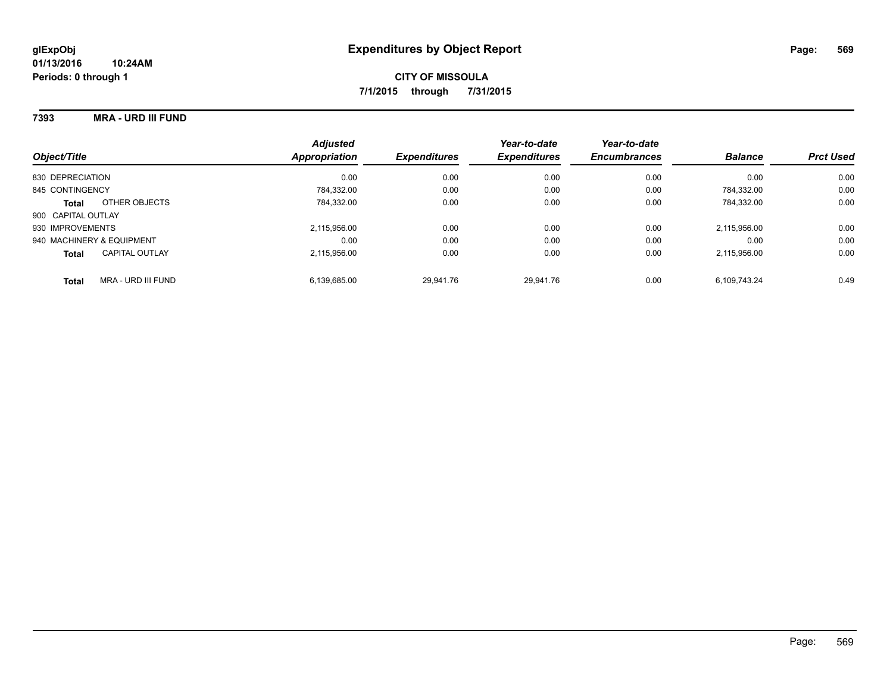**glExpObj**
**01/13/2016 10:24AM**
**Periods: 0 through 1**

# Expenditures by Object Report

**CITY OF MISSOULA**
**7/1/2015 through 7/31/2015**

## 7393 MRA - URD III FUND

| Object/Title | Adjusted Appropriation | Expenditures | Year-to-date Expenditures | Year-to-date Encumbrances | Balance | Prct Used |
|---|---|---|---|---|---|---|
| 830 DEPRECIATION | 0.00 | 0.00 | 0.00 | 0.00 | 0.00 | 0.00 |
| 845 CONTINGENCY | 784,332.00 | 0.00 | 0.00 | 0.00 | 784,332.00 | 0.00 |
| **Total** OTHER OBJECTS | 784,332.00 | 0.00 | 0.00 | 0.00 | 784,332.00 | 0.00 |
| 900 CAPITAL OUTLAY | | | | | | |
| 930 IMPROVEMENTS | 2,115,956.00 | 0.00 | 0.00 | 0.00 | 2,115,956.00 | 0.00 |
| 940 MACHINERY & EQUIPMENT | 0.00 | 0.00 | 0.00 | 0.00 | 0.00 | 0.00 |
| **Total** CAPITAL OUTLAY | 2,115,956.00 | 0.00 | 0.00 | 0.00 | 2,115,956.00 | 0.00 |
| **Total** MRA - URD III FUND | 6,139,685.00 | 29,941.76 | 29,941.76 | 0.00 | 6,109,743.24 | 0.49 |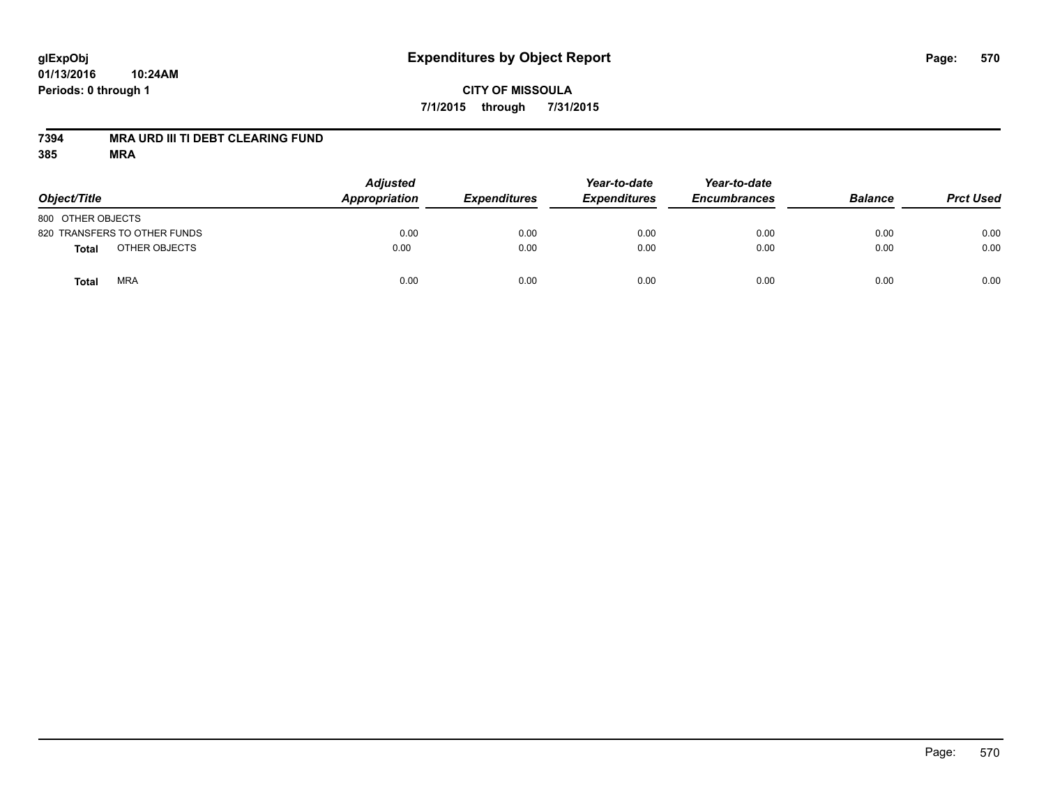# Expenditures by Object Report

glExpObj
01/13/2016 10:24AM
Periods: 0 through 1

**CITY OF MISSOULA**

**7/1/2015 through 7/31/2015**

**7394 MRA URD III TI DEBT CLEARING FUND**
**385 MRA**

| Object/Title | Adjusted Appropriation | Expenditures | Year-to-date Expenditures | Year-to-date Encumbrances | Balance | Prct Used |
|---|---|---|---|---|---|---|
| 800 OTHER OBJECTS | | | | | | |
| 820 TRANSFERS TO OTHER FUNDS | 0.00 | 0.00 | 0.00 | 0.00 | 0.00 | 0.00 |
| **Total** OTHER OBJECTS | 0.00 | 0.00 | 0.00 | 0.00 | 0.00 | 0.00 |
| **Total** MRA | 0.00 | 0.00 | 0.00 | 0.00 | 0.00 | 0.00 |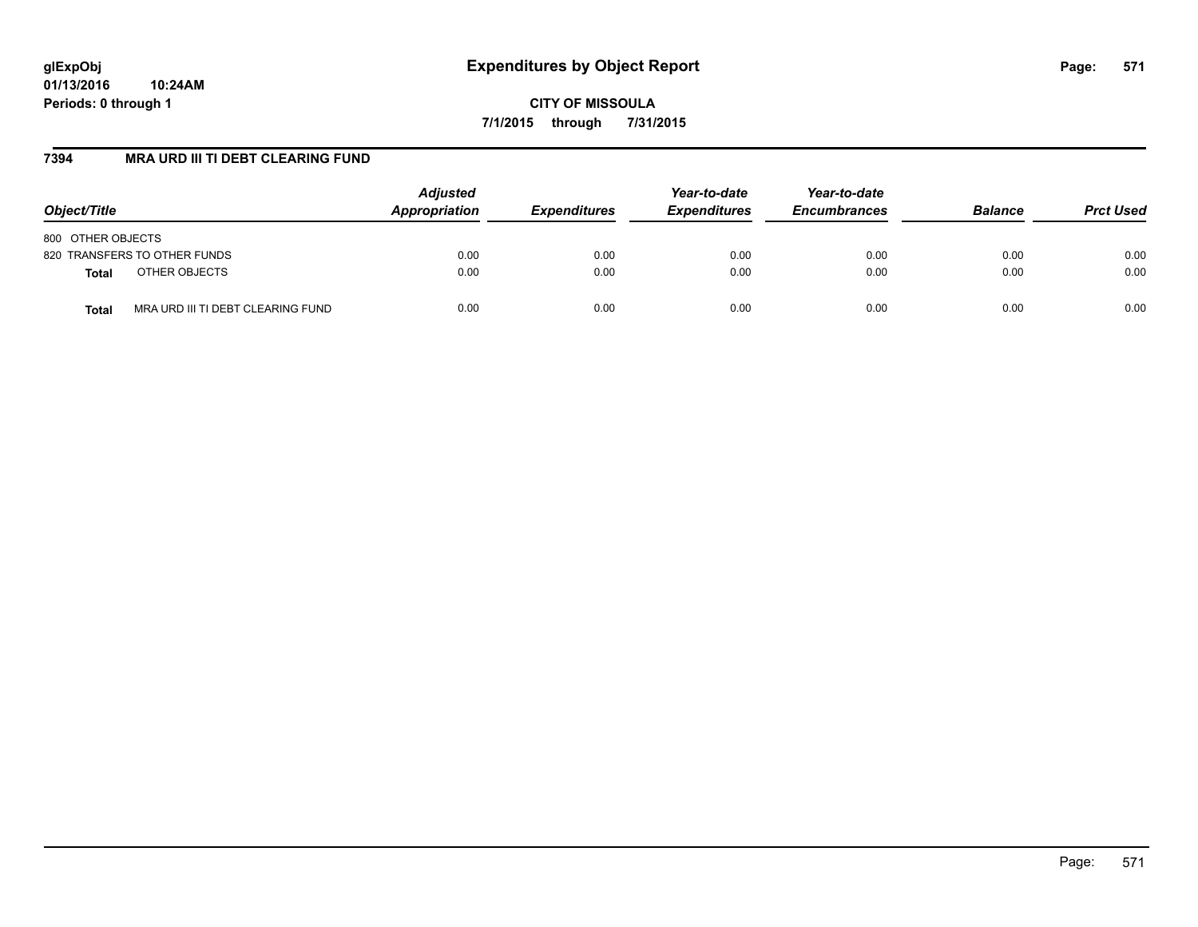# Expenditures by Object Report

glExpObj
01/13/2016 10:24AM
Periods: 0 through 1

**CITY OF MISSOULA**

**7/1/2015 through 7/31/2015**

## 7394 MRA URD III TI DEBT CLEARING FUND

| Object/Title | | Adjusted Appropriation | Expenditures | Year-to-date Expenditures | Year-to-date Encumbrances | Balance | Prct Used |
|---|---|---|---|---|---|---|---|
| 800 OTHER OBJECTS | | | | | | | |
| 820 TRANSFERS TO OTHER FUNDS | | 0.00 | 0.00 | 0.00 | 0.00 | 0.00 | 0.00 |
| **Total** | OTHER OBJECTS | 0.00 | 0.00 | 0.00 | 0.00 | 0.00 | 0.00 |
| **Total** | MRA URD III TI DEBT CLEARING FUND | 0.00 | 0.00 | 0.00 | 0.00 | 0.00 | 0.00 |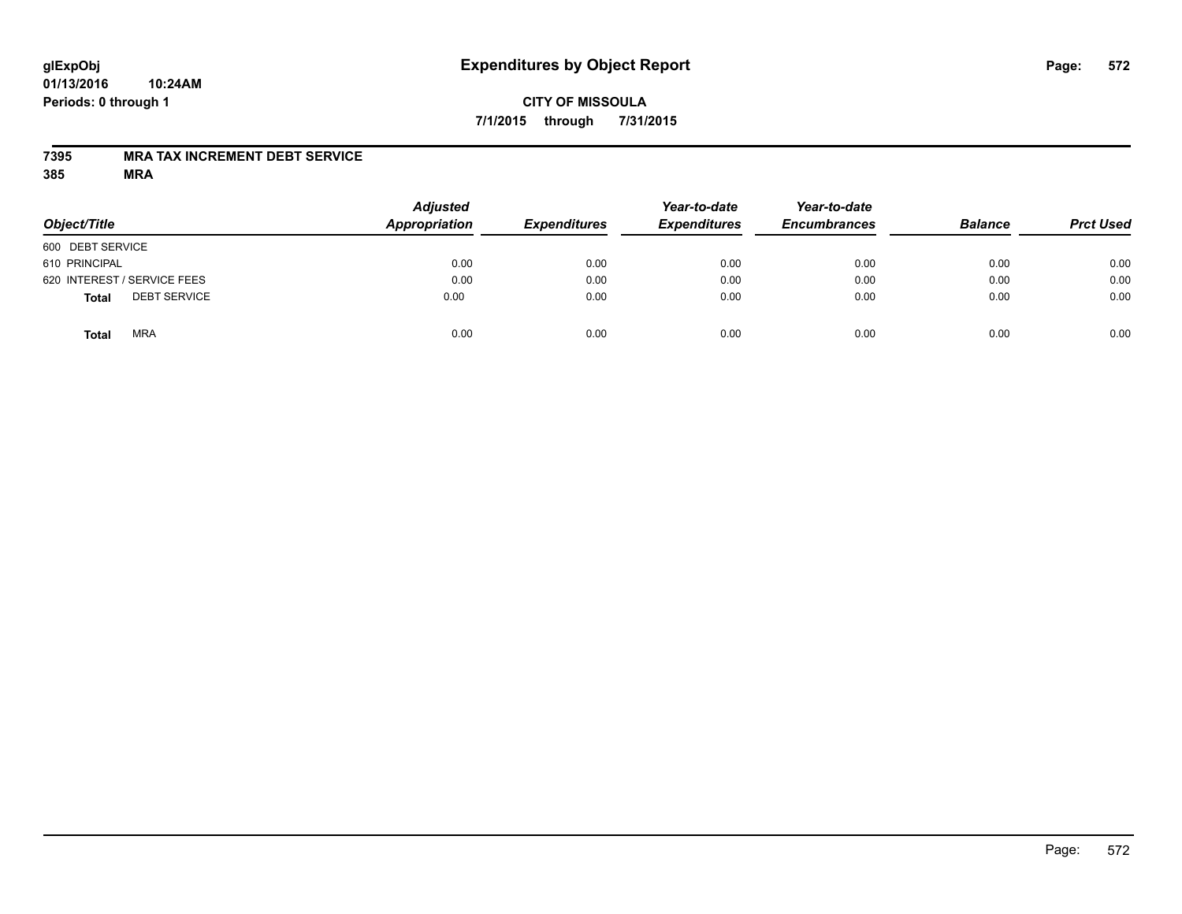glExpObj
01/13/2016 10:24AM
Periods: 0 through 1

# Expenditures by Object Report

**CITY OF MISSOULA**

**7/1/2015 through 7/31/2015**

**7395 MRA TAX INCREMENT DEBT SERVICE**
**385 MRA**

| Object/Title | Adjusted Appropriation | Expenditures | Year-to-date Expenditures | Year-to-date Encumbrances | Balance | Prct Used |
|---|---|---|---|---|---|---|
| 600 DEBT SERVICE | | | | | | |
| 610 PRINCIPAL | 0.00 | 0.00 | 0.00 | 0.00 | 0.00 | 0.00 |
| 620 INTEREST / SERVICE FEES | 0.00 | 0.00 | 0.00 | 0.00 | 0.00 | 0.00 |
| **Total** DEBT SERVICE | 0.00 | 0.00 | 0.00 | 0.00 | 0.00 | 0.00 |
| **Total** MRA | 0.00 | 0.00 | 0.00 | 0.00 | 0.00 | 0.00 |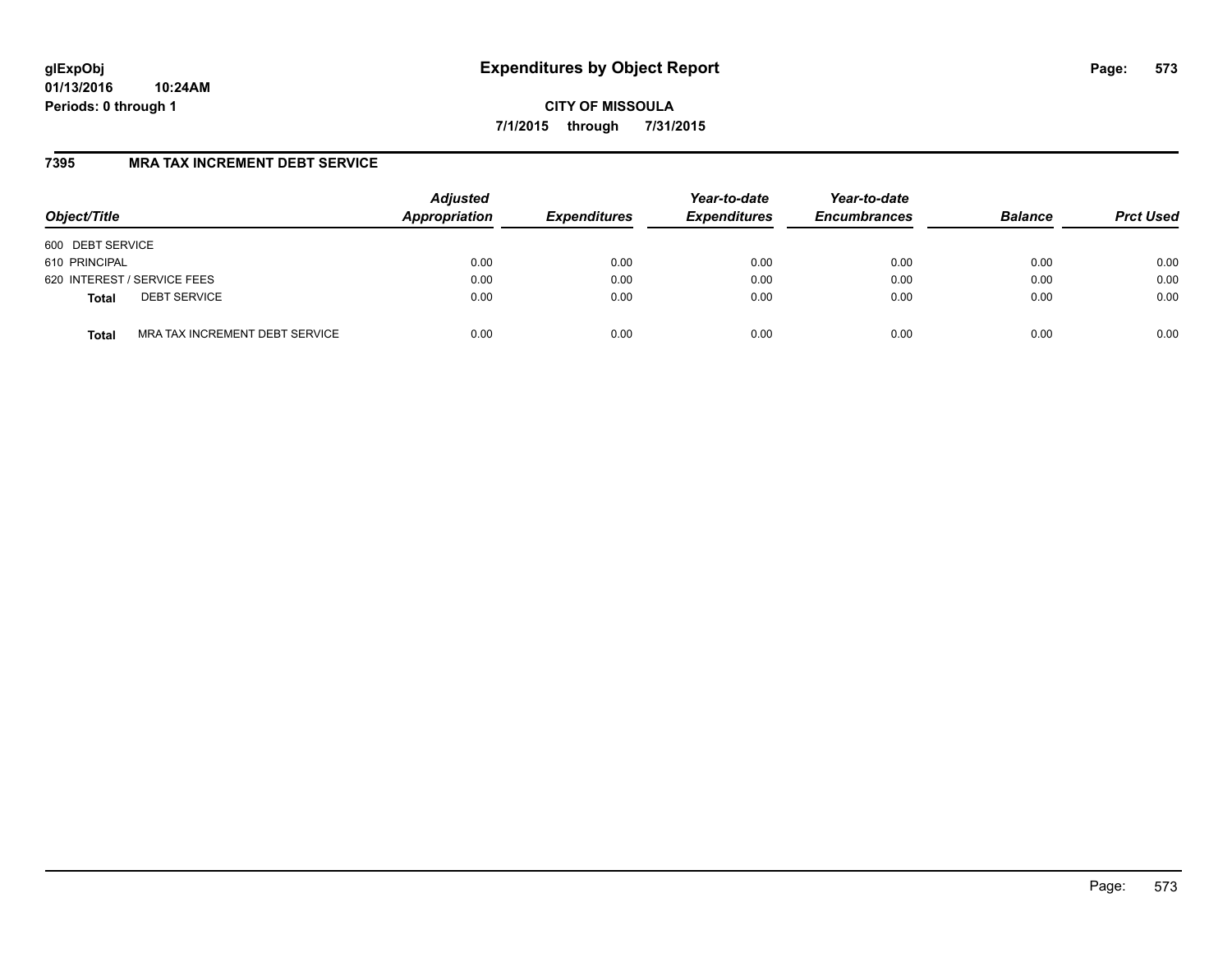**CITY OF MISSOULA**

**7/1/2015 through 7/31/2015**

## 7395 MRA TAX INCREMENT DEBT SERVICE

| Object/Title | Adjusted Appropriation | Expenditures | Year-to-date Expenditures | Year-to-date Encumbrances | Balance | Prct Used |
|---|---|---|---|---|---|---|
| 600 DEBT SERVICE | | | | | | |
| 610 PRINCIPAL | 0.00 | 0.00 | 0.00 | 0.00 | 0.00 | 0.00 |
| 620 INTEREST / SERVICE FEES | 0.00 | 0.00 | 0.00 | 0.00 | 0.00 | 0.00 |
| **Total** DEBT SERVICE | 0.00 | 0.00 | 0.00 | 0.00 | 0.00 | 0.00 |
| **Total** MRA TAX INCREMENT DEBT SERVICE | 0.00 | 0.00 | 0.00 | 0.00 | 0.00 | 0.00 |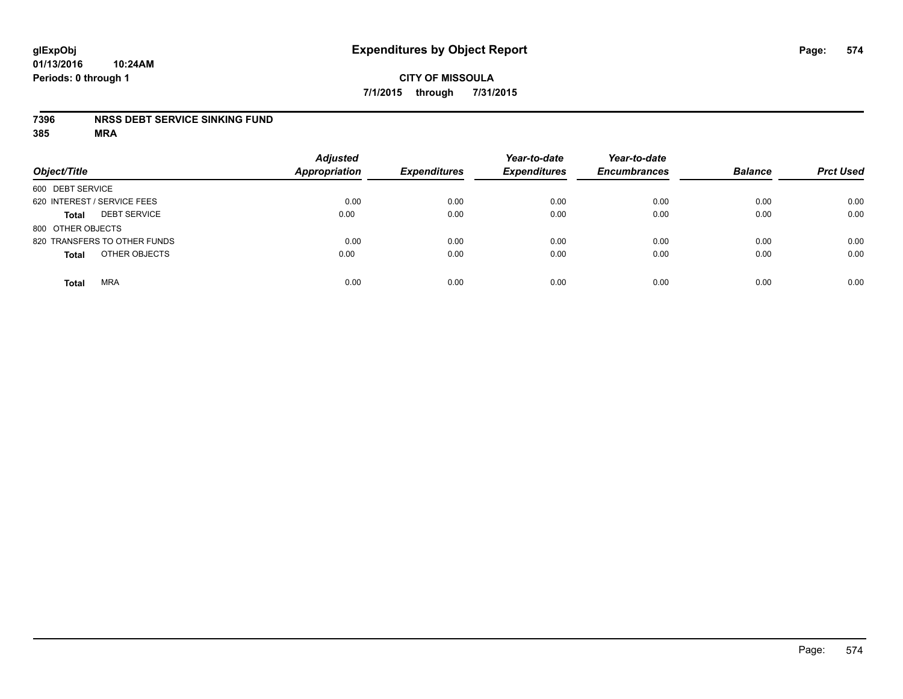glExpObj
01/13/2016 10:24AM
Periods: 0 through 1

# Expenditures by Object Report

**CITY OF MISSOULA**

**7/1/2015 through 7/31/2015**

**7396 NRSS DEBT SERVICE SINKING FUND**

**385 MRA**

| Object/Title | Adjusted Appropriation | Expenditures | Year-to-date Expenditures | Year-to-date Encumbrances | Balance | Prct Used |
|---|---|---|---|---|---|---|
| 600 DEBT SERVICE | | | | | | |
| 620 INTEREST / SERVICE FEES | 0.00 | 0.00 | 0.00 | 0.00 | 0.00 | 0.00 |
| **Total** DEBT SERVICE | 0.00 | 0.00 | 0.00 | 0.00 | 0.00 | 0.00 |
| 800 OTHER OBJECTS | | | | | | |
| 820 TRANSFERS TO OTHER FUNDS | 0.00 | 0.00 | 0.00 | 0.00 | 0.00 | 0.00 |
| **Total** OTHER OBJECTS | 0.00 | 0.00 | 0.00 | 0.00 | 0.00 | 0.00 |
| **Total** MRA | 0.00 | 0.00 | 0.00 | 0.00 | 0.00 | 0.00 |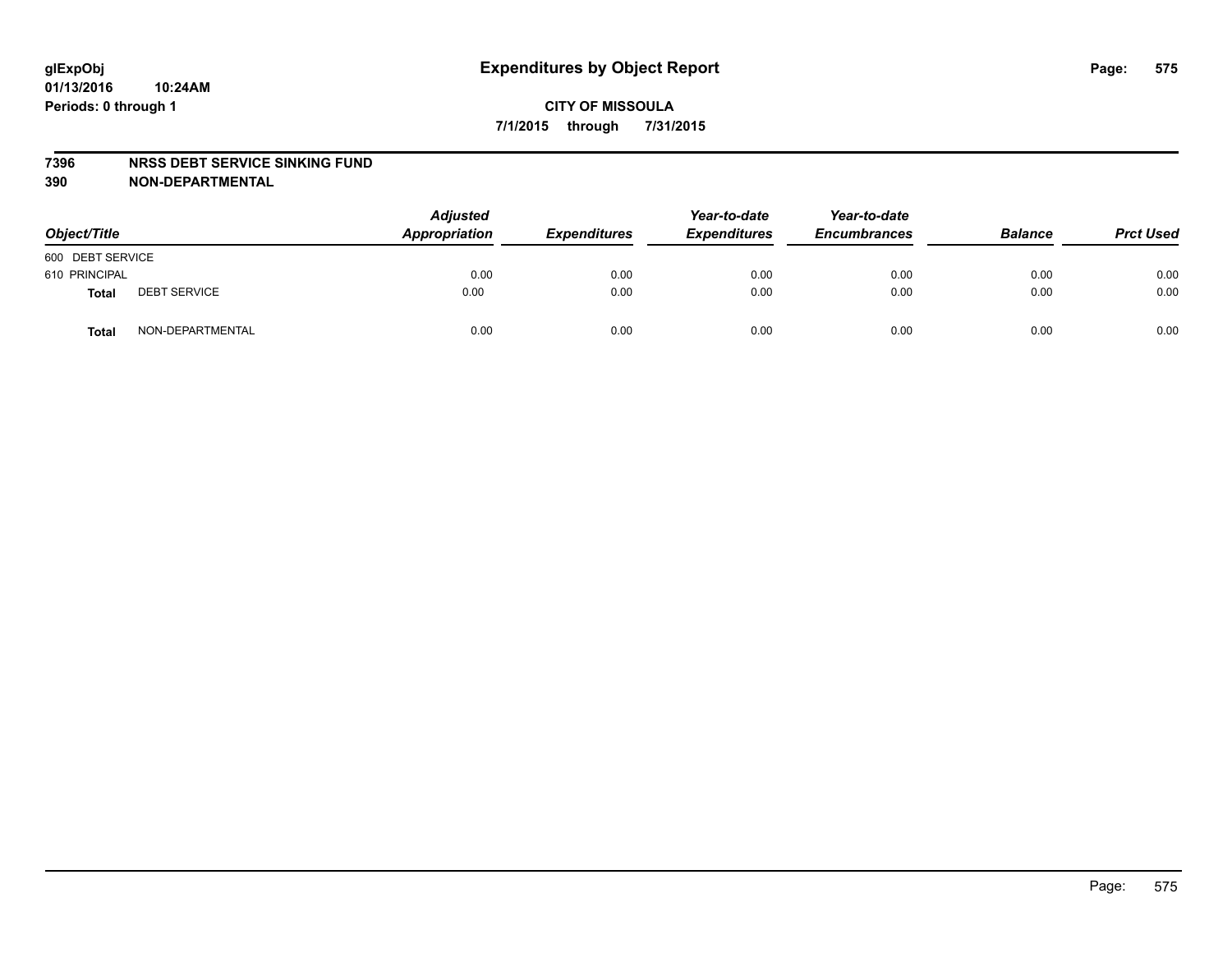glExpObj
01/13/2016 10:24AM
Periods: 0 through 1

# Expenditures by Object Report

**CITY OF MISSOULA**
**7/1/2015 through 7/31/2015**

**7396 NRSS DEBT SERVICE SINKING FUND**
**390 NON-DEPARTMENTAL**

| Object/Title | | Adjusted Appropriation | Expenditures | Year-to-date Expenditures | Year-to-date Encumbrances | Balance | Prct Used |
|---|---|---|---|---|---|---|---|
| 600 DEBT SERVICE | | | | | | | |
| 610 PRINCIPAL | | 0.00 | 0.00 | 0.00 | 0.00 | 0.00 | 0.00 |
| **Total** | DEBT SERVICE | 0.00 | 0.00 | 0.00 | 0.00 | 0.00 | 0.00 |
| **Total** | NON-DEPARTMENTAL | 0.00 | 0.00 | 0.00 | 0.00 | 0.00 | 0.00 |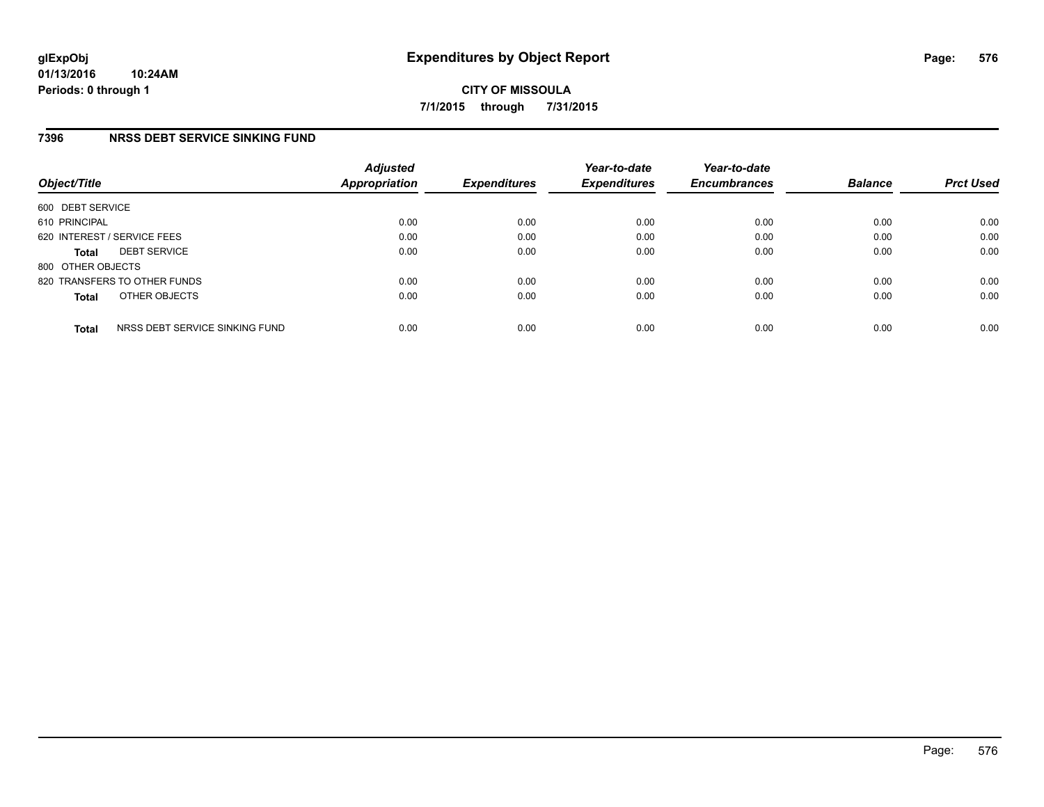**glExpObj**
**01/13/2016 10:24AM**
**Periods: 0 through 1**

# Expenditures by Object Report

**CITY OF MISSOULA**
**7/1/2015 through 7/31/2015**

## 7396 NRSS DEBT SERVICE SINKING FUND

| Object/Title | Adjusted Appropriation | Expenditures | Year-to-date Expenditures | Year-to-date Encumbrances | Balance | Prct Used |
|---|---|---|---|---|---|---|
| 600 DEBT SERVICE | | | | | | |
| 610 PRINCIPAL | 0.00 | 0.00 | 0.00 | 0.00 | 0.00 | 0.00 |
| 620 INTEREST / SERVICE FEES | 0.00 | 0.00 | 0.00 | 0.00 | 0.00 | 0.00 |
| **Total** DEBT SERVICE | 0.00 | 0.00 | 0.00 | 0.00 | 0.00 | 0.00 |
| 800 OTHER OBJECTS | | | | | | |
| 820 TRANSFERS TO OTHER FUNDS | 0.00 | 0.00 | 0.00 | 0.00 | 0.00 | 0.00 |
| **Total** OTHER OBJECTS | 0.00 | 0.00 | 0.00 | 0.00 | 0.00 | 0.00 |
| **Total** NRSS DEBT SERVICE SINKING FUND | 0.00 | 0.00 | 0.00 | 0.00 | 0.00 | 0.00 |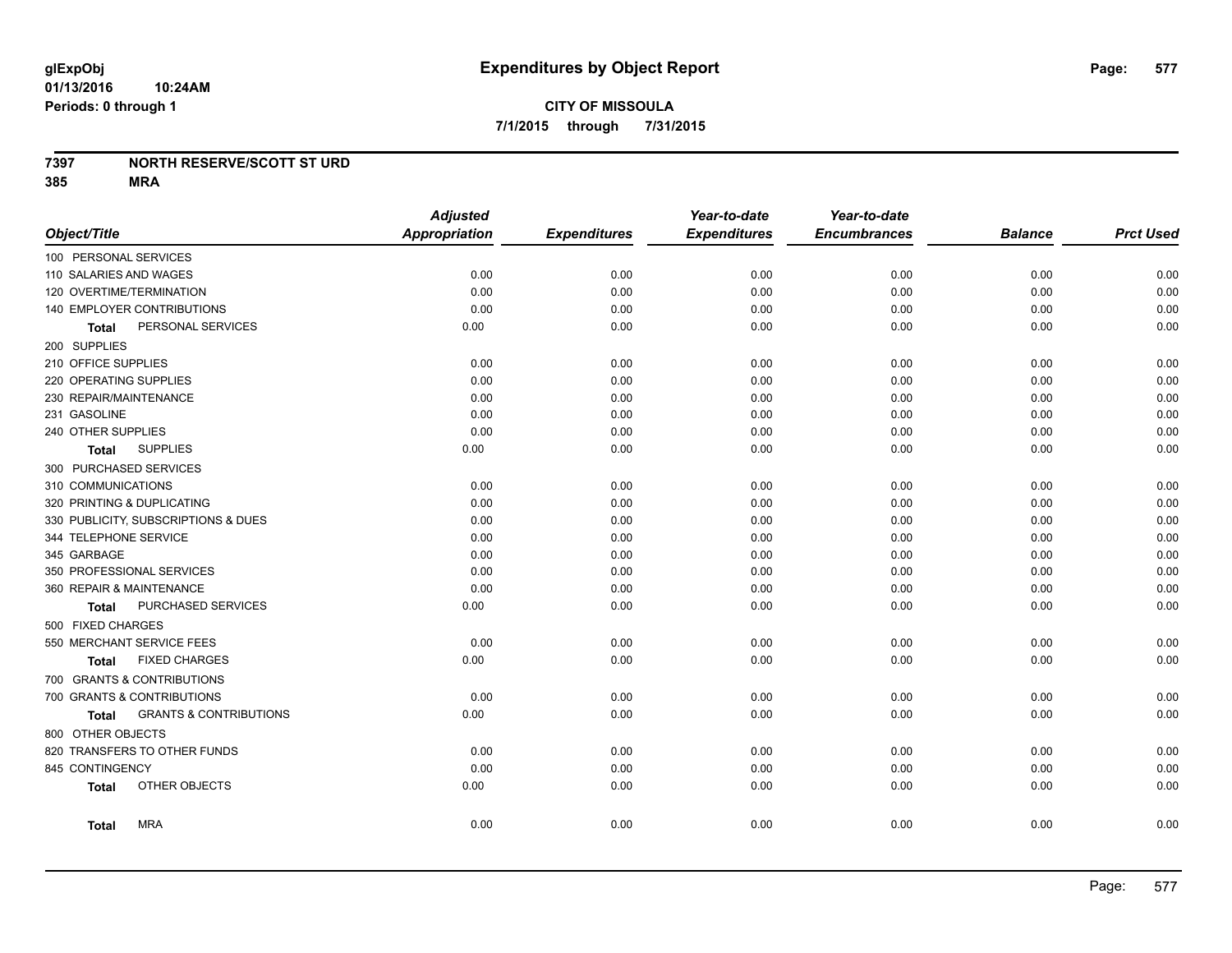# Expenditures by Object Report

**CITY OF MISSOULA**
**7/1/2015 through 7/31/2015**

glExpObj
01/13/2016 10:24AM
Periods: 0 through 1

**7397 NORTH RESERVE/SCOTT ST URD**
**385 MRA**

| Object/Title | Adjusted Appropriation | Expenditures | Year-to-date Expenditures | Year-to-date Encumbrances | Balance | Prct Used |
|---|---|---|---|---|---|---|
| 100 PERSONAL SERVICES | | | | | | |
| 110 SALARIES AND WAGES | 0.00 | 0.00 | 0.00 | 0.00 | 0.00 | 0.00 |
| 120 OVERTIME/TERMINATION | 0.00 | 0.00 | 0.00 | 0.00 | 0.00 | 0.00 |
| 140 EMPLOYER CONTRIBUTIONS | 0.00 | 0.00 | 0.00 | 0.00 | 0.00 | 0.00 |
| **Total** PERSONAL SERVICES | 0.00 | 0.00 | 0.00 | 0.00 | 0.00 | 0.00 |
| 200 SUPPLIES | | | | | | |
| 210 OFFICE SUPPLIES | 0.00 | 0.00 | 0.00 | 0.00 | 0.00 | 0.00 |
| 220 OPERATING SUPPLIES | 0.00 | 0.00 | 0.00 | 0.00 | 0.00 | 0.00 |
| 230 REPAIR/MAINTENANCE | 0.00 | 0.00 | 0.00 | 0.00 | 0.00 | 0.00 |
| 231 GASOLINE | 0.00 | 0.00 | 0.00 | 0.00 | 0.00 | 0.00 |
| 240 OTHER SUPPLIES | 0.00 | 0.00 | 0.00 | 0.00 | 0.00 | 0.00 |
| **Total** SUPPLIES | 0.00 | 0.00 | 0.00 | 0.00 | 0.00 | 0.00 |
| 300 PURCHASED SERVICES | | | | | | |
| 310 COMMUNICATIONS | 0.00 | 0.00 | 0.00 | 0.00 | 0.00 | 0.00 |
| 320 PRINTING & DUPLICATING | 0.00 | 0.00 | 0.00 | 0.00 | 0.00 | 0.00 |
| 330 PUBLICITY, SUBSCRIPTIONS & DUES | 0.00 | 0.00 | 0.00 | 0.00 | 0.00 | 0.00 |
| 344 TELEPHONE SERVICE | 0.00 | 0.00 | 0.00 | 0.00 | 0.00 | 0.00 |
| 345 GARBAGE | 0.00 | 0.00 | 0.00 | 0.00 | 0.00 | 0.00 |
| 350 PROFESSIONAL SERVICES | 0.00 | 0.00 | 0.00 | 0.00 | 0.00 | 0.00 |
| 360 REPAIR & MAINTENANCE | 0.00 | 0.00 | 0.00 | 0.00 | 0.00 | 0.00 |
| **Total** PURCHASED SERVICES | 0.00 | 0.00 | 0.00 | 0.00 | 0.00 | 0.00 |
| 500 FIXED CHARGES | | | | | | |
| 550 MERCHANT SERVICE FEES | 0.00 | 0.00 | 0.00 | 0.00 | 0.00 | 0.00 |
| **Total** FIXED CHARGES | 0.00 | 0.00 | 0.00 | 0.00 | 0.00 | 0.00 |
| 700 GRANTS & CONTRIBUTIONS | | | | | | |
| 700 GRANTS & CONTRIBUTIONS | 0.00 | 0.00 | 0.00 | 0.00 | 0.00 | 0.00 |
| **Total** GRANTS & CONTRIBUTIONS | 0.00 | 0.00 | 0.00 | 0.00 | 0.00 | 0.00 |
| 800 OTHER OBJECTS | | | | | | |
| 820 TRANSFERS TO OTHER FUNDS | 0.00 | 0.00 | 0.00 | 0.00 | 0.00 | 0.00 |
| 845 CONTINGENCY | 0.00 | 0.00 | 0.00 | 0.00 | 0.00 | 0.00 |
| **Total** OTHER OBJECTS | 0.00 | 0.00 | 0.00 | 0.00 | 0.00 | 0.00 |
| **Total** MRA | 0.00 | 0.00 | 0.00 | 0.00 | 0.00 | 0.00 |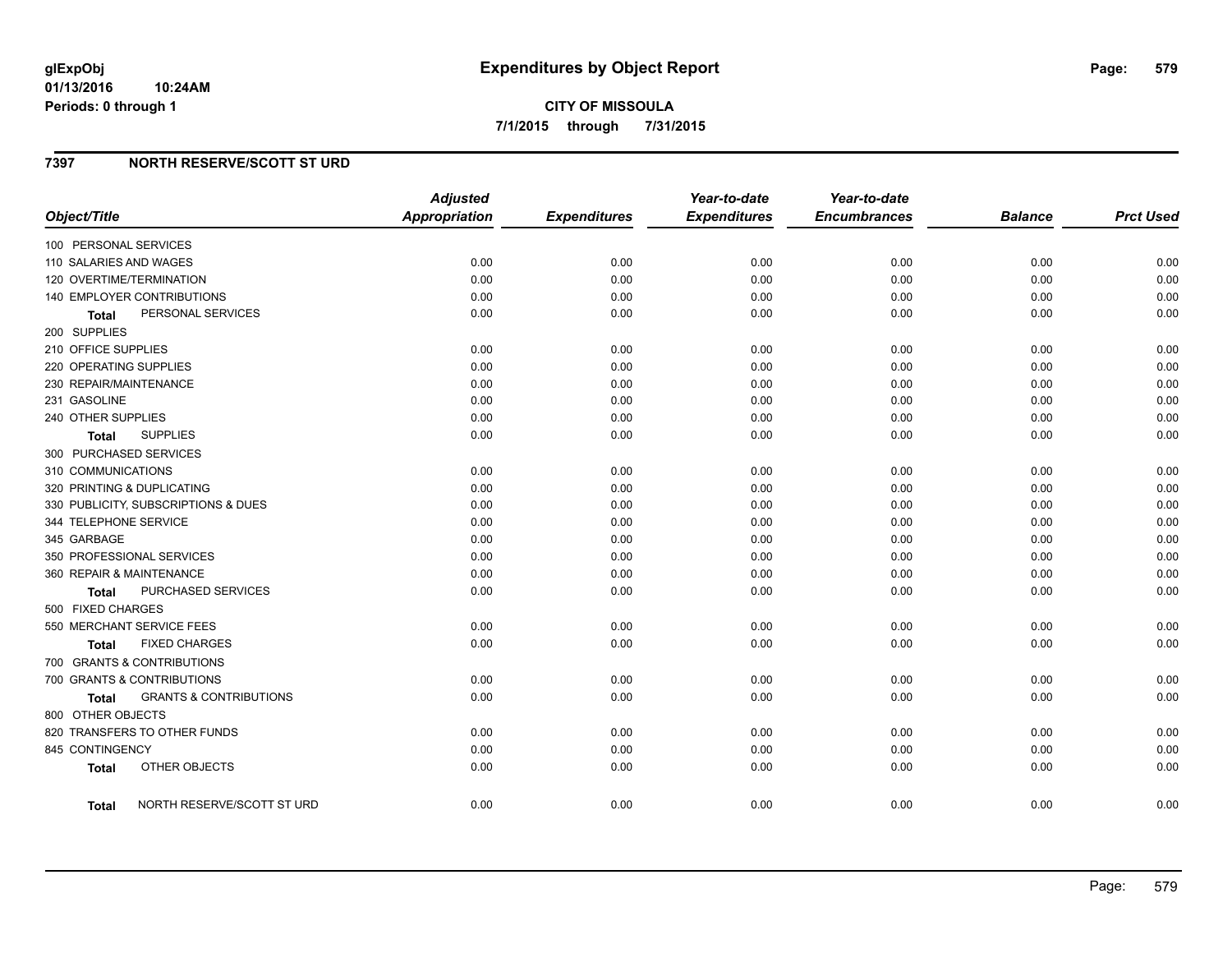glExpObj
01/13/2016 10:24AM
Periods: 0 through 1

# Expenditures by Object Report

**CITY OF MISSOULA**
**7/1/2015 through 7/31/2015**

## 7397 NORTH RESERVE/SCOTT ST URD

| Object/Title | Adjusted Appropriation | Expenditures | Year-to-date Expenditures | Year-to-date Encumbrances | Balance | Prct Used |
|---|---|---|---|---|---|---|
| 100 PERSONAL SERVICES | | | | | | |
| 110 SALARIES AND WAGES | 0.00 | 0.00 | 0.00 | 0.00 | 0.00 | 0.00 |
| 120 OVERTIME/TERMINATION | 0.00 | 0.00 | 0.00 | 0.00 | 0.00 | 0.00 |
| 140 EMPLOYER CONTRIBUTIONS | 0.00 | 0.00 | 0.00 | 0.00 | 0.00 | 0.00 |
| **Total** PERSONAL SERVICES | 0.00 | 0.00 | 0.00 | 0.00 | 0.00 | 0.00 |
| 200 SUPPLIES | | | | | | |
| 210 OFFICE SUPPLIES | 0.00 | 0.00 | 0.00 | 0.00 | 0.00 | 0.00 |
| 220 OPERATING SUPPLIES | 0.00 | 0.00 | 0.00 | 0.00 | 0.00 | 0.00 |
| 230 REPAIR/MAINTENANCE | 0.00 | 0.00 | 0.00 | 0.00 | 0.00 | 0.00 |
| 231 GASOLINE | 0.00 | 0.00 | 0.00 | 0.00 | 0.00 | 0.00 |
| 240 OTHER SUPPLIES | 0.00 | 0.00 | 0.00 | 0.00 | 0.00 | 0.00 |
| **Total** SUPPLIES | 0.00 | 0.00 | 0.00 | 0.00 | 0.00 | 0.00 |
| 300 PURCHASED SERVICES | | | | | | |
| 310 COMMUNICATIONS | 0.00 | 0.00 | 0.00 | 0.00 | 0.00 | 0.00 |
| 320 PRINTING & DUPLICATING | 0.00 | 0.00 | 0.00 | 0.00 | 0.00 | 0.00 |
| 330 PUBLICITY, SUBSCRIPTIONS & DUES | 0.00 | 0.00 | 0.00 | 0.00 | 0.00 | 0.00 |
| 344 TELEPHONE SERVICE | 0.00 | 0.00 | 0.00 | 0.00 | 0.00 | 0.00 |
| 345 GARBAGE | 0.00 | 0.00 | 0.00 | 0.00 | 0.00 | 0.00 |
| 350 PROFESSIONAL SERVICES | 0.00 | 0.00 | 0.00 | 0.00 | 0.00 | 0.00 |
| 360 REPAIR & MAINTENANCE | 0.00 | 0.00 | 0.00 | 0.00 | 0.00 | 0.00 |
| **Total** PURCHASED SERVICES | 0.00 | 0.00 | 0.00 | 0.00 | 0.00 | 0.00 |
| 500 FIXED CHARGES | | | | | | |
| 550 MERCHANT SERVICE FEES | 0.00 | 0.00 | 0.00 | 0.00 | 0.00 | 0.00 |
| **Total** FIXED CHARGES | 0.00 | 0.00 | 0.00 | 0.00 | 0.00 | 0.00 |
| 700 GRANTS & CONTRIBUTIONS | | | | | | |
| 700 GRANTS & CONTRIBUTIONS | 0.00 | 0.00 | 0.00 | 0.00 | 0.00 | 0.00 |
| **Total** GRANTS & CONTRIBUTIONS | 0.00 | 0.00 | 0.00 | 0.00 | 0.00 | 0.00 |
| 800 OTHER OBJECTS | | | | | | |
| 820 TRANSFERS TO OTHER FUNDS | 0.00 | 0.00 | 0.00 | 0.00 | 0.00 | 0.00 |
| 845 CONTINGENCY | 0.00 | 0.00 | 0.00 | 0.00 | 0.00 | 0.00 |
| **Total** OTHER OBJECTS | 0.00 | 0.00 | 0.00 | 0.00 | 0.00 | 0.00 |
| **Total** NORTH RESERVE/SCOTT ST URD | 0.00 | 0.00 | 0.00 | 0.00 | 0.00 | 0.00 |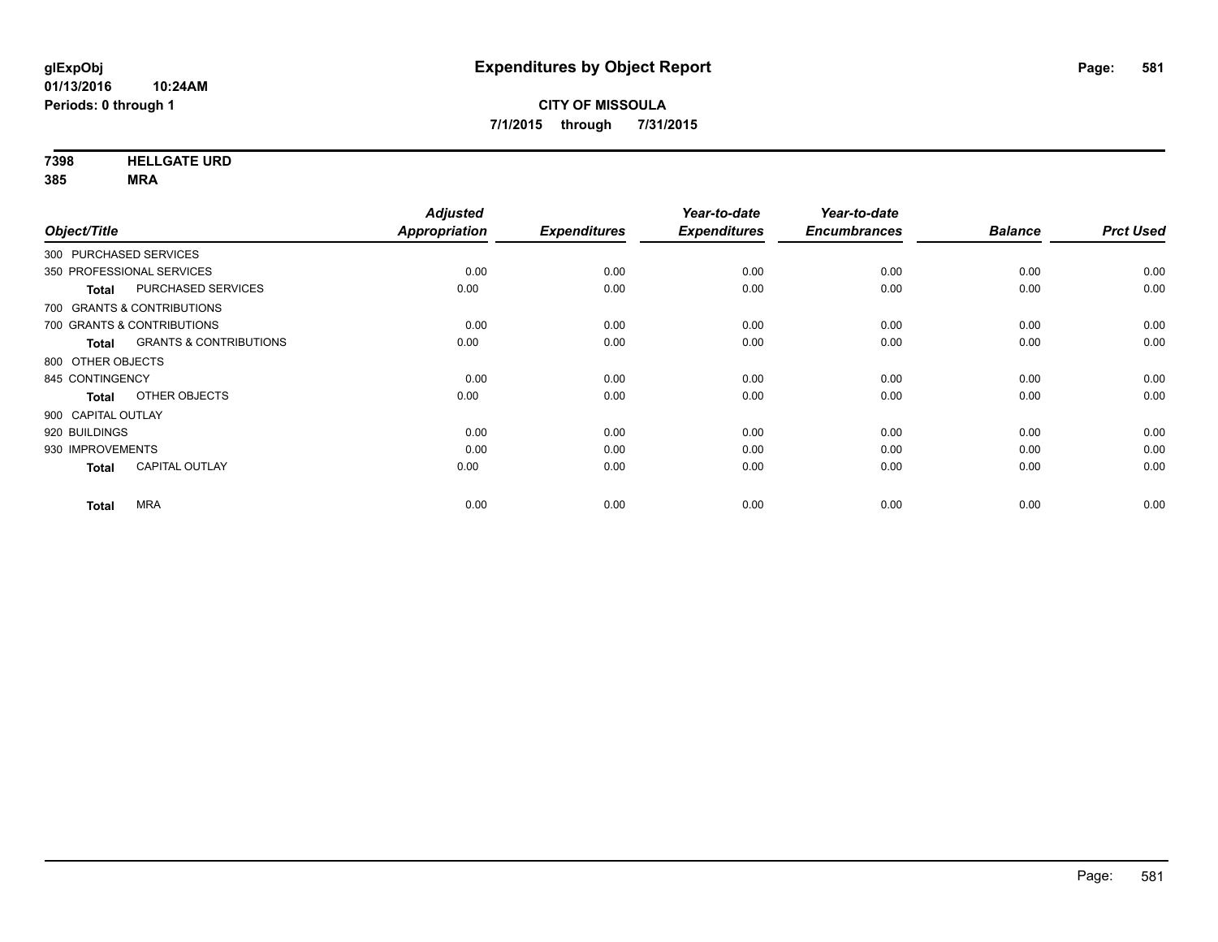**glExpObj**
**01/13/2016 10:24AM**
**Periods: 0 through 1**

# Expenditures by Object Report

**CITY OF MISSOULA**
**7/1/2015 through 7/31/2015**

**7398 HELLGATE URD**
**385 MRA**

| Object/Title | | Adjusted Appropriation | Expenditures | Year-to-date Expenditures | Year-to-date Encumbrances | Balance | Prct Used |
|---|---|---|---|---|---|---|---|
| 300 PURCHASED SERVICES | | | | | | | |
| 350 PROFESSIONAL SERVICES | | 0.00 | 0.00 | 0.00 | 0.00 | 0.00 | 0.00 |
| **Total** | PURCHASED SERVICES | 0.00 | 0.00 | 0.00 | 0.00 | 0.00 | 0.00 |
| 700 GRANTS & CONTRIBUTIONS | | | | | | | |
| 700 GRANTS & CONTRIBUTIONS | | 0.00 | 0.00 | 0.00 | 0.00 | 0.00 | 0.00 |
| **Total** | GRANTS & CONTRIBUTIONS | 0.00 | 0.00 | 0.00 | 0.00 | 0.00 | 0.00 |
| 800 OTHER OBJECTS | | | | | | | |
| 845 CONTINGENCY | | 0.00 | 0.00 | 0.00 | 0.00 | 0.00 | 0.00 |
| **Total** | OTHER OBJECTS | 0.00 | 0.00 | 0.00 | 0.00 | 0.00 | 0.00 |
| 900 CAPITAL OUTLAY | | | | | | | |
| 920 BUILDINGS | | 0.00 | 0.00 | 0.00 | 0.00 | 0.00 | 0.00 |
| 930 IMPROVEMENTS | | 0.00 | 0.00 | 0.00 | 0.00 | 0.00 | 0.00 |
| **Total** | CAPITAL OUTLAY | 0.00 | 0.00 | 0.00 | 0.00 | 0.00 | 0.00 |
| **Total** | MRA | 0.00 | 0.00 | 0.00 | 0.00 | 0.00 | 0.00 |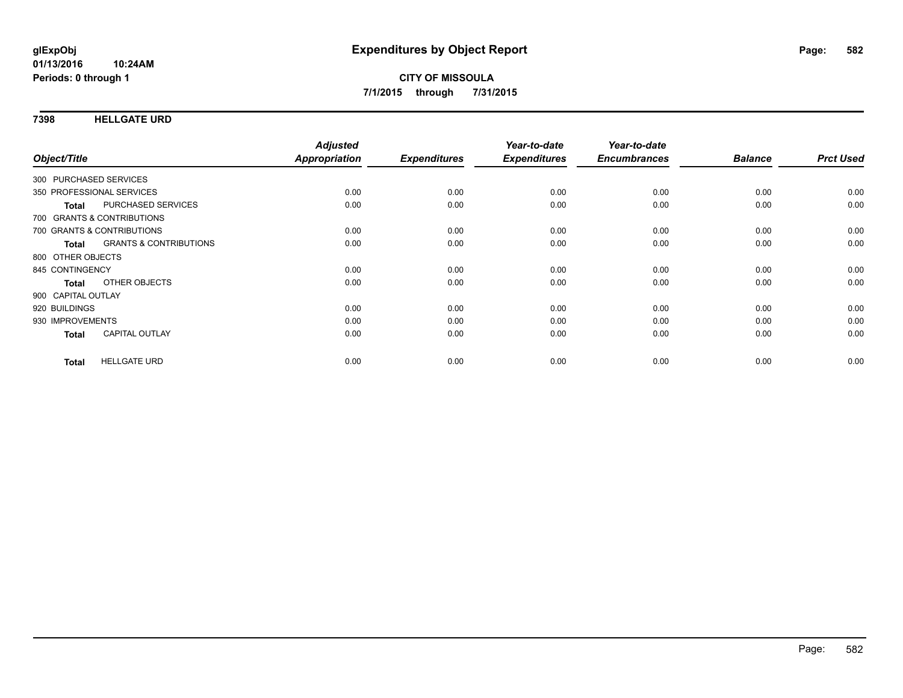**glExpObj**
**01/13/2016 10:24AM**
**Periods: 0 through 1**

# Expenditures by Object Report

**CITY OF MISSOULA**
**7/1/2015 through 7/31/2015**

## 7398 HELLGATE URD

| Object/Title | | Adjusted Appropriation | Expenditures | Year-to-date Expenditures | Year-to-date Encumbrances | Balance | Prct Used |
|---|---|---|---|---|---|---|---|
| 300 PURCHASED SERVICES | | | | | | | |
| 350 PROFESSIONAL SERVICES | | 0.00 | 0.00 | 0.00 | 0.00 | 0.00 | 0.00 |
| **Total** | PURCHASED SERVICES | 0.00 | 0.00 | 0.00 | 0.00 | 0.00 | 0.00 |
| 700 GRANTS & CONTRIBUTIONS | | | | | | | |
| 700 GRANTS & CONTRIBUTIONS | | 0.00 | 0.00 | 0.00 | 0.00 | 0.00 | 0.00 |
| **Total** | GRANTS & CONTRIBUTIONS | 0.00 | 0.00 | 0.00 | 0.00 | 0.00 | 0.00 |
| 800 OTHER OBJECTS | | | | | | | |
| 845 CONTINGENCY | | 0.00 | 0.00 | 0.00 | 0.00 | 0.00 | 0.00 |
| **Total** | OTHER OBJECTS | 0.00 | 0.00 | 0.00 | 0.00 | 0.00 | 0.00 |
| 900 CAPITAL OUTLAY | | | | | | | |
| 920 BUILDINGS | | 0.00 | 0.00 | 0.00 | 0.00 | 0.00 | 0.00 |
| 930 IMPROVEMENTS | | 0.00 | 0.00 | 0.00 | 0.00 | 0.00 | 0.00 |
| **Total** | CAPITAL OUTLAY | 0.00 | 0.00 | 0.00 | 0.00 | 0.00 | 0.00 |
| **Total** | HELLGATE URD | 0.00 | 0.00 | 0.00 | 0.00 | 0.00 | 0.00 |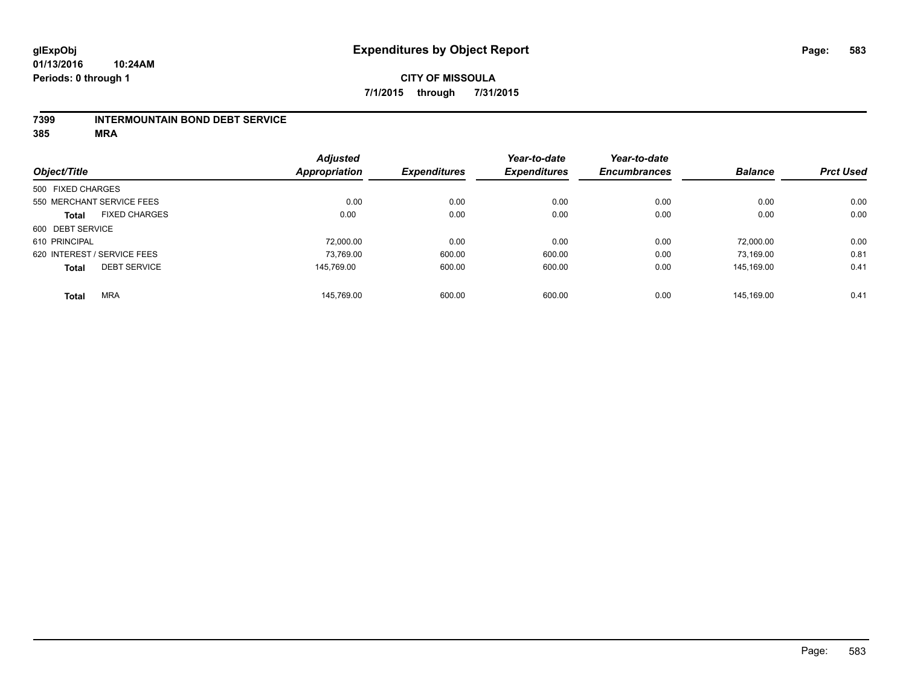# Expenditures by Object Report

glExpObj
01/13/2016 10:24AM
Periods: 0 through 1

**CITY OF MISSOULA**
**7/1/2015 through 7/31/2015**

## 7399 INTERMOUNTAIN BOND DEBT SERVICE
## 385 MRA

| Object/Title | Adjusted Appropriation | Expenditures | Year-to-date Expenditures | Year-to-date Encumbrances | Balance | Prct Used |
|---|---|---|---|---|---|---|
| 500 FIXED CHARGES | | | | | | |
| 550 MERCHANT SERVICE FEES | 0.00 | 0.00 | 0.00 | 0.00 | 0.00 | 0.00 |
| **Total** FIXED CHARGES | 0.00 | 0.00 | 0.00 | 0.00 | 0.00 | 0.00 |
| 600 DEBT SERVICE | | | | | | |
| 610 PRINCIPAL | 72,000.00 | 0.00 | 0.00 | 0.00 | 72,000.00 | 0.00 |
| 620 INTEREST / SERVICE FEES | 73,769.00 | 600.00 | 600.00 | 0.00 | 73,169.00 | 0.81 |
| **Total** DEBT SERVICE | 145,769.00 | 600.00 | 600.00 | 0.00 | 145,169.00 | 0.41 |
| **Total** MRA | 145,769.00 | 600.00 | 600.00 | 0.00 | 145,169.00 | 0.41 |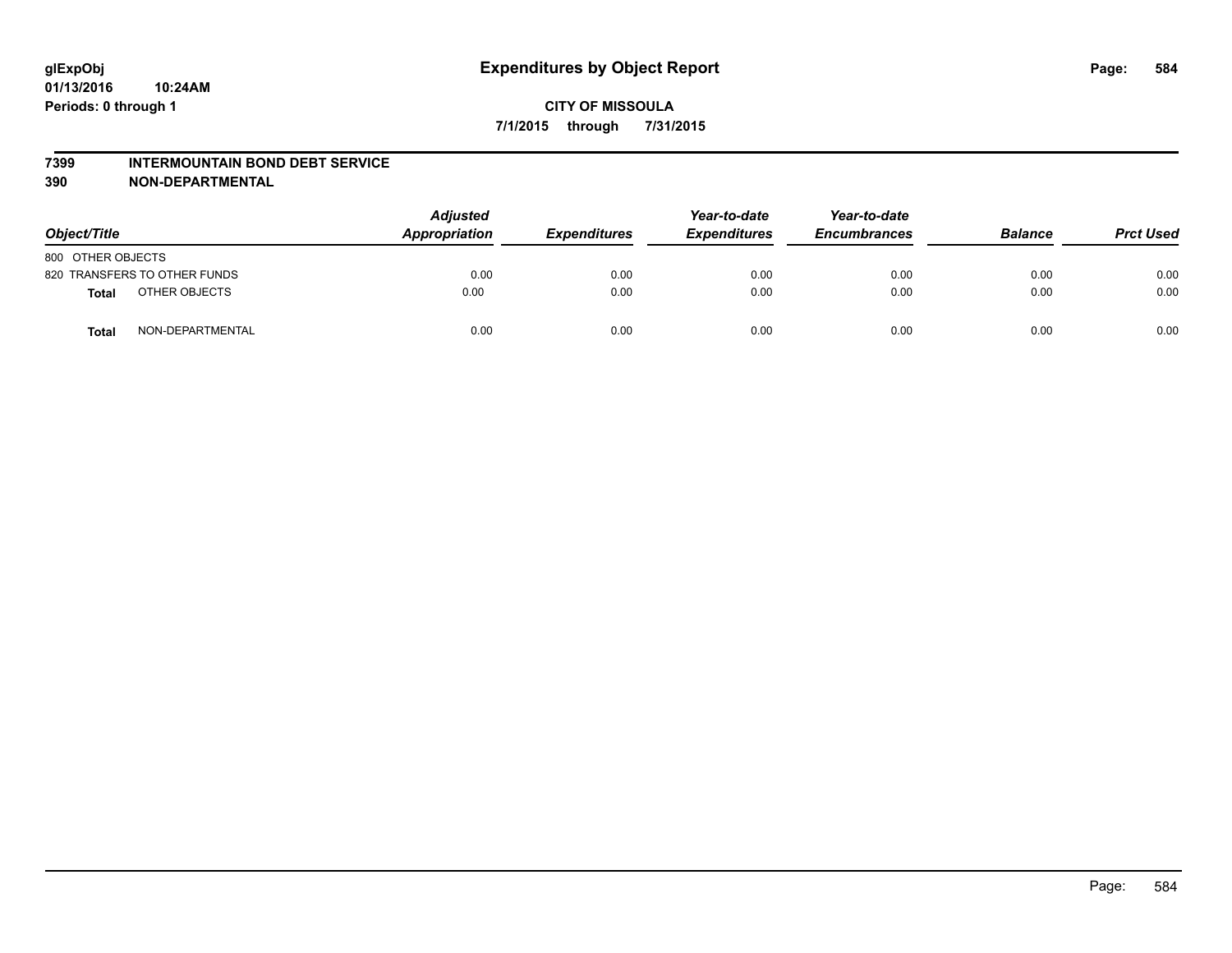# Expenditures by Object Report

glExpObj
01/13/2016 10:24AM
Periods: 0 through 1

**CITY OF MISSOULA**
**7/1/2015 through 7/31/2015**

## 7399 INTERMOUNTAIN BOND DEBT SERVICE
## 390 NON-DEPARTMENTAL

| Object/Title | Adjusted Appropriation | Expenditures | Year-to-date Expenditures | Year-to-date Encumbrances | Balance | Prct Used |
|---|---|---|---|---|---|---|
| 800 OTHER OBJECTS | | | | | | |
| 820 TRANSFERS TO OTHER FUNDS | 0.00 | 0.00 | 0.00 | 0.00 | 0.00 | 0.00 |
| **Total** OTHER OBJECTS | 0.00 | 0.00 | 0.00 | 0.00 | 0.00 | 0.00 |
| **Total** NON-DEPARTMENTAL | 0.00 | 0.00 | 0.00 | 0.00 | 0.00 | 0.00 |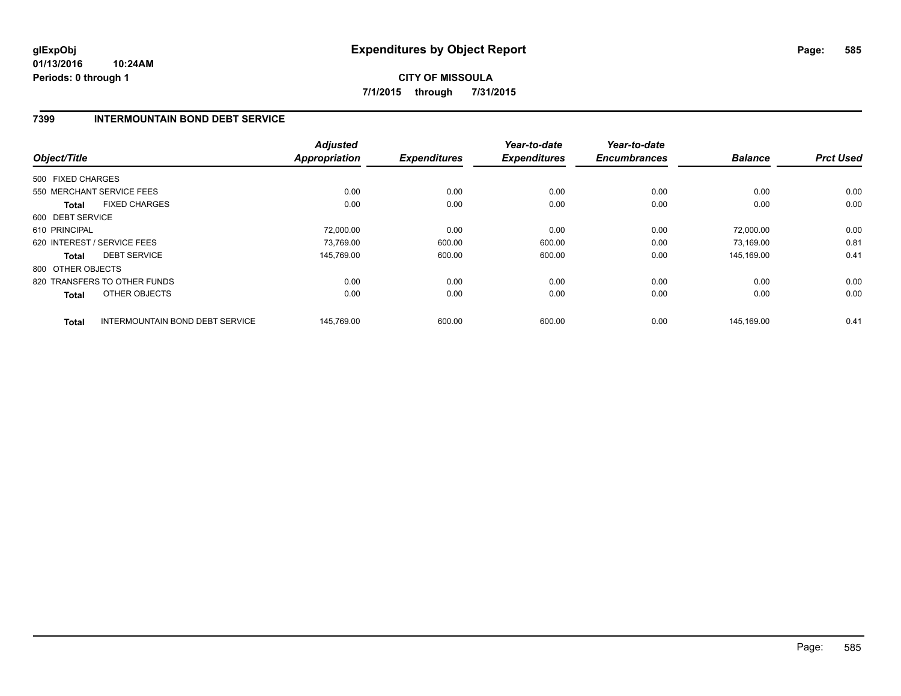# Expenditures by Object Report

glExpObj
01/13/2016 10:24AM
Periods: 0 through 1

**CITY OF MISSOULA**
**7/1/2015 through 7/31/2015**

## 7399 INTERMOUNTAIN BOND DEBT SERVICE

| Object/Title | | *Adjusted Appropriation* | *Expenditures* | *Year-to-date Expenditures* | *Year-to-date Encumbrances* | *Balance* | *Prct Used* |
|---|---|---|---|---|---|---|---|
| 500 FIXED CHARGES | | | | | | | |
| 550 MERCHANT SERVICE FEES | | 0.00 | 0.00 | 0.00 | 0.00 | 0.00 | 0.00 |
| **Total** | FIXED CHARGES | 0.00 | 0.00 | 0.00 | 0.00 | 0.00 | 0.00 |
| 600 DEBT SERVICE | | | | | | | |
| 610 PRINCIPAL | | 72,000.00 | 0.00 | 0.00 | 0.00 | 72,000.00 | 0.00 |
| 620 INTEREST / SERVICE FEES | | 73,769.00 | 600.00 | 600.00 | 0.00 | 73,169.00 | 0.81 |
| **Total** | DEBT SERVICE | 145,769.00 | 600.00 | 600.00 | 0.00 | 145,169.00 | 0.41 |
| 800 OTHER OBJECTS | | | | | | | |
| 820 TRANSFERS TO OTHER FUNDS | | 0.00 | 0.00 | 0.00 | 0.00 | 0.00 | 0.00 |
| **Total** | OTHER OBJECTS | 0.00 | 0.00 | 0.00 | 0.00 | 0.00 | 0.00 |
| **Total** | INTERMOUNTAIN BOND DEBT SERVICE | 145,769.00 | 600.00 | 600.00 | 0.00 | 145,169.00 | 0.41 |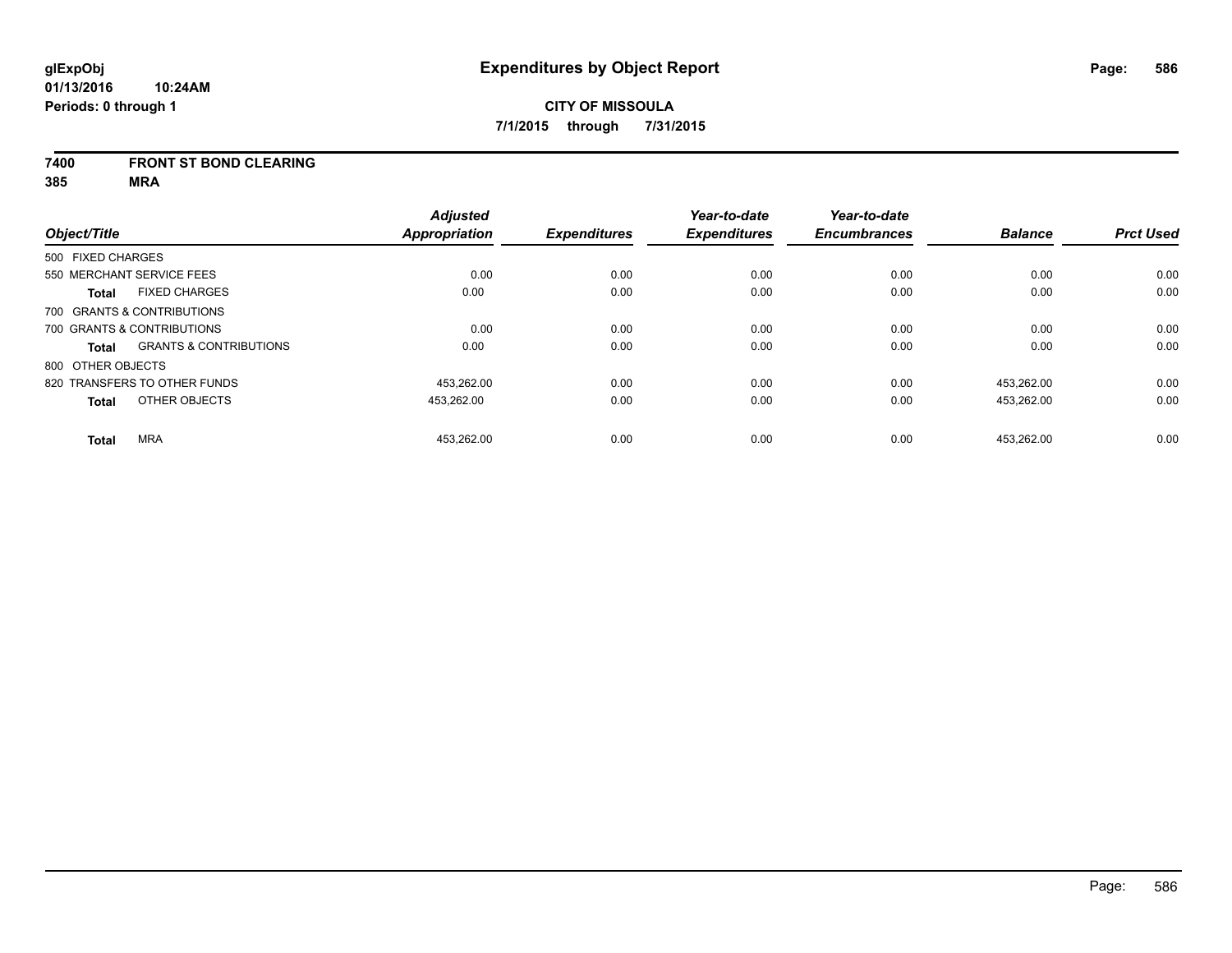# Expenditures by Object Report

glExpObj
01/13/2016 10:24AM
Periods: 0 through 1

**CITY OF MISSOULA**
**7/1/2015 through 7/31/2015**

**7400 FRONT ST BOND CLEARING**
**385 MRA**

| Object/Title | | Adjusted Appropriation | Expenditures | Year-to-date Expenditures | Year-to-date Encumbrances | Balance | Prct Used |
|---|---|---|---|---|---|---|---|
| 500 FIXED CHARGES | | | | | | | |
| 550 MERCHANT SERVICE FEES | | 0.00 | 0.00 | 0.00 | 0.00 | 0.00 | 0.00 |
| **Total** | FIXED CHARGES | 0.00 | 0.00 | 0.00 | 0.00 | 0.00 | 0.00 |
| 700 GRANTS & CONTRIBUTIONS | | | | | | | |
| 700 GRANTS & CONTRIBUTIONS | | 0.00 | 0.00 | 0.00 | 0.00 | 0.00 | 0.00 |
| **Total** | GRANTS & CONTRIBUTIONS | 0.00 | 0.00 | 0.00 | 0.00 | 0.00 | 0.00 |
| 800 OTHER OBJECTS | | | | | | | |
| 820 TRANSFERS TO OTHER FUNDS | | 453,262.00 | 0.00 | 0.00 | 0.00 | 453,262.00 | 0.00 |
| **Total** | OTHER OBJECTS | 453,262.00 | 0.00 | 0.00 | 0.00 | 453,262.00 | 0.00 |
| **Total** | MRA | 453,262.00 | 0.00 | 0.00 | 0.00 | 453,262.00 | 0.00 |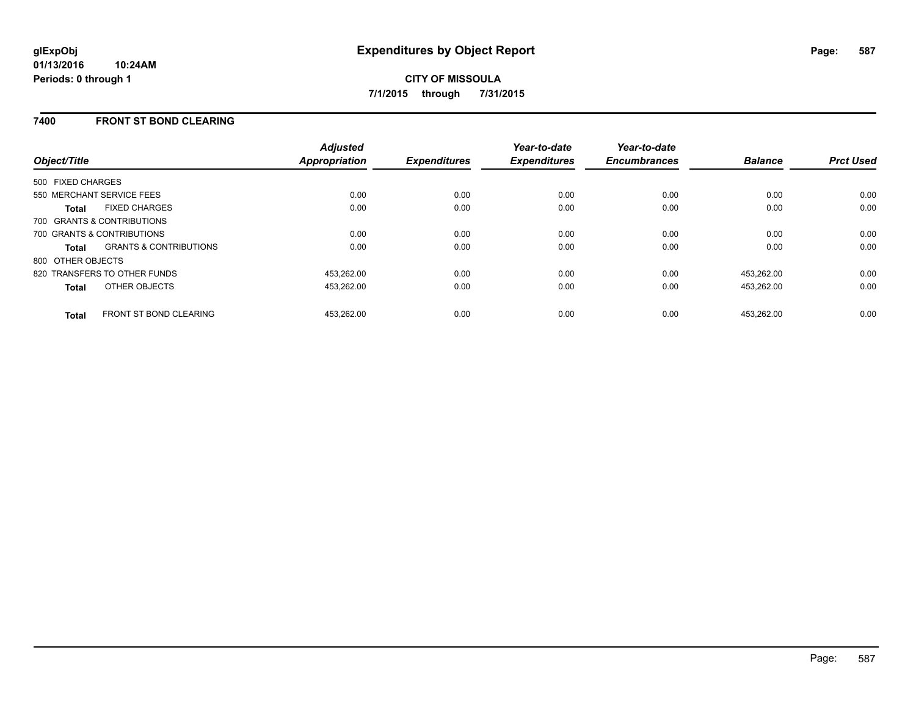**glExpObj**
**01/13/2016 10:24AM**
**Periods: 0 through 1**

# Expenditures by Object Report

**CITY OF MISSOULA**
**7/1/2015 through 7/31/2015**

## 7400 FRONT ST BOND CLEARING

| Object/Title | | Adjusted Appropriation | Expenditures | Year-to-date Expenditures | Year-to-date Encumbrances | Balance | Prct Used |
|---|---|---|---|---|---|---|---|
| 500 FIXED CHARGES | | | | | | | |
| 550 MERCHANT SERVICE FEES | | 0.00 | 0.00 | 0.00 | 0.00 | 0.00 | 0.00 |
| **Total** | FIXED CHARGES | 0.00 | 0.00 | 0.00 | 0.00 | 0.00 | 0.00 |
| 700 GRANTS & CONTRIBUTIONS | | | | | | | |
| 700 GRANTS & CONTRIBUTIONS | | 0.00 | 0.00 | 0.00 | 0.00 | 0.00 | 0.00 |
| **Total** | GRANTS & CONTRIBUTIONS | 0.00 | 0.00 | 0.00 | 0.00 | 0.00 | 0.00 |
| 800 OTHER OBJECTS | | | | | | | |
| 820 TRANSFERS TO OTHER FUNDS | | 453,262.00 | 0.00 | 0.00 | 0.00 | 453,262.00 | 0.00 |
| **Total** | OTHER OBJECTS | 453,262.00 | 0.00 | 0.00 | 0.00 | 453,262.00 | 0.00 |
| **Total** | FRONT ST BOND CLEARING | 453,262.00 | 0.00 | 0.00 | 0.00 | 453,262.00 | 0.00 |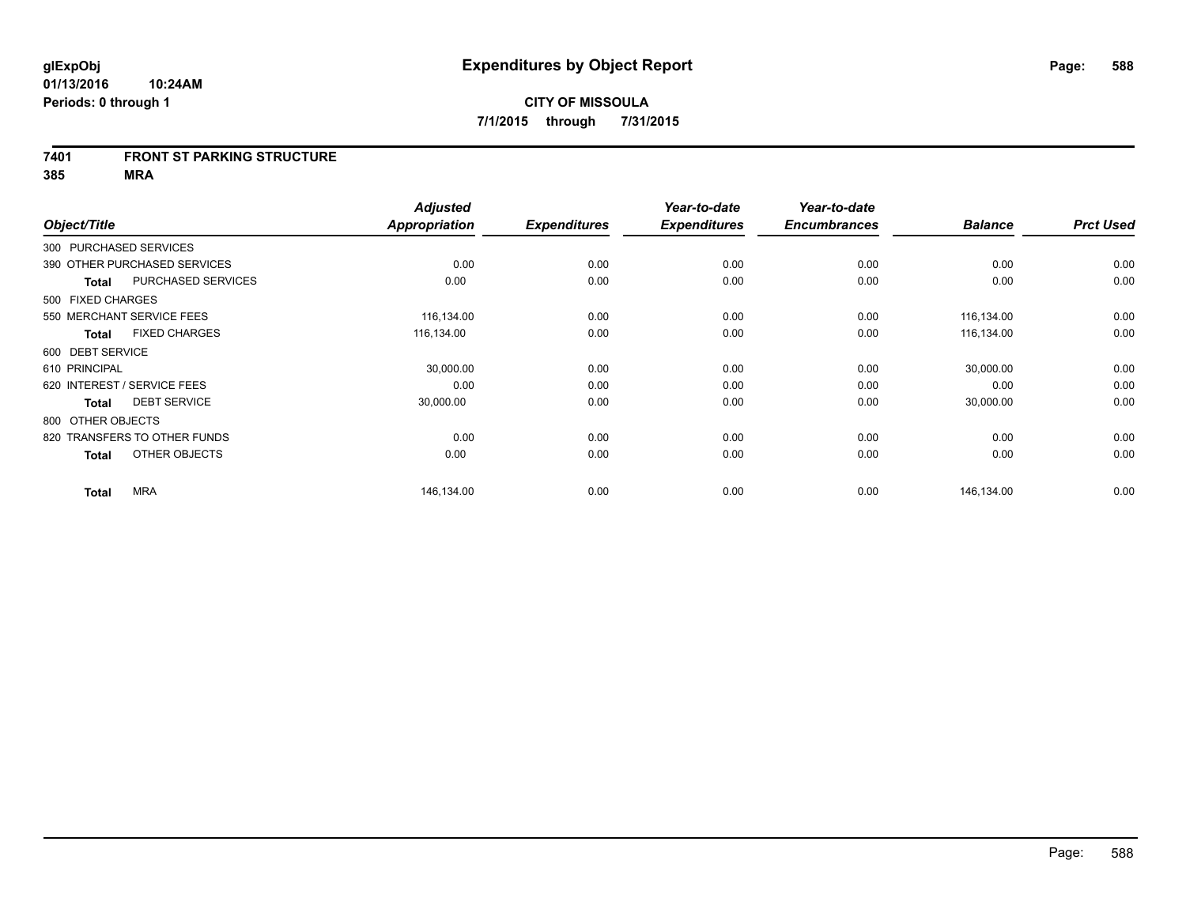# Expenditures by Object Report

glExpObj
01/13/2016 10:24AM
Periods: 0 through 1

**CITY OF MISSOULA**
**7/1/2015 through 7/31/2015**

**7401 FRONT ST PARKING STRUCTURE**
**385 MRA**

| Object/Title | Adjusted Appropriation | Expenditures | Year-to-date Expenditures | Year-to-date Encumbrances | Balance | Prct Used |
|---|---|---|---|---|---|---|
| 300 PURCHASED SERVICES | | | | | | |
| 390 OTHER PURCHASED SERVICES | 0.00 | 0.00 | 0.00 | 0.00 | 0.00 | 0.00 |
| **Total** PURCHASED SERVICES | 0.00 | 0.00 | 0.00 | 0.00 | 0.00 | 0.00 |
| 500 FIXED CHARGES | | | | | | |
| 550 MERCHANT SERVICE FEES | 116,134.00 | 0.00 | 0.00 | 0.00 | 116,134.00 | 0.00 |
| **Total** FIXED CHARGES | 116,134.00 | 0.00 | 0.00 | 0.00 | 116,134.00 | 0.00 |
| 600 DEBT SERVICE | | | | | | |
| 610 PRINCIPAL | 30,000.00 | 0.00 | 0.00 | 0.00 | 30,000.00 | 0.00 |
| 620 INTEREST / SERVICE FEES | 0.00 | 0.00 | 0.00 | 0.00 | 0.00 | 0.00 |
| **Total** DEBT SERVICE | 30,000.00 | 0.00 | 0.00 | 0.00 | 30,000.00 | 0.00 |
| 800 OTHER OBJECTS | | | | | | |
| 820 TRANSFERS TO OTHER FUNDS | 0.00 | 0.00 | 0.00 | 0.00 | 0.00 | 0.00 |
| **Total** OTHER OBJECTS | 0.00 | 0.00 | 0.00 | 0.00 | 0.00 | 0.00 |
| **Total** MRA | 146,134.00 | 0.00 | 0.00 | 0.00 | 146,134.00 | 0.00 |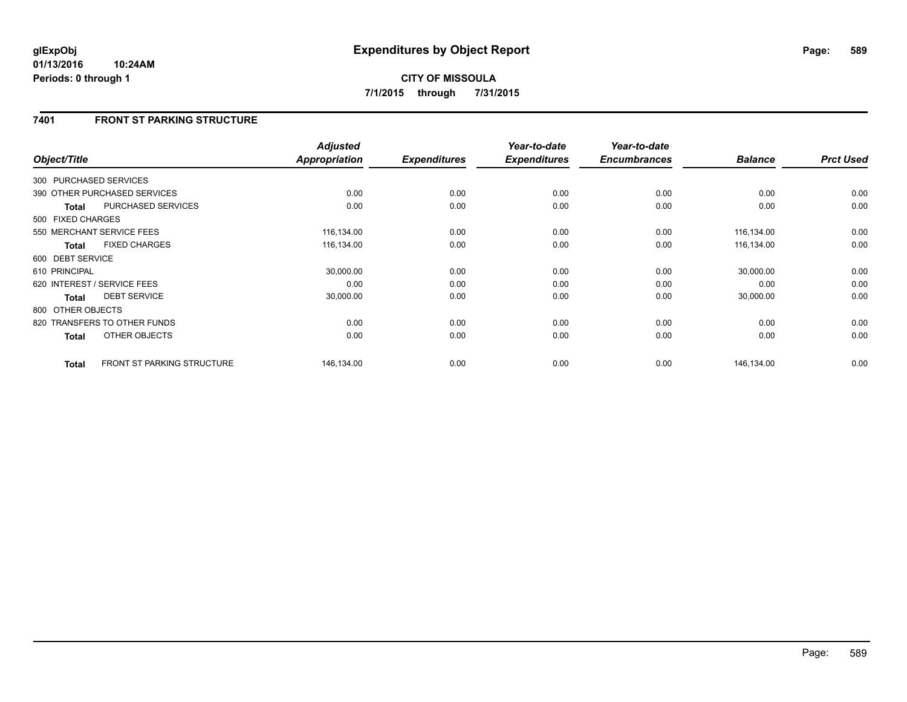**glExpObj** **Expenditures by Object Report**

**01/13/2016 10:24AM**

**Periods: 0 through 1**

**CITY OF MISSOULA**

**7/1/2015 through 7/31/2015**

## 7401 FRONT ST PARKING STRUCTURE

| Object/Title | | Adjusted Appropriation | Expenditures | Year-to-date Expenditures | Year-to-date Encumbrances | Balance | Prct Used |
|---|---|---|---|---|---|---|---|
| 300 PURCHASED SERVICES | | | | | | | |
| 390 OTHER PURCHASED SERVICES | | 0.00 | 0.00 | 0.00 | 0.00 | 0.00 | 0.00 |
| **Total** | PURCHASED SERVICES | 0.00 | 0.00 | 0.00 | 0.00 | 0.00 | 0.00 |
| 500 FIXED CHARGES | | | | | | | |
| 550 MERCHANT SERVICE FEES | | 116,134.00 | 0.00 | 0.00 | 0.00 | 116,134.00 | 0.00 |
| **Total** | FIXED CHARGES | 116,134.00 | 0.00 | 0.00 | 0.00 | 116,134.00 | 0.00 |
| 600 DEBT SERVICE | | | | | | | |
| 610 PRINCIPAL | | 30,000.00 | 0.00 | 0.00 | 0.00 | 30,000.00 | 0.00 |
| 620 INTEREST / SERVICE FEES | | 0.00 | 0.00 | 0.00 | 0.00 | 0.00 | 0.00 |
| **Total** | DEBT SERVICE | 30,000.00 | 0.00 | 0.00 | 0.00 | 30,000.00 | 0.00 |
| 800 OTHER OBJECTS | | | | | | | |
| 820 TRANSFERS TO OTHER FUNDS | | 0.00 | 0.00 | 0.00 | 0.00 | 0.00 | 0.00 |
| **Total** | OTHER OBJECTS | 0.00 | 0.00 | 0.00 | 0.00 | 0.00 | 0.00 |
| **Total** | FRONT ST PARKING STRUCTURE | 146,134.00 | 0.00 | 0.00 | 0.00 | 146,134.00 | 0.00 |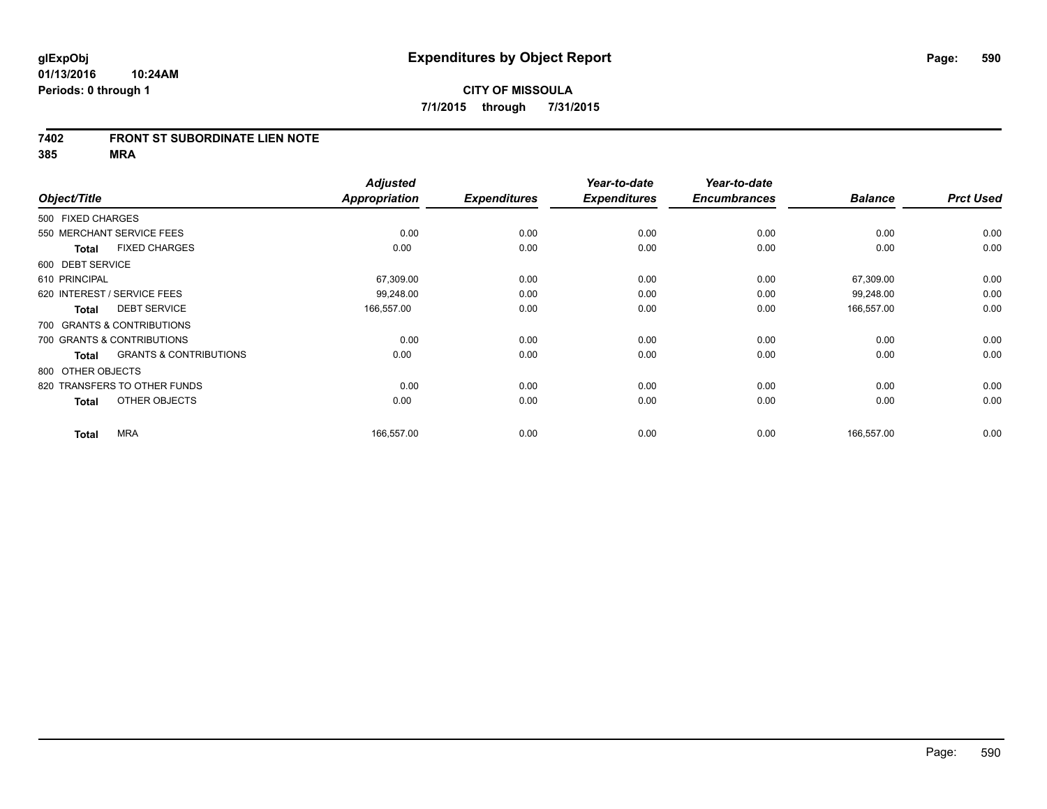**glExpObj**
**01/13/2016 10:24AM**
**Periods: 0 through 1**

# Expenditures by Object Report

**CITY OF MISSOULA**
**7/1/2015 through 7/31/2015**

## 7402 FRONT ST SUBORDINATE LIEN NOTE
## 385 MRA

| Object/Title | Adjusted Appropriation | Expenditures | Year-to-date Expenditures | Year-to-date Encumbrances | Balance | Prct Used |
|---|---|---|---|---|---|---|
| 500 FIXED CHARGES | | | | | | |
| 550 MERCHANT SERVICE FEES | 0.00 | 0.00 | 0.00 | 0.00 | 0.00 | 0.00 |
| **Total** FIXED CHARGES | 0.00 | 0.00 | 0.00 | 0.00 | 0.00 | 0.00 |
| 600 DEBT SERVICE | | | | | | |
| 610 PRINCIPAL | 67,309.00 | 0.00 | 0.00 | 0.00 | 67,309.00 | 0.00 |
| 620 INTEREST / SERVICE FEES | 99,248.00 | 0.00 | 0.00 | 0.00 | 99,248.00 | 0.00 |
| **Total** DEBT SERVICE | 166,557.00 | 0.00 | 0.00 | 0.00 | 166,557.00 | 0.00 |
| 700 GRANTS & CONTRIBUTIONS | | | | | | |
| 700 GRANTS & CONTRIBUTIONS | 0.00 | 0.00 | 0.00 | 0.00 | 0.00 | 0.00 |
| **Total** GRANTS & CONTRIBUTIONS | 0.00 | 0.00 | 0.00 | 0.00 | 0.00 | 0.00 |
| 800 OTHER OBJECTS | | | | | | |
| 820 TRANSFERS TO OTHER FUNDS | 0.00 | 0.00 | 0.00 | 0.00 | 0.00 | 0.00 |
| **Total** OTHER OBJECTS | 0.00 | 0.00 | 0.00 | 0.00 | 0.00 | 0.00 |
| **Total** MRA | 166,557.00 | 0.00 | 0.00 | 0.00 | 166,557.00 | 0.00 |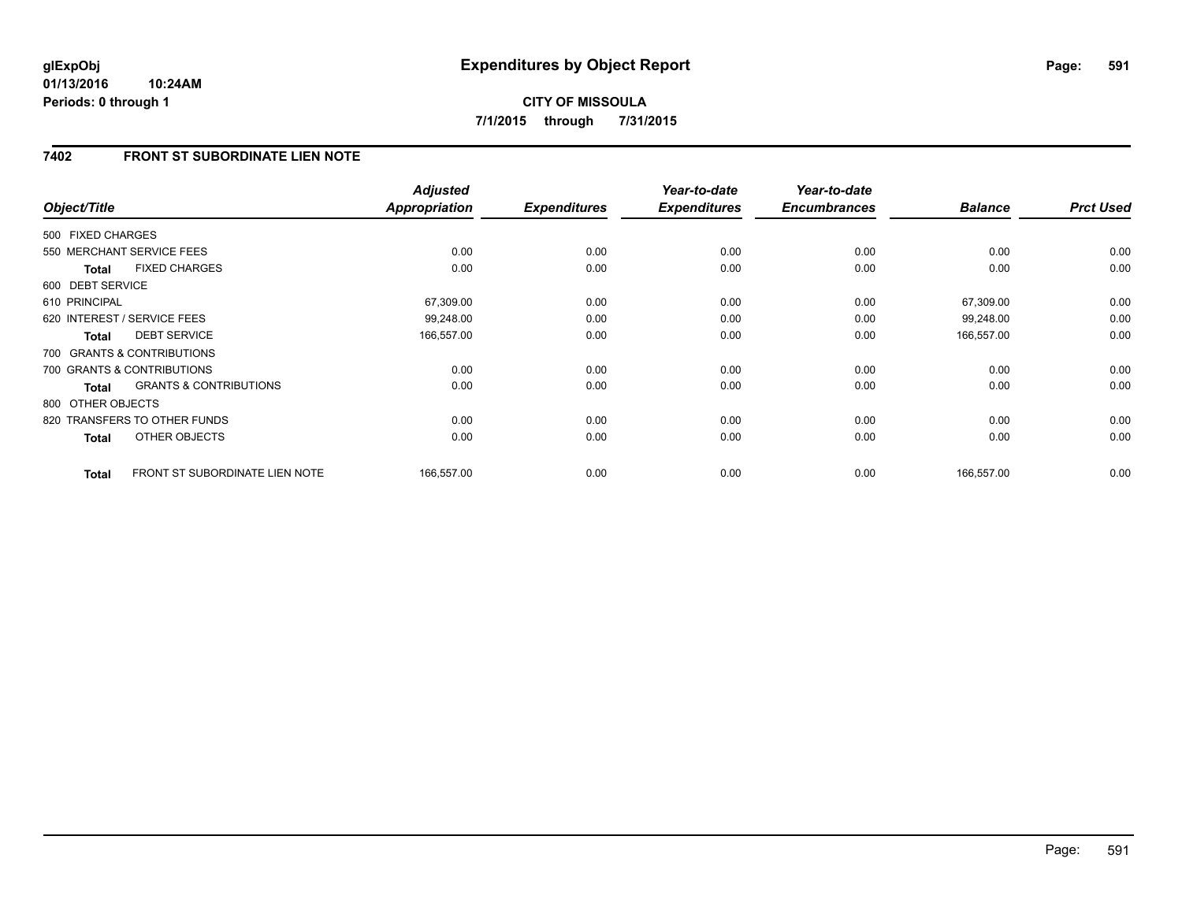# Expenditures by Object Report

glExpObj
01/13/2016 10:24AM
Periods: 0 through 1

**CITY OF MISSOULA**
**7/1/2015 through 7/31/2015**

## 7402 FRONT ST SUBORDINATE LIEN NOTE

| Object/Title | Adjusted Appropriation | Expenditures | Year-to-date Expenditures | Year-to-date Encumbrances | Balance | Prct Used |
|---|---|---|---|---|---|---|
| 500 FIXED CHARGES | | | | | | |
| 550 MERCHANT SERVICE FEES | 0.00 | 0.00 | 0.00 | 0.00 | 0.00 | 0.00 |
| **Total** FIXED CHARGES | 0.00 | 0.00 | 0.00 | 0.00 | 0.00 | 0.00 |
| 600 DEBT SERVICE | | | | | | |
| 610 PRINCIPAL | 67,309.00 | 0.00 | 0.00 | 0.00 | 67,309.00 | 0.00 |
| 620 INTEREST / SERVICE FEES | 99,248.00 | 0.00 | 0.00 | 0.00 | 99,248.00 | 0.00 |
| **Total** DEBT SERVICE | 166,557.00 | 0.00 | 0.00 | 0.00 | 166,557.00 | 0.00 |
| 700 GRANTS & CONTRIBUTIONS | | | | | | |
| 700 GRANTS & CONTRIBUTIONS | 0.00 | 0.00 | 0.00 | 0.00 | 0.00 | 0.00 |
| **Total** GRANTS & CONTRIBUTIONS | 0.00 | 0.00 | 0.00 | 0.00 | 0.00 | 0.00 |
| 800 OTHER OBJECTS | | | | | | |
| 820 TRANSFERS TO OTHER FUNDS | 0.00 | 0.00 | 0.00 | 0.00 | 0.00 | 0.00 |
| **Total** OTHER OBJECTS | 0.00 | 0.00 | 0.00 | 0.00 | 0.00 | 0.00 |
| **Total** FRONT ST SUBORDINATE LIEN NOTE | 166,557.00 | 0.00 | 0.00 | 0.00 | 166,557.00 | 0.00 |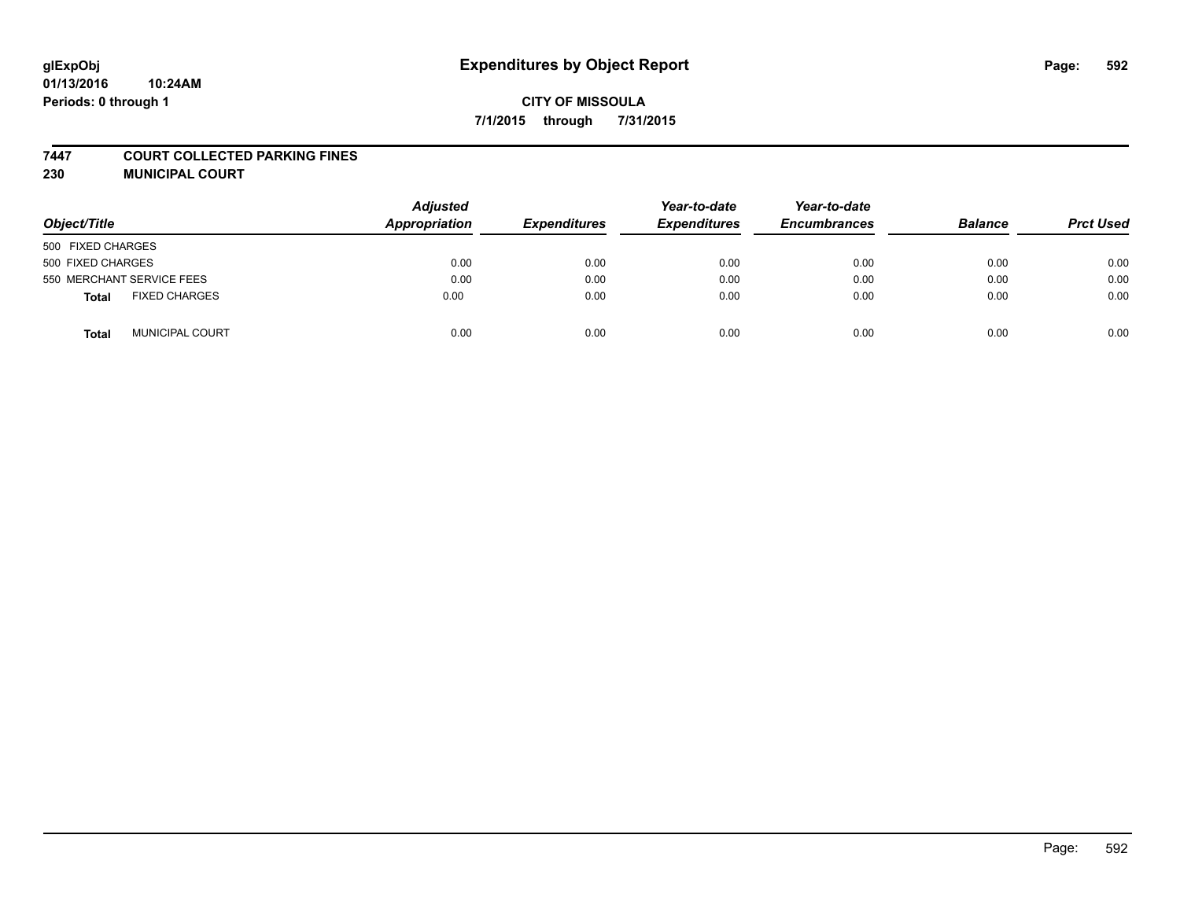# Expenditures by Object Report

glExpObj
01/13/2016 10:24AM
Periods: 0 through 1

**CITY OF MISSOULA**
**7/1/2015 through 7/31/2015**

## 7447 COURT COLLECTED PARKING FINES
## 230 MUNICIPAL COURT

| Object/Title | Adjusted Appropriation | Expenditures | Year-to-date Expenditures | Year-to-date Encumbrances | Balance | Prct Used |
|---|---|---|---|---|---|---|
| 500 FIXED CHARGES | | | | | | |
| 500 FIXED CHARGES | 0.00 | 0.00 | 0.00 | 0.00 | 0.00 | 0.00 |
| 550 MERCHANT SERVICE FEES | 0.00 | 0.00 | 0.00 | 0.00 | 0.00 | 0.00 |
| **Total** FIXED CHARGES | 0.00 | 0.00 | 0.00 | 0.00 | 0.00 | 0.00 |
| **Total** MUNICIPAL COURT | 0.00 | 0.00 | 0.00 | 0.00 | 0.00 | 0.00 |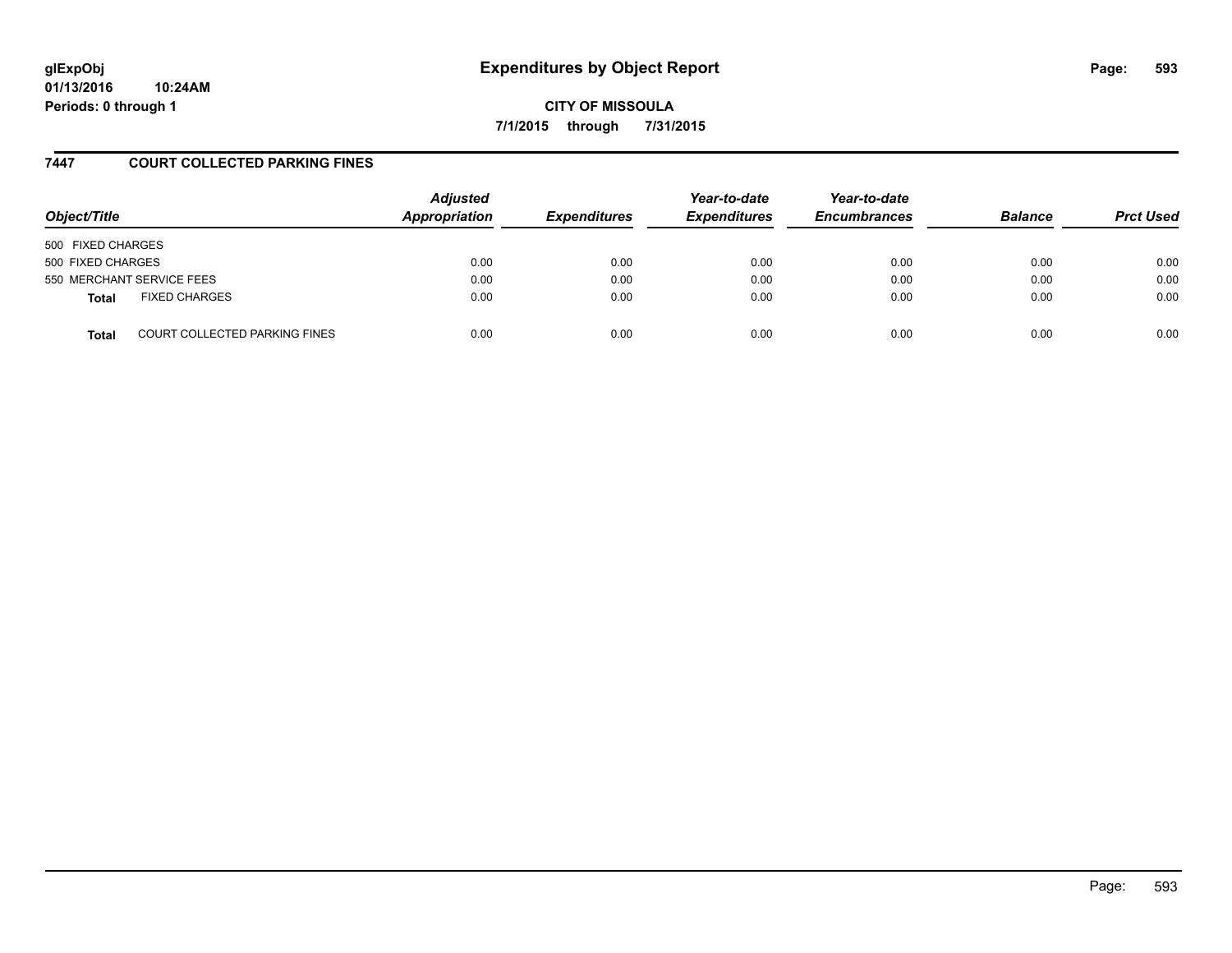**glExpObj**
**01/13/2016 10:24AM**
**Periods: 0 through 1**

# Expenditures by Object Report

**CITY OF MISSOULA**
**7/1/2015 through 7/31/2015**

## 7447 COURT COLLECTED PARKING FINES

| Object/Title | | *Adjusted Appropriation* | *Expenditures* | *Year-to-date Expenditures* | *Year-to-date Encumbrances* | *Balance* | *Prct Used* |
|---|---|---|---|---|---|---|---|
| 500 FIXED CHARGES | | | | | | | |
| 500 FIXED CHARGES | | 0.00 | 0.00 | 0.00 | 0.00 | 0.00 | 0.00 |
| 550 MERCHANT SERVICE FEES | | 0.00 | 0.00 | 0.00 | 0.00 | 0.00 | 0.00 |
| **Total** | FIXED CHARGES | 0.00 | 0.00 | 0.00 | 0.00 | 0.00 | 0.00 |
| **Total** | COURT COLLECTED PARKING FINES | 0.00 | 0.00 | 0.00 | 0.00 | 0.00 | 0.00 |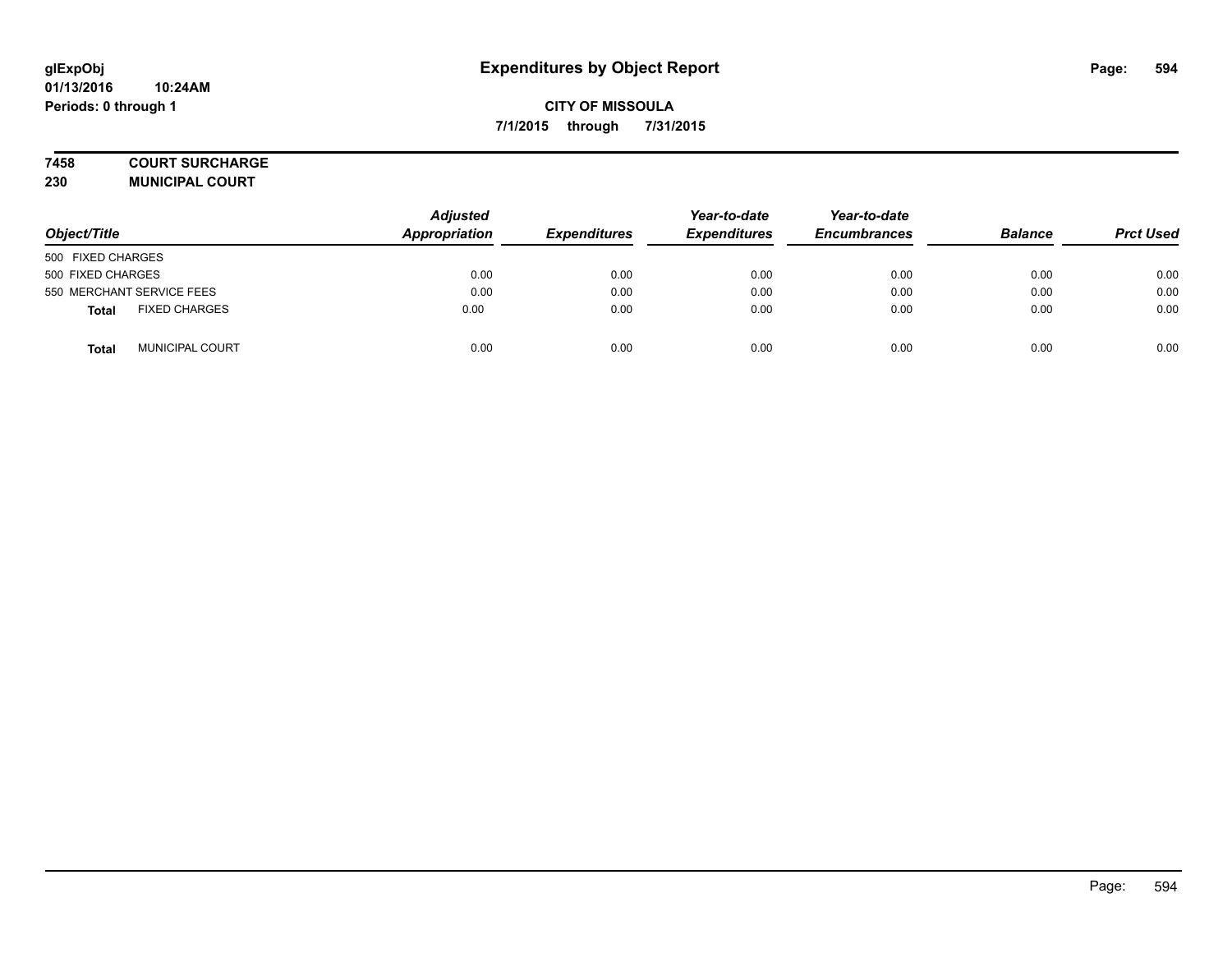**glExpObj**
**01/13/2016 10:24AM**
**Periods: 0 through 1**

# Expenditures by Object Report

**CITY OF MISSOULA**
**7/1/2015 through 7/31/2015**

**7458 COURT SURCHARGE**
**230 MUNICIPAL COURT**

| Object/Title | Adjusted Appropriation | Expenditures | Year-to-date Expenditures | Year-to-date Encumbrances | Balance | Prct Used |
|---|---|---|---|---|---|---|
| 500 FIXED CHARGES | | | | | | |
| 500 FIXED CHARGES | 0.00 | 0.00 | 0.00 | 0.00 | 0.00 | 0.00 |
| 550 MERCHANT SERVICE FEES | 0.00 | 0.00 | 0.00 | 0.00 | 0.00 | 0.00 |
| **Total** FIXED CHARGES | 0.00 | 0.00 | 0.00 | 0.00 | 0.00 | 0.00 |
| **Total** MUNICIPAL COURT | 0.00 | 0.00 | 0.00 | 0.00 | 0.00 | 0.00 |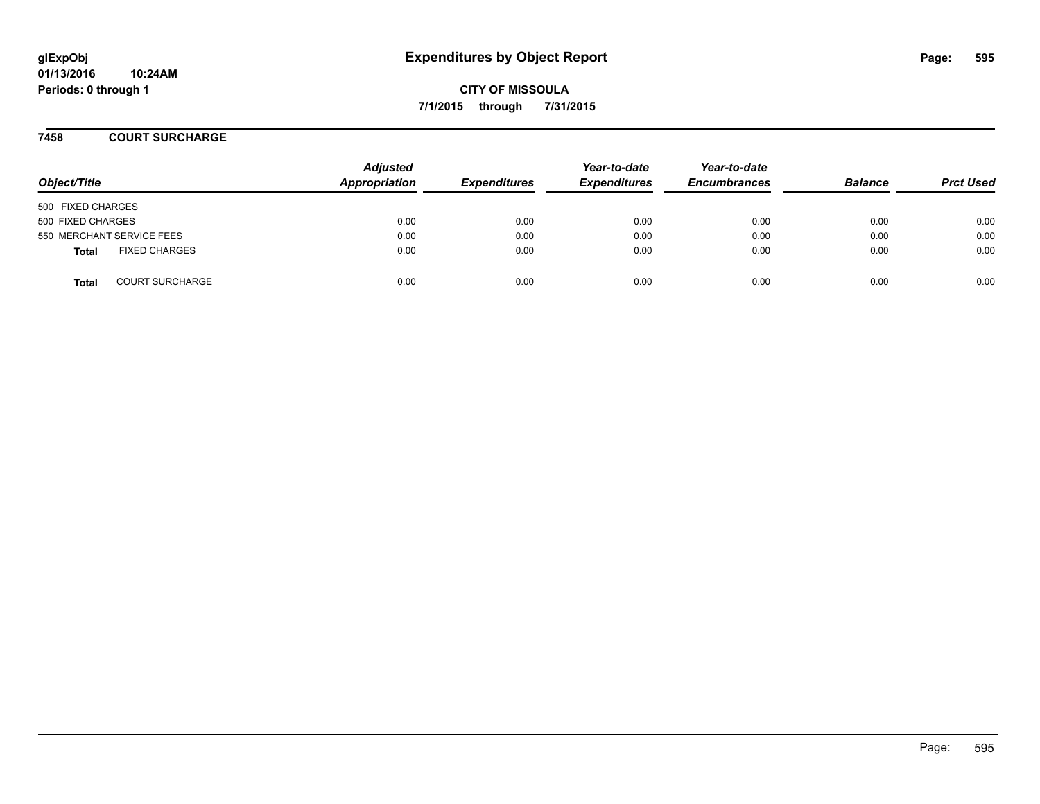**glExpObj**
**01/13/2016 10:24AM**
**Periods: 0 through 1**

# Expenditures by Object Report

**CITY OF MISSOULA**
**7/1/2015 through 7/31/2015**

## 7458 COURT SURCHARGE

| Object/Title | Adjusted Appropriation | Expenditures | Year-to-date Expenditures | Year-to-date Encumbrances | Balance | Prct Used |
|---|---|---|---|---|---|---|
| 500 FIXED CHARGES | | | | | | |
| 500 FIXED CHARGES | 0.00 | 0.00 | 0.00 | 0.00 | 0.00 | 0.00 |
| 550 MERCHANT SERVICE FEES | 0.00 | 0.00 | 0.00 | 0.00 | 0.00 | 0.00 |
| **Total** FIXED CHARGES | 0.00 | 0.00 | 0.00 | 0.00 | 0.00 | 0.00 |
| **Total** COURT SURCHARGE | 0.00 | 0.00 | 0.00 | 0.00 | 0.00 | 0.00 |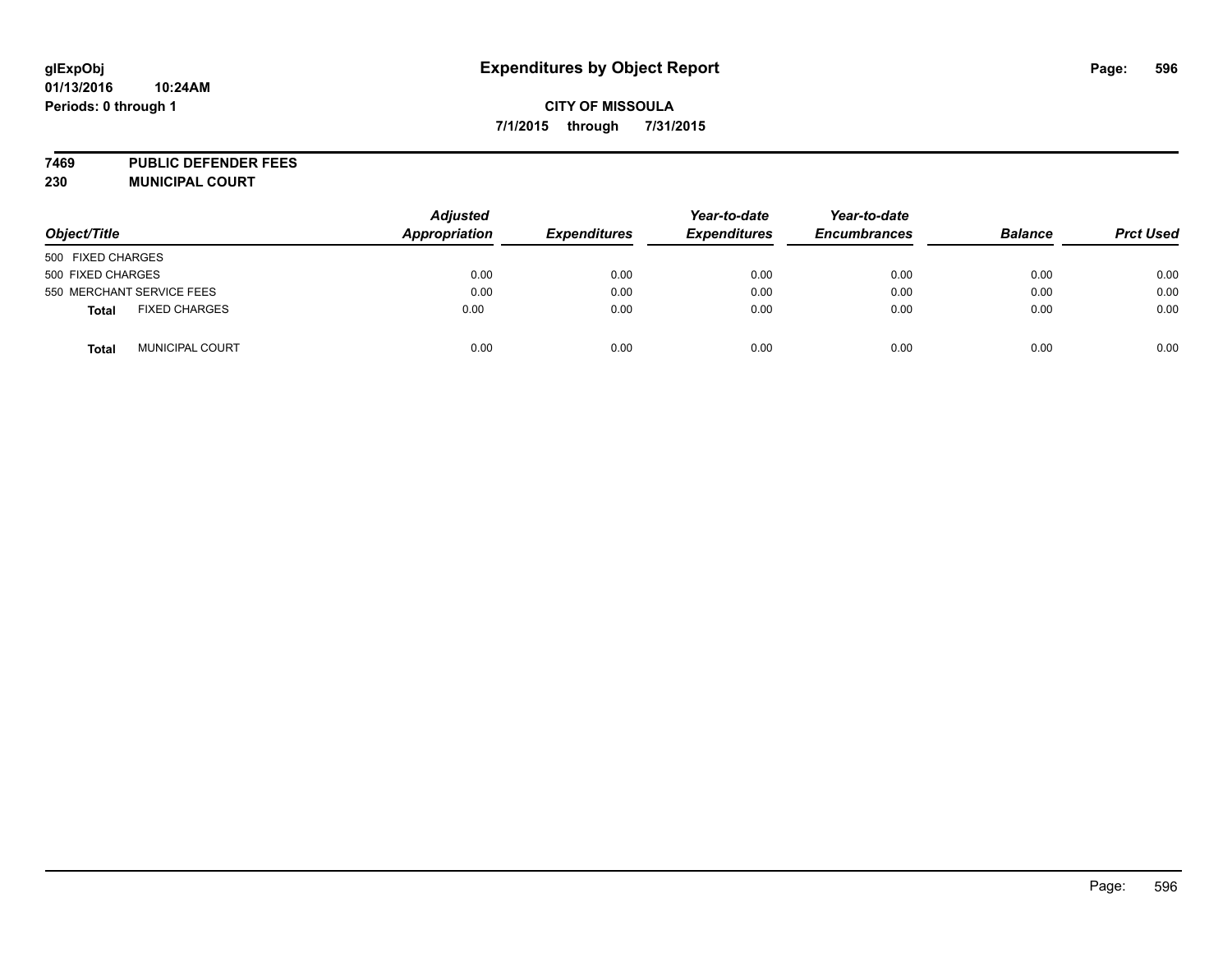**glExpObj**
**01/13/2016 10:24AM**
**Periods: 0 through 1**

# Expenditures by Object Report

**CITY OF MISSOULA**
**7/1/2015 through 7/31/2015**

**7469 PUBLIC DEFENDER FEES**
**230 MUNICIPAL COURT**

| Object/Title | Adjusted Appropriation | Expenditures | Year-to-date Expenditures | Year-to-date Encumbrances | Balance | Prct Used |
|---|---|---|---|---|---|---|
| 500 FIXED CHARGES | | | | | | |
| 500 FIXED CHARGES | 0.00 | 0.00 | 0.00 | 0.00 | 0.00 | 0.00 |
| 550 MERCHANT SERVICE FEES | 0.00 | 0.00 | 0.00 | 0.00 | 0.00 | 0.00 |
| **Total** FIXED CHARGES | 0.00 | 0.00 | 0.00 | 0.00 | 0.00 | 0.00 |
| **Total** MUNICIPAL COURT | 0.00 | 0.00 | 0.00 | 0.00 | 0.00 | 0.00 |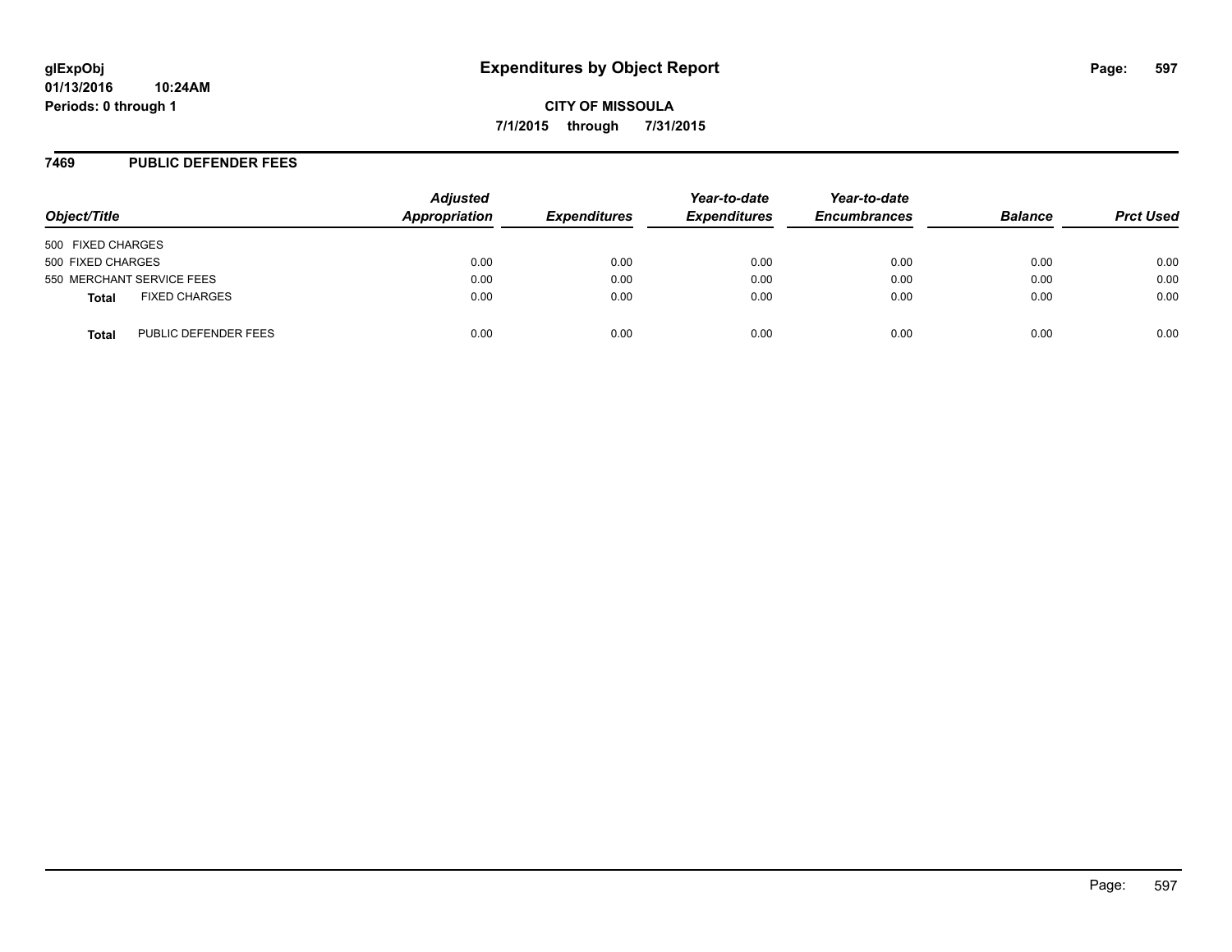**glExpObj**
**01/13/2016 10:24AM**
**Periods: 0 through 1**

# Expenditures by Object Report

**CITY OF MISSOULA**
**7/1/2015 through 7/31/2015**

## 7469 PUBLIC DEFENDER FEES

| Object/Title | Adjusted Appropriation | Expenditures | Year-to-date Expenditures | Year-to-date Encumbrances | Balance | Prct Used |
|---|---|---|---|---|---|---|
| 500 FIXED CHARGES | | | | | | |
| 500 FIXED CHARGES | 0.00 | 0.00 | 0.00 | 0.00 | 0.00 | 0.00 |
| 550 MERCHANT SERVICE FEES | 0.00 | 0.00 | 0.00 | 0.00 | 0.00 | 0.00 |
| **Total** FIXED CHARGES | 0.00 | 0.00 | 0.00 | 0.00 | 0.00 | 0.00 |
| **Total** PUBLIC DEFENDER FEES | 0.00 | 0.00 | 0.00 | 0.00 | 0.00 | 0.00 |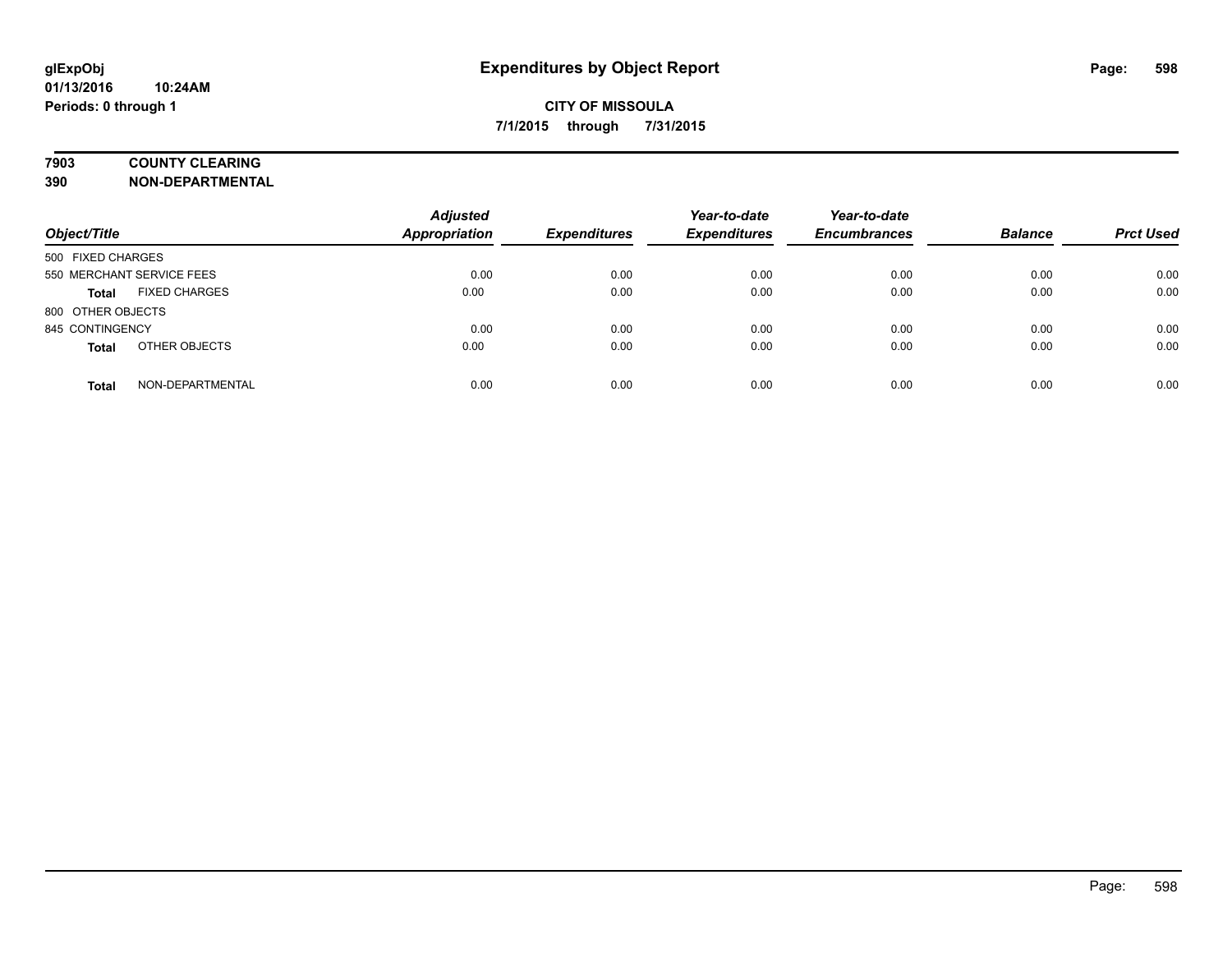**glExpObj**
**01/13/2016 10:24AM**
**Periods: 0 through 1**

# Expenditures by Object Report

**CITY OF MISSOULA**
**7/1/2015 through 7/31/2015**

## 7903 COUNTY CLEARING
## 390 NON-DEPARTMENTAL

| Object/Title | | Adjusted Appropriation | Expenditures | Year-to-date Expenditures | Year-to-date Encumbrances | Balance | Prct Used |
|---|---|---|---|---|---|---|---|
| 500 FIXED CHARGES | | | | | | | |
| 550 MERCHANT SERVICE FEES | | 0.00 | 0.00 | 0.00 | 0.00 | 0.00 | 0.00 |
| **Total** | FIXED CHARGES | 0.00 | 0.00 | 0.00 | 0.00 | 0.00 | 0.00 |
| 800 OTHER OBJECTS | | | | | | | |
| 845 CONTINGENCY | | 0.00 | 0.00 | 0.00 | 0.00 | 0.00 | 0.00 |
| **Total** | OTHER OBJECTS | 0.00 | 0.00 | 0.00 | 0.00 | 0.00 | 0.00 |
| **Total** | NON-DEPARTMENTAL | 0.00 | 0.00 | 0.00 | 0.00 | 0.00 | 0.00 |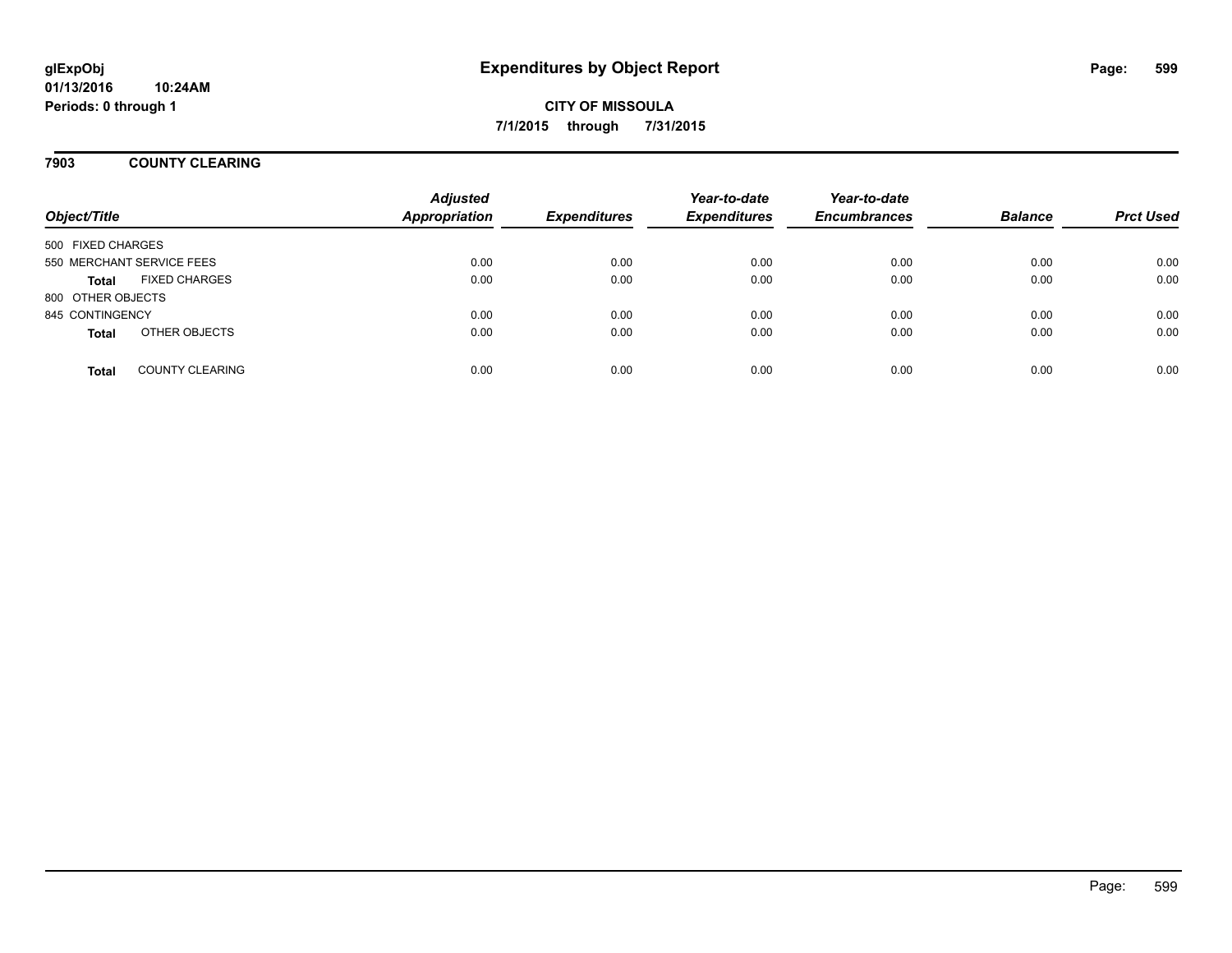# Expenditures by Object Report

glExpObj
01/13/2016 10:24AM
Periods: 0 through 1

**CITY OF MISSOULA**
**7/1/2015 through 7/31/2015**

## 7903 COUNTY CLEARING

| Object/Title | | Adjusted Appropriation | Expenditures | Year-to-date Expenditures | Year-to-date Encumbrances | Balance | Prct Used |
|---|---|---|---|---|---|---|---|
| 500 FIXED CHARGES | | | | | | | |
| 550 MERCHANT SERVICE FEES | | 0.00 | 0.00 | 0.00 | 0.00 | 0.00 | 0.00 |
| **Total** | FIXED CHARGES | 0.00 | 0.00 | 0.00 | 0.00 | 0.00 | 0.00 |
| 800 OTHER OBJECTS | | | | | | | |
| 845 CONTINGENCY | | 0.00 | 0.00 | 0.00 | 0.00 | 0.00 | 0.00 |
| **Total** | OTHER OBJECTS | 0.00 | 0.00 | 0.00 | 0.00 | 0.00 | 0.00 |
| **Total** | COUNTY CLEARING | 0.00 | 0.00 | 0.00 | 0.00 | 0.00 | 0.00 |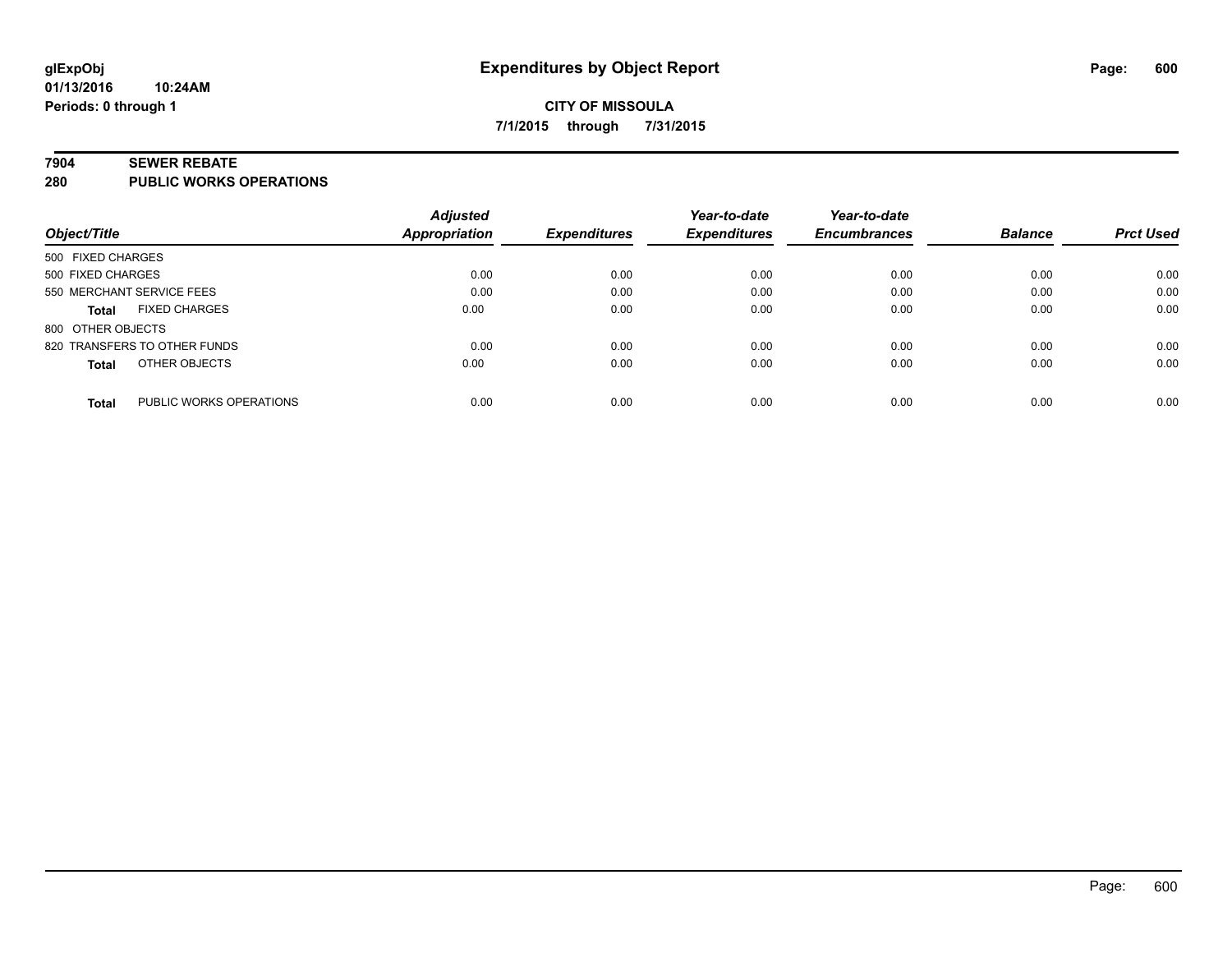**glExpObj**
**01/13/2016 10:24AM**
**Periods: 0 through 1**

# Expenditures by Object Report

**CITY OF MISSOULA**
**7/1/2015 through 7/31/2015**

## 7904 SEWER REBATE
## 280 PUBLIC WORKS OPERATIONS

| Object/Title | Adjusted Appropriation | Expenditures | Year-to-date Expenditures | Year-to-date Encumbrances | Balance | Prct Used |
|---|---|---|---|---|---|---|
| 500 FIXED CHARGES | | | | | | |
| 500 FIXED CHARGES | 0.00 | 0.00 | 0.00 | 0.00 | 0.00 | 0.00 |
| 550 MERCHANT SERVICE FEES | 0.00 | 0.00 | 0.00 | 0.00 | 0.00 | 0.00 |
| **Total** FIXED CHARGES | 0.00 | 0.00 | 0.00 | 0.00 | 0.00 | 0.00 |
| 800 OTHER OBJECTS | | | | | | |
| 820 TRANSFERS TO OTHER FUNDS | 0.00 | 0.00 | 0.00 | 0.00 | 0.00 | 0.00 |
| **Total** OTHER OBJECTS | 0.00 | 0.00 | 0.00 | 0.00 | 0.00 | 0.00 |
| **Total** PUBLIC WORKS OPERATIONS | 0.00 | 0.00 | 0.00 | 0.00 | 0.00 | 0.00 |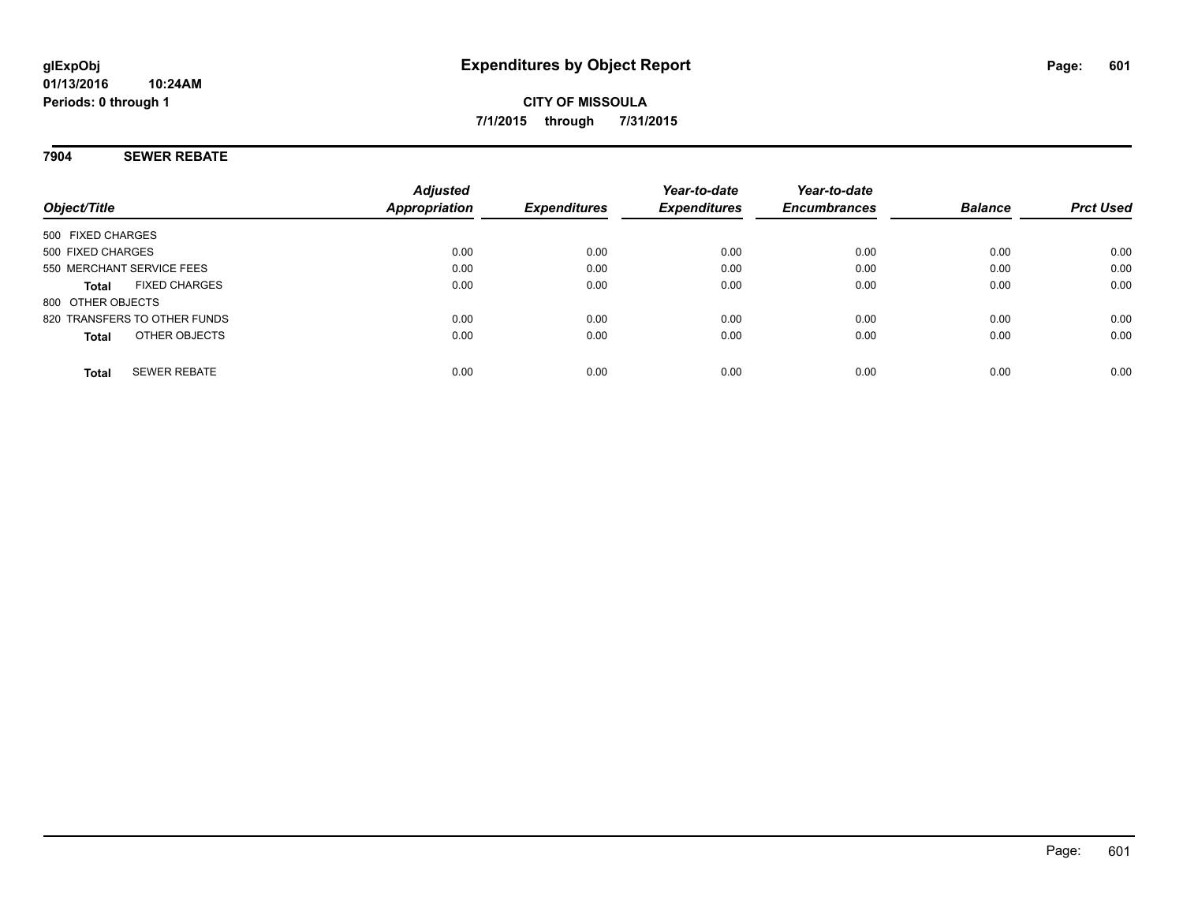# Expenditures by Object Report

glExpObj
01/13/2016 10:24AM
Periods: 0 through 1

**CITY OF MISSOULA**
**7/1/2015 through 7/31/2015**

## 7904 SEWER REBATE

| Object/Title | Adjusted Appropriation | Expenditures | Year-to-date Expenditures | Year-to-date Encumbrances | Balance | Prct Used |
|---|---|---|---|---|---|---|
| 500 FIXED CHARGES | | | | | | |
| 500 FIXED CHARGES | 0.00 | 0.00 | 0.00 | 0.00 | 0.00 | 0.00 |
| 550 MERCHANT SERVICE FEES | 0.00 | 0.00 | 0.00 | 0.00 | 0.00 | 0.00 |
| **Total** FIXED CHARGES | 0.00 | 0.00 | 0.00 | 0.00 | 0.00 | 0.00 |
| 800 OTHER OBJECTS | | | | | | |
| 820 TRANSFERS TO OTHER FUNDS | 0.00 | 0.00 | 0.00 | 0.00 | 0.00 | 0.00 |
| **Total** OTHER OBJECTS | 0.00 | 0.00 | 0.00 | 0.00 | 0.00 | 0.00 |
| **Total** SEWER REBATE | 0.00 | 0.00 | 0.00 | 0.00 | 0.00 | 0.00 |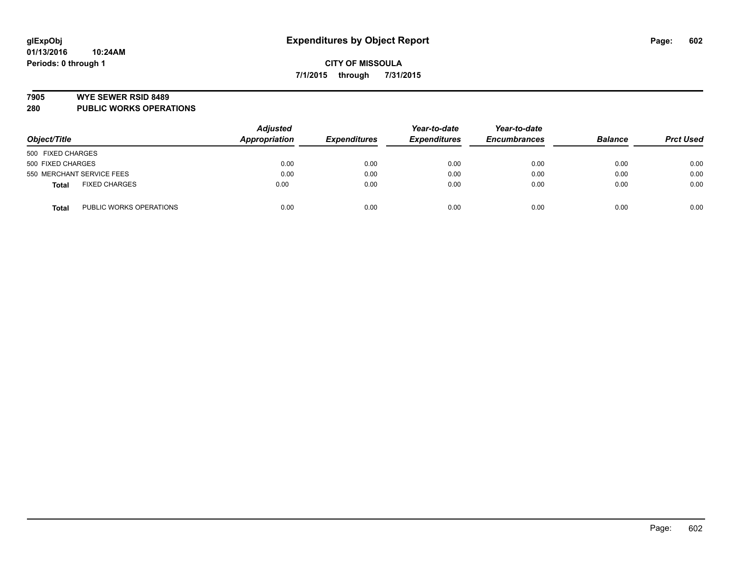**glExpObj**
**01/13/2016 10:24AM**
**Periods: 0 through 1**

# Expenditures by Object Report

**CITY OF MISSOULA**
**7/1/2015 through 7/31/2015**

**7905 WYE SEWER RSID 8489**
**280 PUBLIC WORKS OPERATIONS**

| Object/Title | | Adjusted Appropriation | Expenditures | Year-to-date Expenditures | Year-to-date Encumbrances | Balance | Prct Used |
|---|---|---|---|---|---|---|---|
| 500 FIXED CHARGES | | | | | | | |
| 500 FIXED CHARGES | | 0.00 | 0.00 | 0.00 | 0.00 | 0.00 | 0.00 |
| 550 MERCHANT SERVICE FEES | | 0.00 | 0.00 | 0.00 | 0.00 | 0.00 | 0.00 |
| **Total** | FIXED CHARGES | 0.00 | 0.00 | 0.00 | 0.00 | 0.00 | 0.00 |
| **Total** | PUBLIC WORKS OPERATIONS | 0.00 | 0.00 | 0.00 | 0.00 | 0.00 | 0.00 |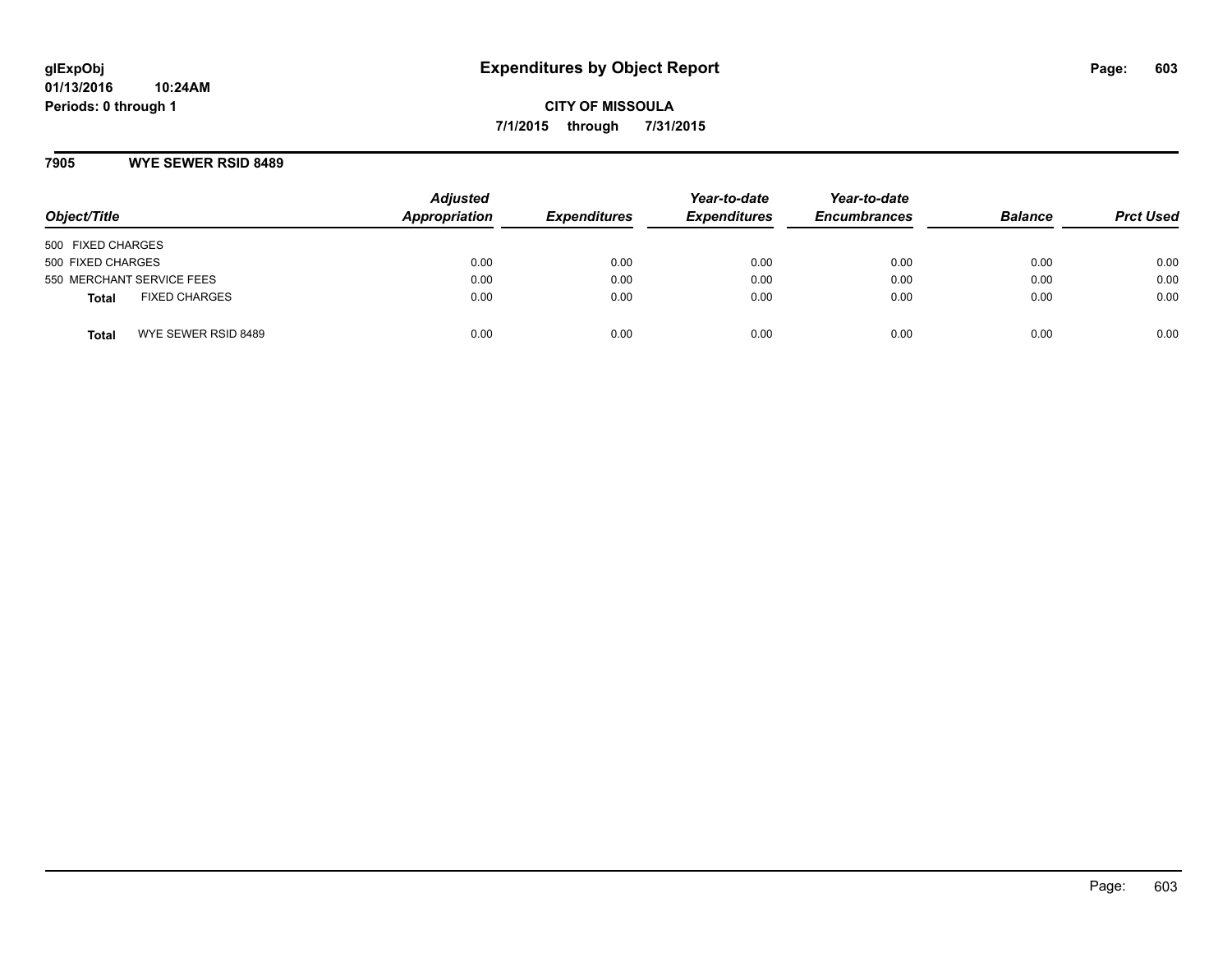# Expenditures by Object Report

glExpObj
01/13/2016 10:24AM
Periods: 0 through 1

**CITY OF MISSOULA**

**7/1/2015 through 7/31/2015**

## 7905 WYE SEWER RSID 8489

| Object/Title | Adjusted Appropriation | Expenditures | Year-to-date Expenditures | Year-to-date Encumbrances | Balance | Prct Used |
|---|---|---|---|---|---|---|
| 500 FIXED CHARGES | | | | | | |
| 500 FIXED CHARGES | 0.00 | 0.00 | 0.00 | 0.00 | 0.00 | 0.00 |
| 550 MERCHANT SERVICE FEES | 0.00 | 0.00 | 0.00 | 0.00 | 0.00 | 0.00 |
| **Total** FIXED CHARGES | 0.00 | 0.00 | 0.00 | 0.00 | 0.00 | 0.00 |
| **Total** WYE SEWER RSID 8489 | 0.00 | 0.00 | 0.00 | 0.00 | 0.00 | 0.00 |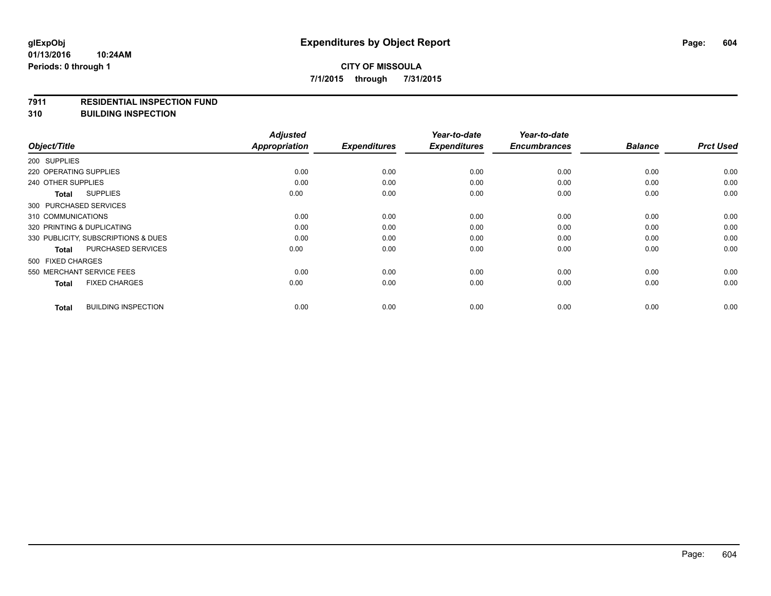**glExpObj**
**01/13/2016 10:24AM**
**Periods: 0 through 1**

# Expenditures by Object Report

**CITY OF MISSOULA**
**7/1/2015 through 7/31/2015**

**7911 RESIDENTIAL INSPECTION FUND**
**310 BUILDING INSPECTION**

| Object/Title | Adjusted Appropriation | Expenditures | Year-to-date Expenditures | Year-to-date Encumbrances | Balance | Prct Used |
|---|---|---|---|---|---|---|
| 200 SUPPLIES | | | | | | |
| 220 OPERATING SUPPLIES | 0.00 | 0.00 | 0.00 | 0.00 | 0.00 | 0.00 |
| 240 OTHER SUPPLIES | 0.00 | 0.00 | 0.00 | 0.00 | 0.00 | 0.00 |
| **Total** SUPPLIES | 0.00 | 0.00 | 0.00 | 0.00 | 0.00 | 0.00 |
| 300 PURCHASED SERVICES | | | | | | |
| 310 COMMUNICATIONS | 0.00 | 0.00 | 0.00 | 0.00 | 0.00 | 0.00 |
| 320 PRINTING & DUPLICATING | 0.00 | 0.00 | 0.00 | 0.00 | 0.00 | 0.00 |
| 330 PUBLICITY, SUBSCRIPTIONS & DUES | 0.00 | 0.00 | 0.00 | 0.00 | 0.00 | 0.00 |
| **Total** PURCHASED SERVICES | 0.00 | 0.00 | 0.00 | 0.00 | 0.00 | 0.00 |
| 500 FIXED CHARGES | | | | | | |
| 550 MERCHANT SERVICE FEES | 0.00 | 0.00 | 0.00 | 0.00 | 0.00 | 0.00 |
| **Total** FIXED CHARGES | 0.00 | 0.00 | 0.00 | 0.00 | 0.00 | 0.00 |
| **Total** BUILDING INSPECTION | 0.00 | 0.00 | 0.00 | 0.00 | 0.00 | 0.00 |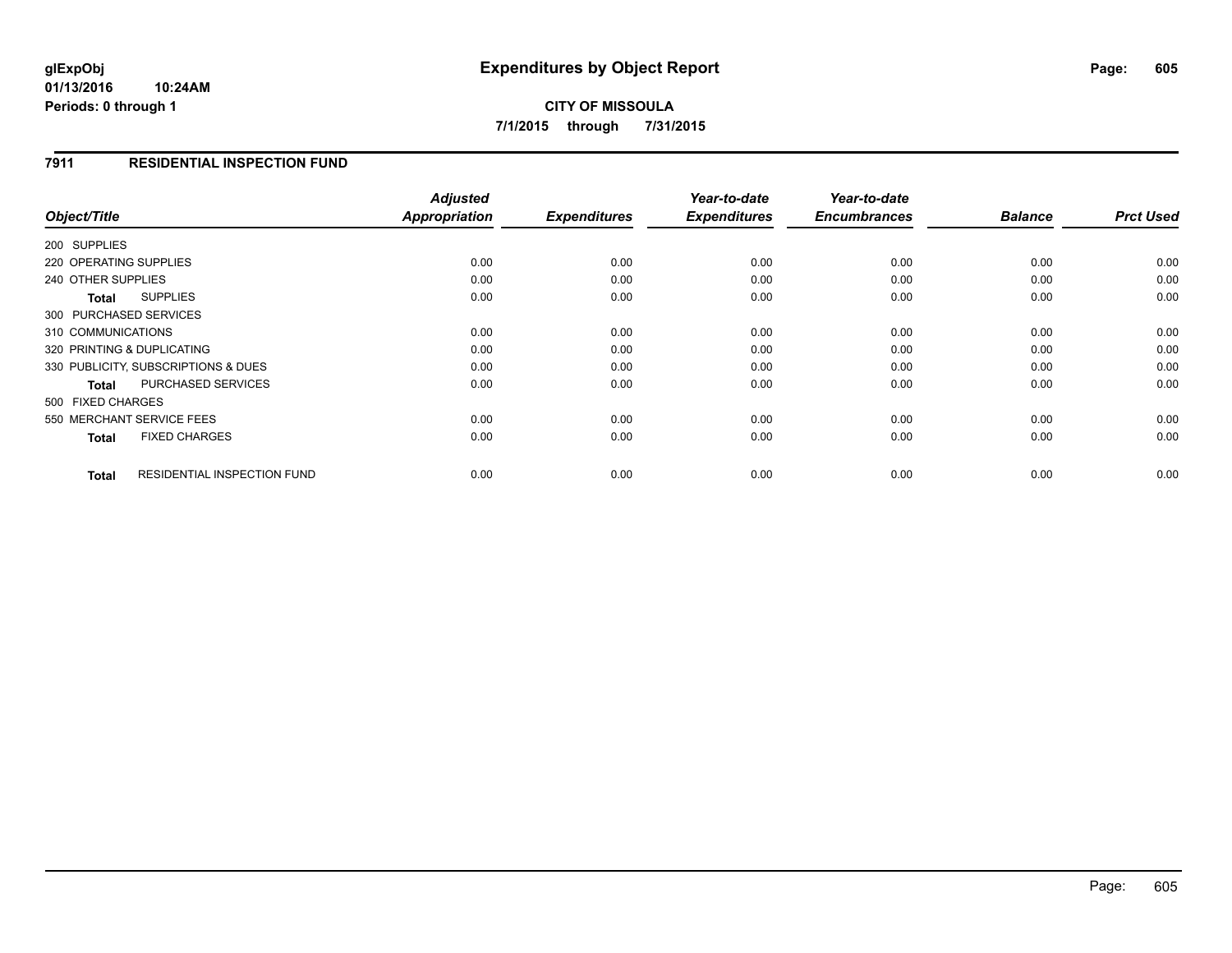**CITY OF MISSOULA**

**7/1/2015 through 7/31/2015**

## 7911 RESIDENTIAL INSPECTION FUND

| Object/Title | Adjusted Appropriation | Expenditures | Year-to-date Expenditures | Year-to-date Encumbrances | Balance | Prct Used |
|---|---|---|---|---|---|---|
| 200 SUPPLIES | | | | | | |
| 220 OPERATING SUPPLIES | 0.00 | 0.00 | 0.00 | 0.00 | 0.00 | 0.00 |
| 240 OTHER SUPPLIES | 0.00 | 0.00 | 0.00 | 0.00 | 0.00 | 0.00 |
| **Total** SUPPLIES | 0.00 | 0.00 | 0.00 | 0.00 | 0.00 | 0.00 |
| 300 PURCHASED SERVICES | | | | | | |
| 310 COMMUNICATIONS | 0.00 | 0.00 | 0.00 | 0.00 | 0.00 | 0.00 |
| 320 PRINTING & DUPLICATING | 0.00 | 0.00 | 0.00 | 0.00 | 0.00 | 0.00 |
| 330 PUBLICITY, SUBSCRIPTIONS & DUES | 0.00 | 0.00 | 0.00 | 0.00 | 0.00 | 0.00 |
| **Total** PURCHASED SERVICES | 0.00 | 0.00 | 0.00 | 0.00 | 0.00 | 0.00 |
| 500 FIXED CHARGES | | | | | | |
| 550 MERCHANT SERVICE FEES | 0.00 | 0.00 | 0.00 | 0.00 | 0.00 | 0.00 |
| **Total** FIXED CHARGES | 0.00 | 0.00 | 0.00 | 0.00 | 0.00 | 0.00 |
| **Total** RESIDENTIAL INSPECTION FUND | 0.00 | 0.00 | 0.00 | 0.00 | 0.00 | 0.00 |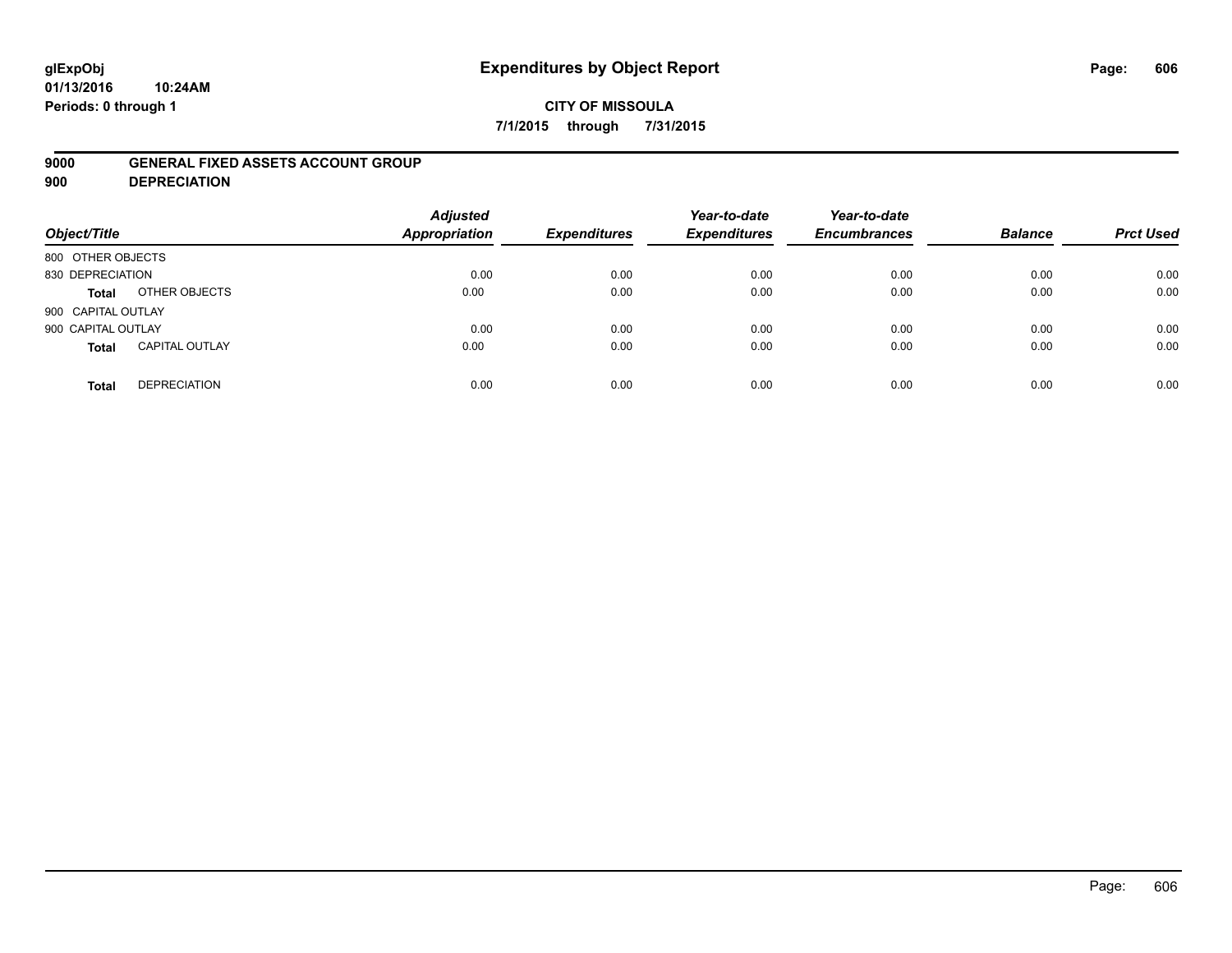**glExpObj**
**01/13/2016 10:24AM**
**Periods: 0 through 1**

# Expenditures by Object Report

**CITY OF MISSOULA**
**7/1/2015 through 7/31/2015**

**9000 GENERAL FIXED ASSETS ACCOUNT GROUP**
**900 DEPRECIATION**

| Object/Title | | Adjusted Appropriation | Expenditures | Year-to-date Expenditures | Year-to-date Encumbrances | Balance | Prct Used |
|---|---|---|---|---|---|---|---|
| 800 OTHER OBJECTS | | | | | | | |
| 830 DEPRECIATION | | 0.00 | 0.00 | 0.00 | 0.00 | 0.00 | 0.00 |
| **Total** | OTHER OBJECTS | 0.00 | 0.00 | 0.00 | 0.00 | 0.00 | 0.00 |
| 900 CAPITAL OUTLAY | | | | | | | |
| 900 CAPITAL OUTLAY | | 0.00 | 0.00 | 0.00 | 0.00 | 0.00 | 0.00 |
| **Total** | CAPITAL OUTLAY | 0.00 | 0.00 | 0.00 | 0.00 | 0.00 | 0.00 |
| **Total** | DEPRECIATION | 0.00 | 0.00 | 0.00 | 0.00 | 0.00 | 0.00 |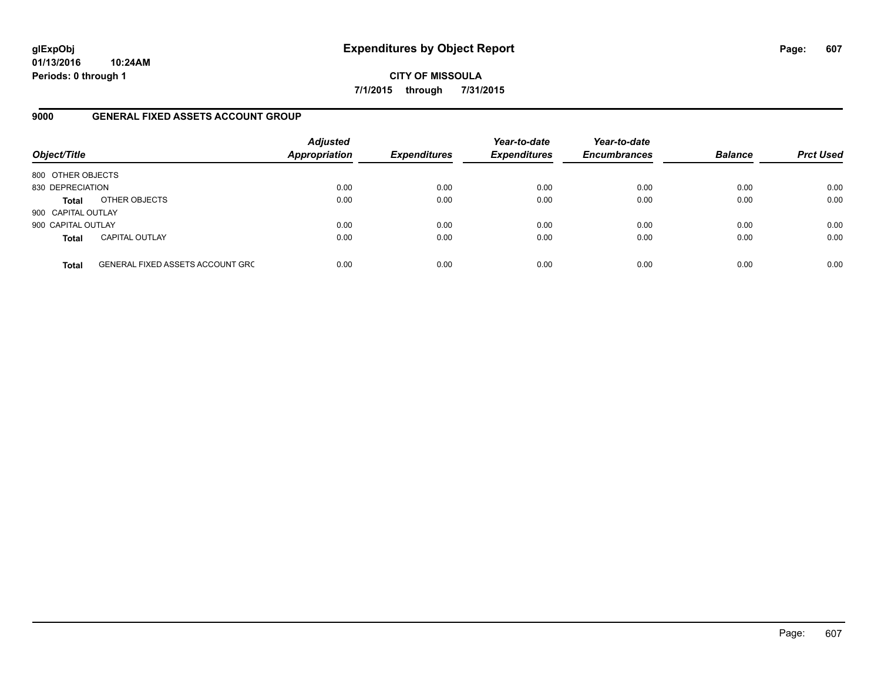**glExpObj**
**01/13/2016 10:24AM**
**Periods: 0 through 1**

# Expenditures by Object Report

**CITY OF MISSOULA**
**7/1/2015 through 7/31/2015**

## 9000 GENERAL FIXED ASSETS ACCOUNT GROUP

| Object/Title | | Adjusted Appropriation | Expenditures | Year-to-date Expenditures | Year-to-date Encumbrances | Balance | Prct Used |
|---|---|---|---|---|---|---|---|
| 800 OTHER OBJECTS | | | | | | | |
| 830 DEPRECIATION | | 0.00 | 0.00 | 0.00 | 0.00 | 0.00 | 0.00 |
| **Total** | OTHER OBJECTS | 0.00 | 0.00 | 0.00 | 0.00 | 0.00 | 0.00 |
| 900 CAPITAL OUTLAY | | | | | | | |
| 900 CAPITAL OUTLAY | | 0.00 | 0.00 | 0.00 | 0.00 | 0.00 | 0.00 |
| **Total** | CAPITAL OUTLAY | 0.00 | 0.00 | 0.00 | 0.00 | 0.00 | 0.00 |
| **Total** | GENERAL FIXED ASSETS ACCOUNT GRC | 0.00 | 0.00 | 0.00 | 0.00 | 0.00 | 0.00 |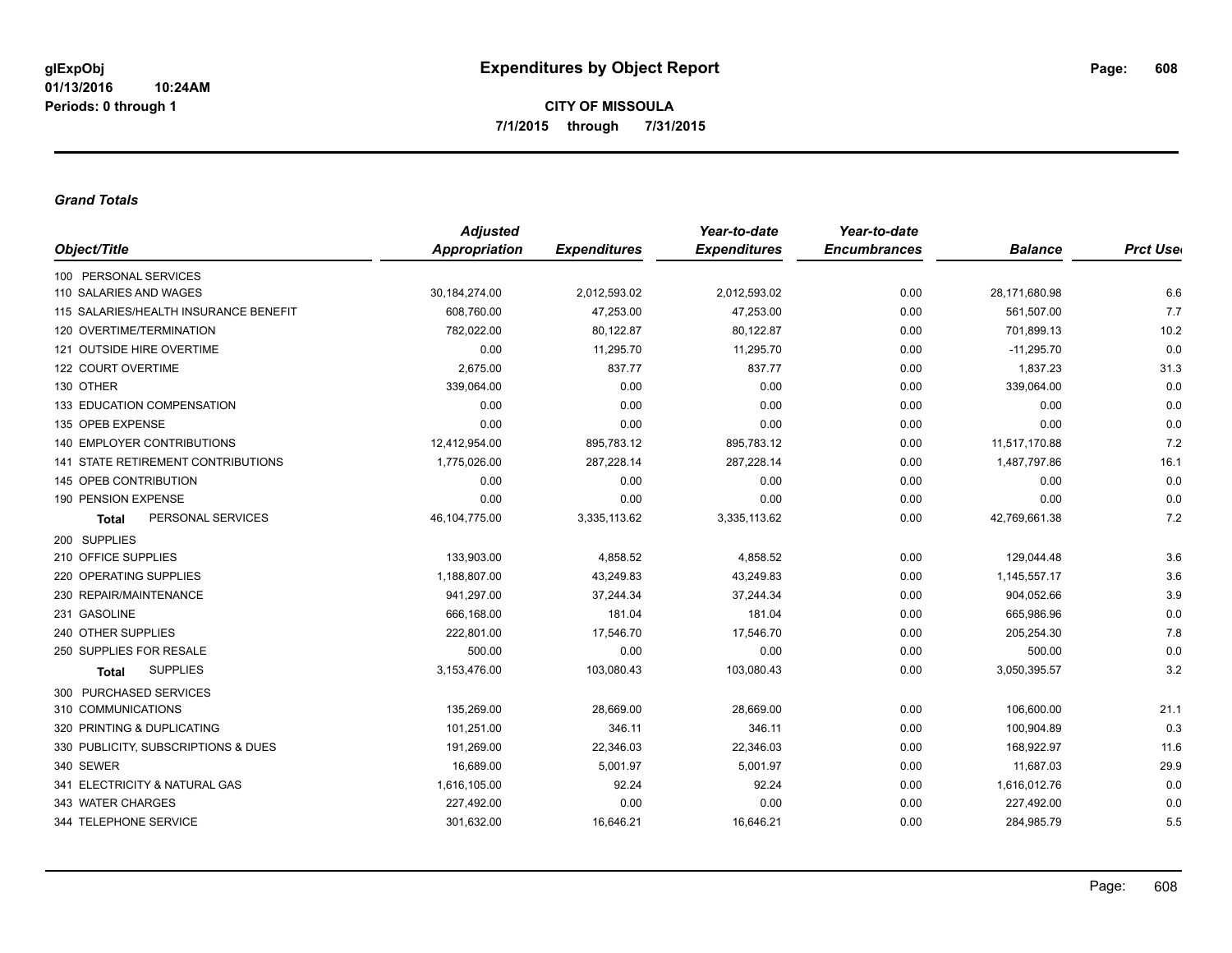**glExpObj**
**01/13/2016 10:24AM**
**Periods: 0 through 1**

# Expenditures by Object Report

**CITY OF MISSOULA**
**7/1/2015 through 7/31/2015**

### *Grand Totals*

| Object/Title | Adjusted Appropriation | Expenditures | Year-to-date Expenditures | Year-to-date Encumbrances | Balance | Prct Used |
|---|---|---|---|---|---|---|
| 100 PERSONAL SERVICES | | | | | | |
| 110 SALARIES AND WAGES | 30,184,274.00 | 2,012,593.02 | 2,012,593.02 | 0.00 | 28,171,680.98 | 6.6 |
| 115 SALARIES/HEALTH INSURANCE BENEFIT | 608,760.00 | 47,253.00 | 47,253.00 | 0.00 | 561,507.00 | 7.7 |
| 120 OVERTIME/TERMINATION | 782,022.00 | 80,122.87 | 80,122.87 | 0.00 | 701,899.13 | 10.2 |
| 121 OUTSIDE HIRE OVERTIME | 0.00 | 11,295.70 | 11,295.70 | 0.00 | -11,295.70 | 0.0 |
| 122 COURT OVERTIME | 2,675.00 | 837.77 | 837.77 | 0.00 | 1,837.23 | 31.3 |
| 130 OTHER | 339,064.00 | 0.00 | 0.00 | 0.00 | 339,064.00 | 0.0 |
| 133 EDUCATION COMPENSATION | 0.00 | 0.00 | 0.00 | 0.00 | 0.00 | 0.0 |
| 135 OPEB EXPENSE | 0.00 | 0.00 | 0.00 | 0.00 | 0.00 | 0.0 |
| 140 EMPLOYER CONTRIBUTIONS | 12,412,954.00 | 895,783.12 | 895,783.12 | 0.00 | 11,517,170.88 | 7.2 |
| 141 STATE RETIREMENT CONTRIBUTIONS | 1,775,026.00 | 287,228.14 | 287,228.14 | 0.00 | 1,487,797.86 | 16.1 |
| 145 OPEB CONTRIBUTION | 0.00 | 0.00 | 0.00 | 0.00 | 0.00 | 0.0 |
| 190 PENSION EXPENSE | 0.00 | 0.00 | 0.00 | 0.00 | 0.00 | 0.0 |
| **Total** PERSONAL SERVICES | 46,104,775.00 | 3,335,113.62 | 3,335,113.62 | 0.00 | 42,769,661.38 | 7.2 |
| 200 SUPPLIES | | | | | | |
| 210 OFFICE SUPPLIES | 133,903.00 | 4,858.52 | 4,858.52 | 0.00 | 129,044.48 | 3.6 |
| 220 OPERATING SUPPLIES | 1,188,807.00 | 43,249.83 | 43,249.83 | 0.00 | 1,145,557.17 | 3.6 |
| 230 REPAIR/MAINTENANCE | 941,297.00 | 37,244.34 | 37,244.34 | 0.00 | 904,052.66 | 3.9 |
| 231 GASOLINE | 666,168.00 | 181.04 | 181.04 | 0.00 | 665,986.96 | 0.0 |
| 240 OTHER SUPPLIES | 222,801.00 | 17,546.70 | 17,546.70 | 0.00 | 205,254.30 | 7.8 |
| 250 SUPPLIES FOR RESALE | 500.00 | 0.00 | 0.00 | 0.00 | 500.00 | 0.0 |
| **Total** SUPPLIES | 3,153,476.00 | 103,080.43 | 103,080.43 | 0.00 | 3,050,395.57 | 3.2 |
| 300 PURCHASED SERVICES | | | | | | |
| 310 COMMUNICATIONS | 135,269.00 | 28,669.00 | 28,669.00 | 0.00 | 106,600.00 | 21.1 |
| 320 PRINTING & DUPLICATING | 101,251.00 | 346.11 | 346.11 | 0.00 | 100,904.89 | 0.3 |
| 330 PUBLICITY, SUBSCRIPTIONS & DUES | 191,269.00 | 22,346.03 | 22,346.03 | 0.00 | 168,922.97 | 11.6 |
| 340 SEWER | 16,689.00 | 5,001.97 | 5,001.97 | 0.00 | 11,687.03 | 29.9 |
| 341 ELECTRICITY & NATURAL GAS | 1,616,105.00 | 92.24 | 92.24 | 0.00 | 1,616,012.76 | 0.0 |
| 343 WATER CHARGES | 227,492.00 | 0.00 | 0.00 | 0.00 | 227,492.00 | 0.0 |
| 344 TELEPHONE SERVICE | 301,632.00 | 16,646.21 | 16,646.21 | 0.00 | 284,985.79 | 5.5 |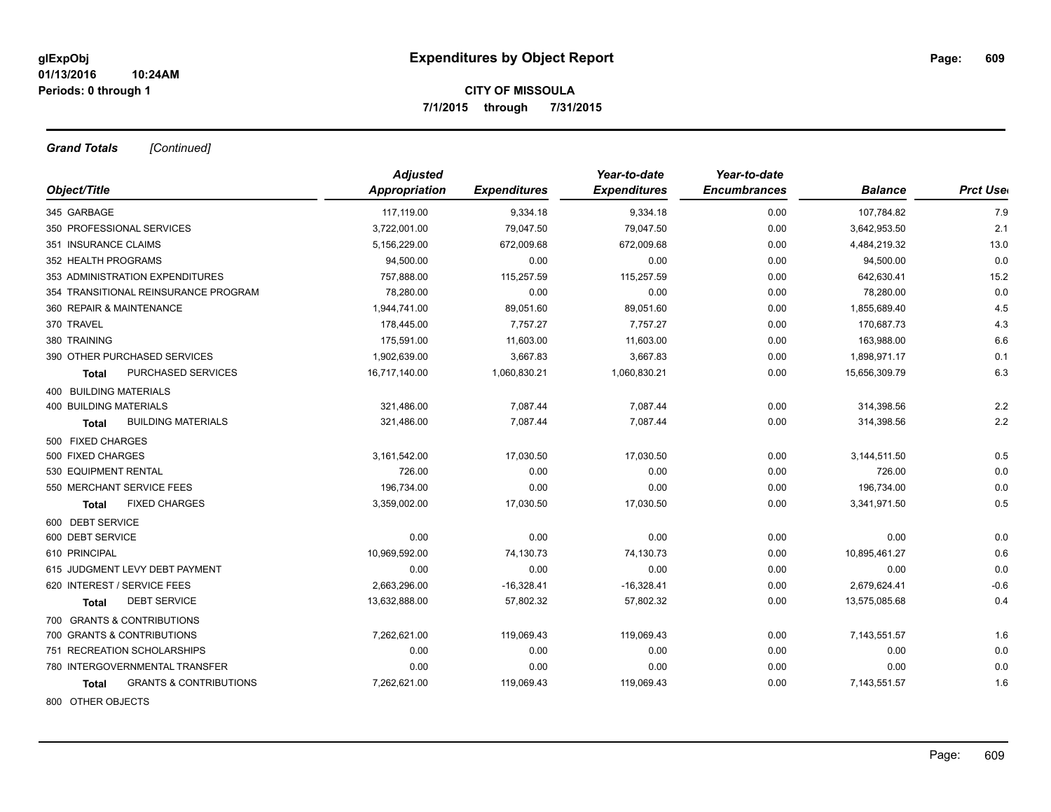# Expenditures by Object Report

glExpObj
01/13/2016 10:24AM
Periods: 0 through 1

**CITY OF MISSOULA**
**7/1/2015 through 7/31/2015**

***Grand Totals*** *[Continued]*

| Object/Title | Adjusted Appropriation | Expenditures | Year-to-date Expenditures | Year-to-date Encumbrances | Balance | Prct Used |
|---|---|---|---|---|---|---|
| 345 GARBAGE | 117,119.00 | 9,334.18 | 9,334.18 | 0.00 | 107,784.82 | 7.9 |
| 350 PROFESSIONAL SERVICES | 3,722,001.00 | 79,047.50 | 79,047.50 | 0.00 | 3,642,953.50 | 2.1 |
| 351 INSURANCE CLAIMS | 5,156,229.00 | 672,009.68 | 672,009.68 | 0.00 | 4,484,219.32 | 13.0 |
| 352 HEALTH PROGRAMS | 94,500.00 | 0.00 | 0.00 | 0.00 | 94,500.00 | 0.0 |
| 353 ADMINISTRATION EXPENDITURES | 757,888.00 | 115,257.59 | 115,257.59 | 0.00 | 642,630.41 | 15.2 |
| 354 TRANSITIONAL REINSURANCE PROGRAM | 78,280.00 | 0.00 | 0.00 | 0.00 | 78,280.00 | 0.0 |
| 360 REPAIR & MAINTENANCE | 1,944,741.00 | 89,051.60 | 89,051.60 | 0.00 | 1,855,689.40 | 4.5 |
| 370 TRAVEL | 178,445.00 | 7,757.27 | 7,757.27 | 0.00 | 170,687.73 | 4.3 |
| 380 TRAINING | 175,591.00 | 11,603.00 | 11,603.00 | 0.00 | 163,988.00 | 6.6 |
| 390 OTHER PURCHASED SERVICES | 1,902,639.00 | 3,667.83 | 3,667.83 | 0.00 | 1,898,971.17 | 0.1 |
| **Total** PURCHASED SERVICES | 16,717,140.00 | 1,060,830.21 | 1,060,830.21 | 0.00 | 15,656,309.79 | 6.3 |
| 400 BUILDING MATERIALS | | | | | | |
| 400 BUILDING MATERIALS | 321,486.00 | 7,087.44 | 7,087.44 | 0.00 | 314,398.56 | 2.2 |
| **Total** BUILDING MATERIALS | 321,486.00 | 7,087.44 | 7,087.44 | 0.00 | 314,398.56 | 2.2 |
| 500 FIXED CHARGES | | | | | | |
| 500 FIXED CHARGES | 3,161,542.00 | 17,030.50 | 17,030.50 | 0.00 | 3,144,511.50 | 0.5 |
| 530 EQUIPMENT RENTAL | 726.00 | 0.00 | 0.00 | 0.00 | 726.00 | 0.0 |
| 550 MERCHANT SERVICE FEES | 196,734.00 | 0.00 | 0.00 | 0.00 | 196,734.00 | 0.0 |
| **Total** FIXED CHARGES | 3,359,002.00 | 17,030.50 | 17,030.50 | 0.00 | 3,341,971.50 | 0.5 |
| 600 DEBT SERVICE | | | | | | |
| 600 DEBT SERVICE | 0.00 | 0.00 | 0.00 | 0.00 | 0.00 | 0.0 |
| 610 PRINCIPAL | 10,969,592.00 | 74,130.73 | 74,130.73 | 0.00 | 10,895,461.27 | 0.6 |
| 615 JUDGMENT LEVY DEBT PAYMENT | 0.00 | 0.00 | 0.00 | 0.00 | 0.00 | 0.0 |
| 620 INTEREST / SERVICE FEES | 2,663,296.00 | -16,328.41 | -16,328.41 | 0.00 | 2,679,624.41 | -0.6 |
| **Total** DEBT SERVICE | 13,632,888.00 | 57,802.32 | 57,802.32 | 0.00 | 13,575,085.68 | 0.4 |
| 700 GRANTS & CONTRIBUTIONS | | | | | | |
| 700 GRANTS & CONTRIBUTIONS | 7,262,621.00 | 119,069.43 | 119,069.43 | 0.00 | 7,143,551.57 | 1.6 |
| 751 RECREATION SCHOLARSHIPS | 0.00 | 0.00 | 0.00 | 0.00 | 0.00 | 0.0 |
| 780 INTERGOVERNMENTAL TRANSFER | 0.00 | 0.00 | 0.00 | 0.00 | 0.00 | 0.0 |
| **Total** GRANTS & CONTRIBUTIONS | 7,262,621.00 | 119,069.43 | 119,069.43 | 0.00 | 7,143,551.57 | 1.6 |
| 800 OTHER OBJECTS | | | | | | |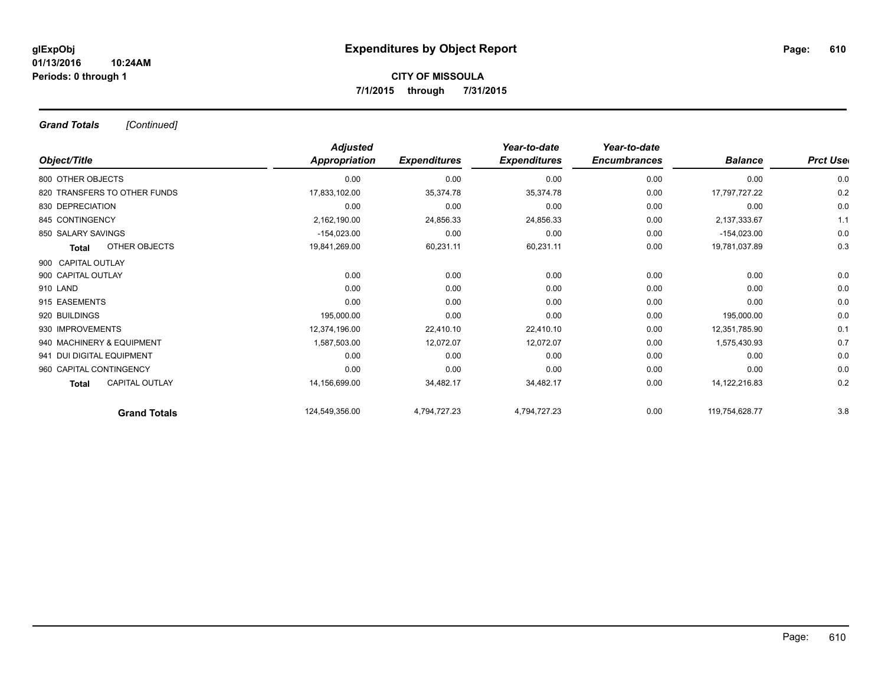**glExpObj**
**01/13/2016 10:24AM**
**Periods: 0 through 1**

# Expenditures by Object Report

**CITY OF MISSOULA**
**7/1/2015 through 7/31/2015**

***Grand Totals*** *[Continued]*

| Object/Title | *Adjusted Appropriation* | *Expenditures* | *Year-to-date Expenditures* | *Year-to-date Encumbrances* | *Balance* | *Prct Used* |
|---|---|---|---|---|---|---|
| 800 OTHER OBJECTS | 0.00 | 0.00 | 0.00 | 0.00 | 0.00 | 0.0 |
| 820 TRANSFERS TO OTHER FUNDS | 17,833,102.00 | 35,374.78 | 35,374.78 | 0.00 | 17,797,727.22 | 0.2 |
| 830 DEPRECIATION | 0.00 | 0.00 | 0.00 | 0.00 | 0.00 | 0.0 |
| 845 CONTINGENCY | 2,162,190.00 | 24,856.33 | 24,856.33 | 0.00 | 2,137,333.67 | 1.1 |
| 850 SALARY SAVINGS | -154,023.00 | 0.00 | 0.00 | 0.00 | -154,023.00 | 0.0 |
| **Total** OTHER OBJECTS | 19,841,269.00 | 60,231.11 | 60,231.11 | 0.00 | 19,781,037.89 | 0.3 |
| 900 CAPITAL OUTLAY | | | | | | |
| 900 CAPITAL OUTLAY | 0.00 | 0.00 | 0.00 | 0.00 | 0.00 | 0.0 |
| 910 LAND | 0.00 | 0.00 | 0.00 | 0.00 | 0.00 | 0.0 |
| 915 EASEMENTS | 0.00 | 0.00 | 0.00 | 0.00 | 0.00 | 0.0 |
| 920 BUILDINGS | 195,000.00 | 0.00 | 0.00 | 0.00 | 195,000.00 | 0.0 |
| 930 IMPROVEMENTS | 12,374,196.00 | 22,410.10 | 22,410.10 | 0.00 | 12,351,785.90 | 0.1 |
| 940 MACHINERY & EQUIPMENT | 1,587,503.00 | 12,072.07 | 12,072.07 | 0.00 | 1,575,430.93 | 0.7 |
| 941 DUI DIGITAL EQUIPMENT | 0.00 | 0.00 | 0.00 | 0.00 | 0.00 | 0.0 |
| 960 CAPITAL CONTINGENCY | 0.00 | 0.00 | 0.00 | 0.00 | 0.00 | 0.0 |
| **Total** CAPITAL OUTLAY | 14,156,699.00 | 34,482.17 | 34,482.17 | 0.00 | 14,122,216.83 | 0.2 |
| **Grand Totals** | 124,549,356.00 | 4,794,727.23 | 4,794,727.23 | 0.00 | 119,754,628.77 | 3.8 |